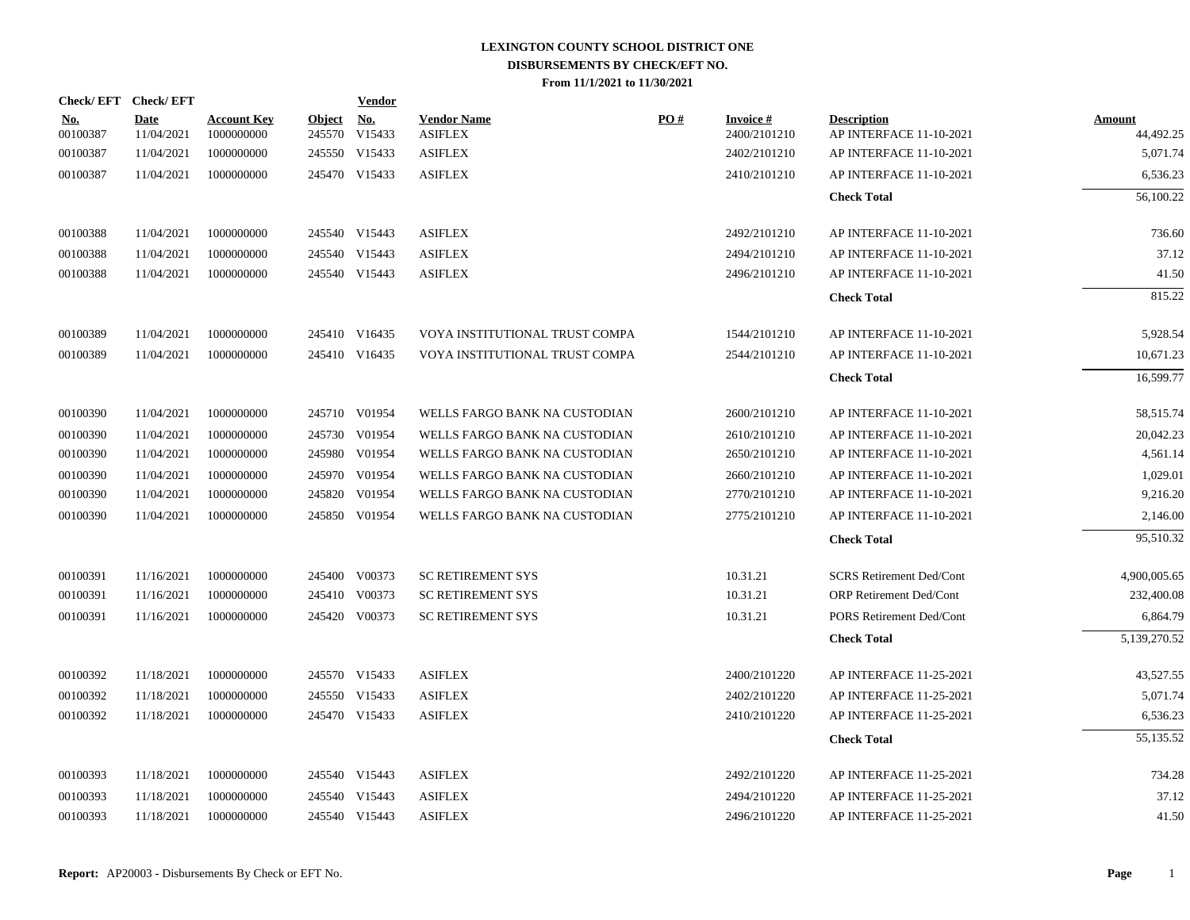# LEXINGTON COUNTY SCHOOL DISTRICT ONE
## DISBURSEMENTS BY CHECK/EFT NO.
### From 11/1/2021 to 11/30/2021

| Check/ EFT No. | Check/ EFT Date | Account Key | Object | Vendor No. | Vendor Name | PO # | Invoice # | Description | Amount |
|---|---|---|---|---|---|---|---|---|---|
| 00100387 | 11/04/2021 | 1000000000 | 245570 | V15433 | ASIFLEX | | 2400/2101210 | AP INTERFACE 11-10-2021 | 44,492.25 |
| 00100387 | 11/04/2021 | 1000000000 | 245550 | V15433 | ASIFLEX | | 2402/2101210 | AP INTERFACE 11-10-2021 | 5,071.74 |
| 00100387 | 11/04/2021 | 1000000000 | 245470 | V15433 | ASIFLEX | | 2410/2101210 | AP INTERFACE 11-10-2021 | 6,536.23 |
| | | | | | | | | **Check Total** | 56,100.22 |
| 00100388 | 11/04/2021 | 1000000000 | 245540 | V15443 | ASIFLEX | | 2492/2101210 | AP INTERFACE 11-10-2021 | 736.60 |
| 00100388 | 11/04/2021 | 1000000000 | 245540 | V15443 | ASIFLEX | | 2494/2101210 | AP INTERFACE 11-10-2021 | 37.12 |
| 00100388 | 11/04/2021 | 1000000000 | 245540 | V15443 | ASIFLEX | | 2496/2101210 | AP INTERFACE 11-10-2021 | 41.50 |
| | | | | | | | | **Check Total** | 815.22 |
| 00100389 | 11/04/2021 | 1000000000 | 245410 | V16435 | VOYA INSTITUTIONAL TRUST COMPA | | 1544/2101210 | AP INTERFACE 11-10-2021 | 5,928.54 |
| 00100389 | 11/04/2021 | 1000000000 | 245410 | V16435 | VOYA INSTITUTIONAL TRUST COMPA | | 2544/2101210 | AP INTERFACE 11-10-2021 | 10,671.23 |
| | | | | | | | | **Check Total** | 16,599.77 |
| 00100390 | 11/04/2021 | 1000000000 | 245710 | V01954 | WELLS FARGO BANK NA CUSTODIAN | | 2600/2101210 | AP INTERFACE 11-10-2021 | 58,515.74 |
| 00100390 | 11/04/2021 | 1000000000 | 245730 | V01954 | WELLS FARGO BANK NA CUSTODIAN | | 2610/2101210 | AP INTERFACE 11-10-2021 | 20,042.23 |
| 00100390 | 11/04/2021 | 1000000000 | 245980 | V01954 | WELLS FARGO BANK NA CUSTODIAN | | 2650/2101210 | AP INTERFACE 11-10-2021 | 4,561.14 |
| 00100390 | 11/04/2021 | 1000000000 | 245970 | V01954 | WELLS FARGO BANK NA CUSTODIAN | | 2660/2101210 | AP INTERFACE 11-10-2021 | 1,029.01 |
| 00100390 | 11/04/2021 | 1000000000 | 245820 | V01954 | WELLS FARGO BANK NA CUSTODIAN | | 2770/2101210 | AP INTERFACE 11-10-2021 | 9,216.20 |
| 00100390 | 11/04/2021 | 1000000000 | 245850 | V01954 | WELLS FARGO BANK NA CUSTODIAN | | 2775/2101210 | AP INTERFACE 11-10-2021 | 2,146.00 |
| | | | | | | | | **Check Total** | 95,510.32 |
| 00100391 | 11/16/2021 | 1000000000 | 245400 | V00373 | SC RETIREMENT SYS | | 10.31.21 | SCRS Retirement Ded/Cont | 4,900,005.65 |
| 00100391 | 11/16/2021 | 1000000000 | 245410 | V00373 | SC RETIREMENT SYS | | 10.31.21 | ORP Retirement Ded/Cont | 232,400.08 |
| 00100391 | 11/16/2021 | 1000000000 | 245420 | V00373 | SC RETIREMENT SYS | | 10.31.21 | PORS Retirement Ded/Cont | 6,864.79 |
| | | | | | | | | **Check Total** | 5,139,270.52 |
| 00100392 | 11/18/2021 | 1000000000 | 245570 | V15433 | ASIFLEX | | 2400/2101220 | AP INTERFACE 11-25-2021 | 43,527.55 |
| 00100392 | 11/18/2021 | 1000000000 | 245550 | V15433 | ASIFLEX | | 2402/2101220 | AP INTERFACE 11-25-2021 | 5,071.74 |
| 00100392 | 11/18/2021 | 1000000000 | 245470 | V15433 | ASIFLEX | | 2410/2101220 | AP INTERFACE 11-25-2021 | 6,536.23 |
| | | | | | | | | **Check Total** | 55,135.52 |
| 00100393 | 11/18/2021 | 1000000000 | 245540 | V15443 | ASIFLEX | | 2492/2101220 | AP INTERFACE 11-25-2021 | 734.28 |
| 00100393 | 11/18/2021 | 1000000000 | 245540 | V15443 | ASIFLEX | | 2494/2101220 | AP INTERFACE 11-25-2021 | 37.12 |
| 00100393 | 11/18/2021 | 1000000000 | 245540 | V15443 | ASIFLEX | | 2496/2101220 | AP INTERFACE 11-25-2021 | 41.50 |

**Report:** AP20003 - Disbursements By Check or EFT No.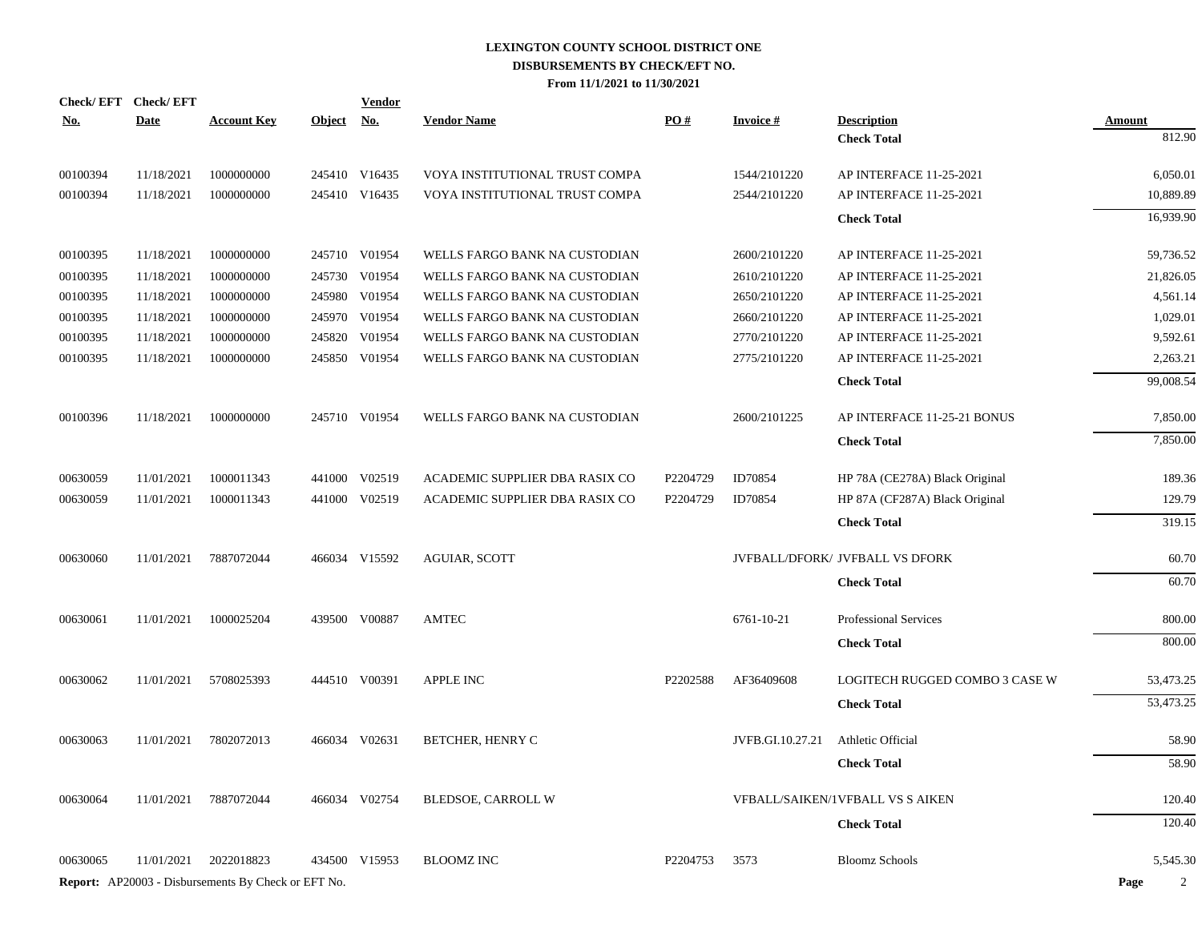# LEXINGTON COUNTY SCHOOL DISTRICT ONE
## DISBURSEMENTS BY CHECK/EFT NO.
### From 11/1/2021 to 11/30/2021

| Check/ EFT No. | Check/ EFT Date | Account Key | Object | Vendor No. | Vendor Name | PO # | Invoice # | Description | Amount |
|---|---|---|---|---|---|---|---|---|---|
| | | | | | | | | **Check Total** | 812.90 |
| 00100394 | 11/18/2021 | 1000000000 | 245410 | V16435 | VOYA INSTITUTIONAL TRUST COMPA | | 1544/2101220 | AP INTERFACE 11-25-2021 | 6,050.01 |
| 00100394 | 11/18/2021 | 1000000000 | 245410 | V16435 | VOYA INSTITUTIONAL TRUST COMPA | | 2544/2101220 | AP INTERFACE 11-25-2021 | 10,889.89 |
| | | | | | | | | **Check Total** | 16,939.90 |
| 00100395 | 11/18/2021 | 1000000000 | 245710 | V01954 | WELLS FARGO BANK NA CUSTODIAN | | 2600/2101220 | AP INTERFACE 11-25-2021 | 59,736.52 |
| 00100395 | 11/18/2021 | 1000000000 | 245730 | V01954 | WELLS FARGO BANK NA CUSTODIAN | | 2610/2101220 | AP INTERFACE 11-25-2021 | 21,826.05 |
| 00100395 | 11/18/2021 | 1000000000 | 245980 | V01954 | WELLS FARGO BANK NA CUSTODIAN | | 2650/2101220 | AP INTERFACE 11-25-2021 | 4,561.14 |
| 00100395 | 11/18/2021 | 1000000000 | 245970 | V01954 | WELLS FARGO BANK NA CUSTODIAN | | 2660/2101220 | AP INTERFACE 11-25-2021 | 1,029.01 |
| 00100395 | 11/18/2021 | 1000000000 | 245820 | V01954 | WELLS FARGO BANK NA CUSTODIAN | | 2770/2101220 | AP INTERFACE 11-25-2021 | 9,592.61 |
| 00100395 | 11/18/2021 | 1000000000 | 245850 | V01954 | WELLS FARGO BANK NA CUSTODIAN | | 2775/2101220 | AP INTERFACE 11-25-2021 | 2,263.21 |
| | | | | | | | | **Check Total** | 99,008.54 |
| 00100396 | 11/18/2021 | 1000000000 | 245710 | V01954 | WELLS FARGO BANK NA CUSTODIAN | | 2600/2101225 | AP INTERFACE 11-25-21 BONUS | 7,850.00 |
| | | | | | | | | **Check Total** | 7,850.00 |
| 00630059 | 11/01/2021 | 1000011343 | 441000 | V02519 | ACADEMIC SUPPLIER DBA RASIX CO | P2204729 | ID70854 | HP 78A (CE278A) Black Original | 189.36 |
| 00630059 | 11/01/2021 | 1000011343 | 441000 | V02519 | ACADEMIC SUPPLIER DBA RASIX CO | P2204729 | ID70854 | HP 87A (CF287A) Black Original | 129.79 |
| | | | | | | | | **Check Total** | 319.15 |
| 00630060 | 11/01/2021 | 7887072044 | 466034 | V15592 | AGUIAR, SCOTT | | JVFBALL/DFORK/ | JVFBALL VS DFORK | 60.70 |
| | | | | | | | | **Check Total** | 60.70 |
| 00630061 | 11/01/2021 | 1000025204 | 439500 | V00887 | AMTEC | | 6761-10-21 | Professional Services | 800.00 |
| | | | | | | | | **Check Total** | 800.00 |
| 00630062 | 11/01/2021 | 5708025393 | 444510 | V00391 | APPLE INC | P2202588 | AF36409608 | LOGITECH RUGGED COMBO 3 CASE W | 53,473.25 |
| | | | | | | | | **Check Total** | 53,473.25 |
| 00630063 | 11/01/2021 | 7802072013 | 466034 | V02631 | BETCHER, HENRY C | | JVFB.GI.10.27.21 | Athletic Official | 58.90 |
| | | | | | | | | **Check Total** | 58.90 |
| 00630064 | 11/01/2021 | 7887072044 | 466034 | V02754 | BLEDSOE, CARROLL W | | VFBALL/SAIKEN/1 | VFBALL VS S AIKEN | 120.40 |
| | | | | | | | | **Check Total** | 120.40 |
| 00630065 | 11/01/2021 | 2022018823 | 434500 | V15953 | BLOOMZ INC | P2204753 | 3573 | Bloomz Schools | 5,545.30 |

**Report:** AP20003 - Disbursements By Check or EFT No.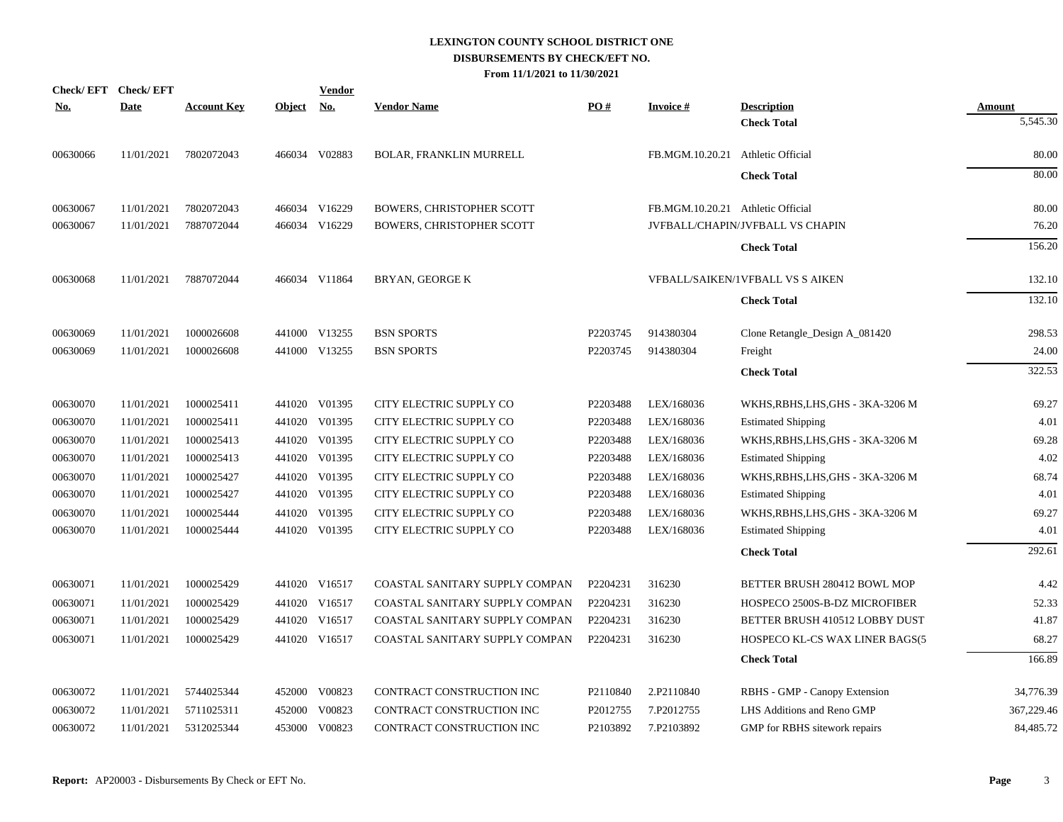**LEXINGTON COUNTY SCHOOL DISTRICT ONE**
**DISBURSEMENTS BY CHECK/EFT NO.**
**From 11/1/2021 to 11/30/2021**

| Check/ EFT No. | Check/ EFT Date | Account Key | Object | Vendor No. | Vendor Name | PO # | Invoice # | Description | Amount |
|---|---|---|---|---|---|---|---|---|---|
| | | | | | | | | **Check Total** | 5,545.30 |
| 00630066 | 11/01/2021 | 7802072043 | 466034 | V02883 | BOLAR, FRANKLIN MURRELL | | FB.MGM.10.20.21 | Athletic Official | 80.00 |
| | | | | | | | | **Check Total** | 80.00 |
| 00630067 | 11/01/2021 | 7802072043 | 466034 | V16229 | BOWERS, CHRISTOPHER SCOTT | | FB.MGM.10.20.21 | Athletic Official | 80.00 |
| 00630067 | 11/01/2021 | 7887072044 | 466034 | V16229 | BOWERS, CHRISTOPHER SCOTT | | JVFBALL/CHAPIN/ | JVFBALL VS CHAPIN | 76.20 |
| | | | | | | | | **Check Total** | 156.20 |
| 00630068 | 11/01/2021 | 7887072044 | 466034 | V11864 | BRYAN, GEORGE K | | VFBALL/SAIKEN/1 | VFBALL VS S AIKEN | 132.10 |
| | | | | | | | | **Check Total** | 132.10 |
| 00630069 | 11/01/2021 | 1000026608 | 441000 | V13255 | BSN SPORTS | P2203745 | 914380304 | Clone Retangle_Design A_081420 | 298.53 |
| 00630069 | 11/01/2021 | 1000026608 | 441000 | V13255 | BSN SPORTS | P2203745 | 914380304 | Freight | 24.00 |
| | | | | | | | | **Check Total** | 322.53 |
| 00630070 | 11/01/2021 | 1000025411 | 441020 | V01395 | CITY ELECTRIC SUPPLY CO | P2203488 | LEX/168036 | WKHS,RBHS,LHS,GHS - 3KA-3206 M | 69.27 |
| 00630070 | 11/01/2021 | 1000025411 | 441020 | V01395 | CITY ELECTRIC SUPPLY CO | P2203488 | LEX/168036 | Estimated Shipping | 4.01 |
| 00630070 | 11/01/2021 | 1000025413 | 441020 | V01395 | CITY ELECTRIC SUPPLY CO | P2203488 | LEX/168036 | WKHS,RBHS,LHS,GHS - 3KA-3206 M | 69.28 |
| 00630070 | 11/01/2021 | 1000025413 | 441020 | V01395 | CITY ELECTRIC SUPPLY CO | P2203488 | LEX/168036 | Estimated Shipping | 4.02 |
| 00630070 | 11/01/2021 | 1000025427 | 441020 | V01395 | CITY ELECTRIC SUPPLY CO | P2203488 | LEX/168036 | WKHS,RBHS,LHS,GHS - 3KA-3206 M | 68.74 |
| 00630070 | 11/01/2021 | 1000025427 | 441020 | V01395 | CITY ELECTRIC SUPPLY CO | P2203488 | LEX/168036 | Estimated Shipping | 4.01 |
| 00630070 | 11/01/2021 | 1000025444 | 441020 | V01395 | CITY ELECTRIC SUPPLY CO | P2203488 | LEX/168036 | WKHS,RBHS,LHS,GHS - 3KA-3206 M | 69.27 |
| 00630070 | 11/01/2021 | 1000025444 | 441020 | V01395 | CITY ELECTRIC SUPPLY CO | P2203488 | LEX/168036 | Estimated Shipping | 4.01 |
| | | | | | | | | **Check Total** | 292.61 |
| 00630071 | 11/01/2021 | 1000025429 | 441020 | V16517 | COASTAL SANITARY SUPPLY COMPAN | P2204231 | 316230 | BETTER BRUSH 280412 BOWL MOP | 4.42 |
| 00630071 | 11/01/2021 | 1000025429 | 441020 | V16517 | COASTAL SANITARY SUPPLY COMPAN | P2204231 | 316230 | HOSPECO 2500S-B-DZ MICROFIBER | 52.33 |
| 00630071 | 11/01/2021 | 1000025429 | 441020 | V16517 | COASTAL SANITARY SUPPLY COMPAN | P2204231 | 316230 | BETTER BRUSH 410512 LOBBY DUST | 41.87 |
| 00630071 | 11/01/2021 | 1000025429 | 441020 | V16517 | COASTAL SANITARY SUPPLY COMPAN | P2204231 | 316230 | HOSPECO KL-CS WAX LINER BAGS(5 | 68.27 |
| | | | | | | | | **Check Total** | 166.89 |
| 00630072 | 11/01/2021 | 5744025344 | 452000 | V00823 | CONTRACT CONSTRUCTION INC | P2110840 | 2.P2110840 | RBHS - GMP - Canopy Extension | 34,776.39 |
| 00630072 | 11/01/2021 | 5711025311 | 452000 | V00823 | CONTRACT CONSTRUCTION INC | P2012755 | 7.P2012755 | LHS Additions and Reno GMP | 367,229.46 |
| 00630072 | 11/01/2021 | 5312025344 | 453000 | V00823 | CONTRACT CONSTRUCTION INC | P2103892 | 7.P2103892 | GMP for RBHS sitework repairs | 84,485.72 |

**Report:** AP20003 - Disbursements By Check or EFT No.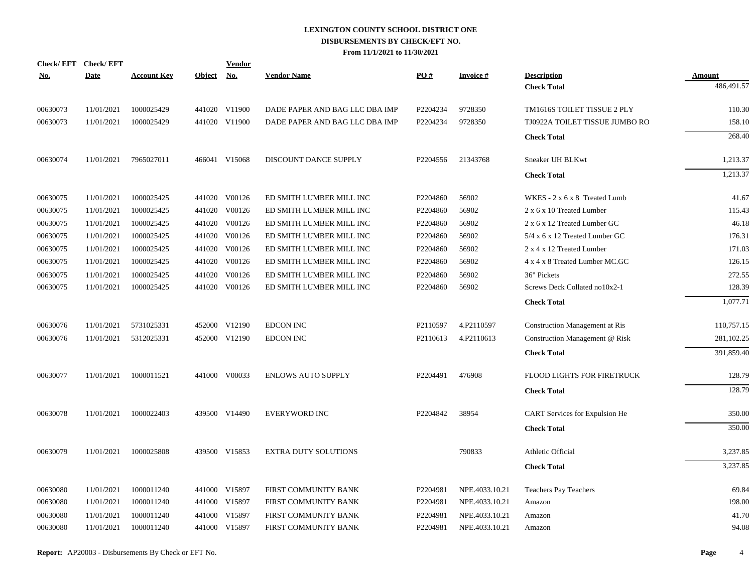# LEXINGTON COUNTY SCHOOL DISTRICT ONE
## DISBURSEMENTS BY CHECK/EFT NO.
### From 11/1/2021 to 11/30/2021

| Check/ EFT No. | Check/ EFT Date | Account Key | Object | Vendor No. | Vendor Name | PO # | Invoice # | Description | Amount |
|---|---|---|---|---|---|---|---|---|---|
| | | | | | | | | **Check Total** | 486,491.57 |
| 00630073 | 11/01/2021 | 1000025429 | 441020 | V11900 | DADE PAPER AND BAG LLC DBA IMP | P2204234 | 9728350 | TM1616S TOILET TISSUE 2 PLY | 110.30 |
| 00630073 | 11/01/2021 | 1000025429 | 441020 | V11900 | DADE PAPER AND BAG LLC DBA IMP | P2204234 | 9728350 | TJ0922A TOILET TISSUE JUMBO RO | 158.10 |
| | | | | | | | | **Check Total** | 268.40 |
| 00630074 | 11/01/2021 | 7965027011 | 466041 | V15068 | DISCOUNT DANCE SUPPLY | P2204556 | 21343768 | Sneaker UH BLKwt | 1,213.37 |
| | | | | | | | | **Check Total** | 1,213.37 |
| 00630075 | 11/01/2021 | 1000025425 | 441020 | V00126 | ED SMITH LUMBER MILL INC | P2204860 | 56902 | WKES - 2 x 6 x 8 Treated Lumb | 41.67 |
| 00630075 | 11/01/2021 | 1000025425 | 441020 | V00126 | ED SMITH LUMBER MILL INC | P2204860 | 56902 | 2 x 6 x 10 Treated Lumber | 115.43 |
| 00630075 | 11/01/2021 | 1000025425 | 441020 | V00126 | ED SMITH LUMBER MILL INC | P2204860 | 56902 | 2 x 6 x 12 Treated Lumber GC | 46.18 |
| 00630075 | 11/01/2021 | 1000025425 | 441020 | V00126 | ED SMITH LUMBER MILL INC | P2204860 | 56902 | 5/4 x 6 x 12 Treated Lumber GC | 176.31 |
| 00630075 | 11/01/2021 | 1000025425 | 441020 | V00126 | ED SMITH LUMBER MILL INC | P2204860 | 56902 | 2 x 4 x 12 Treated Lumber | 171.03 |
| 00630075 | 11/01/2021 | 1000025425 | 441020 | V00126 | ED SMITH LUMBER MILL INC | P2204860 | 56902 | 4 x 4 x 8 Treated Lumber MC.GC | 126.15 |
| 00630075 | 11/01/2021 | 1000025425 | 441020 | V00126 | ED SMITH LUMBER MILL INC | P2204860 | 56902 | 36" Pickets | 272.55 |
| 00630075 | 11/01/2021 | 1000025425 | 441020 | V00126 | ED SMITH LUMBER MILL INC | P2204860 | 56902 | Screws Deck Collated no10x2-1 | 128.39 |
| | | | | | | | | **Check Total** | 1,077.71 |
| 00630076 | 11/01/2021 | 5731025331 | 452000 | V12190 | EDCON INC | P2110597 | 4.P2110597 | Construction Management at Ris | 110,757.15 |
| 00630076 | 11/01/2021 | 5312025331 | 452000 | V12190 | EDCON INC | P2110613 | 4.P2110613 | Construction Management @ Risk | 281,102.25 |
| | | | | | | | | **Check Total** | 391,859.40 |
| 00630077 | 11/01/2021 | 1000011521 | 441000 | V00033 | ENLOWS AUTO SUPPLY | P2204491 | 476908 | FLOOD LIGHTS FOR FIRETRUCK | 128.79 |
| | | | | | | | | **Check Total** | 128.79 |
| 00630078 | 11/01/2021 | 1000022403 | 439500 | V14490 | EVERYWORD INC | P2204842 | 38954 | CART Services for Expulsion He | 350.00 |
| | | | | | | | | **Check Total** | 350.00 |
| 00630079 | 11/01/2021 | 1000025808 | 439500 | V15853 | EXTRA DUTY SOLUTIONS | | 790833 | Athletic Official | 3,237.85 |
| | | | | | | | | **Check Total** | 3,237.85 |
| 00630080 | 11/01/2021 | 1000011240 | 441000 | V15897 | FIRST COMMUNITY BANK | P2204981 | NPE.4033.10.21 | Teachers Pay Teachers | 69.84 |
| 00630080 | 11/01/2021 | 1000011240 | 441000 | V15897 | FIRST COMMUNITY BANK | P2204981 | NPE.4033.10.21 | Amazon | 198.00 |
| 00630080 | 11/01/2021 | 1000011240 | 441000 | V15897 | FIRST COMMUNITY BANK | P2204981 | NPE.4033.10.21 | Amazon | 41.70 |
| 00630080 | 11/01/2021 | 1000011240 | 441000 | V15897 | FIRST COMMUNITY BANK | P2204981 | NPE.4033.10.21 | Amazon | 94.08 |

**Report:** AP20003 - Disbursements By Check or EFT No.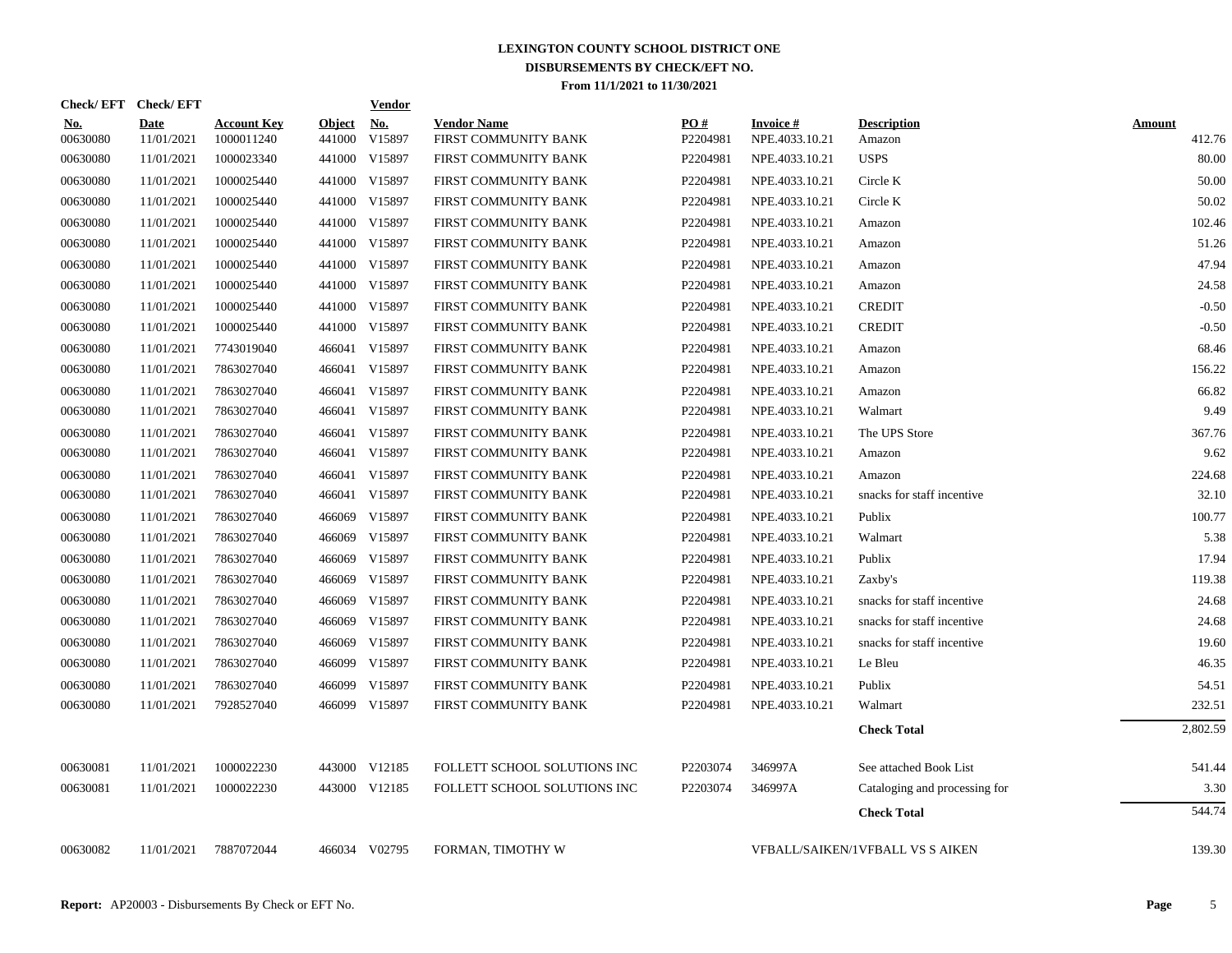# LEXINGTON COUNTY SCHOOL DISTRICT ONE
## DISBURSEMENTS BY CHECK/EFT NO.
### From 11/1/2021 to 11/30/2021

| Check/ EFT No. | Check/ EFT Date | Account Key | Object | Vendor No. | Vendor Name | PO # | Invoice # | Description | Amount |
|---|---|---|---|---|---|---|---|---|---|
| 00630080 | 11/01/2021 | 1000011240 | 441000 | V15897 | FIRST COMMUNITY BANK | P2204981 | NPE.4033.10.21 | Amazon | 412.76 |
| 00630080 | 11/01/2021 | 1000023340 | 441000 | V15897 | FIRST COMMUNITY BANK | P2204981 | NPE.4033.10.21 | USPS | 80.00 |
| 00630080 | 11/01/2021 | 1000025440 | 441000 | V15897 | FIRST COMMUNITY BANK | P2204981 | NPE.4033.10.21 | Circle K | 50.00 |
| 00630080 | 11/01/2021 | 1000025440 | 441000 | V15897 | FIRST COMMUNITY BANK | P2204981 | NPE.4033.10.21 | Circle K | 50.02 |
| 00630080 | 11/01/2021 | 1000025440 | 441000 | V15897 | FIRST COMMUNITY BANK | P2204981 | NPE.4033.10.21 | Amazon | 102.46 |
| 00630080 | 11/01/2021 | 1000025440 | 441000 | V15897 | FIRST COMMUNITY BANK | P2204981 | NPE.4033.10.21 | Amazon | 51.26 |
| 00630080 | 11/01/2021 | 1000025440 | 441000 | V15897 | FIRST COMMUNITY BANK | P2204981 | NPE.4033.10.21 | Amazon | 47.94 |
| 00630080 | 11/01/2021 | 1000025440 | 441000 | V15897 | FIRST COMMUNITY BANK | P2204981 | NPE.4033.10.21 | Amazon | 24.58 |
| 00630080 | 11/01/2021 | 1000025440 | 441000 | V15897 | FIRST COMMUNITY BANK | P2204981 | NPE.4033.10.21 | CREDIT | -0.50 |
| 00630080 | 11/01/2021 | 1000025440 | 441000 | V15897 | FIRST COMMUNITY BANK | P2204981 | NPE.4033.10.21 | CREDIT | -0.50 |
| 00630080 | 11/01/2021 | 7743019040 | 466041 | V15897 | FIRST COMMUNITY BANK | P2204981 | NPE.4033.10.21 | Amazon | 68.46 |
| 00630080 | 11/01/2021 | 7863027040 | 466041 | V15897 | FIRST COMMUNITY BANK | P2204981 | NPE.4033.10.21 | Amazon | 156.22 |
| 00630080 | 11/01/2021 | 7863027040 | 466041 | V15897 | FIRST COMMUNITY BANK | P2204981 | NPE.4033.10.21 | Amazon | 66.82 |
| 00630080 | 11/01/2021 | 7863027040 | 466041 | V15897 | FIRST COMMUNITY BANK | P2204981 | NPE.4033.10.21 | Walmart | 9.49 |
| 00630080 | 11/01/2021 | 7863027040 | 466041 | V15897 | FIRST COMMUNITY BANK | P2204981 | NPE.4033.10.21 | The UPS Store | 367.76 |
| 00630080 | 11/01/2021 | 7863027040 | 466041 | V15897 | FIRST COMMUNITY BANK | P2204981 | NPE.4033.10.21 | Amazon | 9.62 |
| 00630080 | 11/01/2021 | 7863027040 | 466041 | V15897 | FIRST COMMUNITY BANK | P2204981 | NPE.4033.10.21 | Amazon | 224.68 |
| 00630080 | 11/01/2021 | 7863027040 | 466041 | V15897 | FIRST COMMUNITY BANK | P2204981 | NPE.4033.10.21 | snacks for staff incentive | 32.10 |
| 00630080 | 11/01/2021 | 7863027040 | 466069 | V15897 | FIRST COMMUNITY BANK | P2204981 | NPE.4033.10.21 | Publix | 100.77 |
| 00630080 | 11/01/2021 | 7863027040 | 466069 | V15897 | FIRST COMMUNITY BANK | P2204981 | NPE.4033.10.21 | Walmart | 5.38 |
| 00630080 | 11/01/2021 | 7863027040 | 466069 | V15897 | FIRST COMMUNITY BANK | P2204981 | NPE.4033.10.21 | Publix | 17.94 |
| 00630080 | 11/01/2021 | 7863027040 | 466069 | V15897 | FIRST COMMUNITY BANK | P2204981 | NPE.4033.10.21 | Zaxby's | 119.38 |
| 00630080 | 11/01/2021 | 7863027040 | 466069 | V15897 | FIRST COMMUNITY BANK | P2204981 | NPE.4033.10.21 | snacks for staff incentive | 24.68 |
| 00630080 | 11/01/2021 | 7863027040 | 466069 | V15897 | FIRST COMMUNITY BANK | P2204981 | NPE.4033.10.21 | snacks for staff incentive | 24.68 |
| 00630080 | 11/01/2021 | 7863027040 | 466069 | V15897 | FIRST COMMUNITY BANK | P2204981 | NPE.4033.10.21 | snacks for staff incentive | 19.60 |
| 00630080 | 11/01/2021 | 7863027040 | 466099 | V15897 | FIRST COMMUNITY BANK | P2204981 | NPE.4033.10.21 | Le Bleu | 46.35 |
| 00630080 | 11/01/2021 | 7863027040 | 466099 | V15897 | FIRST COMMUNITY BANK | P2204981 | NPE.4033.10.21 | Publix | 54.51 |
| 00630080 | 11/01/2021 | 7928527040 | 466099 | V15897 | FIRST COMMUNITY BANK | P2204981 | NPE.4033.10.21 | Walmart | 232.51 |
| | | | | | | | | **Check Total** | 2,802.59 |
| 00630081 | 11/01/2021 | 1000022230 | 443000 | V12185 | FOLLETT SCHOOL SOLUTIONS INC | P2203074 | 346997A | See attached Book List | 541.44 |
| 00630081 | 11/01/2021 | 1000022230 | 443000 | V12185 | FOLLETT SCHOOL SOLUTIONS INC | P2203074 | 346997A | Cataloging and processing for | 3.30 |
| | | | | | | | | **Check Total** | 544.74 |
| 00630082 | 11/01/2021 | 7887072044 | 466034 | V02795 | FORMAN, TIMOTHY W | | VFBALL/SAIKEN/1 | VFBALL VS S AIKEN | 139.30 |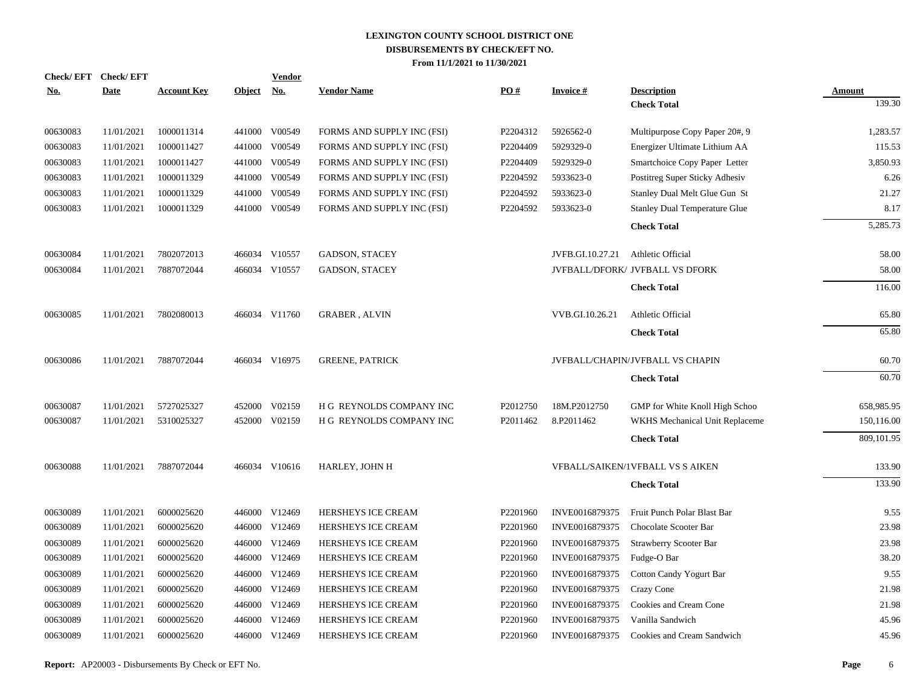**LEXINGTON COUNTY SCHOOL DISTRICT ONE**
**DISBURSEMENTS BY CHECK/EFT NO.**
**From 11/1/2021 to 11/30/2021**

| Check/ EFT No. | Check/ EFT Date | Account Key | Object | Vendor No. | Vendor Name | PO # | Invoice # | Description | Amount |
|---|---|---|---|---|---|---|---|---|---|
| | | | | | | | | **Check Total** | 139.30 |
| 00630083 | 11/01/2021 | 1000011314 | 441000 | V00549 | FORMS AND SUPPLY INC (FSI) | P2204312 | 5926562-0 | Multipurpose Copy Paper 20#, 9 | 1,283.57 |
| 00630083 | 11/01/2021 | 1000011427 | 441000 | V00549 | FORMS AND SUPPLY INC (FSI) | P2204409 | 5929329-0 | Energizer Ultimate Lithium AA | 115.53 |
| 00630083 | 11/01/2021 | 1000011427 | 441000 | V00549 | FORMS AND SUPPLY INC (FSI) | P2204409 | 5929329-0 | Smartchoice Copy Paper Letter | 3,850.93 |
| 00630083 | 11/01/2021 | 1000011329 | 441000 | V00549 | FORMS AND SUPPLY INC (FSI) | P2204592 | 5933623-0 | Postitreg Super Sticky Adhesiv | 6.26 |
| 00630083 | 11/01/2021 | 1000011329 | 441000 | V00549 | FORMS AND SUPPLY INC (FSI) | P2204592 | 5933623-0 | Stanley Dual Melt Glue Gun St | 21.27 |
| 00630083 | 11/01/2021 | 1000011329 | 441000 | V00549 | FORMS AND SUPPLY INC (FSI) | P2204592 | 5933623-0 | Stanley Dual Temperature Glue | 8.17 |
| | | | | | | | | **Check Total** | 5,285.73 |
| 00630084 | 11/01/2021 | 7802072013 | 466034 | V10557 | GADSON, STACEY | | JVFB.GI.10.27.21 | Athletic Official | 58.00 |
| 00630084 | 11/01/2021 | 7887072044 | 466034 | V10557 | GADSON, STACEY | | JVFBALL/DFORK/ | JVFBALL VS DFORK | 58.00 |
| | | | | | | | | **Check Total** | 116.00 |
| 00630085 | 11/01/2021 | 7802080013 | 466034 | V11760 | GRABER , ALVIN | | VVB.GI.10.26.21 | Athletic Official | 65.80 |
| | | | | | | | | **Check Total** | 65.80 |
| 00630086 | 11/01/2021 | 7887072044 | 466034 | V16975 | GREENE, PATRICK | | JVFBALL/CHAPIN/ | JVFBALL VS CHAPIN | 60.70 |
| | | | | | | | | **Check Total** | 60.70 |
| 00630087 | 11/01/2021 | 5727025327 | 452000 | V02159 | H G REYNOLDS COMPANY INC | P2012750 | 18M.P2012750 | GMP for White Knoll High Schoo | 658,985.95 |
| 00630087 | 11/01/2021 | 5310025327 | 452000 | V02159 | H G REYNOLDS COMPANY INC | P2011462 | 8.P2011462 | WKHS Mechanical Unit Replaceme | 150,116.00 |
| | | | | | | | | **Check Total** | 809,101.95 |
| 00630088 | 11/01/2021 | 7887072044 | 466034 | V10616 | HARLEY, JOHN H | | VFBALL/SAIKEN/1 | VFBALL VS S AIKEN | 133.90 |
| | | | | | | | | **Check Total** | 133.90 |
| 00630089 | 11/01/2021 | 6000025620 | 446000 | V12469 | HERSHEYS ICE CREAM | P2201960 | INVE0016879375 | Fruit Punch Polar Blast Bar | 9.55 |
| 00630089 | 11/01/2021 | 6000025620 | 446000 | V12469 | HERSHEYS ICE CREAM | P2201960 | INVE0016879375 | Chocolate Scooter Bar | 23.98 |
| 00630089 | 11/01/2021 | 6000025620 | 446000 | V12469 | HERSHEYS ICE CREAM | P2201960 | INVE0016879375 | Strawberry Scooter Bar | 23.98 |
| 00630089 | 11/01/2021 | 6000025620 | 446000 | V12469 | HERSHEYS ICE CREAM | P2201960 | INVE0016879375 | Fudge-O Bar | 38.20 |
| 00630089 | 11/01/2021 | 6000025620 | 446000 | V12469 | HERSHEYS ICE CREAM | P2201960 | INVE0016879375 | Cotton Candy Yogurt Bar | 9.55 |
| 00630089 | 11/01/2021 | 6000025620 | 446000 | V12469 | HERSHEYS ICE CREAM | P2201960 | INVE0016879375 | Crazy Cone | 21.98 |
| 00630089 | 11/01/2021 | 6000025620 | 446000 | V12469 | HERSHEYS ICE CREAM | P2201960 | INVE0016879375 | Cookies and Cream Cone | 21.98 |
| 00630089 | 11/01/2021 | 6000025620 | 446000 | V12469 | HERSHEYS ICE CREAM | P2201960 | INVE0016879375 | Vanilla Sandwich | 45.96 |
| 00630089 | 11/01/2021 | 6000025620 | 446000 | V12469 | HERSHEYS ICE CREAM | P2201960 | INVE0016879375 | Cookies and Cream Sandwich | 45.96 |

**Report:** AP20003 - Disbursements By Check or EFT No.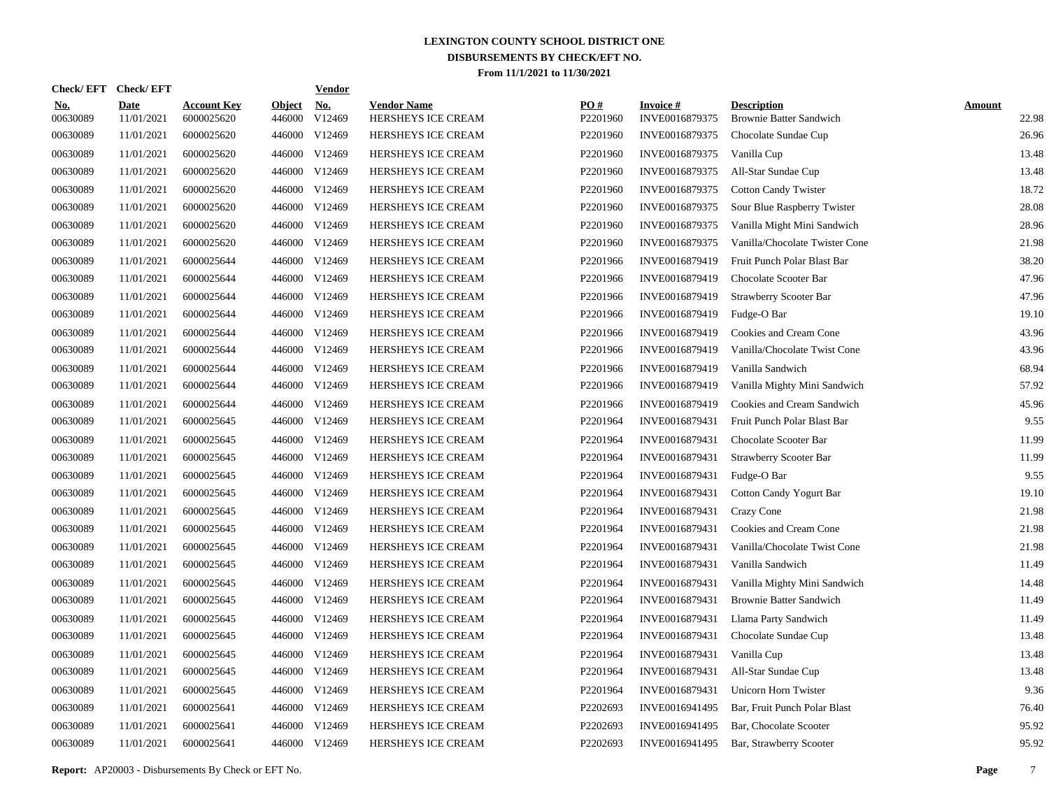# LEXINGTON COUNTY SCHOOL DISTRICT ONE
## DISBURSEMENTS BY CHECK/EFT NO.
### From 11/1/2021 to 11/30/2021

| Check/ EFT No. | Check/ EFT Date | Account Key | Object | Vendor No. | Vendor Name | PO # | Invoice # | Description | Amount |
|---|---|---|---|---|---|---|---|---|---|
| 00630089 | 11/01/2021 | 6000025620 | 446000 | V12469 | HERSHEYS ICE CREAM | P2201960 | INVE0016879375 | Brownie Batter Sandwich | 22.98 |
| 00630089 | 11/01/2021 | 6000025620 | 446000 | V12469 | HERSHEYS ICE CREAM | P2201960 | INVE0016879375 | Chocolate Sundae Cup | 26.96 |
| 00630089 | 11/01/2021 | 6000025620 | 446000 | V12469 | HERSHEYS ICE CREAM | P2201960 | INVE0016879375 | Vanilla Cup | 13.48 |
| 00630089 | 11/01/2021 | 6000025620 | 446000 | V12469 | HERSHEYS ICE CREAM | P2201960 | INVE0016879375 | All-Star Sundae Cup | 13.48 |
| 00630089 | 11/01/2021 | 6000025620 | 446000 | V12469 | HERSHEYS ICE CREAM | P2201960 | INVE0016879375 | Cotton Candy Twister | 18.72 |
| 00630089 | 11/01/2021 | 6000025620 | 446000 | V12469 | HERSHEYS ICE CREAM | P2201960 | INVE0016879375 | Sour Blue Raspberry Twister | 28.08 |
| 00630089 | 11/01/2021 | 6000025620 | 446000 | V12469 | HERSHEYS ICE CREAM | P2201960 | INVE0016879375 | Vanilla Might Mini Sandwich | 28.96 |
| 00630089 | 11/01/2021 | 6000025620 | 446000 | V12469 | HERSHEYS ICE CREAM | P2201960 | INVE0016879375 | Vanilla/Chocolate Twister Cone | 21.98 |
| 00630089 | 11/01/2021 | 6000025644 | 446000 | V12469 | HERSHEYS ICE CREAM | P2201966 | INVE0016879419 | Fruit Punch Polar Blast Bar | 38.20 |
| 00630089 | 11/01/2021 | 6000025644 | 446000 | V12469 | HERSHEYS ICE CREAM | P2201966 | INVE0016879419 | Chocolate Scooter Bar | 47.96 |
| 00630089 | 11/01/2021 | 6000025644 | 446000 | V12469 | HERSHEYS ICE CREAM | P2201966 | INVE0016879419 | Strawberry Scooter Bar | 47.96 |
| 00630089 | 11/01/2021 | 6000025644 | 446000 | V12469 | HERSHEYS ICE CREAM | P2201966 | INVE0016879419 | Fudge-O Bar | 19.10 |
| 00630089 | 11/01/2021 | 6000025644 | 446000 | V12469 | HERSHEYS ICE CREAM | P2201966 | INVE0016879419 | Cookies and Cream Cone | 43.96 |
| 00630089 | 11/01/2021 | 6000025644 | 446000 | V12469 | HERSHEYS ICE CREAM | P2201966 | INVE0016879419 | Vanilla/Chocolate Twist Cone | 43.96 |
| 00630089 | 11/01/2021 | 6000025644 | 446000 | V12469 | HERSHEYS ICE CREAM | P2201966 | INVE0016879419 | Vanilla Sandwich | 68.94 |
| 00630089 | 11/01/2021 | 6000025644 | 446000 | V12469 | HERSHEYS ICE CREAM | P2201966 | INVE0016879419 | Vanilla Mighty Mini Sandwich | 57.92 |
| 00630089 | 11/01/2021 | 6000025644 | 446000 | V12469 | HERSHEYS ICE CREAM | P2201966 | INVE0016879419 | Cookies and Cream Sandwich | 45.96 |
| 00630089 | 11/01/2021 | 6000025645 | 446000 | V12469 | HERSHEYS ICE CREAM | P2201964 | INVE0016879431 | Fruit Punch Polar Blast Bar | 9.55 |
| 00630089 | 11/01/2021 | 6000025645 | 446000 | V12469 | HERSHEYS ICE CREAM | P2201964 | INVE0016879431 | Chocolate Scooter Bar | 11.99 |
| 00630089 | 11/01/2021 | 6000025645 | 446000 | V12469 | HERSHEYS ICE CREAM | P2201964 | INVE0016879431 | Strawberry Scooter Bar | 11.99 |
| 00630089 | 11/01/2021 | 6000025645 | 446000 | V12469 | HERSHEYS ICE CREAM | P2201964 | INVE0016879431 | Fudge-O Bar | 9.55 |
| 00630089 | 11/01/2021 | 6000025645 | 446000 | V12469 | HERSHEYS ICE CREAM | P2201964 | INVE0016879431 | Cotton Candy Yogurt Bar | 19.10 |
| 00630089 | 11/01/2021 | 6000025645 | 446000 | V12469 | HERSHEYS ICE CREAM | P2201964 | INVE0016879431 | Crazy Cone | 21.98 |
| 00630089 | 11/01/2021 | 6000025645 | 446000 | V12469 | HERSHEYS ICE CREAM | P2201964 | INVE0016879431 | Cookies and Cream Cone | 21.98 |
| 00630089 | 11/01/2021 | 6000025645 | 446000 | V12469 | HERSHEYS ICE CREAM | P2201964 | INVE0016879431 | Vanilla/Chocolate Twist Cone | 21.98 |
| 00630089 | 11/01/2021 | 6000025645 | 446000 | V12469 | HERSHEYS ICE CREAM | P2201964 | INVE0016879431 | Vanilla Sandwich | 11.49 |
| 00630089 | 11/01/2021 | 6000025645 | 446000 | V12469 | HERSHEYS ICE CREAM | P2201964 | INVE0016879431 | Vanilla Mighty Mini Sandwich | 14.48 |
| 00630089 | 11/01/2021 | 6000025645 | 446000 | V12469 | HERSHEYS ICE CREAM | P2201964 | INVE0016879431 | Brownie Batter Sandwich | 11.49 |
| 00630089 | 11/01/2021 | 6000025645 | 446000 | V12469 | HERSHEYS ICE CREAM | P2201964 | INVE0016879431 | Llama Party Sandwich | 11.49 |
| 00630089 | 11/01/2021 | 6000025645 | 446000 | V12469 | HERSHEYS ICE CREAM | P2201964 | INVE0016879431 | Chocolate Sundae Cup | 13.48 |
| 00630089 | 11/01/2021 | 6000025645 | 446000 | V12469 | HERSHEYS ICE CREAM | P2201964 | INVE0016879431 | Vanilla Cup | 13.48 |
| 00630089 | 11/01/2021 | 6000025645 | 446000 | V12469 | HERSHEYS ICE CREAM | P2201964 | INVE0016879431 | All-Star Sundae Cup | 13.48 |
| 00630089 | 11/01/2021 | 6000025645 | 446000 | V12469 | HERSHEYS ICE CREAM | P2201964 | INVE0016879431 | Unicorn Horn Twister | 9.36 |
| 00630089 | 11/01/2021 | 6000025641 | 446000 | V12469 | HERSHEYS ICE CREAM | P2202693 | INVE0016941495 | Bar, Fruit Punch Polar Blast | 76.40 |
| 00630089 | 11/01/2021 | 6000025641 | 446000 | V12469 | HERSHEYS ICE CREAM | P2202693 | INVE0016941495 | Bar, Chocolate Scooter | 95.92 |
| 00630089 | 11/01/2021 | 6000025641 | 446000 | V12469 | HERSHEYS ICE CREAM | P2202693 | INVE0016941495 | Bar, Strawberry Scooter | 95.92 |

**Report:** AP20003 - Disbursements By Check or EFT No.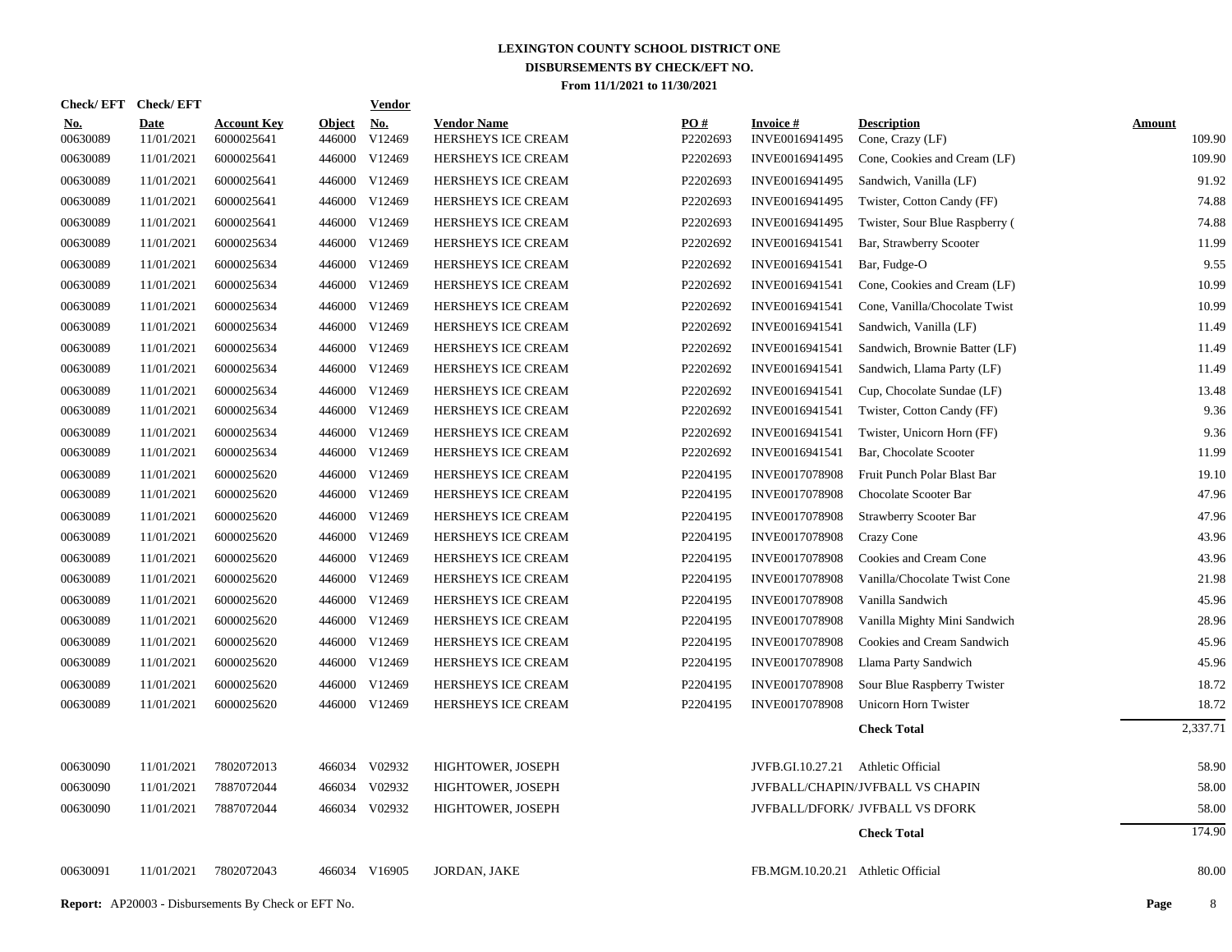# LEXINGTON COUNTY SCHOOL DISTRICT ONE
## DISBURSEMENTS BY CHECK/EFT NO.
### From 11/1/2021 to 11/30/2021

| Check/ EFT No. | Check/ EFT Date | Account Key | Object | Vendor No. | Vendor Name | PO # | Invoice # | Description | Amount |
|---|---|---|---|---|---|---|---|---|---|
| 00630089 | 11/01/2021 | 6000025641 | 446000 | V12469 | HERSHEYS ICE CREAM | P2202693 | INVE0016941495 | Cone, Crazy (LF) | 109.90 |
| 00630089 | 11/01/2021 | 6000025641 | 446000 | V12469 | HERSHEYS ICE CREAM | P2202693 | INVE0016941495 | Cone, Cookies and Cream (LF) | 109.90 |
| 00630089 | 11/01/2021 | 6000025641 | 446000 | V12469 | HERSHEYS ICE CREAM | P2202693 | INVE0016941495 | Sandwich, Vanilla (LF) | 91.92 |
| 00630089 | 11/01/2021 | 6000025641 | 446000 | V12469 | HERSHEYS ICE CREAM | P2202693 | INVE0016941495 | Twister, Cotton Candy (FF) | 74.88 |
| 00630089 | 11/01/2021 | 6000025641 | 446000 | V12469 | HERSHEYS ICE CREAM | P2202693 | INVE0016941495 | Twister, Sour Blue Raspberry ( | 74.88 |
| 00630089 | 11/01/2021 | 6000025634 | 446000 | V12469 | HERSHEYS ICE CREAM | P2202692 | INVE0016941541 | Bar, Strawberry Scooter | 11.99 |
| 00630089 | 11/01/2021 | 6000025634 | 446000 | V12469 | HERSHEYS ICE CREAM | P2202692 | INVE0016941541 | Bar, Fudge-O | 9.55 |
| 00630089 | 11/01/2021 | 6000025634 | 446000 | V12469 | HERSHEYS ICE CREAM | P2202692 | INVE0016941541 | Cone, Cookies and Cream (LF) | 10.99 |
| 00630089 | 11/01/2021 | 6000025634 | 446000 | V12469 | HERSHEYS ICE CREAM | P2202692 | INVE0016941541 | Cone, Vanilla/Chocolate Twist | 10.99 |
| 00630089 | 11/01/2021 | 6000025634 | 446000 | V12469 | HERSHEYS ICE CREAM | P2202692 | INVE0016941541 | Sandwich, Vanilla (LF) | 11.49 |
| 00630089 | 11/01/2021 | 6000025634 | 446000 | V12469 | HERSHEYS ICE CREAM | P2202692 | INVE0016941541 | Sandwich, Brownie Batter (LF) | 11.49 |
| 00630089 | 11/01/2021 | 6000025634 | 446000 | V12469 | HERSHEYS ICE CREAM | P2202692 | INVE0016941541 | Sandwich, Llama Party (LF) | 11.49 |
| 00630089 | 11/01/2021 | 6000025634 | 446000 | V12469 | HERSHEYS ICE CREAM | P2202692 | INVE0016941541 | Cup, Chocolate Sundae (LF) | 13.48 |
| 00630089 | 11/01/2021 | 6000025634 | 446000 | V12469 | HERSHEYS ICE CREAM | P2202692 | INVE0016941541 | Twister, Cotton Candy (FF) | 9.36 |
| 00630089 | 11/01/2021 | 6000025634 | 446000 | V12469 | HERSHEYS ICE CREAM | P2202692 | INVE0016941541 | Twister, Unicorn Horn (FF) | 9.36 |
| 00630089 | 11/01/2021 | 6000025634 | 446000 | V12469 | HERSHEYS ICE CREAM | P2202692 | INVE0016941541 | Bar, Chocolate Scooter | 11.99 |
| 00630089 | 11/01/2021 | 6000025620 | 446000 | V12469 | HERSHEYS ICE CREAM | P2204195 | INVE0017078908 | Fruit Punch Polar Blast Bar | 19.10 |
| 00630089 | 11/01/2021 | 6000025620 | 446000 | V12469 | HERSHEYS ICE CREAM | P2204195 | INVE0017078908 | Chocolate Scooter Bar | 47.96 |
| 00630089 | 11/01/2021 | 6000025620 | 446000 | V12469 | HERSHEYS ICE CREAM | P2204195 | INVE0017078908 | Strawberry Scooter Bar | 47.96 |
| 00630089 | 11/01/2021 | 6000025620 | 446000 | V12469 | HERSHEYS ICE CREAM | P2204195 | INVE0017078908 | Crazy Cone | 43.96 |
| 00630089 | 11/01/2021 | 6000025620 | 446000 | V12469 | HERSHEYS ICE CREAM | P2204195 | INVE0017078908 | Cookies and Cream Cone | 43.96 |
| 00630089 | 11/01/2021 | 6000025620 | 446000 | V12469 | HERSHEYS ICE CREAM | P2204195 | INVE0017078908 | Vanilla/Chocolate Twist Cone | 21.98 |
| 00630089 | 11/01/2021 | 6000025620 | 446000 | V12469 | HERSHEYS ICE CREAM | P2204195 | INVE0017078908 | Vanilla Sandwich | 45.96 |
| 00630089 | 11/01/2021 | 6000025620 | 446000 | V12469 | HERSHEYS ICE CREAM | P2204195 | INVE0017078908 | Vanilla Mighty Mini Sandwich | 28.96 |
| 00630089 | 11/01/2021 | 6000025620 | 446000 | V12469 | HERSHEYS ICE CREAM | P2204195 | INVE0017078908 | Cookies and Cream Sandwich | 45.96 |
| 00630089 | 11/01/2021 | 6000025620 | 446000 | V12469 | HERSHEYS ICE CREAM | P2204195 | INVE0017078908 | Llama Party Sandwich | 45.96 |
| 00630089 | 11/01/2021 | 6000025620 | 446000 | V12469 | HERSHEYS ICE CREAM | P2204195 | INVE0017078908 | Sour Blue Raspberry Twister | 18.72 |
| 00630089 | 11/01/2021 | 6000025620 | 446000 | V12469 | HERSHEYS ICE CREAM | P2204195 | INVE0017078908 | Unicorn Horn Twister | 18.72 |
| | | | | | | | | **Check Total** | 2,337.71 |
| 00630090 | 11/01/2021 | 7802072013 | 466034 | V02932 | HIGHTOWER, JOSEPH | | JVFB.GI.10.27.21 | Athletic Official | 58.90 |
| 00630090 | 11/01/2021 | 7887072044 | 466034 | V02932 | HIGHTOWER, JOSEPH | | JVFBALL/CHAPIN/ | JVFBALL VS CHAPIN | 58.00 |
| 00630090 | 11/01/2021 | 7887072044 | 466034 | V02932 | HIGHTOWER, JOSEPH | | JVFBALL/DFORK/ | JVFBALL VS DFORK | 58.00 |
| | | | | | | | | **Check Total** | 174.90 |
| 00630091 | 11/01/2021 | 7802072043 | 466034 | V16905 | JORDAN, JAKE | | FB.MGM.10.20.21 | Athletic Official | 80.00 |

**Report:** AP20003 - Disbursements By Check or EFT No.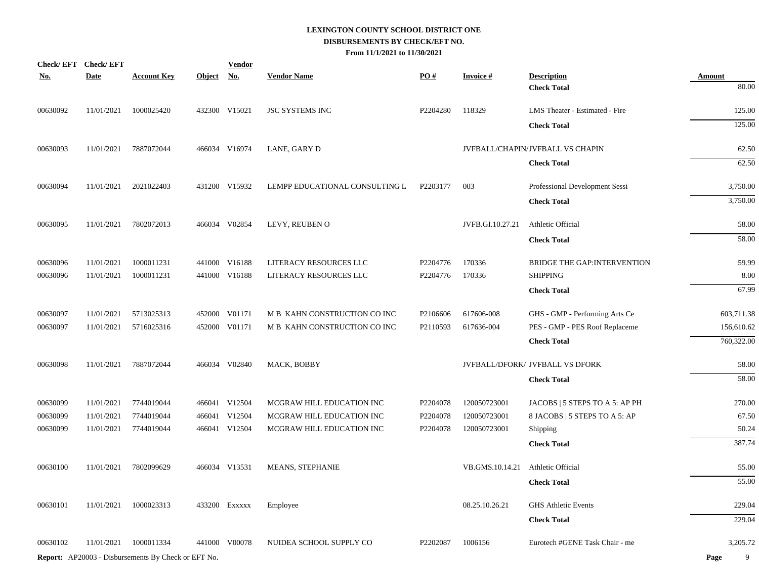# LEXINGTON COUNTY SCHOOL DISTRICT ONE
## DISBURSEMENTS BY CHECK/EFT NO.
### From 11/1/2021 to 11/30/2021

| Check/ EFT No. | Check/ EFT Date | Account Key | Object | Vendor No. | Vendor Name | PO # | Invoice # | Description | Amount |
|---|---|---|---|---|---|---|---|---|---|
| | | | | | | | | **Check Total** | 80.00 |
| 00630092 | 11/01/2021 | 1000025420 | 432300 | V15021 | JSC SYSTEMS INC | P2204280 | 118329 | LMS Theater - Estimated - Fire | 125.00 |
| | | | | | | | | **Check Total** | 125.00 |
| 00630093 | 11/01/2021 | 7887072044 | 466034 | V16974 | LANE, GARY D | | JVFBALL/CHAPIN/ | JVFBALL VS CHAPIN | 62.50 |
| | | | | | | | | **Check Total** | 62.50 |
| 00630094 | 11/01/2021 | 2021022403 | 431200 | V15932 | LEMPP EDUCATIONAL CONSULTING L | P2203177 | 003 | Professional Development Sessi | 3,750.00 |
| | | | | | | | | **Check Total** | 3,750.00 |
| 00630095 | 11/01/2021 | 7802072013 | 466034 | V02854 | LEVY, REUBEN O | | JVFB.GI.10.27.21 | Athletic Official | 58.00 |
| | | | | | | | | **Check Total** | 58.00 |
| 00630096 | 11/01/2021 | 1000011231 | 441000 | V16188 | LITERACY RESOURCES LLC | P2204776 | 170336 | BRIDGE THE GAP:INTERVENTION | 59.99 |
| 00630096 | 11/01/2021 | 1000011231 | 441000 | V16188 | LITERACY RESOURCES LLC | P2204776 | 170336 | SHIPPING | 8.00 |
| | | | | | | | | **Check Total** | 67.99 |
| 00630097 | 11/01/2021 | 5713025313 | 452000 | V01171 | M B KAHN CONSTRUCTION CO INC | P2106606 | 617606-008 | GHS - GMP - Performing Arts Ce | 603,711.38 |
| 00630097 | 11/01/2021 | 5716025316 | 452000 | V01171 | M B KAHN CONSTRUCTION CO INC | P2110593 | 617636-004 | PES - GMP - PES Roof Replaceme | 156,610.62 |
| | | | | | | | | **Check Total** | 760,322.00 |
| 00630098 | 11/01/2021 | 7887072044 | 466034 | V02840 | MACK, BOBBY | | JVFBALL/DFORK/ | JVFBALL VS DFORK | 58.00 |
| | | | | | | | | **Check Total** | 58.00 |
| 00630099 | 11/01/2021 | 7744019044 | 466041 | V12504 | MCGRAW HILL EDUCATION INC | P2204078 | 120050723001 | JACOBS \| 5 STEPS TO A 5: AP PH | 270.00 |
| 00630099 | 11/01/2021 | 7744019044 | 466041 | V12504 | MCGRAW HILL EDUCATION INC | P2204078 | 120050723001 | 8 JACOBS \| 5 STEPS TO A 5: AP | 67.50 |
| 00630099 | 11/01/2021 | 7744019044 | 466041 | V12504 | MCGRAW HILL EDUCATION INC | P2204078 | 120050723001 | Shipping | 50.24 |
| | | | | | | | | **Check Total** | 387.74 |
| 00630100 | 11/01/2021 | 7802099629 | 466034 | V13531 | MEANS, STEPHANIE | | VB.GMS.10.14.21 | Athletic Official | 55.00 |
| | | | | | | | | **Check Total** | 55.00 |
| 00630101 | 11/01/2021 | 1000023313 | 433200 | Exxxxx | Employee | | 08.25.10.26.21 | GHS Athletic Events | 229.04 |
| | | | | | | | | **Check Total** | 229.04 |
| 00630102 | 11/01/2021 | 1000011334 | 441000 | V00078 | NUIDEA SCHOOL SUPPLY CO | P2202087 | 1006156 | Eurotech #GENE Task Chair - me | 3,205.72 |

**Report:** AP20003 - Disbursements By Check or EFT No.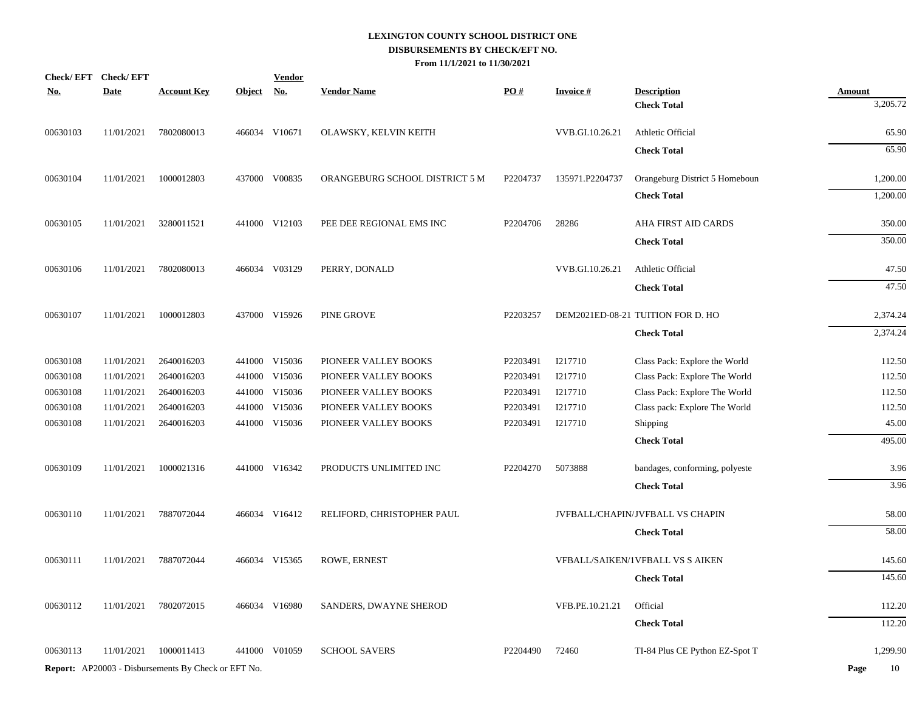# LEXINGTON COUNTY SCHOOL DISTRICT ONE
## DISBURSEMENTS BY CHECK/EFT NO.
### From 11/1/2021 to 11/30/2021

| Check/ EFT No. | Check/ EFT Date | Account Key | Object | Vendor No. | Vendor Name | PO # | Invoice # | Description | Amount |
|---|---|---|---|---|---|---|---|---|---|
| | | | | | | | | **Check Total** | 3,205.72 |
| 00630103 | 11/01/2021 | 7802080013 | 466034 | V10671 | OLAWSKY, KELVIN KEITH | | VVB.GI.10.26.21 | Athletic Official | 65.90 |
| | | | | | | | | **Check Total** | 65.90 |
| 00630104 | 11/01/2021 | 1000012803 | 437000 | V00835 | ORANGEBURG SCHOOL DISTRICT 5 M | P2204737 | 135971.P2204737 | Orangeburg District 5 Homeboun | 1,200.00 |
| | | | | | | | | **Check Total** | 1,200.00 |
| 00630105 | 11/01/2021 | 3280011521 | 441000 | V12103 | PEE DEE REGIONAL EMS INC | P2204706 | 28286 | AHA FIRST AID CARDS | 350.00 |
| | | | | | | | | **Check Total** | 350.00 |
| 00630106 | 11/01/2021 | 7802080013 | 466034 | V03129 | PERRY, DONALD | | VVB.GI.10.26.21 | Athletic Official | 47.50 |
| | | | | | | | | **Check Total** | 47.50 |
| 00630107 | 11/01/2021 | 1000012803 | 437000 | V15926 | PINE GROVE | P2203257 | DEM2021ED-08-21 | TUITION FOR D. HO | 2,374.24 |
| | | | | | | | | **Check Total** | 2,374.24 |
| 00630108 | 11/01/2021 | 2640016203 | 441000 | V15036 | PIONEER VALLEY BOOKS | P2203491 | I217710 | Class Pack: Explore the World | 112.50 |
| 00630108 | 11/01/2021 | 2640016203 | 441000 | V15036 | PIONEER VALLEY BOOKS | P2203491 | I217710 | Class Pack: Explore The World | 112.50 |
| 00630108 | 11/01/2021 | 2640016203 | 441000 | V15036 | PIONEER VALLEY BOOKS | P2203491 | I217710 | Class Pack: Explore The World | 112.50 |
| 00630108 | 11/01/2021 | 2640016203 | 441000 | V15036 | PIONEER VALLEY BOOKS | P2203491 | I217710 | Class pack: Explore The World | 112.50 |
| 00630108 | 11/01/2021 | 2640016203 | 441000 | V15036 | PIONEER VALLEY BOOKS | P2203491 | I217710 | Shipping | 45.00 |
| | | | | | | | | **Check Total** | 495.00 |
| 00630109 | 11/01/2021 | 1000021316 | 441000 | V16342 | PRODUCTS UNLIMITED INC | P2204270 | 5073888 | bandages, conforming, polyeste | 3.96 |
| | | | | | | | | **Check Total** | 3.96 |
| 00630110 | 11/01/2021 | 7887072044 | 466034 | V16412 | RELIFORD, CHRISTOPHER PAUL | | JVFBALL/CHAPIN/ | JVFBALL VS CHAPIN | 58.00 |
| | | | | | | | | **Check Total** | 58.00 |
| 00630111 | 11/01/2021 | 7887072044 | 466034 | V15365 | ROWE, ERNEST | | VFBALL/SAIKEN/1 | VFBALL VS S AIKEN | 145.60 |
| | | | | | | | | **Check Total** | 145.60 |
| 00630112 | 11/01/2021 | 7802072015 | 466034 | V16980 | SANDERS, DWAYNE SHEROD | | VFB.PE.10.21.21 | Official | 112.20 |
| | | | | | | | | **Check Total** | 112.20 |
| 00630113 | 11/01/2021 | 1000011413 | 441000 | V01059 | SCHOOL SAVERS | P2204490 | 72460 | TI-84 Plus CE Python EZ-Spot T | 1,299.90 |

**Report:** AP20003 - Disbursements By Check or EFT No.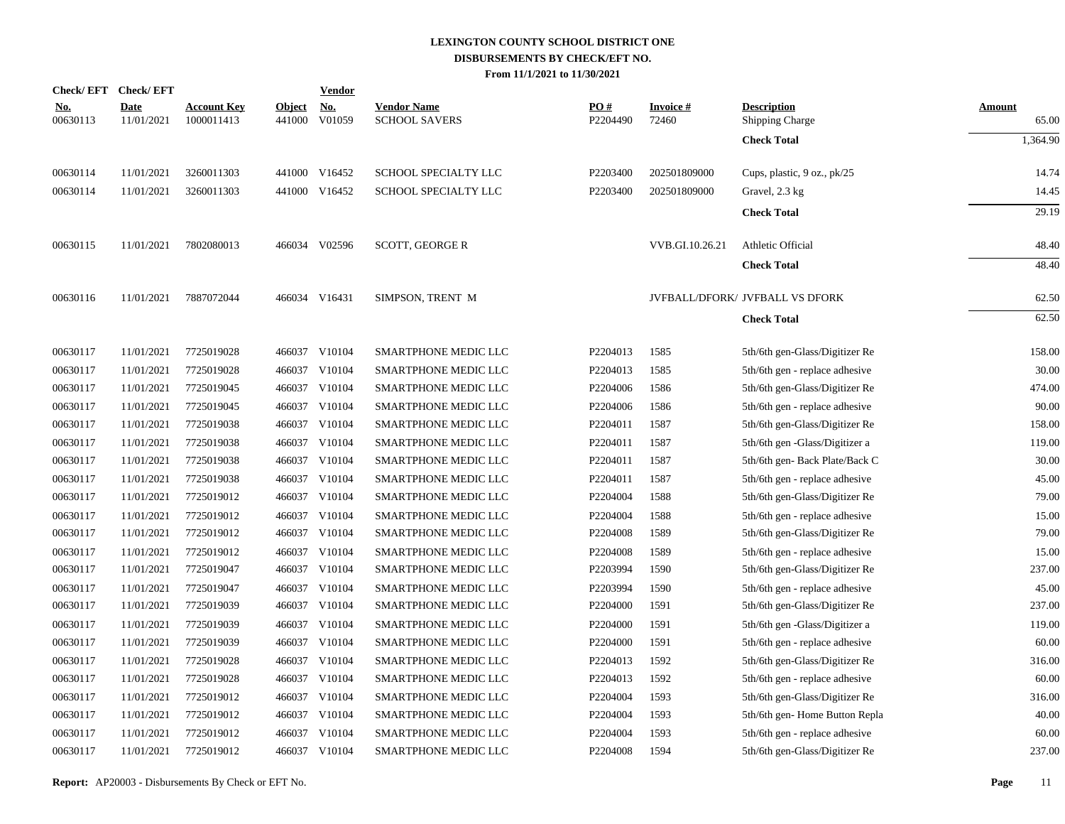# LEXINGTON COUNTY SCHOOL DISTRICT ONE
## DISBURSEMENTS BY CHECK/EFT NO.
### From 11/1/2021 to 11/30/2021

| Check/ EFT No. | Check/ EFT Date | Account Key | Object | Vendor No. | Vendor Name | PO # | Invoice # | Description | Amount |
|---|---|---|---|---|---|---|---|---|---|
| 00630113 | 11/01/2021 | 1000011413 | 441000 | V01059 | SCHOOL SAVERS | P2204490 | 72460 | Shipping Charge | 65.00 |
| | | | | | | | | **Check Total** | 1,364.90 |
| 00630114 | 11/01/2021 | 3260011303 | 441000 | V16452 | SCHOOL SPECIALTY LLC | P2203400 | 202501809000 | Cups, plastic, 9 oz., pk/25 | 14.74 |
| 00630114 | 11/01/2021 | 3260011303 | 441000 | V16452 | SCHOOL SPECIALTY LLC | P2203400 | 202501809000 | Gravel, 2.3 kg | 14.45 |
| | | | | | | | | **Check Total** | 29.19 |
| 00630115 | 11/01/2021 | 7802080013 | 466034 | V02596 | SCOTT, GEORGE R | | VVB.GI.10.26.21 | Athletic Official | 48.40 |
| | | | | | | | | **Check Total** | 48.40 |
| 00630116 | 11/01/2021 | 7887072044 | 466034 | V16431 | SIMPSON, TRENT M | | JVFBALL/DFORK/ | JVFBALL VS DFORK | 62.50 |
| | | | | | | | | **Check Total** | 62.50 |
| 00630117 | 11/01/2021 | 7725019028 | 466037 | V10104 | SMARTPHONE MEDIC LLC | P2204013 | 1585 | 5th/6th gen-Glass/Digitizer Re | 158.00 |
| 00630117 | 11/01/2021 | 7725019028 | 466037 | V10104 | SMARTPHONE MEDIC LLC | P2204013 | 1585 | 5th/6th gen - replace adhesive | 30.00 |
| 00630117 | 11/01/2021 | 7725019045 | 466037 | V10104 | SMARTPHONE MEDIC LLC | P2204006 | 1586 | 5th/6th gen-Glass/Digitizer Re | 474.00 |
| 00630117 | 11/01/2021 | 7725019045 | 466037 | V10104 | SMARTPHONE MEDIC LLC | P2204006 | 1586 | 5th/6th gen - replace adhesive | 90.00 |
| 00630117 | 11/01/2021 | 7725019038 | 466037 | V10104 | SMARTPHONE MEDIC LLC | P2204011 | 1587 | 5th/6th gen-Glass/Digitizer Re | 158.00 |
| 00630117 | 11/01/2021 | 7725019038 | 466037 | V10104 | SMARTPHONE MEDIC LLC | P2204011 | 1587 | 5th/6th gen -Glass/Digitizer a | 119.00 |
| 00630117 | 11/01/2021 | 7725019038 | 466037 | V10104 | SMARTPHONE MEDIC LLC | P2204011 | 1587 | 5th/6th gen- Back Plate/Back C | 30.00 |
| 00630117 | 11/01/2021 | 7725019038 | 466037 | V10104 | SMARTPHONE MEDIC LLC | P2204011 | 1587 | 5th/6th gen - replace adhesive | 45.00 |
| 00630117 | 11/01/2021 | 7725019012 | 466037 | V10104 | SMARTPHONE MEDIC LLC | P2204004 | 1588 | 5th/6th gen-Glass/Digitizer Re | 79.00 |
| 00630117 | 11/01/2021 | 7725019012 | 466037 | V10104 | SMARTPHONE MEDIC LLC | P2204004 | 1588 | 5th/6th gen - replace adhesive | 15.00 |
| 00630117 | 11/01/2021 | 7725019012 | 466037 | V10104 | SMARTPHONE MEDIC LLC | P2204008 | 1589 | 5th/6th gen-Glass/Digitizer Re | 79.00 |
| 00630117 | 11/01/2021 | 7725019012 | 466037 | V10104 | SMARTPHONE MEDIC LLC | P2204008 | 1589 | 5th/6th gen - replace adhesive | 15.00 |
| 00630117 | 11/01/2021 | 7725019047 | 466037 | V10104 | SMARTPHONE MEDIC LLC | P2203994 | 1590 | 5th/6th gen-Glass/Digitizer Re | 237.00 |
| 00630117 | 11/01/2021 | 7725019047 | 466037 | V10104 | SMARTPHONE MEDIC LLC | P2203994 | 1590 | 5th/6th gen - replace adhesive | 45.00 |
| 00630117 | 11/01/2021 | 7725019039 | 466037 | V10104 | SMARTPHONE MEDIC LLC | P2204000 | 1591 | 5th/6th gen-Glass/Digitizer Re | 237.00 |
| 00630117 | 11/01/2021 | 7725019039 | 466037 | V10104 | SMARTPHONE MEDIC LLC | P2204000 | 1591 | 5th/6th gen -Glass/Digitizer a | 119.00 |
| 00630117 | 11/01/2021 | 7725019039 | 466037 | V10104 | SMARTPHONE MEDIC LLC | P2204000 | 1591 | 5th/6th gen - replace adhesive | 60.00 |
| 00630117 | 11/01/2021 | 7725019028 | 466037 | V10104 | SMARTPHONE MEDIC LLC | P2204013 | 1592 | 5th/6th gen-Glass/Digitizer Re | 316.00 |
| 00630117 | 11/01/2021 | 7725019028 | 466037 | V10104 | SMARTPHONE MEDIC LLC | P2204013 | 1592 | 5th/6th gen - replace adhesive | 60.00 |
| 00630117 | 11/01/2021 | 7725019012 | 466037 | V10104 | SMARTPHONE MEDIC LLC | P2204004 | 1593 | 5th/6th gen-Glass/Digitizer Re | 316.00 |
| 00630117 | 11/01/2021 | 7725019012 | 466037 | V10104 | SMARTPHONE MEDIC LLC | P2204004 | 1593 | 5th/6th gen- Home Button Repla | 40.00 |
| 00630117 | 11/01/2021 | 7725019012 | 466037 | V10104 | SMARTPHONE MEDIC LLC | P2204004 | 1593 | 5th/6th gen - replace adhesive | 60.00 |
| 00630117 | 11/01/2021 | 7725019012 | 466037 | V10104 | SMARTPHONE MEDIC LLC | P2204008 | 1594 | 5th/6th gen-Glass/Digitizer Re | 237.00 |

**Report:** AP20003 - Disbursements By Check or EFT No.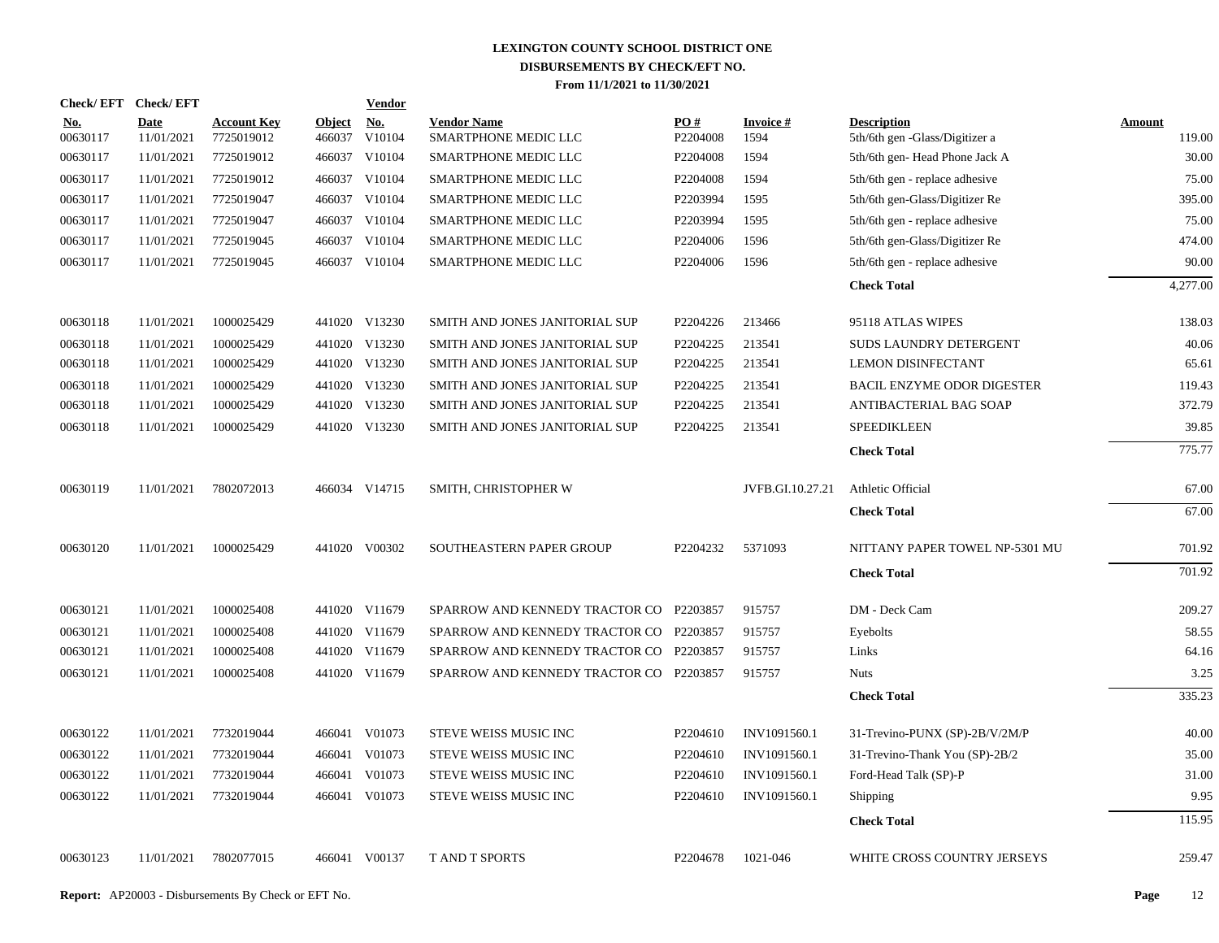# LEXINGTON COUNTY SCHOOL DISTRICT ONE
## DISBURSEMENTS BY CHECK/EFT NO.
### From 11/1/2021 to 11/30/2021

| Check/ EFT No. | Check/ EFT Date | Account Key | Object | Vendor No. | Vendor Name | PO # | Invoice # | Description | Amount |
|---|---|---|---|---|---|---|---|---|---|
| 00630117 | 11/01/2021 | 7725019012 | 466037 | V10104 | SMARTPHONE MEDIC LLC | P2204008 | 1594 | 5th/6th gen -Glass/Digitizer a | 119.00 |
| 00630117 | 11/01/2021 | 7725019012 | 466037 | V10104 | SMARTPHONE MEDIC LLC | P2204008 | 1594 | 5th/6th gen- Head Phone Jack A | 30.00 |
| 00630117 | 11/01/2021 | 7725019012 | 466037 | V10104 | SMARTPHONE MEDIC LLC | P2204008 | 1594 | 5th/6th gen - replace adhesive | 75.00 |
| 00630117 | 11/01/2021 | 7725019047 | 466037 | V10104 | SMARTPHONE MEDIC LLC | P2203994 | 1595 | 5th/6th gen-Glass/Digitizer Re | 395.00 |
| 00630117 | 11/01/2021 | 7725019047 | 466037 | V10104 | SMARTPHONE MEDIC LLC | P2203994 | 1595 | 5th/6th gen - replace adhesive | 75.00 |
| 00630117 | 11/01/2021 | 7725019045 | 466037 | V10104 | SMARTPHONE MEDIC LLC | P2204006 | 1596 | 5th/6th gen-Glass/Digitizer Re | 474.00 |
| 00630117 | 11/01/2021 | 7725019045 | 466037 | V10104 | SMARTPHONE MEDIC LLC | P2204006 | 1596 | 5th/6th gen - replace adhesive | 90.00 |
| | | | | | | | | **Check Total** | 4,277.00 |
| 00630118 | 11/01/2021 | 1000025429 | 441020 | V13230 | SMITH AND JONES JANITORIAL SUP | P2204226 | 213466 | 95118 ATLAS WIPES | 138.03 |
| 00630118 | 11/01/2021 | 1000025429 | 441020 | V13230 | SMITH AND JONES JANITORIAL SUP | P2204225 | 213541 | SUDS LAUNDRY DETERGENT | 40.06 |
| 00630118 | 11/01/2021 | 1000025429 | 441020 | V13230 | SMITH AND JONES JANITORIAL SUP | P2204225 | 213541 | LEMON DISINFECTANT | 65.61 |
| 00630118 | 11/01/2021 | 1000025429 | 441020 | V13230 | SMITH AND JONES JANITORIAL SUP | P2204225 | 213541 | BACIL ENZYME ODOR DIGESTER | 119.43 |
| 00630118 | 11/01/2021 | 1000025429 | 441020 | V13230 | SMITH AND JONES JANITORIAL SUP | P2204225 | 213541 | ANTIBACTERIAL BAG SOAP | 372.79 |
| 00630118 | 11/01/2021 | 1000025429 | 441020 | V13230 | SMITH AND JONES JANITORIAL SUP | P2204225 | 213541 | SPEEDIKLEEN | 39.85 |
| | | | | | | | | **Check Total** | 775.77 |
| 00630119 | 11/01/2021 | 7802072013 | 466034 | V14715 | SMITH, CHRISTOPHER W | | JVFB.GI.10.27.21 | Athletic Official | 67.00 |
| | | | | | | | | **Check Total** | 67.00 |
| 00630120 | 11/01/2021 | 1000025429 | 441020 | V00302 | SOUTHEASTERN PAPER GROUP | P2204232 | 5371093 | NITTANY PAPER TOWEL NP-5301 MU | 701.92 |
| | | | | | | | | **Check Total** | 701.92 |
| 00630121 | 11/01/2021 | 1000025408 | 441020 | V11679 | SPARROW AND KENNEDY TRACTOR CO | P2203857 | 915757 | DM - Deck Cam | 209.27 |
| 00630121 | 11/01/2021 | 1000025408 | 441020 | V11679 | SPARROW AND KENNEDY TRACTOR CO | P2203857 | 915757 | Eyebolts | 58.55 |
| 00630121 | 11/01/2021 | 1000025408 | 441020 | V11679 | SPARROW AND KENNEDY TRACTOR CO | P2203857 | 915757 | Links | 64.16 |
| 00630121 | 11/01/2021 | 1000025408 | 441020 | V11679 | SPARROW AND KENNEDY TRACTOR CO | P2203857 | 915757 | Nuts | 3.25 |
| | | | | | | | | **Check Total** | 335.23 |
| 00630122 | 11/01/2021 | 7732019044 | 466041 | V01073 | STEVE WEISS MUSIC INC | P2204610 | INV1091560.1 | 31-Trevino-PUNX (SP)-2B/V/2M/P | 40.00 |
| 00630122 | 11/01/2021 | 7732019044 | 466041 | V01073 | STEVE WEISS MUSIC INC | P2204610 | INV1091560.1 | 31-Trevino-Thank You (SP)-2B/2 | 35.00 |
| 00630122 | 11/01/2021 | 7732019044 | 466041 | V01073 | STEVE WEISS MUSIC INC | P2204610 | INV1091560.1 | Ford-Head Talk (SP)-P | 31.00 |
| 00630122 | 11/01/2021 | 7732019044 | 466041 | V01073 | STEVE WEISS MUSIC INC | P2204610 | INV1091560.1 | Shipping | 9.95 |
| | | | | | | | | **Check Total** | 115.95 |
| 00630123 | 11/01/2021 | 7802077015 | 466041 | V00137 | T AND T SPORTS | P2204678 | 1021-046 | WHITE CROSS COUNTRY JERSEYS | 259.47 |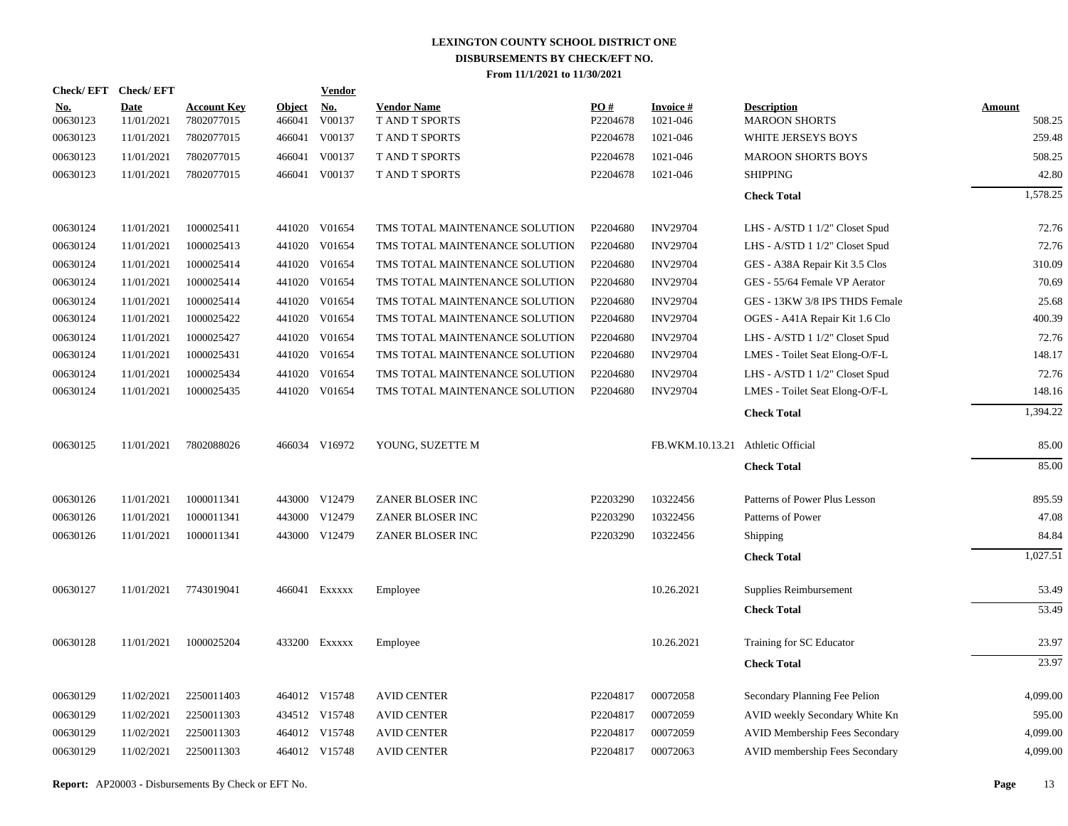# LEXINGTON COUNTY SCHOOL DISTRICT ONE
## DISBURSEMENTS BY CHECK/EFT NO.
### From 11/1/2021 to 11/30/2021

| Check/ EFT No. | Check/ EFT Date | Account Key | Object | Vendor No. | Vendor Name | PO # | Invoice # | Description | Amount |
|---|---|---|---|---|---|---|---|---|---|
| 00630123 | 11/01/2021 | 7802077015 | 466041 | V00137 | T AND T SPORTS | P2204678 | 1021-046 | MAROON SHORTS | 508.25 |
| 00630123 | 11/01/2021 | 7802077015 | 466041 | V00137 | T AND T SPORTS | P2204678 | 1021-046 | WHITE JERSEYS BOYS | 259.48 |
| 00630123 | 11/01/2021 | 7802077015 | 466041 | V00137 | T AND T SPORTS | P2204678 | 1021-046 | MAROON SHORTS BOYS | 508.25 |
| 00630123 | 11/01/2021 | 7802077015 | 466041 | V00137 | T AND T SPORTS | P2204678 | 1021-046 | SHIPPING | 42.80 |
| | | | | | | | | **Check Total** | 1,578.25 |
| 00630124 | 11/01/2021 | 1000025411 | 441020 | V01654 | TMS TOTAL MAINTENANCE SOLUTION | P2204680 | INV29704 | LHS - A/STD 1 1/2" Closet Spud | 72.76 |
| 00630124 | 11/01/2021 | 1000025413 | 441020 | V01654 | TMS TOTAL MAINTENANCE SOLUTION | P2204680 | INV29704 | LHS - A/STD 1 1/2" Closet Spud | 72.76 |
| 00630124 | 11/01/2021 | 1000025414 | 441020 | V01654 | TMS TOTAL MAINTENANCE SOLUTION | P2204680 | INV29704 | GES - A38A Repair Kit 3.5 Clos | 310.09 |
| 00630124 | 11/01/2021 | 1000025414 | 441020 | V01654 | TMS TOTAL MAINTENANCE SOLUTION | P2204680 | INV29704 | GES - 55/64 Female VP Aerator | 70.69 |
| 00630124 | 11/01/2021 | 1000025414 | 441020 | V01654 | TMS TOTAL MAINTENANCE SOLUTION | P2204680 | INV29704 | GES - 13KW 3/8 IPS THDS Female | 25.68 |
| 00630124 | 11/01/2021 | 1000025422 | 441020 | V01654 | TMS TOTAL MAINTENANCE SOLUTION | P2204680 | INV29704 | OGES - A41A Repair Kit 1.6 Clo | 400.39 |
| 00630124 | 11/01/2021 | 1000025427 | 441020 | V01654 | TMS TOTAL MAINTENANCE SOLUTION | P2204680 | INV29704 | LHS - A/STD 1 1/2" Closet Spud | 72.76 |
| 00630124 | 11/01/2021 | 1000025431 | 441020 | V01654 | TMS TOTAL MAINTENANCE SOLUTION | P2204680 | INV29704 | LMES - Toilet Seat Elong-O/F-L | 148.17 |
| 00630124 | 11/01/2021 | 1000025434 | 441020 | V01654 | TMS TOTAL MAINTENANCE SOLUTION | P2204680 | INV29704 | LHS - A/STD 1 1/2" Closet Spud | 72.76 |
| 00630124 | 11/01/2021 | 1000025435 | 441020 | V01654 | TMS TOTAL MAINTENANCE SOLUTION | P2204680 | INV29704 | LMES - Toilet Seat Elong-O/F-L | 148.16 |
| | | | | | | | | **Check Total** | 1,394.22 |
| 00630125 | 11/01/2021 | 7802088026 | 466034 | V16972 | YOUNG, SUZETTE M | | FB.WKM.10.13.21 | Athletic Official | 85.00 |
| | | | | | | | | **Check Total** | 85.00 |
| 00630126 | 11/01/2021 | 1000011341 | 443000 | V12479 | ZANER BLOSER INC | P2203290 | 10322456 | Patterns of Power Plus Lesson | 895.59 |
| 00630126 | 11/01/2021 | 1000011341 | 443000 | V12479 | ZANER BLOSER INC | P2203290 | 10322456 | Patterns of Power | 47.08 |
| 00630126 | 11/01/2021 | 1000011341 | 443000 | V12479 | ZANER BLOSER INC | P2203290 | 10322456 | Shipping | 84.84 |
| | | | | | | | | **Check Total** | 1,027.51 |
| 00630127 | 11/01/2021 | 7743019041 | 466041 | Exxxxx | Employee | | 10.26.2021 | Supplies Reimbursement | 53.49 |
| | | | | | | | | **Check Total** | 53.49 |
| 00630128 | 11/01/2021 | 1000025204 | 433200 | Exxxxx | Employee | | 10.26.2021 | Training for SC Educator | 23.97 |
| | | | | | | | | **Check Total** | 23.97 |
| 00630129 | 11/02/2021 | 2250011403 | 464012 | V15748 | AVID CENTER | P2204817 | 00072058 | Secondary Planning Fee Pelion | 4,099.00 |
| 00630129 | 11/02/2021 | 2250011303 | 434512 | V15748 | AVID CENTER | P2204817 | 00072059 | AVID weekly Secondary White Kn | 595.00 |
| 00630129 | 11/02/2021 | 2250011303 | 464012 | V15748 | AVID CENTER | P2204817 | 00072059 | AVID Membership Fees Secondary | 4,099.00 |
| 00630129 | 11/02/2021 | 2250011303 | 464012 | V15748 | AVID CENTER | P2204817 | 00072063 | AVID membership Fees Secondary | 4,099.00 |

**Report:** AP20003 - Disbursements By Check or EFT No.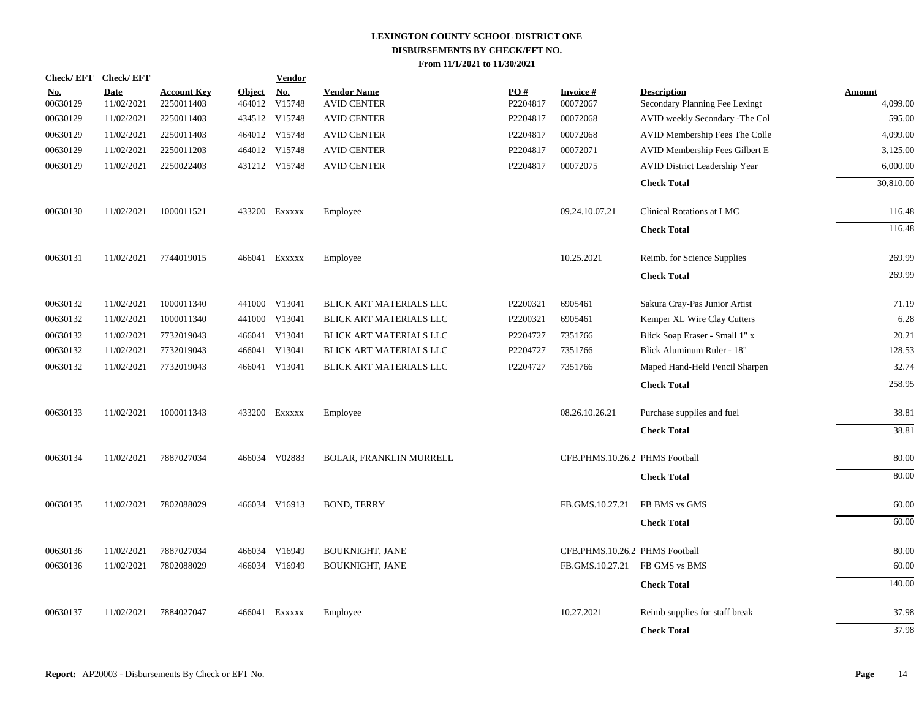# LEXINGTON COUNTY SCHOOL DISTRICT ONE
## DISBURSEMENTS BY CHECK/EFT NO.
### From 11/1/2021 to 11/30/2021

| Check/ EFT No. | Check/ EFT Date | Account Key | Object | Vendor No. | Vendor Name | PO # | Invoice # | Description | Amount |
|---|---|---|---|---|---|---|---|---|---|
| 00630129 | 11/02/2021 | 2250011403 | 464012 | V15748 | AVID CENTER | P2204817 | 00072067 | Secondary Planning Fee Lexingt | 4,099.00 |
| 00630129 | 11/02/2021 | 2250011403 | 434512 | V15748 | AVID CENTER | P2204817 | 00072068 | AVID weekly Secondary -The Col | 595.00 |
| 00630129 | 11/02/2021 | 2250011403 | 464012 | V15748 | AVID CENTER | P2204817 | 00072068 | AVID Membership Fees The Colle | 4,099.00 |
| 00630129 | 11/02/2021 | 2250011203 | 464012 | V15748 | AVID CENTER | P2204817 | 00072071 | AVID Membership Fees Gilbert E | 3,125.00 |
| 00630129 | 11/02/2021 | 2250022403 | 431212 | V15748 | AVID CENTER | P2204817 | 00072075 | AVID District Leadership Year | 6,000.00 |
| | | | | | | | | **Check Total** | 30,810.00 |
| 00630130 | 11/02/2021 | 1000011521 | 433200 | Exxxxx | Employee | | 09.24.10.07.21 | Clinical Rotations at LMC | 116.48 |
| | | | | | | | | **Check Total** | 116.48 |
| 00630131 | 11/02/2021 | 7744019015 | 466041 | Exxxxx | Employee | | 10.25.2021 | Reimb. for Science Supplies | 269.99 |
| | | | | | | | | **Check Total** | 269.99 |
| 00630132 | 11/02/2021 | 1000011340 | 441000 | V13041 | BLICK ART MATERIALS LLC | P2200321 | 6905461 | Sakura Cray-Pas Junior Artist | 71.19 |
| 00630132 | 11/02/2021 | 1000011340 | 441000 | V13041 | BLICK ART MATERIALS LLC | P2200321 | 6905461 | Kemper XL Wire Clay Cutters | 6.28 |
| 00630132 | 11/02/2021 | 7732019043 | 466041 | V13041 | BLICK ART MATERIALS LLC | P2204727 | 7351766 | Blick Soap Eraser - Small 1" x | 20.21 |
| 00630132 | 11/02/2021 | 7732019043 | 466041 | V13041 | BLICK ART MATERIALS LLC | P2204727 | 7351766 | Blick Aluminum Ruler - 18" | 128.53 |
| 00630132 | 11/02/2021 | 7732019043 | 466041 | V13041 | BLICK ART MATERIALS LLC | P2204727 | 7351766 | Maped Hand-Held Pencil Sharpen | 32.74 |
| | | | | | | | | **Check Total** | 258.95 |
| 00630133 | 11/02/2021 | 1000011343 | 433200 | Exxxxx | Employee | | 08.26.10.26.21 | Purchase supplies and fuel | 38.81 |
| | | | | | | | | **Check Total** | 38.81 |
| 00630134 | 11/02/2021 | 7887027034 | 466034 | V02883 | BOLAR, FRANKLIN MURRELL | | CFB.PHMS.10.26.2 | PHMS Football | 80.00 |
| | | | | | | | | **Check Total** | 80.00 |
| 00630135 | 11/02/2021 | 7802088029 | 466034 | V16913 | BOND, TERRY | | FB.GMS.10.27.21 | FB BMS vs GMS | 60.00 |
| | | | | | | | | **Check Total** | 60.00 |
| 00630136 | 11/02/2021 | 7887027034 | 466034 | V16949 | BOUKNIGHT, JANE | | CFB.PHMS.10.26.2 | PHMS Football | 80.00 |
| 00630136 | 11/02/2021 | 7802088029 | 466034 | V16949 | BOUKNIGHT, JANE | | FB.GMS.10.27.21 | FB GMS vs BMS | 60.00 |
| | | | | | | | | **Check Total** | 140.00 |
| 00630137 | 11/02/2021 | 7884027047 | 466041 | Exxxxx | Employee | | 10.27.2021 | Reimb supplies for staff break | 37.98 |
| | | | | | | | | **Check Total** | 37.98 |

**Report:** AP20003 - Disbursements By Check or EFT No.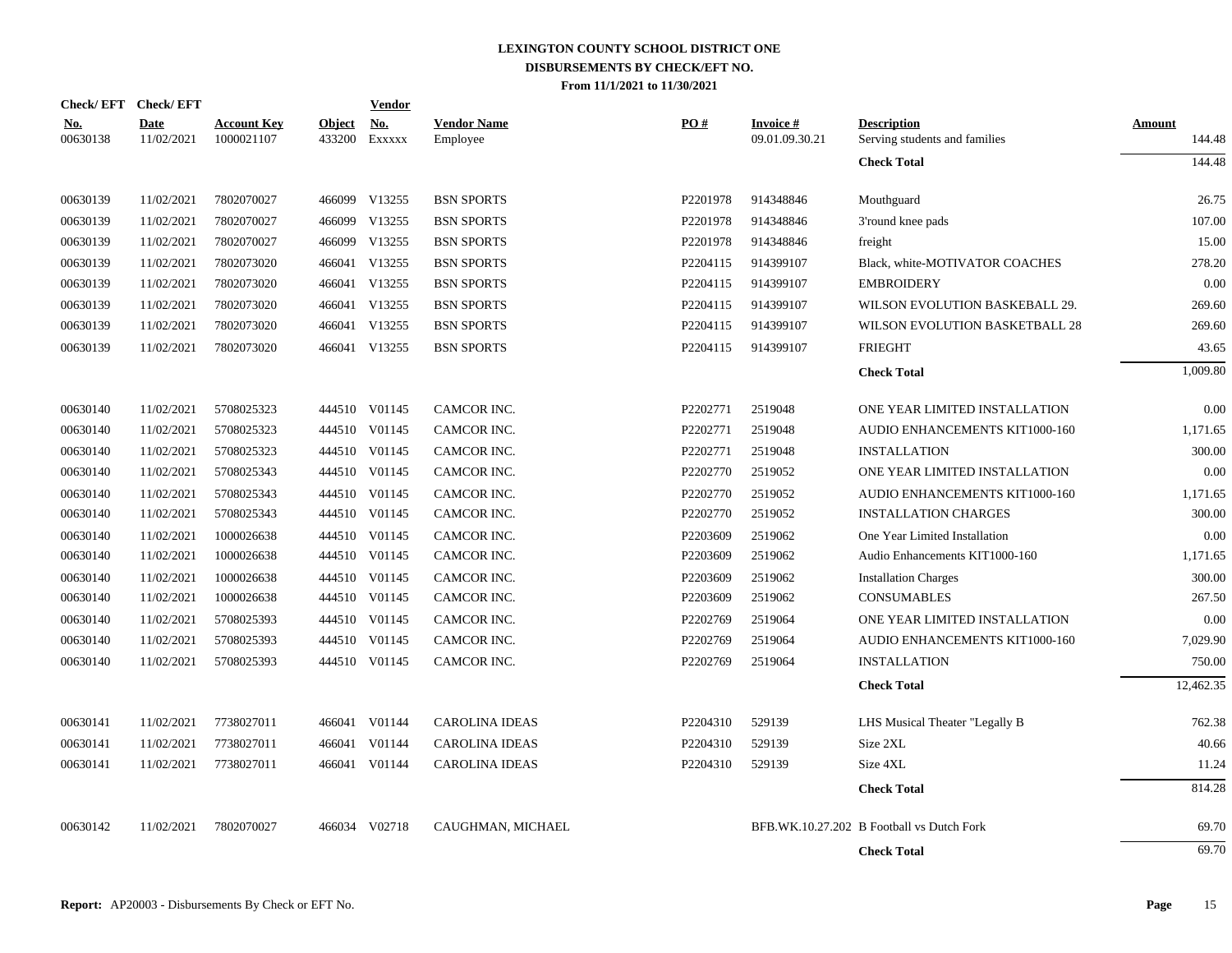# LEXINGTON COUNTY SCHOOL DISTRICT ONE
## DISBURSEMENTS BY CHECK/EFT NO.
### From 11/1/2021 to 11/30/2021

| Check/ EFT No. | Check/ EFT Date | Account Key | Object | Vendor No. | Vendor Name | PO # | Invoice # | Description | Amount |
|---|---|---|---|---|---|---|---|---|---|
| 00630138 | 11/02/2021 | 1000021107 | 433200 | Exxxxx | Employee | | 09.01.09.30.21 | Serving students and families | 144.48 |
| | | | | | | | | **Check Total** | 144.48 |
| 00630139 | 11/02/2021 | 7802070027 | 466099 | V13255 | BSN SPORTS | P2201978 | 914348846 | Mouthguard | 26.75 |
| 00630139 | 11/02/2021 | 7802070027 | 466099 | V13255 | BSN SPORTS | P2201978 | 914348846 | 3'round knee pads | 107.00 |
| 00630139 | 11/02/2021 | 7802070027 | 466099 | V13255 | BSN SPORTS | P2201978 | 914348846 | freight | 15.00 |
| 00630139 | 11/02/2021 | 7802073020 | 466041 | V13255 | BSN SPORTS | P2204115 | 914399107 | Black, white-MOTIVATOR COACHES | 278.20 |
| 00630139 | 11/02/2021 | 7802073020 | 466041 | V13255 | BSN SPORTS | P2204115 | 914399107 | EMBROIDERY | 0.00 |
| 00630139 | 11/02/2021 | 7802073020 | 466041 | V13255 | BSN SPORTS | P2204115 | 914399107 | WILSON EVOLUTION BASKEBALL 29. | 269.60 |
| 00630139 | 11/02/2021 | 7802073020 | 466041 | V13255 | BSN SPORTS | P2204115 | 914399107 | WILSON EVOLUTION BASKETBALL 28 | 269.60 |
| 00630139 | 11/02/2021 | 7802073020 | 466041 | V13255 | BSN SPORTS | P2204115 | 914399107 | FRIEGHT | 43.65 |
| | | | | | | | | **Check Total** | 1,009.80 |
| 00630140 | 11/02/2021 | 5708025323 | 444510 | V01145 | CAMCOR INC. | P2202771 | 2519048 | ONE YEAR LIMITED INSTALLATION | 0.00 |
| 00630140 | 11/02/2021 | 5708025323 | 444510 | V01145 | CAMCOR INC. | P2202771 | 2519048 | AUDIO ENHANCEMENTS KIT1000-160 | 1,171.65 |
| 00630140 | 11/02/2021 | 5708025323 | 444510 | V01145 | CAMCOR INC. | P2202771 | 2519048 | INSTALLATION | 300.00 |
| 00630140 | 11/02/2021 | 5708025343 | 444510 | V01145 | CAMCOR INC. | P2202770 | 2519052 | ONE YEAR LIMITED INSTALLATION | 0.00 |
| 00630140 | 11/02/2021 | 5708025343 | 444510 | V01145 | CAMCOR INC. | P2202770 | 2519052 | AUDIO ENHANCEMENTS KIT1000-160 | 1,171.65 |
| 00630140 | 11/02/2021 | 5708025343 | 444510 | V01145 | CAMCOR INC. | P2202770 | 2519052 | INSTALLATION CHARGES | 300.00 |
| 00630140 | 11/02/2021 | 1000026638 | 444510 | V01145 | CAMCOR INC. | P2203609 | 2519062 | One Year Limited Installation | 0.00 |
| 00630140 | 11/02/2021 | 1000026638 | 444510 | V01145 | CAMCOR INC. | P2203609 | 2519062 | Audio Enhancements KIT1000-160 | 1,171.65 |
| 00630140 | 11/02/2021 | 1000026638 | 444510 | V01145 | CAMCOR INC. | P2203609 | 2519062 | Installation Charges | 300.00 |
| 00630140 | 11/02/2021 | 1000026638 | 444510 | V01145 | CAMCOR INC. | P2203609 | 2519062 | CONSUMABLES | 267.50 |
| 00630140 | 11/02/2021 | 5708025393 | 444510 | V01145 | CAMCOR INC. | P2202769 | 2519064 | ONE YEAR LIMITED INSTALLATION | 0.00 |
| 00630140 | 11/02/2021 | 5708025393 | 444510 | V01145 | CAMCOR INC. | P2202769 | 2519064 | AUDIO ENHANCEMENTS KIT1000-160 | 7,029.90 |
| 00630140 | 11/02/2021 | 5708025393 | 444510 | V01145 | CAMCOR INC. | P2202769 | 2519064 | INSTALLATION | 750.00 |
| | | | | | | | | **Check Total** | 12,462.35 |
| 00630141 | 11/02/2021 | 7738027011 | 466041 | V01144 | CAROLINA IDEAS | P2204310 | 529139 | LHS Musical Theater "Legally B | 762.38 |
| 00630141 | 11/02/2021 | 7738027011 | 466041 | V01144 | CAROLINA IDEAS | P2204310 | 529139 | Size 2XL | 40.66 |
| 00630141 | 11/02/2021 | 7738027011 | 466041 | V01144 | CAROLINA IDEAS | P2204310 | 529139 | Size 4XL | 11.24 |
| | | | | | | | | **Check Total** | 814.28 |
| 00630142 | 11/02/2021 | 7802070027 | 466034 | V02718 | CAUGHMAN, MICHAEL | | BFB.WK.10.27.202 | B Football vs Dutch Fork | 69.70 |
| | | | | | | | | **Check Total** | 69.70 |

**Report:** AP20003 - Disbursements By Check or EFT No.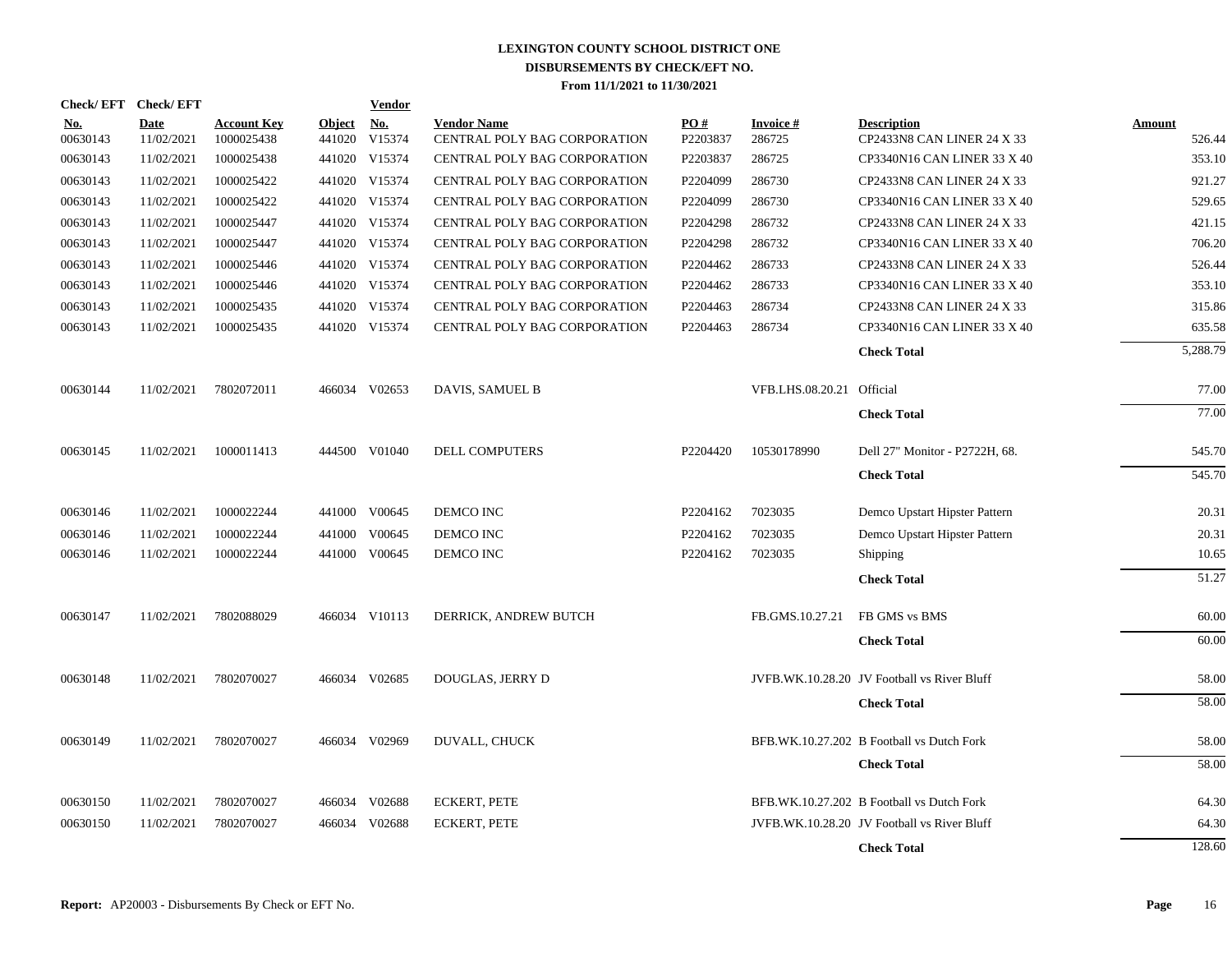# LEXINGTON COUNTY SCHOOL DISTRICT ONE
## DISBURSEMENTS BY CHECK/EFT NO.
### From 11/1/2021 to 11/30/2021

| Check/ EFT No. | Check/ EFT Date | Account Key | Object | Vendor No. | Vendor Name | PO # | Invoice # | Description | Amount |
|---|---|---|---|---|---|---|---|---|---|
| 00630143 | 11/02/2021 | 1000025438 | 441020 | V15374 | CENTRAL POLY BAG CORPORATION | P2203837 | 286725 | CP2433N8 CAN LINER 24 X 33 | 526.44 |
| 00630143 | 11/02/2021 | 1000025438 | 441020 | V15374 | CENTRAL POLY BAG CORPORATION | P2203837 | 286725 | CP3340N16 CAN LINER 33 X 40 | 353.10 |
| 00630143 | 11/02/2021 | 1000025422 | 441020 | V15374 | CENTRAL POLY BAG CORPORATION | P2204099 | 286730 | CP2433N8 CAN LINER 24 X 33 | 921.27 |
| 00630143 | 11/02/2021 | 1000025422 | 441020 | V15374 | CENTRAL POLY BAG CORPORATION | P2204099 | 286730 | CP3340N16 CAN LINER 33 X 40 | 529.65 |
| 00630143 | 11/02/2021 | 1000025447 | 441020 | V15374 | CENTRAL POLY BAG CORPORATION | P2204298 | 286732 | CP2433N8 CAN LINER 24 X 33 | 421.15 |
| 00630143 | 11/02/2021 | 1000025447 | 441020 | V15374 | CENTRAL POLY BAG CORPORATION | P2204298 | 286732 | CP3340N16 CAN LINER 33 X 40 | 706.20 |
| 00630143 | 11/02/2021 | 1000025446 | 441020 | V15374 | CENTRAL POLY BAG CORPORATION | P2204462 | 286733 | CP2433N8 CAN LINER 24 X 33 | 526.44 |
| 00630143 | 11/02/2021 | 1000025446 | 441020 | V15374 | CENTRAL POLY BAG CORPORATION | P2204462 | 286733 | CP3340N16 CAN LINER 33 X 40 | 353.10 |
| 00630143 | 11/02/2021 | 1000025435 | 441020 | V15374 | CENTRAL POLY BAG CORPORATION | P2204463 | 286734 | CP2433N8 CAN LINER 24 X 33 | 315.86 |
| 00630143 | 11/02/2021 | 1000025435 | 441020 | V15374 | CENTRAL POLY BAG CORPORATION | P2204463 | 286734 | CP3340N16 CAN LINER 33 X 40 | 635.58 |
| | | | | | | | | **Check Total** | 5,288.79 |
| 00630144 | 11/02/2021 | 7802072011 | 466034 | V02653 | DAVIS, SAMUEL B | | VFB.LHS.08.20.21 | Official | 77.00 |
| | | | | | | | | **Check Total** | 77.00 |
| 00630145 | 11/02/2021 | 1000011413 | 444500 | V01040 | DELL COMPUTERS | P2204420 | 10530178990 | Dell 27" Monitor - P2722H, 68. | 545.70 |
| | | | | | | | | **Check Total** | 545.70 |
| 00630146 | 11/02/2021 | 1000022244 | 441000 | V00645 | DEMCO INC | P2204162 | 7023035 | Demco Upstart Hipster Pattern | 20.31 |
| 00630146 | 11/02/2021 | 1000022244 | 441000 | V00645 | DEMCO INC | P2204162 | 7023035 | Demco Upstart Hipster Pattern | 20.31 |
| 00630146 | 11/02/2021 | 1000022244 | 441000 | V00645 | DEMCO INC | P2204162 | 7023035 | Shipping | 10.65 |
| | | | | | | | | **Check Total** | 51.27 |
| 00630147 | 11/02/2021 | 7802088029 | 466034 | V10113 | DERRICK, ANDREW BUTCH | | FB.GMS.10.27.21 | FB GMS vs BMS | 60.00 |
| | | | | | | | | **Check Total** | 60.00 |
| 00630148 | 11/02/2021 | 7802070027 | 466034 | V02685 | DOUGLAS, JERRY D | | JVFB.WK.10.28.20 | JV Football vs River Bluff | 58.00 |
| | | | | | | | | **Check Total** | 58.00 |
| 00630149 | 11/02/2021 | 7802070027 | 466034 | V02969 | DUVALL, CHUCK | | BFB.WK.10.27.202 | B Football vs Dutch Fork | 58.00 |
| | | | | | | | | **Check Total** | 58.00 |
| 00630150 | 11/02/2021 | 7802070027 | 466034 | V02688 | ECKERT, PETE | | BFB.WK.10.27.202 | B Football vs Dutch Fork | 64.30 |
| 00630150 | 11/02/2021 | 7802070027 | 466034 | V02688 | ECKERT, PETE | | JVFB.WK.10.28.20 | JV Football vs River Bluff | 64.30 |
| | | | | | | | | **Check Total** | 128.60 |

**Report:** AP20003 - Disbursements By Check or EFT No.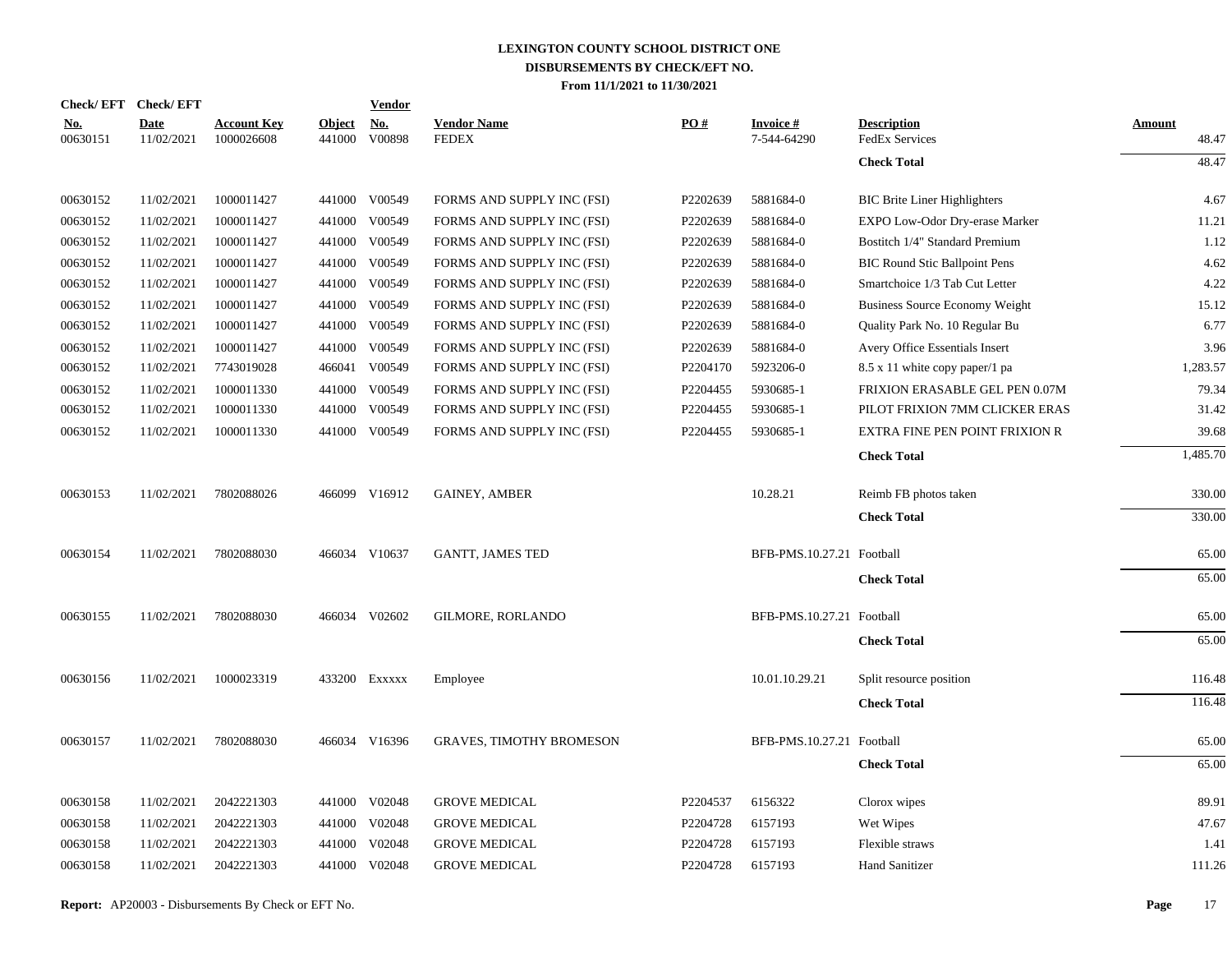# LEXINGTON COUNTY SCHOOL DISTRICT ONE
## DISBURSEMENTS BY CHECK/EFT NO.
### From 11/1/2021 to 11/30/2021

| Check/ EFT No. | Check/ EFT Date | Account Key | Object | Vendor No. | Vendor Name | PO # | Invoice # | Description | Amount |
|---|---|---|---|---|---|---|---|---|---|
| 00630151 | 11/02/2021 | 1000026608 | 441000 | V00898 | FEDEX | | 7-544-64290 | FedEx Services | 48.47 |
| | | | | | | | | **Check Total** | 48.47 |
| 00630152 | 11/02/2021 | 1000011427 | 441000 | V00549 | FORMS AND SUPPLY INC (FSI) | P2202639 | 5881684-0 | BIC Brite Liner Highlighters | 4.67 |
| 00630152 | 11/02/2021 | 1000011427 | 441000 | V00549 | FORMS AND SUPPLY INC (FSI) | P2202639 | 5881684-0 | EXPO Low-Odor Dry-erase Marker | 11.21 |
| 00630152 | 11/02/2021 | 1000011427 | 441000 | V00549 | FORMS AND SUPPLY INC (FSI) | P2202639 | 5881684-0 | Bostitch 1/4" Standard Premium | 1.12 |
| 00630152 | 11/02/2021 | 1000011427 | 441000 | V00549 | FORMS AND SUPPLY INC (FSI) | P2202639 | 5881684-0 | BIC Round Stic Ballpoint Pens | 4.62 |
| 00630152 | 11/02/2021 | 1000011427 | 441000 | V00549 | FORMS AND SUPPLY INC (FSI) | P2202639 | 5881684-0 | Smartchoice 1/3 Tab Cut Letter | 4.22 |
| 00630152 | 11/02/2021 | 1000011427 | 441000 | V00549 | FORMS AND SUPPLY INC (FSI) | P2202639 | 5881684-0 | Business Source Economy Weight | 15.12 |
| 00630152 | 11/02/2021 | 1000011427 | 441000 | V00549 | FORMS AND SUPPLY INC (FSI) | P2202639 | 5881684-0 | Quality Park No. 10 Regular Bu | 6.77 |
| 00630152 | 11/02/2021 | 1000011427 | 441000 | V00549 | FORMS AND SUPPLY INC (FSI) | P2202639 | 5881684-0 | Avery Office Essentials Insert | 3.96 |
| 00630152 | 11/02/2021 | 7743019028 | 466041 | V00549 | FORMS AND SUPPLY INC (FSI) | P2204170 | 5923206-0 | 8.5 x 11 white copy paper/1 pa | 1,283.57 |
| 00630152 | 11/02/2021 | 1000011330 | 441000 | V00549 | FORMS AND SUPPLY INC (FSI) | P2204455 | 5930685-1 | FRIXION ERASABLE GEL PEN 0.07M | 79.34 |
| 00630152 | 11/02/2021 | 1000011330 | 441000 | V00549 | FORMS AND SUPPLY INC (FSI) | P2204455 | 5930685-1 | PILOT FRIXION 7MM CLICKER ERAS | 31.42 |
| 00630152 | 11/02/2021 | 1000011330 | 441000 | V00549 | FORMS AND SUPPLY INC (FSI) | P2204455 | 5930685-1 | EXTRA FINE PEN POINT FRIXION R | 39.68 |
| | | | | | | | | **Check Total** | 1,485.70 |
| 00630153 | 11/02/2021 | 7802088026 | 466099 | V16912 | GAINEY, AMBER | | 10.28.21 | Reimb FB photos taken | 330.00 |
| | | | | | | | | **Check Total** | 330.00 |
| 00630154 | 11/02/2021 | 7802088030 | 466034 | V10637 | GANTT, JAMES TED | | BFB-PMS.10.27.21 | Football | 65.00 |
| | | | | | | | | **Check Total** | 65.00 |
| 00630155 | 11/02/2021 | 7802088030 | 466034 | V02602 | GILMORE, RORLANDO | | BFB-PMS.10.27.21 | Football | 65.00 |
| | | | | | | | | **Check Total** | 65.00 |
| 00630156 | 11/02/2021 | 1000023319 | 433200 | Exxxxx | Employee | | 10.01.10.29.21 | Split resource position | 116.48 |
| | | | | | | | | **Check Total** | 116.48 |
| 00630157 | 11/02/2021 | 7802088030 | 466034 | V16396 | GRAVES, TIMOTHY BROMESON | | BFB-PMS.10.27.21 | Football | 65.00 |
| | | | | | | | | **Check Total** | 65.00 |
| 00630158 | 11/02/2021 | 2042221303 | 441000 | V02048 | GROVE MEDICAL | P2204537 | 6156322 | Clorox wipes | 89.91 |
| 00630158 | 11/02/2021 | 2042221303 | 441000 | V02048 | GROVE MEDICAL | P2204728 | 6157193 | Wet Wipes | 47.67 |
| 00630158 | 11/02/2021 | 2042221303 | 441000 | V02048 | GROVE MEDICAL | P2204728 | 6157193 | Flexible straws | 1.41 |
| 00630158 | 11/02/2021 | 2042221303 | 441000 | V02048 | GROVE MEDICAL | P2204728 | 6157193 | Hand Sanitizer | 111.26 |

**Report:** AP20003 - Disbursements By Check or EFT No.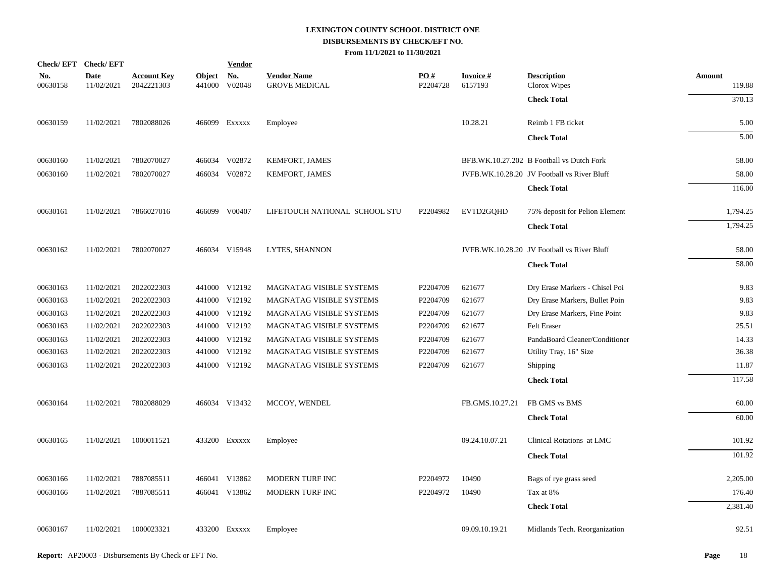# LEXINGTON COUNTY SCHOOL DISTRICT ONE
## DISBURSEMENTS BY CHECK/EFT NO.
### From 11/1/2021 to 11/30/2021

| Check/ EFT No. | Check/ EFT Date | Account Key | Object | Vendor No. | Vendor Name | PO # | Invoice # | Description | Amount |
|---|---|---|---|---|---|---|---|---|---|
| 00630158 | 11/02/2021 | 2042221303 | 441000 | V02048 | GROVE MEDICAL | P2204728 | 6157193 | Clorox Wipes | 119.88 |
| | | | | | | | | **Check Total** | 370.13 |
| 00630159 | 11/02/2021 | 7802088026 | 466099 | Exxxxx | Employee | | 10.28.21 | Reimb 1 FB ticket | 5.00 |
| | | | | | | | | **Check Total** | 5.00 |
| 00630160 | 11/02/2021 | 7802070027 | 466034 | V02872 | KEMFORT, JAMES | | BFB.WK.10.27.202 | B Football vs Dutch Fork | 58.00 |
| 00630160 | 11/02/2021 | 7802070027 | 466034 | V02872 | KEMFORT, JAMES | | JVFB.WK.10.28.20 | JV Football vs River Bluff | 58.00 |
| | | | | | | | | **Check Total** | 116.00 |
| 00630161 | 11/02/2021 | 7866027016 | 466099 | V00407 | LIFETOUCH NATIONAL SCHOOL STU | P2204982 | EVTD2GQHD | 75% deposit for Pelion Element | 1,794.25 |
| | | | | | | | | **Check Total** | 1,794.25 |
| 00630162 | 11/02/2021 | 7802070027 | 466034 | V15948 | LYTES, SHANNON | | JVFB.WK.10.28.20 | JV Football vs River Bluff | 58.00 |
| | | | | | | | | **Check Total** | 58.00 |
| 00630163 | 11/02/2021 | 2022022303 | 441000 | V12192 | MAGNATAG VISIBLE SYSTEMS | P2204709 | 621677 | Dry Erase Markers - Chisel Poi | 9.83 |
| 00630163 | 11/02/2021 | 2022022303 | 441000 | V12192 | MAGNATAG VISIBLE SYSTEMS | P2204709 | 621677 | Dry Erase Markers, Bullet Poin | 9.83 |
| 00630163 | 11/02/2021 | 2022022303 | 441000 | V12192 | MAGNATAG VISIBLE SYSTEMS | P2204709 | 621677 | Dry Erase Markers, Fine Point | 9.83 |
| 00630163 | 11/02/2021 | 2022022303 | 441000 | V12192 | MAGNATAG VISIBLE SYSTEMS | P2204709 | 621677 | Felt Eraser | 25.51 |
| 00630163 | 11/02/2021 | 2022022303 | 441000 | V12192 | MAGNATAG VISIBLE SYSTEMS | P2204709 | 621677 | PandaBoard Cleaner/Conditioner | 14.33 |
| 00630163 | 11/02/2021 | 2022022303 | 441000 | V12192 | MAGNATAG VISIBLE SYSTEMS | P2204709 | 621677 | Utility Tray, 16" Size | 36.38 |
| 00630163 | 11/02/2021 | 2022022303 | 441000 | V12192 | MAGNATAG VISIBLE SYSTEMS | P2204709 | 621677 | Shipping | 11.87 |
| | | | | | | | | **Check Total** | 117.58 |
| 00630164 | 11/02/2021 | 7802088029 | 466034 | V13432 | MCCOY, WENDEL | | FB.GMS.10.27.21 | FB GMS vs BMS | 60.00 |
| | | | | | | | | **Check Total** | 60.00 |
| 00630165 | 11/02/2021 | 1000011521 | 433200 | Exxxxx | Employee | | 09.24.10.07.21 | Clinical Rotations at LMC | 101.92 |
| | | | | | | | | **Check Total** | 101.92 |
| 00630166 | 11/02/2021 | 7887085511 | 466041 | V13862 | MODERN TURF INC | P2204972 | 10490 | Bags of rye grass seed | 2,205.00 |
| 00630166 | 11/02/2021 | 7887085511 | 466041 | V13862 | MODERN TURF INC | P2204972 | 10490 | Tax at 8% | 176.40 |
| | | | | | | | | **Check Total** | 2,381.40 |
| 00630167 | 11/02/2021 | 1000023321 | 433200 | Exxxxx | Employee | | 09.09.10.19.21 | Midlands Tech. Reorganization | 92.51 |

**Report:** AP20003 - Disbursements By Check or EFT No.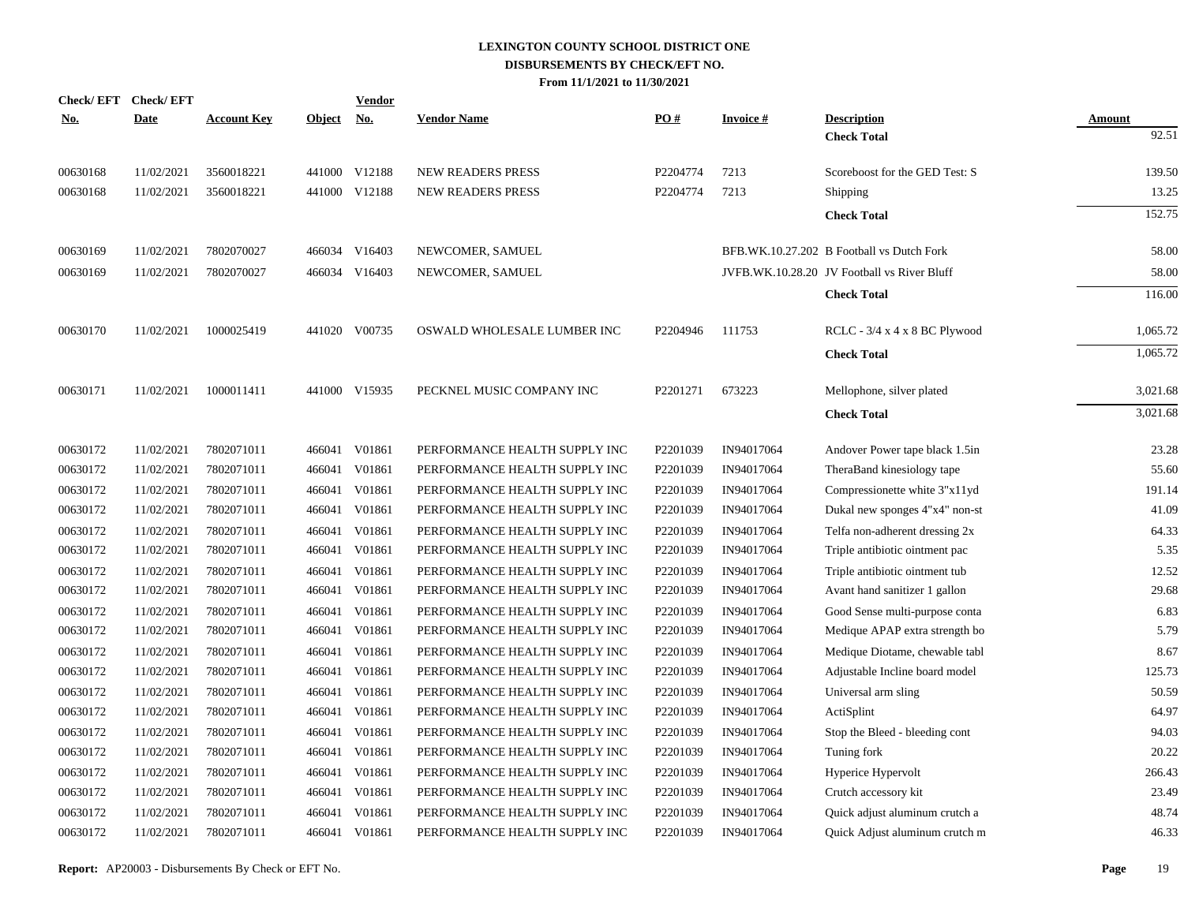# LEXINGTON COUNTY SCHOOL DISTRICT ONE
## DISBURSEMENTS BY CHECK/EFT NO.
### From 11/1/2021 to 11/30/2021

| Check/ EFT No. | Check/ EFT Date | Account Key | Object | Vendor No. | Vendor Name | PO # | Invoice # | Description | Amount |
|---|---|---|---|---|---|---|---|---|---|
| | | | | | | | | **Check Total** | 92.51 |
| 00630168 | 11/02/2021 | 3560018221 | 441000 | V12188 | NEW READERS PRESS | P2204774 | 7213 | Scoreboost for the GED Test: S | 139.50 |
| 00630168 | 11/02/2021 | 3560018221 | 441000 | V12188 | NEW READERS PRESS | P2204774 | 7213 | Shipping | 13.25 |
| | | | | | | | | **Check Total** | 152.75 |
| 00630169 | 11/02/2021 | 7802070027 | 466034 | V16403 | NEWCOMER, SAMUEL | | BFB.WK.10.27.202 | B Football vs Dutch Fork | 58.00 |
| 00630169 | 11/02/2021 | 7802070027 | 466034 | V16403 | NEWCOMER, SAMUEL | | JVFB.WK.10.28.20 | JV Football vs River Bluff | 58.00 |
| | | | | | | | | **Check Total** | 116.00 |
| 00630170 | 11/02/2021 | 1000025419 | 441020 | V00735 | OSWALD WHOLESALE LUMBER INC | P2204946 | 111753 | RCLC - 3/4 x 4 x 8 BC Plywood | 1,065.72 |
| | | | | | | | | **Check Total** | 1,065.72 |
| 00630171 | 11/02/2021 | 1000011411 | 441000 | V15935 | PECKNEL MUSIC COMPANY INC | P2201271 | 673223 | Mellophone, silver plated | 3,021.68 |
| | | | | | | | | **Check Total** | 3,021.68 |
| 00630172 | 11/02/2021 | 7802071011 | 466041 | V01861 | PERFORMANCE HEALTH SUPPLY INC | P2201039 | IN94017064 | Andover Power tape black 1.5in | 23.28 |
| 00630172 | 11/02/2021 | 7802071011 | 466041 | V01861 | PERFORMANCE HEALTH SUPPLY INC | P2201039 | IN94017064 | TheraBand kinesiology tape | 55.60 |
| 00630172 | 11/02/2021 | 7802071011 | 466041 | V01861 | PERFORMANCE HEALTH SUPPLY INC | P2201039 | IN94017064 | Compressionette white 3"x11yd | 191.14 |
| 00630172 | 11/02/2021 | 7802071011 | 466041 | V01861 | PERFORMANCE HEALTH SUPPLY INC | P2201039 | IN94017064 | Dukal new sponges 4"x4" non-st | 41.09 |
| 00630172 | 11/02/2021 | 7802071011 | 466041 | V01861 | PERFORMANCE HEALTH SUPPLY INC | P2201039 | IN94017064 | Telfa non-adherent dressing 2x | 64.33 |
| 00630172 | 11/02/2021 | 7802071011 | 466041 | V01861 | PERFORMANCE HEALTH SUPPLY INC | P2201039 | IN94017064 | Triple antibiotic ointment pac | 5.35 |
| 00630172 | 11/02/2021 | 7802071011 | 466041 | V01861 | PERFORMANCE HEALTH SUPPLY INC | P2201039 | IN94017064 | Triple antibiotic ointment tub | 12.52 |
| 00630172 | 11/02/2021 | 7802071011 | 466041 | V01861 | PERFORMANCE HEALTH SUPPLY INC | P2201039 | IN94017064 | Avant hand sanitizer 1 gallon | 29.68 |
| 00630172 | 11/02/2021 | 7802071011 | 466041 | V01861 | PERFORMANCE HEALTH SUPPLY INC | P2201039 | IN94017064 | Good Sense multi-purpose conta | 6.83 |
| 00630172 | 11/02/2021 | 7802071011 | 466041 | V01861 | PERFORMANCE HEALTH SUPPLY INC | P2201039 | IN94017064 | Medique APAP extra strength bo | 5.79 |
| 00630172 | 11/02/2021 | 7802071011 | 466041 | V01861 | PERFORMANCE HEALTH SUPPLY INC | P2201039 | IN94017064 | Medique Diotame, chewable tabl | 8.67 |
| 00630172 | 11/02/2021 | 7802071011 | 466041 | V01861 | PERFORMANCE HEALTH SUPPLY INC | P2201039 | IN94017064 | Adjustable Incline board model | 125.73 |
| 00630172 | 11/02/2021 | 7802071011 | 466041 | V01861 | PERFORMANCE HEALTH SUPPLY INC | P2201039 | IN94017064 | Universal arm sling | 50.59 |
| 00630172 | 11/02/2021 | 7802071011 | 466041 | V01861 | PERFORMANCE HEALTH SUPPLY INC | P2201039 | IN94017064 | ActiSplint | 64.97 |
| 00630172 | 11/02/2021 | 7802071011 | 466041 | V01861 | PERFORMANCE HEALTH SUPPLY INC | P2201039 | IN94017064 | Stop the Bleed - bleeding cont | 94.03 |
| 00630172 | 11/02/2021 | 7802071011 | 466041 | V01861 | PERFORMANCE HEALTH SUPPLY INC | P2201039 | IN94017064 | Tuning fork | 20.22 |
| 00630172 | 11/02/2021 | 7802071011 | 466041 | V01861 | PERFORMANCE HEALTH SUPPLY INC | P2201039 | IN94017064 | Hyperice Hypervolt | 266.43 |
| 00630172 | 11/02/2021 | 7802071011 | 466041 | V01861 | PERFORMANCE HEALTH SUPPLY INC | P2201039 | IN94017064 | Crutch accessory kit | 23.49 |
| 00630172 | 11/02/2021 | 7802071011 | 466041 | V01861 | PERFORMANCE HEALTH SUPPLY INC | P2201039 | IN94017064 | Quick adjust aluminum crutch a | 48.74 |
| 00630172 | 11/02/2021 | 7802071011 | 466041 | V01861 | PERFORMANCE HEALTH SUPPLY INC | P2201039 | IN94017064 | Quick Adjust aluminum crutch m | 46.33 |

**Report:** AP20003 - Disbursements By Check or EFT No.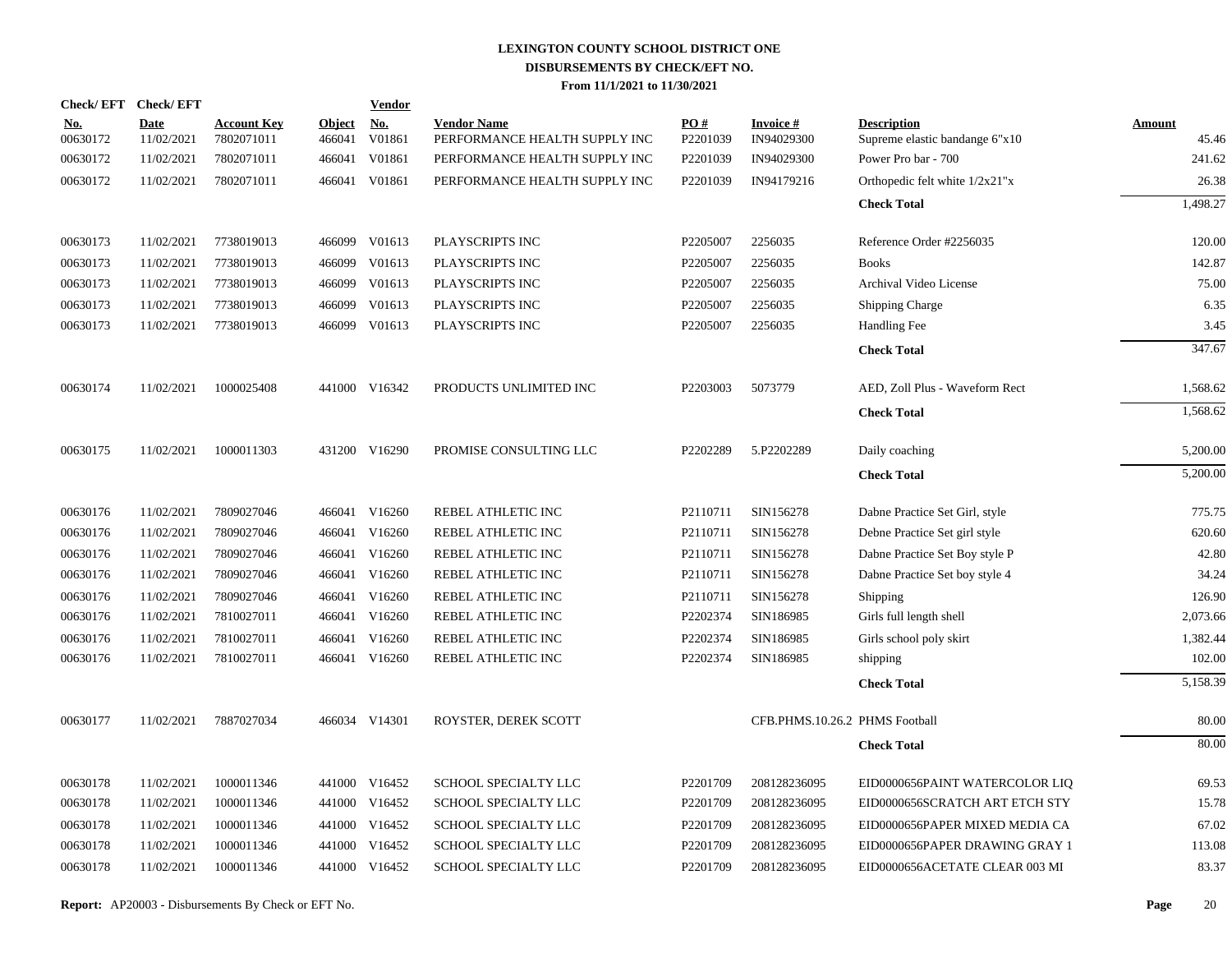# LEXINGTON COUNTY SCHOOL DISTRICT ONE
## DISBURSEMENTS BY CHECK/EFT NO.
### From 11/1/2021 to 11/30/2021

| Check/ EFT No. | Check/ EFT Date | Account Key | Object | Vendor No. | Vendor Name | PO # | Invoice # | Description | Amount |
|---|---|---|---|---|---|---|---|---|---|
| 00630172 | 11/02/2021 | 7802071011 | 466041 | V01861 | PERFORMANCE HEALTH SUPPLY INC | P2201039 | IN94029300 | Supreme elastic bandange 6"x10 | 45.46 |
| 00630172 | 11/02/2021 | 7802071011 | 466041 | V01861 | PERFORMANCE HEALTH SUPPLY INC | P2201039 | IN94029300 | Power Pro bar - 700 | 241.62 |
| 00630172 | 11/02/2021 | 7802071011 | 466041 | V01861 | PERFORMANCE HEALTH SUPPLY INC | P2201039 | IN94179216 | Orthopedic felt white 1/2x21"x | 26.38 |
| | | | | | | | | **Check Total** | 1,498.27 |
| 00630173 | 11/02/2021 | 7738019013 | 466099 | V01613 | PLAYSCRIPTS INC | P2205007 | 2256035 | Reference Order #2256035 | 120.00 |
| 00630173 | 11/02/2021 | 7738019013 | 466099 | V01613 | PLAYSCRIPTS INC | P2205007 | 2256035 | Books | 142.87 |
| 00630173 | 11/02/2021 | 7738019013 | 466099 | V01613 | PLAYSCRIPTS INC | P2205007 | 2256035 | Archival Video License | 75.00 |
| 00630173 | 11/02/2021 | 7738019013 | 466099 | V01613 | PLAYSCRIPTS INC | P2205007 | 2256035 | Shipping Charge | 6.35 |
| 00630173 | 11/02/2021 | 7738019013 | 466099 | V01613 | PLAYSCRIPTS INC | P2205007 | 2256035 | Handling Fee | 3.45 |
| | | | | | | | | **Check Total** | 347.67 |
| 00630174 | 11/02/2021 | 1000025408 | 441000 | V16342 | PRODUCTS UNLIMITED INC | P2203003 | 5073779 | AED, Zoll Plus - Waveform Rect | 1,568.62 |
| | | | | | | | | **Check Total** | 1,568.62 |
| 00630175 | 11/02/2021 | 1000011303 | 431200 | V16290 | PROMISE CONSULTING LLC | P2202289 | 5.P2202289 | Daily coaching | 5,200.00 |
| | | | | | | | | **Check Total** | 5,200.00 |
| 00630176 | 11/02/2021 | 7809027046 | 466041 | V16260 | REBEL ATHLETIC INC | P2110711 | SIN156278 | Dabne Practice Set Girl, style | 775.75 |
| 00630176 | 11/02/2021 | 7809027046 | 466041 | V16260 | REBEL ATHLETIC INC | P2110711 | SIN156278 | Debne Practice Set girl style | 620.60 |
| 00630176 | 11/02/2021 | 7809027046 | 466041 | V16260 | REBEL ATHLETIC INC | P2110711 | SIN156278 | Dabne Practice Set Boy style P | 42.80 |
| 00630176 | 11/02/2021 | 7809027046 | 466041 | V16260 | REBEL ATHLETIC INC | P2110711 | SIN156278 | Dabne Practice Set boy style 4 | 34.24 |
| 00630176 | 11/02/2021 | 7809027046 | 466041 | V16260 | REBEL ATHLETIC INC | P2110711 | SIN156278 | Shipping | 126.90 |
| 00630176 | 11/02/2021 | 7810027011 | 466041 | V16260 | REBEL ATHLETIC INC | P2202374 | SIN186985 | Girls full length shell | 2,073.66 |
| 00630176 | 11/02/2021 | 7810027011 | 466041 | V16260 | REBEL ATHLETIC INC | P2202374 | SIN186985 | Girls school poly skirt | 1,382.44 |
| 00630176 | 11/02/2021 | 7810027011 | 466041 | V16260 | REBEL ATHLETIC INC | P2202374 | SIN186985 | shipping | 102.00 |
| | | | | | | | | **Check Total** | 5,158.39 |
| 00630177 | 11/02/2021 | 7887027034 | 466034 | V14301 | ROYSTER, DEREK SCOTT | | CFB.PHMS.10.26.2 | PHMS Football | 80.00 |
| | | | | | | | | **Check Total** | 80.00 |
| 00630178 | 11/02/2021 | 1000011346 | 441000 | V16452 | SCHOOL SPECIALTY LLC | P2201709 | 208128236095 | EID0000656PAINT WATERCOLOR LIQ | 69.53 |
| 00630178 | 11/02/2021 | 1000011346 | 441000 | V16452 | SCHOOL SPECIALTY LLC | P2201709 | 208128236095 | EID0000656SCRATCH ART ETCH STY | 15.78 |
| 00630178 | 11/02/2021 | 1000011346 | 441000 | V16452 | SCHOOL SPECIALTY LLC | P2201709 | 208128236095 | EID0000656PAPER MIXED MEDIA CA | 67.02 |
| 00630178 | 11/02/2021 | 1000011346 | 441000 | V16452 | SCHOOL SPECIALTY LLC | P2201709 | 208128236095 | EID0000656PAPER DRAWING GRAY 1 | 113.08 |
| 00630178 | 11/02/2021 | 1000011346 | 441000 | V16452 | SCHOOL SPECIALTY LLC | P2201709 | 208128236095 | EID0000656ACETATE CLEAR 003 MI | 83.37 |

**Report:** AP20003 - Disbursements By Check or EFT No.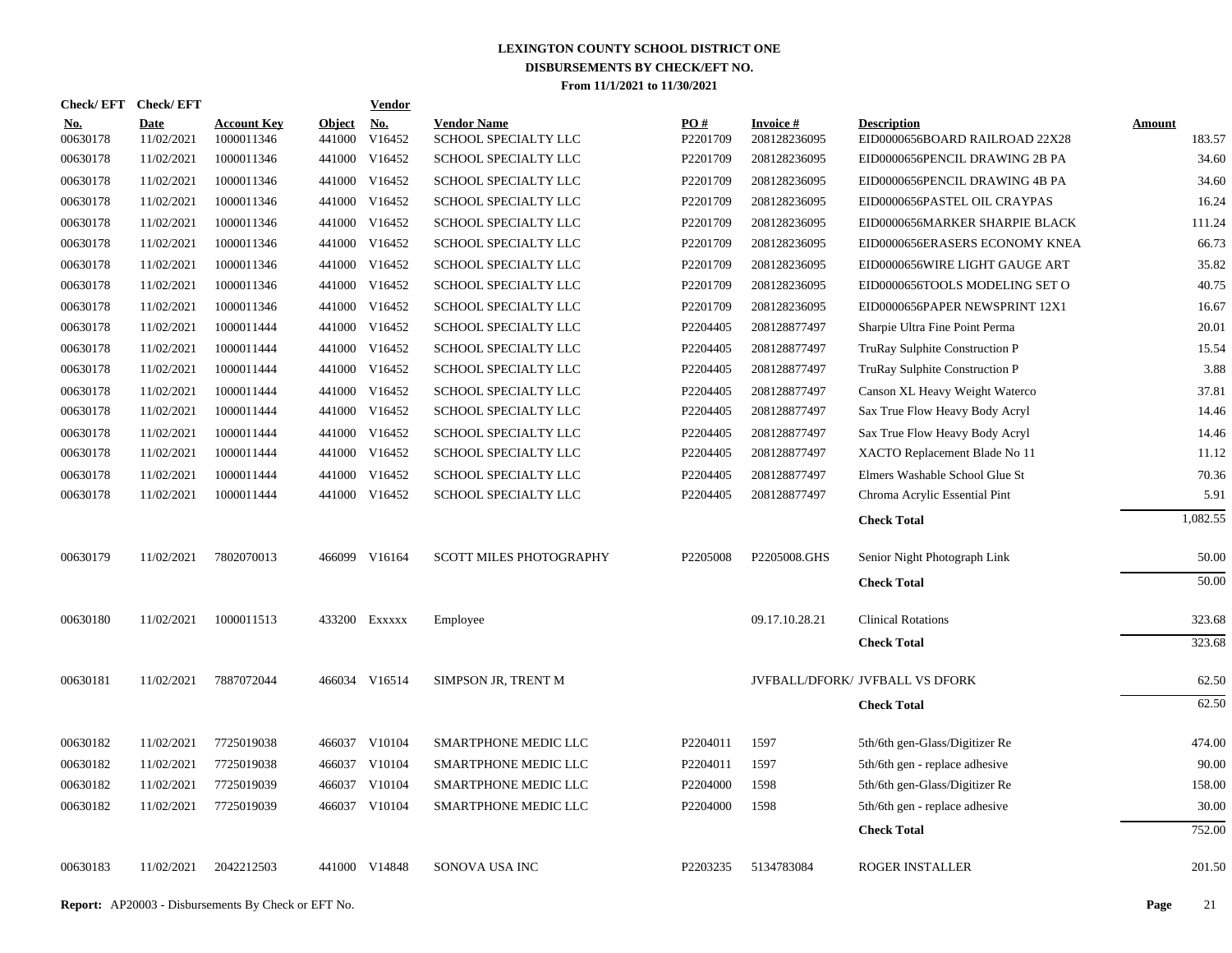# LEXINGTON COUNTY SCHOOL DISTRICT ONE
## DISBURSEMENTS BY CHECK/EFT NO.
### From 11/1/2021 to 11/30/2021

| Check/ EFT No. | Check/ EFT Date | Account Key | Object | Vendor No. | Vendor Name | PO # | Invoice # | Description | Amount |
|---|---|---|---|---|---|---|---|---|---|
| 00630178 | 11/02/2021 | 1000011346 | 441000 | V16452 | SCHOOL SPECIALTY LLC | P2201709 | 208128236095 | EID0000656BOARD RAILROAD 22X28 | 183.57 |
| 00630178 | 11/02/2021 | 1000011346 | 441000 | V16452 | SCHOOL SPECIALTY LLC | P2201709 | 208128236095 | EID0000656PENCIL DRAWING 2B PA | 34.60 |
| 00630178 | 11/02/2021 | 1000011346 | 441000 | V16452 | SCHOOL SPECIALTY LLC | P2201709 | 208128236095 | EID0000656PENCIL DRAWING 4B PA | 34.60 |
| 00630178 | 11/02/2021 | 1000011346 | 441000 | V16452 | SCHOOL SPECIALTY LLC | P2201709 | 208128236095 | EID0000656PASTEL OIL CRAYPAS | 16.24 |
| 00630178 | 11/02/2021 | 1000011346 | 441000 | V16452 | SCHOOL SPECIALTY LLC | P2201709 | 208128236095 | EID0000656MARKER SHARPIE BLACK | 111.24 |
| 00630178 | 11/02/2021 | 1000011346 | 441000 | V16452 | SCHOOL SPECIALTY LLC | P2201709 | 208128236095 | EID0000656ERASERS ECONOMY KNEA | 66.73 |
| 00630178 | 11/02/2021 | 1000011346 | 441000 | V16452 | SCHOOL SPECIALTY LLC | P2201709 | 208128236095 | EID0000656WIRE LIGHT GAUGE ART | 35.82 |
| 00630178 | 11/02/2021 | 1000011346 | 441000 | V16452 | SCHOOL SPECIALTY LLC | P2201709 | 208128236095 | EID0000656TOOLS MODELING SET O | 40.75 |
| 00630178 | 11/02/2021 | 1000011346 | 441000 | V16452 | SCHOOL SPECIALTY LLC | P2201709 | 208128236095 | EID0000656PAPER NEWSPRINT 12X1 | 16.67 |
| 00630178 | 11/02/2021 | 1000011444 | 441000 | V16452 | SCHOOL SPECIALTY LLC | P2204405 | 208128877497 | Sharpie Ultra Fine Point Perma | 20.01 |
| 00630178 | 11/02/2021 | 1000011444 | 441000 | V16452 | SCHOOL SPECIALTY LLC | P2204405 | 208128877497 | TruRay Sulphite Construction P | 15.54 |
| 00630178 | 11/02/2021 | 1000011444 | 441000 | V16452 | SCHOOL SPECIALTY LLC | P2204405 | 208128877497 | TruRay Sulphite Construction P | 3.88 |
| 00630178 | 11/02/2021 | 1000011444 | 441000 | V16452 | SCHOOL SPECIALTY LLC | P2204405 | 208128877497 | Canson XL Heavy Weight Waterco | 37.81 |
| 00630178 | 11/02/2021 | 1000011444 | 441000 | V16452 | SCHOOL SPECIALTY LLC | P2204405 | 208128877497 | Sax True Flow Heavy Body Acryl | 14.46 |
| 00630178 | 11/02/2021 | 1000011444 | 441000 | V16452 | SCHOOL SPECIALTY LLC | P2204405 | 208128877497 | Sax True Flow Heavy Body Acryl | 14.46 |
| 00630178 | 11/02/2021 | 1000011444 | 441000 | V16452 | SCHOOL SPECIALTY LLC | P2204405 | 208128877497 | XACTO Replacement Blade No 11 | 11.12 |
| 00630178 | 11/02/2021 | 1000011444 | 441000 | V16452 | SCHOOL SPECIALTY LLC | P2204405 | 208128877497 | Elmers Washable School Glue St | 70.36 |
| 00630178 | 11/02/2021 | 1000011444 | 441000 | V16452 | SCHOOL SPECIALTY LLC | P2204405 | 208128877497 | Chroma Acrylic Essential Pint | 5.91 |
| | | | | | | | | **Check Total** | 1,082.55 |
| 00630179 | 11/02/2021 | 7802070013 | 466099 | V16164 | SCOTT MILES PHOTOGRAPHY | P2205008 | P2205008.GHS | Senior Night Photograph Link | 50.00 |
| | | | | | | | | **Check Total** | 50.00 |
| 00630180 | 11/02/2021 | 1000011513 | 433200 | Exxxxx | Employee | | 09.17.10.28.21 | Clinical Rotations | 323.68 |
| | | | | | | | | **Check Total** | 323.68 |
| 00630181 | 11/02/2021 | 7887072044 | 466034 | V16514 | SIMPSON JR, TRENT M | | JVFBALL/DFORK/ | JVFBALL VS DFORK | 62.50 |
| | | | | | | | | **Check Total** | 62.50 |
| 00630182 | 11/02/2021 | 7725019038 | 466037 | V10104 | SMARTPHONE MEDIC LLC | P2204011 | 1597 | 5th/6th gen-Glass/Digitizer Re | 474.00 |
| 00630182 | 11/02/2021 | 7725019038 | 466037 | V10104 | SMARTPHONE MEDIC LLC | P2204011 | 1597 | 5th/6th gen - replace adhesive | 90.00 |
| 00630182 | 11/02/2021 | 7725019039 | 466037 | V10104 | SMARTPHONE MEDIC LLC | P2204000 | 1598 | 5th/6th gen-Glass/Digitizer Re | 158.00 |
| 00630182 | 11/02/2021 | 7725019039 | 466037 | V10104 | SMARTPHONE MEDIC LLC | P2204000 | 1598 | 5th/6th gen - replace adhesive | 30.00 |
| | | | | | | | | **Check Total** | 752.00 |
| 00630183 | 11/02/2021 | 2042212503 | 441000 | V14848 | SONOVA USA INC | P2203235 | 5134783084 | ROGER INSTALLER | 201.50 |

**Report:** AP20003 - Disbursements By Check or EFT No.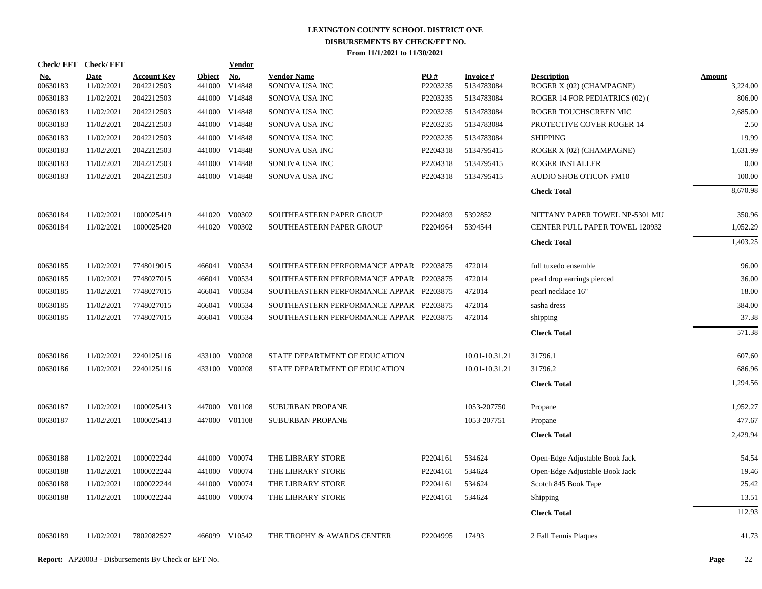# LEXINGTON COUNTY SCHOOL DISTRICT ONE
## DISBURSEMENTS BY CHECK/EFT NO.
### From 11/1/2021 to 11/30/2021

| Check/EFT No. | Check/EFT Date | Account Key | Object | Vendor No. | Vendor Name | PO # | Invoice # | Description | Amount |
|---|---|---|---|---|---|---|---|---|---|
| 00630183 | 11/02/2021 | 2042212503 | 441000 | V14848 | SONOVA USA INC | P2203235 | 5134783084 | ROGER X (02) (CHAMPAGNE) | 3,224.00 |
| 00630183 | 11/02/2021 | 2042212503 | 441000 | V14848 | SONOVA USA INC | P2203235 | 5134783084 | ROGER 14 FOR PEDIATRICS (02) ( | 806.00 |
| 00630183 | 11/02/2021 | 2042212503 | 441000 | V14848 | SONOVA USA INC | P2203235 | 5134783084 | ROGER TOUCHSCREEN MIC | 2,685.00 |
| 00630183 | 11/02/2021 | 2042212503 | 441000 | V14848 | SONOVA USA INC | P2203235 | 5134783084 | PROTECTIVE COVER ROGER 14 | 2.50 |
| 00630183 | 11/02/2021 | 2042212503 | 441000 | V14848 | SONOVA USA INC | P2203235 | 5134783084 | SHIPPING | 19.99 |
| 00630183 | 11/02/2021 | 2042212503 | 441000 | V14848 | SONOVA USA INC | P2204318 | 5134795415 | ROGER X (02) (CHAMPAGNE) | 1,631.99 |
| 00630183 | 11/02/2021 | 2042212503 | 441000 | V14848 | SONOVA USA INC | P2204318 | 5134795415 | ROGER INSTALLER | 0.00 |
| 00630183 | 11/02/2021 | 2042212503 | 441000 | V14848 | SONOVA USA INC | P2204318 | 5134795415 | AUDIO SHOE OTICON FM10 | 100.00 |
| | | | | | | | | **Check Total** | 8,670.98 |
| 00630184 | 11/02/2021 | 1000025419 | 441020 | V00302 | SOUTHEASTERN PAPER GROUP | P2204893 | 5392852 | NITTANY PAPER TOWEL NP-5301 MU | 350.96 |
| 00630184 | 11/02/2021 | 1000025420 | 441020 | V00302 | SOUTHEASTERN PAPER GROUP | P2204964 | 5394544 | CENTER PULL PAPER TOWEL 120932 | 1,052.29 |
| | | | | | | | | **Check Total** | 1,403.25 |
| 00630185 | 11/02/2021 | 7748019015 | 466041 | V00534 | SOUTHEASTERN PERFORMANCE APPAR | P2203875 | 472014 | full tuxedo ensemble | 96.00 |
| 00630185 | 11/02/2021 | 7748027015 | 466041 | V00534 | SOUTHEASTERN PERFORMANCE APPAR | P2203875 | 472014 | pearl drop earrings pierced | 36.00 |
| 00630185 | 11/02/2021 | 7748027015 | 466041 | V00534 | SOUTHEASTERN PERFORMANCE APPAR | P2203875 | 472014 | pearl necklace 16" | 18.00 |
| 00630185 | 11/02/2021 | 7748027015 | 466041 | V00534 | SOUTHEASTERN PERFORMANCE APPAR | P2203875 | 472014 | sasha dress | 384.00 |
| 00630185 | 11/02/2021 | 7748027015 | 466041 | V00534 | SOUTHEASTERN PERFORMANCE APPAR | P2203875 | 472014 | shipping | 37.38 |
| | | | | | | | | **Check Total** | 571.38 |
| 00630186 | 11/02/2021 | 2240125116 | 433100 | V00208 | STATE DEPARTMENT OF EDUCATION | | 10.01-10.31.21 | 31796.1 | 607.60 |
| 00630186 | 11/02/2021 | 2240125116 | 433100 | V00208 | STATE DEPARTMENT OF EDUCATION | | 10.01-10.31.21 | 31796.2 | 686.96 |
| | | | | | | | | **Check Total** | 1,294.56 |
| 00630187 | 11/02/2021 | 1000025413 | 447000 | V01108 | SUBURBAN PROPANE | | 1053-207750 | Propane | 1,952.27 |
| 00630187 | 11/02/2021 | 1000025413 | 447000 | V01108 | SUBURBAN PROPANE | | 1053-207751 | Propane | 477.67 |
| | | | | | | | | **Check Total** | 2,429.94 |
| 00630188 | 11/02/2021 | 1000022244 | 441000 | V00074 | THE LIBRARY STORE | P2204161 | 534624 | Open-Edge Adjustable Book Jack | 54.54 |
| 00630188 | 11/02/2021 | 1000022244 | 441000 | V00074 | THE LIBRARY STORE | P2204161 | 534624 | Open-Edge Adjustable Book Jack | 19.46 |
| 00630188 | 11/02/2021 | 1000022244 | 441000 | V00074 | THE LIBRARY STORE | P2204161 | 534624 | Scotch 845 Book Tape | 25.42 |
| 00630188 | 11/02/2021 | 1000022244 | 441000 | V00074 | THE LIBRARY STORE | P2204161 | 534624 | Shipping | 13.51 |
| | | | | | | | | **Check Total** | 112.93 |
| 00630189 | 11/02/2021 | 7802082527 | 466099 | V10542 | THE TROPHY & AWARDS CENTER | P2204995 | 17493 | 2 Fall Tennis Plaques | 41.73 |

**Report:** AP20003 - Disbursements By Check or EFT No.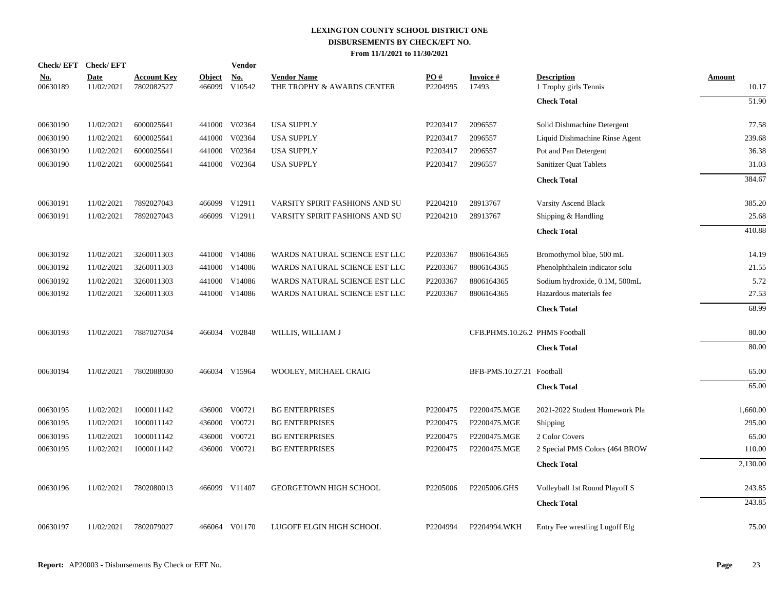**LEXINGTON COUNTY SCHOOL DISTRICT ONE**
**DISBURSEMENTS BY CHECK/EFT NO.**
**From 11/1/2021 to 11/30/2021**

| Check/ EFT No. | Check/ EFT Date | Account Key | Object | Vendor No. | Vendor Name | PO # | Invoice # | Description | Amount |
|---|---|---|---|---|---|---|---|---|---|
| 00630189 | 11/02/2021 | 7802082527 | 466099 | V10542 | THE TROPHY & AWARDS CENTER | P2204995 | 17493 | 1 Trophy girls Tennis | 10.17 |
| | | | | | | | | **Check Total** | 51.90 |
| 00630190 | 11/02/2021 | 6000025641 | 441000 | V02364 | USA SUPPLY | P2203417 | 2096557 | Solid Dishmachine Detergent | 77.58 |
| 00630190 | 11/02/2021 | 6000025641 | 441000 | V02364 | USA SUPPLY | P2203417 | 2096557 | Liquid Dishmachine Rinse Agent | 239.68 |
| 00630190 | 11/02/2021 | 6000025641 | 441000 | V02364 | USA SUPPLY | P2203417 | 2096557 | Pot and Pan Detergent | 36.38 |
| 00630190 | 11/02/2021 | 6000025641 | 441000 | V02364 | USA SUPPLY | P2203417 | 2096557 | Sanitizer Quat Tablets | 31.03 |
| | | | | | | | | **Check Total** | 384.67 |
| 00630191 | 11/02/2021 | 7892027043 | 466099 | V12911 | VARSITY SPIRIT FASHIONS AND SU | P2204210 | 28913767 | Varsity Ascend Black | 385.20 |
| 00630191 | 11/02/2021 | 7892027043 | 466099 | V12911 | VARSITY SPIRIT FASHIONS AND SU | P2204210 | 28913767 | Shipping & Handling | 25.68 |
| | | | | | | | | **Check Total** | 410.88 |
| 00630192 | 11/02/2021 | 3260011303 | 441000 | V14086 | WARDS NATURAL SCIENCE EST LLC | P2203367 | 8806164365 | Bromothymol blue, 500 mL | 14.19 |
| 00630192 | 11/02/2021 | 3260011303 | 441000 | V14086 | WARDS NATURAL SCIENCE EST LLC | P2203367 | 8806164365 | Phenolphthalein indicator solu | 21.55 |
| 00630192 | 11/02/2021 | 3260011303 | 441000 | V14086 | WARDS NATURAL SCIENCE EST LLC | P2203367 | 8806164365 | Sodium hydroxide, 0.1M, 500mL | 5.72 |
| 00630192 | 11/02/2021 | 3260011303 | 441000 | V14086 | WARDS NATURAL SCIENCE EST LLC | P2203367 | 8806164365 | Hazardous materials fee | 27.53 |
| | | | | | | | | **Check Total** | 68.99 |
| 00630193 | 11/02/2021 | 7887027034 | 466034 | V02848 | WILLIS, WILLIAM J | | CFB.PHMS.10.26.2 | PHMS Football | 80.00 |
| | | | | | | | | **Check Total** | 80.00 |
| 00630194 | 11/02/2021 | 7802088030 | 466034 | V15964 | WOOLEY, MICHAEL CRAIG | | BFB-PMS.10.27.21 | Football | 65.00 |
| | | | | | | | | **Check Total** | 65.00 |
| 00630195 | 11/02/2021 | 1000011142 | 436000 | V00721 | BG ENTERPRISES | P2200475 | P2200475.MGE | 2021-2022 Student Homework Pla | 1,660.00 |
| 00630195 | 11/02/2021 | 1000011142 | 436000 | V00721 | BG ENTERPRISES | P2200475 | P2200475.MGE | Shipping | 295.00 |
| 00630195 | 11/02/2021 | 1000011142 | 436000 | V00721 | BG ENTERPRISES | P2200475 | P2200475.MGE | 2 Color Covers | 65.00 |
| 00630195 | 11/02/2021 | 1000011142 | 436000 | V00721 | BG ENTERPRISES | P2200475 | P2200475.MGE | 2 Special PMS Colors (464 BROW | 110.00 |
| | | | | | | | | **Check Total** | 2,130.00 |
| 00630196 | 11/02/2021 | 7802080013 | 466099 | V11407 | GEORGETOWN HIGH SCHOOL | P2205006 | P2205006.GHS | Volleyball 1st Round Playoff S | 243.85 |
| | | | | | | | | **Check Total** | 243.85 |
| 00630197 | 11/02/2021 | 7802079027 | 466064 | V01170 | LUGOFF ELGIN HIGH SCHOOL | P2204994 | P2204994.WKH | Entry Fee wrestling Lugoff Elg | 75.00 |

**Report:** AP20003 - Disbursements By Check or EFT No.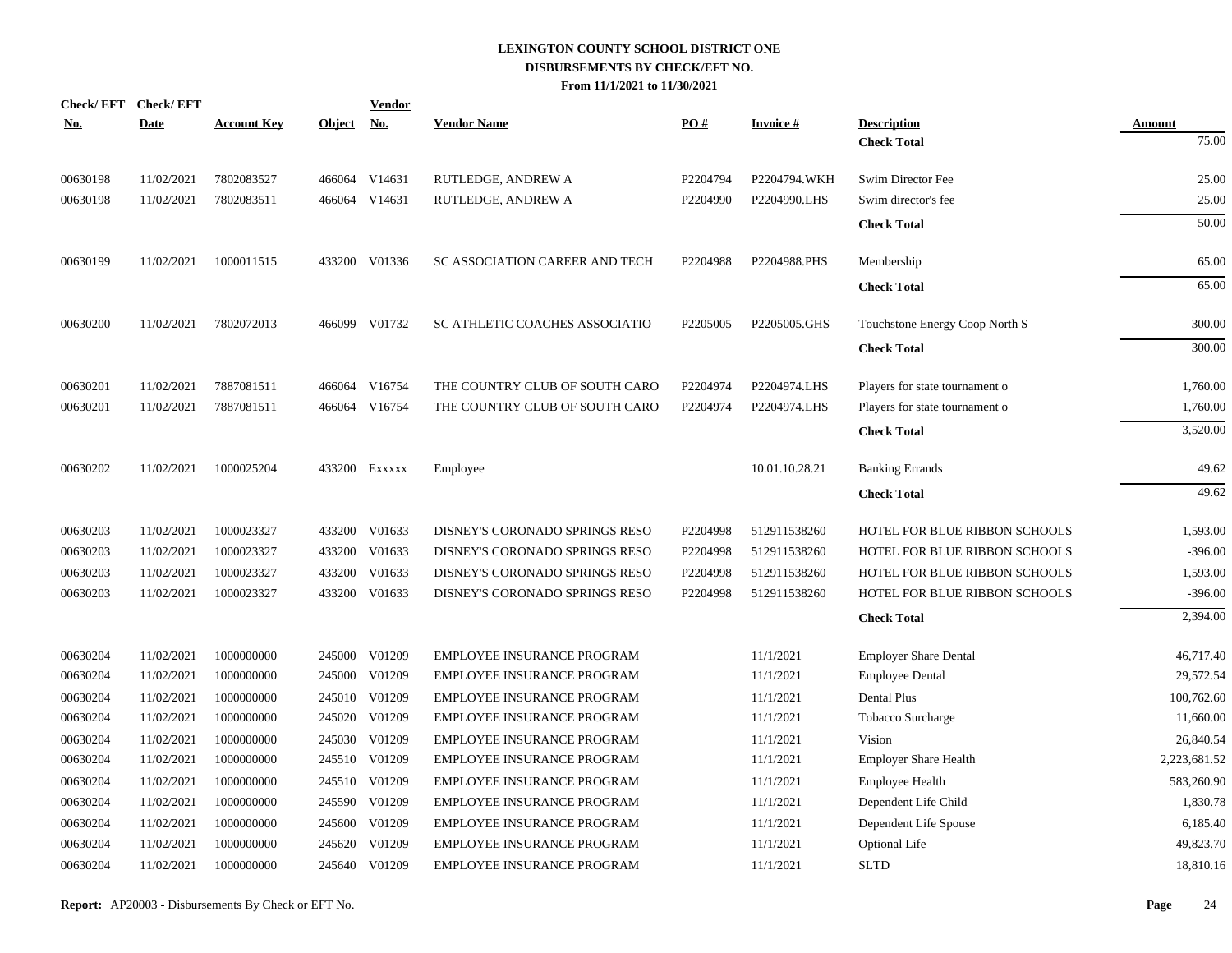# LEXINGTON COUNTY SCHOOL DISTRICT ONE
## DISBURSEMENTS BY CHECK/EFT NO.
### From 11/1/2021 to 11/30/2021

| Check/ EFT No. | Check/ EFT Date | Account Key | Object | Vendor No. | Vendor Name | PO # | Invoice # | Description | Amount |
|---|---|---|---|---|---|---|---|---|---|
| | | | | | | | | **Check Total** | 75.00 |
| 00630198 | 11/02/2021 | 7802083527 | 466064 | V14631 | RUTLEDGE, ANDREW A | P2204794 | P2204794.WKH | Swim Director Fee | 25.00 |
| 00630198 | 11/02/2021 | 7802083511 | 466064 | V14631 | RUTLEDGE, ANDREW A | P2204990 | P2204990.LHS | Swim director's fee | 25.00 |
| | | | | | | | | **Check Total** | 50.00 |
| 00630199 | 11/02/2021 | 1000011515 | 433200 | V01336 | SC ASSOCIATION CAREER AND TECH | P2204988 | P2204988.PHS | Membership | 65.00 |
| | | | | | | | | **Check Total** | 65.00 |
| 00630200 | 11/02/2021 | 7802072013 | 466099 | V01732 | SC ATHLETIC COACHES ASSOCIATIO | P2205005 | P2205005.GHS | Touchstone Energy Coop North S | 300.00 |
| | | | | | | | | **Check Total** | 300.00 |
| 00630201 | 11/02/2021 | 7887081511 | 466064 | V16754 | THE COUNTRY CLUB OF SOUTH CARO | P2204974 | P2204974.LHS | Players for state tournament o | 1,760.00 |
| 00630201 | 11/02/2021 | 7887081511 | 466064 | V16754 | THE COUNTRY CLUB OF SOUTH CARO | P2204974 | P2204974.LHS | Players for state tournament o | 1,760.00 |
| | | | | | | | | **Check Total** | 3,520.00 |
| 00630202 | 11/02/2021 | 1000025204 | 433200 | Exxxxx | Employee | | 10.01.10.28.21 | Banking Errands | 49.62 |
| | | | | | | | | **Check Total** | 49.62 |
| 00630203 | 11/02/2021 | 1000023327 | 433200 | V01633 | DISNEY'S CORONADO SPRINGS RESO | P2204998 | 512911538260 | HOTEL FOR BLUE RIBBON SCHOOLS | 1,593.00 |
| 00630203 | 11/02/2021 | 1000023327 | 433200 | V01633 | DISNEY'S CORONADO SPRINGS RESO | P2204998 | 512911538260 | HOTEL FOR BLUE RIBBON SCHOOLS | -396.00 |
| 00630203 | 11/02/2021 | 1000023327 | 433200 | V01633 | DISNEY'S CORONADO SPRINGS RESO | P2204998 | 512911538260 | HOTEL FOR BLUE RIBBON SCHOOLS | 1,593.00 |
| 00630203 | 11/02/2021 | 1000023327 | 433200 | V01633 | DISNEY'S CORONADO SPRINGS RESO | P2204998 | 512911538260 | HOTEL FOR BLUE RIBBON SCHOOLS | -396.00 |
| | | | | | | | | **Check Total** | 2,394.00 |
| 00630204 | 11/02/2021 | 1000000000 | 245000 | V01209 | EMPLOYEE INSURANCE PROGRAM | | 11/1/2021 | Employer Share Dental | 46,717.40 |
| 00630204 | 11/02/2021 | 1000000000 | 245000 | V01209 | EMPLOYEE INSURANCE PROGRAM | | 11/1/2021 | Employee Dental | 29,572.54 |
| 00630204 | 11/02/2021 | 1000000000 | 245010 | V01209 | EMPLOYEE INSURANCE PROGRAM | | 11/1/2021 | Dental Plus | 100,762.60 |
| 00630204 | 11/02/2021 | 1000000000 | 245020 | V01209 | EMPLOYEE INSURANCE PROGRAM | | 11/1/2021 | Tobacco Surcharge | 11,660.00 |
| 00630204 | 11/02/2021 | 1000000000 | 245030 | V01209 | EMPLOYEE INSURANCE PROGRAM | | 11/1/2021 | Vision | 26,840.54 |
| 00630204 | 11/02/2021 | 1000000000 | 245510 | V01209 | EMPLOYEE INSURANCE PROGRAM | | 11/1/2021 | Employer Share Health | 2,223,681.52 |
| 00630204 | 11/02/2021 | 1000000000 | 245510 | V01209 | EMPLOYEE INSURANCE PROGRAM | | 11/1/2021 | Employee Health | 583,260.90 |
| 00630204 | 11/02/2021 | 1000000000 | 245590 | V01209 | EMPLOYEE INSURANCE PROGRAM | | 11/1/2021 | Dependent Life Child | 1,830.78 |
| 00630204 | 11/02/2021 | 1000000000 | 245600 | V01209 | EMPLOYEE INSURANCE PROGRAM | | 11/1/2021 | Dependent Life Spouse | 6,185.40 |
| 00630204 | 11/02/2021 | 1000000000 | 245620 | V01209 | EMPLOYEE INSURANCE PROGRAM | | 11/1/2021 | Optional Life | 49,823.70 |
| 00630204 | 11/02/2021 | 1000000000 | 245640 | V01209 | EMPLOYEE INSURANCE PROGRAM | | 11/1/2021 | SLTD | 18,810.16 |

**Report:** AP20003 - Disbursements By Check or EFT No.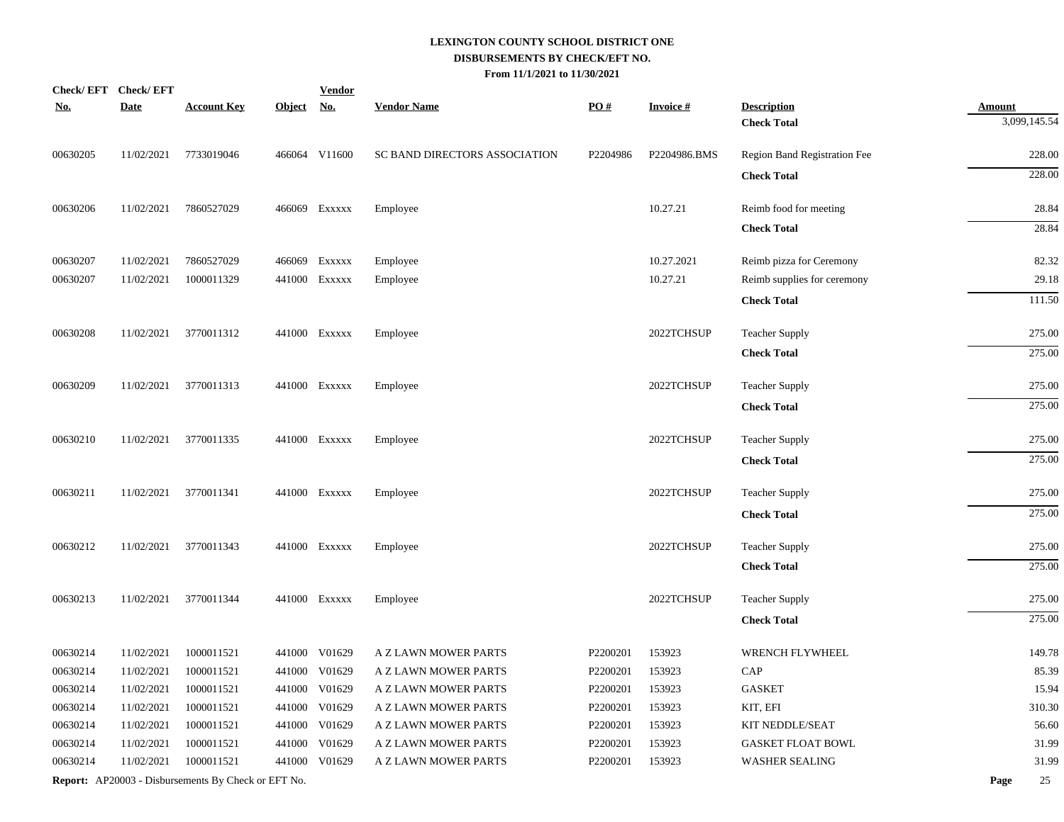**LEXINGTON COUNTY SCHOOL DISTRICT ONE**
**DISBURSEMENTS BY CHECK/EFT NO.**
**From 11/1/2021 to 11/30/2021**

| Check/ EFT No. | Check/ EFT Date | Account Key | Object | Vendor No. | Vendor Name | PO # | Invoice # | Description | Amount |
|---|---|---|---|---|---|---|---|---|---|
| | | | | | | | | **Check Total** | 3,099,145.54 |
| 00630205 | 11/02/2021 | 7733019046 | 466064 | V11600 | SC BAND DIRECTORS ASSOCIATION | P2204986 | P2204986.BMS | Region Band Registration Fee | 228.00 |
| | | | | | | | | **Check Total** | 228.00 |
| 00630206 | 11/02/2021 | 7860527029 | 466069 | Exxxxx | Employee | | 10.27.21 | Reimb food for meeting | 28.84 |
| | | | | | | | | **Check Total** | 28.84 |
| 00630207 | 11/02/2021 | 7860527029 | 466069 | Exxxxx | Employee | | 10.27.2021 | Reimb pizza for Ceremony | 82.32 |
| 00630207 | 11/02/2021 | 1000011329 | 441000 | Exxxxx | Employee | | 10.27.21 | Reimb supplies for ceremony | 29.18 |
| | | | | | | | | **Check Total** | 111.50 |
| 00630208 | 11/02/2021 | 3770011312 | 441000 | Exxxxx | Employee | | 2022TCHSUP | Teacher Supply | 275.00 |
| | | | | | | | | **Check Total** | 275.00 |
| 00630209 | 11/02/2021 | 3770011313 | 441000 | Exxxxx | Employee | | 2022TCHSUP | Teacher Supply | 275.00 |
| | | | | | | | | **Check Total** | 275.00 |
| 00630210 | 11/02/2021 | 3770011335 | 441000 | Exxxxx | Employee | | 2022TCHSUP | Teacher Supply | 275.00 |
| | | | | | | | | **Check Total** | 275.00 |
| 00630211 | 11/02/2021 | 3770011341 | 441000 | Exxxxx | Employee | | 2022TCHSUP | Teacher Supply | 275.00 |
| | | | | | | | | **Check Total** | 275.00 |
| 00630212 | 11/02/2021 | 3770011343 | 441000 | Exxxxx | Employee | | 2022TCHSUP | Teacher Supply | 275.00 |
| | | | | | | | | **Check Total** | 275.00 |
| 00630213 | 11/02/2021 | 3770011344 | 441000 | Exxxxx | Employee | | 2022TCHSUP | Teacher Supply | 275.00 |
| | | | | | | | | **Check Total** | 275.00 |
| 00630214 | 11/02/2021 | 1000011521 | 441000 | V01629 | A Z LAWN MOWER PARTS | P2200201 | 153923 | WRENCH FLYWHEEL | 149.78 |
| 00630214 | 11/02/2021 | 1000011521 | 441000 | V01629 | A Z LAWN MOWER PARTS | P2200201 | 153923 | CAP | 85.39 |
| 00630214 | 11/02/2021 | 1000011521 | 441000 | V01629 | A Z LAWN MOWER PARTS | P2200201 | 153923 | GASKET | 15.94 |
| 00630214 | 11/02/2021 | 1000011521 | 441000 | V01629 | A Z LAWN MOWER PARTS | P2200201 | 153923 | KIT, EFI | 310.30 |
| 00630214 | 11/02/2021 | 1000011521 | 441000 | V01629 | A Z LAWN MOWER PARTS | P2200201 | 153923 | KIT NEDDLE/SEAT | 56.60 |
| 00630214 | 11/02/2021 | 1000011521 | 441000 | V01629 | A Z LAWN MOWER PARTS | P2200201 | 153923 | GASKET FLOAT BOWL | 31.99 |
| 00630214 | 11/02/2021 | 1000011521 | 441000 | V01629 | A Z LAWN MOWER PARTS | P2200201 | 153923 | WASHER SEALING | 31.99 |

**Report:** AP20003 - Disbursements By Check or EFT No.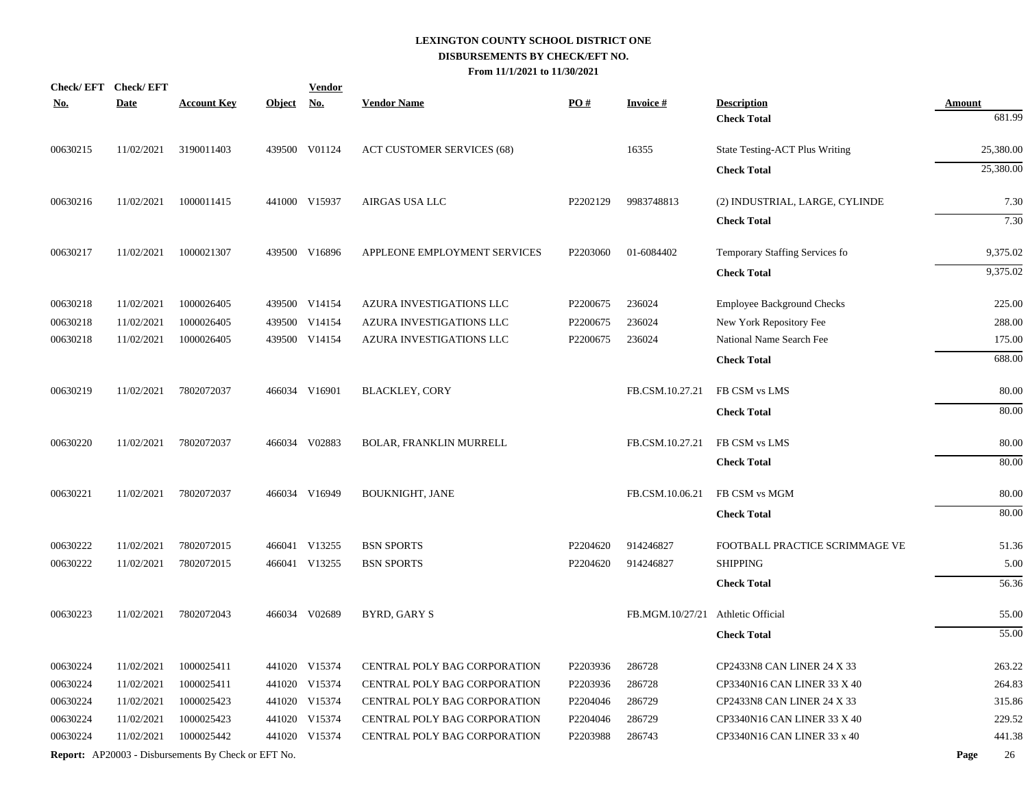# LEXINGTON COUNTY SCHOOL DISTRICT ONE
## DISBURSEMENTS BY CHECK/EFT NO.
### From 11/1/2021 to 11/30/2021

| Check/ EFT No. | Check/ EFT Date | Account Key | Object | Vendor No. | Vendor Name | PO # | Invoice # | Description | Amount |
|---|---|---|---|---|---|---|---|---|---|
| | | | | | | | | **Check Total** | 681.99 |
| 00630215 | 11/02/2021 | 3190011403 | 439500 | V01124 | ACT CUSTOMER SERVICES (68) | | 16355 | State Testing-ACT Plus Writing | 25,380.00 |
| | | | | | | | | **Check Total** | 25,380.00 |
| 00630216 | 11/02/2021 | 1000011415 | 441000 | V15937 | AIRGAS USA LLC | P2202129 | 9983748813 | (2) INDUSTRIAL, LARGE, CYLINDE | 7.30 |
| | | | | | | | | **Check Total** | 7.30 |
| 00630217 | 11/02/2021 | 1000021307 | 439500 | V16896 | APPLEONE EMPLOYMENT SERVICES | P2203060 | 01-6084402 | Temporary Staffing Services fo | 9,375.02 |
| | | | | | | | | **Check Total** | 9,375.02 |
| 00630218 | 11/02/2021 | 1000026405 | 439500 | V14154 | AZURA INVESTIGATIONS LLC | P2200675 | 236024 | Employee Background Checks | 225.00 |
| 00630218 | 11/02/2021 | 1000026405 | 439500 | V14154 | AZURA INVESTIGATIONS LLC | P2200675 | 236024 | New York Repository Fee | 288.00 |
| 00630218 | 11/02/2021 | 1000026405 | 439500 | V14154 | AZURA INVESTIGATIONS LLC | P2200675 | 236024 | National Name Search Fee | 175.00 |
| | | | | | | | | **Check Total** | 688.00 |
| 00630219 | 11/02/2021 | 7802072037 | 466034 | V16901 | BLACKLEY, CORY | | FB.CSM.10.27.21 | FB CSM vs LMS | 80.00 |
| | | | | | | | | **Check Total** | 80.00 |
| 00630220 | 11/02/2021 | 7802072037 | 466034 | V02883 | BOLAR, FRANKLIN MURRELL | | FB.CSM.10.27.21 | FB CSM vs LMS | 80.00 |
| | | | | | | | | **Check Total** | 80.00 |
| 00630221 | 11/02/2021 | 7802072037 | 466034 | V16949 | BOUKNIGHT, JANE | | FB.CSM.10.06.21 | FB CSM vs MGM | 80.00 |
| | | | | | | | | **Check Total** | 80.00 |
| 00630222 | 11/02/2021 | 7802072015 | 466041 | V13255 | BSN SPORTS | P2204620 | 914246827 | FOOTBALL PRACTICE SCRIMMAGE VE | 51.36 |
| 00630222 | 11/02/2021 | 7802072015 | 466041 | V13255 | BSN SPORTS | P2204620 | 914246827 | SHIPPING | 5.00 |
| | | | | | | | | **Check Total** | 56.36 |
| 00630223 | 11/02/2021 | 7802072043 | 466034 | V02689 | BYRD, GARY S | | FB.MGM.10/27/21 | Athletic Official | 55.00 |
| | | | | | | | | **Check Total** | 55.00 |
| 00630224 | 11/02/2021 | 1000025411 | 441020 | V15374 | CENTRAL POLY BAG CORPORATION | P2203936 | 286728 | CP2433N8 CAN LINER 24 X 33 | 263.22 |
| 00630224 | 11/02/2021 | 1000025411 | 441020 | V15374 | CENTRAL POLY BAG CORPORATION | P2203936 | 286728 | CP3340N16 CAN LINER 33 X 40 | 264.83 |
| 00630224 | 11/02/2021 | 1000025423 | 441020 | V15374 | CENTRAL POLY BAG CORPORATION | P2204046 | 286729 | CP2433N8 CAN LINER 24 X 33 | 315.86 |
| 00630224 | 11/02/2021 | 1000025423 | 441020 | V15374 | CENTRAL POLY BAG CORPORATION | P2204046 | 286729 | CP3340N16 CAN LINER 33 X 40 | 229.52 |
| 00630224 | 11/02/2021 | 1000025442 | 441020 | V15374 | CENTRAL POLY BAG CORPORATION | P2203988 | 286743 | CP3340N16 CAN LINER 33 x 40 | 441.38 |

**Report:** AP20003 - Disbursements By Check or EFT No.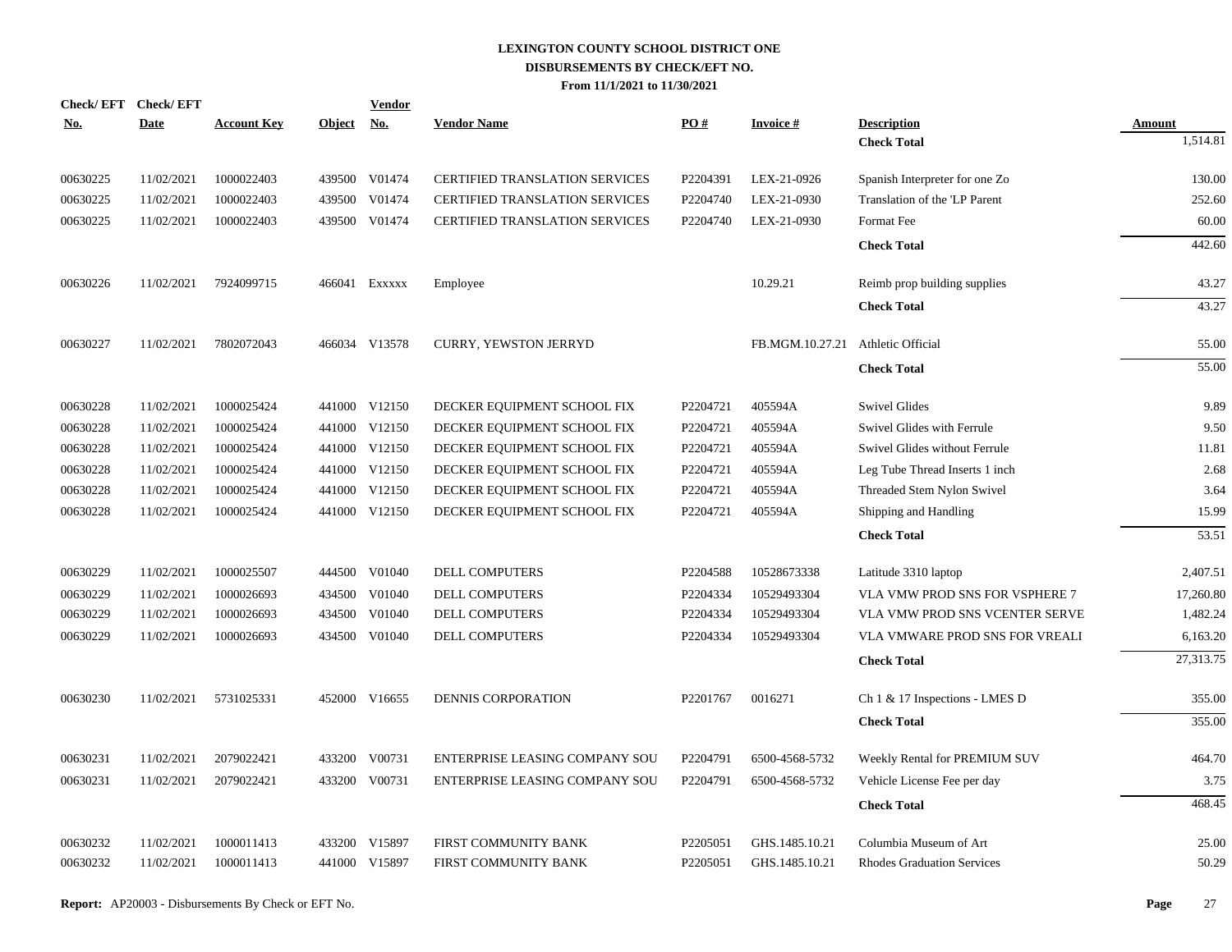# LEXINGTON COUNTY SCHOOL DISTRICT ONE
## DISBURSEMENTS BY CHECK/EFT NO.
### From 11/1/2021 to 11/30/2021

| Check/ EFT No. | Check/ EFT Date | Account Key | Object | Vendor No. | Vendor Name | PO # | Invoice # | Description | Amount |
|---|---|---|---|---|---|---|---|---|---|
| | | | | | | | | **Check Total** | 1,514.81 |
| 00630225 | 11/02/2021 | 1000022403 | 439500 | V01474 | CERTIFIED TRANSLATION SERVICES | P2204391 | LEX-21-0926 | Spanish Interpreter for one Zo | 130.00 |
| 00630225 | 11/02/2021 | 1000022403 | 439500 | V01474 | CERTIFIED TRANSLATION SERVICES | P2204740 | LEX-21-0930 | Translation of the 'LP Parent | 252.60 |
| 00630225 | 11/02/2021 | 1000022403 | 439500 | V01474 | CERTIFIED TRANSLATION SERVICES | P2204740 | LEX-21-0930 | Format Fee | 60.00 |
| | | | | | | | | **Check Total** | 442.60 |
| 00630226 | 11/02/2021 | 7924099715 | 466041 | Exxxxx | Employee | | 10.29.21 | Reimb prop building supplies | 43.27 |
| | | | | | | | | **Check Total** | 43.27 |
| 00630227 | 11/02/2021 | 7802072043 | 466034 | V13578 | CURRY, YEWSTON JERRYD | | FB.MGM.10.27.21 | Athletic Official | 55.00 |
| | | | | | | | | **Check Total** | 55.00 |
| 00630228 | 11/02/2021 | 1000025424 | 441000 | V12150 | DECKER EQUIPMENT SCHOOL FIX | P2204721 | 405594A | Swivel Glides | 9.89 |
| 00630228 | 11/02/2021 | 1000025424 | 441000 | V12150 | DECKER EQUIPMENT SCHOOL FIX | P2204721 | 405594A | Swivel Glides with Ferrule | 9.50 |
| 00630228 | 11/02/2021 | 1000025424 | 441000 | V12150 | DECKER EQUIPMENT SCHOOL FIX | P2204721 | 405594A | Swivel Glides without Ferrule | 11.81 |
| 00630228 | 11/02/2021 | 1000025424 | 441000 | V12150 | DECKER EQUIPMENT SCHOOL FIX | P2204721 | 405594A | Leg Tube Thread Inserts 1 inch | 2.68 |
| 00630228 | 11/02/2021 | 1000025424 | 441000 | V12150 | DECKER EQUIPMENT SCHOOL FIX | P2204721 | 405594A | Threaded Stem Nylon Swivel | 3.64 |
| 00630228 | 11/02/2021 | 1000025424 | 441000 | V12150 | DECKER EQUIPMENT SCHOOL FIX | P2204721 | 405594A | Shipping and Handling | 15.99 |
| | | | | | | | | **Check Total** | 53.51 |
| 00630229 | 11/02/2021 | 1000025507 | 444500 | V01040 | DELL COMPUTERS | P2204588 | 10528673338 | Latitude 3310 laptop | 2,407.51 |
| 00630229 | 11/02/2021 | 1000026693 | 434500 | V01040 | DELL COMPUTERS | P2204334 | 10529493304 | VLA VMW PROD SNS FOR VSPHERE 7 | 17,260.80 |
| 00630229 | 11/02/2021 | 1000026693 | 434500 | V01040 | DELL COMPUTERS | P2204334 | 10529493304 | VLA VMW PROD SNS VCENTER SERVE | 1,482.24 |
| 00630229 | 11/02/2021 | 1000026693 | 434500 | V01040 | DELL COMPUTERS | P2204334 | 10529493304 | VLA VMWARE PROD SNS FOR VREALI | 6,163.20 |
| | | | | | | | | **Check Total** | 27,313.75 |
| 00630230 | 11/02/2021 | 5731025331 | 452000 | V16655 | DENNIS CORPORATION | P2201767 | 0016271 | Ch 1 & 17 Inspections - LMES D | 355.00 |
| | | | | | | | | **Check Total** | 355.00 |
| 00630231 | 11/02/2021 | 2079022421 | 433200 | V00731 | ENTERPRISE LEASING COMPANY SOU | P2204791 | 6500-4568-5732 | Weekly Rental for PREMIUM SUV | 464.70 |
| 00630231 | 11/02/2021 | 2079022421 | 433200 | V00731 | ENTERPRISE LEASING COMPANY SOU | P2204791 | 6500-4568-5732 | Vehicle License Fee per day | 3.75 |
| | | | | | | | | **Check Total** | 468.45 |
| 00630232 | 11/02/2021 | 1000011413 | 433200 | V15897 | FIRST COMMUNITY BANK | P2205051 | GHS.1485.10.21 | Columbia Museum of Art | 25.00 |
| 00630232 | 11/02/2021 | 1000011413 | 441000 | V15897 | FIRST COMMUNITY BANK | P2205051 | GHS.1485.10.21 | Rhodes Graduation Services | 50.29 |

**Report:** AP20003 - Disbursements By Check or EFT No.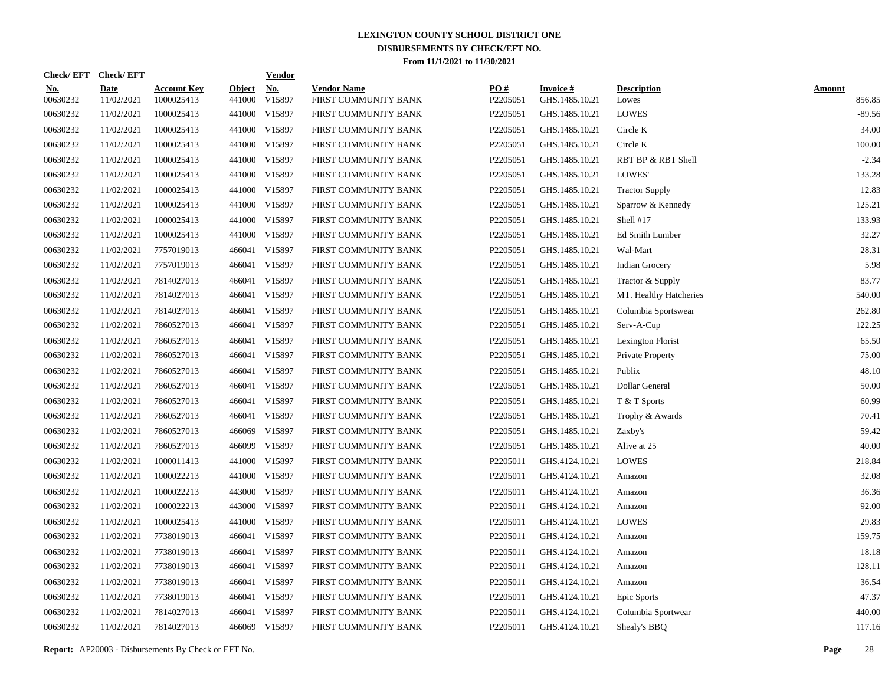**LEXINGTON COUNTY SCHOOL DISTRICT ONE**
**DISBURSEMENTS BY CHECK/EFT NO.**
**From 11/1/2021 to 11/30/2021**

| Check/ EFT No. | Check/ EFT Date | Account Key | Object | Vendor No. | Vendor Name | PO # | Invoice # | Description | Amount |
|---|---|---|---|---|---|---|---|---|---|
| 00630232 | 11/02/2021 | 1000025413 | 441000 | V15897 | FIRST COMMUNITY BANK | P2205051 | GHS.1485.10.21 | Lowes | 856.85 |
| 00630232 | 11/02/2021 | 1000025413 | 441000 | V15897 | FIRST COMMUNITY BANK | P2205051 | GHS.1485.10.21 | LOWES | -89.56 |
| 00630232 | 11/02/2021 | 1000025413 | 441000 | V15897 | FIRST COMMUNITY BANK | P2205051 | GHS.1485.10.21 | Circle K | 34.00 |
| 00630232 | 11/02/2021 | 1000025413 | 441000 | V15897 | FIRST COMMUNITY BANK | P2205051 | GHS.1485.10.21 | Circle K | 100.00 |
| 00630232 | 11/02/2021 | 1000025413 | 441000 | V15897 | FIRST COMMUNITY BANK | P2205051 | GHS.1485.10.21 | RBT BP & RBT Shell | -2.34 |
| 00630232 | 11/02/2021 | 1000025413 | 441000 | V15897 | FIRST COMMUNITY BANK | P2205051 | GHS.1485.10.21 | LOWES' | 133.28 |
| 00630232 | 11/02/2021 | 1000025413 | 441000 | V15897 | FIRST COMMUNITY BANK | P2205051 | GHS.1485.10.21 | Tractor Supply | 12.83 |
| 00630232 | 11/02/2021 | 1000025413 | 441000 | V15897 | FIRST COMMUNITY BANK | P2205051 | GHS.1485.10.21 | Sparrow & Kennedy | 125.21 |
| 00630232 | 11/02/2021 | 1000025413 | 441000 | V15897 | FIRST COMMUNITY BANK | P2205051 | GHS.1485.10.21 | Shell #17 | 133.93 |
| 00630232 | 11/02/2021 | 1000025413 | 441000 | V15897 | FIRST COMMUNITY BANK | P2205051 | GHS.1485.10.21 | Ed Smith Lumber | 32.27 |
| 00630232 | 11/02/2021 | 7757019013 | 466041 | V15897 | FIRST COMMUNITY BANK | P2205051 | GHS.1485.10.21 | Wal-Mart | 28.31 |
| 00630232 | 11/02/2021 | 7757019013 | 466041 | V15897 | FIRST COMMUNITY BANK | P2205051 | GHS.1485.10.21 | Indian Grocery | 5.98 |
| 00630232 | 11/02/2021 | 7814027013 | 466041 | V15897 | FIRST COMMUNITY BANK | P2205051 | GHS.1485.10.21 | Tractor & Supply | 83.77 |
| 00630232 | 11/02/2021 | 7814027013 | 466041 | V15897 | FIRST COMMUNITY BANK | P2205051 | GHS.1485.10.21 | MT. Healthy Hatcheries | 540.00 |
| 00630232 | 11/02/2021 | 7814027013 | 466041 | V15897 | FIRST COMMUNITY BANK | P2205051 | GHS.1485.10.21 | Columbia Sportswear | 262.80 |
| 00630232 | 11/02/2021 | 7860527013 | 466041 | V15897 | FIRST COMMUNITY BANK | P2205051 | GHS.1485.10.21 | Serv-A-Cup | 122.25 |
| 00630232 | 11/02/2021 | 7860527013 | 466041 | V15897 | FIRST COMMUNITY BANK | P2205051 | GHS.1485.10.21 | Lexington Florist | 65.50 |
| 00630232 | 11/02/2021 | 7860527013 | 466041 | V15897 | FIRST COMMUNITY BANK | P2205051 | GHS.1485.10.21 | Private Property | 75.00 |
| 00630232 | 11/02/2021 | 7860527013 | 466041 | V15897 | FIRST COMMUNITY BANK | P2205051 | GHS.1485.10.21 | Publix | 48.10 |
| 00630232 | 11/02/2021 | 7860527013 | 466041 | V15897 | FIRST COMMUNITY BANK | P2205051 | GHS.1485.10.21 | Dollar General | 50.00 |
| 00630232 | 11/02/2021 | 7860527013 | 466041 | V15897 | FIRST COMMUNITY BANK | P2205051 | GHS.1485.10.21 | T & T Sports | 60.99 |
| 00630232 | 11/02/2021 | 7860527013 | 466041 | V15897 | FIRST COMMUNITY BANK | P2205051 | GHS.1485.10.21 | Trophy & Awards | 70.41 |
| 00630232 | 11/02/2021 | 7860527013 | 466069 | V15897 | FIRST COMMUNITY BANK | P2205051 | GHS.1485.10.21 | Zaxby's | 59.42 |
| 00630232 | 11/02/2021 | 7860527013 | 466099 | V15897 | FIRST COMMUNITY BANK | P2205051 | GHS.1485.10.21 | Alive at 25 | 40.00 |
| 00630232 | 11/02/2021 | 1000011413 | 441000 | V15897 | FIRST COMMUNITY BANK | P2205011 | GHS.4124.10.21 | LOWES | 218.84 |
| 00630232 | 11/02/2021 | 1000022213 | 441000 | V15897 | FIRST COMMUNITY BANK | P2205011 | GHS.4124.10.21 | Amazon | 32.08 |
| 00630232 | 11/02/2021 | 1000022213 | 443000 | V15897 | FIRST COMMUNITY BANK | P2205011 | GHS.4124.10.21 | Amazon | 36.36 |
| 00630232 | 11/02/2021 | 1000022213 | 443000 | V15897 | FIRST COMMUNITY BANK | P2205011 | GHS.4124.10.21 | Amazon | 92.00 |
| 00630232 | 11/02/2021 | 1000025413 | 441000 | V15897 | FIRST COMMUNITY BANK | P2205011 | GHS.4124.10.21 | LOWES | 29.83 |
| 00630232 | 11/02/2021 | 7738019013 | 466041 | V15897 | FIRST COMMUNITY BANK | P2205011 | GHS.4124.10.21 | Amazon | 159.75 |
| 00630232 | 11/02/2021 | 7738019013 | 466041 | V15897 | FIRST COMMUNITY BANK | P2205011 | GHS.4124.10.21 | Amazon | 18.18 |
| 00630232 | 11/02/2021 | 7738019013 | 466041 | V15897 | FIRST COMMUNITY BANK | P2205011 | GHS.4124.10.21 | Amazon | 128.11 |
| 00630232 | 11/02/2021 | 7738019013 | 466041 | V15897 | FIRST COMMUNITY BANK | P2205011 | GHS.4124.10.21 | Amazon | 36.54 |
| 00630232 | 11/02/2021 | 7738019013 | 466041 | V15897 | FIRST COMMUNITY BANK | P2205011 | GHS.4124.10.21 | Epic Sports | 47.37 |
| 00630232 | 11/02/2021 | 7814027013 | 466041 | V15897 | FIRST COMMUNITY BANK | P2205011 | GHS.4124.10.21 | Columbia Sportwear | 440.00 |
| 00630232 | 11/02/2021 | 7814027013 | 466069 | V15897 | FIRST COMMUNITY BANK | P2205011 | GHS.4124.10.21 | Shealy's BBQ | 117.16 |

**Report:** AP20003 - Disbursements By Check or EFT No.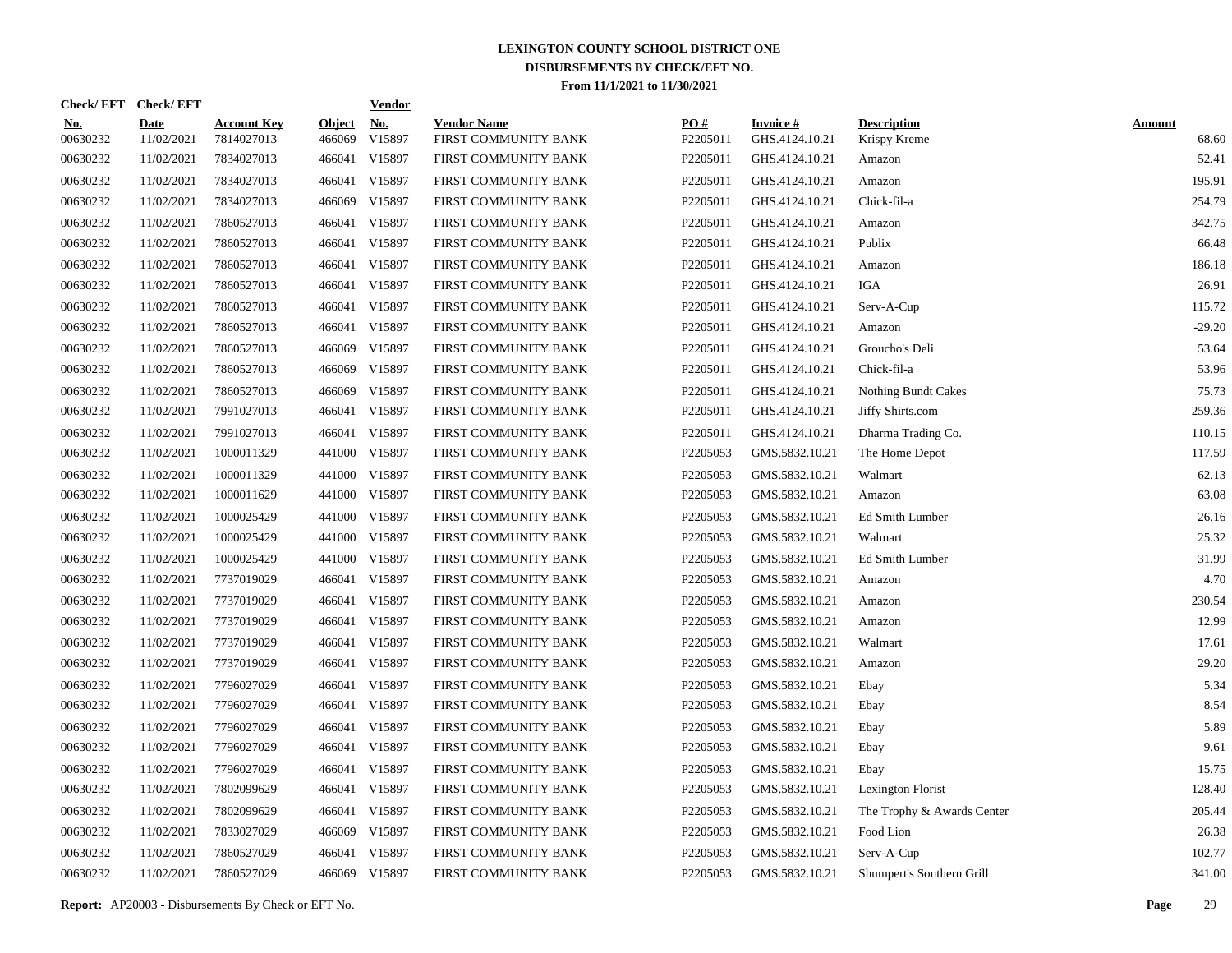# LEXINGTON COUNTY SCHOOL DISTRICT ONE
## DISBURSEMENTS BY CHECK/EFT NO.
### From 11/1/2021 to 11/30/2021

| Check/ EFT No. | Check/ EFT Date | Account Key | Object | Vendor No. | Vendor Name | PO # | Invoice # | Description | Amount |
|---|---|---|---|---|---|---|---|---|---|
| 00630232 | 11/02/2021 | 7814027013 | 466069 | V15897 | FIRST COMMUNITY BANK | P2205011 | GHS.4124.10.21 | Krispy Kreme | 68.60 |
| 00630232 | 11/02/2021 | 7834027013 | 466041 | V15897 | FIRST COMMUNITY BANK | P2205011 | GHS.4124.10.21 | Amazon | 52.41 |
| 00630232 | 11/02/2021 | 7834027013 | 466041 | V15897 | FIRST COMMUNITY BANK | P2205011 | GHS.4124.10.21 | Amazon | 195.91 |
| 00630232 | 11/02/2021 | 7834027013 | 466069 | V15897 | FIRST COMMUNITY BANK | P2205011 | GHS.4124.10.21 | Chick-fil-a | 254.79 |
| 00630232 | 11/02/2021 | 7860527013 | 466041 | V15897 | FIRST COMMUNITY BANK | P2205011 | GHS.4124.10.21 | Amazon | 342.75 |
| 00630232 | 11/02/2021 | 7860527013 | 466041 | V15897 | FIRST COMMUNITY BANK | P2205011 | GHS.4124.10.21 | Publix | 66.48 |
| 00630232 | 11/02/2021 | 7860527013 | 466041 | V15897 | FIRST COMMUNITY BANK | P2205011 | GHS.4124.10.21 | Amazon | 186.18 |
| 00630232 | 11/02/2021 | 7860527013 | 466041 | V15897 | FIRST COMMUNITY BANK | P2205011 | GHS.4124.10.21 | IGA | 26.91 |
| 00630232 | 11/02/2021 | 7860527013 | 466041 | V15897 | FIRST COMMUNITY BANK | P2205011 | GHS.4124.10.21 | Serv-A-Cup | 115.72 |
| 00630232 | 11/02/2021 | 7860527013 | 466041 | V15897 | FIRST COMMUNITY BANK | P2205011 | GHS.4124.10.21 | Amazon | -29.20 |
| 00630232 | 11/02/2021 | 7860527013 | 466069 | V15897 | FIRST COMMUNITY BANK | P2205011 | GHS.4124.10.21 | Groucho's Deli | 53.64 |
| 00630232 | 11/02/2021 | 7860527013 | 466069 | V15897 | FIRST COMMUNITY BANK | P2205011 | GHS.4124.10.21 | Chick-fil-a | 53.96 |
| 00630232 | 11/02/2021 | 7860527013 | 466069 | V15897 | FIRST COMMUNITY BANK | P2205011 | GHS.4124.10.21 | Nothing Bundt Cakes | 75.73 |
| 00630232 | 11/02/2021 | 7991027013 | 466041 | V15897 | FIRST COMMUNITY BANK | P2205011 | GHS.4124.10.21 | Jiffy Shirts.com | 259.36 |
| 00630232 | 11/02/2021 | 7991027013 | 466041 | V15897 | FIRST COMMUNITY BANK | P2205011 | GHS.4124.10.21 | Dharma Trading Co. | 110.15 |
| 00630232 | 11/02/2021 | 1000011329 | 441000 | V15897 | FIRST COMMUNITY BANK | P2205053 | GMS.5832.10.21 | The Home Depot | 117.59 |
| 00630232 | 11/02/2021 | 1000011329 | 441000 | V15897 | FIRST COMMUNITY BANK | P2205053 | GMS.5832.10.21 | Walmart | 62.13 |
| 00630232 | 11/02/2021 | 1000011629 | 441000 | V15897 | FIRST COMMUNITY BANK | P2205053 | GMS.5832.10.21 | Amazon | 63.08 |
| 00630232 | 11/02/2021 | 1000025429 | 441000 | V15897 | FIRST COMMUNITY BANK | P2205053 | GMS.5832.10.21 | Ed Smith Lumber | 26.16 |
| 00630232 | 11/02/2021 | 1000025429 | 441000 | V15897 | FIRST COMMUNITY BANK | P2205053 | GMS.5832.10.21 | Walmart | 25.32 |
| 00630232 | 11/02/2021 | 1000025429 | 441000 | V15897 | FIRST COMMUNITY BANK | P2205053 | GMS.5832.10.21 | Ed Smith Lumber | 31.99 |
| 00630232 | 11/02/2021 | 7737019029 | 466041 | V15897 | FIRST COMMUNITY BANK | P2205053 | GMS.5832.10.21 | Amazon | 4.70 |
| 00630232 | 11/02/2021 | 7737019029 | 466041 | V15897 | FIRST COMMUNITY BANK | P2205053 | GMS.5832.10.21 | Amazon | 230.54 |
| 00630232 | 11/02/2021 | 7737019029 | 466041 | V15897 | FIRST COMMUNITY BANK | P2205053 | GMS.5832.10.21 | Amazon | 12.99 |
| 00630232 | 11/02/2021 | 7737019029 | 466041 | V15897 | FIRST COMMUNITY BANK | P2205053 | GMS.5832.10.21 | Walmart | 17.61 |
| 00630232 | 11/02/2021 | 7737019029 | 466041 | V15897 | FIRST COMMUNITY BANK | P2205053 | GMS.5832.10.21 | Amazon | 29.20 |
| 00630232 | 11/02/2021 | 7796027029 | 466041 | V15897 | FIRST COMMUNITY BANK | P2205053 | GMS.5832.10.21 | Ebay | 5.34 |
| 00630232 | 11/02/2021 | 7796027029 | 466041 | V15897 | FIRST COMMUNITY BANK | P2205053 | GMS.5832.10.21 | Ebay | 8.54 |
| 00630232 | 11/02/2021 | 7796027029 | 466041 | V15897 | FIRST COMMUNITY BANK | P2205053 | GMS.5832.10.21 | Ebay | 5.89 |
| 00630232 | 11/02/2021 | 7796027029 | 466041 | V15897 | FIRST COMMUNITY BANK | P2205053 | GMS.5832.10.21 | Ebay | 9.61 |
| 00630232 | 11/02/2021 | 7796027029 | 466041 | V15897 | FIRST COMMUNITY BANK | P2205053 | GMS.5832.10.21 | Ebay | 15.75 |
| 00630232 | 11/02/2021 | 7802099629 | 466041 | V15897 | FIRST COMMUNITY BANK | P2205053 | GMS.5832.10.21 | Lexington Florist | 128.40 |
| 00630232 | 11/02/2021 | 7802099629 | 466041 | V15897 | FIRST COMMUNITY BANK | P2205053 | GMS.5832.10.21 | The Trophy & Awards Center | 205.44 |
| 00630232 | 11/02/2021 | 7833027029 | 466069 | V15897 | FIRST COMMUNITY BANK | P2205053 | GMS.5832.10.21 | Food Lion | 26.38 |
| 00630232 | 11/02/2021 | 7860527029 | 466041 | V15897 | FIRST COMMUNITY BANK | P2205053 | GMS.5832.10.21 | Serv-A-Cup | 102.77 |
| 00630232 | 11/02/2021 | 7860527029 | 466069 | V15897 | FIRST COMMUNITY BANK | P2205053 | GMS.5832.10.21 | Shumpert's Southern Grill | 341.00 |

**Report:** AP20003 - Disbursements By Check or EFT No.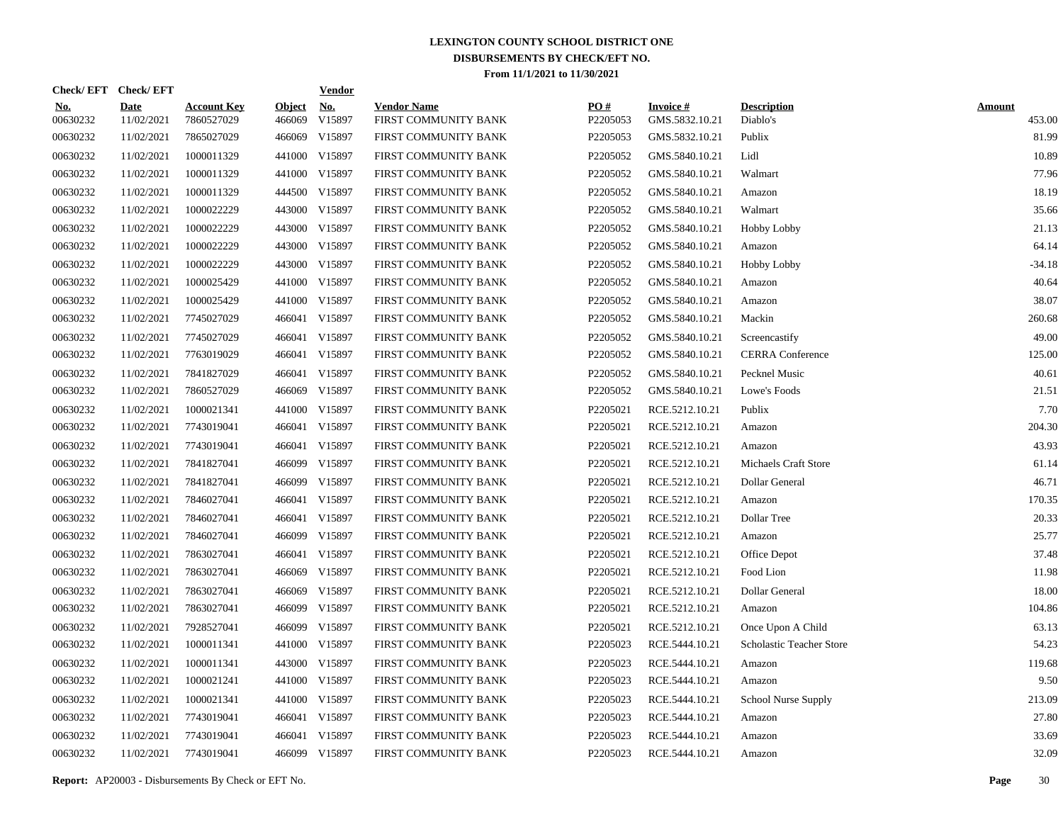# LEXINGTON COUNTY SCHOOL DISTRICT ONE
## DISBURSEMENTS BY CHECK/EFT NO.
### From 11/1/2021 to 11/30/2021

| Check/EFT No. | Check/EFT Date | Account Key | Object | Vendor No. | Vendor Name | PO # | Invoice # | Description | Amount |
|---|---|---|---|---|---|---|---|---|---|
| 00630232 | 11/02/2021 | 7860527029 | 466069 | V15897 | FIRST COMMUNITY BANK | P2205053 | GMS.5832.10.21 | Diablo's | 453.00 |
| 00630232 | 11/02/2021 | 7865027029 | 466069 | V15897 | FIRST COMMUNITY BANK | P2205053 | GMS.5832.10.21 | Publix | 81.99 |
| 00630232 | 11/02/2021 | 1000011329 | 441000 | V15897 | FIRST COMMUNITY BANK | P2205052 | GMS.5840.10.21 | Lidl | 10.89 |
| 00630232 | 11/02/2021 | 1000011329 | 441000 | V15897 | FIRST COMMUNITY BANK | P2205052 | GMS.5840.10.21 | Walmart | 77.96 |
| 00630232 | 11/02/2021 | 1000011329 | 444500 | V15897 | FIRST COMMUNITY BANK | P2205052 | GMS.5840.10.21 | Amazon | 18.19 |
| 00630232 | 11/02/2021 | 1000022229 | 443000 | V15897 | FIRST COMMUNITY BANK | P2205052 | GMS.5840.10.21 | Walmart | 35.66 |
| 00630232 | 11/02/2021 | 1000022229 | 443000 | V15897 | FIRST COMMUNITY BANK | P2205052 | GMS.5840.10.21 | Hobby Lobby | 21.13 |
| 00630232 | 11/02/2021 | 1000022229 | 443000 | V15897 | FIRST COMMUNITY BANK | P2205052 | GMS.5840.10.21 | Amazon | 64.14 |
| 00630232 | 11/02/2021 | 1000022229 | 443000 | V15897 | FIRST COMMUNITY BANK | P2205052 | GMS.5840.10.21 | Hobby Lobby | -34.18 |
| 00630232 | 11/02/2021 | 1000025429 | 441000 | V15897 | FIRST COMMUNITY BANK | P2205052 | GMS.5840.10.21 | Amazon | 40.64 |
| 00630232 | 11/02/2021 | 1000025429 | 441000 | V15897 | FIRST COMMUNITY BANK | P2205052 | GMS.5840.10.21 | Amazon | 38.07 |
| 00630232 | 11/02/2021 | 7745027029 | 466041 | V15897 | FIRST COMMUNITY BANK | P2205052 | GMS.5840.10.21 | Mackin | 260.68 |
| 00630232 | 11/02/2021 | 7745027029 | 466041 | V15897 | FIRST COMMUNITY BANK | P2205052 | GMS.5840.10.21 | Screencastify | 49.00 |
| 00630232 | 11/02/2021 | 7763019029 | 466041 | V15897 | FIRST COMMUNITY BANK | P2205052 | GMS.5840.10.21 | CERRA Conference | 125.00 |
| 00630232 | 11/02/2021 | 7841827029 | 466041 | V15897 | FIRST COMMUNITY BANK | P2205052 | GMS.5840.10.21 | Pecknel Music | 40.61 |
| 00630232 | 11/02/2021 | 7860527029 | 466069 | V15897 | FIRST COMMUNITY BANK | P2205052 | GMS.5840.10.21 | Lowe's Foods | 21.51 |
| 00630232 | 11/02/2021 | 1000021341 | 441000 | V15897 | FIRST COMMUNITY BANK | P2205021 | RCE.5212.10.21 | Publix | 7.70 |
| 00630232 | 11/02/2021 | 7743019041 | 466041 | V15897 | FIRST COMMUNITY BANK | P2205021 | RCE.5212.10.21 | Amazon | 204.30 |
| 00630232 | 11/02/2021 | 7743019041 | 466041 | V15897 | FIRST COMMUNITY BANK | P2205021 | RCE.5212.10.21 | Amazon | 43.93 |
| 00630232 | 11/02/2021 | 7841827041 | 466099 | V15897 | FIRST COMMUNITY BANK | P2205021 | RCE.5212.10.21 | Michaels Craft Store | 61.14 |
| 00630232 | 11/02/2021 | 7841827041 | 466099 | V15897 | FIRST COMMUNITY BANK | P2205021 | RCE.5212.10.21 | Dollar General | 46.71 |
| 00630232 | 11/02/2021 | 7846027041 | 466041 | V15897 | FIRST COMMUNITY BANK | P2205021 | RCE.5212.10.21 | Amazon | 170.35 |
| 00630232 | 11/02/2021 | 7846027041 | 466041 | V15897 | FIRST COMMUNITY BANK | P2205021 | RCE.5212.10.21 | Dollar Tree | 20.33 |
| 00630232 | 11/02/2021 | 7846027041 | 466099 | V15897 | FIRST COMMUNITY BANK | P2205021 | RCE.5212.10.21 | Amazon | 25.77 |
| 00630232 | 11/02/2021 | 7863027041 | 466041 | V15897 | FIRST COMMUNITY BANK | P2205021 | RCE.5212.10.21 | Office Depot | 37.48 |
| 00630232 | 11/02/2021 | 7863027041 | 466069 | V15897 | FIRST COMMUNITY BANK | P2205021 | RCE.5212.10.21 | Food Lion | 11.98 |
| 00630232 | 11/02/2021 | 7863027041 | 466069 | V15897 | FIRST COMMUNITY BANK | P2205021 | RCE.5212.10.21 | Dollar General | 18.00 |
| 00630232 | 11/02/2021 | 7863027041 | 466099 | V15897 | FIRST COMMUNITY BANK | P2205021 | RCE.5212.10.21 | Amazon | 104.86 |
| 00630232 | 11/02/2021 | 7928527041 | 466099 | V15897 | FIRST COMMUNITY BANK | P2205021 | RCE.5212.10.21 | Once Upon A Child | 63.13 |
| 00630232 | 11/02/2021 | 1000011341 | 441000 | V15897 | FIRST COMMUNITY BANK | P2205023 | RCE.5444.10.21 | Scholastic Teacher Store | 54.23 |
| 00630232 | 11/02/2021 | 1000011341 | 443000 | V15897 | FIRST COMMUNITY BANK | P2205023 | RCE.5444.10.21 | Amazon | 119.68 |
| 00630232 | 11/02/2021 | 1000021241 | 441000 | V15897 | FIRST COMMUNITY BANK | P2205023 | RCE.5444.10.21 | Amazon | 9.50 |
| 00630232 | 11/02/2021 | 1000021341 | 441000 | V15897 | FIRST COMMUNITY BANK | P2205023 | RCE.5444.10.21 | School Nurse Supply | 213.09 |
| 00630232 | 11/02/2021 | 7743019041 | 466041 | V15897 | FIRST COMMUNITY BANK | P2205023 | RCE.5444.10.21 | Amazon | 27.80 |
| 00630232 | 11/02/2021 | 7743019041 | 466041 | V15897 | FIRST COMMUNITY BANK | P2205023 | RCE.5444.10.21 | Amazon | 33.69 |
| 00630232 | 11/02/2021 | 7743019041 | 466099 | V15897 | FIRST COMMUNITY BANK | P2205023 | RCE.5444.10.21 | Amazon | 32.09 |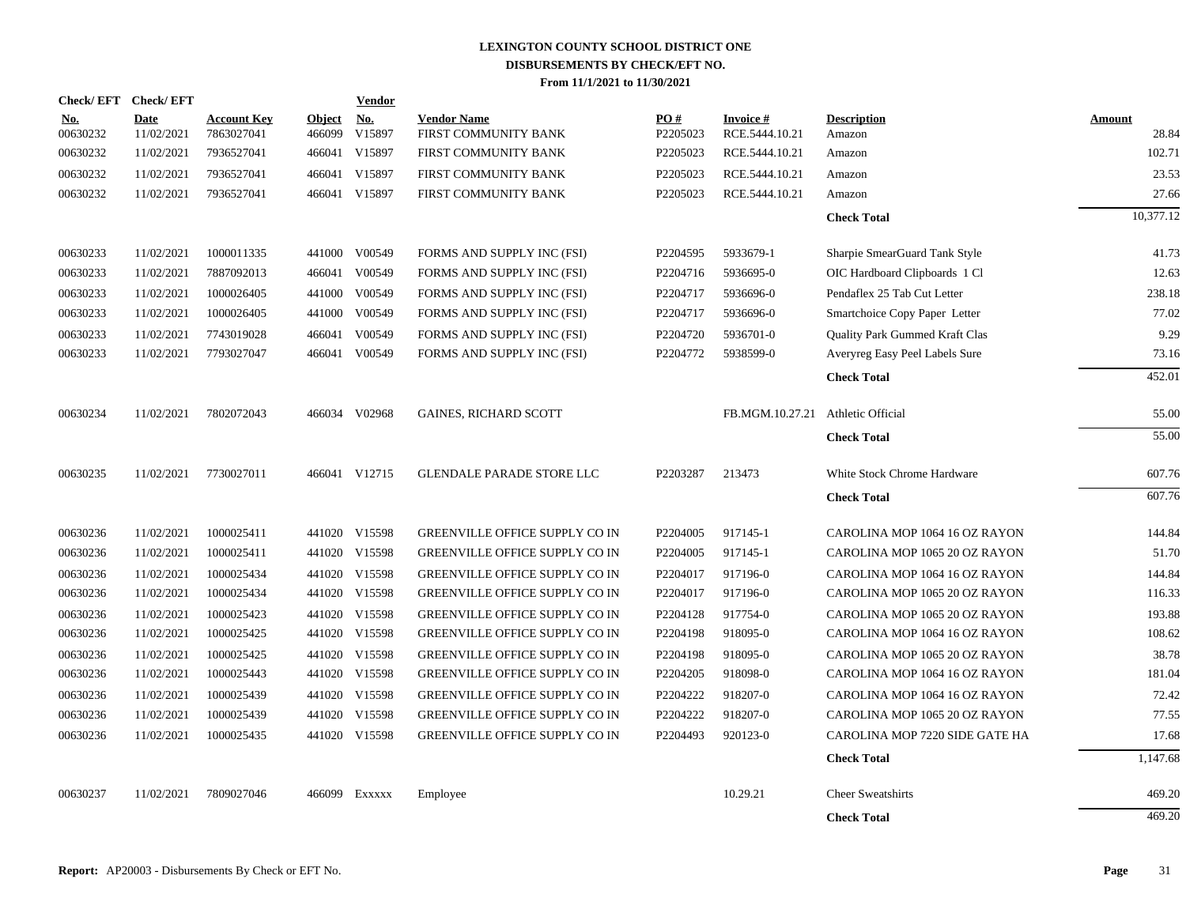# LEXINGTON COUNTY SCHOOL DISTRICT ONE
## DISBURSEMENTS BY CHECK/EFT NO.
### From 11/1/2021 to 11/30/2021

| Check/ EFT No. | Check/ EFT Date | Account Key | Object | Vendor No. | Vendor Name | PO # | Invoice # | Description | Amount |
|---|---|---|---|---|---|---|---|---|---|
| 00630232 | 11/02/2021 | 7863027041 | 466099 | V15897 | FIRST COMMUNITY BANK | P2205023 | RCE.5444.10.21 | Amazon | 28.84 |
| 00630232 | 11/02/2021 | 7936527041 | 466041 | V15897 | FIRST COMMUNITY BANK | P2205023 | RCE.5444.10.21 | Amazon | 102.71 |
| 00630232 | 11/02/2021 | 7936527041 | 466041 | V15897 | FIRST COMMUNITY BANK | P2205023 | RCE.5444.10.21 | Amazon | 23.53 |
| 00630232 | 11/02/2021 | 7936527041 | 466041 | V15897 | FIRST COMMUNITY BANK | P2205023 | RCE.5444.10.21 | Amazon | 27.66 |
| | | | | | | | | **Check Total** | 10,377.12 |
| 00630233 | 11/02/2021 | 1000011335 | 441000 | V00549 | FORMS AND SUPPLY INC (FSI) | P2204595 | 5933679-1 | Sharpie SmearGuard Tank Style | 41.73 |
| 00630233 | 11/02/2021 | 7887092013 | 466041 | V00549 | FORMS AND SUPPLY INC (FSI) | P2204716 | 5936695-0 | OIC Hardboard Clipboards 1 Cl | 12.63 |
| 00630233 | 11/02/2021 | 1000026405 | 441000 | V00549 | FORMS AND SUPPLY INC (FSI) | P2204717 | 5936696-0 | Pendaflex 25 Tab Cut Letter | 238.18 |
| 00630233 | 11/02/2021 | 1000026405 | 441000 | V00549 | FORMS AND SUPPLY INC (FSI) | P2204717 | 5936696-0 | Smartchoice Copy Paper Letter | 77.02 |
| 00630233 | 11/02/2021 | 7743019028 | 466041 | V00549 | FORMS AND SUPPLY INC (FSI) | P2204720 | 5936701-0 | Quality Park Gummed Kraft Clas | 9.29 |
| 00630233 | 11/02/2021 | 7793027047 | 466041 | V00549 | FORMS AND SUPPLY INC (FSI) | P2204772 | 5938599-0 | Averyreg Easy Peel Labels Sure | 73.16 |
| | | | | | | | | **Check Total** | 452.01 |
| 00630234 | 11/02/2021 | 7802072043 | 466034 | V02968 | GAINES, RICHARD SCOTT | | FB.MGM.10.27.21 | Athletic Official | 55.00 |
| | | | | | | | | **Check Total** | 55.00 |
| 00630235 | 11/02/2021 | 7730027011 | 466041 | V12715 | GLENDALE PARADE STORE LLC | P2203287 | 213473 | White Stock Chrome Hardware | 607.76 |
| | | | | | | | | **Check Total** | 607.76 |
| 00630236 | 11/02/2021 | 1000025411 | 441020 | V15598 | GREENVILLE OFFICE SUPPLY CO IN | P2204005 | 917145-1 | CAROLINA MOP 1064 16 OZ RAYON | 144.84 |
| 00630236 | 11/02/2021 | 1000025411 | 441020 | V15598 | GREENVILLE OFFICE SUPPLY CO IN | P2204005 | 917145-1 | CAROLINA MOP 1065 20 OZ RAYON | 51.70 |
| 00630236 | 11/02/2021 | 1000025434 | 441020 | V15598 | GREENVILLE OFFICE SUPPLY CO IN | P2204017 | 917196-0 | CAROLINA MOP 1064 16 OZ RAYON | 144.84 |
| 00630236 | 11/02/2021 | 1000025434 | 441020 | V15598 | GREENVILLE OFFICE SUPPLY CO IN | P2204017 | 917196-0 | CAROLINA MOP 1065 20 OZ RAYON | 116.33 |
| 00630236 | 11/02/2021 | 1000025423 | 441020 | V15598 | GREENVILLE OFFICE SUPPLY CO IN | P2204128 | 917754-0 | CAROLINA MOP 1065 20 OZ RAYON | 193.88 |
| 00630236 | 11/02/2021 | 1000025425 | 441020 | V15598 | GREENVILLE OFFICE SUPPLY CO IN | P2204198 | 918095-0 | CAROLINA MOP 1064 16 OZ RAYON | 108.62 |
| 00630236 | 11/02/2021 | 1000025425 | 441020 | V15598 | GREENVILLE OFFICE SUPPLY CO IN | P2204198 | 918095-0 | CAROLINA MOP 1065 20 OZ RAYON | 38.78 |
| 00630236 | 11/02/2021 | 1000025443 | 441020 | V15598 | GREENVILLE OFFICE SUPPLY CO IN | P2204205 | 918098-0 | CAROLINA MOP 1064 16 OZ RAYON | 181.04 |
| 00630236 | 11/02/2021 | 1000025439 | 441020 | V15598 | GREENVILLE OFFICE SUPPLY CO IN | P2204222 | 918207-0 | CAROLINA MOP 1064 16 OZ RAYON | 72.42 |
| 00630236 | 11/02/2021 | 1000025439 | 441020 | V15598 | GREENVILLE OFFICE SUPPLY CO IN | P2204222 | 918207-0 | CAROLINA MOP 1065 20 OZ RAYON | 77.55 |
| 00630236 | 11/02/2021 | 1000025435 | 441020 | V15598 | GREENVILLE OFFICE SUPPLY CO IN | P2204493 | 920123-0 | CAROLINA MOP 7220 SIDE GATE HA | 17.68 |
| | | | | | | | | **Check Total** | 1,147.68 |
| 00630237 | 11/02/2021 | 7809027046 | 466099 | Exxxxx | Employee | | 10.29.21 | Cheer Sweatshirts | 469.20 |
| | | | | | | | | **Check Total** | 469.20 |

**Report:** AP20003 - Disbursements By Check or EFT No.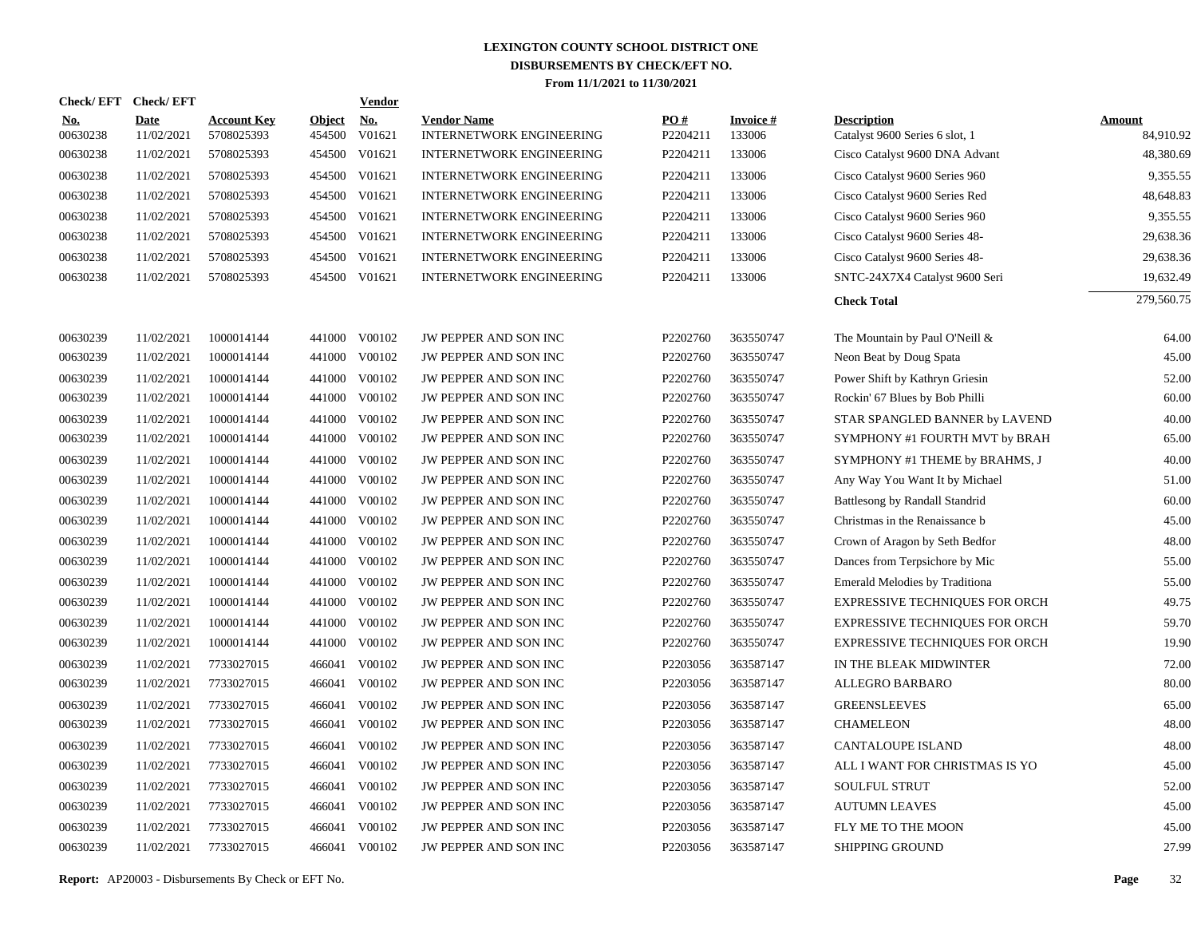# LEXINGTON COUNTY SCHOOL DISTRICT ONE
## DISBURSEMENTS BY CHECK/EFT NO.
### From 11/1/2021 to 11/30/2021

| Check/EFT No. | Check/EFT Date | Account Key | Object | Vendor No. | Vendor Name | PO # | Invoice # | Description | Amount |
|---|---|---|---|---|---|---|---|---|---|
| 00630238 | 11/02/2021 | 5708025393 | 454500 | V01621 | INTERNETWORK ENGINEERING | P2204211 | 133006 | Catalyst 9600 Series 6 slot, 1 | 84,910.92 |
| 00630238 | 11/02/2021 | 5708025393 | 454500 | V01621 | INTERNETWORK ENGINEERING | P2204211 | 133006 | Cisco Catalyst 9600 DNA Advant | 48,380.69 |
| 00630238 | 11/02/2021 | 5708025393 | 454500 | V01621 | INTERNETWORK ENGINEERING | P2204211 | 133006 | Cisco Catalyst 9600 Series 960 | 9,355.55 |
| 00630238 | 11/02/2021 | 5708025393 | 454500 | V01621 | INTERNETWORK ENGINEERING | P2204211 | 133006 | Cisco Catalyst 9600 Series Red | 48,648.83 |
| 00630238 | 11/02/2021 | 5708025393 | 454500 | V01621 | INTERNETWORK ENGINEERING | P2204211 | 133006 | Cisco Catalyst 9600 Series 960 | 9,355.55 |
| 00630238 | 11/02/2021 | 5708025393 | 454500 | V01621 | INTERNETWORK ENGINEERING | P2204211 | 133006 | Cisco Catalyst 9600 Series 48- | 29,638.36 |
| 00630238 | 11/02/2021 | 5708025393 | 454500 | V01621 | INTERNETWORK ENGINEERING | P2204211 | 133006 | Cisco Catalyst 9600 Series 48- | 29,638.36 |
| 00630238 | 11/02/2021 | 5708025393 | 454500 | V01621 | INTERNETWORK ENGINEERING | P2204211 | 133006 | SNTC-24X7X4 Catalyst 9600 Seri | 19,632.49 |
| | | | | | | | | **Check Total** | 279,560.75 |
| 00630239 | 11/02/2021 | 1000014144 | 441000 | V00102 | JW PEPPER AND SON INC | P2202760 | 363550747 | The Mountain by Paul O'Neill & | 64.00 |
| 00630239 | 11/02/2021 | 1000014144 | 441000 | V00102 | JW PEPPER AND SON INC | P2202760 | 363550747 | Neon Beat by Doug Spata | 45.00 |
| 00630239 | 11/02/2021 | 1000014144 | 441000 | V00102 | JW PEPPER AND SON INC | P2202760 | 363550747 | Power Shift by Kathryn Griesin | 52.00 |
| 00630239 | 11/02/2021 | 1000014144 | 441000 | V00102 | JW PEPPER AND SON INC | P2202760 | 363550747 | Rockin' 67 Blues by Bob Philli | 60.00 |
| 00630239 | 11/02/2021 | 1000014144 | 441000 | V00102 | JW PEPPER AND SON INC | P2202760 | 363550747 | STAR SPANGLED BANNER by LAVEND | 40.00 |
| 00630239 | 11/02/2021 | 1000014144 | 441000 | V00102 | JW PEPPER AND SON INC | P2202760 | 363550747 | SYMPHONY #1 FOURTH MVT by BRAH | 65.00 |
| 00630239 | 11/02/2021 | 1000014144 | 441000 | V00102 | JW PEPPER AND SON INC | P2202760 | 363550747 | SYMPHONY #1 THEME by BRAHMS, J | 40.00 |
| 00630239 | 11/02/2021 | 1000014144 | 441000 | V00102 | JW PEPPER AND SON INC | P2202760 | 363550747 | Any Way You Want It by Michael | 51.00 |
| 00630239 | 11/02/2021 | 1000014144 | 441000 | V00102 | JW PEPPER AND SON INC | P2202760 | 363550747 | Battlesong by Randall Standrid | 60.00 |
| 00630239 | 11/02/2021 | 1000014144 | 441000 | V00102 | JW PEPPER AND SON INC | P2202760 | 363550747 | Christmas in the Renaissance b | 45.00 |
| 00630239 | 11/02/2021 | 1000014144 | 441000 | V00102 | JW PEPPER AND SON INC | P2202760 | 363550747 | Crown of Aragon by Seth Bedfor | 48.00 |
| 00630239 | 11/02/2021 | 1000014144 | 441000 | V00102 | JW PEPPER AND SON INC | P2202760 | 363550747 | Dances from Terpsichore by Mic | 55.00 |
| 00630239 | 11/02/2021 | 1000014144 | 441000 | V00102 | JW PEPPER AND SON INC | P2202760 | 363550747 | Emerald Melodies by Traditiona | 55.00 |
| 00630239 | 11/02/2021 | 1000014144 | 441000 | V00102 | JW PEPPER AND SON INC | P2202760 | 363550747 | EXPRESSIVE TECHNIQUES FOR ORCH | 49.75 |
| 00630239 | 11/02/2021 | 1000014144 | 441000 | V00102 | JW PEPPER AND SON INC | P2202760 | 363550747 | EXPRESSIVE TECHNIQUES FOR ORCH | 59.70 |
| 00630239 | 11/02/2021 | 1000014144 | 441000 | V00102 | JW PEPPER AND SON INC | P2202760 | 363550747 | EXPRESSIVE TECHNIQUES FOR ORCH | 19.90 |
| 00630239 | 11/02/2021 | 7733027015 | 466041 | V00102 | JW PEPPER AND SON INC | P2203056 | 363587147 | IN THE BLEAK MIDWINTER | 72.00 |
| 00630239 | 11/02/2021 | 7733027015 | 466041 | V00102 | JW PEPPER AND SON INC | P2203056 | 363587147 | ALLEGRO BARBARO | 80.00 |
| 00630239 | 11/02/2021 | 7733027015 | 466041 | V00102 | JW PEPPER AND SON INC | P2203056 | 363587147 | GREENSLEEVES | 65.00 |
| 00630239 | 11/02/2021 | 7733027015 | 466041 | V00102 | JW PEPPER AND SON INC | P2203056 | 363587147 | CHAMELEON | 48.00 |
| 00630239 | 11/02/2021 | 7733027015 | 466041 | V00102 | JW PEPPER AND SON INC | P2203056 | 363587147 | CANTALOUPE ISLAND | 48.00 |
| 00630239 | 11/02/2021 | 7733027015 | 466041 | V00102 | JW PEPPER AND SON INC | P2203056 | 363587147 | ALL I WANT FOR CHRISTMAS IS YO | 45.00 |
| 00630239 | 11/02/2021 | 7733027015 | 466041 | V00102 | JW PEPPER AND SON INC | P2203056 | 363587147 | SOULFUL STRUT | 52.00 |
| 00630239 | 11/02/2021 | 7733027015 | 466041 | V00102 | JW PEPPER AND SON INC | P2203056 | 363587147 | AUTUMN LEAVES | 45.00 |
| 00630239 | 11/02/2021 | 7733027015 | 466041 | V00102 | JW PEPPER AND SON INC | P2203056 | 363587147 | FLY ME TO THE MOON | 45.00 |
| 00630239 | 11/02/2021 | 7733027015 | 466041 | V00102 | JW PEPPER AND SON INC | P2203056 | 363587147 | SHIPPING GROUND | 27.99 |

**Report:** AP20003 - Disbursements By Check or EFT No.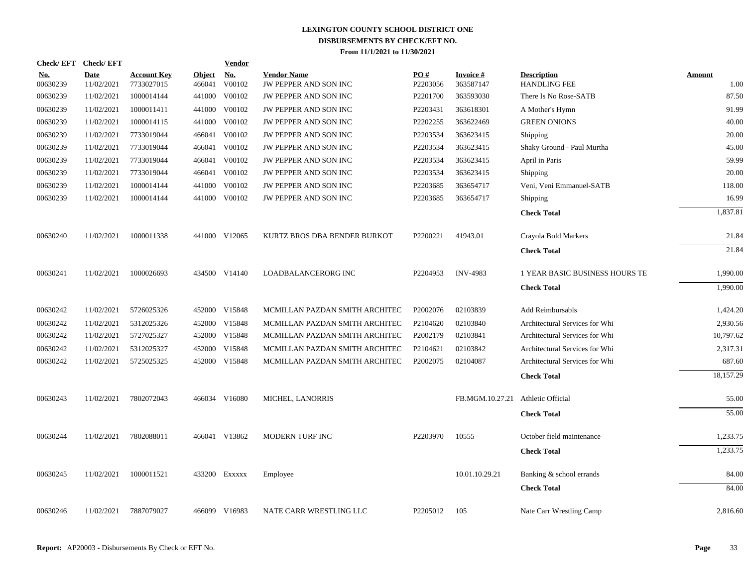# LEXINGTON COUNTY SCHOOL DISTRICT ONE
## DISBURSEMENTS BY CHECK/EFT NO.
### From 11/1/2021 to 11/30/2021

| Check/EFT No. | Check/EFT Date | Account Key | Object | Vendor No. | Vendor Name | PO # | Invoice # | Description | Amount |
|---|---|---|---|---|---|---|---|---|---|
| 00630239 | 11/02/2021 | 7733027015 | 466041 | V00102 | JW PEPPER AND SON INC | P2203056 | 363587147 | HANDLING FEE | 1.00 |
| 00630239 | 11/02/2021 | 1000014144 | 441000 | V00102 | JW PEPPER AND SON INC | P2201700 | 363593030 | There Is No Rose-SATB | 87.50 |
| 00630239 | 11/02/2021 | 1000011411 | 441000 | V00102 | JW PEPPER AND SON INC | P2203431 | 363618301 | A Mother's Hymn | 91.99 |
| 00630239 | 11/02/2021 | 1000014115 | 441000 | V00102 | JW PEPPER AND SON INC | P2202255 | 363622469 | GREEN ONIONS | 40.00 |
| 00630239 | 11/02/2021 | 7733019044 | 466041 | V00102 | JW PEPPER AND SON INC | P2203534 | 363623415 | Shipping | 20.00 |
| 00630239 | 11/02/2021 | 7733019044 | 466041 | V00102 | JW PEPPER AND SON INC | P2203534 | 363623415 | Shaky Ground - Paul Murtha | 45.00 |
| 00630239 | 11/02/2021 | 7733019044 | 466041 | V00102 | JW PEPPER AND SON INC | P2203534 | 363623415 | April in Paris | 59.99 |
| 00630239 | 11/02/2021 | 7733019044 | 466041 | V00102 | JW PEPPER AND SON INC | P2203534 | 363623415 | Shipping | 20.00 |
| 00630239 | 11/02/2021 | 1000014144 | 441000 | V00102 | JW PEPPER AND SON INC | P2203685 | 363654717 | Veni, Veni Emmanuel-SATB | 118.00 |
| 00630239 | 11/02/2021 | 1000014144 | 441000 | V00102 | JW PEPPER AND SON INC | P2203685 | 363654717 | Shipping | 16.99 |
| | | | | | | | | **Check Total** | 1,837.81 |
| 00630240 | 11/02/2021 | 1000011338 | 441000 | V12065 | KURTZ BROS DBA BENDER BURKOT | P2200221 | 41943.01 | Crayola Bold Markers | 21.84 |
| | | | | | | | | **Check Total** | 21.84 |
| 00630241 | 11/02/2021 | 1000026693 | 434500 | V14140 | LOADBALANCERORG INC | P2204953 | INV-4983 | 1 YEAR BASIC BUSINESS HOURS TE | 1,990.00 |
| | | | | | | | | **Check Total** | 1,990.00 |
| 00630242 | 11/02/2021 | 5726025326 | 452000 | V15848 | MCMILLAN PAZDAN SMITH ARCHITEC | P2002076 | 02103839 | Add Reimbursabls | 1,424.20 |
| 00630242 | 11/02/2021 | 5312025326 | 452000 | V15848 | MCMILLAN PAZDAN SMITH ARCHITEC | P2104620 | 02103840 | Architectural Services for Whi | 2,930.56 |
| 00630242 | 11/02/2021 | 5727025327 | 452000 | V15848 | MCMILLAN PAZDAN SMITH ARCHITEC | P2002179 | 02103841 | Architectural Services for Whi | 10,797.62 |
| 00630242 | 11/02/2021 | 5312025327 | 452000 | V15848 | MCMILLAN PAZDAN SMITH ARCHITEC | P2104621 | 02103842 | Architectural Services for Whi | 2,317.31 |
| 00630242 | 11/02/2021 | 5725025325 | 452000 | V15848 | MCMILLAN PAZDAN SMITH ARCHITEC | P2002075 | 02104087 | Architectural Services for Whi | 687.60 |
| | | | | | | | | **Check Total** | 18,157.29 |
| 00630243 | 11/02/2021 | 7802072043 | 466034 | V16080 | MICHEL, LANORRIS | | FB.MGM.10.27.21 | Athletic Official | 55.00 |
| | | | | | | | | **Check Total** | 55.00 |
| 00630244 | 11/02/2021 | 7802088011 | 466041 | V13862 | MODERN TURF INC | P2203970 | 10555 | October field maintenance | 1,233.75 |
| | | | | | | | | **Check Total** | 1,233.75 |
| 00630245 | 11/02/2021 | 1000011521 | 433200 | Exxxxx | Employee | | 10.01.10.29.21 | Banking & school errands | 84.00 |
| | | | | | | | | **Check Total** | 84.00 |
| 00630246 | 11/02/2021 | 7887079027 | 466099 | V16983 | NATE CARR WRESTLING LLC | P2205012 | 105 | Nate Carr Wrestling Camp | 2,816.60 |

**Report:** AP20003 - Disbursements By Check or EFT No.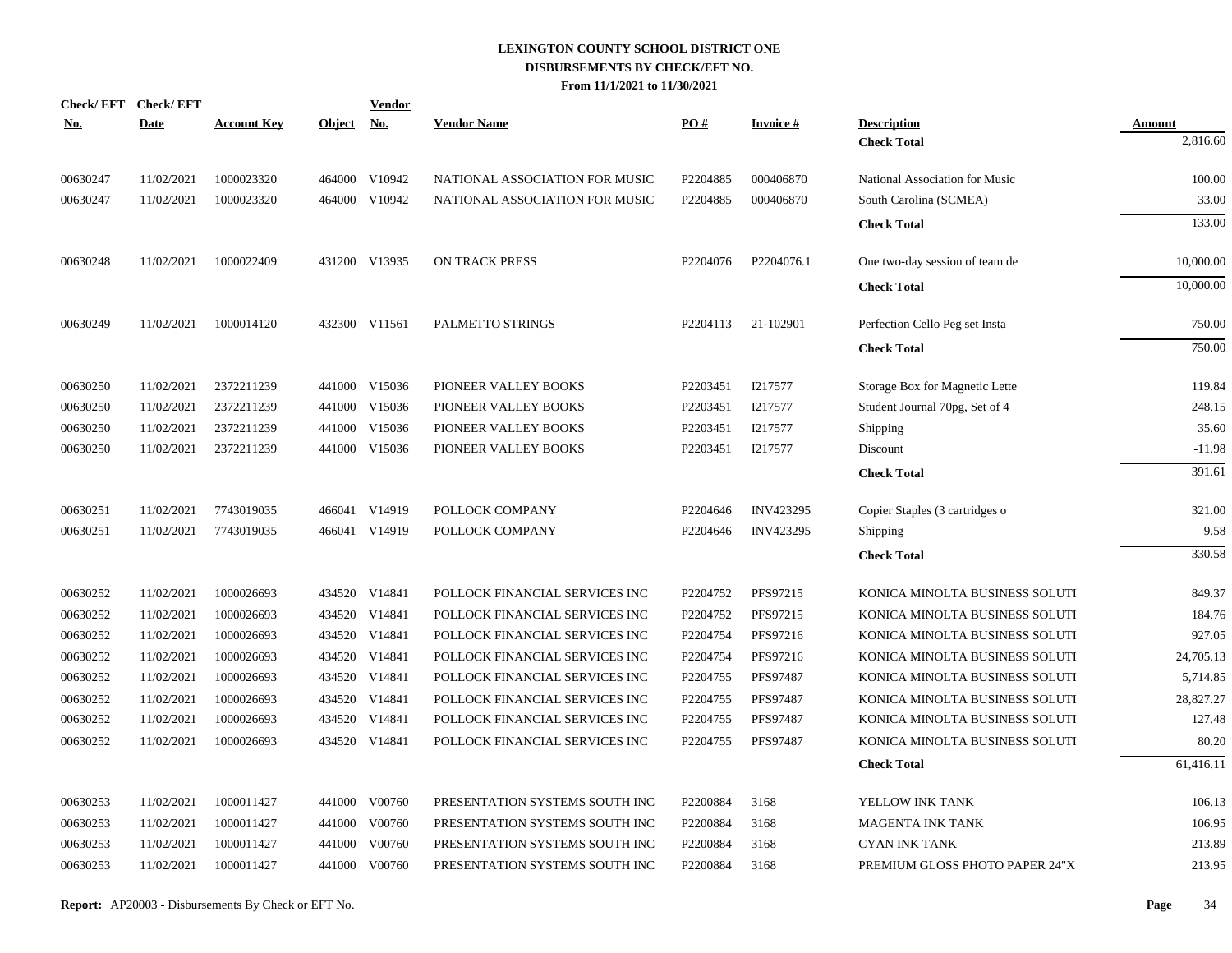**LEXINGTON COUNTY SCHOOL DISTRICT ONE**
**DISBURSEMENTS BY CHECK/EFT NO.**
**From 11/1/2021 to 11/30/2021**

| Check/ EFT No. | Check/ EFT Date | Account Key | Object | Vendor No. | Vendor Name | PO # | Invoice # | Description | Amount |
|---|---|---|---|---|---|---|---|---|---|
| | | | | | | | | **Check Total** | 2,816.60 |
| 00630247 | 11/02/2021 | 1000023320 | 464000 | V10942 | NATIONAL ASSOCIATION FOR MUSIC | P2204885 | 000406870 | National Association for Music | 100.00 |
| 00630247 | 11/02/2021 | 1000023320 | 464000 | V10942 | NATIONAL ASSOCIATION FOR MUSIC | P2204885 | 000406870 | South Carolina (SCMEA) | 33.00 |
| | | | | | | | | **Check Total** | 133.00 |
| 00630248 | 11/02/2021 | 1000022409 | 431200 | V13935 | ON TRACK PRESS | P2204076 | P2204076.1 | One two-day session of team de | 10,000.00 |
| | | | | | | | | **Check Total** | 10,000.00 |
| 00630249 | 11/02/2021 | 1000014120 | 432300 | V11561 | PALMETTO STRINGS | P2204113 | 21-102901 | Perfection Cello Peg set Insta | 750.00 |
| | | | | | | | | **Check Total** | 750.00 |
| 00630250 | 11/02/2021 | 2372211239 | 441000 | V15036 | PIONEER VALLEY BOOKS | P2203451 | I217577 | Storage Box for Magnetic Lette | 119.84 |
| 00630250 | 11/02/2021 | 2372211239 | 441000 | V15036 | PIONEER VALLEY BOOKS | P2203451 | I217577 | Student Journal 70pg, Set of 4 | 248.15 |
| 00630250 | 11/02/2021 | 2372211239 | 441000 | V15036 | PIONEER VALLEY BOOKS | P2203451 | I217577 | Shipping | 35.60 |
| 00630250 | 11/02/2021 | 2372211239 | 441000 | V15036 | PIONEER VALLEY BOOKS | P2203451 | I217577 | Discount | -11.98 |
| | | | | | | | | **Check Total** | 391.61 |
| 00630251 | 11/02/2021 | 7743019035 | 466041 | V14919 | POLLOCK COMPANY | P2204646 | INV423295 | Copier Staples (3 cartridges o | 321.00 |
| 00630251 | 11/02/2021 | 7743019035 | 466041 | V14919 | POLLOCK COMPANY | P2204646 | INV423295 | Shipping | 9.58 |
| | | | | | | | | **Check Total** | 330.58 |
| 00630252 | 11/02/2021 | 1000026693 | 434520 | V14841 | POLLOCK FINANCIAL SERVICES INC | P2204752 | PFS97215 | KONICA MINOLTA BUSINESS SOLUTI | 849.37 |
| 00630252 | 11/02/2021 | 1000026693 | 434520 | V14841 | POLLOCK FINANCIAL SERVICES INC | P2204752 | PFS97215 | KONICA MINOLTA BUSINESS SOLUTI | 184.76 |
| 00630252 | 11/02/2021 | 1000026693 | 434520 | V14841 | POLLOCK FINANCIAL SERVICES INC | P2204754 | PFS97216 | KONICA MINOLTA BUSINESS SOLUTI | 927.05 |
| 00630252 | 11/02/2021 | 1000026693 | 434520 | V14841 | POLLOCK FINANCIAL SERVICES INC | P2204754 | PFS97216 | KONICA MINOLTA BUSINESS SOLUTI | 24,705.13 |
| 00630252 | 11/02/2021 | 1000026693 | 434520 | V14841 | POLLOCK FINANCIAL SERVICES INC | P2204755 | PFS97487 | KONICA MINOLTA BUSINESS SOLUTI | 5,714.85 |
| 00630252 | 11/02/2021 | 1000026693 | 434520 | V14841 | POLLOCK FINANCIAL SERVICES INC | P2204755 | PFS97487 | KONICA MINOLTA BUSINESS SOLUTI | 28,827.27 |
| 00630252 | 11/02/2021 | 1000026693 | 434520 | V14841 | POLLOCK FINANCIAL SERVICES INC | P2204755 | PFS97487 | KONICA MINOLTA BUSINESS SOLUTI | 127.48 |
| 00630252 | 11/02/2021 | 1000026693 | 434520 | V14841 | POLLOCK FINANCIAL SERVICES INC | P2204755 | PFS97487 | KONICA MINOLTA BUSINESS SOLUTI | 80.20 |
| | | | | | | | | **Check Total** | 61,416.11 |
| 00630253 | 11/02/2021 | 1000011427 | 441000 | V00760 | PRESENTATION SYSTEMS SOUTH INC | P2200884 | 3168 | YELLOW INK TANK | 106.13 |
| 00630253 | 11/02/2021 | 1000011427 | 441000 | V00760 | PRESENTATION SYSTEMS SOUTH INC | P2200884 | 3168 | MAGENTA INK TANK | 106.95 |
| 00630253 | 11/02/2021 | 1000011427 | 441000 | V00760 | PRESENTATION SYSTEMS SOUTH INC | P2200884 | 3168 | CYAN INK TANK | 213.89 |
| 00630253 | 11/02/2021 | 1000011427 | 441000 | V00760 | PRESENTATION SYSTEMS SOUTH INC | P2200884 | 3168 | PREMIUM GLOSS PHOTO PAPER 24"X | 213.95 |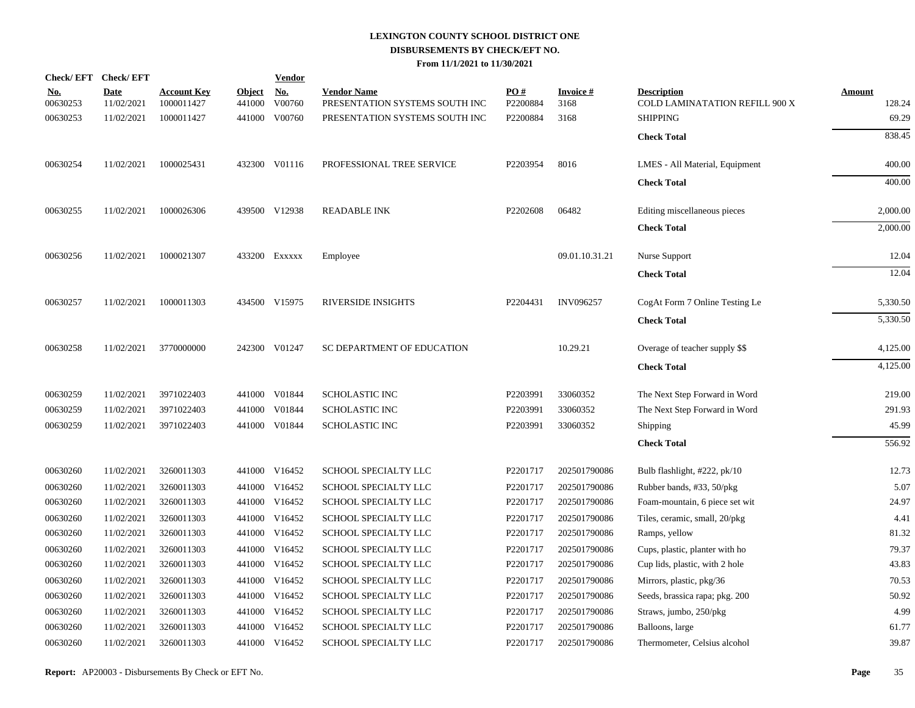# LEXINGTON COUNTY SCHOOL DISTRICT ONE
## DISBURSEMENTS BY CHECK/EFT NO.
### From 11/1/2021 to 11/30/2021

| Check/ EFT No. | Check/ EFT Date | Account Key | Object | Vendor No. | Vendor Name | PO # | Invoice # | Description | Amount |
|---|---|---|---|---|---|---|---|---|---|
| 00630253 | 11/02/2021 | 1000011427 | 441000 | V00760 | PRESENTATION SYSTEMS SOUTH INC | P2200884 | 3168 | COLD LAMINATATION REFILL 900 X | 128.24 |
| 00630253 | 11/02/2021 | 1000011427 | 441000 | V00760 | PRESENTATION SYSTEMS SOUTH INC | P2200884 | 3168 | SHIPPING | 69.29 |
| | | | | | | | | **Check Total** | 838.45 |
| 00630254 | 11/02/2021 | 1000025431 | 432300 | V01116 | PROFESSIONAL TREE SERVICE | P2203954 | 8016 | LMES - All Material, Equipment | 400.00 |
| | | | | | | | | **Check Total** | 400.00 |
| 00630255 | 11/02/2021 | 1000026306 | 439500 | V12938 | READABLE INK | P2202608 | 06482 | Editing miscellaneous pieces | 2,000.00 |
| | | | | | | | | **Check Total** | 2,000.00 |
| 00630256 | 11/02/2021 | 1000021307 | 433200 | Exxxxx | Employee | | 09.01.10.31.21 | Nurse Support | 12.04 |
| | | | | | | | | **Check Total** | 12.04 |
| 00630257 | 11/02/2021 | 1000011303 | 434500 | V15975 | RIVERSIDE INSIGHTS | P2204431 | INV096257 | CogAt Form 7 Online Testing Le | 5,330.50 |
| | | | | | | | | **Check Total** | 5,330.50 |
| 00630258 | 11/02/2021 | 3770000000 | 242300 | V01247 | SC DEPARTMENT OF EDUCATION | | 10.29.21 | Overage of teacher supply $$ | 4,125.00 |
| | | | | | | | | **Check Total** | 4,125.00 |
| 00630259 | 11/02/2021 | 3971022403 | 441000 | V01844 | SCHOLASTIC INC | P2203991 | 33060352 | The Next Step Forward in Word | 219.00 |
| 00630259 | 11/02/2021 | 3971022403 | 441000 | V01844 | SCHOLASTIC INC | P2203991 | 33060352 | The Next Step Forward in Word | 291.93 |
| 00630259 | 11/02/2021 | 3971022403 | 441000 | V01844 | SCHOLASTIC INC | P2203991 | 33060352 | Shipping | 45.99 |
| | | | | | | | | **Check Total** | 556.92 |
| 00630260 | 11/02/2021 | 3260011303 | 441000 | V16452 | SCHOOL SPECIALTY LLC | P2201717 | 202501790086 | Bulb flashlight, #222, pk/10 | 12.73 |
| 00630260 | 11/02/2021 | 3260011303 | 441000 | V16452 | SCHOOL SPECIALTY LLC | P2201717 | 202501790086 | Rubber bands, #33, 50/pkg | 5.07 |
| 00630260 | 11/02/2021 | 3260011303 | 441000 | V16452 | SCHOOL SPECIALTY LLC | P2201717 | 202501790086 | Foam-mountain, 6 piece set wit | 24.97 |
| 00630260 | 11/02/2021 | 3260011303 | 441000 | V16452 | SCHOOL SPECIALTY LLC | P2201717 | 202501790086 | Tiles, ceramic, small, 20/pkg | 4.41 |
| 00630260 | 11/02/2021 | 3260011303 | 441000 | V16452 | SCHOOL SPECIALTY LLC | P2201717 | 202501790086 | Ramps, yellow | 81.32 |
| 00630260 | 11/02/2021 | 3260011303 | 441000 | V16452 | SCHOOL SPECIALTY LLC | P2201717 | 202501790086 | Cups, plastic, planter with ho | 79.37 |
| 00630260 | 11/02/2021 | 3260011303 | 441000 | V16452 | SCHOOL SPECIALTY LLC | P2201717 | 202501790086 | Cup lids, plastic, with 2 hole | 43.83 |
| 00630260 | 11/02/2021 | 3260011303 | 441000 | V16452 | SCHOOL SPECIALTY LLC | P2201717 | 202501790086 | Mirrors, plastic, pkg/36 | 70.53 |
| 00630260 | 11/02/2021 | 3260011303 | 441000 | V16452 | SCHOOL SPECIALTY LLC | P2201717 | 202501790086 | Seeds, brassica rapa; pkg. 200 | 50.92 |
| 00630260 | 11/02/2021 | 3260011303 | 441000 | V16452 | SCHOOL SPECIALTY LLC | P2201717 | 202501790086 | Straws, jumbo, 250/pkg | 4.99 |
| 00630260 | 11/02/2021 | 3260011303 | 441000 | V16452 | SCHOOL SPECIALTY LLC | P2201717 | 202501790086 | Balloons, large | 61.77 |
| 00630260 | 11/02/2021 | 3260011303 | 441000 | V16452 | SCHOOL SPECIALTY LLC | P2201717 | 202501790086 | Thermometer, Celsius alcohol | 39.87 |

**Report:** AP20003 - Disbursements By Check or EFT No.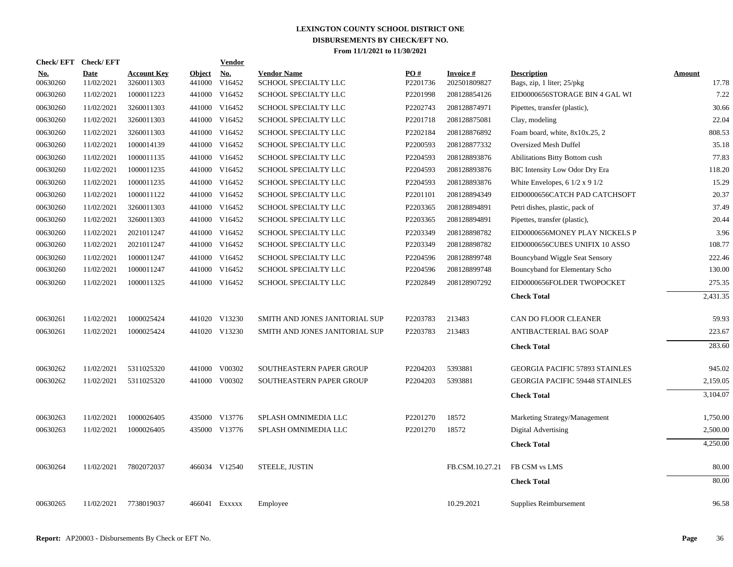# LEXINGTON COUNTY SCHOOL DISTRICT ONE
## DISBURSEMENTS BY CHECK/EFT NO.
### From 11/1/2021 to 11/30/2021

| Check/ EFT No. | Check/ EFT Date | Account Key | Object | Vendor No. | Vendor Name | PO # | Invoice # | Description | Amount |
|---|---|---|---|---|---|---|---|---|---|
| 00630260 | 11/02/2021 | 3260011303 | 441000 | V16452 | SCHOOL SPECIALTY LLC | P2201736 | 202501809827 | Bags, zip, 1 liter; 25/pkg | 17.78 |
| 00630260 | 11/02/2021 | 1000011223 | 441000 | V16452 | SCHOOL SPECIALTY LLC | P2201998 | 208128854126 | EID0000656STORAGE BIN 4 GAL WI | 7.22 |
| 00630260 | 11/02/2021 | 3260011303 | 441000 | V16452 | SCHOOL SPECIALTY LLC | P2202743 | 208128874971 | Pipettes, transfer (plastic), | 30.66 |
| 00630260 | 11/02/2021 | 3260011303 | 441000 | V16452 | SCHOOL SPECIALTY LLC | P2201718 | 208128875081 | Clay, modeling | 22.04 |
| 00630260 | 11/02/2021 | 3260011303 | 441000 | V16452 | SCHOOL SPECIALTY LLC | P2202184 | 208128876892 | Foam board, white, 8x10x.25, 2 | 808.53 |
| 00630260 | 11/02/2021 | 1000014139 | 441000 | V16452 | SCHOOL SPECIALTY LLC | P2200593 | 208128877332 | Oversized Mesh Duffel | 35.18 |
| 00630260 | 11/02/2021 | 1000011135 | 441000 | V16452 | SCHOOL SPECIALTY LLC | P2204593 | 208128893876 | Abilitations Bitty Bottom cush | 77.83 |
| 00630260 | 11/02/2021 | 1000011235 | 441000 | V16452 | SCHOOL SPECIALTY LLC | P2204593 | 208128893876 | BIC Intensity Low Odor Dry Era | 118.20 |
| 00630260 | 11/02/2021 | 1000011235 | 441000 | V16452 | SCHOOL SPECIALTY LLC | P2204593 | 208128893876 | White Envelopes, 6 1/2 x 9 1/2 | 15.29 |
| 00630260 | 11/02/2021 | 1000011122 | 441000 | V16452 | SCHOOL SPECIALTY LLC | P2201101 | 208128894349 | EID0000656CATCH PAD CATCHSOFT | 20.37 |
| 00630260 | 11/02/2021 | 3260011303 | 441000 | V16452 | SCHOOL SPECIALTY LLC | P2203365 | 208128894891 | Petri dishes, plastic, pack of | 37.49 |
| 00630260 | 11/02/2021 | 3260011303 | 441000 | V16452 | SCHOOL SPECIALTY LLC | P2203365 | 208128894891 | Pipettes, transfer (plastic), | 20.44 |
| 00630260 | 11/02/2021 | 2021011247 | 441000 | V16452 | SCHOOL SPECIALTY LLC | P2203349 | 208128898782 | EID0000656MONEY PLAY NICKELS P | 3.96 |
| 00630260 | 11/02/2021 | 2021011247 | 441000 | V16452 | SCHOOL SPECIALTY LLC | P2203349 | 208128898782 | EID0000656CUBES UNIFIX 10 ASSO | 108.77 |
| 00630260 | 11/02/2021 | 1000011247 | 441000 | V16452 | SCHOOL SPECIALTY LLC | P2204596 | 208128899748 | Bouncyband Wiggle Seat Sensory | 222.46 |
| 00630260 | 11/02/2021 | 1000011247 | 441000 | V16452 | SCHOOL SPECIALTY LLC | P2204596 | 208128899748 | Bouncyband for Elementary Scho | 130.00 |
| 00630260 | 11/02/2021 | 1000011325 | 441000 | V16452 | SCHOOL SPECIALTY LLC | P2202849 | 208128907292 | EID0000656FOLDER TWOPOCKET | 275.35 |
| | | | | | | | | **Check Total** | 2,431.35 |
| 00630261 | 11/02/2021 | 1000025424 | 441020 | V13230 | SMITH AND JONES JANITORIAL SUP | P2203783 | 213483 | CAN DO FLOOR CLEANER | 59.93 |
| 00630261 | 11/02/2021 | 1000025424 | 441020 | V13230 | SMITH AND JONES JANITORIAL SUP | P2203783 | 213483 | ANTIBACTERIAL BAG SOAP | 223.67 |
| | | | | | | | | **Check Total** | 283.60 |
| 00630262 | 11/02/2021 | 5311025320 | 441000 | V00302 | SOUTHEASTERN PAPER GROUP | P2204203 | 5393881 | GEORGIA PACIFIC 57893 STAINLES | 945.02 |
| 00630262 | 11/02/2021 | 5311025320 | 441000 | V00302 | SOUTHEASTERN PAPER GROUP | P2204203 | 5393881 | GEORGIA PACIFIC 59448 STAINLES | 2,159.05 |
| | | | | | | | | **Check Total** | 3,104.07 |
| 00630263 | 11/02/2021 | 1000026405 | 435000 | V13776 | SPLASH OMNIMEDIA LLC | P2201270 | 18572 | Marketing Strategy/Management | 1,750.00 |
| 00630263 | 11/02/2021 | 1000026405 | 435000 | V13776 | SPLASH OMNIMEDIA LLC | P2201270 | 18572 | Digital Advertising | 2,500.00 |
| | | | | | | | | **Check Total** | 4,250.00 |
| 00630264 | 11/02/2021 | 7802072037 | 466034 | V12540 | STEELE, JUSTIN | | FB.CSM.10.27.21 | FB CSM vs LMS | 80.00 |
| | | | | | | | | **Check Total** | 80.00 |
| 00630265 | 11/02/2021 | 7738019037 | 466041 | Exxxxx | Employee | | 10.29.2021 | Supplies Reimbursement | 96.58 |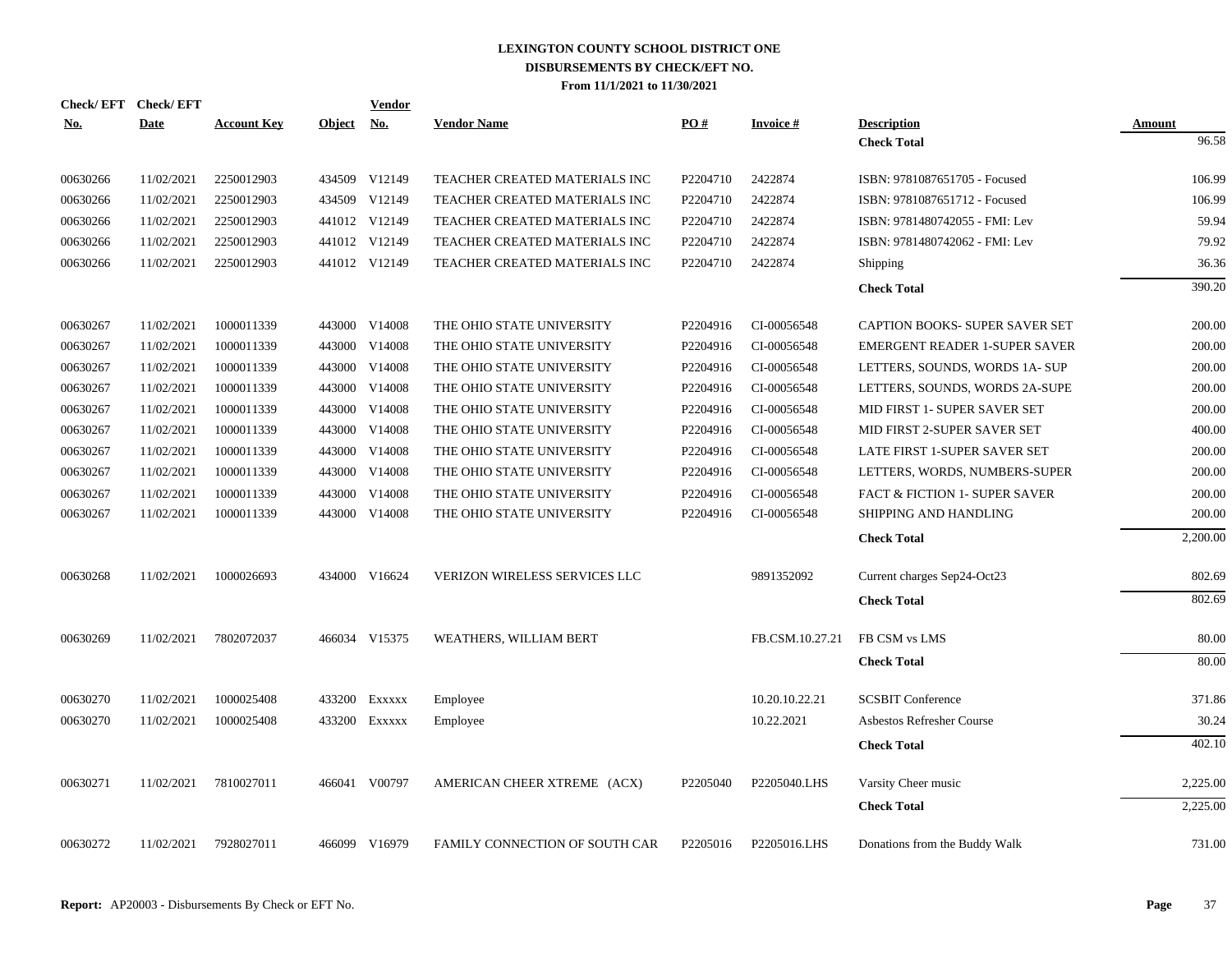# LEXINGTON COUNTY SCHOOL DISTRICT ONE
## DISBURSEMENTS BY CHECK/EFT NO.
### From 11/1/2021 to 11/30/2021

| Check/ EFT No. | Check/ EFT Date | Account Key | Object | Vendor No. | Vendor Name | PO # | Invoice # | Description | Amount |
|---|---|---|---|---|---|---|---|---|---|
| | | | | | | | | **Check Total** | 96.58 |
| 00630266 | 11/02/2021 | 2250012903 | 434509 | V12149 | TEACHER CREATED MATERIALS INC | P2204710 | 2422874 | ISBN: 9781087651705 - Focused | 106.99 |
| 00630266 | 11/02/2021 | 2250012903 | 434509 | V12149 | TEACHER CREATED MATERIALS INC | P2204710 | 2422874 | ISBN: 9781087651712 - Focused | 106.99 |
| 00630266 | 11/02/2021 | 2250012903 | 441012 | V12149 | TEACHER CREATED MATERIALS INC | P2204710 | 2422874 | ISBN: 9781480742055 - FMI: Lev | 59.94 |
| 00630266 | 11/02/2021 | 2250012903 | 441012 | V12149 | TEACHER CREATED MATERIALS INC | P2204710 | 2422874 | ISBN: 9781480742062 - FMI: Lev | 79.92 |
| 00630266 | 11/02/2021 | 2250012903 | 441012 | V12149 | TEACHER CREATED MATERIALS INC | P2204710 | 2422874 | Shipping | 36.36 |
| | | | | | | | | **Check Total** | 390.20 |
| 00630267 | 11/02/2021 | 1000011339 | 443000 | V14008 | THE OHIO STATE UNIVERSITY | P2204916 | CI-00056548 | CAPTION BOOKS- SUPER SAVER SET | 200.00 |
| 00630267 | 11/02/2021 | 1000011339 | 443000 | V14008 | THE OHIO STATE UNIVERSITY | P2204916 | CI-00056548 | EMERGENT READER 1-SUPER SAVER | 200.00 |
| 00630267 | 11/02/2021 | 1000011339 | 443000 | V14008 | THE OHIO STATE UNIVERSITY | P2204916 | CI-00056548 | LETTERS, SOUNDS, WORDS 1A- SUP | 200.00 |
| 00630267 | 11/02/2021 | 1000011339 | 443000 | V14008 | THE OHIO STATE UNIVERSITY | P2204916 | CI-00056548 | LETTERS, SOUNDS, WORDS 2A-SUPE | 200.00 |
| 00630267 | 11/02/2021 | 1000011339 | 443000 | V14008 | THE OHIO STATE UNIVERSITY | P2204916 | CI-00056548 | MID FIRST 1- SUPER SAVER SET | 200.00 |
| 00630267 | 11/02/2021 | 1000011339 | 443000 | V14008 | THE OHIO STATE UNIVERSITY | P2204916 | CI-00056548 | MID FIRST 2-SUPER SAVER SET | 400.00 |
| 00630267 | 11/02/2021 | 1000011339 | 443000 | V14008 | THE OHIO STATE UNIVERSITY | P2204916 | CI-00056548 | LATE FIRST 1-SUPER SAVER SET | 200.00 |
| 00630267 | 11/02/2021 | 1000011339 | 443000 | V14008 | THE OHIO STATE UNIVERSITY | P2204916 | CI-00056548 | LETTERS, WORDS, NUMBERS-SUPER | 200.00 |
| 00630267 | 11/02/2021 | 1000011339 | 443000 | V14008 | THE OHIO STATE UNIVERSITY | P2204916 | CI-00056548 | FACT & FICTION 1- SUPER SAVER | 200.00 |
| 00630267 | 11/02/2021 | 1000011339 | 443000 | V14008 | THE OHIO STATE UNIVERSITY | P2204916 | CI-00056548 | SHIPPING AND HANDLING | 200.00 |
| | | | | | | | | **Check Total** | 2,200.00 |
| 00630268 | 11/02/2021 | 1000026693 | 434000 | V16624 | VERIZON WIRELESS SERVICES LLC | | 9891352092 | Current charges Sep24-Oct23 | 802.69 |
| | | | | | | | | **Check Total** | 802.69 |
| 00630269 | 11/02/2021 | 7802072037 | 466034 | V15375 | WEATHERS, WILLIAM BERT | | FB.CSM.10.27.21 | FB CSM vs LMS | 80.00 |
| | | | | | | | | **Check Total** | 80.00 |
| 00630270 | 11/02/2021 | 1000025408 | 433200 | Exxxxx | Employee | | 10.20.10.22.21 | SCSBIT Conference | 371.86 |
| 00630270 | 11/02/2021 | 1000025408 | 433200 | Exxxxx | Employee | | 10.22.2021 | Asbestos Refresher Course | 30.24 |
| | | | | | | | | **Check Total** | 402.10 |
| 00630271 | 11/02/2021 | 7810027011 | 466041 | V00797 | AMERICAN CHEER XTREME (ACX) | P2205040 | P2205040.LHS | Varsity Cheer music | 2,225.00 |
| | | | | | | | | **Check Total** | 2,225.00 |
| 00630272 | 11/02/2021 | 7928027011 | 466099 | V16979 | FAMILY CONNECTION OF SOUTH CAR | P2205016 | P2205016.LHS | Donations from the Buddy Walk | 731.00 |

**Report:** AP20003 - Disbursements By Check or EFT No.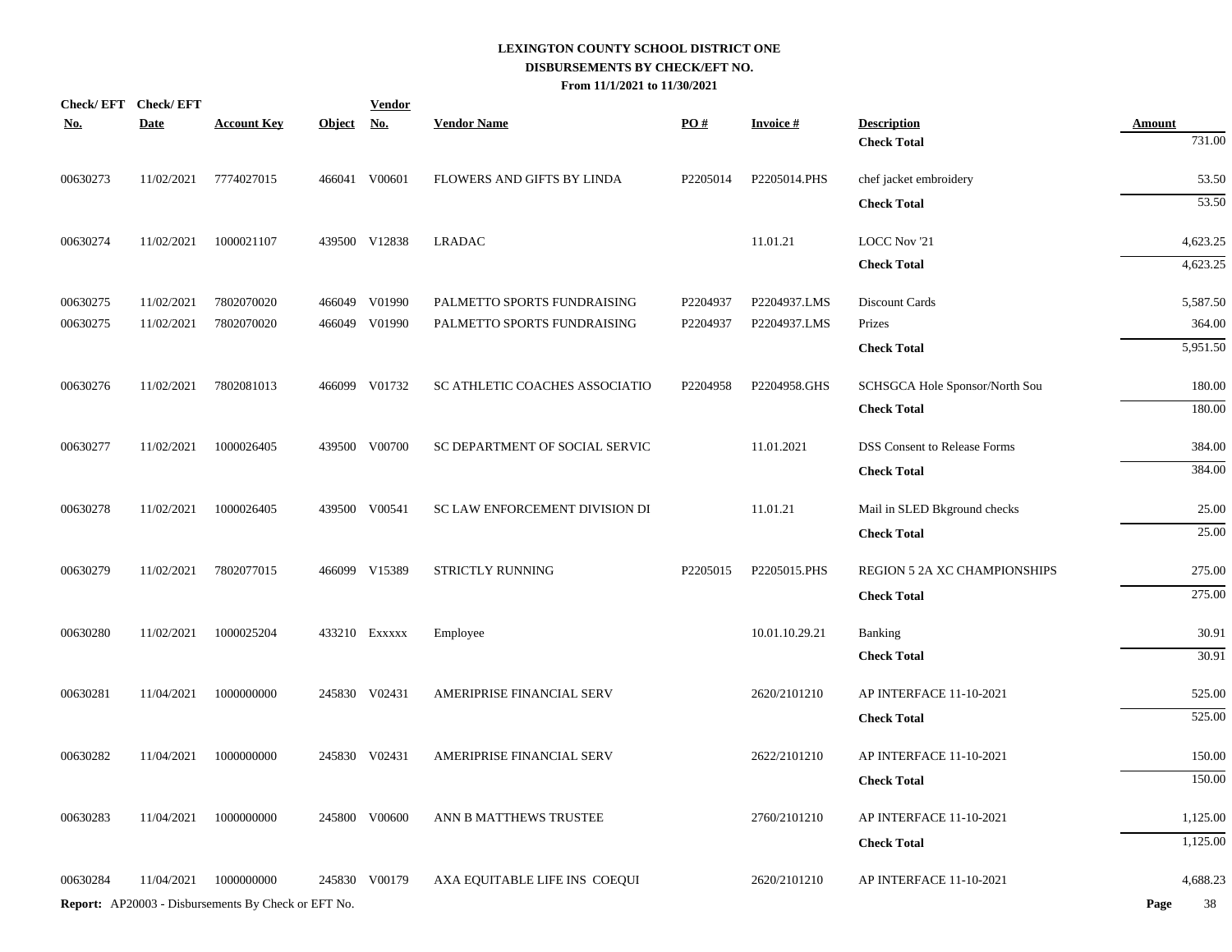# LEXINGTON COUNTY SCHOOL DISTRICT ONE
## DISBURSEMENTS BY CHECK/EFT NO.
### From 11/1/2021 to 11/30/2021

| Check/ EFT No. | Check/ EFT Date | Account Key | Object | Vendor No. | Vendor Name | PO # | Invoice # | Description | Amount |
|---|---|---|---|---|---|---|---|---|---|
| | | | | | | | | **Check Total** | 731.00 |
| 00630273 | 11/02/2021 | 7774027015 | 466041 | V00601 | FLOWERS AND GIFTS BY LINDA | P2205014 | P2205014.PHS | chef jacket embroidery | 53.50 |
| | | | | | | | | **Check Total** | 53.50 |
| 00630274 | 11/02/2021 | 1000021107 | 439500 | V12838 | LRADAC | | 11.01.21 | LOCC Nov '21 | 4,623.25 |
| | | | | | | | | **Check Total** | 4,623.25 |
| 00630275 | 11/02/2021 | 7802070020 | 466049 | V01990 | PALMETTO SPORTS FUNDRAISING | P2204937 | P2204937.LMS | Discount Cards | 5,587.50 |
| 00630275 | 11/02/2021 | 7802070020 | 466049 | V01990 | PALMETTO SPORTS FUNDRAISING | P2204937 | P2204937.LMS | Prizes | 364.00 |
| | | | | | | | | **Check Total** | 5,951.50 |
| 00630276 | 11/02/2021 | 7802081013 | 466099 | V01732 | SC ATHLETIC COACHES ASSOCIATIO | P2204958 | P2204958.GHS | SCHSGCA Hole Sponsor/North Sou | 180.00 |
| | | | | | | | | **Check Total** | 180.00 |
| 00630277 | 11/02/2021 | 1000026405 | 439500 | V00700 | SC DEPARTMENT OF SOCIAL SERVIC | | 11.01.2021 | DSS Consent to Release Forms | 384.00 |
| | | | | | | | | **Check Total** | 384.00 |
| 00630278 | 11/02/2021 | 1000026405 | 439500 | V00541 | SC LAW ENFORCEMENT DIVISION DI | | 11.01.21 | Mail in SLED Bkground checks | 25.00 |
| | | | | | | | | **Check Total** | 25.00 |
| 00630279 | 11/02/2021 | 7802077015 | 466099 | V15389 | STRICTLY RUNNING | P2205015 | P2205015.PHS | REGION 5 2A XC CHAMPIONSHIPS | 275.00 |
| | | | | | | | | **Check Total** | 275.00 |
| 00630280 | 11/02/2021 | 1000025204 | 433210 | Exxxxx | Employee | | 10.01.10.29.21 | Banking | 30.91 |
| | | | | | | | | **Check Total** | 30.91 |
| 00630281 | 11/04/2021 | 1000000000 | 245830 | V02431 | AMERIPRISE FINANCIAL SERV | | 2620/2101210 | AP INTERFACE 11-10-2021 | 525.00 |
| | | | | | | | | **Check Total** | 525.00 |
| 00630282 | 11/04/2021 | 1000000000 | 245830 | V02431 | AMERIPRISE FINANCIAL SERV | | 2622/2101210 | AP INTERFACE 11-10-2021 | 150.00 |
| | | | | | | | | **Check Total** | 150.00 |
| 00630283 | 11/04/2021 | 1000000000 | 245800 | V00600 | ANN B MATTHEWS TRUSTEE | | 2760/2101210 | AP INTERFACE 11-10-2021 | 1,125.00 |
| | | | | | | | | **Check Total** | 1,125.00 |
| 00630284 | 11/04/2021 | 1000000000 | 245830 | V00179 | AXA EQUITABLE LIFE INS COEQUI | | 2620/2101210 | AP INTERFACE 11-10-2021 | 4,688.23 |

**Report:** AP20003 - Disbursements By Check or EFT No.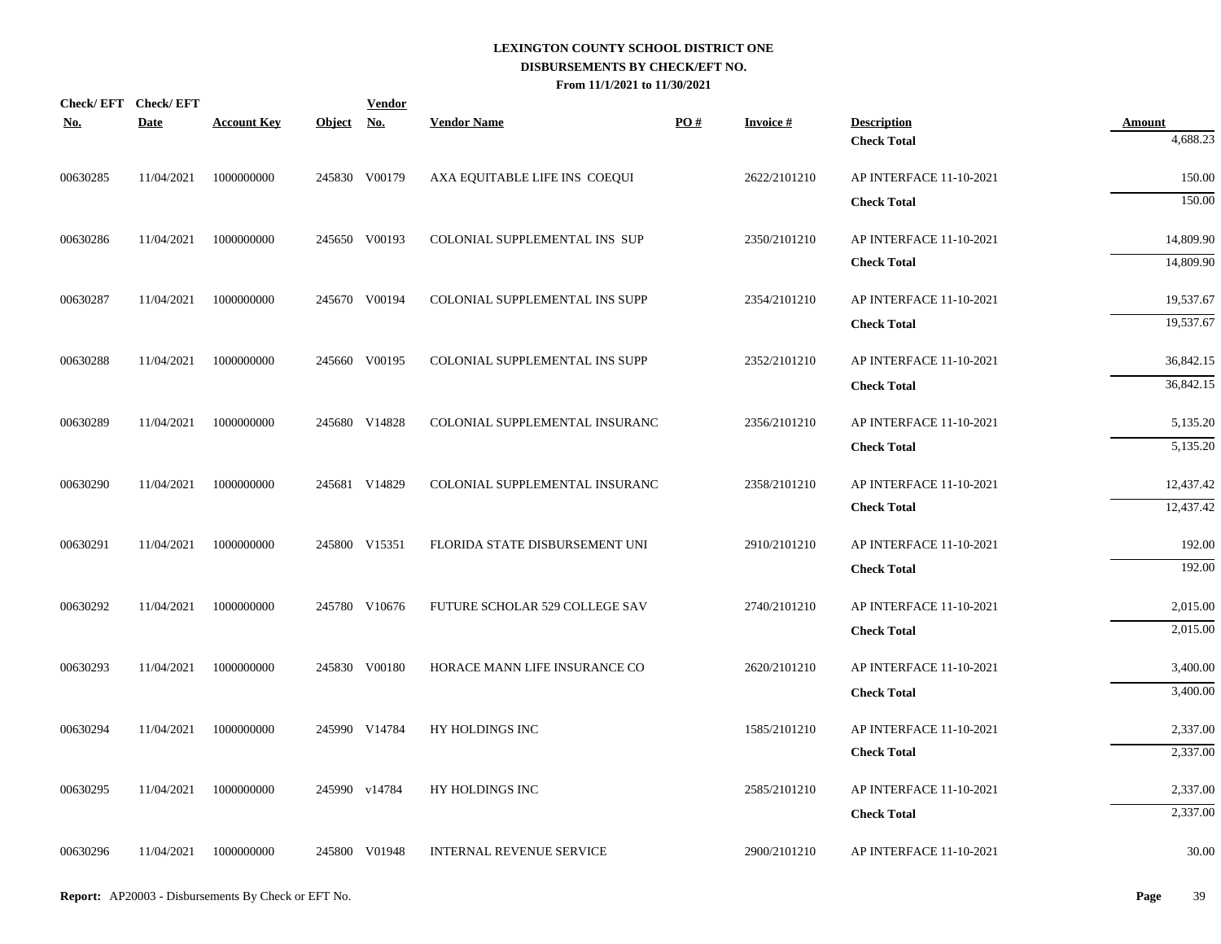# LEXINGTON COUNTY SCHOOL DISTRICT ONE
## DISBURSEMENTS BY CHECK/EFT NO.
### From 11/1/2021 to 11/30/2021

| Check/ EFT No. | Check/ EFT Date | Account Key | Object | Vendor No. | Vendor Name | PO # | Invoice # | Description | Amount |
|---|---|---|---|---|---|---|---|---|---|
| | | | | | | | | **Check Total** | 4,688.23 |
| 00630285 | 11/04/2021 | 1000000000 | 245830 | V00179 | AXA EQUITABLE LIFE INS COEQUI | | 2622/2101210 | AP INTERFACE 11-10-2021 | 150.00 |
| | | | | | | | | **Check Total** | 150.00 |
| 00630286 | 11/04/2021 | 1000000000 | 245650 | V00193 | COLONIAL SUPPLEMENTAL INS SUP | | 2350/2101210 | AP INTERFACE 11-10-2021 | 14,809.90 |
| | | | | | | | | **Check Total** | 14,809.90 |
| 00630287 | 11/04/2021 | 1000000000 | 245670 | V00194 | COLONIAL SUPPLEMENTAL INS SUPP | | 2354/2101210 | AP INTERFACE 11-10-2021 | 19,537.67 |
| | | | | | | | | **Check Total** | 19,537.67 |
| 00630288 | 11/04/2021 | 1000000000 | 245660 | V00195 | COLONIAL SUPPLEMENTAL INS SUPP | | 2352/2101210 | AP INTERFACE 11-10-2021 | 36,842.15 |
| | | | | | | | | **Check Total** | 36,842.15 |
| 00630289 | 11/04/2021 | 1000000000 | 245680 | V14828 | COLONIAL SUPPLEMENTAL INSURANC | | 2356/2101210 | AP INTERFACE 11-10-2021 | 5,135.20 |
| | | | | | | | | **Check Total** | 5,135.20 |
| 00630290 | 11/04/2021 | 1000000000 | 245681 | V14829 | COLONIAL SUPPLEMENTAL INSURANC | | 2358/2101210 | AP INTERFACE 11-10-2021 | 12,437.42 |
| | | | | | | | | **Check Total** | 12,437.42 |
| 00630291 | 11/04/2021 | 1000000000 | 245800 | V15351 | FLORIDA STATE DISBURSEMENT UNI | | 2910/2101210 | AP INTERFACE 11-10-2021 | 192.00 |
| | | | | | | | | **Check Total** | 192.00 |
| 00630292 | 11/04/2021 | 1000000000 | 245780 | V10676 | FUTURE SCHOLAR 529 COLLEGE SAV | | 2740/2101210 | AP INTERFACE 11-10-2021 | 2,015.00 |
| | | | | | | | | **Check Total** | 2,015.00 |
| 00630293 | 11/04/2021 | 1000000000 | 245830 | V00180 | HORACE MANN LIFE INSURANCE CO | | 2620/2101210 | AP INTERFACE 11-10-2021 | 3,400.00 |
| | | | | | | | | **Check Total** | 3,400.00 |
| 00630294 | 11/04/2021 | 1000000000 | 245990 | V14784 | HY HOLDINGS INC | | 1585/2101210 | AP INTERFACE 11-10-2021 | 2,337.00 |
| | | | | | | | | **Check Total** | 2,337.00 |
| 00630295 | 11/04/2021 | 1000000000 | 245990 | v14784 | HY HOLDINGS INC | | 2585/2101210 | AP INTERFACE 11-10-2021 | 2,337.00 |
| | | | | | | | | **Check Total** | 2,337.00 |
| 00630296 | 11/04/2021 | 1000000000 | 245800 | V01948 | INTERNAL REVENUE SERVICE | | 2900/2101210 | AP INTERFACE 11-10-2021 | 30.00 |

**Report:** AP20003 - Disbursements By Check or EFT No.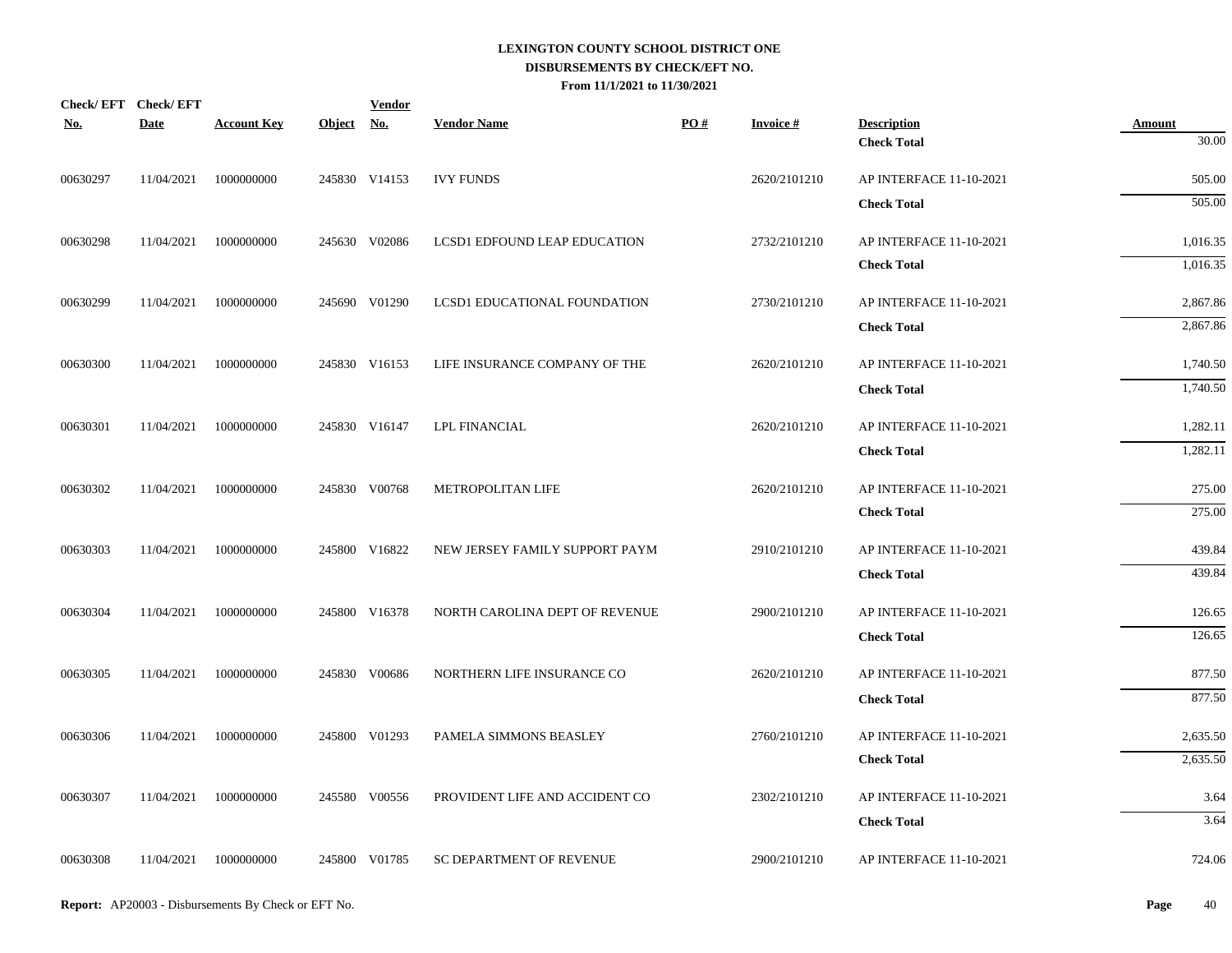**LEXINGTON COUNTY SCHOOL DISTRICT ONE**
**DISBURSEMENTS BY CHECK/EFT NO.**
**From 11/1/2021 to 11/30/2021**

| Check/ EFT No. | Check/ EFT Date | Account Key | Object | Vendor No. | Vendor Name | PO # | Invoice # | Description | Amount |
|---|---|---|---|---|---|---|---|---|---|
| | | | | | | | | **Check Total** | 30.00 |
| 00630297 | 11/04/2021 | 1000000000 | 245830 | V14153 | IVY FUNDS | | 2620/2101210 | AP INTERFACE 11-10-2021 | 505.00 |
| | | | | | | | | **Check Total** | 505.00 |
| 00630298 | 11/04/2021 | 1000000000 | 245630 | V02086 | LCSD1 EDFOUND LEAP EDUCATION | | 2732/2101210 | AP INTERFACE 11-10-2021 | 1,016.35 |
| | | | | | | | | **Check Total** | 1,016.35 |
| 00630299 | 11/04/2021 | 1000000000 | 245690 | V01290 | LCSD1 EDUCATIONAL FOUNDATION | | 2730/2101210 | AP INTERFACE 11-10-2021 | 2,867.86 |
| | | | | | | | | **Check Total** | 2,867.86 |
| 00630300 | 11/04/2021 | 1000000000 | 245830 | V16153 | LIFE INSURANCE COMPANY OF THE | | 2620/2101210 | AP INTERFACE 11-10-2021 | 1,740.50 |
| | | | | | | | | **Check Total** | 1,740.50 |
| 00630301 | 11/04/2021 | 1000000000 | 245830 | V16147 | LPL FINANCIAL | | 2620/2101210 | AP INTERFACE 11-10-2021 | 1,282.11 |
| | | | | | | | | **Check Total** | 1,282.11 |
| 00630302 | 11/04/2021 | 1000000000 | 245830 | V00768 | METROPOLITAN LIFE | | 2620/2101210 | AP INTERFACE 11-10-2021 | 275.00 |
| | | | | | | | | **Check Total** | 275.00 |
| 00630303 | 11/04/2021 | 1000000000 | 245800 | V16822 | NEW JERSEY FAMILY SUPPORT PAYM | | 2910/2101210 | AP INTERFACE 11-10-2021 | 439.84 |
| | | | | | | | | **Check Total** | 439.84 |
| 00630304 | 11/04/2021 | 1000000000 | 245800 | V16378 | NORTH CAROLINA DEPT OF REVENUE | | 2900/2101210 | AP INTERFACE 11-10-2021 | 126.65 |
| | | | | | | | | **Check Total** | 126.65 |
| 00630305 | 11/04/2021 | 1000000000 | 245830 | V00686 | NORTHERN LIFE INSURANCE CO | | 2620/2101210 | AP INTERFACE 11-10-2021 | 877.50 |
| | | | | | | | | **Check Total** | 877.50 |
| 00630306 | 11/04/2021 | 1000000000 | 245800 | V01293 | PAMELA SIMMONS BEASLEY | | 2760/2101210 | AP INTERFACE 11-10-2021 | 2,635.50 |
| | | | | | | | | **Check Total** | 2,635.50 |
| 00630307 | 11/04/2021 | 1000000000 | 245580 | V00556 | PROVIDENT LIFE AND ACCIDENT CO | | 2302/2101210 | AP INTERFACE 11-10-2021 | 3.64 |
| | | | | | | | | **Check Total** | 3.64 |
| 00630308 | 11/04/2021 | 1000000000 | 245800 | V01785 | SC DEPARTMENT OF REVENUE | | 2900/2101210 | AP INTERFACE 11-10-2021 | 724.06 |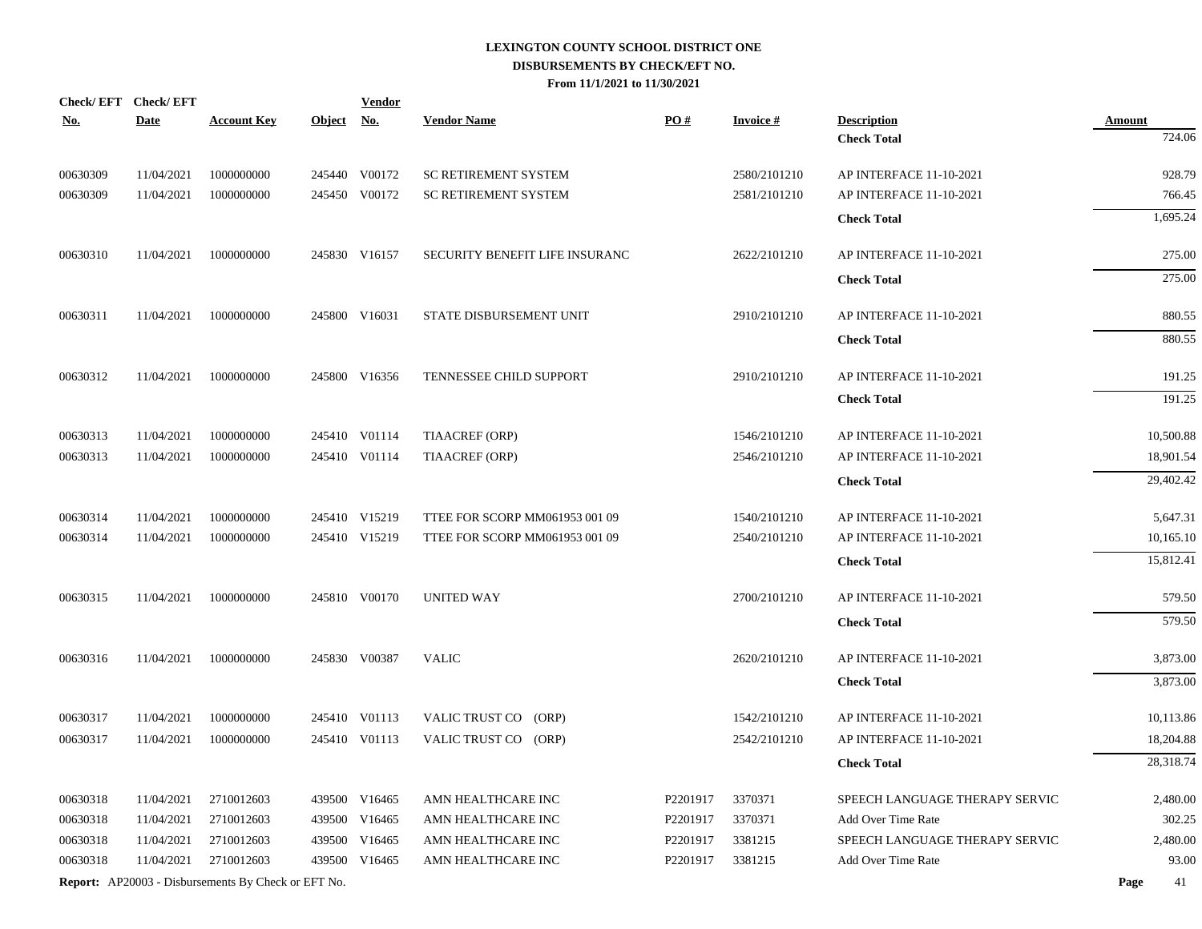# LEXINGTON COUNTY SCHOOL DISTRICT ONE
## DISBURSEMENTS BY CHECK/EFT NO.
### From 11/1/2021 to 11/30/2021

| Check/ EFT No. | Check/ EFT Date | Account Key | Object | Vendor No. | Vendor Name | PO # | Invoice # | Description | Amount |
|---|---|---|---|---|---|---|---|---|---|
| | | | | | | | | **Check Total** | 724.06 |
| 00630309 | 11/04/2021 | 1000000000 | 245440 | V00172 | SC RETIREMENT SYSTEM | | 2580/2101210 | AP INTERFACE 11-10-2021 | 928.79 |
| 00630309 | 11/04/2021 | 1000000000 | 245450 | V00172 | SC RETIREMENT SYSTEM | | 2581/2101210 | AP INTERFACE 11-10-2021 | 766.45 |
| | | | | | | | | **Check Total** | 1,695.24 |
| 00630310 | 11/04/2021 | 1000000000 | 245830 | V16157 | SECURITY BENEFIT LIFE INSURANC | | 2622/2101210 | AP INTERFACE 11-10-2021 | 275.00 |
| | | | | | | | | **Check Total** | 275.00 |
| 00630311 | 11/04/2021 | 1000000000 | 245800 | V16031 | STATE DISBURSEMENT UNIT | | 2910/2101210 | AP INTERFACE 11-10-2021 | 880.55 |
| | | | | | | | | **Check Total** | 880.55 |
| 00630312 | 11/04/2021 | 1000000000 | 245800 | V16356 | TENNESSEE CHILD SUPPORT | | 2910/2101210 | AP INTERFACE 11-10-2021 | 191.25 |
| | | | | | | | | **Check Total** | 191.25 |
| 00630313 | 11/04/2021 | 1000000000 | 245410 | V01114 | TIAACREF (ORP) | | 1546/2101210 | AP INTERFACE 11-10-2021 | 10,500.88 |
| 00630313 | 11/04/2021 | 1000000000 | 245410 | V01114 | TIAACREF (ORP) | | 2546/2101210 | AP INTERFACE 11-10-2021 | 18,901.54 |
| | | | | | | | | **Check Total** | 29,402.42 |
| 00630314 | 11/04/2021 | 1000000000 | 245410 | V15219 | TTEE FOR SCORP MM061953 001 09 | | 1540/2101210 | AP INTERFACE 11-10-2021 | 5,647.31 |
| 00630314 | 11/04/2021 | 1000000000 | 245410 | V15219 | TTEE FOR SCORP MM061953 001 09 | | 2540/2101210 | AP INTERFACE 11-10-2021 | 10,165.10 |
| | | | | | | | | **Check Total** | 15,812.41 |
| 00630315 | 11/04/2021 | 1000000000 | 245810 | V00170 | UNITED WAY | | 2700/2101210 | AP INTERFACE 11-10-2021 | 579.50 |
| | | | | | | | | **Check Total** | 579.50 |
| 00630316 | 11/04/2021 | 1000000000 | 245830 | V00387 | VALIC | | 2620/2101210 | AP INTERFACE 11-10-2021 | 3,873.00 |
| | | | | | | | | **Check Total** | 3,873.00 |
| 00630317 | 11/04/2021 | 1000000000 | 245410 | V01113 | VALIC TRUST CO (ORP) | | 1542/2101210 | AP INTERFACE 11-10-2021 | 10,113.86 |
| 00630317 | 11/04/2021 | 1000000000 | 245410 | V01113 | VALIC TRUST CO (ORP) | | 2542/2101210 | AP INTERFACE 11-10-2021 | 18,204.88 |
| | | | | | | | | **Check Total** | 28,318.74 |
| 00630318 | 11/04/2021 | 2710012603 | 439500 | V16465 | AMN HEALTHCARE INC | P2201917 | 3370371 | SPEECH LANGUAGE THERAPY SERVIC | 2,480.00 |
| 00630318 | 11/04/2021 | 2710012603 | 439500 | V16465 | AMN HEALTHCARE INC | P2201917 | 3370371 | Add Over Time Rate | 302.25 |
| 00630318 | 11/04/2021 | 2710012603 | 439500 | V16465 | AMN HEALTHCARE INC | P2201917 | 3381215 | SPEECH LANGUAGE THERAPY SERVIC | 2,480.00 |
| 00630318 | 11/04/2021 | 2710012603 | 439500 | V16465 | AMN HEALTHCARE INC | P2201917 | 3381215 | Add Over Time Rate | 93.00 |

**Report:** AP20003 - Disbursements By Check or EFT No.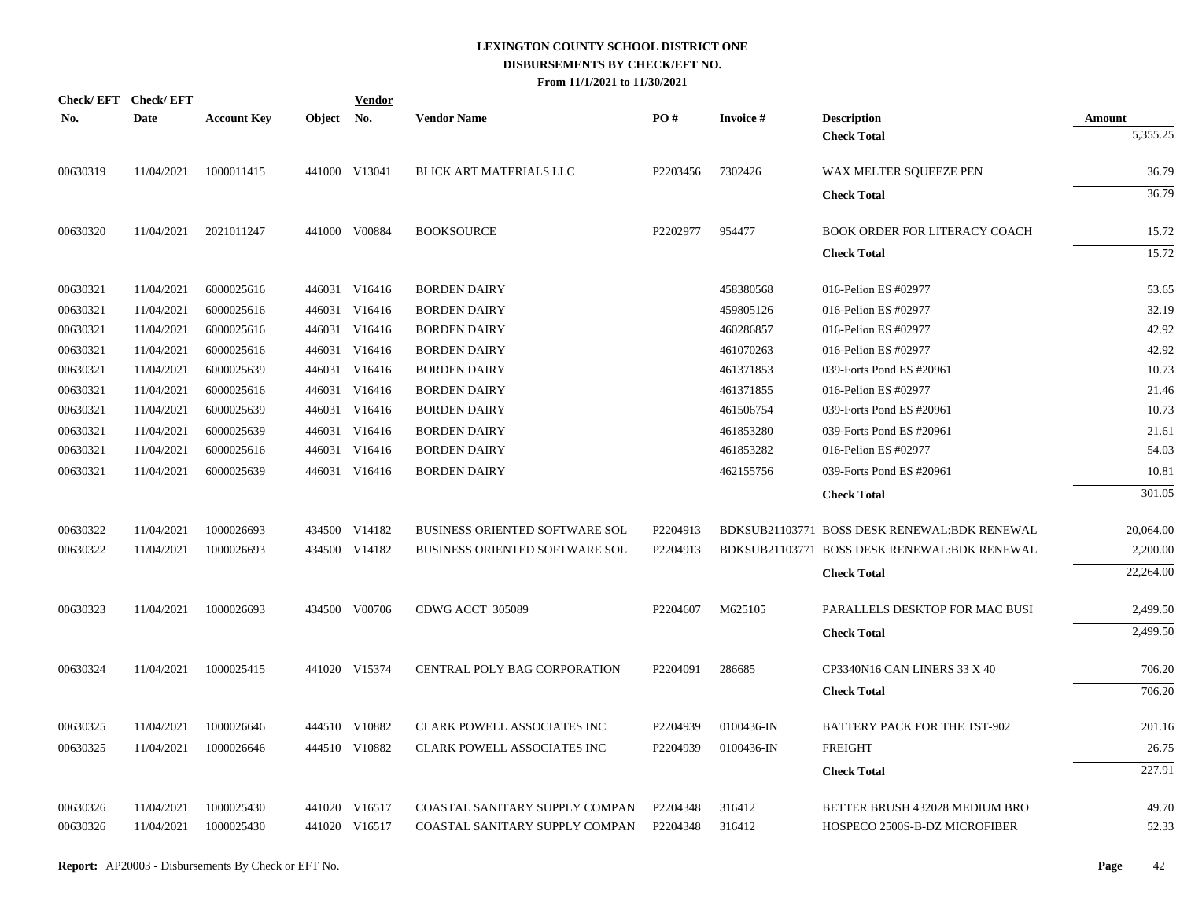# LEXINGTON COUNTY SCHOOL DISTRICT ONE
## DISBURSEMENTS BY CHECK/EFT NO.
### From 11/1/2021 to 11/30/2021

| Check/ EFT No. | Check/ EFT Date | Account Key | Object | Vendor No. | Vendor Name | PO # | Invoice # | Description | Amount |
|---|---|---|---|---|---|---|---|---|---|
| | | | | | | | | **Check Total** | 5,355.25 |
| 00630319 | 11/04/2021 | 1000011415 | 441000 | V13041 | BLICK ART MATERIALS LLC | P2203456 | 7302426 | WAX MELTER SQUEEZE PEN | 36.79 |
| | | | | | | | | **Check Total** | 36.79 |
| 00630320 | 11/04/2021 | 2021011247 | 441000 | V00884 | BOOKSOURCE | P2202977 | 954477 | BOOK ORDER FOR LITERACY COACH | 15.72 |
| | | | | | | | | **Check Total** | 15.72 |
| 00630321 | 11/04/2021 | 6000025616 | 446031 | V16416 | BORDEN DAIRY | | 458380568 | 016-Pelion ES #02977 | 53.65 |
| 00630321 | 11/04/2021 | 6000025616 | 446031 | V16416 | BORDEN DAIRY | | 459805126 | 016-Pelion ES #02977 | 32.19 |
| 00630321 | 11/04/2021 | 6000025616 | 446031 | V16416 | BORDEN DAIRY | | 460286857 | 016-Pelion ES #02977 | 42.92 |
| 00630321 | 11/04/2021 | 6000025616 | 446031 | V16416 | BORDEN DAIRY | | 461070263 | 016-Pelion ES #02977 | 42.92 |
| 00630321 | 11/04/2021 | 6000025639 | 446031 | V16416 | BORDEN DAIRY | | 461371853 | 039-Forts Pond ES #20961 | 10.73 |
| 00630321 | 11/04/2021 | 6000025616 | 446031 | V16416 | BORDEN DAIRY | | 461371855 | 016-Pelion ES #02977 | 21.46 |
| 00630321 | 11/04/2021 | 6000025639 | 446031 | V16416 | BORDEN DAIRY | | 461506754 | 039-Forts Pond ES #20961 | 10.73 |
| 00630321 | 11/04/2021 | 6000025639 | 446031 | V16416 | BORDEN DAIRY | | 461853280 | 039-Forts Pond ES #20961 | 21.61 |
| 00630321 | 11/04/2021 | 6000025616 | 446031 | V16416 | BORDEN DAIRY | | 461853282 | 016-Pelion ES #02977 | 54.03 |
| 00630321 | 11/04/2021 | 6000025639 | 446031 | V16416 | BORDEN DAIRY | | 462155756 | 039-Forts Pond ES #20961 | 10.81 |
| | | | | | | | | **Check Total** | 301.05 |
| 00630322 | 11/04/2021 | 1000026693 | 434500 | V14182 | BUSINESS ORIENTED SOFTWARE SOL | P2204913 | BDKSUB21103771 | BOSS DESK RENEWAL:BDK RENEWAL | 20,064.00 |
| 00630322 | 11/04/2021 | 1000026693 | 434500 | V14182 | BUSINESS ORIENTED SOFTWARE SOL | P2204913 | BDKSUB21103771 | BOSS DESK RENEWAL:BDK RENEWAL | 2,200.00 |
| | | | | | | | | **Check Total** | 22,264.00 |
| 00630323 | 11/04/2021 | 1000026693 | 434500 | V00706 | CDWG ACCT 305089 | P2204607 | M625105 | PARALLELS DESKTOP FOR MAC BUSI | 2,499.50 |
| | | | | | | | | **Check Total** | 2,499.50 |
| 00630324 | 11/04/2021 | 1000025415 | 441020 | V15374 | CENTRAL POLY BAG CORPORATION | P2204091 | 286685 | CP3340N16 CAN LINERS 33 X 40 | 706.20 |
| | | | | | | | | **Check Total** | 706.20 |
| 00630325 | 11/04/2021 | 1000026646 | 444510 | V10882 | CLARK POWELL ASSOCIATES INC | P2204939 | 0100436-IN | BATTERY PACK FOR THE TST-902 | 201.16 |
| 00630325 | 11/04/2021 | 1000026646 | 444510 | V10882 | CLARK POWELL ASSOCIATES INC | P2204939 | 0100436-IN | FREIGHT | 26.75 |
| | | | | | | | | **Check Total** | 227.91 |
| 00630326 | 11/04/2021 | 1000025430 | 441020 | V16517 | COASTAL SANITARY SUPPLY COMPAN | P2204348 | 316412 | BETTER BRUSH 432028 MEDIUM BRO | 49.70 |
| 00630326 | 11/04/2021 | 1000025430 | 441020 | V16517 | COASTAL SANITARY SUPPLY COMPAN | P2204348 | 316412 | HOSPECO 2500S-B-DZ MICROFIBER | 52.33 |

**Report:** AP20003 - Disbursements By Check or EFT No.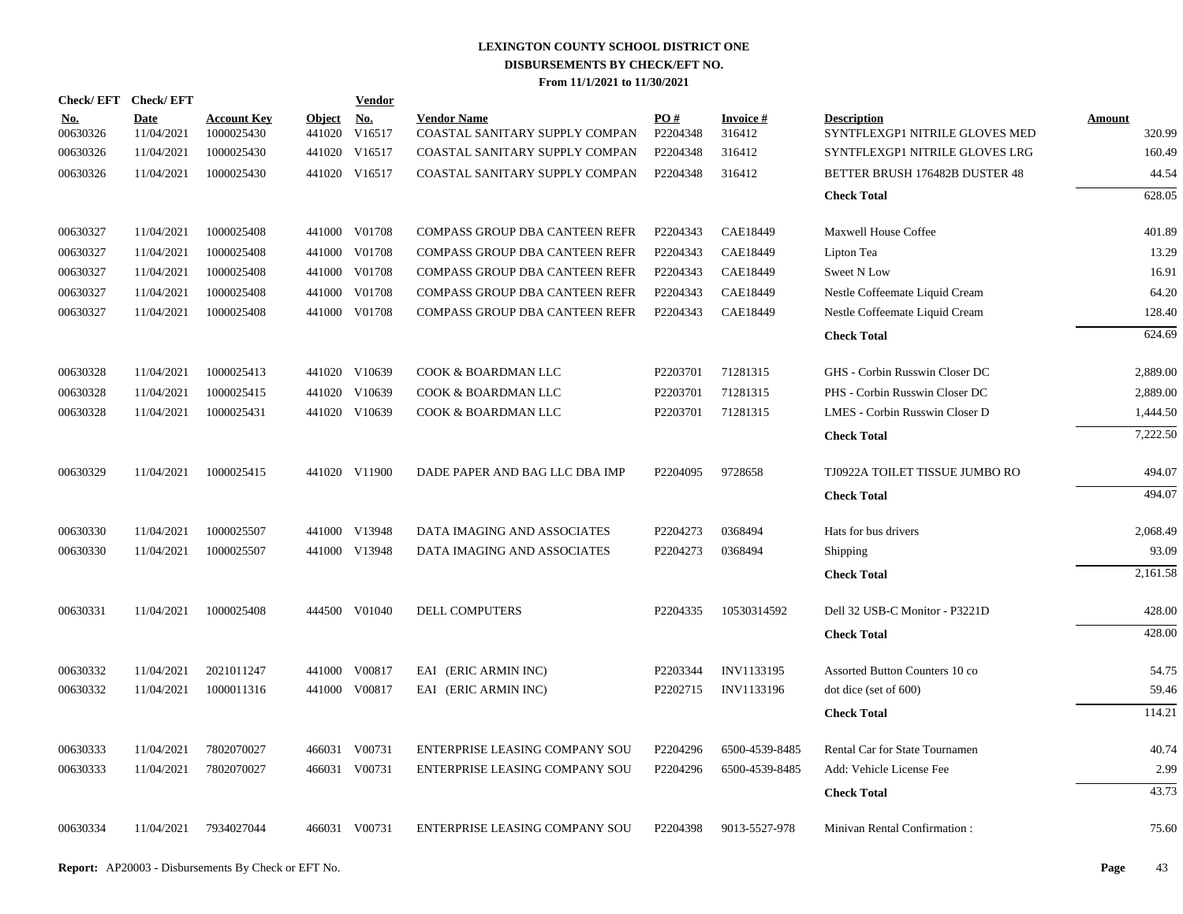# LEXINGTON COUNTY SCHOOL DISTRICT ONE
## DISBURSEMENTS BY CHECK/EFT NO.
### From 11/1/2021 to 11/30/2021

| Check/ EFT No. | Check/ EFT Date | Account Key | Object | Vendor No. | Vendor Name | PO # | Invoice # | Description | Amount |
|---|---|---|---|---|---|---|---|---|---|
| 00630326 | 11/04/2021 | 1000025430 | 441020 | V16517 | COASTAL SANITARY SUPPLY COMPAN | P2204348 | 316412 | SYNTFLEXGP1 NITRILE GLOVES MED | 320.99 |
| 00630326 | 11/04/2021 | 1000025430 | 441020 | V16517 | COASTAL SANITARY SUPPLY COMPAN | P2204348 | 316412 | SYNTFLEXGP1 NITRILE GLOVES LRG | 160.49 |
| 00630326 | 11/04/2021 | 1000025430 | 441020 | V16517 | COASTAL SANITARY SUPPLY COMPAN | P2204348 | 316412 | BETTER BRUSH 176482B DUSTER 48 | 44.54 |
| | | | | | | | | **Check Total** | 628.05 |
| 00630327 | 11/04/2021 | 1000025408 | 441000 | V01708 | COMPASS GROUP DBA CANTEEN REFR | P2204343 | CAE18449 | Maxwell House Coffee | 401.89 |
| 00630327 | 11/04/2021 | 1000025408 | 441000 | V01708 | COMPASS GROUP DBA CANTEEN REFR | P2204343 | CAE18449 | Lipton Tea | 13.29 |
| 00630327 | 11/04/2021 | 1000025408 | 441000 | V01708 | COMPASS GROUP DBA CANTEEN REFR | P2204343 | CAE18449 | Sweet N Low | 16.91 |
| 00630327 | 11/04/2021 | 1000025408 | 441000 | V01708 | COMPASS GROUP DBA CANTEEN REFR | P2204343 | CAE18449 | Nestle Coffeemate Liquid Cream | 64.20 |
| 00630327 | 11/04/2021 | 1000025408 | 441000 | V01708 | COMPASS GROUP DBA CANTEEN REFR | P2204343 | CAE18449 | Nestle Coffeemate Liquid Cream | 128.40 |
| | | | | | | | | **Check Total** | 624.69 |
| 00630328 | 11/04/2021 | 1000025413 | 441020 | V10639 | COOK & BOARDMAN LLC | P2203701 | 71281315 | GHS - Corbin Russwin Closer DC | 2,889.00 |
| 00630328 | 11/04/2021 | 1000025415 | 441020 | V10639 | COOK & BOARDMAN LLC | P2203701 | 71281315 | PHS - Corbin Russwin Closer DC | 2,889.00 |
| 00630328 | 11/04/2021 | 1000025431 | 441020 | V10639 | COOK & BOARDMAN LLC | P2203701 | 71281315 | LMES - Corbin Russwin Closer D | 1,444.50 |
| | | | | | | | | **Check Total** | 7,222.50 |
| 00630329 | 11/04/2021 | 1000025415 | 441020 | V11900 | DADE PAPER AND BAG LLC DBA IMP | P2204095 | 9728658 | TJ0922A TOILET TISSUE JUMBO RO | 494.07 |
| | | | | | | | | **Check Total** | 494.07 |
| 00630330 | 11/04/2021 | 1000025507 | 441000 | V13948 | DATA IMAGING AND ASSOCIATES | P2204273 | 0368494 | Hats for bus drivers | 2,068.49 |
| 00630330 | 11/04/2021 | 1000025507 | 441000 | V13948 | DATA IMAGING AND ASSOCIATES | P2204273 | 0368494 | Shipping | 93.09 |
| | | | | | | | | **Check Total** | 2,161.58 |
| 00630331 | 11/04/2021 | 1000025408 | 444500 | V01040 | DELL COMPUTERS | P2204335 | 10530314592 | Dell 32 USB-C Monitor - P3221D | 428.00 |
| | | | | | | | | **Check Total** | 428.00 |
| 00630332 | 11/04/2021 | 2021011247 | 441000 | V00817 | EAI (ERIC ARMIN INC) | P2203344 | INV1133195 | Assorted Button Counters 10 co | 54.75 |
| 00630332 | 11/04/2021 | 1000011316 | 441000 | V00817 | EAI (ERIC ARMIN INC) | P2202715 | INV1133196 | dot dice (set of 600) | 59.46 |
| | | | | | | | | **Check Total** | 114.21 |
| 00630333 | 11/04/2021 | 7802070027 | 466031 | V00731 | ENTERPRISE LEASING COMPANY SOU | P2204296 | 6500-4539-8485 | Rental Car for State Tournamen | 40.74 |
| 00630333 | 11/04/2021 | 7802070027 | 466031 | V00731 | ENTERPRISE LEASING COMPANY SOU | P2204296 | 6500-4539-8485 | Add: Vehicle License Fee | 2.99 |
| | | | | | | | | **Check Total** | 43.73 |
| 00630334 | 11/04/2021 | 7934027044 | 466031 | V00731 | ENTERPRISE LEASING COMPANY SOU | P2204398 | 9013-5527-978 | Minivan Rental Confirmation : | 75.60 |

**Report:** AP20003 - Disbursements By Check or EFT No.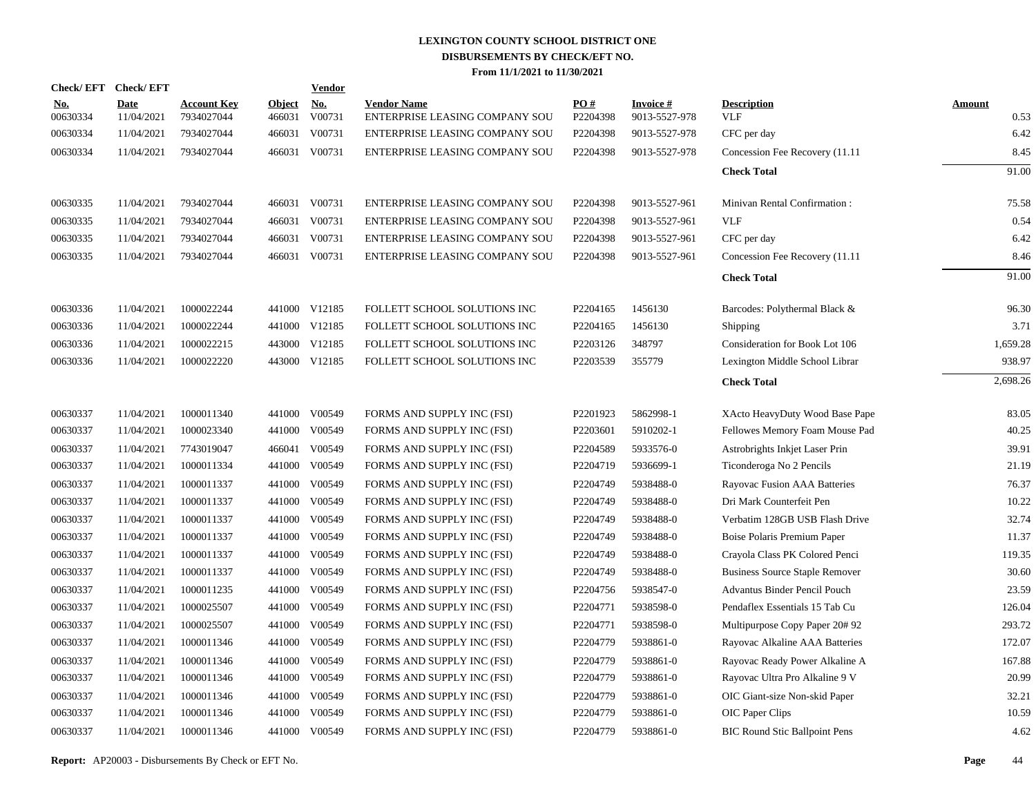# LEXINGTON COUNTY SCHOOL DISTRICT ONE
## DISBURSEMENTS BY CHECK/EFT NO.
### From 11/1/2021 to 11/30/2021

| Check/ EFT No. | Check/ EFT Date | Account Key | Object | Vendor No. | Vendor Name | PO # | Invoice # | Description | Amount |
|---|---|---|---|---|---|---|---|---|---|
| 00630334 | 11/04/2021 | 7934027044 | 466031 | V00731 | ENTERPRISE LEASING COMPANY SOU | P2204398 | 9013-5527-978 | VLF | 0.53 |
| 00630334 | 11/04/2021 | 7934027044 | 466031 | V00731 | ENTERPRISE LEASING COMPANY SOU | P2204398 | 9013-5527-978 | CFC per day | 6.42 |
| 00630334 | 11/04/2021 | 7934027044 | 466031 | V00731 | ENTERPRISE LEASING COMPANY SOU | P2204398 | 9013-5527-978 | Concession Fee Recovery (11.11 | 8.45 |
| | | | | | | | | **Check Total** | 91.00 |
| 00630335 | 11/04/2021 | 7934027044 | 466031 | V00731 | ENTERPRISE LEASING COMPANY SOU | P2204398 | 9013-5527-961 | Minivan Rental Confirmation : | 75.58 |
| 00630335 | 11/04/2021 | 7934027044 | 466031 | V00731 | ENTERPRISE LEASING COMPANY SOU | P2204398 | 9013-5527-961 | VLF | 0.54 |
| 00630335 | 11/04/2021 | 7934027044 | 466031 | V00731 | ENTERPRISE LEASING COMPANY SOU | P2204398 | 9013-5527-961 | CFC per day | 6.42 |
| 00630335 | 11/04/2021 | 7934027044 | 466031 | V00731 | ENTERPRISE LEASING COMPANY SOU | P2204398 | 9013-5527-961 | Concession Fee Recovery (11.11 | 8.46 |
| | | | | | | | | **Check Total** | 91.00 |
| 00630336 | 11/04/2021 | 1000022244 | 441000 | V12185 | FOLLETT SCHOOL SOLUTIONS INC | P2204165 | 1456130 | Barcodes: Polythermal Black & | 96.30 |
| 00630336 | 11/04/2021 | 1000022244 | 441000 | V12185 | FOLLETT SCHOOL SOLUTIONS INC | P2204165 | 1456130 | Shipping | 3.71 |
| 00630336 | 11/04/2021 | 1000022215 | 443000 | V12185 | FOLLETT SCHOOL SOLUTIONS INC | P2203126 | 348797 | Consideration for Book Lot 106 | 1,659.28 |
| 00630336 | 11/04/2021 | 1000022220 | 443000 | V12185 | FOLLETT SCHOOL SOLUTIONS INC | P2203539 | 355779 | Lexington Middle School Librar | 938.97 |
| | | | | | | | | **Check Total** | 2,698.26 |
| 00630337 | 11/04/2021 | 1000011340 | 441000 | V00549 | FORMS AND SUPPLY INC (FSI) | P2201923 | 5862998-1 | XActo HeavyDuty Wood Base Pape | 83.05 |
| 00630337 | 11/04/2021 | 1000023340 | 441000 | V00549 | FORMS AND SUPPLY INC (FSI) | P2203601 | 5910202-1 | Fellowes Memory Foam Mouse Pad | 40.25 |
| 00630337 | 11/04/2021 | 7743019047 | 466041 | V00549 | FORMS AND SUPPLY INC (FSI) | P2204589 | 5933576-0 | Astrobrights Inkjet Laser Prin | 39.91 |
| 00630337 | 11/04/2021 | 1000011334 | 441000 | V00549 | FORMS AND SUPPLY INC (FSI) | P2204719 | 5936699-1 | Ticonderoga No 2 Pencils | 21.19 |
| 00630337 | 11/04/2021 | 1000011337 | 441000 | V00549 | FORMS AND SUPPLY INC (FSI) | P2204749 | 5938488-0 | Rayovac Fusion AAA Batteries | 76.37 |
| 00630337 | 11/04/2021 | 1000011337 | 441000 | V00549 | FORMS AND SUPPLY INC (FSI) | P2204749 | 5938488-0 | Dri Mark Counterfeit Pen | 10.22 |
| 00630337 | 11/04/2021 | 1000011337 | 441000 | V00549 | FORMS AND SUPPLY INC (FSI) | P2204749 | 5938488-0 | Verbatim 128GB USB Flash Drive | 32.74 |
| 00630337 | 11/04/2021 | 1000011337 | 441000 | V00549 | FORMS AND SUPPLY INC (FSI) | P2204749 | 5938488-0 | Boise Polaris Premium Paper | 11.37 |
| 00630337 | 11/04/2021 | 1000011337 | 441000 | V00549 | FORMS AND SUPPLY INC (FSI) | P2204749 | 5938488-0 | Crayola Class PK Colored Penci | 119.35 |
| 00630337 | 11/04/2021 | 1000011337 | 441000 | V00549 | FORMS AND SUPPLY INC (FSI) | P2204749 | 5938488-0 | Business Source Staple Remover | 30.60 |
| 00630337 | 11/04/2021 | 1000011235 | 441000 | V00549 | FORMS AND SUPPLY INC (FSI) | P2204756 | 5938547-0 | Advantus Binder Pencil Pouch | 23.59 |
| 00630337 | 11/04/2021 | 1000025507 | 441000 | V00549 | FORMS AND SUPPLY INC (FSI) | P2204771 | 5938598-0 | Pendaflex Essentials 15 Tab Cu | 126.04 |
| 00630337 | 11/04/2021 | 1000025507 | 441000 | V00549 | FORMS AND SUPPLY INC (FSI) | P2204771 | 5938598-0 | Multipurpose Copy Paper 20# 92 | 293.72 |
| 00630337 | 11/04/2021 | 1000011346 | 441000 | V00549 | FORMS AND SUPPLY INC (FSI) | P2204779 | 5938861-0 | Rayovac Alkaline AAA Batteries | 172.07 |
| 00630337 | 11/04/2021 | 1000011346 | 441000 | V00549 | FORMS AND SUPPLY INC (FSI) | P2204779 | 5938861-0 | Rayovac Ready Power Alkaline A | 167.88 |
| 00630337 | 11/04/2021 | 1000011346 | 441000 | V00549 | FORMS AND SUPPLY INC (FSI) | P2204779 | 5938861-0 | Rayovac Ultra Pro Alkaline 9 V | 20.99 |
| 00630337 | 11/04/2021 | 1000011346 | 441000 | V00549 | FORMS AND SUPPLY INC (FSI) | P2204779 | 5938861-0 | OIC Giant-size Non-skid Paper | 32.21 |
| 00630337 | 11/04/2021 | 1000011346 | 441000 | V00549 | FORMS AND SUPPLY INC (FSI) | P2204779 | 5938861-0 | OIC Paper Clips | 10.59 |
| 00630337 | 11/04/2021 | 1000011346 | 441000 | V00549 | FORMS AND SUPPLY INC (FSI) | P2204779 | 5938861-0 | BIC Round Stic Ballpoint Pens | 4.62 |

**Report:** AP20003 - Disbursements By Check or EFT No.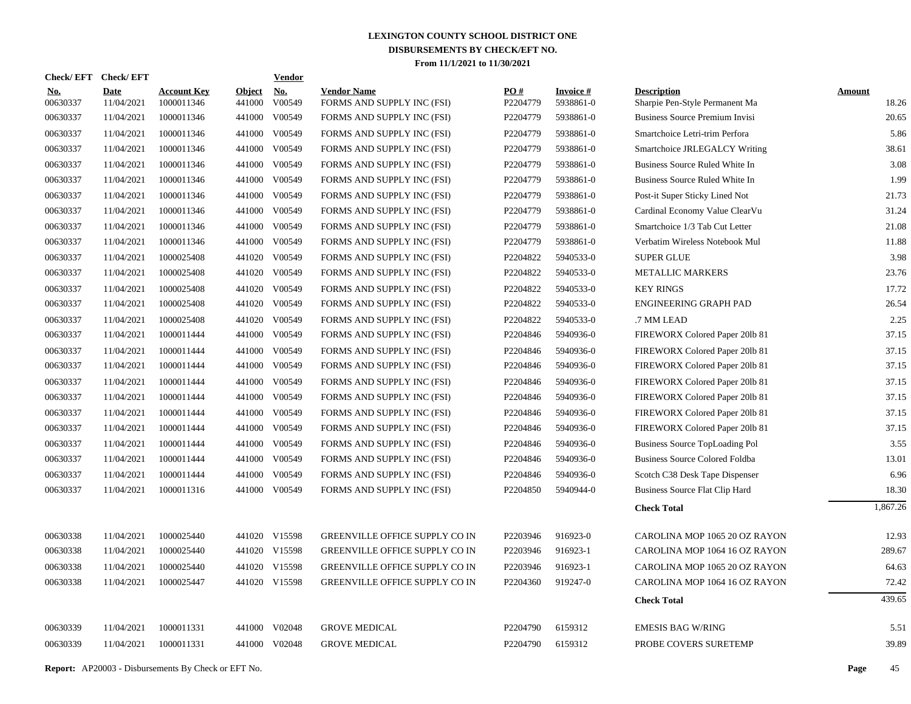# LEXINGTON COUNTY SCHOOL DISTRICT ONE
## DISBURSEMENTS BY CHECK/EFT NO.
### From 11/1/2021 to 11/30/2021

| Check/ EFT No. | Check/ EFT Date | Account Key | Object | Vendor No. | Vendor Name | PO # | Invoice # | Description | Amount |
|---|---|---|---|---|---|---|---|---|---|
| 00630337 | 11/04/2021 | 1000011346 | 441000 | V00549 | FORMS AND SUPPLY INC (FSI) | P2204779 | 5938861-0 | Sharpie Pen-Style Permanent Ma | 18.26 |
| 00630337 | 11/04/2021 | 1000011346 | 441000 | V00549 | FORMS AND SUPPLY INC (FSI) | P2204779 | 5938861-0 | Business Source Premium Invisi | 20.65 |
| 00630337 | 11/04/2021 | 1000011346 | 441000 | V00549 | FORMS AND SUPPLY INC (FSI) | P2204779 | 5938861-0 | Smartchoice Letri-trim Perfora | 5.86 |
| 00630337 | 11/04/2021 | 1000011346 | 441000 | V00549 | FORMS AND SUPPLY INC (FSI) | P2204779 | 5938861-0 | Smartchoice JRLEGALCY Writing | 38.61 |
| 00630337 | 11/04/2021 | 1000011346 | 441000 | V00549 | FORMS AND SUPPLY INC (FSI) | P2204779 | 5938861-0 | Business Source Ruled White In | 3.08 |
| 00630337 | 11/04/2021 | 1000011346 | 441000 | V00549 | FORMS AND SUPPLY INC (FSI) | P2204779 | 5938861-0 | Business Source Ruled White In | 1.99 |
| 00630337 | 11/04/2021 | 1000011346 | 441000 | V00549 | FORMS AND SUPPLY INC (FSI) | P2204779 | 5938861-0 | Post-it Super Sticky Lined Not | 21.73 |
| 00630337 | 11/04/2021 | 1000011346 | 441000 | V00549 | FORMS AND SUPPLY INC (FSI) | P2204779 | 5938861-0 | Cardinal Economy Value ClearVu | 31.24 |
| 00630337 | 11/04/2021 | 1000011346 | 441000 | V00549 | FORMS AND SUPPLY INC (FSI) | P2204779 | 5938861-0 | Smartchoice 1/3 Tab Cut Letter | 21.08 |
| 00630337 | 11/04/2021 | 1000011346 | 441000 | V00549 | FORMS AND SUPPLY INC (FSI) | P2204779 | 5938861-0 | Verbatim Wireless Notebook Mul | 11.88 |
| 00630337 | 11/04/2021 | 1000025408 | 441020 | V00549 | FORMS AND SUPPLY INC (FSI) | P2204822 | 5940533-0 | SUPER GLUE | 3.98 |
| 00630337 | 11/04/2021 | 1000025408 | 441020 | V00549 | FORMS AND SUPPLY INC (FSI) | P2204822 | 5940533-0 | METALLIC MARKERS | 23.76 |
| 00630337 | 11/04/2021 | 1000025408 | 441020 | V00549 | FORMS AND SUPPLY INC (FSI) | P2204822 | 5940533-0 | KEY RINGS | 17.72 |
| 00630337 | 11/04/2021 | 1000025408 | 441020 | V00549 | FORMS AND SUPPLY INC (FSI) | P2204822 | 5940533-0 | ENGINEERING GRAPH PAD | 26.54 |
| 00630337 | 11/04/2021 | 1000025408 | 441020 | V00549 | FORMS AND SUPPLY INC (FSI) | P2204822 | 5940533-0 | .7 MM LEAD | 2.25 |
| 00630337 | 11/04/2021 | 1000011444 | 441000 | V00549 | FORMS AND SUPPLY INC (FSI) | P2204846 | 5940936-0 | FIREWORX Colored Paper 20lb 81 | 37.15 |
| 00630337 | 11/04/2021 | 1000011444 | 441000 | V00549 | FORMS AND SUPPLY INC (FSI) | P2204846 | 5940936-0 | FIREWORX Colored Paper 20lb 81 | 37.15 |
| 00630337 | 11/04/2021 | 1000011444 | 441000 | V00549 | FORMS AND SUPPLY INC (FSI) | P2204846 | 5940936-0 | FIREWORX Colored Paper 20lb 81 | 37.15 |
| 00630337 | 11/04/2021 | 1000011444 | 441000 | V00549 | FORMS AND SUPPLY INC (FSI) | P2204846 | 5940936-0 | FIREWORX Colored Paper 20lb 81 | 37.15 |
| 00630337 | 11/04/2021 | 1000011444 | 441000 | V00549 | FORMS AND SUPPLY INC (FSI) | P2204846 | 5940936-0 | FIREWORX Colored Paper 20lb 81 | 37.15 |
| 00630337 | 11/04/2021 | 1000011444 | 441000 | V00549 | FORMS AND SUPPLY INC (FSI) | P2204846 | 5940936-0 | FIREWORX Colored Paper 20lb 81 | 37.15 |
| 00630337 | 11/04/2021 | 1000011444 | 441000 | V00549 | FORMS AND SUPPLY INC (FSI) | P2204846 | 5940936-0 | FIREWORX Colored Paper 20lb 81 | 37.15 |
| 00630337 | 11/04/2021 | 1000011444 | 441000 | V00549 | FORMS AND SUPPLY INC (FSI) | P2204846 | 5940936-0 | Business Source TopLoading Pol | 3.55 |
| 00630337 | 11/04/2021 | 1000011444 | 441000 | V00549 | FORMS AND SUPPLY INC (FSI) | P2204846 | 5940936-0 | Business Source Colored Foldba | 13.01 |
| 00630337 | 11/04/2021 | 1000011444 | 441000 | V00549 | FORMS AND SUPPLY INC (FSI) | P2204846 | 5940936-0 | Scotch C38 Desk Tape Dispenser | 6.96 |
| 00630337 | 11/04/2021 | 1000011316 | 441000 | V00549 | FORMS AND SUPPLY INC (FSI) | P2204850 | 5940944-0 | Business Source Flat Clip Hard | 18.30 |
| | | | | | | | | **Check Total** | 1,867.26 |
| 00630338 | 11/04/2021 | 1000025440 | 441020 | V15598 | GREENVILLE OFFICE SUPPLY CO IN | P2203946 | 916923-0 | CAROLINA MOP 1065 20 OZ RAYON | 12.93 |
| 00630338 | 11/04/2021 | 1000025440 | 441020 | V15598 | GREENVILLE OFFICE SUPPLY CO IN | P2203946 | 916923-1 | CAROLINA MOP 1064 16 OZ RAYON | 289.67 |
| 00630338 | 11/04/2021 | 1000025440 | 441020 | V15598 | GREENVILLE OFFICE SUPPLY CO IN | P2203946 | 916923-1 | CAROLINA MOP 1065 20 OZ RAYON | 64.63 |
| 00630338 | 11/04/2021 | 1000025447 | 441020 | V15598 | GREENVILLE OFFICE SUPPLY CO IN | P2204360 | 919247-0 | CAROLINA MOP 1064 16 OZ RAYON | 72.42 |
| | | | | | | | | **Check Total** | 439.65 |
| 00630339 | 11/04/2021 | 1000011331 | 441000 | V02048 | GROVE MEDICAL | P2204790 | 6159312 | EMESIS BAG W/RING | 5.51 |
| 00630339 | 11/04/2021 | 1000011331 | 441000 | V02048 | GROVE MEDICAL | P2204790 | 6159312 | PROBE COVERS SURETEMP | 39.89 |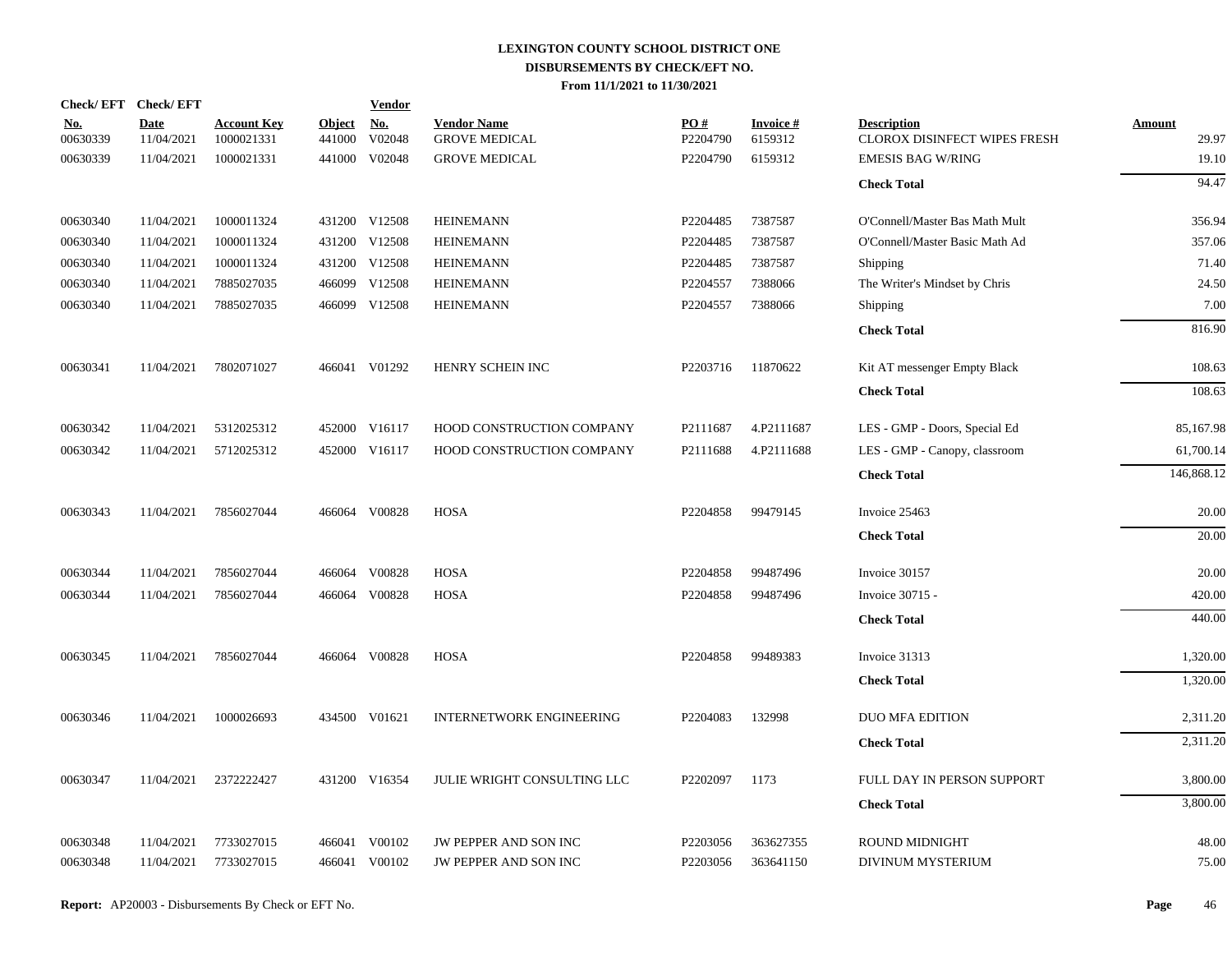**LEXINGTON COUNTY SCHOOL DISTRICT ONE**
**DISBURSEMENTS BY CHECK/EFT NO.**
**From 11/1/2021 to 11/30/2021**

| Check/ EFT No. | Check/ EFT Date | Account Key | Object | Vendor No. | Vendor Name | PO # | Invoice # | Description | Amount |
|---|---|---|---|---|---|---|---|---|---|
| 00630339 | 11/04/2021 | 1000021331 | 441000 | V02048 | GROVE MEDICAL | P2204790 | 6159312 | CLOROX DISINFECT WIPES FRESH | 29.97 |
| 00630339 | 11/04/2021 | 1000021331 | 441000 | V02048 | GROVE MEDICAL | P2204790 | 6159312 | EMESIS BAG W/RING | 19.10 |
| | | | | | | | | **Check Total** | 94.47 |
| 00630340 | 11/04/2021 | 1000011324 | 431200 | V12508 | HEINEMANN | P2204485 | 7387587 | O'Connell/Master Bas Math Mult | 356.94 |
| 00630340 | 11/04/2021 | 1000011324 | 431200 | V12508 | HEINEMANN | P2204485 | 7387587 | O'Connell/Master Basic Math Ad | 357.06 |
| 00630340 | 11/04/2021 | 1000011324 | 431200 | V12508 | HEINEMANN | P2204485 | 7387587 | Shipping | 71.40 |
| 00630340 | 11/04/2021 | 7885027035 | 466099 | V12508 | HEINEMANN | P2204557 | 7388066 | The Writer's Mindset by Chris | 24.50 |
| 00630340 | 11/04/2021 | 7885027035 | 466099 | V12508 | HEINEMANN | P2204557 | 7388066 | Shipping | 7.00 |
| | | | | | | | | **Check Total** | 816.90 |
| 00630341 | 11/04/2021 | 7802071027 | 466041 | V01292 | HENRY SCHEIN INC | P2203716 | 11870622 | Kit AT messenger Empty Black | 108.63 |
| | | | | | | | | **Check Total** | 108.63 |
| 00630342 | 11/04/2021 | 5312025312 | 452000 | V16117 | HOOD CONSTRUCTION COMPANY | P2111687 | 4.P2111687 | LES - GMP - Doors, Special Ed | 85,167.98 |
| 00630342 | 11/04/2021 | 5712025312 | 452000 | V16117 | HOOD CONSTRUCTION COMPANY | P2111688 | 4.P2111688 | LES - GMP - Canopy, classroom | 61,700.14 |
| | | | | | | | | **Check Total** | 146,868.12 |
| 00630343 | 11/04/2021 | 7856027044 | 466064 | V00828 | HOSA | P2204858 | 99479145 | Invoice 25463 | 20.00 |
| | | | | | | | | **Check Total** | 20.00 |
| 00630344 | 11/04/2021 | 7856027044 | 466064 | V00828 | HOSA | P2204858 | 99487496 | Invoice 30157 | 20.00 |
| 00630344 | 11/04/2021 | 7856027044 | 466064 | V00828 | HOSA | P2204858 | 99487496 | Invoice 30715 - | 420.00 |
| | | | | | | | | **Check Total** | 440.00 |
| 00630345 | 11/04/2021 | 7856027044 | 466064 | V00828 | HOSA | P2204858 | 99489383 | Invoice 31313 | 1,320.00 |
| | | | | | | | | **Check Total** | 1,320.00 |
| 00630346 | 11/04/2021 | 1000026693 | 434500 | V01621 | INTERNETWORK ENGINEERING | P2204083 | 132998 | DUO MFA EDITION | 2,311.20 |
| | | | | | | | | **Check Total** | 2,311.20 |
| 00630347 | 11/04/2021 | 2372222427 | 431200 | V16354 | JULIE WRIGHT CONSULTING LLC | P2202097 | 1173 | FULL DAY IN PERSON SUPPORT | 3,800.00 |
| | | | | | | | | **Check Total** | 3,800.00 |
| 00630348 | 11/04/2021 | 7733027015 | 466041 | V00102 | JW PEPPER AND SON INC | P2203056 | 363627355 | ROUND MIDNIGHT | 48.00 |
| 00630348 | 11/04/2021 | 7733027015 | 466041 | V00102 | JW PEPPER AND SON INC | P2203056 | 363641150 | DIVINUM MYSTERIUM | 75.00 |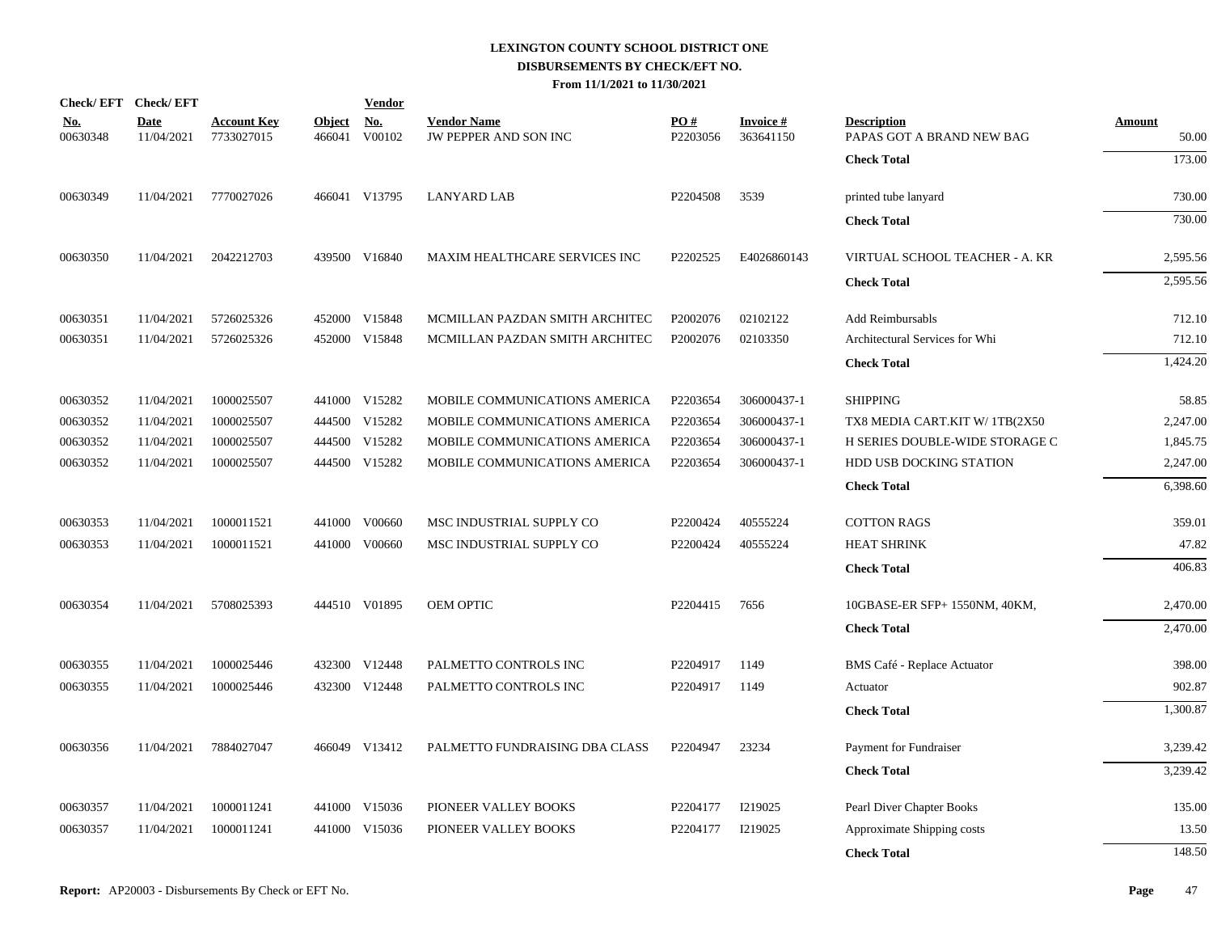# LEXINGTON COUNTY SCHOOL DISTRICT ONE
## DISBURSEMENTS BY CHECK/EFT NO.
### From 11/1/2021 to 11/30/2021

| Check/ EFT No. | Check/ EFT Date | Account Key | Object | Vendor No. | Vendor Name | PO # | Invoice # | Description | Amount |
|---|---|---|---|---|---|---|---|---|---|
| 00630348 | 11/04/2021 | 7733027015 | 466041 | V00102 | JW PEPPER AND SON INC | P2203056 | 363641150 | PAPAS GOT A BRAND NEW BAG | 50.00 |
| | | | | | | | | **Check Total** | 173.00 |
| 00630349 | 11/04/2021 | 7770027026 | 466041 | V13795 | LANYARD LAB | P2204508 | 3539 | printed tube lanyard | 730.00 |
| | | | | | | | | **Check Total** | 730.00 |
| 00630350 | 11/04/2021 | 2042212703 | 439500 | V16840 | MAXIM HEALTHCARE SERVICES INC | P2202525 | E4026860143 | VIRTUAL SCHOOL TEACHER - A. KR | 2,595.56 |
| | | | | | | | | **Check Total** | 2,595.56 |
| 00630351 | 11/04/2021 | 5726025326 | 452000 | V15848 | MCMILLAN PAZDAN SMITH ARCHITEC | P2002076 | 02102122 | Add Reimbursabls | 712.10 |
| 00630351 | 11/04/2021 | 5726025326 | 452000 | V15848 | MCMILLAN PAZDAN SMITH ARCHITEC | P2002076 | 02103350 | Architectural Services for Whi | 712.10 |
| | | | | | | | | **Check Total** | 1,424.20 |
| 00630352 | 11/04/2021 | 1000025507 | 441000 | V15282 | MOBILE COMMUNICATIONS AMERICA | P2203654 | 306000437-1 | SHIPPING | 58.85 |
| 00630352 | 11/04/2021 | 1000025507 | 444500 | V15282 | MOBILE COMMUNICATIONS AMERICA | P2203654 | 306000437-1 | TX8 MEDIA CART.KIT W/ 1TB(2X50 | 2,247.00 |
| 00630352 | 11/04/2021 | 1000025507 | 444500 | V15282 | MOBILE COMMUNICATIONS AMERICA | P2203654 | 306000437-1 | H SERIES DOUBLE-WIDE STORAGE C | 1,845.75 |
| 00630352 | 11/04/2021 | 1000025507 | 444500 | V15282 | MOBILE COMMUNICATIONS AMERICA | P2203654 | 306000437-1 | HDD USB DOCKING STATION | 2,247.00 |
| | | | | | | | | **Check Total** | 6,398.60 |
| 00630353 | 11/04/2021 | 1000011521 | 441000 | V00660 | MSC INDUSTRIAL SUPPLY CO | P2200424 | 40555224 | COTTON RAGS | 359.01 |
| 00630353 | 11/04/2021 | 1000011521 | 441000 | V00660 | MSC INDUSTRIAL SUPPLY CO | P2200424 | 40555224 | HEAT SHRINK | 47.82 |
| | | | | | | | | **Check Total** | 406.83 |
| 00630354 | 11/04/2021 | 5708025393 | 444510 | V01895 | OEM OPTIC | P2204415 | 7656 | 10GBASE-ER SFP+ 1550NM, 40KM, | 2,470.00 |
| | | | | | | | | **Check Total** | 2,470.00 |
| 00630355 | 11/04/2021 | 1000025446 | 432300 | V12448 | PALMETTO CONTROLS INC | P2204917 | 1149 | BMS Café - Replace Actuator | 398.00 |
| 00630355 | 11/04/2021 | 1000025446 | 432300 | V12448 | PALMETTO CONTROLS INC | P2204917 | 1149 | Actuator | 902.87 |
| | | | | | | | | **Check Total** | 1,300.87 |
| 00630356 | 11/04/2021 | 7884027047 | 466049 | V13412 | PALMETTO FUNDRAISING DBA CLASS | P2204947 | 23234 | Payment for Fundraiser | 3,239.42 |
| | | | | | | | | **Check Total** | 3,239.42 |
| 00630357 | 11/04/2021 | 1000011241 | 441000 | V15036 | PIONEER VALLEY BOOKS | P2204177 | I219025 | Pearl Diver Chapter Books | 135.00 |
| 00630357 | 11/04/2021 | 1000011241 | 441000 | V15036 | PIONEER VALLEY BOOKS | P2204177 | I219025 | Approximate Shipping costs | 13.50 |
| | | | | | | | | **Check Total** | 148.50 |

**Report:** AP20003 - Disbursements By Check or EFT No.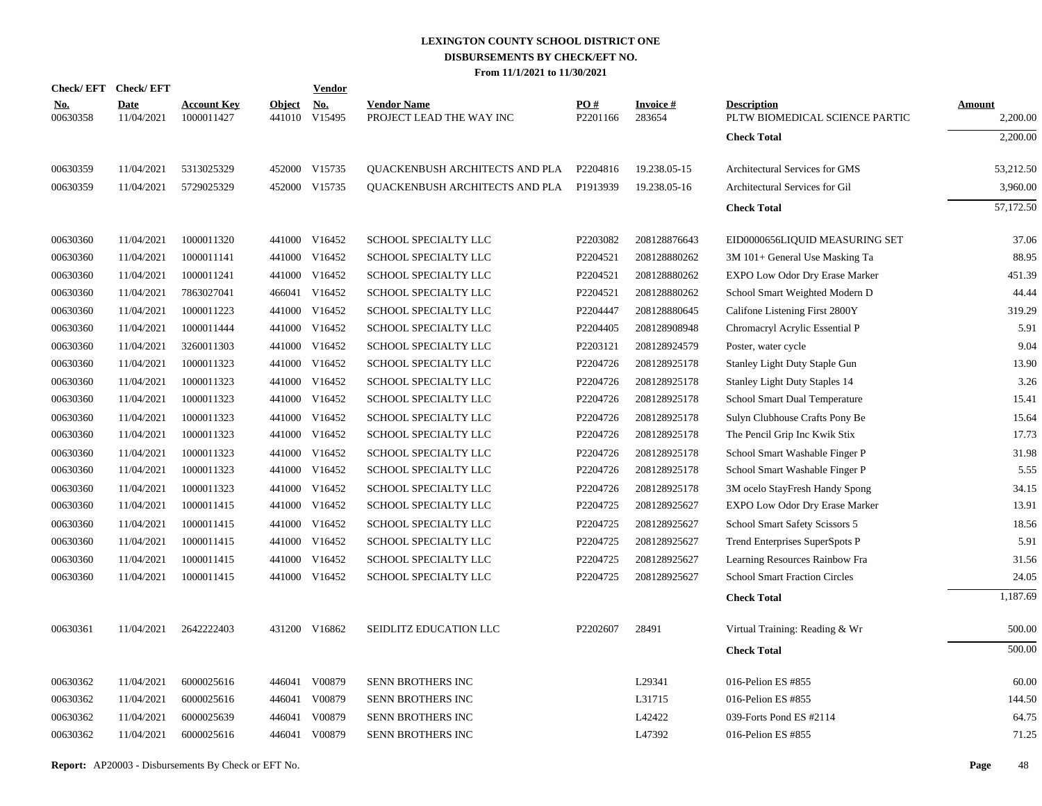# LEXINGTON COUNTY SCHOOL DISTRICT ONE
## DISBURSEMENTS BY CHECK/EFT NO.
### From 11/1/2021 to 11/30/2021

| Check/ EFT No. | Check/ EFT Date | Account Key | Object | Vendor No. | Vendor Name | PO # | Invoice # | Description | Amount |
|---|---|---|---|---|---|---|---|---|---|
| 00630358 | 11/04/2021 | 1000011427 | 441010 | V15495 | PROJECT LEAD THE WAY INC | P2201166 | 283654 | PLTW BIOMEDICAL SCIENCE PARTIC | 2,200.00 |
| | | | | | | | | **Check Total** | 2,200.00 |
| 00630359 | 11/04/2021 | 5313025329 | 452000 | V15735 | QUACKENBUSH ARCHITECTS AND PLA | P2204816 | 19.238.05-15 | Architectural Services for GMS | 53,212.50 |
| 00630359 | 11/04/2021 | 5729025329 | 452000 | V15735 | QUACKENBUSH ARCHITECTS AND PLA | P1913939 | 19.238.05-16 | Architectural Services for Gil | 3,960.00 |
| | | | | | | | | **Check Total** | 57,172.50 |
| 00630360 | 11/04/2021 | 1000011320 | 441000 | V16452 | SCHOOL SPECIALTY LLC | P2203082 | 208128876643 | EID0000656LIQUID MEASURING SET | 37.06 |
| 00630360 | 11/04/2021 | 1000011141 | 441000 | V16452 | SCHOOL SPECIALTY LLC | P2204521 | 208128880262 | 3M 101+ General Use Masking Ta | 88.95 |
| 00630360 | 11/04/2021 | 1000011241 | 441000 | V16452 | SCHOOL SPECIALTY LLC | P2204521 | 208128880262 | EXPO Low Odor Dry Erase Marker | 451.39 |
| 00630360 | 11/04/2021 | 7863027041 | 466041 | V16452 | SCHOOL SPECIALTY LLC | P2204521 | 208128880262 | School Smart Weighted Modern D | 44.44 |
| 00630360 | 11/04/2021 | 1000011223 | 441000 | V16452 | SCHOOL SPECIALTY LLC | P2204447 | 208128880645 | Califone Listening First 2800Y | 319.29 |
| 00630360 | 11/04/2021 | 1000011444 | 441000 | V16452 | SCHOOL SPECIALTY LLC | P2204405 | 208128908948 | Chromacryl Acrylic Essential P | 5.91 |
| 00630360 | 11/04/2021 | 3260011303 | 441000 | V16452 | SCHOOL SPECIALTY LLC | P2203121 | 208128924579 | Poster, water cycle | 9.04 |
| 00630360 | 11/04/2021 | 1000011323 | 441000 | V16452 | SCHOOL SPECIALTY LLC | P2204726 | 208128925178 | Stanley Light Duty Staple Gun | 13.90 |
| 00630360 | 11/04/2021 | 1000011323 | 441000 | V16452 | SCHOOL SPECIALTY LLC | P2204726 | 208128925178 | Stanley Light Duty Staples 14 | 3.26 |
| 00630360 | 11/04/2021 | 1000011323 | 441000 | V16452 | SCHOOL SPECIALTY LLC | P2204726 | 208128925178 | School Smart Dual Temperature | 15.41 |
| 00630360 | 11/04/2021 | 1000011323 | 441000 | V16452 | SCHOOL SPECIALTY LLC | P2204726 | 208128925178 | Sulyn Clubhouse Crafts Pony Be | 15.64 |
| 00630360 | 11/04/2021 | 1000011323 | 441000 | V16452 | SCHOOL SPECIALTY LLC | P2204726 | 208128925178 | The Pencil Grip Inc Kwik Stix | 17.73 |
| 00630360 | 11/04/2021 | 1000011323 | 441000 | V16452 | SCHOOL SPECIALTY LLC | P2204726 | 208128925178 | School Smart Washable Finger P | 31.98 |
| 00630360 | 11/04/2021 | 1000011323 | 441000 | V16452 | SCHOOL SPECIALTY LLC | P2204726 | 208128925178 | School Smart Washable Finger P | 5.55 |
| 00630360 | 11/04/2021 | 1000011323 | 441000 | V16452 | SCHOOL SPECIALTY LLC | P2204726 | 208128925178 | 3M ocelo StayFresh Handy Spong | 34.15 |
| 00630360 | 11/04/2021 | 1000011415 | 441000 | V16452 | SCHOOL SPECIALTY LLC | P2204725 | 208128925627 | EXPO Low Odor Dry Erase Marker | 13.91 |
| 00630360 | 11/04/2021 | 1000011415 | 441000 | V16452 | SCHOOL SPECIALTY LLC | P2204725 | 208128925627 | School Smart Safety Scissors 5 | 18.56 |
| 00630360 | 11/04/2021 | 1000011415 | 441000 | V16452 | SCHOOL SPECIALTY LLC | P2204725 | 208128925627 | Trend Enterprises SuperSpots P | 5.91 |
| 00630360 | 11/04/2021 | 1000011415 | 441000 | V16452 | SCHOOL SPECIALTY LLC | P2204725 | 208128925627 | Learning Resources Rainbow Fra | 31.56 |
| 00630360 | 11/04/2021 | 1000011415 | 441000 | V16452 | SCHOOL SPECIALTY LLC | P2204725 | 208128925627 | School Smart Fraction Circles | 24.05 |
| | | | | | | | | **Check Total** | 1,187.69 |
| 00630361 | 11/04/2021 | 2642222403 | 431200 | V16862 | SEIDLITZ EDUCATION LLC | P2202607 | 28491 | Virtual Training: Reading & Wr | 500.00 |
| | | | | | | | | **Check Total** | 500.00 |
| 00630362 | 11/04/2021 | 6000025616 | 446041 | V00879 | SENN BROTHERS INC | | L29341 | 016-Pelion ES #855 | 60.00 |
| 00630362 | 11/04/2021 | 6000025616 | 446041 | V00879 | SENN BROTHERS INC | | L31715 | 016-Pelion ES #855 | 144.50 |
| 00630362 | 11/04/2021 | 6000025639 | 446041 | V00879 | SENN BROTHERS INC | | L42422 | 039-Forts Pond ES #2114 | 64.75 |
| 00630362 | 11/04/2021 | 6000025616 | 446041 | V00879 | SENN BROTHERS INC | | L47392 | 016-Pelion ES #855 | 71.25 |

**Report:** AP20003 - Disbursements By Check or EFT No.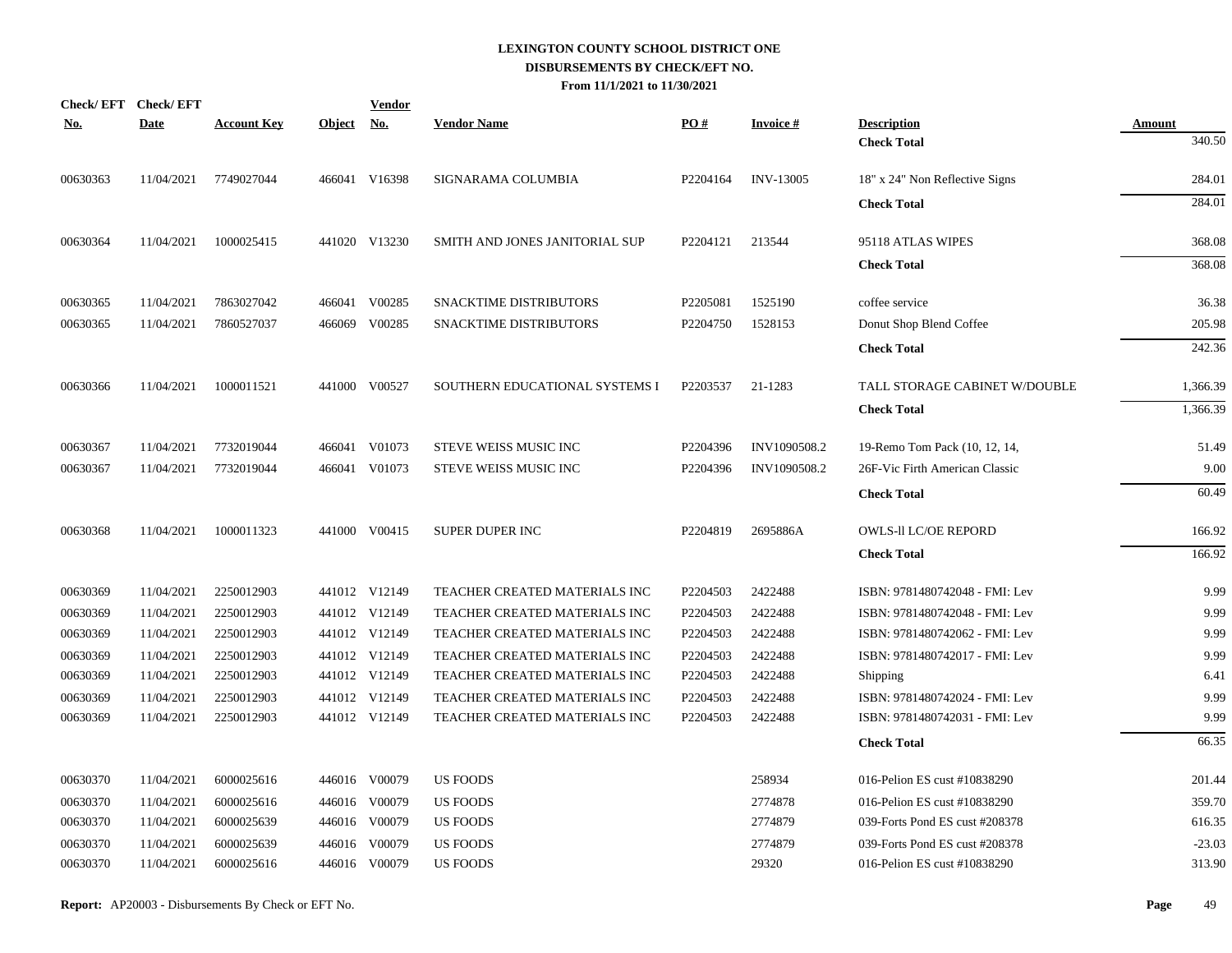# LEXINGTON COUNTY SCHOOL DISTRICT ONE
## DISBURSEMENTS BY CHECK/EFT NO.
### From 11/1/2021 to 11/30/2021

| Check/ EFT No. | Check/ EFT Date | Account Key | Object | Vendor No. | Vendor Name | PO # | Invoice # | Description | Amount |
|---|---|---|---|---|---|---|---|---|---|
| | | | | | | | | **Check Total** | 340.50 |
| 00630363 | 11/04/2021 | 7749027044 | 466041 | V16398 | SIGNARAMA COLUMBIA | P2204164 | INV-13005 | 18" x 24" Non Reflective Signs | 284.01 |
| | | | | | | | | **Check Total** | 284.01 |
| 00630364 | 11/04/2021 | 1000025415 | 441020 | V13230 | SMITH AND JONES JANITORIAL SUP | P2204121 | 213544 | 95118 ATLAS WIPES | 368.08 |
| | | | | | | | | **Check Total** | 368.08 |
| 00630365 | 11/04/2021 | 7863027042 | 466041 | V00285 | SNACKTIME DISTRIBUTORS | P2205081 | 1525190 | coffee service | 36.38 |
| 00630365 | 11/04/2021 | 7860527037 | 466069 | V00285 | SNACKTIME DISTRIBUTORS | P2204750 | 1528153 | Donut Shop Blend Coffee | 205.98 |
| | | | | | | | | **Check Total** | 242.36 |
| 00630366 | 11/04/2021 | 1000011521 | 441000 | V00527 | SOUTHERN EDUCATIONAL SYSTEMS I | P2203537 | 21-1283 | TALL STORAGE CABINET W/DOUBLE | 1,366.39 |
| | | | | | | | | **Check Total** | 1,366.39 |
| 00630367 | 11/04/2021 | 7732019044 | 466041 | V01073 | STEVE WEISS MUSIC INC | P2204396 | INV1090508.2 | 19-Remo Tom Pack (10, 12, 14, | 51.49 |
| 00630367 | 11/04/2021 | 7732019044 | 466041 | V01073 | STEVE WEISS MUSIC INC | P2204396 | INV1090508.2 | 26F-Vic Firth American Classic | 9.00 |
| | | | | | | | | **Check Total** | 60.49 |
| 00630368 | 11/04/2021 | 1000011323 | 441000 | V00415 | SUPER DUPER INC | P2204819 | 2695886A | OWLS-ll LC/OE REPORD | 166.92 |
| | | | | | | | | **Check Total** | 166.92 |
| 00630369 | 11/04/2021 | 2250012903 | 441012 | V12149 | TEACHER CREATED MATERIALS INC | P2204503 | 2422488 | ISBN: 9781480742048 - FMI: Lev | 9.99 |
| 00630369 | 11/04/2021 | 2250012903 | 441012 | V12149 | TEACHER CREATED MATERIALS INC | P2204503 | 2422488 | ISBN: 9781480742048 - FMI: Lev | 9.99 |
| 00630369 | 11/04/2021 | 2250012903 | 441012 | V12149 | TEACHER CREATED MATERIALS INC | P2204503 | 2422488 | ISBN: 9781480742062 - FMI: Lev | 9.99 |
| 00630369 | 11/04/2021 | 2250012903 | 441012 | V12149 | TEACHER CREATED MATERIALS INC | P2204503 | 2422488 | ISBN: 9781480742017 - FMI: Lev | 9.99 |
| 00630369 | 11/04/2021 | 2250012903 | 441012 | V12149 | TEACHER CREATED MATERIALS INC | P2204503 | 2422488 | Shipping | 6.41 |
| 00630369 | 11/04/2021 | 2250012903 | 441012 | V12149 | TEACHER CREATED MATERIALS INC | P2204503 | 2422488 | ISBN: 9781480742024 - FMI: Lev | 9.99 |
| 00630369 | 11/04/2021 | 2250012903 | 441012 | V12149 | TEACHER CREATED MATERIALS INC | P2204503 | 2422488 | ISBN: 9781480742031 - FMI: Lev | 9.99 |
| | | | | | | | | **Check Total** | 66.35 |
| 00630370 | 11/04/2021 | 6000025616 | 446016 | V00079 | US FOODS | | 258934 | 016-Pelion ES cust #10838290 | 201.44 |
| 00630370 | 11/04/2021 | 6000025616 | 446016 | V00079 | US FOODS | | 2774878 | 016-Pelion ES cust #10838290 | 359.70 |
| 00630370 | 11/04/2021 | 6000025639 | 446016 | V00079 | US FOODS | | 2774879 | 039-Forts Pond ES cust #208378 | 616.35 |
| 00630370 | 11/04/2021 | 6000025639 | 446016 | V00079 | US FOODS | | 2774879 | 039-Forts Pond ES cust #208378 | -23.03 |
| 00630370 | 11/04/2021 | 6000025616 | 446016 | V00079 | US FOODS | | 29320 | 016-Pelion ES cust #10838290 | 313.90 |

**Report:** AP20003 - Disbursements By Check or EFT No.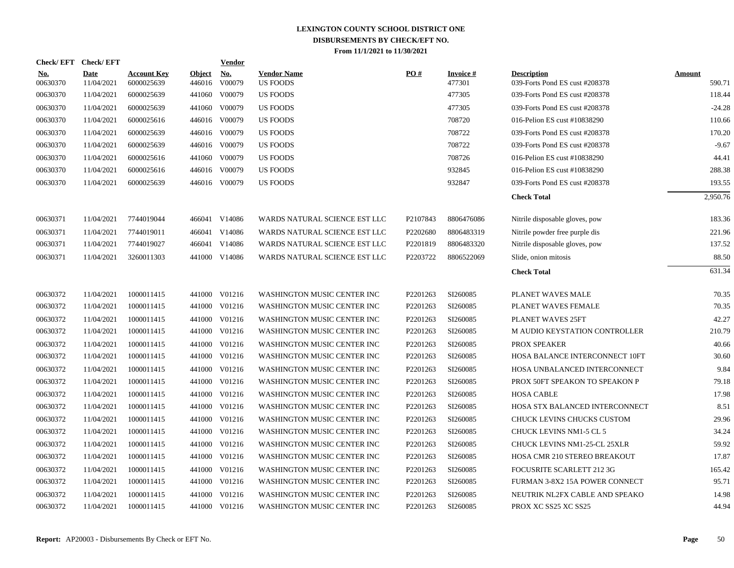# LEXINGTON COUNTY SCHOOL DISTRICT ONE
## DISBURSEMENTS BY CHECK/EFT NO.
### From 11/1/2021 to 11/30/2021

| Check/ EFT No. | Check/ EFT Date | Account Key | Object | Vendor No. | Vendor Name | PO # | Invoice # | Description | Amount |
|---|---|---|---|---|---|---|---|---|---|
| 00630370 | 11/04/2021 | 6000025639 | 446016 | V00079 | US FOODS | | 477301 | 039-Forts Pond ES cust #208378 | 590.71 |
| 00630370 | 11/04/2021 | 6000025639 | 441060 | V00079 | US FOODS | | 477305 | 039-Forts Pond ES cust #208378 | 118.44 |
| 00630370 | 11/04/2021 | 6000025639 | 441060 | V00079 | US FOODS | | 477305 | 039-Forts Pond ES cust #208378 | -24.28 |
| 00630370 | 11/04/2021 | 6000025616 | 446016 | V00079 | US FOODS | | 708720 | 016-Pelion ES cust #10838290 | 110.66 |
| 00630370 | 11/04/2021 | 6000025639 | 446016 | V00079 | US FOODS | | 708722 | 039-Forts Pond ES cust #208378 | 170.20 |
| 00630370 | 11/04/2021 | 6000025639 | 446016 | V00079 | US FOODS | | 708722 | 039-Forts Pond ES cust #208378 | -9.67 |
| 00630370 | 11/04/2021 | 6000025616 | 441060 | V00079 | US FOODS | | 708726 | 016-Pelion ES cust #10838290 | 44.41 |
| 00630370 | 11/04/2021 | 6000025616 | 446016 | V00079 | US FOODS | | 932845 | 016-Pelion ES cust #10838290 | 288.38 |
| 00630370 | 11/04/2021 | 6000025639 | 446016 | V00079 | US FOODS | | 932847 | 039-Forts Pond ES cust #208378 | 193.55 |
| | | | | | | | | **Check Total** | 2,950.76 |
| 00630371 | 11/04/2021 | 7744019044 | 466041 | V14086 | WARDS NATURAL SCIENCE EST LLC | P2107843 | 8806476086 | Nitrile disposable gloves, pow | 183.36 |
| 00630371 | 11/04/2021 | 7744019011 | 466041 | V14086 | WARDS NATURAL SCIENCE EST LLC | P2202680 | 8806483319 | Nitrile powder free purple dis | 221.96 |
| 00630371 | 11/04/2021 | 7744019027 | 466041 | V14086 | WARDS NATURAL SCIENCE EST LLC | P2201819 | 8806483320 | Nitrile disposable gloves, pow | 137.52 |
| 00630371 | 11/04/2021 | 3260011303 | 441000 | V14086 | WARDS NATURAL SCIENCE EST LLC | P2203722 | 8806522069 | Slide, onion mitosis | 88.50 |
| | | | | | | | | **Check Total** | 631.34 |
| 00630372 | 11/04/2021 | 1000011415 | 441000 | V01216 | WASHINGTON MUSIC CENTER INC | P2201263 | SI260085 | PLANET WAVES MALE | 70.35 |
| 00630372 | 11/04/2021 | 1000011415 | 441000 | V01216 | WASHINGTON MUSIC CENTER INC | P2201263 | SI260085 | PLANET WAVES FEMALE | 70.35 |
| 00630372 | 11/04/2021 | 1000011415 | 441000 | V01216 | WASHINGTON MUSIC CENTER INC | P2201263 | SI260085 | PLANET WAVES 25FT | 42.27 |
| 00630372 | 11/04/2021 | 1000011415 | 441000 | V01216 | WASHINGTON MUSIC CENTER INC | P2201263 | SI260085 | M AUDIO KEYSTATION CONTROLLER | 210.79 |
| 00630372 | 11/04/2021 | 1000011415 | 441000 | V01216 | WASHINGTON MUSIC CENTER INC | P2201263 | SI260085 | PROX SPEAKER | 40.66 |
| 00630372 | 11/04/2021 | 1000011415 | 441000 | V01216 | WASHINGTON MUSIC CENTER INC | P2201263 | SI260085 | HOSA BALANCE INTERCONNECT 10FT | 30.60 |
| 00630372 | 11/04/2021 | 1000011415 | 441000 | V01216 | WASHINGTON MUSIC CENTER INC | P2201263 | SI260085 | HOSA UNBALANCED INTERCONNECT | 9.84 |
| 00630372 | 11/04/2021 | 1000011415 | 441000 | V01216 | WASHINGTON MUSIC CENTER INC | P2201263 | SI260085 | PROX 50FT SPEAKON TO SPEAKON P | 79.18 |
| 00630372 | 11/04/2021 | 1000011415 | 441000 | V01216 | WASHINGTON MUSIC CENTER INC | P2201263 | SI260085 | HOSA CABLE | 17.98 |
| 00630372 | 11/04/2021 | 1000011415 | 441000 | V01216 | WASHINGTON MUSIC CENTER INC | P2201263 | SI260085 | HOSA STX BALANCED INTERCONNECT | 8.51 |
| 00630372 | 11/04/2021 | 1000011415 | 441000 | V01216 | WASHINGTON MUSIC CENTER INC | P2201263 | SI260085 | CHUCK LEVINS CHUCKS CUSTOM | 29.96 |
| 00630372 | 11/04/2021 | 1000011415 | 441000 | V01216 | WASHINGTON MUSIC CENTER INC | P2201263 | SI260085 | CHUCK LEVINS NM1-5 CL 5 | 34.24 |
| 00630372 | 11/04/2021 | 1000011415 | 441000 | V01216 | WASHINGTON MUSIC CENTER INC | P2201263 | SI260085 | CHUCK LEVINS NM1-25-CL 25XLR | 59.92 |
| 00630372 | 11/04/2021 | 1000011415 | 441000 | V01216 | WASHINGTON MUSIC CENTER INC | P2201263 | SI260085 | HOSA CMR 210 STEREO BREAKOUT | 17.87 |
| 00630372 | 11/04/2021 | 1000011415 | 441000 | V01216 | WASHINGTON MUSIC CENTER INC | P2201263 | SI260085 | FOCUSRITE SCARLETT 212 3G | 165.42 |
| 00630372 | 11/04/2021 | 1000011415 | 441000 | V01216 | WASHINGTON MUSIC CENTER INC | P2201263 | SI260085 | FURMAN 3-8X2 15A POWER CONNECT | 95.71 |
| 00630372 | 11/04/2021 | 1000011415 | 441000 | V01216 | WASHINGTON MUSIC CENTER INC | P2201263 | SI260085 | NEUTRIK NL2FX CABLE AND SPEAKO | 14.98 |
| 00630372 | 11/04/2021 | 1000011415 | 441000 | V01216 | WASHINGTON MUSIC CENTER INC | P2201263 | SI260085 | PROX XC SS25 XC SS25 | 44.94 |

**Report:** AP20003 - Disbursements By Check or EFT No.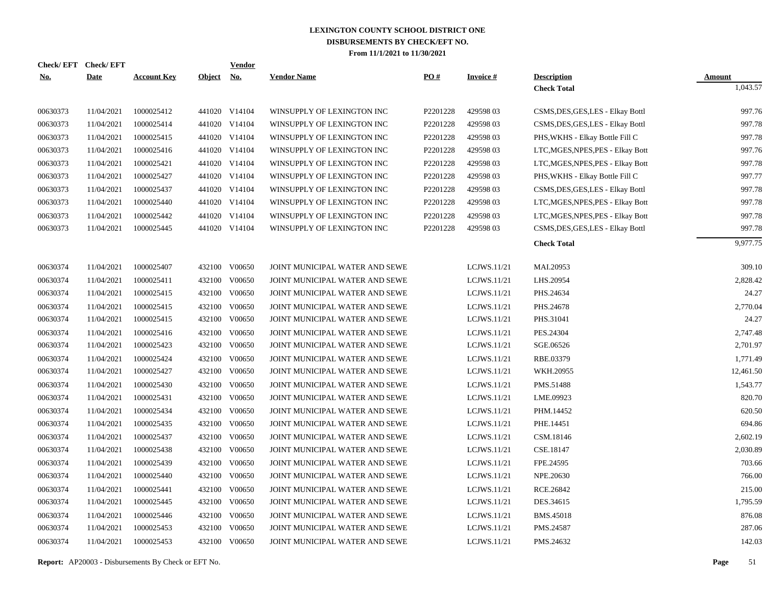# LEXINGTON COUNTY SCHOOL DISTRICT ONE
## DISBURSEMENTS BY CHECK/EFT NO.
### From 11/1/2021 to 11/30/2021

| Check/ EFT No. | Check/ EFT Date | Account Key | Object | Vendor No. | Vendor Name | PO # | Invoice # | Description | Amount |
|---|---|---|---|---|---|---|---|---|---|
| | | | | | | | | **Check Total** | 1,043.57 |
| 00630373 | 11/04/2021 | 1000025412 | 441020 | V14104 | WINSUPPLY OF LEXINGTON INC | P2201228 | 429598 03 | CSMS,DES,GES,LES - Elkay Bottl | 997.76 |
| 00630373 | 11/04/2021 | 1000025414 | 441020 | V14104 | WINSUPPLY OF LEXINGTON INC | P2201228 | 429598 03 | CSMS,DES,GES,LES - Elkay Bottl | 997.78 |
| 00630373 | 11/04/2021 | 1000025415 | 441020 | V14104 | WINSUPPLY OF LEXINGTON INC | P2201228 | 429598 03 | PHS,WKHS - Elkay Bottle Fill C | 997.78 |
| 00630373 | 11/04/2021 | 1000025416 | 441020 | V14104 | WINSUPPLY OF LEXINGTON INC | P2201228 | 429598 03 | LTC,MGES,NPES,PES - Elkay Bott | 997.76 |
| 00630373 | 11/04/2021 | 1000025421 | 441020 | V14104 | WINSUPPLY OF LEXINGTON INC | P2201228 | 429598 03 | LTC,MGES,NPES,PES - Elkay Bott | 997.78 |
| 00630373 | 11/04/2021 | 1000025427 | 441020 | V14104 | WINSUPPLY OF LEXINGTON INC | P2201228 | 429598 03 | PHS,WKHS - Elkay Bottle Fill C | 997.77 |
| 00630373 | 11/04/2021 | 1000025437 | 441020 | V14104 | WINSUPPLY OF LEXINGTON INC | P2201228 | 429598 03 | CSMS,DES,GES,LES - Elkay Bottl | 997.78 |
| 00630373 | 11/04/2021 | 1000025440 | 441020 | V14104 | WINSUPPLY OF LEXINGTON INC | P2201228 | 429598 03 | LTC,MGES,NPES,PES - Elkay Bott | 997.78 |
| 00630373 | 11/04/2021 | 1000025442 | 441020 | V14104 | WINSUPPLY OF LEXINGTON INC | P2201228 | 429598 03 | LTC,MGES,NPES,PES - Elkay Bott | 997.78 |
| 00630373 | 11/04/2021 | 1000025445 | 441020 | V14104 | WINSUPPLY OF LEXINGTON INC | P2201228 | 429598 03 | CSMS,DES,GES,LES - Elkay Bottl | 997.78 |
| | | | | | | | | **Check Total** | 9,977.75 |
| 00630374 | 11/04/2021 | 1000025407 | 432100 | V00650 | JOINT MUNICIPAL WATER AND SEWE | | LCJWS.11/21 | MAI.20953 | 309.10 |
| 00630374 | 11/04/2021 | 1000025411 | 432100 | V00650 | JOINT MUNICIPAL WATER AND SEWE | | LCJWS.11/21 | LHS.20954 | 2,828.42 |
| 00630374 | 11/04/2021 | 1000025415 | 432100 | V00650 | JOINT MUNICIPAL WATER AND SEWE | | LCJWS.11/21 | PHS.24634 | 24.27 |
| 00630374 | 11/04/2021 | 1000025415 | 432100 | V00650 | JOINT MUNICIPAL WATER AND SEWE | | LCJWS.11/21 | PHS.24678 | 2,770.04 |
| 00630374 | 11/04/2021 | 1000025415 | 432100 | V00650 | JOINT MUNICIPAL WATER AND SEWE | | LCJWS.11/21 | PHS.31041 | 24.27 |
| 00630374 | 11/04/2021 | 1000025416 | 432100 | V00650 | JOINT MUNICIPAL WATER AND SEWE | | LCJWS.11/21 | PES.24304 | 2,747.48 |
| 00630374 | 11/04/2021 | 1000025423 | 432100 | V00650 | JOINT MUNICIPAL WATER AND SEWE | | LCJWS.11/21 | SGE.06526 | 2,701.97 |
| 00630374 | 11/04/2021 | 1000025424 | 432100 | V00650 | JOINT MUNICIPAL WATER AND SEWE | | LCJWS.11/21 | RBE.03379 | 1,771.49 |
| 00630374 | 11/04/2021 | 1000025427 | 432100 | V00650 | JOINT MUNICIPAL WATER AND SEWE | | LCJWS.11/21 | WKH.20955 | 12,461.50 |
| 00630374 | 11/04/2021 | 1000025430 | 432100 | V00650 | JOINT MUNICIPAL WATER AND SEWE | | LCJWS.11/21 | PMS.51488 | 1,543.77 |
| 00630374 | 11/04/2021 | 1000025431 | 432100 | V00650 | JOINT MUNICIPAL WATER AND SEWE | | LCJWS.11/21 | LME.09923 | 820.70 |
| 00630374 | 11/04/2021 | 1000025434 | 432100 | V00650 | JOINT MUNICIPAL WATER AND SEWE | | LCJWS.11/21 | PHM.14452 | 620.50 |
| 00630374 | 11/04/2021 | 1000025435 | 432100 | V00650 | JOINT MUNICIPAL WATER AND SEWE | | LCJWS.11/21 | PHE.14451 | 694.86 |
| 00630374 | 11/04/2021 | 1000025437 | 432100 | V00650 | JOINT MUNICIPAL WATER AND SEWE | | LCJWS.11/21 | CSM.18146 | 2,602.19 |
| 00630374 | 11/04/2021 | 1000025438 | 432100 | V00650 | JOINT MUNICIPAL WATER AND SEWE | | LCJWS.11/21 | CSE.18147 | 2,030.89 |
| 00630374 | 11/04/2021 | 1000025439 | 432100 | V00650 | JOINT MUNICIPAL WATER AND SEWE | | LCJWS.11/21 | FPE.24595 | 703.66 |
| 00630374 | 11/04/2021 | 1000025440 | 432100 | V00650 | JOINT MUNICIPAL WATER AND SEWE | | LCJWS.11/21 | NPE.20630 | 766.00 |
| 00630374 | 11/04/2021 | 1000025441 | 432100 | V00650 | JOINT MUNICIPAL WATER AND SEWE | | LCJWS.11/21 | RCE.26842 | 215.00 |
| 00630374 | 11/04/2021 | 1000025445 | 432100 | V00650 | JOINT MUNICIPAL WATER AND SEWE | | LCJWS.11/21 | DES.34615 | 1,795.59 |
| 00630374 | 11/04/2021 | 1000025446 | 432100 | V00650 | JOINT MUNICIPAL WATER AND SEWE | | LCJWS.11/21 | BMS.45018 | 876.08 |
| 00630374 | 11/04/2021 | 1000025453 | 432100 | V00650 | JOINT MUNICIPAL WATER AND SEWE | | LCJWS.11/21 | PMS.24587 | 287.06 |
| 00630374 | 11/04/2021 | 1000025453 | 432100 | V00650 | JOINT MUNICIPAL WATER AND SEWE | | LCJWS.11/21 | PMS.24632 | 142.03 |

**Report:** AP20003 - Disbursements By Check or EFT No.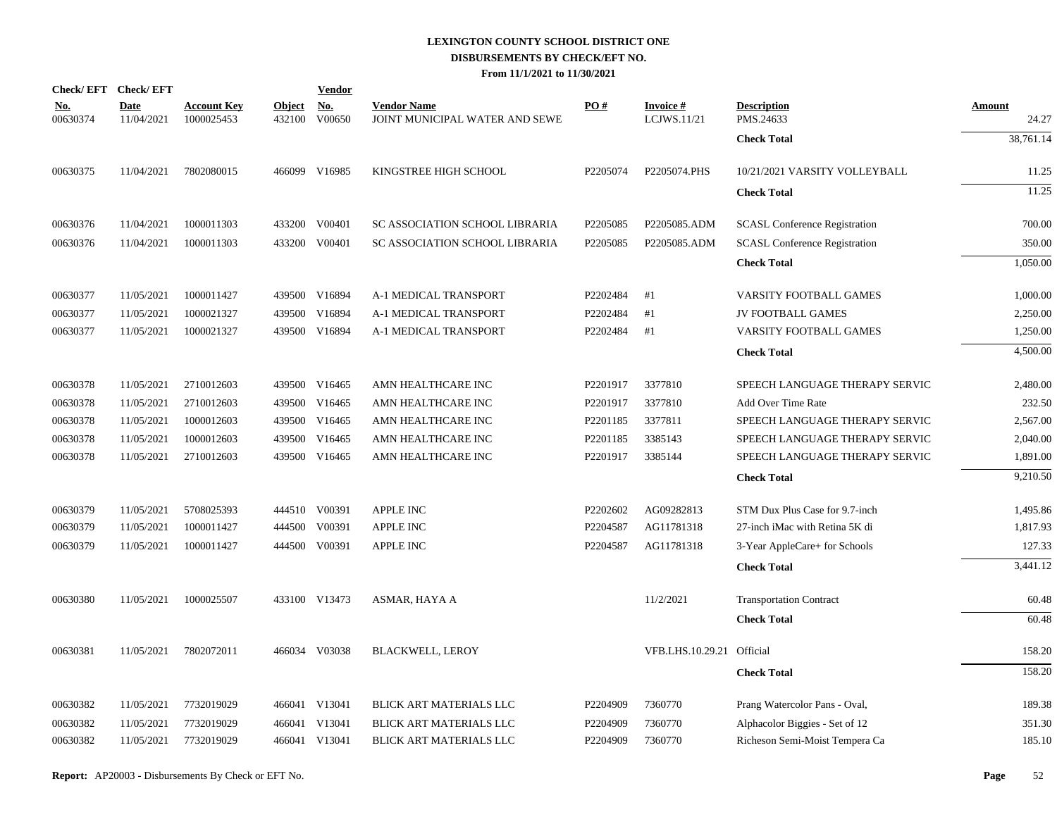# LEXINGTON COUNTY SCHOOL DISTRICT ONE
## DISBURSEMENTS BY CHECK/EFT NO.
### From 11/1/2021 to 11/30/2021

| Check/ EFT No. | Check/ EFT Date | Account Key | Object | Vendor No. | Vendor Name | PO # | Invoice # | Description | Amount |
|---|---|---|---|---|---|---|---|---|---|
| 00630374 | 11/04/2021 | 1000025453 | 432100 | V00650 | JOINT MUNICIPAL WATER AND SEWE | | LCJWS.11/21 | PMS.24633 | 24.27 |
| | | | | | | | | **Check Total** | 38,761.14 |
| 00630375 | 11/04/2021 | 7802080015 | 466099 | V16985 | KINGSTREE HIGH SCHOOL | P2205074 | P2205074.PHS | 10/21/2021 VARSITY VOLLEYBALL | 11.25 |
| | | | | | | | | **Check Total** | 11.25 |
| 00630376 | 11/04/2021 | 1000011303 | 433200 | V00401 | SC ASSOCIATION SCHOOL LIBRARIA | P2205085 | P2205085.ADM | SCASL Conference Registration | 700.00 |
| 00630376 | 11/04/2021 | 1000011303 | 433200 | V00401 | SC ASSOCIATION SCHOOL LIBRARIA | P2205085 | P2205085.ADM | SCASL Conference Registration | 350.00 |
| | | | | | | | | **Check Total** | 1,050.00 |
| 00630377 | 11/05/2021 | 1000011427 | 439500 | V16894 | A-1 MEDICAL TRANSPORT | P2202484 | #1 | VARSITY FOOTBALL GAMES | 1,000.00 |
| 00630377 | 11/05/2021 | 1000021327 | 439500 | V16894 | A-1 MEDICAL TRANSPORT | P2202484 | #1 | JV FOOTBALL GAMES | 2,250.00 |
| 00630377 | 11/05/2021 | 1000021327 | 439500 | V16894 | A-1 MEDICAL TRANSPORT | P2202484 | #1 | VARSITY FOOTBALL GAMES | 1,250.00 |
| | | | | | | | | **Check Total** | 4,500.00 |
| 00630378 | 11/05/2021 | 2710012603 | 439500 | V16465 | AMN HEALTHCARE INC | P2201917 | 3377810 | SPEECH LANGUAGE THERAPY SERVIC | 2,480.00 |
| 00630378 | 11/05/2021 | 2710012603 | 439500 | V16465 | AMN HEALTHCARE INC | P2201917 | 3377810 | Add Over Time Rate | 232.50 |
| 00630378 | 11/05/2021 | 1000012603 | 439500 | V16465 | AMN HEALTHCARE INC | P2201185 | 3377811 | SPEECH LANGUAGE THERAPY SERVIC | 2,567.00 |
| 00630378 | 11/05/2021 | 1000012603 | 439500 | V16465 | AMN HEALTHCARE INC | P2201185 | 3385143 | SPEECH LANGUAGE THERAPY SERVIC | 2,040.00 |
| 00630378 | 11/05/2021 | 2710012603 | 439500 | V16465 | AMN HEALTHCARE INC | P2201917 | 3385144 | SPEECH LANGUAGE THERAPY SERVIC | 1,891.00 |
| | | | | | | | | **Check Total** | 9,210.50 |
| 00630379 | 11/05/2021 | 5708025393 | 444510 | V00391 | APPLE INC | P2202602 | AG09282813 | STM Dux Plus Case for 9.7-inch | 1,495.86 |
| 00630379 | 11/05/2021 | 1000011427 | 444500 | V00391 | APPLE INC | P2204587 | AG11781318 | 27-inch iMac with Retina 5K di | 1,817.93 |
| 00630379 | 11/05/2021 | 1000011427 | 444500 | V00391 | APPLE INC | P2204587 | AG11781318 | 3-Year AppleCare+ for Schools | 127.33 |
| | | | | | | | | **Check Total** | 3,441.12 |
| 00630380 | 11/05/2021 | 1000025507 | 433100 | V13473 | ASMAR, HAYA A | | 11/2/2021 | Transportation Contract | 60.48 |
| | | | | | | | | **Check Total** | 60.48 |
| 00630381 | 11/05/2021 | 7802072011 | 466034 | V03038 | BLACKWELL, LEROY | | VFB.LHS.10.29.21 | Official | 158.20 |
| | | | | | | | | **Check Total** | 158.20 |
| 00630382 | 11/05/2021 | 7732019029 | 466041 | V13041 | BLICK ART MATERIALS LLC | P2204909 | 7360770 | Prang Watercolor Pans - Oval, | 189.38 |
| 00630382 | 11/05/2021 | 7732019029 | 466041 | V13041 | BLICK ART MATERIALS LLC | P2204909 | 7360770 | Alphacolor Biggies - Set of 12 | 351.30 |
| 00630382 | 11/05/2021 | 7732019029 | 466041 | V13041 | BLICK ART MATERIALS LLC | P2204909 | 7360770 | Richeson Semi-Moist Tempera Ca | 185.10 |

**Report:** AP20003 - Disbursements By Check or EFT No.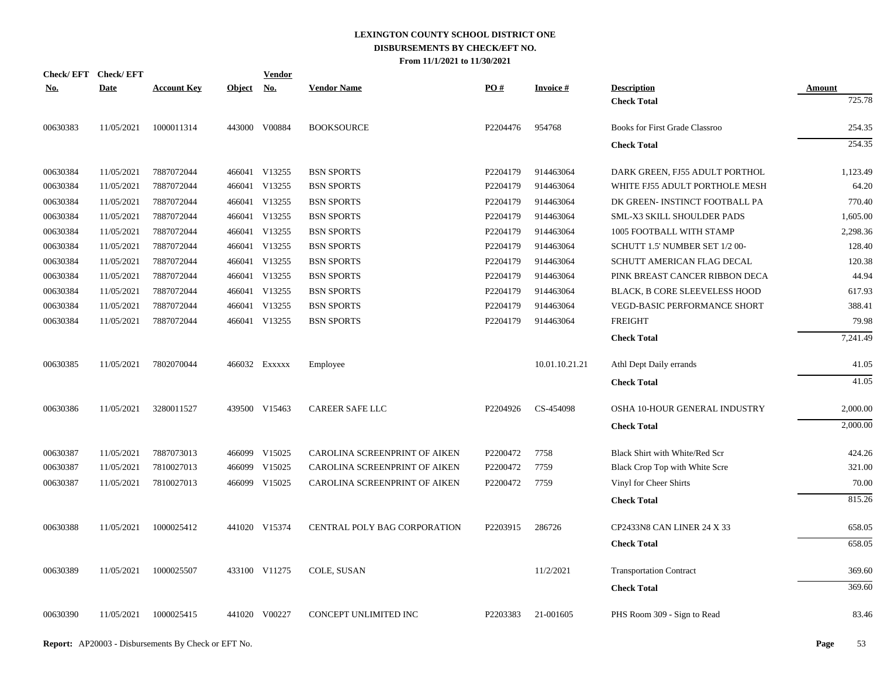**LEXINGTON COUNTY SCHOOL DISTRICT ONE**
**DISBURSEMENTS BY CHECK/EFT NO.**
**From 11/1/2021 to 11/30/2021**

| Check/ EFT No. | Check/ EFT Date | Account Key | Object | Vendor No. | Vendor Name | PO # | Invoice # | Description | Amount |
|---|---|---|---|---|---|---|---|---|---|
| | | | | | | | | **Check Total** | 725.78 |
| 00630383 | 11/05/2021 | 1000011314 | 443000 | V00884 | BOOKSOURCE | P2204476 | 954768 | Books for First Grade Classroo | 254.35 |
| | | | | | | | | **Check Total** | 254.35 |
| 00630384 | 11/05/2021 | 7887072044 | 466041 | V13255 | BSN SPORTS | P2204179 | 914463064 | DARK GREEN, FJ55 ADULT PORTHOL | 1,123.49 |
| 00630384 | 11/05/2021 | 7887072044 | 466041 | V13255 | BSN SPORTS | P2204179 | 914463064 | WHITE FJ55 ADULT PORTHOLE MESH | 64.20 |
| 00630384 | 11/05/2021 | 7887072044 | 466041 | V13255 | BSN SPORTS | P2204179 | 914463064 | DK GREEN- INSTINCT FOOTBALL PA | 770.40 |
| 00630384 | 11/05/2021 | 7887072044 | 466041 | V13255 | BSN SPORTS | P2204179 | 914463064 | SML-X3 SKILL SHOULDER PADS | 1,605.00 |
| 00630384 | 11/05/2021 | 7887072044 | 466041 | V13255 | BSN SPORTS | P2204179 | 914463064 | 1005 FOOTBALL WITH STAMP | 2,298.36 |
| 00630384 | 11/05/2021 | 7887072044 | 466041 | V13255 | BSN SPORTS | P2204179 | 914463064 | SCHUTT 1.5' NUMBER SET 1/2 00- | 128.40 |
| 00630384 | 11/05/2021 | 7887072044 | 466041 | V13255 | BSN SPORTS | P2204179 | 914463064 | SCHUTT AMERICAN FLAG DECAL | 120.38 |
| 00630384 | 11/05/2021 | 7887072044 | 466041 | V13255 | BSN SPORTS | P2204179 | 914463064 | PINK BREAST CANCER RIBBON DECA | 44.94 |
| 00630384 | 11/05/2021 | 7887072044 | 466041 | V13255 | BSN SPORTS | P2204179 | 914463064 | BLACK, B CORE SLEEVELESS HOOD | 617.93 |
| 00630384 | 11/05/2021 | 7887072044 | 466041 | V13255 | BSN SPORTS | P2204179 | 914463064 | VEGD-BASIC PERFORMANCE SHORT | 388.41 |
| 00630384 | 11/05/2021 | 7887072044 | 466041 | V13255 | BSN SPORTS | P2204179 | 914463064 | FREIGHT | 79.98 |
| | | | | | | | | **Check Total** | 7,241.49 |
| 00630385 | 11/05/2021 | 7802070044 | 466032 | Exxxxx | Employee | | 10.01.10.21.21 | Athl Dept Daily errands | 41.05 |
| | | | | | | | | **Check Total** | 41.05 |
| 00630386 | 11/05/2021 | 3280011527 | 439500 | V15463 | CAREER SAFE LLC | P2204926 | CS-454098 | OSHA 10-HOUR GENERAL INDUSTRY | 2,000.00 |
| | | | | | | | | **Check Total** | 2,000.00 |
| 00630387 | 11/05/2021 | 7887073013 | 466099 | V15025 | CAROLINA SCREENPRINT OF AIKEN | P2200472 | 7758 | Black Shirt with White/Red Scr | 424.26 |
| 00630387 | 11/05/2021 | 7810027013 | 466099 | V15025 | CAROLINA SCREENPRINT OF AIKEN | P2200472 | 7759 | Black Crop Top with White Scre | 321.00 |
| 00630387 | 11/05/2021 | 7810027013 | 466099 | V15025 | CAROLINA SCREENPRINT OF AIKEN | P2200472 | 7759 | Vinyl for Cheer Shirts | 70.00 |
| | | | | | | | | **Check Total** | 815.26 |
| 00630388 | 11/05/2021 | 1000025412 | 441020 | V15374 | CENTRAL POLY BAG CORPORATION | P2203915 | 286726 | CP2433N8 CAN LINER 24 X 33 | 658.05 |
| | | | | | | | | **Check Total** | 658.05 |
| 00630389 | 11/05/2021 | 1000025507 | 433100 | V11275 | COLE, SUSAN | | 11/2/2021 | Transportation Contract | 369.60 |
| | | | | | | | | **Check Total** | 369.60 |
| 00630390 | 11/05/2021 | 1000025415 | 441020 | V00227 | CONCEPT UNLIMITED INC | P2203383 | 21-001605 | PHS Room 309 - Sign to Read | 83.46 |

**Report:** AP20003 - Disbursements By Check or EFT No.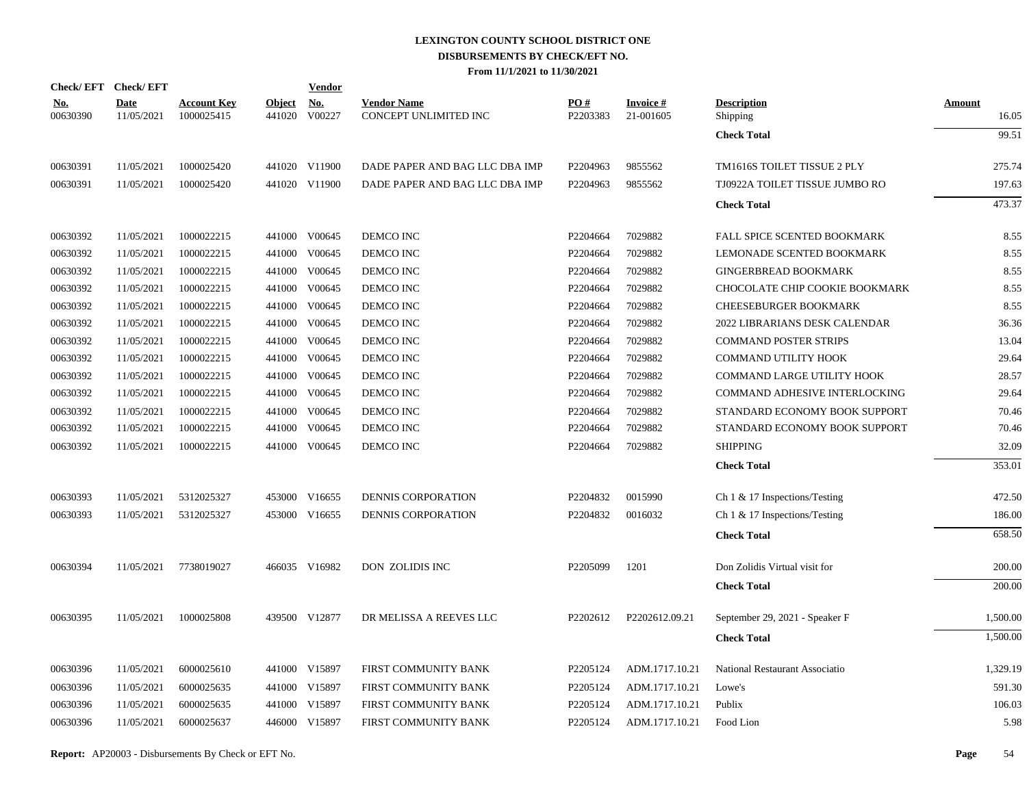# LEXINGTON COUNTY SCHOOL DISTRICT ONE
## DISBURSEMENTS BY CHECK/EFT NO.
### From 11/1/2021 to 11/30/2021

| Check/ EFT No. | Check/ EFT Date | Account Key | Object | Vendor No. | Vendor Name | PO # | Invoice # | Description | Amount |
|---|---|---|---|---|---|---|---|---|---|
| 00630390 | 11/05/2021 | 1000025415 | 441020 | V00227 | CONCEPT UNLIMITED INC | P2203383 | 21-001605 | Shipping | 16.05 |
| | | | | | | | | **Check Total** | 99.51 |
| 00630391 | 11/05/2021 | 1000025420 | 441020 | V11900 | DADE PAPER AND BAG LLC DBA IMP | P2204963 | 9855562 | TM1616S TOILET TISSUE 2 PLY | 275.74 |
| 00630391 | 11/05/2021 | 1000025420 | 441020 | V11900 | DADE PAPER AND BAG LLC DBA IMP | P2204963 | 9855562 | TJ0922A TOILET TISSUE JUMBO RO | 197.63 |
| | | | | | | | | **Check Total** | 473.37 |
| 00630392 | 11/05/2021 | 1000022215 | 441000 | V00645 | DEMCO INC | P2204664 | 7029882 | FALL SPICE SCENTED BOOKMARK | 8.55 |
| 00630392 | 11/05/2021 | 1000022215 | 441000 | V00645 | DEMCO INC | P2204664 | 7029882 | LEMONADE SCENTED BOOKMARK | 8.55 |
| 00630392 | 11/05/2021 | 1000022215 | 441000 | V00645 | DEMCO INC | P2204664 | 7029882 | GINGERBREAD BOOKMARK | 8.55 |
| 00630392 | 11/05/2021 | 1000022215 | 441000 | V00645 | DEMCO INC | P2204664 | 7029882 | CHOCOLATE CHIP COOKIE BOOKMARK | 8.55 |
| 00630392 | 11/05/2021 | 1000022215 | 441000 | V00645 | DEMCO INC | P2204664 | 7029882 | CHEESEBURGER BOOKMARK | 8.55 |
| 00630392 | 11/05/2021 | 1000022215 | 441000 | V00645 | DEMCO INC | P2204664 | 7029882 | 2022 LIBRARIANS DESK CALENDAR | 36.36 |
| 00630392 | 11/05/2021 | 1000022215 | 441000 | V00645 | DEMCO INC | P2204664 | 7029882 | COMMAND POSTER STRIPS | 13.04 |
| 00630392 | 11/05/2021 | 1000022215 | 441000 | V00645 | DEMCO INC | P2204664 | 7029882 | COMMAND UTILITY HOOK | 29.64 |
| 00630392 | 11/05/2021 | 1000022215 | 441000 | V00645 | DEMCO INC | P2204664 | 7029882 | COMMAND LARGE UTILITY HOOK | 28.57 |
| 00630392 | 11/05/2021 | 1000022215 | 441000 | V00645 | DEMCO INC | P2204664 | 7029882 | COMMAND ADHESIVE INTERLOCKING | 29.64 |
| 00630392 | 11/05/2021 | 1000022215 | 441000 | V00645 | DEMCO INC | P2204664 | 7029882 | STANDARD ECONOMY BOOK SUPPORT | 70.46 |
| 00630392 | 11/05/2021 | 1000022215 | 441000 | V00645 | DEMCO INC | P2204664 | 7029882 | STANDARD ECONOMY BOOK SUPPORT | 70.46 |
| 00630392 | 11/05/2021 | 1000022215 | 441000 | V00645 | DEMCO INC | P2204664 | 7029882 | SHIPPING | 32.09 |
| | | | | | | | | **Check Total** | 353.01 |
| 00630393 | 11/05/2021 | 5312025327 | 453000 | V16655 | DENNIS CORPORATION | P2204832 | 0015990 | Ch 1 & 17 Inspections/Testing | 472.50 |
| 00630393 | 11/05/2021 | 5312025327 | 453000 | V16655 | DENNIS CORPORATION | P2204832 | 0016032 | Ch 1 & 17 Inspections/Testing | 186.00 |
| | | | | | | | | **Check Total** | 658.50 |
| 00630394 | 11/05/2021 | 7738019027 | 466035 | V16982 | DON ZOLIDIS INC | P2205099 | 1201 | Don Zolidis Virtual visit for | 200.00 |
| | | | | | | | | **Check Total** | 200.00 |
| 00630395 | 11/05/2021 | 1000025808 | 439500 | V12877 | DR MELISSA A REEVES LLC | P2202612 | P2202612.09.21 | September 29, 2021 - Speaker F | 1,500.00 |
| | | | | | | | | **Check Total** | 1,500.00 |
| 00630396 | 11/05/2021 | 6000025610 | 441000 | V15897 | FIRST COMMUNITY BANK | P2205124 | ADM.1717.10.21 | National Restaurant Associatio | 1,329.19 |
| 00630396 | 11/05/2021 | 6000025635 | 441000 | V15897 | FIRST COMMUNITY BANK | P2205124 | ADM.1717.10.21 | Lowe's | 591.30 |
| 00630396 | 11/05/2021 | 6000025635 | 441000 | V15897 | FIRST COMMUNITY BANK | P2205124 | ADM.1717.10.21 | Publix | 106.03 |
| 00630396 | 11/05/2021 | 6000025637 | 446000 | V15897 | FIRST COMMUNITY BANK | P2205124 | ADM.1717.10.21 | Food Lion | 5.98 |

**Report:** AP20003 - Disbursements By Check or EFT No.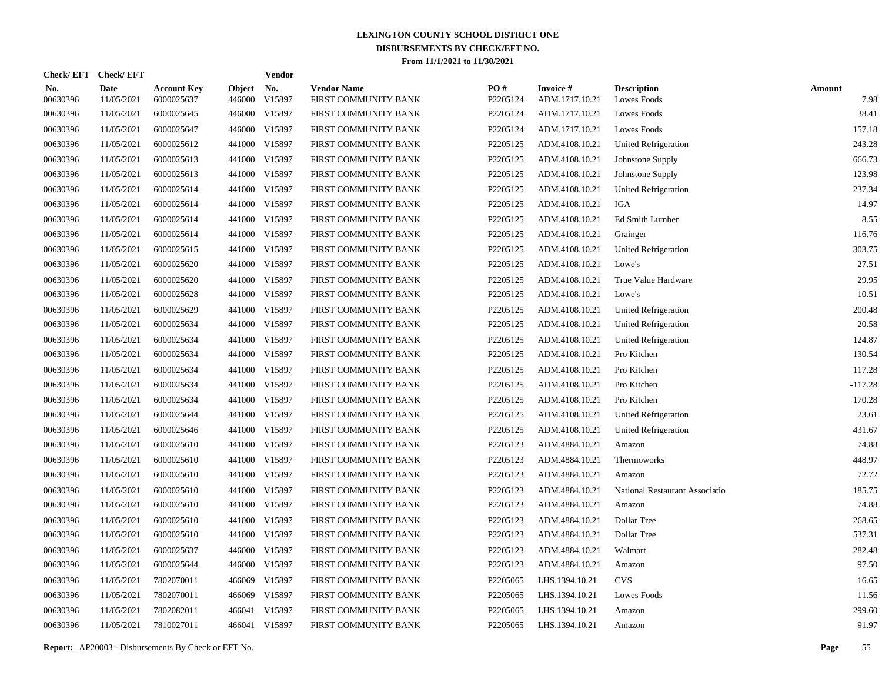**LEXINGTON COUNTY SCHOOL DISTRICT ONE**
**DISBURSEMENTS BY CHECK/EFT NO.**
**From 11/1/2021 to 11/30/2021**

| Check/ EFT No. | Check/ EFT Date | Account Key | Object | Vendor No. | Vendor Name | PO # | Invoice # | Description | Amount |
|---|---|---|---|---|---|---|---|---|---|
| 00630396 | 11/05/2021 | 6000025637 | 446000 | V15897 | FIRST COMMUNITY BANK | P2205124 | ADM.1717.10.21 | Lowes Foods | 7.98 |
| 00630396 | 11/05/2021 | 6000025645 | 446000 | V15897 | FIRST COMMUNITY BANK | P2205124 | ADM.1717.10.21 | Lowes Foods | 38.41 |
| 00630396 | 11/05/2021 | 6000025647 | 446000 | V15897 | FIRST COMMUNITY BANK | P2205124 | ADM.1717.10.21 | Lowes Foods | 157.18 |
| 00630396 | 11/05/2021 | 6000025612 | 441000 | V15897 | FIRST COMMUNITY BANK | P2205125 | ADM.4108.10.21 | United Refrigeration | 243.28 |
| 00630396 | 11/05/2021 | 6000025613 | 441000 | V15897 | FIRST COMMUNITY BANK | P2205125 | ADM.4108.10.21 | Johnstone Supply | 666.73 |
| 00630396 | 11/05/2021 | 6000025613 | 441000 | V15897 | FIRST COMMUNITY BANK | P2205125 | ADM.4108.10.21 | Johnstone Supply | 123.98 |
| 00630396 | 11/05/2021 | 6000025614 | 441000 | V15897 | FIRST COMMUNITY BANK | P2205125 | ADM.4108.10.21 | United Refrigeration | 237.34 |
| 00630396 | 11/05/2021 | 6000025614 | 441000 | V15897 | FIRST COMMUNITY BANK | P2205125 | ADM.4108.10.21 | IGA | 14.97 |
| 00630396 | 11/05/2021 | 6000025614 | 441000 | V15897 | FIRST COMMUNITY BANK | P2205125 | ADM.4108.10.21 | Ed Smith Lumber | 8.55 |
| 00630396 | 11/05/2021 | 6000025614 | 441000 | V15897 | FIRST COMMUNITY BANK | P2205125 | ADM.4108.10.21 | Grainger | 116.76 |
| 00630396 | 11/05/2021 | 6000025615 | 441000 | V15897 | FIRST COMMUNITY BANK | P2205125 | ADM.4108.10.21 | United Refrigeration | 303.75 |
| 00630396 | 11/05/2021 | 6000025620 | 441000 | V15897 | FIRST COMMUNITY BANK | P2205125 | ADM.4108.10.21 | Lowe's | 27.51 |
| 00630396 | 11/05/2021 | 6000025620 | 441000 | V15897 | FIRST COMMUNITY BANK | P2205125 | ADM.4108.10.21 | True Value Hardware | 29.95 |
| 00630396 | 11/05/2021 | 6000025628 | 441000 | V15897 | FIRST COMMUNITY BANK | P2205125 | ADM.4108.10.21 | Lowe's | 10.51 |
| 00630396 | 11/05/2021 | 6000025629 | 441000 | V15897 | FIRST COMMUNITY BANK | P2205125 | ADM.4108.10.21 | United Refrigeration | 200.48 |
| 00630396 | 11/05/2021 | 6000025634 | 441000 | V15897 | FIRST COMMUNITY BANK | P2205125 | ADM.4108.10.21 | United Refrigeration | 20.58 |
| 00630396 | 11/05/2021 | 6000025634 | 441000 | V15897 | FIRST COMMUNITY BANK | P2205125 | ADM.4108.10.21 | United Refrigeration | 124.87 |
| 00630396 | 11/05/2021 | 6000025634 | 441000 | V15897 | FIRST COMMUNITY BANK | P2205125 | ADM.4108.10.21 | Pro Kitchen | 130.54 |
| 00630396 | 11/05/2021 | 6000025634 | 441000 | V15897 | FIRST COMMUNITY BANK | P2205125 | ADM.4108.10.21 | Pro Kitchen | 117.28 |
| 00630396 | 11/05/2021 | 6000025634 | 441000 | V15897 | FIRST COMMUNITY BANK | P2205125 | ADM.4108.10.21 | Pro Kitchen | -117.28 |
| 00630396 | 11/05/2021 | 6000025634 | 441000 | V15897 | FIRST COMMUNITY BANK | P2205125 | ADM.4108.10.21 | Pro Kitchen | 170.28 |
| 00630396 | 11/05/2021 | 6000025644 | 441000 | V15897 | FIRST COMMUNITY BANK | P2205125 | ADM.4108.10.21 | United Refrigeration | 23.61 |
| 00630396 | 11/05/2021 | 6000025646 | 441000 | V15897 | FIRST COMMUNITY BANK | P2205125 | ADM.4108.10.21 | United Refrigeration | 431.67 |
| 00630396 | 11/05/2021 | 6000025610 | 441000 | V15897 | FIRST COMMUNITY BANK | P2205123 | ADM.4884.10.21 | Amazon | 74.88 |
| 00630396 | 11/05/2021 | 6000025610 | 441000 | V15897 | FIRST COMMUNITY BANK | P2205123 | ADM.4884.10.21 | Thermoworks | 448.97 |
| 00630396 | 11/05/2021 | 6000025610 | 441000 | V15897 | FIRST COMMUNITY BANK | P2205123 | ADM.4884.10.21 | Amazon | 72.72 |
| 00630396 | 11/05/2021 | 6000025610 | 441000 | V15897 | FIRST COMMUNITY BANK | P2205123 | ADM.4884.10.21 | National Restaurant Associatio | 185.75 |
| 00630396 | 11/05/2021 | 6000025610 | 441000 | V15897 | FIRST COMMUNITY BANK | P2205123 | ADM.4884.10.21 | Amazon | 74.88 |
| 00630396 | 11/05/2021 | 6000025610 | 441000 | V15897 | FIRST COMMUNITY BANK | P2205123 | ADM.4884.10.21 | Dollar Tree | 268.65 |
| 00630396 | 11/05/2021 | 6000025610 | 441000 | V15897 | FIRST COMMUNITY BANK | P2205123 | ADM.4884.10.21 | Dollar Tree | 537.31 |
| 00630396 | 11/05/2021 | 6000025637 | 446000 | V15897 | FIRST COMMUNITY BANK | P2205123 | ADM.4884.10.21 | Walmart | 282.48 |
| 00630396 | 11/05/2021 | 6000025644 | 446000 | V15897 | FIRST COMMUNITY BANK | P2205123 | ADM.4884.10.21 | Amazon | 97.50 |
| 00630396 | 11/05/2021 | 7802070011 | 466069 | V15897 | FIRST COMMUNITY BANK | P2205065 | LHS.1394.10.21 | CVS | 16.65 |
| 00630396 | 11/05/2021 | 7802070011 | 466069 | V15897 | FIRST COMMUNITY BANK | P2205065 | LHS.1394.10.21 | Lowes Foods | 11.56 |
| 00630396 | 11/05/2021 | 7802082011 | 466041 | V15897 | FIRST COMMUNITY BANK | P2205065 | LHS.1394.10.21 | Amazon | 299.60 |
| 00630396 | 11/05/2021 | 7810027011 | 466041 | V15897 | FIRST COMMUNITY BANK | P2205065 | LHS.1394.10.21 | Amazon | 91.97 |

**Report:** AP20003 - Disbursements By Check or EFT No.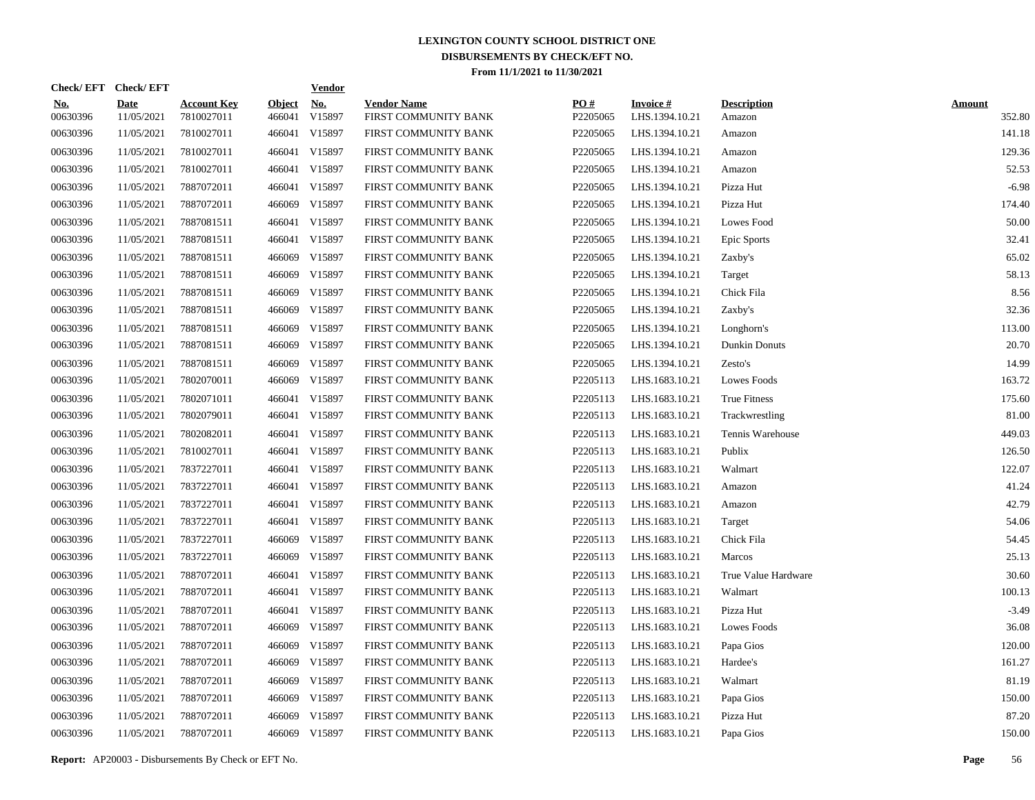# LEXINGTON COUNTY SCHOOL DISTRICT ONE

## DISBURSEMENTS BY CHECK/EFT NO.

### From 11/1/2021 to 11/30/2021

| Check/ EFT No. | Check/ EFT Date | Account Key | Object | Vendor No. | Vendor Name | PO # | Invoice # | Description | Amount |
|---|---|---|---|---|---|---|---|---|---|
| 00630396 | 11/05/2021 | 7810027011 | 466041 | V15897 | FIRST COMMUNITY BANK | P2205065 | LHS.1394.10.21 | Amazon | 352.80 |
| 00630396 | 11/05/2021 | 7810027011 | 466041 | V15897 | FIRST COMMUNITY BANK | P2205065 | LHS.1394.10.21 | Amazon | 141.18 |
| 00630396 | 11/05/2021 | 7810027011 | 466041 | V15897 | FIRST COMMUNITY BANK | P2205065 | LHS.1394.10.21 | Amazon | 129.36 |
| 00630396 | 11/05/2021 | 7810027011 | 466041 | V15897 | FIRST COMMUNITY BANK | P2205065 | LHS.1394.10.21 | Amazon | 52.53 |
| 00630396 | 11/05/2021 | 7887072011 | 466041 | V15897 | FIRST COMMUNITY BANK | P2205065 | LHS.1394.10.21 | Pizza Hut | -6.98 |
| 00630396 | 11/05/2021 | 7887072011 | 466069 | V15897 | FIRST COMMUNITY BANK | P2205065 | LHS.1394.10.21 | Pizza Hut | 174.40 |
| 00630396 | 11/05/2021 | 7887081511 | 466041 | V15897 | FIRST COMMUNITY BANK | P2205065 | LHS.1394.10.21 | Lowes Food | 50.00 |
| 00630396 | 11/05/2021 | 7887081511 | 466041 | V15897 | FIRST COMMUNITY BANK | P2205065 | LHS.1394.10.21 | Epic Sports | 32.41 |
| 00630396 | 11/05/2021 | 7887081511 | 466069 | V15897 | FIRST COMMUNITY BANK | P2205065 | LHS.1394.10.21 | Zaxby's | 65.02 |
| 00630396 | 11/05/2021 | 7887081511 | 466069 | V15897 | FIRST COMMUNITY BANK | P2205065 | LHS.1394.10.21 | Target | 58.13 |
| 00630396 | 11/05/2021 | 7887081511 | 466069 | V15897 | FIRST COMMUNITY BANK | P2205065 | LHS.1394.10.21 | Chick Fila | 8.56 |
| 00630396 | 11/05/2021 | 7887081511 | 466069 | V15897 | FIRST COMMUNITY BANK | P2205065 | LHS.1394.10.21 | Zaxby's | 32.36 |
| 00630396 | 11/05/2021 | 7887081511 | 466069 | V15897 | FIRST COMMUNITY BANK | P2205065 | LHS.1394.10.21 | Longhorn's | 113.00 |
| 00630396 | 11/05/2021 | 7887081511 | 466069 | V15897 | FIRST COMMUNITY BANK | P2205065 | LHS.1394.10.21 | Dunkin Donuts | 20.70 |
| 00630396 | 11/05/2021 | 7887081511 | 466069 | V15897 | FIRST COMMUNITY BANK | P2205065 | LHS.1394.10.21 | Zesto's | 14.99 |
| 00630396 | 11/05/2021 | 7802070011 | 466069 | V15897 | FIRST COMMUNITY BANK | P2205113 | LHS.1683.10.21 | Lowes Foods | 163.72 |
| 00630396 | 11/05/2021 | 7802071011 | 466041 | V15897 | FIRST COMMUNITY BANK | P2205113 | LHS.1683.10.21 | True Fitness | 175.60 |
| 00630396 | 11/05/2021 | 7802079011 | 466041 | V15897 | FIRST COMMUNITY BANK | P2205113 | LHS.1683.10.21 | Trackwrestling | 81.00 |
| 00630396 | 11/05/2021 | 7802082011 | 466041 | V15897 | FIRST COMMUNITY BANK | P2205113 | LHS.1683.10.21 | Tennis Warehouse | 449.03 |
| 00630396 | 11/05/2021 | 7810027011 | 466041 | V15897 | FIRST COMMUNITY BANK | P2205113 | LHS.1683.10.21 | Publix | 126.50 |
| 00630396 | 11/05/2021 | 7837227011 | 466041 | V15897 | FIRST COMMUNITY BANK | P2205113 | LHS.1683.10.21 | Walmart | 122.07 |
| 00630396 | 11/05/2021 | 7837227011 | 466041 | V15897 | FIRST COMMUNITY BANK | P2205113 | LHS.1683.10.21 | Amazon | 41.24 |
| 00630396 | 11/05/2021 | 7837227011 | 466041 | V15897 | FIRST COMMUNITY BANK | P2205113 | LHS.1683.10.21 | Amazon | 42.79 |
| 00630396 | 11/05/2021 | 7837227011 | 466041 | V15897 | FIRST COMMUNITY BANK | P2205113 | LHS.1683.10.21 | Target | 54.06 |
| 00630396 | 11/05/2021 | 7837227011 | 466069 | V15897 | FIRST COMMUNITY BANK | P2205113 | LHS.1683.10.21 | Chick Fila | 54.45 |
| 00630396 | 11/05/2021 | 7837227011 | 466069 | V15897 | FIRST COMMUNITY BANK | P2205113 | LHS.1683.10.21 | Marcos | 25.13 |
| 00630396 | 11/05/2021 | 7887072011 | 466041 | V15897 | FIRST COMMUNITY BANK | P2205113 | LHS.1683.10.21 | True Value Hardware | 30.60 |
| 00630396 | 11/05/2021 | 7887072011 | 466041 | V15897 | FIRST COMMUNITY BANK | P2205113 | LHS.1683.10.21 | Walmart | 100.13 |
| 00630396 | 11/05/2021 | 7887072011 | 466041 | V15897 | FIRST COMMUNITY BANK | P2205113 | LHS.1683.10.21 | Pizza Hut | -3.49 |
| 00630396 | 11/05/2021 | 7887072011 | 466069 | V15897 | FIRST COMMUNITY BANK | P2205113 | LHS.1683.10.21 | Lowes Foods | 36.08 |
| 00630396 | 11/05/2021 | 7887072011 | 466069 | V15897 | FIRST COMMUNITY BANK | P2205113 | LHS.1683.10.21 | Papa Gios | 120.00 |
| 00630396 | 11/05/2021 | 7887072011 | 466069 | V15897 | FIRST COMMUNITY BANK | P2205113 | LHS.1683.10.21 | Hardee's | 161.27 |
| 00630396 | 11/05/2021 | 7887072011 | 466069 | V15897 | FIRST COMMUNITY BANK | P2205113 | LHS.1683.10.21 | Walmart | 81.19 |
| 00630396 | 11/05/2021 | 7887072011 | 466069 | V15897 | FIRST COMMUNITY BANK | P2205113 | LHS.1683.10.21 | Papa Gios | 150.00 |
| 00630396 | 11/05/2021 | 7887072011 | 466069 | V15897 | FIRST COMMUNITY BANK | P2205113 | LHS.1683.10.21 | Pizza Hut | 87.20 |
| 00630396 | 11/05/2021 | 7887072011 | 466069 | V15897 | FIRST COMMUNITY BANK | P2205113 | LHS.1683.10.21 | Papa Gios | 150.00 |

**Report:** AP20003 - Disbursements By Check or EFT No.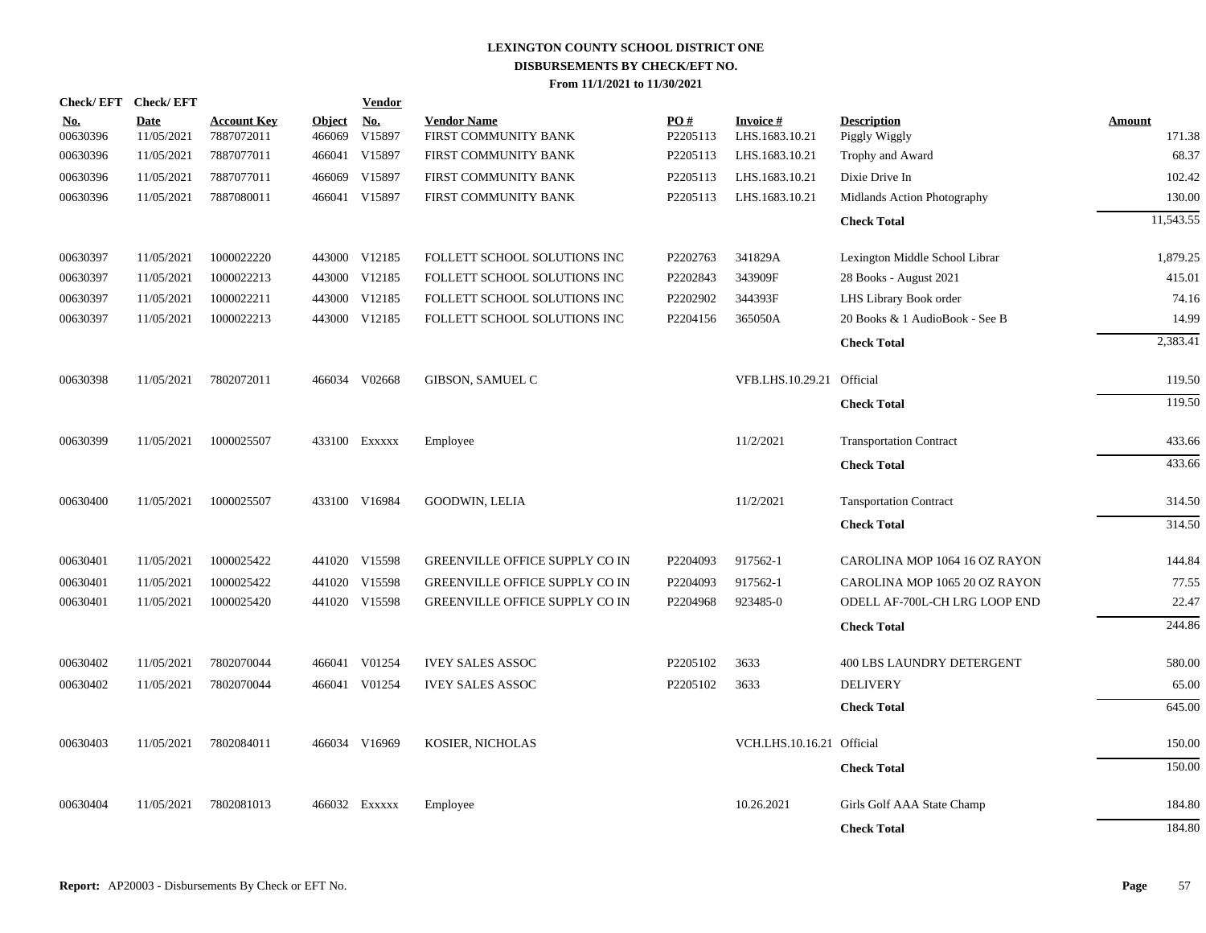# LEXINGTON COUNTY SCHOOL DISTRICT ONE
## DISBURSEMENTS BY CHECK/EFT NO.
### From 11/1/2021 to 11/30/2021

| Check/ EFT No. | Check/ EFT Date | Account Key | Object | Vendor No. | Vendor Name | PO # | Invoice # | Description | Amount |
|---|---|---|---|---|---|---|---|---|---|
| 00630396 | 11/05/2021 | 7887072011 | 466069 | V15897 | FIRST COMMUNITY BANK | P2205113 | LHS.1683.10.21 | Piggly Wiggly | 171.38 |
| 00630396 | 11/05/2021 | 7887077011 | 466041 | V15897 | FIRST COMMUNITY BANK | P2205113 | LHS.1683.10.21 | Trophy and Award | 68.37 |
| 00630396 | 11/05/2021 | 7887077011 | 466069 | V15897 | FIRST COMMUNITY BANK | P2205113 | LHS.1683.10.21 | Dixie Drive In | 102.42 |
| 00630396 | 11/05/2021 | 7887080011 | 466041 | V15897 | FIRST COMMUNITY BANK | P2205113 | LHS.1683.10.21 | Midlands Action Photography | 130.00 |
| | | | | | | | | **Check Total** | 11,543.55 |
| 00630397 | 11/05/2021 | 1000022220 | 443000 | V12185 | FOLLETT SCHOOL SOLUTIONS INC | P2202763 | 341829A | Lexington Middle School Librar | 1,879.25 |
| 00630397 | 11/05/2021 | 1000022213 | 443000 | V12185 | FOLLETT SCHOOL SOLUTIONS INC | P2202843 | 343909F | 28 Books - August 2021 | 415.01 |
| 00630397 | 11/05/2021 | 1000022211 | 443000 | V12185 | FOLLETT SCHOOL SOLUTIONS INC | P2202902 | 344393F | LHS Library Book order | 74.16 |
| 00630397 | 11/05/2021 | 1000022213 | 443000 | V12185 | FOLLETT SCHOOL SOLUTIONS INC | P2204156 | 365050A | 20 Books & 1 AudioBook - See B | 14.99 |
| | | | | | | | | **Check Total** | 2,383.41 |
| 00630398 | 11/05/2021 | 7802072011 | 466034 | V02668 | GIBSON, SAMUEL C | | VFB.LHS.10.29.21 | Official | 119.50 |
| | | | | | | | | **Check Total** | 119.50 |
| 00630399 | 11/05/2021 | 1000025507 | 433100 | Exxxxx | Employee | | 11/2/2021 | Transportation Contract | 433.66 |
| | | | | | | | | **Check Total** | 433.66 |
| 00630400 | 11/05/2021 | 1000025507 | 433100 | V16984 | GOODWIN, LELIA | | 11/2/2021 | Tansportation Contract | 314.50 |
| | | | | | | | | **Check Total** | 314.50 |
| 00630401 | 11/05/2021 | 1000025422 | 441020 | V15598 | GREENVILLE OFFICE SUPPLY CO IN | P2204093 | 917562-1 | CAROLINA MOP 1064 16 OZ RAYON | 144.84 |
| 00630401 | 11/05/2021 | 1000025422 | 441020 | V15598 | GREENVILLE OFFICE SUPPLY CO IN | P2204093 | 917562-1 | CAROLINA MOP 1065 20 OZ RAYON | 77.55 |
| 00630401 | 11/05/2021 | 1000025420 | 441020 | V15598 | GREENVILLE OFFICE SUPPLY CO IN | P2204968 | 923485-0 | ODELL AF-700L-CH LRG LOOP END | 22.47 |
| | | | | | | | | **Check Total** | 244.86 |
| 00630402 | 11/05/2021 | 7802070044 | 466041 | V01254 | IVEY SALES ASSOC | P2205102 | 3633 | 400 LBS LAUNDRY DETERGENT | 580.00 |
| 00630402 | 11/05/2021 | 7802070044 | 466041 | V01254 | IVEY SALES ASSOC | P2205102 | 3633 | DELIVERY | 65.00 |
| | | | | | | | | **Check Total** | 645.00 |
| 00630403 | 11/05/2021 | 7802084011 | 466034 | V16969 | KOSIER, NICHOLAS | | VCH.LHS.10.16.21 | Official | 150.00 |
| | | | | | | | | **Check Total** | 150.00 |
| 00630404 | 11/05/2021 | 7802081013 | 466032 | Exxxxx | Employee | | 10.26.2021 | Girls Golf AAA State Champ | 184.80 |
| | | | | | | | | **Check Total** | 184.80 |

**Report:** AP20003 - Disbursements By Check or EFT No.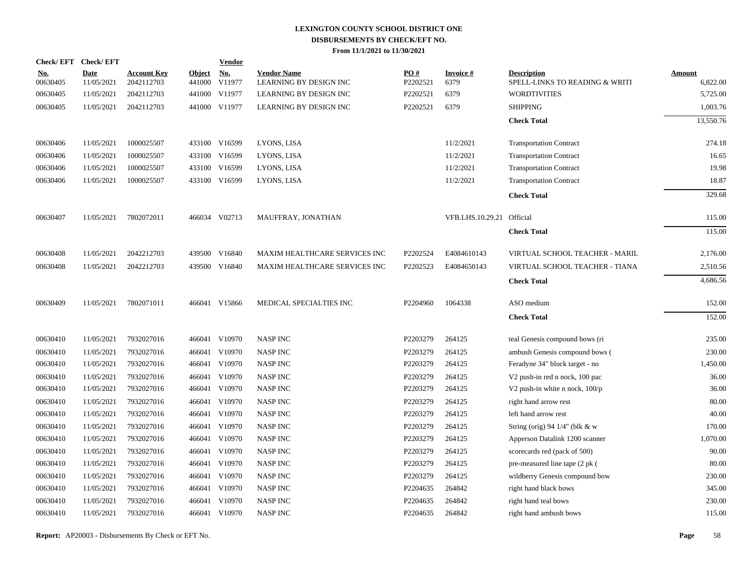# LEXINGTON COUNTY SCHOOL DISTRICT ONE
## DISBURSEMENTS BY CHECK/EFT NO.
### From 11/1/2021 to 11/30/2021

| Check/ EFT No. | Check/ EFT Date | Account Key | Object | Vendor No. | Vendor Name | PO # | Invoice # | Description | Amount |
|---|---|---|---|---|---|---|---|---|---|
| 00630405 | 11/05/2021 | 2042112703 | 441000 | V11977 | LEARNING BY DESIGN INC | P2202521 | 6379 | SPELL-LINKS TO READING & WRITI | 6,822.00 |
| 00630405 | 11/05/2021 | 2042112703 | 441000 | V11977 | LEARNING BY DESIGN INC | P2202521 | 6379 | WORDTIVITIES | 5,725.00 |
| 00630405 | 11/05/2021 | 2042112703 | 441000 | V11977 | LEARNING BY DESIGN INC | P2202521 | 6379 | SHIPPING | 1,003.76 |
| | | | | | | | | **Check Total** | 13,550.76 |
| 00630406 | 11/05/2021 | 1000025507 | 433100 | V16599 | LYONS, LISA | | 11/2/2021 | Transportation Contract | 274.18 |
| 00630406 | 11/05/2021 | 1000025507 | 433100 | V16599 | LYONS, LISA | | 11/2/2021 | Transportation Contract | 16.65 |
| 00630406 | 11/05/2021 | 1000025507 | 433100 | V16599 | LYONS, LISA | | 11/2/2021 | Transportation Contract | 19.98 |
| 00630406 | 11/05/2021 | 1000025507 | 433100 | V16599 | LYONS, LISA | | 11/2/2021 | Transportation Contract | 18.87 |
| | | | | | | | | **Check Total** | 329.68 |
| 00630407 | 11/05/2021 | 7802072011 | 466034 | V02713 | MAUFFRAY, JONATHAN | | VFB.LHS.10.29.21 | Official | 115.00 |
| | | | | | | | | **Check Total** | 115.00 |
| 00630408 | 11/05/2021 | 2042212703 | 439500 | V16840 | MAXIM HEALTHCARE SERVICES INC | P2202524 | E4084610143 | VIRTUAL SCHOOL TEACHER - MARIL | 2,176.00 |
| 00630408 | 11/05/2021 | 2042212703 | 439500 | V16840 | MAXIM HEALTHCARE SERVICES INC | P2202523 | E4084650143 | VIRTUAL SCHOOL TEACHER - TIANA | 2,510.56 |
| | | | | | | | | **Check Total** | 4,686.56 |
| 00630409 | 11/05/2021 | 7802071011 | 466041 | V15866 | MEDICAL SPECIALTIES INC | P2204960 | 1064338 | ASO medium | 152.00 |
| | | | | | | | | **Check Total** | 152.00 |
| 00630410 | 11/05/2021 | 7932027016 | 466041 | V10970 | NASP INC | P2203279 | 264125 | teal Genesis compound bows (ri | 235.00 |
| 00630410 | 11/05/2021 | 7932027016 | 466041 | V10970 | NASP INC | P2203279 | 264125 | ambush Genesis compound bows ( | 230.00 |
| 00630410 | 11/05/2021 | 7932027016 | 466041 | V10970 | NASP INC | P2203279 | 264125 | Feradyne 34" block target - no | 1,450.00 |
| 00630410 | 11/05/2021 | 7932027016 | 466041 | V10970 | NASP INC | P2203279 | 264125 | V2 push-in red n nock, 100 pac | 36.00 |
| 00630410 | 11/05/2021 | 7932027016 | 466041 | V10970 | NASP INC | P2203279 | 264125 | V2 push-in white n nock, 100/p | 36.00 |
| 00630410 | 11/05/2021 | 7932027016 | 466041 | V10970 | NASP INC | P2203279 | 264125 | right hand arrow rest | 80.00 |
| 00630410 | 11/05/2021 | 7932027016 | 466041 | V10970 | NASP INC | P2203279 | 264125 | left hand arrow rest | 40.00 |
| 00630410 | 11/05/2021 | 7932027016 | 466041 | V10970 | NASP INC | P2203279 | 264125 | String (orig) 94 1/4" (blk & w | 170.00 |
| 00630410 | 11/05/2021 | 7932027016 | 466041 | V10970 | NASP INC | P2203279 | 264125 | Apperson Datalink 1200 scanner | 1,070.00 |
| 00630410 | 11/05/2021 | 7932027016 | 466041 | V10970 | NASP INC | P2203279 | 264125 | scorecards red (pack of 500) | 90.00 |
| 00630410 | 11/05/2021 | 7932027016 | 466041 | V10970 | NASP INC | P2203279 | 264125 | pre-measured line tape (2 pk ( | 80.00 |
| 00630410 | 11/05/2021 | 7932027016 | 466041 | V10970 | NASP INC | P2203279 | 264125 | wildberry Genesis compound bow | 230.00 |
| 00630410 | 11/05/2021 | 7932027016 | 466041 | V10970 | NASP INC | P2204635 | 264842 | right hand black bows | 345.00 |
| 00630410 | 11/05/2021 | 7932027016 | 466041 | V10970 | NASP INC | P2204635 | 264842 | right hand teal bows | 230.00 |
| 00630410 | 11/05/2021 | 7932027016 | 466041 | V10970 | NASP INC | P2204635 | 264842 | right hand ambush bows | 115.00 |

**Report:** AP20003 - Disbursements By Check or EFT No.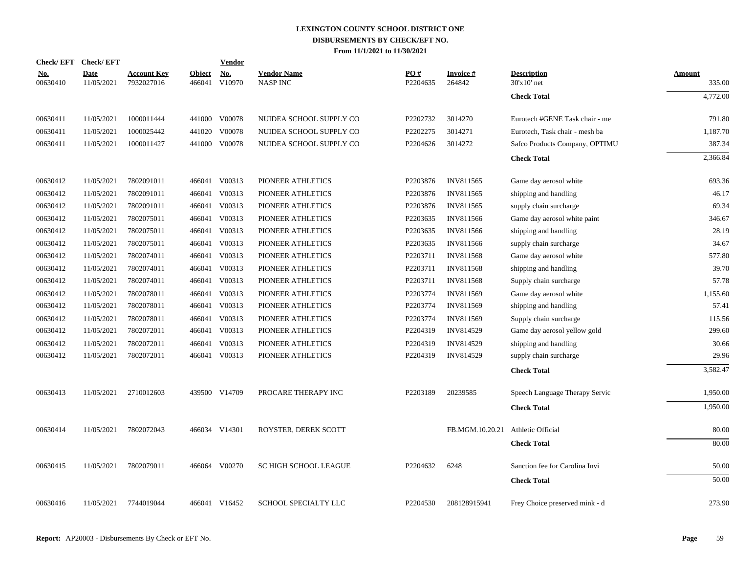# LEXINGTON COUNTY SCHOOL DISTRICT ONE
## DISBURSEMENTS BY CHECK/EFT NO.
### From 11/1/2021 to 11/30/2021

| Check/ EFT No. | Check/ EFT Date | Account Key | Object | Vendor No. | Vendor Name | PO # | Invoice # | Description | Amount |
|---|---|---|---|---|---|---|---|---|---|
| 00630410 | 11/05/2021 | 7932027016 | 466041 | V10970 | NASP INC | P2204635 | 264842 | 30'x10' net | 335.00 |
| | | | | | | | | **Check Total** | 4,772.00 |
| 00630411 | 11/05/2021 | 1000011444 | 441000 | V00078 | NUIDEA SCHOOL SUPPLY CO | P2202732 | 3014270 | Eurotech #GENE Task chair - me | 791.80 |
| 00630411 | 11/05/2021 | 1000025442 | 441020 | V00078 | NUIDEA SCHOOL SUPPLY CO | P2202275 | 3014271 | Eurotech, Task chair - mesh ba | 1,187.70 |
| 00630411 | 11/05/2021 | 1000011427 | 441000 | V00078 | NUIDEA SCHOOL SUPPLY CO | P2204626 | 3014272 | Safco Products Company, OPTIMU | 387.34 |
| | | | | | | | | **Check Total** | 2,366.84 |
| 00630412 | 11/05/2021 | 7802091011 | 466041 | V00313 | PIONEER ATHLETICS | P2203876 | INV811565 | Game day aerosol white | 693.36 |
| 00630412 | 11/05/2021 | 7802091011 | 466041 | V00313 | PIONEER ATHLETICS | P2203876 | INV811565 | shipping and handling | 46.17 |
| 00630412 | 11/05/2021 | 7802091011 | 466041 | V00313 | PIONEER ATHLETICS | P2203876 | INV811565 | supply chain surcharge | 69.34 |
| 00630412 | 11/05/2021 | 7802075011 | 466041 | V00313 | PIONEER ATHLETICS | P2203635 | INV811566 | Game day aerosol white paint | 346.67 |
| 00630412 | 11/05/2021 | 7802075011 | 466041 | V00313 | PIONEER ATHLETICS | P2203635 | INV811566 | shipping and handling | 28.19 |
| 00630412 | 11/05/2021 | 7802075011 | 466041 | V00313 | PIONEER ATHLETICS | P2203635 | INV811566 | supply chain surcharge | 34.67 |
| 00630412 | 11/05/2021 | 7802074011 | 466041 | V00313 | PIONEER ATHLETICS | P2203711 | INV811568 | Game day aerosol white | 577.80 |
| 00630412 | 11/05/2021 | 7802074011 | 466041 | V00313 | PIONEER ATHLETICS | P2203711 | INV811568 | shipping and handling | 39.70 |
| 00630412 | 11/05/2021 | 7802074011 | 466041 | V00313 | PIONEER ATHLETICS | P2203711 | INV811568 | Supply chain surcharge | 57.78 |
| 00630412 | 11/05/2021 | 7802078011 | 466041 | V00313 | PIONEER ATHLETICS | P2203774 | INV811569 | Game day aerosol white | 1,155.60 |
| 00630412 | 11/05/2021 | 7802078011 | 466041 | V00313 | PIONEER ATHLETICS | P2203774 | INV811569 | shipping and handling | 57.41 |
| 00630412 | 11/05/2021 | 7802078011 | 466041 | V00313 | PIONEER ATHLETICS | P2203774 | INV811569 | Supply chain surcharge | 115.56 |
| 00630412 | 11/05/2021 | 7802072011 | 466041 | V00313 | PIONEER ATHLETICS | P2204319 | INV814529 | Game day aerosol yellow gold | 299.60 |
| 00630412 | 11/05/2021 | 7802072011 | 466041 | V00313 | PIONEER ATHLETICS | P2204319 | INV814529 | shipping and handling | 30.66 |
| 00630412 | 11/05/2021 | 7802072011 | 466041 | V00313 | PIONEER ATHLETICS | P2204319 | INV814529 | supply chain surcharge | 29.96 |
| | | | | | | | | **Check Total** | 3,582.47 |
| 00630413 | 11/05/2021 | 2710012603 | 439500 | V14709 | PROCARE THERAPY INC | P2203189 | 20239585 | Speech Language Therapy Servic | 1,950.00 |
| | | | | | | | | **Check Total** | 1,950.00 |
| 00630414 | 11/05/2021 | 7802072043 | 466034 | V14301 | ROYSTER, DEREK SCOTT | | FB.MGM.10.20.21 | Athletic Official | 80.00 |
| | | | | | | | | **Check Total** | 80.00 |
| 00630415 | 11/05/2021 | 7802079011 | 466064 | V00270 | SC HIGH SCHOOL LEAGUE | P2204632 | 6248 | Sanction fee for Carolina Invi | 50.00 |
| | | | | | | | | **Check Total** | 50.00 |
| 00630416 | 11/05/2021 | 7744019044 | 466041 | V16452 | SCHOOL SPECIALTY LLC | P2204530 | 208128915941 | Frey Choice preserved mink - d | 273.90 |

**Report:** AP20003 - Disbursements By Check or EFT No.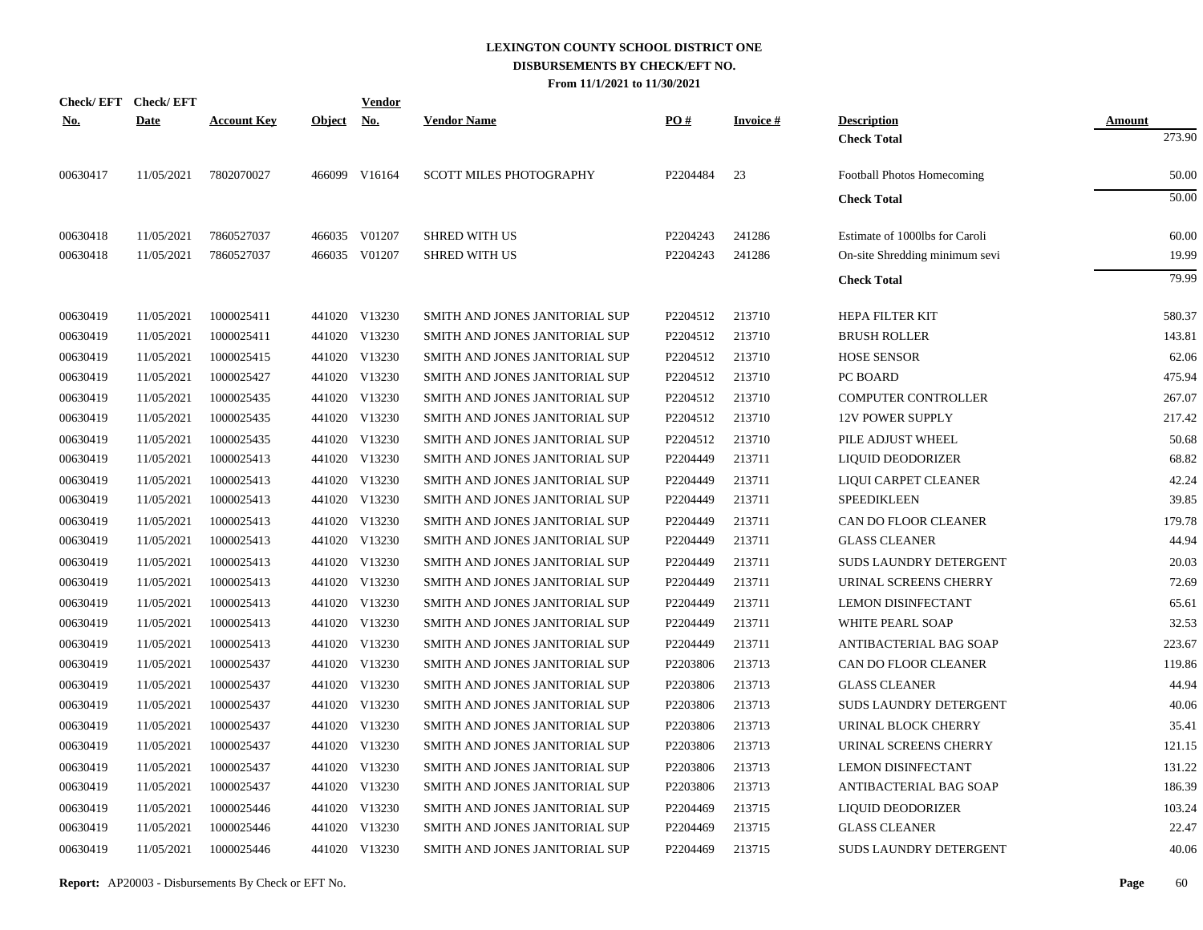# LEXINGTON COUNTY SCHOOL DISTRICT ONE
## DISBURSEMENTS BY CHECK/EFT NO.
### From 11/1/2021 to 11/30/2021

| Check/ EFT No. | Check/ EFT Date | Account Key | Object | Vendor No. | Vendor Name | PO # | Invoice # | Description | Amount |
|---|---|---|---|---|---|---|---|---|---|
| | | | | | | | | **Check Total** | 273.90 |
| 00630417 | 11/05/2021 | 7802070027 | 466099 | V16164 | SCOTT MILES PHOTOGRAPHY | P2204484 | 23 | Football Photos Homecoming | 50.00 |
| | | | | | | | | **Check Total** | 50.00 |
| 00630418 | 11/05/2021 | 7860527037 | 466035 | V01207 | SHRED WITH US | P2204243 | 241286 | Estimate of 1000lbs for Caroli | 60.00 |
| 00630418 | 11/05/2021 | 7860527037 | 466035 | V01207 | SHRED WITH US | P2204243 | 241286 | On-site Shredding minimum sevi | 19.99 |
| | | | | | | | | **Check Total** | 79.99 |
| 00630419 | 11/05/2021 | 1000025411 | 441020 | V13230 | SMITH AND JONES JANITORIAL SUP | P2204512 | 213710 | HEPA FILTER KIT | 580.37 |
| 00630419 | 11/05/2021 | 1000025411 | 441020 | V13230 | SMITH AND JONES JANITORIAL SUP | P2204512 | 213710 | BRUSH ROLLER | 143.81 |
| 00630419 | 11/05/2021 | 1000025415 | 441020 | V13230 | SMITH AND JONES JANITORIAL SUP | P2204512 | 213710 | HOSE SENSOR | 62.06 |
| 00630419 | 11/05/2021 | 1000025427 | 441020 | V13230 | SMITH AND JONES JANITORIAL SUP | P2204512 | 213710 | PC BOARD | 475.94 |
| 00630419 | 11/05/2021 | 1000025435 | 441020 | V13230 | SMITH AND JONES JANITORIAL SUP | P2204512 | 213710 | COMPUTER CONTROLLER | 267.07 |
| 00630419 | 11/05/2021 | 1000025435 | 441020 | V13230 | SMITH AND JONES JANITORIAL SUP | P2204512 | 213710 | 12V POWER SUPPLY | 217.42 |
| 00630419 | 11/05/2021 | 1000025435 | 441020 | V13230 | SMITH AND JONES JANITORIAL SUP | P2204512 | 213710 | PILE ADJUST WHEEL | 50.68 |
| 00630419 | 11/05/2021 | 1000025413 | 441020 | V13230 | SMITH AND JONES JANITORIAL SUP | P2204449 | 213711 | LIQUID DEODORIZER | 68.82 |
| 00630419 | 11/05/2021 | 1000025413 | 441020 | V13230 | SMITH AND JONES JANITORIAL SUP | P2204449 | 213711 | LIQUI CARPET CLEANER | 42.24 |
| 00630419 | 11/05/2021 | 1000025413 | 441020 | V13230 | SMITH AND JONES JANITORIAL SUP | P2204449 | 213711 | SPEEDIKLEEN | 39.85 |
| 00630419 | 11/05/2021 | 1000025413 | 441020 | V13230 | SMITH AND JONES JANITORIAL SUP | P2204449 | 213711 | CAN DO FLOOR CLEANER | 179.78 |
| 00630419 | 11/05/2021 | 1000025413 | 441020 | V13230 | SMITH AND JONES JANITORIAL SUP | P2204449 | 213711 | GLASS CLEANER | 44.94 |
| 00630419 | 11/05/2021 | 1000025413 | 441020 | V13230 | SMITH AND JONES JANITORIAL SUP | P2204449 | 213711 | SUDS LAUNDRY DETERGENT | 20.03 |
| 00630419 | 11/05/2021 | 1000025413 | 441020 | V13230 | SMITH AND JONES JANITORIAL SUP | P2204449 | 213711 | URINAL SCREENS CHERRY | 72.69 |
| 00630419 | 11/05/2021 | 1000025413 | 441020 | V13230 | SMITH AND JONES JANITORIAL SUP | P2204449 | 213711 | LEMON DISINFECTANT | 65.61 |
| 00630419 | 11/05/2021 | 1000025413 | 441020 | V13230 | SMITH AND JONES JANITORIAL SUP | P2204449 | 213711 | WHITE PEARL SOAP | 32.53 |
| 00630419 | 11/05/2021 | 1000025413 | 441020 | V13230 | SMITH AND JONES JANITORIAL SUP | P2204449 | 213711 | ANTIBACTERIAL BAG SOAP | 223.67 |
| 00630419 | 11/05/2021 | 1000025437 | 441020 | V13230 | SMITH AND JONES JANITORIAL SUP | P2203806 | 213713 | CAN DO FLOOR CLEANER | 119.86 |
| 00630419 | 11/05/2021 | 1000025437 | 441020 | V13230 | SMITH AND JONES JANITORIAL SUP | P2203806 | 213713 | GLASS CLEANER | 44.94 |
| 00630419 | 11/05/2021 | 1000025437 | 441020 | V13230 | SMITH AND JONES JANITORIAL SUP | P2203806 | 213713 | SUDS LAUNDRY DETERGENT | 40.06 |
| 00630419 | 11/05/2021 | 1000025437 | 441020 | V13230 | SMITH AND JONES JANITORIAL SUP | P2203806 | 213713 | URINAL BLOCK CHERRY | 35.41 |
| 00630419 | 11/05/2021 | 1000025437 | 441020 | V13230 | SMITH AND JONES JANITORIAL SUP | P2203806 | 213713 | URINAL SCREENS CHERRY | 121.15 |
| 00630419 | 11/05/2021 | 1000025437 | 441020 | V13230 | SMITH AND JONES JANITORIAL SUP | P2203806 | 213713 | LEMON DISINFECTANT | 131.22 |
| 00630419 | 11/05/2021 | 1000025437 | 441020 | V13230 | SMITH AND JONES JANITORIAL SUP | P2203806 | 213713 | ANTIBACTERIAL BAG SOAP | 186.39 |
| 00630419 | 11/05/2021 | 1000025446 | 441020 | V13230 | SMITH AND JONES JANITORIAL SUP | P2204469 | 213715 | LIQUID DEODORIZER | 103.24 |
| 00630419 | 11/05/2021 | 1000025446 | 441020 | V13230 | SMITH AND JONES JANITORIAL SUP | P2204469 | 213715 | GLASS CLEANER | 22.47 |
| 00630419 | 11/05/2021 | 1000025446 | 441020 | V13230 | SMITH AND JONES JANITORIAL SUP | P2204469 | 213715 | SUDS LAUNDRY DETERGENT | 40.06 |

**Report:** AP20003 - Disbursements By Check or EFT No.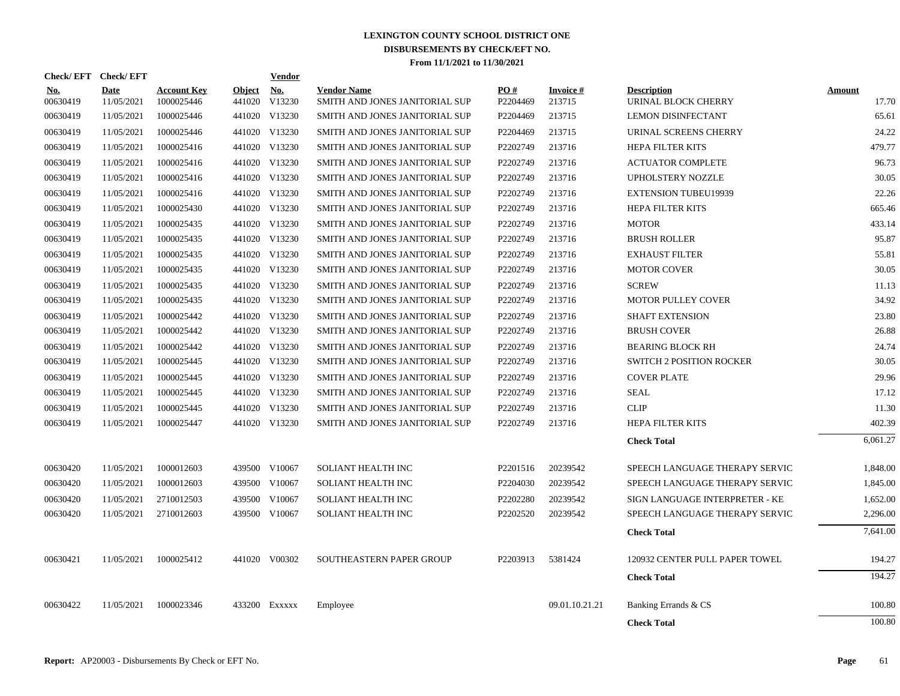# LEXINGTON COUNTY SCHOOL DISTRICT ONE
## DISBURSEMENTS BY CHECK/EFT NO.
### From 11/1/2021 to 11/30/2021

| Check/ EFT No. | Check/ EFT Date | Account Key | Object | Vendor No. | Vendor Name | PO # | Invoice # | Description | Amount |
|---|---|---|---|---|---|---|---|---|---|
| 00630419 | 11/05/2021 | 1000025446 | 441020 | V13230 | SMITH AND JONES JANITORIAL SUP | P2204469 | 213715 | URINAL BLOCK CHERRY | 17.70 |
| 00630419 | 11/05/2021 | 1000025446 | 441020 | V13230 | SMITH AND JONES JANITORIAL SUP | P2204469 | 213715 | LEMON DISINFECTANT | 65.61 |
| 00630419 | 11/05/2021 | 1000025446 | 441020 | V13230 | SMITH AND JONES JANITORIAL SUP | P2204469 | 213715 | URINAL SCREENS CHERRY | 24.22 |
| 00630419 | 11/05/2021 | 1000025416 | 441020 | V13230 | SMITH AND JONES JANITORIAL SUP | P2202749 | 213716 | HEPA FILTER KITS | 479.77 |
| 00630419 | 11/05/2021 | 1000025416 | 441020 | V13230 | SMITH AND JONES JANITORIAL SUP | P2202749 | 213716 | ACTUATOR COMPLETE | 96.73 |
| 00630419 | 11/05/2021 | 1000025416 | 441020 | V13230 | SMITH AND JONES JANITORIAL SUP | P2202749 | 213716 | UPHOLSTERY NOZZLE | 30.05 |
| 00630419 | 11/05/2021 | 1000025416 | 441020 | V13230 | SMITH AND JONES JANITORIAL SUP | P2202749 | 213716 | EXTENSION TUBEU19939 | 22.26 |
| 00630419 | 11/05/2021 | 1000025430 | 441020 | V13230 | SMITH AND JONES JANITORIAL SUP | P2202749 | 213716 | HEPA FILTER KITS | 665.46 |
| 00630419 | 11/05/2021 | 1000025435 | 441020 | V13230 | SMITH AND JONES JANITORIAL SUP | P2202749 | 213716 | MOTOR | 433.14 |
| 00630419 | 11/05/2021 | 1000025435 | 441020 | V13230 | SMITH AND JONES JANITORIAL SUP | P2202749 | 213716 | BRUSH ROLLER | 95.87 |
| 00630419 | 11/05/2021 | 1000025435 | 441020 | V13230 | SMITH AND JONES JANITORIAL SUP | P2202749 | 213716 | EXHAUST FILTER | 55.81 |
| 00630419 | 11/05/2021 | 1000025435 | 441020 | V13230 | SMITH AND JONES JANITORIAL SUP | P2202749 | 213716 | MOTOR COVER | 30.05 |
| 00630419 | 11/05/2021 | 1000025435 | 441020 | V13230 | SMITH AND JONES JANITORIAL SUP | P2202749 | 213716 | SCREW | 11.13 |
| 00630419 | 11/05/2021 | 1000025435 | 441020 | V13230 | SMITH AND JONES JANITORIAL SUP | P2202749 | 213716 | MOTOR PULLEY COVER | 34.92 |
| 00630419 | 11/05/2021 | 1000025442 | 441020 | V13230 | SMITH AND JONES JANITORIAL SUP | P2202749 | 213716 | SHAFT EXTENSION | 23.80 |
| 00630419 | 11/05/2021 | 1000025442 | 441020 | V13230 | SMITH AND JONES JANITORIAL SUP | P2202749 | 213716 | BRUSH COVER | 26.88 |
| 00630419 | 11/05/2021 | 1000025442 | 441020 | V13230 | SMITH AND JONES JANITORIAL SUP | P2202749 | 213716 | BEARING BLOCK RH | 24.74 |
| 00630419 | 11/05/2021 | 1000025445 | 441020 | V13230 | SMITH AND JONES JANITORIAL SUP | P2202749 | 213716 | SWITCH 2 POSITION ROCKER | 30.05 |
| 00630419 | 11/05/2021 | 1000025445 | 441020 | V13230 | SMITH AND JONES JANITORIAL SUP | P2202749 | 213716 | COVER PLATE | 29.96 |
| 00630419 | 11/05/2021 | 1000025445 | 441020 | V13230 | SMITH AND JONES JANITORIAL SUP | P2202749 | 213716 | SEAL | 17.12 |
| 00630419 | 11/05/2021 | 1000025445 | 441020 | V13230 | SMITH AND JONES JANITORIAL SUP | P2202749 | 213716 | CLIP | 11.30 |
| 00630419 | 11/05/2021 | 1000025447 | 441020 | V13230 | SMITH AND JONES JANITORIAL SUP | P2202749 | 213716 | HEPA FILTER KITS | 402.39 |
| | | | | | | | | **Check Total** | 6,061.27 |
| 00630420 | 11/05/2021 | 1000012603 | 439500 | V10067 | SOLIANT HEALTH INC | P2201516 | 20239542 | SPEECH LANGUAGE THERAPY SERVIC | 1,848.00 |
| 00630420 | 11/05/2021 | 1000012603 | 439500 | V10067 | SOLIANT HEALTH INC | P2204030 | 20239542 | SPEECH LANGUAGE THERAPY SERVIC | 1,845.00 |
| 00630420 | 11/05/2021 | 2710012503 | 439500 | V10067 | SOLIANT HEALTH INC | P2202280 | 20239542 | SIGN LANGUAGE INTERPRETER - KE | 1,652.00 |
| 00630420 | 11/05/2021 | 2710012603 | 439500 | V10067 | SOLIANT HEALTH INC | P2202520 | 20239542 | SPEECH LANGUAGE THERAPY SERVIC | 2,296.00 |
| | | | | | | | | **Check Total** | 7,641.00 |
| 00630421 | 11/05/2021 | 1000025412 | 441020 | V00302 | SOUTHEASTERN PAPER GROUP | P2203913 | 5381424 | 120932 CENTER PULL PAPER TOWEL | 194.27 |
| | | | | | | | | **Check Total** | 194.27 |
| 00630422 | 11/05/2021 | 1000023346 | 433200 | Exxxxx | Employee | | 09.01.10.21.21 | Banking Errands & CS | 100.80 |
| | | | | | | | | **Check Total** | 100.80 |

**Report:** AP20003 - Disbursements By Check or EFT No.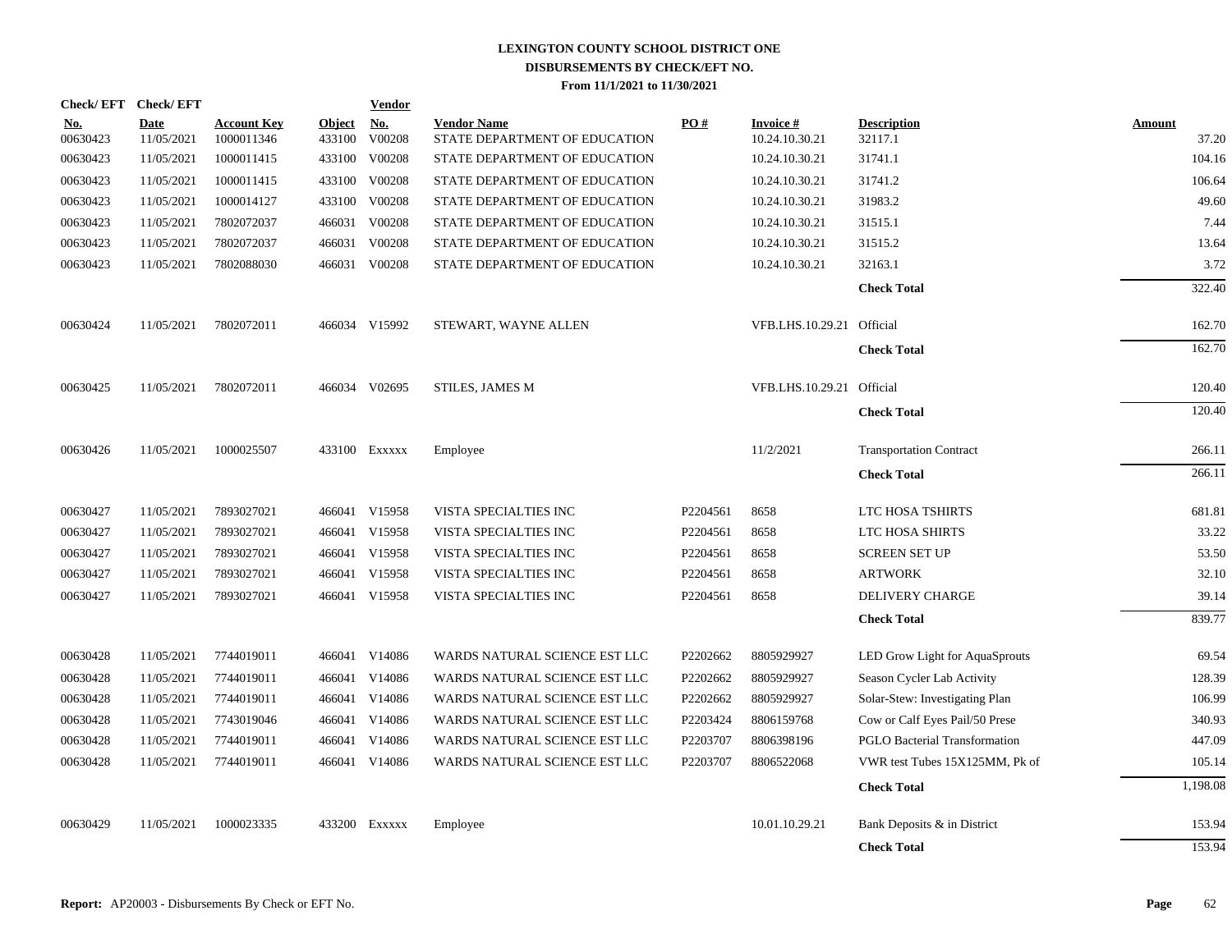# LEXINGTON COUNTY SCHOOL DISTRICT ONE
## DISBURSEMENTS BY CHECK/EFT NO.
### From 11/1/2021 to 11/30/2021

| Check/ EFT No. | Check/ EFT Date | Account Key | Object | Vendor No. | Vendor Name | PO # | Invoice # | Description | Amount |
|---|---|---|---|---|---|---|---|---|---|
| 00630423 | 11/05/2021 | 1000011346 | 433100 | V00208 | STATE DEPARTMENT OF EDUCATION | | 10.24.10.30.21 | 32117.1 | 37.20 |
| 00630423 | 11/05/2021 | 1000011415 | 433100 | V00208 | STATE DEPARTMENT OF EDUCATION | | 10.24.10.30.21 | 31741.1 | 104.16 |
| 00630423 | 11/05/2021 | 1000011415 | 433100 | V00208 | STATE DEPARTMENT OF EDUCATION | | 10.24.10.30.21 | 31741.2 | 106.64 |
| 00630423 | 11/05/2021 | 1000014127 | 433100 | V00208 | STATE DEPARTMENT OF EDUCATION | | 10.24.10.30.21 | 31983.2 | 49.60 |
| 00630423 | 11/05/2021 | 7802072037 | 466031 | V00208 | STATE DEPARTMENT OF EDUCATION | | 10.24.10.30.21 | 31515.1 | 7.44 |
| 00630423 | 11/05/2021 | 7802072037 | 466031 | V00208 | STATE DEPARTMENT OF EDUCATION | | 10.24.10.30.21 | 31515.2 | 13.64 |
| 00630423 | 11/05/2021 | 7802088030 | 466031 | V00208 | STATE DEPARTMENT OF EDUCATION | | 10.24.10.30.21 | 32163.1 | 3.72 |
| | | | | | | | | **Check Total** | 322.40 |
| 00630424 | 11/05/2021 | 7802072011 | 466034 | V15992 | STEWART, WAYNE ALLEN | | VFB.LHS.10.29.21 | Official | 162.70 |
| | | | | | | | | **Check Total** | 162.70 |
| 00630425 | 11/05/2021 | 7802072011 | 466034 | V02695 | STILES, JAMES M | | VFB.LHS.10.29.21 | Official | 120.40 |
| | | | | | | | | **Check Total** | 120.40 |
| 00630426 | 11/05/2021 | 1000025507 | 433100 | Exxxxx | Employee | | 11/2/2021 | Transportation Contract | 266.11 |
| | | | | | | | | **Check Total** | 266.11 |
| 00630427 | 11/05/2021 | 7893027021 | 466041 | V15958 | VISTA SPECIALTIES INC | P2204561 | 8658 | LTC HOSA TSHIRTS | 681.81 |
| 00630427 | 11/05/2021 | 7893027021 | 466041 | V15958 | VISTA SPECIALTIES INC | P2204561 | 8658 | LTC HOSA SHIRTS | 33.22 |
| 00630427 | 11/05/2021 | 7893027021 | 466041 | V15958 | VISTA SPECIALTIES INC | P2204561 | 8658 | SCREEN SET UP | 53.50 |
| 00630427 | 11/05/2021 | 7893027021 | 466041 | V15958 | VISTA SPECIALTIES INC | P2204561 | 8658 | ARTWORK | 32.10 |
| 00630427 | 11/05/2021 | 7893027021 | 466041 | V15958 | VISTA SPECIALTIES INC | P2204561 | 8658 | DELIVERY CHARGE | 39.14 |
| | | | | | | | | **Check Total** | 839.77 |
| 00630428 | 11/05/2021 | 7744019011 | 466041 | V14086 | WARDS NATURAL SCIENCE EST LLC | P2202662 | 8805929927 | LED Grow Light for AquaSprouts | 69.54 |
| 00630428 | 11/05/2021 | 7744019011 | 466041 | V14086 | WARDS NATURAL SCIENCE EST LLC | P2202662 | 8805929927 | Season Cycler Lab Activity | 128.39 |
| 00630428 | 11/05/2021 | 7744019011 | 466041 | V14086 | WARDS NATURAL SCIENCE EST LLC | P2202662 | 8805929927 | Solar-Stew: Investigating Plan | 106.99 |
| 00630428 | 11/05/2021 | 7743019046 | 466041 | V14086 | WARDS NATURAL SCIENCE EST LLC | P2203424 | 8806159768 | Cow or Calf Eyes Pail/50 Prese | 340.93 |
| 00630428 | 11/05/2021 | 7744019011 | 466041 | V14086 | WARDS NATURAL SCIENCE EST LLC | P2203707 | 8806398196 | PGLO Bacterial Transformation | 447.09 |
| 00630428 | 11/05/2021 | 7744019011 | 466041 | V14086 | WARDS NATURAL SCIENCE EST LLC | P2203707 | 8806522068 | VWR test Tubes 15X125MM, Pk of | 105.14 |
| | | | | | | | | **Check Total** | 1,198.08 |
| 00630429 | 11/05/2021 | 1000023335 | 433200 | Exxxxx | Employee | | 10.01.10.29.21 | Bank Deposits & in District | 153.94 |
| | | | | | | | | **Check Total** | 153.94 |

**Report:** AP20003 - Disbursements By Check or EFT No.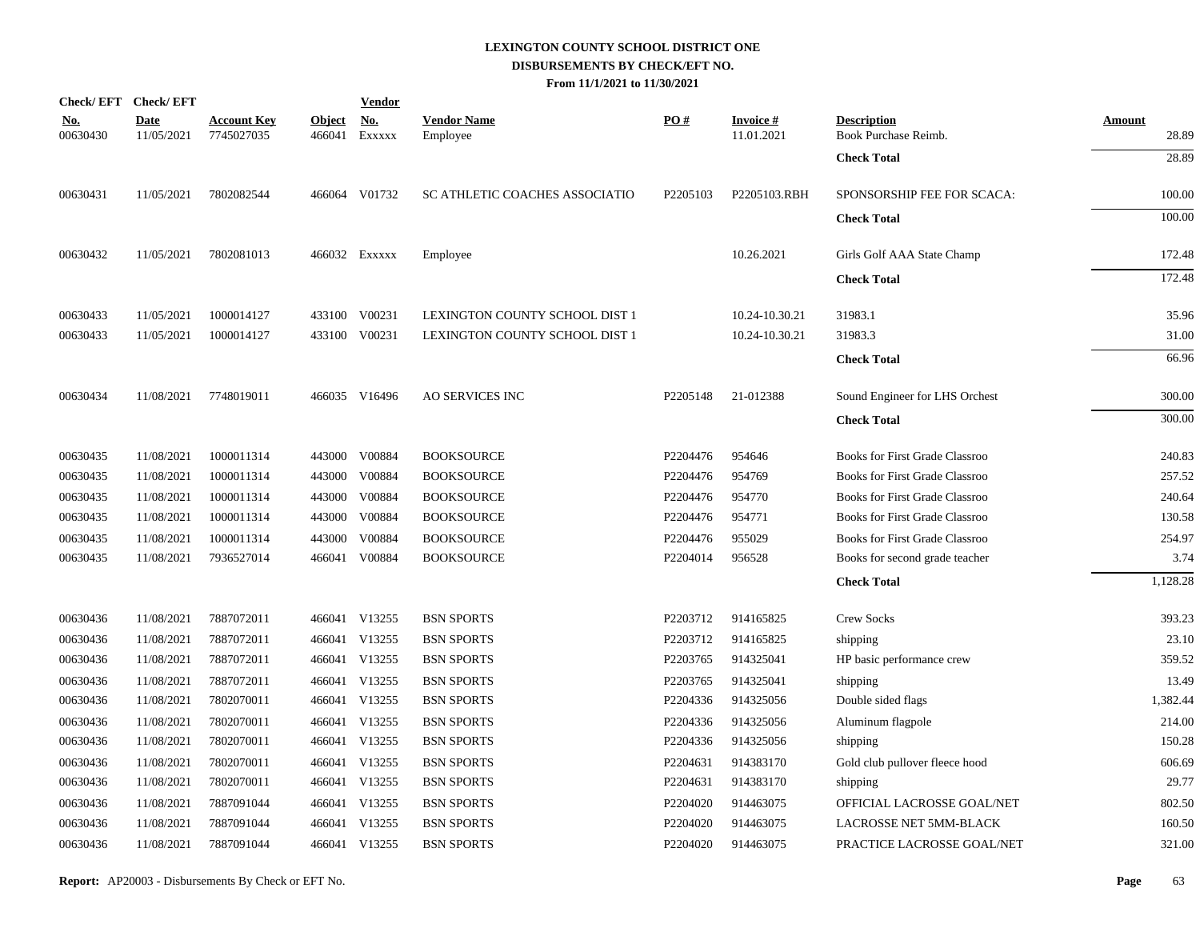# LEXINGTON COUNTY SCHOOL DISTRICT ONE
## DISBURSEMENTS BY CHECK/EFT NO.
### From 11/1/2021 to 11/30/2021

| Check/ EFT No. | Check/ EFT Date | Account Key | Object | Vendor No. | Vendor Name | PO # | Invoice # | Description | Amount |
|---|---|---|---|---|---|---|---|---|---|
| 00630430 | 11/05/2021 | 7745027035 | 466041 | Exxxxx | Employee | | 11.01.2021 | Book Purchase Reimb. | 28.89 |
| | | | | | | | | **Check Total** | 28.89 |
| 00630431 | 11/05/2021 | 7802082544 | 466064 | V01732 | SC ATHLETIC COACHES ASSOCIATIO | P2205103 | P2205103.RBH | SPONSORSHIP FEE FOR SCACA: | 100.00 |
| | | | | | | | | **Check Total** | 100.00 |
| 00630432 | 11/05/2021 | 7802081013 | 466032 | Exxxxx | Employee | | 10.26.2021 | Girls Golf AAA State Champ | 172.48 |
| | | | | | | | | **Check Total** | 172.48 |
| 00630433 | 11/05/2021 | 1000014127 | 433100 | V00231 | LEXINGTON COUNTY SCHOOL DIST 1 | | 10.24-10.30.21 | 31983.1 | 35.96 |
| 00630433 | 11/05/2021 | 1000014127 | 433100 | V00231 | LEXINGTON COUNTY SCHOOL DIST 1 | | 10.24-10.30.21 | 31983.3 | 31.00 |
| | | | | | | | | **Check Total** | 66.96 |
| 00630434 | 11/08/2021 | 7748019011 | 466035 | V16496 | AO SERVICES INC | P2205148 | 21-012388 | Sound Engineer for LHS Orchest | 300.00 |
| | | | | | | | | **Check Total** | 300.00 |
| 00630435 | 11/08/2021 | 1000011314 | 443000 | V00884 | BOOKSOURCE | P2204476 | 954646 | Books for First Grade Classroo | 240.83 |
| 00630435 | 11/08/2021 | 1000011314 | 443000 | V00884 | BOOKSOURCE | P2204476 | 954769 | Books for First Grade Classroo | 257.52 |
| 00630435 | 11/08/2021 | 1000011314 | 443000 | V00884 | BOOKSOURCE | P2204476 | 954770 | Books for First Grade Classroo | 240.64 |
| 00630435 | 11/08/2021 | 1000011314 | 443000 | V00884 | BOOKSOURCE | P2204476 | 954771 | Books for First Grade Classroo | 130.58 |
| 00630435 | 11/08/2021 | 1000011314 | 443000 | V00884 | BOOKSOURCE | P2204476 | 955029 | Books for First Grade Classroo | 254.97 |
| 00630435 | 11/08/2021 | 7936527014 | 466041 | V00884 | BOOKSOURCE | P2204014 | 956528 | Books for second grade teacher | 3.74 |
| | | | | | | | | **Check Total** | 1,128.28 |
| 00630436 | 11/08/2021 | 7887072011 | 466041 | V13255 | BSN SPORTS | P2203712 | 914165825 | Crew Socks | 393.23 |
| 00630436 | 11/08/2021 | 7887072011 | 466041 | V13255 | BSN SPORTS | P2203712 | 914165825 | shipping | 23.10 |
| 00630436 | 11/08/2021 | 7887072011 | 466041 | V13255 | BSN SPORTS | P2203765 | 914325041 | HP basic performance crew | 359.52 |
| 00630436 | 11/08/2021 | 7887072011 | 466041 | V13255 | BSN SPORTS | P2203765 | 914325041 | shipping | 13.49 |
| 00630436 | 11/08/2021 | 7802070011 | 466041 | V13255 | BSN SPORTS | P2204336 | 914325056 | Double sided flags | 1,382.44 |
| 00630436 | 11/08/2021 | 7802070011 | 466041 | V13255 | BSN SPORTS | P2204336 | 914325056 | Aluminum flagpole | 214.00 |
| 00630436 | 11/08/2021 | 7802070011 | 466041 | V13255 | BSN SPORTS | P2204336 | 914325056 | shipping | 150.28 |
| 00630436 | 11/08/2021 | 7802070011 | 466041 | V13255 | BSN SPORTS | P2204631 | 914383170 | Gold club pullover fleece hood | 606.69 |
| 00630436 | 11/08/2021 | 7802070011 | 466041 | V13255 | BSN SPORTS | P2204631 | 914383170 | shipping | 29.77 |
| 00630436 | 11/08/2021 | 7887091044 | 466041 | V13255 | BSN SPORTS | P2204020 | 914463075 | OFFICIAL LACROSSE GOAL/NET | 802.50 |
| 00630436 | 11/08/2021 | 7887091044 | 466041 | V13255 | BSN SPORTS | P2204020 | 914463075 | LACROSSE NET 5MM-BLACK | 160.50 |
| 00630436 | 11/08/2021 | 7887091044 | 466041 | V13255 | BSN SPORTS | P2204020 | 914463075 | PRACTICE LACROSSE GOAL/NET | 321.00 |

**Report:** AP20003 - Disbursements By Check or EFT No.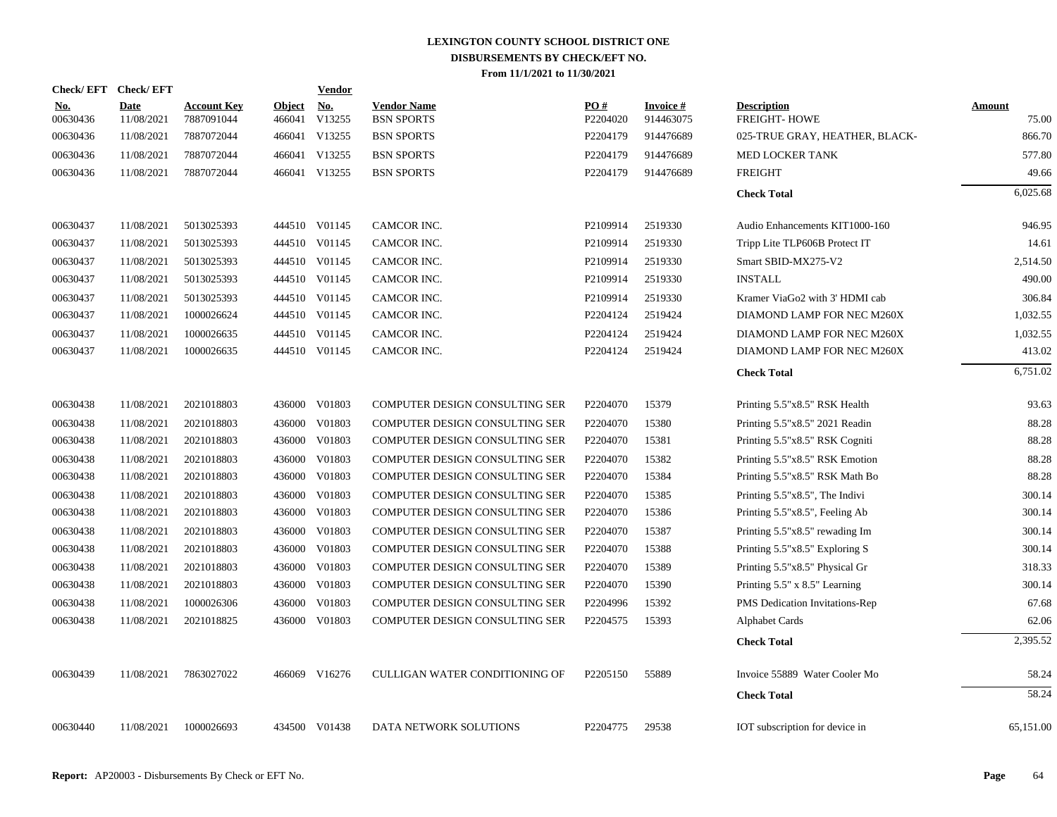# LEXINGTON COUNTY SCHOOL DISTRICT ONE
## DISBURSEMENTS BY CHECK/EFT NO.
### From 11/1/2021 to 11/30/2021

| Check/ EFT No. | Check/ EFT Date | Account Key | Object | Vendor No. | Vendor Name | PO # | Invoice # | Description | Amount |
|---|---|---|---|---|---|---|---|---|---|
| 00630436 | 11/08/2021 | 7887091044 | 466041 | V13255 | BSN SPORTS | P2204020 | 914463075 | FREIGHT- HOWE | 75.00 |
| 00630436 | 11/08/2021 | 7887072044 | 466041 | V13255 | BSN SPORTS | P2204179 | 914476689 | 025-TRUE GRAY, HEATHER, BLACK- | 866.70 |
| 00630436 | 11/08/2021 | 7887072044 | 466041 | V13255 | BSN SPORTS | P2204179 | 914476689 | MED LOCKER TANK | 577.80 |
| 00630436 | 11/08/2021 | 7887072044 | 466041 | V13255 | BSN SPORTS | P2204179 | 914476689 | FREIGHT | 49.66 |
| | | | | | | | | **Check Total** | 6,025.68 |
| 00630437 | 11/08/2021 | 5013025393 | 444510 | V01145 | CAMCOR INC. | P2109914 | 2519330 | Audio Enhancements KIT1000-160 | 946.95 |
| 00630437 | 11/08/2021 | 5013025393 | 444510 | V01145 | CAMCOR INC. | P2109914 | 2519330 | Tripp Lite TLP606B Protect IT | 14.61 |
| 00630437 | 11/08/2021 | 5013025393 | 444510 | V01145 | CAMCOR INC. | P2109914 | 2519330 | Smart SBID-MX275-V2 | 2,514.50 |
| 00630437 | 11/08/2021 | 5013025393 | 444510 | V01145 | CAMCOR INC. | P2109914 | 2519330 | INSTALL | 490.00 |
| 00630437 | 11/08/2021 | 5013025393 | 444510 | V01145 | CAMCOR INC. | P2109914 | 2519330 | Kramer ViaGo2 with 3' HDMI cab | 306.84 |
| 00630437 | 11/08/2021 | 1000026624 | 444510 | V01145 | CAMCOR INC. | P2204124 | 2519424 | DIAMOND LAMP FOR NEC M260X | 1,032.55 |
| 00630437 | 11/08/2021 | 1000026635 | 444510 | V01145 | CAMCOR INC. | P2204124 | 2519424 | DIAMOND LAMP FOR NEC M260X | 1,032.55 |
| 00630437 | 11/08/2021 | 1000026635 | 444510 | V01145 | CAMCOR INC. | P2204124 | 2519424 | DIAMOND LAMP FOR NEC M260X | 413.02 |
| | | | | | | | | **Check Total** | 6,751.02 |
| 00630438 | 11/08/2021 | 2021018803 | 436000 | V01803 | COMPUTER DESIGN CONSULTING SER | P2204070 | 15379 | Printing 5.5"x8.5" RSK Health | 93.63 |
| 00630438 | 11/08/2021 | 2021018803 | 436000 | V01803 | COMPUTER DESIGN CONSULTING SER | P2204070 | 15380 | Printing 5.5"x8.5" 2021 Readin | 88.28 |
| 00630438 | 11/08/2021 | 2021018803 | 436000 | V01803 | COMPUTER DESIGN CONSULTING SER | P2204070 | 15381 | Printing 5.5"x8.5" RSK Cogniti | 88.28 |
| 00630438 | 11/08/2021 | 2021018803 | 436000 | V01803 | COMPUTER DESIGN CONSULTING SER | P2204070 | 15382 | Printing 5.5"x8.5" RSK Emotion | 88.28 |
| 00630438 | 11/08/2021 | 2021018803 | 436000 | V01803 | COMPUTER DESIGN CONSULTING SER | P2204070 | 15384 | Printing 5.5"x8.5" RSK Math Bo | 88.28 |
| 00630438 | 11/08/2021 | 2021018803 | 436000 | V01803 | COMPUTER DESIGN CONSULTING SER | P2204070 | 15385 | Printing 5.5"x8.5", The Indivi | 300.14 |
| 00630438 | 11/08/2021 | 2021018803 | 436000 | V01803 | COMPUTER DESIGN CONSULTING SER | P2204070 | 15386 | Printing 5.5"x8.5", Feeling Ab | 300.14 |
| 00630438 | 11/08/2021 | 2021018803 | 436000 | V01803 | COMPUTER DESIGN CONSULTING SER | P2204070 | 15387 | Printing 5.5"x8.5" rewading Im | 300.14 |
| 00630438 | 11/08/2021 | 2021018803 | 436000 | V01803 | COMPUTER DESIGN CONSULTING SER | P2204070 | 15388 | Printing 5.5"x8.5" Exploring S | 300.14 |
| 00630438 | 11/08/2021 | 2021018803 | 436000 | V01803 | COMPUTER DESIGN CONSULTING SER | P2204070 | 15389 | Printing 5.5"x8.5" Physical Gr | 318.33 |
| 00630438 | 11/08/2021 | 2021018803 | 436000 | V01803 | COMPUTER DESIGN CONSULTING SER | P2204070 | 15390 | Printing 5.5" x 8.5" Learning | 300.14 |
| 00630438 | 11/08/2021 | 1000026306 | 436000 | V01803 | COMPUTER DESIGN CONSULTING SER | P2204996 | 15392 | PMS Dedication Invitations-Rep | 67.68 |
| 00630438 | 11/08/2021 | 2021018825 | 436000 | V01803 | COMPUTER DESIGN CONSULTING SER | P2204575 | 15393 | Alphabet Cards | 62.06 |
| | | | | | | | | **Check Total** | 2,395.52 |
| 00630439 | 11/08/2021 | 7863027022 | 466069 | V16276 | CULLIGAN WATER CONDITIONING OF | P2205150 | 55889 | Invoice 55889 Water Cooler Mo | 58.24 |
| | | | | | | | | **Check Total** | 58.24 |
| 00630440 | 11/08/2021 | 1000026693 | 434500 | V01438 | DATA NETWORK SOLUTIONS | P2204775 | 29538 | IOT subscription for device in | 65,151.00 |

**Report:** AP20003 - Disbursements By Check or EFT No.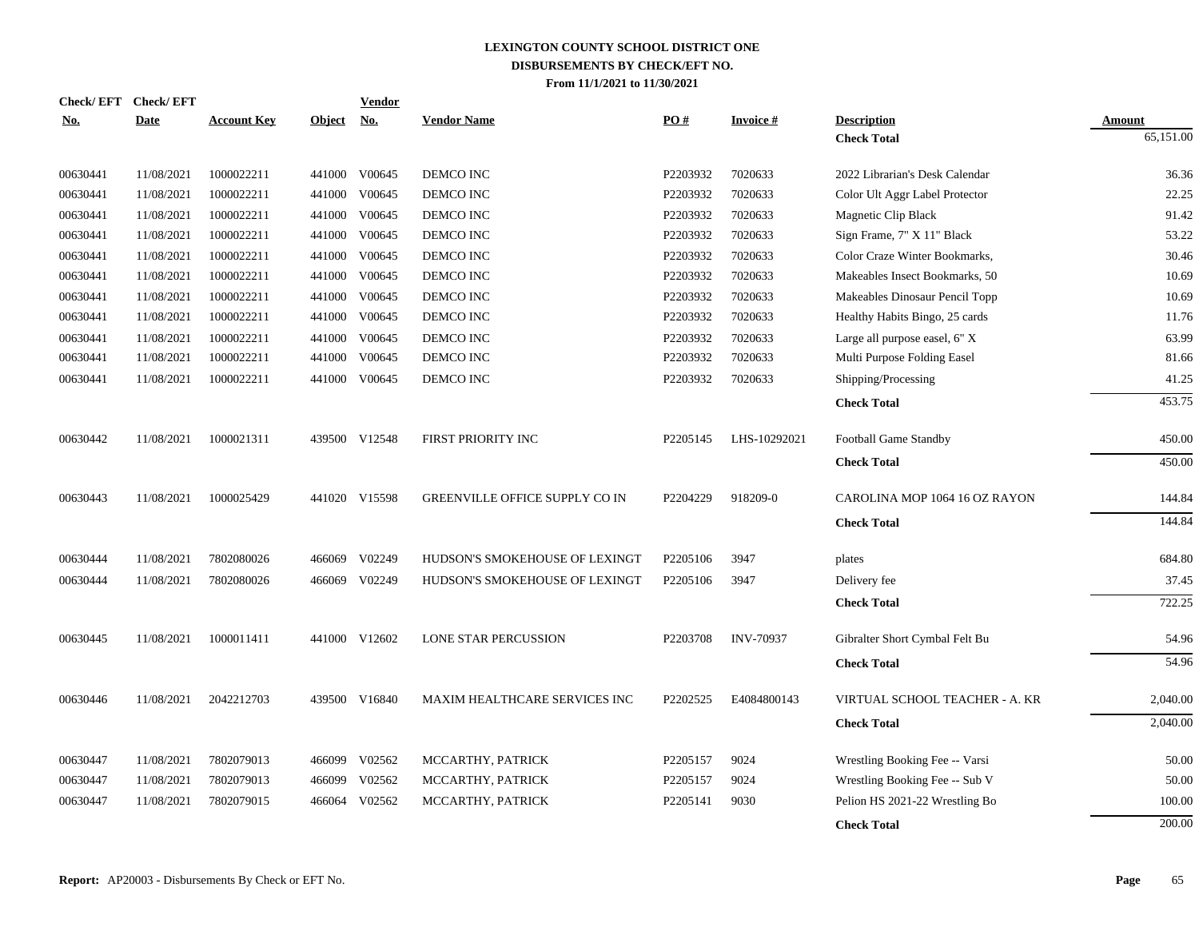# LEXINGTON COUNTY SCHOOL DISTRICT ONE
## DISBURSEMENTS BY CHECK/EFT NO.
### From 11/1/2021 to 11/30/2021

| Check/ EFT No. | Check/ EFT Date | Account Key | Object | Vendor No. | Vendor Name | PO # | Invoice # | Description | Amount |
|---|---|---|---|---|---|---|---|---|---|
| | | | | | | | | **Check Total** | 65,151.00 |
| 00630441 | 11/08/2021 | 1000022211 | 441000 | V00645 | DEMCO INC | P2203932 | 7020633 | 2022 Librarian's Desk Calendar | 36.36 |
| 00630441 | 11/08/2021 | 1000022211 | 441000 | V00645 | DEMCO INC | P2203932 | 7020633 | Color Ult Aggr Label Protector | 22.25 |
| 00630441 | 11/08/2021 | 1000022211 | 441000 | V00645 | DEMCO INC | P2203932 | 7020633 | Magnetic Clip Black | 91.42 |
| 00630441 | 11/08/2021 | 1000022211 | 441000 | V00645 | DEMCO INC | P2203932 | 7020633 | Sign Frame, 7" X 11" Black | 53.22 |
| 00630441 | 11/08/2021 | 1000022211 | 441000 | V00645 | DEMCO INC | P2203932 | 7020633 | Color Craze Winter Bookmarks, | 30.46 |
| 00630441 | 11/08/2021 | 1000022211 | 441000 | V00645 | DEMCO INC | P2203932 | 7020633 | Makeables Insect Bookmarks, 50 | 10.69 |
| 00630441 | 11/08/2021 | 1000022211 | 441000 | V00645 | DEMCO INC | P2203932 | 7020633 | Makeables Dinosaur Pencil Topp | 10.69 |
| 00630441 | 11/08/2021 | 1000022211 | 441000 | V00645 | DEMCO INC | P2203932 | 7020633 | Healthy Habits Bingo, 25 cards | 11.76 |
| 00630441 | 11/08/2021 | 1000022211 | 441000 | V00645 | DEMCO INC | P2203932 | 7020633 | Large all purpose easel, 6" X | 63.99 |
| 00630441 | 11/08/2021 | 1000022211 | 441000 | V00645 | DEMCO INC | P2203932 | 7020633 | Multi Purpose Folding Easel | 81.66 |
| 00630441 | 11/08/2021 | 1000022211 | 441000 | V00645 | DEMCO INC | P2203932 | 7020633 | Shipping/Processing | 41.25 |
| | | | | | | | | **Check Total** | 453.75 |
| 00630442 | 11/08/2021 | 1000021311 | 439500 | V12548 | FIRST PRIORITY INC | P2205145 | LHS-10292021 | Football Game Standby | 450.00 |
| | | | | | | | | **Check Total** | 450.00 |
| 00630443 | 11/08/2021 | 1000025429 | 441020 | V15598 | GREENVILLE OFFICE SUPPLY CO IN | P2204229 | 918209-0 | CAROLINA MOP 1064 16 OZ RAYON | 144.84 |
| | | | | | | | | **Check Total** | 144.84 |
| 00630444 | 11/08/2021 | 7802080026 | 466069 | V02249 | HUDSON'S SMOKEHOUSE OF LEXINGT | P2205106 | 3947 | plates | 684.80 |
| 00630444 | 11/08/2021 | 7802080026 | 466069 | V02249 | HUDSON'S SMOKEHOUSE OF LEXINGT | P2205106 | 3947 | Delivery fee | 37.45 |
| | | | | | | | | **Check Total** | 722.25 |
| 00630445 | 11/08/2021 | 1000011411 | 441000 | V12602 | LONE STAR PERCUSSION | P2203708 | INV-70937 | Gibralter Short Cymbal Felt Bu | 54.96 |
| | | | | | | | | **Check Total** | 54.96 |
| 00630446 | 11/08/2021 | 2042212703 | 439500 | V16840 | MAXIM HEALTHCARE SERVICES INC | P2202525 | E4084800143 | VIRTUAL SCHOOL TEACHER - A. KR | 2,040.00 |
| | | | | | | | | **Check Total** | 2,040.00 |
| 00630447 | 11/08/2021 | 7802079013 | 466099 | V02562 | MCCARTHY, PATRICK | P2205157 | 9024 | Wrestling Booking Fee -- Varsi | 50.00 |
| 00630447 | 11/08/2021 | 7802079013 | 466099 | V02562 | MCCARTHY, PATRICK | P2205157 | 9024 | Wrestling Booking Fee -- Sub V | 50.00 |
| 00630447 | 11/08/2021 | 7802079015 | 466064 | V02562 | MCCARTHY, PATRICK | P2205141 | 9030 | Pelion HS 2021-22 Wrestling Bo | 100.00 |
| | | | | | | | | **Check Total** | 200.00 |

**Report:** AP20003 - Disbursements By Check or EFT No.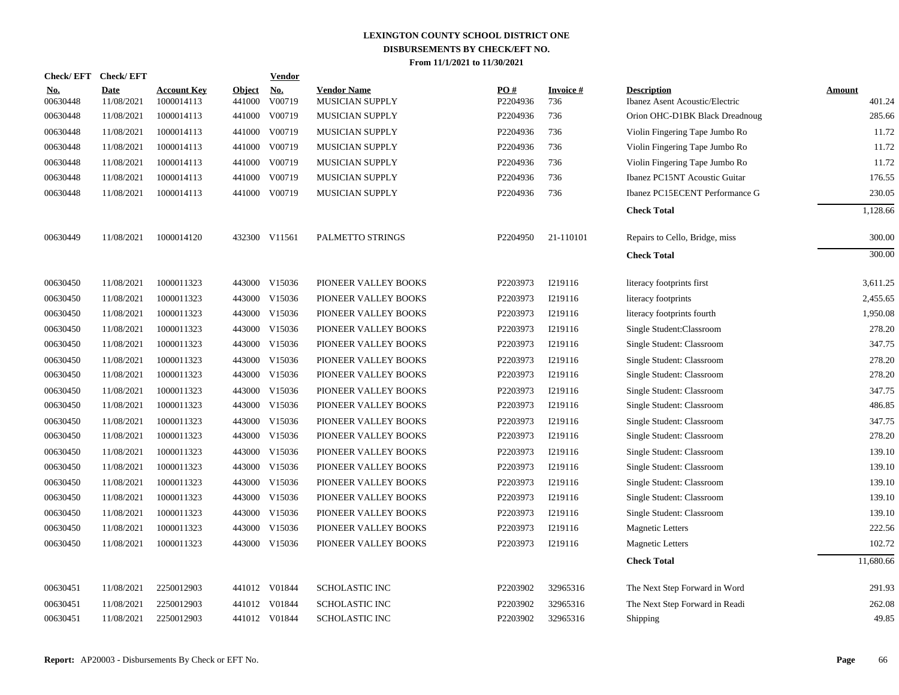# LEXINGTON COUNTY SCHOOL DISTRICT ONE
## DISBURSEMENTS BY CHECK/EFT NO.
### From 11/1/2021 to 11/30/2021

| Check/ EFT No. | Check/ EFT Date | Account Key | Object | Vendor No. | Vendor Name | PO # | Invoice # | Description | Amount |
|---|---|---|---|---|---|---|---|---|---|
| 00630448 | 11/08/2021 | 1000014113 | 441000 | V00719 | MUSICIAN SUPPLY | P2204936 | 736 | Ibanez Asent Acoustic/Electric | 401.24 |
| 00630448 | 11/08/2021 | 1000014113 | 441000 | V00719 | MUSICIAN SUPPLY | P2204936 | 736 | Orion OHC-D1BK Black Dreadnoug | 285.66 |
| 00630448 | 11/08/2021 | 1000014113 | 441000 | V00719 | MUSICIAN SUPPLY | P2204936 | 736 | Violin Fingering Tape Jumbo Ro | 11.72 |
| 00630448 | 11/08/2021 | 1000014113 | 441000 | V00719 | MUSICIAN SUPPLY | P2204936 | 736 | Violin Fingering Tape Jumbo Ro | 11.72 |
| 00630448 | 11/08/2021 | 1000014113 | 441000 | V00719 | MUSICIAN SUPPLY | P2204936 | 736 | Violin Fingering Tape Jumbo Ro | 11.72 |
| 00630448 | 11/08/2021 | 1000014113 | 441000 | V00719 | MUSICIAN SUPPLY | P2204936 | 736 | Ibanez PC15NT Acoustic Guitar | 176.55 |
| 00630448 | 11/08/2021 | 1000014113 | 441000 | V00719 | MUSICIAN SUPPLY | P2204936 | 736 | Ibanez PC15ECENT Performance G | 230.05 |
| | | | | | | | | **Check Total** | 1,128.66 |
| 00630449 | 11/08/2021 | 1000014120 | 432300 | V11561 | PALMETTO STRINGS | P2204950 | 21-110101 | Repairs to Cello, Bridge, miss | 300.00 |
| | | | | | | | | **Check Total** | 300.00 |
| 00630450 | 11/08/2021 | 1000011323 | 443000 | V15036 | PIONEER VALLEY BOOKS | P2203973 | I219116 | literacy footprints first | 3,611.25 |
| 00630450 | 11/08/2021 | 1000011323 | 443000 | V15036 | PIONEER VALLEY BOOKS | P2203973 | I219116 | literacy footprints | 2,455.65 |
| 00630450 | 11/08/2021 | 1000011323 | 443000 | V15036 | PIONEER VALLEY BOOKS | P2203973 | I219116 | literacy footprints fourth | 1,950.08 |
| 00630450 | 11/08/2021 | 1000011323 | 443000 | V15036 | PIONEER VALLEY BOOKS | P2203973 | I219116 | Single Student:Classroom | 278.20 |
| 00630450 | 11/08/2021 | 1000011323 | 443000 | V15036 | PIONEER VALLEY BOOKS | P2203973 | I219116 | Single Student: Classroom | 347.75 |
| 00630450 | 11/08/2021 | 1000011323 | 443000 | V15036 | PIONEER VALLEY BOOKS | P2203973 | I219116 | Single Student: Classroom | 278.20 |
| 00630450 | 11/08/2021 | 1000011323 | 443000 | V15036 | PIONEER VALLEY BOOKS | P2203973 | I219116 | Single Student: Classroom | 278.20 |
| 00630450 | 11/08/2021 | 1000011323 | 443000 | V15036 | PIONEER VALLEY BOOKS | P2203973 | I219116 | Single Student: Classroom | 347.75 |
| 00630450 | 11/08/2021 | 1000011323 | 443000 | V15036 | PIONEER VALLEY BOOKS | P2203973 | I219116 | Single Student: Classroom | 486.85 |
| 00630450 | 11/08/2021 | 1000011323 | 443000 | V15036 | PIONEER VALLEY BOOKS | P2203973 | I219116 | Single Student: Classroom | 347.75 |
| 00630450 | 11/08/2021 | 1000011323 | 443000 | V15036 | PIONEER VALLEY BOOKS | P2203973 | I219116 | Single Student: Classroom | 278.20 |
| 00630450 | 11/08/2021 | 1000011323 | 443000 | V15036 | PIONEER VALLEY BOOKS | P2203973 | I219116 | Single Student: Classroom | 139.10 |
| 00630450 | 11/08/2021 | 1000011323 | 443000 | V15036 | PIONEER VALLEY BOOKS | P2203973 | I219116 | Single Student: Classroom | 139.10 |
| 00630450 | 11/08/2021 | 1000011323 | 443000 | V15036 | PIONEER VALLEY BOOKS | P2203973 | I219116 | Single Student: Classroom | 139.10 |
| 00630450 | 11/08/2021 | 1000011323 | 443000 | V15036 | PIONEER VALLEY BOOKS | P2203973 | I219116 | Single Student: Classroom | 139.10 |
| 00630450 | 11/08/2021 | 1000011323 | 443000 | V15036 | PIONEER VALLEY BOOKS | P2203973 | I219116 | Single Student: Classroom | 139.10 |
| 00630450 | 11/08/2021 | 1000011323 | 443000 | V15036 | PIONEER VALLEY BOOKS | P2203973 | I219116 | Magnetic Letters | 222.56 |
| 00630450 | 11/08/2021 | 1000011323 | 443000 | V15036 | PIONEER VALLEY BOOKS | P2203973 | I219116 | Magnetic Letters | 102.72 |
| | | | | | | | | **Check Total** | 11,680.66 |
| 00630451 | 11/08/2021 | 2250012903 | 441012 | V01844 | SCHOLASTIC INC | P2203902 | 32965316 | The Next Step Forward in Word | 291.93 |
| 00630451 | 11/08/2021 | 2250012903 | 441012 | V01844 | SCHOLASTIC INC | P2203902 | 32965316 | The Next Step Forward in Readi | 262.08 |
| 00630451 | 11/08/2021 | 2250012903 | 441012 | V01844 | SCHOLASTIC INC | P2203902 | 32965316 | Shipping | 49.85 |

**Report:** AP20003 - Disbursements By Check or EFT No.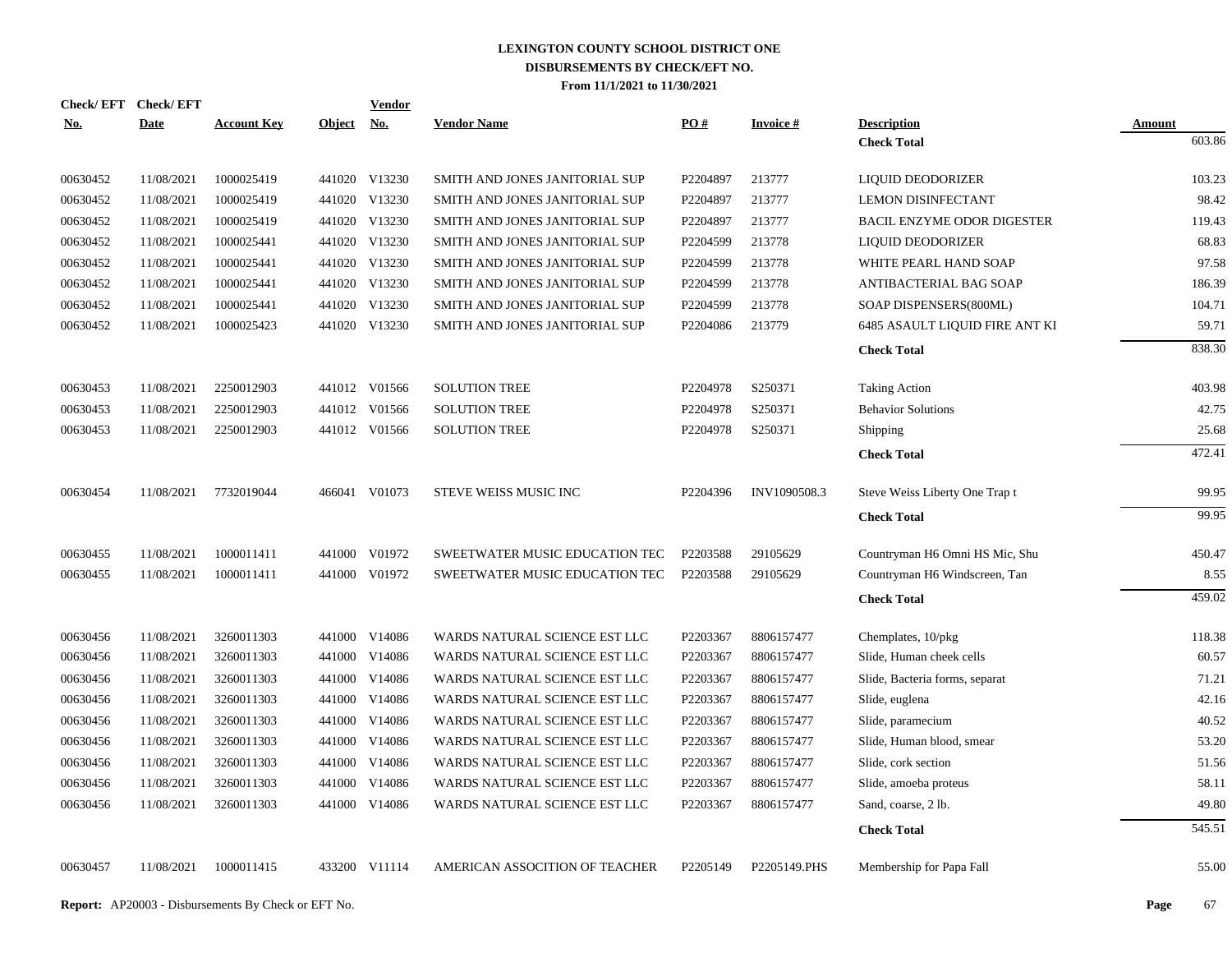# LEXINGTON COUNTY SCHOOL DISTRICT ONE
## DISBURSEMENTS BY CHECK/EFT NO.
### From 11/1/2021 to 11/30/2021

| Check/ EFT No. | Check/ EFT Date | Account Key | Object | Vendor No. | Vendor Name | PO # | Invoice # | Description | Amount |
|---|---|---|---|---|---|---|---|---|---|
| | | | | | | | | **Check Total** | 603.86 |
| 00630452 | 11/08/2021 | 1000025419 | 441020 | V13230 | SMITH AND JONES JANITORIAL SUP | P2204897 | 213777 | LIQUID DEODORIZER | 103.23 |
| 00630452 | 11/08/2021 | 1000025419 | 441020 | V13230 | SMITH AND JONES JANITORIAL SUP | P2204897 | 213777 | LEMON DISINFECTANT | 98.42 |
| 00630452 | 11/08/2021 | 1000025419 | 441020 | V13230 | SMITH AND JONES JANITORIAL SUP | P2204897 | 213777 | BACIL ENZYME ODOR DIGESTER | 119.43 |
| 00630452 | 11/08/2021 | 1000025441 | 441020 | V13230 | SMITH AND JONES JANITORIAL SUP | P2204599 | 213778 | LIQUID DEODORIZER | 68.83 |
| 00630452 | 11/08/2021 | 1000025441 | 441020 | V13230 | SMITH AND JONES JANITORIAL SUP | P2204599 | 213778 | WHITE PEARL HAND SOAP | 97.58 |
| 00630452 | 11/08/2021 | 1000025441 | 441020 | V13230 | SMITH AND JONES JANITORIAL SUP | P2204599 | 213778 | ANTIBACTERIAL BAG SOAP | 186.39 |
| 00630452 | 11/08/2021 | 1000025441 | 441020 | V13230 | SMITH AND JONES JANITORIAL SUP | P2204599 | 213778 | SOAP DISPENSERS(800ML) | 104.71 |
| 00630452 | 11/08/2021 | 1000025423 | 441020 | V13230 | SMITH AND JONES JANITORIAL SUP | P2204086 | 213779 | 6485 ASAULT LIQUID FIRE ANT KI | 59.71 |
| | | | | | | | | **Check Total** | 838.30 |
| 00630453 | 11/08/2021 | 2250012903 | 441012 | V01566 | SOLUTION TREE | P2204978 | S250371 | Taking Action | 403.98 |
| 00630453 | 11/08/2021 | 2250012903 | 441012 | V01566 | SOLUTION TREE | P2204978 | S250371 | Behavior Solutions | 42.75 |
| 00630453 | 11/08/2021 | 2250012903 | 441012 | V01566 | SOLUTION TREE | P2204978 | S250371 | Shipping | 25.68 |
| | | | | | | | | **Check Total** | 472.41 |
| 00630454 | 11/08/2021 | 7732019044 | 466041 | V01073 | STEVE WEISS MUSIC INC | P2204396 | INV1090508.3 | Steve Weiss Liberty One Trap t | 99.95 |
| | | | | | | | | **Check Total** | 99.95 |
| 00630455 | 11/08/2021 | 1000011411 | 441000 | V01972 | SWEETWATER MUSIC EDUCATION TEC | P2203588 | 29105629 | Countryman H6 Omni HS Mic, Shu | 450.47 |
| 00630455 | 11/08/2021 | 1000011411 | 441000 | V01972 | SWEETWATER MUSIC EDUCATION TEC | P2203588 | 29105629 | Countryman H6 Windscreen, Tan | 8.55 |
| | | | | | | | | **Check Total** | 459.02 |
| 00630456 | 11/08/2021 | 3260011303 | 441000 | V14086 | WARDS NATURAL SCIENCE EST LLC | P2203367 | 8806157477 | Chemplates, 10/pkg | 118.38 |
| 00630456 | 11/08/2021 | 3260011303 | 441000 | V14086 | WARDS NATURAL SCIENCE EST LLC | P2203367 | 8806157477 | Slide, Human cheek cells | 60.57 |
| 00630456 | 11/08/2021 | 3260011303 | 441000 | V14086 | WARDS NATURAL SCIENCE EST LLC | P2203367 | 8806157477 | Slide, Bacteria forms, separat | 71.21 |
| 00630456 | 11/08/2021 | 3260011303 | 441000 | V14086 | WARDS NATURAL SCIENCE EST LLC | P2203367 | 8806157477 | Slide, euglena | 42.16 |
| 00630456 | 11/08/2021 | 3260011303 | 441000 | V14086 | WARDS NATURAL SCIENCE EST LLC | P2203367 | 8806157477 | Slide, paramecium | 40.52 |
| 00630456 | 11/08/2021 | 3260011303 | 441000 | V14086 | WARDS NATURAL SCIENCE EST LLC | P2203367 | 8806157477 | Slide, Human blood, smear | 53.20 |
| 00630456 | 11/08/2021 | 3260011303 | 441000 | V14086 | WARDS NATURAL SCIENCE EST LLC | P2203367 | 8806157477 | Slide, cork section | 51.56 |
| 00630456 | 11/08/2021 | 3260011303 | 441000 | V14086 | WARDS NATURAL SCIENCE EST LLC | P2203367 | 8806157477 | Slide, amoeba proteus | 58.11 |
| 00630456 | 11/08/2021 | 3260011303 | 441000 | V14086 | WARDS NATURAL SCIENCE EST LLC | P2203367 | 8806157477 | Sand, coarse, 2 lb. | 49.80 |
| | | | | | | | | **Check Total** | 545.51 |
| 00630457 | 11/08/2021 | 1000011415 | 433200 | V11114 | AMERICAN ASSOCITION OF TEACHER | P2205149 | P2205149.PHS | Membership for Papa Fall | 55.00 |

**Report:** AP20003 - Disbursements By Check or EFT No.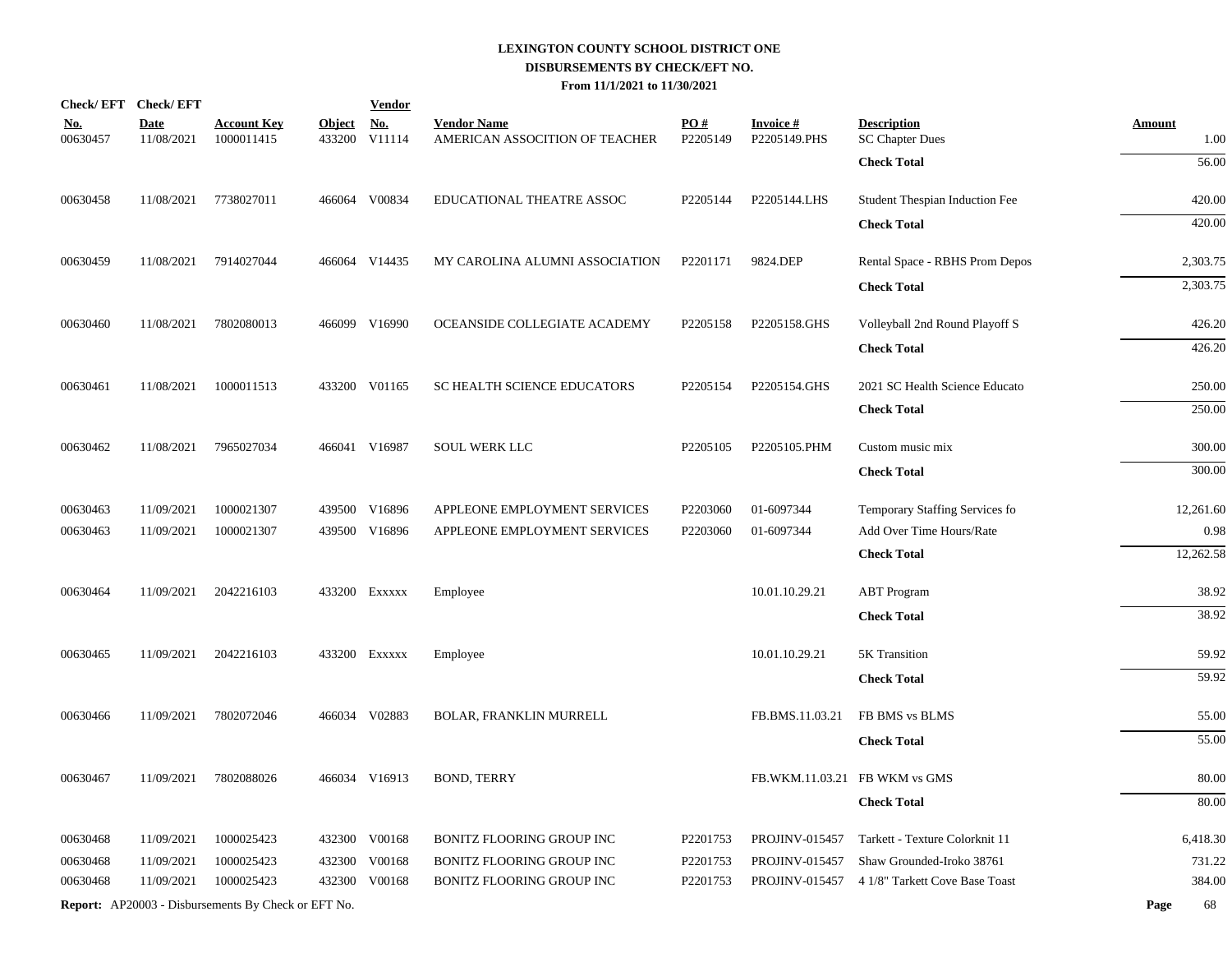# LEXINGTON COUNTY SCHOOL DISTRICT ONE
## DISBURSEMENTS BY CHECK/EFT NO.
### From 11/1/2021 to 11/30/2021

| Check/ EFT No. | Check/ EFT Date | Account Key | Object | Vendor No. | Vendor Name | PO # | Invoice # | Description | Amount |
|---|---|---|---|---|---|---|---|---|---|
| 00630457 | 11/08/2021 | 1000011415 | 433200 | V11114 | AMERICAN ASSOCITION OF TEACHER | P2205149 | P2205149.PHS | SC Chapter Dues | 1.00 |
| | | | | | | | | **Check Total** | 56.00 |
| 00630458 | 11/08/2021 | 7738027011 | 466064 | V00834 | EDUCATIONAL THEATRE ASSOC | P2205144 | P2205144.LHS | Student Thespian Induction Fee | 420.00 |
| | | | | | | | | **Check Total** | 420.00 |
| 00630459 | 11/08/2021 | 7914027044 | 466064 | V14435 | MY CAROLINA ALUMNI ASSOCIATION | P2201171 | 9824.DEP | Rental Space - RBHS Prom Depos | 2,303.75 |
| | | | | | | | | **Check Total** | 2,303.75 |
| 00630460 | 11/08/2021 | 7802080013 | 466099 | V16990 | OCEANSIDE COLLEGIATE ACADEMY | P2205158 | P2205158.GHS | Volleyball 2nd Round Playoff S | 426.20 |
| | | | | | | | | **Check Total** | 426.20 |
| 00630461 | 11/08/2021 | 1000011513 | 433200 | V01165 | SC HEALTH SCIENCE EDUCATORS | P2205154 | P2205154.GHS | 2021 SC Health Science Educato | 250.00 |
| | | | | | | | | **Check Total** | 250.00 |
| 00630462 | 11/08/2021 | 7965027034 | 466041 | V16987 | SOUL WERK LLC | P2205105 | P2205105.PHM | Custom music mix | 300.00 |
| | | | | | | | | **Check Total** | 300.00 |
| 00630463 | 11/09/2021 | 1000021307 | 439500 | V16896 | APPLEONE EMPLOYMENT SERVICES | P2203060 | 01-6097344 | Temporary Staffing Services fo | 12,261.60 |
| 00630463 | 11/09/2021 | 1000021307 | 439500 | V16896 | APPLEONE EMPLOYMENT SERVICES | P2203060 | 01-6097344 | Add Over Time Hours/Rate | 0.98 |
| | | | | | | | | **Check Total** | 12,262.58 |
| 00630464 | 11/09/2021 | 2042216103 | 433200 | Exxxxx | Employee | | 10.01.10.29.21 | ABT Program | 38.92 |
| | | | | | | | | **Check Total** | 38.92 |
| 00630465 | 11/09/2021 | 2042216103 | 433200 | Exxxxx | Employee | | 10.01.10.29.21 | 5K Transition | 59.92 |
| | | | | | | | | **Check Total** | 59.92 |
| 00630466 | 11/09/2021 | 7802072046 | 466034 | V02883 | BOLAR, FRANKLIN MURRELL | | FB.BMS.11.03.21 | FB BMS vs BLMS | 55.00 |
| | | | | | | | | **Check Total** | 55.00 |
| 00630467 | 11/09/2021 | 7802088026 | 466034 | V16913 | BOND, TERRY | | FB.WKM.11.03.21 | FB WKM vs GMS | 80.00 |
| | | | | | | | | **Check Total** | 80.00 |
| 00630468 | 11/09/2021 | 1000025423 | 432300 | V00168 | BONITZ FLOORING GROUP INC | P2201753 | PROJINV-015457 | Tarkett - Texture Colorknit 11 | 6,418.30 |
| 00630468 | 11/09/2021 | 1000025423 | 432300 | V00168 | BONITZ FLOORING GROUP INC | P2201753 | PROJINV-015457 | Shaw Grounded-Iroko 38761 | 731.22 |
| 00630468 | 11/09/2021 | 1000025423 | 432300 | V00168 | BONITZ FLOORING GROUP INC | P2201753 | PROJINV-015457 | 4 1/8" Tarkett Cove Base Toast | 384.00 |

**Report:** AP20003 - Disbursements By Check or EFT No.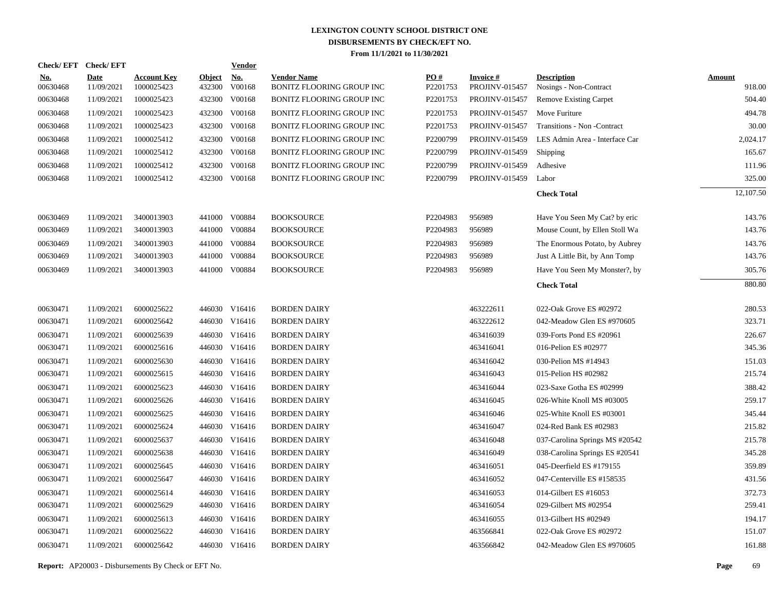# LEXINGTON COUNTY SCHOOL DISTRICT ONE
## DISBURSEMENTS BY CHECK/EFT NO.
### From 11/1/2021 to 11/30/2021

| Check/ EFT No. | Check/ EFT Date | Account Key | Object | Vendor No. | Vendor Name | PO # | Invoice # | Description | Amount |
|---|---|---|---|---|---|---|---|---|---|
| 00630468 | 11/09/2021 | 1000025423 | 432300 | V00168 | BONITZ FLOORING GROUP INC | P2201753 | PROJINV-015457 | Nosings - Non-Contract | 918.00 |
| 00630468 | 11/09/2021 | 1000025423 | 432300 | V00168 | BONITZ FLOORING GROUP INC | P2201753 | PROJINV-015457 | Remove Existing Carpet | 504.40 |
| 00630468 | 11/09/2021 | 1000025423 | 432300 | V00168 | BONITZ FLOORING GROUP INC | P2201753 | PROJINV-015457 | Move Furiture | 494.78 |
| 00630468 | 11/09/2021 | 1000025423 | 432300 | V00168 | BONITZ FLOORING GROUP INC | P2201753 | PROJINV-015457 | Transitions - Non -Contract | 30.00 |
| 00630468 | 11/09/2021 | 1000025412 | 432300 | V00168 | BONITZ FLOORING GROUP INC | P2200799 | PROJINV-015459 | LES Admin Area - Interface Car | 2,024.17 |
| 00630468 | 11/09/2021 | 1000025412 | 432300 | V00168 | BONITZ FLOORING GROUP INC | P2200799 | PROJINV-015459 | Shipping | 165.67 |
| 00630468 | 11/09/2021 | 1000025412 | 432300 | V00168 | BONITZ FLOORING GROUP INC | P2200799 | PROJINV-015459 | Adhesive | 111.96 |
| 00630468 | 11/09/2021 | 1000025412 | 432300 | V00168 | BONITZ FLOORING GROUP INC | P2200799 | PROJINV-015459 | Labor | 325.00 |
| | | | | | | | | **Check Total** | 12,107.50 |
| 00630469 | 11/09/2021 | 3400013903 | 441000 | V00884 | BOOKSOURCE | P2204983 | 956989 | Have You Seen My Cat? by eric | 143.76 |
| 00630469 | 11/09/2021 | 3400013903 | 441000 | V00884 | BOOKSOURCE | P2204983 | 956989 | Mouse Count, by Ellen Stoll Wa | 143.76 |
| 00630469 | 11/09/2021 | 3400013903 | 441000 | V00884 | BOOKSOURCE | P2204983 | 956989 | The Enormous Potato, by Aubrey | 143.76 |
| 00630469 | 11/09/2021 | 3400013903 | 441000 | V00884 | BOOKSOURCE | P2204983 | 956989 | Just A Little Bit, by Ann Tomp | 143.76 |
| 00630469 | 11/09/2021 | 3400013903 | 441000 | V00884 | BOOKSOURCE | P2204983 | 956989 | Have You Seen My Monster?, by | 305.76 |
| | | | | | | | | **Check Total** | 880.80 |
| 00630471 | 11/09/2021 | 6000025622 | 446030 | V16416 | BORDEN DAIRY | | 463222611 | 022-Oak Grove ES #02972 | 280.53 |
| 00630471 | 11/09/2021 | 6000025642 | 446030 | V16416 | BORDEN DAIRY | | 463222612 | 042-Meadow Glen ES #970605 | 323.71 |
| 00630471 | 11/09/2021 | 6000025639 | 446030 | V16416 | BORDEN DAIRY | | 463416039 | 039-Forts Pond ES #20961 | 226.67 |
| 00630471 | 11/09/2021 | 6000025616 | 446030 | V16416 | BORDEN DAIRY | | 463416041 | 016-Pelion ES #02977 | 345.36 |
| 00630471 | 11/09/2021 | 6000025630 | 446030 | V16416 | BORDEN DAIRY | | 463416042 | 030-Pelion MS #14943 | 151.03 |
| 00630471 | 11/09/2021 | 6000025615 | 446030 | V16416 | BORDEN DAIRY | | 463416043 | 015-Pelion HS #02982 | 215.74 |
| 00630471 | 11/09/2021 | 6000025623 | 446030 | V16416 | BORDEN DAIRY | | 463416044 | 023-Saxe Gotha ES #02999 | 388.42 |
| 00630471 | 11/09/2021 | 6000025626 | 446030 | V16416 | BORDEN DAIRY | | 463416045 | 026-White Knoll MS #03005 | 259.17 |
| 00630471 | 11/09/2021 | 6000025625 | 446030 | V16416 | BORDEN DAIRY | | 463416046 | 025-White Knoll ES #03001 | 345.44 |
| 00630471 | 11/09/2021 | 6000025624 | 446030 | V16416 | BORDEN DAIRY | | 463416047 | 024-Red Bank ES #02983 | 215.82 |
| 00630471 | 11/09/2021 | 6000025637 | 446030 | V16416 | BORDEN DAIRY | | 463416048 | 037-Carolina Springs MS #20542 | 215.78 |
| 00630471 | 11/09/2021 | 6000025638 | 446030 | V16416 | BORDEN DAIRY | | 463416049 | 038-Carolina Springs ES #20541 | 345.28 |
| 00630471 | 11/09/2021 | 6000025645 | 446030 | V16416 | BORDEN DAIRY | | 463416051 | 045-Deerfield ES #179155 | 359.89 |
| 00630471 | 11/09/2021 | 6000025647 | 446030 | V16416 | BORDEN DAIRY | | 463416052 | 047-Centerville ES #158535 | 431.56 |
| 00630471 | 11/09/2021 | 6000025614 | 446030 | V16416 | BORDEN DAIRY | | 463416053 | 014-Gilbert ES #16053 | 372.73 |
| 00630471 | 11/09/2021 | 6000025629 | 446030 | V16416 | BORDEN DAIRY | | 463416054 | 029-Gilbert MS #02954 | 259.41 |
| 00630471 | 11/09/2021 | 6000025613 | 446030 | V16416 | BORDEN DAIRY | | 463416055 | 013-Gilbert HS #02949 | 194.17 |
| 00630471 | 11/09/2021 | 6000025622 | 446030 | V16416 | BORDEN DAIRY | | 463566841 | 022-Oak Grove ES #02972 | 151.07 |
| 00630471 | 11/09/2021 | 6000025642 | 446030 | V16416 | BORDEN DAIRY | | 463566842 | 042-Meadow Glen ES #970605 | 161.88 |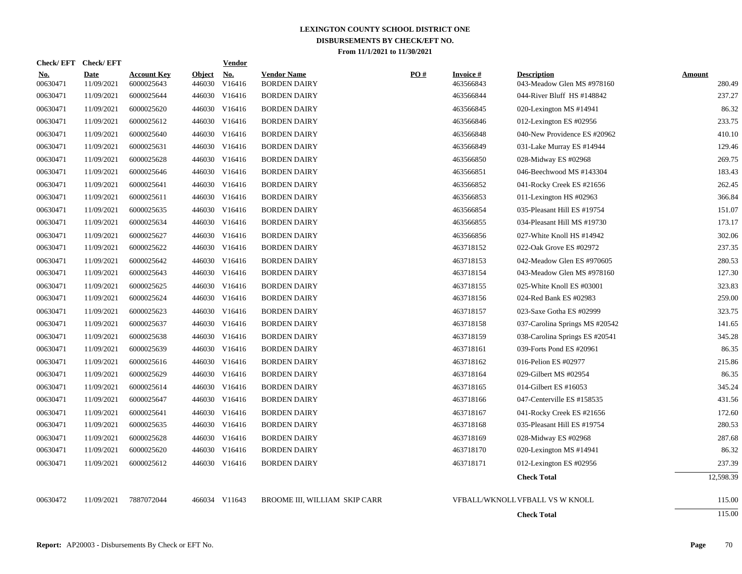# LEXINGTON COUNTY SCHOOL DISTRICT ONE
## DISBURSEMENTS BY CHECK/EFT NO.
### From 11/1/2021 to 11/30/2021

| Check/ EFT No. | Check/ EFT Date | Account Key | Object | Vendor No. | Vendor Name | PO # | Invoice # | Description | Amount |
|---|---|---|---|---|---|---|---|---|---|
| 00630471 | 11/09/2021 | 6000025643 | 446030 | V16416 | BORDEN DAIRY | | 463566843 | 043-Meadow Glen MS #978160 | 280.49 |
| 00630471 | 11/09/2021 | 6000025644 | 446030 | V16416 | BORDEN DAIRY | | 463566844 | 044-River Bluff HS #148842 | 237.27 |
| 00630471 | 11/09/2021 | 6000025620 | 446030 | V16416 | BORDEN DAIRY | | 463566845 | 020-Lexington MS #14941 | 86.32 |
| 00630471 | 11/09/2021 | 6000025612 | 446030 | V16416 | BORDEN DAIRY | | 463566846 | 012-Lexington ES #02956 | 233.75 |
| 00630471 | 11/09/2021 | 6000025640 | 446030 | V16416 | BORDEN DAIRY | | 463566848 | 040-New Providence ES #20962 | 410.10 |
| 00630471 | 11/09/2021 | 6000025631 | 446030 | V16416 | BORDEN DAIRY | | 463566849 | 031-Lake Murray ES #14944 | 129.46 |
| 00630471 | 11/09/2021 | 6000025628 | 446030 | V16416 | BORDEN DAIRY | | 463566850 | 028-Midway ES #02968 | 269.75 |
| 00630471 | 11/09/2021 | 6000025646 | 446030 | V16416 | BORDEN DAIRY | | 463566851 | 046-Beechwood MS #143304 | 183.43 |
| 00630471 | 11/09/2021 | 6000025641 | 446030 | V16416 | BORDEN DAIRY | | 463566852 | 041-Rocky Creek ES #21656 | 262.45 |
| 00630471 | 11/09/2021 | 6000025611 | 446030 | V16416 | BORDEN DAIRY | | 463566853 | 011-Lexington HS #02963 | 366.84 |
| 00630471 | 11/09/2021 | 6000025635 | 446030 | V16416 | BORDEN DAIRY | | 463566854 | 035-Pleasant Hill ES #19754 | 151.07 |
| 00630471 | 11/09/2021 | 6000025634 | 446030 | V16416 | BORDEN DAIRY | | 463566855 | 034-Pleasant Hill MS #19730 | 173.17 |
| 00630471 | 11/09/2021 | 6000025627 | 446030 | V16416 | BORDEN DAIRY | | 463566856 | 027-White Knoll HS #14942 | 302.06 |
| 00630471 | 11/09/2021 | 6000025622 | 446030 | V16416 | BORDEN DAIRY | | 463718152 | 022-Oak Grove ES #02972 | 237.35 |
| 00630471 | 11/09/2021 | 6000025642 | 446030 | V16416 | BORDEN DAIRY | | 463718153 | 042-Meadow Glen ES #970605 | 280.53 |
| 00630471 | 11/09/2021 | 6000025643 | 446030 | V16416 | BORDEN DAIRY | | 463718154 | 043-Meadow Glen MS #978160 | 127.30 |
| 00630471 | 11/09/2021 | 6000025625 | 446030 | V16416 | BORDEN DAIRY | | 463718155 | 025-White Knoll ES #03001 | 323.83 |
| 00630471 | 11/09/2021 | 6000025624 | 446030 | V16416 | BORDEN DAIRY | | 463718156 | 024-Red Bank ES #02983 | 259.00 |
| 00630471 | 11/09/2021 | 6000025623 | 446030 | V16416 | BORDEN DAIRY | | 463718157 | 023-Saxe Gotha ES #02999 | 323.75 |
| 00630471 | 11/09/2021 | 6000025637 | 446030 | V16416 | BORDEN DAIRY | | 463718158 | 037-Carolina Springs MS #20542 | 141.65 |
| 00630471 | 11/09/2021 | 6000025638 | 446030 | V16416 | BORDEN DAIRY | | 463718159 | 038-Carolina Springs ES #20541 | 345.28 |
| 00630471 | 11/09/2021 | 6000025639 | 446030 | V16416 | BORDEN DAIRY | | 463718161 | 039-Forts Pond ES #20961 | 86.35 |
| 00630471 | 11/09/2021 | 6000025616 | 446030 | V16416 | BORDEN DAIRY | | 463718162 | 016-Pelion ES #02977 | 215.86 |
| 00630471 | 11/09/2021 | 6000025629 | 446030 | V16416 | BORDEN DAIRY | | 463718164 | 029-Gilbert MS #02954 | 86.35 |
| 00630471 | 11/09/2021 | 6000025614 | 446030 | V16416 | BORDEN DAIRY | | 463718165 | 014-Gilbert ES #16053 | 345.24 |
| 00630471 | 11/09/2021 | 6000025647 | 446030 | V16416 | BORDEN DAIRY | | 463718166 | 047-Centerville ES #158535 | 431.56 |
| 00630471 | 11/09/2021 | 6000025641 | 446030 | V16416 | BORDEN DAIRY | | 463718167 | 041-Rocky Creek ES #21656 | 172.60 |
| 00630471 | 11/09/2021 | 6000025635 | 446030 | V16416 | BORDEN DAIRY | | 463718168 | 035-Pleasant Hill ES #19754 | 280.53 |
| 00630471 | 11/09/2021 | 6000025628 | 446030 | V16416 | BORDEN DAIRY | | 463718169 | 028-Midway ES #02968 | 287.68 |
| 00630471 | 11/09/2021 | 6000025620 | 446030 | V16416 | BORDEN DAIRY | | 463718170 | 020-Lexington MS #14941 | 86.32 |
| 00630471 | 11/09/2021 | 6000025612 | 446030 | V16416 | BORDEN DAIRY | | 463718171 | 012-Lexington ES #02956 | 237.39 |
| | | | | | | | | **Check Total** | 12,598.39 |
| 00630472 | 11/09/2021 | 7887072044 | 466034 | V11643 | BROOME III, WILLIAM SKIP CARR | | VFBALL/WKNOLL | VFBALL VS W KNOLL | 115.00 |
| | | | | | | | | **Check Total** | 115.00 |

**Report:** AP20003 - Disbursements By Check or EFT No.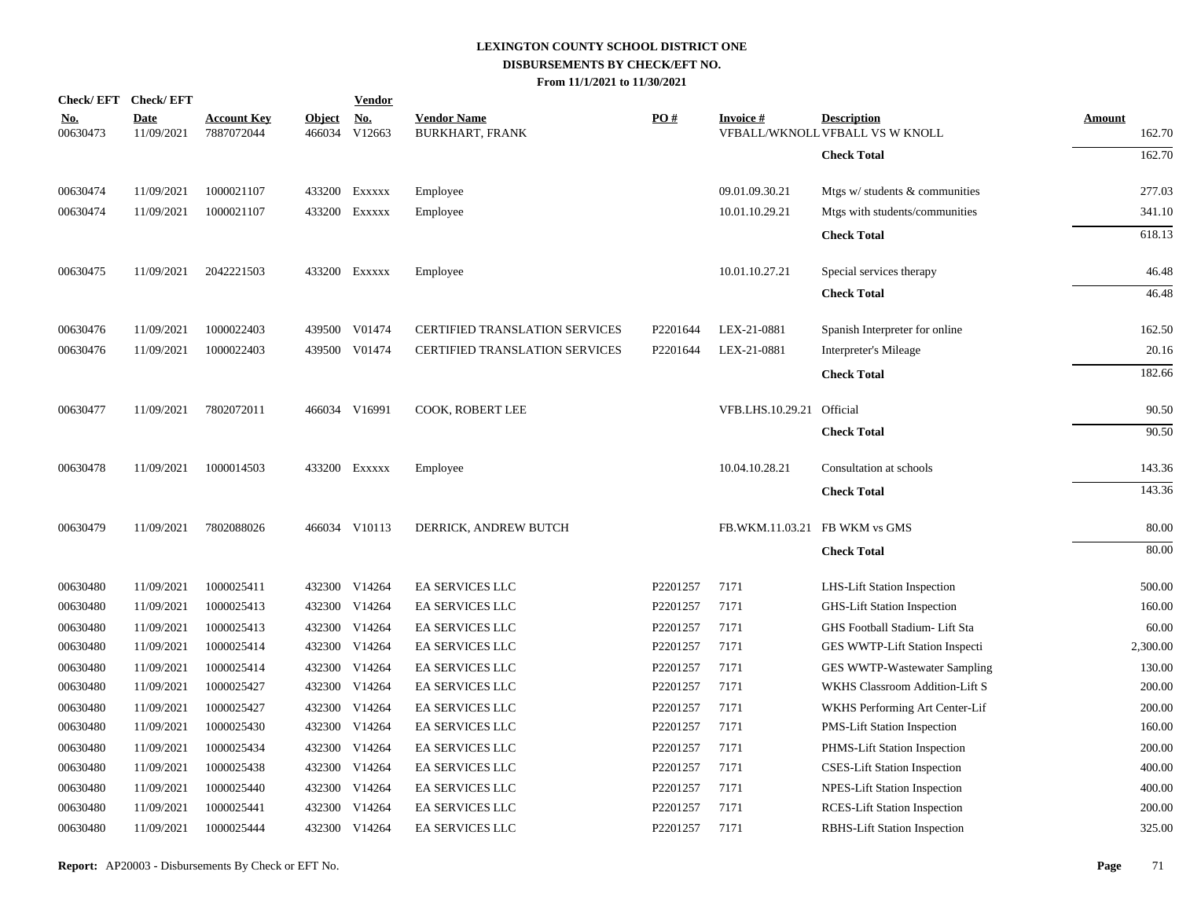# LEXINGTON COUNTY SCHOOL DISTRICT ONE
## DISBURSEMENTS BY CHECK/EFT NO.
### From 11/1/2021 to 11/30/2021

| Check/ EFT No. | Check/ EFT Date | Account Key | Object | Vendor No. | Vendor Name | PO # | Invoice # | Description | Amount |
|---|---|---|---|---|---|---|---|---|---|
| 00630473 | 11/09/2021 | 7887072044 | 466034 | V12663 | BURKHART, FRANK | | VFBALL/WKNOLL | VFBALL VS W KNOLL | 162.70 |
| | | | | | | | | **Check Total** | 162.70 |
| 00630474 | 11/09/2021 | 1000021107 | 433200 | Exxxxx | Employee | | 09.01.09.30.21 | Mtgs w/ students & communities | 277.03 |
| 00630474 | 11/09/2021 | 1000021107 | 433200 | Exxxxx | Employee | | 10.01.10.29.21 | Mtgs with students/communities | 341.10 |
| | | | | | | | | **Check Total** | 618.13 |
| 00630475 | 11/09/2021 | 2042221503 | 433200 | Exxxxx | Employee | | 10.01.10.27.21 | Special services therapy | 46.48 |
| | | | | | | | | **Check Total** | 46.48 |
| 00630476 | 11/09/2021 | 1000022403 | 439500 | V01474 | CERTIFIED TRANSLATION SERVICES | P2201644 | LEX-21-0881 | Spanish Interpreter for online | 162.50 |
| 00630476 | 11/09/2021 | 1000022403 | 439500 | V01474 | CERTIFIED TRANSLATION SERVICES | P2201644 | LEX-21-0881 | Interpreter's Mileage | 20.16 |
| | | | | | | | | **Check Total** | 182.66 |
| 00630477 | 11/09/2021 | 7802072011 | 466034 | V16991 | COOK, ROBERT LEE | | VFB.LHS.10.29.21 | Official | 90.50 |
| | | | | | | | | **Check Total** | 90.50 |
| 00630478 | 11/09/2021 | 1000014503 | 433200 | Exxxxx | Employee | | 10.04.10.28.21 | Consultation at schools | 143.36 |
| | | | | | | | | **Check Total** | 143.36 |
| 00630479 | 11/09/2021 | 7802088026 | 466034 | V10113 | DERRICK, ANDREW BUTCH | | FB.WKM.11.03.21 | FB WKM vs GMS | 80.00 |
| | | | | | | | | **Check Total** | 80.00 |
| 00630480 | 11/09/2021 | 1000025411 | 432300 | V14264 | EA SERVICES LLC | P2201257 | 7171 | LHS-Lift Station Inspection | 500.00 |
| 00630480 | 11/09/2021 | 1000025413 | 432300 | V14264 | EA SERVICES LLC | P2201257 | 7171 | GHS-Lift Station Inspection | 160.00 |
| 00630480 | 11/09/2021 | 1000025413 | 432300 | V14264 | EA SERVICES LLC | P2201257 | 7171 | GHS Football Stadium- Lift Sta | 60.00 |
| 00630480 | 11/09/2021 | 1000025414 | 432300 | V14264 | EA SERVICES LLC | P2201257 | 7171 | GES WWTP-Lift Station Inspecti | 2,300.00 |
| 00630480 | 11/09/2021 | 1000025414 | 432300 | V14264 | EA SERVICES LLC | P2201257 | 7171 | GES WWTP-Wastewater Sampling | 130.00 |
| 00630480 | 11/09/2021 | 1000025427 | 432300 | V14264 | EA SERVICES LLC | P2201257 | 7171 | WKHS Classroom Addition-Lift S | 200.00 |
| 00630480 | 11/09/2021 | 1000025427 | 432300 | V14264 | EA SERVICES LLC | P2201257 | 7171 | WKHS Performing Art Center-Lif | 200.00 |
| 00630480 | 11/09/2021 | 1000025430 | 432300 | V14264 | EA SERVICES LLC | P2201257 | 7171 | PMS-Lift Station Inspection | 160.00 |
| 00630480 | 11/09/2021 | 1000025434 | 432300 | V14264 | EA SERVICES LLC | P2201257 | 7171 | PHMS-Lift Station Inspection | 200.00 |
| 00630480 | 11/09/2021 | 1000025438 | 432300 | V14264 | EA SERVICES LLC | P2201257 | 7171 | CSES-Lift Station Inspection | 400.00 |
| 00630480 | 11/09/2021 | 1000025440 | 432300 | V14264 | EA SERVICES LLC | P2201257 | 7171 | NPES-Lift Station Inspection | 400.00 |
| 00630480 | 11/09/2021 | 1000025441 | 432300 | V14264 | EA SERVICES LLC | P2201257 | 7171 | RCES-Lift Station Inspection | 200.00 |
| 00630480 | 11/09/2021 | 1000025444 | 432300 | V14264 | EA SERVICES LLC | P2201257 | 7171 | RBHS-Lift Station Inspection | 325.00 |

**Report:** AP20003 - Disbursements By Check or EFT No.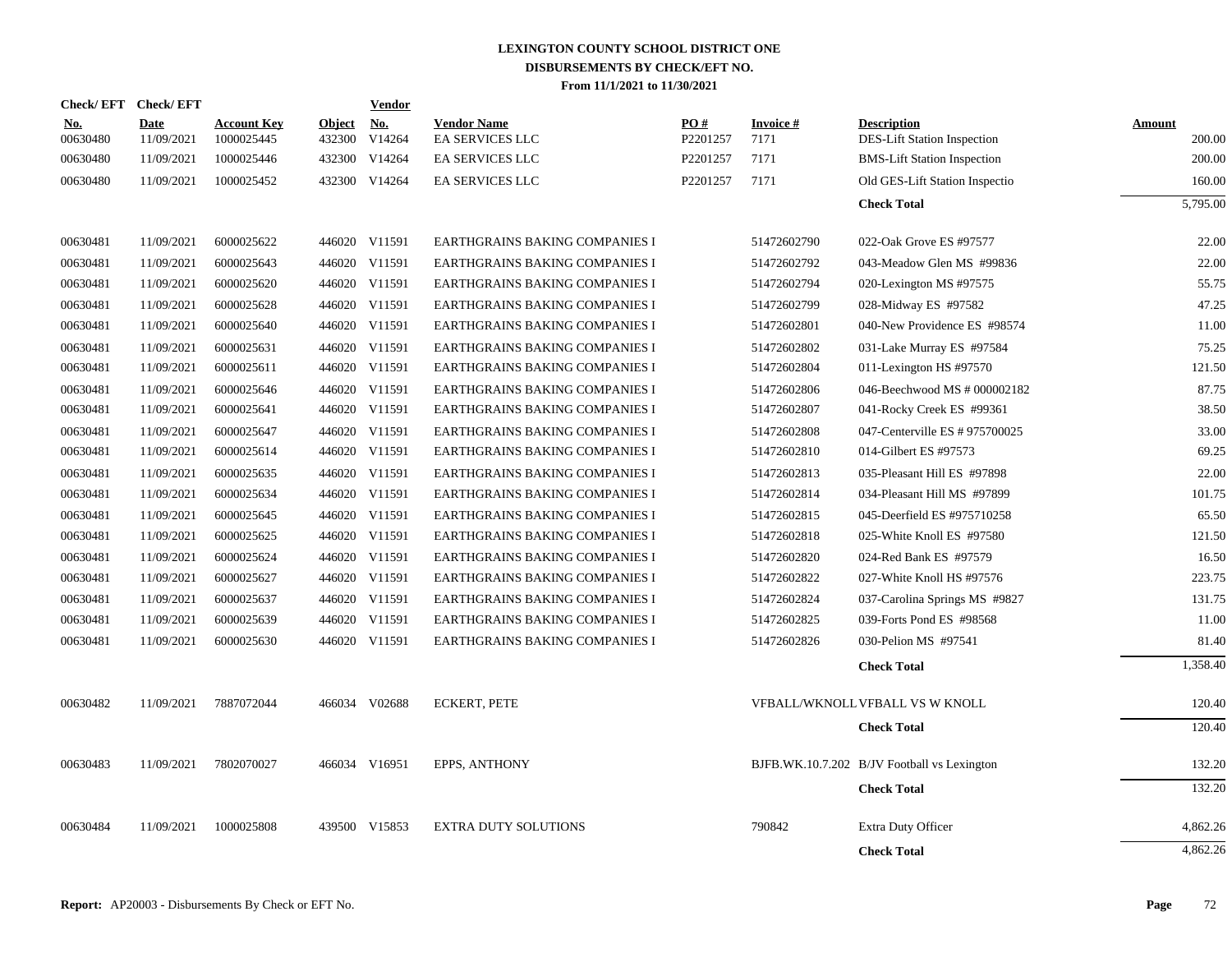# LEXINGTON COUNTY SCHOOL DISTRICT ONE
## DISBURSEMENTS BY CHECK/EFT NO.
### From 11/1/2021 to 11/30/2021

| Check/ EFT No. | Check/ EFT Date | Account Key | Object | Vendor No. | Vendor Name | PO # | Invoice # | Description | Amount |
|---|---|---|---|---|---|---|---|---|---|
| 00630480 | 11/09/2021 | 1000025445 | 432300 | V14264 | EA SERVICES LLC | P2201257 | 7171 | DES-Lift Station Inspection | 200.00 |
| 00630480 | 11/09/2021 | 1000025446 | 432300 | V14264 | EA SERVICES LLC | P2201257 | 7171 | BMS-Lift Station Inspection | 200.00 |
| 00630480 | 11/09/2021 | 1000025452 | 432300 | V14264 | EA SERVICES LLC | P2201257 | 7171 | Old GES-Lift Station Inspectio | 160.00 |
| | | | | | | | | **Check Total** | 5,795.00 |
| 00630481 | 11/09/2021 | 6000025622 | 446020 | V11591 | EARTHGRAINS BAKING COMPANIES I | | 51472602790 | 022-Oak Grove ES #97577 | 22.00 |
| 00630481 | 11/09/2021 | 6000025643 | 446020 | V11591 | EARTHGRAINS BAKING COMPANIES I | | 51472602792 | 043-Meadow Glen MS #99836 | 22.00 |
| 00630481 | 11/09/2021 | 6000025620 | 446020 | V11591 | EARTHGRAINS BAKING COMPANIES I | | 51472602794 | 020-Lexington MS #97575 | 55.75 |
| 00630481 | 11/09/2021 | 6000025628 | 446020 | V11591 | EARTHGRAINS BAKING COMPANIES I | | 51472602799 | 028-Midway ES #97582 | 47.25 |
| 00630481 | 11/09/2021 | 6000025640 | 446020 | V11591 | EARTHGRAINS BAKING COMPANIES I | | 51472602801 | 040-New Providence ES #98574 | 11.00 |
| 00630481 | 11/09/2021 | 6000025631 | 446020 | V11591 | EARTHGRAINS BAKING COMPANIES I | | 51472602802 | 031-Lake Murray ES #97584 | 75.25 |
| 00630481 | 11/09/2021 | 6000025611 | 446020 | V11591 | EARTHGRAINS BAKING COMPANIES I | | 51472602804 | 011-Lexington HS #97570 | 121.50 |
| 00630481 | 11/09/2021 | 6000025646 | 446020 | V11591 | EARTHGRAINS BAKING COMPANIES I | | 51472602806 | 046-Beechwood MS # 000002182 | 87.75 |
| 00630481 | 11/09/2021 | 6000025641 | 446020 | V11591 | EARTHGRAINS BAKING COMPANIES I | | 51472602807 | 041-Rocky Creek ES #99361 | 38.50 |
| 00630481 | 11/09/2021 | 6000025647 | 446020 | V11591 | EARTHGRAINS BAKING COMPANIES I | | 51472602808 | 047-Centerville ES # 975700025 | 33.00 |
| 00630481 | 11/09/2021 | 6000025614 | 446020 | V11591 | EARTHGRAINS BAKING COMPANIES I | | 51472602810 | 014-Gilbert ES #97573 | 69.25 |
| 00630481 | 11/09/2021 | 6000025635 | 446020 | V11591 | EARTHGRAINS BAKING COMPANIES I | | 51472602813 | 035-Pleasant Hill ES #97898 | 22.00 |
| 00630481 | 11/09/2021 | 6000025634 | 446020 | V11591 | EARTHGRAINS BAKING COMPANIES I | | 51472602814 | 034-Pleasant Hill MS #97899 | 101.75 |
| 00630481 | 11/09/2021 | 6000025645 | 446020 | V11591 | EARTHGRAINS BAKING COMPANIES I | | 51472602815 | 045-Deerfield ES #975710258 | 65.50 |
| 00630481 | 11/09/2021 | 6000025625 | 446020 | V11591 | EARTHGRAINS BAKING COMPANIES I | | 51472602818 | 025-White Knoll ES #97580 | 121.50 |
| 00630481 | 11/09/2021 | 6000025624 | 446020 | V11591 | EARTHGRAINS BAKING COMPANIES I | | 51472602820 | 024-Red Bank ES #97579 | 16.50 |
| 00630481 | 11/09/2021 | 6000025627 | 446020 | V11591 | EARTHGRAINS BAKING COMPANIES I | | 51472602822 | 027-White Knoll HS #97576 | 223.75 |
| 00630481 | 11/09/2021 | 6000025637 | 446020 | V11591 | EARTHGRAINS BAKING COMPANIES I | | 51472602824 | 037-Carolina Springs MS #9827 | 131.75 |
| 00630481 | 11/09/2021 | 6000025639 | 446020 | V11591 | EARTHGRAINS BAKING COMPANIES I | | 51472602825 | 039-Forts Pond ES #98568 | 11.00 |
| 00630481 | 11/09/2021 | 6000025630 | 446020 | V11591 | EARTHGRAINS BAKING COMPANIES I | | 51472602826 | 030-Pelion MS #97541 | 81.40 |
| | | | | | | | | **Check Total** | 1,358.40 |
| 00630482 | 11/09/2021 | 7887072044 | 466034 | V02688 | ECKERT, PETE | | VFBALL/WKNOLL | VFBALL VS W KNOLL | 120.40 |
| | | | | | | | | **Check Total** | 120.40 |
| 00630483 | 11/09/2021 | 7802070027 | 466034 | V16951 | EPPS, ANTHONY | | BJFB.WK.10.7.202 | B/JV Football vs Lexington | 132.20 |
| | | | | | | | | **Check Total** | 132.20 |
| 00630484 | 11/09/2021 | 1000025808 | 439500 | V15853 | EXTRA DUTY SOLUTIONS | | 790842 | Extra Duty Officer | 4,862.26 |
| | | | | | | | | **Check Total** | 4,862.26 |

**Report:** AP20003 - Disbursements By Check or EFT No.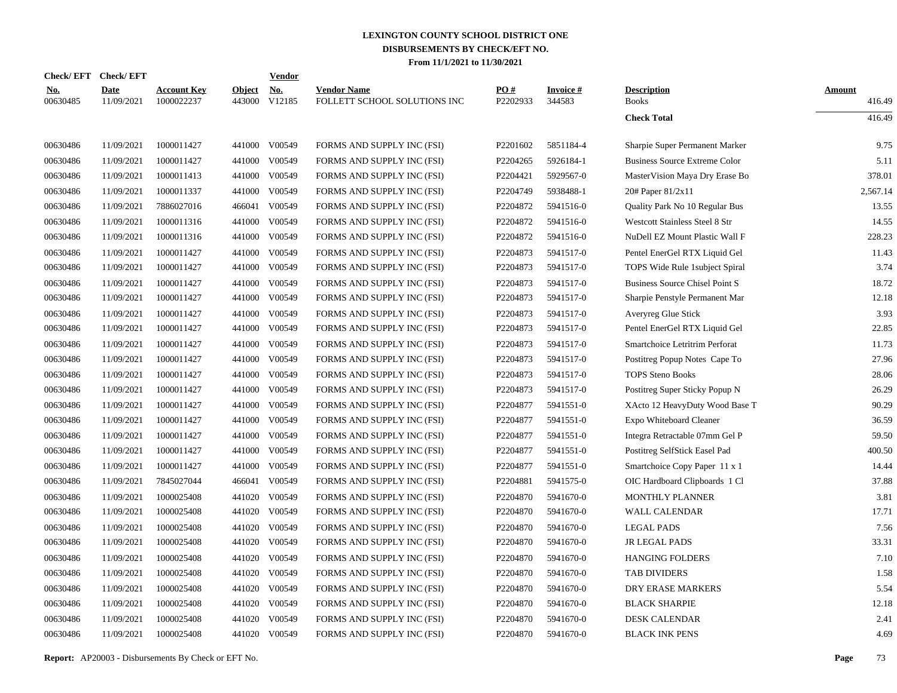# LEXINGTON COUNTY SCHOOL DISTRICT ONE
## DISBURSEMENTS BY CHECK/EFT NO.
### From 11/1/2021 to 11/30/2021

| Check/ EFT No. | Check/ EFT Date | Account Key | Object | Vendor No. | Vendor Name | PO # | Invoice # | Description | Amount |
|---|---|---|---|---|---|---|---|---|---|
| 00630485 | 11/09/2021 | 1000022237 | 443000 | V12185 | FOLLETT SCHOOL SOLUTIONS INC | P2202933 | 344583 | Books | 416.49 |
| | | | | | | | | **Check Total** | 416.49 |
| 00630486 | 11/09/2021 | 1000011427 | 441000 | V00549 | FORMS AND SUPPLY INC (FSI) | P2201602 | 5851184-4 | Sharpie Super Permanent Marker | 9.75 |
| 00630486 | 11/09/2021 | 1000011427 | 441000 | V00549 | FORMS AND SUPPLY INC (FSI) | P2204265 | 5926184-1 | Business Source Extreme Color | 5.11 |
| 00630486 | 11/09/2021 | 1000011413 | 441000 | V00549 | FORMS AND SUPPLY INC (FSI) | P2204421 | 5929567-0 | MasterVision Maya Dry Erase Bo | 378.01 |
| 00630486 | 11/09/2021 | 1000011337 | 441000 | V00549 | FORMS AND SUPPLY INC (FSI) | P2204749 | 5938488-1 | 20# Paper 81/2x11 | 2,567.14 |
| 00630486 | 11/09/2021 | 7886027016 | 466041 | V00549 | FORMS AND SUPPLY INC (FSI) | P2204872 | 5941516-0 | Quality Park No 10 Regular Bus | 13.55 |
| 00630486 | 11/09/2021 | 1000011316 | 441000 | V00549 | FORMS AND SUPPLY INC (FSI) | P2204872 | 5941516-0 | Westcott Stainless Steel 8 Str | 14.55 |
| 00630486 | 11/09/2021 | 1000011316 | 441000 | V00549 | FORMS AND SUPPLY INC (FSI) | P2204872 | 5941516-0 | NuDell EZ Mount Plastic Wall F | 228.23 |
| 00630486 | 11/09/2021 | 1000011427 | 441000 | V00549 | FORMS AND SUPPLY INC (FSI) | P2204873 | 5941517-0 | Pentel EnerGel RTX Liquid Gel | 11.43 |
| 00630486 | 11/09/2021 | 1000011427 | 441000 | V00549 | FORMS AND SUPPLY INC (FSI) | P2204873 | 5941517-0 | TOPS Wide Rule 1subject Spiral | 3.74 |
| 00630486 | 11/09/2021 | 1000011427 | 441000 | V00549 | FORMS AND SUPPLY INC (FSI) | P2204873 | 5941517-0 | Business Source Chisel Point S | 18.72 |
| 00630486 | 11/09/2021 | 1000011427 | 441000 | V00549 | FORMS AND SUPPLY INC (FSI) | P2204873 | 5941517-0 | Sharpie Penstyle Permanent Mar | 12.18 |
| 00630486 | 11/09/2021 | 1000011427 | 441000 | V00549 | FORMS AND SUPPLY INC (FSI) | P2204873 | 5941517-0 | Averyreg Glue Stick | 3.93 |
| 00630486 | 11/09/2021 | 1000011427 | 441000 | V00549 | FORMS AND SUPPLY INC (FSI) | P2204873 | 5941517-0 | Pentel EnerGel RTX Liquid Gel | 22.85 |
| 00630486 | 11/09/2021 | 1000011427 | 441000 | V00549 | FORMS AND SUPPLY INC (FSI) | P2204873 | 5941517-0 | Smartchoice Letritrim Perforat | 11.73 |
| 00630486 | 11/09/2021 | 1000011427 | 441000 | V00549 | FORMS AND SUPPLY INC (FSI) | P2204873 | 5941517-0 | Postitreg Popup Notes Cape To | 27.96 |
| 00630486 | 11/09/2021 | 1000011427 | 441000 | V00549 | FORMS AND SUPPLY INC (FSI) | P2204873 | 5941517-0 | TOPS Steno Books | 28.06 |
| 00630486 | 11/09/2021 | 1000011427 | 441000 | V00549 | FORMS AND SUPPLY INC (FSI) | P2204873 | 5941517-0 | Postitreg Super Sticky Popup N | 26.29 |
| 00630486 | 11/09/2021 | 1000011427 | 441000 | V00549 | FORMS AND SUPPLY INC (FSI) | P2204877 | 5941551-0 | XActo 12 HeavyDuty Wood Base T | 90.29 |
| 00630486 | 11/09/2021 | 1000011427 | 441000 | V00549 | FORMS AND SUPPLY INC (FSI) | P2204877 | 5941551-0 | Expo Whiteboard Cleaner | 36.59 |
| 00630486 | 11/09/2021 | 1000011427 | 441000 | V00549 | FORMS AND SUPPLY INC (FSI) | P2204877 | 5941551-0 | Integra Retractable 07mm Gel P | 59.50 |
| 00630486 | 11/09/2021 | 1000011427 | 441000 | V00549 | FORMS AND SUPPLY INC (FSI) | P2204877 | 5941551-0 | Postitreg SelfStick Easel Pad | 400.50 |
| 00630486 | 11/09/2021 | 1000011427 | 441000 | V00549 | FORMS AND SUPPLY INC (FSI) | P2204877 | 5941551-0 | Smartchoice Copy Paper 11 x 1 | 14.44 |
| 00630486 | 11/09/2021 | 7845027044 | 466041 | V00549 | FORMS AND SUPPLY INC (FSI) | P2204881 | 5941575-0 | OIC Hardboard Clipboards 1 Cl | 37.88 |
| 00630486 | 11/09/2021 | 1000025408 | 441020 | V00549 | FORMS AND SUPPLY INC (FSI) | P2204870 | 5941670-0 | MONTHLY PLANNER | 3.81 |
| 00630486 | 11/09/2021 | 1000025408 | 441020 | V00549 | FORMS AND SUPPLY INC (FSI) | P2204870 | 5941670-0 | WALL CALENDAR | 17.71 |
| 00630486 | 11/09/2021 | 1000025408 | 441020 | V00549 | FORMS AND SUPPLY INC (FSI) | P2204870 | 5941670-0 | LEGAL PADS | 7.56 |
| 00630486 | 11/09/2021 | 1000025408 | 441020 | V00549 | FORMS AND SUPPLY INC (FSI) | P2204870 | 5941670-0 | JR LEGAL PADS | 33.31 |
| 00630486 | 11/09/2021 | 1000025408 | 441020 | V00549 | FORMS AND SUPPLY INC (FSI) | P2204870 | 5941670-0 | HANGING FOLDERS | 7.10 |
| 00630486 | 11/09/2021 | 1000025408 | 441020 | V00549 | FORMS AND SUPPLY INC (FSI) | P2204870 | 5941670-0 | TAB DIVIDERS | 1.58 |
| 00630486 | 11/09/2021 | 1000025408 | 441020 | V00549 | FORMS AND SUPPLY INC (FSI) | P2204870 | 5941670-0 | DRY ERASE MARKERS | 5.54 |
| 00630486 | 11/09/2021 | 1000025408 | 441020 | V00549 | FORMS AND SUPPLY INC (FSI) | P2204870 | 5941670-0 | BLACK SHARPIE | 12.18 |
| 00630486 | 11/09/2021 | 1000025408 | 441020 | V00549 | FORMS AND SUPPLY INC (FSI) | P2204870 | 5941670-0 | DESK CALENDAR | 2.41 |
| 00630486 | 11/09/2021 | 1000025408 | 441020 | V00549 | FORMS AND SUPPLY INC (FSI) | P2204870 | 5941670-0 | BLACK INK PENS | 4.69 |

**Report:** AP20003 - Disbursements By Check or EFT No.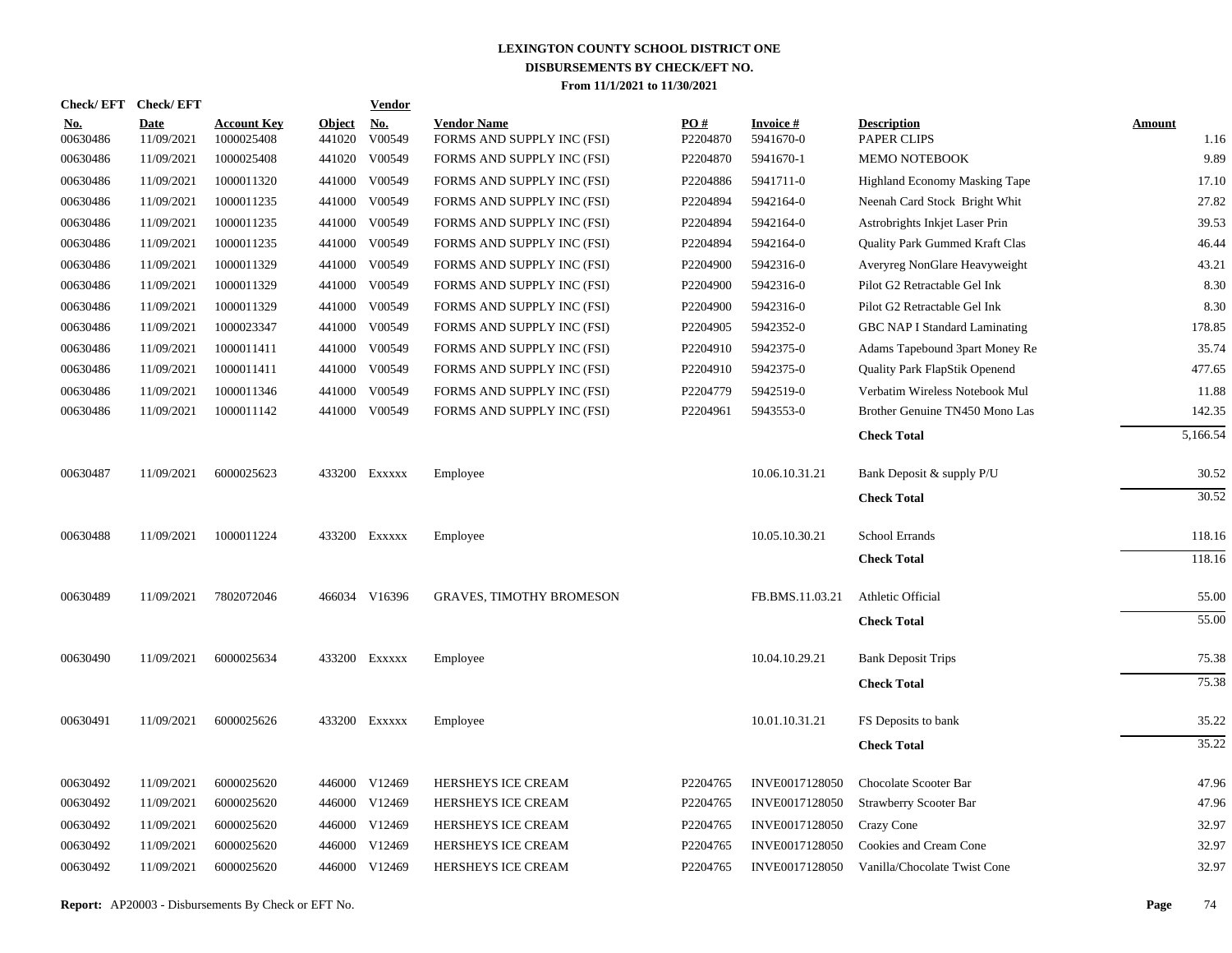# LEXINGTON COUNTY SCHOOL DISTRICT ONE
## DISBURSEMENTS BY CHECK/EFT NO.
### From 11/1/2021 to 11/30/2021

| Check/ EFT No. | Check/ EFT Date | Account Key | Object | Vendor No. | Vendor Name | PO # | Invoice # | Description | Amount |
|---|---|---|---|---|---|---|---|---|---|
| 00630486 | 11/09/2021 | 1000025408 | 441020 | V00549 | FORMS AND SUPPLY INC (FSI) | P2204870 | 5941670-0 | PAPER CLIPS | 1.16 |
| 00630486 | 11/09/2021 | 1000025408 | 441020 | V00549 | FORMS AND SUPPLY INC (FSI) | P2204870 | 5941670-1 | MEMO NOTEBOOK | 9.89 |
| 00630486 | 11/09/2021 | 1000011320 | 441000 | V00549 | FORMS AND SUPPLY INC (FSI) | P2204886 | 5941711-0 | Highland Economy Masking Tape | 17.10 |
| 00630486 | 11/09/2021 | 1000011235 | 441000 | V00549 | FORMS AND SUPPLY INC (FSI) | P2204894 | 5942164-0 | Neenah Card Stock Bright Whit | 27.82 |
| 00630486 | 11/09/2021 | 1000011235 | 441000 | V00549 | FORMS AND SUPPLY INC (FSI) | P2204894 | 5942164-0 | Astrobrights Inkjet Laser Prin | 39.53 |
| 00630486 | 11/09/2021 | 1000011235 | 441000 | V00549 | FORMS AND SUPPLY INC (FSI) | P2204894 | 5942164-0 | Quality Park Gummed Kraft Clas | 46.44 |
| 00630486 | 11/09/2021 | 1000011329 | 441000 | V00549 | FORMS AND SUPPLY INC (FSI) | P2204900 | 5942316-0 | Averyreg NonGlare Heavyweight | 43.21 |
| 00630486 | 11/09/2021 | 1000011329 | 441000 | V00549 | FORMS AND SUPPLY INC (FSI) | P2204900 | 5942316-0 | Pilot G2 Retractable Gel Ink | 8.30 |
| 00630486 | 11/09/2021 | 1000011329 | 441000 | V00549 | FORMS AND SUPPLY INC (FSI) | P2204900 | 5942316-0 | Pilot G2 Retractable Gel Ink | 8.30 |
| 00630486 | 11/09/2021 | 1000023347 | 441000 | V00549 | FORMS AND SUPPLY INC (FSI) | P2204905 | 5942352-0 | GBC NAP I Standard Laminating | 178.85 |
| 00630486 | 11/09/2021 | 1000011411 | 441000 | V00549 | FORMS AND SUPPLY INC (FSI) | P2204910 | 5942375-0 | Adams Tapebound 3part Money Re | 35.74 |
| 00630486 | 11/09/2021 | 1000011411 | 441000 | V00549 | FORMS AND SUPPLY INC (FSI) | P2204910 | 5942375-0 | Quality Park FlapStik Openend | 477.65 |
| 00630486 | 11/09/2021 | 1000011346 | 441000 | V00549 | FORMS AND SUPPLY INC (FSI) | P2204779 | 5942519-0 | Verbatim Wireless Notebook Mul | 11.88 |
| 00630486 | 11/09/2021 | 1000011142 | 441000 | V00549 | FORMS AND SUPPLY INC (FSI) | P2204961 | 5943553-0 | Brother Genuine TN450 Mono Las | 142.35 |
| | | | | | | | | **Check Total** | 5,166.54 |
| 00630487 | 11/09/2021 | 6000025623 | 433200 | Exxxxx | Employee | | 10.06.10.31.21 | Bank Deposit & supply P/U | 30.52 |
| | | | | | | | | **Check Total** | 30.52 |
| 00630488 | 11/09/2021 | 1000011224 | 433200 | Exxxxx | Employee | | 10.05.10.30.21 | School Errands | 118.16 |
| | | | | | | | | **Check Total** | 118.16 |
| 00630489 | 11/09/2021 | 7802072046 | 466034 | V16396 | GRAVES, TIMOTHY BROMESON | | FB.BMS.11.03.21 | Athletic Official | 55.00 |
| | | | | | | | | **Check Total** | 55.00 |
| 00630490 | 11/09/2021 | 6000025634 | 433200 | Exxxxx | Employee | | 10.04.10.29.21 | Bank Deposit Trips | 75.38 |
| | | | | | | | | **Check Total** | 75.38 |
| 00630491 | 11/09/2021 | 6000025626 | 433200 | Exxxxx | Employee | | 10.01.10.31.21 | FS Deposits to bank | 35.22 |
| | | | | | | | | **Check Total** | 35.22 |
| 00630492 | 11/09/2021 | 6000025620 | 446000 | V12469 | HERSHEYS ICE CREAM | P2204765 | INVE0017128050 | Chocolate Scooter Bar | 47.96 |
| 00630492 | 11/09/2021 | 6000025620 | 446000 | V12469 | HERSHEYS ICE CREAM | P2204765 | INVE0017128050 | Strawberry Scooter Bar | 47.96 |
| 00630492 | 11/09/2021 | 6000025620 | 446000 | V12469 | HERSHEYS ICE CREAM | P2204765 | INVE0017128050 | Crazy Cone | 32.97 |
| 00630492 | 11/09/2021 | 6000025620 | 446000 | V12469 | HERSHEYS ICE CREAM | P2204765 | INVE0017128050 | Cookies and Cream Cone | 32.97 |
| 00630492 | 11/09/2021 | 6000025620 | 446000 | V12469 | HERSHEYS ICE CREAM | P2204765 | INVE0017128050 | Vanilla/Chocolate Twist Cone | 32.97 |

**Report:** AP20003 - Disbursements By Check or EFT No.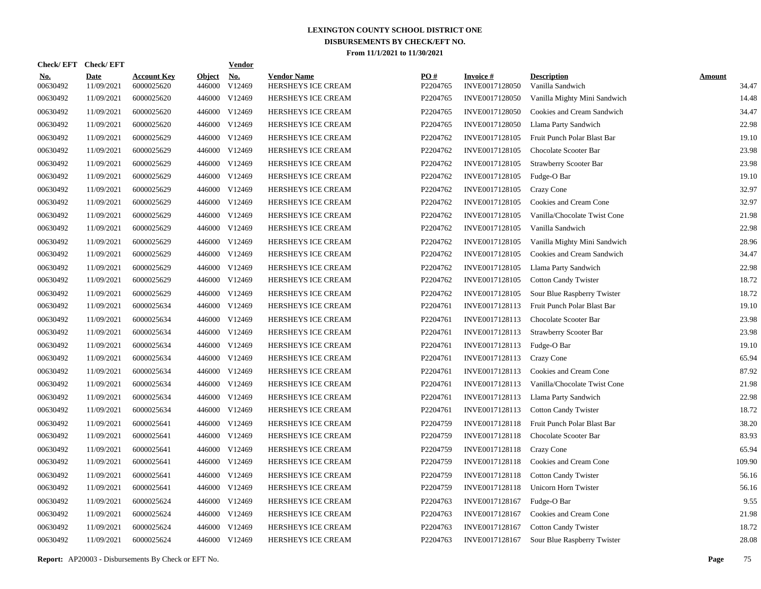# LEXINGTON COUNTY SCHOOL DISTRICT ONE
## DISBURSEMENTS BY CHECK/EFT NO.
### From 11/1/2021 to 11/30/2021

| Check/ EFT No. | Check/ EFT Date | Account Key | Object | Vendor No. | Vendor Name | PO # | Invoice # | Description | Amount |
|---|---|---|---|---|---|---|---|---|---|
| 00630492 | 11/09/2021 | 6000025620 | 446000 | V12469 | HERSHEYS ICE CREAM | P2204765 | INVE0017128050 | Vanilla Sandwich | 34.47 |
| 00630492 | 11/09/2021 | 6000025620 | 446000 | V12469 | HERSHEYS ICE CREAM | P2204765 | INVE0017128050 | Vanilla Mighty Mini Sandwich | 14.48 |
| 00630492 | 11/09/2021 | 6000025620 | 446000 | V12469 | HERSHEYS ICE CREAM | P2204765 | INVE0017128050 | Cookies and Cream Sandwich | 34.47 |
| 00630492 | 11/09/2021 | 6000025620 | 446000 | V12469 | HERSHEYS ICE CREAM | P2204765 | INVE0017128050 | Llama Party Sandwich | 22.98 |
| 00630492 | 11/09/2021 | 6000025629 | 446000 | V12469 | HERSHEYS ICE CREAM | P2204762 | INVE0017128105 | Fruit Punch Polar Blast Bar | 19.10 |
| 00630492 | 11/09/2021 | 6000025629 | 446000 | V12469 | HERSHEYS ICE CREAM | P2204762 | INVE0017128105 | Chocolate Scooter Bar | 23.98 |
| 00630492 | 11/09/2021 | 6000025629 | 446000 | V12469 | HERSHEYS ICE CREAM | P2204762 | INVE0017128105 | Strawberry Scooter Bar | 23.98 |
| 00630492 | 11/09/2021 | 6000025629 | 446000 | V12469 | HERSHEYS ICE CREAM | P2204762 | INVE0017128105 | Fudge-O Bar | 19.10 |
| 00630492 | 11/09/2021 | 6000025629 | 446000 | V12469 | HERSHEYS ICE CREAM | P2204762 | INVE0017128105 | Crazy Cone | 32.97 |
| 00630492 | 11/09/2021 | 6000025629 | 446000 | V12469 | HERSHEYS ICE CREAM | P2204762 | INVE0017128105 | Cookies and Cream Cone | 32.97 |
| 00630492 | 11/09/2021 | 6000025629 | 446000 | V12469 | HERSHEYS ICE CREAM | P2204762 | INVE0017128105 | Vanilla/Chocolate Twist Cone | 21.98 |
| 00630492 | 11/09/2021 | 6000025629 | 446000 | V12469 | HERSHEYS ICE CREAM | P2204762 | INVE0017128105 | Vanilla Sandwich | 22.98 |
| 00630492 | 11/09/2021 | 6000025629 | 446000 | V12469 | HERSHEYS ICE CREAM | P2204762 | INVE0017128105 | Vanilla Mighty Mini Sandwich | 28.96 |
| 00630492 | 11/09/2021 | 6000025629 | 446000 | V12469 | HERSHEYS ICE CREAM | P2204762 | INVE0017128105 | Cookies and Cream Sandwich | 34.47 |
| 00630492 | 11/09/2021 | 6000025629 | 446000 | V12469 | HERSHEYS ICE CREAM | P2204762 | INVE0017128105 | Llama Party Sandwich | 22.98 |
| 00630492 | 11/09/2021 | 6000025629 | 446000 | V12469 | HERSHEYS ICE CREAM | P2204762 | INVE0017128105 | Cotton Candy Twister | 18.72 |
| 00630492 | 11/09/2021 | 6000025629 | 446000 | V12469 | HERSHEYS ICE CREAM | P2204762 | INVE0017128105 | Sour Blue Raspberry Twister | 18.72 |
| 00630492 | 11/09/2021 | 6000025634 | 446000 | V12469 | HERSHEYS ICE CREAM | P2204761 | INVE0017128113 | Fruit Punch Polar Blast Bar | 19.10 |
| 00630492 | 11/09/2021 | 6000025634 | 446000 | V12469 | HERSHEYS ICE CREAM | P2204761 | INVE0017128113 | Chocolate Scooter Bar | 23.98 |
| 00630492 | 11/09/2021 | 6000025634 | 446000 | V12469 | HERSHEYS ICE CREAM | P2204761 | INVE0017128113 | Strawberry Scooter Bar | 23.98 |
| 00630492 | 11/09/2021 | 6000025634 | 446000 | V12469 | HERSHEYS ICE CREAM | P2204761 | INVE0017128113 | Fudge-O Bar | 19.10 |
| 00630492 | 11/09/2021 | 6000025634 | 446000 | V12469 | HERSHEYS ICE CREAM | P2204761 | INVE0017128113 | Crazy Cone | 65.94 |
| 00630492 | 11/09/2021 | 6000025634 | 446000 | V12469 | HERSHEYS ICE CREAM | P2204761 | INVE0017128113 | Cookies and Cream Cone | 87.92 |
| 00630492 | 11/09/2021 | 6000025634 | 446000 | V12469 | HERSHEYS ICE CREAM | P2204761 | INVE0017128113 | Vanilla/Chocolate Twist Cone | 21.98 |
| 00630492 | 11/09/2021 | 6000025634 | 446000 | V12469 | HERSHEYS ICE CREAM | P2204761 | INVE0017128113 | Llama Party Sandwich | 22.98 |
| 00630492 | 11/09/2021 | 6000025634 | 446000 | V12469 | HERSHEYS ICE CREAM | P2204761 | INVE0017128113 | Cotton Candy Twister | 18.72 |
| 00630492 | 11/09/2021 | 6000025641 | 446000 | V12469 | HERSHEYS ICE CREAM | P2204759 | INVE0017128118 | Fruit Punch Polar Blast Bar | 38.20 |
| 00630492 | 11/09/2021 | 6000025641 | 446000 | V12469 | HERSHEYS ICE CREAM | P2204759 | INVE0017128118 | Chocolate Scooter Bar | 83.93 |
| 00630492 | 11/09/2021 | 6000025641 | 446000 | V12469 | HERSHEYS ICE CREAM | P2204759 | INVE0017128118 | Crazy Cone | 65.94 |
| 00630492 | 11/09/2021 | 6000025641 | 446000 | V12469 | HERSHEYS ICE CREAM | P2204759 | INVE0017128118 | Cookies and Cream Cone | 109.90 |
| 00630492 | 11/09/2021 | 6000025641 | 446000 | V12469 | HERSHEYS ICE CREAM | P2204759 | INVE0017128118 | Cotton Candy Twister | 56.16 |
| 00630492 | 11/09/2021 | 6000025641 | 446000 | V12469 | HERSHEYS ICE CREAM | P2204759 | INVE0017128118 | Unicorn Horn Twister | 56.16 |
| 00630492 | 11/09/2021 | 6000025624 | 446000 | V12469 | HERSHEYS ICE CREAM | P2204763 | INVE0017128167 | Fudge-O Bar | 9.55 |
| 00630492 | 11/09/2021 | 6000025624 | 446000 | V12469 | HERSHEYS ICE CREAM | P2204763 | INVE0017128167 | Cookies and Cream Cone | 21.98 |
| 00630492 | 11/09/2021 | 6000025624 | 446000 | V12469 | HERSHEYS ICE CREAM | P2204763 | INVE0017128167 | Cotton Candy Twister | 18.72 |
| 00630492 | 11/09/2021 | 6000025624 | 446000 | V12469 | HERSHEYS ICE CREAM | P2204763 | INVE0017128167 | Sour Blue Raspberry Twister | 28.08 |

**Report:** AP20003 - Disbursements By Check or EFT No.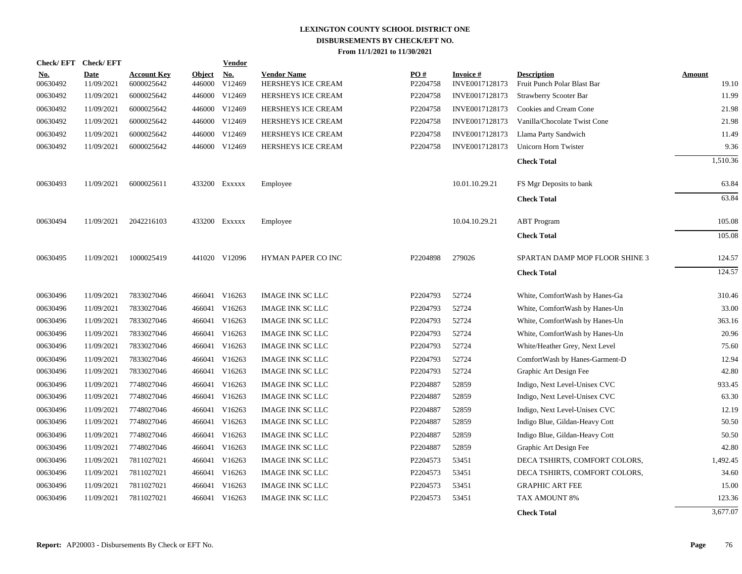# LEXINGTON COUNTY SCHOOL DISTRICT ONE
## DISBURSEMENTS BY CHECK/EFT NO.
### From 11/1/2021 to 11/30/2021

| Check/ EFT No. | Check/ EFT Date | Account Key | Object | Vendor No. | Vendor Name | PO # | Invoice # | Description | Amount |
|---|---|---|---|---|---|---|---|---|---|
| 00630492 | 11/09/2021 | 6000025642 | 446000 | V12469 | HERSHEYS ICE CREAM | P2204758 | INVE0017128173 | Fruit Punch Polar Blast Bar | 19.10 |
| 00630492 | 11/09/2021 | 6000025642 | 446000 | V12469 | HERSHEYS ICE CREAM | P2204758 | INVE0017128173 | Strawberry Scooter Bar | 11.99 |
| 00630492 | 11/09/2021 | 6000025642 | 446000 | V12469 | HERSHEYS ICE CREAM | P2204758 | INVE0017128173 | Cookies and Cream Cone | 21.98 |
| 00630492 | 11/09/2021 | 6000025642 | 446000 | V12469 | HERSHEYS ICE CREAM | P2204758 | INVE0017128173 | Vanilla/Chocolate Twist Cone | 21.98 |
| 00630492 | 11/09/2021 | 6000025642 | 446000 | V12469 | HERSHEYS ICE CREAM | P2204758 | INVE0017128173 | Llama Party Sandwich | 11.49 |
| 00630492 | 11/09/2021 | 6000025642 | 446000 | V12469 | HERSHEYS ICE CREAM | P2204758 | INVE0017128173 | Unicorn Horn Twister | 9.36 |
| | | | | | | | | **Check Total** | 1,510.36 |
| 00630493 | 11/09/2021 | 6000025611 | 433200 | Exxxxx | Employee | | 10.01.10.29.21 | FS Mgr Deposits to bank | 63.84 |
| | | | | | | | | **Check Total** | 63.84 |
| 00630494 | 11/09/2021 | 2042216103 | 433200 | Exxxxx | Employee | | 10.04.10.29.21 | ABT Program | 105.08 |
| | | | | | | | | **Check Total** | 105.08 |
| 00630495 | 11/09/2021 | 1000025419 | 441020 | V12096 | HYMAN PAPER CO INC | P2204898 | 279026 | SPARTAN DAMP MOP FLOOR SHINE 3 | 124.57 |
| | | | | | | | | **Check Total** | 124.57 |
| 00630496 | 11/09/2021 | 7833027046 | 466041 | V16263 | IMAGE INK SC LLC | P2204793 | 52724 | White, ComfortWash by Hanes-Ga | 310.46 |
| 00630496 | 11/09/2021 | 7833027046 | 466041 | V16263 | IMAGE INK SC LLC | P2204793 | 52724 | White, ComfortWash by Hanes-Un | 33.00 |
| 00630496 | 11/09/2021 | 7833027046 | 466041 | V16263 | IMAGE INK SC LLC | P2204793 | 52724 | White, ComfortWash by Hanes-Un | 363.16 |
| 00630496 | 11/09/2021 | 7833027046 | 466041 | V16263 | IMAGE INK SC LLC | P2204793 | 52724 | White, ComfortWash by Hanes-Un | 20.96 |
| 00630496 | 11/09/2021 | 7833027046 | 466041 | V16263 | IMAGE INK SC LLC | P2204793 | 52724 | White/Heather Grey, Next Level | 75.60 |
| 00630496 | 11/09/2021 | 7833027046 | 466041 | V16263 | IMAGE INK SC LLC | P2204793 | 52724 | ComfortWash by Hanes-Garment-D | 12.94 |
| 00630496 | 11/09/2021 | 7833027046 | 466041 | V16263 | IMAGE INK SC LLC | P2204793 | 52724 | Graphic Art Design Fee | 42.80 |
| 00630496 | 11/09/2021 | 7748027046 | 466041 | V16263 | IMAGE INK SC LLC | P2204887 | 52859 | Indigo, Next Level-Unisex CVC | 933.45 |
| 00630496 | 11/09/2021 | 7748027046 | 466041 | V16263 | IMAGE INK SC LLC | P2204887 | 52859 | Indigo, Next Level-Unisex CVC | 63.30 |
| 00630496 | 11/09/2021 | 7748027046 | 466041 | V16263 | IMAGE INK SC LLC | P2204887 | 52859 | Indigo, Next Level-Unisex CVC | 12.19 |
| 00630496 | 11/09/2021 | 7748027046 | 466041 | V16263 | IMAGE INK SC LLC | P2204887 | 52859 | Indigo Blue, Gildan-Heavy Cott | 50.50 |
| 00630496 | 11/09/2021 | 7748027046 | 466041 | V16263 | IMAGE INK SC LLC | P2204887 | 52859 | Indigo Blue, Gildan-Heavy Cott | 50.50 |
| 00630496 | 11/09/2021 | 7748027046 | 466041 | V16263 | IMAGE INK SC LLC | P2204887 | 52859 | Graphic Art Design Fee | 42.80 |
| 00630496 | 11/09/2021 | 7811027021 | 466041 | V16263 | IMAGE INK SC LLC | P2204573 | 53451 | DECA TSHIRTS, COMFORT COLORS, | 1,492.45 |
| 00630496 | 11/09/2021 | 7811027021 | 466041 | V16263 | IMAGE INK SC LLC | P2204573 | 53451 | DECA TSHIRTS, COMFORT COLORS, | 34.60 |
| 00630496 | 11/09/2021 | 7811027021 | 466041 | V16263 | IMAGE INK SC LLC | P2204573 | 53451 | GRAPHIC ART FEE | 15.00 |
| 00630496 | 11/09/2021 | 7811027021 | 466041 | V16263 | IMAGE INK SC LLC | P2204573 | 53451 | TAX AMOUNT 8% | 123.36 |
| | | | | | | | | **Check Total** | 3,677.07 |

**Report:** AP20003 - Disbursements By Check or EFT No.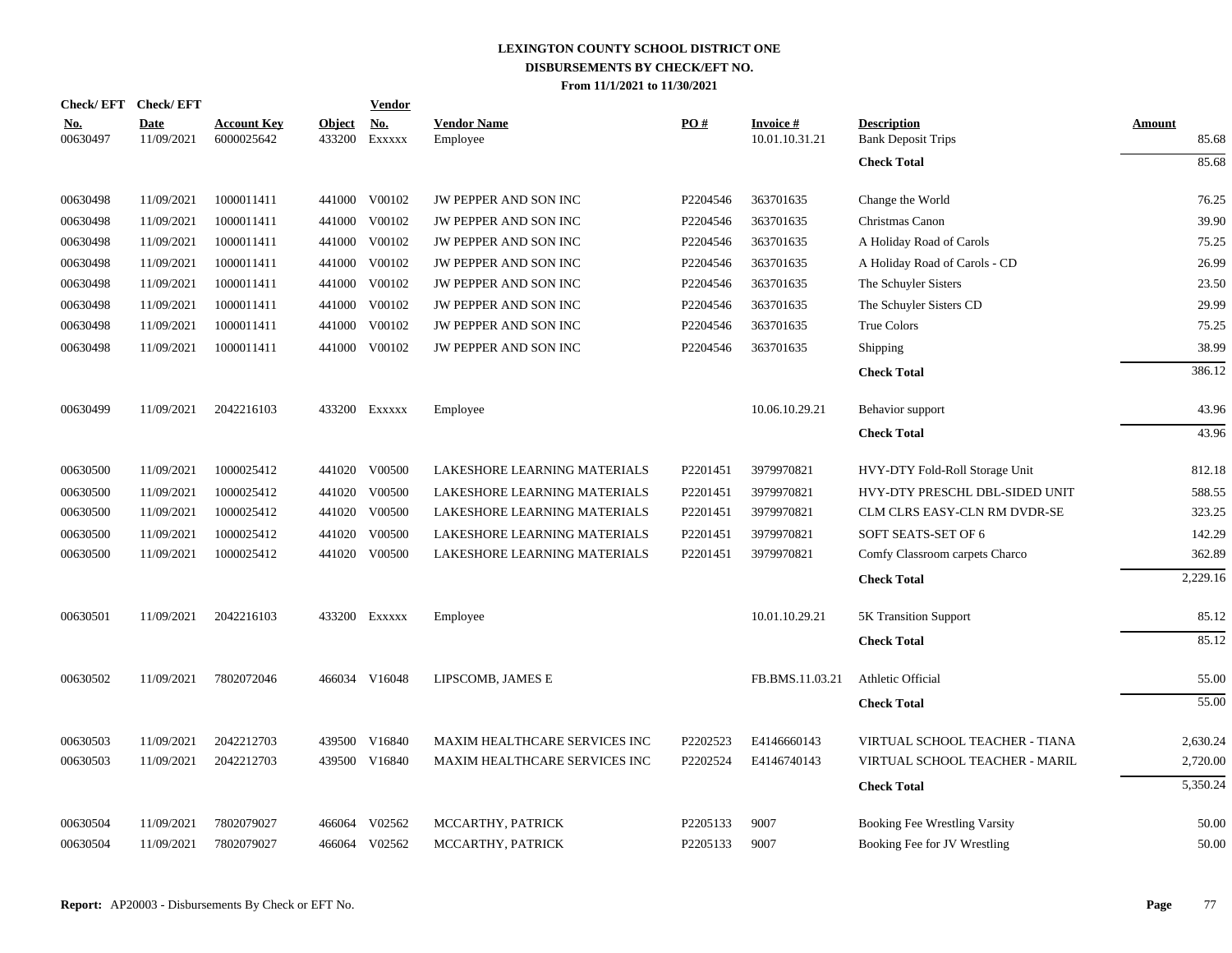# LEXINGTON COUNTY SCHOOL DISTRICT ONE
## DISBURSEMENTS BY CHECK/EFT NO.
### From 11/1/2021 to 11/30/2021

| Check/EFT No. | Check/EFT Date | Account Key | Object | Vendor No. | Vendor Name | PO # | Invoice # | Description | Amount |
|---|---|---|---|---|---|---|---|---|---|
| 00630497 | 11/09/2021 | 6000025642 | 433200 | Exxxxx | Employee | | 10.01.10.31.21 | Bank Deposit Trips | 85.68 |
| | | | | | | | | **Check Total** | 85.68 |
| 00630498 | 11/09/2021 | 1000011411 | 441000 | V00102 | JW PEPPER AND SON INC | P2204546 | 363701635 | Change the World | 76.25 |
| 00630498 | 11/09/2021 | 1000011411 | 441000 | V00102 | JW PEPPER AND SON INC | P2204546 | 363701635 | Christmas Canon | 39.90 |
| 00630498 | 11/09/2021 | 1000011411 | 441000 | V00102 | JW PEPPER AND SON INC | P2204546 | 363701635 | A Holiday Road of Carols | 75.25 |
| 00630498 | 11/09/2021 | 1000011411 | 441000 | V00102 | JW PEPPER AND SON INC | P2204546 | 363701635 | A Holiday Road of Carols - CD | 26.99 |
| 00630498 | 11/09/2021 | 1000011411 | 441000 | V00102 | JW PEPPER AND SON INC | P2204546 | 363701635 | The Schuyler Sisters | 23.50 |
| 00630498 | 11/09/2021 | 1000011411 | 441000 | V00102 | JW PEPPER AND SON INC | P2204546 | 363701635 | The Schuyler Sisters CD | 29.99 |
| 00630498 | 11/09/2021 | 1000011411 | 441000 | V00102 | JW PEPPER AND SON INC | P2204546 | 363701635 | True Colors | 75.25 |
| 00630498 | 11/09/2021 | 1000011411 | 441000 | V00102 | JW PEPPER AND SON INC | P2204546 | 363701635 | Shipping | 38.99 |
| | | | | | | | | **Check Total** | 386.12 |
| 00630499 | 11/09/2021 | 2042216103 | 433200 | Exxxxx | Employee | | 10.06.10.29.21 | Behavior support | 43.96 |
| | | | | | | | | **Check Total** | 43.96 |
| 00630500 | 11/09/2021 | 1000025412 | 441020 | V00500 | LAKESHORE LEARNING MATERIALS | P2201451 | 3979970821 | HVY-DTY Fold-Roll Storage Unit | 812.18 |
| 00630500 | 11/09/2021 | 1000025412 | 441020 | V00500 | LAKESHORE LEARNING MATERIALS | P2201451 | 3979970821 | HVY-DTY PRESCHL DBL-SIDED UNIT | 588.55 |
| 00630500 | 11/09/2021 | 1000025412 | 441020 | V00500 | LAKESHORE LEARNING MATERIALS | P2201451 | 3979970821 | CLM CLRS EASY-CLN RM DVDR-SE | 323.25 |
| 00630500 | 11/09/2021 | 1000025412 | 441020 | V00500 | LAKESHORE LEARNING MATERIALS | P2201451 | 3979970821 | SOFT SEATS-SET OF 6 | 142.29 |
| 00630500 | 11/09/2021 | 1000025412 | 441020 | V00500 | LAKESHORE LEARNING MATERIALS | P2201451 | 3979970821 | Comfy Classroom carpets Charco | 362.89 |
| | | | | | | | | **Check Total** | 2,229.16 |
| 00630501 | 11/09/2021 | 2042216103 | 433200 | Exxxxx | Employee | | 10.01.10.29.21 | 5K Transition Support | 85.12 |
| | | | | | | | | **Check Total** | 85.12 |
| 00630502 | 11/09/2021 | 7802072046 | 466034 | V16048 | LIPSCOMB, JAMES E | | FB.BMS.11.03.21 | Athletic Official | 55.00 |
| | | | | | | | | **Check Total** | 55.00 |
| 00630503 | 11/09/2021 | 2042212703 | 439500 | V16840 | MAXIM HEALTHCARE SERVICES INC | P2202523 | E4146660143 | VIRTUAL SCHOOL TEACHER - TIANA | 2,630.24 |
| 00630503 | 11/09/2021 | 2042212703 | 439500 | V16840 | MAXIM HEALTHCARE SERVICES INC | P2202524 | E4146740143 | VIRTUAL SCHOOL TEACHER - MARIL | 2,720.00 |
| | | | | | | | | **Check Total** | 5,350.24 |
| 00630504 | 11/09/2021 | 7802079027 | 466064 | V02562 | MCCARTHY, PATRICK | P2205133 | 9007 | Booking Fee Wrestling Varsity | 50.00 |
| 00630504 | 11/09/2021 | 7802079027 | 466064 | V02562 | MCCARTHY, PATRICK | P2205133 | 9007 | Booking Fee for JV Wrestling | 50.00 |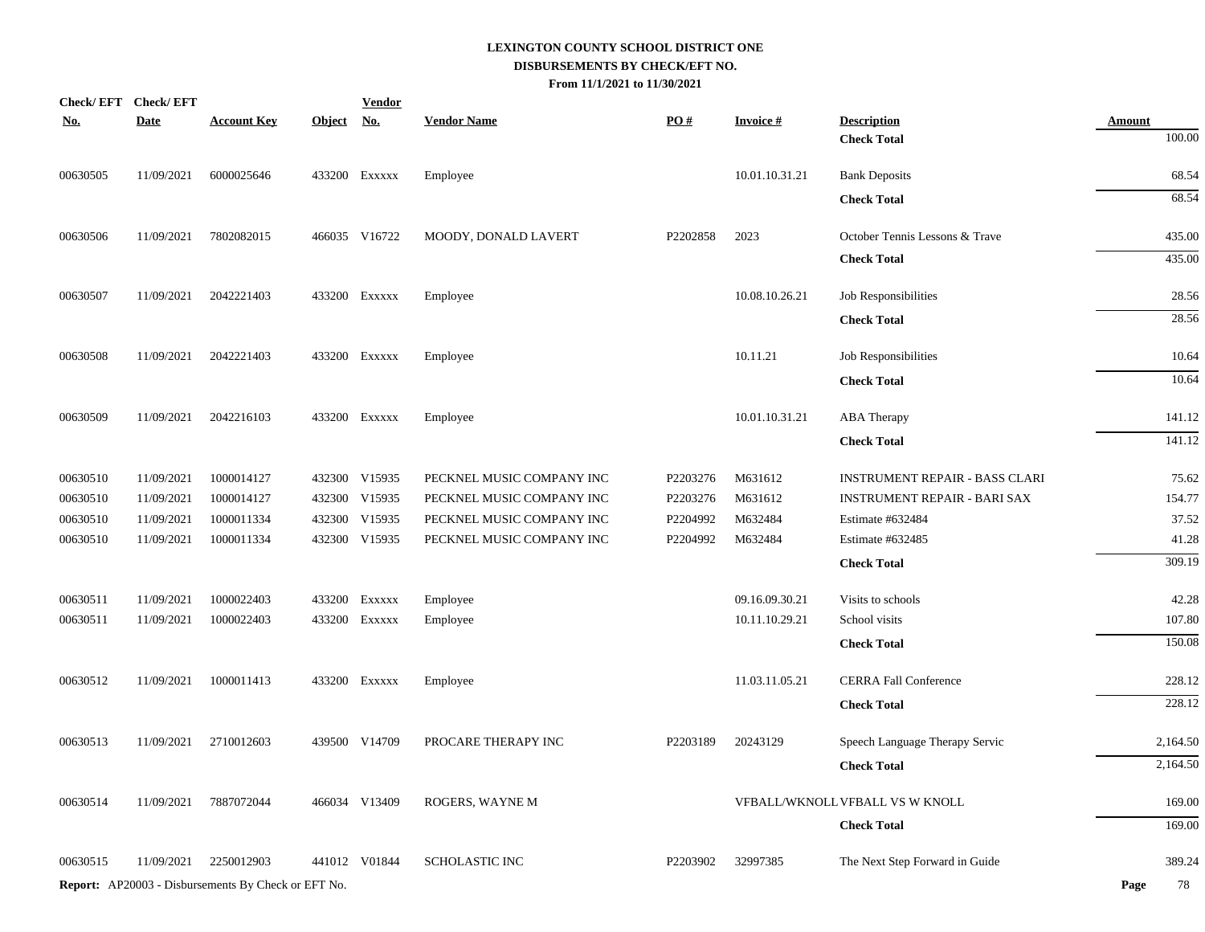# LEXINGTON COUNTY SCHOOL DISTRICT ONE
## DISBURSEMENTS BY CHECK/EFT NO.
### From 11/1/2021 to 11/30/2021

| Check/ EFT No. | Check/ EFT Date | Account Key | Object | Vendor No. | Vendor Name | PO # | Invoice # | Description | Amount |
|---|---|---|---|---|---|---|---|---|---|
| | | | | | | | | **Check Total** | 100.00 |
| 00630505 | 11/09/2021 | 6000025646 | 433200 | Exxxxx | Employee | | 10.01.10.31.21 | Bank Deposits | 68.54 |
| | | | | | | | | **Check Total** | 68.54 |
| 00630506 | 11/09/2021 | 7802082015 | 466035 | V16722 | MOODY, DONALD LAVERT | P2202858 | 2023 | October Tennis Lessons & Trave | 435.00 |
| | | | | | | | | **Check Total** | 435.00 |
| 00630507 | 11/09/2021 | 2042221403 | 433200 | Exxxxx | Employee | | 10.08.10.26.21 | Job Responsibilities | 28.56 |
| | | | | | | | | **Check Total** | 28.56 |
| 00630508 | 11/09/2021 | 2042221403 | 433200 | Exxxxx | Employee | | 10.11.21 | Job Responsibilities | 10.64 |
| | | | | | | | | **Check Total** | 10.64 |
| 00630509 | 11/09/2021 | 2042216103 | 433200 | Exxxxx | Employee | | 10.01.10.31.21 | ABA Therapy | 141.12 |
| | | | | | | | | **Check Total** | 141.12 |
| 00630510 | 11/09/2021 | 1000014127 | 432300 | V15935 | PECKNEL MUSIC COMPANY INC | P2203276 | M631612 | INSTRUMENT REPAIR - BASS CLARI | 75.62 |
| 00630510 | 11/09/2021 | 1000014127 | 432300 | V15935 | PECKNEL MUSIC COMPANY INC | P2203276 | M631612 | INSTRUMENT REPAIR - BARI SAX | 154.77 |
| 00630510 | 11/09/2021 | 1000011334 | 432300 | V15935 | PECKNEL MUSIC COMPANY INC | P2204992 | M632484 | Estimate #632484 | 37.52 |
| 00630510 | 11/09/2021 | 1000011334 | 432300 | V15935 | PECKNEL MUSIC COMPANY INC | P2204992 | M632484 | Estimate #632485 | 41.28 |
| | | | | | | | | **Check Total** | 309.19 |
| 00630511 | 11/09/2021 | 1000022403 | 433200 | Exxxxx | Employee | | 09.16.09.30.21 | Visits to schools | 42.28 |
| 00630511 | 11/09/2021 | 1000022403 | 433200 | Exxxxx | Employee | | 10.11.10.29.21 | School visits | 107.80 |
| | | | | | | | | **Check Total** | 150.08 |
| 00630512 | 11/09/2021 | 1000011413 | 433200 | Exxxxx | Employee | | 11.03.11.05.21 | CERRA Fall Conference | 228.12 |
| | | | | | | | | **Check Total** | 228.12 |
| 00630513 | 11/09/2021 | 2710012603 | 439500 | V14709 | PROCARE THERAPY INC | P2203189 | 20243129 | Speech Language Therapy Servic | 2,164.50 |
| | | | | | | | | **Check Total** | 2,164.50 |
| 00630514 | 11/09/2021 | 7887072044 | 466034 | V13409 | ROGERS, WAYNE M | | VFBALL/WKNOLL | VFBALL VS W KNOLL | 169.00 |
| | | | | | | | | **Check Total** | 169.00 |
| 00630515 | 11/09/2021 | 2250012903 | 441012 | V01844 | SCHOLASTIC INC | P2203902 | 32997385 | The Next Step Forward in Guide | 389.24 |

**Report:** AP20003 - Disbursements By Check or EFT No.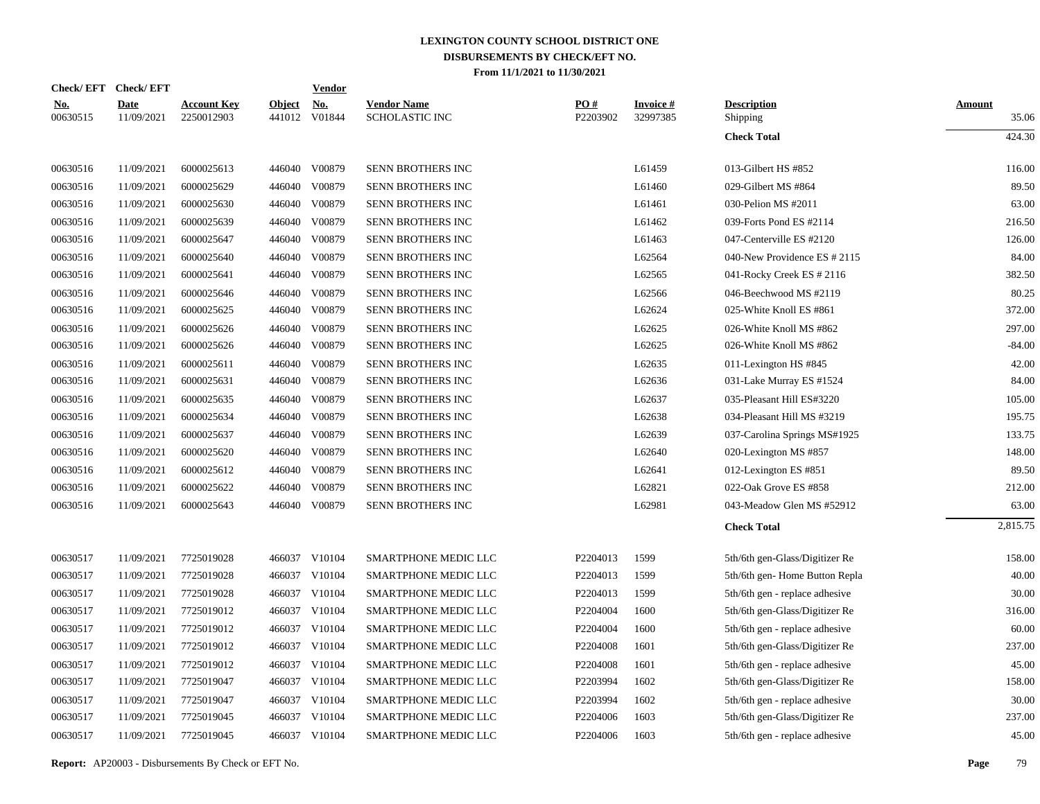# LEXINGTON COUNTY SCHOOL DISTRICT ONE
## DISBURSEMENTS BY CHECK/EFT NO.
### From 11/1/2021 to 11/30/2021

| Check/ EFT No. | Check/ EFT Date | Account Key | Object | Vendor No. | Vendor Name | PO # | Invoice # | Description | Amount |
|---|---|---|---|---|---|---|---|---|---|
| 00630515 | 11/09/2021 | 2250012903 | 441012 | V01844 | SCHOLASTIC INC | P2203902 | 32997385 | Shipping | 35.06 |
| | | | | | | | | **Check Total** | 424.30 |
| 00630516 | 11/09/2021 | 6000025613 | 446040 | V00879 | SENN BROTHERS INC | | L61459 | 013-Gilbert HS #852 | 116.00 |
| 00630516 | 11/09/2021 | 6000025629 | 446040 | V00879 | SENN BROTHERS INC | | L61460 | 029-Gilbert MS #864 | 89.50 |
| 00630516 | 11/09/2021 | 6000025630 | 446040 | V00879 | SENN BROTHERS INC | | L61461 | 030-Pelion MS #2011 | 63.00 |
| 00630516 | 11/09/2021 | 6000025639 | 446040 | V00879 | SENN BROTHERS INC | | L61462 | 039-Forts Pond ES #2114 | 216.50 |
| 00630516 | 11/09/2021 | 6000025647 | 446040 | V00879 | SENN BROTHERS INC | | L61463 | 047-Centerville ES #2120 | 126.00 |
| 00630516 | 11/09/2021 | 6000025640 | 446040 | V00879 | SENN BROTHERS INC | | L62564 | 040-New Providence ES # 2115 | 84.00 |
| 00630516 | 11/09/2021 | 6000025641 | 446040 | V00879 | SENN BROTHERS INC | | L62565 | 041-Rocky Creek ES # 2116 | 382.50 |
| 00630516 | 11/09/2021 | 6000025646 | 446040 | V00879 | SENN BROTHERS INC | | L62566 | 046-Beechwood MS #2119 | 80.25 |
| 00630516 | 11/09/2021 | 6000025625 | 446040 | V00879 | SENN BROTHERS INC | | L62624 | 025-White Knoll ES #861 | 372.00 |
| 00630516 | 11/09/2021 | 6000025626 | 446040 | V00879 | SENN BROTHERS INC | | L62625 | 026-White Knoll MS #862 | 297.00 |
| 00630516 | 11/09/2021 | 6000025626 | 446040 | V00879 | SENN BROTHERS INC | | L62625 | 026-White Knoll MS #862 | -84.00 |
| 00630516 | 11/09/2021 | 6000025611 | 446040 | V00879 | SENN BROTHERS INC | | L62635 | 011-Lexington HS #845 | 42.00 |
| 00630516 | 11/09/2021 | 6000025631 | 446040 | V00879 | SENN BROTHERS INC | | L62636 | 031-Lake Murray ES #1524 | 84.00 |
| 00630516 | 11/09/2021 | 6000025635 | 446040 | V00879 | SENN BROTHERS INC | | L62637 | 035-Pleasant Hill ES#3220 | 105.00 |
| 00630516 | 11/09/2021 | 6000025634 | 446040 | V00879 | SENN BROTHERS INC | | L62638 | 034-Pleasant Hill MS #3219 | 195.75 |
| 00630516 | 11/09/2021 | 6000025637 | 446040 | V00879 | SENN BROTHERS INC | | L62639 | 037-Carolina Springs MS#1925 | 133.75 |
| 00630516 | 11/09/2021 | 6000025620 | 446040 | V00879 | SENN BROTHERS INC | | L62640 | 020-Lexington MS #857 | 148.00 |
| 00630516 | 11/09/2021 | 6000025612 | 446040 | V00879 | SENN BROTHERS INC | | L62641 | 012-Lexington ES #851 | 89.50 |
| 00630516 | 11/09/2021 | 6000025622 | 446040 | V00879 | SENN BROTHERS INC | | L62821 | 022-Oak Grove ES #858 | 212.00 |
| 00630516 | 11/09/2021 | 6000025643 | 446040 | V00879 | SENN BROTHERS INC | | L62981 | 043-Meadow Glen MS #52912 | 63.00 |
| | | | | | | | | **Check Total** | 2,815.75 |
| 00630517 | 11/09/2021 | 7725019028 | 466037 | V10104 | SMARTPHONE MEDIC LLC | P2204013 | 1599 | 5th/6th gen-Glass/Digitizer Re | 158.00 |
| 00630517 | 11/09/2021 | 7725019028 | 466037 | V10104 | SMARTPHONE MEDIC LLC | P2204013 | 1599 | 5th/6th gen- Home Button Repla | 40.00 |
| 00630517 | 11/09/2021 | 7725019028 | 466037 | V10104 | SMARTPHONE MEDIC LLC | P2204013 | 1599 | 5th/6th gen - replace adhesive | 30.00 |
| 00630517 | 11/09/2021 | 7725019012 | 466037 | V10104 | SMARTPHONE MEDIC LLC | P2204004 | 1600 | 5th/6th gen-Glass/Digitizer Re | 316.00 |
| 00630517 | 11/09/2021 | 7725019012 | 466037 | V10104 | SMARTPHONE MEDIC LLC | P2204004 | 1600 | 5th/6th gen - replace adhesive | 60.00 |
| 00630517 | 11/09/2021 | 7725019012 | 466037 | V10104 | SMARTPHONE MEDIC LLC | P2204008 | 1601 | 5th/6th gen-Glass/Digitizer Re | 237.00 |
| 00630517 | 11/09/2021 | 7725019012 | 466037 | V10104 | SMARTPHONE MEDIC LLC | P2204008 | 1601 | 5th/6th gen - replace adhesive | 45.00 |
| 00630517 | 11/09/2021 | 7725019047 | 466037 | V10104 | SMARTPHONE MEDIC LLC | P2203994 | 1602 | 5th/6th gen-Glass/Digitizer Re | 158.00 |
| 00630517 | 11/09/2021 | 7725019047 | 466037 | V10104 | SMARTPHONE MEDIC LLC | P2203994 | 1602 | 5th/6th gen - replace adhesive | 30.00 |
| 00630517 | 11/09/2021 | 7725019045 | 466037 | V10104 | SMARTPHONE MEDIC LLC | P2204006 | 1603 | 5th/6th gen-Glass/Digitizer Re | 237.00 |
| 00630517 | 11/09/2021 | 7725019045 | 466037 | V10104 | SMARTPHONE MEDIC LLC | P2204006 | 1603 | 5th/6th gen - replace adhesive | 45.00 |

**Report:** AP20003 - Disbursements By Check or EFT No.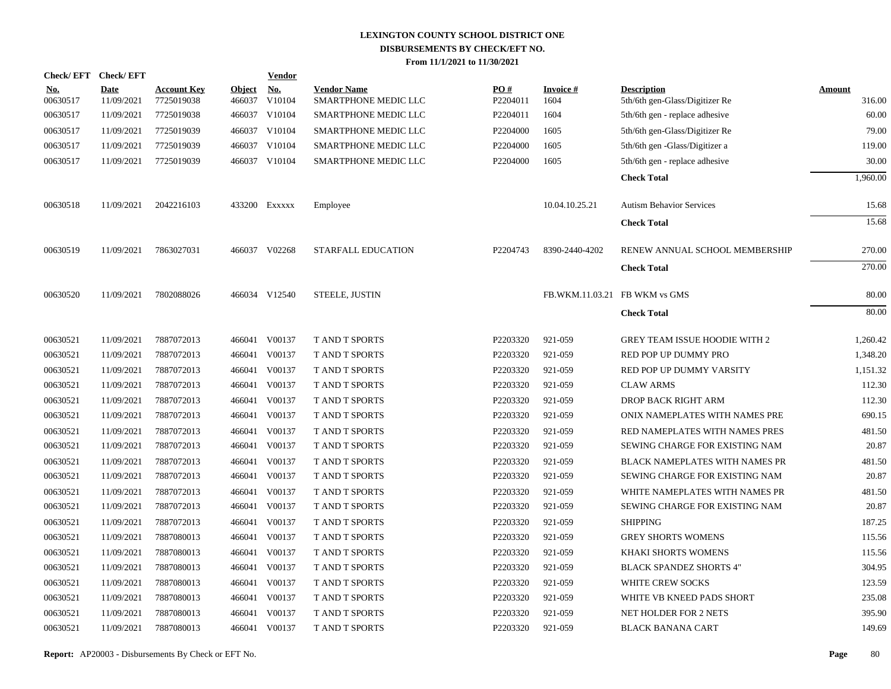# LEXINGTON COUNTY SCHOOL DISTRICT ONE
## DISBURSEMENTS BY CHECK/EFT NO.
### From 11/1/2021 to 11/30/2021

| Check/EFT No. | Check/EFT Date | Account Key | Object | Vendor No. | Vendor Name | PO # | Invoice # | Description | Amount |
|---|---|---|---|---|---|---|---|---|---|
| 00630517 | 11/09/2021 | 7725019038 | 466037 | V10104 | SMARTPHONE MEDIC LLC | P2204011 | 1604 | 5th/6th gen-Glass/Digitizer Re | 316.00 |
| 00630517 | 11/09/2021 | 7725019038 | 466037 | V10104 | SMARTPHONE MEDIC LLC | P2204011 | 1604 | 5th/6th gen - replace adhesive | 60.00 |
| 00630517 | 11/09/2021 | 7725019039 | 466037 | V10104 | SMARTPHONE MEDIC LLC | P2204000 | 1605 | 5th/6th gen-Glass/Digitizer Re | 79.00 |
| 00630517 | 11/09/2021 | 7725019039 | 466037 | V10104 | SMARTPHONE MEDIC LLC | P2204000 | 1605 | 5th/6th gen -Glass/Digitizer a | 119.00 |
| 00630517 | 11/09/2021 | 7725019039 | 466037 | V10104 | SMARTPHONE MEDIC LLC | P2204000 | 1605 | 5th/6th gen - replace adhesive | 30.00 |
| | | | | | | | | **Check Total** | 1,960.00 |
| 00630518 | 11/09/2021 | 2042216103 | 433200 | Exxxxx | Employee | | 10.04.10.25.21 | Autism Behavior Services | 15.68 |
| | | | | | | | | **Check Total** | 15.68 |
| 00630519 | 11/09/2021 | 7863027031 | 466037 | V02268 | STARFALL EDUCATION | P2204743 | 8390-2440-4202 | RENEW ANNUAL SCHOOL MEMBERSHIP | 270.00 |
| | | | | | | | | **Check Total** | 270.00 |
| 00630520 | 11/09/2021 | 7802088026 | 466034 | V12540 | STEELE, JUSTIN | | FB.WKM.11.03.21 | FB WKM vs GMS | 80.00 |
| | | | | | | | | **Check Total** | 80.00 |
| 00630521 | 11/09/2021 | 7887072013 | 466041 | V00137 | T AND T SPORTS | P2203320 | 921-059 | GREY TEAM ISSUE HOODIE WITH 2 | 1,260.42 |
| 00630521 | 11/09/2021 | 7887072013 | 466041 | V00137 | T AND T SPORTS | P2203320 | 921-059 | RED POP UP DUMMY PRO | 1,348.20 |
| 00630521 | 11/09/2021 | 7887072013 | 466041 | V00137 | T AND T SPORTS | P2203320 | 921-059 | RED POP UP DUMMY VARSITY | 1,151.32 |
| 00630521 | 11/09/2021 | 7887072013 | 466041 | V00137 | T AND T SPORTS | P2203320 | 921-059 | CLAW ARMS | 112.30 |
| 00630521 | 11/09/2021 | 7887072013 | 466041 | V00137 | T AND T SPORTS | P2203320 | 921-059 | DROP BACK RIGHT ARM | 112.30 |
| 00630521 | 11/09/2021 | 7887072013 | 466041 | V00137 | T AND T SPORTS | P2203320 | 921-059 | ONIX NAMEPLATES WITH NAMES PRE | 690.15 |
| 00630521 | 11/09/2021 | 7887072013 | 466041 | V00137 | T AND T SPORTS | P2203320 | 921-059 | RED NAMEPLATES WITH NAMES PRES | 481.50 |
| 00630521 | 11/09/2021 | 7887072013 | 466041 | V00137 | T AND T SPORTS | P2203320 | 921-059 | SEWING CHARGE FOR EXISTING NAM | 20.87 |
| 00630521 | 11/09/2021 | 7887072013 | 466041 | V00137 | T AND T SPORTS | P2203320 | 921-059 | BLACK NAMEPLATES WITH NAMES PR | 481.50 |
| 00630521 | 11/09/2021 | 7887072013 | 466041 | V00137 | T AND T SPORTS | P2203320 | 921-059 | SEWING CHARGE FOR EXISTING NAM | 20.87 |
| 00630521 | 11/09/2021 | 7887072013 | 466041 | V00137 | T AND T SPORTS | P2203320 | 921-059 | WHITE NAMEPLATES WITH NAMES PR | 481.50 |
| 00630521 | 11/09/2021 | 7887072013 | 466041 | V00137 | T AND T SPORTS | P2203320 | 921-059 | SEWING CHARGE FOR EXISTING NAM | 20.87 |
| 00630521 | 11/09/2021 | 7887072013 | 466041 | V00137 | T AND T SPORTS | P2203320 | 921-059 | SHIPPING | 187.25 |
| 00630521 | 11/09/2021 | 7887080013 | 466041 | V00137 | T AND T SPORTS | P2203320 | 921-059 | GREY SHORTS WOMENS | 115.56 |
| 00630521 | 11/09/2021 | 7887080013 | 466041 | V00137 | T AND T SPORTS | P2203320 | 921-059 | KHAKI SHORTS WOMENS | 115.56 |
| 00630521 | 11/09/2021 | 7887080013 | 466041 | V00137 | T AND T SPORTS | P2203320 | 921-059 | BLACK SPANDEZ SHORTS 4" | 304.95 |
| 00630521 | 11/09/2021 | 7887080013 | 466041 | V00137 | T AND T SPORTS | P2203320 | 921-059 | WHITE CREW SOCKS | 123.59 |
| 00630521 | 11/09/2021 | 7887080013 | 466041 | V00137 | T AND T SPORTS | P2203320 | 921-059 | WHITE VB KNEED PADS SHORT | 235.08 |
| 00630521 | 11/09/2021 | 7887080013 | 466041 | V00137 | T AND T SPORTS | P2203320 | 921-059 | NET HOLDER FOR 2 NETS | 395.90 |
| 00630521 | 11/09/2021 | 7887080013 | 466041 | V00137 | T AND T SPORTS | P2203320 | 921-059 | BLACK BANANA CART | 149.69 |

**Report:** AP20003 - Disbursements By Check or EFT No.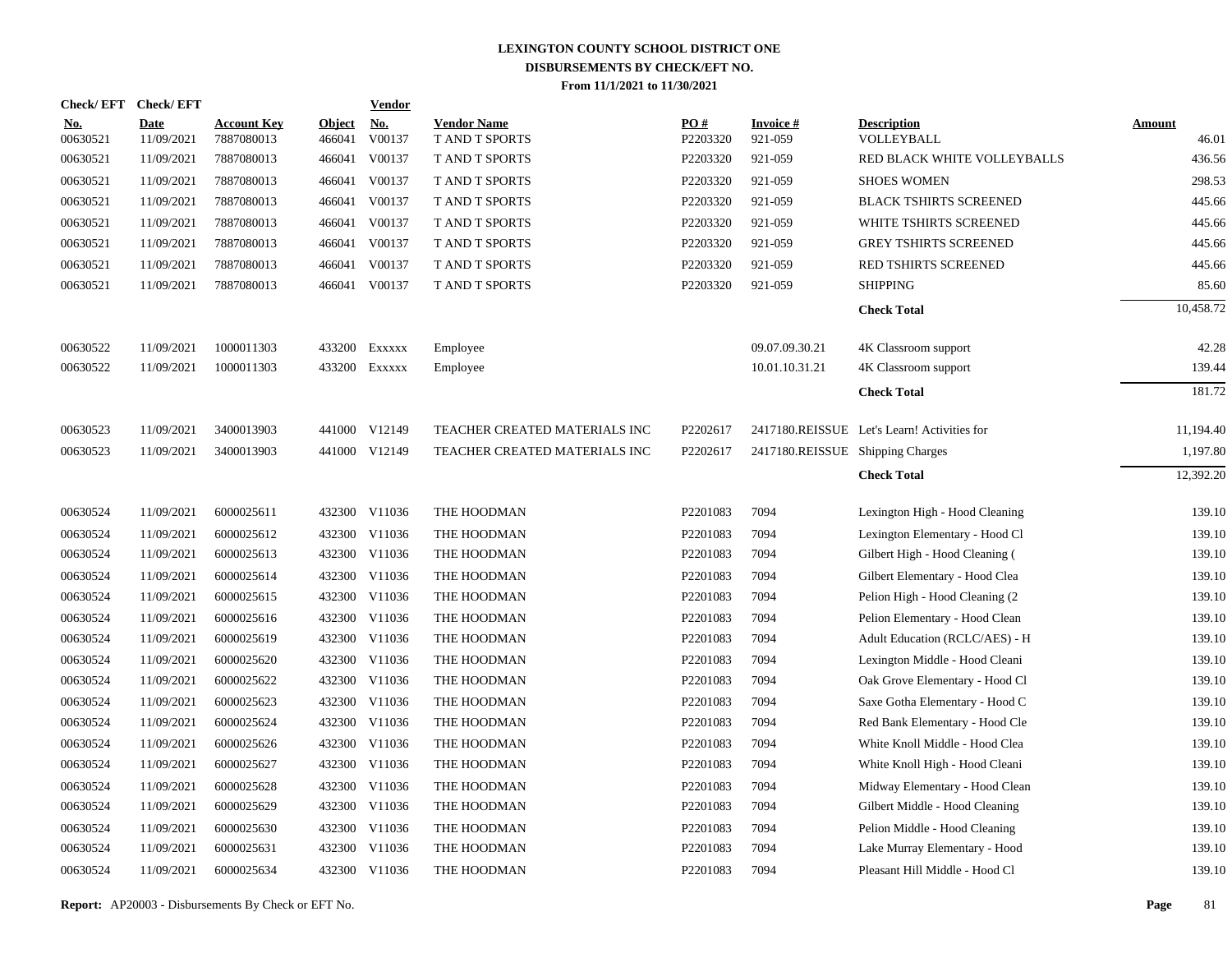# LEXINGTON COUNTY SCHOOL DISTRICT ONE
## DISBURSEMENTS BY CHECK/EFT NO.
### From 11/1/2021 to 11/30/2021

| Check/ EFT No. | Check/ EFT Date | Account Key | Object | Vendor No. | Vendor Name | PO # | Invoice # | Description | Amount |
|---|---|---|---|---|---|---|---|---|---|
| 00630521 | 11/09/2021 | 7887080013 | 466041 | V00137 | T AND T SPORTS | P2203320 | 921-059 | VOLLEYBALL | 46.01 |
| 00630521 | 11/09/2021 | 7887080013 | 466041 | V00137 | T AND T SPORTS | P2203320 | 921-059 | RED BLACK WHITE VOLLEYBALLS | 436.56 |
| 00630521 | 11/09/2021 | 7887080013 | 466041 | V00137 | T AND T SPORTS | P2203320 | 921-059 | SHOES WOMEN | 298.53 |
| 00630521 | 11/09/2021 | 7887080013 | 466041 | V00137 | T AND T SPORTS | P2203320 | 921-059 | BLACK TSHIRTS SCREENED | 445.66 |
| 00630521 | 11/09/2021 | 7887080013 | 466041 | V00137 | T AND T SPORTS | P2203320 | 921-059 | WHITE TSHIRTS SCREENED | 445.66 |
| 00630521 | 11/09/2021 | 7887080013 | 466041 | V00137 | T AND T SPORTS | P2203320 | 921-059 | GREY TSHIRTS SCREENED | 445.66 |
| 00630521 | 11/09/2021 | 7887080013 | 466041 | V00137 | T AND T SPORTS | P2203320 | 921-059 | RED TSHIRTS SCREENED | 445.66 |
| 00630521 | 11/09/2021 | 7887080013 | 466041 | V00137 | T AND T SPORTS | P2203320 | 921-059 | SHIPPING | 85.60 |
| | | | | | | | | **Check Total** | 10,458.72 |
| 00630522 | 11/09/2021 | 1000011303 | 433200 | Exxxxx | Employee | | 09.07.09.30.21 | 4K Classroom support | 42.28 |
| 00630522 | 11/09/2021 | 1000011303 | 433200 | Exxxxx | Employee | | 10.01.10.31.21 | 4K Classroom support | 139.44 |
| | | | | | | | | **Check Total** | 181.72 |
| 00630523 | 11/09/2021 | 3400013903 | 441000 | V12149 | TEACHER CREATED MATERIALS INC | P2202617 | 2417180.REISSUE | Let's Learn! Activities for | 11,194.40 |
| 00630523 | 11/09/2021 | 3400013903 | 441000 | V12149 | TEACHER CREATED MATERIALS INC | P2202617 | 2417180.REISSUE | Shipping Charges | 1,197.80 |
| | | | | | | | | **Check Total** | 12,392.20 |
| 00630524 | 11/09/2021 | 6000025611 | 432300 | V11036 | THE HOODMAN | P2201083 | 7094 | Lexington High - Hood Cleaning | 139.10 |
| 00630524 | 11/09/2021 | 6000025612 | 432300 | V11036 | THE HOODMAN | P2201083 | 7094 | Lexington Elementary - Hood Cl | 139.10 |
| 00630524 | 11/09/2021 | 6000025613 | 432300 | V11036 | THE HOODMAN | P2201083 | 7094 | Gilbert High - Hood Cleaning ( | 139.10 |
| 00630524 | 11/09/2021 | 6000025614 | 432300 | V11036 | THE HOODMAN | P2201083 | 7094 | Gilbert Elementary - Hood Clea | 139.10 |
| 00630524 | 11/09/2021 | 6000025615 | 432300 | V11036 | THE HOODMAN | P2201083 | 7094 | Pelion High - Hood Cleaning (2 | 139.10 |
| 00630524 | 11/09/2021 | 6000025616 | 432300 | V11036 | THE HOODMAN | P2201083 | 7094 | Pelion Elementary - Hood Clean | 139.10 |
| 00630524 | 11/09/2021 | 6000025619 | 432300 | V11036 | THE HOODMAN | P2201083 | 7094 | Adult Education (RCLC/AES) - H | 139.10 |
| 00630524 | 11/09/2021 | 6000025620 | 432300 | V11036 | THE HOODMAN | P2201083 | 7094 | Lexington Middle - Hood Cleani | 139.10 |
| 00630524 | 11/09/2021 | 6000025622 | 432300 | V11036 | THE HOODMAN | P2201083 | 7094 | Oak Grove Elementary - Hood Cl | 139.10 |
| 00630524 | 11/09/2021 | 6000025623 | 432300 | V11036 | THE HOODMAN | P2201083 | 7094 | Saxe Gotha Elementary - Hood C | 139.10 |
| 00630524 | 11/09/2021 | 6000025624 | 432300 | V11036 | THE HOODMAN | P2201083 | 7094 | Red Bank Elementary - Hood Cle | 139.10 |
| 00630524 | 11/09/2021 | 6000025626 | 432300 | V11036 | THE HOODMAN | P2201083 | 7094 | White Knoll Middle - Hood Clea | 139.10 |
| 00630524 | 11/09/2021 | 6000025627 | 432300 | V11036 | THE HOODMAN | P2201083 | 7094 | White Knoll High - Hood Cleani | 139.10 |
| 00630524 | 11/09/2021 | 6000025628 | 432300 | V11036 | THE HOODMAN | P2201083 | 7094 | Midway Elementary - Hood Clean | 139.10 |
| 00630524 | 11/09/2021 | 6000025629 | 432300 | V11036 | THE HOODMAN | P2201083 | 7094 | Gilbert Middle - Hood Cleaning | 139.10 |
| 00630524 | 11/09/2021 | 6000025630 | 432300 | V11036 | THE HOODMAN | P2201083 | 7094 | Pelion Middle - Hood Cleaning | 139.10 |
| 00630524 | 11/09/2021 | 6000025631 | 432300 | V11036 | THE HOODMAN | P2201083 | 7094 | Lake Murray Elementary - Hood | 139.10 |
| 00630524 | 11/09/2021 | 6000025634 | 432300 | V11036 | THE HOODMAN | P2201083 | 7094 | Pleasant Hill Middle - Hood Cl | 139.10 |

**Report:** AP20003 - Disbursements By Check or EFT No.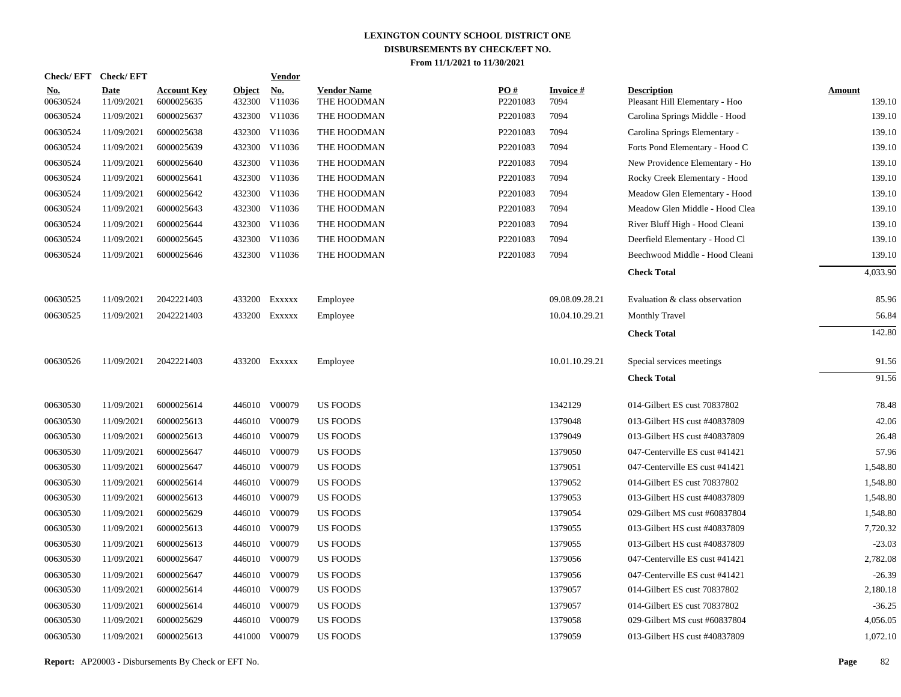# LEXINGTON COUNTY SCHOOL DISTRICT ONE
## DISBURSEMENTS BY CHECK/EFT NO.
### From 11/1/2021 to 11/30/2021

| Check/ EFT No. | Check/ EFT Date | Account Key | Object | Vendor No. | Vendor Name | PO # | Invoice # | Description | Amount |
|---|---|---|---|---|---|---|---|---|---|
| 00630524 | 11/09/2021 | 6000025635 | 432300 | V11036 | THE HOODMAN | P2201083 | 7094 | Pleasant Hill Elementary - Hoo | 139.10 |
| 00630524 | 11/09/2021 | 6000025637 | 432300 | V11036 | THE HOODMAN | P2201083 | 7094 | Carolina Springs Middle - Hood | 139.10 |
| 00630524 | 11/09/2021 | 6000025638 | 432300 | V11036 | THE HOODMAN | P2201083 | 7094 | Carolina Springs Elementary - | 139.10 |
| 00630524 | 11/09/2021 | 6000025639 | 432300 | V11036 | THE HOODMAN | P2201083 | 7094 | Forts Pond Elementary - Hood C | 139.10 |
| 00630524 | 11/09/2021 | 6000025640 | 432300 | V11036 | THE HOODMAN | P2201083 | 7094 | New Providence Elementary - Ho | 139.10 |
| 00630524 | 11/09/2021 | 6000025641 | 432300 | V11036 | THE HOODMAN | P2201083 | 7094 | Rocky Creek Elementary - Hood | 139.10 |
| 00630524 | 11/09/2021 | 6000025642 | 432300 | V11036 | THE HOODMAN | P2201083 | 7094 | Meadow Glen Elementary - Hood | 139.10 |
| 00630524 | 11/09/2021 | 6000025643 | 432300 | V11036 | THE HOODMAN | P2201083 | 7094 | Meadow Glen Middle - Hood Clea | 139.10 |
| 00630524 | 11/09/2021 | 6000025644 | 432300 | V11036 | THE HOODMAN | P2201083 | 7094 | River Bluff High - Hood Cleani | 139.10 |
| 00630524 | 11/09/2021 | 6000025645 | 432300 | V11036 | THE HOODMAN | P2201083 | 7094 | Deerfield Elementary - Hood Cl | 139.10 |
| 00630524 | 11/09/2021 | 6000025646 | 432300 | V11036 | THE HOODMAN | P2201083 | 7094 | Beechwood Middle - Hood Cleani | 139.10 |
| | | | | | | | | **Check Total** | 4,033.90 |
| 00630525 | 11/09/2021 | 2042221403 | 433200 | Exxxxx | Employee | | 09.08.09.28.21 | Evaluation & class observation | 85.96 |
| 00630525 | 11/09/2021 | 2042221403 | 433200 | Exxxxx | Employee | | 10.04.10.29.21 | Monthly Travel | 56.84 |
| | | | | | | | | **Check Total** | 142.80 |
| 00630526 | 11/09/2021 | 2042221403 | 433200 | Exxxxx | Employee | | 10.01.10.29.21 | Special services meetings | 91.56 |
| | | | | | | | | **Check Total** | 91.56 |
| 00630530 | 11/09/2021 | 6000025614 | 446010 | V00079 | US FOODS | | 1342129 | 014-Gilbert ES cust 70837802 | 78.48 |
| 00630530 | 11/09/2021 | 6000025613 | 446010 | V00079 | US FOODS | | 1379048 | 013-Gilbert HS cust #40837809 | 42.06 |
| 00630530 | 11/09/2021 | 6000025613 | 446010 | V00079 | US FOODS | | 1379049 | 013-Gilbert HS cust #40837809 | 26.48 |
| 00630530 | 11/09/2021 | 6000025647 | 446010 | V00079 | US FOODS | | 1379050 | 047-Centerville ES cust #41421 | 57.96 |
| 00630530 | 11/09/2021 | 6000025647 | 446010 | V00079 | US FOODS | | 1379051 | 047-Centerville ES cust #41421 | 1,548.80 |
| 00630530 | 11/09/2021 | 6000025614 | 446010 | V00079 | US FOODS | | 1379052 | 014-Gilbert ES cust 70837802 | 1,548.80 |
| 00630530 | 11/09/2021 | 6000025613 | 446010 | V00079 | US FOODS | | 1379053 | 013-Gilbert HS cust #40837809 | 1,548.80 |
| 00630530 | 11/09/2021 | 6000025629 | 446010 | V00079 | US FOODS | | 1379054 | 029-Gilbert MS cust #60837804 | 1,548.80 |
| 00630530 | 11/09/2021 | 6000025613 | 446010 | V00079 | US FOODS | | 1379055 | 013-Gilbert HS cust #40837809 | 7,720.32 |
| 00630530 | 11/09/2021 | 6000025613 | 446010 | V00079 | US FOODS | | 1379055 | 013-Gilbert HS cust #40837809 | -23.03 |
| 00630530 | 11/09/2021 | 6000025647 | 446010 | V00079 | US FOODS | | 1379056 | 047-Centerville ES cust #41421 | 2,782.08 |
| 00630530 | 11/09/2021 | 6000025647 | 446010 | V00079 | US FOODS | | 1379056 | 047-Centerville ES cust #41421 | -26.39 |
| 00630530 | 11/09/2021 | 6000025614 | 446010 | V00079 | US FOODS | | 1379057 | 014-Gilbert ES cust 70837802 | 2,180.18 |
| 00630530 | 11/09/2021 | 6000025614 | 446010 | V00079 | US FOODS | | 1379057 | 014-Gilbert ES cust 70837802 | -36.25 |
| 00630530 | 11/09/2021 | 6000025629 | 446010 | V00079 | US FOODS | | 1379058 | 029-Gilbert MS cust #60837804 | 4,056.05 |
| 00630530 | 11/09/2021 | 6000025613 | 441000 | V00079 | US FOODS | | 1379059 | 013-Gilbert HS cust #40837809 | 1,072.10 |

**Report:** AP20003 - Disbursements By Check or EFT No.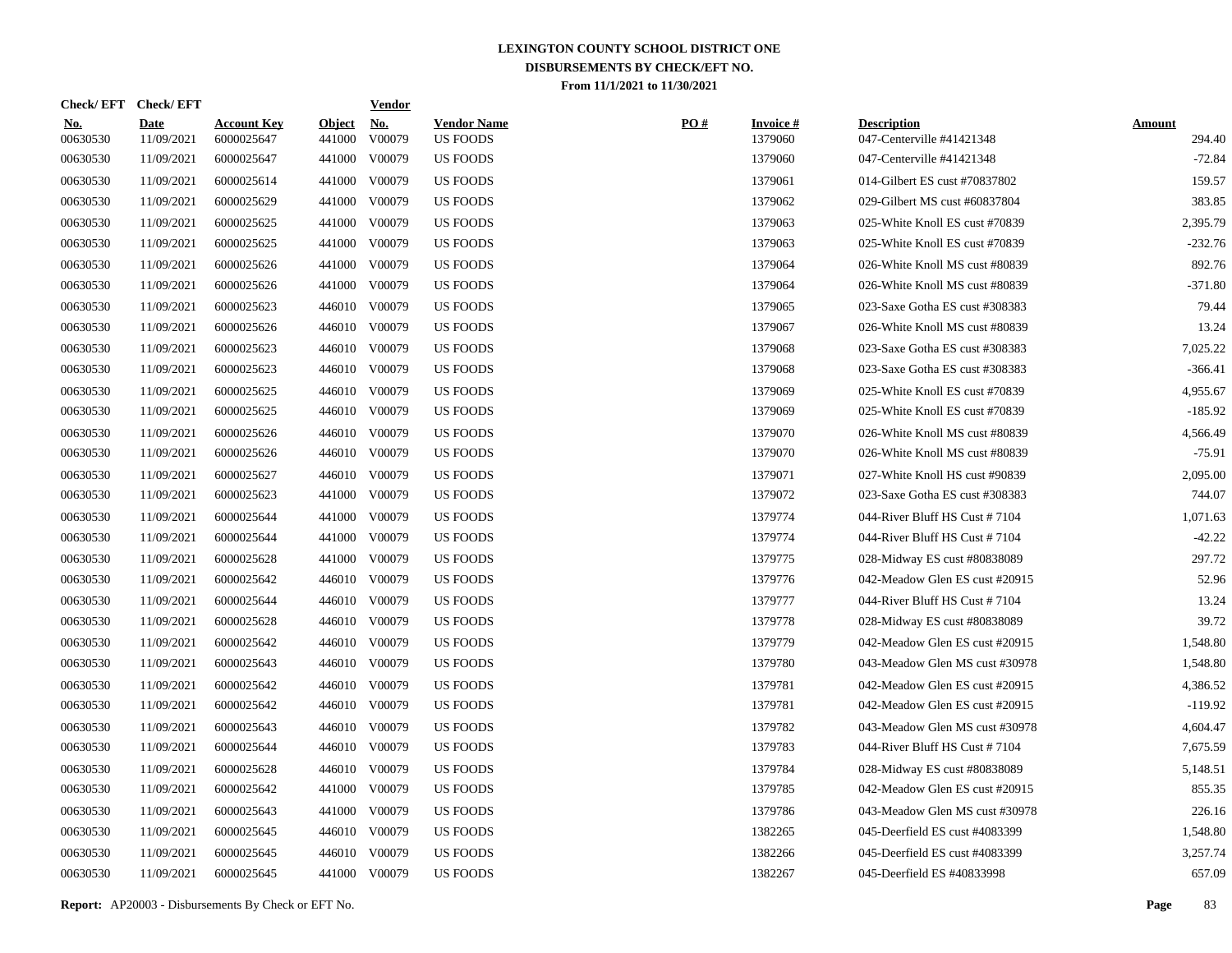# LEXINGTON COUNTY SCHOOL DISTRICT ONE
## DISBURSEMENTS BY CHECK/EFT NO.
### From 11/1/2021 to 11/30/2021

| Check/ EFT No. | Check/ EFT Date | Account Key | Object | Vendor No. | Vendor Name | PO # | Invoice # | Description | Amount |
|---|---|---|---|---|---|---|---|---|---|
| 00630530 | 11/09/2021 | 6000025647 | 441000 | V00079 | US FOODS | | 1379060 | 047-Centerville #41421348 | 294.40 |
| 00630530 | 11/09/2021 | 6000025647 | 441000 | V00079 | US FOODS | | 1379060 | 047-Centerville #41421348 | -72.84 |
| 00630530 | 11/09/2021 | 6000025614 | 441000 | V00079 | US FOODS | | 1379061 | 014-Gilbert ES cust #70837802 | 159.57 |
| 00630530 | 11/09/2021 | 6000025629 | 441000 | V00079 | US FOODS | | 1379062 | 029-Gilbert MS cust #60837804 | 383.85 |
| 00630530 | 11/09/2021 | 6000025625 | 441000 | V00079 | US FOODS | | 1379063 | 025-White Knoll ES cust #70839 | 2,395.79 |
| 00630530 | 11/09/2021 | 6000025625 | 441000 | V00079 | US FOODS | | 1379063 | 025-White Knoll ES cust #70839 | -232.76 |
| 00630530 | 11/09/2021 | 6000025626 | 441000 | V00079 | US FOODS | | 1379064 | 026-White Knoll MS cust #80839 | 892.76 |
| 00630530 | 11/09/2021 | 6000025626 | 441000 | V00079 | US FOODS | | 1379064 | 026-White Knoll MS cust #80839 | -371.80 |
| 00630530 | 11/09/2021 | 6000025623 | 446010 | V00079 | US FOODS | | 1379065 | 023-Saxe Gotha ES cust #308383 | 79.44 |
| 00630530 | 11/09/2021 | 6000025626 | 446010 | V00079 | US FOODS | | 1379067 | 026-White Knoll MS cust #80839 | 13.24 |
| 00630530 | 11/09/2021 | 6000025623 | 446010 | V00079 | US FOODS | | 1379068 | 023-Saxe Gotha ES cust #308383 | 7,025.22 |
| 00630530 | 11/09/2021 | 6000025623 | 446010 | V00079 | US FOODS | | 1379068 | 023-Saxe Gotha ES cust #308383 | -366.41 |
| 00630530 | 11/09/2021 | 6000025625 | 446010 | V00079 | US FOODS | | 1379069 | 025-White Knoll ES cust #70839 | 4,955.67 |
| 00630530 | 11/09/2021 | 6000025625 | 446010 | V00079 | US FOODS | | 1379069 | 025-White Knoll ES cust #70839 | -185.92 |
| 00630530 | 11/09/2021 | 6000025626 | 446010 | V00079 | US FOODS | | 1379070 | 026-White Knoll MS cust #80839 | 4,566.49 |
| 00630530 | 11/09/2021 | 6000025626 | 446010 | V00079 | US FOODS | | 1379070 | 026-White Knoll MS cust #80839 | -75.91 |
| 00630530 | 11/09/2021 | 6000025627 | 446010 | V00079 | US FOODS | | 1379071 | 027-White Knoll HS cust #90839 | 2,095.00 |
| 00630530 | 11/09/2021 | 6000025623 | 441000 | V00079 | US FOODS | | 1379072 | 023-Saxe Gotha ES cust #308383 | 744.07 |
| 00630530 | 11/09/2021 | 6000025644 | 441000 | V00079 | US FOODS | | 1379774 | 044-River Bluff HS Cust # 7104 | 1,071.63 |
| 00630530 | 11/09/2021 | 6000025644 | 441000 | V00079 | US FOODS | | 1379774 | 044-River Bluff HS Cust # 7104 | -42.22 |
| 00630530 | 11/09/2021 | 6000025628 | 441000 | V00079 | US FOODS | | 1379775 | 028-Midway ES cust #80838089 | 297.72 |
| 00630530 | 11/09/2021 | 6000025642 | 446010 | V00079 | US FOODS | | 1379776 | 042-Meadow Glen ES cust #20915 | 52.96 |
| 00630530 | 11/09/2021 | 6000025644 | 446010 | V00079 | US FOODS | | 1379777 | 044-River Bluff HS Cust # 7104 | 13.24 |
| 00630530 | 11/09/2021 | 6000025628 | 446010 | V00079 | US FOODS | | 1379778 | 028-Midway ES cust #80838089 | 39.72 |
| 00630530 | 11/09/2021 | 6000025642 | 446010 | V00079 | US FOODS | | 1379779 | 042-Meadow Glen ES cust #20915 | 1,548.80 |
| 00630530 | 11/09/2021 | 6000025643 | 446010 | V00079 | US FOODS | | 1379780 | 043-Meadow Glen MS cust #30978 | 1,548.80 |
| 00630530 | 11/09/2021 | 6000025642 | 446010 | V00079 | US FOODS | | 1379781 | 042-Meadow Glen ES cust #20915 | 4,386.52 |
| 00630530 | 11/09/2021 | 6000025642 | 446010 | V00079 | US FOODS | | 1379781 | 042-Meadow Glen ES cust #20915 | -119.92 |
| 00630530 | 11/09/2021 | 6000025643 | 446010 | V00079 | US FOODS | | 1379782 | 043-Meadow Glen MS cust #30978 | 4,604.47 |
| 00630530 | 11/09/2021 | 6000025644 | 446010 | V00079 | US FOODS | | 1379783 | 044-River Bluff HS Cust # 7104 | 7,675.59 |
| 00630530 | 11/09/2021 | 6000025628 | 446010 | V00079 | US FOODS | | 1379784 | 028-Midway ES cust #80838089 | 5,148.51 |
| 00630530 | 11/09/2021 | 6000025642 | 441000 | V00079 | US FOODS | | 1379785 | 042-Meadow Glen ES cust #20915 | 855.35 |
| 00630530 | 11/09/2021 | 6000025643 | 441000 | V00079 | US FOODS | | 1379786 | 043-Meadow Glen MS cust #30978 | 226.16 |
| 00630530 | 11/09/2021 | 6000025645 | 446010 | V00079 | US FOODS | | 1382265 | 045-Deerfield ES cust #4083399 | 1,548.80 |
| 00630530 | 11/09/2021 | 6000025645 | 446010 | V00079 | US FOODS | | 1382266 | 045-Deerfield ES cust #4083399 | 3,257.74 |
| 00630530 | 11/09/2021 | 6000025645 | 441000 | V00079 | US FOODS | | 1382267 | 045-Deerfield ES #40833998 | 657.09 |

**Report:** AP20003 - Disbursements By Check or EFT No.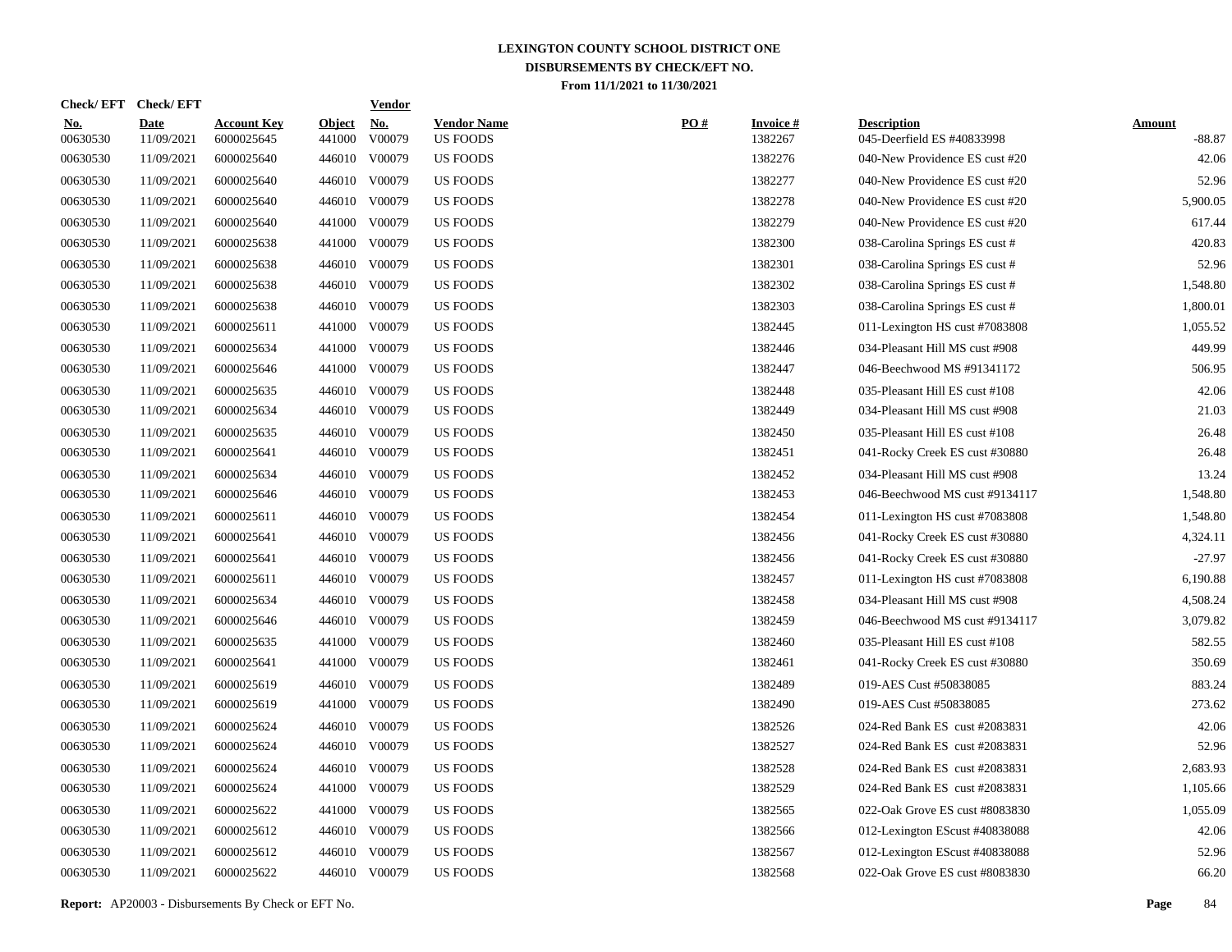# LEXINGTON COUNTY SCHOOL DISTRICT ONE
## DISBURSEMENTS BY CHECK/EFT NO.
### From 11/1/2021 to 11/30/2021

| Check/ EFT No. | Check/ EFT Date | Account Key | Object | Vendor No. | Vendor Name | PO # | Invoice # | Description | Amount |
|---|---|---|---|---|---|---|---|---|---|
| 00630530 | 11/09/2021 | 6000025645 | 441000 | V00079 | US FOODS | | 1382267 | 045-Deerfield ES #40833998 | -88.87 |
| 00630530 | 11/09/2021 | 6000025640 | 446010 | V00079 | US FOODS | | 1382276 | 040-New Providence ES cust #20 | 42.06 |
| 00630530 | 11/09/2021 | 6000025640 | 446010 | V00079 | US FOODS | | 1382277 | 040-New Providence ES cust #20 | 52.96 |
| 00630530 | 11/09/2021 | 6000025640 | 446010 | V00079 | US FOODS | | 1382278 | 040-New Providence ES cust #20 | 5,900.05 |
| 00630530 | 11/09/2021 | 6000025640 | 441000 | V00079 | US FOODS | | 1382279 | 040-New Providence ES cust #20 | 617.44 |
| 00630530 | 11/09/2021 | 6000025638 | 441000 | V00079 | US FOODS | | 1382300 | 038-Carolina Springs ES cust # | 420.83 |
| 00630530 | 11/09/2021 | 6000025638 | 446010 | V00079 | US FOODS | | 1382301 | 038-Carolina Springs ES cust # | 52.96 |
| 00630530 | 11/09/2021 | 6000025638 | 446010 | V00079 | US FOODS | | 1382302 | 038-Carolina Springs ES cust # | 1,548.80 |
| 00630530 | 11/09/2021 | 6000025638 | 446010 | V00079 | US FOODS | | 1382303 | 038-Carolina Springs ES cust # | 1,800.01 |
| 00630530 | 11/09/2021 | 6000025611 | 441000 | V00079 | US FOODS | | 1382445 | 011-Lexington HS cust #7083808 | 1,055.52 |
| 00630530 | 11/09/2021 | 6000025634 | 441000 | V00079 | US FOODS | | 1382446 | 034-Pleasant Hill MS cust #908 | 449.99 |
| 00630530 | 11/09/2021 | 6000025646 | 441000 | V00079 | US FOODS | | 1382447 | 046-Beechwood MS #91341172 | 506.95 |
| 00630530 | 11/09/2021 | 6000025635 | 446010 | V00079 | US FOODS | | 1382448 | 035-Pleasant Hill ES cust #108 | 42.06 |
| 00630530 | 11/09/2021 | 6000025634 | 446010 | V00079 | US FOODS | | 1382449 | 034-Pleasant Hill MS cust #908 | 21.03 |
| 00630530 | 11/09/2021 | 6000025635 | 446010 | V00079 | US FOODS | | 1382450 | 035-Pleasant Hill ES cust #108 | 26.48 |
| 00630530 | 11/09/2021 | 6000025641 | 446010 | V00079 | US FOODS | | 1382451 | 041-Rocky Creek ES cust #30880 | 26.48 |
| 00630530 | 11/09/2021 | 6000025634 | 446010 | V00079 | US FOODS | | 1382452 | 034-Pleasant Hill MS cust #908 | 13.24 |
| 00630530 | 11/09/2021 | 6000025646 | 446010 | V00079 | US FOODS | | 1382453 | 046-Beechwood MS cust #9134117 | 1,548.80 |
| 00630530 | 11/09/2021 | 6000025611 | 446010 | V00079 | US FOODS | | 1382454 | 011-Lexington HS cust #7083808 | 1,548.80 |
| 00630530 | 11/09/2021 | 6000025641 | 446010 | V00079 | US FOODS | | 1382456 | 041-Rocky Creek ES cust #30880 | 4,324.11 |
| 00630530 | 11/09/2021 | 6000025641 | 446010 | V00079 | US FOODS | | 1382456 | 041-Rocky Creek ES cust #30880 | -27.97 |
| 00630530 | 11/09/2021 | 6000025611 | 446010 | V00079 | US FOODS | | 1382457 | 011-Lexington HS cust #7083808 | 6,190.88 |
| 00630530 | 11/09/2021 | 6000025634 | 446010 | V00079 | US FOODS | | 1382458 | 034-Pleasant Hill MS cust #908 | 4,508.24 |
| 00630530 | 11/09/2021 | 6000025646 | 446010 | V00079 | US FOODS | | 1382459 | 046-Beechwood MS cust #9134117 | 3,079.82 |
| 00630530 | 11/09/2021 | 6000025635 | 441000 | V00079 | US FOODS | | 1382460 | 035-Pleasant Hill ES cust #108 | 582.55 |
| 00630530 | 11/09/2021 | 6000025641 | 441000 | V00079 | US FOODS | | 1382461 | 041-Rocky Creek ES cust #30880 | 350.69 |
| 00630530 | 11/09/2021 | 6000025619 | 446010 | V00079 | US FOODS | | 1382489 | 019-AES Cust #50838085 | 883.24 |
| 00630530 | 11/09/2021 | 6000025619 | 441000 | V00079 | US FOODS | | 1382490 | 019-AES Cust #50838085 | 273.62 |
| 00630530 | 11/09/2021 | 6000025624 | 446010 | V00079 | US FOODS | | 1382526 | 024-Red Bank ES cust #2083831 | 42.06 |
| 00630530 | 11/09/2021 | 6000025624 | 446010 | V00079 | US FOODS | | 1382527 | 024-Red Bank ES cust #2083831 | 52.96 |
| 00630530 | 11/09/2021 | 6000025624 | 446010 | V00079 | US FOODS | | 1382528 | 024-Red Bank ES cust #2083831 | 2,683.93 |
| 00630530 | 11/09/2021 | 6000025624 | 441000 | V00079 | US FOODS | | 1382529 | 024-Red Bank ES cust #2083831 | 1,105.66 |
| 00630530 | 11/09/2021 | 6000025622 | 441000 | V00079 | US FOODS | | 1382565 | 022-Oak Grove ES cust #8083830 | 1,055.09 |
| 00630530 | 11/09/2021 | 6000025612 | 446010 | V00079 | US FOODS | | 1382566 | 012-Lexington EScust #40838088 | 42.06 |
| 00630530 | 11/09/2021 | 6000025612 | 446010 | V00079 | US FOODS | | 1382567 | 012-Lexington EScust #40838088 | 52.96 |
| 00630530 | 11/09/2021 | 6000025622 | 446010 | V00079 | US FOODS | | 1382568 | 022-Oak Grove ES cust #8083830 | 66.20 |

**Report:** AP20003 - Disbursements By Check or EFT No.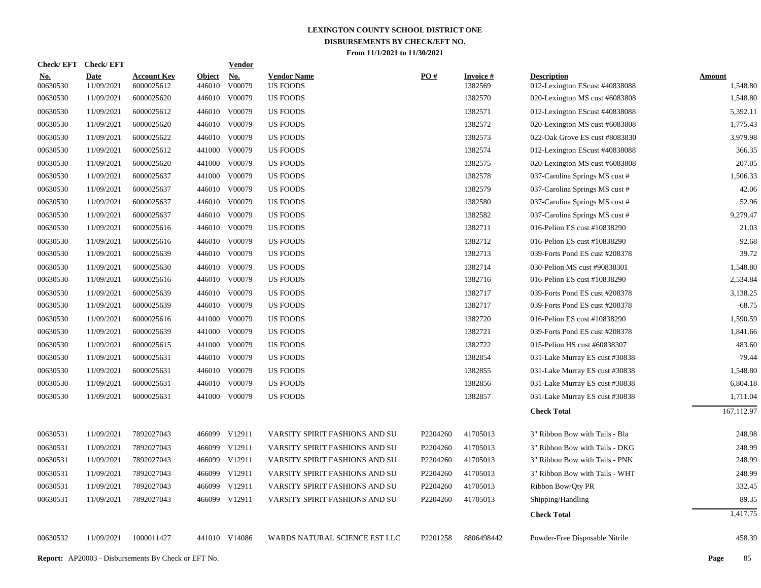# LEXINGTON COUNTY SCHOOL DISTRICT ONE
## DISBURSEMENTS BY CHECK/EFT NO.
### From 11/1/2021 to 11/30/2021

| Check/ EFT No. | Check/ EFT Date | Account Key | Object | Vendor No. | Vendor Name | PO # | Invoice # | Description | Amount |
|---|---|---|---|---|---|---|---|---|---|
| 00630530 | 11/09/2021 | 6000025612 | 446010 | V00079 | US FOODS | | 1382569 | 012-Lexington EScust #40838088 | 1,548.80 |
| 00630530 | 11/09/2021 | 6000025620 | 446010 | V00079 | US FOODS | | 1382570 | 020-Lexington MS cust #6083808 | 1,548.80 |
| 00630530 | 11/09/2021 | 6000025612 | 446010 | V00079 | US FOODS | | 1382571 | 012-Lexington EScust #40838088 | 5,392.11 |
| 00630530 | 11/09/2021 | 6000025620 | 446010 | V00079 | US FOODS | | 1382572 | 020-Lexington MS cust #6083808 | 1,775.43 |
| 00630530 | 11/09/2021 | 6000025622 | 446010 | V00079 | US FOODS | | 1382573 | 022-Oak Grove ES cust #8083830 | 3,979.98 |
| 00630530 | 11/09/2021 | 6000025612 | 441000 | V00079 | US FOODS | | 1382574 | 012-Lexington EScust #40838088 | 366.35 |
| 00630530 | 11/09/2021 | 6000025620 | 441000 | V00079 | US FOODS | | 1382575 | 020-Lexington MS cust #6083808 | 207.05 |
| 00630530 | 11/09/2021 | 6000025637 | 441000 | V00079 | US FOODS | | 1382578 | 037-Carolina Springs MS cust # | 1,506.33 |
| 00630530 | 11/09/2021 | 6000025637 | 446010 | V00079 | US FOODS | | 1382579 | 037-Carolina Springs MS cust # | 42.06 |
| 00630530 | 11/09/2021 | 6000025637 | 446010 | V00079 | US FOODS | | 1382580 | 037-Carolina Springs MS cust # | 52.96 |
| 00630530 | 11/09/2021 | 6000025637 | 446010 | V00079 | US FOODS | | 1382582 | 037-Carolina Springs MS cust # | 9,279.47 |
| 00630530 | 11/09/2021 | 6000025616 | 446010 | V00079 | US FOODS | | 1382711 | 016-Pelion ES cust #10838290 | 21.03 |
| 00630530 | 11/09/2021 | 6000025616 | 446010 | V00079 | US FOODS | | 1382712 | 016-Pelion ES cust #10838290 | 92.68 |
| 00630530 | 11/09/2021 | 6000025639 | 446010 | V00079 | US FOODS | | 1382713 | 039-Forts Pond ES cust #208378 | 39.72 |
| 00630530 | 11/09/2021 | 6000025630 | 446010 | V00079 | US FOODS | | 1382714 | 030-Pelion MS cust #90838301 | 1,548.80 |
| 00630530 | 11/09/2021 | 6000025616 | 446010 | V00079 | US FOODS | | 1382716 | 016-Pelion ES cust #10838290 | 2,534.84 |
| 00630530 | 11/09/2021 | 6000025639 | 446010 | V00079 | US FOODS | | 1382717 | 039-Forts Pond ES cust #208378 | 3,138.25 |
| 00630530 | 11/09/2021 | 6000025639 | 446010 | V00079 | US FOODS | | 1382717 | 039-Forts Pond ES cust #208378 | -68.75 |
| 00630530 | 11/09/2021 | 6000025616 | 441000 | V00079 | US FOODS | | 1382720 | 016-Pelion ES cust #10838290 | 1,590.59 |
| 00630530 | 11/09/2021 | 6000025639 | 441000 | V00079 | US FOODS | | 1382721 | 039-Forts Pond ES cust #208378 | 1,841.66 |
| 00630530 | 11/09/2021 | 6000025615 | 441000 | V00079 | US FOODS | | 1382722 | 015-Pelion HS cust #60838307 | 483.60 |
| 00630530 | 11/09/2021 | 6000025631 | 446010 | V00079 | US FOODS | | 1382854 | 031-Lake Murray ES cust #30838 | 79.44 |
| 00630530 | 11/09/2021 | 6000025631 | 446010 | V00079 | US FOODS | | 1382855 | 031-Lake Murray ES cust #30838 | 1,548.80 |
| 00630530 | 11/09/2021 | 6000025631 | 446010 | V00079 | US FOODS | | 1382856 | 031-Lake Murray ES cust #30838 | 6,804.18 |
| 00630530 | 11/09/2021 | 6000025631 | 441000 | V00079 | US FOODS | | 1382857 | 031-Lake Murray ES cust #30838 | 1,711.04 |
| | | | | | | | | **Check Total** | 167,112.97 |
| 00630531 | 11/09/2021 | 7892027043 | 466099 | V12911 | VARSITY SPIRIT FASHIONS AND SU | P2204260 | 41705013 | 3" Ribbon Bow with Tails - Bla | 248.98 |
| 00630531 | 11/09/2021 | 7892027043 | 466099 | V12911 | VARSITY SPIRIT FASHIONS AND SU | P2204260 | 41705013 | 3" Ribbon Bow with Tails - DKG | 248.99 |
| 00630531 | 11/09/2021 | 7892027043 | 466099 | V12911 | VARSITY SPIRIT FASHIONS AND SU | P2204260 | 41705013 | 3" Ribbon Bow with Tails - PNK | 248.99 |
| 00630531 | 11/09/2021 | 7892027043 | 466099 | V12911 | VARSITY SPIRIT FASHIONS AND SU | P2204260 | 41705013 | 3" Ribbon Bow with Tails - WHT | 248.99 |
| 00630531 | 11/09/2021 | 7892027043 | 466099 | V12911 | VARSITY SPIRIT FASHIONS AND SU | P2204260 | 41705013 | Ribbon Bow/Qty PR | 332.45 |
| 00630531 | 11/09/2021 | 7892027043 | 466099 | V12911 | VARSITY SPIRIT FASHIONS AND SU | P2204260 | 41705013 | Shipping/Handling | 89.35 |
| | | | | | | | | **Check Total** | 1,417.75 |
| 00630532 | 11/09/2021 | 1000011427 | 441010 | V14086 | WARDS NATURAL SCIENCE EST LLC | P2201258 | 8806498442 | Powder-Free Disposable Nitrile | 458.39 |

**Report:** AP20003 - Disbursements By Check or EFT No.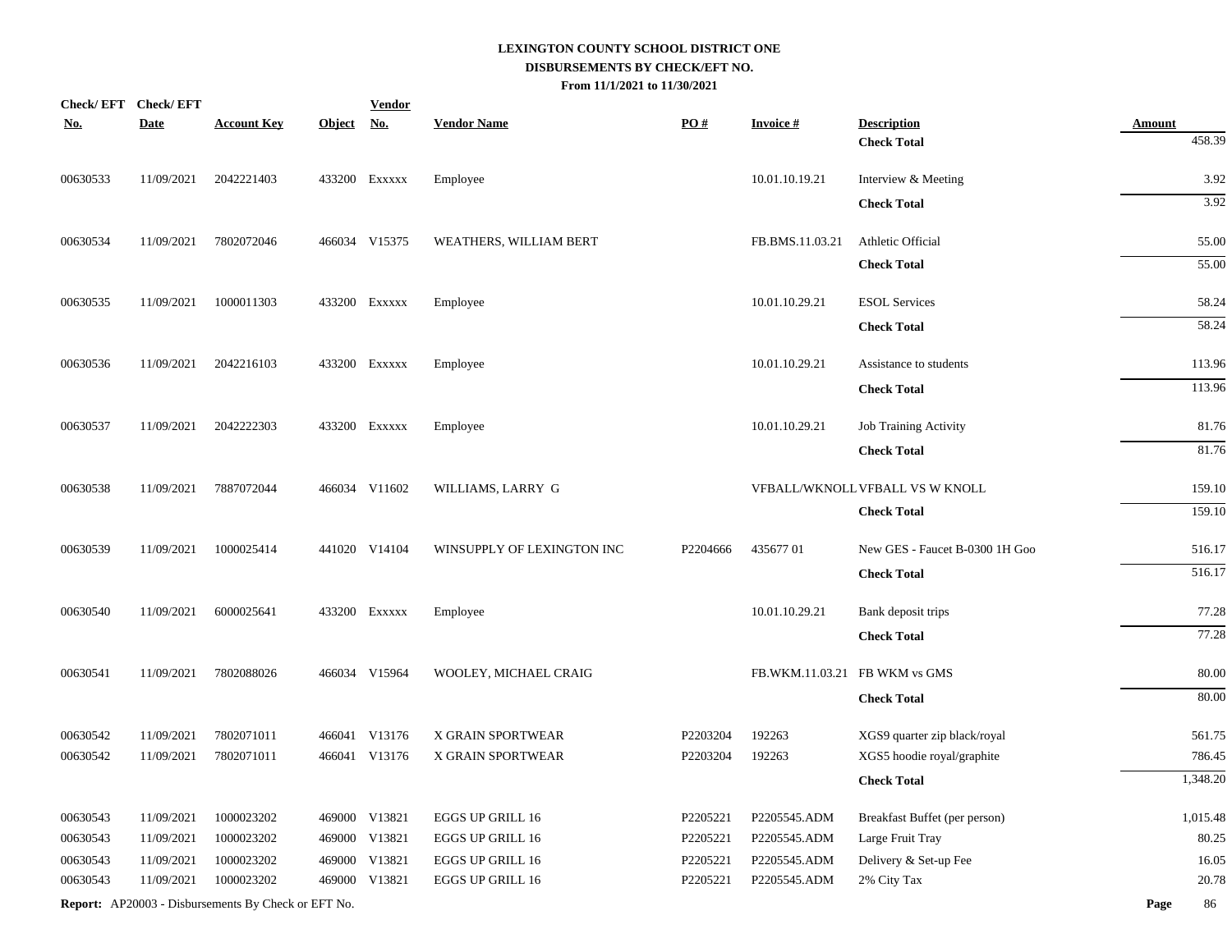**LEXINGTON COUNTY SCHOOL DISTRICT ONE**
**DISBURSEMENTS BY CHECK/EFT NO.**
**From 11/1/2021 to 11/30/2021**

| Check/ EFT No. | Check/ EFT Date | Account Key | Object | Vendor No. | Vendor Name | PO # | Invoice # | Description | Amount |
|---|---|---|---|---|---|---|---|---|---|
| | | | | | | | | **Check Total** | 458.39 |
| 00630533 | 11/09/2021 | 2042221403 | 433200 | Exxxxx | Employee | | 10.01.10.19.21 | Interview & Meeting | 3.92 |
| | | | | | | | | **Check Total** | 3.92 |
| 00630534 | 11/09/2021 | 7802072046 | 466034 | V15375 | WEATHERS, WILLIAM BERT | | FB.BMS.11.03.21 | Athletic Official | 55.00 |
| | | | | | | | | **Check Total** | 55.00 |
| 00630535 | 11/09/2021 | 1000011303 | 433200 | Exxxxx | Employee | | 10.01.10.29.21 | ESOL Services | 58.24 |
| | | | | | | | | **Check Total** | 58.24 |
| 00630536 | 11/09/2021 | 2042216103 | 433200 | Exxxxx | Employee | | 10.01.10.29.21 | Assistance to students | 113.96 |
| | | | | | | | | **Check Total** | 113.96 |
| 00630537 | 11/09/2021 | 2042222303 | 433200 | Exxxxx | Employee | | 10.01.10.29.21 | Job Training Activity | 81.76 |
| | | | | | | | | **Check Total** | 81.76 |
| 00630538 | 11/09/2021 | 7887072044 | 466034 | V11602 | WILLIAMS, LARRY G | | VFBALL/WKNOLL | VFBALL VS W KNOLL | 159.10 |
| | | | | | | | | **Check Total** | 159.10 |
| 00630539 | 11/09/2021 | 1000025414 | 441020 | V14104 | WINSUPPLY OF LEXINGTON INC | P2204666 | 435677 01 | New GES - Faucet B-0300 1H Goo | 516.17 |
| | | | | | | | | **Check Total** | 516.17 |
| 00630540 | 11/09/2021 | 6000025641 | 433200 | Exxxxx | Employee | | 10.01.10.29.21 | Bank deposit trips | 77.28 |
| | | | | | | | | **Check Total** | 77.28 |
| 00630541 | 11/09/2021 | 7802088026 | 466034 | V15964 | WOOLEY, MICHAEL CRAIG | | FB.WKM.11.03.21 | FB WKM vs GMS | 80.00 |
| | | | | | | | | **Check Total** | 80.00 |
| 00630542 | 11/09/2021 | 7802071011 | 466041 | V13176 | X GRAIN SPORTWEAR | P2203204 | 192263 | XGS9 quarter zip black/royal | 561.75 |
| 00630542 | 11/09/2021 | 7802071011 | 466041 | V13176 | X GRAIN SPORTWEAR | P2203204 | 192263 | XGS5 hoodie royal/graphite | 786.45 |
| | | | | | | | | **Check Total** | 1,348.20 |
| 00630543 | 11/09/2021 | 1000023202 | 469000 | V13821 | EGGS UP GRILL 16 | P2205221 | P2205545.ADM | Breakfast Buffet (per person) | 1,015.48 |
| 00630543 | 11/09/2021 | 1000023202 | 469000 | V13821 | EGGS UP GRILL 16 | P2205221 | P2205545.ADM | Large Fruit Tray | 80.25 |
| 00630543 | 11/09/2021 | 1000023202 | 469000 | V13821 | EGGS UP GRILL 16 | P2205221 | P2205545.ADM | Delivery & Set-up Fee | 16.05 |
| 00630543 | 11/09/2021 | 1000023202 | 469000 | V13821 | EGGS UP GRILL 16 | P2205221 | P2205545.ADM | 2% City Tax | 20.78 |

**Report:** AP20003 - Disbursements By Check or EFT No.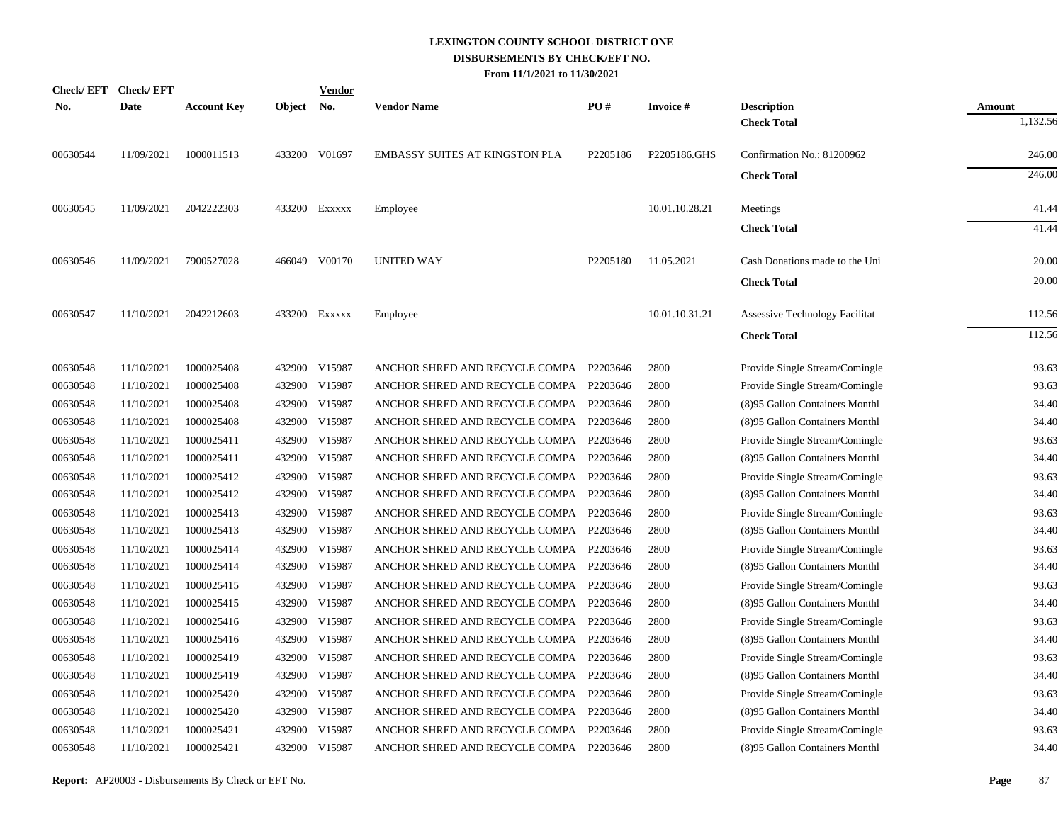# LEXINGTON COUNTY SCHOOL DISTRICT ONE
## DISBURSEMENTS BY CHECK/EFT NO.
### From 11/1/2021 to 11/30/2021

| Check/ EFT No. | Check/ EFT Date | Account Key | Object | Vendor No. | Vendor Name | PO # | Invoice # | Description | Amount |
|---|---|---|---|---|---|---|---|---|---|
| | | | | | | | | **Check Total** | 1,132.56 |
| 00630544 | 11/09/2021 | 1000011513 | 433200 | V01697 | EMBASSY SUITES AT KINGSTON PLA | P2205186 | P2205186.GHS | Confirmation No.: 81200962 | 246.00 |
| | | | | | | | | **Check Total** | 246.00 |
| 00630545 | 11/09/2021 | 2042222303 | 433200 | Exxxxx | Employee | | 10.01.10.28.21 | Meetings | 41.44 |
| | | | | | | | | **Check Total** | 41.44 |
| 00630546 | 11/09/2021 | 7900527028 | 466049 | V00170 | UNITED WAY | P2205180 | 11.05.2021 | Cash Donations made to the Uni | 20.00 |
| | | | | | | | | **Check Total** | 20.00 |
| 00630547 | 11/10/2021 | 2042212603 | 433200 | Exxxxx | Employee | | 10.01.10.31.21 | Assessive Technology Facilitat | 112.56 |
| | | | | | | | | **Check Total** | 112.56 |
| 00630548 | 11/10/2021 | 1000025408 | 432900 | V15987 | ANCHOR SHRED AND RECYCLE COMPA | P2203646 | 2800 | Provide Single Stream/Comingle | 93.63 |
| 00630548 | 11/10/2021 | 1000025408 | 432900 | V15987 | ANCHOR SHRED AND RECYCLE COMPA | P2203646 | 2800 | Provide Single Stream/Comingle | 93.63 |
| 00630548 | 11/10/2021 | 1000025408 | 432900 | V15987 | ANCHOR SHRED AND RECYCLE COMPA | P2203646 | 2800 | (8)95 Gallon Containers Monthl | 34.40 |
| 00630548 | 11/10/2021 | 1000025408 | 432900 | V15987 | ANCHOR SHRED AND RECYCLE COMPA | P2203646 | 2800 | (8)95 Gallon Containers Monthl | 34.40 |
| 00630548 | 11/10/2021 | 1000025411 | 432900 | V15987 | ANCHOR SHRED AND RECYCLE COMPA | P2203646 | 2800 | Provide Single Stream/Comingle | 93.63 |
| 00630548 | 11/10/2021 | 1000025411 | 432900 | V15987 | ANCHOR SHRED AND RECYCLE COMPA | P2203646 | 2800 | (8)95 Gallon Containers Monthl | 34.40 |
| 00630548 | 11/10/2021 | 1000025412 | 432900 | V15987 | ANCHOR SHRED AND RECYCLE COMPA | P2203646 | 2800 | Provide Single Stream/Comingle | 93.63 |
| 00630548 | 11/10/2021 | 1000025412 | 432900 | V15987 | ANCHOR SHRED AND RECYCLE COMPA | P2203646 | 2800 | (8)95 Gallon Containers Monthl | 34.40 |
| 00630548 | 11/10/2021 | 1000025413 | 432900 | V15987 | ANCHOR SHRED AND RECYCLE COMPA | P2203646 | 2800 | Provide Single Stream/Comingle | 93.63 |
| 00630548 | 11/10/2021 | 1000025413 | 432900 | V15987 | ANCHOR SHRED AND RECYCLE COMPA | P2203646 | 2800 | (8)95 Gallon Containers Monthl | 34.40 |
| 00630548 | 11/10/2021 | 1000025414 | 432900 | V15987 | ANCHOR SHRED AND RECYCLE COMPA | P2203646 | 2800 | Provide Single Stream/Comingle | 93.63 |
| 00630548 | 11/10/2021 | 1000025414 | 432900 | V15987 | ANCHOR SHRED AND RECYCLE COMPA | P2203646 | 2800 | (8)95 Gallon Containers Monthl | 34.40 |
| 00630548 | 11/10/2021 | 1000025415 | 432900 | V15987 | ANCHOR SHRED AND RECYCLE COMPA | P2203646 | 2800 | Provide Single Stream/Comingle | 93.63 |
| 00630548 | 11/10/2021 | 1000025415 | 432900 | V15987 | ANCHOR SHRED AND RECYCLE COMPA | P2203646 | 2800 | (8)95 Gallon Containers Monthl | 34.40 |
| 00630548 | 11/10/2021 | 1000025416 | 432900 | V15987 | ANCHOR SHRED AND RECYCLE COMPA | P2203646 | 2800 | Provide Single Stream/Comingle | 93.63 |
| 00630548 | 11/10/2021 | 1000025416 | 432900 | V15987 | ANCHOR SHRED AND RECYCLE COMPA | P2203646 | 2800 | (8)95 Gallon Containers Monthl | 34.40 |
| 00630548 | 11/10/2021 | 1000025419 | 432900 | V15987 | ANCHOR SHRED AND RECYCLE COMPA | P2203646 | 2800 | Provide Single Stream/Comingle | 93.63 |
| 00630548 | 11/10/2021 | 1000025419 | 432900 | V15987 | ANCHOR SHRED AND RECYCLE COMPA | P2203646 | 2800 | (8)95 Gallon Containers Monthl | 34.40 |
| 00630548 | 11/10/2021 | 1000025420 | 432900 | V15987 | ANCHOR SHRED AND RECYCLE COMPA | P2203646 | 2800 | Provide Single Stream/Comingle | 93.63 |
| 00630548 | 11/10/2021 | 1000025420 | 432900 | V15987 | ANCHOR SHRED AND RECYCLE COMPA | P2203646 | 2800 | (8)95 Gallon Containers Monthl | 34.40 |
| 00630548 | 11/10/2021 | 1000025421 | 432900 | V15987 | ANCHOR SHRED AND RECYCLE COMPA | P2203646 | 2800 | Provide Single Stream/Comingle | 93.63 |
| 00630548 | 11/10/2021 | 1000025421 | 432900 | V15987 | ANCHOR SHRED AND RECYCLE COMPA | P2203646 | 2800 | (8)95 Gallon Containers Monthl | 34.40 |

**Report:** AP20003 - Disbursements By Check or EFT No.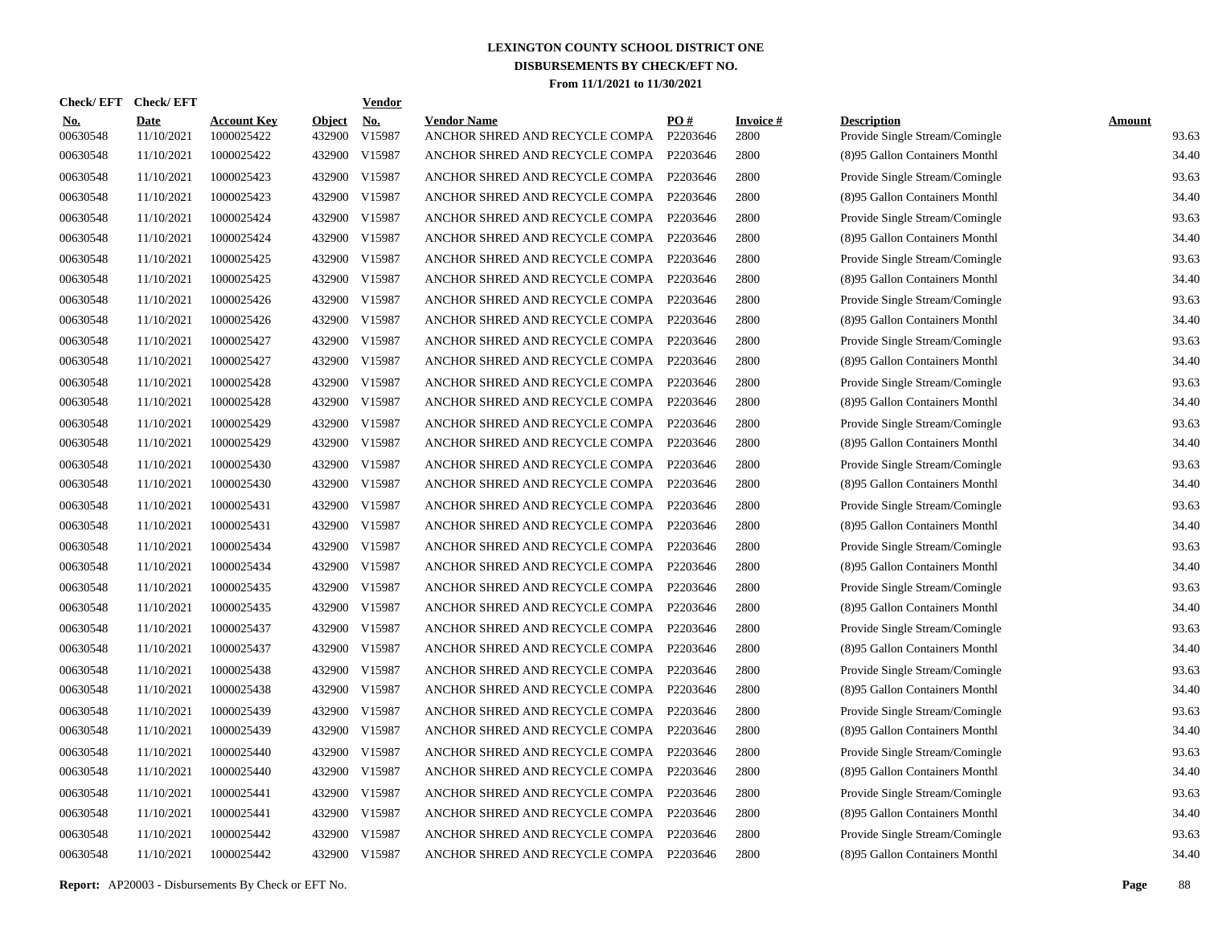# LEXINGTON COUNTY SCHOOL DISTRICT ONE
## DISBURSEMENTS BY CHECK/EFT NO.
### From 11/1/2021 to 11/30/2021

| Check/ EFT No. | Check/ EFT Date | Account Key | Object | Vendor No. | Vendor Name | PO # | Invoice # | Description | Amount |
|---|---|---|---|---|---|---|---|---|---|
| 00630548 | 11/10/2021 | 1000025422 | 432900 | V15987 | ANCHOR SHRED AND RECYCLE COMPA | P2203646 | 2800 | Provide Single Stream/Comingle | 93.63 |
| 00630548 | 11/10/2021 | 1000025422 | 432900 | V15987 | ANCHOR SHRED AND RECYCLE COMPA | P2203646 | 2800 | (8)95 Gallon Containers Monthl | 34.40 |
| 00630548 | 11/10/2021 | 1000025423 | 432900 | V15987 | ANCHOR SHRED AND RECYCLE COMPA | P2203646 | 2800 | Provide Single Stream/Comingle | 93.63 |
| 00630548 | 11/10/2021 | 1000025423 | 432900 | V15987 | ANCHOR SHRED AND RECYCLE COMPA | P2203646 | 2800 | (8)95 Gallon Containers Monthl | 34.40 |
| 00630548 | 11/10/2021 | 1000025424 | 432900 | V15987 | ANCHOR SHRED AND RECYCLE COMPA | P2203646 | 2800 | Provide Single Stream/Comingle | 93.63 |
| 00630548 | 11/10/2021 | 1000025424 | 432900 | V15987 | ANCHOR SHRED AND RECYCLE COMPA | P2203646 | 2800 | (8)95 Gallon Containers Monthl | 34.40 |
| 00630548 | 11/10/2021 | 1000025425 | 432900 | V15987 | ANCHOR SHRED AND RECYCLE COMPA | P2203646 | 2800 | Provide Single Stream/Comingle | 93.63 |
| 00630548 | 11/10/2021 | 1000025425 | 432900 | V15987 | ANCHOR SHRED AND RECYCLE COMPA | P2203646 | 2800 | (8)95 Gallon Containers Monthl | 34.40 |
| 00630548 | 11/10/2021 | 1000025426 | 432900 | V15987 | ANCHOR SHRED AND RECYCLE COMPA | P2203646 | 2800 | Provide Single Stream/Comingle | 93.63 |
| 00630548 | 11/10/2021 | 1000025426 | 432900 | V15987 | ANCHOR SHRED AND RECYCLE COMPA | P2203646 | 2800 | (8)95 Gallon Containers Monthl | 34.40 |
| 00630548 | 11/10/2021 | 1000025427 | 432900 | V15987 | ANCHOR SHRED AND RECYCLE COMPA | P2203646 | 2800 | Provide Single Stream/Comingle | 93.63 |
| 00630548 | 11/10/2021 | 1000025427 | 432900 | V15987 | ANCHOR SHRED AND RECYCLE COMPA | P2203646 | 2800 | (8)95 Gallon Containers Monthl | 34.40 |
| 00630548 | 11/10/2021 | 1000025428 | 432900 | V15987 | ANCHOR SHRED AND RECYCLE COMPA | P2203646 | 2800 | Provide Single Stream/Comingle | 93.63 |
| 00630548 | 11/10/2021 | 1000025428 | 432900 | V15987 | ANCHOR SHRED AND RECYCLE COMPA | P2203646 | 2800 | (8)95 Gallon Containers Monthl | 34.40 |
| 00630548 | 11/10/2021 | 1000025429 | 432900 | V15987 | ANCHOR SHRED AND RECYCLE COMPA | P2203646 | 2800 | Provide Single Stream/Comingle | 93.63 |
| 00630548 | 11/10/2021 | 1000025429 | 432900 | V15987 | ANCHOR SHRED AND RECYCLE COMPA | P2203646 | 2800 | (8)95 Gallon Containers Monthl | 34.40 |
| 00630548 | 11/10/2021 | 1000025430 | 432900 | V15987 | ANCHOR SHRED AND RECYCLE COMPA | P2203646 | 2800 | Provide Single Stream/Comingle | 93.63 |
| 00630548 | 11/10/2021 | 1000025430 | 432900 | V15987 | ANCHOR SHRED AND RECYCLE COMPA | P2203646 | 2800 | (8)95 Gallon Containers Monthl | 34.40 |
| 00630548 | 11/10/2021 | 1000025431 | 432900 | V15987 | ANCHOR SHRED AND RECYCLE COMPA | P2203646 | 2800 | Provide Single Stream/Comingle | 93.63 |
| 00630548 | 11/10/2021 | 1000025431 | 432900 | V15987 | ANCHOR SHRED AND RECYCLE COMPA | P2203646 | 2800 | (8)95 Gallon Containers Monthl | 34.40 |
| 00630548 | 11/10/2021 | 1000025434 | 432900 | V15987 | ANCHOR SHRED AND RECYCLE COMPA | P2203646 | 2800 | Provide Single Stream/Comingle | 93.63 |
| 00630548 | 11/10/2021 | 1000025434 | 432900 | V15987 | ANCHOR SHRED AND RECYCLE COMPA | P2203646 | 2800 | (8)95 Gallon Containers Monthl | 34.40 |
| 00630548 | 11/10/2021 | 1000025435 | 432900 | V15987 | ANCHOR SHRED AND RECYCLE COMPA | P2203646 | 2800 | Provide Single Stream/Comingle | 93.63 |
| 00630548 | 11/10/2021 | 1000025435 | 432900 | V15987 | ANCHOR SHRED AND RECYCLE COMPA | P2203646 | 2800 | (8)95 Gallon Containers Monthl | 34.40 |
| 00630548 | 11/10/2021 | 1000025437 | 432900 | V15987 | ANCHOR SHRED AND RECYCLE COMPA | P2203646 | 2800 | Provide Single Stream/Comingle | 93.63 |
| 00630548 | 11/10/2021 | 1000025437 | 432900 | V15987 | ANCHOR SHRED AND RECYCLE COMPA | P2203646 | 2800 | (8)95 Gallon Containers Monthl | 34.40 |
| 00630548 | 11/10/2021 | 1000025438 | 432900 | V15987 | ANCHOR SHRED AND RECYCLE COMPA | P2203646 | 2800 | Provide Single Stream/Comingle | 93.63 |
| 00630548 | 11/10/2021 | 1000025438 | 432900 | V15987 | ANCHOR SHRED AND RECYCLE COMPA | P2203646 | 2800 | (8)95 Gallon Containers Monthl | 34.40 |
| 00630548 | 11/10/2021 | 1000025439 | 432900 | V15987 | ANCHOR SHRED AND RECYCLE COMPA | P2203646 | 2800 | Provide Single Stream/Comingle | 93.63 |
| 00630548 | 11/10/2021 | 1000025439 | 432900 | V15987 | ANCHOR SHRED AND RECYCLE COMPA | P2203646 | 2800 | (8)95 Gallon Containers Monthl | 34.40 |
| 00630548 | 11/10/2021 | 1000025440 | 432900 | V15987 | ANCHOR SHRED AND RECYCLE COMPA | P2203646 | 2800 | Provide Single Stream/Comingle | 93.63 |
| 00630548 | 11/10/2021 | 1000025440 | 432900 | V15987 | ANCHOR SHRED AND RECYCLE COMPA | P2203646 | 2800 | (8)95 Gallon Containers Monthl | 34.40 |
| 00630548 | 11/10/2021 | 1000025441 | 432900 | V15987 | ANCHOR SHRED AND RECYCLE COMPA | P2203646 | 2800 | Provide Single Stream/Comingle | 93.63 |
| 00630548 | 11/10/2021 | 1000025441 | 432900 | V15987 | ANCHOR SHRED AND RECYCLE COMPA | P2203646 | 2800 | (8)95 Gallon Containers Monthl | 34.40 |
| 00630548 | 11/10/2021 | 1000025442 | 432900 | V15987 | ANCHOR SHRED AND RECYCLE COMPA | P2203646 | 2800 | Provide Single Stream/Comingle | 93.63 |
| 00630548 | 11/10/2021 | 1000025442 | 432900 | V15987 | ANCHOR SHRED AND RECYCLE COMPA | P2203646 | 2800 | (8)95 Gallon Containers Monthl | 34.40 |

**Report:** AP20003 - Disbursements By Check or EFT No.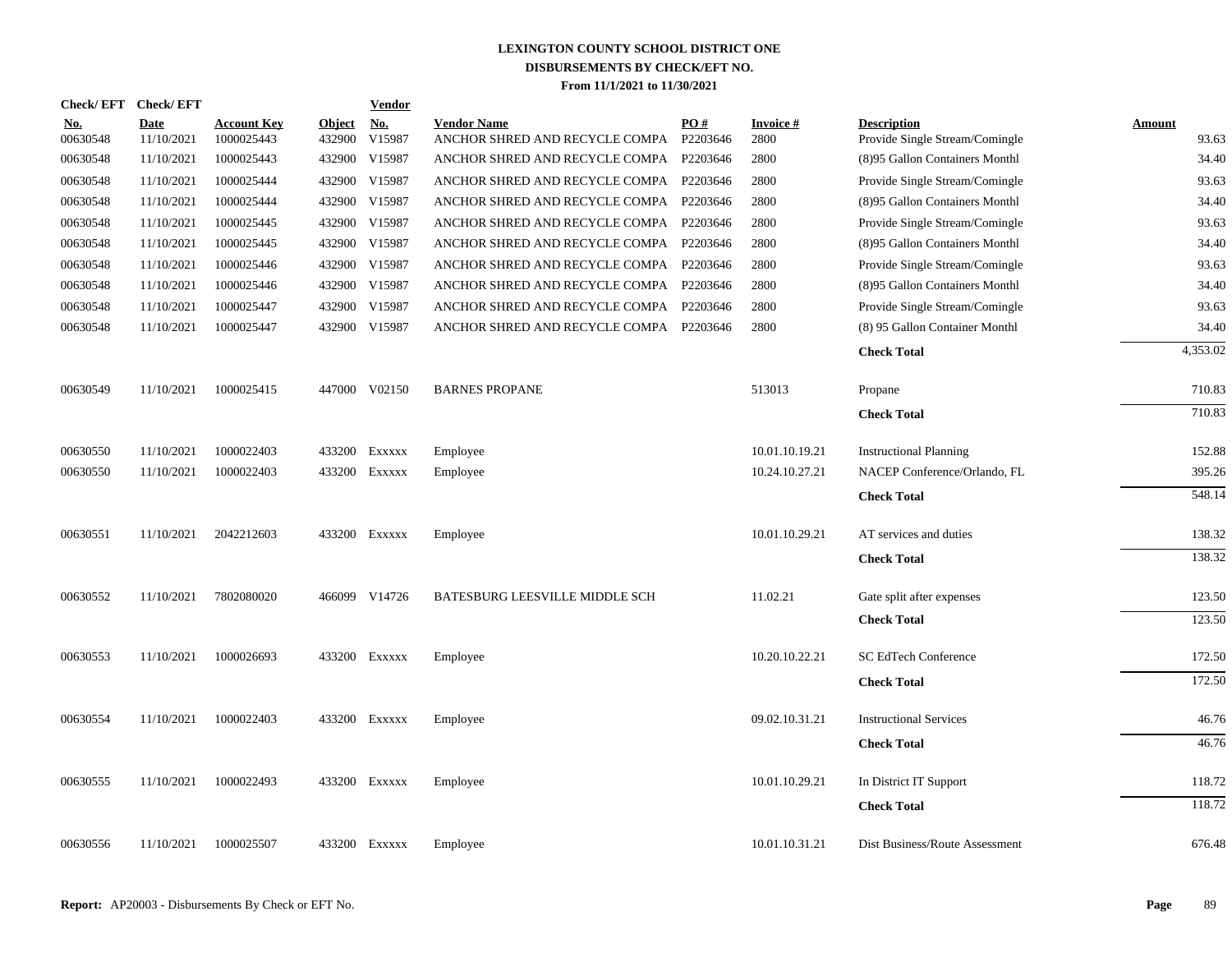# LEXINGTON COUNTY SCHOOL DISTRICT ONE
## DISBURSEMENTS BY CHECK/EFT NO.
### From 11/1/2021 to 11/30/2021

| Check/ EFT No. | Check/ EFT Date | Account Key | Object | Vendor No. | Vendor Name | PO # | Invoice # | Description | Amount |
|---|---|---|---|---|---|---|---|---|---|
| 00630548 | 11/10/2021 | 1000025443 | 432900 | V15987 | ANCHOR SHRED AND RECYCLE COMPA | P2203646 | 2800 | Provide Single Stream/Comingle | 93.63 |
| 00630548 | 11/10/2021 | 1000025443 | 432900 | V15987 | ANCHOR SHRED AND RECYCLE COMPA | P2203646 | 2800 | (8)95 Gallon Containers Monthl | 34.40 |
| 00630548 | 11/10/2021 | 1000025444 | 432900 | V15987 | ANCHOR SHRED AND RECYCLE COMPA | P2203646 | 2800 | Provide Single Stream/Comingle | 93.63 |
| 00630548 | 11/10/2021 | 1000025444 | 432900 | V15987 | ANCHOR SHRED AND RECYCLE COMPA | P2203646 | 2800 | (8)95 Gallon Containers Monthl | 34.40 |
| 00630548 | 11/10/2021 | 1000025445 | 432900 | V15987 | ANCHOR SHRED AND RECYCLE COMPA | P2203646 | 2800 | Provide Single Stream/Comingle | 93.63 |
| 00630548 | 11/10/2021 | 1000025445 | 432900 | V15987 | ANCHOR SHRED AND RECYCLE COMPA | P2203646 | 2800 | (8)95 Gallon Containers Monthl | 34.40 |
| 00630548 | 11/10/2021 | 1000025446 | 432900 | V15987 | ANCHOR SHRED AND RECYCLE COMPA | P2203646 | 2800 | Provide Single Stream/Comingle | 93.63 |
| 00630548 | 11/10/2021 | 1000025446 | 432900 | V15987 | ANCHOR SHRED AND RECYCLE COMPA | P2203646 | 2800 | (8)95 Gallon Containers Monthl | 34.40 |
| 00630548 | 11/10/2021 | 1000025447 | 432900 | V15987 | ANCHOR SHRED AND RECYCLE COMPA | P2203646 | 2800 | Provide Single Stream/Comingle | 93.63 |
| 00630548 | 11/10/2021 | 1000025447 | 432900 | V15987 | ANCHOR SHRED AND RECYCLE COMPA | P2203646 | 2800 | (8) 95 Gallon Container Monthl | 34.40 |
| | | | | | | | | **Check Total** | 4,353.02 |
| 00630549 | 11/10/2021 | 1000025415 | 447000 | V02150 | BARNES PROPANE | | 513013 | Propane | 710.83 |
| | | | | | | | | **Check Total** | 710.83 |
| 00630550 | 11/10/2021 | 1000022403 | 433200 | Exxxxx | Employee | | 10.01.10.19.21 | Instructional Planning | 152.88 |
| 00630550 | 11/10/2021 | 1000022403 | 433200 | Exxxxx | Employee | | 10.24.10.27.21 | NACEP Conference/Orlando, FL | 395.26 |
| | | | | | | | | **Check Total** | 548.14 |
| 00630551 | 11/10/2021 | 2042212603 | 433200 | Exxxxx | Employee | | 10.01.10.29.21 | AT services and duties | 138.32 |
| | | | | | | | | **Check Total** | 138.32 |
| 00630552 | 11/10/2021 | 7802080020 | 466099 | V14726 | BATESBURG LEESVILLE MIDDLE SCH | | 11.02.21 | Gate split after expenses | 123.50 |
| | | | | | | | | **Check Total** | 123.50 |
| 00630553 | 11/10/2021 | 1000026693 | 433200 | Exxxxx | Employee | | 10.20.10.22.21 | SC EdTech Conference | 172.50 |
| | | | | | | | | **Check Total** | 172.50 |
| 00630554 | 11/10/2021 | 1000022403 | 433200 | Exxxxx | Employee | | 09.02.10.31.21 | Instructional Services | 46.76 |
| | | | | | | | | **Check Total** | 46.76 |
| 00630555 | 11/10/2021 | 1000022493 | 433200 | Exxxxx | Employee | | 10.01.10.29.21 | In District IT Support | 118.72 |
| | | | | | | | | **Check Total** | 118.72 |
| 00630556 | 11/10/2021 | 1000025507 | 433200 | Exxxxx | Employee | | 10.01.10.31.21 | Dist Business/Route Assessment | 676.48 |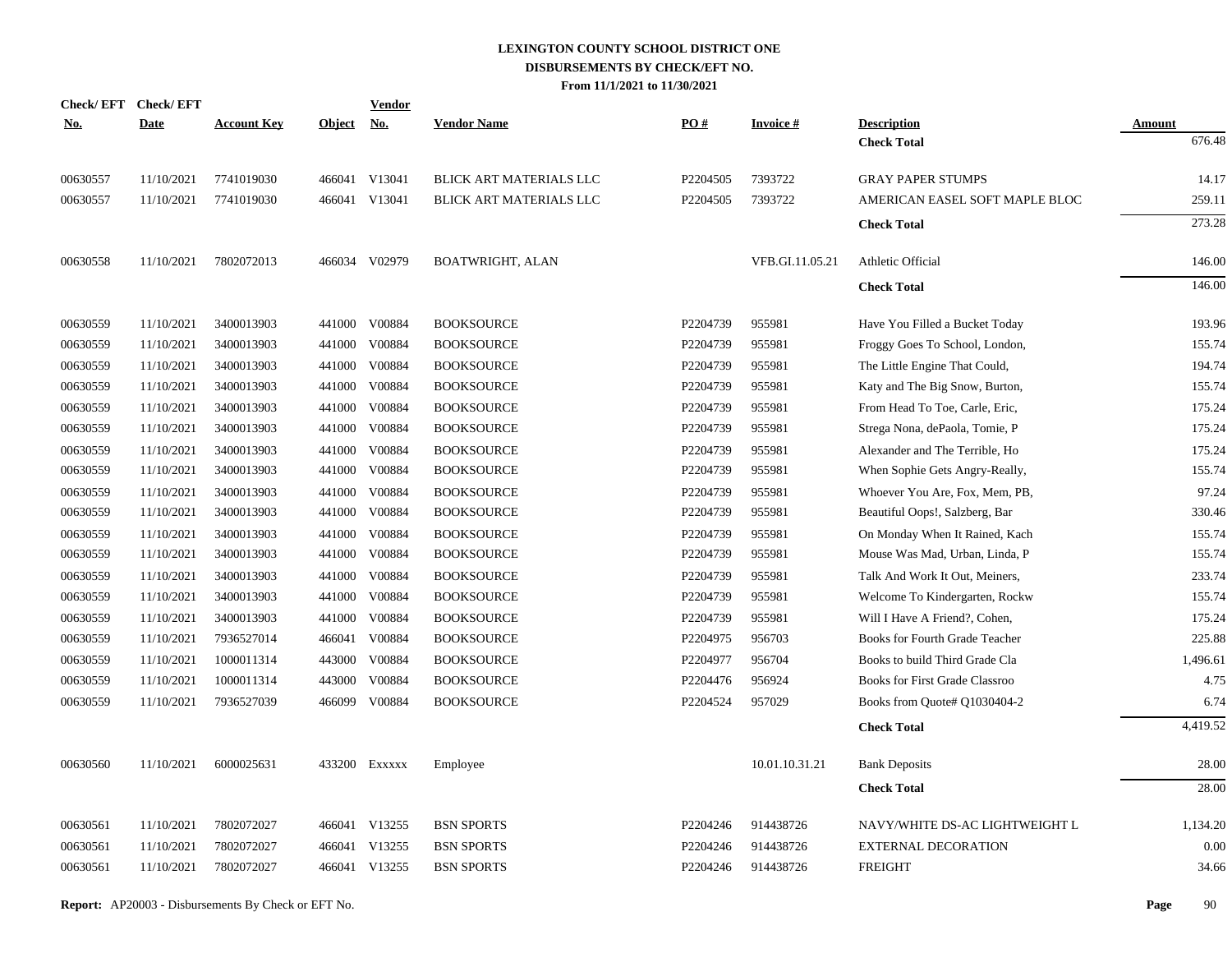# LEXINGTON COUNTY SCHOOL DISTRICT ONE
## DISBURSEMENTS BY CHECK/EFT NO.
### From 11/1/2021 to 11/30/2021

| Check/ EFT No. | Check/ EFT Date | Account Key | Object | Vendor No. | Vendor Name | PO # | Invoice # | Description | Amount |
|---|---|---|---|---|---|---|---|---|---|
| | | | | | | | | **Check Total** | 676.48 |
| 00630557 | 11/10/2021 | 7741019030 | 466041 | V13041 | BLICK ART MATERIALS LLC | P2204505 | 7393722 | GRAY PAPER STUMPS | 14.17 |
| 00630557 | 11/10/2021 | 7741019030 | 466041 | V13041 | BLICK ART MATERIALS LLC | P2204505 | 7393722 | AMERICAN EASEL SOFT MAPLE BLOC | 259.11 |
| | | | | | | | | **Check Total** | 273.28 |
| 00630558 | 11/10/2021 | 7802072013 | 466034 | V02979 | BOATWRIGHT, ALAN | | VFB.GI.11.05.21 | Athletic Official | 146.00 |
| | | | | | | | | **Check Total** | 146.00 |
| 00630559 | 11/10/2021 | 3400013903 | 441000 | V00884 | BOOKSOURCE | P2204739 | 955981 | Have You Filled a Bucket Today | 193.96 |
| 00630559 | 11/10/2021 | 3400013903 | 441000 | V00884 | BOOKSOURCE | P2204739 | 955981 | Froggy Goes To School, London, | 155.74 |
| 00630559 | 11/10/2021 | 3400013903 | 441000 | V00884 | BOOKSOURCE | P2204739 | 955981 | The Little Engine That Could, | 194.74 |
| 00630559 | 11/10/2021 | 3400013903 | 441000 | V00884 | BOOKSOURCE | P2204739 | 955981 | Katy and The Big Snow, Burton, | 155.74 |
| 00630559 | 11/10/2021 | 3400013903 | 441000 | V00884 | BOOKSOURCE | P2204739 | 955981 | From Head To Toe, Carle, Eric, | 175.24 |
| 00630559 | 11/10/2021 | 3400013903 | 441000 | V00884 | BOOKSOURCE | P2204739 | 955981 | Strega Nona, dePaola, Tomie, P | 175.24 |
| 00630559 | 11/10/2021 | 3400013903 | 441000 | V00884 | BOOKSOURCE | P2204739 | 955981 | Alexander and The Terrible, Ho | 175.24 |
| 00630559 | 11/10/2021 | 3400013903 | 441000 | V00884 | BOOKSOURCE | P2204739 | 955981 | When Sophie Gets Angry-Really, | 155.74 |
| 00630559 | 11/10/2021 | 3400013903 | 441000 | V00884 | BOOKSOURCE | P2204739 | 955981 | Whoever You Are, Fox, Mem, PB, | 97.24 |
| 00630559 | 11/10/2021 | 3400013903 | 441000 | V00884 | BOOKSOURCE | P2204739 | 955981 | Beautiful Oops!, Salzberg, Bar | 330.46 |
| 00630559 | 11/10/2021 | 3400013903 | 441000 | V00884 | BOOKSOURCE | P2204739 | 955981 | On Monday When It Rained, Kach | 155.74 |
| 00630559 | 11/10/2021 | 3400013903 | 441000 | V00884 | BOOKSOURCE | P2204739 | 955981 | Mouse Was Mad, Urban, Linda, P | 155.74 |
| 00630559 | 11/10/2021 | 3400013903 | 441000 | V00884 | BOOKSOURCE | P2204739 | 955981 | Talk And Work It Out, Meiners, | 233.74 |
| 00630559 | 11/10/2021 | 3400013903 | 441000 | V00884 | BOOKSOURCE | P2204739 | 955981 | Welcome To Kindergarten, Rockw | 155.74 |
| 00630559 | 11/10/2021 | 3400013903 | 441000 | V00884 | BOOKSOURCE | P2204739 | 955981 | Will I Have A Friend?, Cohen, | 175.24 |
| 00630559 | 11/10/2021 | 7936527014 | 466041 | V00884 | BOOKSOURCE | P2204975 | 956703 | Books for Fourth Grade Teacher | 225.88 |
| 00630559 | 11/10/2021 | 1000011314 | 443000 | V00884 | BOOKSOURCE | P2204977 | 956704 | Books to build Third Grade Cla | 1,496.61 |
| 00630559 | 11/10/2021 | 1000011314 | 443000 | V00884 | BOOKSOURCE | P2204476 | 956924 | Books for First Grade Classroo | 4.75 |
| 00630559 | 11/10/2021 | 7936527039 | 466099 | V00884 | BOOKSOURCE | P2204524 | 957029 | Books from Quote# Q1030404-2 | 6.74 |
| | | | | | | | | **Check Total** | 4,419.52 |
| 00630560 | 11/10/2021 | 6000025631 | 433200 | Exxxxx | Employee | | 10.01.10.31.21 | Bank Deposits | 28.00 |
| | | | | | | | | **Check Total** | 28.00 |
| 00630561 | 11/10/2021 | 7802072027 | 466041 | V13255 | BSN SPORTS | P2204246 | 914438726 | NAVY/WHITE DS-AC LIGHTWEIGHT L | 1,134.20 |
| 00630561 | 11/10/2021 | 7802072027 | 466041 | V13255 | BSN SPORTS | P2204246 | 914438726 | EXTERNAL DECORATION | 0.00 |
| 00630561 | 11/10/2021 | 7802072027 | 466041 | V13255 | BSN SPORTS | P2204246 | 914438726 | FREIGHT | 34.66 |

**Report:** AP20003 - Disbursements By Check or EFT No.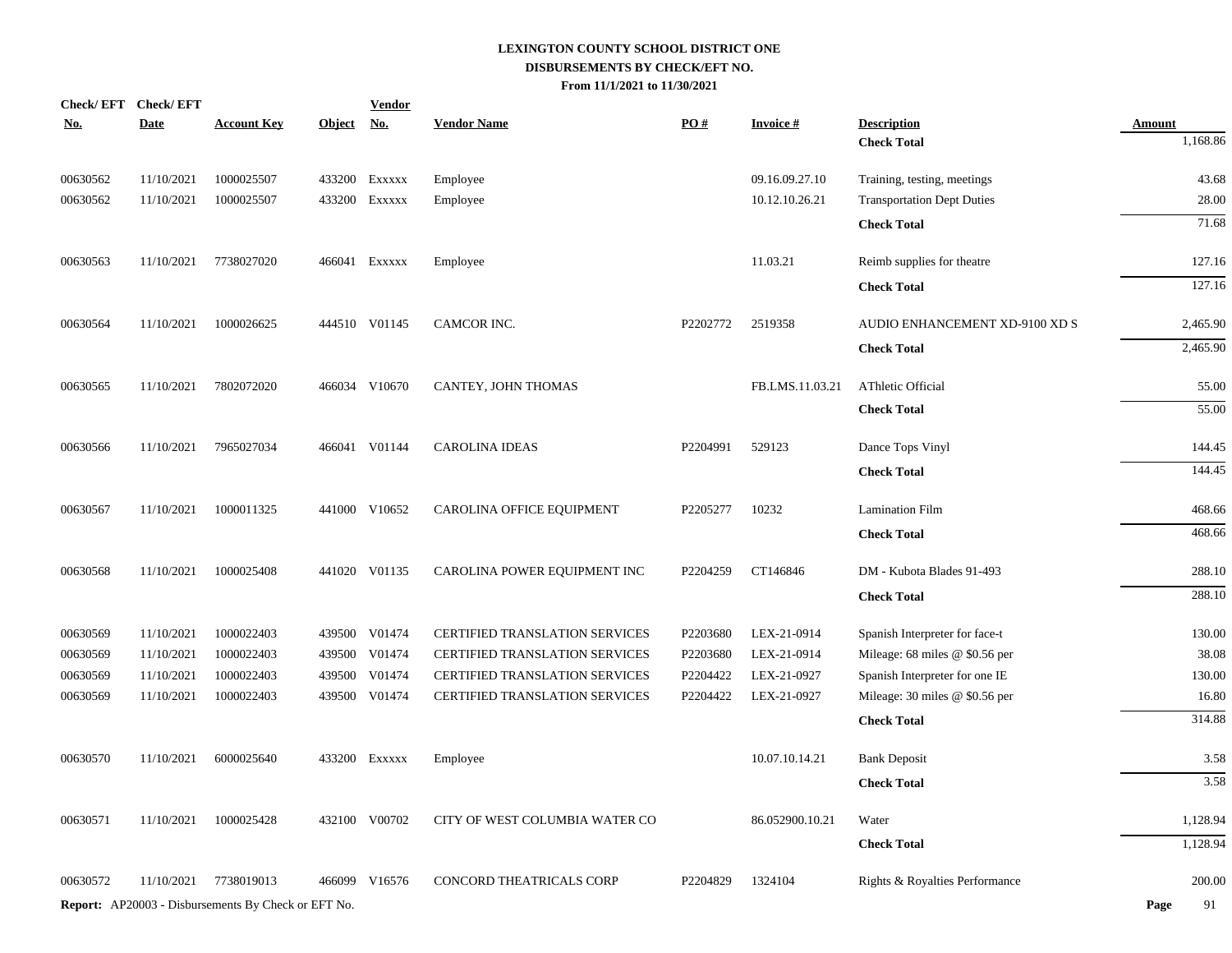**LEXINGTON COUNTY SCHOOL DISTRICT ONE**
**DISBURSEMENTS BY CHECK/EFT NO.**
**From 11/1/2021 to 11/30/2021**

| Check/ EFT No. | Check/ EFT Date | Account Key | Object | Vendor No. | Vendor Name | PO # | Invoice # | Description | Amount |
|---|---|---|---|---|---|---|---|---|---|
| | | | | | | | | **Check Total** | 1,168.86 |
| 00630562 | 11/10/2021 | 1000025507 | 433200 | Exxxxx | Employee | | 09.16.09.27.10 | Training, testing, meetings | 43.68 |
| 00630562 | 11/10/2021 | 1000025507 | 433200 | Exxxxx | Employee | | 10.12.10.26.21 | Transportation Dept Duties | 28.00 |
| | | | | | | | | **Check Total** | 71.68 |
| 00630563 | 11/10/2021 | 7738027020 | 466041 | Exxxxx | Employee | | 11.03.21 | Reimb supplies for theatre | 127.16 |
| | | | | | | | | **Check Total** | 127.16 |
| 00630564 | 11/10/2021 | 1000026625 | 444510 | V01145 | CAMCOR INC. | P2202772 | 2519358 | AUDIO ENHANCEMENT XD-9100 XD S | 2,465.90 |
| | | | | | | | | **Check Total** | 2,465.90 |
| 00630565 | 11/10/2021 | 7802072020 | 466034 | V10670 | CANTEY, JOHN THOMAS | | FB.LMS.11.03.21 | AThletic Official | 55.00 |
| | | | | | | | | **Check Total** | 55.00 |
| 00630566 | 11/10/2021 | 7965027034 | 466041 | V01144 | CAROLINA IDEAS | P2204991 | 529123 | Dance Tops Vinyl | 144.45 |
| | | | | | | | | **Check Total** | 144.45 |
| 00630567 | 11/10/2021 | 1000011325 | 441000 | V10652 | CAROLINA OFFICE EQUIPMENT | P2205277 | 10232 | Lamination Film | 468.66 |
| | | | | | | | | **Check Total** | 468.66 |
| 00630568 | 11/10/2021 | 1000025408 | 441020 | V01135 | CAROLINA POWER EQUIPMENT INC | P2204259 | CT146846 | DM - Kubota Blades 91-493 | 288.10 |
| | | | | | | | | **Check Total** | 288.10 |
| 00630569 | 11/10/2021 | 1000022403 | 439500 | V01474 | CERTIFIED TRANSLATION SERVICES | P2203680 | LEX-21-0914 | Spanish Interpreter for face-t | 130.00 |
| 00630569 | 11/10/2021 | 1000022403 | 439500 | V01474 | CERTIFIED TRANSLATION SERVICES | P2203680 | LEX-21-0914 | Mileage: 68 miles @ $0.56 per | 38.08 |
| 00630569 | 11/10/2021 | 1000022403 | 439500 | V01474 | CERTIFIED TRANSLATION SERVICES | P2204422 | LEX-21-0927 | Spanish Interpreter for one IE | 130.00 |
| 00630569 | 11/10/2021 | 1000022403 | 439500 | V01474 | CERTIFIED TRANSLATION SERVICES | P2204422 | LEX-21-0927 | Mileage: 30 miles @ $0.56 per | 16.80 |
| | | | | | | | | **Check Total** | 314.88 |
| 00630570 | 11/10/2021 | 6000025640 | 433200 | Exxxxx | Employee | | 10.07.10.14.21 | Bank Deposit | 3.58 |
| | | | | | | | | **Check Total** | 3.58 |
| 00630571 | 11/10/2021 | 1000025428 | 432100 | V00702 | CITY OF WEST COLUMBIA WATER CO | | 86.052900.10.21 | Water | 1,128.94 |
| | | | | | | | | **Check Total** | 1,128.94 |
| 00630572 | 11/10/2021 | 7738019013 | 466099 | V16576 | CONCORD THEATRICALS CORP | P2204829 | 1324104 | Rights & Royalties Performance | 200.00 |

**Report:** AP20003 - Disbursements By Check or EFT No.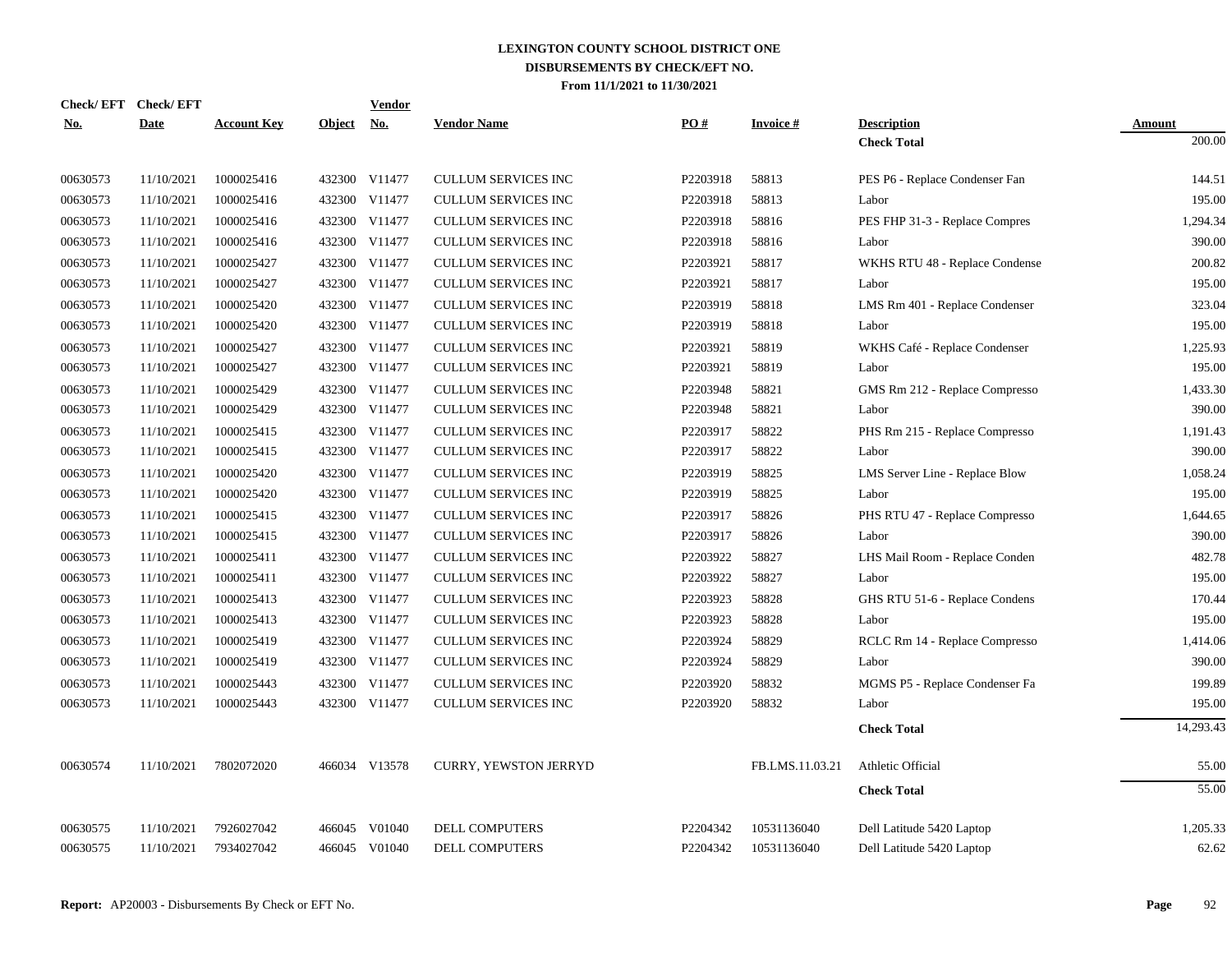# LEXINGTON COUNTY SCHOOL DISTRICT ONE
## DISBURSEMENTS BY CHECK/EFT NO.
### From 11/1/2021 to 11/30/2021

| Check/ EFT No. | Check/ EFT Date | Account Key | Object | Vendor No. | Vendor Name | PO # | Invoice # | Description | Amount |
|---|---|---|---|---|---|---|---|---|---|
| | | | | | | | | **Check Total** | 200.00 |
| 00630573 | 11/10/2021 | 1000025416 | 432300 | V11477 | CULLUM SERVICES INC | P2203918 | 58813 | PES P6 - Replace Condenser Fan | 144.51 |
| 00630573 | 11/10/2021 | 1000025416 | 432300 | V11477 | CULLUM SERVICES INC | P2203918 | 58813 | Labor | 195.00 |
| 00630573 | 11/10/2021 | 1000025416 | 432300 | V11477 | CULLUM SERVICES INC | P2203918 | 58816 | PES FHP 31-3 - Replace Compres | 1,294.34 |
| 00630573 | 11/10/2021 | 1000025416 | 432300 | V11477 | CULLUM SERVICES INC | P2203918 | 58816 | Labor | 390.00 |
| 00630573 | 11/10/2021 | 1000025427 | 432300 | V11477 | CULLUM SERVICES INC | P2203921 | 58817 | WKHS RTU 48 - Replace Condense | 200.82 |
| 00630573 | 11/10/2021 | 1000025427 | 432300 | V11477 | CULLUM SERVICES INC | P2203921 | 58817 | Labor | 195.00 |
| 00630573 | 11/10/2021 | 1000025420 | 432300 | V11477 | CULLUM SERVICES INC | P2203919 | 58818 | LMS Rm 401 - Replace Condenser | 323.04 |
| 00630573 | 11/10/2021 | 1000025420 | 432300 | V11477 | CULLUM SERVICES INC | P2203919 | 58818 | Labor | 195.00 |
| 00630573 | 11/10/2021 | 1000025427 | 432300 | V11477 | CULLUM SERVICES INC | P2203921 | 58819 | WKHS Café - Replace Condenser | 1,225.93 |
| 00630573 | 11/10/2021 | 1000025427 | 432300 | V11477 | CULLUM SERVICES INC | P2203921 | 58819 | Labor | 195.00 |
| 00630573 | 11/10/2021 | 1000025429 | 432300 | V11477 | CULLUM SERVICES INC | P2203948 | 58821 | GMS Rm 212 - Replace Compresso | 1,433.30 |
| 00630573 | 11/10/2021 | 1000025429 | 432300 | V11477 | CULLUM SERVICES INC | P2203948 | 58821 | Labor | 390.00 |
| 00630573 | 11/10/2021 | 1000025415 | 432300 | V11477 | CULLUM SERVICES INC | P2203917 | 58822 | PHS Rm 215 - Replace Compresso | 1,191.43 |
| 00630573 | 11/10/2021 | 1000025415 | 432300 | V11477 | CULLUM SERVICES INC | P2203917 | 58822 | Labor | 390.00 |
| 00630573 | 11/10/2021 | 1000025420 | 432300 | V11477 | CULLUM SERVICES INC | P2203919 | 58825 | LMS Server Line - Replace Blow | 1,058.24 |
| 00630573 | 11/10/2021 | 1000025420 | 432300 | V11477 | CULLUM SERVICES INC | P2203919 | 58825 | Labor | 195.00 |
| 00630573 | 11/10/2021 | 1000025415 | 432300 | V11477 | CULLUM SERVICES INC | P2203917 | 58826 | PHS RTU 47 - Replace Compresso | 1,644.65 |
| 00630573 | 11/10/2021 | 1000025415 | 432300 | V11477 | CULLUM SERVICES INC | P2203917 | 58826 | Labor | 390.00 |
| 00630573 | 11/10/2021 | 1000025411 | 432300 | V11477 | CULLUM SERVICES INC | P2203922 | 58827 | LHS Mail Room - Replace Conden | 482.78 |
| 00630573 | 11/10/2021 | 1000025411 | 432300 | V11477 | CULLUM SERVICES INC | P2203922 | 58827 | Labor | 195.00 |
| 00630573 | 11/10/2021 | 1000025413 | 432300 | V11477 | CULLUM SERVICES INC | P2203923 | 58828 | GHS RTU 51-6 - Replace Condens | 170.44 |
| 00630573 | 11/10/2021 | 1000025413 | 432300 | V11477 | CULLUM SERVICES INC | P2203923 | 58828 | Labor | 195.00 |
| 00630573 | 11/10/2021 | 1000025419 | 432300 | V11477 | CULLUM SERVICES INC | P2203924 | 58829 | RCLC Rm 14 - Replace Compresso | 1,414.06 |
| 00630573 | 11/10/2021 | 1000025419 | 432300 | V11477 | CULLUM SERVICES INC | P2203924 | 58829 | Labor | 390.00 |
| 00630573 | 11/10/2021 | 1000025443 | 432300 | V11477 | CULLUM SERVICES INC | P2203920 | 58832 | MGMS P5 - Replace Condenser Fa | 199.89 |
| 00630573 | 11/10/2021 | 1000025443 | 432300 | V11477 | CULLUM SERVICES INC | P2203920 | 58832 | Labor | 195.00 |
| | | | | | | | | **Check Total** | 14,293.43 |
| 00630574 | 11/10/2021 | 7802072020 | 466034 | V13578 | CURRY, YEWSTON JERRYD | | FB.LMS.11.03.21 | Athletic Official | 55.00 |
| | | | | | | | | **Check Total** | 55.00 |
| 00630575 | 11/10/2021 | 7926027042 | 466045 | V01040 | DELL COMPUTERS | P2204342 | 10531136040 | Dell Latitude 5420 Laptop | 1,205.33 |
| 00630575 | 11/10/2021 | 7934027042 | 466045 | V01040 | DELL COMPUTERS | P2204342 | 10531136040 | Dell Latitude 5420 Laptop | 62.62 |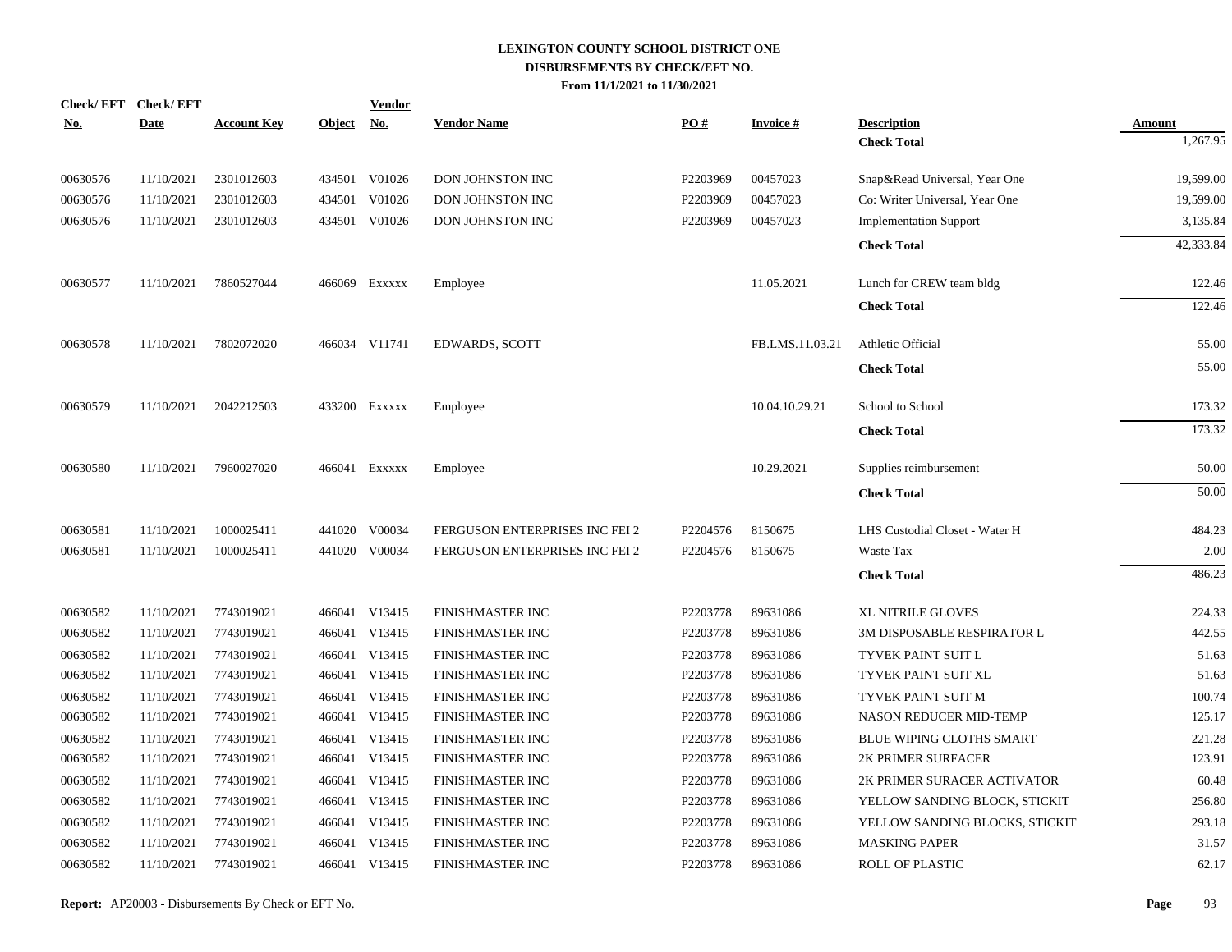**LEXINGTON COUNTY SCHOOL DISTRICT ONE**
**DISBURSEMENTS BY CHECK/EFT NO.**
**From 11/1/2021 to 11/30/2021**

| Check/ EFT No. | Check/ EFT Date | Account Key | Object | Vendor No. | Vendor Name | PO # | Invoice # | Description | Amount |
|---|---|---|---|---|---|---|---|---|---|
| | | | | | | | | **Check Total** | 1,267.95 |
| 00630576 | 11/10/2021 | 2301012603 | 434501 | V01026 | DON JOHNSTON INC | P2203969 | 00457023 | Snap&Read Universal, Year One | 19,599.00 |
| 00630576 | 11/10/2021 | 2301012603 | 434501 | V01026 | DON JOHNSTON INC | P2203969 | 00457023 | Co: Writer Universal, Year One | 19,599.00 |
| 00630576 | 11/10/2021 | 2301012603 | 434501 | V01026 | DON JOHNSTON INC | P2203969 | 00457023 | Implementation Support | 3,135.84 |
| | | | | | | | | **Check Total** | 42,333.84 |
| 00630577 | 11/10/2021 | 7860527044 | 466069 | Exxxxx | Employee | | 11.05.2021 | Lunch for CREW team bldg | 122.46 |
| | | | | | | | | **Check Total** | 122.46 |
| 00630578 | 11/10/2021 | 7802072020 | 466034 | V11741 | EDWARDS, SCOTT | | FB.LMS.11.03.21 | Athletic Official | 55.00 |
| | | | | | | | | **Check Total** | 55.00 |
| 00630579 | 11/10/2021 | 2042212503 | 433200 | Exxxxx | Employee | | 10.04.10.29.21 | School to School | 173.32 |
| | | | | | | | | **Check Total** | 173.32 |
| 00630580 | 11/10/2021 | 7960027020 | 466041 | Exxxxx | Employee | | 10.29.2021 | Supplies reimbursement | 50.00 |
| | | | | | | | | **Check Total** | 50.00 |
| 00630581 | 11/10/2021 | 1000025411 | 441020 | V00034 | FERGUSON ENTERPRISES INC FEI 2 | P2204576 | 8150675 | LHS Custodial Closet - Water H | 484.23 |
| 00630581 | 11/10/2021 | 1000025411 | 441020 | V00034 | FERGUSON ENTERPRISES INC FEI 2 | P2204576 | 8150675 | Waste Tax | 2.00 |
| | | | | | | | | **Check Total** | 486.23 |
| 00630582 | 11/10/2021 | 7743019021 | 466041 | V13415 | FINISHMASTER INC | P2203778 | 89631086 | XL NITRILE GLOVES | 224.33 |
| 00630582 | 11/10/2021 | 7743019021 | 466041 | V13415 | FINISHMASTER INC | P2203778 | 89631086 | 3M DISPOSABLE RESPIRATOR L | 442.55 |
| 00630582 | 11/10/2021 | 7743019021 | 466041 | V13415 | FINISHMASTER INC | P2203778 | 89631086 | TYVEK PAINT SUIT L | 51.63 |
| 00630582 | 11/10/2021 | 7743019021 | 466041 | V13415 | FINISHMASTER INC | P2203778 | 89631086 | TYVEK PAINT SUIT XL | 51.63 |
| 00630582 | 11/10/2021 | 7743019021 | 466041 | V13415 | FINISHMASTER INC | P2203778 | 89631086 | TYVEK PAINT SUIT M | 100.74 |
| 00630582 | 11/10/2021 | 7743019021 | 466041 | V13415 | FINISHMASTER INC | P2203778 | 89631086 | NASON REDUCER MID-TEMP | 125.17 |
| 00630582 | 11/10/2021 | 7743019021 | 466041 | V13415 | FINISHMASTER INC | P2203778 | 89631086 | BLUE WIPING CLOTHS SMART | 221.28 |
| 00630582 | 11/10/2021 | 7743019021 | 466041 | V13415 | FINISHMASTER INC | P2203778 | 89631086 | 2K PRIMER SURFACER | 123.91 |
| 00630582 | 11/10/2021 | 7743019021 | 466041 | V13415 | FINISHMASTER INC | P2203778 | 89631086 | 2K PRIMER SURACER ACTIVATOR | 60.48 |
| 00630582 | 11/10/2021 | 7743019021 | 466041 | V13415 | FINISHMASTER INC | P2203778 | 89631086 | YELLOW SANDING BLOCK, STICKIT | 256.80 |
| 00630582 | 11/10/2021 | 7743019021 | 466041 | V13415 | FINISHMASTER INC | P2203778 | 89631086 | YELLOW SANDING BLOCKS, STICKIT | 293.18 |
| 00630582 | 11/10/2021 | 7743019021 | 466041 | V13415 | FINISHMASTER INC | P2203778 | 89631086 | MASKING PAPER | 31.57 |
| 00630582 | 11/10/2021 | 7743019021 | 466041 | V13415 | FINISHMASTER INC | P2203778 | 89631086 | ROLL OF PLASTIC | 62.17 |

**Report:** AP20003 - Disbursements By Check or EFT No.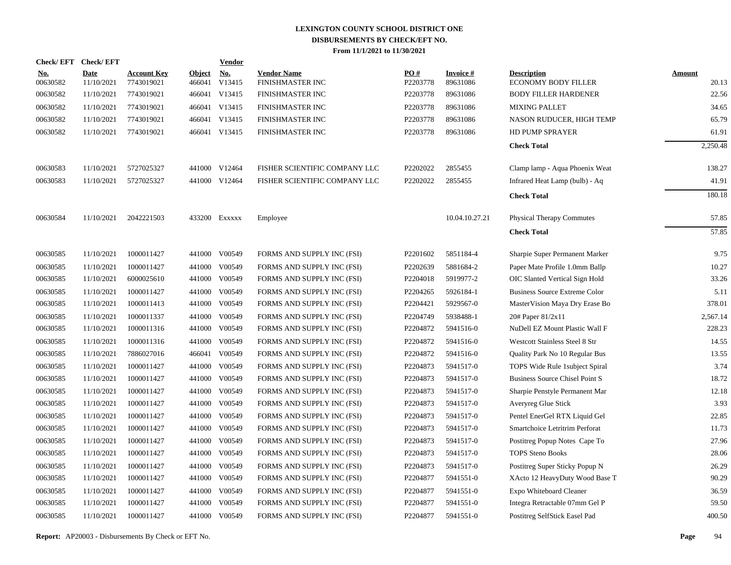# LEXINGTON COUNTY SCHOOL DISTRICT ONE
## DISBURSEMENTS BY CHECK/EFT NO.
### From 11/1/2021 to 11/30/2021

| Check/ EFT No. | Check/ EFT Date | Account Key | Object | Vendor No. | Vendor Name | PO # | Invoice # | Description | Amount |
|---|---|---|---|---|---|---|---|---|---|
| 00630582 | 11/10/2021 | 7743019021 | 466041 | V13415 | FINISHMASTER INC | P2203778 | 89631086 | ECONOMY BODY FILLER | 20.13 |
| 00630582 | 11/10/2021 | 7743019021 | 466041 | V13415 | FINISHMASTER INC | P2203778 | 89631086 | BODY FILLER HARDENER | 22.56 |
| 00630582 | 11/10/2021 | 7743019021 | 466041 | V13415 | FINISHMASTER INC | P2203778 | 89631086 | MIXING PALLET | 34.65 |
| 00630582 | 11/10/2021 | 7743019021 | 466041 | V13415 | FINISHMASTER INC | P2203778 | 89631086 | NASON RUDUCER, HIGH TEMP | 65.79 |
| 00630582 | 11/10/2021 | 7743019021 | 466041 | V13415 | FINISHMASTER INC | P2203778 | 89631086 | HD PUMP SPRAYER | 61.91 |
| | | | | | | | | **Check Total** | 2,250.48 |
| 00630583 | 11/10/2021 | 5727025327 | 441000 | V12464 | FISHER SCIENTIFIC COMPANY LLC | P2202022 | 2855455 | Clamp lamp - Aqua Phoenix Weat | 138.27 |
| 00630583 | 11/10/2021 | 5727025327 | 441000 | V12464 | FISHER SCIENTIFIC COMPANY LLC | P2202022 | 2855455 | Infrared Heat Lamp (bulb) - Aq | 41.91 |
| | | | | | | | | **Check Total** | 180.18 |
| 00630584 | 11/10/2021 | 2042221503 | 433200 | Exxxxx | Employee | | 10.04.10.27.21 | Physical Therapy Commutes | 57.85 |
| | | | | | | | | **Check Total** | 57.85 |
| 00630585 | 11/10/2021 | 1000011427 | 441000 | V00549 | FORMS AND SUPPLY INC (FSI) | P2201602 | 5851184-4 | Sharpie Super Permanent Marker | 9.75 |
| 00630585 | 11/10/2021 | 1000011427 | 441000 | V00549 | FORMS AND SUPPLY INC (FSI) | P2202639 | 5881684-2 | Paper Mate Profile 1.0mm Ballp | 10.27 |
| 00630585 | 11/10/2021 | 6000025610 | 441000 | V00549 | FORMS AND SUPPLY INC (FSI) | P2204018 | 5919977-2 | OIC Slanted Vertical Sign Hold | 33.26 |
| 00630585 | 11/10/2021 | 1000011427 | 441000 | V00549 | FORMS AND SUPPLY INC (FSI) | P2204265 | 5926184-1 | Business Source Extreme Color | 5.11 |
| 00630585 | 11/10/2021 | 1000011413 | 441000 | V00549 | FORMS AND SUPPLY INC (FSI) | P2204421 | 5929567-0 | MasterVision Maya Dry Erase Bo | 378.01 |
| 00630585 | 11/10/2021 | 1000011337 | 441000 | V00549 | FORMS AND SUPPLY INC (FSI) | P2204749 | 5938488-1 | 20# Paper 81/2x11 | 2,567.14 |
| 00630585 | 11/10/2021 | 1000011316 | 441000 | V00549 | FORMS AND SUPPLY INC (FSI) | P2204872 | 5941516-0 | NuDell EZ Mount Plastic Wall F | 228.23 |
| 00630585 | 11/10/2021 | 1000011316 | 441000 | V00549 | FORMS AND SUPPLY INC (FSI) | P2204872 | 5941516-0 | Westcott Stainless Steel 8 Str | 14.55 |
| 00630585 | 11/10/2021 | 7886027016 | 466041 | V00549 | FORMS AND SUPPLY INC (FSI) | P2204872 | 5941516-0 | Quality Park No 10 Regular Bus | 13.55 |
| 00630585 | 11/10/2021 | 1000011427 | 441000 | V00549 | FORMS AND SUPPLY INC (FSI) | P2204873 | 5941517-0 | TOPS Wide Rule 1subject Spiral | 3.74 |
| 00630585 | 11/10/2021 | 1000011427 | 441000 | V00549 | FORMS AND SUPPLY INC (FSI) | P2204873 | 5941517-0 | Business Source Chisel Point S | 18.72 |
| 00630585 | 11/10/2021 | 1000011427 | 441000 | V00549 | FORMS AND SUPPLY INC (FSI) | P2204873 | 5941517-0 | Sharpie Penstyle Permanent Mar | 12.18 |
| 00630585 | 11/10/2021 | 1000011427 | 441000 | V00549 | FORMS AND SUPPLY INC (FSI) | P2204873 | 5941517-0 | Averyreg Glue Stick | 3.93 |
| 00630585 | 11/10/2021 | 1000011427 | 441000 | V00549 | FORMS AND SUPPLY INC (FSI) | P2204873 | 5941517-0 | Pentel EnerGel RTX Liquid Gel | 22.85 |
| 00630585 | 11/10/2021 | 1000011427 | 441000 | V00549 | FORMS AND SUPPLY INC (FSI) | P2204873 | 5941517-0 | Smartchoice Letritrim Perforat | 11.73 |
| 00630585 | 11/10/2021 | 1000011427 | 441000 | V00549 | FORMS AND SUPPLY INC (FSI) | P2204873 | 5941517-0 | Postitreg Popup Notes Cape To | 27.96 |
| 00630585 | 11/10/2021 | 1000011427 | 441000 | V00549 | FORMS AND SUPPLY INC (FSI) | P2204873 | 5941517-0 | TOPS Steno Books | 28.06 |
| 00630585 | 11/10/2021 | 1000011427 | 441000 | V00549 | FORMS AND SUPPLY INC (FSI) | P2204873 | 5941517-0 | Postitreg Super Sticky Popup N | 26.29 |
| 00630585 | 11/10/2021 | 1000011427 | 441000 | V00549 | FORMS AND SUPPLY INC (FSI) | P2204877 | 5941551-0 | XActo 12 HeavyDuty Wood Base T | 90.29 |
| 00630585 | 11/10/2021 | 1000011427 | 441000 | V00549 | FORMS AND SUPPLY INC (FSI) | P2204877 | 5941551-0 | Expo Whiteboard Cleaner | 36.59 |
| 00630585 | 11/10/2021 | 1000011427 | 441000 | V00549 | FORMS AND SUPPLY INC (FSI) | P2204877 | 5941551-0 | Integra Retractable 07mm Gel P | 59.50 |
| 00630585 | 11/10/2021 | 1000011427 | 441000 | V00549 | FORMS AND SUPPLY INC (FSI) | P2204877 | 5941551-0 | Postitreg SelfStick Easel Pad | 400.50 |

**Report:** AP20003 - Disbursements By Check or EFT No.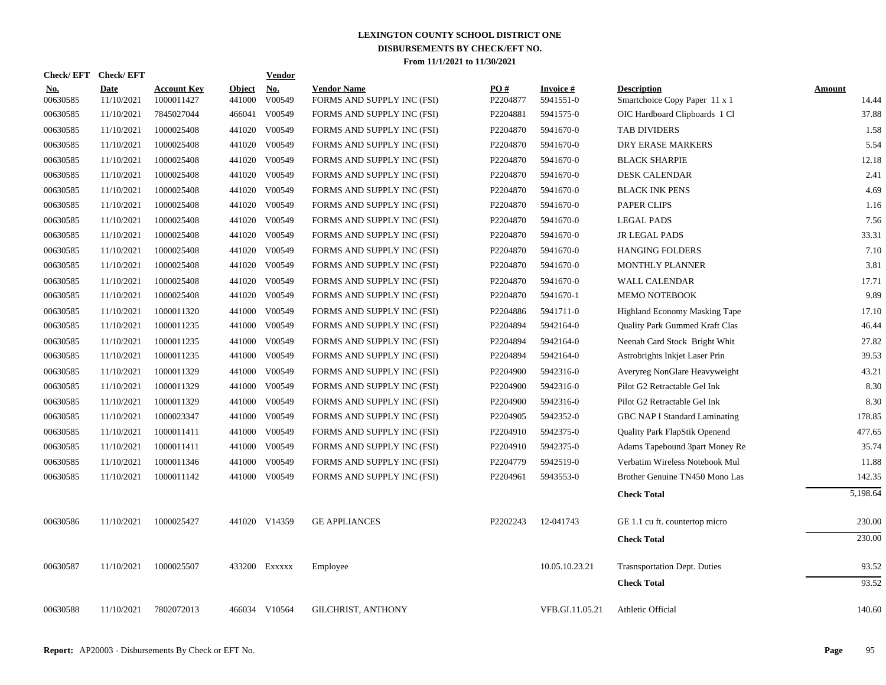# LEXINGTON COUNTY SCHOOL DISTRICT ONE
## DISBURSEMENTS BY CHECK/EFT NO.
### From 11/1/2021 to 11/30/2021

| Check/ EFT No. | Check/ EFT Date | Account Key | Object | Vendor No. | Vendor Name | PO # | Invoice # | Description | Amount |
|---|---|---|---|---|---|---|---|---|---|
| 00630585 | 11/10/2021 | 1000011427 | 441000 | V00549 | FORMS AND SUPPLY INC (FSI) | P2204877 | 5941551-0 | Smartchoice Copy Paper 11 x 1 | 14.44 |
| 00630585 | 11/10/2021 | 7845027044 | 466041 | V00549 | FORMS AND SUPPLY INC (FSI) | P2204881 | 5941575-0 | OIC Hardboard Clipboards 1 Cl | 37.88 |
| 00630585 | 11/10/2021 | 1000025408 | 441020 | V00549 | FORMS AND SUPPLY INC (FSI) | P2204870 | 5941670-0 | TAB DIVIDERS | 1.58 |
| 00630585 | 11/10/2021 | 1000025408 | 441020 | V00549 | FORMS AND SUPPLY INC (FSI) | P2204870 | 5941670-0 | DRY ERASE MARKERS | 5.54 |
| 00630585 | 11/10/2021 | 1000025408 | 441020 | V00549 | FORMS AND SUPPLY INC (FSI) | P2204870 | 5941670-0 | BLACK SHARPIE | 12.18 |
| 00630585 | 11/10/2021 | 1000025408 | 441020 | V00549 | FORMS AND SUPPLY INC (FSI) | P2204870 | 5941670-0 | DESK CALENDAR | 2.41 |
| 00630585 | 11/10/2021 | 1000025408 | 441020 | V00549 | FORMS AND SUPPLY INC (FSI) | P2204870 | 5941670-0 | BLACK INK PENS | 4.69 |
| 00630585 | 11/10/2021 | 1000025408 | 441020 | V00549 | FORMS AND SUPPLY INC (FSI) | P2204870 | 5941670-0 | PAPER CLIPS | 1.16 |
| 00630585 | 11/10/2021 | 1000025408 | 441020 | V00549 | FORMS AND SUPPLY INC (FSI) | P2204870 | 5941670-0 | LEGAL PADS | 7.56 |
| 00630585 | 11/10/2021 | 1000025408 | 441020 | V00549 | FORMS AND SUPPLY INC (FSI) | P2204870 | 5941670-0 | JR LEGAL PADS | 33.31 |
| 00630585 | 11/10/2021 | 1000025408 | 441020 | V00549 | FORMS AND SUPPLY INC (FSI) | P2204870 | 5941670-0 | HANGING FOLDERS | 7.10 |
| 00630585 | 11/10/2021 | 1000025408 | 441020 | V00549 | FORMS AND SUPPLY INC (FSI) | P2204870 | 5941670-0 | MONTHLY PLANNER | 3.81 |
| 00630585 | 11/10/2021 | 1000025408 | 441020 | V00549 | FORMS AND SUPPLY INC (FSI) | P2204870 | 5941670-0 | WALL CALENDAR | 17.71 |
| 00630585 | 11/10/2021 | 1000025408 | 441020 | V00549 | FORMS AND SUPPLY INC (FSI) | P2204870 | 5941670-1 | MEMO NOTEBOOK | 9.89 |
| 00630585 | 11/10/2021 | 1000011320 | 441000 | V00549 | FORMS AND SUPPLY INC (FSI) | P2204886 | 5941711-0 | Highland Economy Masking Tape | 17.10 |
| 00630585 | 11/10/2021 | 1000011235 | 441000 | V00549 | FORMS AND SUPPLY INC (FSI) | P2204894 | 5942164-0 | Quality Park Gummed Kraft Clas | 46.44 |
| 00630585 | 11/10/2021 | 1000011235 | 441000 | V00549 | FORMS AND SUPPLY INC (FSI) | P2204894 | 5942164-0 | Neenah Card Stock Bright Whit | 27.82 |
| 00630585 | 11/10/2021 | 1000011235 | 441000 | V00549 | FORMS AND SUPPLY INC (FSI) | P2204894 | 5942164-0 | Astrobrights Inkjet Laser Prin | 39.53 |
| 00630585 | 11/10/2021 | 1000011329 | 441000 | V00549 | FORMS AND SUPPLY INC (FSI) | P2204900 | 5942316-0 | Averyreg NonGlare Heavyweight | 43.21 |
| 00630585 | 11/10/2021 | 1000011329 | 441000 | V00549 | FORMS AND SUPPLY INC (FSI) | P2204900 | 5942316-0 | Pilot G2 Retractable Gel Ink | 8.30 |
| 00630585 | 11/10/2021 | 1000011329 | 441000 | V00549 | FORMS AND SUPPLY INC (FSI) | P2204900 | 5942316-0 | Pilot G2 Retractable Gel Ink | 8.30 |
| 00630585 | 11/10/2021 | 1000023347 | 441000 | V00549 | FORMS AND SUPPLY INC (FSI) | P2204905 | 5942352-0 | GBC NAP I Standard Laminating | 178.85 |
| 00630585 | 11/10/2021 | 1000011411 | 441000 | V00549 | FORMS AND SUPPLY INC (FSI) | P2204910 | 5942375-0 | Quality Park FlapStik Openend | 477.65 |
| 00630585 | 11/10/2021 | 1000011411 | 441000 | V00549 | FORMS AND SUPPLY INC (FSI) | P2204910 | 5942375-0 | Adams Tapebound 3part Money Re | 35.74 |
| 00630585 | 11/10/2021 | 1000011346 | 441000 | V00549 | FORMS AND SUPPLY INC (FSI) | P2204779 | 5942519-0 | Verbatim Wireless Notebook Mul | 11.88 |
| 00630585 | 11/10/2021 | 1000011142 | 441000 | V00549 | FORMS AND SUPPLY INC (FSI) | P2204961 | 5943553-0 | Brother Genuine TN450 Mono Las | 142.35 |
| | | | | | | | | **Check Total** | 5,198.64 |
| 00630586 | 11/10/2021 | 1000025427 | 441020 | V14359 | GE APPLIANCES | P2202243 | 12-041743 | GE 1.1 cu ft. countertop micro | 230.00 |
| | | | | | | | | **Check Total** | 230.00 |
| 00630587 | 11/10/2021 | 1000025507 | 433200 | Exxxxx | Employee | | 10.05.10.23.21 | Trasnsportation Dept. Duties | 93.52 |
| | | | | | | | | **Check Total** | 93.52 |
| 00630588 | 11/10/2021 | 7802072013 | 466034 | V10564 | GILCHRIST, ANTHONY | | VFB.GI.11.05.21 | Athletic Official | 140.60 |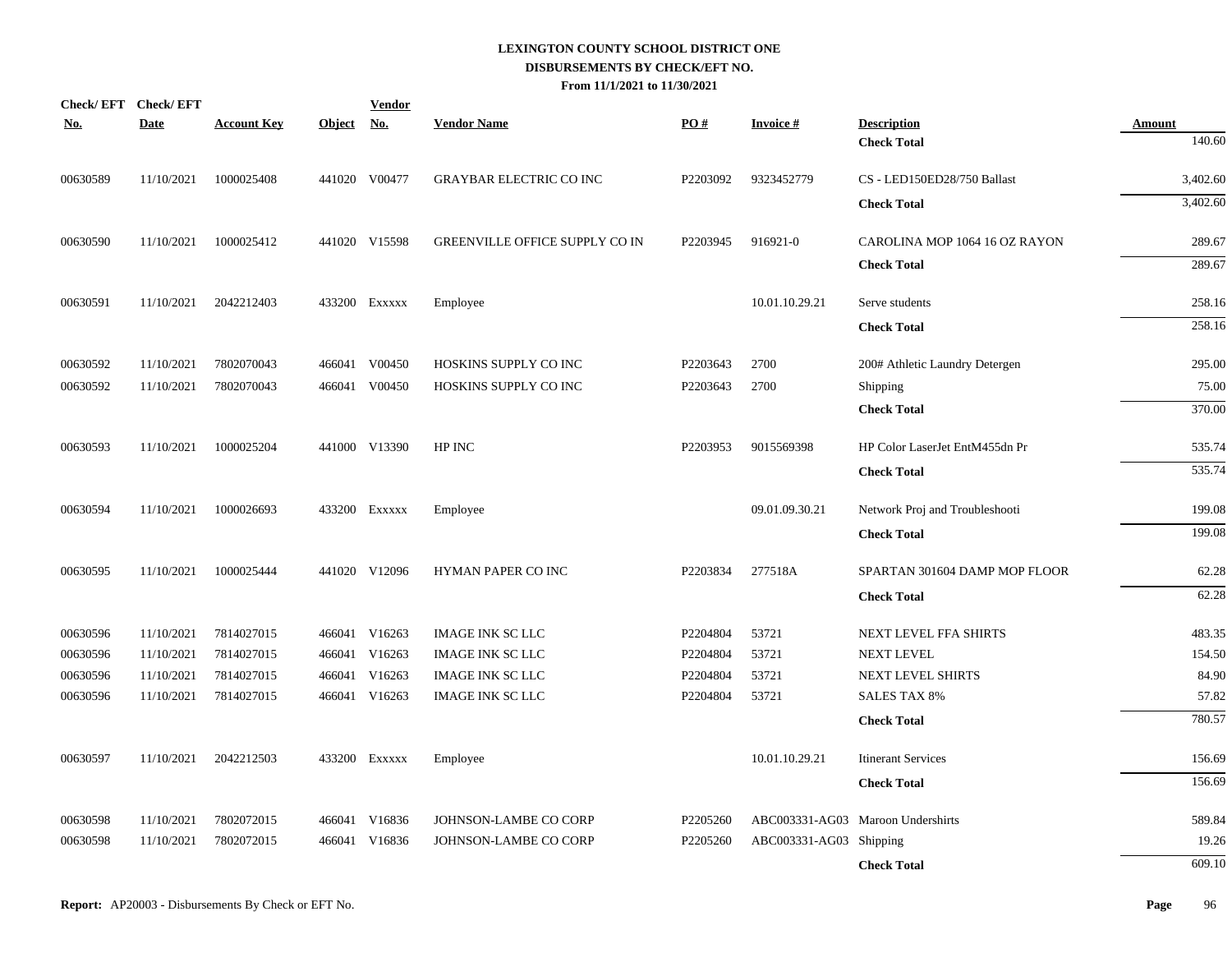**LEXINGTON COUNTY SCHOOL DISTRICT ONE**
**DISBURSEMENTS BY CHECK/EFT NO.**
**From 11/1/2021 to 11/30/2021**

| Check/ EFT No. | Check/ EFT Date | Account Key | Object | Vendor No. | Vendor Name | PO # | Invoice # | Description | Amount |
|---|---|---|---|---|---|---|---|---|---|
| | | | | | | | | **Check Total** | 140.60 |
| 00630589 | 11/10/2021 | 1000025408 | 441020 | V00477 | GRAYBAR ELECTRIC CO INC | P2203092 | 9323452779 | CS - LED150ED28/750 Ballast | 3,402.60 |
| | | | | | | | | **Check Total** | 3,402.60 |
| 00630590 | 11/10/2021 | 1000025412 | 441020 | V15598 | GREENVILLE OFFICE SUPPLY CO IN | P2203945 | 916921-0 | CAROLINA MOP 1064 16 OZ RAYON | 289.67 |
| | | | | | | | | **Check Total** | 289.67 |
| 00630591 | 11/10/2021 | 2042212403 | 433200 | Exxxxx | Employee | | 10.01.10.29.21 | Serve students | 258.16 |
| | | | | | | | | **Check Total** | 258.16 |
| 00630592 | 11/10/2021 | 7802070043 | 466041 | V00450 | HOSKINS SUPPLY CO INC | P2203643 | 2700 | 200# Athletic Laundry Detergen | 295.00 |
| 00630592 | 11/10/2021 | 7802070043 | 466041 | V00450 | HOSKINS SUPPLY CO INC | P2203643 | 2700 | Shipping | 75.00 |
| | | | | | | | | **Check Total** | 370.00 |
| 00630593 | 11/10/2021 | 1000025204 | 441000 | V13390 | HP INC | P2203953 | 9015569398 | HP Color LaserJet EntM455dn Pr | 535.74 |
| | | | | | | | | **Check Total** | 535.74 |
| 00630594 | 11/10/2021 | 1000026693 | 433200 | Exxxxx | Employee | | 09.01.09.30.21 | Network Proj and Troubleshooti | 199.08 |
| | | | | | | | | **Check Total** | 199.08 |
| 00630595 | 11/10/2021 | 1000025444 | 441020 | V12096 | HYMAN PAPER CO INC | P2203834 | 277518A | SPARTAN 301604 DAMP MOP FLOOR | 62.28 |
| | | | | | | | | **Check Total** | 62.28 |
| 00630596 | 11/10/2021 | 7814027015 | 466041 | V16263 | IMAGE INK SC LLC | P2204804 | 53721 | NEXT LEVEL FFA SHIRTS | 483.35 |
| 00630596 | 11/10/2021 | 7814027015 | 466041 | V16263 | IMAGE INK SC LLC | P2204804 | 53721 | NEXT LEVEL | 154.50 |
| 00630596 | 11/10/2021 | 7814027015 | 466041 | V16263 | IMAGE INK SC LLC | P2204804 | 53721 | NEXT LEVEL SHIRTS | 84.90 |
| 00630596 | 11/10/2021 | 7814027015 | 466041 | V16263 | IMAGE INK SC LLC | P2204804 | 53721 | SALES TAX 8% | 57.82 |
| | | | | | | | | **Check Total** | 780.57 |
| 00630597 | 11/10/2021 | 2042212503 | 433200 | Exxxxx | Employee | | 10.01.10.29.21 | Itinerant Services | 156.69 |
| | | | | | | | | **Check Total** | 156.69 |
| 00630598 | 11/10/2021 | 7802072015 | 466041 | V16836 | JOHNSON-LAMBE CO CORP | P2205260 | ABC003331-AG03 | Maroon Undershirts | 589.84 |
| 00630598 | 11/10/2021 | 7802072015 | 466041 | V16836 | JOHNSON-LAMBE CO CORP | P2205260 | ABC003331-AG03 | Shipping | 19.26 |
| | | | | | | | | **Check Total** | 609.10 |

**Report:** AP20003 - Disbursements By Check or EFT No.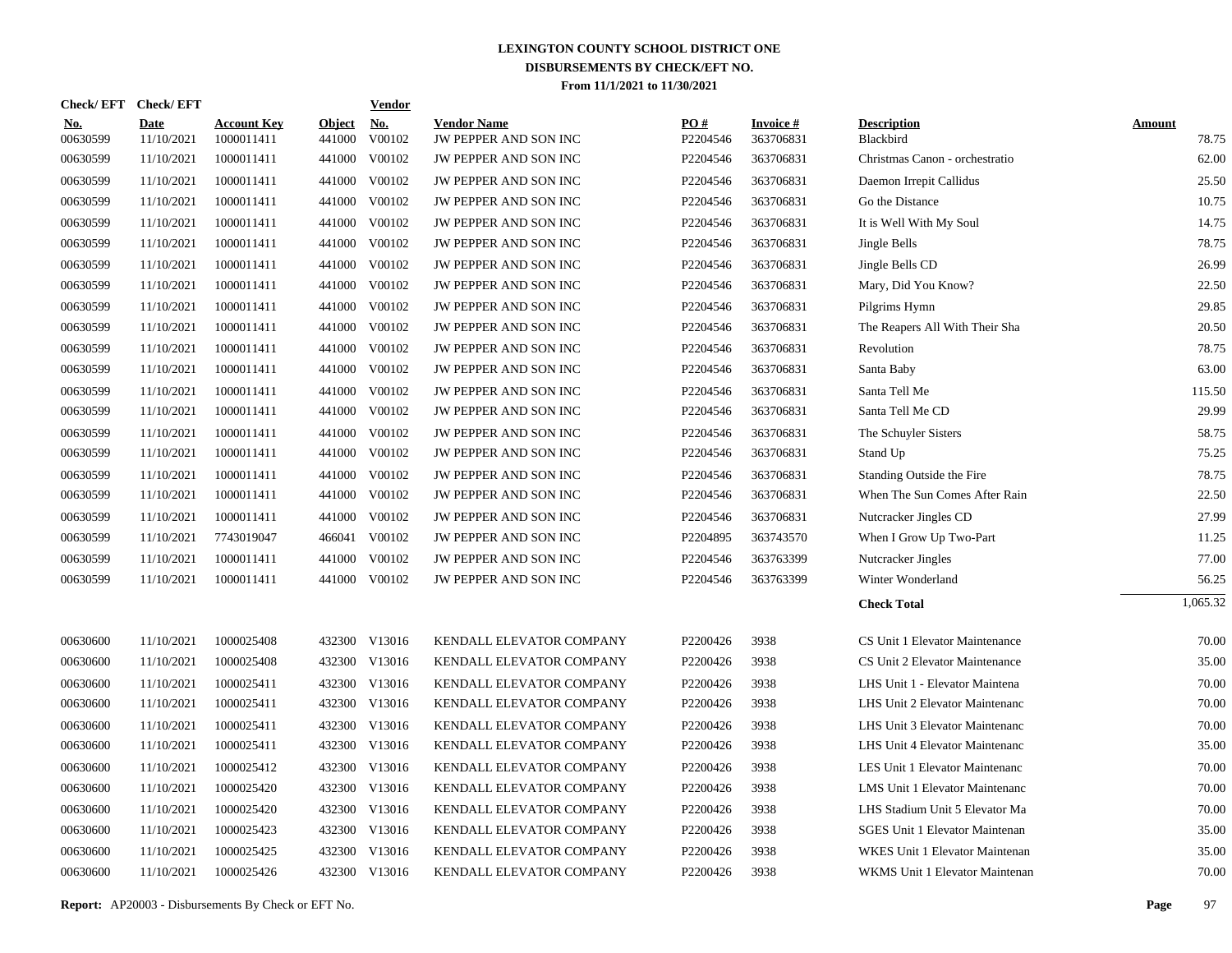# LEXINGTON COUNTY SCHOOL DISTRICT ONE
## DISBURSEMENTS BY CHECK/EFT NO.
### From 11/1/2021 to 11/30/2021

| Check/ EFT No. | Check/ EFT Date | Account Key | Object | Vendor No. | Vendor Name | PO # | Invoice # | Description | Amount |
|---|---|---|---|---|---|---|---|---|---|
| 00630599 | 11/10/2021 | 1000011411 | 441000 | V00102 | JW PEPPER AND SON INC | P2204546 | 363706831 | Blackbird | 78.75 |
| 00630599 | 11/10/2021 | 1000011411 | 441000 | V00102 | JW PEPPER AND SON INC | P2204546 | 363706831 | Christmas Canon - orchestratio | 62.00 |
| 00630599 | 11/10/2021 | 1000011411 | 441000 | V00102 | JW PEPPER AND SON INC | P2204546 | 363706831 | Daemon Irrepit Callidus | 25.50 |
| 00630599 | 11/10/2021 | 1000011411 | 441000 | V00102 | JW PEPPER AND SON INC | P2204546 | 363706831 | Go the Distance | 10.75 |
| 00630599 | 11/10/2021 | 1000011411 | 441000 | V00102 | JW PEPPER AND SON INC | P2204546 | 363706831 | It is Well With My Soul | 14.75 |
| 00630599 | 11/10/2021 | 1000011411 | 441000 | V00102 | JW PEPPER AND SON INC | P2204546 | 363706831 | Jingle Bells | 78.75 |
| 00630599 | 11/10/2021 | 1000011411 | 441000 | V00102 | JW PEPPER AND SON INC | P2204546 | 363706831 | Jingle Bells CD | 26.99 |
| 00630599 | 11/10/2021 | 1000011411 | 441000 | V00102 | JW PEPPER AND SON INC | P2204546 | 363706831 | Mary, Did You Know? | 22.50 |
| 00630599 | 11/10/2021 | 1000011411 | 441000 | V00102 | JW PEPPER AND SON INC | P2204546 | 363706831 | Pilgrims Hymn | 29.85 |
| 00630599 | 11/10/2021 | 1000011411 | 441000 | V00102 | JW PEPPER AND SON INC | P2204546 | 363706831 | The Reapers All With Their Sha | 20.50 |
| 00630599 | 11/10/2021 | 1000011411 | 441000 | V00102 | JW PEPPER AND SON INC | P2204546 | 363706831 | Revolution | 78.75 |
| 00630599 | 11/10/2021 | 1000011411 | 441000 | V00102 | JW PEPPER AND SON INC | P2204546 | 363706831 | Santa Baby | 63.00 |
| 00630599 | 11/10/2021 | 1000011411 | 441000 | V00102 | JW PEPPER AND SON INC | P2204546 | 363706831 | Santa Tell Me | 115.50 |
| 00630599 | 11/10/2021 | 1000011411 | 441000 | V00102 | JW PEPPER AND SON INC | P2204546 | 363706831 | Santa Tell Me CD | 29.99 |
| 00630599 | 11/10/2021 | 1000011411 | 441000 | V00102 | JW PEPPER AND SON INC | P2204546 | 363706831 | The Schuyler Sisters | 58.75 |
| 00630599 | 11/10/2021 | 1000011411 | 441000 | V00102 | JW PEPPER AND SON INC | P2204546 | 363706831 | Stand Up | 75.25 |
| 00630599 | 11/10/2021 | 1000011411 | 441000 | V00102 | JW PEPPER AND SON INC | P2204546 | 363706831 | Standing Outside the Fire | 78.75 |
| 00630599 | 11/10/2021 | 1000011411 | 441000 | V00102 | JW PEPPER AND SON INC | P2204546 | 363706831 | When The Sun Comes After Rain | 22.50 |
| 00630599 | 11/10/2021 | 1000011411 | 441000 | V00102 | JW PEPPER AND SON INC | P2204546 | 363706831 | Nutcracker Jingles CD | 27.99 |
| 00630599 | 11/10/2021 | 7743019047 | 466041 | V00102 | JW PEPPER AND SON INC | P2204895 | 363743570 | When I Grow Up Two-Part | 11.25 |
| 00630599 | 11/10/2021 | 1000011411 | 441000 | V00102 | JW PEPPER AND SON INC | P2204546 | 363763399 | Nutcracker Jingles | 77.00 |
| 00630599 | 11/10/2021 | 1000011411 | 441000 | V00102 | JW PEPPER AND SON INC | P2204546 | 363763399 | Winter Wonderland | 56.25 |
| | | | | | | | | **Check Total** | 1,065.32 |
| 00630600 | 11/10/2021 | 1000025408 | 432300 | V13016 | KENDALL ELEVATOR COMPANY | P2200426 | 3938 | CS Unit 1 Elevator Maintenance | 70.00 |
| 00630600 | 11/10/2021 | 1000025408 | 432300 | V13016 | KENDALL ELEVATOR COMPANY | P2200426 | 3938 | CS Unit 2 Elevator Maintenance | 35.00 |
| 00630600 | 11/10/2021 | 1000025411 | 432300 | V13016 | KENDALL ELEVATOR COMPANY | P2200426 | 3938 | LHS Unit 1 - Elevator Maintena | 70.00 |
| 00630600 | 11/10/2021 | 1000025411 | 432300 | V13016 | KENDALL ELEVATOR COMPANY | P2200426 | 3938 | LHS Unit 2 Elevator Maintenanc | 70.00 |
| 00630600 | 11/10/2021 | 1000025411 | 432300 | V13016 | KENDALL ELEVATOR COMPANY | P2200426 | 3938 | LHS Unit 3 Elevator Maintenanc | 70.00 |
| 00630600 | 11/10/2021 | 1000025411 | 432300 | V13016 | KENDALL ELEVATOR COMPANY | P2200426 | 3938 | LHS Unit 4 Elevator Maintenanc | 35.00 |
| 00630600 | 11/10/2021 | 1000025412 | 432300 | V13016 | KENDALL ELEVATOR COMPANY | P2200426 | 3938 | LES Unit 1 Elevator Maintenanc | 70.00 |
| 00630600 | 11/10/2021 | 1000025420 | 432300 | V13016 | KENDALL ELEVATOR COMPANY | P2200426 | 3938 | LMS Unit 1 Elevator Maintenanc | 70.00 |
| 00630600 | 11/10/2021 | 1000025420 | 432300 | V13016 | KENDALL ELEVATOR COMPANY | P2200426 | 3938 | LHS Stadium Unit 5 Elevator Ma | 70.00 |
| 00630600 | 11/10/2021 | 1000025423 | 432300 | V13016 | KENDALL ELEVATOR COMPANY | P2200426 | 3938 | SGES Unit 1 Elevator Maintenan | 35.00 |
| 00630600 | 11/10/2021 | 1000025425 | 432300 | V13016 | KENDALL ELEVATOR COMPANY | P2200426 | 3938 | WKES Unit 1 Elevator Maintenan | 35.00 |
| 00630600 | 11/10/2021 | 1000025426 | 432300 | V13016 | KENDALL ELEVATOR COMPANY | P2200426 | 3938 | WKMS Unit 1 Elevator Maintenan | 70.00 |

**Report:** AP20003 - Disbursements By Check or EFT No.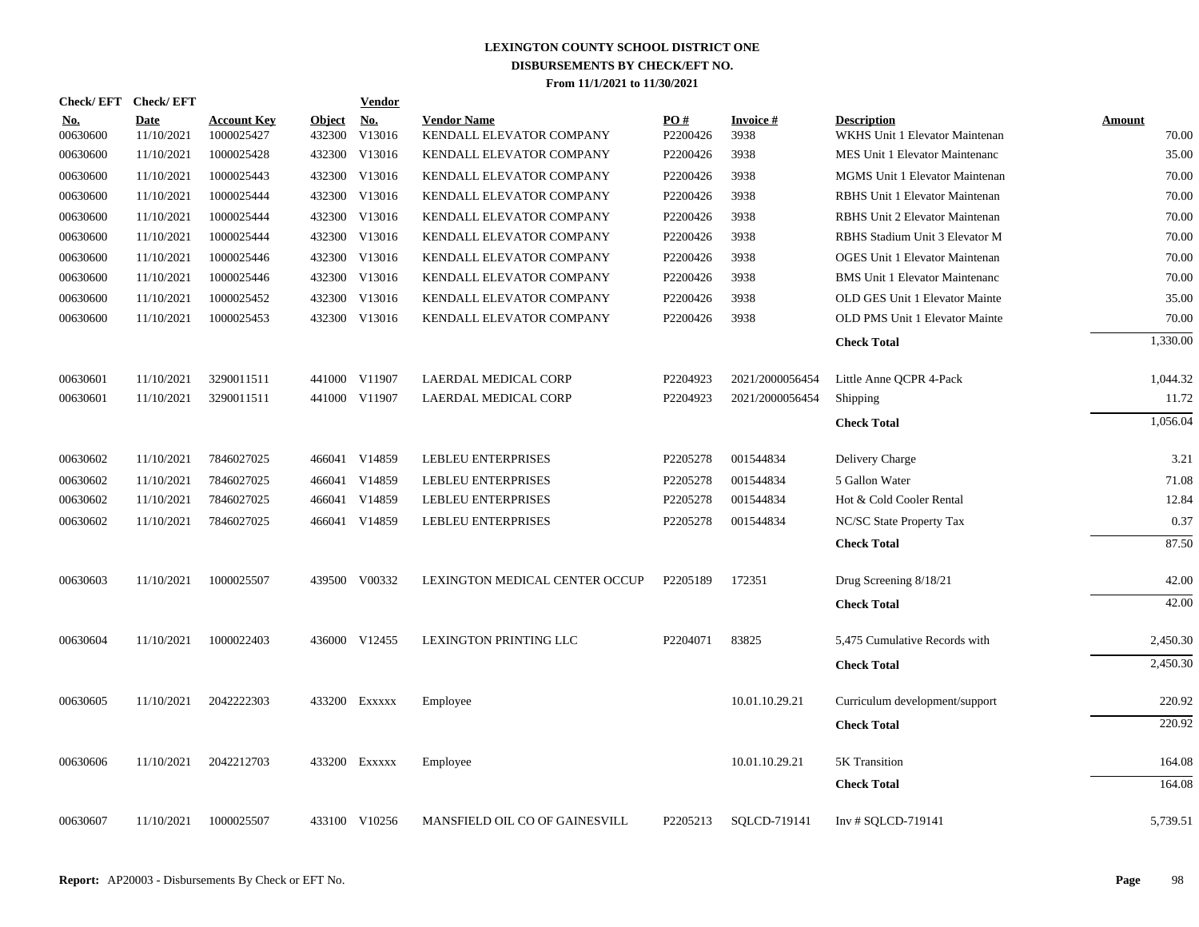# LEXINGTON COUNTY SCHOOL DISTRICT ONE

## DISBURSEMENTS BY CHECK/EFT NO.

### From 11/1/2021 to 11/30/2021

| Check/ EFT No. | Check/ EFT Date | Account Key | Object | Vendor No. | Vendor Name | PO # | Invoice # | Description | Amount |
|---|---|---|---|---|---|---|---|---|---|
| 00630600 | 11/10/2021 | 1000025427 | 432300 | V13016 | KENDALL ELEVATOR COMPANY | P2200426 | 3938 | WKHS Unit 1 Elevator Maintenan | 70.00 |
| 00630600 | 11/10/2021 | 1000025428 | 432300 | V13016 | KENDALL ELEVATOR COMPANY | P2200426 | 3938 | MES Unit 1 Elevator Maintenanc | 35.00 |
| 00630600 | 11/10/2021 | 1000025443 | 432300 | V13016 | KENDALL ELEVATOR COMPANY | P2200426 | 3938 | MGMS Unit 1 Elevator Maintenan | 70.00 |
| 00630600 | 11/10/2021 | 1000025444 | 432300 | V13016 | KENDALL ELEVATOR COMPANY | P2200426 | 3938 | RBHS Unit 1 Elevator Maintenan | 70.00 |
| 00630600 | 11/10/2021 | 1000025444 | 432300 | V13016 | KENDALL ELEVATOR COMPANY | P2200426 | 3938 | RBHS Unit 2 Elevator Maintenan | 70.00 |
| 00630600 | 11/10/2021 | 1000025444 | 432300 | V13016 | KENDALL ELEVATOR COMPANY | P2200426 | 3938 | RBHS Stadium Unit 3 Elevator M | 70.00 |
| 00630600 | 11/10/2021 | 1000025446 | 432300 | V13016 | KENDALL ELEVATOR COMPANY | P2200426 | 3938 | OGES Unit 1 Elevator Maintenan | 70.00 |
| 00630600 | 11/10/2021 | 1000025446 | 432300 | V13016 | KENDALL ELEVATOR COMPANY | P2200426 | 3938 | BMS Unit 1 Elevator Maintenanc | 70.00 |
| 00630600 | 11/10/2021 | 1000025452 | 432300 | V13016 | KENDALL ELEVATOR COMPANY | P2200426 | 3938 | OLD GES Unit 1 Elevator Mainte | 35.00 |
| 00630600 | 11/10/2021 | 1000025453 | 432300 | V13016 | KENDALL ELEVATOR COMPANY | P2200426 | 3938 | OLD PMS Unit 1 Elevator Mainte | 70.00 |
| | | | | | | | | **Check Total** | 1,330.00 |
| 00630601 | 11/10/2021 | 3290011511 | 441000 | V11907 | LAERDAL MEDICAL CORP | P2204923 | 2021/2000056454 | Little Anne QCPR 4-Pack | 1,044.32 |
| 00630601 | 11/10/2021 | 3290011511 | 441000 | V11907 | LAERDAL MEDICAL CORP | P2204923 | 2021/2000056454 | Shipping | 11.72 |
| | | | | | | | | **Check Total** | 1,056.04 |
| 00630602 | 11/10/2021 | 7846027025 | 466041 | V14859 | LEBLEU ENTERPRISES | P2205278 | 001544834 | Delivery Charge | 3.21 |
| 00630602 | 11/10/2021 | 7846027025 | 466041 | V14859 | LEBLEU ENTERPRISES | P2205278 | 001544834 | 5 Gallon Water | 71.08 |
| 00630602 | 11/10/2021 | 7846027025 | 466041 | V14859 | LEBLEU ENTERPRISES | P2205278 | 001544834 | Hot & Cold Cooler Rental | 12.84 |
| 00630602 | 11/10/2021 | 7846027025 | 466041 | V14859 | LEBLEU ENTERPRISES | P2205278 | 001544834 | NC/SC State Property Tax | 0.37 |
| | | | | | | | | **Check Total** | 87.50 |
| 00630603 | 11/10/2021 | 1000025507 | 439500 | V00332 | LEXINGTON MEDICAL CENTER OCCUP | P2205189 | 172351 | Drug Screening 8/18/21 | 42.00 |
| | | | | | | | | **Check Total** | 42.00 |
| 00630604 | 11/10/2021 | 1000022403 | 436000 | V12455 | LEXINGTON PRINTING LLC | P2204071 | 83825 | 5,475 Cumulative Records with | 2,450.30 |
| | | | | | | | | **Check Total** | 2,450.30 |
| 00630605 | 11/10/2021 | 2042222303 | 433200 | Exxxxx | Employee | | 10.01.10.29.21 | Curriculum development/support | 220.92 |
| | | | | | | | | **Check Total** | 220.92 |
| 00630606 | 11/10/2021 | 2042212703 | 433200 | Exxxxx | Employee | | 10.01.10.29.21 | 5K Transition | 164.08 |
| | | | | | | | | **Check Total** | 164.08 |
| 00630607 | 11/10/2021 | 1000025507 | 433100 | V10256 | MANSFIELD OIL CO OF GAINESVILL | P2205213 | SQLCD-719141 | Inv # SQLCD-719141 | 5,739.51 |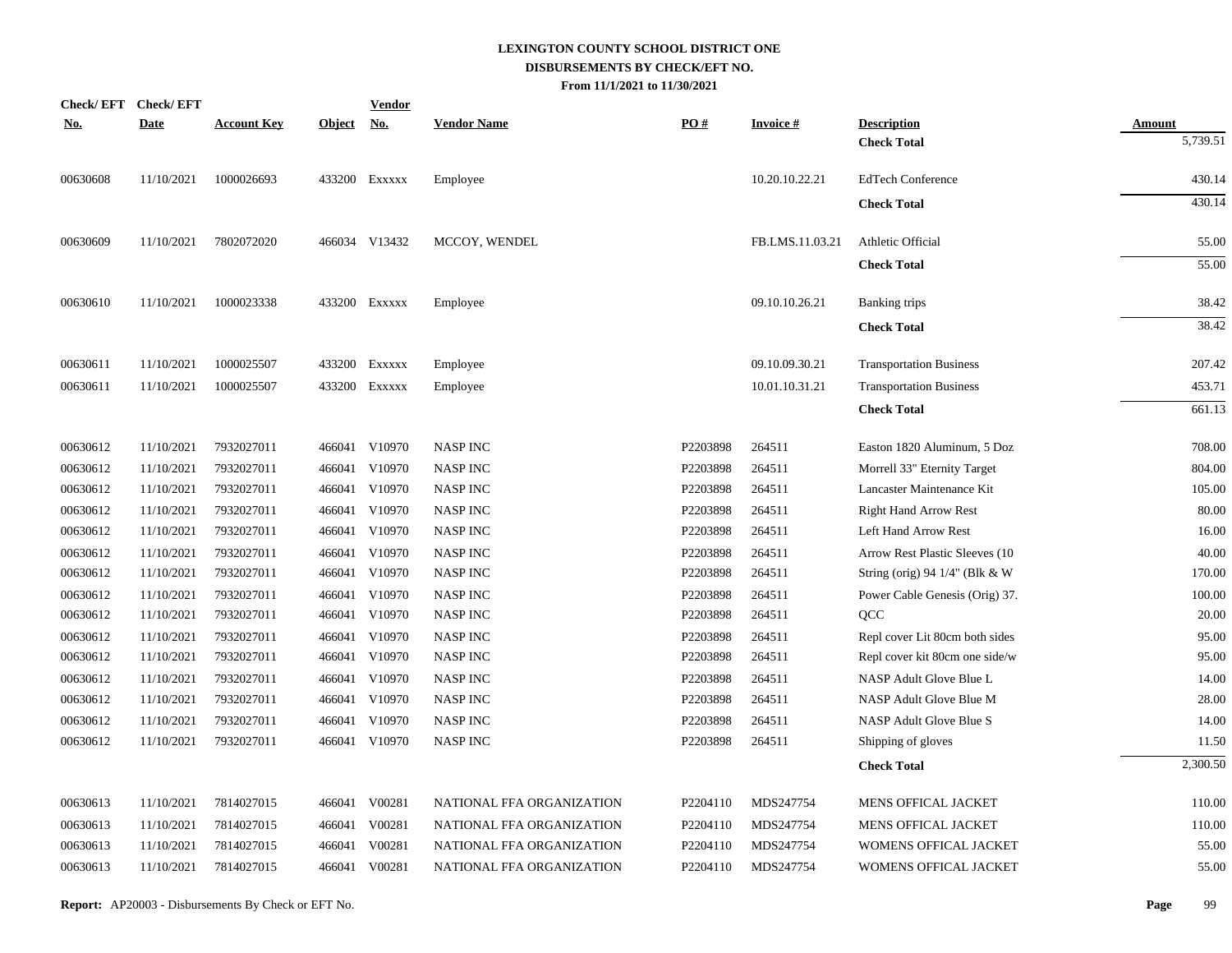# LEXINGTON COUNTY SCHOOL DISTRICT ONE
## DISBURSEMENTS BY CHECK/EFT NO.
### From 11/1/2021 to 11/30/2021

| Check/ EFT No. | Check/ EFT Date | Account Key | Object | Vendor No. | Vendor Name | PO # | Invoice # | Description | Amount |
|---|---|---|---|---|---|---|---|---|---|
| | | | | | | | | **Check Total** | 5,739.51 |
| 00630608 | 11/10/2021 | 1000026693 | 433200 | Exxxxx | Employee | | 10.20.10.22.21 | EdTech Conference | 430.14 |
| | | | | | | | | **Check Total** | 430.14 |
| 00630609 | 11/10/2021 | 7802072020 | 466034 | V13432 | MCCOY, WENDEL | | FB.LMS.11.03.21 | Athletic Official | 55.00 |
| | | | | | | | | **Check Total** | 55.00 |
| 00630610 | 11/10/2021 | 1000023338 | 433200 | Exxxxx | Employee | | 09.10.10.26.21 | Banking trips | 38.42 |
| | | | | | | | | **Check Total** | 38.42 |
| 00630611 | 11/10/2021 | 1000025507 | 433200 | Exxxxx | Employee | | 09.10.09.30.21 | Transportation Business | 207.42 |
| 00630611 | 11/10/2021 | 1000025507 | 433200 | Exxxxx | Employee | | 10.01.10.31.21 | Transportation Business | 453.71 |
| | | | | | | | | **Check Total** | 661.13 |
| 00630612 | 11/10/2021 | 7932027011 | 466041 | V10970 | NASP INC | P2203898 | 264511 | Easton 1820 Aluminum, 5 Doz | 708.00 |
| 00630612 | 11/10/2021 | 7932027011 | 466041 | V10970 | NASP INC | P2203898 | 264511 | Morrell 33" Eternity Target | 804.00 |
| 00630612 | 11/10/2021 | 7932027011 | 466041 | V10970 | NASP INC | P2203898 | 264511 | Lancaster Maintenance Kit | 105.00 |
| 00630612 | 11/10/2021 | 7932027011 | 466041 | V10970 | NASP INC | P2203898 | 264511 | Right Hand Arrow Rest | 80.00 |
| 00630612 | 11/10/2021 | 7932027011 | 466041 | V10970 | NASP INC | P2203898 | 264511 | Left Hand Arrow Rest | 16.00 |
| 00630612 | 11/10/2021 | 7932027011 | 466041 | V10970 | NASP INC | P2203898 | 264511 | Arrow Rest Plastic Sleeves (10 | 40.00 |
| 00630612 | 11/10/2021 | 7932027011 | 466041 | V10970 | NASP INC | P2203898 | 264511 | String (orig) 94 1/4" (Blk & W | 170.00 |
| 00630612 | 11/10/2021 | 7932027011 | 466041 | V10970 | NASP INC | P2203898 | 264511 | Power Cable Genesis (Orig) 37. | 100.00 |
| 00630612 | 11/10/2021 | 7932027011 | 466041 | V10970 | NASP INC | P2203898 | 264511 | QCC | 20.00 |
| 00630612 | 11/10/2021 | 7932027011 | 466041 | V10970 | NASP INC | P2203898 | 264511 | Repl cover Lit 80cm both sides | 95.00 |
| 00630612 | 11/10/2021 | 7932027011 | 466041 | V10970 | NASP INC | P2203898 | 264511 | Repl cover kit 80cm one side/w | 95.00 |
| 00630612 | 11/10/2021 | 7932027011 | 466041 | V10970 | NASP INC | P2203898 | 264511 | NASP Adult Glove Blue L | 14.00 |
| 00630612 | 11/10/2021 | 7932027011 | 466041 | V10970 | NASP INC | P2203898 | 264511 | NASP Adult Glove Blue M | 28.00 |
| 00630612 | 11/10/2021 | 7932027011 | 466041 | V10970 | NASP INC | P2203898 | 264511 | NASP Adult Glove Blue S | 14.00 |
| 00630612 | 11/10/2021 | 7932027011 | 466041 | V10970 | NASP INC | P2203898 | 264511 | Shipping of gloves | 11.50 |
| | | | | | | | | **Check Total** | 2,300.50 |
| 00630613 | 11/10/2021 | 7814027015 | 466041 | V00281 | NATIONAL FFA ORGANIZATION | P2204110 | MDS247754 | MENS OFFICAL JACKET | 110.00 |
| 00630613 | 11/10/2021 | 7814027015 | 466041 | V00281 | NATIONAL FFA ORGANIZATION | P2204110 | MDS247754 | MENS OFFICAL JACKET | 110.00 |
| 00630613 | 11/10/2021 | 7814027015 | 466041 | V00281 | NATIONAL FFA ORGANIZATION | P2204110 | MDS247754 | WOMENS OFFICAL JACKET | 55.00 |
| 00630613 | 11/10/2021 | 7814027015 | 466041 | V00281 | NATIONAL FFA ORGANIZATION | P2204110 | MDS247754 | WOMENS OFFICAL JACKET | 55.00 |

**Report:** AP20003 - Disbursements By Check or EFT No.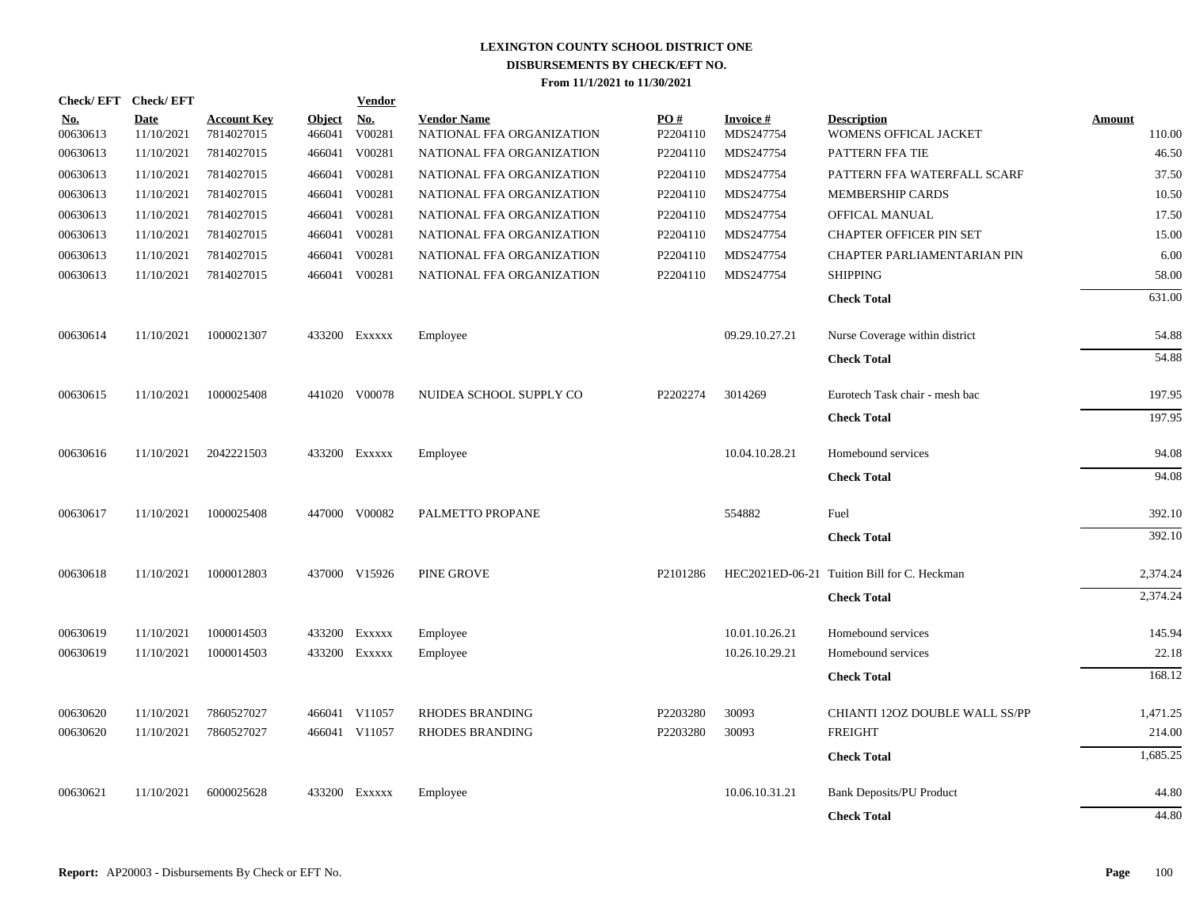# LEXINGTON COUNTY SCHOOL DISTRICT ONE
## DISBURSEMENTS BY CHECK/EFT NO.
### From 11/1/2021 to 11/30/2021

| Check/ EFT No. | Check/ EFT Date | Account Key | Object | Vendor No. | Vendor Name | PO # | Invoice # | Description | Amount |
|---|---|---|---|---|---|---|---|---|---|
| 00630613 | 11/10/2021 | 7814027015 | 466041 | V00281 | NATIONAL FFA ORGANIZATION | P2204110 | MDS247754 | WOMENS OFFICAL JACKET | 110.00 |
| 00630613 | 11/10/2021 | 7814027015 | 466041 | V00281 | NATIONAL FFA ORGANIZATION | P2204110 | MDS247754 | PATTERN FFA TIE | 46.50 |
| 00630613 | 11/10/2021 | 7814027015 | 466041 | V00281 | NATIONAL FFA ORGANIZATION | P2204110 | MDS247754 | PATTERN FFA WATERFALL SCARF | 37.50 |
| 00630613 | 11/10/2021 | 7814027015 | 466041 | V00281 | NATIONAL FFA ORGANIZATION | P2204110 | MDS247754 | MEMBERSHIP CARDS | 10.50 |
| 00630613 | 11/10/2021 | 7814027015 | 466041 | V00281 | NATIONAL FFA ORGANIZATION | P2204110 | MDS247754 | OFFICAL MANUAL | 17.50 |
| 00630613 | 11/10/2021 | 7814027015 | 466041 | V00281 | NATIONAL FFA ORGANIZATION | P2204110 | MDS247754 | CHAPTER OFFICER PIN SET | 15.00 |
| 00630613 | 11/10/2021 | 7814027015 | 466041 | V00281 | NATIONAL FFA ORGANIZATION | P2204110 | MDS247754 | CHAPTER PARLIAMENTARIAN PIN | 6.00 |
| 00630613 | 11/10/2021 | 7814027015 | 466041 | V00281 | NATIONAL FFA ORGANIZATION | P2204110 | MDS247754 | SHIPPING | 58.00 |
| | | | | | | | | **Check Total** | 631.00 |
| 00630614 | 11/10/2021 | 1000021307 | 433200 | Exxxxx | Employee | | 09.29.10.27.21 | Nurse Coverage within district | 54.88 |
| | | | | | | | | **Check Total** | 54.88 |
| 00630615 | 11/10/2021 | 1000025408 | 441020 | V00078 | NUIDEA SCHOOL SUPPLY CO | P2202274 | 3014269 | Eurotech Task chair - mesh bac | 197.95 |
| | | | | | | | | **Check Total** | 197.95 |
| 00630616 | 11/10/2021 | 2042221503 | 433200 | Exxxxx | Employee | | 10.04.10.28.21 | Homebound services | 94.08 |
| | | | | | | | | **Check Total** | 94.08 |
| 00630617 | 11/10/2021 | 1000025408 | 447000 | V00082 | PALMETTO PROPANE | | 554882 | Fuel | 392.10 |
| | | | | | | | | **Check Total** | 392.10 |
| 00630618 | 11/10/2021 | 1000012803 | 437000 | V15926 | PINE GROVE | P2101286 | HEC2021ED-06-21 | Tuition Bill for C. Heckman | 2,374.24 |
| | | | | | | | | **Check Total** | 2,374.24 |
| 00630619 | 11/10/2021 | 1000014503 | 433200 | Exxxxx | Employee | | 10.01.10.26.21 | Homebound services | 145.94 |
| 00630619 | 11/10/2021 | 1000014503 | 433200 | Exxxxx | Employee | | 10.26.10.29.21 | Homebound services | 22.18 |
| | | | | | | | | **Check Total** | 168.12 |
| 00630620 | 11/10/2021 | 7860527027 | 466041 | V11057 | RHODES BRANDING | P2203280 | 30093 | CHIANTI 12OZ DOUBLE WALL SS/PP | 1,471.25 |
| 00630620 | 11/10/2021 | 7860527027 | 466041 | V11057 | RHODES BRANDING | P2203280 | 30093 | FREIGHT | 214.00 |
| | | | | | | | | **Check Total** | 1,685.25 |
| 00630621 | 11/10/2021 | 6000025628 | 433200 | Exxxxx | Employee | | 10.06.10.31.21 | Bank Deposits/PU Product | 44.80 |
| | | | | | | | | **Check Total** | 44.80 |

**Report:** AP20003 - Disbursements By Check or EFT No.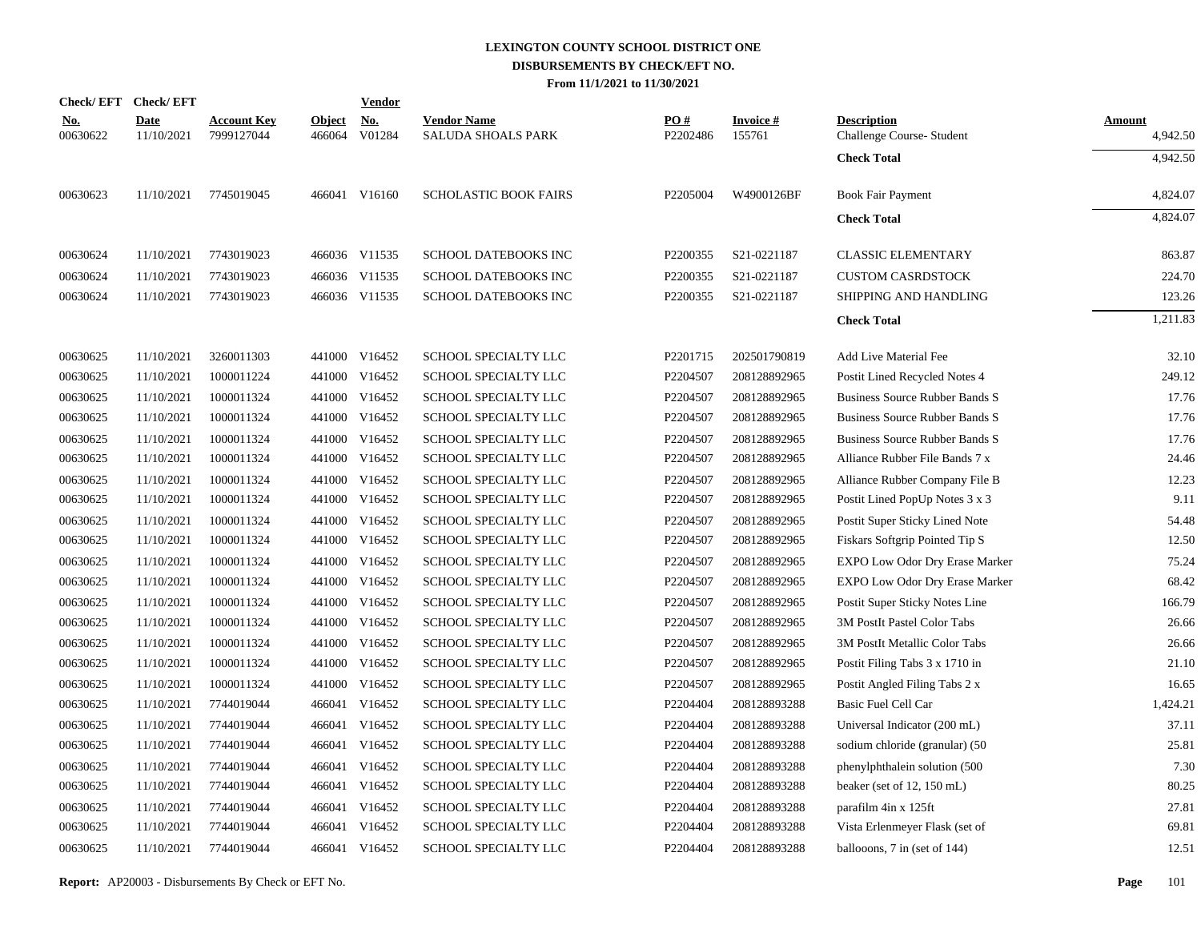# LEXINGTON COUNTY SCHOOL DISTRICT ONE
## DISBURSEMENTS BY CHECK/EFT NO.
### From 11/1/2021 to 11/30/2021

| Check/EFT No. | Check/EFT Date | Account Key | Object | Vendor No. | Vendor Name | PO # | Invoice # | Description | Amount |
|---|---|---|---|---|---|---|---|---|---|
| 00630622 | 11/10/2021 | 7999127044 | 466064 | V01284 | SALUDA SHOALS PARK | P2202486 | 155761 | Challenge Course- Student | 4,942.50 |
| | | | | | | | | **Check Total** | 4,942.50 |
| 00630623 | 11/10/2021 | 7745019045 | 466041 | V16160 | SCHOLASTIC BOOK FAIRS | P2205004 | W4900126BF | Book Fair Payment | 4,824.07 |
| | | | | | | | | **Check Total** | 4,824.07 |
| 00630624 | 11/10/2021 | 7743019023 | 466036 | V11535 | SCHOOL DATEBOOKS INC | P2200355 | S21-0221187 | CLASSIC ELEMENTARY | 863.87 |
| 00630624 | 11/10/2021 | 7743019023 | 466036 | V11535 | SCHOOL DATEBOOKS INC | P2200355 | S21-0221187 | CUSTOM CASRDSTOCK | 224.70 |
| 00630624 | 11/10/2021 | 7743019023 | 466036 | V11535 | SCHOOL DATEBOOKS INC | P2200355 | S21-0221187 | SHIPPING AND HANDLING | 123.26 |
| | | | | | | | | **Check Total** | 1,211.83 |
| 00630625 | 11/10/2021 | 3260011303 | 441000 | V16452 | SCHOOL SPECIALTY LLC | P2201715 | 202501790819 | Add Live Material Fee | 32.10 |
| 00630625 | 11/10/2021 | 1000011224 | 441000 | V16452 | SCHOOL SPECIALTY LLC | P2204507 | 208128892965 | Postit Lined Recycled Notes 4 | 249.12 |
| 00630625 | 11/10/2021 | 1000011324 | 441000 | V16452 | SCHOOL SPECIALTY LLC | P2204507 | 208128892965 | Business Source Rubber Bands S | 17.76 |
| 00630625 | 11/10/2021 | 1000011324 | 441000 | V16452 | SCHOOL SPECIALTY LLC | P2204507 | 208128892965 | Business Source Rubber Bands S | 17.76 |
| 00630625 | 11/10/2021 | 1000011324 | 441000 | V16452 | SCHOOL SPECIALTY LLC | P2204507 | 208128892965 | Business Source Rubber Bands S | 17.76 |
| 00630625 | 11/10/2021 | 1000011324 | 441000 | V16452 | SCHOOL SPECIALTY LLC | P2204507 | 208128892965 | Alliance Rubber File Bands 7 x | 24.46 |
| 00630625 | 11/10/2021 | 1000011324 | 441000 | V16452 | SCHOOL SPECIALTY LLC | P2204507 | 208128892965 | Alliance Rubber Company File B | 12.23 |
| 00630625 | 11/10/2021 | 1000011324 | 441000 | V16452 | SCHOOL SPECIALTY LLC | P2204507 | 208128892965 | Postit Lined PopUp Notes 3 x 3 | 9.11 |
| 00630625 | 11/10/2021 | 1000011324 | 441000 | V16452 | SCHOOL SPECIALTY LLC | P2204507 | 208128892965 | Postit Super Sticky Lined Note | 54.48 |
| 00630625 | 11/10/2021 | 1000011324 | 441000 | V16452 | SCHOOL SPECIALTY LLC | P2204507 | 208128892965 | Fiskars Softgrip Pointed Tip S | 12.50 |
| 00630625 | 11/10/2021 | 1000011324 | 441000 | V16452 | SCHOOL SPECIALTY LLC | P2204507 | 208128892965 | EXPO Low Odor Dry Erase Marker | 75.24 |
| 00630625 | 11/10/2021 | 1000011324 | 441000 | V16452 | SCHOOL SPECIALTY LLC | P2204507 | 208128892965 | EXPO Low Odor Dry Erase Marker | 68.42 |
| 00630625 | 11/10/2021 | 1000011324 | 441000 | V16452 | SCHOOL SPECIALTY LLC | P2204507 | 208128892965 | Postit Super Sticky Notes Line | 166.79 |
| 00630625 | 11/10/2021 | 1000011324 | 441000 | V16452 | SCHOOL SPECIALTY LLC | P2204507 | 208128892965 | 3M PostIt Pastel Color Tabs | 26.66 |
| 00630625 | 11/10/2021 | 1000011324 | 441000 | V16452 | SCHOOL SPECIALTY LLC | P2204507 | 208128892965 | 3M PostIt Metallic Color Tabs | 26.66 |
| 00630625 | 11/10/2021 | 1000011324 | 441000 | V16452 | SCHOOL SPECIALTY LLC | P2204507 | 208128892965 | Postit Filing Tabs 3 x 1710 in | 21.10 |
| 00630625 | 11/10/2021 | 1000011324 | 441000 | V16452 | SCHOOL SPECIALTY LLC | P2204507 | 208128892965 | Postit Angled Filing Tabs 2 x | 16.65 |
| 00630625 | 11/10/2021 | 7744019044 | 466041 | V16452 | SCHOOL SPECIALTY LLC | P2204404 | 208128893288 | Basic Fuel Cell Car | 1,424.21 |
| 00630625 | 11/10/2021 | 7744019044 | 466041 | V16452 | SCHOOL SPECIALTY LLC | P2204404 | 208128893288 | Universal Indicator (200 mL) | 37.11 |
| 00630625 | 11/10/2021 | 7744019044 | 466041 | V16452 | SCHOOL SPECIALTY LLC | P2204404 | 208128893288 | sodium chloride (granular) (50 | 25.81 |
| 00630625 | 11/10/2021 | 7744019044 | 466041 | V16452 | SCHOOL SPECIALTY LLC | P2204404 | 208128893288 | phenylphthalein solution (500 | 7.30 |
| 00630625 | 11/10/2021 | 7744019044 | 466041 | V16452 | SCHOOL SPECIALTY LLC | P2204404 | 208128893288 | beaker (set of 12, 150 mL) | 80.25 |
| 00630625 | 11/10/2021 | 7744019044 | 466041 | V16452 | SCHOOL SPECIALTY LLC | P2204404 | 208128893288 | parafilm 4in x 125ft | 27.81 |
| 00630625 | 11/10/2021 | 7744019044 | 466041 | V16452 | SCHOOL SPECIALTY LLC | P2204404 | 208128893288 | Vista Erlenmeyer Flask (set of | 69.81 |
| 00630625 | 11/10/2021 | 7744019044 | 466041 | V16452 | SCHOOL SPECIALTY LLC | P2204404 | 208128893288 | ballooons, 7 in (set of 144) | 12.51 |

**Report:** AP20003 - Disbursements By Check or EFT No.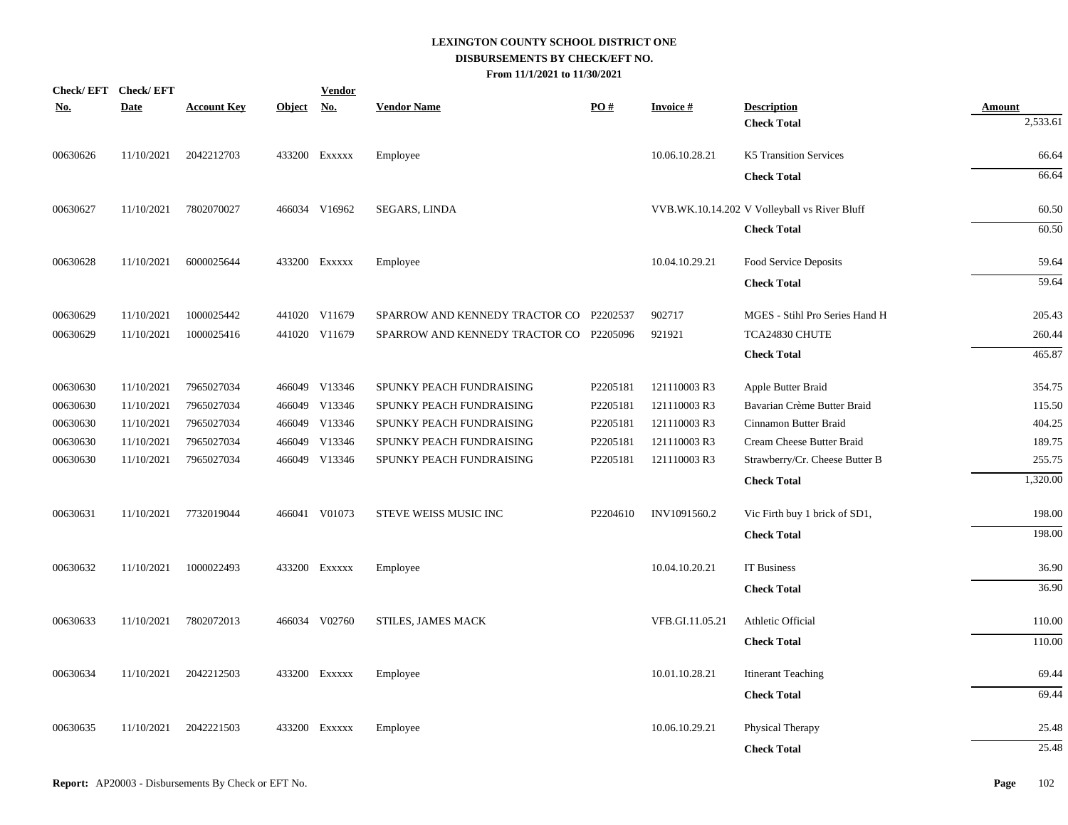# LEXINGTON COUNTY SCHOOL DISTRICT ONE
## DISBURSEMENTS BY CHECK/EFT NO.
### From 11/1/2021 to 11/30/2021

| Check/ EFT No. | Check/ EFT Date | Account Key | Object | Vendor No. | Vendor Name | PO # | Invoice # | Description | Amount |
|---|---|---|---|---|---|---|---|---|---|
| | | | | | | | | **Check Total** | 2,533.61 |
| 00630626 | 11/10/2021 | 2042212703 | 433200 | Exxxxx | Employee | | 10.06.10.28.21 | K5 Transition Services | 66.64 |
| | | | | | | | | **Check Total** | 66.64 |
| 00630627 | 11/10/2021 | 7802070027 | 466034 | V16962 | SEGARS, LINDA | | VVB.WK.10.14.202 | V Volleyball vs River Bluff | 60.50 |
| | | | | | | | | **Check Total** | 60.50 |
| 00630628 | 11/10/2021 | 6000025644 | 433200 | Exxxxx | Employee | | 10.04.10.29.21 | Food Service Deposits | 59.64 |
| | | | | | | | | **Check Total** | 59.64 |
| 00630629 | 11/10/2021 | 1000025442 | 441020 | V11679 | SPARROW AND KENNEDY TRACTOR CO | P2202537 | 902717 | MGES - Stihl Pro Series Hand H | 205.43 |
| 00630629 | 11/10/2021 | 1000025416 | 441020 | V11679 | SPARROW AND KENNEDY TRACTOR CO | P2205096 | 921921 | TCA24830 CHUTE | 260.44 |
| | | | | | | | | **Check Total** | 465.87 |
| 00630630 | 11/10/2021 | 7965027034 | 466049 | V13346 | SPUNKY PEACH FUNDRAISING | P2205181 | 121110003 R3 | Apple Butter Braid | 354.75 |
| 00630630 | 11/10/2021 | 7965027034 | 466049 | V13346 | SPUNKY PEACH FUNDRAISING | P2205181 | 121110003 R3 | Bavarian Crème Butter Braid | 115.50 |
| 00630630 | 11/10/2021 | 7965027034 | 466049 | V13346 | SPUNKY PEACH FUNDRAISING | P2205181 | 121110003 R3 | Cinnamon Butter Braid | 404.25 |
| 00630630 | 11/10/2021 | 7965027034 | 466049 | V13346 | SPUNKY PEACH FUNDRAISING | P2205181 | 121110003 R3 | Cream Cheese Butter Braid | 189.75 |
| 00630630 | 11/10/2021 | 7965027034 | 466049 | V13346 | SPUNKY PEACH FUNDRAISING | P2205181 | 121110003 R3 | Strawberry/Cr. Cheese Butter B | 255.75 |
| | | | | | | | | **Check Total** | 1,320.00 |
| 00630631 | 11/10/2021 | 7732019044 | 466041 | V01073 | STEVE WEISS MUSIC INC | P2204610 | INV1091560.2 | Vic Firth buy 1 brick of SD1, | 198.00 |
| | | | | | | | | **Check Total** | 198.00 |
| 00630632 | 11/10/2021 | 1000022493 | 433200 | Exxxxx | Employee | | 10.04.10.20.21 | IT Business | 36.90 |
| | | | | | | | | **Check Total** | 36.90 |
| 00630633 | 11/10/2021 | 7802072013 | 466034 | V02760 | STILES, JAMES MACK | | VFB.GI.11.05.21 | Athletic Official | 110.00 |
| | | | | | | | | **Check Total** | 110.00 |
| 00630634 | 11/10/2021 | 2042212503 | 433200 | Exxxxx | Employee | | 10.01.10.28.21 | Itinerant Teaching | 69.44 |
| | | | | | | | | **Check Total** | 69.44 |
| 00630635 | 11/10/2021 | 2042221503 | 433200 | Exxxxx | Employee | | 10.06.10.29.21 | Physical Therapy | 25.48 |
| | | | | | | | | **Check Total** | 25.48 |

**Report:** AP20003 - Disbursements By Check or EFT No.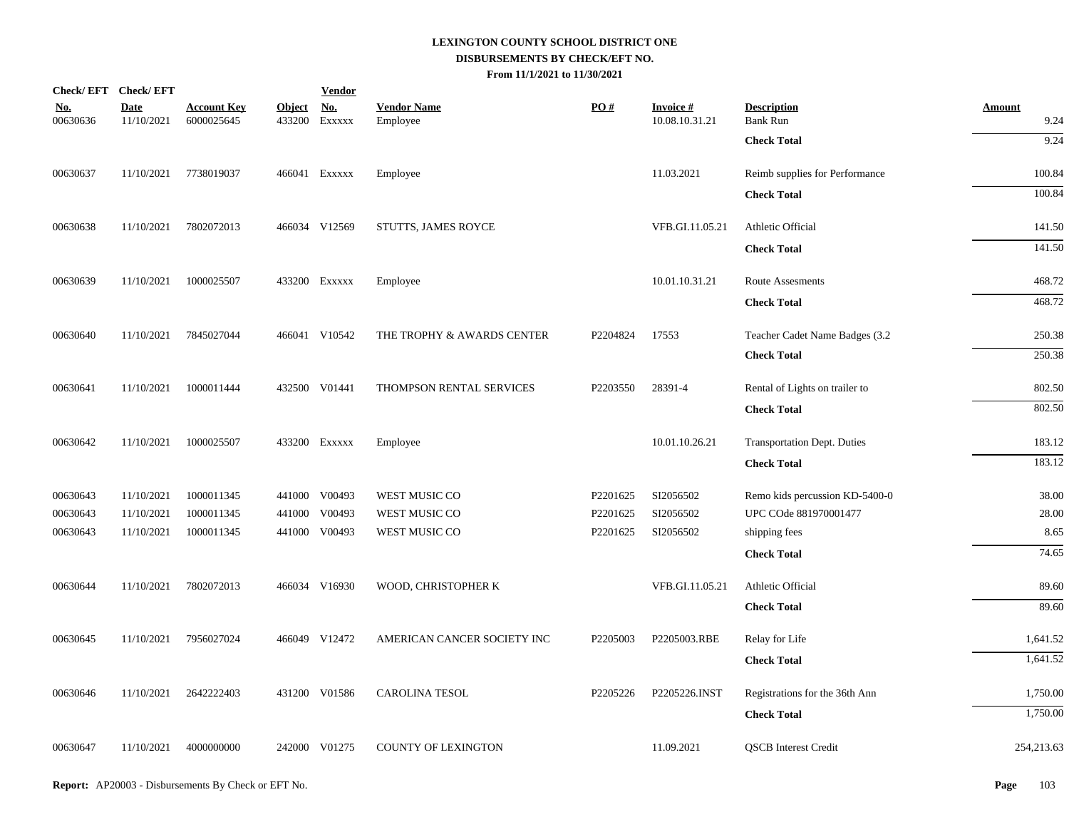**LEXINGTON COUNTY SCHOOL DISTRICT ONE**
**DISBURSEMENTS BY CHECK/EFT NO.**
**From 11/1/2021 to 11/30/2021**

| Check/ EFT No. | Check/ EFT Date | Account Key | Object | Vendor No. | Vendor Name | PO # | Invoice # | Description | Amount |
|---|---|---|---|---|---|---|---|---|---|
| 00630636 | 11/10/2021 | 6000025645 | 433200 | Exxxxx | Employee | | 10.08.10.31.21 | Bank Run | 9.24 |
| | | | | | | | | **Check Total** | 9.24 |
| 00630637 | 11/10/2021 | 7738019037 | 466041 | Exxxxx | Employee | | 11.03.2021 | Reimb supplies for Performance | 100.84 |
| | | | | | | | | **Check Total** | 100.84 |
| 00630638 | 11/10/2021 | 7802072013 | 466034 | V12569 | STUTTS, JAMES ROYCE | | VFB.GI.11.05.21 | Athletic Official | 141.50 |
| | | | | | | | | **Check Total** | 141.50 |
| 00630639 | 11/10/2021 | 1000025507 | 433200 | Exxxxx | Employee | | 10.01.10.31.21 | Route Assesments | 468.72 |
| | | | | | | | | **Check Total** | 468.72 |
| 00630640 | 11/10/2021 | 7845027044 | 466041 | V10542 | THE TROPHY & AWARDS CENTER | P2204824 | 17553 | Teacher Cadet Name Badges (3.2 | 250.38 |
| | | | | | | | | **Check Total** | 250.38 |
| 00630641 | 11/10/2021 | 1000011444 | 432500 | V01441 | THOMPSON RENTAL SERVICES | P2203550 | 28391-4 | Rental of Lights on trailer to | 802.50 |
| | | | | | | | | **Check Total** | 802.50 |
| 00630642 | 11/10/2021 | 1000025507 | 433200 | Exxxxx | Employee | | 10.01.10.26.21 | Transportation Dept. Duties | 183.12 |
| | | | | | | | | **Check Total** | 183.12 |
| 00630643 | 11/10/2021 | 1000011345 | 441000 | V00493 | WEST MUSIC CO | P2201625 | SI2056502 | Remo kids percussion KD-5400-0 | 38.00 |
| 00630643 | 11/10/2021 | 1000011345 | 441000 | V00493 | WEST MUSIC CO | P2201625 | SI2056502 | UPC COde 881970001477 | 28.00 |
| 00630643 | 11/10/2021 | 1000011345 | 441000 | V00493 | WEST MUSIC CO | P2201625 | SI2056502 | shipping fees | 8.65 |
| | | | | | | | | **Check Total** | 74.65 |
| 00630644 | 11/10/2021 | 7802072013 | 466034 | V16930 | WOOD, CHRISTOPHER K | | VFB.GI.11.05.21 | Athletic Official | 89.60 |
| | | | | | | | | **Check Total** | 89.60 |
| 00630645 | 11/10/2021 | 7956027024 | 466049 | V12472 | AMERICAN CANCER SOCIETY INC | P2205003 | P2205003.RBE | Relay for Life | 1,641.52 |
| | | | | | | | | **Check Total** | 1,641.52 |
| 00630646 | 11/10/2021 | 2642222403 | 431200 | V01586 | CAROLINA TESOL | P2205226 | P2205226.INST | Registrations for the 36th Ann | 1,750.00 |
| | | | | | | | | **Check Total** | 1,750.00 |
| 00630647 | 11/10/2021 | 4000000000 | 242000 | V01275 | COUNTY OF LEXINGTON | | 11.09.2021 | QSCB Interest Credit | 254,213.63 |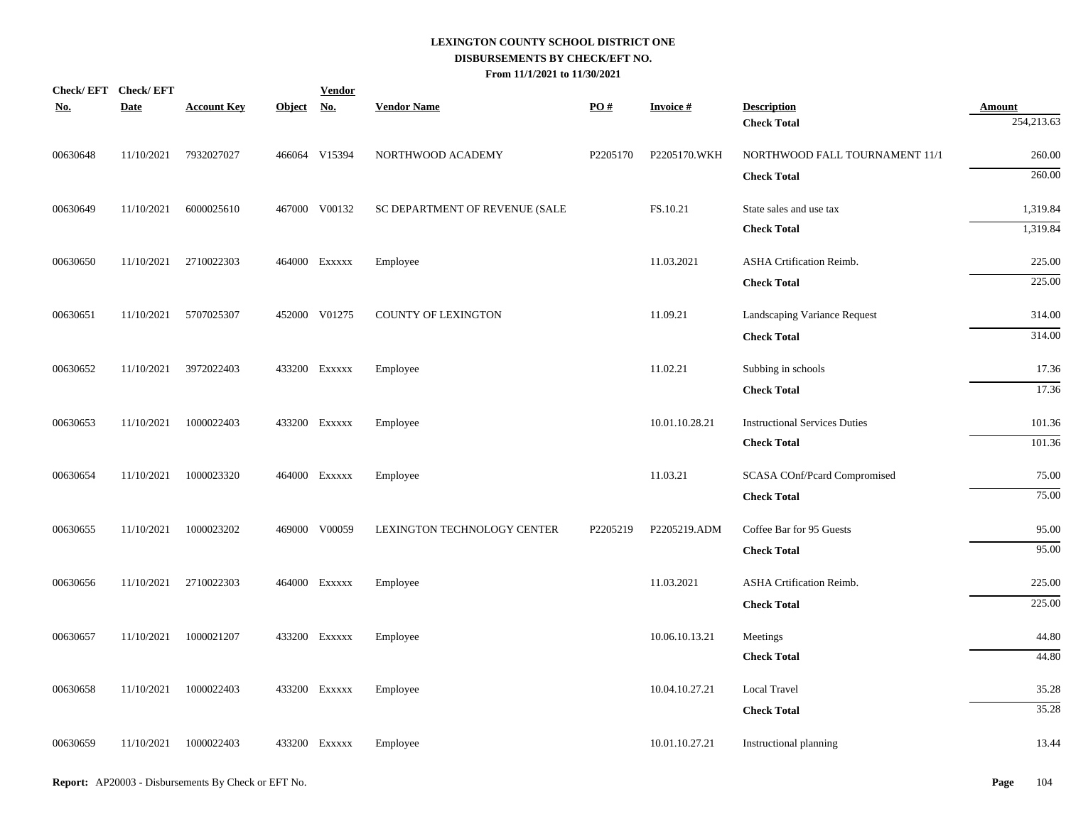**LEXINGTON COUNTY SCHOOL DISTRICT ONE**
**DISBURSEMENTS BY CHECK/EFT NO.**
**From 11/1/2021 to 11/30/2021**

| Check/ EFT No. | Check/ EFT Date | Account Key | Object | Vendor No. | Vendor Name | PO # | Invoice # | Description | Amount |
|---|---|---|---|---|---|---|---|---|---|
| | | | | | | | | **Check Total** | 254,213.63 |
| 00630648 | 11/10/2021 | 7932027027 | 466064 | V15394 | NORTHWOOD ACADEMY | P2205170 | P2205170.WKH | NORTHWOOD FALL TOURNAMENT 11/1 | 260.00 |
| | | | | | | | | **Check Total** | 260.00 |
| 00630649 | 11/10/2021 | 6000025610 | 467000 | V00132 | SC DEPARTMENT OF REVENUE (SALE | | FS.10.21 | State sales and use tax | 1,319.84 |
| | | | | | | | | **Check Total** | 1,319.84 |
| 00630650 | 11/10/2021 | 2710022303 | 464000 | Exxxxx | Employee | | 11.03.2021 | ASHA Crtification Reimb. | 225.00 |
| | | | | | | | | **Check Total** | 225.00 |
| 00630651 | 11/10/2021 | 5707025307 | 452000 | V01275 | COUNTY OF LEXINGTON | | 11.09.21 | Landscaping Variance Request | 314.00 |
| | | | | | | | | **Check Total** | 314.00 |
| 00630652 | 11/10/2021 | 3972022403 | 433200 | Exxxxx | Employee | | 11.02.21 | Subbing in schools | 17.36 |
| | | | | | | | | **Check Total** | 17.36 |
| 00630653 | 11/10/2021 | 1000022403 | 433200 | Exxxxx | Employee | | 10.01.10.28.21 | Instructional Services Duties | 101.36 |
| | | | | | | | | **Check Total** | 101.36 |
| 00630654 | 11/10/2021 | 1000023320 | 464000 | Exxxxx | Employee | | 11.03.21 | SCASA COnf/Pcard Compromised | 75.00 |
| | | | | | | | | **Check Total** | 75.00 |
| 00630655 | 11/10/2021 | 1000023202 | 469000 | V00059 | LEXINGTON TECHNOLOGY CENTER | P2205219 | P2205219.ADM | Coffee Bar for 95 Guests | 95.00 |
| | | | | | | | | **Check Total** | 95.00 |
| 00630656 | 11/10/2021 | 2710022303 | 464000 | Exxxxx | Employee | | 11.03.2021 | ASHA Crtification Reimb. | 225.00 |
| | | | | | | | | **Check Total** | 225.00 |
| 00630657 | 11/10/2021 | 1000021207 | 433200 | Exxxxx | Employee | | 10.06.10.13.21 | Meetings | 44.80 |
| | | | | | | | | **Check Total** | 44.80 |
| 00630658 | 11/10/2021 | 1000022403 | 433200 | Exxxxx | Employee | | 10.04.10.27.21 | Local Travel | 35.28 |
| | | | | | | | | **Check Total** | 35.28 |
| 00630659 | 11/10/2021 | 1000022403 | 433200 | Exxxxx | Employee | | 10.01.10.27.21 | Instructional planning | 13.44 |

**Report:** AP20003 - Disbursements By Check or EFT No.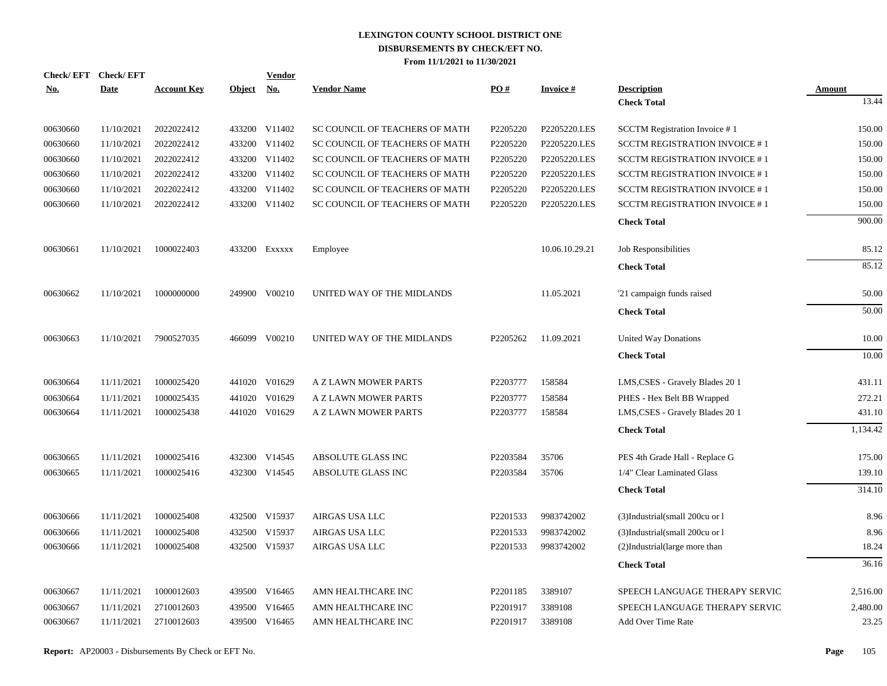# LEXINGTON COUNTY SCHOOL DISTRICT ONE
## DISBURSEMENTS BY CHECK/EFT NO.
### From 11/1/2021 to 11/30/2021

| Check/ EFT No. | Check/ EFT Date | Account Key | Object | Vendor No. | Vendor Name | PO # | Invoice # | Description | Amount |
|---|---|---|---|---|---|---|---|---|---|
| | | | | | | | | **Check Total** | 13.44 |
| 00630660 | 11/10/2021 | 2022022412 | 433200 | V11402 | SC COUNCIL OF TEACHERS OF MATH | P2205220 | P2205220.LES | SCCTM Registration Invoice # 1 | 150.00 |
| 00630660 | 11/10/2021 | 2022022412 | 433200 | V11402 | SC COUNCIL OF TEACHERS OF MATH | P2205220 | P2205220.LES | SCCTM REGISTRATION INVOICE # 1 | 150.00 |
| 00630660 | 11/10/2021 | 2022022412 | 433200 | V11402 | SC COUNCIL OF TEACHERS OF MATH | P2205220 | P2205220.LES | SCCTM REGISTRATION INVOICE # 1 | 150.00 |
| 00630660 | 11/10/2021 | 2022022412 | 433200 | V11402 | SC COUNCIL OF TEACHERS OF MATH | P2205220 | P2205220.LES | SCCTM REGISTRATION INVOICE # 1 | 150.00 |
| 00630660 | 11/10/2021 | 2022022412 | 433200 | V11402 | SC COUNCIL OF TEACHERS OF MATH | P2205220 | P2205220.LES | SCCTM REGISTRATION INVOICE # 1 | 150.00 |
| 00630660 | 11/10/2021 | 2022022412 | 433200 | V11402 | SC COUNCIL OF TEACHERS OF MATH | P2205220 | P2205220.LES | SCCTM REGISTRATION INVOICE # 1 | 150.00 |
| | | | | | | | | **Check Total** | 900.00 |
| 00630661 | 11/10/2021 | 1000022403 | 433200 | Exxxxx | Employee | | 10.06.10.29.21 | Job Responsibilities | 85.12 |
| | | | | | | | | **Check Total** | 85.12 |
| 00630662 | 11/10/2021 | 1000000000 | 249900 | V00210 | UNITED WAY OF THE MIDLANDS | | 11.05.2021 | '21 campaign funds raised | 50.00 |
| | | | | | | | | **Check Total** | 50.00 |
| 00630663 | 11/10/2021 | 7900527035 | 466099 | V00210 | UNITED WAY OF THE MIDLANDS | P2205262 | 11.09.2021 | United Way Donations | 10.00 |
| | | | | | | | | **Check Total** | 10.00 |
| 00630664 | 11/11/2021 | 1000025420 | 441020 | V01629 | A Z LAWN MOWER PARTS | P2203777 | 158584 | LMS,CSES - Gravely Blades 20 1 | 431.11 |
| 00630664 | 11/11/2021 | 1000025435 | 441020 | V01629 | A Z LAWN MOWER PARTS | P2203777 | 158584 | PHES - Hex Belt BB Wrapped | 272.21 |
| 00630664 | 11/11/2021 | 1000025438 | 441020 | V01629 | A Z LAWN MOWER PARTS | P2203777 | 158584 | LMS,CSES - Gravely Blades 20 1 | 431.10 |
| | | | | | | | | **Check Total** | 1,134.42 |
| 00630665 | 11/11/2021 | 1000025416 | 432300 | V14545 | ABSOLUTE GLASS INC | P2203584 | 35706 | PES 4th Grade Hall - Replace G | 175.00 |
| 00630665 | 11/11/2021 | 1000025416 | 432300 | V14545 | ABSOLUTE GLASS INC | P2203584 | 35706 | 1/4" Clear Laminated Glass | 139.10 |
| | | | | | | | | **Check Total** | 314.10 |
| 00630666 | 11/11/2021 | 1000025408 | 432500 | V15937 | AIRGAS USA LLC | P2201533 | 9983742002 | (3)Industrial(small 200cu or l | 8.96 |
| 00630666 | 11/11/2021 | 1000025408 | 432500 | V15937 | AIRGAS USA LLC | P2201533 | 9983742002 | (3)Industrial(small 200cu or l | 8.96 |
| 00630666 | 11/11/2021 | 1000025408 | 432500 | V15937 | AIRGAS USA LLC | P2201533 | 9983742002 | (2)Industrial(large more than | 18.24 |
| | | | | | | | | **Check Total** | 36.16 |
| 00630667 | 11/11/2021 | 1000012603 | 439500 | V16465 | AMN HEALTHCARE INC | P2201185 | 3389107 | SPEECH LANGUAGE THERAPY SERVIC | 2,516.00 |
| 00630667 | 11/11/2021 | 2710012603 | 439500 | V16465 | AMN HEALTHCARE INC | P2201917 | 3389108 | SPEECH LANGUAGE THERAPY SERVIC | 2,480.00 |
| 00630667 | 11/11/2021 | 2710012603 | 439500 | V16465 | AMN HEALTHCARE INC | P2201917 | 3389108 | Add Over Time Rate | 23.25 |

**Report:** AP20003 - Disbursements By Check or EFT No.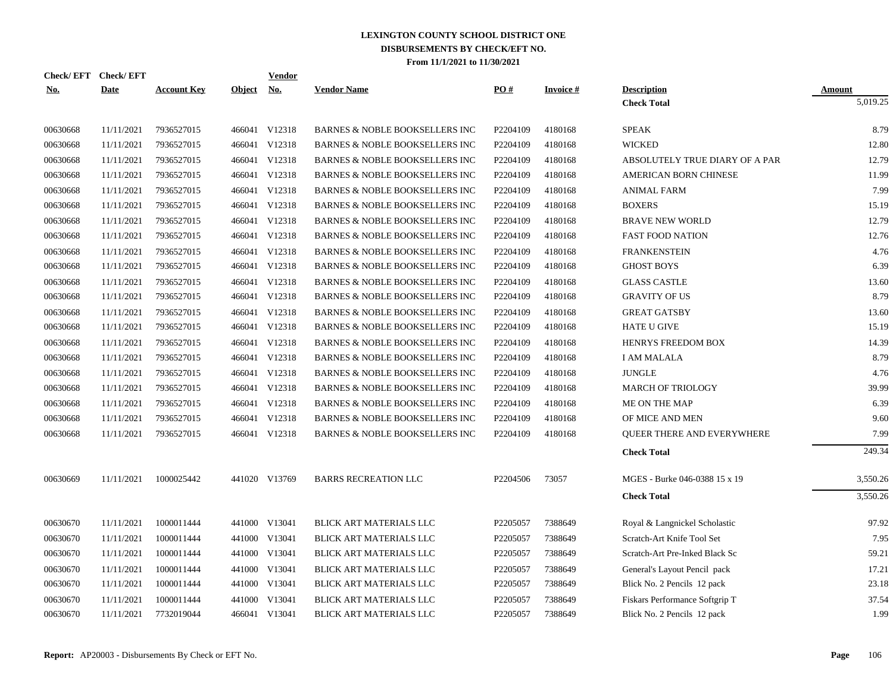# LEXINGTON COUNTY SCHOOL DISTRICT ONE
## DISBURSEMENTS BY CHECK/EFT NO.
### From 11/1/2021 to 11/30/2021

| Check/ EFT No. | Check/ EFT Date | Account Key | Object | Vendor No. | Vendor Name | PO # | Invoice # | Description | Amount |
|---|---|---|---|---|---|---|---|---|---|
| | | | | | | | | **Check Total** | 5,019.25 |
| 00630668 | 11/11/2021 | 7936527015 | 466041 | V12318 | BARNES & NOBLE BOOKSELLERS INC | P2204109 | 4180168 | SPEAK | 8.79 |
| 00630668 | 11/11/2021 | 7936527015 | 466041 | V12318 | BARNES & NOBLE BOOKSELLERS INC | P2204109 | 4180168 | WICKED | 12.80 |
| 00630668 | 11/11/2021 | 7936527015 | 466041 | V12318 | BARNES & NOBLE BOOKSELLERS INC | P2204109 | 4180168 | ABSOLUTELY TRUE DIARY OF A PAR | 12.79 |
| 00630668 | 11/11/2021 | 7936527015 | 466041 | V12318 | BARNES & NOBLE BOOKSELLERS INC | P2204109 | 4180168 | AMERICAN BORN CHINESE | 11.99 |
| 00630668 | 11/11/2021 | 7936527015 | 466041 | V12318 | BARNES & NOBLE BOOKSELLERS INC | P2204109 | 4180168 | ANIMAL FARM | 7.99 |
| 00630668 | 11/11/2021 | 7936527015 | 466041 | V12318 | BARNES & NOBLE BOOKSELLERS INC | P2204109 | 4180168 | BOXERS | 15.19 |
| 00630668 | 11/11/2021 | 7936527015 | 466041 | V12318 | BARNES & NOBLE BOOKSELLERS INC | P2204109 | 4180168 | BRAVE NEW WORLD | 12.79 |
| 00630668 | 11/11/2021 | 7936527015 | 466041 | V12318 | BARNES & NOBLE BOOKSELLERS INC | P2204109 | 4180168 | FAST FOOD NATION | 12.76 |
| 00630668 | 11/11/2021 | 7936527015 | 466041 | V12318 | BARNES & NOBLE BOOKSELLERS INC | P2204109 | 4180168 | FRANKENSTEIN | 4.76 |
| 00630668 | 11/11/2021 | 7936527015 | 466041 | V12318 | BARNES & NOBLE BOOKSELLERS INC | P2204109 | 4180168 | GHOST BOYS | 6.39 |
| 00630668 | 11/11/2021 | 7936527015 | 466041 | V12318 | BARNES & NOBLE BOOKSELLERS INC | P2204109 | 4180168 | GLASS CASTLE | 13.60 |
| 00630668 | 11/11/2021 | 7936527015 | 466041 | V12318 | BARNES & NOBLE BOOKSELLERS INC | P2204109 | 4180168 | GRAVITY OF US | 8.79 |
| 00630668 | 11/11/2021 | 7936527015 | 466041 | V12318 | BARNES & NOBLE BOOKSELLERS INC | P2204109 | 4180168 | GREAT GATSBY | 13.60 |
| 00630668 | 11/11/2021 | 7936527015 | 466041 | V12318 | BARNES & NOBLE BOOKSELLERS INC | P2204109 | 4180168 | HATE U GIVE | 15.19 |
| 00630668 | 11/11/2021 | 7936527015 | 466041 | V12318 | BARNES & NOBLE BOOKSELLERS INC | P2204109 | 4180168 | HENRYS FREEDOM BOX | 14.39 |
| 00630668 | 11/11/2021 | 7936527015 | 466041 | V12318 | BARNES & NOBLE BOOKSELLERS INC | P2204109 | 4180168 | I AM MALALA | 8.79 |
| 00630668 | 11/11/2021 | 7936527015 | 466041 | V12318 | BARNES & NOBLE BOOKSELLERS INC | P2204109 | 4180168 | JUNGLE | 4.76 |
| 00630668 | 11/11/2021 | 7936527015 | 466041 | V12318 | BARNES & NOBLE BOOKSELLERS INC | P2204109 | 4180168 | MARCH OF TRIOLOGY | 39.99 |
| 00630668 | 11/11/2021 | 7936527015 | 466041 | V12318 | BARNES & NOBLE BOOKSELLERS INC | P2204109 | 4180168 | ME ON THE MAP | 6.39 |
| 00630668 | 11/11/2021 | 7936527015 | 466041 | V12318 | BARNES & NOBLE BOOKSELLERS INC | P2204109 | 4180168 | OF MICE AND MEN | 9.60 |
| 00630668 | 11/11/2021 | 7936527015 | 466041 | V12318 | BARNES & NOBLE BOOKSELLERS INC | P2204109 | 4180168 | QUEER THERE AND EVERYWHERE | 7.99 |
| | | | | | | | | **Check Total** | 249.34 |
| 00630669 | 11/11/2021 | 1000025442 | 441020 | V13769 | BARRS RECREATION LLC | P2204506 | 73057 | MGES - Burke 046-0388 15 x 19 | 3,550.26 |
| | | | | | | | | **Check Total** | 3,550.26 |
| 00630670 | 11/11/2021 | 1000011444 | 441000 | V13041 | BLICK ART MATERIALS LLC | P2205057 | 7388649 | Royal & Langnickel Scholastic | 97.92 |
| 00630670 | 11/11/2021 | 1000011444 | 441000 | V13041 | BLICK ART MATERIALS LLC | P2205057 | 7388649 | Scratch-Art Knife Tool Set | 7.95 |
| 00630670 | 11/11/2021 | 1000011444 | 441000 | V13041 | BLICK ART MATERIALS LLC | P2205057 | 7388649 | Scratch-Art Pre-Inked Black Sc | 59.21 |
| 00630670 | 11/11/2021 | 1000011444 | 441000 | V13041 | BLICK ART MATERIALS LLC | P2205057 | 7388649 | General's Layout Pencil pack | 17.21 |
| 00630670 | 11/11/2021 | 1000011444 | 441000 | V13041 | BLICK ART MATERIALS LLC | P2205057 | 7388649 | Blick No. 2 Pencils 12 pack | 23.18 |
| 00630670 | 11/11/2021 | 1000011444 | 441000 | V13041 | BLICK ART MATERIALS LLC | P2205057 | 7388649 | Fiskars Performance Softgrip T | 37.54 |
| 00630670 | 11/11/2021 | 7732019044 | 466041 | V13041 | BLICK ART MATERIALS LLC | P2205057 | 7388649 | Blick No. 2 Pencils 12 pack | 1.99 |

**Report:** AP20003 - Disbursements By Check or EFT No.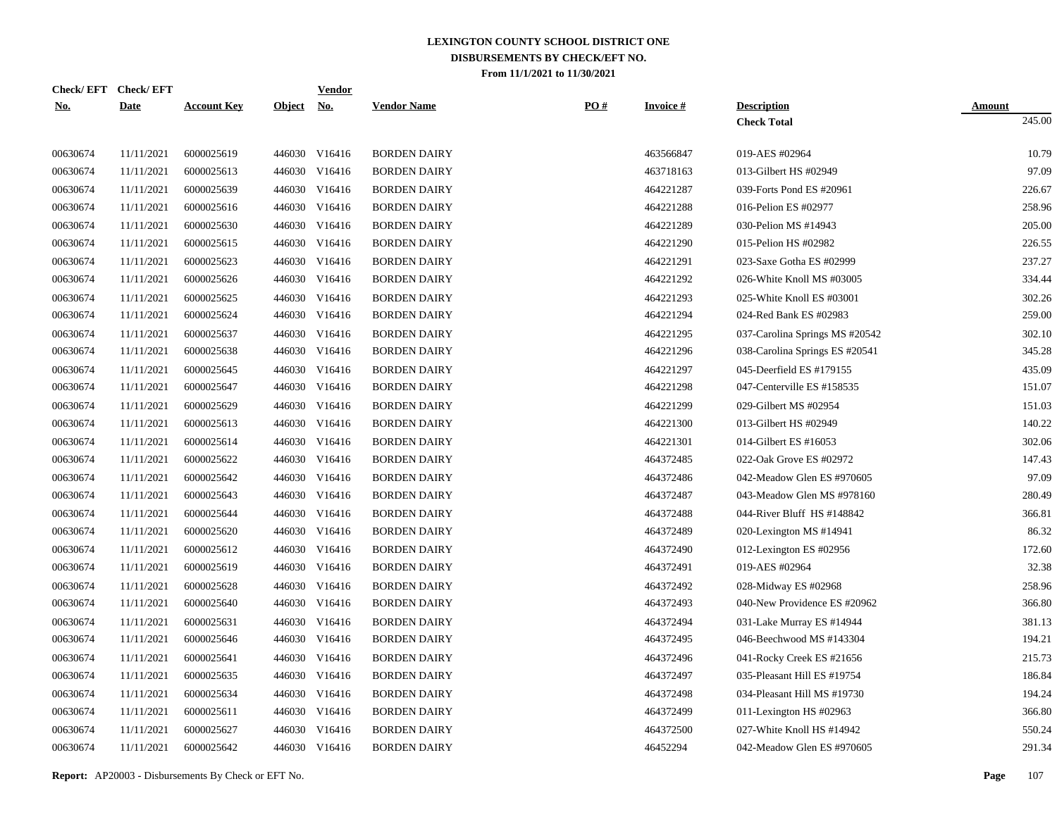# LEXINGTON COUNTY SCHOOL DISTRICT ONE

## DISBURSEMENTS BY CHECK/EFT NO.

### From 11/1/2021 to 11/30/2021

| Check/ EFT No. | Check/ EFT Date | Account Key | Object | Vendor No. | Vendor Name | PO # | Invoice # | Description | Amount |
|---|---|---|---|---|---|---|---|---|---|
| | | | | | | | | **Check Total** | 245.00 |
| 00630674 | 11/11/2021 | 6000025619 | 446030 | V16416 | BORDEN DAIRY | | 463566847 | 019-AES #02964 | 10.79 |
| 00630674 | 11/11/2021 | 6000025613 | 446030 | V16416 | BORDEN DAIRY | | 463718163 | 013-Gilbert HS #02949 | 97.09 |
| 00630674 | 11/11/2021 | 6000025639 | 446030 | V16416 | BORDEN DAIRY | | 464221287 | 039-Forts Pond ES #20961 | 226.67 |
| 00630674 | 11/11/2021 | 6000025616 | 446030 | V16416 | BORDEN DAIRY | | 464221288 | 016-Pelion ES #02977 | 258.96 |
| 00630674 | 11/11/2021 | 6000025630 | 446030 | V16416 | BORDEN DAIRY | | 464221289 | 030-Pelion MS #14943 | 205.00 |
| 00630674 | 11/11/2021 | 6000025615 | 446030 | V16416 | BORDEN DAIRY | | 464221290 | 015-Pelion HS #02982 | 226.55 |
| 00630674 | 11/11/2021 | 6000025623 | 446030 | V16416 | BORDEN DAIRY | | 464221291 | 023-Saxe Gotha ES #02999 | 237.27 |
| 00630674 | 11/11/2021 | 6000025626 | 446030 | V16416 | BORDEN DAIRY | | 464221292 | 026-White Knoll MS #03005 | 334.44 |
| 00630674 | 11/11/2021 | 6000025625 | 446030 | V16416 | BORDEN DAIRY | | 464221293 | 025-White Knoll ES #03001 | 302.26 |
| 00630674 | 11/11/2021 | 6000025624 | 446030 | V16416 | BORDEN DAIRY | | 464221294 | 024-Red Bank ES #02983 | 259.00 |
| 00630674 | 11/11/2021 | 6000025637 | 446030 | V16416 | BORDEN DAIRY | | 464221295 | 037-Carolina Springs MS #20542 | 302.10 |
| 00630674 | 11/11/2021 | 6000025638 | 446030 | V16416 | BORDEN DAIRY | | 464221296 | 038-Carolina Springs ES #20541 | 345.28 |
| 00630674 | 11/11/2021 | 6000025645 | 446030 | V16416 | BORDEN DAIRY | | 464221297 | 045-Deerfield ES #179155 | 435.09 |
| 00630674 | 11/11/2021 | 6000025647 | 446030 | V16416 | BORDEN DAIRY | | 464221298 | 047-Centerville ES #158535 | 151.07 |
| 00630674 | 11/11/2021 | 6000025629 | 446030 | V16416 | BORDEN DAIRY | | 464221299 | 029-Gilbert MS #02954 | 151.03 |
| 00630674 | 11/11/2021 | 6000025613 | 446030 | V16416 | BORDEN DAIRY | | 464221300 | 013-Gilbert HS #02949 | 140.22 |
| 00630674 | 11/11/2021 | 6000025614 | 446030 | V16416 | BORDEN DAIRY | | 464221301 | 014-Gilbert ES #16053 | 302.06 |
| 00630674 | 11/11/2021 | 6000025622 | 446030 | V16416 | BORDEN DAIRY | | 464372485 | 022-Oak Grove ES #02972 | 147.43 |
| 00630674 | 11/11/2021 | 6000025642 | 446030 | V16416 | BORDEN DAIRY | | 464372486 | 042-Meadow Glen ES #970605 | 97.09 |
| 00630674 | 11/11/2021 | 6000025643 | 446030 | V16416 | BORDEN DAIRY | | 464372487 | 043-Meadow Glen MS #978160 | 280.49 |
| 00630674 | 11/11/2021 | 6000025644 | 446030 | V16416 | BORDEN DAIRY | | 464372488 | 044-River Bluff HS #148842 | 366.81 |
| 00630674 | 11/11/2021 | 6000025620 | 446030 | V16416 | BORDEN DAIRY | | 464372489 | 020-Lexington MS #14941 | 86.32 |
| 00630674 | 11/11/2021 | 6000025612 | 446030 | V16416 | BORDEN DAIRY | | 464372490 | 012-Lexington ES #02956 | 172.60 |
| 00630674 | 11/11/2021 | 6000025619 | 446030 | V16416 | BORDEN DAIRY | | 464372491 | 019-AES #02964 | 32.38 |
| 00630674 | 11/11/2021 | 6000025628 | 446030 | V16416 | BORDEN DAIRY | | 464372492 | 028-Midway ES #02968 | 258.96 |
| 00630674 | 11/11/2021 | 6000025640 | 446030 | V16416 | BORDEN DAIRY | | 464372493 | 040-New Providence ES #20962 | 366.80 |
| 00630674 | 11/11/2021 | 6000025631 | 446030 | V16416 | BORDEN DAIRY | | 464372494 | 031-Lake Murray ES #14944 | 381.13 |
| 00630674 | 11/11/2021 | 6000025646 | 446030 | V16416 | BORDEN DAIRY | | 464372495 | 046-Beechwood MS #143304 | 194.21 |
| 00630674 | 11/11/2021 | 6000025641 | 446030 | V16416 | BORDEN DAIRY | | 464372496 | 041-Rocky Creek ES #21656 | 215.73 |
| 00630674 | 11/11/2021 | 6000025635 | 446030 | V16416 | BORDEN DAIRY | | 464372497 | 035-Pleasant Hill ES #19754 | 186.84 |
| 00630674 | 11/11/2021 | 6000025634 | 446030 | V16416 | BORDEN DAIRY | | 464372498 | 034-Pleasant Hill MS #19730 | 194.24 |
| 00630674 | 11/11/2021 | 6000025611 | 446030 | V16416 | BORDEN DAIRY | | 464372499 | 011-Lexington HS #02963 | 366.80 |
| 00630674 | 11/11/2021 | 6000025627 | 446030 | V16416 | BORDEN DAIRY | | 464372500 | 027-White Knoll HS #14942 | 550.24 |
| 00630674 | 11/11/2021 | 6000025642 | 446030 | V16416 | BORDEN DAIRY | | 46452294 | 042-Meadow Glen ES #970605 | 291.34 |

**Report:** AP20003 - Disbursements By Check or EFT No.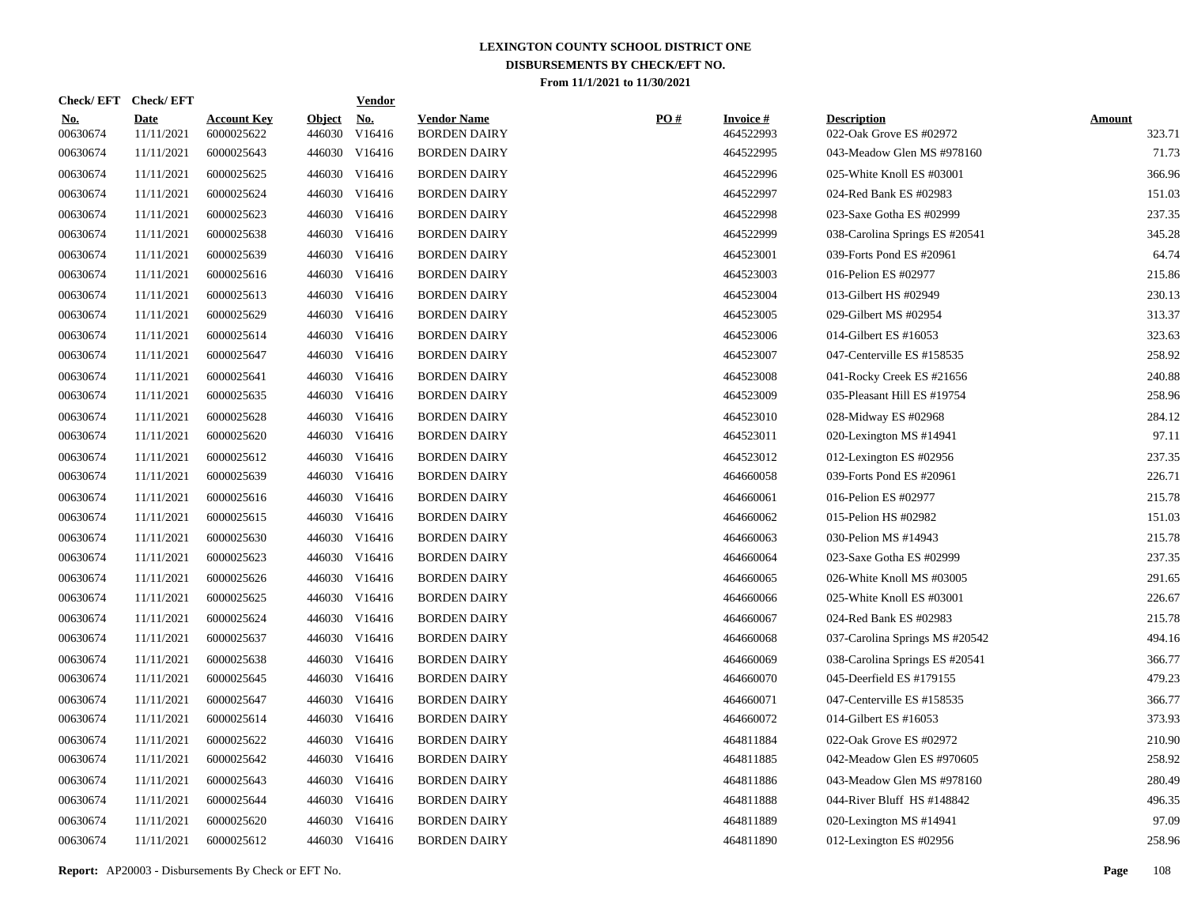# LEXINGTON COUNTY SCHOOL DISTRICT ONE
## DISBURSEMENTS BY CHECK/EFT NO.
### From 11/1/2021 to 11/30/2021

| Check/ EFT No. | Check/ EFT Date | Account Key | Object | Vendor No. | Vendor Name | PO # | Invoice # | Description | Amount |
|---|---|---|---|---|---|---|---|---|---|
| 00630674 | 11/11/2021 | 6000025622 | 446030 | V16416 | BORDEN DAIRY | | 464522993 | 022-Oak Grove ES #02972 | 323.71 |
| 00630674 | 11/11/2021 | 6000025643 | 446030 | V16416 | BORDEN DAIRY | | 464522995 | 043-Meadow Glen MS #978160 | 71.73 |
| 00630674 | 11/11/2021 | 6000025625 | 446030 | V16416 | BORDEN DAIRY | | 464522996 | 025-White Knoll ES #03001 | 366.96 |
| 00630674 | 11/11/2021 | 6000025624 | 446030 | V16416 | BORDEN DAIRY | | 464522997 | 024-Red Bank ES #02983 | 151.03 |
| 00630674 | 11/11/2021 | 6000025623 | 446030 | V16416 | BORDEN DAIRY | | 464522998 | 023-Saxe Gotha ES #02999 | 237.35 |
| 00630674 | 11/11/2021 | 6000025638 | 446030 | V16416 | BORDEN DAIRY | | 464522999 | 038-Carolina Springs ES #20541 | 345.28 |
| 00630674 | 11/11/2021 | 6000025639 | 446030 | V16416 | BORDEN DAIRY | | 464523001 | 039-Forts Pond ES #20961 | 64.74 |
| 00630674 | 11/11/2021 | 6000025616 | 446030 | V16416 | BORDEN DAIRY | | 464523003 | 016-Pelion ES #02977 | 215.86 |
| 00630674 | 11/11/2021 | 6000025613 | 446030 | V16416 | BORDEN DAIRY | | 464523004 | 013-Gilbert HS #02949 | 230.13 |
| 00630674 | 11/11/2021 | 6000025629 | 446030 | V16416 | BORDEN DAIRY | | 464523005 | 029-Gilbert MS #02954 | 313.37 |
| 00630674 | 11/11/2021 | 6000025614 | 446030 | V16416 | BORDEN DAIRY | | 464523006 | 014-Gilbert ES #16053 | 323.63 |
| 00630674 | 11/11/2021 | 6000025647 | 446030 | V16416 | BORDEN DAIRY | | 464523007 | 047-Centerville ES #158535 | 258.92 |
| 00630674 | 11/11/2021 | 6000025641 | 446030 | V16416 | BORDEN DAIRY | | 464523008 | 041-Rocky Creek ES #21656 | 240.88 |
| 00630674 | 11/11/2021 | 6000025635 | 446030 | V16416 | BORDEN DAIRY | | 464523009 | 035-Pleasant Hill ES #19754 | 258.96 |
| 00630674 | 11/11/2021 | 6000025628 | 446030 | V16416 | BORDEN DAIRY | | 464523010 | 028-Midway ES #02968 | 284.12 |
| 00630674 | 11/11/2021 | 6000025620 | 446030 | V16416 | BORDEN DAIRY | | 464523011 | 020-Lexington MS #14941 | 97.11 |
| 00630674 | 11/11/2021 | 6000025612 | 446030 | V16416 | BORDEN DAIRY | | 464523012 | 012-Lexington ES #02956 | 237.35 |
| 00630674 | 11/11/2021 | 6000025639 | 446030 | V16416 | BORDEN DAIRY | | 464660058 | 039-Forts Pond ES #20961 | 226.71 |
| 00630674 | 11/11/2021 | 6000025616 | 446030 | V16416 | BORDEN DAIRY | | 464660061 | 016-Pelion ES #02977 | 215.78 |
| 00630674 | 11/11/2021 | 6000025615 | 446030 | V16416 | BORDEN DAIRY | | 464660062 | 015-Pelion HS #02982 | 151.03 |
| 00630674 | 11/11/2021 | 6000025630 | 446030 | V16416 | BORDEN DAIRY | | 464660063 | 030-Pelion MS #14943 | 215.78 |
| 00630674 | 11/11/2021 | 6000025623 | 446030 | V16416 | BORDEN DAIRY | | 464660064 | 023-Saxe Gotha ES #02999 | 237.35 |
| 00630674 | 11/11/2021 | 6000025626 | 446030 | V16416 | BORDEN DAIRY | | 464660065 | 026-White Knoll MS #03005 | 291.65 |
| 00630674 | 11/11/2021 | 6000025625 | 446030 | V16416 | BORDEN DAIRY | | 464660066 | 025-White Knoll ES #03001 | 226.67 |
| 00630674 | 11/11/2021 | 6000025624 | 446030 | V16416 | BORDEN DAIRY | | 464660067 | 024-Red Bank ES #02983 | 215.78 |
| 00630674 | 11/11/2021 | 6000025637 | 446030 | V16416 | BORDEN DAIRY | | 464660068 | 037-Carolina Springs MS #20542 | 494.16 |
| 00630674 | 11/11/2021 | 6000025638 | 446030 | V16416 | BORDEN DAIRY | | 464660069 | 038-Carolina Springs ES #20541 | 366.77 |
| 00630674 | 11/11/2021 | 6000025645 | 446030 | V16416 | BORDEN DAIRY | | 464660070 | 045-Deerfield ES #179155 | 479.23 |
| 00630674 | 11/11/2021 | 6000025647 | 446030 | V16416 | BORDEN DAIRY | | 464660071 | 047-Centerville ES #158535 | 366.77 |
| 00630674 | 11/11/2021 | 6000025614 | 446030 | V16416 | BORDEN DAIRY | | 464660072 | 014-Gilbert ES #16053 | 373.93 |
| 00630674 | 11/11/2021 | 6000025622 | 446030 | V16416 | BORDEN DAIRY | | 464811884 | 022-Oak Grove ES #02972 | 210.90 |
| 00630674 | 11/11/2021 | 6000025642 | 446030 | V16416 | BORDEN DAIRY | | 464811885 | 042-Meadow Glen ES #970605 | 258.92 |
| 00630674 | 11/11/2021 | 6000025643 | 446030 | V16416 | BORDEN DAIRY | | 464811886 | 043-Meadow Glen MS #978160 | 280.49 |
| 00630674 | 11/11/2021 | 6000025644 | 446030 | V16416 | BORDEN DAIRY | | 464811888 | 044-River Bluff HS #148842 | 496.35 |
| 00630674 | 11/11/2021 | 6000025620 | 446030 | V16416 | BORDEN DAIRY | | 464811889 | 020-Lexington MS #14941 | 97.09 |
| 00630674 | 11/11/2021 | 6000025612 | 446030 | V16416 | BORDEN DAIRY | | 464811890 | 012-Lexington ES #02956 | 258.96 |

**Report:** AP20003 - Disbursements By Check or EFT No.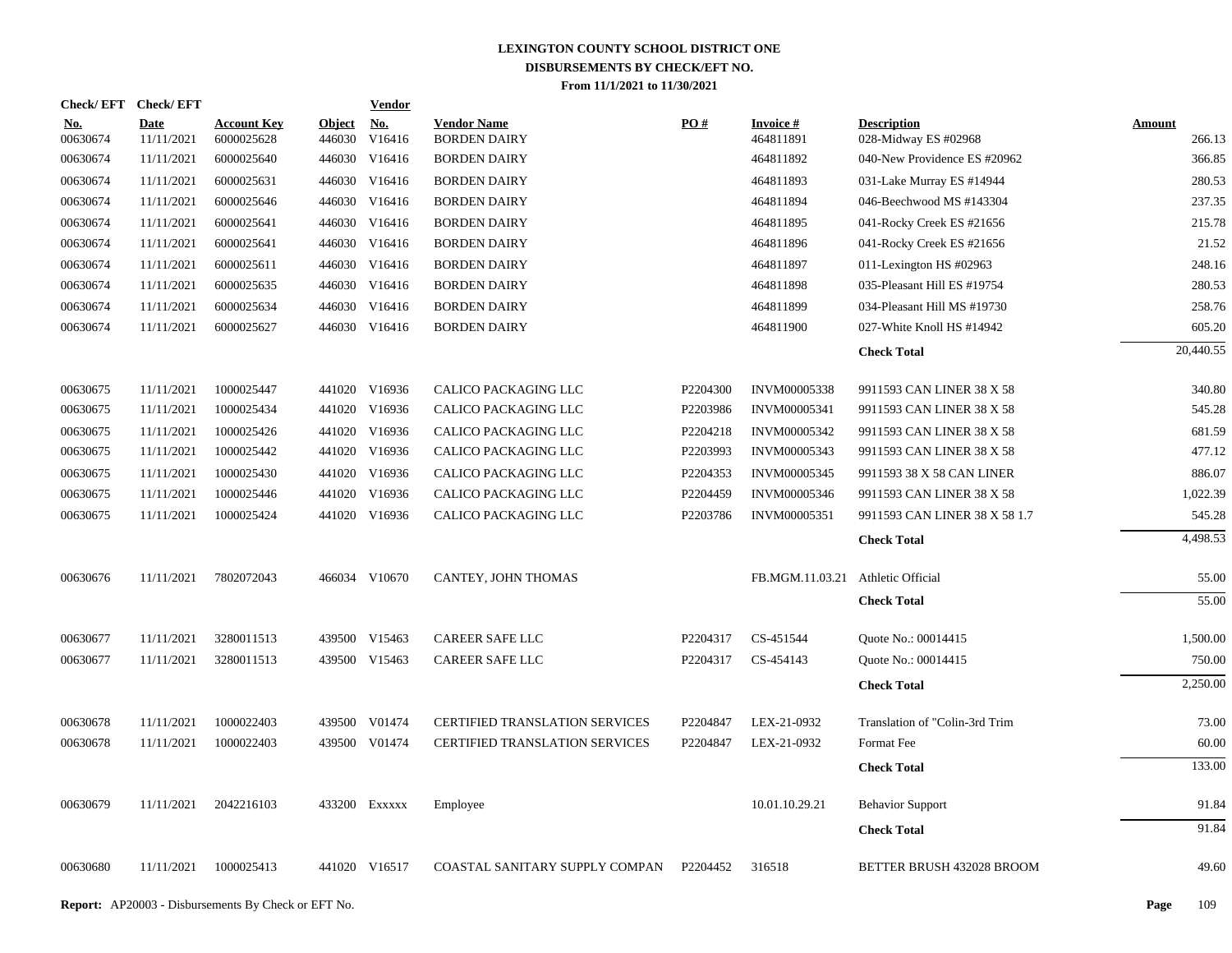# LEXINGTON COUNTY SCHOOL DISTRICT ONE
## DISBURSEMENTS BY CHECK/EFT NO.
### From 11/1/2021 to 11/30/2021

| Check/ EFT No. | Check/ EFT Date | Account Key | Object | Vendor No. | Vendor Name | PO # | Invoice # | Description | Amount |
|---|---|---|---|---|---|---|---|---|---|
| 00630674 | 11/11/2021 | 6000025628 | 446030 | V16416 | BORDEN DAIRY | | 464811891 | 028-Midway ES #02968 | 266.13 |
| 00630674 | 11/11/2021 | 6000025640 | 446030 | V16416 | BORDEN DAIRY | | 464811892 | 040-New Providence ES #20962 | 366.85 |
| 00630674 | 11/11/2021 | 6000025631 | 446030 | V16416 | BORDEN DAIRY | | 464811893 | 031-Lake Murray ES #14944 | 280.53 |
| 00630674 | 11/11/2021 | 6000025646 | 446030 | V16416 | BORDEN DAIRY | | 464811894 | 046-Beechwood MS #143304 | 237.35 |
| 00630674 | 11/11/2021 | 6000025641 | 446030 | V16416 | BORDEN DAIRY | | 464811895 | 041-Rocky Creek ES #21656 | 215.78 |
| 00630674 | 11/11/2021 | 6000025641 | 446030 | V16416 | BORDEN DAIRY | | 464811896 | 041-Rocky Creek ES #21656 | 21.52 |
| 00630674 | 11/11/2021 | 6000025611 | 446030 | V16416 | BORDEN DAIRY | | 464811897 | 011-Lexington HS #02963 | 248.16 |
| 00630674 | 11/11/2021 | 6000025635 | 446030 | V16416 | BORDEN DAIRY | | 464811898 | 035-Pleasant Hill ES #19754 | 280.53 |
| 00630674 | 11/11/2021 | 6000025634 | 446030 | V16416 | BORDEN DAIRY | | 464811899 | 034-Pleasant Hill MS #19730 | 258.76 |
| 00630674 | 11/11/2021 | 6000025627 | 446030 | V16416 | BORDEN DAIRY | | 464811900 | 027-White Knoll HS #14942 | 605.20 |
| | | | | | | | | **Check Total** | 20,440.55 |
| 00630675 | 11/11/2021 | 1000025447 | 441020 | V16936 | CALICO PACKAGING LLC | P2204300 | INVM00005338 | 9911593 CAN LINER 38 X 58 | 340.80 |
| 00630675 | 11/11/2021 | 1000025434 | 441020 | V16936 | CALICO PACKAGING LLC | P2203986 | INVM00005341 | 9911593 CAN LINER 38 X 58 | 545.28 |
| 00630675 | 11/11/2021 | 1000025426 | 441020 | V16936 | CALICO PACKAGING LLC | P2204218 | INVM00005342 | 9911593 CAN LINER 38 X 58 | 681.59 |
| 00630675 | 11/11/2021 | 1000025442 | 441020 | V16936 | CALICO PACKAGING LLC | P2203993 | INVM00005343 | 9911593 CAN LINER 38 X 58 | 477.12 |
| 00630675 | 11/11/2021 | 1000025430 | 441020 | V16936 | CALICO PACKAGING LLC | P2204353 | INVM00005345 | 9911593 38 X 58 CAN LINER | 886.07 |
| 00630675 | 11/11/2021 | 1000025446 | 441020 | V16936 | CALICO PACKAGING LLC | P2204459 | INVM00005346 | 9911593 CAN LINER 38 X 58 | 1,022.39 |
| 00630675 | 11/11/2021 | 1000025424 | 441020 | V16936 | CALICO PACKAGING LLC | P2203786 | INVM00005351 | 9911593 CAN LINER 38 X 58 1.7 | 545.28 |
| | | | | | | | | **Check Total** | 4,498.53 |
| 00630676 | 11/11/2021 | 7802072043 | 466034 | V10670 | CANTEY, JOHN THOMAS | | FB.MGM.11.03.21 | Athletic Official | 55.00 |
| | | | | | | | | **Check Total** | 55.00 |
| 00630677 | 11/11/2021 | 3280011513 | 439500 | V15463 | CAREER SAFE LLC | P2204317 | CS-451544 | Quote No.: 00014415 | 1,500.00 |
| 00630677 | 11/11/2021 | 3280011513 | 439500 | V15463 | CAREER SAFE LLC | P2204317 | CS-454143 | Quote No.: 00014415 | 750.00 |
| | | | | | | | | **Check Total** | 2,250.00 |
| 00630678 | 11/11/2021 | 1000022403 | 439500 | V01474 | CERTIFIED TRANSLATION SERVICES | P2204847 | LEX-21-0932 | Translation of "Colin-3rd Trim | 73.00 |
| 00630678 | 11/11/2021 | 1000022403 | 439500 | V01474 | CERTIFIED TRANSLATION SERVICES | P2204847 | LEX-21-0932 | Format Fee | 60.00 |
| | | | | | | | | **Check Total** | 133.00 |
| 00630679 | 11/11/2021 | 2042216103 | 433200 | Exxxxx | Employee | | 10.01.10.29.21 | Behavior Support | 91.84 |
| | | | | | | | | **Check Total** | 91.84 |
| 00630680 | 11/11/2021 | 1000025413 | 441020 | V16517 | COASTAL SANITARY SUPPLY COMPAN | P2204452 | 316518 | BETTER BRUSH 432028 BROOM | 49.60 |

**Report:** AP20003 - Disbursements By Check or EFT No.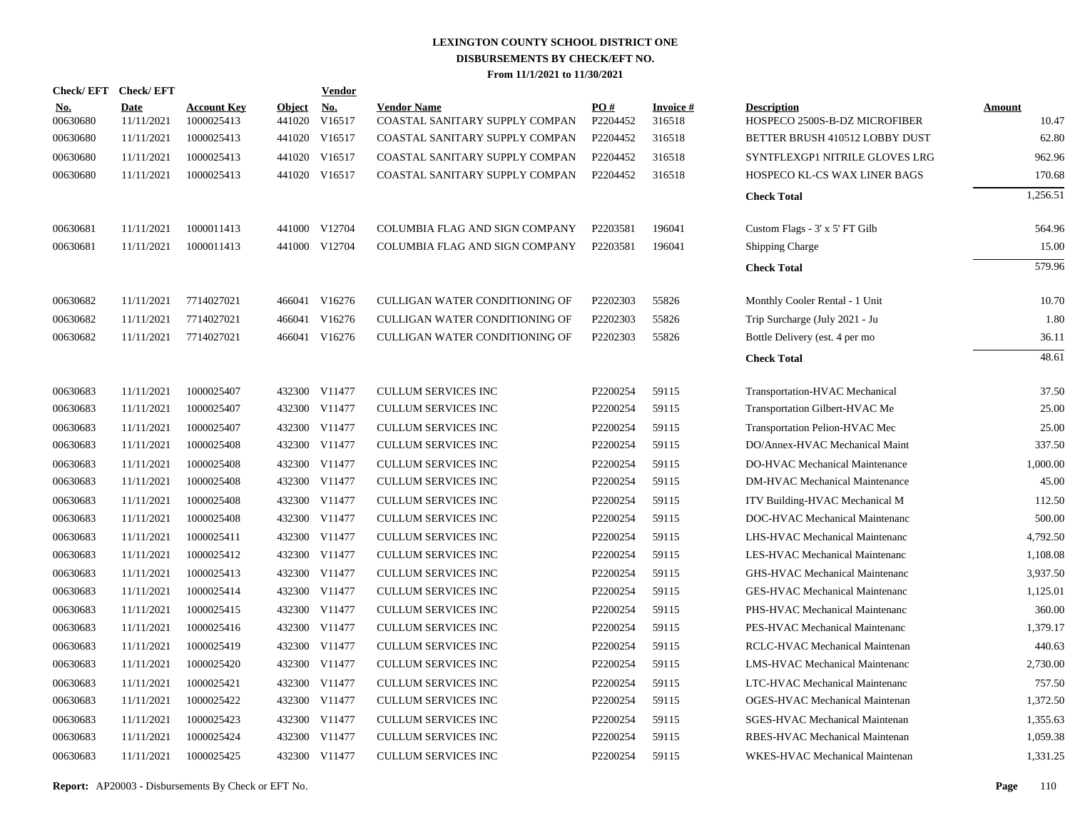# LEXINGTON COUNTY SCHOOL DISTRICT ONE
## DISBURSEMENTS BY CHECK/EFT NO.
### From 11/1/2021 to 11/30/2021

| Check/ EFT No. | Check/ EFT Date | Account Key | Object | Vendor No. | Vendor Name | PO # | Invoice # | Description | Amount |
|---|---|---|---|---|---|---|---|---|---|
| 00630680 | 11/11/2021 | 1000025413 | 441020 | V16517 | COASTAL SANITARY SUPPLY COMPAN | P2204452 | 316518 | HOSPECO 2500S-B-DZ MICROFIBER | 10.47 |
| 00630680 | 11/11/2021 | 1000025413 | 441020 | V16517 | COASTAL SANITARY SUPPLY COMPAN | P2204452 | 316518 | BETTER BRUSH 410512 LOBBY DUST | 62.80 |
| 00630680 | 11/11/2021 | 1000025413 | 441020 | V16517 | COASTAL SANITARY SUPPLY COMPAN | P2204452 | 316518 | SYNTFLEXGP1 NITRILE GLOVES LRG | 962.96 |
| 00630680 | 11/11/2021 | 1000025413 | 441020 | V16517 | COASTAL SANITARY SUPPLY COMPAN | P2204452 | 316518 | HOSPECO KL-CS WAX LINER BAGS | 170.68 |
| | | | | | | | | **Check Total** | 1,256.51 |
| 00630681 | 11/11/2021 | 1000011413 | 441000 | V12704 | COLUMBIA FLAG AND SIGN COMPANY | P2203581 | 196041 | Custom Flags - 3' x 5' FT Gilb | 564.96 |
| 00630681 | 11/11/2021 | 1000011413 | 441000 | V12704 | COLUMBIA FLAG AND SIGN COMPANY | P2203581 | 196041 | Shipping Charge | 15.00 |
| | | | | | | | | **Check Total** | 579.96 |
| 00630682 | 11/11/2021 | 7714027021 | 466041 | V16276 | CULLIGAN WATER CONDITIONING OF | P2202303 | 55826 | Monthly Cooler Rental - 1 Unit | 10.70 |
| 00630682 | 11/11/2021 | 7714027021 | 466041 | V16276 | CULLIGAN WATER CONDITIONING OF | P2202303 | 55826 | Trip Surcharge (July 2021 - Ju | 1.80 |
| 00630682 | 11/11/2021 | 7714027021 | 466041 | V16276 | CULLIGAN WATER CONDITIONING OF | P2202303 | 55826 | Bottle Delivery (est. 4 per mo | 36.11 |
| | | | | | | | | **Check Total** | 48.61 |
| 00630683 | 11/11/2021 | 1000025407 | 432300 | V11477 | CULLUM SERVICES INC | P2200254 | 59115 | Transportation-HVAC Mechanical | 37.50 |
| 00630683 | 11/11/2021 | 1000025407 | 432300 | V11477 | CULLUM SERVICES INC | P2200254 | 59115 | Transportation Gilbert-HVAC Me | 25.00 |
| 00630683 | 11/11/2021 | 1000025407 | 432300 | V11477 | CULLUM SERVICES INC | P2200254 | 59115 | Transportation Pelion-HVAC Mec | 25.00 |
| 00630683 | 11/11/2021 | 1000025408 | 432300 | V11477 | CULLUM SERVICES INC | P2200254 | 59115 | DO/Annex-HVAC Mechanical Maint | 337.50 |
| 00630683 | 11/11/2021 | 1000025408 | 432300 | V11477 | CULLUM SERVICES INC | P2200254 | 59115 | DO-HVAC Mechanical Maintenance | 1,000.00 |
| 00630683 | 11/11/2021 | 1000025408 | 432300 | V11477 | CULLUM SERVICES INC | P2200254 | 59115 | DM-HVAC Mechanical Maintenance | 45.00 |
| 00630683 | 11/11/2021 | 1000025408 | 432300 | V11477 | CULLUM SERVICES INC | P2200254 | 59115 | ITV Building-HVAC Mechanical M | 112.50 |
| 00630683 | 11/11/2021 | 1000025408 | 432300 | V11477 | CULLUM SERVICES INC | P2200254 | 59115 | DOC-HVAC Mechanical Maintenanc | 500.00 |
| 00630683 | 11/11/2021 | 1000025411 | 432300 | V11477 | CULLUM SERVICES INC | P2200254 | 59115 | LHS-HVAC Mechanical Maintenanc | 4,792.50 |
| 00630683 | 11/11/2021 | 1000025412 | 432300 | V11477 | CULLUM SERVICES INC | P2200254 | 59115 | LES-HVAC Mechanical Maintenanc | 1,108.08 |
| 00630683 | 11/11/2021 | 1000025413 | 432300 | V11477 | CULLUM SERVICES INC | P2200254 | 59115 | GHS-HVAC Mechanical Maintenanc | 3,937.50 |
| 00630683 | 11/11/2021 | 1000025414 | 432300 | V11477 | CULLUM SERVICES INC | P2200254 | 59115 | GES-HVAC Mechanical Maintenanc | 1,125.01 |
| 00630683 | 11/11/2021 | 1000025415 | 432300 | V11477 | CULLUM SERVICES INC | P2200254 | 59115 | PHS-HVAC Mechanical Maintenanc | 360.00 |
| 00630683 | 11/11/2021 | 1000025416 | 432300 | V11477 | CULLUM SERVICES INC | P2200254 | 59115 | PES-HVAC Mechanical Maintenanc | 1,379.17 |
| 00630683 | 11/11/2021 | 1000025419 | 432300 | V11477 | CULLUM SERVICES INC | P2200254 | 59115 | RCLC-HVAC Mechanical Maintenan | 440.63 |
| 00630683 | 11/11/2021 | 1000025420 | 432300 | V11477 | CULLUM SERVICES INC | P2200254 | 59115 | LMS-HVAC Mechanical Maintenanc | 2,730.00 |
| 00630683 | 11/11/2021 | 1000025421 | 432300 | V11477 | CULLUM SERVICES INC | P2200254 | 59115 | LTC-HVAC Mechanical Maintenanc | 757.50 |
| 00630683 | 11/11/2021 | 1000025422 | 432300 | V11477 | CULLUM SERVICES INC | P2200254 | 59115 | OGES-HVAC Mechanical Maintenan | 1,372.50 |
| 00630683 | 11/11/2021 | 1000025423 | 432300 | V11477 | CULLUM SERVICES INC | P2200254 | 59115 | SGES-HVAC Mechanical Maintenan | 1,355.63 |
| 00630683 | 11/11/2021 | 1000025424 | 432300 | V11477 | CULLUM SERVICES INC | P2200254 | 59115 | RBES-HVAC Mechanical Maintenan | 1,059.38 |
| 00630683 | 11/11/2021 | 1000025425 | 432300 | V11477 | CULLUM SERVICES INC | P2200254 | 59115 | WKES-HVAC Mechanical Maintenan | 1,331.25 |

**Report:** AP20003 - Disbursements By Check or EFT No.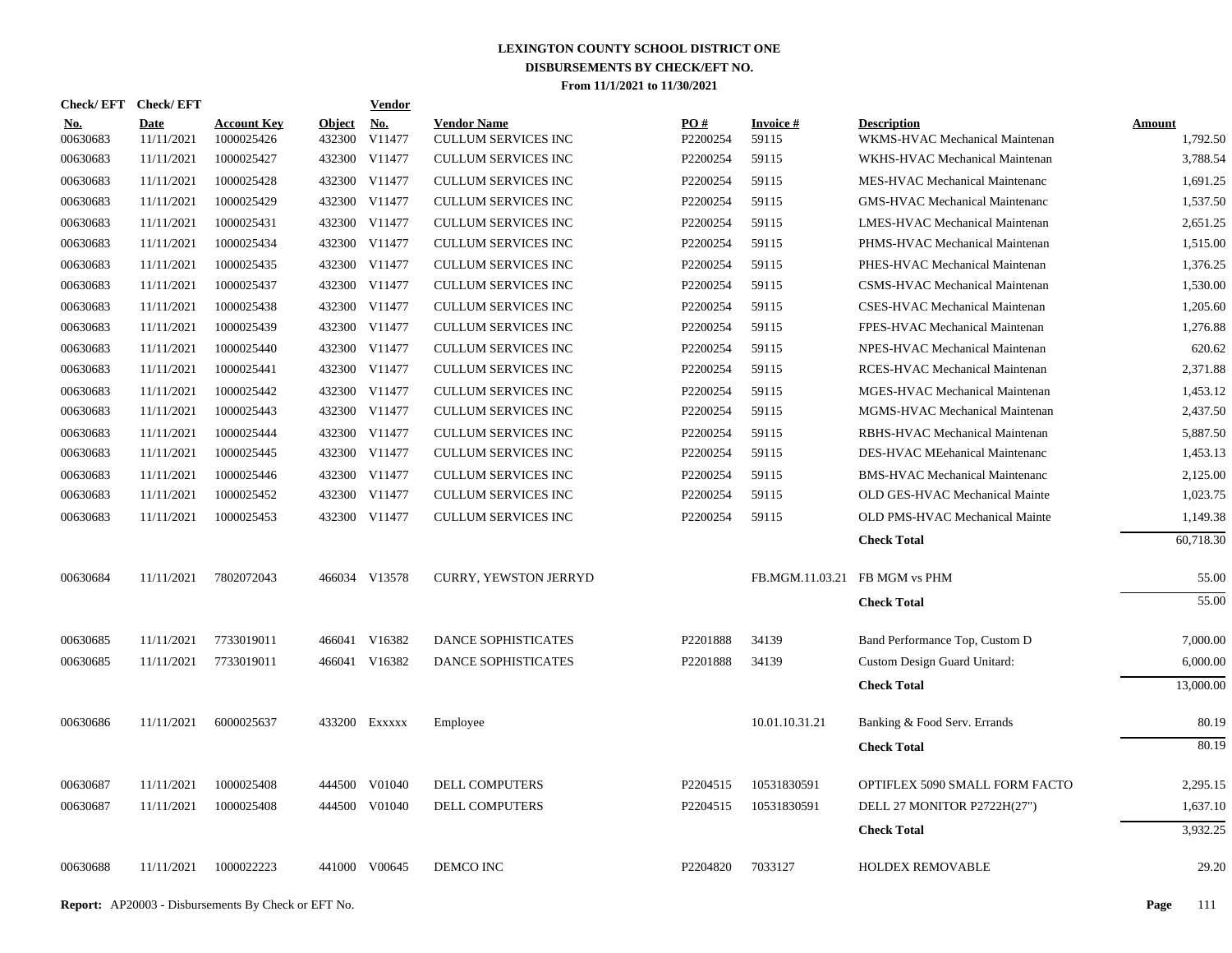# LEXINGTON COUNTY SCHOOL DISTRICT ONE
## DISBURSEMENTS BY CHECK/EFT NO.
### From 11/1/2021 to 11/30/2021

| Check/ EFT No. | Check/ EFT Date | Account Key | Object | Vendor No. | Vendor Name | PO # | Invoice # | Description | Amount |
|---|---|---|---|---|---|---|---|---|---|
| 00630683 | 11/11/2021 | 1000025426 | 432300 | V11477 | CULLUM SERVICES INC | P2200254 | 59115 | WKMS-HVAC Mechanical Maintenan | 1,792.50 |
| 00630683 | 11/11/2021 | 1000025427 | 432300 | V11477 | CULLUM SERVICES INC | P2200254 | 59115 | WKHS-HVAC Mechanical Maintenan | 3,788.54 |
| 00630683 | 11/11/2021 | 1000025428 | 432300 | V11477 | CULLUM SERVICES INC | P2200254 | 59115 | MES-HVAC Mechanical Maintenanc | 1,691.25 |
| 00630683 | 11/11/2021 | 1000025429 | 432300 | V11477 | CULLUM SERVICES INC | P2200254 | 59115 | GMS-HVAC Mechanical Maintenanc | 1,537.50 |
| 00630683 | 11/11/2021 | 1000025431 | 432300 | V11477 | CULLUM SERVICES INC | P2200254 | 59115 | LMES-HVAC Mechanical Maintenan | 2,651.25 |
| 00630683 | 11/11/2021 | 1000025434 | 432300 | V11477 | CULLUM SERVICES INC | P2200254 | 59115 | PHMS-HVAC Mechanical Maintenan | 1,515.00 |
| 00630683 | 11/11/2021 | 1000025435 | 432300 | V11477 | CULLUM SERVICES INC | P2200254 | 59115 | PHES-HVAC Mechanical Maintenan | 1,376.25 |
| 00630683 | 11/11/2021 | 1000025437 | 432300 | V11477 | CULLUM SERVICES INC | P2200254 | 59115 | CSMS-HVAC Mechanical Maintenan | 1,530.00 |
| 00630683 | 11/11/2021 | 1000025438 | 432300 | V11477 | CULLUM SERVICES INC | P2200254 | 59115 | CSES-HVAC Mechanical Maintenan | 1,205.60 |
| 00630683 | 11/11/2021 | 1000025439 | 432300 | V11477 | CULLUM SERVICES INC | P2200254 | 59115 | FPES-HVAC Mechanical Maintenan | 1,276.88 |
| 00630683 | 11/11/2021 | 1000025440 | 432300 | V11477 | CULLUM SERVICES INC | P2200254 | 59115 | NPES-HVAC Mechanical Maintenan | 620.62 |
| 00630683 | 11/11/2021 | 1000025441 | 432300 | V11477 | CULLUM SERVICES INC | P2200254 | 59115 | RCES-HVAC Mechanical Maintenan | 2,371.88 |
| 00630683 | 11/11/2021 | 1000025442 | 432300 | V11477 | CULLUM SERVICES INC | P2200254 | 59115 | MGES-HVAC Mechanical Maintenan | 1,453.12 |
| 00630683 | 11/11/2021 | 1000025443 | 432300 | V11477 | CULLUM SERVICES INC | P2200254 | 59115 | MGMS-HVAC Mechanical Maintenan | 2,437.50 |
| 00630683 | 11/11/2021 | 1000025444 | 432300 | V11477 | CULLUM SERVICES INC | P2200254 | 59115 | RBHS-HVAC Mechanical Maintenan | 5,887.50 |
| 00630683 | 11/11/2021 | 1000025445 | 432300 | V11477 | CULLUM SERVICES INC | P2200254 | 59115 | DES-HVAC MEehanical Maintenanc | 1,453.13 |
| 00630683 | 11/11/2021 | 1000025446 | 432300 | V11477 | CULLUM SERVICES INC | P2200254 | 59115 | BMS-HVAC Mechanical Maintenanc | 2,125.00 |
| 00630683 | 11/11/2021 | 1000025452 | 432300 | V11477 | CULLUM SERVICES INC | P2200254 | 59115 | OLD GES-HVAC Mechanical Mainte | 1,023.75 |
| 00630683 | 11/11/2021 | 1000025453 | 432300 | V11477 | CULLUM SERVICES INC | P2200254 | 59115 | OLD PMS-HVAC Mechanical Mainte | 1,149.38 |
| | | | | | | | | **Check Total** | 60,718.30 |
| 00630684 | 11/11/2021 | 7802072043 | 466034 | V13578 | CURRY, YEWSTON JERRYD | | FB.MGM.11.03.21 | FB MGM vs PHM | 55.00 |
| | | | | | | | | **Check Total** | 55.00 |
| 00630685 | 11/11/2021 | 7733019011 | 466041 | V16382 | DANCE SOPHISTICATES | P2201888 | 34139 | Band Performance Top, Custom D | 7,000.00 |
| 00630685 | 11/11/2021 | 7733019011 | 466041 | V16382 | DANCE SOPHISTICATES | P2201888 | 34139 | Custom Design Guard Unitard: | 6,000.00 |
| | | | | | | | | **Check Total** | 13,000.00 |
| 00630686 | 11/11/2021 | 6000025637 | 433200 | Exxxxx | Employee | | 10.01.10.31.21 | Banking & Food Serv. Errands | 80.19 |
| | | | | | | | | **Check Total** | 80.19 |
| 00630687 | 11/11/2021 | 1000025408 | 444500 | V01040 | DELL COMPUTERS | P2204515 | 10531830591 | OPTIFLEX 5090 SMALL FORM FACTO | 2,295.15 |
| 00630687 | 11/11/2021 | 1000025408 | 444500 | V01040 | DELL COMPUTERS | P2204515 | 10531830591 | DELL 27 MONITOR P2722H(27") | 1,637.10 |
| | | | | | | | | **Check Total** | 3,932.25 |
| 00630688 | 11/11/2021 | 1000022223 | 441000 | V00645 | DEMCO INC | P2204820 | 7033127 | HOLDEX REMOVABLE | 29.20 |

**Report:** AP20003 - Disbursements By Check or EFT No.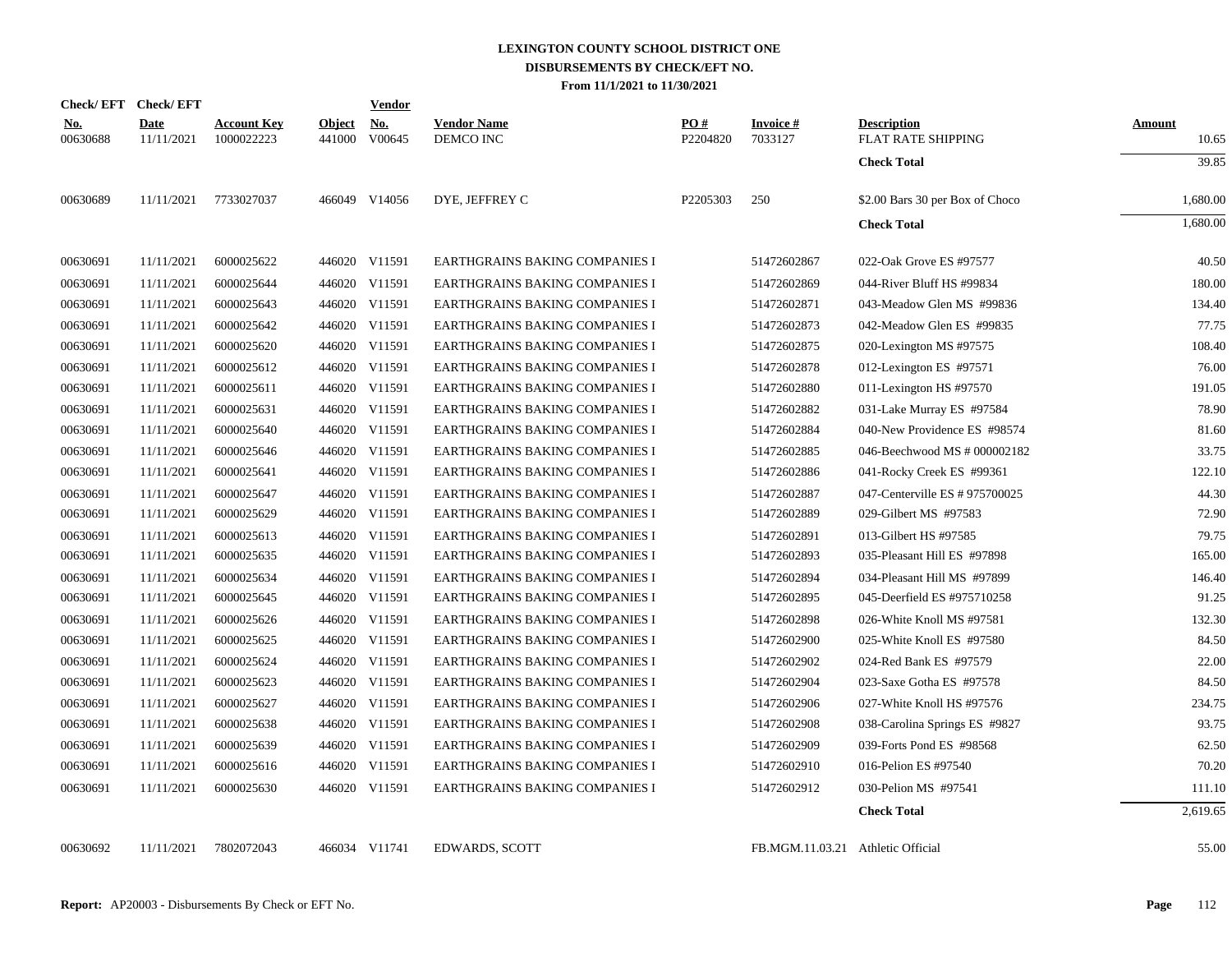# LEXINGTON COUNTY SCHOOL DISTRICT ONE
## DISBURSEMENTS BY CHECK/EFT NO.
### From 11/1/2021 to 11/30/2021

| Check/EFT No. | Check/EFT Date | Account Key | Object | Vendor No. | Vendor Name | PO # | Invoice # | Description | Amount |
|---|---|---|---|---|---|---|---|---|---|
| 00630688 | 11/11/2021 | 1000022223 | 441000 | V00645 | DEMCO INC | P2204820 | 7033127 | FLAT RATE SHIPPING | 10.65 |
| | | | | | | | | **Check Total** | 39.85 |
| 00630689 | 11/11/2021 | 7733027037 | 466049 | V14056 | DYE, JEFFREY C | P2205303 | 250 | $2.00 Bars 30 per Box of Choco | 1,680.00 |
| | | | | | | | | **Check Total** | 1,680.00 |
| 00630691 | 11/11/2021 | 6000025622 | 446020 | V11591 | EARTHGRAINS BAKING COMPANIES I | | 51472602867 | 022-Oak Grove ES #97577 | 40.50 |
| 00630691 | 11/11/2021 | 6000025644 | 446020 | V11591 | EARTHGRAINS BAKING COMPANIES I | | 51472602869 | 044-River Bluff HS #99834 | 180.00 |
| 00630691 | 11/11/2021 | 6000025643 | 446020 | V11591 | EARTHGRAINS BAKING COMPANIES I | | 51472602871 | 043-Meadow Glen MS #99836 | 134.40 |
| 00630691 | 11/11/2021 | 6000025642 | 446020 | V11591 | EARTHGRAINS BAKING COMPANIES I | | 51472602873 | 042-Meadow Glen ES #99835 | 77.75 |
| 00630691 | 11/11/2021 | 6000025620 | 446020 | V11591 | EARTHGRAINS BAKING COMPANIES I | | 51472602875 | 020-Lexington MS #97575 | 108.40 |
| 00630691 | 11/11/2021 | 6000025612 | 446020 | V11591 | EARTHGRAINS BAKING COMPANIES I | | 51472602878 | 012-Lexington ES #97571 | 76.00 |
| 00630691 | 11/11/2021 | 6000025611 | 446020 | V11591 | EARTHGRAINS BAKING COMPANIES I | | 51472602880 | 011-Lexington HS #97570 | 191.05 |
| 00630691 | 11/11/2021 | 6000025631 | 446020 | V11591 | EARTHGRAINS BAKING COMPANIES I | | 51472602882 | 031-Lake Murray ES #97584 | 78.90 |
| 00630691 | 11/11/2021 | 6000025640 | 446020 | V11591 | EARTHGRAINS BAKING COMPANIES I | | 51472602884 | 040-New Providence ES #98574 | 81.60 |
| 00630691 | 11/11/2021 | 6000025646 | 446020 | V11591 | EARTHGRAINS BAKING COMPANIES I | | 51472602885 | 046-Beechwood MS # 000002182 | 33.75 |
| 00630691 | 11/11/2021 | 6000025641 | 446020 | V11591 | EARTHGRAINS BAKING COMPANIES I | | 51472602886 | 041-Rocky Creek ES #99361 | 122.10 |
| 00630691 | 11/11/2021 | 6000025647 | 446020 | V11591 | EARTHGRAINS BAKING COMPANIES I | | 51472602887 | 047-Centerville ES # 975700025 | 44.30 |
| 00630691 | 11/11/2021 | 6000025629 | 446020 | V11591 | EARTHGRAINS BAKING COMPANIES I | | 51472602889 | 029-Gilbert MS #97583 | 72.90 |
| 00630691 | 11/11/2021 | 6000025613 | 446020 | V11591 | EARTHGRAINS BAKING COMPANIES I | | 51472602891 | 013-Gilbert HS #97585 | 79.75 |
| 00630691 | 11/11/2021 | 6000025635 | 446020 | V11591 | EARTHGRAINS BAKING COMPANIES I | | 51472602893 | 035-Pleasant Hill ES #97898 | 165.00 |
| 00630691 | 11/11/2021 | 6000025634 | 446020 | V11591 | EARTHGRAINS BAKING COMPANIES I | | 51472602894 | 034-Pleasant Hill MS #97899 | 146.40 |
| 00630691 | 11/11/2021 | 6000025645 | 446020 | V11591 | EARTHGRAINS BAKING COMPANIES I | | 51472602895 | 045-Deerfield ES #975710258 | 91.25 |
| 00630691 | 11/11/2021 | 6000025626 | 446020 | V11591 | EARTHGRAINS BAKING COMPANIES I | | 51472602898 | 026-White Knoll MS #97581 | 132.30 |
| 00630691 | 11/11/2021 | 6000025625 | 446020 | V11591 | EARTHGRAINS BAKING COMPANIES I | | 51472602900 | 025-White Knoll ES #97580 | 84.50 |
| 00630691 | 11/11/2021 | 6000025624 | 446020 | V11591 | EARTHGRAINS BAKING COMPANIES I | | 51472602902 | 024-Red Bank ES #97579 | 22.00 |
| 00630691 | 11/11/2021 | 6000025623 | 446020 | V11591 | EARTHGRAINS BAKING COMPANIES I | | 51472602904 | 023-Saxe Gotha ES #97578 | 84.50 |
| 00630691 | 11/11/2021 | 6000025627 | 446020 | V11591 | EARTHGRAINS BAKING COMPANIES I | | 51472602906 | 027-White Knoll HS #97576 | 234.75 |
| 00630691 | 11/11/2021 | 6000025638 | 446020 | V11591 | EARTHGRAINS BAKING COMPANIES I | | 51472602908 | 038-Carolina Springs ES #9827 | 93.75 |
| 00630691 | 11/11/2021 | 6000025639 | 446020 | V11591 | EARTHGRAINS BAKING COMPANIES I | | 51472602909 | 039-Forts Pond ES #98568 | 62.50 |
| 00630691 | 11/11/2021 | 6000025616 | 446020 | V11591 | EARTHGRAINS BAKING COMPANIES I | | 51472602910 | 016-Pelion ES #97540 | 70.20 |
| 00630691 | 11/11/2021 | 6000025630 | 446020 | V11591 | EARTHGRAINS BAKING COMPANIES I | | 51472602912 | 030-Pelion MS #97541 | 111.10 |
| | | | | | | | | **Check Total** | 2,619.65 |
| 00630692 | 11/11/2021 | 7802072043 | 466034 | V11741 | EDWARDS, SCOTT | | FB.MGM.11.03.21 | Athletic Official | 55.00 |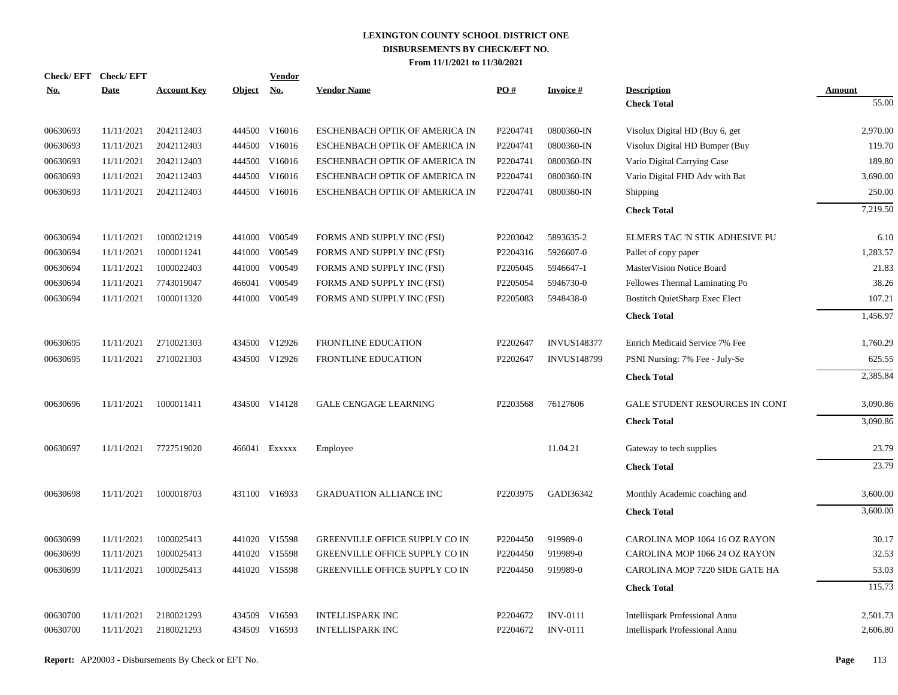# LEXINGTON COUNTY SCHOOL DISTRICT ONE
## DISBURSEMENTS BY CHECK/EFT NO.
### From 11/1/2021 to 11/30/2021

| Check/ EFT No. | Check/ EFT Date | Account Key | Object | Vendor No. | Vendor Name | PO # | Invoice # | Description | Amount |
|---|---|---|---|---|---|---|---|---|---|
| | | | | | | | | **Check Total** | 55.00 |
| 00630693 | 11/11/2021 | 2042112403 | 444500 | V16016 | ESCHENBACH OPTIK OF AMERICA IN | P2204741 | 0800360-IN | Visolux Digital HD (Buy 6, get | 2,970.00 |
| 00630693 | 11/11/2021 | 2042112403 | 444500 | V16016 | ESCHENBACH OPTIK OF AMERICA IN | P2204741 | 0800360-IN | Visolux Digital HD Bumper (Buy | 119.70 |
| 00630693 | 11/11/2021 | 2042112403 | 444500 | V16016 | ESCHENBACH OPTIK OF AMERICA IN | P2204741 | 0800360-IN | Vario Digital Carrying Case | 189.80 |
| 00630693 | 11/11/2021 | 2042112403 | 444500 | V16016 | ESCHENBACH OPTIK OF AMERICA IN | P2204741 | 0800360-IN | Vario Digital FHD Adv with Bat | 3,690.00 |
| 00630693 | 11/11/2021 | 2042112403 | 444500 | V16016 | ESCHENBACH OPTIK OF AMERICA IN | P2204741 | 0800360-IN | Shipping | 250.00 |
| | | | | | | | | **Check Total** | 7,219.50 |
| 00630694 | 11/11/2021 | 1000021219 | 441000 | V00549 | FORMS AND SUPPLY INC (FSI) | P2203042 | 5893635-2 | ELMERS TAC 'N STIK ADHESIVE PU | 6.10 |
| 00630694 | 11/11/2021 | 1000011241 | 441000 | V00549 | FORMS AND SUPPLY INC (FSI) | P2204316 | 5926607-0 | Pallet of copy paper | 1,283.57 |
| 00630694 | 11/11/2021 | 1000022403 | 441000 | V00549 | FORMS AND SUPPLY INC (FSI) | P2205045 | 5946647-1 | MasterVision Notice Board | 21.83 |
| 00630694 | 11/11/2021 | 7743019047 | 466041 | V00549 | FORMS AND SUPPLY INC (FSI) | P2205054 | 5946730-0 | Fellowes Thermal Laminating Po | 38.26 |
| 00630694 | 11/11/2021 | 1000011320 | 441000 | V00549 | FORMS AND SUPPLY INC (FSI) | P2205083 | 5948438-0 | Bostitch QuietSharp Exec Elect | 107.21 |
| | | | | | | | | **Check Total** | 1,456.97 |
| 00630695 | 11/11/2021 | 2710021303 | 434500 | V12926 | FRONTLINE EDUCATION | P2202647 | INVUS148377 | Enrich Medicaid Service 7% Fee | 1,760.29 |
| 00630695 | 11/11/2021 | 2710021303 | 434500 | V12926 | FRONTLINE EDUCATION | P2202647 | INVUS148799 | PSNI Nursing: 7% Fee - July-Se | 625.55 |
| | | | | | | | | **Check Total** | 2,385.84 |
| 00630696 | 11/11/2021 | 1000011411 | 434500 | V14128 | GALE CENGAGE LEARNING | P2203568 | 76127606 | GALE STUDENT RESOURCES IN CONT | 3,090.86 |
| | | | | | | | | **Check Total** | 3,090.86 |
| 00630697 | 11/11/2021 | 7727519020 | 466041 | Exxxxx | Employee | | 11.04.21 | Gateway to tech supplies | 23.79 |
| | | | | | | | | **Check Total** | 23.79 |
| 00630698 | 11/11/2021 | 1000018703 | 431100 | V16933 | GRADUATION ALLIANCE INC | P2203975 | GADI36342 | Monthly Academic coaching and | 3,600.00 |
| | | | | | | | | **Check Total** | 3,600.00 |
| 00630699 | 11/11/2021 | 1000025413 | 441020 | V15598 | GREENVILLE OFFICE SUPPLY CO IN | P2204450 | 919989-0 | CAROLINA MOP 1064 16 OZ RAYON | 30.17 |
| 00630699 | 11/11/2021 | 1000025413 | 441020 | V15598 | GREENVILLE OFFICE SUPPLY CO IN | P2204450 | 919989-0 | CAROLINA MOP 1066 24 OZ RAYON | 32.53 |
| 00630699 | 11/11/2021 | 1000025413 | 441020 | V15598 | GREENVILLE OFFICE SUPPLY CO IN | P2204450 | 919989-0 | CAROLINA MOP 7220 SIDE GATE HA | 53.03 |
| | | | | | | | | **Check Total** | 115.73 |
| 00630700 | 11/11/2021 | 2180021293 | 434509 | V16593 | INTELLISPARK INC | P2204672 | INV-0111 | Intellispark Professional Annu | 2,501.73 |
| 00630700 | 11/11/2021 | 2180021293 | 434509 | V16593 | INTELLISPARK INC | P2204672 | INV-0111 | Intellispark Professional Annu | 2,606.80 |

**Report:** AP20003 - Disbursements By Check or EFT No.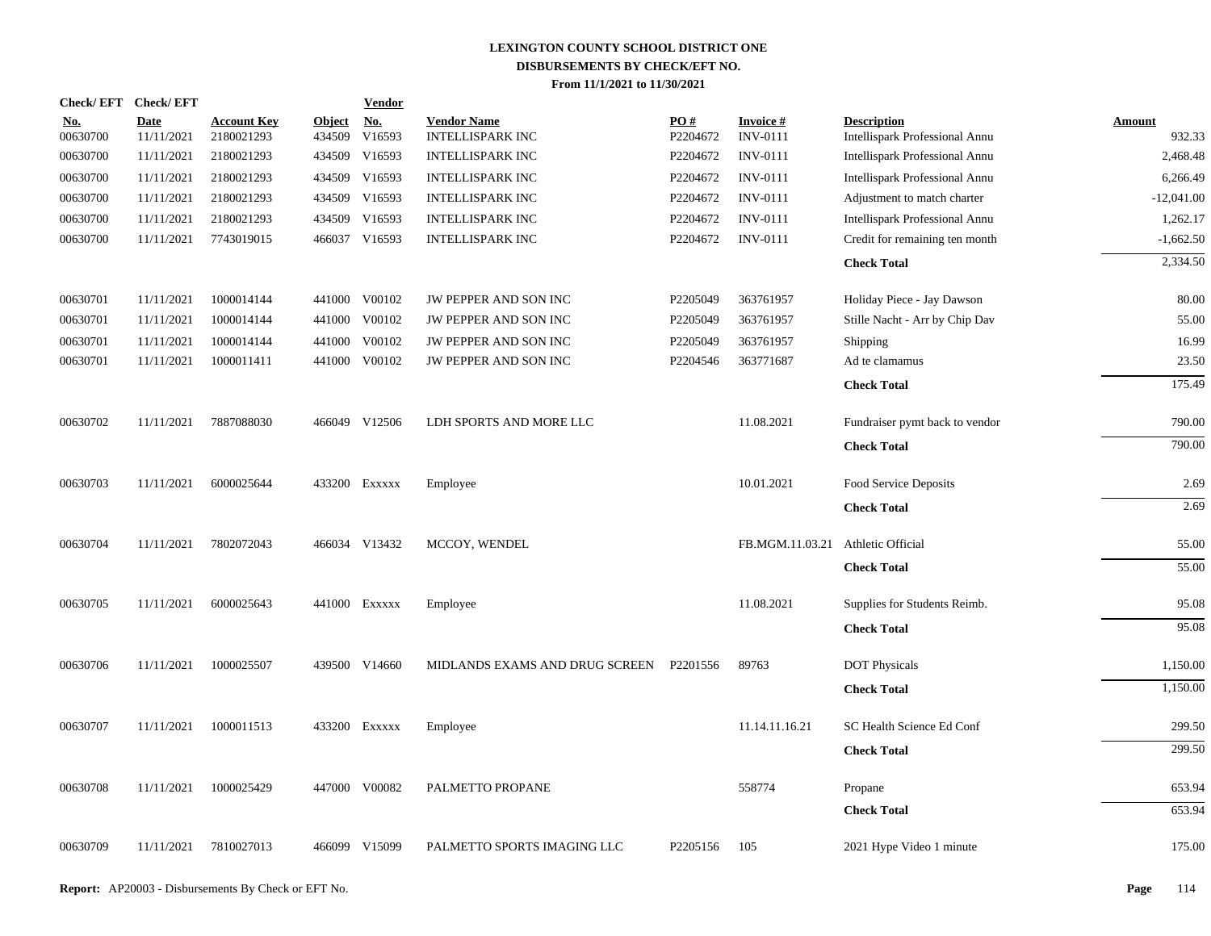# LEXINGTON COUNTY SCHOOL DISTRICT ONE
## DISBURSEMENTS BY CHECK/EFT NO.
### From 11/1/2021 to 11/30/2021

| Check/EFT No. | Check/EFT Date | Account Key | Object | Vendor No. | Vendor Name | PO # | Invoice # | Description | Amount |
|---|---|---|---|---|---|---|---|---|---|
| 00630700 | 11/11/2021 | 2180021293 | 434509 | V16593 | INTELLISPARK INC | P2204672 | INV-0111 | Intellispark Professional Annu | 932.33 |
| 00630700 | 11/11/2021 | 2180021293 | 434509 | V16593 | INTELLISPARK INC | P2204672 | INV-0111 | Intellispark Professional Annu | 2,468.48 |
| 00630700 | 11/11/2021 | 2180021293 | 434509 | V16593 | INTELLISPARK INC | P2204672 | INV-0111 | Intellispark Professional Annu | 6,266.49 |
| 00630700 | 11/11/2021 | 2180021293 | 434509 | V16593 | INTELLISPARK INC | P2204672 | INV-0111 | Adjustment to match charter | -12,041.00 |
| 00630700 | 11/11/2021 | 2180021293 | 434509 | V16593 | INTELLISPARK INC | P2204672 | INV-0111 | Intellispark Professional Annu | 1,262.17 |
| 00630700 | 11/11/2021 | 7743019015 | 466037 | V16593 | INTELLISPARK INC | P2204672 | INV-0111 | Credit for remaining ten month | -1,662.50 |
| | | | | | | | | **Check Total** | 2,334.50 |
| 00630701 | 11/11/2021 | 1000014144 | 441000 | V00102 | JW PEPPER AND SON INC | P2205049 | 363761957 | Holiday Piece - Jay Dawson | 80.00 |
| 00630701 | 11/11/2021 | 1000014144 | 441000 | V00102 | JW PEPPER AND SON INC | P2205049 | 363761957 | Stille Nacht - Arr by Chip Dav | 55.00 |
| 00630701 | 11/11/2021 | 1000014144 | 441000 | V00102 | JW PEPPER AND SON INC | P2205049 | 363761957 | Shipping | 16.99 |
| 00630701 | 11/11/2021 | 1000011411 | 441000 | V00102 | JW PEPPER AND SON INC | P2204546 | 363771687 | Ad te clamamus | 23.50 |
| | | | | | | | | **Check Total** | 175.49 |
| 00630702 | 11/11/2021 | 7887088030 | 466049 | V12506 | LDH SPORTS AND MORE LLC | | 11.08.2021 | Fundraiser pymt back to vendor | 790.00 |
| | | | | | | | | **Check Total** | 790.00 |
| 00630703 | 11/11/2021 | 6000025644 | 433200 | Exxxxx | Employee | | 10.01.2021 | Food Service Deposits | 2.69 |
| | | | | | | | | **Check Total** | 2.69 |
| 00630704 | 11/11/2021 | 7802072043 | 466034 | V13432 | MCCOY, WENDEL | | FB.MGM.11.03.21 | Athletic Official | 55.00 |
| | | | | | | | | **Check Total** | 55.00 |
| 00630705 | 11/11/2021 | 6000025643 | 441000 | Exxxxx | Employee | | 11.08.2021 | Supplies for Students Reimb. | 95.08 |
| | | | | | | | | **Check Total** | 95.08 |
| 00630706 | 11/11/2021 | 1000025507 | 439500 | V14660 | MIDLANDS EXAMS AND DRUG SCREEN | P2201556 | 89763 | DOT Physicals | 1,150.00 |
| | | | | | | | | **Check Total** | 1,150.00 |
| 00630707 | 11/11/2021 | 1000011513 | 433200 | Exxxxx | Employee | | 11.14.11.16.21 | SC Health Science Ed Conf | 299.50 |
| | | | | | | | | **Check Total** | 299.50 |
| 00630708 | 11/11/2021 | 1000025429 | 447000 | V00082 | PALMETTO PROPANE | | 558774 | Propane | 653.94 |
| | | | | | | | | **Check Total** | 653.94 |
| 00630709 | 11/11/2021 | 7810027013 | 466099 | V15099 | PALMETTO SPORTS IMAGING LLC | P2205156 | 105 | 2021 Hype Video 1 minute | 175.00 |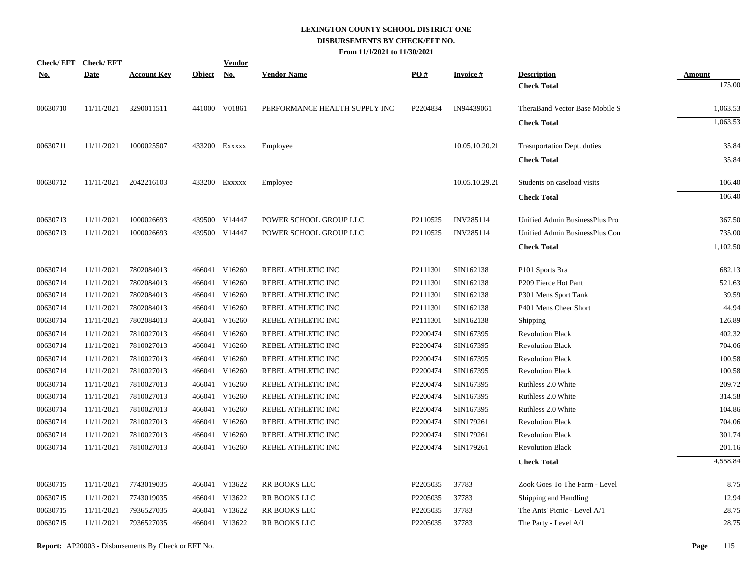# LEXINGTON COUNTY SCHOOL DISTRICT ONE
## DISBURSEMENTS BY CHECK/EFT NO.
### From 11/1/2021 to 11/30/2021

| Check/ EFT No. | Check/ EFT Date | Account Key | Object | Vendor No. | Vendor Name | PO # | Invoice # | Description | Amount |
|---|---|---|---|---|---|---|---|---|---|
| | | | | | | | | **Check Total** | 175.00 |
| 00630710 | 11/11/2021 | 3290011511 | 441000 | V01861 | PERFORMANCE HEALTH SUPPLY INC | P2204834 | IN94439061 | TheraBand Vector Base Mobile S | 1,063.53 |
| | | | | | | | | **Check Total** | 1,063.53 |
| 00630711 | 11/11/2021 | 1000025507 | 433200 | Exxxxx | Employee | | 10.05.10.20.21 | Trasnportation Dept. duties | 35.84 |
| | | | | | | | | **Check Total** | 35.84 |
| 00630712 | 11/11/2021 | 2042216103 | 433200 | Exxxxx | Employee | | 10.05.10.29.21 | Students on caseload visits | 106.40 |
| | | | | | | | | **Check Total** | 106.40 |
| 00630713 | 11/11/2021 | 1000026693 | 439500 | V14447 | POWER SCHOOL GROUP LLC | P2110525 | INV285114 | Unified Admin BusinessPlus Pro | 367.50 |
| 00630713 | 11/11/2021 | 1000026693 | 439500 | V14447 | POWER SCHOOL GROUP LLC | P2110525 | INV285114 | Unified Admin BusinessPlus Con | 735.00 |
| | | | | | | | | **Check Total** | 1,102.50 |
| 00630714 | 11/11/2021 | 7802084013 | 466041 | V16260 | REBEL ATHLETIC INC | P2111301 | SIN162138 | P101 Sports Bra | 682.13 |
| 00630714 | 11/11/2021 | 7802084013 | 466041 | V16260 | REBEL ATHLETIC INC | P2111301 | SIN162138 | P209 Fierce Hot Pant | 521.63 |
| 00630714 | 11/11/2021 | 7802084013 | 466041 | V16260 | REBEL ATHLETIC INC | P2111301 | SIN162138 | P301 Mens Sport Tank | 39.59 |
| 00630714 | 11/11/2021 | 7802084013 | 466041 | V16260 | REBEL ATHLETIC INC | P2111301 | SIN162138 | P401 Mens Cheer Short | 44.94 |
| 00630714 | 11/11/2021 | 7802084013 | 466041 | V16260 | REBEL ATHLETIC INC | P2111301 | SIN162138 | Shipping | 126.89 |
| 00630714 | 11/11/2021 | 7810027013 | 466041 | V16260 | REBEL ATHLETIC INC | P2200474 | SIN167395 | Revolution Black | 402.32 |
| 00630714 | 11/11/2021 | 7810027013 | 466041 | V16260 | REBEL ATHLETIC INC | P2200474 | SIN167395 | Revolution Black | 704.06 |
| 00630714 | 11/11/2021 | 7810027013 | 466041 | V16260 | REBEL ATHLETIC INC | P2200474 | SIN167395 | Revolution Black | 100.58 |
| 00630714 | 11/11/2021 | 7810027013 | 466041 | V16260 | REBEL ATHLETIC INC | P2200474 | SIN167395 | Revolution Black | 100.58 |
| 00630714 | 11/11/2021 | 7810027013 | 466041 | V16260 | REBEL ATHLETIC INC | P2200474 | SIN167395 | Ruthless 2.0 White | 209.72 |
| 00630714 | 11/11/2021 | 7810027013 | 466041 | V16260 | REBEL ATHLETIC INC | P2200474 | SIN167395 | Ruthless 2.0 White | 314.58 |
| 00630714 | 11/11/2021 | 7810027013 | 466041 | V16260 | REBEL ATHLETIC INC | P2200474 | SIN167395 | Ruthless 2.0 White | 104.86 |
| 00630714 | 11/11/2021 | 7810027013 | 466041 | V16260 | REBEL ATHLETIC INC | P2200474 | SIN179261 | Revolution Black | 704.06 |
| 00630714 | 11/11/2021 | 7810027013 | 466041 | V16260 | REBEL ATHLETIC INC | P2200474 | SIN179261 | Revolution Black | 301.74 |
| 00630714 | 11/11/2021 | 7810027013 | 466041 | V16260 | REBEL ATHLETIC INC | P2200474 | SIN179261 | Revolution Black | 201.16 |
| | | | | | | | | **Check Total** | 4,558.84 |
| 00630715 | 11/11/2021 | 7743019035 | 466041 | V13622 | RR BOOKS LLC | P2205035 | 37783 | Zook Goes To The Farm - Level | 8.75 |
| 00630715 | 11/11/2021 | 7743019035 | 466041 | V13622 | RR BOOKS LLC | P2205035 | 37783 | Shipping and Handling | 12.94 |
| 00630715 | 11/11/2021 | 7936527035 | 466041 | V13622 | RR BOOKS LLC | P2205035 | 37783 | The Ants' Picnic - Level A/1 | 28.75 |
| 00630715 | 11/11/2021 | 7936527035 | 466041 | V13622 | RR BOOKS LLC | P2205035 | 37783 | The Party - Level A/1 | 28.75 |

**Report:** AP20003 - Disbursements By Check or EFT No.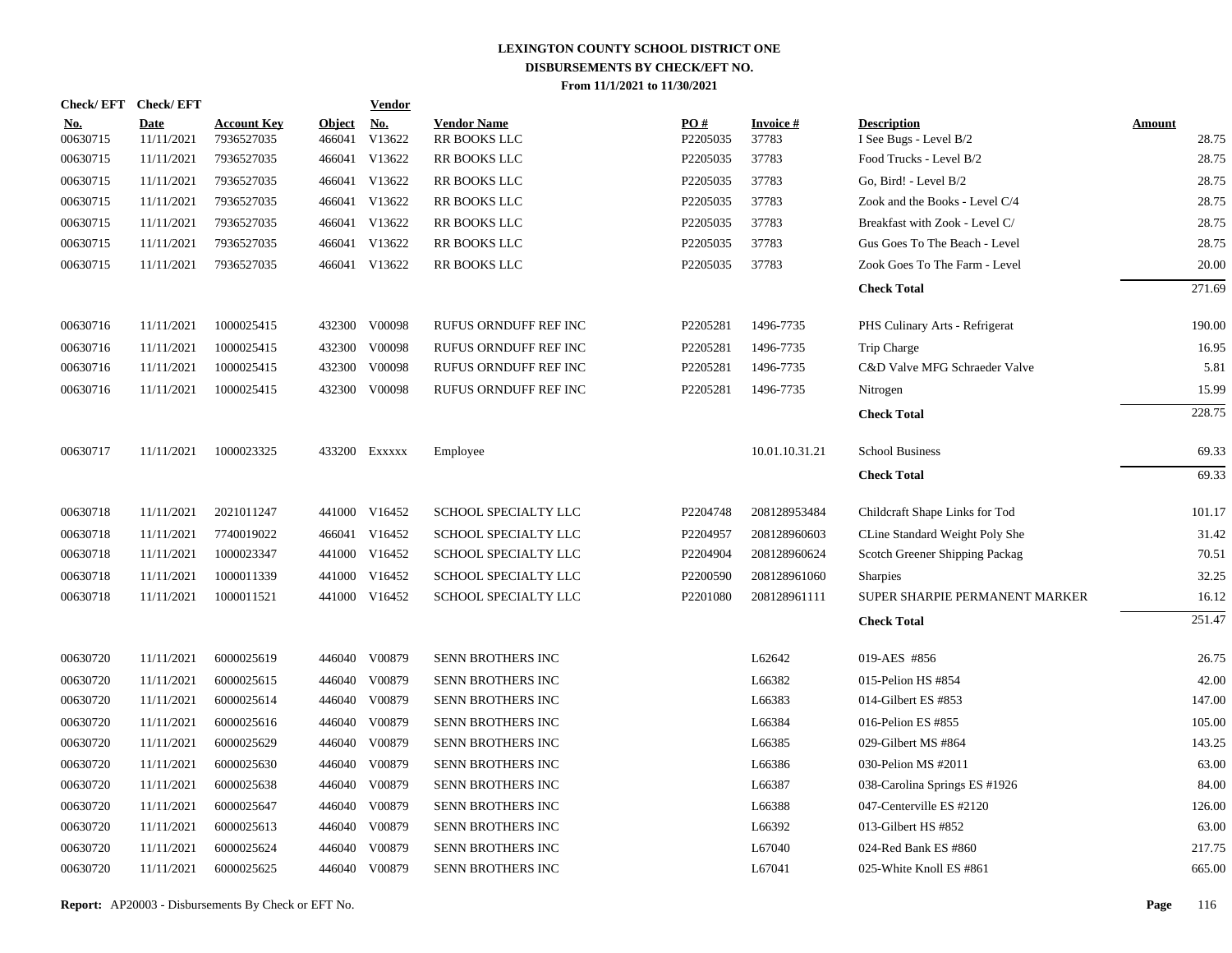**LEXINGTON COUNTY SCHOOL DISTRICT ONE**
**DISBURSEMENTS BY CHECK/EFT NO.**
**From 11/1/2021 to 11/30/2021**

| Check/ EFT No. | Check/ EFT Date | Account Key | Object | Vendor No. | Vendor Name | PO # | Invoice # | Description | Amount |
|---|---|---|---|---|---|---|---|---|---|
| 00630715 | 11/11/2021 | 7936527035 | 466041 | V13622 | RR BOOKS LLC | P2205035 | 37783 | I See Bugs - Level B/2 | 28.75 |
| 00630715 | 11/11/2021 | 7936527035 | 466041 | V13622 | RR BOOKS LLC | P2205035 | 37783 | Food Trucks - Level B/2 | 28.75 |
| 00630715 | 11/11/2021 | 7936527035 | 466041 | V13622 | RR BOOKS LLC | P2205035 | 37783 | Go, Bird! - Level B/2 | 28.75 |
| 00630715 | 11/11/2021 | 7936527035 | 466041 | V13622 | RR BOOKS LLC | P2205035 | 37783 | Zook and the Books - Level C/4 | 28.75 |
| 00630715 | 11/11/2021 | 7936527035 | 466041 | V13622 | RR BOOKS LLC | P2205035 | 37783 | Breakfast with Zook - Level C/ | 28.75 |
| 00630715 | 11/11/2021 | 7936527035 | 466041 | V13622 | RR BOOKS LLC | P2205035 | 37783 | Gus Goes To The Beach - Level | 28.75 |
| 00630715 | 11/11/2021 | 7936527035 | 466041 | V13622 | RR BOOKS LLC | P2205035 | 37783 | Zook Goes To The Farm - Level | 20.00 |
| | | | | | | | | **Check Total** | 271.69 |
| 00630716 | 11/11/2021 | 1000025415 | 432300 | V00098 | RUFUS ORNDUFF REF INC | P2205281 | 1496-7735 | PHS Culinary Arts - Refrigerat | 190.00 |
| 00630716 | 11/11/2021 | 1000025415 | 432300 | V00098 | RUFUS ORNDUFF REF INC | P2205281 | 1496-7735 | Trip Charge | 16.95 |
| 00630716 | 11/11/2021 | 1000025415 | 432300 | V00098 | RUFUS ORNDUFF REF INC | P2205281 | 1496-7735 | C&D Valve MFG Schraeder Valve | 5.81 |
| 00630716 | 11/11/2021 | 1000025415 | 432300 | V00098 | RUFUS ORNDUFF REF INC | P2205281 | 1496-7735 | Nitrogen | 15.99 |
| | | | | | | | | **Check Total** | 228.75 |
| 00630717 | 11/11/2021 | 1000023325 | 433200 | Exxxxx | Employee | | 10.01.10.31.21 | School Business | 69.33 |
| | | | | | | | | **Check Total** | 69.33 |
| 00630718 | 11/11/2021 | 2021011247 | 441000 | V16452 | SCHOOL SPECIALTY LLC | P2204748 | 208128953484 | Childcraft Shape Links for Tod | 101.17 |
| 00630718 | 11/11/2021 | 7740019022 | 466041 | V16452 | SCHOOL SPECIALTY LLC | P2204957 | 208128960603 | CLine Standard Weight Poly She | 31.42 |
| 00630718 | 11/11/2021 | 1000023347 | 441000 | V16452 | SCHOOL SPECIALTY LLC | P2204904 | 208128960624 | Scotch Greener Shipping Packag | 70.51 |
| 00630718 | 11/11/2021 | 1000011339 | 441000 | V16452 | SCHOOL SPECIALTY LLC | P2200590 | 208128961060 | Sharpies | 32.25 |
| 00630718 | 11/11/2021 | 1000011521 | 441000 | V16452 | SCHOOL SPECIALTY LLC | P2201080 | 208128961111 | SUPER SHARPIE PERMANENT MARKER | 16.12 |
| | | | | | | | | **Check Total** | 251.47 |
| 00630720 | 11/11/2021 | 6000025619 | 446040 | V00879 | SENN BROTHERS INC | | L62642 | 019-AES #856 | 26.75 |
| 00630720 | 11/11/2021 | 6000025615 | 446040 | V00879 | SENN BROTHERS INC | | L66382 | 015-Pelion HS #854 | 42.00 |
| 00630720 | 11/11/2021 | 6000025614 | 446040 | V00879 | SENN BROTHERS INC | | L66383 | 014-Gilbert ES #853 | 147.00 |
| 00630720 | 11/11/2021 | 6000025616 | 446040 | V00879 | SENN BROTHERS INC | | L66384 | 016-Pelion ES #855 | 105.00 |
| 00630720 | 11/11/2021 | 6000025629 | 446040 | V00879 | SENN BROTHERS INC | | L66385 | 029-Gilbert MS #864 | 143.25 |
| 00630720 | 11/11/2021 | 6000025630 | 446040 | V00879 | SENN BROTHERS INC | | L66386 | 030-Pelion MS #2011 | 63.00 |
| 00630720 | 11/11/2021 | 6000025638 | 446040 | V00879 | SENN BROTHERS INC | | L66387 | 038-Carolina Springs ES #1926 | 84.00 |
| 00630720 | 11/11/2021 | 6000025647 | 446040 | V00879 | SENN BROTHERS INC | | L66388 | 047-Centerville ES #2120 | 126.00 |
| 00630720 | 11/11/2021 | 6000025613 | 446040 | V00879 | SENN BROTHERS INC | | L66392 | 013-Gilbert HS #852 | 63.00 |
| 00630720 | 11/11/2021 | 6000025624 | 446040 | V00879 | SENN BROTHERS INC | | L67040 | 024-Red Bank ES #860 | 217.75 |
| 00630720 | 11/11/2021 | 6000025625 | 446040 | V00879 | SENN BROTHERS INC | | L67041 | 025-White Knoll ES #861 | 665.00 |

**Report:** AP20003 - Disbursements By Check or EFT No.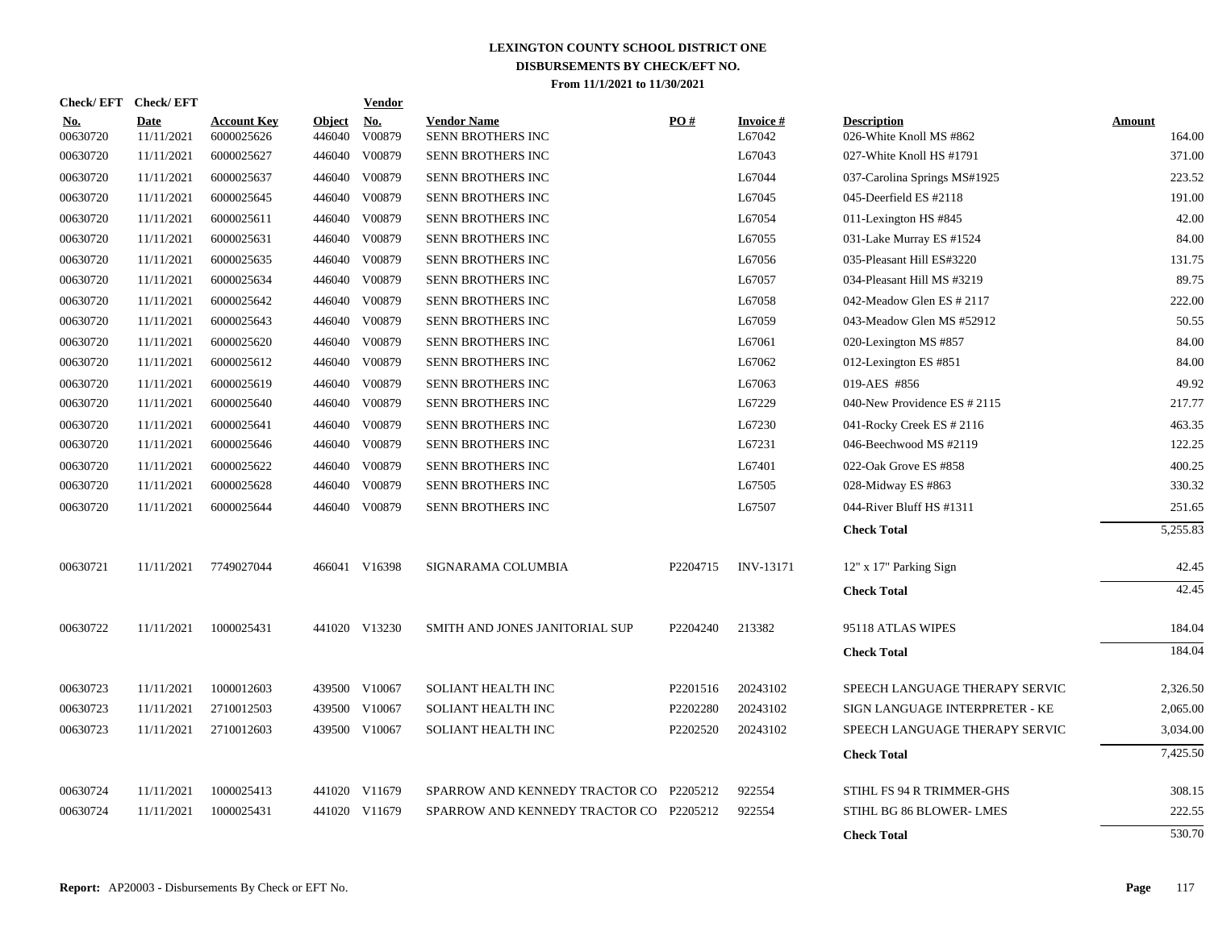# LEXINGTON COUNTY SCHOOL DISTRICT ONE
## DISBURSEMENTS BY CHECK/EFT NO.
### From 11/1/2021 to 11/30/2021

| Check/ EFT No. | Check/ EFT Date | Account Key | Object | Vendor No. | Vendor Name | PO # | Invoice # | Description | Amount |
|---|---|---|---|---|---|---|---|---|---|
| 00630720 | 11/11/2021 | 6000025626 | 446040 | V00879 | SENN BROTHERS INC | | L67042 | 026-White Knoll MS #862 | 164.00 |
| 00630720 | 11/11/2021 | 6000025627 | 446040 | V00879 | SENN BROTHERS INC | | L67043 | 027-White Knoll HS #1791 | 371.00 |
| 00630720 | 11/11/2021 | 6000025637 | 446040 | V00879 | SENN BROTHERS INC | | L67044 | 037-Carolina Springs MS#1925 | 223.52 |
| 00630720 | 11/11/2021 | 6000025645 | 446040 | V00879 | SENN BROTHERS INC | | L67045 | 045-Deerfield ES #2118 | 191.00 |
| 00630720 | 11/11/2021 | 6000025611 | 446040 | V00879 | SENN BROTHERS INC | | L67054 | 011-Lexington HS #845 | 42.00 |
| 00630720 | 11/11/2021 | 6000025631 | 446040 | V00879 | SENN BROTHERS INC | | L67055 | 031-Lake Murray ES #1524 | 84.00 |
| 00630720 | 11/11/2021 | 6000025635 | 446040 | V00879 | SENN BROTHERS INC | | L67056 | 035-Pleasant Hill ES#3220 | 131.75 |
| 00630720 | 11/11/2021 | 6000025634 | 446040 | V00879 | SENN BROTHERS INC | | L67057 | 034-Pleasant Hill MS #3219 | 89.75 |
| 00630720 | 11/11/2021 | 6000025642 | 446040 | V00879 | SENN BROTHERS INC | | L67058 | 042-Meadow Glen ES # 2117 | 222.00 |
| 00630720 | 11/11/2021 | 6000025643 | 446040 | V00879 | SENN BROTHERS INC | | L67059 | 043-Meadow Glen MS #52912 | 50.55 |
| 00630720 | 11/11/2021 | 6000025620 | 446040 | V00879 | SENN BROTHERS INC | | L67061 | 020-Lexington MS #857 | 84.00 |
| 00630720 | 11/11/2021 | 6000025612 | 446040 | V00879 | SENN BROTHERS INC | | L67062 | 012-Lexington ES #851 | 84.00 |
| 00630720 | 11/11/2021 | 6000025619 | 446040 | V00879 | SENN BROTHERS INC | | L67063 | 019-AES #856 | 49.92 |
| 00630720 | 11/11/2021 | 6000025640 | 446040 | V00879 | SENN BROTHERS INC | | L67229 | 040-New Providence ES # 2115 | 217.77 |
| 00630720 | 11/11/2021 | 6000025641 | 446040 | V00879 | SENN BROTHERS INC | | L67230 | 041-Rocky Creek ES # 2116 | 463.35 |
| 00630720 | 11/11/2021 | 6000025646 | 446040 | V00879 | SENN BROTHERS INC | | L67231 | 046-Beechwood MS #2119 | 122.25 |
| 00630720 | 11/11/2021 | 6000025622 | 446040 | V00879 | SENN BROTHERS INC | | L67401 | 022-Oak Grove ES #858 | 400.25 |
| 00630720 | 11/11/2021 | 6000025628 | 446040 | V00879 | SENN BROTHERS INC | | L67505 | 028-Midway ES #863 | 330.32 |
| 00630720 | 11/11/2021 | 6000025644 | 446040 | V00879 | SENN BROTHERS INC | | L67507 | 044-River Bluff HS #1311 | 251.65 |
| | | | | | | | | **Check Total** | 5,255.83 |
| 00630721 | 11/11/2021 | 7749027044 | 466041 | V16398 | SIGNARAMA COLUMBIA | P2204715 | INV-13171 | 12" x 17" Parking Sign | 42.45 |
| | | | | | | | | **Check Total** | 42.45 |
| 00630722 | 11/11/2021 | 1000025431 | 441020 | V13230 | SMITH AND JONES JANITORIAL SUP | P2204240 | 213382 | 95118 ATLAS WIPES | 184.04 |
| | | | | | | | | **Check Total** | 184.04 |
| 00630723 | 11/11/2021 | 1000012603 | 439500 | V10067 | SOLIANT HEALTH INC | P2201516 | 20243102 | SPEECH LANGUAGE THERAPY SERVIC | 2,326.50 |
| 00630723 | 11/11/2021 | 2710012503 | 439500 | V10067 | SOLIANT HEALTH INC | P2202280 | 20243102 | SIGN LANGUAGE INTERPRETER - KE | 2,065.00 |
| 00630723 | 11/11/2021 | 2710012603 | 439500 | V10067 | SOLIANT HEALTH INC | P2202520 | 20243102 | SPEECH LANGUAGE THERAPY SERVIC | 3,034.00 |
| | | | | | | | | **Check Total** | 7,425.50 |
| 00630724 | 11/11/2021 | 1000025413 | 441020 | V11679 | SPARROW AND KENNEDY TRACTOR CO | P2205212 | 922554 | STIHL FS 94 R TRIMMER-GHS | 308.15 |
| 00630724 | 11/11/2021 | 1000025431 | 441020 | V11679 | SPARROW AND KENNEDY TRACTOR CO | P2205212 | 922554 | STIHL BG 86 BLOWER- LMES | 222.55 |
| | | | | | | | | **Check Total** | 530.70 |

**Report:** AP20003 - Disbursements By Check or EFT No.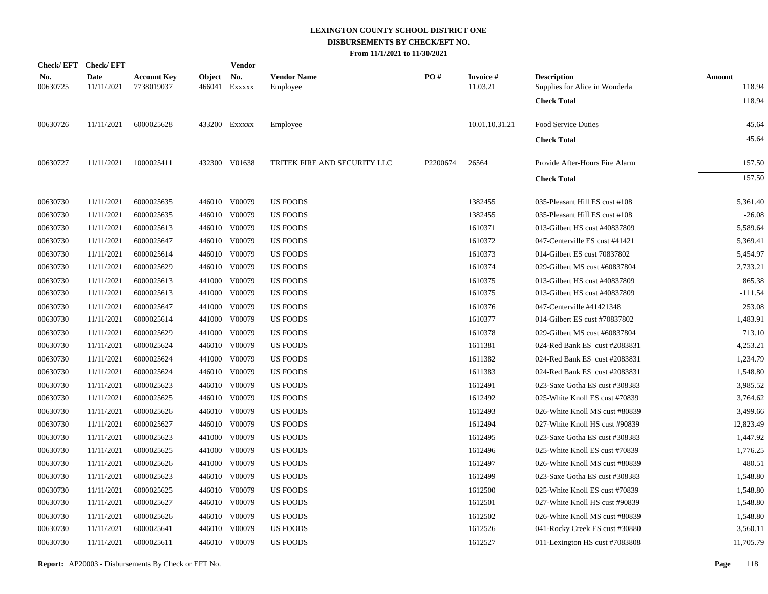# LEXINGTON COUNTY SCHOOL DISTRICT ONE
## DISBURSEMENTS BY CHECK/EFT NO.
### From 11/1/2021 to 11/30/2021

| Check/ EFT No. | Check/ EFT Date | Account Key | Object | Vendor No. | Vendor Name | PO # | Invoice # | Description | Amount |
|---|---|---|---|---|---|---|---|---|---|
| 00630725 | 11/11/2021 | 7738019037 | 466041 | Exxxxx | Employee | | 11.03.21 | Supplies for Alice in Wonderla | 118.94 |
| | | | | | | | | **Check Total** | 118.94 |
| 00630726 | 11/11/2021 | 6000025628 | 433200 | Exxxxx | Employee | | 10.01.10.31.21 | Food Service Duties | 45.64 |
| | | | | | | | | **Check Total** | 45.64 |
| 00630727 | 11/11/2021 | 1000025411 | 432300 | V01638 | TRITEK FIRE AND SECURITY LLC | P2200674 | 26564 | Provide After-Hours Fire Alarm | 157.50 |
| | | | | | | | | **Check Total** | 157.50 |
| 00630730 | 11/11/2021 | 6000025635 | 446010 | V00079 | US FOODS | | 1382455 | 035-Pleasant Hill ES cust #108 | 5,361.40 |
| 00630730 | 11/11/2021 | 6000025635 | 446010 | V00079 | US FOODS | | 1382455 | 035-Pleasant Hill ES cust #108 | -26.08 |
| 00630730 | 11/11/2021 | 6000025613 | 446010 | V00079 | US FOODS | | 1610371 | 013-Gilbert HS cust #40837809 | 5,589.64 |
| 00630730 | 11/11/2021 | 6000025647 | 446010 | V00079 | US FOODS | | 1610372 | 047-Centerville ES cust #41421 | 5,369.41 |
| 00630730 | 11/11/2021 | 6000025614 | 446010 | V00079 | US FOODS | | 1610373 | 014-Gilbert ES cust 70837802 | 5,454.97 |
| 00630730 | 11/11/2021 | 6000025629 | 446010 | V00079 | US FOODS | | 1610374 | 029-Gilbert MS cust #60837804 | 2,733.21 |
| 00630730 | 11/11/2021 | 6000025613 | 441000 | V00079 | US FOODS | | 1610375 | 013-Gilbert HS cust #40837809 | 865.38 |
| 00630730 | 11/11/2021 | 6000025613 | 441000 | V00079 | US FOODS | | 1610375 | 013-Gilbert HS cust #40837809 | -111.54 |
| 00630730 | 11/11/2021 | 6000025647 | 441000 | V00079 | US FOODS | | 1610376 | 047-Centerville #41421348 | 253.08 |
| 00630730 | 11/11/2021 | 6000025614 | 441000 | V00079 | US FOODS | | 1610377 | 014-Gilbert ES cust #70837802 | 1,483.91 |
| 00630730 | 11/11/2021 | 6000025629 | 441000 | V00079 | US FOODS | | 1610378 | 029-Gilbert MS cust #60837804 | 713.10 |
| 00630730 | 11/11/2021 | 6000025624 | 446010 | V00079 | US FOODS | | 1611381 | 024-Red Bank ES cust #2083831 | 4,253.21 |
| 00630730 | 11/11/2021 | 6000025624 | 441000 | V00079 | US FOODS | | 1611382 | 024-Red Bank ES cust #2083831 | 1,234.79 |
| 00630730 | 11/11/2021 | 6000025624 | 446010 | V00079 | US FOODS | | 1611383 | 024-Red Bank ES cust #2083831 | 1,548.80 |
| 00630730 | 11/11/2021 | 6000025623 | 446010 | V00079 | US FOODS | | 1612491 | 023-Saxe Gotha ES cust #308383 | 3,985.52 |
| 00630730 | 11/11/2021 | 6000025625 | 446010 | V00079 | US FOODS | | 1612492 | 025-White Knoll ES cust #70839 | 3,764.62 |
| 00630730 | 11/11/2021 | 6000025626 | 446010 | V00079 | US FOODS | | 1612493 | 026-White Knoll MS cust #80839 | 3,499.66 |
| 00630730 | 11/11/2021 | 6000025627 | 446010 | V00079 | US FOODS | | 1612494 | 027-White Knoll HS cust #90839 | 12,823.49 |
| 00630730 | 11/11/2021 | 6000025623 | 441000 | V00079 | US FOODS | | 1612495 | 023-Saxe Gotha ES cust #308383 | 1,447.92 |
| 00630730 | 11/11/2021 | 6000025625 | 441000 | V00079 | US FOODS | | 1612496 | 025-White Knoll ES cust #70839 | 1,776.25 |
| 00630730 | 11/11/2021 | 6000025626 | 441000 | V00079 | US FOODS | | 1612497 | 026-White Knoll MS cust #80839 | 480.51 |
| 00630730 | 11/11/2021 | 6000025623 | 446010 | V00079 | US FOODS | | 1612499 | 023-Saxe Gotha ES cust #308383 | 1,548.80 |
| 00630730 | 11/11/2021 | 6000025625 | 446010 | V00079 | US FOODS | | 1612500 | 025-White Knoll ES cust #70839 | 1,548.80 |
| 00630730 | 11/11/2021 | 6000025627 | 446010 | V00079 | US FOODS | | 1612501 | 027-White Knoll HS cust #90839 | 1,548.80 |
| 00630730 | 11/11/2021 | 6000025626 | 446010 | V00079 | US FOODS | | 1612502 | 026-White Knoll MS cust #80839 | 1,548.80 |
| 00630730 | 11/11/2021 | 6000025641 | 446010 | V00079 | US FOODS | | 1612526 | 041-Rocky Creek ES cust #30880 | 3,560.11 |
| 00630730 | 11/11/2021 | 6000025611 | 446010 | V00079 | US FOODS | | 1612527 | 011-Lexington HS cust #7083808 | 11,705.79 |

**Report:** AP20003 - Disbursements By Check or EFT No.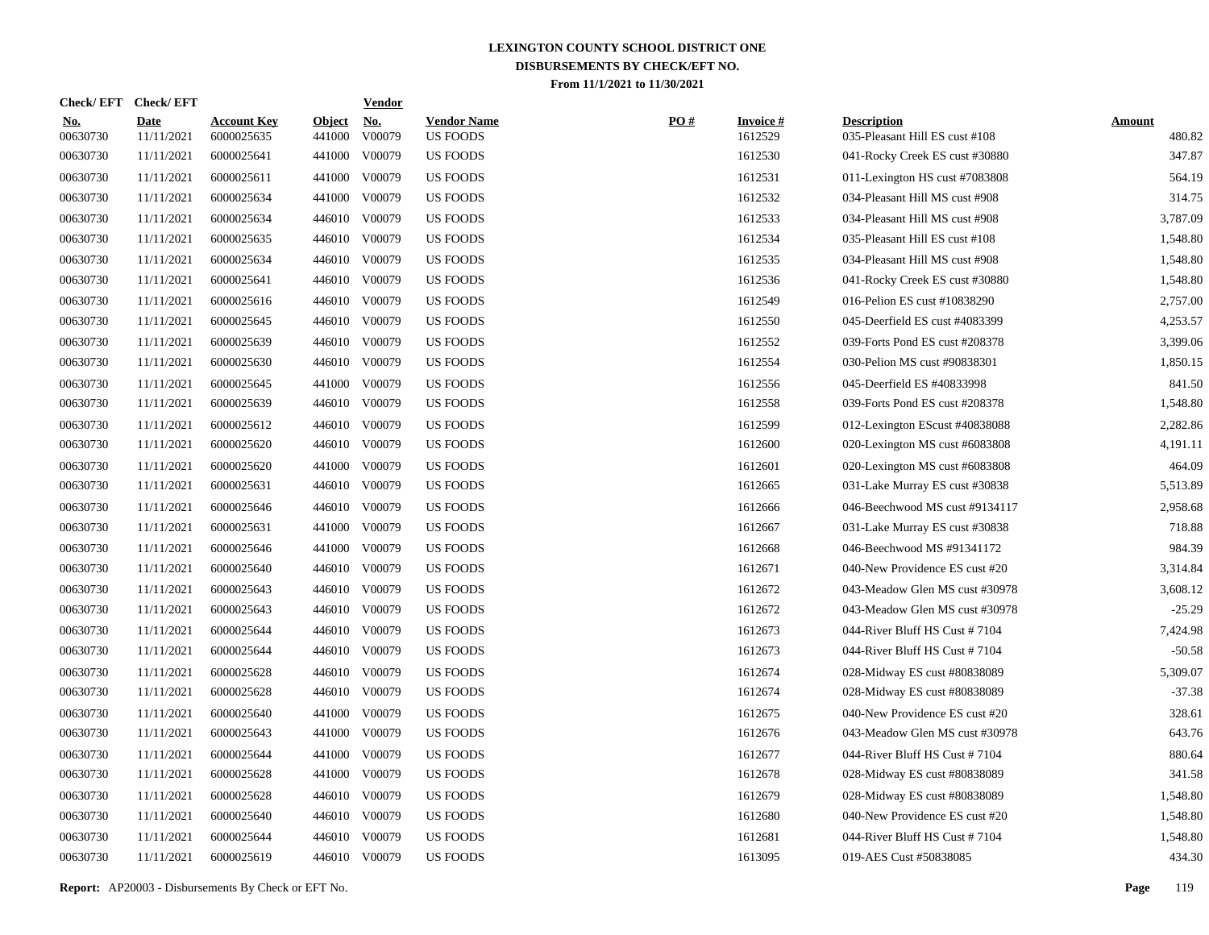# LEXINGTON COUNTY SCHOOL DISTRICT ONE
## DISBURSEMENTS BY CHECK/EFT NO.
### From 11/1/2021 to 11/30/2021

| Check/ EFT No. | Check/ EFT Date | Account Key | Object | Vendor No. | Vendor Name | PO # | Invoice # | Description | Amount |
|---|---|---|---|---|---|---|---|---|---|
| 00630730 | 11/11/2021 | 6000025635 | 441000 | V00079 | US FOODS | | 1612529 | 035-Pleasant Hill ES cust #108 | 480.82 |
| 00630730 | 11/11/2021 | 6000025641 | 441000 | V00079 | US FOODS | | 1612530 | 041-Rocky Creek ES cust #30880 | 347.87 |
| 00630730 | 11/11/2021 | 6000025611 | 441000 | V00079 | US FOODS | | 1612531 | 011-Lexington HS cust #7083808 | 564.19 |
| 00630730 | 11/11/2021 | 6000025634 | 441000 | V00079 | US FOODS | | 1612532 | 034-Pleasant Hill MS cust #908 | 314.75 |
| 00630730 | 11/11/2021 | 6000025634 | 446010 | V00079 | US FOODS | | 1612533 | 034-Pleasant Hill MS cust #908 | 3,787.09 |
| 00630730 | 11/11/2021 | 6000025635 | 446010 | V00079 | US FOODS | | 1612534 | 035-Pleasant Hill ES cust #108 | 1,548.80 |
| 00630730 | 11/11/2021 | 6000025634 | 446010 | V00079 | US FOODS | | 1612535 | 034-Pleasant Hill MS cust #908 | 1,548.80 |
| 00630730 | 11/11/2021 | 6000025641 | 446010 | V00079 | US FOODS | | 1612536 | 041-Rocky Creek ES cust #30880 | 1,548.80 |
| 00630730 | 11/11/2021 | 6000025616 | 446010 | V00079 | US FOODS | | 1612549 | 016-Pelion ES cust #10838290 | 2,757.00 |
| 00630730 | 11/11/2021 | 6000025645 | 446010 | V00079 | US FOODS | | 1612550 | 045-Deerfield ES cust #4083399 | 4,253.57 |
| 00630730 | 11/11/2021 | 6000025639 | 446010 | V00079 | US FOODS | | 1612552 | 039-Forts Pond ES cust #208378 | 3,399.06 |
| 00630730 | 11/11/2021 | 6000025630 | 446010 | V00079 | US FOODS | | 1612554 | 030-Pelion MS cust #90838301 | 1,850.15 |
| 00630730 | 11/11/2021 | 6000025645 | 441000 | V00079 | US FOODS | | 1612556 | 045-Deerfield ES #40833998 | 841.50 |
| 00630730 | 11/11/2021 | 6000025639 | 446010 | V00079 | US FOODS | | 1612558 | 039-Forts Pond ES cust #208378 | 1,548.80 |
| 00630730 | 11/11/2021 | 6000025612 | 446010 | V00079 | US FOODS | | 1612599 | 012-Lexington EScust #40838088 | 2,282.86 |
| 00630730 | 11/11/2021 | 6000025620 | 446010 | V00079 | US FOODS | | 1612600 | 020-Lexington MS cust #6083808 | 4,191.11 |
| 00630730 | 11/11/2021 | 6000025620 | 441000 | V00079 | US FOODS | | 1612601 | 020-Lexington MS cust #6083808 | 464.09 |
| 00630730 | 11/11/2021 | 6000025631 | 446010 | V00079 | US FOODS | | 1612665 | 031-Lake Murray ES cust #30838 | 5,513.89 |
| 00630730 | 11/11/2021 | 6000025646 | 446010 | V00079 | US FOODS | | 1612666 | 046-Beechwood MS cust #9134117 | 2,958.68 |
| 00630730 | 11/11/2021 | 6000025631 | 441000 | V00079 | US FOODS | | 1612667 | 031-Lake Murray ES cust #30838 | 718.88 |
| 00630730 | 11/11/2021 | 6000025646 | 441000 | V00079 | US FOODS | | 1612668 | 046-Beechwood MS #91341172 | 984.39 |
| 00630730 | 11/11/2021 | 6000025640 | 446010 | V00079 | US FOODS | | 1612671 | 040-New Providence ES cust #20 | 3,314.84 |
| 00630730 | 11/11/2021 | 6000025643 | 446010 | V00079 | US FOODS | | 1612672 | 043-Meadow Glen MS cust #30978 | 3,608.12 |
| 00630730 | 11/11/2021 | 6000025643 | 446010 | V00079 | US FOODS | | 1612672 | 043-Meadow Glen MS cust #30978 | -25.29 |
| 00630730 | 11/11/2021 | 6000025644 | 446010 | V00079 | US FOODS | | 1612673 | 044-River Bluff HS Cust # 7104 | 7,424.98 |
| 00630730 | 11/11/2021 | 6000025644 | 446010 | V00079 | US FOODS | | 1612673 | 044-River Bluff HS Cust # 7104 | -50.58 |
| 00630730 | 11/11/2021 | 6000025628 | 446010 | V00079 | US FOODS | | 1612674 | 028-Midway ES cust #80838089 | 5,309.07 |
| 00630730 | 11/11/2021 | 6000025628 | 446010 | V00079 | US FOODS | | 1612674 | 028-Midway ES cust #80838089 | -37.38 |
| 00630730 | 11/11/2021 | 6000025640 | 441000 | V00079 | US FOODS | | 1612675 | 040-New Providence ES cust #20 | 328.61 |
| 00630730 | 11/11/2021 | 6000025643 | 441000 | V00079 | US FOODS | | 1612676 | 043-Meadow Glen MS cust #30978 | 643.76 |
| 00630730 | 11/11/2021 | 6000025644 | 441000 | V00079 | US FOODS | | 1612677 | 044-River Bluff HS Cust # 7104 | 880.64 |
| 00630730 | 11/11/2021 | 6000025628 | 441000 | V00079 | US FOODS | | 1612678 | 028-Midway ES cust #80838089 | 341.58 |
| 00630730 | 11/11/2021 | 6000025628 | 446010 | V00079 | US FOODS | | 1612679 | 028-Midway ES cust #80838089 | 1,548.80 |
| 00630730 | 11/11/2021 | 6000025640 | 446010 | V00079 | US FOODS | | 1612680 | 040-New Providence ES cust #20 | 1,548.80 |
| 00630730 | 11/11/2021 | 6000025644 | 446010 | V00079 | US FOODS | | 1612681 | 044-River Bluff HS Cust # 7104 | 1,548.80 |
| 00630730 | 11/11/2021 | 6000025619 | 446010 | V00079 | US FOODS | | 1613095 | 019-AES Cust #50838085 | 434.30 |

**Report:** AP20003 - Disbursements By Check or EFT No.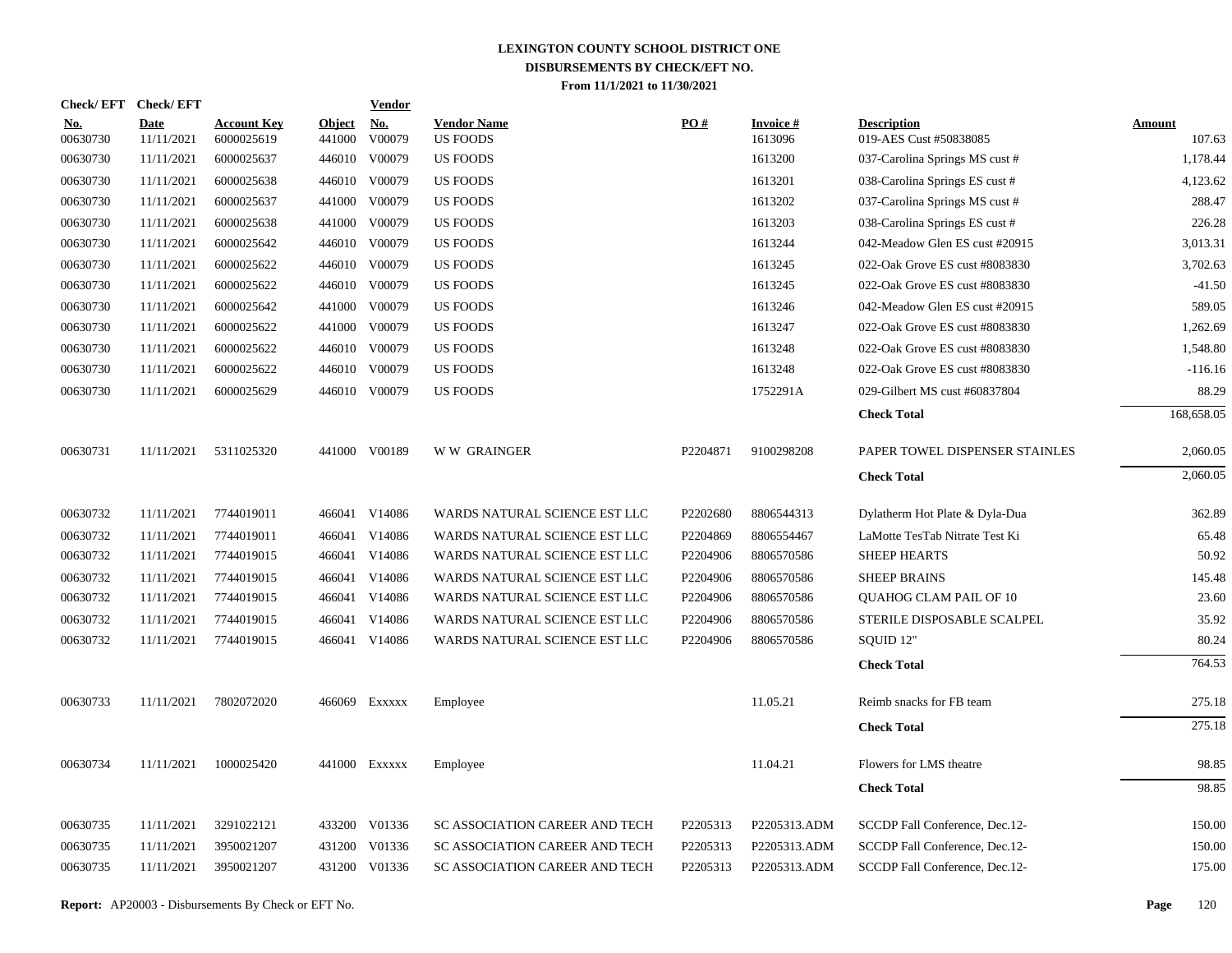# LEXINGTON COUNTY SCHOOL DISTRICT ONE
## DISBURSEMENTS BY CHECK/EFT NO.
### From 11/1/2021 to 11/30/2021

| Check/ EFT No. | Check/ EFT Date | Account Key | Object | Vendor No. | Vendor Name | PO # | Invoice # | Description | Amount |
|---|---|---|---|---|---|---|---|---|---|
| 00630730 | 11/11/2021 | 6000025619 | 441000 | V00079 | US FOODS | | 1613096 | 019-AES Cust #50838085 | 107.63 |
| 00630730 | 11/11/2021 | 6000025637 | 446010 | V00079 | US FOODS | | 1613200 | 037-Carolina Springs MS cust # | 1,178.44 |
| 00630730 | 11/11/2021 | 6000025638 | 446010 | V00079 | US FOODS | | 1613201 | 038-Carolina Springs ES cust # | 4,123.62 |
| 00630730 | 11/11/2021 | 6000025637 | 441000 | V00079 | US FOODS | | 1613202 | 037-Carolina Springs MS cust # | 288.47 |
| 00630730 | 11/11/2021 | 6000025638 | 441000 | V00079 | US FOODS | | 1613203 | 038-Carolina Springs ES cust # | 226.28 |
| 00630730 | 11/11/2021 | 6000025642 | 446010 | V00079 | US FOODS | | 1613244 | 042-Meadow Glen ES cust #20915 | 3,013.31 |
| 00630730 | 11/11/2021 | 6000025622 | 446010 | V00079 | US FOODS | | 1613245 | 022-Oak Grove ES cust #8083830 | 3,702.63 |
| 00630730 | 11/11/2021 | 6000025622 | 446010 | V00079 | US FOODS | | 1613245 | 022-Oak Grove ES cust #8083830 | -41.50 |
| 00630730 | 11/11/2021 | 6000025642 | 441000 | V00079 | US FOODS | | 1613246 | 042-Meadow Glen ES cust #20915 | 589.05 |
| 00630730 | 11/11/2021 | 6000025622 | 441000 | V00079 | US FOODS | | 1613247 | 022-Oak Grove ES cust #8083830 | 1,262.69 |
| 00630730 | 11/11/2021 | 6000025622 | 446010 | V00079 | US FOODS | | 1613248 | 022-Oak Grove ES cust #8083830 | 1,548.80 |
| 00630730 | 11/11/2021 | 6000025622 | 446010 | V00079 | US FOODS | | 1613248 | 022-Oak Grove ES cust #8083830 | -116.16 |
| 00630730 | 11/11/2021 | 6000025629 | 446010 | V00079 | US FOODS | | 1752291A | 029-Gilbert MS cust #60837804 | 88.29 |
| | | | | | | | | **Check Total** | 168,658.05 |
| 00630731 | 11/11/2021 | 5311025320 | 441000 | V00189 | W W GRAINGER | P2204871 | 9100298208 | PAPER TOWEL DISPENSER STAINLES | 2,060.05 |
| | | | | | | | | **Check Total** | 2,060.05 |
| 00630732 | 11/11/2021 | 7744019011 | 466041 | V14086 | WARDS NATURAL SCIENCE EST LLC | P2202680 | 8806544313 | Dylatherm Hot Plate & Dyla-Dua | 362.89 |
| 00630732 | 11/11/2021 | 7744019011 | 466041 | V14086 | WARDS NATURAL SCIENCE EST LLC | P2204869 | 8806554467 | LaMotte TesTab Nitrate Test Ki | 65.48 |
| 00630732 | 11/11/2021 | 7744019015 | 466041 | V14086 | WARDS NATURAL SCIENCE EST LLC | P2204906 | 8806570586 | SHEEP HEARTS | 50.92 |
| 00630732 | 11/11/2021 | 7744019015 | 466041 | V14086 | WARDS NATURAL SCIENCE EST LLC | P2204906 | 8806570586 | SHEEP BRAINS | 145.48 |
| 00630732 | 11/11/2021 | 7744019015 | 466041 | V14086 | WARDS NATURAL SCIENCE EST LLC | P2204906 | 8806570586 | QUAHOG CLAM PAIL OF 10 | 23.60 |
| 00630732 | 11/11/2021 | 7744019015 | 466041 | V14086 | WARDS NATURAL SCIENCE EST LLC | P2204906 | 8806570586 | STERILE DISPOSABLE SCALPEL | 35.92 |
| 00630732 | 11/11/2021 | 7744019015 | 466041 | V14086 | WARDS NATURAL SCIENCE EST LLC | P2204906 | 8806570586 | SQUID 12" | 80.24 |
| | | | | | | | | **Check Total** | 764.53 |
| 00630733 | 11/11/2021 | 7802072020 | 466069 | Exxxxx | Employee | | 11.05.21 | Reimb snacks for FB team | 275.18 |
| | | | | | | | | **Check Total** | 275.18 |
| 00630734 | 11/11/2021 | 1000025420 | 441000 | Exxxxx | Employee | | 11.04.21 | Flowers for LMS theatre | 98.85 |
| | | | | | | | | **Check Total** | 98.85 |
| 00630735 | 11/11/2021 | 3291022121 | 433200 | V01336 | SC ASSOCIATION CAREER AND TECH | P2205313 | P2205313.ADM | SCCDP Fall Conference, Dec.12- | 150.00 |
| 00630735 | 11/11/2021 | 3950021207 | 431200 | V01336 | SC ASSOCIATION CAREER AND TECH | P2205313 | P2205313.ADM | SCCDP Fall Conference, Dec.12- | 150.00 |
| 00630735 | 11/11/2021 | 3950021207 | 431200 | V01336 | SC ASSOCIATION CAREER AND TECH | P2205313 | P2205313.ADM | SCCDP Fall Conference, Dec.12- | 175.00 |

**Report:** AP20003 - Disbursements By Check or EFT No.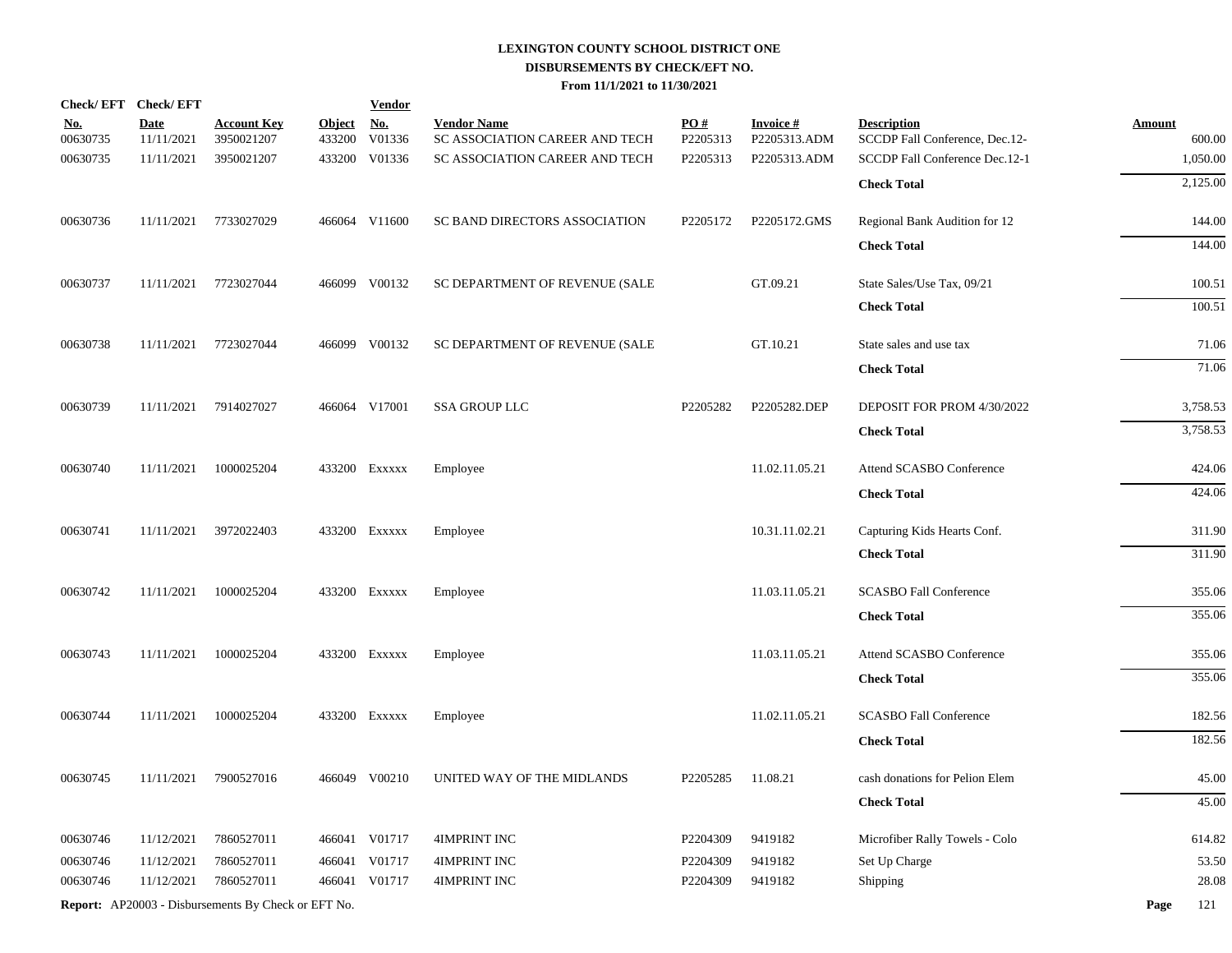# LEXINGTON COUNTY SCHOOL DISTRICT ONE
## DISBURSEMENTS BY CHECK/EFT NO.
### From 11/1/2021 to 11/30/2021

| Check/ EFT No. | Check/ EFT Date | Account Key | Object | Vendor No. | Vendor Name | PO # | Invoice # | Description | Amount |
|---|---|---|---|---|---|---|---|---|---|
| 00630735 | 11/11/2021 | 3950021207 | 433200 | V01336 | SC ASSOCIATION CAREER AND TECH | P2205313 | P2205313.ADM | SCCDP Fall Conference, Dec.12- | 600.00 |
| 00630735 | 11/11/2021 | 3950021207 | 433200 | V01336 | SC ASSOCIATION CAREER AND TECH | P2205313 | P2205313.ADM | SCCDP Fall Conference Dec.12-1 | 1,050.00 |
| | | | | | | | | **Check Total** | 2,125.00 |
| 00630736 | 11/11/2021 | 7733027029 | 466064 | V11600 | SC BAND DIRECTORS ASSOCIATION | P2205172 | P2205172.GMS | Regional Bank Audition for 12 | 144.00 |
| | | | | | | | | **Check Total** | 144.00 |
| 00630737 | 11/11/2021 | 7723027044 | 466099 | V00132 | SC DEPARTMENT OF REVENUE (SALE | | GT.09.21 | State Sales/Use Tax, 09/21 | 100.51 |
| | | | | | | | | **Check Total** | 100.51 |
| 00630738 | 11/11/2021 | 7723027044 | 466099 | V00132 | SC DEPARTMENT OF REVENUE (SALE | | GT.10.21 | State sales and use tax | 71.06 |
| | | | | | | | | **Check Total** | 71.06 |
| 00630739 | 11/11/2021 | 7914027027 | 466064 | V17001 | SSA GROUP LLC | P2205282 | P2205282.DEP | DEPOSIT FOR PROM 4/30/2022 | 3,758.53 |
| | | | | | | | | **Check Total** | 3,758.53 |
| 00630740 | 11/11/2021 | 1000025204 | 433200 | Exxxxx | Employee | | 11.02.11.05.21 | Attend SCASBO Conference | 424.06 |
| | | | | | | | | **Check Total** | 424.06 |
| 00630741 | 11/11/2021 | 3972022403 | 433200 | Exxxxx | Employee | | 10.31.11.02.21 | Capturing Kids Hearts Conf. | 311.90 |
| | | | | | | | | **Check Total** | 311.90 |
| 00630742 | 11/11/2021 | 1000025204 | 433200 | Exxxxx | Employee | | 11.03.11.05.21 | SCASBO Fall Conference | 355.06 |
| | | | | | | | | **Check Total** | 355.06 |
| 00630743 | 11/11/2021 | 1000025204 | 433200 | Exxxxx | Employee | | 11.03.11.05.21 | Attend SCASBO Conference | 355.06 |
| | | | | | | | | **Check Total** | 355.06 |
| 00630744 | 11/11/2021 | 1000025204 | 433200 | Exxxxx | Employee | | 11.02.11.05.21 | SCASBO Fall Conference | 182.56 |
| | | | | | | | | **Check Total** | 182.56 |
| 00630745 | 11/11/2021 | 7900527016 | 466049 | V00210 | UNITED WAY OF THE MIDLANDS | P2205285 | 11.08.21 | cash donations for Pelion Elem | 45.00 |
| | | | | | | | | **Check Total** | 45.00 |
| 00630746 | 11/12/2021 | 7860527011 | 466041 | V01717 | 4IMPRINT INC | P2204309 | 9419182 | Microfiber Rally Towels - Colo | 614.82 |
| 00630746 | 11/12/2021 | 7860527011 | 466041 | V01717 | 4IMPRINT INC | P2204309 | 9419182 | Set Up Charge | 53.50 |
| 00630746 | 11/12/2021 | 7860527011 | 466041 | V01717 | 4IMPRINT INC | P2204309 | 9419182 | Shipping | 28.08 |

**Report:** AP20003 - Disbursements By Check or EFT No.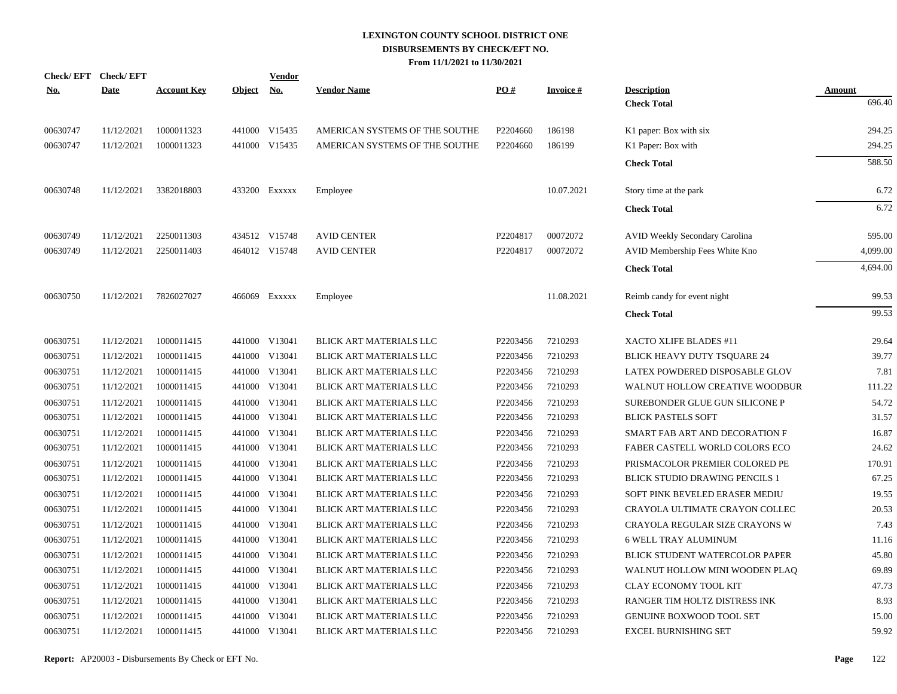# LEXINGTON COUNTY SCHOOL DISTRICT ONE
## DISBURSEMENTS BY CHECK/EFT NO.
### From 11/1/2021 to 11/30/2021

| Check/ EFT No. | Check/ EFT Date | Account Key | Object | Vendor No. | Vendor Name | PO # | Invoice # | Description | Amount |
|---|---|---|---|---|---|---|---|---|---|
| | | | | | | | | **Check Total** | 696.40 |
| 00630747 | 11/12/2021 | 1000011323 | 441000 | V15435 | AMERICAN SYSTEMS OF THE SOUTHE | P2204660 | 186198 | K1 paper: Box with six | 294.25 |
| 00630747 | 11/12/2021 | 1000011323 | 441000 | V15435 | AMERICAN SYSTEMS OF THE SOUTHE | P2204660 | 186199 | K1 Paper: Box with | 294.25 |
| | | | | | | | | **Check Total** | 588.50 |
| 00630748 | 11/12/2021 | 3382018803 | 433200 | Exxxxx | Employee | | 10.07.2021 | Story time at the park | 6.72 |
| | | | | | | | | **Check Total** | 6.72 |
| 00630749 | 11/12/2021 | 2250011303 | 434512 | V15748 | AVID CENTER | P2204817 | 00072072 | AVID Weekly Secondary Carolina | 595.00 |
| 00630749 | 11/12/2021 | 2250011403 | 464012 | V15748 | AVID CENTER | P2204817 | 00072072 | AVID Membership Fees White Kno | 4,099.00 |
| | | | | | | | | **Check Total** | 4,694.00 |
| 00630750 | 11/12/2021 | 7826027027 | 466069 | Exxxxx | Employee | | 11.08.2021 | Reimb candy for event night | 99.53 |
| | | | | | | | | **Check Total** | 99.53 |
| 00630751 | 11/12/2021 | 1000011415 | 441000 | V13041 | BLICK ART MATERIALS LLC | P2203456 | 7210293 | XACTO XLIFE BLADES #11 | 29.64 |
| 00630751 | 11/12/2021 | 1000011415 | 441000 | V13041 | BLICK ART MATERIALS LLC | P2203456 | 7210293 | BLICK HEAVY DUTY TSQUARE 24 | 39.77 |
| 00630751 | 11/12/2021 | 1000011415 | 441000 | V13041 | BLICK ART MATERIALS LLC | P2203456 | 7210293 | LATEX POWDERED DISPOSABLE GLOV | 7.81 |
| 00630751 | 11/12/2021 | 1000011415 | 441000 | V13041 | BLICK ART MATERIALS LLC | P2203456 | 7210293 | WALNUT HOLLOW CREATIVE WOODBUR | 111.22 |
| 00630751 | 11/12/2021 | 1000011415 | 441000 | V13041 | BLICK ART MATERIALS LLC | P2203456 | 7210293 | SUREBONDER GLUE GUN SILICONE P | 54.72 |
| 00630751 | 11/12/2021 | 1000011415 | 441000 | V13041 | BLICK ART MATERIALS LLC | P2203456 | 7210293 | BLICK PASTELS SOFT | 31.57 |
| 00630751 | 11/12/2021 | 1000011415 | 441000 | V13041 | BLICK ART MATERIALS LLC | P2203456 | 7210293 | SMART FAB ART AND DECORATION F | 16.87 |
| 00630751 | 11/12/2021 | 1000011415 | 441000 | V13041 | BLICK ART MATERIALS LLC | P2203456 | 7210293 | FABER CASTELL WORLD COLORS ECO | 24.62 |
| 00630751 | 11/12/2021 | 1000011415 | 441000 | V13041 | BLICK ART MATERIALS LLC | P2203456 | 7210293 | PRISMACOLOR PREMIER COLORED PE | 170.91 |
| 00630751 | 11/12/2021 | 1000011415 | 441000 | V13041 | BLICK ART MATERIALS LLC | P2203456 | 7210293 | BLICK STUDIO DRAWING PENCILS 1 | 67.25 |
| 00630751 | 11/12/2021 | 1000011415 | 441000 | V13041 | BLICK ART MATERIALS LLC | P2203456 | 7210293 | SOFT PINK BEVELED ERASER MEDIU | 19.55 |
| 00630751 | 11/12/2021 | 1000011415 | 441000 | V13041 | BLICK ART MATERIALS LLC | P2203456 | 7210293 | CRAYOLA ULTIMATE CRAYON COLLEC | 20.53 |
| 00630751 | 11/12/2021 | 1000011415 | 441000 | V13041 | BLICK ART MATERIALS LLC | P2203456 | 7210293 | CRAYOLA REGULAR SIZE CRAYONS W | 7.43 |
| 00630751 | 11/12/2021 | 1000011415 | 441000 | V13041 | BLICK ART MATERIALS LLC | P2203456 | 7210293 | 6 WELL TRAY ALUMINUM | 11.16 |
| 00630751 | 11/12/2021 | 1000011415 | 441000 | V13041 | BLICK ART MATERIALS LLC | P2203456 | 7210293 | BLICK STUDENT WATERCOLOR PAPER | 45.80 |
| 00630751 | 11/12/2021 | 1000011415 | 441000 | V13041 | BLICK ART MATERIALS LLC | P2203456 | 7210293 | WALNUT HOLLOW MINI WOODEN PLAQ | 69.89 |
| 00630751 | 11/12/2021 | 1000011415 | 441000 | V13041 | BLICK ART MATERIALS LLC | P2203456 | 7210293 | CLAY ECONOMY TOOL KIT | 47.73 |
| 00630751 | 11/12/2021 | 1000011415 | 441000 | V13041 | BLICK ART MATERIALS LLC | P2203456 | 7210293 | RANGER TIM HOLTZ DISTRESS INK | 8.93 |
| 00630751 | 11/12/2021 | 1000011415 | 441000 | V13041 | BLICK ART MATERIALS LLC | P2203456 | 7210293 | GENUINE BOXWOOD TOOL SET | 15.00 |
| 00630751 | 11/12/2021 | 1000011415 | 441000 | V13041 | BLICK ART MATERIALS LLC | P2203456 | 7210293 | EXCEL BURNISHING SET | 59.92 |

**Report:** AP20003 - Disbursements By Check or EFT No.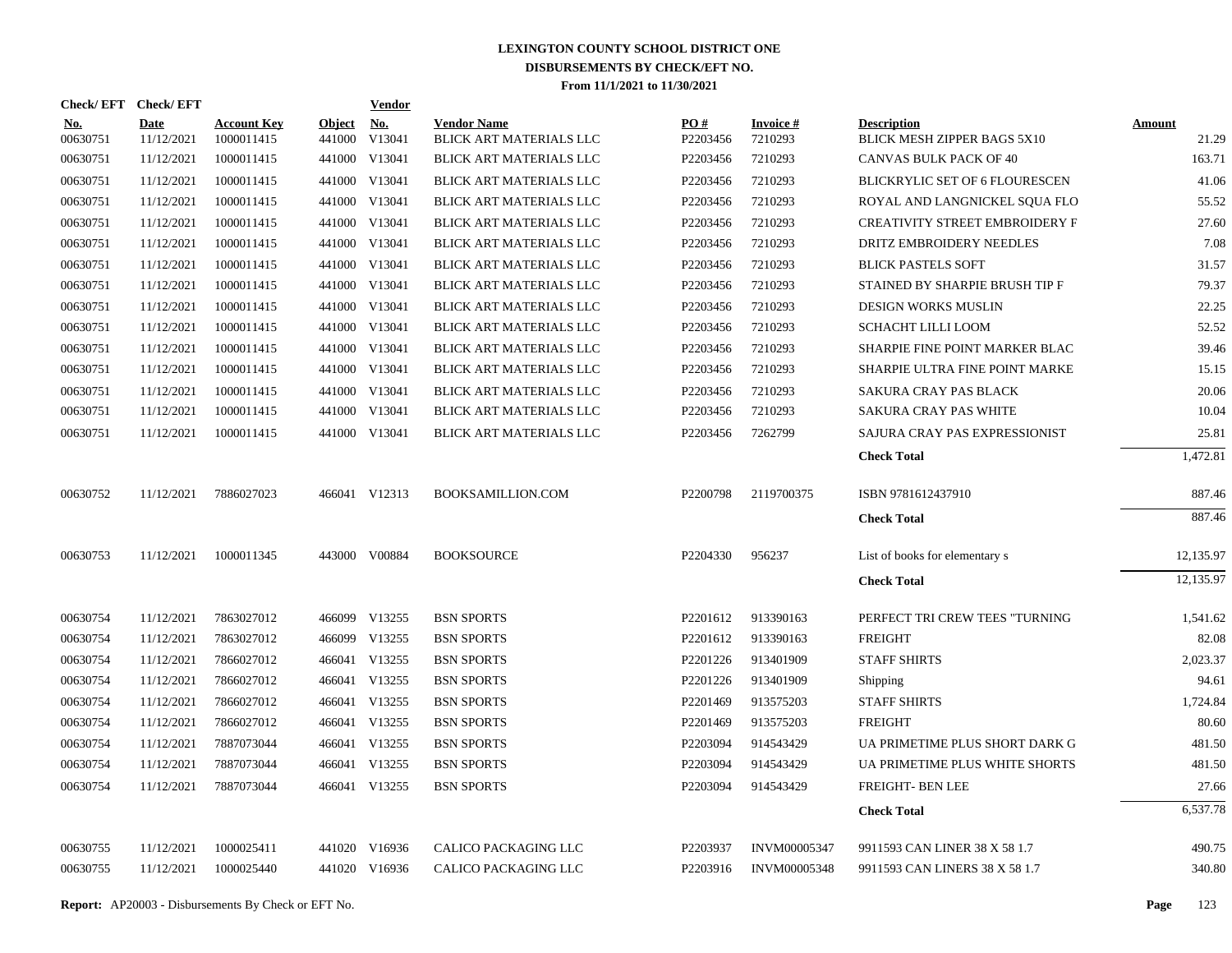# LEXINGTON COUNTY SCHOOL DISTRICT ONE
## DISBURSEMENTS BY CHECK/EFT NO.
### From 11/1/2021 to 11/30/2021

| Check/ EFT No. | Check/ EFT Date | Account Key | Object | Vendor No. | Vendor Name | PO # | Invoice # | Description | Amount |
|---|---|---|---|---|---|---|---|---|---|
| 00630751 | 11/12/2021 | 1000011415 | 441000 | V13041 | BLICK ART MATERIALS LLC | P2203456 | 7210293 | BLICK MESH ZIPPER BAGS 5X10 | 21.29 |
| 00630751 | 11/12/2021 | 1000011415 | 441000 | V13041 | BLICK ART MATERIALS LLC | P2203456 | 7210293 | CANVAS BULK PACK OF 40 | 163.71 |
| 00630751 | 11/12/2021 | 1000011415 | 441000 | V13041 | BLICK ART MATERIALS LLC | P2203456 | 7210293 | BLICKRYLIC SET OF 6 FLOURESCEN | 41.06 |
| 00630751 | 11/12/2021 | 1000011415 | 441000 | V13041 | BLICK ART MATERIALS LLC | P2203456 | 7210293 | ROYAL AND LANGNICKEL SQUA FLO | 55.52 |
| 00630751 | 11/12/2021 | 1000011415 | 441000 | V13041 | BLICK ART MATERIALS LLC | P2203456 | 7210293 | CREATIVITY STREET EMBROIDERY F | 27.60 |
| 00630751 | 11/12/2021 | 1000011415 | 441000 | V13041 | BLICK ART MATERIALS LLC | P2203456 | 7210293 | DRITZ EMBROIDERY NEEDLES | 7.08 |
| 00630751 | 11/12/2021 | 1000011415 | 441000 | V13041 | BLICK ART MATERIALS LLC | P2203456 | 7210293 | BLICK PASTELS SOFT | 31.57 |
| 00630751 | 11/12/2021 | 1000011415 | 441000 | V13041 | BLICK ART MATERIALS LLC | P2203456 | 7210293 | STAINED BY SHARPIE BRUSH TIP F | 79.37 |
| 00630751 | 11/12/2021 | 1000011415 | 441000 | V13041 | BLICK ART MATERIALS LLC | P2203456 | 7210293 | DESIGN WORKS MUSLIN | 22.25 |
| 00630751 | 11/12/2021 | 1000011415 | 441000 | V13041 | BLICK ART MATERIALS LLC | P2203456 | 7210293 | SCHACHT LILLI LOOM | 52.52 |
| 00630751 | 11/12/2021 | 1000011415 | 441000 | V13041 | BLICK ART MATERIALS LLC | P2203456 | 7210293 | SHARPIE FINE POINT MARKER BLAC | 39.46 |
| 00630751 | 11/12/2021 | 1000011415 | 441000 | V13041 | BLICK ART MATERIALS LLC | P2203456 | 7210293 | SHARPIE ULTRA FINE POINT MARKE | 15.15 |
| 00630751 | 11/12/2021 | 1000011415 | 441000 | V13041 | BLICK ART MATERIALS LLC | P2203456 | 7210293 | SAKURA CRAY PAS BLACK | 20.06 |
| 00630751 | 11/12/2021 | 1000011415 | 441000 | V13041 | BLICK ART MATERIALS LLC | P2203456 | 7210293 | SAKURA CRAY PAS WHITE | 10.04 |
| 00630751 | 11/12/2021 | 1000011415 | 441000 | V13041 | BLICK ART MATERIALS LLC | P2203456 | 7262799 | SAJURA CRAY PAS EXPRESSIONIST | 25.81 |
| | | | | | | | | **Check Total** | 1,472.81 |
| 00630752 | 11/12/2021 | 7886027023 | 466041 | V12313 | BOOKSAMILLION.COM | P2200798 | 2119700375 | ISBN 9781612437910 | 887.46 |
| | | | | | | | | **Check Total** | 887.46 |
| 00630753 | 11/12/2021 | 1000011345 | 443000 | V00884 | BOOKSOURCE | P2204330 | 956237 | List of books for elementary s | 12,135.97 |
| | | | | | | | | **Check Total** | 12,135.97 |
| 00630754 | 11/12/2021 | 7863027012 | 466099 | V13255 | BSN SPORTS | P2201612 | 913390163 | PERFECT TRI CREW TEES "TURNING | 1,541.62 |
| 00630754 | 11/12/2021 | 7863027012 | 466099 | V13255 | BSN SPORTS | P2201612 | 913390163 | FREIGHT | 82.08 |
| 00630754 | 11/12/2021 | 7866027012 | 466041 | V13255 | BSN SPORTS | P2201226 | 913401909 | STAFF SHIRTS | 2,023.37 |
| 00630754 | 11/12/2021 | 7866027012 | 466041 | V13255 | BSN SPORTS | P2201226 | 913401909 | Shipping | 94.61 |
| 00630754 | 11/12/2021 | 7866027012 | 466041 | V13255 | BSN SPORTS | P2201469 | 913575203 | STAFF SHIRTS | 1,724.84 |
| 00630754 | 11/12/2021 | 7866027012 | 466041 | V13255 | BSN SPORTS | P2201469 | 913575203 | FREIGHT | 80.60 |
| 00630754 | 11/12/2021 | 7887073044 | 466041 | V13255 | BSN SPORTS | P2203094 | 914543429 | UA PRIMETIME PLUS SHORT DARK G | 481.50 |
| 00630754 | 11/12/2021 | 7887073044 | 466041 | V13255 | BSN SPORTS | P2203094 | 914543429 | UA PRIMETIME PLUS WHITE SHORTS | 481.50 |
| 00630754 | 11/12/2021 | 7887073044 | 466041 | V13255 | BSN SPORTS | P2203094 | 914543429 | FREIGHT- BEN LEE | 27.66 |
| | | | | | | | | **Check Total** | 6,537.78 |
| 00630755 | 11/12/2021 | 1000025411 | 441020 | V16936 | CALICO PACKAGING LLC | P2203937 | INVM00005347 | 9911593 CAN LINER 38 X 58 1.7 | 490.75 |
| 00630755 | 11/12/2021 | 1000025440 | 441020 | V16936 | CALICO PACKAGING LLC | P2203916 | INVM00005348 | 9911593 CAN LINERS 38 X 58 1.7 | 340.80 |

**Report:** AP20003 - Disbursements By Check or EFT No.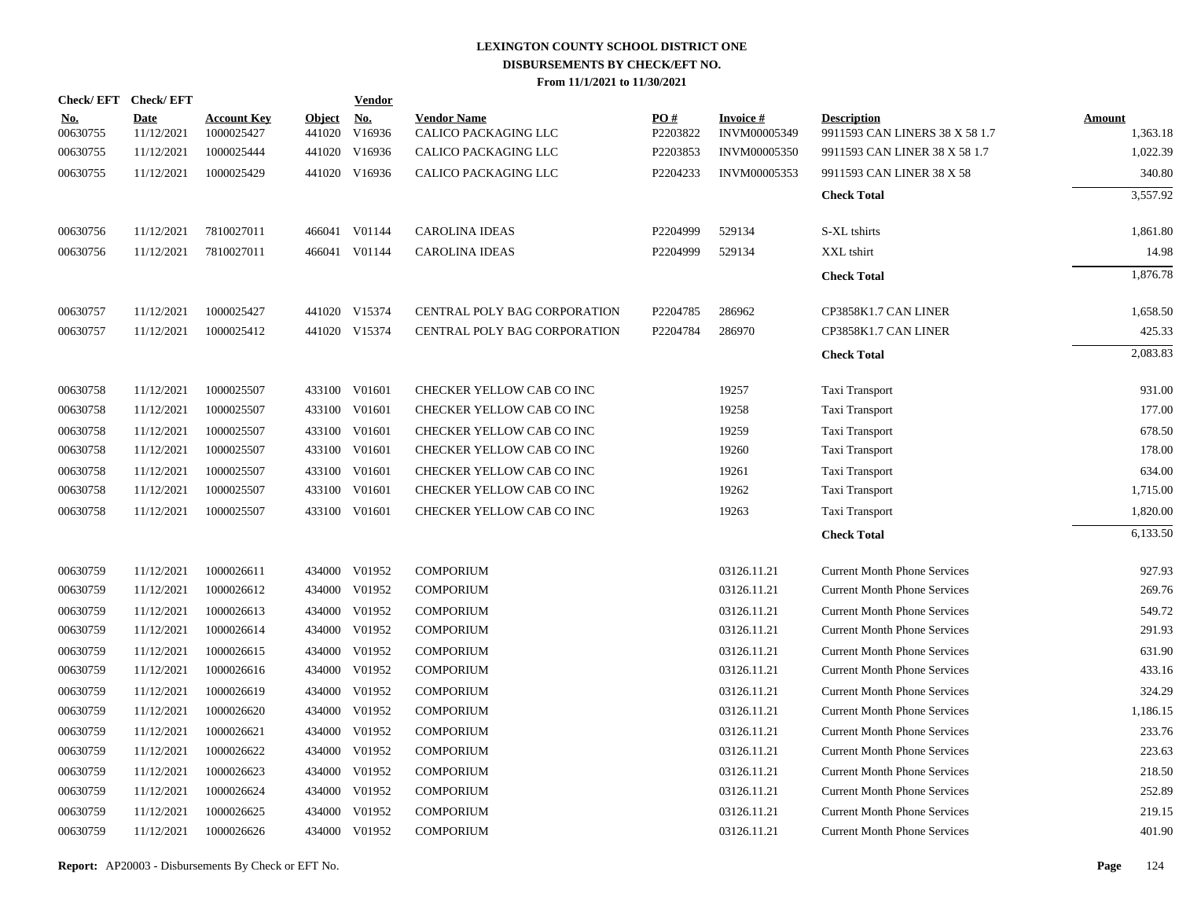# LEXINGTON COUNTY SCHOOL DISTRICT ONE
## DISBURSEMENTS BY CHECK/EFT NO.
### From 11/1/2021 to 11/30/2021

| Check/ EFT No. | Check/ EFT Date | Account Key | Object | Vendor No. | Vendor Name | PO # | Invoice # | Description | Amount |
|---|---|---|---|---|---|---|---|---|---|
| 00630755 | 11/12/2021 | 1000025427 | 441020 | V16936 | CALICO PACKAGING LLC | P2203822 | INVM00005349 | 9911593 CAN LINERS 38 X 58 1.7 | 1,363.18 |
| 00630755 | 11/12/2021 | 1000025444 | 441020 | V16936 | CALICO PACKAGING LLC | P2203853 | INVM00005350 | 9911593 CAN LINER 38 X 58 1.7 | 1,022.39 |
| 00630755 | 11/12/2021 | 1000025429 | 441020 | V16936 | CALICO PACKAGING LLC | P2204233 | INVM00005353 | 9911593 CAN LINER 38 X 58 | 340.80 |
| | | | | | | | | **Check Total** | 3,557.92 |
| 00630756 | 11/12/2021 | 7810027011 | 466041 | V01144 | CAROLINA IDEAS | P2204999 | 529134 | S-XL tshirts | 1,861.80 |
| 00630756 | 11/12/2021 | 7810027011 | 466041 | V01144 | CAROLINA IDEAS | P2204999 | 529134 | XXL tshirt | 14.98 |
| | | | | | | | | **Check Total** | 1,876.78 |
| 00630757 | 11/12/2021 | 1000025427 | 441020 | V15374 | CENTRAL POLY BAG CORPORATION | P2204785 | 286962 | CP3858K1.7 CAN LINER | 1,658.50 |
| 00630757 | 11/12/2021 | 1000025412 | 441020 | V15374 | CENTRAL POLY BAG CORPORATION | P2204784 | 286970 | CP3858K1.7 CAN LINER | 425.33 |
| | | | | | | | | **Check Total** | 2,083.83 |
| 00630758 | 11/12/2021 | 1000025507 | 433100 | V01601 | CHECKER YELLOW CAB CO INC | | 19257 | Taxi Transport | 931.00 |
| 00630758 | 11/12/2021 | 1000025507 | 433100 | V01601 | CHECKER YELLOW CAB CO INC | | 19258 | Taxi Transport | 177.00 |
| 00630758 | 11/12/2021 | 1000025507 | 433100 | V01601 | CHECKER YELLOW CAB CO INC | | 19259 | Taxi Transport | 678.50 |
| 00630758 | 11/12/2021 | 1000025507 | 433100 | V01601 | CHECKER YELLOW CAB CO INC | | 19260 | Taxi Transport | 178.00 |
| 00630758 | 11/12/2021 | 1000025507 | 433100 | V01601 | CHECKER YELLOW CAB CO INC | | 19261 | Taxi Transport | 634.00 |
| 00630758 | 11/12/2021 | 1000025507 | 433100 | V01601 | CHECKER YELLOW CAB CO INC | | 19262 | Taxi Transport | 1,715.00 |
| 00630758 | 11/12/2021 | 1000025507 | 433100 | V01601 | CHECKER YELLOW CAB CO INC | | 19263 | Taxi Transport | 1,820.00 |
| | | | | | | | | **Check Total** | 6,133.50 |
| 00630759 | 11/12/2021 | 1000026611 | 434000 | V01952 | COMPORIUM | | 03126.11.21 | Current Month Phone Services | 927.93 |
| 00630759 | 11/12/2021 | 1000026612 | 434000 | V01952 | COMPORIUM | | 03126.11.21 | Current Month Phone Services | 269.76 |
| 00630759 | 11/12/2021 | 1000026613 | 434000 | V01952 | COMPORIUM | | 03126.11.21 | Current Month Phone Services | 549.72 |
| 00630759 | 11/12/2021 | 1000026614 | 434000 | V01952 | COMPORIUM | | 03126.11.21 | Current Month Phone Services | 291.93 |
| 00630759 | 11/12/2021 | 1000026615 | 434000 | V01952 | COMPORIUM | | 03126.11.21 | Current Month Phone Services | 631.90 |
| 00630759 | 11/12/2021 | 1000026616 | 434000 | V01952 | COMPORIUM | | 03126.11.21 | Current Month Phone Services | 433.16 |
| 00630759 | 11/12/2021 | 1000026619 | 434000 | V01952 | COMPORIUM | | 03126.11.21 | Current Month Phone Services | 324.29 |
| 00630759 | 11/12/2021 | 1000026620 | 434000 | V01952 | COMPORIUM | | 03126.11.21 | Current Month Phone Services | 1,186.15 |
| 00630759 | 11/12/2021 | 1000026621 | 434000 | V01952 | COMPORIUM | | 03126.11.21 | Current Month Phone Services | 233.76 |
| 00630759 | 11/12/2021 | 1000026622 | 434000 | V01952 | COMPORIUM | | 03126.11.21 | Current Month Phone Services | 223.63 |
| 00630759 | 11/12/2021 | 1000026623 | 434000 | V01952 | COMPORIUM | | 03126.11.21 | Current Month Phone Services | 218.50 |
| 00630759 | 11/12/2021 | 1000026624 | 434000 | V01952 | COMPORIUM | | 03126.11.21 | Current Month Phone Services | 252.89 |
| 00630759 | 11/12/2021 | 1000026625 | 434000 | V01952 | COMPORIUM | | 03126.11.21 | Current Month Phone Services | 219.15 |
| 00630759 | 11/12/2021 | 1000026626 | 434000 | V01952 | COMPORIUM | | 03126.11.21 | Current Month Phone Services | 401.90 |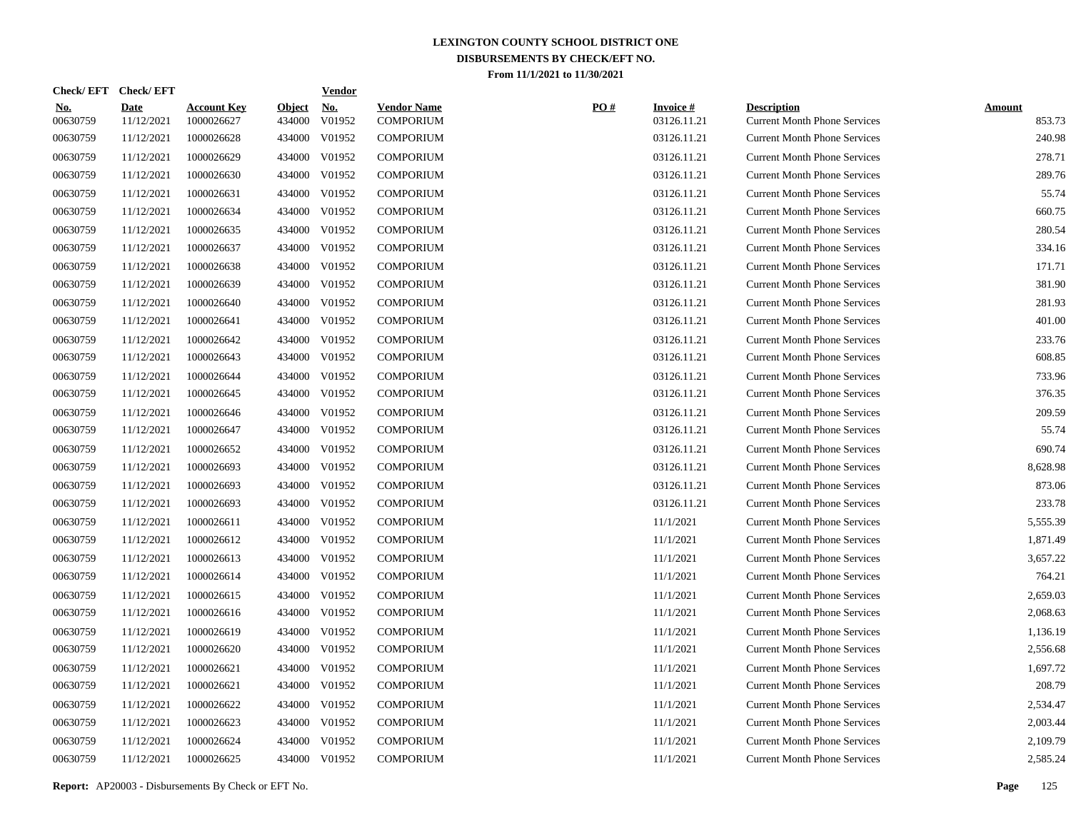# LEXINGTON COUNTY SCHOOL DISTRICT ONE
## DISBURSEMENTS BY CHECK/EFT NO.
### From 11/1/2021 to 11/30/2021

| Check/ EFT No. | Check/ EFT Date | Account Key | Object | Vendor No. | Vendor Name | PO # | Invoice # | Description | Amount |
|---|---|---|---|---|---|---|---|---|---|
| 00630759 | 11/12/2021 | 1000026627 | 434000 | V01952 | COMPORIUM | | 03126.11.21 | Current Month Phone Services | 853.73 |
| 00630759 | 11/12/2021 | 1000026628 | 434000 | V01952 | COMPORIUM | | 03126.11.21 | Current Month Phone Services | 240.98 |
| 00630759 | 11/12/2021 | 1000026629 | 434000 | V01952 | COMPORIUM | | 03126.11.21 | Current Month Phone Services | 278.71 |
| 00630759 | 11/12/2021 | 1000026630 | 434000 | V01952 | COMPORIUM | | 03126.11.21 | Current Month Phone Services | 289.76 |
| 00630759 | 11/12/2021 | 1000026631 | 434000 | V01952 | COMPORIUM | | 03126.11.21 | Current Month Phone Services | 55.74 |
| 00630759 | 11/12/2021 | 1000026634 | 434000 | V01952 | COMPORIUM | | 03126.11.21 | Current Month Phone Services | 660.75 |
| 00630759 | 11/12/2021 | 1000026635 | 434000 | V01952 | COMPORIUM | | 03126.11.21 | Current Month Phone Services | 280.54 |
| 00630759 | 11/12/2021 | 1000026637 | 434000 | V01952 | COMPORIUM | | 03126.11.21 | Current Month Phone Services | 334.16 |
| 00630759 | 11/12/2021 | 1000026638 | 434000 | V01952 | COMPORIUM | | 03126.11.21 | Current Month Phone Services | 171.71 |
| 00630759 | 11/12/2021 | 1000026639 | 434000 | V01952 | COMPORIUM | | 03126.11.21 | Current Month Phone Services | 381.90 |
| 00630759 | 11/12/2021 | 1000026640 | 434000 | V01952 | COMPORIUM | | 03126.11.21 | Current Month Phone Services | 281.93 |
| 00630759 | 11/12/2021 | 1000026641 | 434000 | V01952 | COMPORIUM | | 03126.11.21 | Current Month Phone Services | 401.00 |
| 00630759 | 11/12/2021 | 1000026642 | 434000 | V01952 | COMPORIUM | | 03126.11.21 | Current Month Phone Services | 233.76 |
| 00630759 | 11/12/2021 | 1000026643 | 434000 | V01952 | COMPORIUM | | 03126.11.21 | Current Month Phone Services | 608.85 |
| 00630759 | 11/12/2021 | 1000026644 | 434000 | V01952 | COMPORIUM | | 03126.11.21 | Current Month Phone Services | 733.96 |
| 00630759 | 11/12/2021 | 1000026645 | 434000 | V01952 | COMPORIUM | | 03126.11.21 | Current Month Phone Services | 376.35 |
| 00630759 | 11/12/2021 | 1000026646 | 434000 | V01952 | COMPORIUM | | 03126.11.21 | Current Month Phone Services | 209.59 |
| 00630759 | 11/12/2021 | 1000026647 | 434000 | V01952 | COMPORIUM | | 03126.11.21 | Current Month Phone Services | 55.74 |
| 00630759 | 11/12/2021 | 1000026652 | 434000 | V01952 | COMPORIUM | | 03126.11.21 | Current Month Phone Services | 690.74 |
| 00630759 | 11/12/2021 | 1000026693 | 434000 | V01952 | COMPORIUM | | 03126.11.21 | Current Month Phone Services | 8,628.98 |
| 00630759 | 11/12/2021 | 1000026693 | 434000 | V01952 | COMPORIUM | | 03126.11.21 | Current Month Phone Services | 873.06 |
| 00630759 | 11/12/2021 | 1000026693 | 434000 | V01952 | COMPORIUM | | 03126.11.21 | Current Month Phone Services | 233.78 |
| 00630759 | 11/12/2021 | 1000026611 | 434000 | V01952 | COMPORIUM | | 11/1/2021 | Current Month Phone Services | 5,555.39 |
| 00630759 | 11/12/2021 | 1000026612 | 434000 | V01952 | COMPORIUM | | 11/1/2021 | Current Month Phone Services | 1,871.49 |
| 00630759 | 11/12/2021 | 1000026613 | 434000 | V01952 | COMPORIUM | | 11/1/2021 | Current Month Phone Services | 3,657.22 |
| 00630759 | 11/12/2021 | 1000026614 | 434000 | V01952 | COMPORIUM | | 11/1/2021 | Current Month Phone Services | 764.21 |
| 00630759 | 11/12/2021 | 1000026615 | 434000 | V01952 | COMPORIUM | | 11/1/2021 | Current Month Phone Services | 2,659.03 |
| 00630759 | 11/12/2021 | 1000026616 | 434000 | V01952 | COMPORIUM | | 11/1/2021 | Current Month Phone Services | 2,068.63 |
| 00630759 | 11/12/2021 | 1000026619 | 434000 | V01952 | COMPORIUM | | 11/1/2021 | Current Month Phone Services | 1,136.19 |
| 00630759 | 11/12/2021 | 1000026620 | 434000 | V01952 | COMPORIUM | | 11/1/2021 | Current Month Phone Services | 2,556.68 |
| 00630759 | 11/12/2021 | 1000026621 | 434000 | V01952 | COMPORIUM | | 11/1/2021 | Current Month Phone Services | 1,697.72 |
| 00630759 | 11/12/2021 | 1000026621 | 434000 | V01952 | COMPORIUM | | 11/1/2021 | Current Month Phone Services | 208.79 |
| 00630759 | 11/12/2021 | 1000026622 | 434000 | V01952 | COMPORIUM | | 11/1/2021 | Current Month Phone Services | 2,534.47 |
| 00630759 | 11/12/2021 | 1000026623 | 434000 | V01952 | COMPORIUM | | 11/1/2021 | Current Month Phone Services | 2,003.44 |
| 00630759 | 11/12/2021 | 1000026624 | 434000 | V01952 | COMPORIUM | | 11/1/2021 | Current Month Phone Services | 2,109.79 |
| 00630759 | 11/12/2021 | 1000026625 | 434000 | V01952 | COMPORIUM | | 11/1/2021 | Current Month Phone Services | 2,585.24 |

**Report:** AP20003 - Disbursements By Check or EFT No.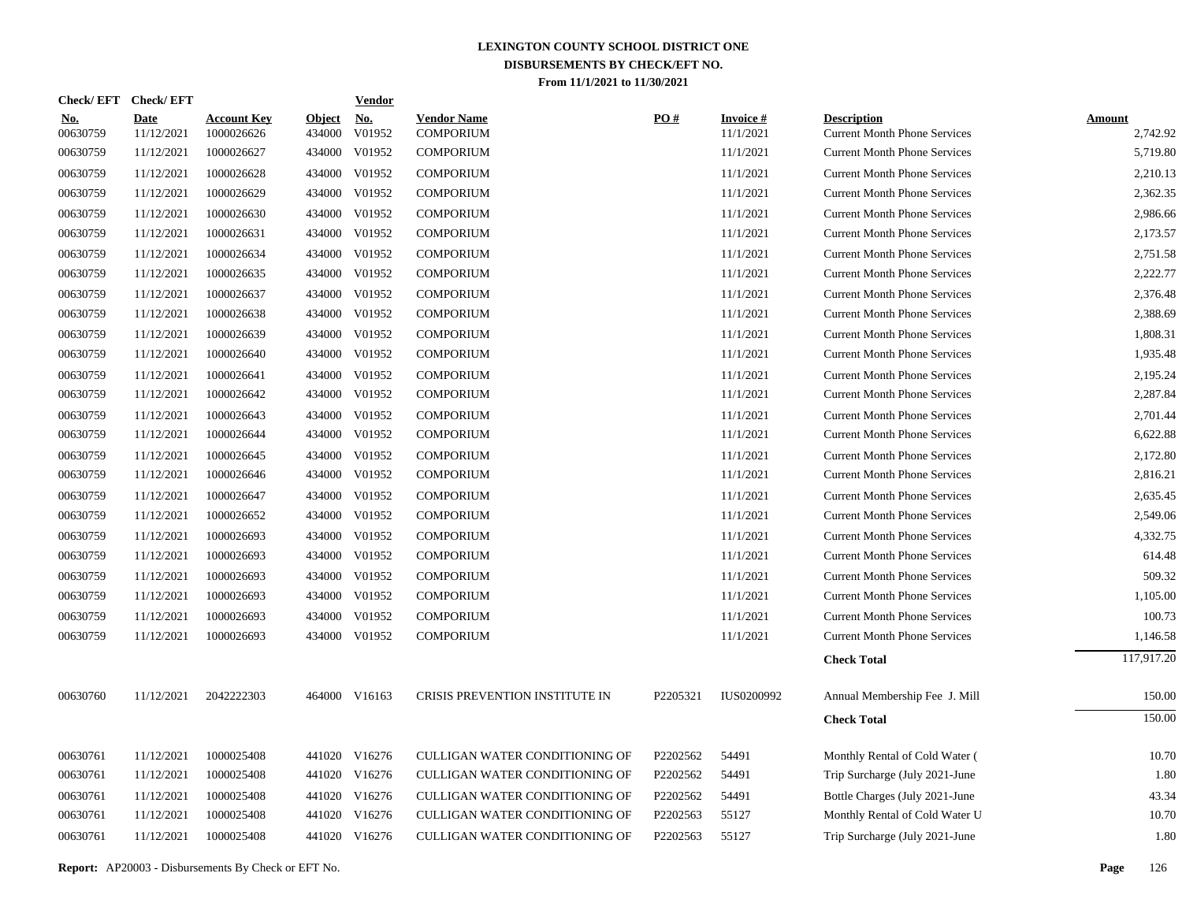# LEXINGTON COUNTY SCHOOL DISTRICT ONE

## DISBURSEMENTS BY CHECK/EFT NO.

### From 11/1/2021 to 11/30/2021

| Check/ EFT No. | Check/ EFT Date | Account Key | Object | Vendor No. | Vendor Name | PO # | Invoice # | Description | Amount |
|---|---|---|---|---|---|---|---|---|---|
| 00630759 | 11/12/2021 | 1000026626 | 434000 | V01952 | COMPORIUM | | 11/1/2021 | Current Month Phone Services | 2,742.92 |
| 00630759 | 11/12/2021 | 1000026627 | 434000 | V01952 | COMPORIUM | | 11/1/2021 | Current Month Phone Services | 5,719.80 |
| 00630759 | 11/12/2021 | 1000026628 | 434000 | V01952 | COMPORIUM | | 11/1/2021 | Current Month Phone Services | 2,210.13 |
| 00630759 | 11/12/2021 | 1000026629 | 434000 | V01952 | COMPORIUM | | 11/1/2021 | Current Month Phone Services | 2,362.35 |
| 00630759 | 11/12/2021 | 1000026630 | 434000 | V01952 | COMPORIUM | | 11/1/2021 | Current Month Phone Services | 2,986.66 |
| 00630759 | 11/12/2021 | 1000026631 | 434000 | V01952 | COMPORIUM | | 11/1/2021 | Current Month Phone Services | 2,173.57 |
| 00630759 | 11/12/2021 | 1000026634 | 434000 | V01952 | COMPORIUM | | 11/1/2021 | Current Month Phone Services | 2,751.58 |
| 00630759 | 11/12/2021 | 1000026635 | 434000 | V01952 | COMPORIUM | | 11/1/2021 | Current Month Phone Services | 2,222.77 |
| 00630759 | 11/12/2021 | 1000026637 | 434000 | V01952 | COMPORIUM | | 11/1/2021 | Current Month Phone Services | 2,376.48 |
| 00630759 | 11/12/2021 | 1000026638 | 434000 | V01952 | COMPORIUM | | 11/1/2021 | Current Month Phone Services | 2,388.69 |
| 00630759 | 11/12/2021 | 1000026639 | 434000 | V01952 | COMPORIUM | | 11/1/2021 | Current Month Phone Services | 1,808.31 |
| 00630759 | 11/12/2021 | 1000026640 | 434000 | V01952 | COMPORIUM | | 11/1/2021 | Current Month Phone Services | 1,935.48 |
| 00630759 | 11/12/2021 | 1000026641 | 434000 | V01952 | COMPORIUM | | 11/1/2021 | Current Month Phone Services | 2,195.24 |
| 00630759 | 11/12/2021 | 1000026642 | 434000 | V01952 | COMPORIUM | | 11/1/2021 | Current Month Phone Services | 2,287.84 |
| 00630759 | 11/12/2021 | 1000026643 | 434000 | V01952 | COMPORIUM | | 11/1/2021 | Current Month Phone Services | 2,701.44 |
| 00630759 | 11/12/2021 | 1000026644 | 434000 | V01952 | COMPORIUM | | 11/1/2021 | Current Month Phone Services | 6,622.88 |
| 00630759 | 11/12/2021 | 1000026645 | 434000 | V01952 | COMPORIUM | | 11/1/2021 | Current Month Phone Services | 2,172.80 |
| 00630759 | 11/12/2021 | 1000026646 | 434000 | V01952 | COMPORIUM | | 11/1/2021 | Current Month Phone Services | 2,816.21 |
| 00630759 | 11/12/2021 | 1000026647 | 434000 | V01952 | COMPORIUM | | 11/1/2021 | Current Month Phone Services | 2,635.45 |
| 00630759 | 11/12/2021 | 1000026652 | 434000 | V01952 | COMPORIUM | | 11/1/2021 | Current Month Phone Services | 2,549.06 |
| 00630759 | 11/12/2021 | 1000026693 | 434000 | V01952 | COMPORIUM | | 11/1/2021 | Current Month Phone Services | 4,332.75 |
| 00630759 | 11/12/2021 | 1000026693 | 434000 | V01952 | COMPORIUM | | 11/1/2021 | Current Month Phone Services | 614.48 |
| 00630759 | 11/12/2021 | 1000026693 | 434000 | V01952 | COMPORIUM | | 11/1/2021 | Current Month Phone Services | 509.32 |
| 00630759 | 11/12/2021 | 1000026693 | 434000 | V01952 | COMPORIUM | | 11/1/2021 | Current Month Phone Services | 1,105.00 |
| 00630759 | 11/12/2021 | 1000026693 | 434000 | V01952 | COMPORIUM | | 11/1/2021 | Current Month Phone Services | 100.73 |
| 00630759 | 11/12/2021 | 1000026693 | 434000 | V01952 | COMPORIUM | | 11/1/2021 | Current Month Phone Services | 1,146.58 |
| | | | | | | | | **Check Total** | 117,917.20 |
| 00630760 | 11/12/2021 | 2042222303 | 464000 | V16163 | CRISIS PREVENTION INSTITUTE IN | P2205321 | IUS0200992 | Annual Membership Fee J. Mill | 150.00 |
| | | | | | | | | **Check Total** | 150.00 |
| 00630761 | 11/12/2021 | 1000025408 | 441020 | V16276 | CULLIGAN WATER CONDITIONING OF | P2202562 | 54491 | Monthly Rental of Cold Water ( | 10.70 |
| 00630761 | 11/12/2021 | 1000025408 | 441020 | V16276 | CULLIGAN WATER CONDITIONING OF | P2202562 | 54491 | Trip Surcharge (July 2021-June | 1.80 |
| 00630761 | 11/12/2021 | 1000025408 | 441020 | V16276 | CULLIGAN WATER CONDITIONING OF | P2202562 | 54491 | Bottle Charges (July 2021-June | 43.34 |
| 00630761 | 11/12/2021 | 1000025408 | 441020 | V16276 | CULLIGAN WATER CONDITIONING OF | P2202563 | 55127 | Monthly Rental of Cold Water U | 10.70 |
| 00630761 | 11/12/2021 | 1000025408 | 441020 | V16276 | CULLIGAN WATER CONDITIONING OF | P2202563 | 55127 | Trip Surcharge (July 2021-June | 1.80 |

**Report:** AP20003 - Disbursements By Check or EFT No.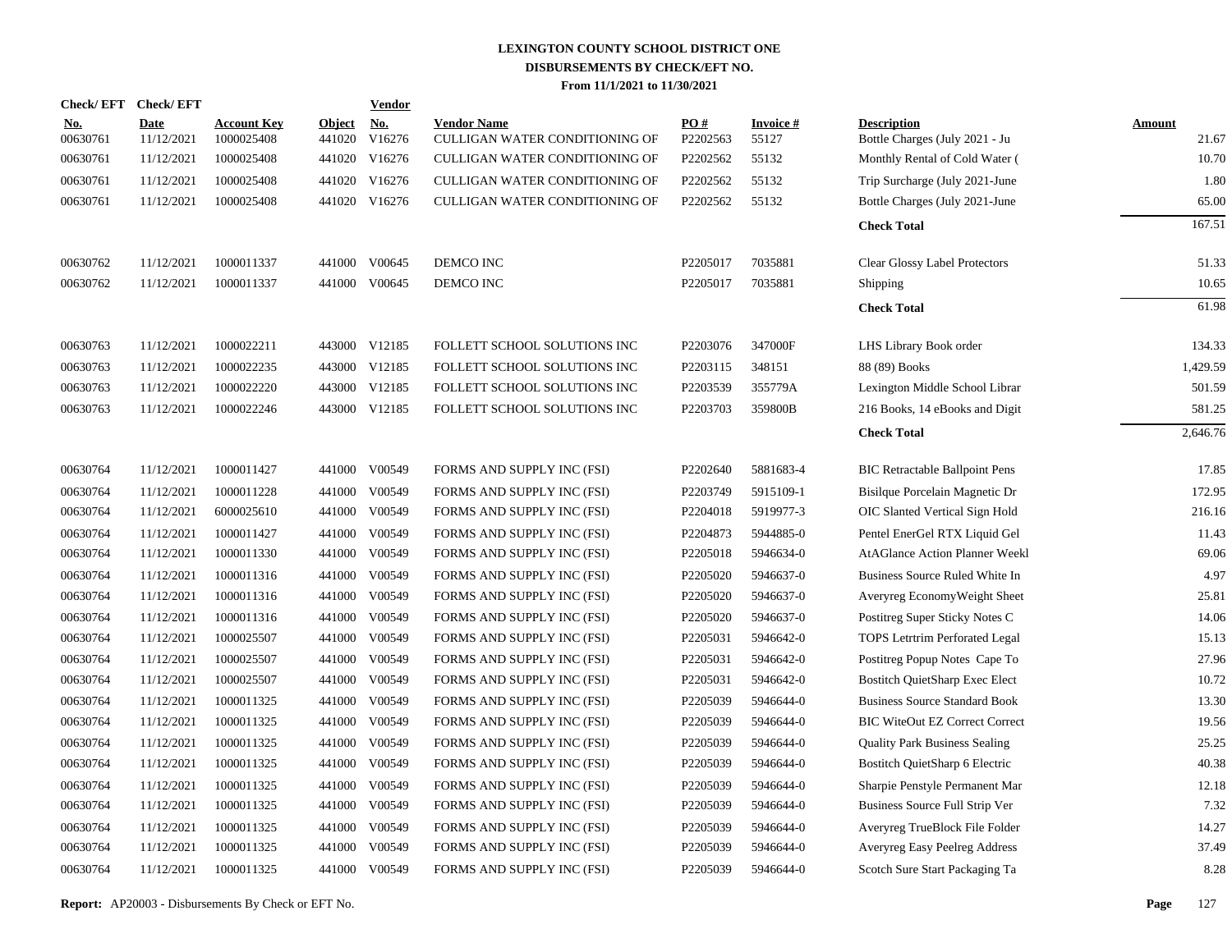# LEXINGTON COUNTY SCHOOL DISTRICT ONE
## DISBURSEMENTS BY CHECK/EFT NO.
### From 11/1/2021 to 11/30/2021

| Check/ EFT No. | Check/ EFT Date | Account Key | Object | Vendor No. | Vendor Name | PO # | Invoice # | Description | Amount |
|---|---|---|---|---|---|---|---|---|---|
| 00630761 | 11/12/2021 | 1000025408 | 441020 | V16276 | CULLIGAN WATER CONDITIONING OF | P2202563 | 55127 | Bottle Charges (July 2021 - Ju | 21.67 |
| 00630761 | 11/12/2021 | 1000025408 | 441020 | V16276 | CULLIGAN WATER CONDITIONING OF | P2202562 | 55132 | Monthly Rental of Cold Water ( | 10.70 |
| 00630761 | 11/12/2021 | 1000025408 | 441020 | V16276 | CULLIGAN WATER CONDITIONING OF | P2202562 | 55132 | Trip Surcharge (July 2021-June | 1.80 |
| 00630761 | 11/12/2021 | 1000025408 | 441020 | V16276 | CULLIGAN WATER CONDITIONING OF | P2202562 | 55132 | Bottle Charges (July 2021-June | 65.00 |
| | | | | | | | | **Check Total** | 167.51 |
| 00630762 | 11/12/2021 | 1000011337 | 441000 | V00645 | DEMCO INC | P2205017 | 7035881 | Clear Glossy Label Protectors | 51.33 |
| 00630762 | 11/12/2021 | 1000011337 | 441000 | V00645 | DEMCO INC | P2205017 | 7035881 | Shipping | 10.65 |
| | | | | | | | | **Check Total** | 61.98 |
| 00630763 | 11/12/2021 | 1000022211 | 443000 | V12185 | FOLLETT SCHOOL SOLUTIONS INC | P2203076 | 347000F | LHS Library Book order | 134.33 |
| 00630763 | 11/12/2021 | 1000022235 | 443000 | V12185 | FOLLETT SCHOOL SOLUTIONS INC | P2203115 | 348151 | 88 (89) Books | 1,429.59 |
| 00630763 | 11/12/2021 | 1000022220 | 443000 | V12185 | FOLLETT SCHOOL SOLUTIONS INC | P2203539 | 355779A | Lexington Middle School Librar | 501.59 |
| 00630763 | 11/12/2021 | 1000022246 | 443000 | V12185 | FOLLETT SCHOOL SOLUTIONS INC | P2203703 | 359800B | 216 Books, 14 eBooks and Digit | 581.25 |
| | | | | | | | | **Check Total** | 2,646.76 |
| 00630764 | 11/12/2021 | 1000011427 | 441000 | V00549 | FORMS AND SUPPLY INC (FSI) | P2202640 | 5881683-4 | BIC Retractable Ballpoint Pens | 17.85 |
| 00630764 | 11/12/2021 | 1000011228 | 441000 | V00549 | FORMS AND SUPPLY INC (FSI) | P2203749 | 5915109-1 | Bisilque Porcelain Magnetic Dr | 172.95 |
| 00630764 | 11/12/2021 | 6000025610 | 441000 | V00549 | FORMS AND SUPPLY INC (FSI) | P2204018 | 5919977-3 | OIC Slanted Vertical Sign Hold | 216.16 |
| 00630764 | 11/12/2021 | 1000011427 | 441000 | V00549 | FORMS AND SUPPLY INC (FSI) | P2204873 | 5944885-0 | Pentel EnerGel RTX Liquid Gel | 11.43 |
| 00630764 | 11/12/2021 | 1000011330 | 441000 | V00549 | FORMS AND SUPPLY INC (FSI) | P2205018 | 5946634-0 | AtAGlance Action Planner Weekl | 69.06 |
| 00630764 | 11/12/2021 | 1000011316 | 441000 | V00549 | FORMS AND SUPPLY INC (FSI) | P2205020 | 5946637-0 | Business Source Ruled White In | 4.97 |
| 00630764 | 11/12/2021 | 1000011316 | 441000 | V00549 | FORMS AND SUPPLY INC (FSI) | P2205020 | 5946637-0 | Averyreg EconomyWeight Sheet | 25.81 |
| 00630764 | 11/12/2021 | 1000011316 | 441000 | V00549 | FORMS AND SUPPLY INC (FSI) | P2205020 | 5946637-0 | Postitreg Super Sticky Notes C | 14.06 |
| 00630764 | 11/12/2021 | 1000025507 | 441000 | V00549 | FORMS AND SUPPLY INC (FSI) | P2205031 | 5946642-0 | TOPS Letrtrim Perforated Legal | 15.13 |
| 00630764 | 11/12/2021 | 1000025507 | 441000 | V00549 | FORMS AND SUPPLY INC (FSI) | P2205031 | 5946642-0 | Postitreg Popup Notes Cape To | 27.96 |
| 00630764 | 11/12/2021 | 1000025507 | 441000 | V00549 | FORMS AND SUPPLY INC (FSI) | P2205031 | 5946642-0 | Bostitch QuietSharp Exec Elect | 10.72 |
| 00630764 | 11/12/2021 | 1000011325 | 441000 | V00549 | FORMS AND SUPPLY INC (FSI) | P2205039 | 5946644-0 | Business Source Standard Book | 13.30 |
| 00630764 | 11/12/2021 | 1000011325 | 441000 | V00549 | FORMS AND SUPPLY INC (FSI) | P2205039 | 5946644-0 | BIC WiteOut EZ Correct Correct | 19.56 |
| 00630764 | 11/12/2021 | 1000011325 | 441000 | V00549 | FORMS AND SUPPLY INC (FSI) | P2205039 | 5946644-0 | Quality Park Business Sealing | 25.25 |
| 00630764 | 11/12/2021 | 1000011325 | 441000 | V00549 | FORMS AND SUPPLY INC (FSI) | P2205039 | 5946644-0 | Bostitch QuietSharp 6 Electric | 40.38 |
| 00630764 | 11/12/2021 | 1000011325 | 441000 | V00549 | FORMS AND SUPPLY INC (FSI) | P2205039 | 5946644-0 | Sharpie Penstyle Permanent Mar | 12.18 |
| 00630764 | 11/12/2021 | 1000011325 | 441000 | V00549 | FORMS AND SUPPLY INC (FSI) | P2205039 | 5946644-0 | Business Source Full Strip Ver | 7.32 |
| 00630764 | 11/12/2021 | 1000011325 | 441000 | V00549 | FORMS AND SUPPLY INC (FSI) | P2205039 | 5946644-0 | Averyreg TrueBlock File Folder | 14.27 |
| 00630764 | 11/12/2021 | 1000011325 | 441000 | V00549 | FORMS AND SUPPLY INC (FSI) | P2205039 | 5946644-0 | Averyreg Easy Peelreg Address | 37.49 |
| 00630764 | 11/12/2021 | 1000011325 | 441000 | V00549 | FORMS AND SUPPLY INC (FSI) | P2205039 | 5946644-0 | Scotch Sure Start Packaging Ta | 8.28 |

**Report:** AP20003 - Disbursements By Check or EFT No.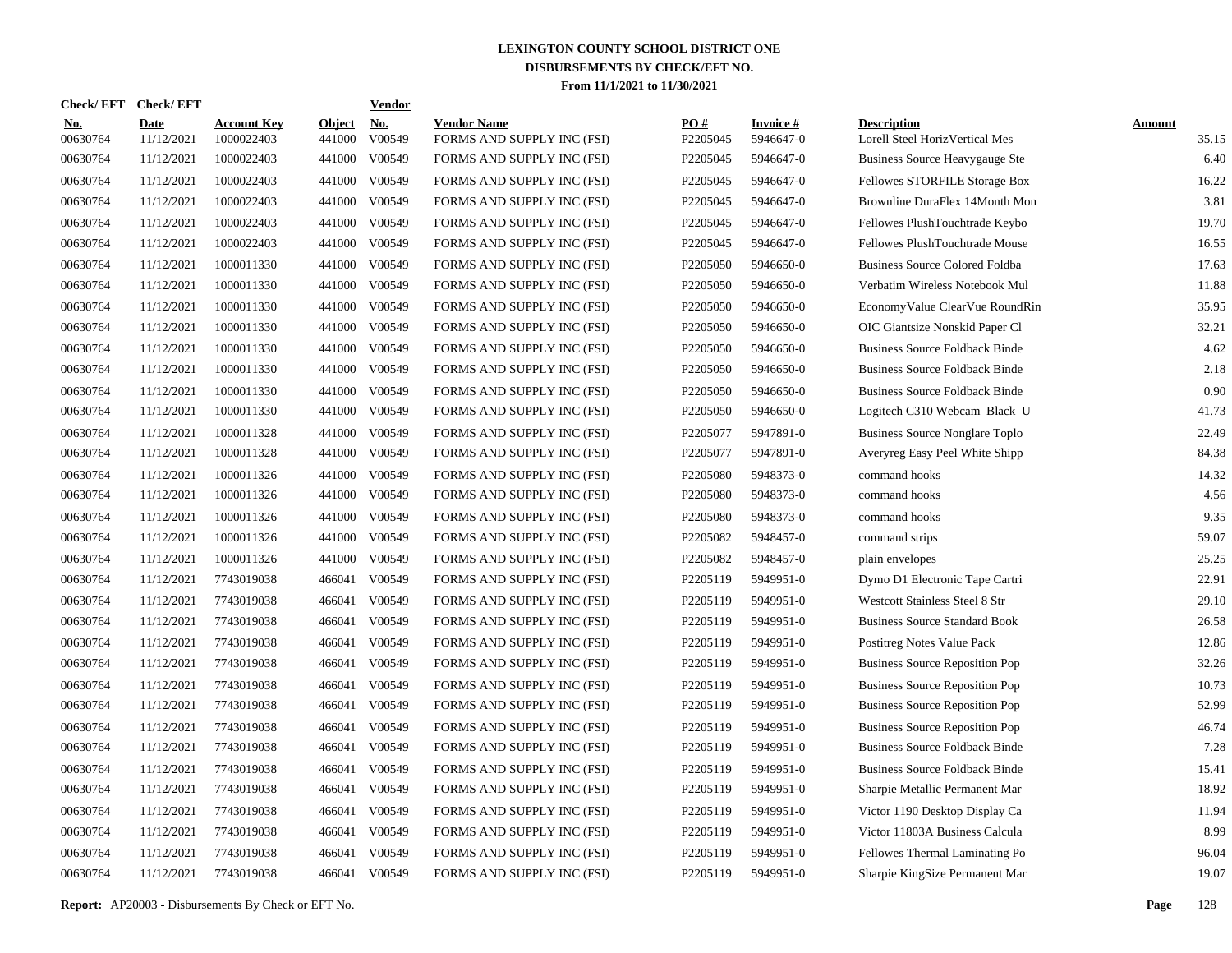# LEXINGTON COUNTY SCHOOL DISTRICT ONE
## DISBURSEMENTS BY CHECK/EFT NO.
### From 11/1/2021 to 11/30/2021

| Check/ EFT No. | Check/ EFT Date | Account Key | Object | Vendor No. | Vendor Name | PO # | Invoice # | Description | Amount |
|---|---|---|---|---|---|---|---|---|---|
| 00630764 | 11/12/2021 | 1000022403 | 441000 | V00549 | FORMS AND SUPPLY INC (FSI) | P2205045 | 5946647-0 | Lorell Steel HorizVertical Mes | 35.15 |
| 00630764 | 11/12/2021 | 1000022403 | 441000 | V00549 | FORMS AND SUPPLY INC (FSI) | P2205045 | 5946647-0 | Business Source Heavygauge Ste | 6.40 |
| 00630764 | 11/12/2021 | 1000022403 | 441000 | V00549 | FORMS AND SUPPLY INC (FSI) | P2205045 | 5946647-0 | Fellowes STORFILE Storage Box | 16.22 |
| 00630764 | 11/12/2021 | 1000022403 | 441000 | V00549 | FORMS AND SUPPLY INC (FSI) | P2205045 | 5946647-0 | Brownline DuraFlex 14Month Mon | 3.81 |
| 00630764 | 11/12/2021 | 1000022403 | 441000 | V00549 | FORMS AND SUPPLY INC (FSI) | P2205045 | 5946647-0 | Fellowes PlushTouchtrade Keybo | 19.70 |
| 00630764 | 11/12/2021 | 1000022403 | 441000 | V00549 | FORMS AND SUPPLY INC (FSI) | P2205045 | 5946647-0 | Fellowes PlushTouchtrade Mouse | 16.55 |
| 00630764 | 11/12/2021 | 1000011330 | 441000 | V00549 | FORMS AND SUPPLY INC (FSI) | P2205050 | 5946650-0 | Business Source Colored Foldba | 17.63 |
| 00630764 | 11/12/2021 | 1000011330 | 441000 | V00549 | FORMS AND SUPPLY INC (FSI) | P2205050 | 5946650-0 | Verbatim Wireless Notebook Mul | 11.88 |
| 00630764 | 11/12/2021 | 1000011330 | 441000 | V00549 | FORMS AND SUPPLY INC (FSI) | P2205050 | 5946650-0 | EconomyValue ClearVue RoundRin | 35.95 |
| 00630764 | 11/12/2021 | 1000011330 | 441000 | V00549 | FORMS AND SUPPLY INC (FSI) | P2205050 | 5946650-0 | OIC Giantsize Nonskid Paper Cl | 32.21 |
| 00630764 | 11/12/2021 | 1000011330 | 441000 | V00549 | FORMS AND SUPPLY INC (FSI) | P2205050 | 5946650-0 | Business Source Foldback Binde | 4.62 |
| 00630764 | 11/12/2021 | 1000011330 | 441000 | V00549 | FORMS AND SUPPLY INC (FSI) | P2205050 | 5946650-0 | Business Source Foldback Binde | 2.18 |
| 00630764 | 11/12/2021 | 1000011330 | 441000 | V00549 | FORMS AND SUPPLY INC (FSI) | P2205050 | 5946650-0 | Business Source Foldback Binde | 0.90 |
| 00630764 | 11/12/2021 | 1000011330 | 441000 | V00549 | FORMS AND SUPPLY INC (FSI) | P2205050 | 5946650-0 | Logitech C310 Webcam Black U | 41.73 |
| 00630764 | 11/12/2021 | 1000011328 | 441000 | V00549 | FORMS AND SUPPLY INC (FSI) | P2205077 | 5947891-0 | Business Source Nonglare Toplo | 22.49 |
| 00630764 | 11/12/2021 | 1000011328 | 441000 | V00549 | FORMS AND SUPPLY INC (FSI) | P2205077 | 5947891-0 | Averyreg Easy Peel White Shipp | 84.38 |
| 00630764 | 11/12/2021 | 1000011326 | 441000 | V00549 | FORMS AND SUPPLY INC (FSI) | P2205080 | 5948373-0 | command hooks | 14.32 |
| 00630764 | 11/12/2021 | 1000011326 | 441000 | V00549 | FORMS AND SUPPLY INC (FSI) | P2205080 | 5948373-0 | command hooks | 4.56 |
| 00630764 | 11/12/2021 | 1000011326 | 441000 | V00549 | FORMS AND SUPPLY INC (FSI) | P2205080 | 5948373-0 | command hooks | 9.35 |
| 00630764 | 11/12/2021 | 1000011326 | 441000 | V00549 | FORMS AND SUPPLY INC (FSI) | P2205082 | 5948457-0 | command strips | 59.07 |
| 00630764 | 11/12/2021 | 1000011326 | 441000 | V00549 | FORMS AND SUPPLY INC (FSI) | P2205082 | 5948457-0 | plain envelopes | 25.25 |
| 00630764 | 11/12/2021 | 7743019038 | 466041 | V00549 | FORMS AND SUPPLY INC (FSI) | P2205119 | 5949951-0 | Dymo D1 Electronic Tape Cartri | 22.91 |
| 00630764 | 11/12/2021 | 7743019038 | 466041 | V00549 | FORMS AND SUPPLY INC (FSI) | P2205119 | 5949951-0 | Westcott Stainless Steel 8 Str | 29.10 |
| 00630764 | 11/12/2021 | 7743019038 | 466041 | V00549 | FORMS AND SUPPLY INC (FSI) | P2205119 | 5949951-0 | Business Source Standard Book | 26.58 |
| 00630764 | 11/12/2021 | 7743019038 | 466041 | V00549 | FORMS AND SUPPLY INC (FSI) | P2205119 | 5949951-0 | Postitreg Notes Value Pack | 12.86 |
| 00630764 | 11/12/2021 | 7743019038 | 466041 | V00549 | FORMS AND SUPPLY INC (FSI) | P2205119 | 5949951-0 | Business Source Reposition Pop | 32.26 |
| 00630764 | 11/12/2021 | 7743019038 | 466041 | V00549 | FORMS AND SUPPLY INC (FSI) | P2205119 | 5949951-0 | Business Source Reposition Pop | 10.73 |
| 00630764 | 11/12/2021 | 7743019038 | 466041 | V00549 | FORMS AND SUPPLY INC (FSI) | P2205119 | 5949951-0 | Business Source Reposition Pop | 52.99 |
| 00630764 | 11/12/2021 | 7743019038 | 466041 | V00549 | FORMS AND SUPPLY INC (FSI) | P2205119 | 5949951-0 | Business Source Reposition Pop | 46.74 |
| 00630764 | 11/12/2021 | 7743019038 | 466041 | V00549 | FORMS AND SUPPLY INC (FSI) | P2205119 | 5949951-0 | Business Source Foldback Binde | 7.28 |
| 00630764 | 11/12/2021 | 7743019038 | 466041 | V00549 | FORMS AND SUPPLY INC (FSI) | P2205119 | 5949951-0 | Business Source Foldback Binde | 15.41 |
| 00630764 | 11/12/2021 | 7743019038 | 466041 | V00549 | FORMS AND SUPPLY INC (FSI) | P2205119 | 5949951-0 | Sharpie Metallic Permanent Mar | 18.92 |
| 00630764 | 11/12/2021 | 7743019038 | 466041 | V00549 | FORMS AND SUPPLY INC (FSI) | P2205119 | 5949951-0 | Victor 1190 Desktop Display Ca | 11.94 |
| 00630764 | 11/12/2021 | 7743019038 | 466041 | V00549 | FORMS AND SUPPLY INC (FSI) | P2205119 | 5949951-0 | Victor 11803A Business Calcula | 8.99 |
| 00630764 | 11/12/2021 | 7743019038 | 466041 | V00549 | FORMS AND SUPPLY INC (FSI) | P2205119 | 5949951-0 | Fellowes Thermal Laminating Po | 96.04 |
| 00630764 | 11/12/2021 | 7743019038 | 466041 | V00549 | FORMS AND SUPPLY INC (FSI) | P2205119 | 5949951-0 | Sharpie KingSize Permanent Mar | 19.07 |

**Report:** AP20003 - Disbursements By Check or EFT No.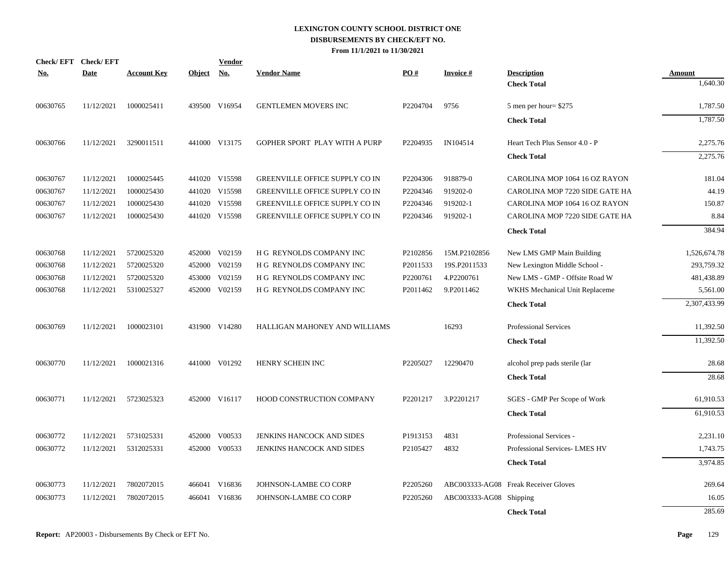# LEXINGTON COUNTY SCHOOL DISTRICT ONE
## DISBURSEMENTS BY CHECK/EFT NO.
### From 11/1/2021 to 11/30/2021

| Check/ EFT No. | Check/ EFT Date | Account Key | Object | Vendor No. | Vendor Name | PO # | Invoice # | Description | Amount |
|---|---|---|---|---|---|---|---|---|---|
| | | | | | | | | **Check Total** | 1,640.30 |
| 00630765 | 11/12/2021 | 1000025411 | 439500 | V16954 | GENTLEMEN MOVERS INC | P2204704 | 9756 | 5 men per hour= $275 | 1,787.50 |
| | | | | | | | | **Check Total** | 1,787.50 |
| 00630766 | 11/12/2021 | 3290011511 | 441000 | V13175 | GOPHER SPORT PLAY WITH A PURP | P2204935 | IN104514 | Heart Tech Plus Sensor 4.0 - P | 2,275.76 |
| | | | | | | | | **Check Total** | 2,275.76 |
| 00630767 | 11/12/2021 | 1000025445 | 441020 | V15598 | GREENVILLE OFFICE SUPPLY CO IN | P2204306 | 918879-0 | CAROLINA MOP 1064 16 OZ RAYON | 181.04 |
| 00630767 | 11/12/2021 | 1000025430 | 441020 | V15598 | GREENVILLE OFFICE SUPPLY CO IN | P2204346 | 919202-0 | CAROLINA MOP 7220 SIDE GATE HA | 44.19 |
| 00630767 | 11/12/2021 | 1000025430 | 441020 | V15598 | GREENVILLE OFFICE SUPPLY CO IN | P2204346 | 919202-1 | CAROLINA MOP 1064 16 OZ RAYON | 150.87 |
| 00630767 | 11/12/2021 | 1000025430 | 441020 | V15598 | GREENVILLE OFFICE SUPPLY CO IN | P2204346 | 919202-1 | CAROLINA MOP 7220 SIDE GATE HA | 8.84 |
| | | | | | | | | **Check Total** | 384.94 |
| 00630768 | 11/12/2021 | 5720025320 | 452000 | V02159 | H G REYNOLDS COMPANY INC | P2102856 | 15M.P2102856 | New LMS GMP Main Building | 1,526,674.78 |
| 00630768 | 11/12/2021 | 5720025320 | 452000 | V02159 | H G REYNOLDS COMPANY INC | P2011533 | 19S.P2011533 | New Lexington Middle School - | 293,759.32 |
| 00630768 | 11/12/2021 | 5720025320 | 453000 | V02159 | H G REYNOLDS COMPANY INC | P2200761 | 4.P2200761 | New LMS - GMP - Offsite Road W | 481,438.89 |
| 00630768 | 11/12/2021 | 5310025327 | 452000 | V02159 | H G REYNOLDS COMPANY INC | P2011462 | 9.P2011462 | WKHS Mechanical Unit Replaceme | 5,561.00 |
| | | | | | | | | **Check Total** | 2,307,433.99 |
| 00630769 | 11/12/2021 | 1000023101 | 431900 | V14280 | HALLIGAN MAHONEY AND WILLIAMS | | 16293 | Professional Services | 11,392.50 |
| | | | | | | | | **Check Total** | 11,392.50 |
| 00630770 | 11/12/2021 | 1000021316 | 441000 | V01292 | HENRY SCHEIN INC | P2205027 | 12290470 | alcohol prep pads sterile (lar | 28.68 |
| | | | | | | | | **Check Total** | 28.68 |
| 00630771 | 11/12/2021 | 5723025323 | 452000 | V16117 | HOOD CONSTRUCTION COMPANY | P2201217 | 3.P2201217 | SGES - GMP Per Scope of Work | 61,910.53 |
| | | | | | | | | **Check Total** | 61,910.53 |
| 00630772 | 11/12/2021 | 5731025331 | 452000 | V00533 | JENKINS HANCOCK AND SIDES | P1913153 | 4831 | Professional Services - | 2,231.10 |
| 00630772 | 11/12/2021 | 5312025331 | 452000 | V00533 | JENKINS HANCOCK AND SIDES | P2105427 | 4832 | Professional Services- LMES HV | 1,743.75 |
| | | | | | | | | **Check Total** | 3,974.85 |
| 00630773 | 11/12/2021 | 7802072015 | 466041 | V16836 | JOHNSON-LAMBE CO CORP | P2205260 | ABC003333-AG08 | Freak Receiver Gloves | 269.64 |
| 00630773 | 11/12/2021 | 7802072015 | 466041 | V16836 | JOHNSON-LAMBE CO CORP | P2205260 | ABC003333-AG08 | Shipping | 16.05 |
| | | | | | | | | **Check Total** | 285.69 |

**Report:** AP20003 - Disbursements By Check or EFT No.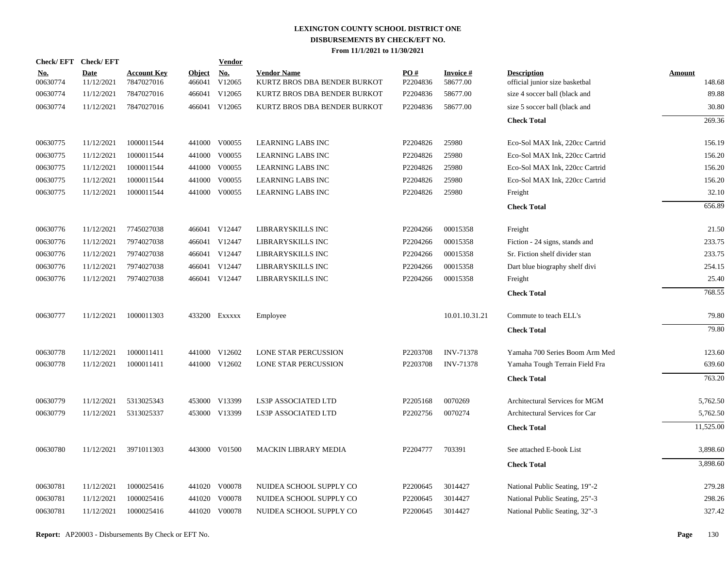# LEXINGTON COUNTY SCHOOL DISTRICT ONE
## DISBURSEMENTS BY CHECK/EFT NO.
### From 11/1/2021 to 11/30/2021

| Check/ EFT No. | Check/ EFT Date | Account Key | Object | Vendor No. | Vendor Name | PO # | Invoice # | Description | Amount |
|---|---|---|---|---|---|---|---|---|---|
| 00630774 | 11/12/2021 | 7847027016 | 466041 | V12065 | KURTZ BROS DBA BENDER BURKOT | P2204836 | 58677.00 | official junior size basketbal | 148.68 |
| 00630774 | 11/12/2021 | 7847027016 | 466041 | V12065 | KURTZ BROS DBA BENDER BURKOT | P2204836 | 58677.00 | size 4 soccer ball (black and | 89.88 |
| 00630774 | 11/12/2021 | 7847027016 | 466041 | V12065 | KURTZ BROS DBA BENDER BURKOT | P2204836 | 58677.00 | size 5 soccer ball (black and | 30.80 |
| | | | | | | | | **Check Total** | 269.36 |
| 00630775 | 11/12/2021 | 1000011544 | 441000 | V00055 | LEARNING LABS INC | P2204826 | 25980 | Eco-Sol MAX Ink, 220cc Cartrid | 156.19 |
| 00630775 | 11/12/2021 | 1000011544 | 441000 | V00055 | LEARNING LABS INC | P2204826 | 25980 | Eco-Sol MAX Ink, 220cc Cartrid | 156.20 |
| 00630775 | 11/12/2021 | 1000011544 | 441000 | V00055 | LEARNING LABS INC | P2204826 | 25980 | Eco-Sol MAX Ink, 220cc Cartrid | 156.20 |
| 00630775 | 11/12/2021 | 1000011544 | 441000 | V00055 | LEARNING LABS INC | P2204826 | 25980 | Eco-Sol MAX Ink, 220cc Cartrid | 156.20 |
| 00630775 | 11/12/2021 | 1000011544 | 441000 | V00055 | LEARNING LABS INC | P2204826 | 25980 | Freight | 32.10 |
| | | | | | | | | **Check Total** | 656.89 |
| 00630776 | 11/12/2021 | 7745027038 | 466041 | V12447 | LIBRARYSKILLS INC | P2204266 | 00015358 | Freight | 21.50 |
| 00630776 | 11/12/2021 | 7974027038 | 466041 | V12447 | LIBRARYSKILLS INC | P2204266 | 00015358 | Fiction - 24 signs, stands and | 233.75 |
| 00630776 | 11/12/2021 | 7974027038 | 466041 | V12447 | LIBRARYSKILLS INC | P2204266 | 00015358 | Sr. Fiction shelf divider stan | 233.75 |
| 00630776 | 11/12/2021 | 7974027038 | 466041 | V12447 | LIBRARYSKILLS INC | P2204266 | 00015358 | Dart blue biography shelf divi | 254.15 |
| 00630776 | 11/12/2021 | 7974027038 | 466041 | V12447 | LIBRARYSKILLS INC | P2204266 | 00015358 | Freight | 25.40 |
| | | | | | | | | **Check Total** | 768.55 |
| 00630777 | 11/12/2021 | 1000011303 | 433200 | Exxxxx | Employee | | 10.01.10.31.21 | Commute to teach ELL's | 79.80 |
| | | | | | | | | **Check Total** | 79.80 |
| 00630778 | 11/12/2021 | 1000011411 | 441000 | V12602 | LONE STAR PERCUSSION | P2203708 | INV-71378 | Yamaha 700 Series Boom Arm Med | 123.60 |
| 00630778 | 11/12/2021 | 1000011411 | 441000 | V12602 | LONE STAR PERCUSSION | P2203708 | INV-71378 | Yamaha Tough Terrain Field Fra | 639.60 |
| | | | | | | | | **Check Total** | 763.20 |
| 00630779 | 11/12/2021 | 5313025343 | 453000 | V13399 | LS3P ASSOCIATED LTD | P2205168 | 0070269 | Architectural Services for MGM | 5,762.50 |
| 00630779 | 11/12/2021 | 5313025337 | 453000 | V13399 | LS3P ASSOCIATED LTD | P2202756 | 0070274 | Architectural Services for Car | 5,762.50 |
| | | | | | | | | **Check Total** | 11,525.00 |
| 00630780 | 11/12/2021 | 3971011303 | 443000 | V01500 | MACKIN LIBRARY MEDIA | P2204777 | 703391 | See attached E-book List | 3,898.60 |
| | | | | | | | | **Check Total** | 3,898.60 |
| 00630781 | 11/12/2021 | 1000025416 | 441020 | V00078 | NUIDEA SCHOOL SUPPLY CO | P2200645 | 3014427 | National Public Seating, 19"-2 | 279.28 |
| 00630781 | 11/12/2021 | 1000025416 | 441020 | V00078 | NUIDEA SCHOOL SUPPLY CO | P2200645 | 3014427 | National Public Seating, 25"-3 | 298.26 |
| 00630781 | 11/12/2021 | 1000025416 | 441020 | V00078 | NUIDEA SCHOOL SUPPLY CO | P2200645 | 3014427 | National Public Seating, 32"-3 | 327.42 |

**Report:** AP20003 - Disbursements By Check or EFT No.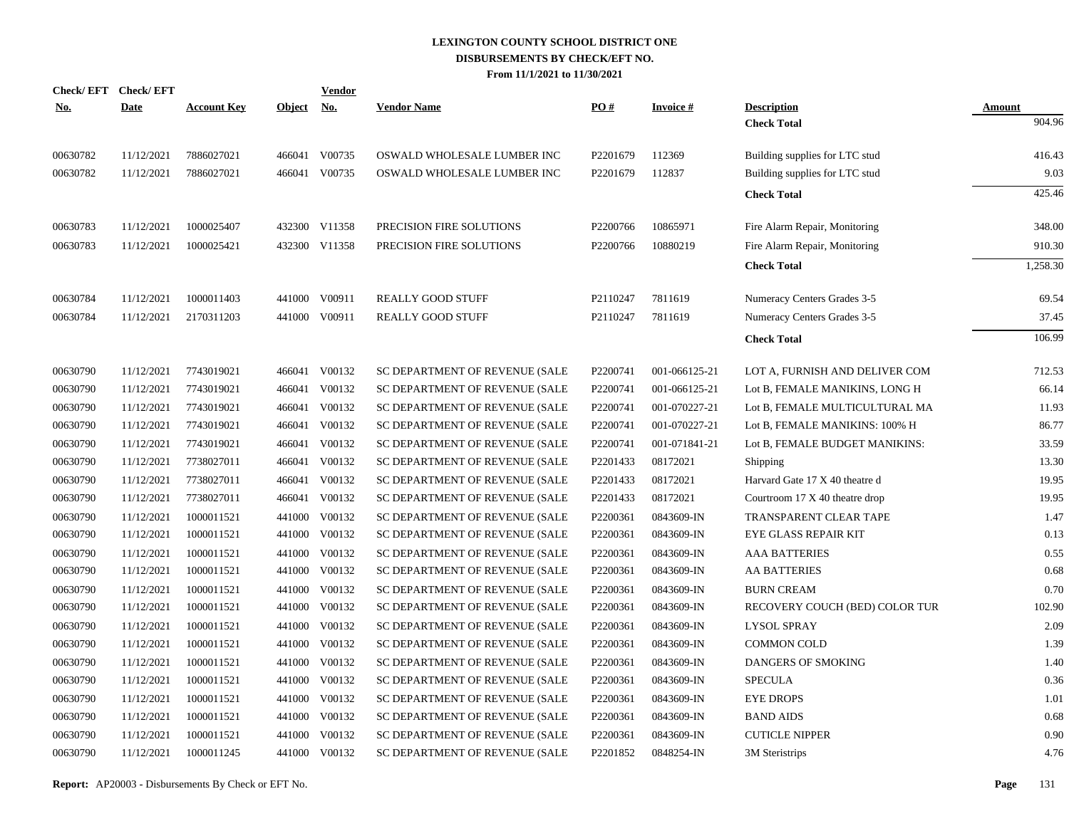**LEXINGTON COUNTY SCHOOL DISTRICT ONE**
**DISBURSEMENTS BY CHECK/EFT NO.**
**From 11/1/2021 to 11/30/2021**

| Check/ EFT No. | Check/ EFT Date | Account Key | Object | Vendor No. | Vendor Name | PO # | Invoice # | Description | Amount |
|---|---|---|---|---|---|---|---|---|---|
| | | | | | | | | **Check Total** | 904.96 |
| 00630782 | 11/12/2021 | 7886027021 | 466041 | V00735 | OSWALD WHOLESALE LUMBER INC | P2201679 | 112369 | Building supplies for LTC stud | 416.43 |
| 00630782 | 11/12/2021 | 7886027021 | 466041 | V00735 | OSWALD WHOLESALE LUMBER INC | P2201679 | 112837 | Building supplies for LTC stud | 9.03 |
| | | | | | | | | **Check Total** | 425.46 |
| 00630783 | 11/12/2021 | 1000025407 | 432300 | V11358 | PRECISION FIRE SOLUTIONS | P2200766 | 10865971 | Fire Alarm Repair, Monitoring | 348.00 |
| 00630783 | 11/12/2021 | 1000025421 | 432300 | V11358 | PRECISION FIRE SOLUTIONS | P2200766 | 10880219 | Fire Alarm Repair, Monitoring | 910.30 |
| | | | | | | | | **Check Total** | 1,258.30 |
| 00630784 | 11/12/2021 | 1000011403 | 441000 | V00911 | REALLY GOOD STUFF | P2110247 | 7811619 | Numeracy Centers Grades 3-5 | 69.54 |
| 00630784 | 11/12/2021 | 2170311203 | 441000 | V00911 | REALLY GOOD STUFF | P2110247 | 7811619 | Numeracy Centers Grades 3-5 | 37.45 |
| | | | | | | | | **Check Total** | 106.99 |
| 00630790 | 11/12/2021 | 7743019021 | 466041 | V00132 | SC DEPARTMENT OF REVENUE (SALE | P2200741 | 001-066125-21 | LOT A, FURNISH AND DELIVER COM | 712.53 |
| 00630790 | 11/12/2021 | 7743019021 | 466041 | V00132 | SC DEPARTMENT OF REVENUE (SALE | P2200741 | 001-066125-21 | Lot B, FEMALE MANIKINS, LONG H | 66.14 |
| 00630790 | 11/12/2021 | 7743019021 | 466041 | V00132 | SC DEPARTMENT OF REVENUE (SALE | P2200741 | 001-070227-21 | Lot B, FEMALE MULTICULTURAL MA | 11.93 |
| 00630790 | 11/12/2021 | 7743019021 | 466041 | V00132 | SC DEPARTMENT OF REVENUE (SALE | P2200741 | 001-070227-21 | Lot B, FEMALE MANIKINS: 100% H | 86.77 |
| 00630790 | 11/12/2021 | 7743019021 | 466041 | V00132 | SC DEPARTMENT OF REVENUE (SALE | P2200741 | 001-071841-21 | Lot B, FEMALE BUDGET MANIKINS: | 33.59 |
| 00630790 | 11/12/2021 | 7738027011 | 466041 | V00132 | SC DEPARTMENT OF REVENUE (SALE | P2201433 | 08172021 | Shipping | 13.30 |
| 00630790 | 11/12/2021 | 7738027011 | 466041 | V00132 | SC DEPARTMENT OF REVENUE (SALE | P2201433 | 08172021 | Harvard Gate 17 X 40 theatre d | 19.95 |
| 00630790 | 11/12/2021 | 7738027011 | 466041 | V00132 | SC DEPARTMENT OF REVENUE (SALE | P2201433 | 08172021 | Courtroom 17 X 40 theatre drop | 19.95 |
| 00630790 | 11/12/2021 | 1000011521 | 441000 | V00132 | SC DEPARTMENT OF REVENUE (SALE | P2200361 | 0843609-IN | TRANSPARENT CLEAR TAPE | 1.47 |
| 00630790 | 11/12/2021 | 1000011521 | 441000 | V00132 | SC DEPARTMENT OF REVENUE (SALE | P2200361 | 0843609-IN | EYE GLASS REPAIR KIT | 0.13 |
| 00630790 | 11/12/2021 | 1000011521 | 441000 | V00132 | SC DEPARTMENT OF REVENUE (SALE | P2200361 | 0843609-IN | AAA BATTERIES | 0.55 |
| 00630790 | 11/12/2021 | 1000011521 | 441000 | V00132 | SC DEPARTMENT OF REVENUE (SALE | P2200361 | 0843609-IN | AA BATTERIES | 0.68 |
| 00630790 | 11/12/2021 | 1000011521 | 441000 | V00132 | SC DEPARTMENT OF REVENUE (SALE | P2200361 | 0843609-IN | BURN CREAM | 0.70 |
| 00630790 | 11/12/2021 | 1000011521 | 441000 | V00132 | SC DEPARTMENT OF REVENUE (SALE | P2200361 | 0843609-IN | RECOVERY COUCH (BED) COLOR TUR | 102.90 |
| 00630790 | 11/12/2021 | 1000011521 | 441000 | V00132 | SC DEPARTMENT OF REVENUE (SALE | P2200361 | 0843609-IN | LYSOL SPRAY | 2.09 |
| 00630790 | 11/12/2021 | 1000011521 | 441000 | V00132 | SC DEPARTMENT OF REVENUE (SALE | P2200361 | 0843609-IN | COMMON COLD | 1.39 |
| 00630790 | 11/12/2021 | 1000011521 | 441000 | V00132 | SC DEPARTMENT OF REVENUE (SALE | P2200361 | 0843609-IN | DANGERS OF SMOKING | 1.40 |
| 00630790 | 11/12/2021 | 1000011521 | 441000 | V00132 | SC DEPARTMENT OF REVENUE (SALE | P2200361 | 0843609-IN | SPECULA | 0.36 |
| 00630790 | 11/12/2021 | 1000011521 | 441000 | V00132 | SC DEPARTMENT OF REVENUE (SALE | P2200361 | 0843609-IN | EYE DROPS | 1.01 |
| 00630790 | 11/12/2021 | 1000011521 | 441000 | V00132 | SC DEPARTMENT OF REVENUE (SALE | P2200361 | 0843609-IN | BAND AIDS | 0.68 |
| 00630790 | 11/12/2021 | 1000011521 | 441000 | V00132 | SC DEPARTMENT OF REVENUE (SALE | P2200361 | 0843609-IN | CUTICLE NIPPER | 0.90 |
| 00630790 | 11/12/2021 | 1000011245 | 441000 | V00132 | SC DEPARTMENT OF REVENUE (SALE | P2201852 | 0848254-IN | 3M Steristrips | 4.76 |

**Report:** AP20003 - Disbursements By Check or EFT No.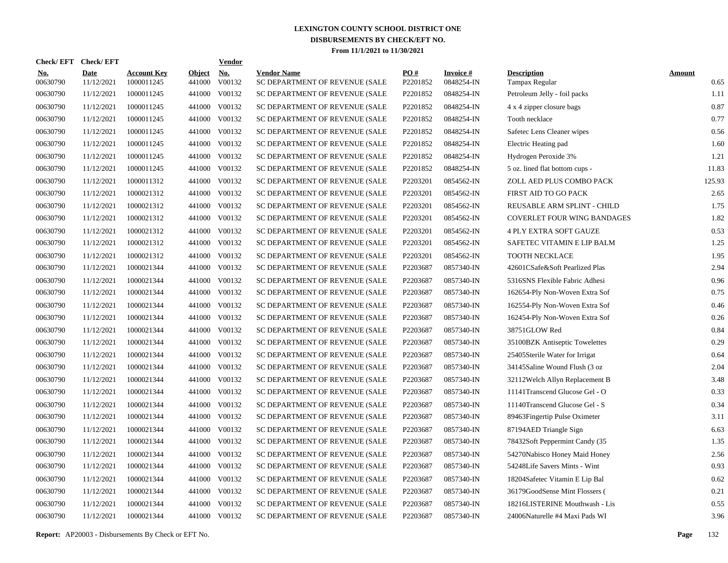# LEXINGTON COUNTY SCHOOL DISTRICT ONE
## DISBURSEMENTS BY CHECK/EFT NO.
### From 11/1/2021 to 11/30/2021

| Check/ EFT No. | Check/ EFT Date | Account Key | Object | Vendor No. | Vendor Name | PO # | Invoice # | Description | Amount |
|---|---|---|---|---|---|---|---|---|---|
| 00630790 | 11/12/2021 | 1000011245 | 441000 | V00132 | SC DEPARTMENT OF REVENUE (SALE | P2201852 | 0848254-IN | Tampax Regular | 0.65 |
| 00630790 | 11/12/2021 | 1000011245 | 441000 | V00132 | SC DEPARTMENT OF REVENUE (SALE | P2201852 | 0848254-IN | Petroleum Jelly - foil packs | 1.11 |
| 00630790 | 11/12/2021 | 1000011245 | 441000 | V00132 | SC DEPARTMENT OF REVENUE (SALE | P2201852 | 0848254-IN | 4 x 4 zipper closure bags | 0.87 |
| 00630790 | 11/12/2021 | 1000011245 | 441000 | V00132 | SC DEPARTMENT OF REVENUE (SALE | P2201852 | 0848254-IN | Tooth necklace | 0.77 |
| 00630790 | 11/12/2021 | 1000011245 | 441000 | V00132 | SC DEPARTMENT OF REVENUE (SALE | P2201852 | 0848254-IN | Safetec Lens Cleaner wipes | 0.56 |
| 00630790 | 11/12/2021 | 1000011245 | 441000 | V00132 | SC DEPARTMENT OF REVENUE (SALE | P2201852 | 0848254-IN | Electric Heating pad | 1.60 |
| 00630790 | 11/12/2021 | 1000011245 | 441000 | V00132 | SC DEPARTMENT OF REVENUE (SALE | P2201852 | 0848254-IN | Hydrogen Peroxide 3% | 1.21 |
| 00630790 | 11/12/2021 | 1000011245 | 441000 | V00132 | SC DEPARTMENT OF REVENUE (SALE | P2201852 | 0848254-IN | 5 oz. lined flat bottom cups - | 11.83 |
| 00630790 | 11/12/2021 | 1000011312 | 441000 | V00132 | SC DEPARTMENT OF REVENUE (SALE | P2203201 | 0854562-IN | ZOLL AED PLUS COMBO PACK | 125.93 |
| 00630790 | 11/12/2021 | 1000021312 | 441000 | V00132 | SC DEPARTMENT OF REVENUE (SALE | P2203201 | 0854562-IN | FIRST AID TO GO PACK | 2.65 |
| 00630790 | 11/12/2021 | 1000021312 | 441000 | V00132 | SC DEPARTMENT OF REVENUE (SALE | P2203201 | 0854562-IN | REUSABLE ARM SPLINT - CHILD | 1.75 |
| 00630790 | 11/12/2021 | 1000021312 | 441000 | V00132 | SC DEPARTMENT OF REVENUE (SALE | P2203201 | 0854562-IN | COVERLET FOUR WING BANDAGES | 1.82 |
| 00630790 | 11/12/2021 | 1000021312 | 441000 | V00132 | SC DEPARTMENT OF REVENUE (SALE | P2203201 | 0854562-IN | 4 PLY EXTRA SOFT GAUZE | 0.53 |
| 00630790 | 11/12/2021 | 1000021312 | 441000 | V00132 | SC DEPARTMENT OF REVENUE (SALE | P2203201 | 0854562-IN | SAFETEC VITAMIN E LIP BALM | 1.25 |
| 00630790 | 11/12/2021 | 1000021312 | 441000 | V00132 | SC DEPARTMENT OF REVENUE (SALE | P2203201 | 0854562-IN | TOOTH NECKLACE | 1.95 |
| 00630790 | 11/12/2021 | 1000021344 | 441000 | V00132 | SC DEPARTMENT OF REVENUE (SALE | P2203687 | 0857340-IN | 42601CSafe&Soft Pearlized Plas | 2.94 |
| 00630790 | 11/12/2021 | 1000021344 | 441000 | V00132 | SC DEPARTMENT OF REVENUE (SALE | P2203687 | 0857340-IN | 5316SNS Flexible Fabric Adhesi | 0.96 |
| 00630790 | 11/12/2021 | 1000021344 | 441000 | V00132 | SC DEPARTMENT OF REVENUE (SALE | P2203687 | 0857340-IN | 162654-Ply Non-Woven Extra Sof | 0.75 |
| 00630790 | 11/12/2021 | 1000021344 | 441000 | V00132 | SC DEPARTMENT OF REVENUE (SALE | P2203687 | 0857340-IN | 162554-Ply Non-Woven Extra Sof | 0.46 |
| 00630790 | 11/12/2021 | 1000021344 | 441000 | V00132 | SC DEPARTMENT OF REVENUE (SALE | P2203687 | 0857340-IN | 162454-Ply Non-Woven Extra Sof | 0.26 |
| 00630790 | 11/12/2021 | 1000021344 | 441000 | V00132 | SC DEPARTMENT OF REVENUE (SALE | P2203687 | 0857340-IN | 38751GLOW Red | 0.84 |
| 00630790 | 11/12/2021 | 1000021344 | 441000 | V00132 | SC DEPARTMENT OF REVENUE (SALE | P2203687 | 0857340-IN | 35100BZK Antiseptic Towelettes | 0.29 |
| 00630790 | 11/12/2021 | 1000021344 | 441000 | V00132 | SC DEPARTMENT OF REVENUE (SALE | P2203687 | 0857340-IN | 25405Sterile Water for Irrigat | 0.64 |
| 00630790 | 11/12/2021 | 1000021344 | 441000 | V00132 | SC DEPARTMENT OF REVENUE (SALE | P2203687 | 0857340-IN | 34145Saline Wound Flush (3 oz | 2.04 |
| 00630790 | 11/12/2021 | 1000021344 | 441000 | V00132 | SC DEPARTMENT OF REVENUE (SALE | P2203687 | 0857340-IN | 32112Welch Allyn Replacement B | 3.48 |
| 00630790 | 11/12/2021 | 1000021344 | 441000 | V00132 | SC DEPARTMENT OF REVENUE (SALE | P2203687 | 0857340-IN | 11141Transcend Glucose Gel - O | 0.33 |
| 00630790 | 11/12/2021 | 1000021344 | 441000 | V00132 | SC DEPARTMENT OF REVENUE (SALE | P2203687 | 0857340-IN | 11140Transcend Glucose Gel - S | 0.34 |
| 00630790 | 11/12/2021 | 1000021344 | 441000 | V00132 | SC DEPARTMENT OF REVENUE (SALE | P2203687 | 0857340-IN | 89463Fingertip Pulse Oximeter | 3.11 |
| 00630790 | 11/12/2021 | 1000021344 | 441000 | V00132 | SC DEPARTMENT OF REVENUE (SALE | P2203687 | 0857340-IN | 87194AED Triangle Sign | 6.63 |
| 00630790 | 11/12/2021 | 1000021344 | 441000 | V00132 | SC DEPARTMENT OF REVENUE (SALE | P2203687 | 0857340-IN | 78432Soft Peppermint Candy (35 | 1.35 |
| 00630790 | 11/12/2021 | 1000021344 | 441000 | V00132 | SC DEPARTMENT OF REVENUE (SALE | P2203687 | 0857340-IN | 54270Nabisco Honey Maid Honey | 2.56 |
| 00630790 | 11/12/2021 | 1000021344 | 441000 | V00132 | SC DEPARTMENT OF REVENUE (SALE | P2203687 | 0857340-IN | 54248Life Savers Mints - Wint | 0.93 |
| 00630790 | 11/12/2021 | 1000021344 | 441000 | V00132 | SC DEPARTMENT OF REVENUE (SALE | P2203687 | 0857340-IN | 18204Safetec Vitamin E Lip Bal | 0.62 |
| 00630790 | 11/12/2021 | 1000021344 | 441000 | V00132 | SC DEPARTMENT OF REVENUE (SALE | P2203687 | 0857340-IN | 36179GoodSense Mint Flossers ( | 0.21 |
| 00630790 | 11/12/2021 | 1000021344 | 441000 | V00132 | SC DEPARTMENT OF REVENUE (SALE | P2203687 | 0857340-IN | 18216LISTERINE Mouthwash - Lis | 0.55 |
| 00630790 | 11/12/2021 | 1000021344 | 441000 | V00132 | SC DEPARTMENT OF REVENUE (SALE | P2203687 | 0857340-IN | 24006Naturelle #4 Maxi Pads WI | 3.96 |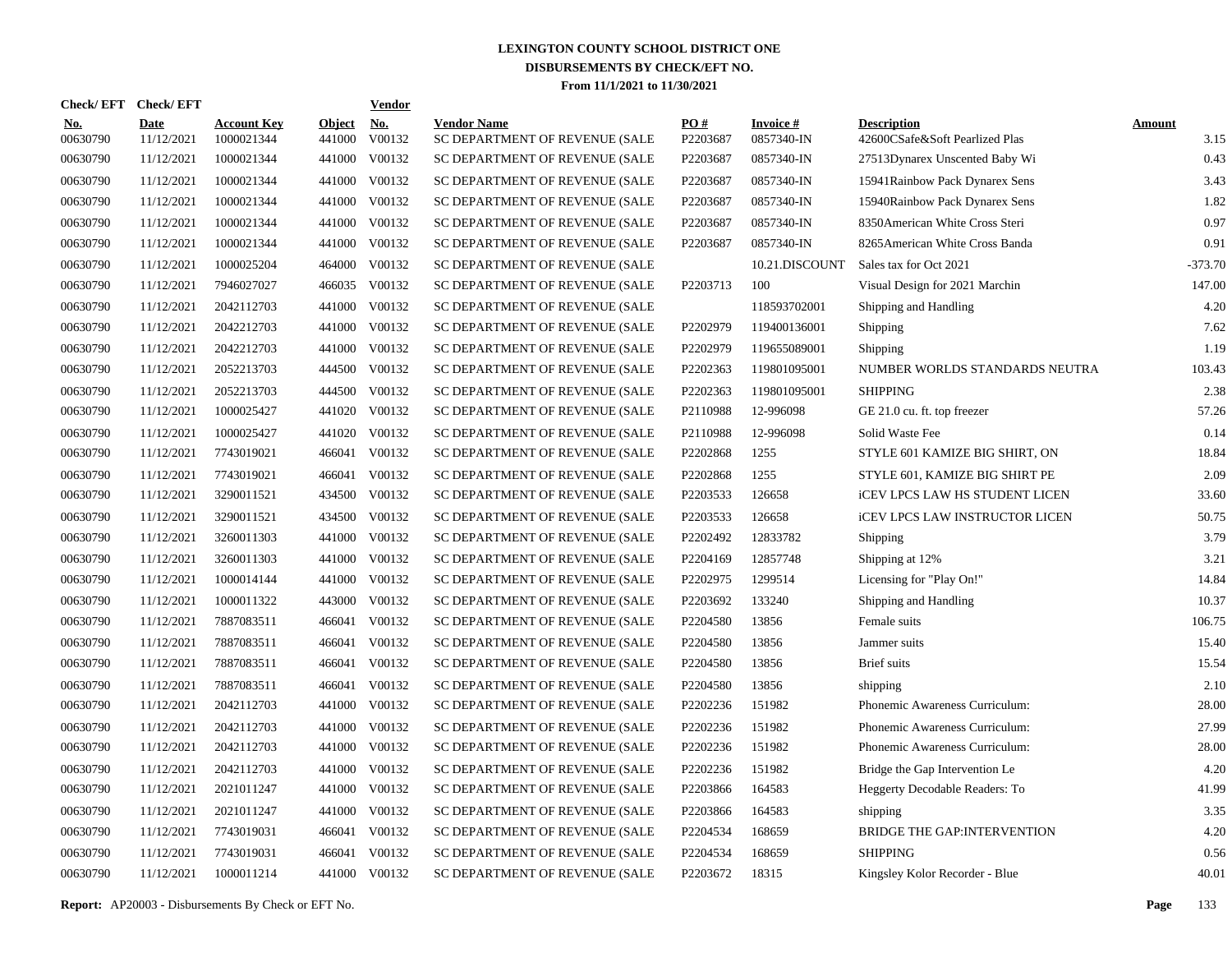**LEXINGTON COUNTY SCHOOL DISTRICT ONE**
**DISBURSEMENTS BY CHECK/EFT NO.**
**From 11/1/2021 to 11/30/2021**

| Check/ EFT No. | Check/ EFT Date | Account Key | Object | Vendor No. | Vendor Name | PO # | Invoice # | Description | Amount |
|---|---|---|---|---|---|---|---|---|---|
| 00630790 | 11/12/2021 | 1000021344 | 441000 | V00132 | SC DEPARTMENT OF REVENUE (SALE | P2203687 | 0857340-IN | 42600CSafe&Soft Pearlized Plas | 3.15 |
| 00630790 | 11/12/2021 | 1000021344 | 441000 | V00132 | SC DEPARTMENT OF REVENUE (SALE | P2203687 | 0857340-IN | 27513Dynarex Unscented Baby Wi | 0.43 |
| 00630790 | 11/12/2021 | 1000021344 | 441000 | V00132 | SC DEPARTMENT OF REVENUE (SALE | P2203687 | 0857340-IN | 15941Rainbow Pack Dynarex Sens | 3.43 |
| 00630790 | 11/12/2021 | 1000021344 | 441000 | V00132 | SC DEPARTMENT OF REVENUE (SALE | P2203687 | 0857340-IN | 15940Rainbow Pack Dynarex Sens | 1.82 |
| 00630790 | 11/12/2021 | 1000021344 | 441000 | V00132 | SC DEPARTMENT OF REVENUE (SALE | P2203687 | 0857340-IN | 8350American White Cross Steri | 0.97 |
| 00630790 | 11/12/2021 | 1000021344 | 441000 | V00132 | SC DEPARTMENT OF REVENUE (SALE | P2203687 | 0857340-IN | 8265American White Cross Banda | 0.91 |
| 00630790 | 11/12/2021 | 1000025204 | 464000 | V00132 | SC DEPARTMENT OF REVENUE (SALE | | 10.21.DISCOUNT | Sales tax for Oct 2021 | -373.70 |
| 00630790 | 11/12/2021 | 7946027027 | 466035 | V00132 | SC DEPARTMENT OF REVENUE (SALE | P2203713 | 100 | Visual Design for 2021 Marchin | 147.00 |
| 00630790 | 11/12/2021 | 2042112703 | 441000 | V00132 | SC DEPARTMENT OF REVENUE (SALE | | 118593702001 | Shipping and Handling | 4.20 |
| 00630790 | 11/12/2021 | 2042212703 | 441000 | V00132 | SC DEPARTMENT OF REVENUE (SALE | P2202979 | 119400136001 | Shipping | 7.62 |
| 00630790 | 11/12/2021 | 2042212703 | 441000 | V00132 | SC DEPARTMENT OF REVENUE (SALE | P2202979 | 119655089001 | Shipping | 1.19 |
| 00630790 | 11/12/2021 | 2052213703 | 444500 | V00132 | SC DEPARTMENT OF REVENUE (SALE | P2202363 | 119801095001 | NUMBER WORLDS STANDARDS NEUTRA | 103.43 |
| 00630790 | 11/12/2021 | 2052213703 | 444500 | V00132 | SC DEPARTMENT OF REVENUE (SALE | P2202363 | 119801095001 | SHIPPING | 2.38 |
| 00630790 | 11/12/2021 | 1000025427 | 441020 | V00132 | SC DEPARTMENT OF REVENUE (SALE | P2110988 | 12-996098 | GE 21.0 cu. ft. top freezer | 57.26 |
| 00630790 | 11/12/2021 | 1000025427 | 441020 | V00132 | SC DEPARTMENT OF REVENUE (SALE | P2110988 | 12-996098 | Solid Waste Fee | 0.14 |
| 00630790 | 11/12/2021 | 7743019021 | 466041 | V00132 | SC DEPARTMENT OF REVENUE (SALE | P2202868 | 1255 | STYLE 601 KAMIZE BIG SHIRT, ON | 18.84 |
| 00630790 | 11/12/2021 | 7743019021 | 466041 | V00132 | SC DEPARTMENT OF REVENUE (SALE | P2202868 | 1255 | STYLE 601, KAMIZE BIG SHIRT PE | 2.09 |
| 00630790 | 11/12/2021 | 3290011521 | 434500 | V00132 | SC DEPARTMENT OF REVENUE (SALE | P2203533 | 126658 | iCEV LPCS LAW HS STUDENT LICEN | 33.60 |
| 00630790 | 11/12/2021 | 3290011521 | 434500 | V00132 | SC DEPARTMENT OF REVENUE (SALE | P2203533 | 126658 | iCEV LPCS LAW INSTRUCTOR LICEN | 50.75 |
| 00630790 | 11/12/2021 | 3260011303 | 441000 | V00132 | SC DEPARTMENT OF REVENUE (SALE | P2202492 | 12833782 | Shipping | 3.79 |
| 00630790 | 11/12/2021 | 3260011303 | 441000 | V00132 | SC DEPARTMENT OF REVENUE (SALE | P2204169 | 12857748 | Shipping at 12% | 3.21 |
| 00630790 | 11/12/2021 | 1000014144 | 441000 | V00132 | SC DEPARTMENT OF REVENUE (SALE | P2202975 | 1299514 | Licensing for "Play On!" | 14.84 |
| 00630790 | 11/12/2021 | 1000011322 | 443000 | V00132 | SC DEPARTMENT OF REVENUE (SALE | P2203692 | 133240 | Shipping and Handling | 10.37 |
| 00630790 | 11/12/2021 | 7887083511 | 466041 | V00132 | SC DEPARTMENT OF REVENUE (SALE | P2204580 | 13856 | Female suits | 106.75 |
| 00630790 | 11/12/2021 | 7887083511 | 466041 | V00132 | SC DEPARTMENT OF REVENUE (SALE | P2204580 | 13856 | Jammer suits | 15.40 |
| 00630790 | 11/12/2021 | 7887083511 | 466041 | V00132 | SC DEPARTMENT OF REVENUE (SALE | P2204580 | 13856 | Brief suits | 15.54 |
| 00630790 | 11/12/2021 | 7887083511 | 466041 | V00132 | SC DEPARTMENT OF REVENUE (SALE | P2204580 | 13856 | shipping | 2.10 |
| 00630790 | 11/12/2021 | 2042112703 | 441000 | V00132 | SC DEPARTMENT OF REVENUE (SALE | P2202236 | 151982 | Phonemic Awareness Curriculum: | 28.00 |
| 00630790 | 11/12/2021 | 2042112703 | 441000 | V00132 | SC DEPARTMENT OF REVENUE (SALE | P2202236 | 151982 | Phonemic Awareness Curriculum: | 27.99 |
| 00630790 | 11/12/2021 | 2042112703 | 441000 | V00132 | SC DEPARTMENT OF REVENUE (SALE | P2202236 | 151982 | Phonemic Awareness Curriculum: | 28.00 |
| 00630790 | 11/12/2021 | 2042112703 | 441000 | V00132 | SC DEPARTMENT OF REVENUE (SALE | P2202236 | 151982 | Bridge the Gap Intervention Le | 4.20 |
| 00630790 | 11/12/2021 | 2021011247 | 441000 | V00132 | SC DEPARTMENT OF REVENUE (SALE | P2203866 | 164583 | Heggerty Decodable Readers: To | 41.99 |
| 00630790 | 11/12/2021 | 2021011247 | 441000 | V00132 | SC DEPARTMENT OF REVENUE (SALE | P2203866 | 164583 | shipping | 3.35 |
| 00630790 | 11/12/2021 | 7743019031 | 466041 | V00132 | SC DEPARTMENT OF REVENUE (SALE | P2204534 | 168659 | BRIDGE THE GAP:INTERVENTION | 4.20 |
| 00630790 | 11/12/2021 | 7743019031 | 466041 | V00132 | SC DEPARTMENT OF REVENUE (SALE | P2204534 | 168659 | SHIPPING | 0.56 |
| 00630790 | 11/12/2021 | 1000011214 | 441000 | V00132 | SC DEPARTMENT OF REVENUE (SALE | P2203672 | 18315 | Kingsley Kolor Recorder - Blue | 40.01 |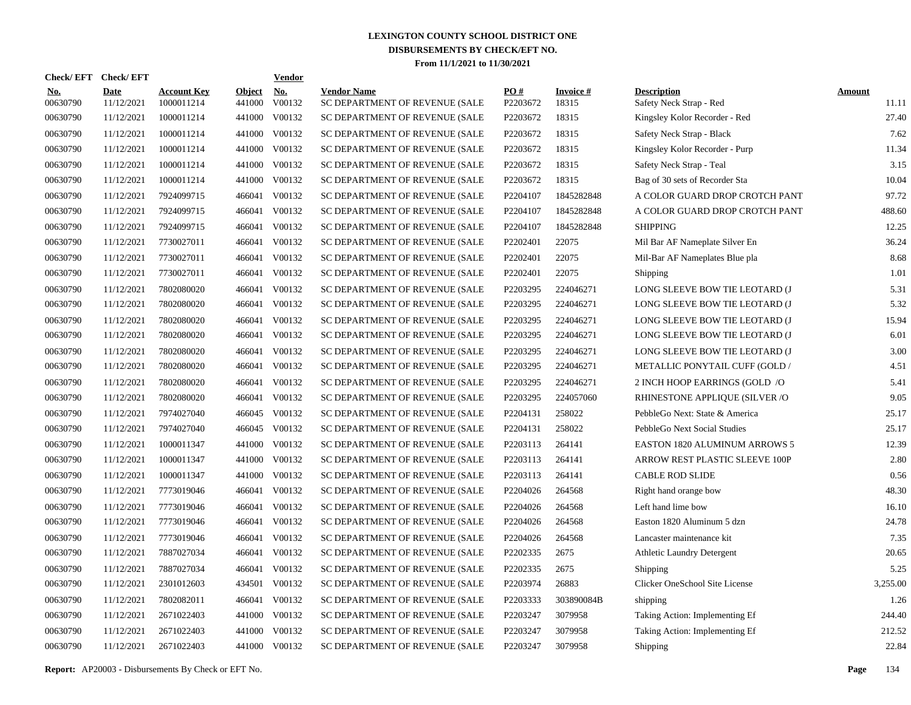# LEXINGTON COUNTY SCHOOL DISTRICT ONE
## DISBURSEMENTS BY CHECK/EFT NO.
### From 11/1/2021 to 11/30/2021

| Check/ EFT No. | Check/ EFT Date | Account Key | Object | Vendor No. | Vendor Name | PO # | Invoice # | Description | Amount |
|---|---|---|---|---|---|---|---|---|---|
| 00630790 | 11/12/2021 | 1000011214 | 441000 | V00132 | SC DEPARTMENT OF REVENUE (SALE | P2203672 | 18315 | Safety Neck Strap - Red | 11.11 |
| 00630790 | 11/12/2021 | 1000011214 | 441000 | V00132 | SC DEPARTMENT OF REVENUE (SALE | P2203672 | 18315 | Kingsley Kolor Recorder - Red | 27.40 |
| 00630790 | 11/12/2021 | 1000011214 | 441000 | V00132 | SC DEPARTMENT OF REVENUE (SALE | P2203672 | 18315 | Safety Neck Strap - Black | 7.62 |
| 00630790 | 11/12/2021 | 1000011214 | 441000 | V00132 | SC DEPARTMENT OF REVENUE (SALE | P2203672 | 18315 | Kingsley Kolor Recorder - Purp | 11.34 |
| 00630790 | 11/12/2021 | 1000011214 | 441000 | V00132 | SC DEPARTMENT OF REVENUE (SALE | P2203672 | 18315 | Safety Neck Strap - Teal | 3.15 |
| 00630790 | 11/12/2021 | 1000011214 | 441000 | V00132 | SC DEPARTMENT OF REVENUE (SALE | P2203672 | 18315 | Bag of 30 sets of Recorder Sta | 10.04 |
| 00630790 | 11/12/2021 | 7924099715 | 466041 | V00132 | SC DEPARTMENT OF REVENUE (SALE | P2204107 | 1845282848 | A COLOR GUARD DROP CROTCH PANT | 97.72 |
| 00630790 | 11/12/2021 | 7924099715 | 466041 | V00132 | SC DEPARTMENT OF REVENUE (SALE | P2204107 | 1845282848 | A COLOR GUARD DROP CROTCH PANT | 488.60 |
| 00630790 | 11/12/2021 | 7924099715 | 466041 | V00132 | SC DEPARTMENT OF REVENUE (SALE | P2204107 | 1845282848 | SHIPPING | 12.25 |
| 00630790 | 11/12/2021 | 7730027011 | 466041 | V00132 | SC DEPARTMENT OF REVENUE (SALE | P2202401 | 22075 | Mil Bar AF Nameplate Silver En | 36.24 |
| 00630790 | 11/12/2021 | 7730027011 | 466041 | V00132 | SC DEPARTMENT OF REVENUE (SALE | P2202401 | 22075 | Mil-Bar AF Nameplates Blue pla | 8.68 |
| 00630790 | 11/12/2021 | 7730027011 | 466041 | V00132 | SC DEPARTMENT OF REVENUE (SALE | P2202401 | 22075 | Shipping | 1.01 |
| 00630790 | 11/12/2021 | 7802080020 | 466041 | V00132 | SC DEPARTMENT OF REVENUE (SALE | P2203295 | 224046271 | LONG SLEEVE BOW TIE LEOTARD (J | 5.31 |
| 00630790 | 11/12/2021 | 7802080020 | 466041 | V00132 | SC DEPARTMENT OF REVENUE (SALE | P2203295 | 224046271 | LONG SLEEVE BOW TIE LEOTARD (J | 5.32 |
| 00630790 | 11/12/2021 | 7802080020 | 466041 | V00132 | SC DEPARTMENT OF REVENUE (SALE | P2203295 | 224046271 | LONG SLEEVE BOW TIE LEOTARD (J | 15.94 |
| 00630790 | 11/12/2021 | 7802080020 | 466041 | V00132 | SC DEPARTMENT OF REVENUE (SALE | P2203295 | 224046271 | LONG SLEEVE BOW TIE LEOTARD (J | 6.01 |
| 00630790 | 11/12/2021 | 7802080020 | 466041 | V00132 | SC DEPARTMENT OF REVENUE (SALE | P2203295 | 224046271 | LONG SLEEVE BOW TIE LEOTARD (J | 3.00 |
| 00630790 | 11/12/2021 | 7802080020 | 466041 | V00132 | SC DEPARTMENT OF REVENUE (SALE | P2203295 | 224046271 | METALLIC PONYTAIL CUFF (GOLD / | 4.51 |
| 00630790 | 11/12/2021 | 7802080020 | 466041 | V00132 | SC DEPARTMENT OF REVENUE (SALE | P2203295 | 224046271 | 2 INCH HOOP EARRINGS (GOLD /O | 5.41 |
| 00630790 | 11/12/2021 | 7802080020 | 466041 | V00132 | SC DEPARTMENT OF REVENUE (SALE | P2203295 | 224057060 | RHINESTONE APPLIQUE (SILVER /O | 9.05 |
| 00630790 | 11/12/2021 | 7974027040 | 466045 | V00132 | SC DEPARTMENT OF REVENUE (SALE | P2204131 | 258022 | PebbleGo Next: State & America | 25.17 |
| 00630790 | 11/12/2021 | 7974027040 | 466045 | V00132 | SC DEPARTMENT OF REVENUE (SALE | P2204131 | 258022 | PebbleGo Next Social Studies | 25.17 |
| 00630790 | 11/12/2021 | 1000011347 | 441000 | V00132 | SC DEPARTMENT OF REVENUE (SALE | P2203113 | 264141 | EASTON 1820 ALUMINUM ARROWS 5 | 12.39 |
| 00630790 | 11/12/2021 | 1000011347 | 441000 | V00132 | SC DEPARTMENT OF REVENUE (SALE | P2203113 | 264141 | ARROW REST PLASTIC SLEEVE 100P | 2.80 |
| 00630790 | 11/12/2021 | 1000011347 | 441000 | V00132 | SC DEPARTMENT OF REVENUE (SALE | P2203113 | 264141 | CABLE ROD SLIDE | 0.56 |
| 00630790 | 11/12/2021 | 7773019046 | 466041 | V00132 | SC DEPARTMENT OF REVENUE (SALE | P2204026 | 264568 | Right hand orange bow | 48.30 |
| 00630790 | 11/12/2021 | 7773019046 | 466041 | V00132 | SC DEPARTMENT OF REVENUE (SALE | P2204026 | 264568 | Left hand lime bow | 16.10 |
| 00630790 | 11/12/2021 | 7773019046 | 466041 | V00132 | SC DEPARTMENT OF REVENUE (SALE | P2204026 | 264568 | Easton 1820 Aluminum 5 dzn | 24.78 |
| 00630790 | 11/12/2021 | 7773019046 | 466041 | V00132 | SC DEPARTMENT OF REVENUE (SALE | P2204026 | 264568 | Lancaster maintenance kit | 7.35 |
| 00630790 | 11/12/2021 | 7887027034 | 466041 | V00132 | SC DEPARTMENT OF REVENUE (SALE | P2202335 | 2675 | Athletic Laundry Detergent | 20.65 |
| 00630790 | 11/12/2021 | 7887027034 | 466041 | V00132 | SC DEPARTMENT OF REVENUE (SALE | P2202335 | 2675 | Shipping | 5.25 |
| 00630790 | 11/12/2021 | 2301012603 | 434501 | V00132 | SC DEPARTMENT OF REVENUE (SALE | P2203974 | 26883 | Clicker OneSchool Site License | 3,255.00 |
| 00630790 | 11/12/2021 | 7802082011 | 466041 | V00132 | SC DEPARTMENT OF REVENUE (SALE | P2203333 | 303890084B | shipping | 1.26 |
| 00630790 | 11/12/2021 | 2671022403 | 441000 | V00132 | SC DEPARTMENT OF REVENUE (SALE | P2203247 | 3079958 | Taking Action: Implementing Ef | 244.40 |
| 00630790 | 11/12/2021 | 2671022403 | 441000 | V00132 | SC DEPARTMENT OF REVENUE (SALE | P2203247 | 3079958 | Taking Action: Implementing Ef | 212.52 |
| 00630790 | 11/12/2021 | 2671022403 | 441000 | V00132 | SC DEPARTMENT OF REVENUE (SALE | P2203247 | 3079958 | Shipping | 22.84 |

**Report:** AP20003 - Disbursements By Check or EFT No.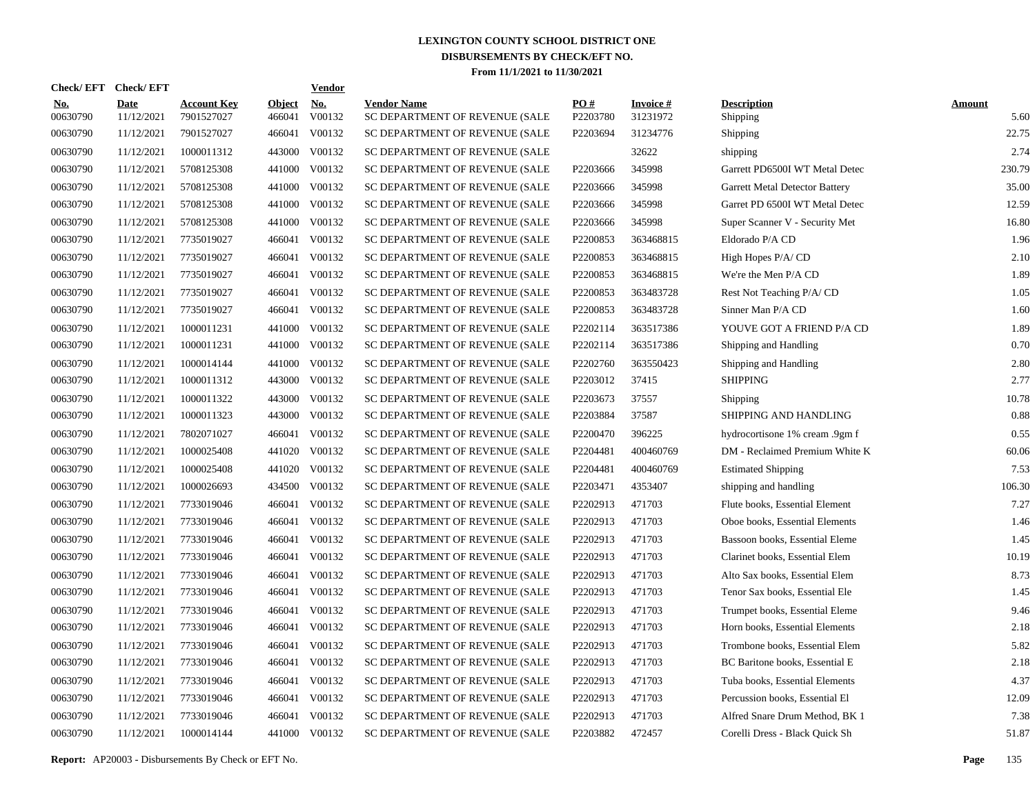# LEXINGTON COUNTY SCHOOL DISTRICT ONE
## DISBURSEMENTS BY CHECK/EFT NO.
### From 11/1/2021 to 11/30/2021

| Check/ EFT No. | Check/ EFT Date | Account Key | Object | Vendor No. | Vendor Name | PO # | Invoice # | Description | Amount |
|---|---|---|---|---|---|---|---|---|---|
| 00630790 | 11/12/2021 | 7901527027 | 466041 | V00132 | SC DEPARTMENT OF REVENUE (SALE | P2203780 | 31231972 | Shipping | 5.60 |
| 00630790 | 11/12/2021 | 7901527027 | 466041 | V00132 | SC DEPARTMENT OF REVENUE (SALE | P2203694 | 31234776 | Shipping | 22.75 |
| 00630790 | 11/12/2021 | 1000011312 | 443000 | V00132 | SC DEPARTMENT OF REVENUE (SALE | | 32622 | shipping | 2.74 |
| 00630790 | 11/12/2021 | 5708125308 | 441000 | V00132 | SC DEPARTMENT OF REVENUE (SALE | P2203666 | 345998 | Garrett PD6500I WT Metal Detec | 230.79 |
| 00630790 | 11/12/2021 | 5708125308 | 441000 | V00132 | SC DEPARTMENT OF REVENUE (SALE | P2203666 | 345998 | Garrett Metal Detector Battery | 35.00 |
| 00630790 | 11/12/2021 | 5708125308 | 441000 | V00132 | SC DEPARTMENT OF REVENUE (SALE | P2203666 | 345998 | Garret PD 6500I WT Metal Detec | 12.59 |
| 00630790 | 11/12/2021 | 5708125308 | 441000 | V00132 | SC DEPARTMENT OF REVENUE (SALE | P2203666 | 345998 | Super Scanner V - Security Met | 16.80 |
| 00630790 | 11/12/2021 | 7735019027 | 466041 | V00132 | SC DEPARTMENT OF REVENUE (SALE | P2200853 | 363468815 | Eldorado P/A CD | 1.96 |
| 00630790 | 11/12/2021 | 7735019027 | 466041 | V00132 | SC DEPARTMENT OF REVENUE (SALE | P2200853 | 363468815 | High Hopes P/A/ CD | 2.10 |
| 00630790 | 11/12/2021 | 7735019027 | 466041 | V00132 | SC DEPARTMENT OF REVENUE (SALE | P2200853 | 363468815 | We're the Men P/A CD | 1.89 |
| 00630790 | 11/12/2021 | 7735019027 | 466041 | V00132 | SC DEPARTMENT OF REVENUE (SALE | P2200853 | 363483728 | Rest Not Teaching P/A/ CD | 1.05 |
| 00630790 | 11/12/2021 | 7735019027 | 466041 | V00132 | SC DEPARTMENT OF REVENUE (SALE | P2200853 | 363483728 | Sinner Man P/A CD | 1.60 |
| 00630790 | 11/12/2021 | 1000011231 | 441000 | V00132 | SC DEPARTMENT OF REVENUE (SALE | P2202114 | 363517386 | YOUVE GOT A FRIEND P/A CD | 1.89 |
| 00630790 | 11/12/2021 | 1000011231 | 441000 | V00132 | SC DEPARTMENT OF REVENUE (SALE | P2202114 | 363517386 | Shipping and Handling | 0.70 |
| 00630790 | 11/12/2021 | 1000014144 | 441000 | V00132 | SC DEPARTMENT OF REVENUE (SALE | P2202760 | 363550423 | Shipping and Handling | 2.80 |
| 00630790 | 11/12/2021 | 1000011312 | 443000 | V00132 | SC DEPARTMENT OF REVENUE (SALE | P2203012 | 37415 | SHIPPING | 2.77 |
| 00630790 | 11/12/2021 | 1000011322 | 443000 | V00132 | SC DEPARTMENT OF REVENUE (SALE | P2203673 | 37557 | Shipping | 10.78 |
| 00630790 | 11/12/2021 | 1000011323 | 443000 | V00132 | SC DEPARTMENT OF REVENUE (SALE | P2203884 | 37587 | SHIPPING AND HANDLING | 0.88 |
| 00630790 | 11/12/2021 | 7802071027 | 466041 | V00132 | SC DEPARTMENT OF REVENUE (SALE | P2200470 | 396225 | hydrocortisone 1% cream .9gm f | 0.55 |
| 00630790 | 11/12/2021 | 1000025408 | 441020 | V00132 | SC DEPARTMENT OF REVENUE (SALE | P2204481 | 400460769 | DM - Reclaimed Premium White K | 60.06 |
| 00630790 | 11/12/2021 | 1000025408 | 441020 | V00132 | SC DEPARTMENT OF REVENUE (SALE | P2204481 | 400460769 | Estimated Shipping | 7.53 |
| 00630790 | 11/12/2021 | 1000026693 | 434500 | V00132 | SC DEPARTMENT OF REVENUE (SALE | P2203471 | 4353407 | shipping and handling | 106.30 |
| 00630790 | 11/12/2021 | 7733019046 | 466041 | V00132 | SC DEPARTMENT OF REVENUE (SALE | P2202913 | 471703 | Flute books, Essential Element | 7.27 |
| 00630790 | 11/12/2021 | 7733019046 | 466041 | V00132 | SC DEPARTMENT OF REVENUE (SALE | P2202913 | 471703 | Oboe books, Essential Elements | 1.46 |
| 00630790 | 11/12/2021 | 7733019046 | 466041 | V00132 | SC DEPARTMENT OF REVENUE (SALE | P2202913 | 471703 | Bassoon books, Essential Eleme | 1.45 |
| 00630790 | 11/12/2021 | 7733019046 | 466041 | V00132 | SC DEPARTMENT OF REVENUE (SALE | P2202913 | 471703 | Clarinet books, Essential Elem | 10.19 |
| 00630790 | 11/12/2021 | 7733019046 | 466041 | V00132 | SC DEPARTMENT OF REVENUE (SALE | P2202913 | 471703 | Alto Sax books, Essential Elem | 8.73 |
| 00630790 | 11/12/2021 | 7733019046 | 466041 | V00132 | SC DEPARTMENT OF REVENUE (SALE | P2202913 | 471703 | Tenor Sax books, Essential Ele | 1.45 |
| 00630790 | 11/12/2021 | 7733019046 | 466041 | V00132 | SC DEPARTMENT OF REVENUE (SALE | P2202913 | 471703 | Trumpet books, Essential Eleme | 9.46 |
| 00630790 | 11/12/2021 | 7733019046 | 466041 | V00132 | SC DEPARTMENT OF REVENUE (SALE | P2202913 | 471703 | Horn books, Essential Elements | 2.18 |
| 00630790 | 11/12/2021 | 7733019046 | 466041 | V00132 | SC DEPARTMENT OF REVENUE (SALE | P2202913 | 471703 | Trombone books, Essential Elem | 5.82 |
| 00630790 | 11/12/2021 | 7733019046 | 466041 | V00132 | SC DEPARTMENT OF REVENUE (SALE | P2202913 | 471703 | BC Baritone books, Essential E | 2.18 |
| 00630790 | 11/12/2021 | 7733019046 | 466041 | V00132 | SC DEPARTMENT OF REVENUE (SALE | P2202913 | 471703 | Tuba books, Essential Elements | 4.37 |
| 00630790 | 11/12/2021 | 7733019046 | 466041 | V00132 | SC DEPARTMENT OF REVENUE (SALE | P2202913 | 471703 | Percussion books, Essential El | 12.09 |
| 00630790 | 11/12/2021 | 7733019046 | 466041 | V00132 | SC DEPARTMENT OF REVENUE (SALE | P2202913 | 471703 | Alfred Snare Drum Method, BK 1 | 7.38 |
| 00630790 | 11/12/2021 | 1000014144 | 441000 | V00132 | SC DEPARTMENT OF REVENUE (SALE | P2203882 | 472457 | Corelli Dress - Black Quick Sh | 51.87 |

**Report:** AP20003 - Disbursements By Check or EFT No.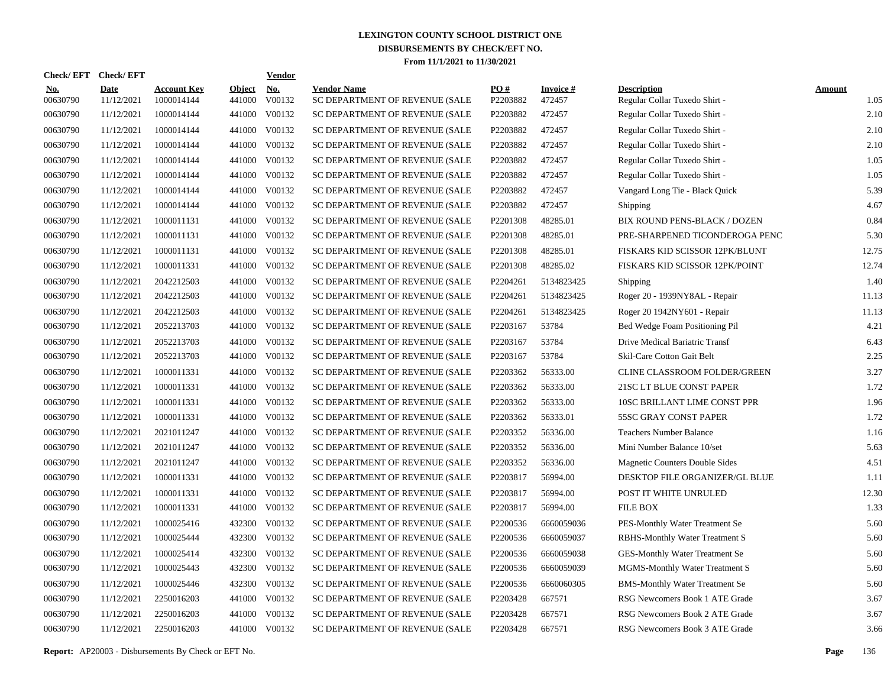# LEXINGTON COUNTY SCHOOL DISTRICT ONE
## DISBURSEMENTS BY CHECK/EFT NO.
### From 11/1/2021 to 11/30/2021

| Check/ EFT No. | Check/ EFT Date | Account Key | Object | Vendor No. | Vendor Name | PO # | Invoice # | Description | Amount |
|---|---|---|---|---|---|---|---|---|---|
| 00630790 | 11/12/2021 | 1000014144 | 441000 | V00132 | SC DEPARTMENT OF REVENUE (SALE | P2203882 | 472457 | Regular Collar Tuxedo Shirt - | 1.05 |
| 00630790 | 11/12/2021 | 1000014144 | 441000 | V00132 | SC DEPARTMENT OF REVENUE (SALE | P2203882 | 472457 | Regular Collar Tuxedo Shirt - | 2.10 |
| 00630790 | 11/12/2021 | 1000014144 | 441000 | V00132 | SC DEPARTMENT OF REVENUE (SALE | P2203882 | 472457 | Regular Collar Tuxedo Shirt - | 2.10 |
| 00630790 | 11/12/2021 | 1000014144 | 441000 | V00132 | SC DEPARTMENT OF REVENUE (SALE | P2203882 | 472457 | Regular Collar Tuxedo Shirt - | 2.10 |
| 00630790 | 11/12/2021 | 1000014144 | 441000 | V00132 | SC DEPARTMENT OF REVENUE (SALE | P2203882 | 472457 | Regular Collar Tuxedo Shirt - | 1.05 |
| 00630790 | 11/12/2021 | 1000014144 | 441000 | V00132 | SC DEPARTMENT OF REVENUE (SALE | P2203882 | 472457 | Regular Collar Tuxedo Shirt - | 1.05 |
| 00630790 | 11/12/2021 | 1000014144 | 441000 | V00132 | SC DEPARTMENT OF REVENUE (SALE | P2203882 | 472457 | Vangard Long Tie - Black Quick | 5.39 |
| 00630790 | 11/12/2021 | 1000014144 | 441000 | V00132 | SC DEPARTMENT OF REVENUE (SALE | P2203882 | 472457 | Shipping | 4.67 |
| 00630790 | 11/12/2021 | 1000011131 | 441000 | V00132 | SC DEPARTMENT OF REVENUE (SALE | P2201308 | 48285.01 | BIX ROUND PENS-BLACK / DOZEN | 0.84 |
| 00630790 | 11/12/2021 | 1000011131 | 441000 | V00132 | SC DEPARTMENT OF REVENUE (SALE | P2201308 | 48285.01 | PRE-SHARPENED TICONDEROGA PENC | 5.30 |
| 00630790 | 11/12/2021 | 1000011131 | 441000 | V00132 | SC DEPARTMENT OF REVENUE (SALE | P2201308 | 48285.01 | FISKARS KID SCISSOR 12PK/BLUNT | 12.75 |
| 00630790 | 11/12/2021 | 1000011331 | 441000 | V00132 | SC DEPARTMENT OF REVENUE (SALE | P2201308 | 48285.02 | FISKARS KID SCISSOR 12PK/POINT | 12.74 |
| 00630790 | 11/12/2021 | 2042212503 | 441000 | V00132 | SC DEPARTMENT OF REVENUE (SALE | P2204261 | 5134823425 | Shipping | 1.40 |
| 00630790 | 11/12/2021 | 2042212503 | 441000 | V00132 | SC DEPARTMENT OF REVENUE (SALE | P2204261 | 5134823425 | Roger 20 - 1939NY8AL - Repair | 11.13 |
| 00630790 | 11/12/2021 | 2042212503 | 441000 | V00132 | SC DEPARTMENT OF REVENUE (SALE | P2204261 | 5134823425 | Roger 20 1942NY601 - Repair | 11.13 |
| 00630790 | 11/12/2021 | 2052213703 | 441000 | V00132 | SC DEPARTMENT OF REVENUE (SALE | P2203167 | 53784 | Bed Wedge Foam Positioning Pil | 4.21 |
| 00630790 | 11/12/2021 | 2052213703 | 441000 | V00132 | SC DEPARTMENT OF REVENUE (SALE | P2203167 | 53784 | Drive Medical Bariatric Transf | 6.43 |
| 00630790 | 11/12/2021 | 2052213703 | 441000 | V00132 | SC DEPARTMENT OF REVENUE (SALE | P2203167 | 53784 | Skil-Care Cotton Gait Belt | 2.25 |
| 00630790 | 11/12/2021 | 1000011331 | 441000 | V00132 | SC DEPARTMENT OF REVENUE (SALE | P2203362 | 56333.00 | CLINE CLASSROOM FOLDER/GREEN | 3.27 |
| 00630790 | 11/12/2021 | 1000011331 | 441000 | V00132 | SC DEPARTMENT OF REVENUE (SALE | P2203362 | 56333.00 | 21SC LT BLUE CONST PAPER | 1.72 |
| 00630790 | 11/12/2021 | 1000011331 | 441000 | V00132 | SC DEPARTMENT OF REVENUE (SALE | P2203362 | 56333.00 | 10SC BRILLANT LIME CONST PPR | 1.96 |
| 00630790 | 11/12/2021 | 1000011331 | 441000 | V00132 | SC DEPARTMENT OF REVENUE (SALE | P2203362 | 56333.01 | 55SC GRAY CONST PAPER | 1.72 |
| 00630790 | 11/12/2021 | 2021011247 | 441000 | V00132 | SC DEPARTMENT OF REVENUE (SALE | P2203352 | 56336.00 | Teachers Number Balance | 1.16 |
| 00630790 | 11/12/2021 | 2021011247 | 441000 | V00132 | SC DEPARTMENT OF REVENUE (SALE | P2203352 | 56336.00 | Mini Number Balance 10/set | 5.63 |
| 00630790 | 11/12/2021 | 2021011247 | 441000 | V00132 | SC DEPARTMENT OF REVENUE (SALE | P2203352 | 56336.00 | Magnetic Counters Double Sides | 4.51 |
| 00630790 | 11/12/2021 | 1000011331 | 441000 | V00132 | SC DEPARTMENT OF REVENUE (SALE | P2203817 | 56994.00 | DESKTOP FILE ORGANIZER/GL BLUE | 1.11 |
| 00630790 | 11/12/2021 | 1000011331 | 441000 | V00132 | SC DEPARTMENT OF REVENUE (SALE | P2203817 | 56994.00 | POST IT WHITE UNRULED | 12.30 |
| 00630790 | 11/12/2021 | 1000011331 | 441000 | V00132 | SC DEPARTMENT OF REVENUE (SALE | P2203817 | 56994.00 | FILE BOX | 1.33 |
| 00630790 | 11/12/2021 | 1000025416 | 432300 | V00132 | SC DEPARTMENT OF REVENUE (SALE | P2200536 | 6660059036 | PES-Monthly Water Treatment Se | 5.60 |
| 00630790 | 11/12/2021 | 1000025444 | 432300 | V00132 | SC DEPARTMENT OF REVENUE (SALE | P2200536 | 6660059037 | RBHS-Monthly Water Treatment S | 5.60 |
| 00630790 | 11/12/2021 | 1000025414 | 432300 | V00132 | SC DEPARTMENT OF REVENUE (SALE | P2200536 | 6660059038 | GES-Monthly Water Treatment Se | 5.60 |
| 00630790 | 11/12/2021 | 1000025443 | 432300 | V00132 | SC DEPARTMENT OF REVENUE (SALE | P2200536 | 6660059039 | MGMS-Monthly Water Treatment S | 5.60 |
| 00630790 | 11/12/2021 | 1000025446 | 432300 | V00132 | SC DEPARTMENT OF REVENUE (SALE | P2200536 | 6660060305 | BMS-Monthly Water Treatment Se | 5.60 |
| 00630790 | 11/12/2021 | 2250016203 | 441000 | V00132 | SC DEPARTMENT OF REVENUE (SALE | P2203428 | 667571 | RSG Newcomers Book 1 ATE Grade | 3.67 |
| 00630790 | 11/12/2021 | 2250016203 | 441000 | V00132 | SC DEPARTMENT OF REVENUE (SALE | P2203428 | 667571 | RSG Newcomers Book 2 ATE Grade | 3.67 |
| 00630790 | 11/12/2021 | 2250016203 | 441000 | V00132 | SC DEPARTMENT OF REVENUE (SALE | P2203428 | 667571 | RSG Newcomers Book 3 ATE Grade | 3.66 |

**Report:** AP20003 - Disbursements By Check or EFT No.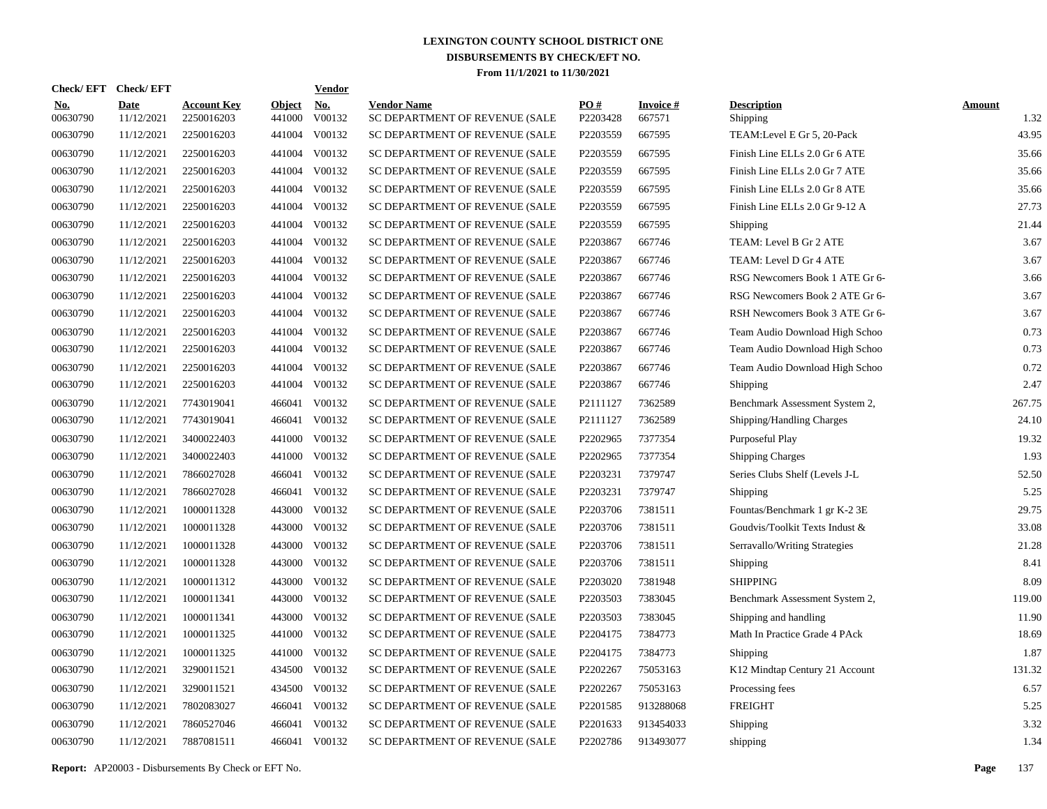# LEXINGTON COUNTY SCHOOL DISTRICT ONE

## DISBURSEMENTS BY CHECK/EFT NO.

### From 11/1/2021 to 11/30/2021

| Check/ EFT No. | Check/ EFT Date | Account Key | Object | Vendor No. | Vendor Name | PO # | Invoice # | Description | Amount |
|---|---|---|---|---|---|---|---|---|---|
| 00630790 | 11/12/2021 | 2250016203 | 441000 | V00132 | SC DEPARTMENT OF REVENUE (SALE | P2203428 | 667571 | Shipping | 1.32 |
| 00630790 | 11/12/2021 | 2250016203 | 441004 | V00132 | SC DEPARTMENT OF REVENUE (SALE | P2203559 | 667595 | TEAM:Level E Gr 5, 20-Pack | 43.95 |
| 00630790 | 11/12/2021 | 2250016203 | 441004 | V00132 | SC DEPARTMENT OF REVENUE (SALE | P2203559 | 667595 | Finish Line ELLs 2.0 Gr 6 ATE | 35.66 |
| 00630790 | 11/12/2021 | 2250016203 | 441004 | V00132 | SC DEPARTMENT OF REVENUE (SALE | P2203559 | 667595 | Finish Line ELLs 2.0 Gr 7 ATE | 35.66 |
| 00630790 | 11/12/2021 | 2250016203 | 441004 | V00132 | SC DEPARTMENT OF REVENUE (SALE | P2203559 | 667595 | Finish Line ELLs 2.0 Gr 8 ATE | 35.66 |
| 00630790 | 11/12/2021 | 2250016203 | 441004 | V00132 | SC DEPARTMENT OF REVENUE (SALE | P2203559 | 667595 | Finish Line ELLs 2.0 Gr 9-12 A | 27.73 |
| 00630790 | 11/12/2021 | 2250016203 | 441004 | V00132 | SC DEPARTMENT OF REVENUE (SALE | P2203559 | 667595 | Shipping | 21.44 |
| 00630790 | 11/12/2021 | 2250016203 | 441004 | V00132 | SC DEPARTMENT OF REVENUE (SALE | P2203867 | 667746 | TEAM: Level B Gr 2 ATE | 3.67 |
| 00630790 | 11/12/2021 | 2250016203 | 441004 | V00132 | SC DEPARTMENT OF REVENUE (SALE | P2203867 | 667746 | TEAM: Level D Gr 4 ATE | 3.67 |
| 00630790 | 11/12/2021 | 2250016203 | 441004 | V00132 | SC DEPARTMENT OF REVENUE (SALE | P2203867 | 667746 | RSG Newcomers Book 1 ATE Gr 6- | 3.66 |
| 00630790 | 11/12/2021 | 2250016203 | 441004 | V00132 | SC DEPARTMENT OF REVENUE (SALE | P2203867 | 667746 | RSG Newcomers Book 2 ATE Gr 6- | 3.67 |
| 00630790 | 11/12/2021 | 2250016203 | 441004 | V00132 | SC DEPARTMENT OF REVENUE (SALE | P2203867 | 667746 | RSH Newcomers Book 3 ATE Gr 6- | 3.67 |
| 00630790 | 11/12/2021 | 2250016203 | 441004 | V00132 | SC DEPARTMENT OF REVENUE (SALE | P2203867 | 667746 | Team Audio Download High Schoo | 0.73 |
| 00630790 | 11/12/2021 | 2250016203 | 441004 | V00132 | SC DEPARTMENT OF REVENUE (SALE | P2203867 | 667746 | Team Audio Download High Schoo | 0.73 |
| 00630790 | 11/12/2021 | 2250016203 | 441004 | V00132 | SC DEPARTMENT OF REVENUE (SALE | P2203867 | 667746 | Team Audio Download High Schoo | 0.72 |
| 00630790 | 11/12/2021 | 2250016203 | 441004 | V00132 | SC DEPARTMENT OF REVENUE (SALE | P2203867 | 667746 | Shipping | 2.47 |
| 00630790 | 11/12/2021 | 7743019041 | 466041 | V00132 | SC DEPARTMENT OF REVENUE (SALE | P2111127 | 7362589 | Benchmark Assessment System 2, | 267.75 |
| 00630790 | 11/12/2021 | 7743019041 | 466041 | V00132 | SC DEPARTMENT OF REVENUE (SALE | P2111127 | 7362589 | Shipping/Handling Charges | 24.10 |
| 00630790 | 11/12/2021 | 3400022403 | 441000 | V00132 | SC DEPARTMENT OF REVENUE (SALE | P2202965 | 7377354 | Purposeful Play | 19.32 |
| 00630790 | 11/12/2021 | 3400022403 | 441000 | V00132 | SC DEPARTMENT OF REVENUE (SALE | P2202965 | 7377354 | Shipping Charges | 1.93 |
| 00630790 | 11/12/2021 | 7866027028 | 466041 | V00132 | SC DEPARTMENT OF REVENUE (SALE | P2203231 | 7379747 | Series Clubs Shelf (Levels J-L | 52.50 |
| 00630790 | 11/12/2021 | 7866027028 | 466041 | V00132 | SC DEPARTMENT OF REVENUE (SALE | P2203231 | 7379747 | Shipping | 5.25 |
| 00630790 | 11/12/2021 | 1000011328 | 443000 | V00132 | SC DEPARTMENT OF REVENUE (SALE | P2203706 | 7381511 | Fountas/Benchmark 1 gr K-2 3E | 29.75 |
| 00630790 | 11/12/2021 | 1000011328 | 443000 | V00132 | SC DEPARTMENT OF REVENUE (SALE | P2203706 | 7381511 | Goudvis/Toolkit Texts Indust & | 33.08 |
| 00630790 | 11/12/2021 | 1000011328 | 443000 | V00132 | SC DEPARTMENT OF REVENUE (SALE | P2203706 | 7381511 | Serravallo/Writing Strategies | 21.28 |
| 00630790 | 11/12/2021 | 1000011328 | 443000 | V00132 | SC DEPARTMENT OF REVENUE (SALE | P2203706 | 7381511 | Shipping | 8.41 |
| 00630790 | 11/12/2021 | 1000011312 | 443000 | V00132 | SC DEPARTMENT OF REVENUE (SALE | P2203020 | 7381948 | SHIPPING | 8.09 |
| 00630790 | 11/12/2021 | 1000011341 | 443000 | V00132 | SC DEPARTMENT OF REVENUE (SALE | P2203503 | 7383045 | Benchmark Assessment System 2, | 119.00 |
| 00630790 | 11/12/2021 | 1000011341 | 443000 | V00132 | SC DEPARTMENT OF REVENUE (SALE | P2203503 | 7383045 | Shipping and handling | 11.90 |
| 00630790 | 11/12/2021 | 1000011325 | 441000 | V00132 | SC DEPARTMENT OF REVENUE (SALE | P2204175 | 7384773 | Math In Practice Grade 4 PAck | 18.69 |
| 00630790 | 11/12/2021 | 1000011325 | 441000 | V00132 | SC DEPARTMENT OF REVENUE (SALE | P2204175 | 7384773 | Shipping | 1.87 |
| 00630790 | 11/12/2021 | 3290011521 | 434500 | V00132 | SC DEPARTMENT OF REVENUE (SALE | P2202267 | 75053163 | K12 Mindtap Century 21 Account | 131.32 |
| 00630790 | 11/12/2021 | 3290011521 | 434500 | V00132 | SC DEPARTMENT OF REVENUE (SALE | P2202267 | 75053163 | Processing fees | 6.57 |
| 00630790 | 11/12/2021 | 7802083027 | 466041 | V00132 | SC DEPARTMENT OF REVENUE (SALE | P2201585 | 913288068 | FREIGHT | 5.25 |
| 00630790 | 11/12/2021 | 7860527046 | 466041 | V00132 | SC DEPARTMENT OF REVENUE (SALE | P2201633 | 913454033 | Shipping | 3.32 |
| 00630790 | 11/12/2021 | 7887081511 | 466041 | V00132 | SC DEPARTMENT OF REVENUE (SALE | P2202786 | 913493077 | shipping | 1.34 |

**Report:** AP20003 - Disbursements By Check or EFT No.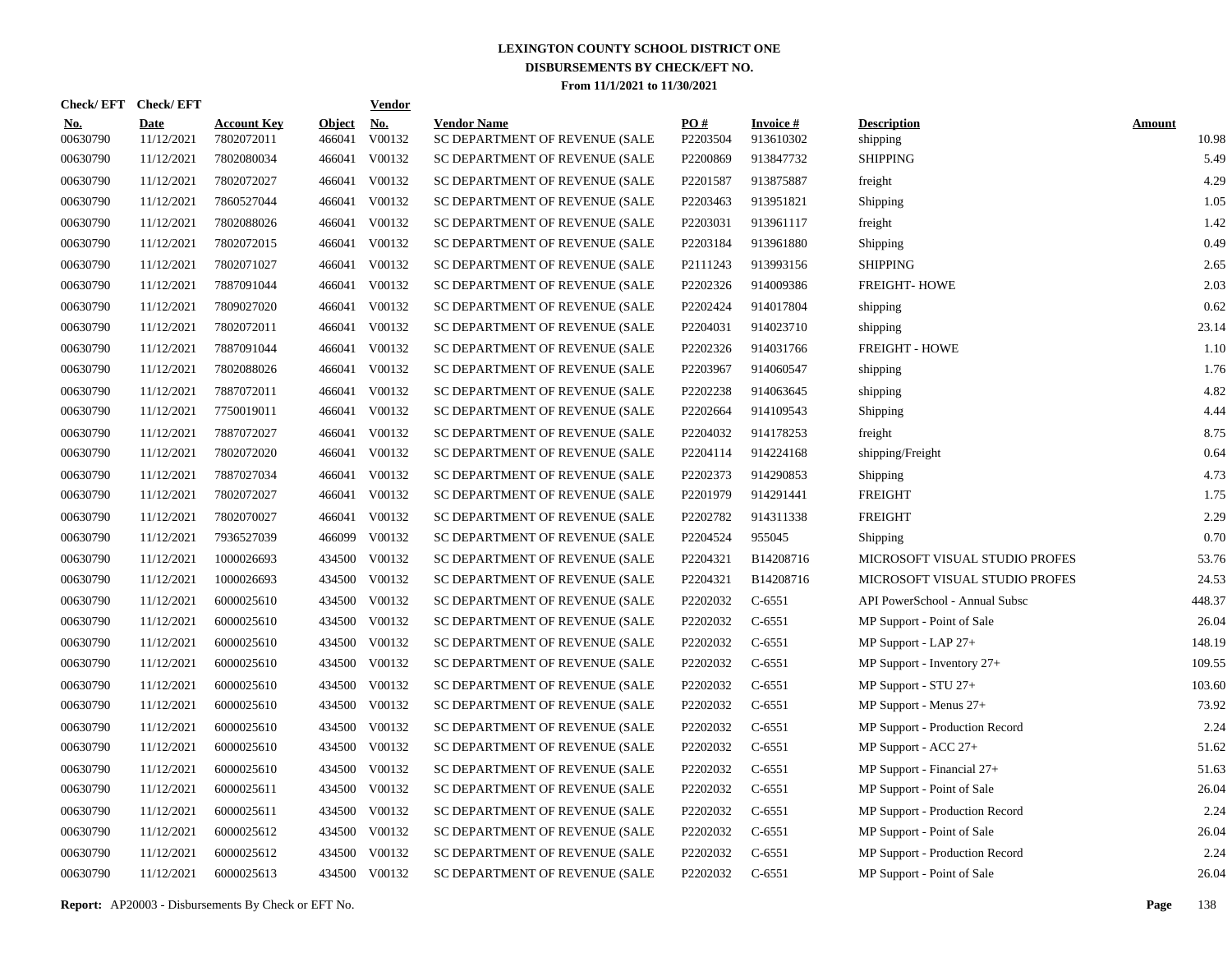# LEXINGTON COUNTY SCHOOL DISTRICT ONE
## DISBURSEMENTS BY CHECK/EFT NO.
### From 11/1/2021 to 11/30/2021

| Check/ EFT No. | Check/ EFT Date | Account Key | Object | Vendor No. | Vendor Name | PO # | Invoice # | Description | Amount |
|---|---|---|---|---|---|---|---|---|---|
| 00630790 | 11/12/2021 | 7802072011 | 466041 | V00132 | SC DEPARTMENT OF REVENUE (SALE | P2203504 | 913610302 | shipping | 10.98 |
| 00630790 | 11/12/2021 | 7802080034 | 466041 | V00132 | SC DEPARTMENT OF REVENUE (SALE | P2200869 | 913847732 | SHIPPING | 5.49 |
| 00630790 | 11/12/2021 | 7802072027 | 466041 | V00132 | SC DEPARTMENT OF REVENUE (SALE | P2201587 | 913875887 | freight | 4.29 |
| 00630790 | 11/12/2021 | 7860527044 | 466041 | V00132 | SC DEPARTMENT OF REVENUE (SALE | P2203463 | 913951821 | Shipping | 1.05 |
| 00630790 | 11/12/2021 | 7802088026 | 466041 | V00132 | SC DEPARTMENT OF REVENUE (SALE | P2203031 | 913961117 | freight | 1.42 |
| 00630790 | 11/12/2021 | 7802072015 | 466041 | V00132 | SC DEPARTMENT OF REVENUE (SALE | P2203184 | 913961880 | Shipping | 0.49 |
| 00630790 | 11/12/2021 | 7802071027 | 466041 | V00132 | SC DEPARTMENT OF REVENUE (SALE | P2111243 | 913993156 | SHIPPING | 2.65 |
| 00630790 | 11/12/2021 | 7887091044 | 466041 | V00132 | SC DEPARTMENT OF REVENUE (SALE | P2202326 | 914009386 | FREIGHT- HOWE | 2.03 |
| 00630790 | 11/12/2021 | 7809027020 | 466041 | V00132 | SC DEPARTMENT OF REVENUE (SALE | P2202424 | 914017804 | shipping | 0.62 |
| 00630790 | 11/12/2021 | 7802072011 | 466041 | V00132 | SC DEPARTMENT OF REVENUE (SALE | P2204031 | 914023710 | shipping | 23.14 |
| 00630790 | 11/12/2021 | 7887091044 | 466041 | V00132 | SC DEPARTMENT OF REVENUE (SALE | P2202326 | 914031766 | FREIGHT - HOWE | 1.10 |
| 00630790 | 11/12/2021 | 7802088026 | 466041 | V00132 | SC DEPARTMENT OF REVENUE (SALE | P2203967 | 914060547 | shipping | 1.76 |
| 00630790 | 11/12/2021 | 7887072011 | 466041 | V00132 | SC DEPARTMENT OF REVENUE (SALE | P2202238 | 914063645 | shipping | 4.82 |
| 00630790 | 11/12/2021 | 7750019011 | 466041 | V00132 | SC DEPARTMENT OF REVENUE (SALE | P2202664 | 914109543 | Shipping | 4.44 |
| 00630790 | 11/12/2021 | 7887072027 | 466041 | V00132 | SC DEPARTMENT OF REVENUE (SALE | P2204032 | 914178253 | freight | 8.75 |
| 00630790 | 11/12/2021 | 7802072020 | 466041 | V00132 | SC DEPARTMENT OF REVENUE (SALE | P2204114 | 914224168 | shipping/Freight | 0.64 |
| 00630790 | 11/12/2021 | 7887027034 | 466041 | V00132 | SC DEPARTMENT OF REVENUE (SALE | P2202373 | 914290853 | Shipping | 4.73 |
| 00630790 | 11/12/2021 | 7802072027 | 466041 | V00132 | SC DEPARTMENT OF REVENUE (SALE | P2201979 | 914291441 | FREIGHT | 1.75 |
| 00630790 | 11/12/2021 | 7802070027 | 466041 | V00132 | SC DEPARTMENT OF REVENUE (SALE | P2202782 | 914311338 | FREIGHT | 2.29 |
| 00630790 | 11/12/2021 | 7936527039 | 466099 | V00132 | SC DEPARTMENT OF REVENUE (SALE | P2204524 | 955045 | Shipping | 0.70 |
| 00630790 | 11/12/2021 | 1000026693 | 434500 | V00132 | SC DEPARTMENT OF REVENUE (SALE | P2204321 | B14208716 | MICROSOFT VISUAL STUDIO PROFES | 53.76 |
| 00630790 | 11/12/2021 | 1000026693 | 434500 | V00132 | SC DEPARTMENT OF REVENUE (SALE | P2204321 | B14208716 | MICROSOFT VISUAL STUDIO PROFES | 24.53 |
| 00630790 | 11/12/2021 | 6000025610 | 434500 | V00132 | SC DEPARTMENT OF REVENUE (SALE | P2202032 | C-6551 | API PowerSchool - Annual Subsc | 448.37 |
| 00630790 | 11/12/2021 | 6000025610 | 434500 | V00132 | SC DEPARTMENT OF REVENUE (SALE | P2202032 | C-6551 | MP Support - Point of Sale | 26.04 |
| 00630790 | 11/12/2021 | 6000025610 | 434500 | V00132 | SC DEPARTMENT OF REVENUE (SALE | P2202032 | C-6551 | MP Support - LAP 27+ | 148.19 |
| 00630790 | 11/12/2021 | 6000025610 | 434500 | V00132 | SC DEPARTMENT OF REVENUE (SALE | P2202032 | C-6551 | MP Support - Inventory 27+ | 109.55 |
| 00630790 | 11/12/2021 | 6000025610 | 434500 | V00132 | SC DEPARTMENT OF REVENUE (SALE | P2202032 | C-6551 | MP Support - STU 27+ | 103.60 |
| 00630790 | 11/12/2021 | 6000025610 | 434500 | V00132 | SC DEPARTMENT OF REVENUE (SALE | P2202032 | C-6551 | MP Support - Menus 27+ | 73.92 |
| 00630790 | 11/12/2021 | 6000025610 | 434500 | V00132 | SC DEPARTMENT OF REVENUE (SALE | P2202032 | C-6551 | MP Support - Production Record | 2.24 |
| 00630790 | 11/12/2021 | 6000025610 | 434500 | V00132 | SC DEPARTMENT OF REVENUE (SALE | P2202032 | C-6551 | MP Support - ACC 27+ | 51.62 |
| 00630790 | 11/12/2021 | 6000025610 | 434500 | V00132 | SC DEPARTMENT OF REVENUE (SALE | P2202032 | C-6551 | MP Support - Financial 27+ | 51.63 |
| 00630790 | 11/12/2021 | 6000025611 | 434500 | V00132 | SC DEPARTMENT OF REVENUE (SALE | P2202032 | C-6551 | MP Support - Point of Sale | 26.04 |
| 00630790 | 11/12/2021 | 6000025611 | 434500 | V00132 | SC DEPARTMENT OF REVENUE (SALE | P2202032 | C-6551 | MP Support - Production Record | 2.24 |
| 00630790 | 11/12/2021 | 6000025612 | 434500 | V00132 | SC DEPARTMENT OF REVENUE (SALE | P2202032 | C-6551 | MP Support - Point of Sale | 26.04 |
| 00630790 | 11/12/2021 | 6000025612 | 434500 | V00132 | SC DEPARTMENT OF REVENUE (SALE | P2202032 | C-6551 | MP Support - Production Record | 2.24 |
| 00630790 | 11/12/2021 | 6000025613 | 434500 | V00132 | SC DEPARTMENT OF REVENUE (SALE | P2202032 | C-6551 | MP Support - Point of Sale | 26.04 |

**Report:** AP20003 - Disbursements By Check or EFT No.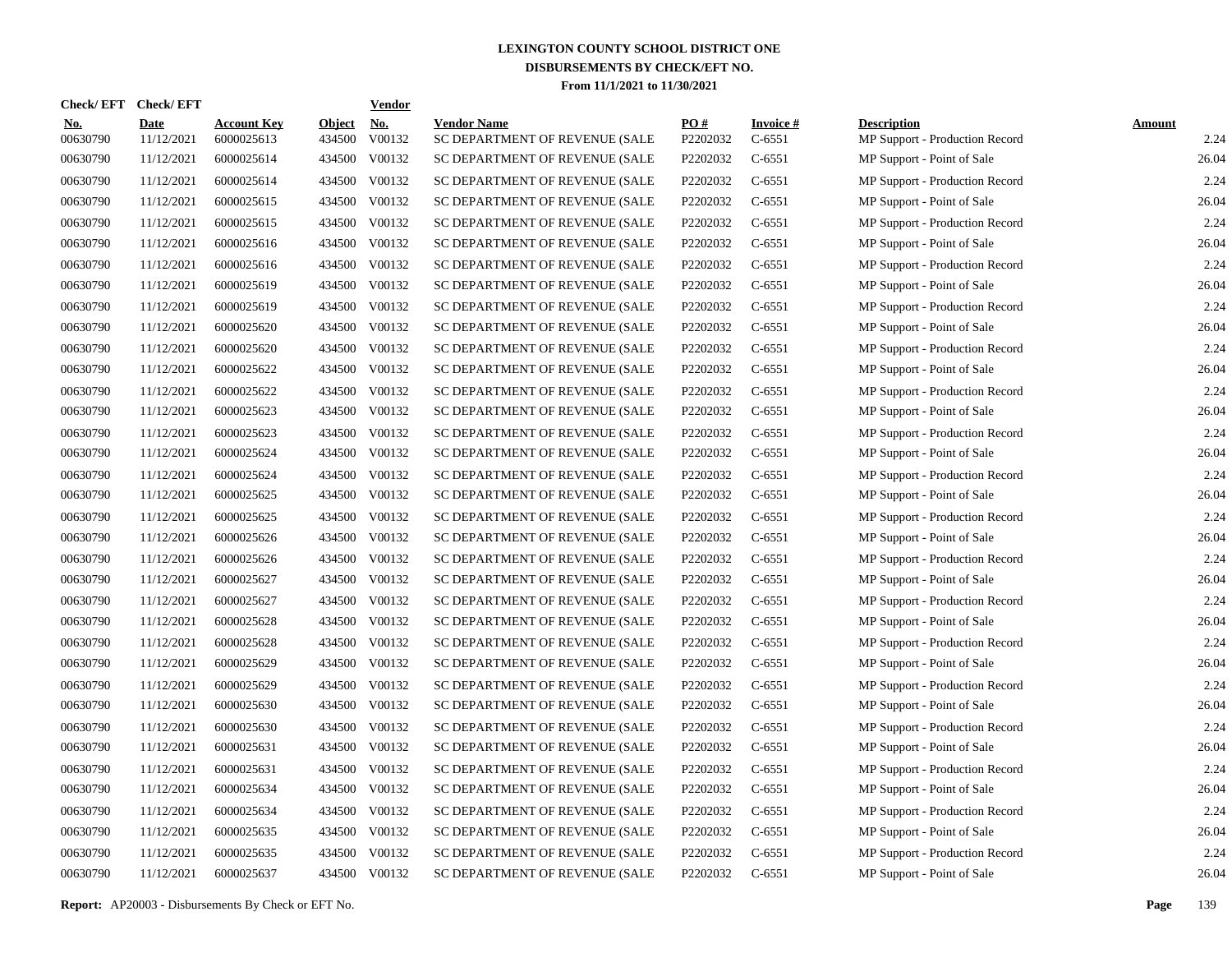# LEXINGTON COUNTY SCHOOL DISTRICT ONE
## DISBURSEMENTS BY CHECK/EFT NO.
### From 11/1/2021 to 11/30/2021

| Check/ EFT No. | Check/ EFT Date | Account Key | Object | Vendor No. | Vendor Name | PO # | Invoice # | Description | Amount |
|---|---|---|---|---|---|---|---|---|---|
| 00630790 | 11/12/2021 | 6000025613 | 434500 | V00132 | SC DEPARTMENT OF REVENUE (SALE | P2202032 | C-6551 | MP Support - Production Record | 2.24 |
| 00630790 | 11/12/2021 | 6000025614 | 434500 | V00132 | SC DEPARTMENT OF REVENUE (SALE | P2202032 | C-6551 | MP Support - Point of Sale | 26.04 |
| 00630790 | 11/12/2021 | 6000025614 | 434500 | V00132 | SC DEPARTMENT OF REVENUE (SALE | P2202032 | C-6551 | MP Support - Production Record | 2.24 |
| 00630790 | 11/12/2021 | 6000025615 | 434500 | V00132 | SC DEPARTMENT OF REVENUE (SALE | P2202032 | C-6551 | MP Support - Point of Sale | 26.04 |
| 00630790 | 11/12/2021 | 6000025615 | 434500 | V00132 | SC DEPARTMENT OF REVENUE (SALE | P2202032 | C-6551 | MP Support - Production Record | 2.24 |
| 00630790 | 11/12/2021 | 6000025616 | 434500 | V00132 | SC DEPARTMENT OF REVENUE (SALE | P2202032 | C-6551 | MP Support - Point of Sale | 26.04 |
| 00630790 | 11/12/2021 | 6000025616 | 434500 | V00132 | SC DEPARTMENT OF REVENUE (SALE | P2202032 | C-6551 | MP Support - Production Record | 2.24 |
| 00630790 | 11/12/2021 | 6000025619 | 434500 | V00132 | SC DEPARTMENT OF REVENUE (SALE | P2202032 | C-6551 | MP Support - Point of Sale | 26.04 |
| 00630790 | 11/12/2021 | 6000025619 | 434500 | V00132 | SC DEPARTMENT OF REVENUE (SALE | P2202032 | C-6551 | MP Support - Production Record | 2.24 |
| 00630790 | 11/12/2021 | 6000025620 | 434500 | V00132 | SC DEPARTMENT OF REVENUE (SALE | P2202032 | C-6551 | MP Support - Point of Sale | 26.04 |
| 00630790 | 11/12/2021 | 6000025620 | 434500 | V00132 | SC DEPARTMENT OF REVENUE (SALE | P2202032 | C-6551 | MP Support - Production Record | 2.24 |
| 00630790 | 11/12/2021 | 6000025622 | 434500 | V00132 | SC DEPARTMENT OF REVENUE (SALE | P2202032 | C-6551 | MP Support - Point of Sale | 26.04 |
| 00630790 | 11/12/2021 | 6000025622 | 434500 | V00132 | SC DEPARTMENT OF REVENUE (SALE | P2202032 | C-6551 | MP Support - Production Record | 2.24 |
| 00630790 | 11/12/2021 | 6000025623 | 434500 | V00132 | SC DEPARTMENT OF REVENUE (SALE | P2202032 | C-6551 | MP Support - Point of Sale | 26.04 |
| 00630790 | 11/12/2021 | 6000025623 | 434500 | V00132 | SC DEPARTMENT OF REVENUE (SALE | P2202032 | C-6551 | MP Support - Production Record | 2.24 |
| 00630790 | 11/12/2021 | 6000025624 | 434500 | V00132 | SC DEPARTMENT OF REVENUE (SALE | P2202032 | C-6551 | MP Support - Point of Sale | 26.04 |
| 00630790 | 11/12/2021 | 6000025624 | 434500 | V00132 | SC DEPARTMENT OF REVENUE (SALE | P2202032 | C-6551 | MP Support - Production Record | 2.24 |
| 00630790 | 11/12/2021 | 6000025625 | 434500 | V00132 | SC DEPARTMENT OF REVENUE (SALE | P2202032 | C-6551 | MP Support - Point of Sale | 26.04 |
| 00630790 | 11/12/2021 | 6000025625 | 434500 | V00132 | SC DEPARTMENT OF REVENUE (SALE | P2202032 | C-6551 | MP Support - Production Record | 2.24 |
| 00630790 | 11/12/2021 | 6000025626 | 434500 | V00132 | SC DEPARTMENT OF REVENUE (SALE | P2202032 | C-6551 | MP Support - Point of Sale | 26.04 |
| 00630790 | 11/12/2021 | 6000025626 | 434500 | V00132 | SC DEPARTMENT OF REVENUE (SALE | P2202032 | C-6551 | MP Support - Production Record | 2.24 |
| 00630790 | 11/12/2021 | 6000025627 | 434500 | V00132 | SC DEPARTMENT OF REVENUE (SALE | P2202032 | C-6551 | MP Support - Point of Sale | 26.04 |
| 00630790 | 11/12/2021 | 6000025627 | 434500 | V00132 | SC DEPARTMENT OF REVENUE (SALE | P2202032 | C-6551 | MP Support - Production Record | 2.24 |
| 00630790 | 11/12/2021 | 6000025628 | 434500 | V00132 | SC DEPARTMENT OF REVENUE (SALE | P2202032 | C-6551 | MP Support - Point of Sale | 26.04 |
| 00630790 | 11/12/2021 | 6000025628 | 434500 | V00132 | SC DEPARTMENT OF REVENUE (SALE | P2202032 | C-6551 | MP Support - Production Record | 2.24 |
| 00630790 | 11/12/2021 | 6000025629 | 434500 | V00132 | SC DEPARTMENT OF REVENUE (SALE | P2202032 | C-6551 | MP Support - Point of Sale | 26.04 |
| 00630790 | 11/12/2021 | 6000025629 | 434500 | V00132 | SC DEPARTMENT OF REVENUE (SALE | P2202032 | C-6551 | MP Support - Production Record | 2.24 |
| 00630790 | 11/12/2021 | 6000025630 | 434500 | V00132 | SC DEPARTMENT OF REVENUE (SALE | P2202032 | C-6551 | MP Support - Point of Sale | 26.04 |
| 00630790 | 11/12/2021 | 6000025630 | 434500 | V00132 | SC DEPARTMENT OF REVENUE (SALE | P2202032 | C-6551 | MP Support - Production Record | 2.24 |
| 00630790 | 11/12/2021 | 6000025631 | 434500 | V00132 | SC DEPARTMENT OF REVENUE (SALE | P2202032 | C-6551 | MP Support - Point of Sale | 26.04 |
| 00630790 | 11/12/2021 | 6000025631 | 434500 | V00132 | SC DEPARTMENT OF REVENUE (SALE | P2202032 | C-6551 | MP Support - Production Record | 2.24 |
| 00630790 | 11/12/2021 | 6000025634 | 434500 | V00132 | SC DEPARTMENT OF REVENUE (SALE | P2202032 | C-6551 | MP Support - Point of Sale | 26.04 |
| 00630790 | 11/12/2021 | 6000025634 | 434500 | V00132 | SC DEPARTMENT OF REVENUE (SALE | P2202032 | C-6551 | MP Support - Production Record | 2.24 |
| 00630790 | 11/12/2021 | 6000025635 | 434500 | V00132 | SC DEPARTMENT OF REVENUE (SALE | P2202032 | C-6551 | MP Support - Point of Sale | 26.04 |
| 00630790 | 11/12/2021 | 6000025635 | 434500 | V00132 | SC DEPARTMENT OF REVENUE (SALE | P2202032 | C-6551 | MP Support - Production Record | 2.24 |
| 00630790 | 11/12/2021 | 6000025637 | 434500 | V00132 | SC DEPARTMENT OF REVENUE (SALE | P2202032 | C-6551 | MP Support - Point of Sale | 26.04 |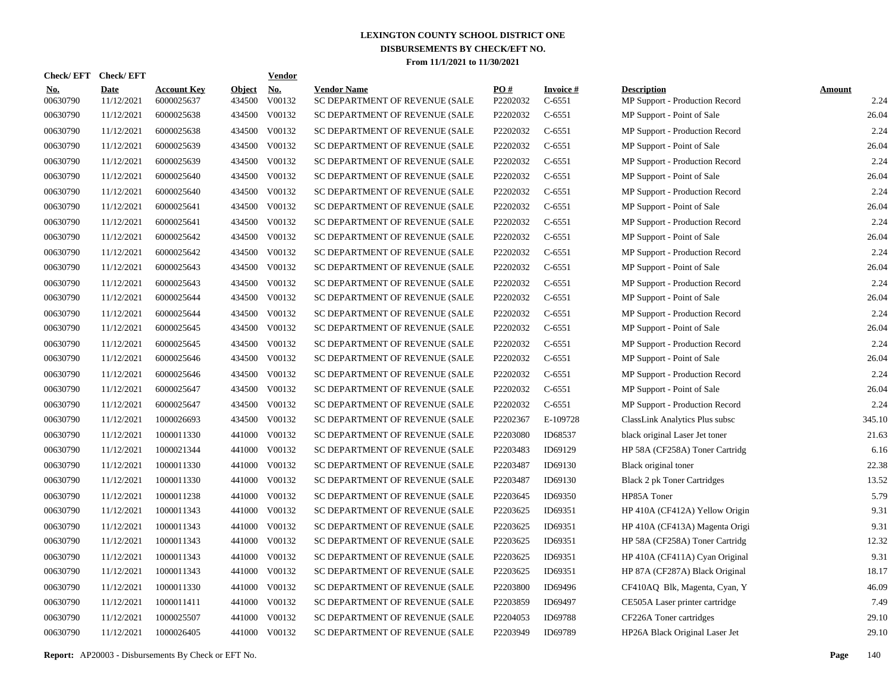# LEXINGTON COUNTY SCHOOL DISTRICT ONE
## DISBURSEMENTS BY CHECK/EFT NO.
### From 11/1/2021 to 11/30/2021

| Check/ EFT No. | Check/ EFT Date | Account Key | Object | Vendor No. | Vendor Name | PO # | Invoice # | Description | Amount |
|---|---|---|---|---|---|---|---|---|---|
| 00630790 | 11/12/2021 | 6000025637 | 434500 | V00132 | SC DEPARTMENT OF REVENUE (SALE | P2202032 | C-6551 | MP Support - Production Record | 2.24 |
| 00630790 | 11/12/2021 | 6000025638 | 434500 | V00132 | SC DEPARTMENT OF REVENUE (SALE | P2202032 | C-6551 | MP Support - Point of Sale | 26.04 |
| 00630790 | 11/12/2021 | 6000025638 | 434500 | V00132 | SC DEPARTMENT OF REVENUE (SALE | P2202032 | C-6551 | MP Support - Production Record | 2.24 |
| 00630790 | 11/12/2021 | 6000025639 | 434500 | V00132 | SC DEPARTMENT OF REVENUE (SALE | P2202032 | C-6551 | MP Support - Point of Sale | 26.04 |
| 00630790 | 11/12/2021 | 6000025639 | 434500 | V00132 | SC DEPARTMENT OF REVENUE (SALE | P2202032 | C-6551 | MP Support - Production Record | 2.24 |
| 00630790 | 11/12/2021 | 6000025640 | 434500 | V00132 | SC DEPARTMENT OF REVENUE (SALE | P2202032 | C-6551 | MP Support - Point of Sale | 26.04 |
| 00630790 | 11/12/2021 | 6000025640 | 434500 | V00132 | SC DEPARTMENT OF REVENUE (SALE | P2202032 | C-6551 | MP Support - Production Record | 2.24 |
| 00630790 | 11/12/2021 | 6000025641 | 434500 | V00132 | SC DEPARTMENT OF REVENUE (SALE | P2202032 | C-6551 | MP Support - Point of Sale | 26.04 |
| 00630790 | 11/12/2021 | 6000025641 | 434500 | V00132 | SC DEPARTMENT OF REVENUE (SALE | P2202032 | C-6551 | MP Support - Production Record | 2.24 |
| 00630790 | 11/12/2021 | 6000025642 | 434500 | V00132 | SC DEPARTMENT OF REVENUE (SALE | P2202032 | C-6551 | MP Support - Point of Sale | 26.04 |
| 00630790 | 11/12/2021 | 6000025642 | 434500 | V00132 | SC DEPARTMENT OF REVENUE (SALE | P2202032 | C-6551 | MP Support - Production Record | 2.24 |
| 00630790 | 11/12/2021 | 6000025643 | 434500 | V00132 | SC DEPARTMENT OF REVENUE (SALE | P2202032 | C-6551 | MP Support - Point of Sale | 26.04 |
| 00630790 | 11/12/2021 | 6000025643 | 434500 | V00132 | SC DEPARTMENT OF REVENUE (SALE | P2202032 | C-6551 | MP Support - Production Record | 2.24 |
| 00630790 | 11/12/2021 | 6000025644 | 434500 | V00132 | SC DEPARTMENT OF REVENUE (SALE | P2202032 | C-6551 | MP Support - Point of Sale | 26.04 |
| 00630790 | 11/12/2021 | 6000025644 | 434500 | V00132 | SC DEPARTMENT OF REVENUE (SALE | P2202032 | C-6551 | MP Support - Production Record | 2.24 |
| 00630790 | 11/12/2021 | 6000025645 | 434500 | V00132 | SC DEPARTMENT OF REVENUE (SALE | P2202032 | C-6551 | MP Support - Point of Sale | 26.04 |
| 00630790 | 11/12/2021 | 6000025645 | 434500 | V00132 | SC DEPARTMENT OF REVENUE (SALE | P2202032 | C-6551 | MP Support - Production Record | 2.24 |
| 00630790 | 11/12/2021 | 6000025646 | 434500 | V00132 | SC DEPARTMENT OF REVENUE (SALE | P2202032 | C-6551 | MP Support - Point of Sale | 26.04 |
| 00630790 | 11/12/2021 | 6000025646 | 434500 | V00132 | SC DEPARTMENT OF REVENUE (SALE | P2202032 | C-6551 | MP Support - Production Record | 2.24 |
| 00630790 | 11/12/2021 | 6000025647 | 434500 | V00132 | SC DEPARTMENT OF REVENUE (SALE | P2202032 | C-6551 | MP Support - Point of Sale | 26.04 |
| 00630790 | 11/12/2021 | 6000025647 | 434500 | V00132 | SC DEPARTMENT OF REVENUE (SALE | P2202032 | C-6551 | MP Support - Production Record | 2.24 |
| 00630790 | 11/12/2021 | 1000026693 | 434500 | V00132 | SC DEPARTMENT OF REVENUE (SALE | P2202367 | E-109728 | ClassLink Analytics Plus subsc | 345.10 |
| 00630790 | 11/12/2021 | 1000011330 | 441000 | V00132 | SC DEPARTMENT OF REVENUE (SALE | P2203080 | ID68537 | black original Laser Jet toner | 21.63 |
| 00630790 | 11/12/2021 | 1000021344 | 441000 | V00132 | SC DEPARTMENT OF REVENUE (SALE | P2203483 | ID69129 | HP 58A (CF258A) Toner Cartridg | 6.16 |
| 00630790 | 11/12/2021 | 1000011330 | 441000 | V00132 | SC DEPARTMENT OF REVENUE (SALE | P2203487 | ID69130 | Black original toner | 22.38 |
| 00630790 | 11/12/2021 | 1000011330 | 441000 | V00132 | SC DEPARTMENT OF REVENUE (SALE | P2203487 | ID69130 | Black 2 pk Toner Cartridges | 13.52 |
| 00630790 | 11/12/2021 | 1000011238 | 441000 | V00132 | SC DEPARTMENT OF REVENUE (SALE | P2203645 | ID69350 | HP85A Toner | 5.79 |
| 00630790 | 11/12/2021 | 1000011343 | 441000 | V00132 | SC DEPARTMENT OF REVENUE (SALE | P2203625 | ID69351 | HP 410A (CF412A) Yellow Origin | 9.31 |
| 00630790 | 11/12/2021 | 1000011343 | 441000 | V00132 | SC DEPARTMENT OF REVENUE (SALE | P2203625 | ID69351 | HP 410A (CF413A) Magenta Origi | 9.31 |
| 00630790 | 11/12/2021 | 1000011343 | 441000 | V00132 | SC DEPARTMENT OF REVENUE (SALE | P2203625 | ID69351 | HP 58A (CF258A) Toner Cartridg | 12.32 |
| 00630790 | 11/12/2021 | 1000011343 | 441000 | V00132 | SC DEPARTMENT OF REVENUE (SALE | P2203625 | ID69351 | HP 410A (CF411A) Cyan Original | 9.31 |
| 00630790 | 11/12/2021 | 1000011343 | 441000 | V00132 | SC DEPARTMENT OF REVENUE (SALE | P2203625 | ID69351 | HP 87A (CF287A) Black Original | 18.17 |
| 00630790 | 11/12/2021 | 1000011330 | 441000 | V00132 | SC DEPARTMENT OF REVENUE (SALE | P2203800 | ID69496 | CF410AQ Blk, Magenta, Cyan, Y | 46.09 |
| 00630790 | 11/12/2021 | 1000011411 | 441000 | V00132 | SC DEPARTMENT OF REVENUE (SALE | P2203859 | ID69497 | CE505A Laser printer cartridge | 7.49 |
| 00630790 | 11/12/2021 | 1000025507 | 441000 | V00132 | SC DEPARTMENT OF REVENUE (SALE | P2204053 | ID69788 | CF226A Toner cartridges | 29.10 |
| 00630790 | 11/12/2021 | 1000026405 | 441000 | V00132 | SC DEPARTMENT OF REVENUE (SALE | P2203949 | ID69789 | HP26A Black Original Laser Jet | 29.10 |

**Report:** AP20003 - Disbursements By Check or EFT No.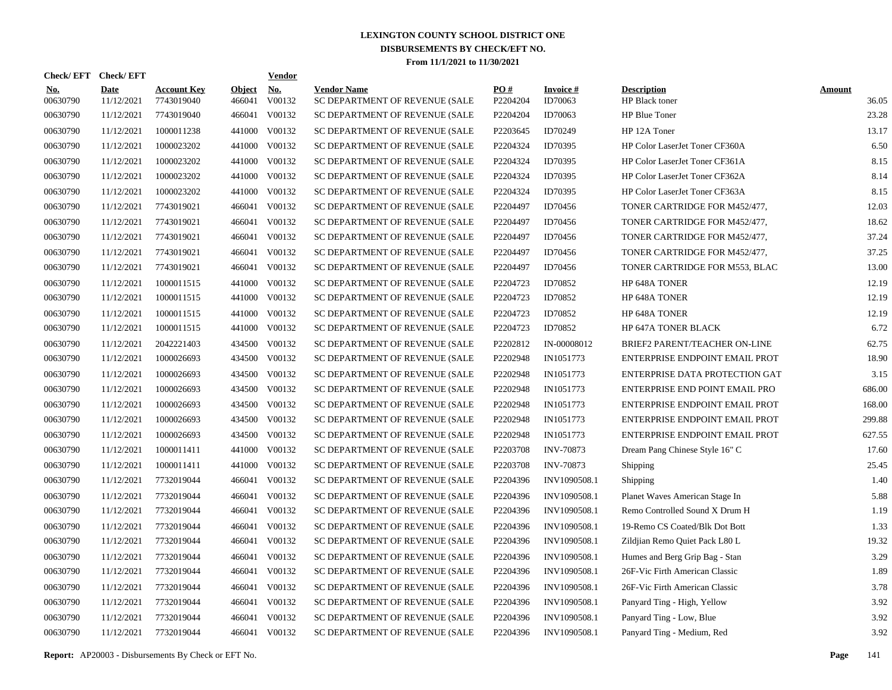# LEXINGTON COUNTY SCHOOL DISTRICT ONE
## DISBURSEMENTS BY CHECK/EFT NO.
### From 11/1/2021 to 11/30/2021

| Check/ EFT No. | Check/ EFT Date | Account Key | Object | Vendor No. | Vendor Name | PO # | Invoice # | Description | Amount |
|---|---|---|---|---|---|---|---|---|---|
| 00630790 | 11/12/2021 | 7743019040 | 466041 | V00132 | SC DEPARTMENT OF REVENUE (SALE | P2204204 | ID70063 | HP Black toner | 36.05 |
| 00630790 | 11/12/2021 | 7743019040 | 466041 | V00132 | SC DEPARTMENT OF REVENUE (SALE | P2204204 | ID70063 | HP Blue Toner | 23.28 |
| 00630790 | 11/12/2021 | 1000011238 | 441000 | V00132 | SC DEPARTMENT OF REVENUE (SALE | P2203645 | ID70249 | HP 12A Toner | 13.17 |
| 00630790 | 11/12/2021 | 1000023202 | 441000 | V00132 | SC DEPARTMENT OF REVENUE (SALE | P2204324 | ID70395 | HP Color LaserJet Toner CF360A | 6.50 |
| 00630790 | 11/12/2021 | 1000023202 | 441000 | V00132 | SC DEPARTMENT OF REVENUE (SALE | P2204324 | ID70395 | HP Color LaserJet Toner CF361A | 8.15 |
| 00630790 | 11/12/2021 | 1000023202 | 441000 | V00132 | SC DEPARTMENT OF REVENUE (SALE | P2204324 | ID70395 | HP Color LaserJet Toner CF362A | 8.14 |
| 00630790 | 11/12/2021 | 1000023202 | 441000 | V00132 | SC DEPARTMENT OF REVENUE (SALE | P2204324 | ID70395 | HP Color LaserJet Toner CF363A | 8.15 |
| 00630790 | 11/12/2021 | 7743019021 | 466041 | V00132 | SC DEPARTMENT OF REVENUE (SALE | P2204497 | ID70456 | TONER CARTRIDGE FOR M452/477, | 12.03 |
| 00630790 | 11/12/2021 | 7743019021 | 466041 | V00132 | SC DEPARTMENT OF REVENUE (SALE | P2204497 | ID70456 | TONER CARTRIDGE FOR M452/477, | 18.62 |
| 00630790 | 11/12/2021 | 7743019021 | 466041 | V00132 | SC DEPARTMENT OF REVENUE (SALE | P2204497 | ID70456 | TONER CARTRIDGE FOR M452/477, | 37.24 |
| 00630790 | 11/12/2021 | 7743019021 | 466041 | V00132 | SC DEPARTMENT OF REVENUE (SALE | P2204497 | ID70456 | TONER CARTRIDGE FOR M452/477, | 37.25 |
| 00630790 | 11/12/2021 | 7743019021 | 466041 | V00132 | SC DEPARTMENT OF REVENUE (SALE | P2204497 | ID70456 | TONER CARTRIDGE FOR M553, BLAC | 13.00 |
| 00630790 | 11/12/2021 | 1000011515 | 441000 | V00132 | SC DEPARTMENT OF REVENUE (SALE | P2204723 | ID70852 | HP 648A TONER | 12.19 |
| 00630790 | 11/12/2021 | 1000011515 | 441000 | V00132 | SC DEPARTMENT OF REVENUE (SALE | P2204723 | ID70852 | HP 648A TONER | 12.19 |
| 00630790 | 11/12/2021 | 1000011515 | 441000 | V00132 | SC DEPARTMENT OF REVENUE (SALE | P2204723 | ID70852 | HP 648A TONER | 12.19 |
| 00630790 | 11/12/2021 | 1000011515 | 441000 | V00132 | SC DEPARTMENT OF REVENUE (SALE | P2204723 | ID70852 | HP 647A TONER BLACK | 6.72 |
| 00630790 | 11/12/2021 | 2042221403 | 434500 | V00132 | SC DEPARTMENT OF REVENUE (SALE | P2202812 | IN-00008012 | BRIEF2 PARENT/TEACHER ON-LINE | 62.75 |
| 00630790 | 11/12/2021 | 1000026693 | 434500 | V00132 | SC DEPARTMENT OF REVENUE (SALE | P2202948 | IN1051773 | ENTERPRISE ENDPOINT EMAIL PROT | 18.90 |
| 00630790 | 11/12/2021 | 1000026693 | 434500 | V00132 | SC DEPARTMENT OF REVENUE (SALE | P2202948 | IN1051773 | ENTERPRISE DATA PROTECTION GAT | 3.15 |
| 00630790 | 11/12/2021 | 1000026693 | 434500 | V00132 | SC DEPARTMENT OF REVENUE (SALE | P2202948 | IN1051773 | ENTERPRISE END POINT EMAIL PRO | 686.00 |
| 00630790 | 11/12/2021 | 1000026693 | 434500 | V00132 | SC DEPARTMENT OF REVENUE (SALE | P2202948 | IN1051773 | ENTERPRISE ENDPOINT EMAIL PROT | 168.00 |
| 00630790 | 11/12/2021 | 1000026693 | 434500 | V00132 | SC DEPARTMENT OF REVENUE (SALE | P2202948 | IN1051773 | ENTERPRISE ENDPOINT EMAIL PROT | 299.88 |
| 00630790 | 11/12/2021 | 1000026693 | 434500 | V00132 | SC DEPARTMENT OF REVENUE (SALE | P2202948 | IN1051773 | ENTERPRISE ENDPOINT EMAIL PROT | 627.55 |
| 00630790 | 11/12/2021 | 1000011411 | 441000 | V00132 | SC DEPARTMENT OF REVENUE (SALE | P2203708 | INV-70873 | Dream Pang Chinese Style 16" C | 17.60 |
| 00630790 | 11/12/2021 | 1000011411 | 441000 | V00132 | SC DEPARTMENT OF REVENUE (SALE | P2203708 | INV-70873 | Shipping | 25.45 |
| 00630790 | 11/12/2021 | 7732019044 | 466041 | V00132 | SC DEPARTMENT OF REVENUE (SALE | P2204396 | INV1090508.1 | Shipping | 1.40 |
| 00630790 | 11/12/2021 | 7732019044 | 466041 | V00132 | SC DEPARTMENT OF REVENUE (SALE | P2204396 | INV1090508.1 | Planet Waves American Stage In | 5.88 |
| 00630790 | 11/12/2021 | 7732019044 | 466041 | V00132 | SC DEPARTMENT OF REVENUE (SALE | P2204396 | INV1090508.1 | Remo Controlled Sound X Drum H | 1.19 |
| 00630790 | 11/12/2021 | 7732019044 | 466041 | V00132 | SC DEPARTMENT OF REVENUE (SALE | P2204396 | INV1090508.1 | 19-Remo CS Coated/Blk Dot Bott | 1.33 |
| 00630790 | 11/12/2021 | 7732019044 | 466041 | V00132 | SC DEPARTMENT OF REVENUE (SALE | P2204396 | INV1090508.1 | Zildjian Remo Quiet Pack L80 L | 19.32 |
| 00630790 | 11/12/2021 | 7732019044 | 466041 | V00132 | SC DEPARTMENT OF REVENUE (SALE | P2204396 | INV1090508.1 | Humes and Berg Grip Bag - Stan | 3.29 |
| 00630790 | 11/12/2021 | 7732019044 | 466041 | V00132 | SC DEPARTMENT OF REVENUE (SALE | P2204396 | INV1090508.1 | 26F-Vic Firth American Classic | 1.89 |
| 00630790 | 11/12/2021 | 7732019044 | 466041 | V00132 | SC DEPARTMENT OF REVENUE (SALE | P2204396 | INV1090508.1 | 26F-Vic Firth American Classic | 3.78 |
| 00630790 | 11/12/2021 | 7732019044 | 466041 | V00132 | SC DEPARTMENT OF REVENUE (SALE | P2204396 | INV1090508.1 | Panyard Ting - High, Yellow | 3.92 |
| 00630790 | 11/12/2021 | 7732019044 | 466041 | V00132 | SC DEPARTMENT OF REVENUE (SALE | P2204396 | INV1090508.1 | Panyard Ting - Low, Blue | 3.92 |
| 00630790 | 11/12/2021 | 7732019044 | 466041 | V00132 | SC DEPARTMENT OF REVENUE (SALE | P2204396 | INV1090508.1 | Panyard Ting - Medium, Red | 3.92 |

**Report:** AP20003 - Disbursements By Check or EFT No.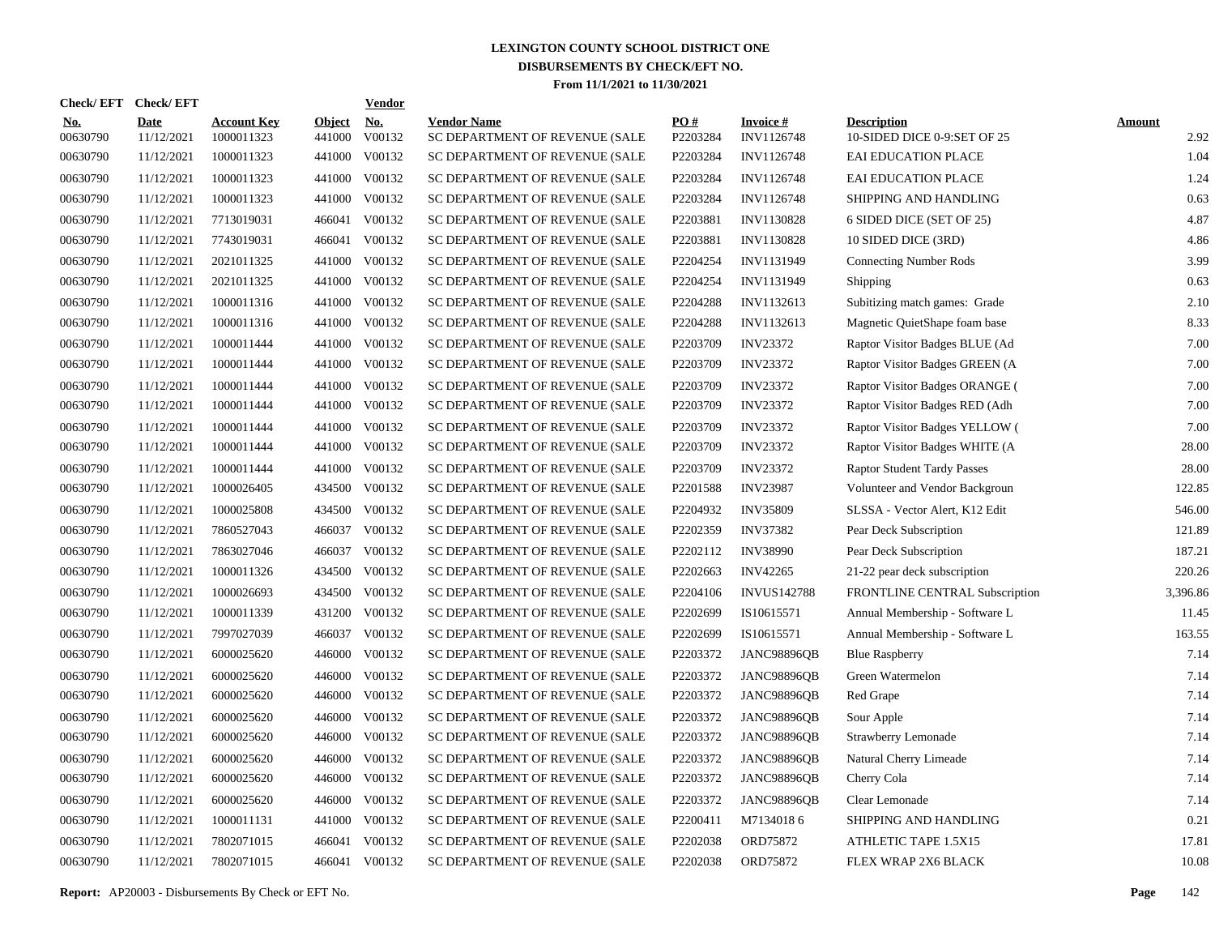# LEXINGTON COUNTY SCHOOL DISTRICT ONE
## DISBURSEMENTS BY CHECK/EFT NO.
### From 11/1/2021 to 11/30/2021

| Check/EFT No. | Check/EFT Date | Account Key | Object | Vendor No. | Vendor Name | PO # | Invoice # | Description | Amount |
|---|---|---|---|---|---|---|---|---|---|
| 00630790 | 11/12/2021 | 1000011323 | 441000 | V00132 | SC DEPARTMENT OF REVENUE (SALE | P2203284 | INV1126748 | 10-SIDED DICE 0-9:SET OF 25 | 2.92 |
| 00630790 | 11/12/2021 | 1000011323 | 441000 | V00132 | SC DEPARTMENT OF REVENUE (SALE | P2203284 | INV1126748 | EAI EDUCATION PLACE | 1.04 |
| 00630790 | 11/12/2021 | 1000011323 | 441000 | V00132 | SC DEPARTMENT OF REVENUE (SALE | P2203284 | INV1126748 | EAI EDUCATION PLACE | 1.24 |
| 00630790 | 11/12/2021 | 1000011323 | 441000 | V00132 | SC DEPARTMENT OF REVENUE (SALE | P2203284 | INV1126748 | SHIPPING AND HANDLING | 0.63 |
| 00630790 | 11/12/2021 | 7713019031 | 466041 | V00132 | SC DEPARTMENT OF REVENUE (SALE | P2203881 | INV1130828 | 6 SIDED DICE (SET OF 25) | 4.87 |
| 00630790 | 11/12/2021 | 7743019031 | 466041 | V00132 | SC DEPARTMENT OF REVENUE (SALE | P2203881 | INV1130828 | 10 SIDED DICE (3RD) | 4.86 |
| 00630790 | 11/12/2021 | 2021011325 | 441000 | V00132 | SC DEPARTMENT OF REVENUE (SALE | P2204254 | INV1131949 | Connecting Number Rods | 3.99 |
| 00630790 | 11/12/2021 | 2021011325 | 441000 | V00132 | SC DEPARTMENT OF REVENUE (SALE | P2204254 | INV1131949 | Shipping | 0.63 |
| 00630790 | 11/12/2021 | 1000011316 | 441000 | V00132 | SC DEPARTMENT OF REVENUE (SALE | P2204288 | INV1132613 | Subitizing match games: Grade | 2.10 |
| 00630790 | 11/12/2021 | 1000011316 | 441000 | V00132 | SC DEPARTMENT OF REVENUE (SALE | P2204288 | INV1132613 | Magnetic QuietShape foam base | 8.33 |
| 00630790 | 11/12/2021 | 1000011444 | 441000 | V00132 | SC DEPARTMENT OF REVENUE (SALE | P2203709 | INV23372 | Raptor Visitor Badges BLUE (Ad | 7.00 |
| 00630790 | 11/12/2021 | 1000011444 | 441000 | V00132 | SC DEPARTMENT OF REVENUE (SALE | P2203709 | INV23372 | Raptor Visitor Badges GREEN (A | 7.00 |
| 00630790 | 11/12/2021 | 1000011444 | 441000 | V00132 | SC DEPARTMENT OF REVENUE (SALE | P2203709 | INV23372 | Raptor Visitor Badges ORANGE ( | 7.00 |
| 00630790 | 11/12/2021 | 1000011444 | 441000 | V00132 | SC DEPARTMENT OF REVENUE (SALE | P2203709 | INV23372 | Raptor Visitor Badges RED (Adh | 7.00 |
| 00630790 | 11/12/2021 | 1000011444 | 441000 | V00132 | SC DEPARTMENT OF REVENUE (SALE | P2203709 | INV23372 | Raptor Visitor Badges YELLOW ( | 7.00 |
| 00630790 | 11/12/2021 | 1000011444 | 441000 | V00132 | SC DEPARTMENT OF REVENUE (SALE | P2203709 | INV23372 | Raptor Visitor Badges WHITE (A | 28.00 |
| 00630790 | 11/12/2021 | 1000011444 | 441000 | V00132 | SC DEPARTMENT OF REVENUE (SALE | P2203709 | INV23372 | Raptor Student Tardy Passes | 28.00 |
| 00630790 | 11/12/2021 | 1000026405 | 434500 | V00132 | SC DEPARTMENT OF REVENUE (SALE | P2201588 | INV23987 | Volunteer and Vendor Backgroun | 122.85 |
| 00630790 | 11/12/2021 | 1000025808 | 434500 | V00132 | SC DEPARTMENT OF REVENUE (SALE | P2204932 | INV35809 | SLSSA - Vector Alert, K12 Edit | 546.00 |
| 00630790 | 11/12/2021 | 7860527043 | 466037 | V00132 | SC DEPARTMENT OF REVENUE (SALE | P2202359 | INV37382 | Pear Deck Subscription | 121.89 |
| 00630790 | 11/12/2021 | 7863027046 | 466037 | V00132 | SC DEPARTMENT OF REVENUE (SALE | P2202112 | INV38990 | Pear Deck Subscription | 187.21 |
| 00630790 | 11/12/2021 | 1000011326 | 434500 | V00132 | SC DEPARTMENT OF REVENUE (SALE | P2202663 | INV42265 | 21-22 pear deck subscription | 220.26 |
| 00630790 | 11/12/2021 | 1000026693 | 434500 | V00132 | SC DEPARTMENT OF REVENUE (SALE | P2204106 | INVUS142788 | FRONTLINE CENTRAL Subscription | 3,396.86 |
| 00630790 | 11/12/2021 | 1000011339 | 431200 | V00132 | SC DEPARTMENT OF REVENUE (SALE | P2202699 | IS10615571 | Annual Membership - Software L | 11.45 |
| 00630790 | 11/12/2021 | 7997027039 | 466037 | V00132 | SC DEPARTMENT OF REVENUE (SALE | P2202699 | IS10615571 | Annual Membership - Software L | 163.55 |
| 00630790 | 11/12/2021 | 6000025620 | 446000 | V00132 | SC DEPARTMENT OF REVENUE (SALE | P2203372 | JANC98896QB | Blue Raspberry | 7.14 |
| 00630790 | 11/12/2021 | 6000025620 | 446000 | V00132 | SC DEPARTMENT OF REVENUE (SALE | P2203372 | JANC98896QB | Green Watermelon | 7.14 |
| 00630790 | 11/12/2021 | 6000025620 | 446000 | V00132 | SC DEPARTMENT OF REVENUE (SALE | P2203372 | JANC98896QB | Red Grape | 7.14 |
| 00630790 | 11/12/2021 | 6000025620 | 446000 | V00132 | SC DEPARTMENT OF REVENUE (SALE | P2203372 | JANC98896QB | Sour Apple | 7.14 |
| 00630790 | 11/12/2021 | 6000025620 | 446000 | V00132 | SC DEPARTMENT OF REVENUE (SALE | P2203372 | JANC98896QB | Strawberry Lemonade | 7.14 |
| 00630790 | 11/12/2021 | 6000025620 | 446000 | V00132 | SC DEPARTMENT OF REVENUE (SALE | P2203372 | JANC98896QB | Natural Cherry Limeade | 7.14 |
| 00630790 | 11/12/2021 | 6000025620 | 446000 | V00132 | SC DEPARTMENT OF REVENUE (SALE | P2203372 | JANC98896QB | Cherry Cola | 7.14 |
| 00630790 | 11/12/2021 | 6000025620 | 446000 | V00132 | SC DEPARTMENT OF REVENUE (SALE | P2203372 | JANC98896QB | Clear Lemonade | 7.14 |
| 00630790 | 11/12/2021 | 1000011131 | 441000 | V00132 | SC DEPARTMENT OF REVENUE (SALE | P2200411 | M7134018 6 | SHIPPING AND HANDLING | 0.21 |
| 00630790 | 11/12/2021 | 7802071015 | 466041 | V00132 | SC DEPARTMENT OF REVENUE (SALE | P2202038 | ORD75872 | ATHLETIC TAPE 1.5X15 | 17.81 |
| 00630790 | 11/12/2021 | 7802071015 | 466041 | V00132 | SC DEPARTMENT OF REVENUE (SALE | P2202038 | ORD75872 | FLEX WRAP 2X6 BLACK | 10.08 |

**Report:** AP20003 - Disbursements By Check or EFT No.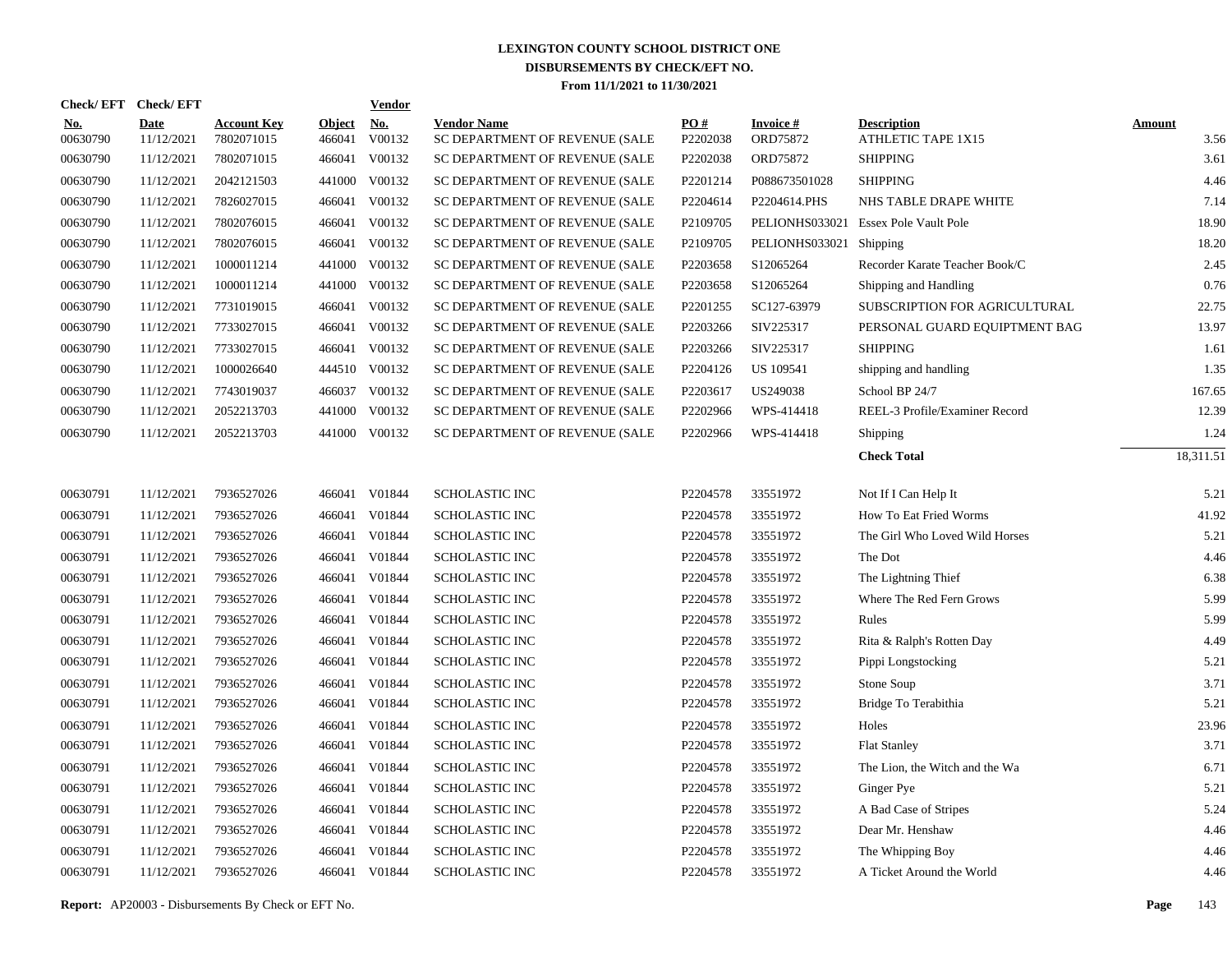# LEXINGTON COUNTY SCHOOL DISTRICT ONE
## DISBURSEMENTS BY CHECK/EFT NO.
### From 11/1/2021 to 11/30/2021

| Check/ EFT No. | Check/ EFT Date | Account Key | Object | Vendor No. | Vendor Name | PO # | Invoice # | Description | Amount |
|---|---|---|---|---|---|---|---|---|---|
| 00630790 | 11/12/2021 | 7802071015 | 466041 | V00132 | SC DEPARTMENT OF REVENUE (SALE | P2202038 | ORD75872 | ATHLETIC TAPE 1X15 | 3.56 |
| 00630790 | 11/12/2021 | 7802071015 | 466041 | V00132 | SC DEPARTMENT OF REVENUE (SALE | P2202038 | ORD75872 | SHIPPING | 3.61 |
| 00630790 | 11/12/2021 | 2042121503 | 441000 | V00132 | SC DEPARTMENT OF REVENUE (SALE | P2201214 | P088673501028 | SHIPPING | 4.46 |
| 00630790 | 11/12/2021 | 7826027015 | 466041 | V00132 | SC DEPARTMENT OF REVENUE (SALE | P2204614 | P2204614.PHS | NHS TABLE DRAPE WHITE | 7.14 |
| 00630790 | 11/12/2021 | 7802076015 | 466041 | V00132 | SC DEPARTMENT OF REVENUE (SALE | P2109705 | PELIONHS033021 | Essex Pole Vault Pole | 18.90 |
| 00630790 | 11/12/2021 | 7802076015 | 466041 | V00132 | SC DEPARTMENT OF REVENUE (SALE | P2109705 | PELIONHS033021 | Shipping | 18.20 |
| 00630790 | 11/12/2021 | 1000011214 | 441000 | V00132 | SC DEPARTMENT OF REVENUE (SALE | P2203658 | S12065264 | Recorder Karate Teacher Book/C | 2.45 |
| 00630790 | 11/12/2021 | 1000011214 | 441000 | V00132 | SC DEPARTMENT OF REVENUE (SALE | P2203658 | S12065264 | Shipping and Handling | 0.76 |
| 00630790 | 11/12/2021 | 7731019015 | 466041 | V00132 | SC DEPARTMENT OF REVENUE (SALE | P2201255 | SC127-63979 | SUBSCRIPTION FOR AGRICULTURAL | 22.75 |
| 00630790 | 11/12/2021 | 7733027015 | 466041 | V00132 | SC DEPARTMENT OF REVENUE (SALE | P2203266 | SIV225317 | PERSONAL GUARD EQUIPTMENT BAG | 13.97 |
| 00630790 | 11/12/2021 | 7733027015 | 466041 | V00132 | SC DEPARTMENT OF REVENUE (SALE | P2203266 | SIV225317 | SHIPPING | 1.61 |
| 00630790 | 11/12/2021 | 1000026640 | 444510 | V00132 | SC DEPARTMENT OF REVENUE (SALE | P2204126 | US 109541 | shipping and handling | 1.35 |
| 00630790 | 11/12/2021 | 7743019037 | 466037 | V00132 | SC DEPARTMENT OF REVENUE (SALE | P2203617 | US249038 | School BP 24/7 | 167.65 |
| 00630790 | 11/12/2021 | 2052213703 | 441000 | V00132 | SC DEPARTMENT OF REVENUE (SALE | P2202966 | WPS-414418 | REEL-3 Profile/Examiner Record | 12.39 |
| 00630790 | 11/12/2021 | 2052213703 | 441000 | V00132 | SC DEPARTMENT OF REVENUE (SALE | P2202966 | WPS-414418 | Shipping | 1.24 |
| | | | | | | | | **Check Total** | 18,311.51 |
| 00630791 | 11/12/2021 | 7936527026 | 466041 | V01844 | SCHOLASTIC INC | P2204578 | 33551972 | Not If I Can Help It | 5.21 |
| 00630791 | 11/12/2021 | 7936527026 | 466041 | V01844 | SCHOLASTIC INC | P2204578 | 33551972 | How To Eat Fried Worms | 41.92 |
| 00630791 | 11/12/2021 | 7936527026 | 466041 | V01844 | SCHOLASTIC INC | P2204578 | 33551972 | The Girl Who Loved Wild Horses | 5.21 |
| 00630791 | 11/12/2021 | 7936527026 | 466041 | V01844 | SCHOLASTIC INC | P2204578 | 33551972 | The Dot | 4.46 |
| 00630791 | 11/12/2021 | 7936527026 | 466041 | V01844 | SCHOLASTIC INC | P2204578 | 33551972 | The Lightning Thief | 6.38 |
| 00630791 | 11/12/2021 | 7936527026 | 466041 | V01844 | SCHOLASTIC INC | P2204578 | 33551972 | Where The Red Fern Grows | 5.99 |
| 00630791 | 11/12/2021 | 7936527026 | 466041 | V01844 | SCHOLASTIC INC | P2204578 | 33551972 | Rules | 5.99 |
| 00630791 | 11/12/2021 | 7936527026 | 466041 | V01844 | SCHOLASTIC INC | P2204578 | 33551972 | Rita & Ralph's Rotten Day | 4.49 |
| 00630791 | 11/12/2021 | 7936527026 | 466041 | V01844 | SCHOLASTIC INC | P2204578 | 33551972 | Pippi Longstocking | 5.21 |
| 00630791 | 11/12/2021 | 7936527026 | 466041 | V01844 | SCHOLASTIC INC | P2204578 | 33551972 | Stone Soup | 3.71 |
| 00630791 | 11/12/2021 | 7936527026 | 466041 | V01844 | SCHOLASTIC INC | P2204578 | 33551972 | Bridge To Terabithia | 5.21 |
| 00630791 | 11/12/2021 | 7936527026 | 466041 | V01844 | SCHOLASTIC INC | P2204578 | 33551972 | Holes | 23.96 |
| 00630791 | 11/12/2021 | 7936527026 | 466041 | V01844 | SCHOLASTIC INC | P2204578 | 33551972 | Flat Stanley | 3.71 |
| 00630791 | 11/12/2021 | 7936527026 | 466041 | V01844 | SCHOLASTIC INC | P2204578 | 33551972 | The Lion, the Witch and the Wa | 6.71 |
| 00630791 | 11/12/2021 | 7936527026 | 466041 | V01844 | SCHOLASTIC INC | P2204578 | 33551972 | Ginger Pye | 5.21 |
| 00630791 | 11/12/2021 | 7936527026 | 466041 | V01844 | SCHOLASTIC INC | P2204578 | 33551972 | A Bad Case of Stripes | 5.24 |
| 00630791 | 11/12/2021 | 7936527026 | 466041 | V01844 | SCHOLASTIC INC | P2204578 | 33551972 | Dear Mr. Henshaw | 4.46 |
| 00630791 | 11/12/2021 | 7936527026 | 466041 | V01844 | SCHOLASTIC INC | P2204578 | 33551972 | The Whipping Boy | 4.46 |
| 00630791 | 11/12/2021 | 7936527026 | 466041 | V01844 | SCHOLASTIC INC | P2204578 | 33551972 | A Ticket Around the World | 4.46 |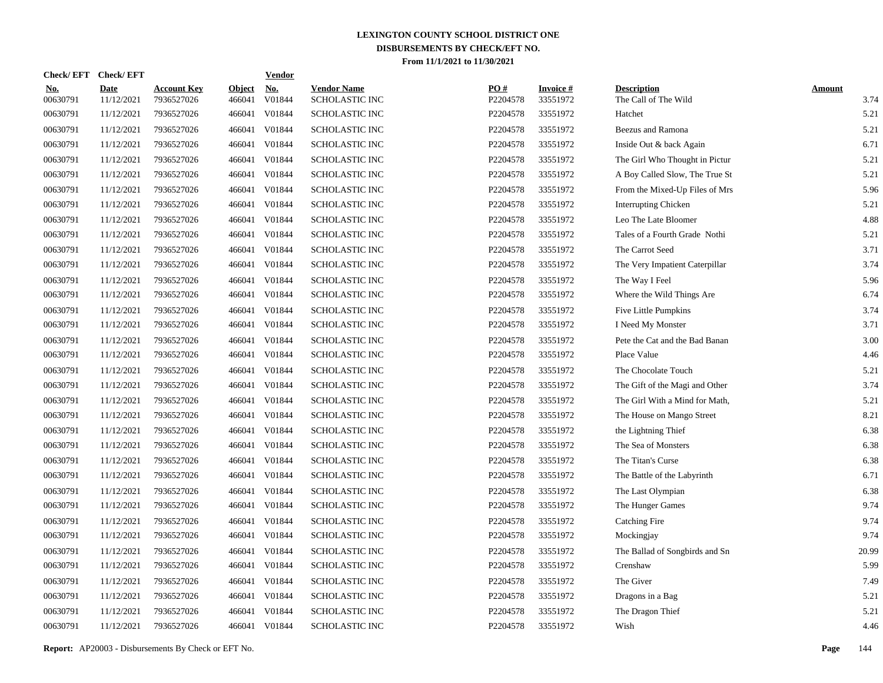# LEXINGTON COUNTY SCHOOL DISTRICT ONE
## DISBURSEMENTS BY CHECK/EFT NO.
### From 11/1/2021 to 11/30/2021

| Check/EFT No. | Check/EFT Date | Account Key | Object | Vendor No. | Vendor Name | PO # | Invoice # | Description | Amount |
|---|---|---|---|---|---|---|---|---|---|
| 00630791 | 11/12/2021 | 7936527026 | 466041 | V01844 | SCHOLASTIC INC | P2204578 | 33551972 | The Call of The Wild | 3.74 |
| 00630791 | 11/12/2021 | 7936527026 | 466041 | V01844 | SCHOLASTIC INC | P2204578 | 33551972 | Hatchet | 5.21 |
| 00630791 | 11/12/2021 | 7936527026 | 466041 | V01844 | SCHOLASTIC INC | P2204578 | 33551972 | Beezus and Ramona | 5.21 |
| 00630791 | 11/12/2021 | 7936527026 | 466041 | V01844 | SCHOLASTIC INC | P2204578 | 33551972 | Inside Out & back Again | 6.71 |
| 00630791 | 11/12/2021 | 7936527026 | 466041 | V01844 | SCHOLASTIC INC | P2204578 | 33551972 | The Girl Who Thought in Pictur | 5.21 |
| 00630791 | 11/12/2021 | 7936527026 | 466041 | V01844 | SCHOLASTIC INC | P2204578 | 33551972 | A Boy Called Slow, The True St | 5.21 |
| 00630791 | 11/12/2021 | 7936527026 | 466041 | V01844 | SCHOLASTIC INC | P2204578 | 33551972 | From the Mixed-Up Files of Mrs | 5.96 |
| 00630791 | 11/12/2021 | 7936527026 | 466041 | V01844 | SCHOLASTIC INC | P2204578 | 33551972 | Interrupting Chicken | 5.21 |
| 00630791 | 11/12/2021 | 7936527026 | 466041 | V01844 | SCHOLASTIC INC | P2204578 | 33551972 | Leo The Late Bloomer | 4.88 |
| 00630791 | 11/12/2021 | 7936527026 | 466041 | V01844 | SCHOLASTIC INC | P2204578 | 33551972 | Tales of a Fourth Grade Nothi | 5.21 |
| 00630791 | 11/12/2021 | 7936527026 | 466041 | V01844 | SCHOLASTIC INC | P2204578 | 33551972 | The Carrot Seed | 3.71 |
| 00630791 | 11/12/2021 | 7936527026 | 466041 | V01844 | SCHOLASTIC INC | P2204578 | 33551972 | The Very Impatient Caterpillar | 3.74 |
| 00630791 | 11/12/2021 | 7936527026 | 466041 | V01844 | SCHOLASTIC INC | P2204578 | 33551972 | The Way I Feel | 5.96 |
| 00630791 | 11/12/2021 | 7936527026 | 466041 | V01844 | SCHOLASTIC INC | P2204578 | 33551972 | Where the Wild Things Are | 6.74 |
| 00630791 | 11/12/2021 | 7936527026 | 466041 | V01844 | SCHOLASTIC INC | P2204578 | 33551972 | Five Little Pumpkins | 3.74 |
| 00630791 | 11/12/2021 | 7936527026 | 466041 | V01844 | SCHOLASTIC INC | P2204578 | 33551972 | I Need My Monster | 3.71 |
| 00630791 | 11/12/2021 | 7936527026 | 466041 | V01844 | SCHOLASTIC INC | P2204578 | 33551972 | Pete the Cat and the Bad Banan | 3.00 |
| 00630791 | 11/12/2021 | 7936527026 | 466041 | V01844 | SCHOLASTIC INC | P2204578 | 33551972 | Place Value | 4.46 |
| 00630791 | 11/12/2021 | 7936527026 | 466041 | V01844 | SCHOLASTIC INC | P2204578 | 33551972 | The Chocolate Touch | 5.21 |
| 00630791 | 11/12/2021 | 7936527026 | 466041 | V01844 | SCHOLASTIC INC | P2204578 | 33551972 | The Gift of the Magi and Other | 3.74 |
| 00630791 | 11/12/2021 | 7936527026 | 466041 | V01844 | SCHOLASTIC INC | P2204578 | 33551972 | The Girl With a Mind for Math, | 5.21 |
| 00630791 | 11/12/2021 | 7936527026 | 466041 | V01844 | SCHOLASTIC INC | P2204578 | 33551972 | The House on Mango Street | 8.21 |
| 00630791 | 11/12/2021 | 7936527026 | 466041 | V01844 | SCHOLASTIC INC | P2204578 | 33551972 | the Lightning Thief | 6.38 |
| 00630791 | 11/12/2021 | 7936527026 | 466041 | V01844 | SCHOLASTIC INC | P2204578 | 33551972 | The Sea of Monsters | 6.38 |
| 00630791 | 11/12/2021 | 7936527026 | 466041 | V01844 | SCHOLASTIC INC | P2204578 | 33551972 | The Titan's Curse | 6.38 |
| 00630791 | 11/12/2021 | 7936527026 | 466041 | V01844 | SCHOLASTIC INC | P2204578 | 33551972 | The Battle of the Labyrinth | 6.71 |
| 00630791 | 11/12/2021 | 7936527026 | 466041 | V01844 | SCHOLASTIC INC | P2204578 | 33551972 | The Last Olympian | 6.38 |
| 00630791 | 11/12/2021 | 7936527026 | 466041 | V01844 | SCHOLASTIC INC | P2204578 | 33551972 | The Hunger Games | 9.74 |
| 00630791 | 11/12/2021 | 7936527026 | 466041 | V01844 | SCHOLASTIC INC | P2204578 | 33551972 | Catching Fire | 9.74 |
| 00630791 | 11/12/2021 | 7936527026 | 466041 | V01844 | SCHOLASTIC INC | P2204578 | 33551972 | Mockingjay | 9.74 |
| 00630791 | 11/12/2021 | 7936527026 | 466041 | V01844 | SCHOLASTIC INC | P2204578 | 33551972 | The Ballad of Songbirds and Sn | 20.99 |
| 00630791 | 11/12/2021 | 7936527026 | 466041 | V01844 | SCHOLASTIC INC | P2204578 | 33551972 | Crenshaw | 5.99 |
| 00630791 | 11/12/2021 | 7936527026 | 466041 | V01844 | SCHOLASTIC INC | P2204578 | 33551972 | The Giver | 7.49 |
| 00630791 | 11/12/2021 | 7936527026 | 466041 | V01844 | SCHOLASTIC INC | P2204578 | 33551972 | Dragons in a Bag | 5.21 |
| 00630791 | 11/12/2021 | 7936527026 | 466041 | V01844 | SCHOLASTIC INC | P2204578 | 33551972 | The Dragon Thief | 5.21 |
| 00630791 | 11/12/2021 | 7936527026 | 466041 | V01844 | SCHOLASTIC INC | P2204578 | 33551972 | Wish | 4.46 |

**Report:** AP20003 - Disbursements By Check or EFT No.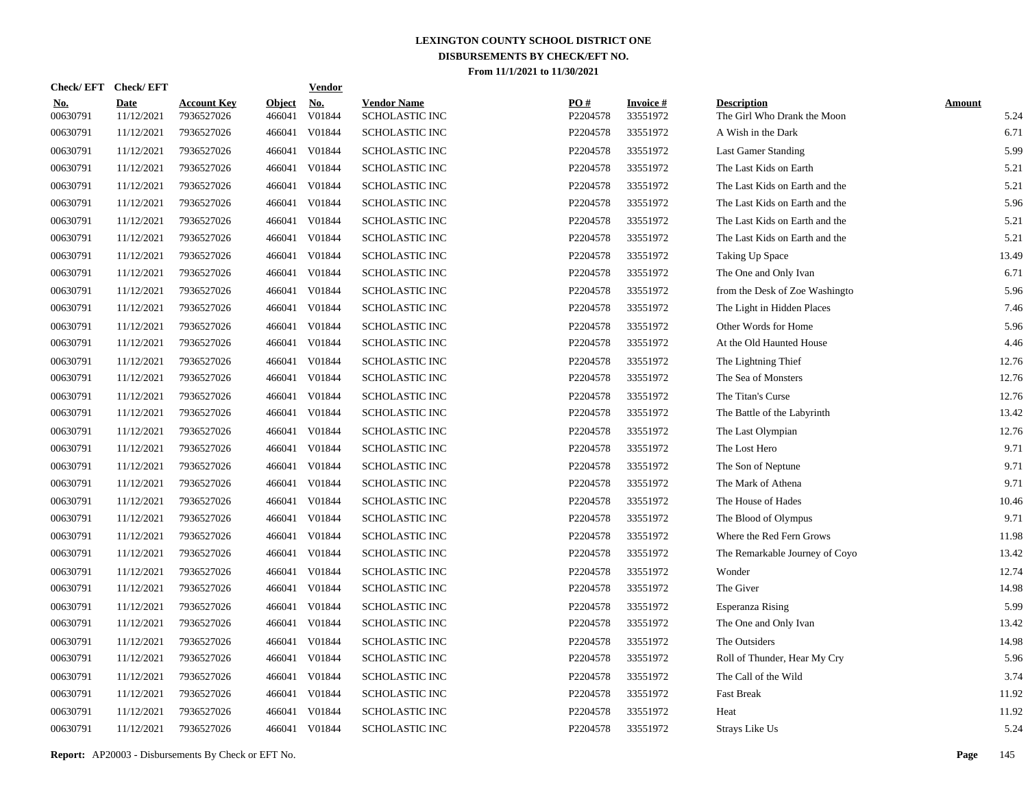# LEXINGTON COUNTY SCHOOL DISTRICT ONE
## DISBURSEMENTS BY CHECK/EFT NO.
### From 11/1/2021 to 11/30/2021

| Check/ EFT No. | Check/ EFT Date | Account Key | Object | Vendor No. | Vendor Name | PO # | Invoice # | Description | Amount |
|---|---|---|---|---|---|---|---|---|---|
| 00630791 | 11/12/2021 | 7936527026 | 466041 | V01844 | SCHOLASTIC INC | P2204578 | 33551972 | The Girl Who Drank the Moon | 5.24 |
| 00630791 | 11/12/2021 | 7936527026 | 466041 | V01844 | SCHOLASTIC INC | P2204578 | 33551972 | A Wish in the Dark | 6.71 |
| 00630791 | 11/12/2021 | 7936527026 | 466041 | V01844 | SCHOLASTIC INC | P2204578 | 33551972 | Last Gamer Standing | 5.99 |
| 00630791 | 11/12/2021 | 7936527026 | 466041 | V01844 | SCHOLASTIC INC | P2204578 | 33551972 | The Last Kids on Earth | 5.21 |
| 00630791 | 11/12/2021 | 7936527026 | 466041 | V01844 | SCHOLASTIC INC | P2204578 | 33551972 | The Last Kids on Earth and the | 5.21 |
| 00630791 | 11/12/2021 | 7936527026 | 466041 | V01844 | SCHOLASTIC INC | P2204578 | 33551972 | The Last Kids on Earth and the | 5.96 |
| 00630791 | 11/12/2021 | 7936527026 | 466041 | V01844 | SCHOLASTIC INC | P2204578 | 33551972 | The Last Kids on Earth and the | 5.21 |
| 00630791 | 11/12/2021 | 7936527026 | 466041 | V01844 | SCHOLASTIC INC | P2204578 | 33551972 | The Last Kids on Earth and the | 5.21 |
| 00630791 | 11/12/2021 | 7936527026 | 466041 | V01844 | SCHOLASTIC INC | P2204578 | 33551972 | Taking Up Space | 13.49 |
| 00630791 | 11/12/2021 | 7936527026 | 466041 | V01844 | SCHOLASTIC INC | P2204578 | 33551972 | The One and Only Ivan | 6.71 |
| 00630791 | 11/12/2021 | 7936527026 | 466041 | V01844 | SCHOLASTIC INC | P2204578 | 33551972 | from the Desk of Zoe Washingto | 5.96 |
| 00630791 | 11/12/2021 | 7936527026 | 466041 | V01844 | SCHOLASTIC INC | P2204578 | 33551972 | The Light in Hidden Places | 7.46 |
| 00630791 | 11/12/2021 | 7936527026 | 466041 | V01844 | SCHOLASTIC INC | P2204578 | 33551972 | Other Words for Home | 5.96 |
| 00630791 | 11/12/2021 | 7936527026 | 466041 | V01844 | SCHOLASTIC INC | P2204578 | 33551972 | At the Old Haunted House | 4.46 |
| 00630791 | 11/12/2021 | 7936527026 | 466041 | V01844 | SCHOLASTIC INC | P2204578 | 33551972 | The Lightning Thief | 12.76 |
| 00630791 | 11/12/2021 | 7936527026 | 466041 | V01844 | SCHOLASTIC INC | P2204578 | 33551972 | The Sea of Monsters | 12.76 |
| 00630791 | 11/12/2021 | 7936527026 | 466041 | V01844 | SCHOLASTIC INC | P2204578 | 33551972 | The Titan's Curse | 12.76 |
| 00630791 | 11/12/2021 | 7936527026 | 466041 | V01844 | SCHOLASTIC INC | P2204578 | 33551972 | The Battle of the Labyrinth | 13.42 |
| 00630791 | 11/12/2021 | 7936527026 | 466041 | V01844 | SCHOLASTIC INC | P2204578 | 33551972 | The Last Olympian | 12.76 |
| 00630791 | 11/12/2021 | 7936527026 | 466041 | V01844 | SCHOLASTIC INC | P2204578 | 33551972 | The Lost Hero | 9.71 |
| 00630791 | 11/12/2021 | 7936527026 | 466041 | V01844 | SCHOLASTIC INC | P2204578 | 33551972 | The Son of Neptune | 9.71 |
| 00630791 | 11/12/2021 | 7936527026 | 466041 | V01844 | SCHOLASTIC INC | P2204578 | 33551972 | The Mark of Athena | 9.71 |
| 00630791 | 11/12/2021 | 7936527026 | 466041 | V01844 | SCHOLASTIC INC | P2204578 | 33551972 | The House of Hades | 10.46 |
| 00630791 | 11/12/2021 | 7936527026 | 466041 | V01844 | SCHOLASTIC INC | P2204578 | 33551972 | The Blood of Olympus | 9.71 |
| 00630791 | 11/12/2021 | 7936527026 | 466041 | V01844 | SCHOLASTIC INC | P2204578 | 33551972 | Where the Red Fern Grows | 11.98 |
| 00630791 | 11/12/2021 | 7936527026 | 466041 | V01844 | SCHOLASTIC INC | P2204578 | 33551972 | The Remarkable Journey of Coyo | 13.42 |
| 00630791 | 11/12/2021 | 7936527026 | 466041 | V01844 | SCHOLASTIC INC | P2204578 | 33551972 | Wonder | 12.74 |
| 00630791 | 11/12/2021 | 7936527026 | 466041 | V01844 | SCHOLASTIC INC | P2204578 | 33551972 | The Giver | 14.98 |
| 00630791 | 11/12/2021 | 7936527026 | 466041 | V01844 | SCHOLASTIC INC | P2204578 | 33551972 | Esperanza Rising | 5.99 |
| 00630791 | 11/12/2021 | 7936527026 | 466041 | V01844 | SCHOLASTIC INC | P2204578 | 33551972 | The One and Only Ivan | 13.42 |
| 00630791 | 11/12/2021 | 7936527026 | 466041 | V01844 | SCHOLASTIC INC | P2204578 | 33551972 | The Outsiders | 14.98 |
| 00630791 | 11/12/2021 | 7936527026 | 466041 | V01844 | SCHOLASTIC INC | P2204578 | 33551972 | Roll of Thunder, Hear My Cry | 5.96 |
| 00630791 | 11/12/2021 | 7936527026 | 466041 | V01844 | SCHOLASTIC INC | P2204578 | 33551972 | The Call of the Wild | 3.74 |
| 00630791 | 11/12/2021 | 7936527026 | 466041 | V01844 | SCHOLASTIC INC | P2204578 | 33551972 | Fast Break | 11.92 |
| 00630791 | 11/12/2021 | 7936527026 | 466041 | V01844 | SCHOLASTIC INC | P2204578 | 33551972 | Heat | 11.92 |
| 00630791 | 11/12/2021 | 7936527026 | 466041 | V01844 | SCHOLASTIC INC | P2204578 | 33551972 | Strays Like Us | 5.24 |

**Report:** AP20003 - Disbursements By Check or EFT No.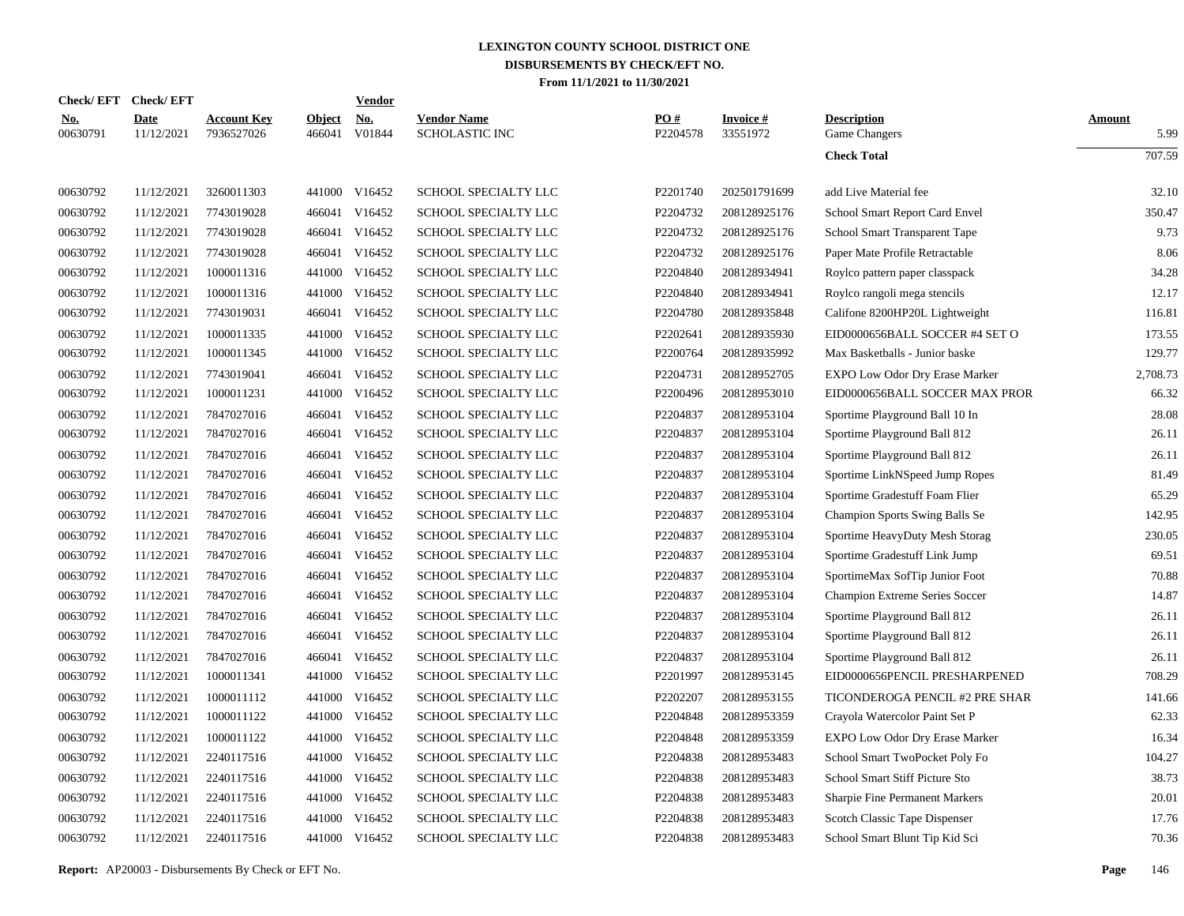# LEXINGTON COUNTY SCHOOL DISTRICT ONE
## DISBURSEMENTS BY CHECK/EFT NO.
### From 11/1/2021 to 11/30/2021

| Check/ EFT No. | Check/ EFT Date | Account Key | Object | Vendor No. | Vendor Name | PO # | Invoice # | Description | Amount |
|---|---|---|---|---|---|---|---|---|---|
| 00630791 | 11/12/2021 | 7936527026 | 466041 | V01844 | SCHOLASTIC INC | P2204578 | 33551972 | Game Changers | 5.99 |
| | | | | | | | | **Check Total** | 707.59 |
| 00630792 | 11/12/2021 | 3260011303 | 441000 | V16452 | SCHOOL SPECIALTY LLC | P2201740 | 202501791699 | add Live Material fee | 32.10 |
| 00630792 | 11/12/2021 | 7743019028 | 466041 | V16452 | SCHOOL SPECIALTY LLC | P2204732 | 208128925176 | School Smart Report Card Envel | 350.47 |
| 00630792 | 11/12/2021 | 7743019028 | 466041 | V16452 | SCHOOL SPECIALTY LLC | P2204732 | 208128925176 | School Smart Transparent Tape | 9.73 |
| 00630792 | 11/12/2021 | 7743019028 | 466041 | V16452 | SCHOOL SPECIALTY LLC | P2204732 | 208128925176 | Paper Mate Profile Retractable | 8.06 |
| 00630792 | 11/12/2021 | 1000011316 | 441000 | V16452 | SCHOOL SPECIALTY LLC | P2204840 | 208128934941 | Roylco pattern paper classpack | 34.28 |
| 00630792 | 11/12/2021 | 1000011316 | 441000 | V16452 | SCHOOL SPECIALTY LLC | P2204840 | 208128934941 | Roylco rangoli mega stencils | 12.17 |
| 00630792 | 11/12/2021 | 7743019031 | 466041 | V16452 | SCHOOL SPECIALTY LLC | P2204780 | 208128935848 | Califone 8200HP20L Lightweight | 116.81 |
| 00630792 | 11/12/2021 | 1000011335 | 441000 | V16452 | SCHOOL SPECIALTY LLC | P2202641 | 208128935930 | EID0000656BALL SOCCER #4 SET O | 173.55 |
| 00630792 | 11/12/2021 | 1000011345 | 441000 | V16452 | SCHOOL SPECIALTY LLC | P2200764 | 208128935992 | Max Basketballs - Junior baske | 129.77 |
| 00630792 | 11/12/2021 | 7743019041 | 466041 | V16452 | SCHOOL SPECIALTY LLC | P2204731 | 208128952705 | EXPO Low Odor Dry Erase Marker | 2,708.73 |
| 00630792 | 11/12/2021 | 1000011231 | 441000 | V16452 | SCHOOL SPECIALTY LLC | P2200496 | 208128953010 | EID0000656BALL SOCCER MAX PROR | 66.32 |
| 00630792 | 11/12/2021 | 7847027016 | 466041 | V16452 | SCHOOL SPECIALTY LLC | P2204837 | 208128953104 | Sportime Playground Ball 10 In | 28.08 |
| 00630792 | 11/12/2021 | 7847027016 | 466041 | V16452 | SCHOOL SPECIALTY LLC | P2204837 | 208128953104 | Sportime Playground Ball 812 | 26.11 |
| 00630792 | 11/12/2021 | 7847027016 | 466041 | V16452 | SCHOOL SPECIALTY LLC | P2204837 | 208128953104 | Sportime Playground Ball 812 | 26.11 |
| 00630792 | 11/12/2021 | 7847027016 | 466041 | V16452 | SCHOOL SPECIALTY LLC | P2204837 | 208128953104 | Sportime LinkNSpeed Jump Ropes | 81.49 |
| 00630792 | 11/12/2021 | 7847027016 | 466041 | V16452 | SCHOOL SPECIALTY LLC | P2204837 | 208128953104 | Sportime Gradestuff Foam Flier | 65.29 |
| 00630792 | 11/12/2021 | 7847027016 | 466041 | V16452 | SCHOOL SPECIALTY LLC | P2204837 | 208128953104 | Champion Sports Swing Balls Se | 142.95 |
| 00630792 | 11/12/2021 | 7847027016 | 466041 | V16452 | SCHOOL SPECIALTY LLC | P2204837 | 208128953104 | Sportime HeavyDuty Mesh Storag | 230.05 |
| 00630792 | 11/12/2021 | 7847027016 | 466041 | V16452 | SCHOOL SPECIALTY LLC | P2204837 | 208128953104 | Sportime Gradestuff Link Jump | 69.51 |
| 00630792 | 11/12/2021 | 7847027016 | 466041 | V16452 | SCHOOL SPECIALTY LLC | P2204837 | 208128953104 | SportimeMax SofTip Junior Foot | 70.88 |
| 00630792 | 11/12/2021 | 7847027016 | 466041 | V16452 | SCHOOL SPECIALTY LLC | P2204837 | 208128953104 | Champion Extreme Series Soccer | 14.87 |
| 00630792 | 11/12/2021 | 7847027016 | 466041 | V16452 | SCHOOL SPECIALTY LLC | P2204837 | 208128953104 | Sportime Playground Ball 812 | 26.11 |
| 00630792 | 11/12/2021 | 7847027016 | 466041 | V16452 | SCHOOL SPECIALTY LLC | P2204837 | 208128953104 | Sportime Playground Ball 812 | 26.11 |
| 00630792 | 11/12/2021 | 7847027016 | 466041 | V16452 | SCHOOL SPECIALTY LLC | P2204837 | 208128953104 | Sportime Playground Ball 812 | 26.11 |
| 00630792 | 11/12/2021 | 1000011341 | 441000 | V16452 | SCHOOL SPECIALTY LLC | P2201997 | 208128953145 | EID0000656PENCIL PRESHARPENED | 708.29 |
| 00630792 | 11/12/2021 | 1000011112 | 441000 | V16452 | SCHOOL SPECIALTY LLC | P2202207 | 208128953155 | TICONDEROGA PENCIL #2 PRE SHAR | 141.66 |
| 00630792 | 11/12/2021 | 1000011122 | 441000 | V16452 | SCHOOL SPECIALTY LLC | P2204848 | 208128953359 | Crayola Watercolor Paint Set P | 62.33 |
| 00630792 | 11/12/2021 | 1000011122 | 441000 | V16452 | SCHOOL SPECIALTY LLC | P2204848 | 208128953359 | EXPO Low Odor Dry Erase Marker | 16.34 |
| 00630792 | 11/12/2021 | 2240117516 | 441000 | V16452 | SCHOOL SPECIALTY LLC | P2204838 | 208128953483 | School Smart TwoPocket Poly Fo | 104.27 |
| 00630792 | 11/12/2021 | 2240117516 | 441000 | V16452 | SCHOOL SPECIALTY LLC | P2204838 | 208128953483 | School Smart Stiff Picture Sto | 38.73 |
| 00630792 | 11/12/2021 | 2240117516 | 441000 | V16452 | SCHOOL SPECIALTY LLC | P2204838 | 208128953483 | Sharpie Fine Permanent Markers | 20.01 |
| 00630792 | 11/12/2021 | 2240117516 | 441000 | V16452 | SCHOOL SPECIALTY LLC | P2204838 | 208128953483 | Scotch Classic Tape Dispenser | 17.76 |
| 00630792 | 11/12/2021 | 2240117516 | 441000 | V16452 | SCHOOL SPECIALTY LLC | P2204838 | 208128953483 | School Smart Blunt Tip Kid Sci | 70.36 |

**Report:** AP20003 - Disbursements By Check or EFT No.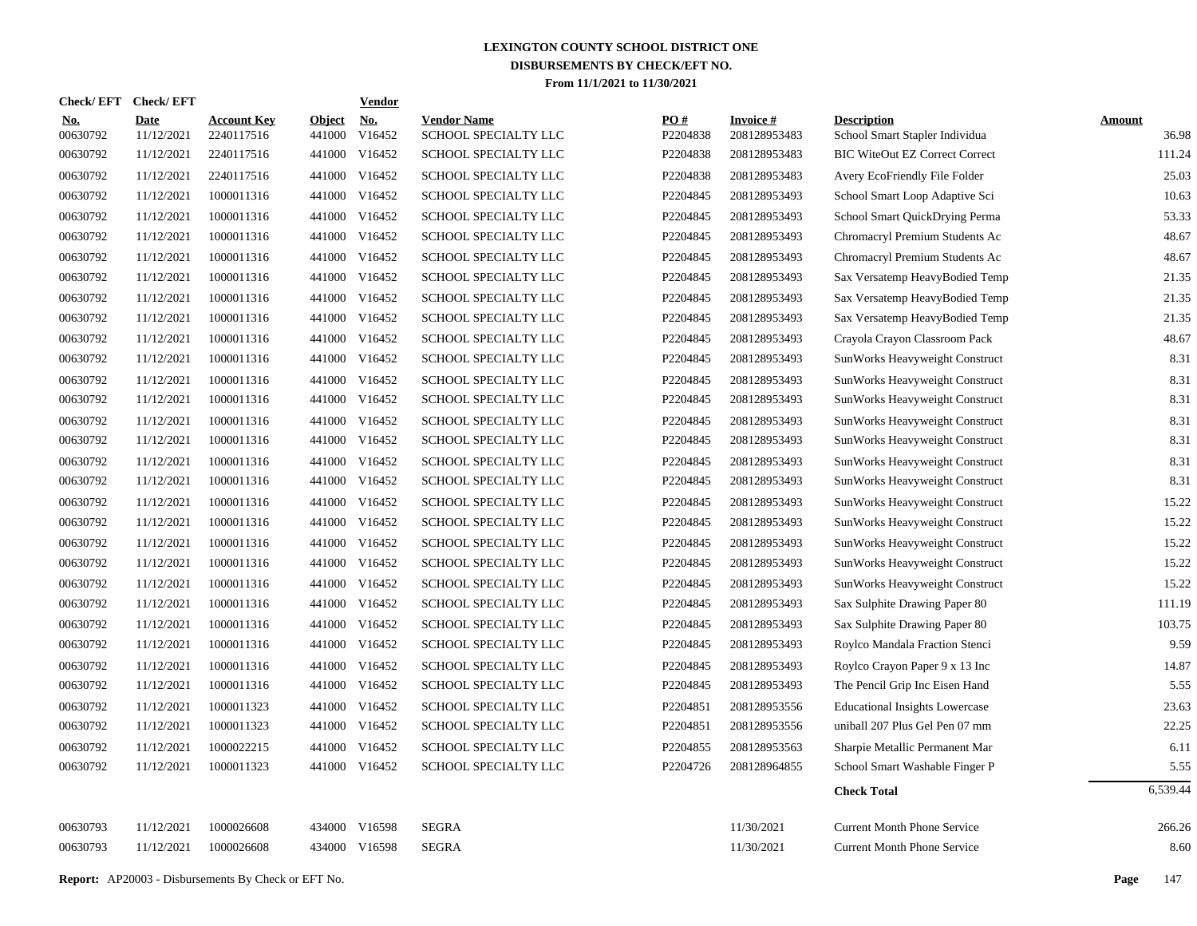# LEXINGTON COUNTY SCHOOL DISTRICT ONE
## DISBURSEMENTS BY CHECK/EFT NO.
### From 11/1/2021 to 11/30/2021

| Check/ EFT No. | Check/ EFT Date | Account Key | Object | Vendor No. | Vendor Name | PO # | Invoice # | Description | Amount |
|---|---|---|---|---|---|---|---|---|---|
| 00630792 | 11/12/2021 | 2240117516 | 441000 | V16452 | SCHOOL SPECIALTY LLC | P2204838 | 208128953483 | School Smart Stapler Individua | 36.98 |
| 00630792 | 11/12/2021 | 2240117516 | 441000 | V16452 | SCHOOL SPECIALTY LLC | P2204838 | 208128953483 | BIC WiteOut EZ Correct Correct | 111.24 |
| 00630792 | 11/12/2021 | 2240117516 | 441000 | V16452 | SCHOOL SPECIALTY LLC | P2204838 | 208128953483 | Avery EcoFriendly File Folder | 25.03 |
| 00630792 | 11/12/2021 | 1000011316 | 441000 | V16452 | SCHOOL SPECIALTY LLC | P2204845 | 208128953493 | School Smart Loop Adaptive Sci | 10.63 |
| 00630792 | 11/12/2021 | 1000011316 | 441000 | V16452 | SCHOOL SPECIALTY LLC | P2204845 | 208128953493 | School Smart QuickDrying Perma | 53.33 |
| 00630792 | 11/12/2021 | 1000011316 | 441000 | V16452 | SCHOOL SPECIALTY LLC | P2204845 | 208128953493 | Chromacryl Premium Students Ac | 48.67 |
| 00630792 | 11/12/2021 | 1000011316 | 441000 | V16452 | SCHOOL SPECIALTY LLC | P2204845 | 208128953493 | Chromacryl Premium Students Ac | 48.67 |
| 00630792 | 11/12/2021 | 1000011316 | 441000 | V16452 | SCHOOL SPECIALTY LLC | P2204845 | 208128953493 | Sax Versatemp HeavyBodied Temp | 21.35 |
| 00630792 | 11/12/2021 | 1000011316 | 441000 | V16452 | SCHOOL SPECIALTY LLC | P2204845 | 208128953493 | Sax Versatemp HeavyBodied Temp | 21.35 |
| 00630792 | 11/12/2021 | 1000011316 | 441000 | V16452 | SCHOOL SPECIALTY LLC | P2204845 | 208128953493 | Sax Versatemp HeavyBodied Temp | 21.35 |
| 00630792 | 11/12/2021 | 1000011316 | 441000 | V16452 | SCHOOL SPECIALTY LLC | P2204845 | 208128953493 | Crayola Crayon Classroom Pack | 48.67 |
| 00630792 | 11/12/2021 | 1000011316 | 441000 | V16452 | SCHOOL SPECIALTY LLC | P2204845 | 208128953493 | SunWorks Heavyweight Construct | 8.31 |
| 00630792 | 11/12/2021 | 1000011316 | 441000 | V16452 | SCHOOL SPECIALTY LLC | P2204845 | 208128953493 | SunWorks Heavyweight Construct | 8.31 |
| 00630792 | 11/12/2021 | 1000011316 | 441000 | V16452 | SCHOOL SPECIALTY LLC | P2204845 | 208128953493 | SunWorks Heavyweight Construct | 8.31 |
| 00630792 | 11/12/2021 | 1000011316 | 441000 | V16452 | SCHOOL SPECIALTY LLC | P2204845 | 208128953493 | SunWorks Heavyweight Construct | 8.31 |
| 00630792 | 11/12/2021 | 1000011316 | 441000 | V16452 | SCHOOL SPECIALTY LLC | P2204845 | 208128953493 | SunWorks Heavyweight Construct | 8.31 |
| 00630792 | 11/12/2021 | 1000011316 | 441000 | V16452 | SCHOOL SPECIALTY LLC | P2204845 | 208128953493 | SunWorks Heavyweight Construct | 8.31 |
| 00630792 | 11/12/2021 | 1000011316 | 441000 | V16452 | SCHOOL SPECIALTY LLC | P2204845 | 208128953493 | SunWorks Heavyweight Construct | 8.31 |
| 00630792 | 11/12/2021 | 1000011316 | 441000 | V16452 | SCHOOL SPECIALTY LLC | P2204845 | 208128953493 | SunWorks Heavyweight Construct | 15.22 |
| 00630792 | 11/12/2021 | 1000011316 | 441000 | V16452 | SCHOOL SPECIALTY LLC | P2204845 | 208128953493 | SunWorks Heavyweight Construct | 15.22 |
| 00630792 | 11/12/2021 | 1000011316 | 441000 | V16452 | SCHOOL SPECIALTY LLC | P2204845 | 208128953493 | SunWorks Heavyweight Construct | 15.22 |
| 00630792 | 11/12/2021 | 1000011316 | 441000 | V16452 | SCHOOL SPECIALTY LLC | P2204845 | 208128953493 | SunWorks Heavyweight Construct | 15.22 |
| 00630792 | 11/12/2021 | 1000011316 | 441000 | V16452 | SCHOOL SPECIALTY LLC | P2204845 | 208128953493 | SunWorks Heavyweight Construct | 15.22 |
| 00630792 | 11/12/2021 | 1000011316 | 441000 | V16452 | SCHOOL SPECIALTY LLC | P2204845 | 208128953493 | Sax Sulphite Drawing Paper 80 | 111.19 |
| 00630792 | 11/12/2021 | 1000011316 | 441000 | V16452 | SCHOOL SPECIALTY LLC | P2204845 | 208128953493 | Sax Sulphite Drawing Paper 80 | 103.75 |
| 00630792 | 11/12/2021 | 1000011316 | 441000 | V16452 | SCHOOL SPECIALTY LLC | P2204845 | 208128953493 | Roylco Mandala Fraction Stenci | 9.59 |
| 00630792 | 11/12/2021 | 1000011316 | 441000 | V16452 | SCHOOL SPECIALTY LLC | P2204845 | 208128953493 | Roylco Crayon Paper 9 x 13 Inc | 14.87 |
| 00630792 | 11/12/2021 | 1000011316 | 441000 | V16452 | SCHOOL SPECIALTY LLC | P2204845 | 208128953493 | The Pencil Grip Inc Eisen Hand | 5.55 |
| 00630792 | 11/12/2021 | 1000011323 | 441000 | V16452 | SCHOOL SPECIALTY LLC | P2204851 | 208128953556 | Educational Insights Lowercase | 23.63 |
| 00630792 | 11/12/2021 | 1000011323 | 441000 | V16452 | SCHOOL SPECIALTY LLC | P2204851 | 208128953556 | uniball 207 Plus Gel Pen 07 mm | 22.25 |
| 00630792 | 11/12/2021 | 1000022215 | 441000 | V16452 | SCHOOL SPECIALTY LLC | P2204855 | 208128953563 | Sharpie Metallic Permanent Mar | 6.11 |
| 00630792 | 11/12/2021 | 1000011323 | 441000 | V16452 | SCHOOL SPECIALTY LLC | P2204726 | 208128964855 | School Smart Washable Finger P | 5.55 |
| | | | | | | | | **Check Total** | 6,539.44 |
| 00630793 | 11/12/2021 | 1000026608 | 434000 | V16598 | SEGRA | | 11/30/2021 | Current Month Phone Service | 266.26 |
| 00630793 | 11/12/2021 | 1000026608 | 434000 | V16598 | SEGRA | | 11/30/2021 | Current Month Phone Service | 8.60 |

**Report:** AP20003 - Disbursements By Check or EFT No.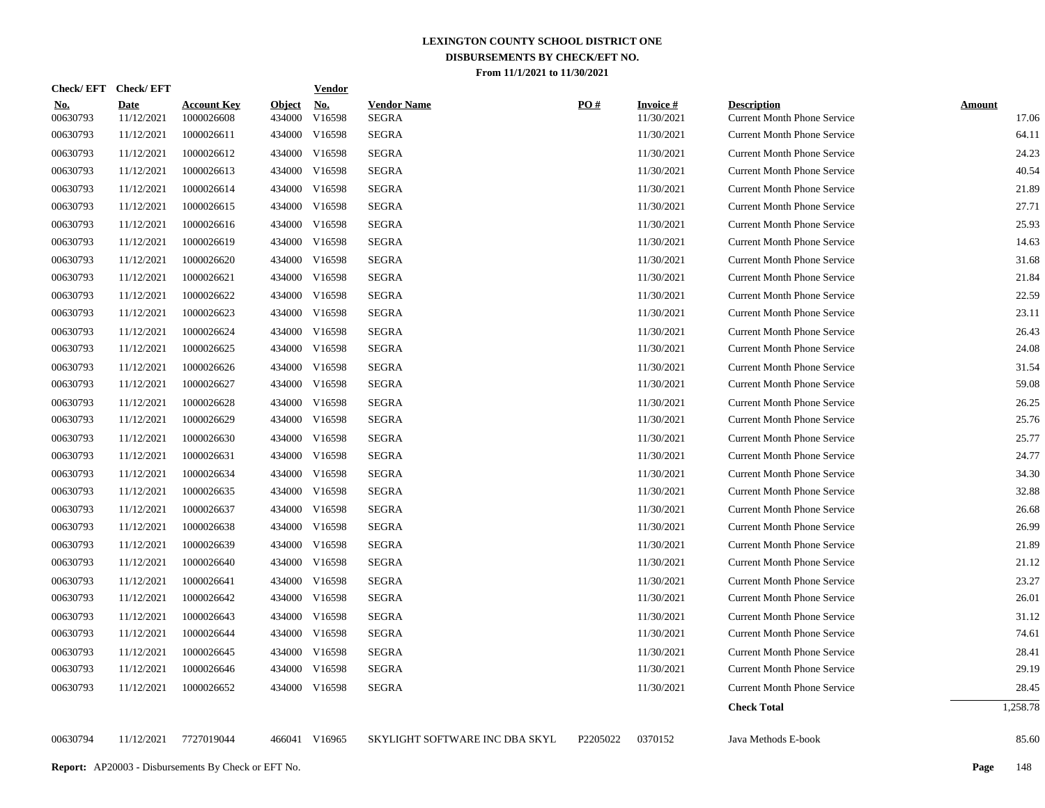# LEXINGTON COUNTY SCHOOL DISTRICT ONE
## DISBURSEMENTS BY CHECK/EFT NO.
### From 11/1/2021 to 11/30/2021

| Check/ EFT No. | Check/ EFT Date | Account Key | Object | Vendor No. | Vendor Name | PO # | Invoice # | Description | Amount |
|---|---|---|---|---|---|---|---|---|---|
| 00630793 | 11/12/2021 | 1000026608 | 434000 | V16598 | SEGRA | | 11/30/2021 | Current Month Phone Service | 17.06 |
| 00630793 | 11/12/2021 | 1000026611 | 434000 | V16598 | SEGRA | | 11/30/2021 | Current Month Phone Service | 64.11 |
| 00630793 | 11/12/2021 | 1000026612 | 434000 | V16598 | SEGRA | | 11/30/2021 | Current Month Phone Service | 24.23 |
| 00630793 | 11/12/2021 | 1000026613 | 434000 | V16598 | SEGRA | | 11/30/2021 | Current Month Phone Service | 40.54 |
| 00630793 | 11/12/2021 | 1000026614 | 434000 | V16598 | SEGRA | | 11/30/2021 | Current Month Phone Service | 21.89 |
| 00630793 | 11/12/2021 | 1000026615 | 434000 | V16598 | SEGRA | | 11/30/2021 | Current Month Phone Service | 27.71 |
| 00630793 | 11/12/2021 | 1000026616 | 434000 | V16598 | SEGRA | | 11/30/2021 | Current Month Phone Service | 25.93 |
| 00630793 | 11/12/2021 | 1000026619 | 434000 | V16598 | SEGRA | | 11/30/2021 | Current Month Phone Service | 14.63 |
| 00630793 | 11/12/2021 | 1000026620 | 434000 | V16598 | SEGRA | | 11/30/2021 | Current Month Phone Service | 31.68 |
| 00630793 | 11/12/2021 | 1000026621 | 434000 | V16598 | SEGRA | | 11/30/2021 | Current Month Phone Service | 21.84 |
| 00630793 | 11/12/2021 | 1000026622 | 434000 | V16598 | SEGRA | | 11/30/2021 | Current Month Phone Service | 22.59 |
| 00630793 | 11/12/2021 | 1000026623 | 434000 | V16598 | SEGRA | | 11/30/2021 | Current Month Phone Service | 23.11 |
| 00630793 | 11/12/2021 | 1000026624 | 434000 | V16598 | SEGRA | | 11/30/2021 | Current Month Phone Service | 26.43 |
| 00630793 | 11/12/2021 | 1000026625 | 434000 | V16598 | SEGRA | | 11/30/2021 | Current Month Phone Service | 24.08 |
| 00630793 | 11/12/2021 | 1000026626 | 434000 | V16598 | SEGRA | | 11/30/2021 | Current Month Phone Service | 31.54 |
| 00630793 | 11/12/2021 | 1000026627 | 434000 | V16598 | SEGRA | | 11/30/2021 | Current Month Phone Service | 59.08 |
| 00630793 | 11/12/2021 | 1000026628 | 434000 | V16598 | SEGRA | | 11/30/2021 | Current Month Phone Service | 26.25 |
| 00630793 | 11/12/2021 | 1000026629 | 434000 | V16598 | SEGRA | | 11/30/2021 | Current Month Phone Service | 25.76 |
| 00630793 | 11/12/2021 | 1000026630 | 434000 | V16598 | SEGRA | | 11/30/2021 | Current Month Phone Service | 25.77 |
| 00630793 | 11/12/2021 | 1000026631 | 434000 | V16598 | SEGRA | | 11/30/2021 | Current Month Phone Service | 24.77 |
| 00630793 | 11/12/2021 | 1000026634 | 434000 | V16598 | SEGRA | | 11/30/2021 | Current Month Phone Service | 34.30 |
| 00630793 | 11/12/2021 | 1000026635 | 434000 | V16598 | SEGRA | | 11/30/2021 | Current Month Phone Service | 32.88 |
| 00630793 | 11/12/2021 | 1000026637 | 434000 | V16598 | SEGRA | | 11/30/2021 | Current Month Phone Service | 26.68 |
| 00630793 | 11/12/2021 | 1000026638 | 434000 | V16598 | SEGRA | | 11/30/2021 | Current Month Phone Service | 26.99 |
| 00630793 | 11/12/2021 | 1000026639 | 434000 | V16598 | SEGRA | | 11/30/2021 | Current Month Phone Service | 21.89 |
| 00630793 | 11/12/2021 | 1000026640 | 434000 | V16598 | SEGRA | | 11/30/2021 | Current Month Phone Service | 21.12 |
| 00630793 | 11/12/2021 | 1000026641 | 434000 | V16598 | SEGRA | | 11/30/2021 | Current Month Phone Service | 23.27 |
| 00630793 | 11/12/2021 | 1000026642 | 434000 | V16598 | SEGRA | | 11/30/2021 | Current Month Phone Service | 26.01 |
| 00630793 | 11/12/2021 | 1000026643 | 434000 | V16598 | SEGRA | | 11/30/2021 | Current Month Phone Service | 31.12 |
| 00630793 | 11/12/2021 | 1000026644 | 434000 | V16598 | SEGRA | | 11/30/2021 | Current Month Phone Service | 74.61 |
| 00630793 | 11/12/2021 | 1000026645 | 434000 | V16598 | SEGRA | | 11/30/2021 | Current Month Phone Service | 28.41 |
| 00630793 | 11/12/2021 | 1000026646 | 434000 | V16598 | SEGRA | | 11/30/2021 | Current Month Phone Service | 29.19 |
| 00630793 | 11/12/2021 | 1000026652 | 434000 | V16598 | SEGRA | | 11/30/2021 | Current Month Phone Service | 28.45 |
| | | | | | | | | **Check Total** | 1,258.78 |
| 00630794 | 11/12/2021 | 7727019044 | 466041 | V16965 | SKYLIGHT SOFTWARE INC DBA SKYL | P2205022 | 0370152 | Java Methods E-book | 85.60 |

**Report:** AP20003 - Disbursements By Check or EFT No.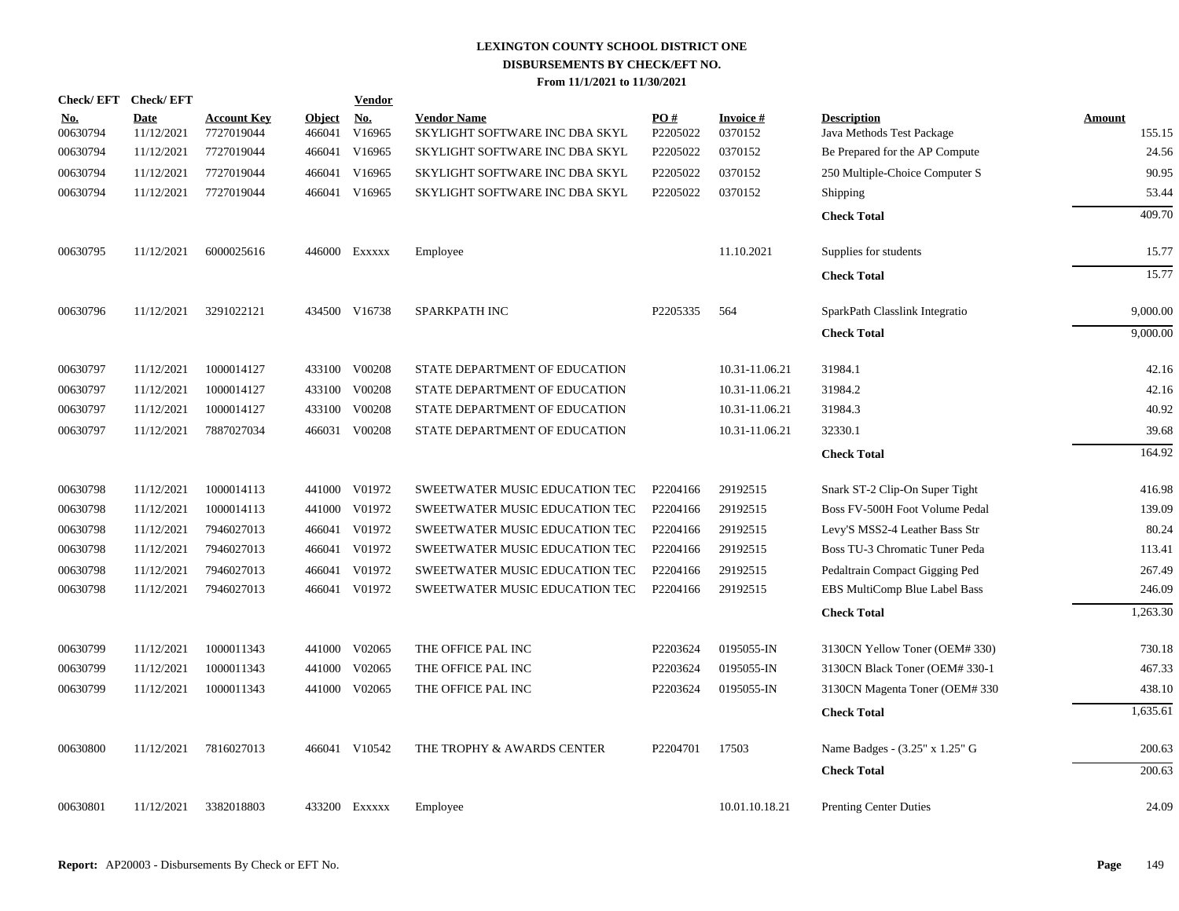# LEXINGTON COUNTY SCHOOL DISTRICT ONE
## DISBURSEMENTS BY CHECK/EFT NO.
### From 11/1/2021 to 11/30/2021

| Check/ EFT No. | Check/ EFT Date | Account Key | Object | Vendor No. | Vendor Name | PO # | Invoice # | Description | Amount |
|---|---|---|---|---|---|---|---|---|---|
| 00630794 | 11/12/2021 | 7727019044 | 466041 | V16965 | SKYLIGHT SOFTWARE INC DBA SKYL | P2205022 | 0370152 | Java Methods Test Package | 155.15 |
| 00630794 | 11/12/2021 | 7727019044 | 466041 | V16965 | SKYLIGHT SOFTWARE INC DBA SKYL | P2205022 | 0370152 | Be Prepared for the AP Compute | 24.56 |
| 00630794 | 11/12/2021 | 7727019044 | 466041 | V16965 | SKYLIGHT SOFTWARE INC DBA SKYL | P2205022 | 0370152 | 250 Multiple-Choice Computer S | 90.95 |
| 00630794 | 11/12/2021 | 7727019044 | 466041 | V16965 | SKYLIGHT SOFTWARE INC DBA SKYL | P2205022 | 0370152 | Shipping | 53.44 |
| | | | | | | | | **Check Total** | 409.70 |
| 00630795 | 11/12/2021 | 6000025616 | 446000 | Exxxxx | Employee | | 11.10.2021 | Supplies for students | 15.77 |
| | | | | | | | | **Check Total** | 15.77 |
| 00630796 | 11/12/2021 | 3291022121 | 434500 | V16738 | SPARKPATH INC | P2205335 | 564 | SparkPath Classlink Integratio | 9,000.00 |
| | | | | | | | | **Check Total** | 9,000.00 |
| 00630797 | 11/12/2021 | 1000014127 | 433100 | V00208 | STATE DEPARTMENT OF EDUCATION | | 10.31-11.06.21 | 31984.1 | 42.16 |
| 00630797 | 11/12/2021 | 1000014127 | 433100 | V00208 | STATE DEPARTMENT OF EDUCATION | | 10.31-11.06.21 | 31984.2 | 42.16 |
| 00630797 | 11/12/2021 | 1000014127 | 433100 | V00208 | STATE DEPARTMENT OF EDUCATION | | 10.31-11.06.21 | 31984.3 | 40.92 |
| 00630797 | 11/12/2021 | 7887027034 | 466031 | V00208 | STATE DEPARTMENT OF EDUCATION | | 10.31-11.06.21 | 32330.1 | 39.68 |
| | | | | | | | | **Check Total** | 164.92 |
| 00630798 | 11/12/2021 | 1000014113 | 441000 | V01972 | SWEETWATER MUSIC EDUCATION TEC | P2204166 | 29192515 | Snark ST-2 Clip-On Super Tight | 416.98 |
| 00630798 | 11/12/2021 | 1000014113 | 441000 | V01972 | SWEETWATER MUSIC EDUCATION TEC | P2204166 | 29192515 | Boss FV-500H Foot Volume Pedal | 139.09 |
| 00630798 | 11/12/2021 | 7946027013 | 466041 | V01972 | SWEETWATER MUSIC EDUCATION TEC | P2204166 | 29192515 | Levy'S MSS2-4 Leather Bass Str | 80.24 |
| 00630798 | 11/12/2021 | 7946027013 | 466041 | V01972 | SWEETWATER MUSIC EDUCATION TEC | P2204166 | 29192515 | Boss TU-3 Chromatic Tuner Peda | 113.41 |
| 00630798 | 11/12/2021 | 7946027013 | 466041 | V01972 | SWEETWATER MUSIC EDUCATION TEC | P2204166 | 29192515 | Pedaltrain Compact Gigging Ped | 267.49 |
| 00630798 | 11/12/2021 | 7946027013 | 466041 | V01972 | SWEETWATER MUSIC EDUCATION TEC | P2204166 | 29192515 | EBS MultiComp Blue Label Bass | 246.09 |
| | | | | | | | | **Check Total** | 1,263.30 |
| 00630799 | 11/12/2021 | 1000011343 | 441000 | V02065 | THE OFFICE PAL INC | P2203624 | 0195055-IN | 3130CN Yellow Toner (OEM# 330) | 730.18 |
| 00630799 | 11/12/2021 | 1000011343 | 441000 | V02065 | THE OFFICE PAL INC | P2203624 | 0195055-IN | 3130CN Black Toner (OEM# 330-1 | 467.33 |
| 00630799 | 11/12/2021 | 1000011343 | 441000 | V02065 | THE OFFICE PAL INC | P2203624 | 0195055-IN | 3130CN Magenta Toner (OEM# 330 | 438.10 |
| | | | | | | | | **Check Total** | 1,635.61 |
| 00630800 | 11/12/2021 | 7816027013 | 466041 | V10542 | THE TROPHY & AWARDS CENTER | P2204701 | 17503 | Name Badges - (3.25" x 1.25" G | 200.63 |
| | | | | | | | | **Check Total** | 200.63 |
| 00630801 | 11/12/2021 | 3382018803 | 433200 | Exxxxx | Employee | | 10.01.10.18.21 | Prenting Center Duties | 24.09 |

**Report:** AP20003 - Disbursements By Check or EFT No.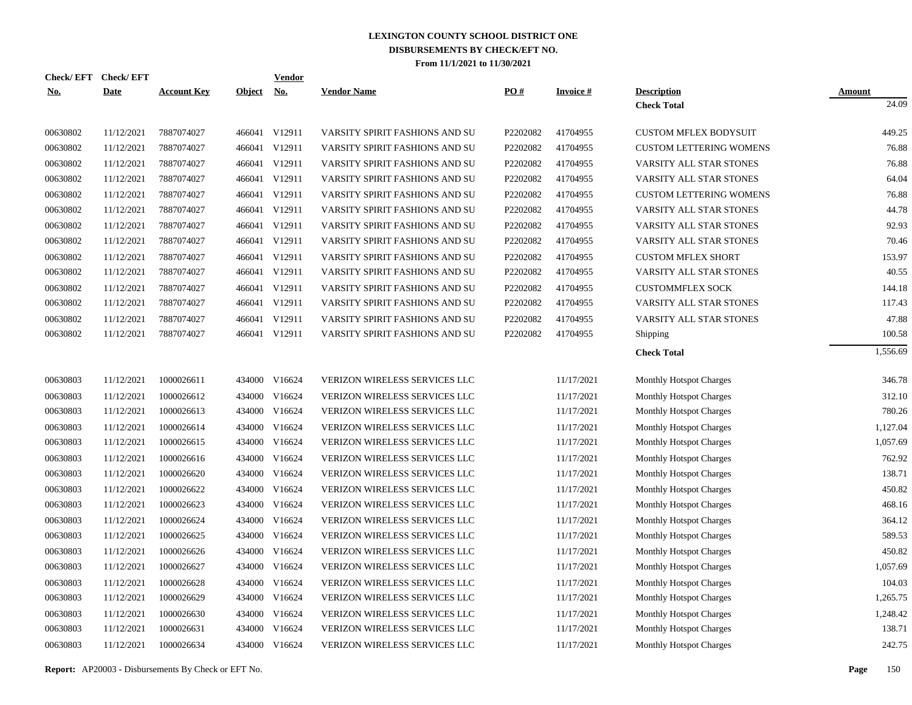# LEXINGTON COUNTY SCHOOL DISTRICT ONE
## DISBURSEMENTS BY CHECK/EFT NO.
### From 11/1/2021 to 11/30/2021

| Check/ EFT No. | Check/ EFT Date | Account Key | Object | Vendor No. | Vendor Name | PO # | Invoice # | Description | Amount |
|---|---|---|---|---|---|---|---|---|---|
| | | | | | | | | **Check Total** | 24.09 |
| 00630802 | 11/12/2021 | 7887074027 | 466041 | V12911 | VARSITY SPIRIT FASHIONS AND SU | P2202082 | 41704955 | CUSTOM MFLEX BODYSUIT | 449.25 |
| 00630802 | 11/12/2021 | 7887074027 | 466041 | V12911 | VARSITY SPIRIT FASHIONS AND SU | P2202082 | 41704955 | CUSTOM LETTERING WOMENS | 76.88 |
| 00630802 | 11/12/2021 | 7887074027 | 466041 | V12911 | VARSITY SPIRIT FASHIONS AND SU | P2202082 | 41704955 | VARSITY ALL STAR STONES | 76.88 |
| 00630802 | 11/12/2021 | 7887074027 | 466041 | V12911 | VARSITY SPIRIT FASHIONS AND SU | P2202082 | 41704955 | VARSITY ALL STAR STONES | 64.04 |
| 00630802 | 11/12/2021 | 7887074027 | 466041 | V12911 | VARSITY SPIRIT FASHIONS AND SU | P2202082 | 41704955 | CUSTOM LETTERING WOMENS | 76.88 |
| 00630802 | 11/12/2021 | 7887074027 | 466041 | V12911 | VARSITY SPIRIT FASHIONS AND SU | P2202082 | 41704955 | VARSITY ALL STAR STONES | 44.78 |
| 00630802 | 11/12/2021 | 7887074027 | 466041 | V12911 | VARSITY SPIRIT FASHIONS AND SU | P2202082 | 41704955 | VARSITY ALL STAR STONES | 92.93 |
| 00630802 | 11/12/2021 | 7887074027 | 466041 | V12911 | VARSITY SPIRIT FASHIONS AND SU | P2202082 | 41704955 | VARSITY ALL STAR STONES | 70.46 |
| 00630802 | 11/12/2021 | 7887074027 | 466041 | V12911 | VARSITY SPIRIT FASHIONS AND SU | P2202082 | 41704955 | CUSTOM MFLEX SHORT | 153.97 |
| 00630802 | 11/12/2021 | 7887074027 | 466041 | V12911 | VARSITY SPIRIT FASHIONS AND SU | P2202082 | 41704955 | VARSITY ALL STAR STONES | 40.55 |
| 00630802 | 11/12/2021 | 7887074027 | 466041 | V12911 | VARSITY SPIRIT FASHIONS AND SU | P2202082 | 41704955 | CUSTOMMFLEX SOCK | 144.18 |
| 00630802 | 11/12/2021 | 7887074027 | 466041 | V12911 | VARSITY SPIRIT FASHIONS AND SU | P2202082 | 41704955 | VARSITY ALL STAR STONES | 117.43 |
| 00630802 | 11/12/2021 | 7887074027 | 466041 | V12911 | VARSITY SPIRIT FASHIONS AND SU | P2202082 | 41704955 | VARSITY ALL STAR STONES | 47.88 |
| 00630802 | 11/12/2021 | 7887074027 | 466041 | V12911 | VARSITY SPIRIT FASHIONS AND SU | P2202082 | 41704955 | Shipping | 100.58 |
| | | | | | | | | **Check Total** | 1,556.69 |
| 00630803 | 11/12/2021 | 1000026611 | 434000 | V16624 | VERIZON WIRELESS SERVICES LLC | | 11/17/2021 | Monthly Hotspot Charges | 346.78 |
| 00630803 | 11/12/2021 | 1000026612 | 434000 | V16624 | VERIZON WIRELESS SERVICES LLC | | 11/17/2021 | Monthly Hotspot Charges | 312.10 |
| 00630803 | 11/12/2021 | 1000026613 | 434000 | V16624 | VERIZON WIRELESS SERVICES LLC | | 11/17/2021 | Monthly Hotspot Charges | 780.26 |
| 00630803 | 11/12/2021 | 1000026614 | 434000 | V16624 | VERIZON WIRELESS SERVICES LLC | | 11/17/2021 | Monthly Hotspot Charges | 1,127.04 |
| 00630803 | 11/12/2021 | 1000026615 | 434000 | V16624 | VERIZON WIRELESS SERVICES LLC | | 11/17/2021 | Monthly Hotspot Charges | 1,057.69 |
| 00630803 | 11/12/2021 | 1000026616 | 434000 | V16624 | VERIZON WIRELESS SERVICES LLC | | 11/17/2021 | Monthly Hotspot Charges | 762.92 |
| 00630803 | 11/12/2021 | 1000026620 | 434000 | V16624 | VERIZON WIRELESS SERVICES LLC | | 11/17/2021 | Monthly Hotspot Charges | 138.71 |
| 00630803 | 11/12/2021 | 1000026622 | 434000 | V16624 | VERIZON WIRELESS SERVICES LLC | | 11/17/2021 | Monthly Hotspot Charges | 450.82 |
| 00630803 | 11/12/2021 | 1000026623 | 434000 | V16624 | VERIZON WIRELESS SERVICES LLC | | 11/17/2021 | Monthly Hotspot Charges | 468.16 |
| 00630803 | 11/12/2021 | 1000026624 | 434000 | V16624 | VERIZON WIRELESS SERVICES LLC | | 11/17/2021 | Monthly Hotspot Charges | 364.12 |
| 00630803 | 11/12/2021 | 1000026625 | 434000 | V16624 | VERIZON WIRELESS SERVICES LLC | | 11/17/2021 | Monthly Hotspot Charges | 589.53 |
| 00630803 | 11/12/2021 | 1000026626 | 434000 | V16624 | VERIZON WIRELESS SERVICES LLC | | 11/17/2021 | Monthly Hotspot Charges | 450.82 |
| 00630803 | 11/12/2021 | 1000026627 | 434000 | V16624 | VERIZON WIRELESS SERVICES LLC | | 11/17/2021 | Monthly Hotspot Charges | 1,057.69 |
| 00630803 | 11/12/2021 | 1000026628 | 434000 | V16624 | VERIZON WIRELESS SERVICES LLC | | 11/17/2021 | Monthly Hotspot Charges | 104.03 |
| 00630803 | 11/12/2021 | 1000026629 | 434000 | V16624 | VERIZON WIRELESS SERVICES LLC | | 11/17/2021 | Monthly Hotspot Charges | 1,265.75 |
| 00630803 | 11/12/2021 | 1000026630 | 434000 | V16624 | VERIZON WIRELESS SERVICES LLC | | 11/17/2021 | Monthly Hotspot Charges | 1,248.42 |
| 00630803 | 11/12/2021 | 1000026631 | 434000 | V16624 | VERIZON WIRELESS SERVICES LLC | | 11/17/2021 | Monthly Hotspot Charges | 138.71 |
| 00630803 | 11/12/2021 | 1000026634 | 434000 | V16624 | VERIZON WIRELESS SERVICES LLC | | 11/17/2021 | Monthly Hotspot Charges | 242.75 |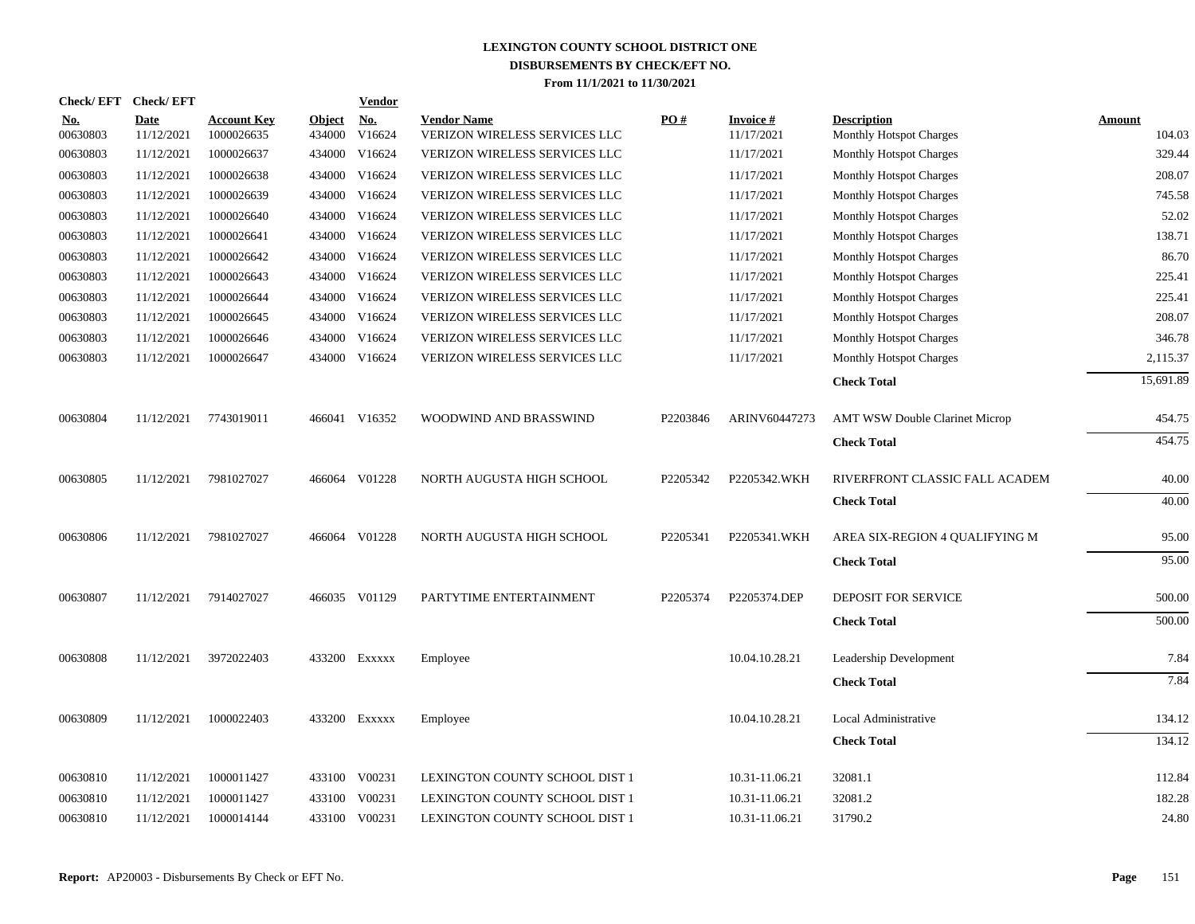# LEXINGTON COUNTY SCHOOL DISTRICT ONE
## DISBURSEMENTS BY CHECK/EFT NO.
### From 11/1/2021 to 11/30/2021

| Check/ EFT No. | Check/ EFT Date | Account Key | Object | Vendor No. | Vendor Name | PO # | Invoice # | Description | Amount |
|---|---|---|---|---|---|---|---|---|---|
| 00630803 | 11/12/2021 | 1000026635 | 434000 | V16624 | VERIZON WIRELESS SERVICES LLC | | 11/17/2021 | Monthly Hotspot Charges | 104.03 |
| 00630803 | 11/12/2021 | 1000026637 | 434000 | V16624 | VERIZON WIRELESS SERVICES LLC | | 11/17/2021 | Monthly Hotspot Charges | 329.44 |
| 00630803 | 11/12/2021 | 1000026638 | 434000 | V16624 | VERIZON WIRELESS SERVICES LLC | | 11/17/2021 | Monthly Hotspot Charges | 208.07 |
| 00630803 | 11/12/2021 | 1000026639 | 434000 | V16624 | VERIZON WIRELESS SERVICES LLC | | 11/17/2021 | Monthly Hotspot Charges | 745.58 |
| 00630803 | 11/12/2021 | 1000026640 | 434000 | V16624 | VERIZON WIRELESS SERVICES LLC | | 11/17/2021 | Monthly Hotspot Charges | 52.02 |
| 00630803 | 11/12/2021 | 1000026641 | 434000 | V16624 | VERIZON WIRELESS SERVICES LLC | | 11/17/2021 | Monthly Hotspot Charges | 138.71 |
| 00630803 | 11/12/2021 | 1000026642 | 434000 | V16624 | VERIZON WIRELESS SERVICES LLC | | 11/17/2021 | Monthly Hotspot Charges | 86.70 |
| 00630803 | 11/12/2021 | 1000026643 | 434000 | V16624 | VERIZON WIRELESS SERVICES LLC | | 11/17/2021 | Monthly Hotspot Charges | 225.41 |
| 00630803 | 11/12/2021 | 1000026644 | 434000 | V16624 | VERIZON WIRELESS SERVICES LLC | | 11/17/2021 | Monthly Hotspot Charges | 225.41 |
| 00630803 | 11/12/2021 | 1000026645 | 434000 | V16624 | VERIZON WIRELESS SERVICES LLC | | 11/17/2021 | Monthly Hotspot Charges | 208.07 |
| 00630803 | 11/12/2021 | 1000026646 | 434000 | V16624 | VERIZON WIRELESS SERVICES LLC | | 11/17/2021 | Monthly Hotspot Charges | 346.78 |
| 00630803 | 11/12/2021 | 1000026647 | 434000 | V16624 | VERIZON WIRELESS SERVICES LLC | | 11/17/2021 | Monthly Hotspot Charges | 2,115.37 |
| | | | | | | | | **Check Total** | 15,691.89 |
| 00630804 | 11/12/2021 | 7743019011 | 466041 | V16352 | WOODWIND AND BRASSWIND | P2203846 | ARINV60447273 | AMT WSW Double Clarinet Microp | 454.75 |
| | | | | | | | | **Check Total** | 454.75 |
| 00630805 | 11/12/2021 | 7981027027 | 466064 | V01228 | NORTH AUGUSTA HIGH SCHOOL | P2205342 | P2205342.WKH | RIVERFRONT CLASSIC FALL ACADEM | 40.00 |
| | | | | | | | | **Check Total** | 40.00 |
| 00630806 | 11/12/2021 | 7981027027 | 466064 | V01228 | NORTH AUGUSTA HIGH SCHOOL | P2205341 | P2205341.WKH | AREA SIX-REGION 4 QUALIFYING M | 95.00 |
| | | | | | | | | **Check Total** | 95.00 |
| 00630807 | 11/12/2021 | 7914027027 | 466035 | V01129 | PARTYTIME ENTERTAINMENT | P2205374 | P2205374.DEP | DEPOSIT FOR SERVICE | 500.00 |
| | | | | | | | | **Check Total** | 500.00 |
| 00630808 | 11/12/2021 | 3972022403 | 433200 | Exxxxx | Employee | | 10.04.10.28.21 | Leadership Development | 7.84 |
| | | | | | | | | **Check Total** | 7.84 |
| 00630809 | 11/12/2021 | 1000022403 | 433200 | Exxxxx | Employee | | 10.04.10.28.21 | Local Administrative | 134.12 |
| | | | | | | | | **Check Total** | 134.12 |
| 00630810 | 11/12/2021 | 1000011427 | 433100 | V00231 | LEXINGTON COUNTY SCHOOL DIST 1 | | 10.31-11.06.21 | 32081.1 | 112.84 |
| 00630810 | 11/12/2021 | 1000011427 | 433100 | V00231 | LEXINGTON COUNTY SCHOOL DIST 1 | | 10.31-11.06.21 | 32081.2 | 182.28 |
| 00630810 | 11/12/2021 | 1000014144 | 433100 | V00231 | LEXINGTON COUNTY SCHOOL DIST 1 | | 10.31-11.06.21 | 31790.2 | 24.80 |

**Report:** AP20003 - Disbursements By Check or EFT No.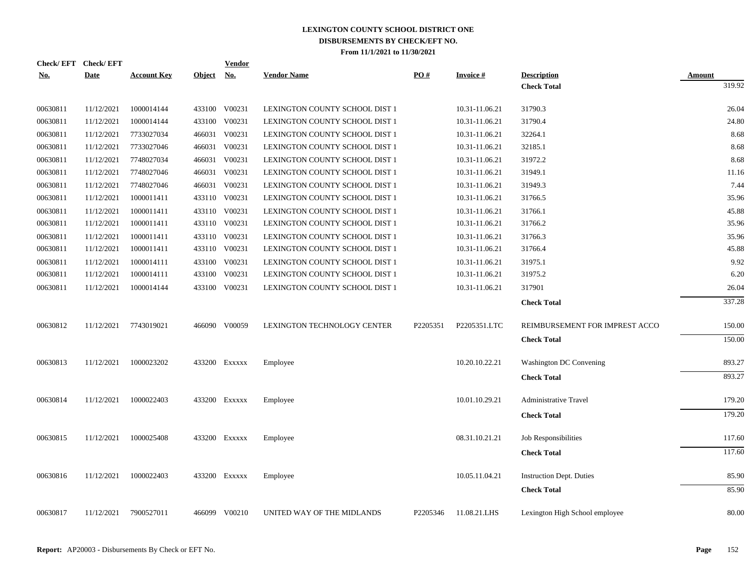# LEXINGTON COUNTY SCHOOL DISTRICT ONE
## DISBURSEMENTS BY CHECK/EFT NO.
### From 11/1/2021 to 11/30/2021

| Check/ EFT No. | Check/ EFT Date | Account Key | Object | Vendor No. | Vendor Name | PO # | Invoice # | Description | Amount |
|---|---|---|---|---|---|---|---|---|---|
| | | | | | | | | **Check Total** | 319.92 |
| 00630811 | 11/12/2021 | 1000014144 | 433100 | V00231 | LEXINGTON COUNTY SCHOOL DIST 1 | | 10.31-11.06.21 | 31790.3 | 26.04 |
| 00630811 | 11/12/2021 | 1000014144 | 433100 | V00231 | LEXINGTON COUNTY SCHOOL DIST 1 | | 10.31-11.06.21 | 31790.4 | 24.80 |
| 00630811 | 11/12/2021 | 7733027034 | 466031 | V00231 | LEXINGTON COUNTY SCHOOL DIST 1 | | 10.31-11.06.21 | 32264.1 | 8.68 |
| 00630811 | 11/12/2021 | 7733027046 | 466031 | V00231 | LEXINGTON COUNTY SCHOOL DIST 1 | | 10.31-11.06.21 | 32185.1 | 8.68 |
| 00630811 | 11/12/2021 | 7748027034 | 466031 | V00231 | LEXINGTON COUNTY SCHOOL DIST 1 | | 10.31-11.06.21 | 31972.2 | 8.68 |
| 00630811 | 11/12/2021 | 7748027046 | 466031 | V00231 | LEXINGTON COUNTY SCHOOL DIST 1 | | 10.31-11.06.21 | 31949.1 | 11.16 |
| 00630811 | 11/12/2021 | 7748027046 | 466031 | V00231 | LEXINGTON COUNTY SCHOOL DIST 1 | | 10.31-11.06.21 | 31949.3 | 7.44 |
| 00630811 | 11/12/2021 | 1000011411 | 433110 | V00231 | LEXINGTON COUNTY SCHOOL DIST 1 | | 10.31-11.06.21 | 31766.5 | 35.96 |
| 00630811 | 11/12/2021 | 1000011411 | 433110 | V00231 | LEXINGTON COUNTY SCHOOL DIST 1 | | 10.31-11.06.21 | 31766.1 | 45.88 |
| 00630811 | 11/12/2021 | 1000011411 | 433110 | V00231 | LEXINGTON COUNTY SCHOOL DIST 1 | | 10.31-11.06.21 | 31766.2 | 35.96 |
| 00630811 | 11/12/2021 | 1000011411 | 433110 | V00231 | LEXINGTON COUNTY SCHOOL DIST 1 | | 10.31-11.06.21 | 31766.3 | 35.96 |
| 00630811 | 11/12/2021 | 1000011411 | 433110 | V00231 | LEXINGTON COUNTY SCHOOL DIST 1 | | 10.31-11.06.21 | 31766.4 | 45.88 |
| 00630811 | 11/12/2021 | 1000014111 | 433100 | V00231 | LEXINGTON COUNTY SCHOOL DIST 1 | | 10.31-11.06.21 | 31975.1 | 9.92 |
| 00630811 | 11/12/2021 | 1000014111 | 433100 | V00231 | LEXINGTON COUNTY SCHOOL DIST 1 | | 10.31-11.06.21 | 31975.2 | 6.20 |
| 00630811 | 11/12/2021 | 1000014144 | 433100 | V00231 | LEXINGTON COUNTY SCHOOL DIST 1 | | 10.31-11.06.21 | 317901 | 26.04 |
| | | | | | | | | **Check Total** | 337.28 |
| 00630812 | 11/12/2021 | 7743019021 | 466090 | V00059 | LEXINGTON TECHNOLOGY CENTER | P2205351 | P2205351.LTC | REIMBURSEMENT FOR IMPREST ACCO | 150.00 |
| | | | | | | | | **Check Total** | 150.00 |
| 00630813 | 11/12/2021 | 1000023202 | 433200 | Exxxxx | Employee | | 10.20.10.22.21 | Washington DC Convening | 893.27 |
| | | | | | | | | **Check Total** | 893.27 |
| 00630814 | 11/12/2021 | 1000022403 | 433200 | Exxxxx | Employee | | 10.01.10.29.21 | Administrative Travel | 179.20 |
| | | | | | | | | **Check Total** | 179.20 |
| 00630815 | 11/12/2021 | 1000025408 | 433200 | Exxxxx | Employee | | 08.31.10.21.21 | Job Responsibilities | 117.60 |
| | | | | | | | | **Check Total** | 117.60 |
| 00630816 | 11/12/2021 | 1000022403 | 433200 | Exxxxx | Employee | | 10.05.11.04.21 | Instruction Dept. Duties | 85.90 |
| | | | | | | | | **Check Total** | 85.90 |
| 00630817 | 11/12/2021 | 7900527011 | 466099 | V00210 | UNITED WAY OF THE MIDLANDS | P2205346 | 11.08.21.LHS | Lexington High School employee | 80.00 |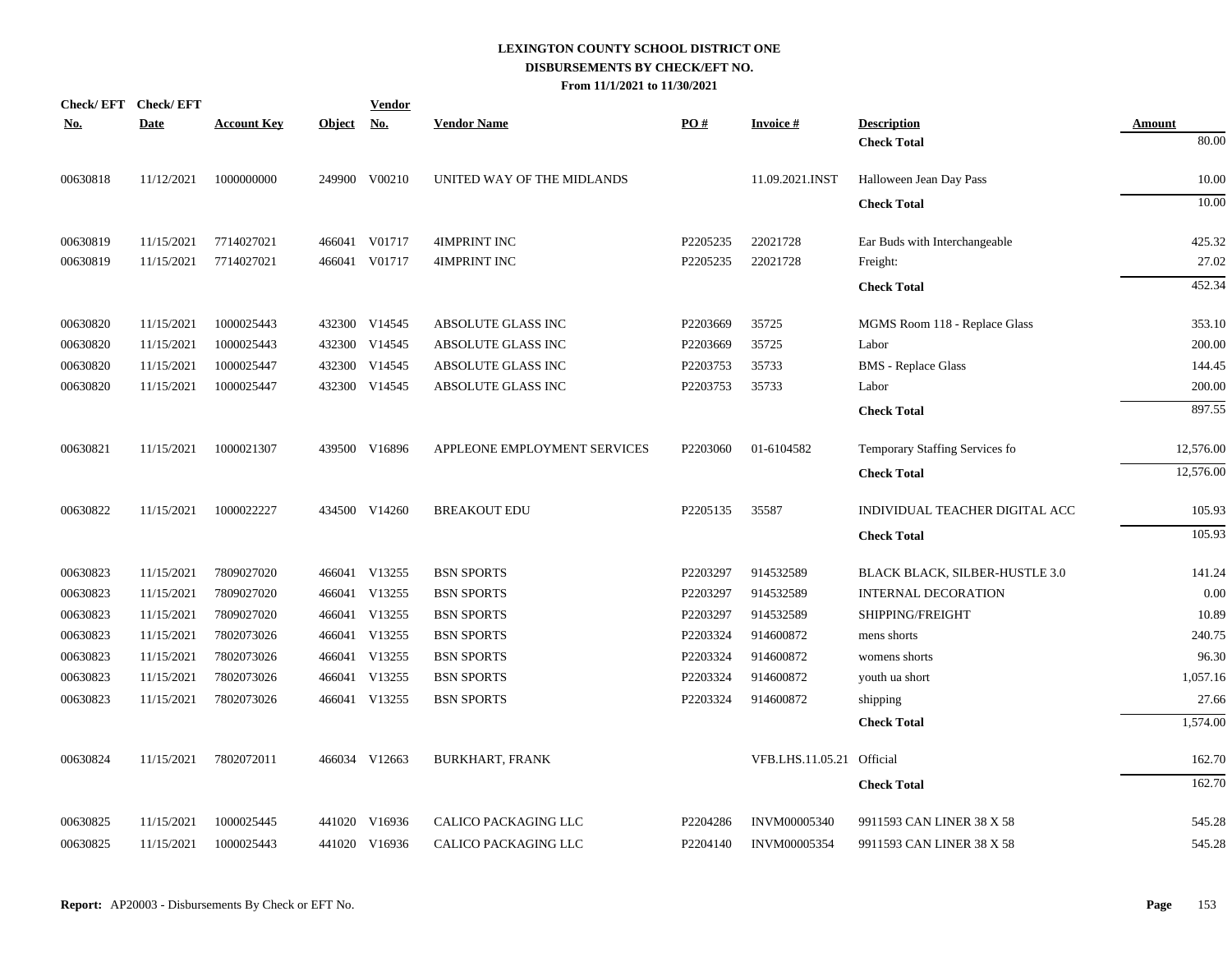# LEXINGTON COUNTY SCHOOL DISTRICT ONE
## DISBURSEMENTS BY CHECK/EFT NO.
### From 11/1/2021 to 11/30/2021

| Check/ EFT No. | Check/ EFT Date | Account Key | Object | Vendor No. | Vendor Name | PO # | Invoice # | Description | Amount |
|---|---|---|---|---|---|---|---|---|---|
| | | | | | | | | **Check Total** | 80.00 |
| 00630818 | 11/12/2021 | 1000000000 | 249900 | V00210 | UNITED WAY OF THE MIDLANDS | | 11.09.2021.INST | Halloween Jean Day Pass | 10.00 |
| | | | | | | | | **Check Total** | 10.00 |
| 00630819 | 11/15/2021 | 7714027021 | 466041 | V01717 | 4IMPRINT INC | P2205235 | 22021728 | Ear Buds with Interchangeable | 425.32 |
| 00630819 | 11/15/2021 | 7714027021 | 466041 | V01717 | 4IMPRINT INC | P2205235 | 22021728 | Freight: | 27.02 |
| | | | | | | | | **Check Total** | 452.34 |
| 00630820 | 11/15/2021 | 1000025443 | 432300 | V14545 | ABSOLUTE GLASS INC | P2203669 | 35725 | MGMS Room 118 - Replace Glass | 353.10 |
| 00630820 | 11/15/2021 | 1000025443 | 432300 | V14545 | ABSOLUTE GLASS INC | P2203669 | 35725 | Labor | 200.00 |
| 00630820 | 11/15/2021 | 1000025447 | 432300 | V14545 | ABSOLUTE GLASS INC | P2203753 | 35733 | BMS - Replace Glass | 144.45 |
| 00630820 | 11/15/2021 | 1000025447 | 432300 | V14545 | ABSOLUTE GLASS INC | P2203753 | 35733 | Labor | 200.00 |
| | | | | | | | | **Check Total** | 897.55 |
| 00630821 | 11/15/2021 | 1000021307 | 439500 | V16896 | APPLEONE EMPLOYMENT SERVICES | P2203060 | 01-6104582 | Temporary Staffing Services fo | 12,576.00 |
| | | | | | | | | **Check Total** | 12,576.00 |
| 00630822 | 11/15/2021 | 1000022227 | 434500 | V14260 | BREAKOUT EDU | P2205135 | 35587 | INDIVIDUAL TEACHER DIGITAL ACC | 105.93 |
| | | | | | | | | **Check Total** | 105.93 |
| 00630823 | 11/15/2021 | 7809027020 | 466041 | V13255 | BSN SPORTS | P2203297 | 914532589 | BLACK BLACK, SILBER-HUSTLE 3.0 | 141.24 |
| 00630823 | 11/15/2021 | 7809027020 | 466041 | V13255 | BSN SPORTS | P2203297 | 914532589 | INTERNAL DECORATION | 0.00 |
| 00630823 | 11/15/2021 | 7809027020 | 466041 | V13255 | BSN SPORTS | P2203297 | 914532589 | SHIPPING/FREIGHT | 10.89 |
| 00630823 | 11/15/2021 | 7802073026 | 466041 | V13255 | BSN SPORTS | P2203324 | 914600872 | mens shorts | 240.75 |
| 00630823 | 11/15/2021 | 7802073026 | 466041 | V13255 | BSN SPORTS | P2203324 | 914600872 | womens shorts | 96.30 |
| 00630823 | 11/15/2021 | 7802073026 | 466041 | V13255 | BSN SPORTS | P2203324 | 914600872 | youth ua short | 1,057.16 |
| 00630823 | 11/15/2021 | 7802073026 | 466041 | V13255 | BSN SPORTS | P2203324 | 914600872 | shipping | 27.66 |
| | | | | | | | | **Check Total** | 1,574.00 |
| 00630824 | 11/15/2021 | 7802072011 | 466034 | V12663 | BURKHART, FRANK | | VFB.LHS.11.05.21 | Official | 162.70 |
| | | | | | | | | **Check Total** | 162.70 |
| 00630825 | 11/15/2021 | 1000025445 | 441020 | V16936 | CALICO PACKAGING LLC | P2204286 | INVM00005340 | 9911593 CAN LINER 38 X 58 | 545.28 |
| 00630825 | 11/15/2021 | 1000025443 | 441020 | V16936 | CALICO PACKAGING LLC | P2204140 | INVM00005354 | 9911593 CAN LINER 38 X 58 | 545.28 |

**Report:** AP20003 - Disbursements By Check or EFT No.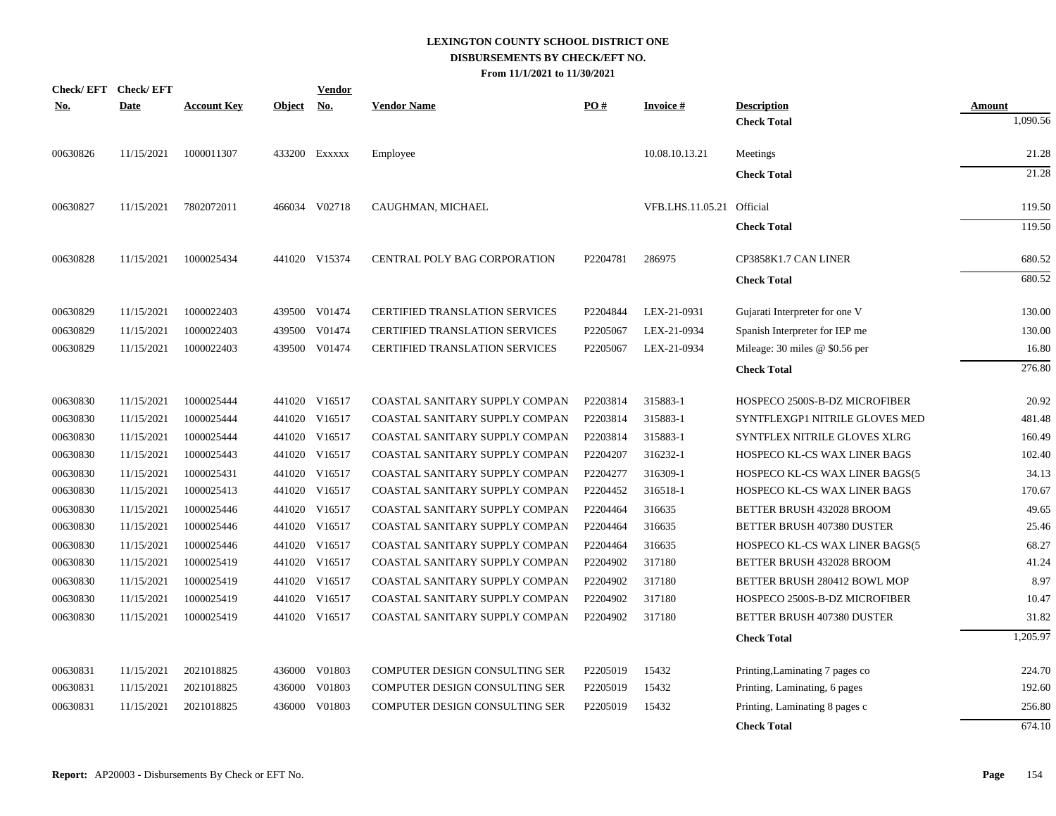# LEXINGTON COUNTY SCHOOL DISTRICT ONE
## DISBURSEMENTS BY CHECK/EFT NO.
### From 11/1/2021 to 11/30/2021

| Check/ EFT No. | Check/ EFT Date | Account Key | Object | Vendor No. | Vendor Name | PO # | Invoice # | Description | Amount |
|---|---|---|---|---|---|---|---|---|---|
| | | | | | | | | **Check Total** | 1,090.56 |
| 00630826 | 11/15/2021 | 1000011307 | 433200 | Exxxxx | Employee | | 10.08.10.13.21 | Meetings | 21.28 |
| | | | | | | | | **Check Total** | 21.28 |
| 00630827 | 11/15/2021 | 7802072011 | 466034 | V02718 | CAUGHMAN, MICHAEL | | VFB.LHS.11.05.21 | Official | 119.50 |
| | | | | | | | | **Check Total** | 119.50 |
| 00630828 | 11/15/2021 | 1000025434 | 441020 | V15374 | CENTRAL POLY BAG CORPORATION | P2204781 | 286975 | CP3858K1.7 CAN LINER | 680.52 |
| | | | | | | | | **Check Total** | 680.52 |
| 00630829 | 11/15/2021 | 1000022403 | 439500 | V01474 | CERTIFIED TRANSLATION SERVICES | P2204844 | LEX-21-0931 | Gujarati Interpreter for one V | 130.00 |
| 00630829 | 11/15/2021 | 1000022403 | 439500 | V01474 | CERTIFIED TRANSLATION SERVICES | P2205067 | LEX-21-0934 | Spanish Interpreter for IEP me | 130.00 |
| 00630829 | 11/15/2021 | 1000022403 | 439500 | V01474 | CERTIFIED TRANSLATION SERVICES | P2205067 | LEX-21-0934 | Mileage: 30 miles @ $0.56 per | 16.80 |
| | | | | | | | | **Check Total** | 276.80 |
| 00630830 | 11/15/2021 | 1000025444 | 441020 | V16517 | COASTAL SANITARY SUPPLY COMPAN | P2203814 | 315883-1 | HOSPECO 2500S-B-DZ MICROFIBER | 20.92 |
| 00630830 | 11/15/2021 | 1000025444 | 441020 | V16517 | COASTAL SANITARY SUPPLY COMPAN | P2203814 | 315883-1 | SYNTFLEXGP1 NITRILE GLOVES MED | 481.48 |
| 00630830 | 11/15/2021 | 1000025444 | 441020 | V16517 | COASTAL SANITARY SUPPLY COMPAN | P2203814 | 315883-1 | SYNTFLEX NITRILE GLOVES XLRG | 160.49 |
| 00630830 | 11/15/2021 | 1000025443 | 441020 | V16517 | COASTAL SANITARY SUPPLY COMPAN | P2204207 | 316232-1 | HOSPECO KL-CS WAX LINER BAGS | 102.40 |
| 00630830 | 11/15/2021 | 1000025431 | 441020 | V16517 | COASTAL SANITARY SUPPLY COMPAN | P2204277 | 316309-1 | HOSPECO KL-CS WAX LINER BAGS(5 | 34.13 |
| 00630830 | 11/15/2021 | 1000025413 | 441020 | V16517 | COASTAL SANITARY SUPPLY COMPAN | P2204452 | 316518-1 | HOSPECO KL-CS WAX LINER BAGS | 170.67 |
| 00630830 | 11/15/2021 | 1000025446 | 441020 | V16517 | COASTAL SANITARY SUPPLY COMPAN | P2204464 | 316635 | BETTER BRUSH 432028 BROOM | 49.65 |
| 00630830 | 11/15/2021 | 1000025446 | 441020 | V16517 | COASTAL SANITARY SUPPLY COMPAN | P2204464 | 316635 | BETTER BRUSH 407380 DUSTER | 25.46 |
| 00630830 | 11/15/2021 | 1000025446 | 441020 | V16517 | COASTAL SANITARY SUPPLY COMPAN | P2204464 | 316635 | HOSPECO KL-CS WAX LINER BAGS(5 | 68.27 |
| 00630830 | 11/15/2021 | 1000025419 | 441020 | V16517 | COASTAL SANITARY SUPPLY COMPAN | P2204902 | 317180 | BETTER BRUSH 432028 BROOM | 41.24 |
| 00630830 | 11/15/2021 | 1000025419 | 441020 | V16517 | COASTAL SANITARY SUPPLY COMPAN | P2204902 | 317180 | BETTER BRUSH 280412 BOWL MOP | 8.97 |
| 00630830 | 11/15/2021 | 1000025419 | 441020 | V16517 | COASTAL SANITARY SUPPLY COMPAN | P2204902 | 317180 | HOSPECO 2500S-B-DZ MICROFIBER | 10.47 |
| 00630830 | 11/15/2021 | 1000025419 | 441020 | V16517 | COASTAL SANITARY SUPPLY COMPAN | P2204902 | 317180 | BETTER BRUSH 407380 DUSTER | 31.82 |
| | | | | | | | | **Check Total** | 1,205.97 |
| 00630831 | 11/15/2021 | 2021018825 | 436000 | V01803 | COMPUTER DESIGN CONSULTING SER | P2205019 | 15432 | Printing,Laminating 7 pages co | 224.70 |
| 00630831 | 11/15/2021 | 2021018825 | 436000 | V01803 | COMPUTER DESIGN CONSULTING SER | P2205019 | 15432 | Printing, Laminating, 6 pages | 192.60 |
| 00630831 | 11/15/2021 | 2021018825 | 436000 | V01803 | COMPUTER DESIGN CONSULTING SER | P2205019 | 15432 | Printing, Laminating 8 pages c | 256.80 |
| | | | | | | | | **Check Total** | 674.10 |

**Report:** AP20003 - Disbursements By Check or EFT No.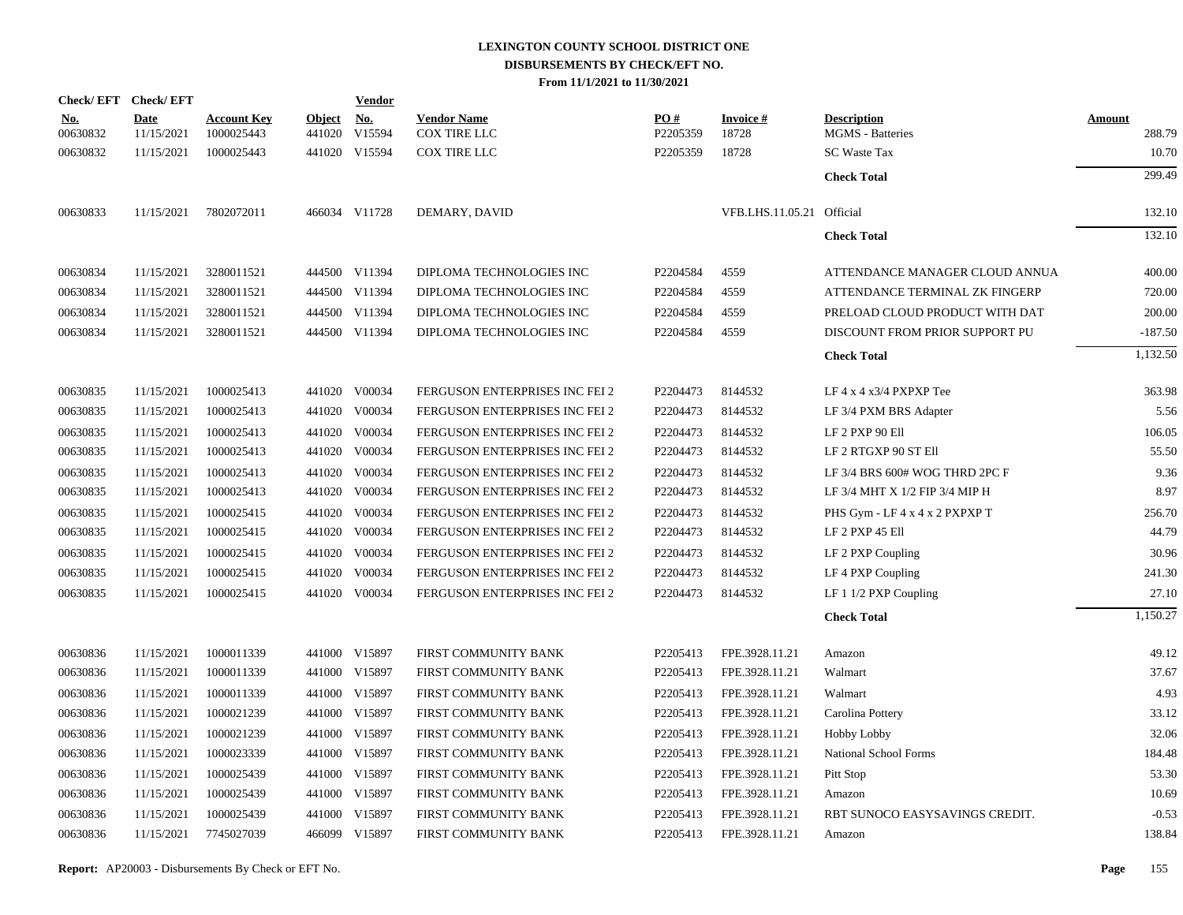# LEXINGTON COUNTY SCHOOL DISTRICT ONE
## DISBURSEMENTS BY CHECK/EFT NO.
### From 11/1/2021 to 11/30/2021

| Check/ EFT No. | Check/ EFT Date | Account Key | Object | Vendor No. | Vendor Name | PO # | Invoice # | Description | Amount |
|---|---|---|---|---|---|---|---|---|---|
| 00630832 | 11/15/2021 | 1000025443 | 441020 | V15594 | COX TIRE LLC | P2205359 | 18728 | MGMS - Batteries | 288.79 |
| 00630832 | 11/15/2021 | 1000025443 | 441020 | V15594 | COX TIRE LLC | P2205359 | 18728 | SC Waste Tax | 10.70 |
| | | | | | | | | **Check Total** | 299.49 |
| 00630833 | 11/15/2021 | 7802072011 | 466034 | V11728 | DEMARY, DAVID | | VFB.LHS.11.05.21 | Official | 132.10 |
| | | | | | | | | **Check Total** | 132.10 |
| 00630834 | 11/15/2021 | 3280011521 | 444500 | V11394 | DIPLOMA TECHNOLOGIES INC | P2204584 | 4559 | ATTENDANCE MANAGER CLOUD ANNUA | 400.00 |
| 00630834 | 11/15/2021 | 3280011521 | 444500 | V11394 | DIPLOMA TECHNOLOGIES INC | P2204584 | 4559 | ATTENDANCE TERMINAL ZK FINGERP | 720.00 |
| 00630834 | 11/15/2021 | 3280011521 | 444500 | V11394 | DIPLOMA TECHNOLOGIES INC | P2204584 | 4559 | PRELOAD CLOUD PRODUCT WITH DAT | 200.00 |
| 00630834 | 11/15/2021 | 3280011521 | 444500 | V11394 | DIPLOMA TECHNOLOGIES INC | P2204584 | 4559 | DISCOUNT FROM PRIOR SUPPORT PU | -187.50 |
| | | | | | | | | **Check Total** | 1,132.50 |
| 00630835 | 11/15/2021 | 1000025413 | 441020 | V00034 | FERGUSON ENTERPRISES INC FEI 2 | P2204473 | 8144532 | LF 4 x 4 x3/4 PXPXP Tee | 363.98 |
| 00630835 | 11/15/2021 | 1000025413 | 441020 | V00034 | FERGUSON ENTERPRISES INC FEI 2 | P2204473 | 8144532 | LF 3/4 PXM BRS Adapter | 5.56 |
| 00630835 | 11/15/2021 | 1000025413 | 441020 | V00034 | FERGUSON ENTERPRISES INC FEI 2 | P2204473 | 8144532 | LF 2 PXP 90 Ell | 106.05 |
| 00630835 | 11/15/2021 | 1000025413 | 441020 | V00034 | FERGUSON ENTERPRISES INC FEI 2 | P2204473 | 8144532 | LF 2 RTGXP 90 ST Ell | 55.50 |
| 00630835 | 11/15/2021 | 1000025413 | 441020 | V00034 | FERGUSON ENTERPRISES INC FEI 2 | P2204473 | 8144532 | LF 3/4 BRS 600# WOG THRD 2PC F | 9.36 |
| 00630835 | 11/15/2021 | 1000025413 | 441020 | V00034 | FERGUSON ENTERPRISES INC FEI 2 | P2204473 | 8144532 | LF 3/4 MHT X 1/2 FIP 3/4 MIP H | 8.97 |
| 00630835 | 11/15/2021 | 1000025415 | 441020 | V00034 | FERGUSON ENTERPRISES INC FEI 2 | P2204473 | 8144532 | PHS Gym - LF 4 x 4 x 2 PXPXP T | 256.70 |
| 00630835 | 11/15/2021 | 1000025415 | 441020 | V00034 | FERGUSON ENTERPRISES INC FEI 2 | P2204473 | 8144532 | LF 2 PXP 45 Ell | 44.79 |
| 00630835 | 11/15/2021 | 1000025415 | 441020 | V00034 | FERGUSON ENTERPRISES INC FEI 2 | P2204473 | 8144532 | LF 2 PXP Coupling | 30.96 |
| 00630835 | 11/15/2021 | 1000025415 | 441020 | V00034 | FERGUSON ENTERPRISES INC FEI 2 | P2204473 | 8144532 | LF 4 PXP Coupling | 241.30 |
| 00630835 | 11/15/2021 | 1000025415 | 441020 | V00034 | FERGUSON ENTERPRISES INC FEI 2 | P2204473 | 8144532 | LF 1 1/2 PXP Coupling | 27.10 |
| | | | | | | | | **Check Total** | 1,150.27 |
| 00630836 | 11/15/2021 | 1000011339 | 441000 | V15897 | FIRST COMMUNITY BANK | P2205413 | FPE.3928.11.21 | Amazon | 49.12 |
| 00630836 | 11/15/2021 | 1000011339 | 441000 | V15897 | FIRST COMMUNITY BANK | P2205413 | FPE.3928.11.21 | Walmart | 37.67 |
| 00630836 | 11/15/2021 | 1000011339 | 441000 | V15897 | FIRST COMMUNITY BANK | P2205413 | FPE.3928.11.21 | Walmart | 4.93 |
| 00630836 | 11/15/2021 | 1000021239 | 441000 | V15897 | FIRST COMMUNITY BANK | P2205413 | FPE.3928.11.21 | Carolina Pottery | 33.12 |
| 00630836 | 11/15/2021 | 1000021239 | 441000 | V15897 | FIRST COMMUNITY BANK | P2205413 | FPE.3928.11.21 | Hobby Lobby | 32.06 |
| 00630836 | 11/15/2021 | 1000023339 | 441000 | V15897 | FIRST COMMUNITY BANK | P2205413 | FPE.3928.11.21 | National School Forms | 184.48 |
| 00630836 | 11/15/2021 | 1000025439 | 441000 | V15897 | FIRST COMMUNITY BANK | P2205413 | FPE.3928.11.21 | Pitt Stop | 53.30 |
| 00630836 | 11/15/2021 | 1000025439 | 441000 | V15897 | FIRST COMMUNITY BANK | P2205413 | FPE.3928.11.21 | Amazon | 10.69 |
| 00630836 | 11/15/2021 | 1000025439 | 441000 | V15897 | FIRST COMMUNITY BANK | P2205413 | FPE.3928.11.21 | RBT SUNOCO EASYSAVINGS CREDIT. | -0.53 |
| 00630836 | 11/15/2021 | 7745027039 | 466099 | V15897 | FIRST COMMUNITY BANK | P2205413 | FPE.3928.11.21 | Amazon | 138.84 |

**Report:** AP20003 - Disbursements By Check or EFT No.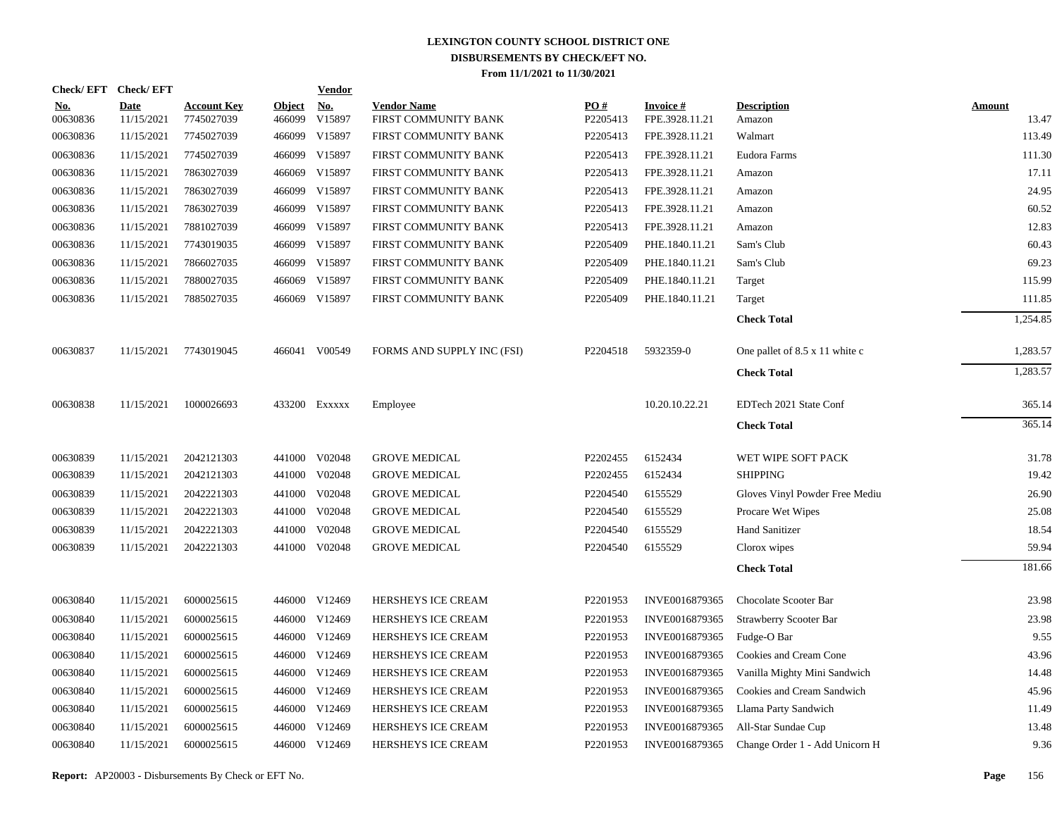# LEXINGTON COUNTY SCHOOL DISTRICT ONE
## DISBURSEMENTS BY CHECK/EFT NO.
### From 11/1/2021 to 11/30/2021

| Check/ EFT No. | Check/ EFT Date | Account Key | Object | Vendor No. | Vendor Name | PO # | Invoice # | Description | Amount |
|---|---|---|---|---|---|---|---|---|---|
| 00630836 | 11/15/2021 | 7745027039 | 466099 | V15897 | FIRST COMMUNITY BANK | P2205413 | FPE.3928.11.21 | Amazon | 13.47 |
| 00630836 | 11/15/2021 | 7745027039 | 466099 | V15897 | FIRST COMMUNITY BANK | P2205413 | FPE.3928.11.21 | Walmart | 113.49 |
| 00630836 | 11/15/2021 | 7745027039 | 466099 | V15897 | FIRST COMMUNITY BANK | P2205413 | FPE.3928.11.21 | Eudora Farms | 111.30 |
| 00630836 | 11/15/2021 | 7863027039 | 466069 | V15897 | FIRST COMMUNITY BANK | P2205413 | FPE.3928.11.21 | Amazon | 17.11 |
| 00630836 | 11/15/2021 | 7863027039 | 466099 | V15897 | FIRST COMMUNITY BANK | P2205413 | FPE.3928.11.21 | Amazon | 24.95 |
| 00630836 | 11/15/2021 | 7863027039 | 466099 | V15897 | FIRST COMMUNITY BANK | P2205413 | FPE.3928.11.21 | Amazon | 60.52 |
| 00630836 | 11/15/2021 | 7881027039 | 466099 | V15897 | FIRST COMMUNITY BANK | P2205413 | FPE.3928.11.21 | Amazon | 12.83 |
| 00630836 | 11/15/2021 | 7743019035 | 466099 | V15897 | FIRST COMMUNITY BANK | P2205409 | PHE.1840.11.21 | Sam's Club | 60.43 |
| 00630836 | 11/15/2021 | 7866027035 | 466099 | V15897 | FIRST COMMUNITY BANK | P2205409 | PHE.1840.11.21 | Sam's Club | 69.23 |
| 00630836 | 11/15/2021 | 7880027035 | 466069 | V15897 | FIRST COMMUNITY BANK | P2205409 | PHE.1840.11.21 | Target | 115.99 |
| 00630836 | 11/15/2021 | 7885027035 | 466069 | V15897 | FIRST COMMUNITY BANK | P2205409 | PHE.1840.11.21 | Target | 111.85 |
| | | | | | | | | **Check Total** | 1,254.85 |
| 00630837 | 11/15/2021 | 7743019045 | 466041 | V00549 | FORMS AND SUPPLY INC (FSI) | P2204518 | 5932359-0 | One pallet of 8.5 x 11 white c | 1,283.57 |
| | | | | | | | | **Check Total** | 1,283.57 |
| 00630838 | 11/15/2021 | 1000026693 | 433200 | Exxxxx | Employee | | 10.20.10.22.21 | EDTech 2021 State Conf | 365.14 |
| | | | | | | | | **Check Total** | 365.14 |
| 00630839 | 11/15/2021 | 2042121303 | 441000 | V02048 | GROVE MEDICAL | P2202455 | 6152434 | WET WIPE SOFT PACK | 31.78 |
| 00630839 | 11/15/2021 | 2042121303 | 441000 | V02048 | GROVE MEDICAL | P2202455 | 6152434 | SHIPPING | 19.42 |
| 00630839 | 11/15/2021 | 2042221303 | 441000 | V02048 | GROVE MEDICAL | P2204540 | 6155529 | Gloves Vinyl Powder Free Mediu | 26.90 |
| 00630839 | 11/15/2021 | 2042221303 | 441000 | V02048 | GROVE MEDICAL | P2204540 | 6155529 | Procare Wet Wipes | 25.08 |
| 00630839 | 11/15/2021 | 2042221303 | 441000 | V02048 | GROVE MEDICAL | P2204540 | 6155529 | Hand Sanitizer | 18.54 |
| 00630839 | 11/15/2021 | 2042221303 | 441000 | V02048 | GROVE MEDICAL | P2204540 | 6155529 | Clorox wipes | 59.94 |
| | | | | | | | | **Check Total** | 181.66 |
| 00630840 | 11/15/2021 | 6000025615 | 446000 | V12469 | HERSHEYS ICE CREAM | P2201953 | INVE0016879365 | Chocolate Scooter Bar | 23.98 |
| 00630840 | 11/15/2021 | 6000025615 | 446000 | V12469 | HERSHEYS ICE CREAM | P2201953 | INVE0016879365 | Strawberry Scooter Bar | 23.98 |
| 00630840 | 11/15/2021 | 6000025615 | 446000 | V12469 | HERSHEYS ICE CREAM | P2201953 | INVE0016879365 | Fudge-O Bar | 9.55 |
| 00630840 | 11/15/2021 | 6000025615 | 446000 | V12469 | HERSHEYS ICE CREAM | P2201953 | INVE0016879365 | Cookies and Cream Cone | 43.96 |
| 00630840 | 11/15/2021 | 6000025615 | 446000 | V12469 | HERSHEYS ICE CREAM | P2201953 | INVE0016879365 | Vanilla Mighty Mini Sandwich | 14.48 |
| 00630840 | 11/15/2021 | 6000025615 | 446000 | V12469 | HERSHEYS ICE CREAM | P2201953 | INVE0016879365 | Cookies and Cream Sandwich | 45.96 |
| 00630840 | 11/15/2021 | 6000025615 | 446000 | V12469 | HERSHEYS ICE CREAM | P2201953 | INVE0016879365 | Llama Party Sandwich | 11.49 |
| 00630840 | 11/15/2021 | 6000025615 | 446000 | V12469 | HERSHEYS ICE CREAM | P2201953 | INVE0016879365 | All-Star Sundae Cup | 13.48 |
| 00630840 | 11/15/2021 | 6000025615 | 446000 | V12469 | HERSHEYS ICE CREAM | P2201953 | INVE0016879365 | Change Order 1 - Add Unicorn H | 9.36 |

**Report:** AP20003 - Disbursements By Check or EFT No.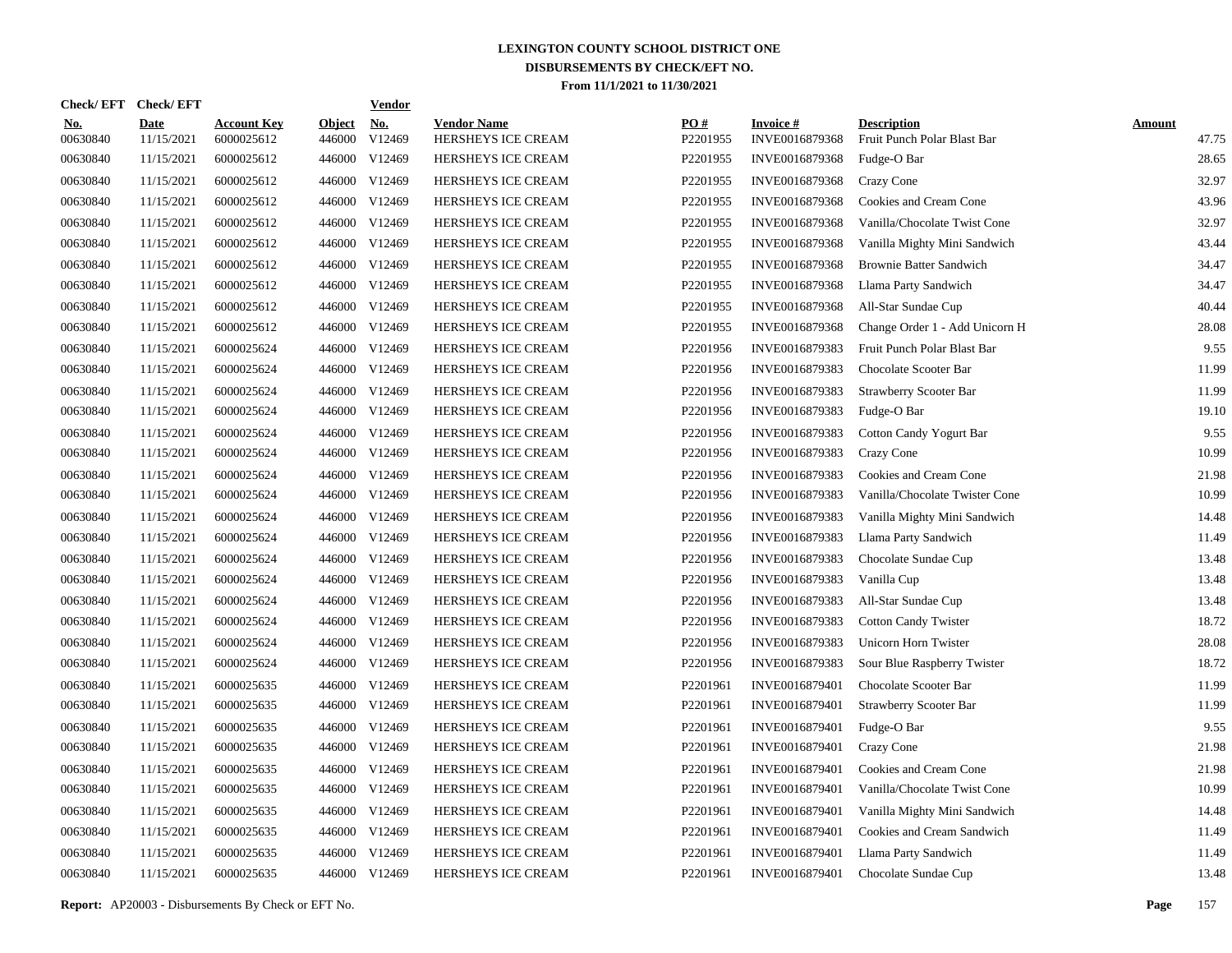# LEXINGTON COUNTY SCHOOL DISTRICT ONE
## DISBURSEMENTS BY CHECK/EFT NO.
### From 11/1/2021 to 11/30/2021

| Check/ EFT No. | Check/ EFT Date | Account Key | Object | Vendor No. | Vendor Name | PO # | Invoice # | Description | Amount |
|---|---|---|---|---|---|---|---|---|---|
| 00630840 | 11/15/2021 | 6000025612 | 446000 | V12469 | HERSHEYS ICE CREAM | P2201955 | INVE0016879368 | Fruit Punch Polar Blast Bar | 47.75 |
| 00630840 | 11/15/2021 | 6000025612 | 446000 | V12469 | HERSHEYS ICE CREAM | P2201955 | INVE0016879368 | Fudge-O Bar | 28.65 |
| 00630840 | 11/15/2021 | 6000025612 | 446000 | V12469 | HERSHEYS ICE CREAM | P2201955 | INVE0016879368 | Crazy Cone | 32.97 |
| 00630840 | 11/15/2021 | 6000025612 | 446000 | V12469 | HERSHEYS ICE CREAM | P2201955 | INVE0016879368 | Cookies and Cream Cone | 43.96 |
| 00630840 | 11/15/2021 | 6000025612 | 446000 | V12469 | HERSHEYS ICE CREAM | P2201955 | INVE0016879368 | Vanilla/Chocolate Twist Cone | 32.97 |
| 00630840 | 11/15/2021 | 6000025612 | 446000 | V12469 | HERSHEYS ICE CREAM | P2201955 | INVE0016879368 | Vanilla Mighty Mini Sandwich | 43.44 |
| 00630840 | 11/15/2021 | 6000025612 | 446000 | V12469 | HERSHEYS ICE CREAM | P2201955 | INVE0016879368 | Brownie Batter Sandwich | 34.47 |
| 00630840 | 11/15/2021 | 6000025612 | 446000 | V12469 | HERSHEYS ICE CREAM | P2201955 | INVE0016879368 | Llama Party Sandwich | 34.47 |
| 00630840 | 11/15/2021 | 6000025612 | 446000 | V12469 | HERSHEYS ICE CREAM | P2201955 | INVE0016879368 | All-Star Sundae Cup | 40.44 |
| 00630840 | 11/15/2021 | 6000025612 | 446000 | V12469 | HERSHEYS ICE CREAM | P2201955 | INVE0016879368 | Change Order 1 - Add Unicorn H | 28.08 |
| 00630840 | 11/15/2021 | 6000025624 | 446000 | V12469 | HERSHEYS ICE CREAM | P2201956 | INVE0016879383 | Fruit Punch Polar Blast Bar | 9.55 |
| 00630840 | 11/15/2021 | 6000025624 | 446000 | V12469 | HERSHEYS ICE CREAM | P2201956 | INVE0016879383 | Chocolate Scooter Bar | 11.99 |
| 00630840 | 11/15/2021 | 6000025624 | 446000 | V12469 | HERSHEYS ICE CREAM | P2201956 | INVE0016879383 | Strawberry Scooter Bar | 11.99 |
| 00630840 | 11/15/2021 | 6000025624 | 446000 | V12469 | HERSHEYS ICE CREAM | P2201956 | INVE0016879383 | Fudge-O Bar | 19.10 |
| 00630840 | 11/15/2021 | 6000025624 | 446000 | V12469 | HERSHEYS ICE CREAM | P2201956 | INVE0016879383 | Cotton Candy Yogurt Bar | 9.55 |
| 00630840 | 11/15/2021 | 6000025624 | 446000 | V12469 | HERSHEYS ICE CREAM | P2201956 | INVE0016879383 | Crazy Cone | 10.99 |
| 00630840 | 11/15/2021 | 6000025624 | 446000 | V12469 | HERSHEYS ICE CREAM | P2201956 | INVE0016879383 | Cookies and Cream Cone | 21.98 |
| 00630840 | 11/15/2021 | 6000025624 | 446000 | V12469 | HERSHEYS ICE CREAM | P2201956 | INVE0016879383 | Vanilla/Chocolate Twister Cone | 10.99 |
| 00630840 | 11/15/2021 | 6000025624 | 446000 | V12469 | HERSHEYS ICE CREAM | P2201956 | INVE0016879383 | Vanilla Mighty Mini Sandwich | 14.48 |
| 00630840 | 11/15/2021 | 6000025624 | 446000 | V12469 | HERSHEYS ICE CREAM | P2201956 | INVE0016879383 | Llama Party Sandwich | 11.49 |
| 00630840 | 11/15/2021 | 6000025624 | 446000 | V12469 | HERSHEYS ICE CREAM | P2201956 | INVE0016879383 | Chocolate Sundae Cup | 13.48 |
| 00630840 | 11/15/2021 | 6000025624 | 446000 | V12469 | HERSHEYS ICE CREAM | P2201956 | INVE0016879383 | Vanilla Cup | 13.48 |
| 00630840 | 11/15/2021 | 6000025624 | 446000 | V12469 | HERSHEYS ICE CREAM | P2201956 | INVE0016879383 | All-Star Sundae Cup | 13.48 |
| 00630840 | 11/15/2021 | 6000025624 | 446000 | V12469 | HERSHEYS ICE CREAM | P2201956 | INVE0016879383 | Cotton Candy Twister | 18.72 |
| 00630840 | 11/15/2021 | 6000025624 | 446000 | V12469 | HERSHEYS ICE CREAM | P2201956 | INVE0016879383 | Unicorn Horn Twister | 28.08 |
| 00630840 | 11/15/2021 | 6000025624 | 446000 | V12469 | HERSHEYS ICE CREAM | P2201956 | INVE0016879383 | Sour Blue Raspberry Twister | 18.72 |
| 00630840 | 11/15/2021 | 6000025635 | 446000 | V12469 | HERSHEYS ICE CREAM | P2201961 | INVE0016879401 | Chocolate Scooter Bar | 11.99 |
| 00630840 | 11/15/2021 | 6000025635 | 446000 | V12469 | HERSHEYS ICE CREAM | P2201961 | INVE0016879401 | Strawberry Scooter Bar | 11.99 |
| 00630840 | 11/15/2021 | 6000025635 | 446000 | V12469 | HERSHEYS ICE CREAM | P2201961 | INVE0016879401 | Fudge-O Bar | 9.55 |
| 00630840 | 11/15/2021 | 6000025635 | 446000 | V12469 | HERSHEYS ICE CREAM | P2201961 | INVE0016879401 | Crazy Cone | 21.98 |
| 00630840 | 11/15/2021 | 6000025635 | 446000 | V12469 | HERSHEYS ICE CREAM | P2201961 | INVE0016879401 | Cookies and Cream Cone | 21.98 |
| 00630840 | 11/15/2021 | 6000025635 | 446000 | V12469 | HERSHEYS ICE CREAM | P2201961 | INVE0016879401 | Vanilla/Chocolate Twist Cone | 10.99 |
| 00630840 | 11/15/2021 | 6000025635 | 446000 | V12469 | HERSHEYS ICE CREAM | P2201961 | INVE0016879401 | Vanilla Mighty Mini Sandwich | 14.48 |
| 00630840 | 11/15/2021 | 6000025635 | 446000 | V12469 | HERSHEYS ICE CREAM | P2201961 | INVE0016879401 | Cookies and Cream Sandwich | 11.49 |
| 00630840 | 11/15/2021 | 6000025635 | 446000 | V12469 | HERSHEYS ICE CREAM | P2201961 | INVE0016879401 | Llama Party Sandwich | 11.49 |
| 00630840 | 11/15/2021 | 6000025635 | 446000 | V12469 | HERSHEYS ICE CREAM | P2201961 | INVE0016879401 | Chocolate Sundae Cup | 13.48 |

**Report:** AP20003 - Disbursements By Check or EFT No.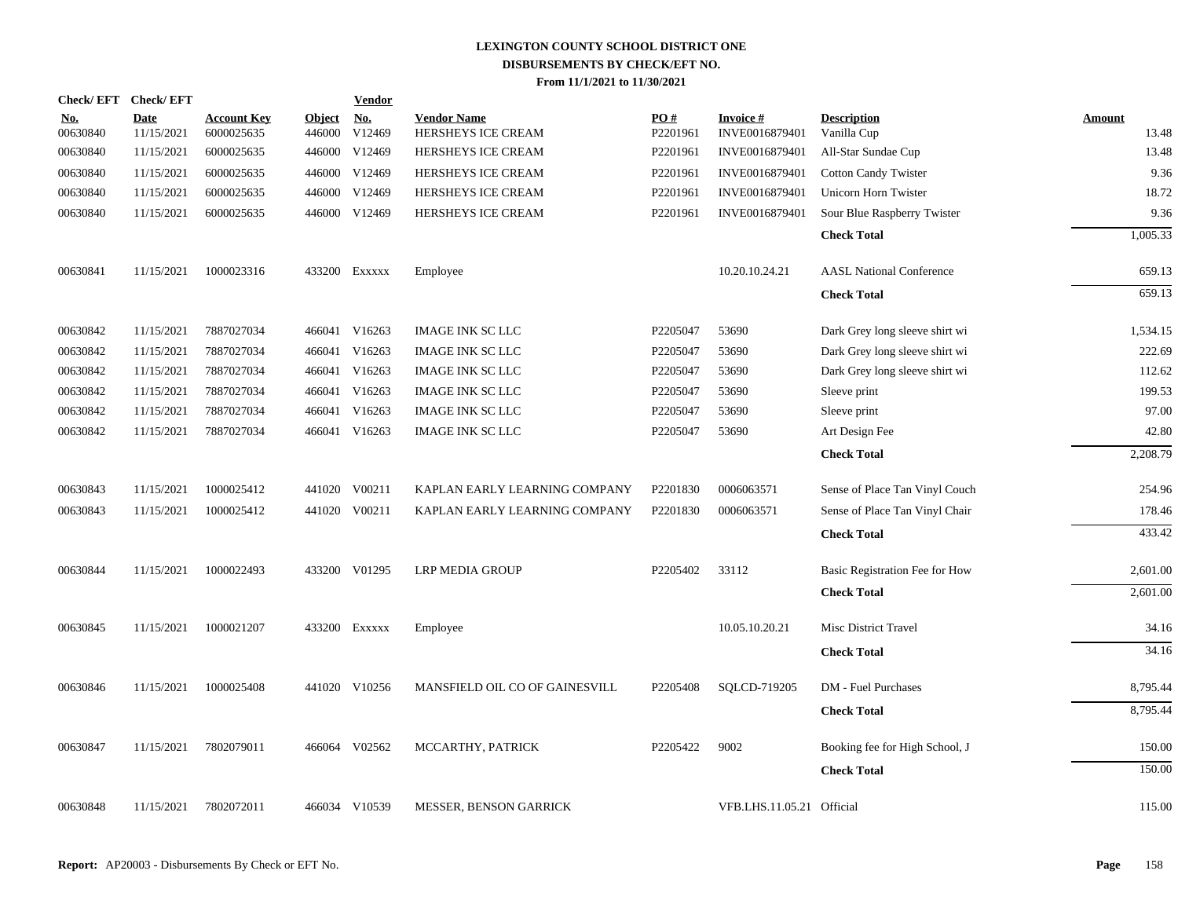**LEXINGTON COUNTY SCHOOL DISTRICT ONE**
**DISBURSEMENTS BY CHECK/EFT NO.**
**From 11/1/2021 to 11/30/2021**

| Check/ EFT No. | Check/ EFT Date | Account Key | Object | Vendor No. | Vendor Name | PO # | Invoice # | Description | Amount |
|---|---|---|---|---|---|---|---|---|---|
| 00630840 | 11/15/2021 | 6000025635 | 446000 | V12469 | HERSHEYS ICE CREAM | P2201961 | INVE0016879401 | Vanilla Cup | 13.48 |
| 00630840 | 11/15/2021 | 6000025635 | 446000 | V12469 | HERSHEYS ICE CREAM | P2201961 | INVE0016879401 | All-Star Sundae Cup | 13.48 |
| 00630840 | 11/15/2021 | 6000025635 | 446000 | V12469 | HERSHEYS ICE CREAM | P2201961 | INVE0016879401 | Cotton Candy Twister | 9.36 |
| 00630840 | 11/15/2021 | 6000025635 | 446000 | V12469 | HERSHEYS ICE CREAM | P2201961 | INVE0016879401 | Unicorn Horn Twister | 18.72 |
| 00630840 | 11/15/2021 | 6000025635 | 446000 | V12469 | HERSHEYS ICE CREAM | P2201961 | INVE0016879401 | Sour Blue Raspberry Twister | 9.36 |
| | | | | | | | | **Check Total** | 1,005.33 |
| 00630841 | 11/15/2021 | 1000023316 | 433200 | Exxxxx | Employee | | 10.20.10.24.21 | AASL National Conference | 659.13 |
| | | | | | | | | **Check Total** | 659.13 |
| 00630842 | 11/15/2021 | 7887027034 | 466041 | V16263 | IMAGE INK SC LLC | P2205047 | 53690 | Dark Grey long sleeve shirt wi | 1,534.15 |
| 00630842 | 11/15/2021 | 7887027034 | 466041 | V16263 | IMAGE INK SC LLC | P2205047 | 53690 | Dark Grey long sleeve shirt wi | 222.69 |
| 00630842 | 11/15/2021 | 7887027034 | 466041 | V16263 | IMAGE INK SC LLC | P2205047 | 53690 | Dark Grey long sleeve shirt wi | 112.62 |
| 00630842 | 11/15/2021 | 7887027034 | 466041 | V16263 | IMAGE INK SC LLC | P2205047 | 53690 | Sleeve print | 199.53 |
| 00630842 | 11/15/2021 | 7887027034 | 466041 | V16263 | IMAGE INK SC LLC | P2205047 | 53690 | Sleeve print | 97.00 |
| 00630842 | 11/15/2021 | 7887027034 | 466041 | V16263 | IMAGE INK SC LLC | P2205047 | 53690 | Art Design Fee | 42.80 |
| | | | | | | | | **Check Total** | 2,208.79 |
| 00630843 | 11/15/2021 | 1000025412 | 441020 | V00211 | KAPLAN EARLY LEARNING COMPANY | P2201830 | 0006063571 | Sense of Place Tan Vinyl Couch | 254.96 |
| 00630843 | 11/15/2021 | 1000025412 | 441020 | V00211 | KAPLAN EARLY LEARNING COMPANY | P2201830 | 0006063571 | Sense of Place Tan Vinyl Chair | 178.46 |
| | | | | | | | | **Check Total** | 433.42 |
| 00630844 | 11/15/2021 | 1000022493 | 433200 | V01295 | LRP MEDIA GROUP | P2205402 | 33112 | Basic Registration Fee for How | 2,601.00 |
| | | | | | | | | **Check Total** | 2,601.00 |
| 00630845 | 11/15/2021 | 1000021207 | 433200 | Exxxxx | Employee | | 10.05.10.20.21 | Misc District Travel | 34.16 |
| | | | | | | | | **Check Total** | 34.16 |
| 00630846 | 11/15/2021 | 1000025408 | 441020 | V10256 | MANSFIELD OIL CO OF GAINESVILL | P2205408 | SQLCD-719205 | DM - Fuel Purchases | 8,795.44 |
| | | | | | | | | **Check Total** | 8,795.44 |
| 00630847 | 11/15/2021 | 7802079011 | 466064 | V02562 | MCCARTHY, PATRICK | P2205422 | 9002 | Booking fee for High School, J | 150.00 |
| | | | | | | | | **Check Total** | 150.00 |
| 00630848 | 11/15/2021 | 7802072011 | 466034 | V10539 | MESSER, BENSON GARRICK | | VFB.LHS.11.05.21 | Official | 115.00 |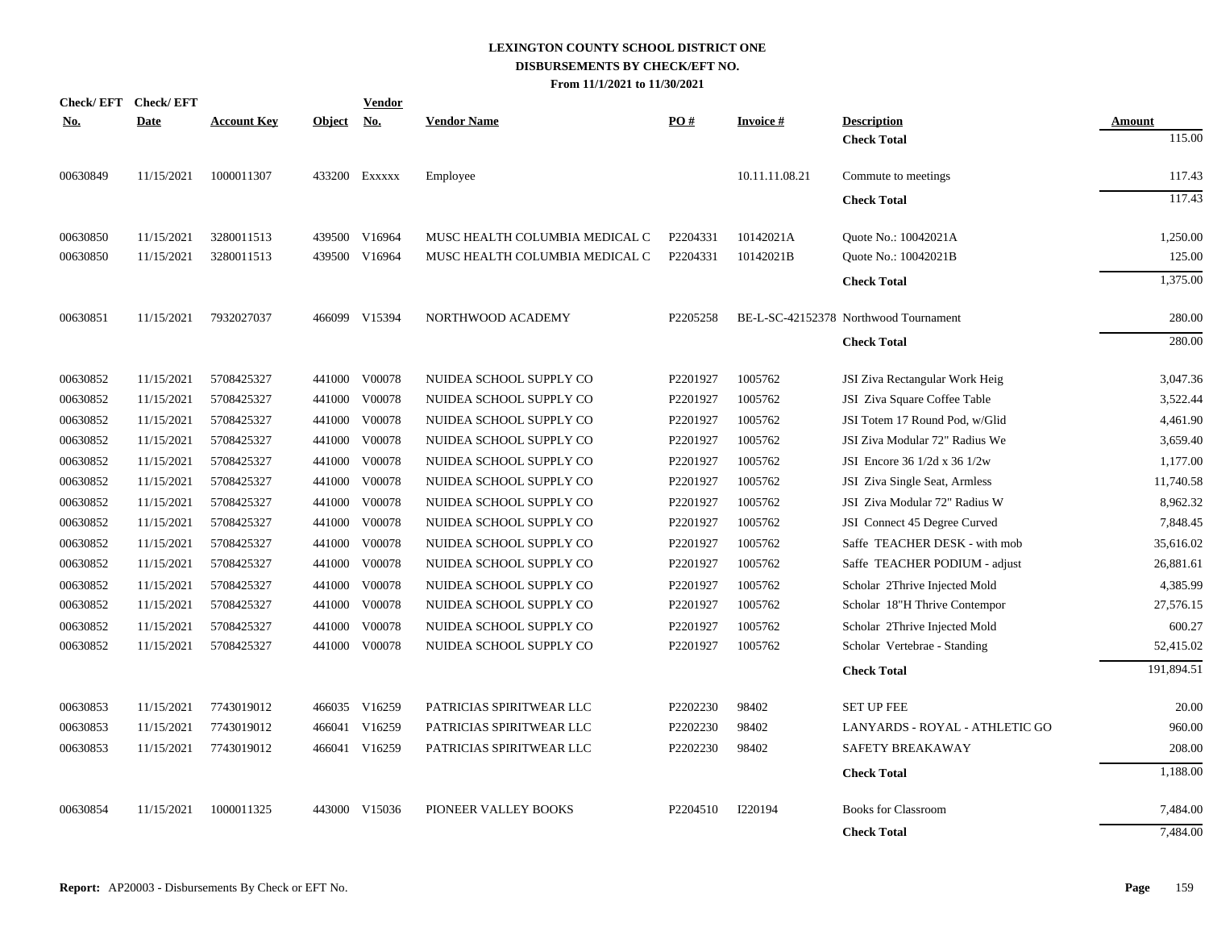# LEXINGTON COUNTY SCHOOL DISTRICT ONE
## DISBURSEMENTS BY CHECK/EFT NO.
### From 11/1/2021 to 11/30/2021

| Check/ EFT No. | Check/ EFT Date | Account Key | Object | Vendor No. | Vendor Name | PO # | Invoice # | Description | Amount |
|---|---|---|---|---|---|---|---|---|---|
| | | | | | | | | **Check Total** | 115.00 |
| 00630849 | 11/15/2021 | 1000011307 | 433200 | Exxxxx | Employee | | 10.11.11.08.21 | Commute to meetings | 117.43 |
| | | | | | | | | **Check Total** | 117.43 |
| 00630850 | 11/15/2021 | 3280011513 | 439500 | V16964 | MUSC HEALTH COLUMBIA MEDICAL C | P2204331 | 10142021A | Quote No.: 10042021A | 1,250.00 |
| 00630850 | 11/15/2021 | 3280011513 | 439500 | V16964 | MUSC HEALTH COLUMBIA MEDICAL C | P2204331 | 10142021B | Quote No.: 10042021B | 125.00 |
| | | | | | | | | **Check Total** | 1,375.00 |
| 00630851 | 11/15/2021 | 7932027037 | 466099 | V15394 | NORTHWOOD ACADEMY | P2205258 | BE-L-SC-42152378 | Northwood Tournament | 280.00 |
| | | | | | | | | **Check Total** | 280.00 |
| 00630852 | 11/15/2021 | 5708425327 | 441000 | V00078 | NUIDEA SCHOOL SUPPLY CO | P2201927 | 1005762 | JSI Ziva Rectangular Work Heig | 3,047.36 |
| 00630852 | 11/15/2021 | 5708425327 | 441000 | V00078 | NUIDEA SCHOOL SUPPLY CO | P2201927 | 1005762 | JSI Ziva Square Coffee Table | 3,522.44 |
| 00630852 | 11/15/2021 | 5708425327 | 441000 | V00078 | NUIDEA SCHOOL SUPPLY CO | P2201927 | 1005762 | JSI Totem 17 Round Pod, w/Glid | 4,461.90 |
| 00630852 | 11/15/2021 | 5708425327 | 441000 | V00078 | NUIDEA SCHOOL SUPPLY CO | P2201927 | 1005762 | JSI Ziva Modular 72" Radius We | 3,659.40 |
| 00630852 | 11/15/2021 | 5708425327 | 441000 | V00078 | NUIDEA SCHOOL SUPPLY CO | P2201927 | 1005762 | JSI Encore 36 1/2d x 36 1/2w | 1,177.00 |
| 00630852 | 11/15/2021 | 5708425327 | 441000 | V00078 | NUIDEA SCHOOL SUPPLY CO | P2201927 | 1005762 | JSI Ziva Single Seat, Armless | 11,740.58 |
| 00630852 | 11/15/2021 | 5708425327 | 441000 | V00078 | NUIDEA SCHOOL SUPPLY CO | P2201927 | 1005762 | JSI Ziva Modular 72" Radius W | 8,962.32 |
| 00630852 | 11/15/2021 | 5708425327 | 441000 | V00078 | NUIDEA SCHOOL SUPPLY CO | P2201927 | 1005762 | JSI Connect 45 Degree Curved | 7,848.45 |
| 00630852 | 11/15/2021 | 5708425327 | 441000 | V00078 | NUIDEA SCHOOL SUPPLY CO | P2201927 | 1005762 | Saffe TEACHER DESK - with mob | 35,616.02 |
| 00630852 | 11/15/2021 | 5708425327 | 441000 | V00078 | NUIDEA SCHOOL SUPPLY CO | P2201927 | 1005762 | Saffe TEACHER PODIUM - adjust | 26,881.61 |
| 00630852 | 11/15/2021 | 5708425327 | 441000 | V00078 | NUIDEA SCHOOL SUPPLY CO | P2201927 | 1005762 | Scholar 2Thrive Injected Mold | 4,385.99 |
| 00630852 | 11/15/2021 | 5708425327 | 441000 | V00078 | NUIDEA SCHOOL SUPPLY CO | P2201927 | 1005762 | Scholar 18"H Thrive Contempor | 27,576.15 |
| 00630852 | 11/15/2021 | 5708425327 | 441000 | V00078 | NUIDEA SCHOOL SUPPLY CO | P2201927 | 1005762 | Scholar 2Thrive Injected Mold | 600.27 |
| 00630852 | 11/15/2021 | 5708425327 | 441000 | V00078 | NUIDEA SCHOOL SUPPLY CO | P2201927 | 1005762 | Scholar Vertebrae - Standing | 52,415.02 |
| | | | | | | | | **Check Total** | 191,894.51 |
| 00630853 | 11/15/2021 | 7743019012 | 466035 | V16259 | PATRICIAS SPIRITWEAR LLC | P2202230 | 98402 | SET UP FEE | 20.00 |
| 00630853 | 11/15/2021 | 7743019012 | 466041 | V16259 | PATRICIAS SPIRITWEAR LLC | P2202230 | 98402 | LANYARDS - ROYAL - ATHLETIC GO | 960.00 |
| 00630853 | 11/15/2021 | 7743019012 | 466041 | V16259 | PATRICIAS SPIRITWEAR LLC | P2202230 | 98402 | SAFETY BREAKAWAY | 208.00 |
| | | | | | | | | **Check Total** | 1,188.00 |
| 00630854 | 11/15/2021 | 1000011325 | 443000 | V15036 | PIONEER VALLEY BOOKS | P2204510 | I220194 | Books for Classroom | 7,484.00 |
| | | | | | | | | **Check Total** | 7,484.00 |

**Report:** AP20003 - Disbursements By Check or EFT No.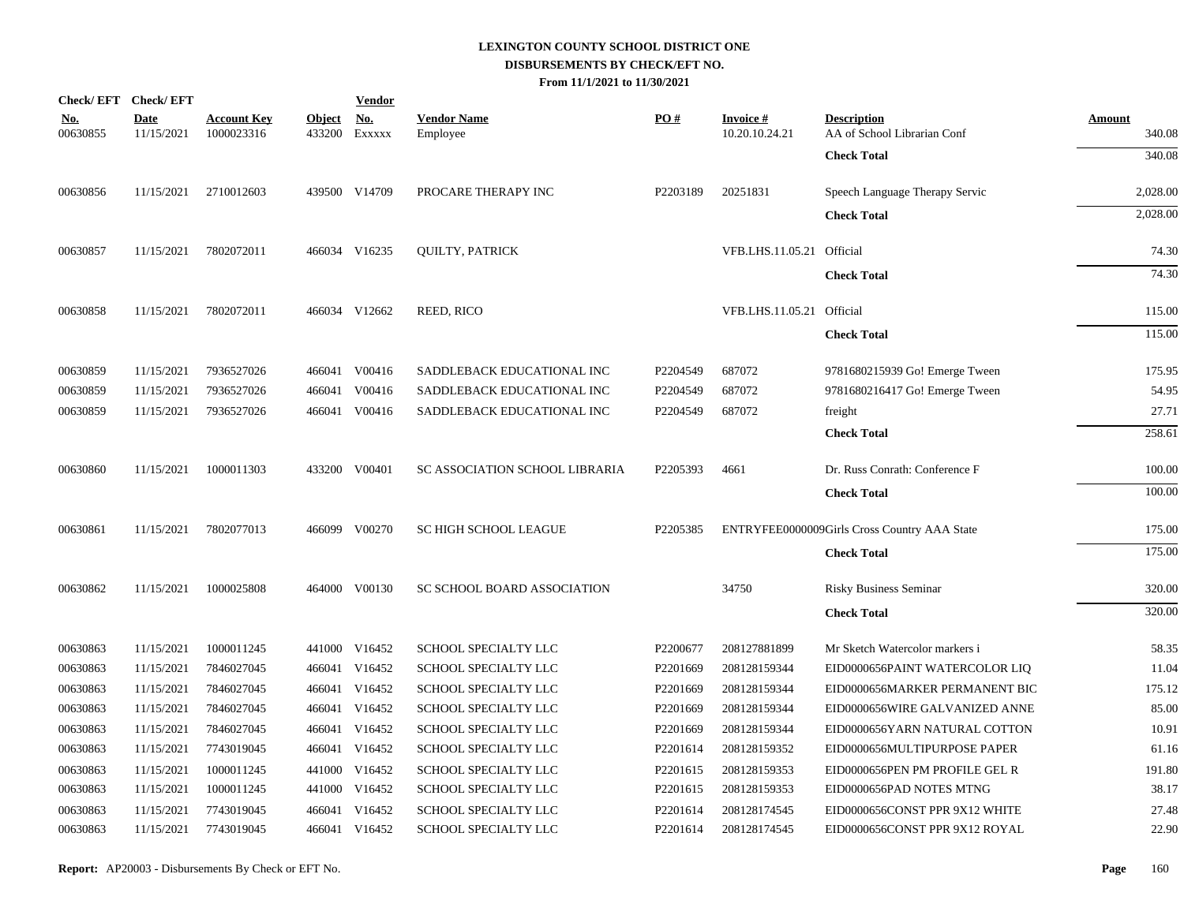# LEXINGTON COUNTY SCHOOL DISTRICT ONE
## DISBURSEMENTS BY CHECK/EFT NO.
### From 11/1/2021 to 11/30/2021

| Check/ EFT No. | Check/ EFT Date | Account Key | Object | Vendor No. | Vendor Name | PO # | Invoice # | Description | Amount |
|---|---|---|---|---|---|---|---|---|---|
| 00630855 | 11/15/2021 | 1000023316 | 433200 | Exxxxx | Employee | | 10.20.10.24.21 | AA of School Librarian Conf | 340.08 |
| | | | | | | | | **Check Total** | 340.08 |
| 00630856 | 11/15/2021 | 2710012603 | 439500 | V14709 | PROCARE THERAPY INC | P2203189 | 20251831 | Speech Language Therapy Servic | 2,028.00 |
| | | | | | | | | **Check Total** | 2,028.00 |
| 00630857 | 11/15/2021 | 7802072011 | 466034 | V16235 | QUILTY, PATRICK | | VFB.LHS.11.05.21 | Official | 74.30 |
| | | | | | | | | **Check Total** | 74.30 |
| 00630858 | 11/15/2021 | 7802072011 | 466034 | V12662 | REED, RICO | | VFB.LHS.11.05.21 | Official | 115.00 |
| | | | | | | | | **Check Total** | 115.00 |
| 00630859 | 11/15/2021 | 7936527026 | 466041 | V00416 | SADDLEBACK EDUCATIONAL INC | P2204549 | 687072 | 9781680215939 Go! Emerge Tween | 175.95 |
| 00630859 | 11/15/2021 | 7936527026 | 466041 | V00416 | SADDLEBACK EDUCATIONAL INC | P2204549 | 687072 | 9781680216417 Go! Emerge Tween | 54.95 |
| 00630859 | 11/15/2021 | 7936527026 | 466041 | V00416 | SADDLEBACK EDUCATIONAL INC | P2204549 | 687072 | freight | 27.71 |
| | | | | | | | | **Check Total** | 258.61 |
| 00630860 | 11/15/2021 | 1000011303 | 433200 | V00401 | SC ASSOCIATION SCHOOL LIBRARIA | P2205393 | 4661 | Dr. Russ Conrath: Conference F | 100.00 |
| | | | | | | | | **Check Total** | 100.00 |
| 00630861 | 11/15/2021 | 7802077013 | 466099 | V00270 | SC HIGH SCHOOL LEAGUE | P2205385 | ENTRYFEE0000009 | Girls Cross Country AAA State | 175.00 |
| | | | | | | | | **Check Total** | 175.00 |
| 00630862 | 11/15/2021 | 1000025808 | 464000 | V00130 | SC SCHOOL BOARD ASSOCIATION | | 34750 | Risky Business Seminar | 320.00 |
| | | | | | | | | **Check Total** | 320.00 |
| 00630863 | 11/15/2021 | 1000011245 | 441000 | V16452 | SCHOOL SPECIALTY LLC | P2200677 | 208127881899 | Mr Sketch Watercolor markers i | 58.35 |
| 00630863 | 11/15/2021 | 7846027045 | 466041 | V16452 | SCHOOL SPECIALTY LLC | P2201669 | 208128159344 | EID0000656PAINT WATERCOLOR LIQ | 11.04 |
| 00630863 | 11/15/2021 | 7846027045 | 466041 | V16452 | SCHOOL SPECIALTY LLC | P2201669 | 208128159344 | EID0000656MARKER PERMANENT BIC | 175.12 |
| 00630863 | 11/15/2021 | 7846027045 | 466041 | V16452 | SCHOOL SPECIALTY LLC | P2201669 | 208128159344 | EID0000656WIRE GALVANIZED ANNE | 85.00 |
| 00630863 | 11/15/2021 | 7846027045 | 466041 | V16452 | SCHOOL SPECIALTY LLC | P2201669 | 208128159344 | EID0000656YARN NATURAL COTTON | 10.91 |
| 00630863 | 11/15/2021 | 7743019045 | 466041 | V16452 | SCHOOL SPECIALTY LLC | P2201614 | 208128159352 | EID0000656MULTIPURPOSE PAPER | 61.16 |
| 00630863 | 11/15/2021 | 1000011245 | 441000 | V16452 | SCHOOL SPECIALTY LLC | P2201615 | 208128159353 | EID0000656PEN PM PROFILE GEL R | 191.80 |
| 00630863 | 11/15/2021 | 1000011245 | 441000 | V16452 | SCHOOL SPECIALTY LLC | P2201615 | 208128159353 | EID0000656PAD NOTES MTNG | 38.17 |
| 00630863 | 11/15/2021 | 7743019045 | 466041 | V16452 | SCHOOL SPECIALTY LLC | P2201614 | 208128174545 | EID0000656CONST PPR 9X12 WHITE | 27.48 |
| 00630863 | 11/15/2021 | 7743019045 | 466041 | V16452 | SCHOOL SPECIALTY LLC | P2201614 | 208128174545 | EID0000656CONST PPR 9X12 ROYAL | 22.90 |

**Report:** AP20003 - Disbursements By Check or EFT No.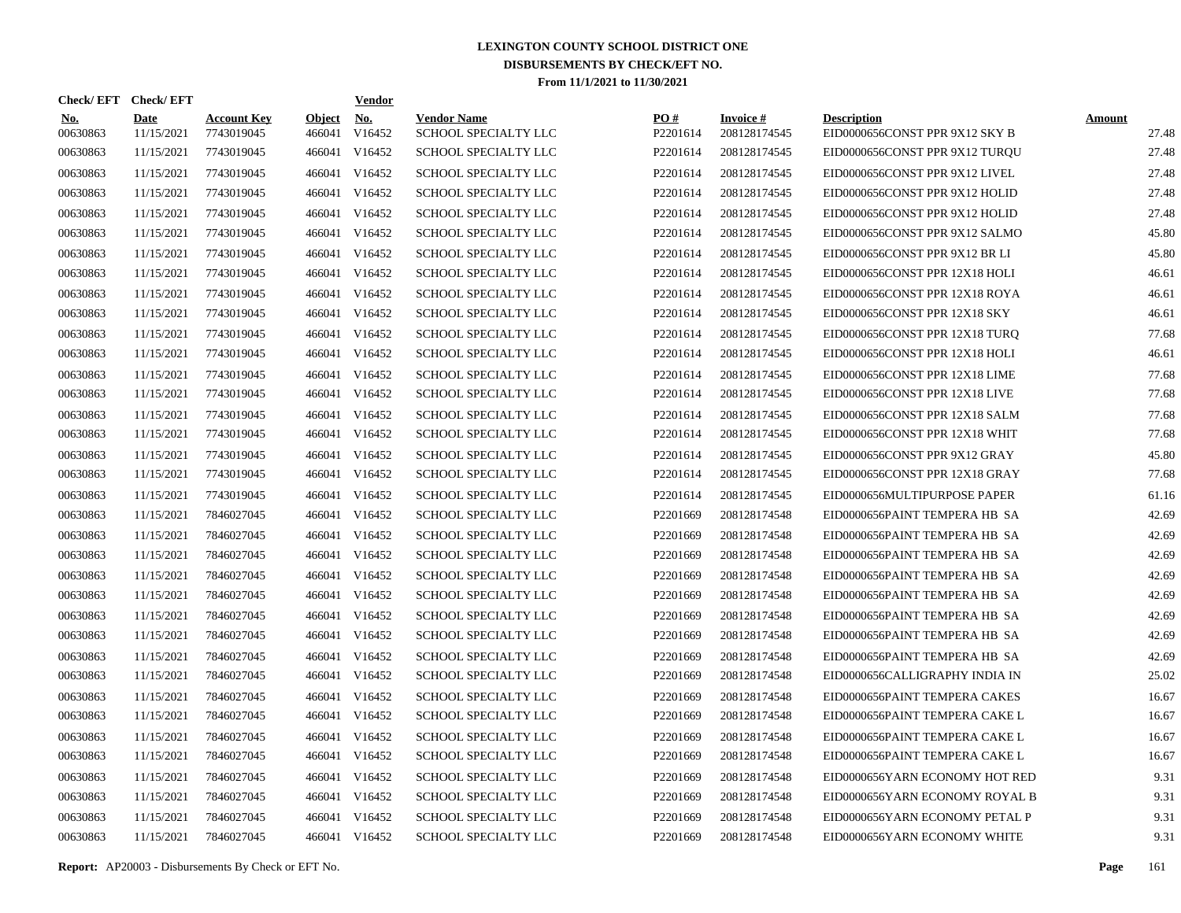# LEXINGTON COUNTY SCHOOL DISTRICT ONE
## DISBURSEMENTS BY CHECK/EFT NO.
### From 11/1/2021 to 11/30/2021

| Check/ EFT No. | Check/ EFT Date | Account Key | Object | Vendor No. | Vendor Name | PO # | Invoice # | Description | Amount |
|---|---|---|---|---|---|---|---|---|---|
| 00630863 | 11/15/2021 | 7743019045 | 466041 | V16452 | SCHOOL SPECIALTY LLC | P2201614 | 208128174545 | EID0000656CONST PPR 9X12 SKY B | 27.48 |
| 00630863 | 11/15/2021 | 7743019045 | 466041 | V16452 | SCHOOL SPECIALTY LLC | P2201614 | 208128174545 | EID0000656CONST PPR 9X12 TURQU | 27.48 |
| 00630863 | 11/15/2021 | 7743019045 | 466041 | V16452 | SCHOOL SPECIALTY LLC | P2201614 | 208128174545 | EID0000656CONST PPR 9X12 LIVEL | 27.48 |
| 00630863 | 11/15/2021 | 7743019045 | 466041 | V16452 | SCHOOL SPECIALTY LLC | P2201614 | 208128174545 | EID0000656CONST PPR 9X12 HOLID | 27.48 |
| 00630863 | 11/15/2021 | 7743019045 | 466041 | V16452 | SCHOOL SPECIALTY LLC | P2201614 | 208128174545 | EID0000656CONST PPR 9X12 HOLID | 27.48 |
| 00630863 | 11/15/2021 | 7743019045 | 466041 | V16452 | SCHOOL SPECIALTY LLC | P2201614 | 208128174545 | EID0000656CONST PPR 9X12 SALMO | 45.80 |
| 00630863 | 11/15/2021 | 7743019045 | 466041 | V16452 | SCHOOL SPECIALTY LLC | P2201614 | 208128174545 | EID0000656CONST PPR 9X12 BR LI | 45.80 |
| 00630863 | 11/15/2021 | 7743019045 | 466041 | V16452 | SCHOOL SPECIALTY LLC | P2201614 | 208128174545 | EID0000656CONST PPR 12X18 HOLI | 46.61 |
| 00630863 | 11/15/2021 | 7743019045 | 466041 | V16452 | SCHOOL SPECIALTY LLC | P2201614 | 208128174545 | EID0000656CONST PPR 12X18 ROYA | 46.61 |
| 00630863 | 11/15/2021 | 7743019045 | 466041 | V16452 | SCHOOL SPECIALTY LLC | P2201614 | 208128174545 | EID0000656CONST PPR 12X18 SKY | 46.61 |
| 00630863 | 11/15/2021 | 7743019045 | 466041 | V16452 | SCHOOL SPECIALTY LLC | P2201614 | 208128174545 | EID0000656CONST PPR 12X18 TURQ | 77.68 |
| 00630863 | 11/15/2021 | 7743019045 | 466041 | V16452 | SCHOOL SPECIALTY LLC | P2201614 | 208128174545 | EID0000656CONST PPR 12X18 HOLI | 46.61 |
| 00630863 | 11/15/2021 | 7743019045 | 466041 | V16452 | SCHOOL SPECIALTY LLC | P2201614 | 208128174545 | EID0000656CONST PPR 12X18 LIME | 77.68 |
| 00630863 | 11/15/2021 | 7743019045 | 466041 | V16452 | SCHOOL SPECIALTY LLC | P2201614 | 208128174545 | EID0000656CONST PPR 12X18 LIVE | 77.68 |
| 00630863 | 11/15/2021 | 7743019045 | 466041 | V16452 | SCHOOL SPECIALTY LLC | P2201614 | 208128174545 | EID0000656CONST PPR 12X18 SALM | 77.68 |
| 00630863 | 11/15/2021 | 7743019045 | 466041 | V16452 | SCHOOL SPECIALTY LLC | P2201614 | 208128174545 | EID0000656CONST PPR 12X18 WHIT | 77.68 |
| 00630863 | 11/15/2021 | 7743019045 | 466041 | V16452 | SCHOOL SPECIALTY LLC | P2201614 | 208128174545 | EID0000656CONST PPR 9X12 GRAY | 45.80 |
| 00630863 | 11/15/2021 | 7743019045 | 466041 | V16452 | SCHOOL SPECIALTY LLC | P2201614 | 208128174545 | EID0000656CONST PPR 12X18 GRAY | 77.68 |
| 00630863 | 11/15/2021 | 7743019045 | 466041 | V16452 | SCHOOL SPECIALTY LLC | P2201614 | 208128174545 | EID0000656MULTIPURPOSE PAPER | 61.16 |
| 00630863 | 11/15/2021 | 7846027045 | 466041 | V16452 | SCHOOL SPECIALTY LLC | P2201669 | 208128174548 | EID0000656PAINT TEMPERA HB SA | 42.69 |
| 00630863 | 11/15/2021 | 7846027045 | 466041 | V16452 | SCHOOL SPECIALTY LLC | P2201669 | 208128174548 | EID0000656PAINT TEMPERA HB SA | 42.69 |
| 00630863 | 11/15/2021 | 7846027045 | 466041 | V16452 | SCHOOL SPECIALTY LLC | P2201669 | 208128174548 | EID0000656PAINT TEMPERA HB SA | 42.69 |
| 00630863 | 11/15/2021 | 7846027045 | 466041 | V16452 | SCHOOL SPECIALTY LLC | P2201669 | 208128174548 | EID0000656PAINT TEMPERA HB SA | 42.69 |
| 00630863 | 11/15/2021 | 7846027045 | 466041 | V16452 | SCHOOL SPECIALTY LLC | P2201669 | 208128174548 | EID0000656PAINT TEMPERA HB SA | 42.69 |
| 00630863 | 11/15/2021 | 7846027045 | 466041 | V16452 | SCHOOL SPECIALTY LLC | P2201669 | 208128174548 | EID0000656PAINT TEMPERA HB SA | 42.69 |
| 00630863 | 11/15/2021 | 7846027045 | 466041 | V16452 | SCHOOL SPECIALTY LLC | P2201669 | 208128174548 | EID0000656PAINT TEMPERA HB SA | 42.69 |
| 00630863 | 11/15/2021 | 7846027045 | 466041 | V16452 | SCHOOL SPECIALTY LLC | P2201669 | 208128174548 | EID0000656PAINT TEMPERA HB SA | 42.69 |
| 00630863 | 11/15/2021 | 7846027045 | 466041 | V16452 | SCHOOL SPECIALTY LLC | P2201669 | 208128174548 | EID0000656CALLIGRAPHY INDIA IN | 25.02 |
| 00630863 | 11/15/2021 | 7846027045 | 466041 | V16452 | SCHOOL SPECIALTY LLC | P2201669 | 208128174548 | EID0000656PAINT TEMPERA CAKES | 16.67 |
| 00630863 | 11/15/2021 | 7846027045 | 466041 | V16452 | SCHOOL SPECIALTY LLC | P2201669 | 208128174548 | EID0000656PAINT TEMPERA CAKE L | 16.67 |
| 00630863 | 11/15/2021 | 7846027045 | 466041 | V16452 | SCHOOL SPECIALTY LLC | P2201669 | 208128174548 | EID0000656PAINT TEMPERA CAKE L | 16.67 |
| 00630863 | 11/15/2021 | 7846027045 | 466041 | V16452 | SCHOOL SPECIALTY LLC | P2201669 | 208128174548 | EID0000656PAINT TEMPERA CAKE L | 16.67 |
| 00630863 | 11/15/2021 | 7846027045 | 466041 | V16452 | SCHOOL SPECIALTY LLC | P2201669 | 208128174548 | EID0000656YARN ECONOMY HOT RED | 9.31 |
| 00630863 | 11/15/2021 | 7846027045 | 466041 | V16452 | SCHOOL SPECIALTY LLC | P2201669 | 208128174548 | EID0000656YARN ECONOMY ROYAL B | 9.31 |
| 00630863 | 11/15/2021 | 7846027045 | 466041 | V16452 | SCHOOL SPECIALTY LLC | P2201669 | 208128174548 | EID0000656YARN ECONOMY PETAL P | 9.31 |
| 00630863 | 11/15/2021 | 7846027045 | 466041 | V16452 | SCHOOL SPECIALTY LLC | P2201669 | 208128174548 | EID0000656YARN ECONOMY WHITE | 9.31 |

**Report:** AP20003 - Disbursements By Check or EFT No.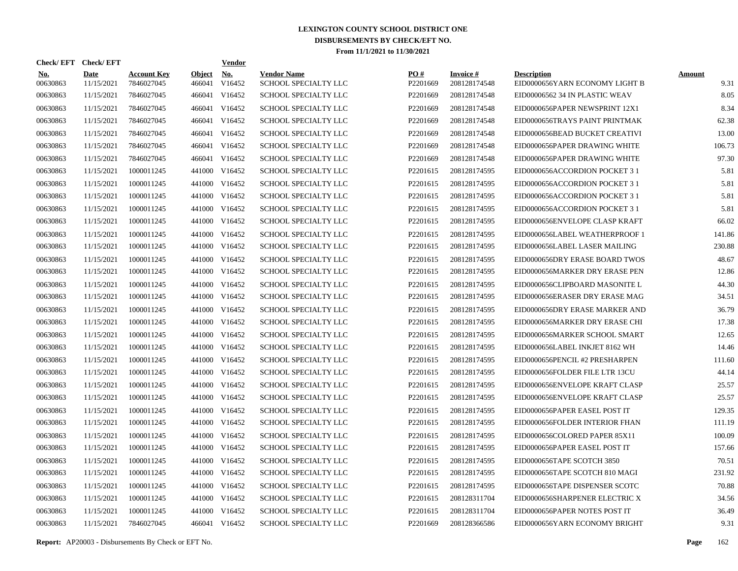# LEXINGTON COUNTY SCHOOL DISTRICT ONE
## DISBURSEMENTS BY CHECK/EFT NO.
### From 11/1/2021 to 11/30/2021

| Check/ EFT No. | Check/ EFT Date | Account Key | Object | Vendor No. | Vendor Name | PO # | Invoice # | Description | Amount |
|---|---|---|---|---|---|---|---|---|---|
| 00630863 | 11/15/2021 | 7846027045 | 466041 | V16452 | SCHOOL SPECIALTY LLC | P2201669 | 208128174548 | EID0000656YARN ECONOMY LIGHT B | 9.31 |
| 00630863 | 11/15/2021 | 7846027045 | 466041 | V16452 | SCHOOL SPECIALTY LLC | P2201669 | 208128174548 | EID00006562 34 IN PLASTIC WEAV | 8.05 |
| 00630863 | 11/15/2021 | 7846027045 | 466041 | V16452 | SCHOOL SPECIALTY LLC | P2201669 | 208128174548 | EID0000656PAPER NEWSPRINT 12X1 | 8.34 |
| 00630863 | 11/15/2021 | 7846027045 | 466041 | V16452 | SCHOOL SPECIALTY LLC | P2201669 | 208128174548 | EID0000656TRAYS PAINT PRINTMAK | 62.38 |
| 00630863 | 11/15/2021 | 7846027045 | 466041 | V16452 | SCHOOL SPECIALTY LLC | P2201669 | 208128174548 | EID0000656BEAD BUCKET CREATIVI | 13.00 |
| 00630863 | 11/15/2021 | 7846027045 | 466041 | V16452 | SCHOOL SPECIALTY LLC | P2201669 | 208128174548 | EID0000656PAPER DRAWING WHITE | 106.73 |
| 00630863 | 11/15/2021 | 7846027045 | 466041 | V16452 | SCHOOL SPECIALTY LLC | P2201669 | 208128174548 | EID0000656PAPER DRAWING WHITE | 97.30 |
| 00630863 | 11/15/2021 | 1000011245 | 441000 | V16452 | SCHOOL SPECIALTY LLC | P2201615 | 208128174595 | EID0000656ACCORDION POCKET 3 1 | 5.81 |
| 00630863 | 11/15/2021 | 1000011245 | 441000 | V16452 | SCHOOL SPECIALTY LLC | P2201615 | 208128174595 | EID0000656ACCORDION POCKET 3 1 | 5.81 |
| 00630863 | 11/15/2021 | 1000011245 | 441000 | V16452 | SCHOOL SPECIALTY LLC | P2201615 | 208128174595 | EID0000656ACCORDION POCKET 3 1 | 5.81 |
| 00630863 | 11/15/2021 | 1000011245 | 441000 | V16452 | SCHOOL SPECIALTY LLC | P2201615 | 208128174595 | EID0000656ACCORDION POCKET 3 1 | 5.81 |
| 00630863 | 11/15/2021 | 1000011245 | 441000 | V16452 | SCHOOL SPECIALTY LLC | P2201615 | 208128174595 | EID0000656ENVELOPE CLASP KRAFT | 66.02 |
| 00630863 | 11/15/2021 | 1000011245 | 441000 | V16452 | SCHOOL SPECIALTY LLC | P2201615 | 208128174595 | EID0000656LABEL WEATHERPROOF 1 | 141.86 |
| 00630863 | 11/15/2021 | 1000011245 | 441000 | V16452 | SCHOOL SPECIALTY LLC | P2201615 | 208128174595 | EID0000656LABEL LASER MAILING | 230.88 |
| 00630863 | 11/15/2021 | 1000011245 | 441000 | V16452 | SCHOOL SPECIALTY LLC | P2201615 | 208128174595 | EID0000656DRY ERASE BOARD TWOS | 48.67 |
| 00630863 | 11/15/2021 | 1000011245 | 441000 | V16452 | SCHOOL SPECIALTY LLC | P2201615 | 208128174595 | EID0000656MARKER DRY ERASE PEN | 12.86 |
| 00630863 | 11/15/2021 | 1000011245 | 441000 | V16452 | SCHOOL SPECIALTY LLC | P2201615 | 208128174595 | EID0000656CLIPBOARD MASONITE L | 44.30 |
| 00630863 | 11/15/2021 | 1000011245 | 441000 | V16452 | SCHOOL SPECIALTY LLC | P2201615 | 208128174595 | EID0000656ERASER DRY ERASE MAG | 34.51 |
| 00630863 | 11/15/2021 | 1000011245 | 441000 | V16452 | SCHOOL SPECIALTY LLC | P2201615 | 208128174595 | EID0000656DRY ERASE MARKER AND | 36.79 |
| 00630863 | 11/15/2021 | 1000011245 | 441000 | V16452 | SCHOOL SPECIALTY LLC | P2201615 | 208128174595 | EID0000656MARKER DRY ERASE CHI | 17.38 |
| 00630863 | 11/15/2021 | 1000011245 | 441000 | V16452 | SCHOOL SPECIALTY LLC | P2201615 | 208128174595 | EID0000656MARKER SCHOOL SMART | 12.65 |
| 00630863 | 11/15/2021 | 1000011245 | 441000 | V16452 | SCHOOL SPECIALTY LLC | P2201615 | 208128174595 | EID0000656LABEL INKJET 8162 WH | 14.46 |
| 00630863 | 11/15/2021 | 1000011245 | 441000 | V16452 | SCHOOL SPECIALTY LLC | P2201615 | 208128174595 | EID0000656PENCIL #2 PRESHARPEN | 111.60 |
| 00630863 | 11/15/2021 | 1000011245 | 441000 | V16452 | SCHOOL SPECIALTY LLC | P2201615 | 208128174595 | EID0000656FOLDER FILE LTR 13CU | 44.14 |
| 00630863 | 11/15/2021 | 1000011245 | 441000 | V16452 | SCHOOL SPECIALTY LLC | P2201615 | 208128174595 | EID0000656ENVELOPE KRAFT CLASP | 25.57 |
| 00630863 | 11/15/2021 | 1000011245 | 441000 | V16452 | SCHOOL SPECIALTY LLC | P2201615 | 208128174595 | EID0000656ENVELOPE KRAFT CLASP | 25.57 |
| 00630863 | 11/15/2021 | 1000011245 | 441000 | V16452 | SCHOOL SPECIALTY LLC | P2201615 | 208128174595 | EID0000656PAPER EASEL POST IT | 129.35 |
| 00630863 | 11/15/2021 | 1000011245 | 441000 | V16452 | SCHOOL SPECIALTY LLC | P2201615 | 208128174595 | EID0000656FOLDER INTERIOR FHAN | 111.19 |
| 00630863 | 11/15/2021 | 1000011245 | 441000 | V16452 | SCHOOL SPECIALTY LLC | P2201615 | 208128174595 | EID0000656COLORED PAPER 85X11 | 100.09 |
| 00630863 | 11/15/2021 | 1000011245 | 441000 | V16452 | SCHOOL SPECIALTY LLC | P2201615 | 208128174595 | EID0000656PAPER EASEL POST IT | 157.66 |
| 00630863 | 11/15/2021 | 1000011245 | 441000 | V16452 | SCHOOL SPECIALTY LLC | P2201615 | 208128174595 | EID0000656TAPE SCOTCH 3850 | 70.51 |
| 00630863 | 11/15/2021 | 1000011245 | 441000 | V16452 | SCHOOL SPECIALTY LLC | P2201615 | 208128174595 | EID0000656TAPE SCOTCH 810 MAGI | 231.92 |
| 00630863 | 11/15/2021 | 1000011245 | 441000 | V16452 | SCHOOL SPECIALTY LLC | P2201615 | 208128174595 | EID0000656TAPE DISPENSER SCOTC | 70.88 |
| 00630863 | 11/15/2021 | 1000011245 | 441000 | V16452 | SCHOOL SPECIALTY LLC | P2201615 | 208128311704 | EID0000656SHARPENER ELECTRIC X | 34.56 |
| 00630863 | 11/15/2021 | 1000011245 | 441000 | V16452 | SCHOOL SPECIALTY LLC | P2201615 | 208128311704 | EID0000656PAPER NOTES POST IT | 36.49 |
| 00630863 | 11/15/2021 | 7846027045 | 466041 | V16452 | SCHOOL SPECIALTY LLC | P2201669 | 208128366586 | EID0000656YARN ECONOMY BRIGHT | 9.31 |

**Report:** AP20003 - Disbursements By Check or EFT No.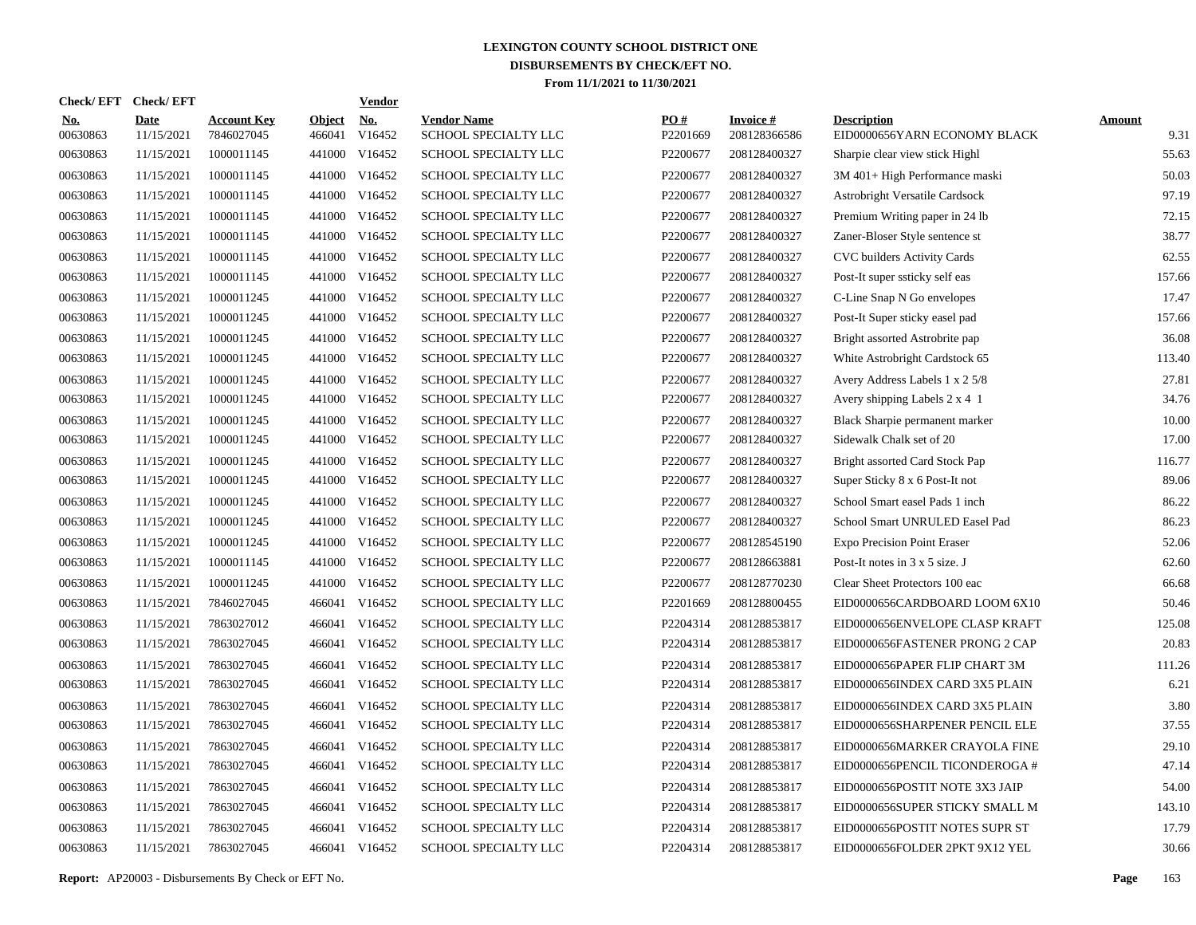# LEXINGTON COUNTY SCHOOL DISTRICT ONE
## DISBURSEMENTS BY CHECK/EFT NO.
### From 11/1/2021 to 11/30/2021

| Check/ EFT No. | Check/ EFT Date | Account Key | Object | Vendor No. | Vendor Name | PO # | Invoice # | Description | Amount |
|---|---|---|---|---|---|---|---|---|---|
| 00630863 | 11/15/2021 | 7846027045 | 466041 | V16452 | SCHOOL SPECIALTY LLC | P2201669 | 208128366586 | EID0000656YARN ECONOMY BLACK | 9.31 |
| 00630863 | 11/15/2021 | 1000011145 | 441000 | V16452 | SCHOOL SPECIALTY LLC | P2200677 | 208128400327 | Sharpie clear view stick Highl | 55.63 |
| 00630863 | 11/15/2021 | 1000011145 | 441000 | V16452 | SCHOOL SPECIALTY LLC | P2200677 | 208128400327 | 3M 401+ High Performance maski | 50.03 |
| 00630863 | 11/15/2021 | 1000011145 | 441000 | V16452 | SCHOOL SPECIALTY LLC | P2200677 | 208128400327 | Astrobright Versatile Cardsock | 97.19 |
| 00630863 | 11/15/2021 | 1000011145 | 441000 | V16452 | SCHOOL SPECIALTY LLC | P2200677 | 208128400327 | Premium Writing paper in 24 lb | 72.15 |
| 00630863 | 11/15/2021 | 1000011145 | 441000 | V16452 | SCHOOL SPECIALTY LLC | P2200677 | 208128400327 | Zaner-Bloser Style sentence st | 38.77 |
| 00630863 | 11/15/2021 | 1000011145 | 441000 | V16452 | SCHOOL SPECIALTY LLC | P2200677 | 208128400327 | CVC builders Activity Cards | 62.55 |
| 00630863 | 11/15/2021 | 1000011145 | 441000 | V16452 | SCHOOL SPECIALTY LLC | P2200677 | 208128400327 | Post-It super ssticky self eas | 157.66 |
| 00630863 | 11/15/2021 | 1000011245 | 441000 | V16452 | SCHOOL SPECIALTY LLC | P2200677 | 208128400327 | C-Line Snap N Go envelopes | 17.47 |
| 00630863 | 11/15/2021 | 1000011245 | 441000 | V16452 | SCHOOL SPECIALTY LLC | P2200677 | 208128400327 | Post-It Super sticky easel pad | 157.66 |
| 00630863 | 11/15/2021 | 1000011245 | 441000 | V16452 | SCHOOL SPECIALTY LLC | P2200677 | 208128400327 | Bright assorted Astrobrite pap | 36.08 |
| 00630863 | 11/15/2021 | 1000011245 | 441000 | V16452 | SCHOOL SPECIALTY LLC | P2200677 | 208128400327 | White Astrobright Cardstock 65 | 113.40 |
| 00630863 | 11/15/2021 | 1000011245 | 441000 | V16452 | SCHOOL SPECIALTY LLC | P2200677 | 208128400327 | Avery Address Labels 1 x 2 5/8 | 27.81 |
| 00630863 | 11/15/2021 | 1000011245 | 441000 | V16452 | SCHOOL SPECIALTY LLC | P2200677 | 208128400327 | Avery shipping Labels 2 x 4 1 | 34.76 |
| 00630863 | 11/15/2021 | 1000011245 | 441000 | V16452 | SCHOOL SPECIALTY LLC | P2200677 | 208128400327 | Black Sharpie permanent marker | 10.00 |
| 00630863 | 11/15/2021 | 1000011245 | 441000 | V16452 | SCHOOL SPECIALTY LLC | P2200677 | 208128400327 | Sidewalk Chalk set of 20 | 17.00 |
| 00630863 | 11/15/2021 | 1000011245 | 441000 | V16452 | SCHOOL SPECIALTY LLC | P2200677 | 208128400327 | Bright assorted Card Stock Pap | 116.77 |
| 00630863 | 11/15/2021 | 1000011245 | 441000 | V16452 | SCHOOL SPECIALTY LLC | P2200677 | 208128400327 | Super Sticky 8 x 6 Post-It not | 89.06 |
| 00630863 | 11/15/2021 | 1000011245 | 441000 | V16452 | SCHOOL SPECIALTY LLC | P2200677 | 208128400327 | School Smart easel Pads 1 inch | 86.22 |
| 00630863 | 11/15/2021 | 1000011245 | 441000 | V16452 | SCHOOL SPECIALTY LLC | P2200677 | 208128400327 | School Smart UNRULED Easel Pad | 86.23 |
| 00630863 | 11/15/2021 | 1000011245 | 441000 | V16452 | SCHOOL SPECIALTY LLC | P2200677 | 208128545190 | Expo Precision Point Eraser | 52.06 |
| 00630863 | 11/15/2021 | 1000011145 | 441000 | V16452 | SCHOOL SPECIALTY LLC | P2200677 | 208128663881 | Post-It notes in 3 x 5 size. J | 62.60 |
| 00630863 | 11/15/2021 | 1000011245 | 441000 | V16452 | SCHOOL SPECIALTY LLC | P2200677 | 208128770230 | Clear Sheet Protectors 100 eac | 66.68 |
| 00630863 | 11/15/2021 | 7846027045 | 466041 | V16452 | SCHOOL SPECIALTY LLC | P2201669 | 208128800455 | EID0000656CARDBOARD LOOM 6X10 | 50.46 |
| 00630863 | 11/15/2021 | 7863027012 | 466041 | V16452 | SCHOOL SPECIALTY LLC | P2204314 | 208128853817 | EID0000656ENVELOPE CLASP KRAFT | 125.08 |
| 00630863 | 11/15/2021 | 7863027045 | 466041 | V16452 | SCHOOL SPECIALTY LLC | P2204314 | 208128853817 | EID0000656FASTENER PRONG 2 CAP | 20.83 |
| 00630863 | 11/15/2021 | 7863027045 | 466041 | V16452 | SCHOOL SPECIALTY LLC | P2204314 | 208128853817 | EID0000656PAPER FLIP CHART 3M | 111.26 |
| 00630863 | 11/15/2021 | 7863027045 | 466041 | V16452 | SCHOOL SPECIALTY LLC | P2204314 | 208128853817 | EID0000656INDEX CARD 3X5 PLAIN | 6.21 |
| 00630863 | 11/15/2021 | 7863027045 | 466041 | V16452 | SCHOOL SPECIALTY LLC | P2204314 | 208128853817 | EID0000656INDEX CARD 3X5 PLAIN | 3.80 |
| 00630863 | 11/15/2021 | 7863027045 | 466041 | V16452 | SCHOOL SPECIALTY LLC | P2204314 | 208128853817 | EID0000656SHARPENER PENCIL ELE | 37.55 |
| 00630863 | 11/15/2021 | 7863027045 | 466041 | V16452 | SCHOOL SPECIALTY LLC | P2204314 | 208128853817 | EID0000656MARKER CRAYOLA FINE | 29.10 |
| 00630863 | 11/15/2021 | 7863027045 | 466041 | V16452 | SCHOOL SPECIALTY LLC | P2204314 | 208128853817 | EID0000656PENCIL TICONDEROGA # | 47.14 |
| 00630863 | 11/15/2021 | 7863027045 | 466041 | V16452 | SCHOOL SPECIALTY LLC | P2204314 | 208128853817 | EID0000656POSTIT NOTE 3X3 JAIP | 54.00 |
| 00630863 | 11/15/2021 | 7863027045 | 466041 | V16452 | SCHOOL SPECIALTY LLC | P2204314 | 208128853817 | EID0000656SUPER STICKY SMALL M | 143.10 |
| 00630863 | 11/15/2021 | 7863027045 | 466041 | V16452 | SCHOOL SPECIALTY LLC | P2204314 | 208128853817 | EID0000656POSTIT NOTES SUPR ST | 17.79 |
| 00630863 | 11/15/2021 | 7863027045 | 466041 | V16452 | SCHOOL SPECIALTY LLC | P2204314 | 208128853817 | EID0000656FOLDER 2PKT 9X12 YEL | 30.66 |

**Report:** AP20003 - Disbursements By Check or EFT No.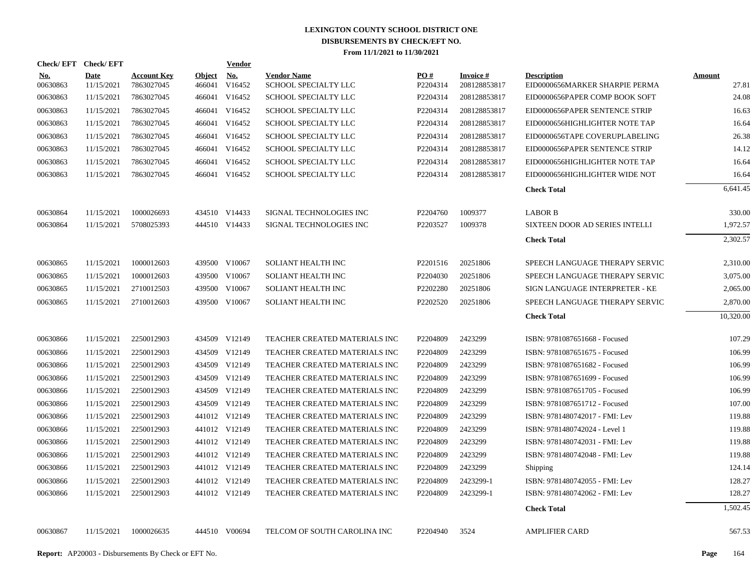# LEXINGTON COUNTY SCHOOL DISTRICT ONE
## DISBURSEMENTS BY CHECK/EFT NO.
### From 11/1/2021 to 11/30/2021

| Check/EFT No. | Check/EFT Date | Account Key | Object | Vendor No. | Vendor Name | PO # | Invoice # | Description | Amount |
|---|---|---|---|---|---|---|---|---|---|
| 00630863 | 11/15/2021 | 7863027045 | 466041 | V16452 | SCHOOL SPECIALTY LLC | P2204314 | 208128853817 | EID0000656MARKER SHARPIE PERMA | 27.81 |
| 00630863 | 11/15/2021 | 7863027045 | 466041 | V16452 | SCHOOL SPECIALTY LLC | P2204314 | 208128853817 | EID0000656PAPER COMP BOOK SOFT | 24.08 |
| 00630863 | 11/15/2021 | 7863027045 | 466041 | V16452 | SCHOOL SPECIALTY LLC | P2204314 | 208128853817 | EID0000656PAPER SENTENCE STRIP | 16.63 |
| 00630863 | 11/15/2021 | 7863027045 | 466041 | V16452 | SCHOOL SPECIALTY LLC | P2204314 | 208128853817 | EID0000656HIGHLIGHTER NOTE TAP | 16.64 |
| 00630863 | 11/15/2021 | 7863027045 | 466041 | V16452 | SCHOOL SPECIALTY LLC | P2204314 | 208128853817 | EID0000656TAPE COVERUPLABELING | 26.38 |
| 00630863 | 11/15/2021 | 7863027045 | 466041 | V16452 | SCHOOL SPECIALTY LLC | P2204314 | 208128853817 | EID0000656PAPER SENTENCE STRIP | 14.12 |
| 00630863 | 11/15/2021 | 7863027045 | 466041 | V16452 | SCHOOL SPECIALTY LLC | P2204314 | 208128853817 | EID0000656HIGHLIGHTER NOTE TAP | 16.64 |
| 00630863 | 11/15/2021 | 7863027045 | 466041 | V16452 | SCHOOL SPECIALTY LLC | P2204314 | 208128853817 | EID0000656HIGHLIGHTER WIDE NOT | 16.64 |
| | | | | | | | | **Check Total** | 6,641.45 |
| 00630864 | 11/15/2021 | 1000026693 | 434510 | V14433 | SIGNAL TECHNOLOGIES INC | P2204760 | 1009377 | LABOR B | 330.00 |
| 00630864 | 11/15/2021 | 5708025393 | 444510 | V14433 | SIGNAL TECHNOLOGIES INC | P2203527 | 1009378 | SIXTEEN DOOR AD SERIES INTELLI | 1,972.57 |
| | | | | | | | | **Check Total** | 2,302.57 |
| 00630865 | 11/15/2021 | 1000012603 | 439500 | V10067 | SOLIANT HEALTH INC | P2201516 | 20251806 | SPEECH LANGUAGE THERAPY SERVIC | 2,310.00 |
| 00630865 | 11/15/2021 | 1000012603 | 439500 | V10067 | SOLIANT HEALTH INC | P2204030 | 20251806 | SPEECH LANGUAGE THERAPY SERVIC | 3,075.00 |
| 00630865 | 11/15/2021 | 2710012503 | 439500 | V10067 | SOLIANT HEALTH INC | P2202280 | 20251806 | SIGN LANGUAGE INTERPRETER - KE | 2,065.00 |
| 00630865 | 11/15/2021 | 2710012603 | 439500 | V10067 | SOLIANT HEALTH INC | P2202520 | 20251806 | SPEECH LANGUAGE THERAPY SERVIC | 2,870.00 |
| | | | | | | | | **Check Total** | 10,320.00 |
| 00630866 | 11/15/2021 | 2250012903 | 434509 | V12149 | TEACHER CREATED MATERIALS INC | P2204809 | 2423299 | ISBN: 9781087651668 - Focused | 107.29 |
| 00630866 | 11/15/2021 | 2250012903 | 434509 | V12149 | TEACHER CREATED MATERIALS INC | P2204809 | 2423299 | ISBN: 9781087651675 - Focused | 106.99 |
| 00630866 | 11/15/2021 | 2250012903 | 434509 | V12149 | TEACHER CREATED MATERIALS INC | P2204809 | 2423299 | ISBN: 9781087651682 - Focused | 106.99 |
| 00630866 | 11/15/2021 | 2250012903 | 434509 | V12149 | TEACHER CREATED MATERIALS INC | P2204809 | 2423299 | ISBN: 9781087651699 - Focused | 106.99 |
| 00630866 | 11/15/2021 | 2250012903 | 434509 | V12149 | TEACHER CREATED MATERIALS INC | P2204809 | 2423299 | ISBN: 9781087651705 - Focused | 106.99 |
| 00630866 | 11/15/2021 | 2250012903 | 434509 | V12149 | TEACHER CREATED MATERIALS INC | P2204809 | 2423299 | ISBN: 9781087651712 - Focused | 107.00 |
| 00630866 | 11/15/2021 | 2250012903 | 441012 | V12149 | TEACHER CREATED MATERIALS INC | P2204809 | 2423299 | ISBN: 9781480742017 - FMI: Lev | 119.88 |
| 00630866 | 11/15/2021 | 2250012903 | 441012 | V12149 | TEACHER CREATED MATERIALS INC | P2204809 | 2423299 | ISBN: 9781480742024 - Level 1 | 119.88 |
| 00630866 | 11/15/2021 | 2250012903 | 441012 | V12149 | TEACHER CREATED MATERIALS INC | P2204809 | 2423299 | ISBN: 9781480742031 - FMI: Lev | 119.88 |
| 00630866 | 11/15/2021 | 2250012903 | 441012 | V12149 | TEACHER CREATED MATERIALS INC | P2204809 | 2423299 | ISBN: 9781480742048 - FMI: Lev | 119.88 |
| 00630866 | 11/15/2021 | 2250012903 | 441012 | V12149 | TEACHER CREATED MATERIALS INC | P2204809 | 2423299 | Shipping | 124.14 |
| 00630866 | 11/15/2021 | 2250012903 | 441012 | V12149 | TEACHER CREATED MATERIALS INC | P2204809 | 2423299-1 | ISBN: 9781480742055 - FMI: Lev | 128.27 |
| 00630866 | 11/15/2021 | 2250012903 | 441012 | V12149 | TEACHER CREATED MATERIALS INC | P2204809 | 2423299-1 | ISBN: 9781480742062 - FMI: Lev | 128.27 |
| | | | | | | | | **Check Total** | 1,502.45 |
| 00630867 | 11/15/2021 | 1000026635 | 444510 | V00694 | TELCOM OF SOUTH CAROLINA INC | P2204940 | 3524 | AMPLIFIER CARD | 567.53 |

**Report:** AP20003 - Disbursements By Check or EFT No.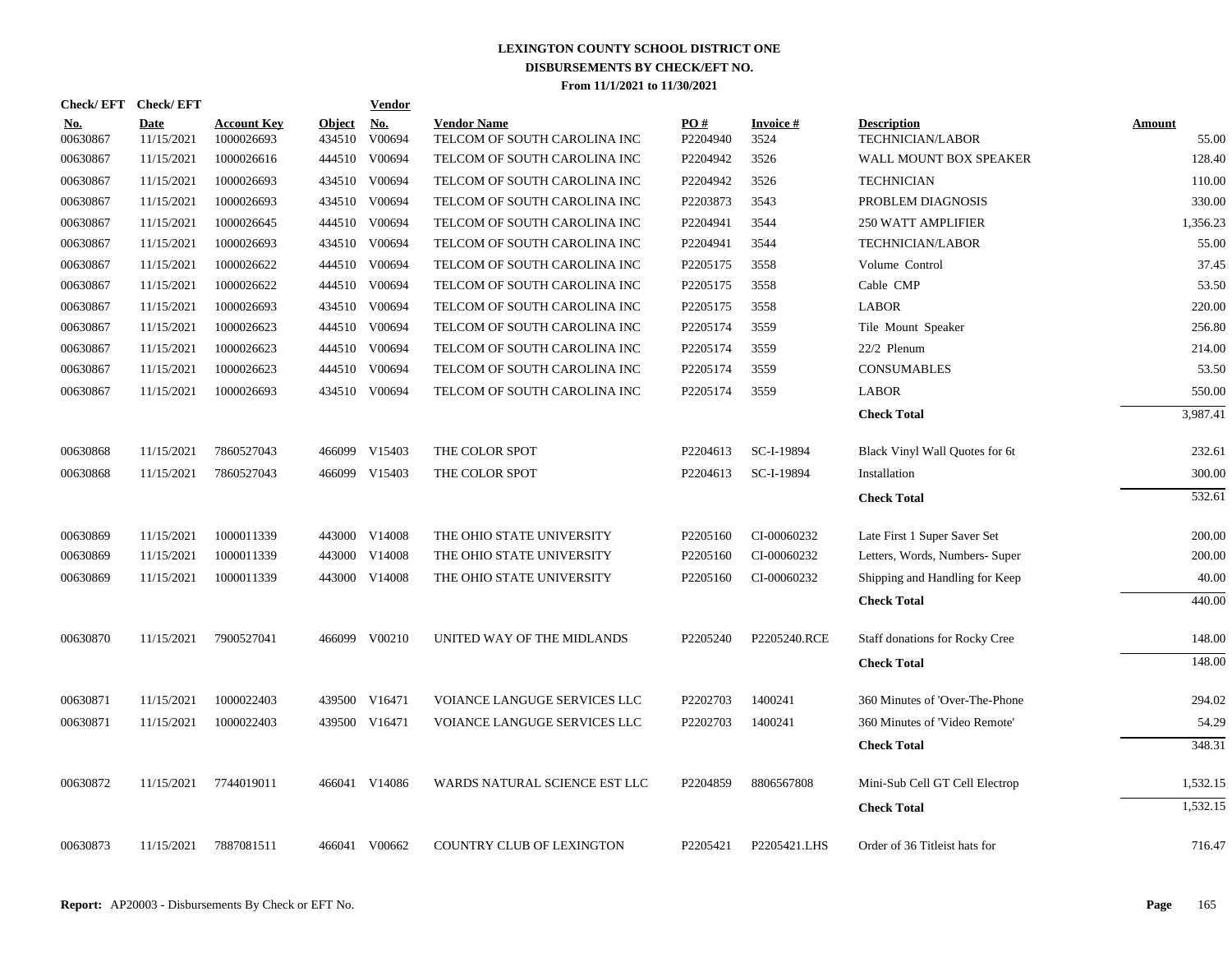# LEXINGTON COUNTY SCHOOL DISTRICT ONE
## DISBURSEMENTS BY CHECK/EFT NO.
### From 11/1/2021 to 11/30/2021

| Check/ EFT No. | Check/ EFT Date | Account Key | Object | Vendor No. | Vendor Name | PO # | Invoice # | Description | Amount |
|---|---|---|---|---|---|---|---|---|---|
| 00630867 | 11/15/2021 | 1000026693 | 434510 | V00694 | TELCOM OF SOUTH CAROLINA INC | P2204940 | 3524 | TECHNICIAN/LABOR | 55.00 |
| 00630867 | 11/15/2021 | 1000026616 | 444510 | V00694 | TELCOM OF SOUTH CAROLINA INC | P2204942 | 3526 | WALL MOUNT BOX SPEAKER | 128.40 |
| 00630867 | 11/15/2021 | 1000026693 | 434510 | V00694 | TELCOM OF SOUTH CAROLINA INC | P2204942 | 3526 | TECHNICIAN | 110.00 |
| 00630867 | 11/15/2021 | 1000026693 | 434510 | V00694 | TELCOM OF SOUTH CAROLINA INC | P2203873 | 3543 | PROBLEM DIAGNOSIS | 330.00 |
| 00630867 | 11/15/2021 | 1000026645 | 444510 | V00694 | TELCOM OF SOUTH CAROLINA INC | P2204941 | 3544 | 250 WATT AMPLIFIER | 1,356.23 |
| 00630867 | 11/15/2021 | 1000026693 | 434510 | V00694 | TELCOM OF SOUTH CAROLINA INC | P2204941 | 3544 | TECHNICIAN/LABOR | 55.00 |
| 00630867 | 11/15/2021 | 1000026622 | 444510 | V00694 | TELCOM OF SOUTH CAROLINA INC | P2205175 | 3558 | Volume Control | 37.45 |
| 00630867 | 11/15/2021 | 1000026622 | 444510 | V00694 | TELCOM OF SOUTH CAROLINA INC | P2205175 | 3558 | Cable CMP | 53.50 |
| 00630867 | 11/15/2021 | 1000026693 | 434510 | V00694 | TELCOM OF SOUTH CAROLINA INC | P2205175 | 3558 | LABOR | 220.00 |
| 00630867 | 11/15/2021 | 1000026623 | 444510 | V00694 | TELCOM OF SOUTH CAROLINA INC | P2205174 | 3559 | Tile Mount Speaker | 256.80 |
| 00630867 | 11/15/2021 | 1000026623 | 444510 | V00694 | TELCOM OF SOUTH CAROLINA INC | P2205174 | 3559 | 22/2 Plenum | 214.00 |
| 00630867 | 11/15/2021 | 1000026623 | 444510 | V00694 | TELCOM OF SOUTH CAROLINA INC | P2205174 | 3559 | CONSUMABLES | 53.50 |
| 00630867 | 11/15/2021 | 1000026693 | 434510 | V00694 | TELCOM OF SOUTH CAROLINA INC | P2205174 | 3559 | LABOR | 550.00 |
| | | | | | | | | **Check Total** | 3,987.41 |
| 00630868 | 11/15/2021 | 7860527043 | 466099 | V15403 | THE COLOR SPOT | P2204613 | SC-I-19894 | Black Vinyl Wall Quotes for 6t | 232.61 |
| 00630868 | 11/15/2021 | 7860527043 | 466099 | V15403 | THE COLOR SPOT | P2204613 | SC-I-19894 | Installation | 300.00 |
| | | | | | | | | **Check Total** | 532.61 |
| 00630869 | 11/15/2021 | 1000011339 | 443000 | V14008 | THE OHIO STATE UNIVERSITY | P2205160 | CI-00060232 | Late First 1 Super Saver Set | 200.00 |
| 00630869 | 11/15/2021 | 1000011339 | 443000 | V14008 | THE OHIO STATE UNIVERSITY | P2205160 | CI-00060232 | Letters, Words, Numbers- Super | 200.00 |
| 00630869 | 11/15/2021 | 1000011339 | 443000 | V14008 | THE OHIO STATE UNIVERSITY | P2205160 | CI-00060232 | Shipping and Handling for Keep | 40.00 |
| | | | | | | | | **Check Total** | 440.00 |
| 00630870 | 11/15/2021 | 7900527041 | 466099 | V00210 | UNITED WAY OF THE MIDLANDS | P2205240 | P2205240.RCE | Staff donations for Rocky Cree | 148.00 |
| | | | | | | | | **Check Total** | 148.00 |
| 00630871 | 11/15/2021 | 1000022403 | 439500 | V16471 | VOIANCE LANGUGE SERVICES LLC | P2202703 | 1400241 | 360 Minutes of 'Over-The-Phone | 294.02 |
| 00630871 | 11/15/2021 | 1000022403 | 439500 | V16471 | VOIANCE LANGUGE SERVICES LLC | P2202703 | 1400241 | 360 Minutes of 'Video Remote' | 54.29 |
| | | | | | | | | **Check Total** | 348.31 |
| 00630872 | 11/15/2021 | 7744019011 | 466041 | V14086 | WARDS NATURAL SCIENCE EST LLC | P2204859 | 8806567808 | Mini-Sub Cell GT Cell Electrop | 1,532.15 |
| | | | | | | | | **Check Total** | 1,532.15 |
| 00630873 | 11/15/2021 | 7887081511 | 466041 | V00662 | COUNTRY CLUB OF LEXINGTON | P2205421 | P2205421.LHS | Order of 36 Titleist hats for | 716.47 |

**Report:** AP20003 - Disbursements By Check or EFT No.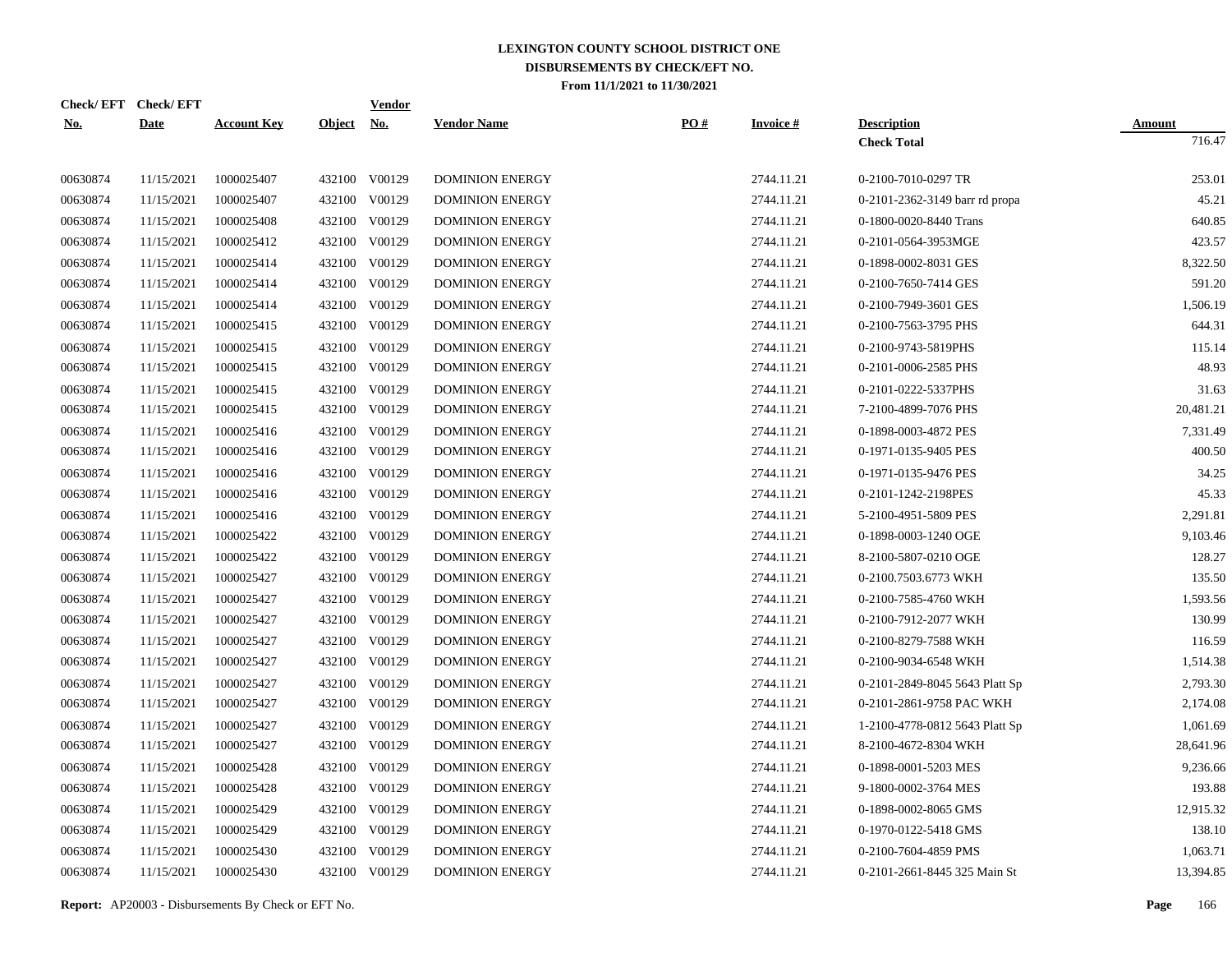**LEXINGTON COUNTY SCHOOL DISTRICT ONE**
**DISBURSEMENTS BY CHECK/EFT NO.**
**From 11/1/2021 to 11/30/2021**

| Check/ EFT No. | Check/ EFT Date | Account Key | Object | Vendor No. | Vendor Name | PO # | Invoice # | Description | Amount |
|---|---|---|---|---|---|---|---|---|---|
| | | | | | | | | **Check Total** | 716.47 |
| 00630874 | 11/15/2021 | 1000025407 | 432100 | V00129 | DOMINION ENERGY | | 2744.11.21 | 0-2100-7010-0297 TR | 253.01 |
| 00630874 | 11/15/2021 | 1000025407 | 432100 | V00129 | DOMINION ENERGY | | 2744.11.21 | 0-2101-2362-3149 barr rd propa | 45.21 |
| 00630874 | 11/15/2021 | 1000025408 | 432100 | V00129 | DOMINION ENERGY | | 2744.11.21 | 0-1800-0020-8440 Trans | 640.85 |
| 00630874 | 11/15/2021 | 1000025412 | 432100 | V00129 | DOMINION ENERGY | | 2744.11.21 | 0-2101-0564-3953MGE | 423.57 |
| 00630874 | 11/15/2021 | 1000025414 | 432100 | V00129 | DOMINION ENERGY | | 2744.11.21 | 0-1898-0002-8031 GES | 8,322.50 |
| 00630874 | 11/15/2021 | 1000025414 | 432100 | V00129 | DOMINION ENERGY | | 2744.11.21 | 0-2100-7650-7414 GES | 591.20 |
| 00630874 | 11/15/2021 | 1000025414 | 432100 | V00129 | DOMINION ENERGY | | 2744.11.21 | 0-2100-7949-3601 GES | 1,506.19 |
| 00630874 | 11/15/2021 | 1000025415 | 432100 | V00129 | DOMINION ENERGY | | 2744.11.21 | 0-2100-7563-3795 PHS | 644.31 |
| 00630874 | 11/15/2021 | 1000025415 | 432100 | V00129 | DOMINION ENERGY | | 2744.11.21 | 0-2100-9743-5819PHS | 115.14 |
| 00630874 | 11/15/2021 | 1000025415 | 432100 | V00129 | DOMINION ENERGY | | 2744.11.21 | 0-2101-0006-2585 PHS | 48.93 |
| 00630874 | 11/15/2021 | 1000025415 | 432100 | V00129 | DOMINION ENERGY | | 2744.11.21 | 0-2101-0222-5337PHS | 31.63 |
| 00630874 | 11/15/2021 | 1000025415 | 432100 | V00129 | DOMINION ENERGY | | 2744.11.21 | 7-2100-4899-7076 PHS | 20,481.21 |
| 00630874 | 11/15/2021 | 1000025416 | 432100 | V00129 | DOMINION ENERGY | | 2744.11.21 | 0-1898-0003-4872 PES | 7,331.49 |
| 00630874 | 11/15/2021 | 1000025416 | 432100 | V00129 | DOMINION ENERGY | | 2744.11.21 | 0-1971-0135-9405 PES | 400.50 |
| 00630874 | 11/15/2021 | 1000025416 | 432100 | V00129 | DOMINION ENERGY | | 2744.11.21 | 0-1971-0135-9476 PES | 34.25 |
| 00630874 | 11/15/2021 | 1000025416 | 432100 | V00129 | DOMINION ENERGY | | 2744.11.21 | 0-2101-1242-2198PES | 45.33 |
| 00630874 | 11/15/2021 | 1000025416 | 432100 | V00129 | DOMINION ENERGY | | 2744.11.21 | 5-2100-4951-5809 PES | 2,291.81 |
| 00630874 | 11/15/2021 | 1000025422 | 432100 | V00129 | DOMINION ENERGY | | 2744.11.21 | 0-1898-0003-1240 OGE | 9,103.46 |
| 00630874 | 11/15/2021 | 1000025422 | 432100 | V00129 | DOMINION ENERGY | | 2744.11.21 | 8-2100-5807-0210 OGE | 128.27 |
| 00630874 | 11/15/2021 | 1000025427 | 432100 | V00129 | DOMINION ENERGY | | 2744.11.21 | 0-2100.7503.6773 WKH | 135.50 |
| 00630874 | 11/15/2021 | 1000025427 | 432100 | V00129 | DOMINION ENERGY | | 2744.11.21 | 0-2100-7585-4760 WKH | 1,593.56 |
| 00630874 | 11/15/2021 | 1000025427 | 432100 | V00129 | DOMINION ENERGY | | 2744.11.21 | 0-2100-7912-2077 WKH | 130.99 |
| 00630874 | 11/15/2021 | 1000025427 | 432100 | V00129 | DOMINION ENERGY | | 2744.11.21 | 0-2100-8279-7588 WKH | 116.59 |
| 00630874 | 11/15/2021 | 1000025427 | 432100 | V00129 | DOMINION ENERGY | | 2744.11.21 | 0-2100-9034-6548 WKH | 1,514.38 |
| 00630874 | 11/15/2021 | 1000025427 | 432100 | V00129 | DOMINION ENERGY | | 2744.11.21 | 0-2101-2849-8045 5643 Platt Sp | 2,793.30 |
| 00630874 | 11/15/2021 | 1000025427 | 432100 | V00129 | DOMINION ENERGY | | 2744.11.21 | 0-2101-2861-9758 PAC WKH | 2,174.08 |
| 00630874 | 11/15/2021 | 1000025427 | 432100 | V00129 | DOMINION ENERGY | | 2744.11.21 | 1-2100-4778-0812 5643 Platt Sp | 1,061.69 |
| 00630874 | 11/15/2021 | 1000025427 | 432100 | V00129 | DOMINION ENERGY | | 2744.11.21 | 8-2100-4672-8304 WKH | 28,641.96 |
| 00630874 | 11/15/2021 | 1000025428 | 432100 | V00129 | DOMINION ENERGY | | 2744.11.21 | 0-1898-0001-5203 MES | 9,236.66 |
| 00630874 | 11/15/2021 | 1000025428 | 432100 | V00129 | DOMINION ENERGY | | 2744.11.21 | 9-1800-0002-3764 MES | 193.88 |
| 00630874 | 11/15/2021 | 1000025429 | 432100 | V00129 | DOMINION ENERGY | | 2744.11.21 | 0-1898-0002-8065 GMS | 12,915.32 |
| 00630874 | 11/15/2021 | 1000025429 | 432100 | V00129 | DOMINION ENERGY | | 2744.11.21 | 0-1970-0122-5418 GMS | 138.10 |
| 00630874 | 11/15/2021 | 1000025430 | 432100 | V00129 | DOMINION ENERGY | | 2744.11.21 | 0-2100-7604-4859 PMS | 1,063.71 |
| 00630874 | 11/15/2021 | 1000025430 | 432100 | V00129 | DOMINION ENERGY | | 2744.11.21 | 0-2101-2661-8445 325 Main St | 13,394.85 |

**Report:** AP20003 - Disbursements By Check or EFT No.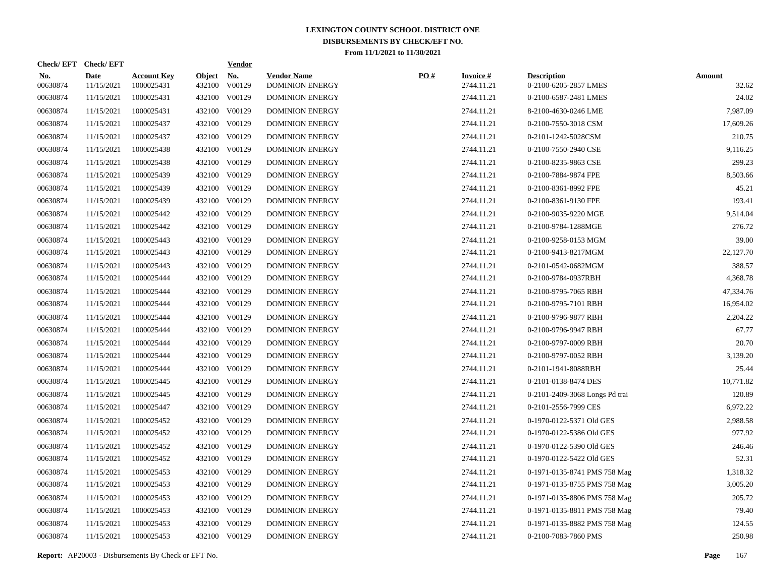# LEXINGTON COUNTY SCHOOL DISTRICT ONE
## DISBURSEMENTS BY CHECK/EFT NO.
### From 11/1/2021 to 11/30/2021

| Check/ EFT No. | Check/ EFT Date | Account Key | Object | Vendor No. | Vendor Name | PO # | Invoice # | Description | Amount |
|---|---|---|---|---|---|---|---|---|---|
| 00630874 | 11/15/2021 | 1000025431 | 432100 | V00129 | DOMINION ENERGY | | 2744.11.21 | 0-2100-6205-2857 LMES | 32.62 |
| 00630874 | 11/15/2021 | 1000025431 | 432100 | V00129 | DOMINION ENERGY | | 2744.11.21 | 0-2100-6587-2481 LMES | 24.02 |
| 00630874 | 11/15/2021 | 1000025431 | 432100 | V00129 | DOMINION ENERGY | | 2744.11.21 | 8-2100-4630-0246 LME | 7,987.09 |
| 00630874 | 11/15/2021 | 1000025437 | 432100 | V00129 | DOMINION ENERGY | | 2744.11.21 | 0-2100-7550-3018 CSM | 17,609.26 |
| 00630874 | 11/15/2021 | 1000025437 | 432100 | V00129 | DOMINION ENERGY | | 2744.11.21 | 0-2101-1242-5028CSM | 210.75 |
| 00630874 | 11/15/2021 | 1000025438 | 432100 | V00129 | DOMINION ENERGY | | 2744.11.21 | 0-2100-7550-2940 CSE | 9,116.25 |
| 00630874 | 11/15/2021 | 1000025438 | 432100 | V00129 | DOMINION ENERGY | | 2744.11.21 | 0-2100-8235-9863 CSE | 299.23 |
| 00630874 | 11/15/2021 | 1000025439 | 432100 | V00129 | DOMINION ENERGY | | 2744.11.21 | 0-2100-7884-9874 FPE | 8,503.66 |
| 00630874 | 11/15/2021 | 1000025439 | 432100 | V00129 | DOMINION ENERGY | | 2744.11.21 | 0-2100-8361-8992 FPE | 45.21 |
| 00630874 | 11/15/2021 | 1000025439 | 432100 | V00129 | DOMINION ENERGY | | 2744.11.21 | 0-2100-8361-9130 FPE | 193.41 |
| 00630874 | 11/15/2021 | 1000025442 | 432100 | V00129 | DOMINION ENERGY | | 2744.11.21 | 0-2100-9035-9220 MGE | 9,514.04 |
| 00630874 | 11/15/2021 | 1000025442 | 432100 | V00129 | DOMINION ENERGY | | 2744.11.21 | 0-2100-9784-1288MGE | 276.72 |
| 00630874 | 11/15/2021 | 1000025443 | 432100 | V00129 | DOMINION ENERGY | | 2744.11.21 | 0-2100-9258-0153 MGM | 39.00 |
| 00630874 | 11/15/2021 | 1000025443 | 432100 | V00129 | DOMINION ENERGY | | 2744.11.21 | 0-2100-9413-8217MGM | 22,127.70 |
| 00630874 | 11/15/2021 | 1000025443 | 432100 | V00129 | DOMINION ENERGY | | 2744.11.21 | 0-2101-0542-0682MGM | 388.57 |
| 00630874 | 11/15/2021 | 1000025444 | 432100 | V00129 | DOMINION ENERGY | | 2744.11.21 | 0-2100-9784-0937RBH | 4,368.78 |
| 00630874 | 11/15/2021 | 1000025444 | 432100 | V00129 | DOMINION ENERGY | | 2744.11.21 | 0-2100-9795-7065 RBH | 47,334.76 |
| 00630874 | 11/15/2021 | 1000025444 | 432100 | V00129 | DOMINION ENERGY | | 2744.11.21 | 0-2100-9795-7101 RBH | 16,954.02 |
| 00630874 | 11/15/2021 | 1000025444 | 432100 | V00129 | DOMINION ENERGY | | 2744.11.21 | 0-2100-9796-9877 RBH | 2,204.22 |
| 00630874 | 11/15/2021 | 1000025444 | 432100 | V00129 | DOMINION ENERGY | | 2744.11.21 | 0-2100-9796-9947 RBH | 67.77 |
| 00630874 | 11/15/2021 | 1000025444 | 432100 | V00129 | DOMINION ENERGY | | 2744.11.21 | 0-2100-9797-0009 RBH | 20.70 |
| 00630874 | 11/15/2021 | 1000025444 | 432100 | V00129 | DOMINION ENERGY | | 2744.11.21 | 0-2100-9797-0052 RBH | 3,139.20 |
| 00630874 | 11/15/2021 | 1000025444 | 432100 | V00129 | DOMINION ENERGY | | 2744.11.21 | 0-2101-1941-8088RBH | 25.44 |
| 00630874 | 11/15/2021 | 1000025445 | 432100 | V00129 | DOMINION ENERGY | | 2744.11.21 | 0-2101-0138-8474 DES | 10,771.82 |
| 00630874 | 11/15/2021 | 1000025445 | 432100 | V00129 | DOMINION ENERGY | | 2744.11.21 | 0-2101-2409-3068 Longs Pd trai | 120.89 |
| 00630874 | 11/15/2021 | 1000025447 | 432100 | V00129 | DOMINION ENERGY | | 2744.11.21 | 0-2101-2556-7999 CES | 6,972.22 |
| 00630874 | 11/15/2021 | 1000025452 | 432100 | V00129 | DOMINION ENERGY | | 2744.11.21 | 0-1970-0122-5371 Old GES | 2,988.58 |
| 00630874 | 11/15/2021 | 1000025452 | 432100 | V00129 | DOMINION ENERGY | | 2744.11.21 | 0-1970-0122-5386 Old GES | 977.92 |
| 00630874 | 11/15/2021 | 1000025452 | 432100 | V00129 | DOMINION ENERGY | | 2744.11.21 | 0-1970-0122-5390 Old GES | 246.46 |
| 00630874 | 11/15/2021 | 1000025452 | 432100 | V00129 | DOMINION ENERGY | | 2744.11.21 | 0-1970-0122-5422 Old GES | 52.31 |
| 00630874 | 11/15/2021 | 1000025453 | 432100 | V00129 | DOMINION ENERGY | | 2744.11.21 | 0-1971-0135-8741 PMS 758 Mag | 1,318.32 |
| 00630874 | 11/15/2021 | 1000025453 | 432100 | V00129 | DOMINION ENERGY | | 2744.11.21 | 0-1971-0135-8755 PMS 758 Mag | 3,005.20 |
| 00630874 | 11/15/2021 | 1000025453 | 432100 | V00129 | DOMINION ENERGY | | 2744.11.21 | 0-1971-0135-8806 PMS 758 Mag | 205.72 |
| 00630874 | 11/15/2021 | 1000025453 | 432100 | V00129 | DOMINION ENERGY | | 2744.11.21 | 0-1971-0135-8811 PMS 758 Mag | 79.40 |
| 00630874 | 11/15/2021 | 1000025453 | 432100 | V00129 | DOMINION ENERGY | | 2744.11.21 | 0-1971-0135-8882 PMS 758 Mag | 124.55 |
| 00630874 | 11/15/2021 | 1000025453 | 432100 | V00129 | DOMINION ENERGY | | 2744.11.21 | 0-2100-7083-7860 PMS | 250.98 |

**Report:** AP20003 - Disbursements By Check or EFT No.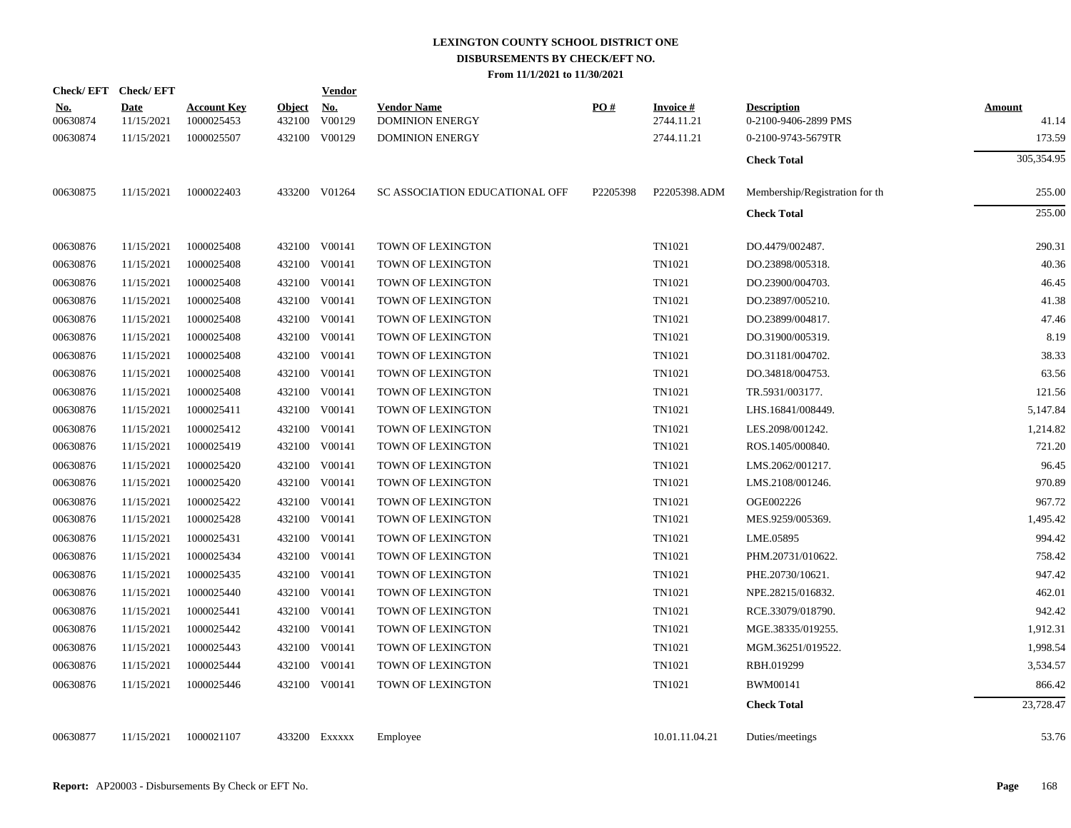# LEXINGTON COUNTY SCHOOL DISTRICT ONE
## DISBURSEMENTS BY CHECK/EFT NO.
### From 11/1/2021 to 11/30/2021

| Check/ EFT No. | Check/ EFT Date | Account Key | Object | Vendor No. | Vendor Name | PO # | Invoice # | Description | Amount |
|---|---|---|---|---|---|---|---|---|---|
| 00630874 | 11/15/2021 | 1000025453 | 432100 | V00129 | DOMINION ENERGY | | 2744.11.21 | 0-2100-9406-2899 PMS | 41.14 |
| 00630874 | 11/15/2021 | 1000025507 | 432100 | V00129 | DOMINION ENERGY | | 2744.11.21 | 0-2100-9743-5679TR | 173.59 |
| | | | | | | | | **Check Total** | 305,354.95 |
| 00630875 | 11/15/2021 | 1000022403 | 433200 | V01264 | SC ASSOCIATION EDUCATIONAL OFF | P2205398 | P2205398.ADM | Membership/Registration for th | 255.00 |
| | | | | | | | | **Check Total** | 255.00 |
| 00630876 | 11/15/2021 | 1000025408 | 432100 | V00141 | TOWN OF LEXINGTON | | TN1021 | DO.4479/002487. | 290.31 |
| 00630876 | 11/15/2021 | 1000025408 | 432100 | V00141 | TOWN OF LEXINGTON | | TN1021 | DO.23898/005318. | 40.36 |
| 00630876 | 11/15/2021 | 1000025408 | 432100 | V00141 | TOWN OF LEXINGTON | | TN1021 | DO.23900/004703. | 46.45 |
| 00630876 | 11/15/2021 | 1000025408 | 432100 | V00141 | TOWN OF LEXINGTON | | TN1021 | DO.23897/005210. | 41.38 |
| 00630876 | 11/15/2021 | 1000025408 | 432100 | V00141 | TOWN OF LEXINGTON | | TN1021 | DO.23899/004817. | 47.46 |
| 00630876 | 11/15/2021 | 1000025408 | 432100 | V00141 | TOWN OF LEXINGTON | | TN1021 | DO.31900/005319. | 8.19 |
| 00630876 | 11/15/2021 | 1000025408 | 432100 | V00141 | TOWN OF LEXINGTON | | TN1021 | DO.31181/004702. | 38.33 |
| 00630876 | 11/15/2021 | 1000025408 | 432100 | V00141 | TOWN OF LEXINGTON | | TN1021 | DO.34818/004753. | 63.56 |
| 00630876 | 11/15/2021 | 1000025408 | 432100 | V00141 | TOWN OF LEXINGTON | | TN1021 | TR.5931/003177. | 121.56 |
| 00630876 | 11/15/2021 | 1000025411 | 432100 | V00141 | TOWN OF LEXINGTON | | TN1021 | LHS.16841/008449. | 5,147.84 |
| 00630876 | 11/15/2021 | 1000025412 | 432100 | V00141 | TOWN OF LEXINGTON | | TN1021 | LES.2098/001242. | 1,214.82 |
| 00630876 | 11/15/2021 | 1000025419 | 432100 | V00141 | TOWN OF LEXINGTON | | TN1021 | ROS.1405/000840. | 721.20 |
| 00630876 | 11/15/2021 | 1000025420 | 432100 | V00141 | TOWN OF LEXINGTON | | TN1021 | LMS.2062/001217. | 96.45 |
| 00630876 | 11/15/2021 | 1000025420 | 432100 | V00141 | TOWN OF LEXINGTON | | TN1021 | LMS.2108/001246. | 970.89 |
| 00630876 | 11/15/2021 | 1000025422 | 432100 | V00141 | TOWN OF LEXINGTON | | TN1021 | OGE002226 | 967.72 |
| 00630876 | 11/15/2021 | 1000025428 | 432100 | V00141 | TOWN OF LEXINGTON | | TN1021 | MES.9259/005369. | 1,495.42 |
| 00630876 | 11/15/2021 | 1000025431 | 432100 | V00141 | TOWN OF LEXINGTON | | TN1021 | LME.05895 | 994.42 |
| 00630876 | 11/15/2021 | 1000025434 | 432100 | V00141 | TOWN OF LEXINGTON | | TN1021 | PHM.20731/010622. | 758.42 |
| 00630876 | 11/15/2021 | 1000025435 | 432100 | V00141 | TOWN OF LEXINGTON | | TN1021 | PHE.20730/10621. | 947.42 |
| 00630876 | 11/15/2021 | 1000025440 | 432100 | V00141 | TOWN OF LEXINGTON | | TN1021 | NPE.28215/016832. | 462.01 |
| 00630876 | 11/15/2021 | 1000025441 | 432100 | V00141 | TOWN OF LEXINGTON | | TN1021 | RCE.33079/018790. | 942.42 |
| 00630876 | 11/15/2021 | 1000025442 | 432100 | V00141 | TOWN OF LEXINGTON | | TN1021 | MGE.38335/019255. | 1,912.31 |
| 00630876 | 11/15/2021 | 1000025443 | 432100 | V00141 | TOWN OF LEXINGTON | | TN1021 | MGM.36251/019522. | 1,998.54 |
| 00630876 | 11/15/2021 | 1000025444 | 432100 | V00141 | TOWN OF LEXINGTON | | TN1021 | RBH.019299 | 3,534.57 |
| 00630876 | 11/15/2021 | 1000025446 | 432100 | V00141 | TOWN OF LEXINGTON | | TN1021 | BWM00141 | 866.42 |
| | | | | | | | | **Check Total** | 23,728.47 |
| 00630877 | 11/15/2021 | 1000021107 | 433200 | Exxxxx | Employee | | 10.01.11.04.21 | Duties/meetings | 53.76 |

**Report:** AP20003 - Disbursements By Check or EFT No.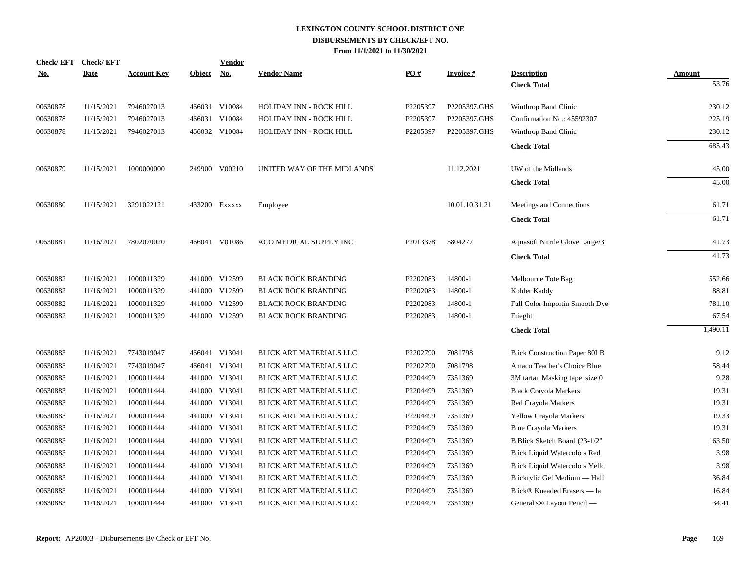# LEXINGTON COUNTY SCHOOL DISTRICT ONE
## DISBURSEMENTS BY CHECK/EFT NO.
### From 11/1/2021 to 11/30/2021

| Check/ EFT No. | Check/ EFT Date | Account Key | Object | Vendor No. | Vendor Name | PO # | Invoice # | Description | Amount |
|---|---|---|---|---|---|---|---|---|---|
| | | | | | | | | **Check Total** | 53.76 |
| 00630878 | 11/15/2021 | 7946027013 | 466031 | V10084 | HOLIDAY INN - ROCK HILL | P2205397 | P2205397.GHS | Winthrop Band Clinic | 230.12 |
| 00630878 | 11/15/2021 | 7946027013 | 466031 | V10084 | HOLIDAY INN - ROCK HILL | P2205397 | P2205397.GHS | Confirmation No.: 45592307 | 225.19 |
| 00630878 | 11/15/2021 | 7946027013 | 466032 | V10084 | HOLIDAY INN - ROCK HILL | P2205397 | P2205397.GHS | Winthrop Band Clinic | 230.12 |
| | | | | | | | | **Check Total** | 685.43 |
| 00630879 | 11/15/2021 | 1000000000 | 249900 | V00210 | UNITED WAY OF THE MIDLANDS | | 11.12.2021 | UW of the Midlands | 45.00 |
| | | | | | | | | **Check Total** | 45.00 |
| 00630880 | 11/15/2021 | 3291022121 | 433200 | Exxxxx | Employee | | 10.01.10.31.21 | Meetings and Connections | 61.71 |
| | | | | | | | | **Check Total** | 61.71 |
| 00630881 | 11/16/2021 | 7802070020 | 466041 | V01086 | ACO MEDICAL SUPPLY INC | P2013378 | 5804277 | Aquasoft Nitrile Glove Large/3 | 41.73 |
| | | | | | | | | **Check Total** | 41.73 |
| 00630882 | 11/16/2021 | 1000011329 | 441000 | V12599 | BLACK ROCK BRANDING | P2202083 | 14800-1 | Melbourne Tote Bag | 552.66 |
| 00630882 | 11/16/2021 | 1000011329 | 441000 | V12599 | BLACK ROCK BRANDING | P2202083 | 14800-1 | Kolder Kaddy | 88.81 |
| 00630882 | 11/16/2021 | 1000011329 | 441000 | V12599 | BLACK ROCK BRANDING | P2202083 | 14800-1 | Full Color Importin Smooth Dye | 781.10 |
| 00630882 | 11/16/2021 | 1000011329 | 441000 | V12599 | BLACK ROCK BRANDING | P2202083 | 14800-1 | Frieght | 67.54 |
| | | | | | | | | **Check Total** | 1,490.11 |
| 00630883 | 11/16/2021 | 7743019047 | 466041 | V13041 | BLICK ART MATERIALS LLC | P2202790 | 7081798 | Blick Construction Paper 80LB | 9.12 |
| 00630883 | 11/16/2021 | 7743019047 | 466041 | V13041 | BLICK ART MATERIALS LLC | P2202790 | 7081798 | Amaco Teacher's Choice Blue | 58.44 |
| 00630883 | 11/16/2021 | 1000011444 | 441000 | V13041 | BLICK ART MATERIALS LLC | P2204499 | 7351369 | 3M tartan Masking tape size 0 | 9.28 |
| 00630883 | 11/16/2021 | 1000011444 | 441000 | V13041 | BLICK ART MATERIALS LLC | P2204499 | 7351369 | Black Crayola Markers | 19.31 |
| 00630883 | 11/16/2021 | 1000011444 | 441000 | V13041 | BLICK ART MATERIALS LLC | P2204499 | 7351369 | Red Crayola Markers | 19.31 |
| 00630883 | 11/16/2021 | 1000011444 | 441000 | V13041 | BLICK ART MATERIALS LLC | P2204499 | 7351369 | Yellow Crayola Markers | 19.33 |
| 00630883 | 11/16/2021 | 1000011444 | 441000 | V13041 | BLICK ART MATERIALS LLC | P2204499 | 7351369 | Blue Crayola Markers | 19.31 |
| 00630883 | 11/16/2021 | 1000011444 | 441000 | V13041 | BLICK ART MATERIALS LLC | P2204499 | 7351369 | B Blick Sketch Board (23-1/2" | 163.50 |
| 00630883 | 11/16/2021 | 1000011444 | 441000 | V13041 | BLICK ART MATERIALS LLC | P2204499 | 7351369 | Blick Liquid Watercolors Red | 3.98 |
| 00630883 | 11/16/2021 | 1000011444 | 441000 | V13041 | BLICK ART MATERIALS LLC | P2204499 | 7351369 | Blick Liquid Watercolors Yello | 3.98 |
| 00630883 | 11/16/2021 | 1000011444 | 441000 | V13041 | BLICK ART MATERIALS LLC | P2204499 | 7351369 | Blickrylic Gel Medium — Half | 36.84 |
| 00630883 | 11/16/2021 | 1000011444 | 441000 | V13041 | BLICK ART MATERIALS LLC | P2204499 | 7351369 | Blick® Kneaded Erasers — la | 16.84 |
| 00630883 | 11/16/2021 | 1000011444 | 441000 | V13041 | BLICK ART MATERIALS LLC | P2204499 | 7351369 | General's® Layout Pencil — | 34.41 |

**Report:** AP20003 - Disbursements By Check or EFT No.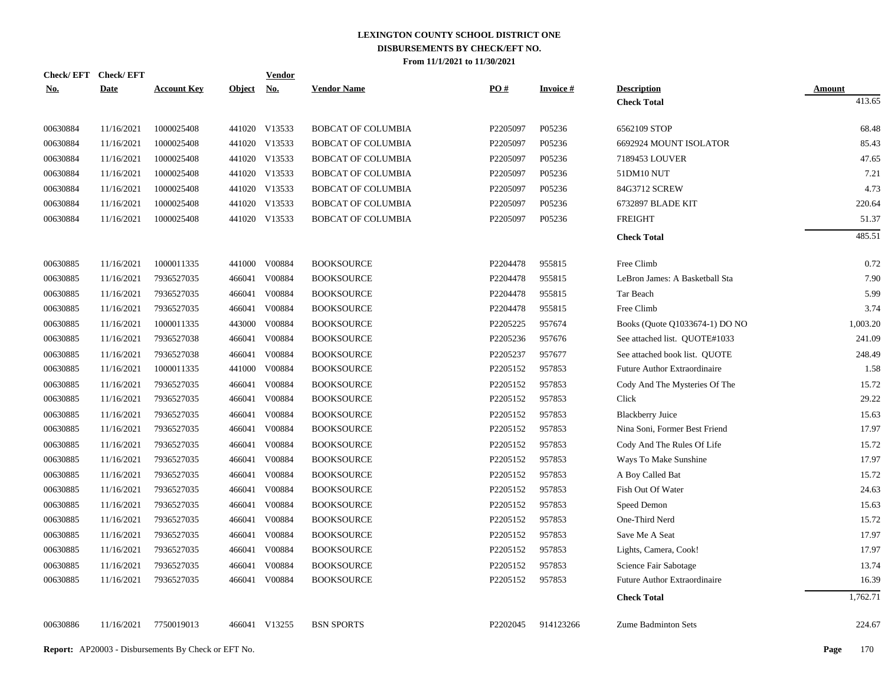# LEXINGTON COUNTY SCHOOL DISTRICT ONE
## DISBURSEMENTS BY CHECK/EFT NO.
### From 11/1/2021 to 11/30/2021

| Check/ EFT No. | Check/ EFT Date | Account Key | Object | Vendor No. | Vendor Name | PO # | Invoice # | Description | Amount |
|---|---|---|---|---|---|---|---|---|---|
| | | | | | | | | **Check Total** | 413.65 |
| 00630884 | 11/16/2021 | 1000025408 | 441020 | V13533 | BOBCAT OF COLUMBIA | P2205097 | P05236 | 6562109 STOP | 68.48 |
| 00630884 | 11/16/2021 | 1000025408 | 441020 | V13533 | BOBCAT OF COLUMBIA | P2205097 | P05236 | 6692924 MOUNT ISOLATOR | 85.43 |
| 00630884 | 11/16/2021 | 1000025408 | 441020 | V13533 | BOBCAT OF COLUMBIA | P2205097 | P05236 | 7189453 LOUVER | 47.65 |
| 00630884 | 11/16/2021 | 1000025408 | 441020 | V13533 | BOBCAT OF COLUMBIA | P2205097 | P05236 | 51DM10 NUT | 7.21 |
| 00630884 | 11/16/2021 | 1000025408 | 441020 | V13533 | BOBCAT OF COLUMBIA | P2205097 | P05236 | 84G3712 SCREW | 4.73 |
| 00630884 | 11/16/2021 | 1000025408 | 441020 | V13533 | BOBCAT OF COLUMBIA | P2205097 | P05236 | 6732897 BLADE KIT | 220.64 |
| 00630884 | 11/16/2021 | 1000025408 | 441020 | V13533 | BOBCAT OF COLUMBIA | P2205097 | P05236 | FREIGHT | 51.37 |
| | | | | | | | | **Check Total** | 485.51 |
| 00630885 | 11/16/2021 | 1000011335 | 441000 | V00884 | BOOKSOURCE | P2204478 | 955815 | Free Climb | 0.72 |
| 00630885 | 11/16/2021 | 7936527035 | 466041 | V00884 | BOOKSOURCE | P2204478 | 955815 | LeBron James: A Basketball Sta | 7.90 |
| 00630885 | 11/16/2021 | 7936527035 | 466041 | V00884 | BOOKSOURCE | P2204478 | 955815 | Tar Beach | 5.99 |
| 00630885 | 11/16/2021 | 7936527035 | 466041 | V00884 | BOOKSOURCE | P2204478 | 955815 | Free Climb | 3.74 |
| 00630885 | 11/16/2021 | 1000011335 | 443000 | V00884 | BOOKSOURCE | P2205225 | 957674 | Books (Quote Q1033674-1) DO NO | 1,003.20 |
| 00630885 | 11/16/2021 | 7936527038 | 466041 | V00884 | BOOKSOURCE | P2205236 | 957676 | See attached list. QUOTE#1033 | 241.09 |
| 00630885 | 11/16/2021 | 7936527038 | 466041 | V00884 | BOOKSOURCE | P2205237 | 957677 | See attached book list. QUOTE | 248.49 |
| 00630885 | 11/16/2021 | 1000011335 | 441000 | V00884 | BOOKSOURCE | P2205152 | 957853 | Future Author Extraordinaire | 1.58 |
| 00630885 | 11/16/2021 | 7936527035 | 466041 | V00884 | BOOKSOURCE | P2205152 | 957853 | Cody And The Mysteries Of The | 15.72 |
| 00630885 | 11/16/2021 | 7936527035 | 466041 | V00884 | BOOKSOURCE | P2205152 | 957853 | Click | 29.22 |
| 00630885 | 11/16/2021 | 7936527035 | 466041 | V00884 | BOOKSOURCE | P2205152 | 957853 | Blackberry Juice | 15.63 |
| 00630885 | 11/16/2021 | 7936527035 | 466041 | V00884 | BOOKSOURCE | P2205152 | 957853 | Nina Soni, Former Best Friend | 17.97 |
| 00630885 | 11/16/2021 | 7936527035 | 466041 | V00884 | BOOKSOURCE | P2205152 | 957853 | Cody And The Rules Of Life | 15.72 |
| 00630885 | 11/16/2021 | 7936527035 | 466041 | V00884 | BOOKSOURCE | P2205152 | 957853 | Ways To Make Sunshine | 17.97 |
| 00630885 | 11/16/2021 | 7936527035 | 466041 | V00884 | BOOKSOURCE | P2205152 | 957853 | A Boy Called Bat | 15.72 |
| 00630885 | 11/16/2021 | 7936527035 | 466041 | V00884 | BOOKSOURCE | P2205152 | 957853 | Fish Out Of Water | 24.63 |
| 00630885 | 11/16/2021 | 7936527035 | 466041 | V00884 | BOOKSOURCE | P2205152 | 957853 | Speed Demon | 15.63 |
| 00630885 | 11/16/2021 | 7936527035 | 466041 | V00884 | BOOKSOURCE | P2205152 | 957853 | One-Third Nerd | 15.72 |
| 00630885 | 11/16/2021 | 7936527035 | 466041 | V00884 | BOOKSOURCE | P2205152 | 957853 | Save Me A Seat | 17.97 |
| 00630885 | 11/16/2021 | 7936527035 | 466041 | V00884 | BOOKSOURCE | P2205152 | 957853 | Lights, Camera, Cook! | 17.97 |
| 00630885 | 11/16/2021 | 7936527035 | 466041 | V00884 | BOOKSOURCE | P2205152 | 957853 | Science Fair Sabotage | 13.74 |
| 00630885 | 11/16/2021 | 7936527035 | 466041 | V00884 | BOOKSOURCE | P2205152 | 957853 | Future Author Extraordinaire | 16.39 |
| | | | | | | | | **Check Total** | 1,762.71 |
| 00630886 | 11/16/2021 | 7750019013 | 466041 | V13255 | BSN SPORTS | P2202045 | 914123266 | Zume Badminton Sets | 224.67 |

**Report:** AP20003 - Disbursements By Check or EFT No.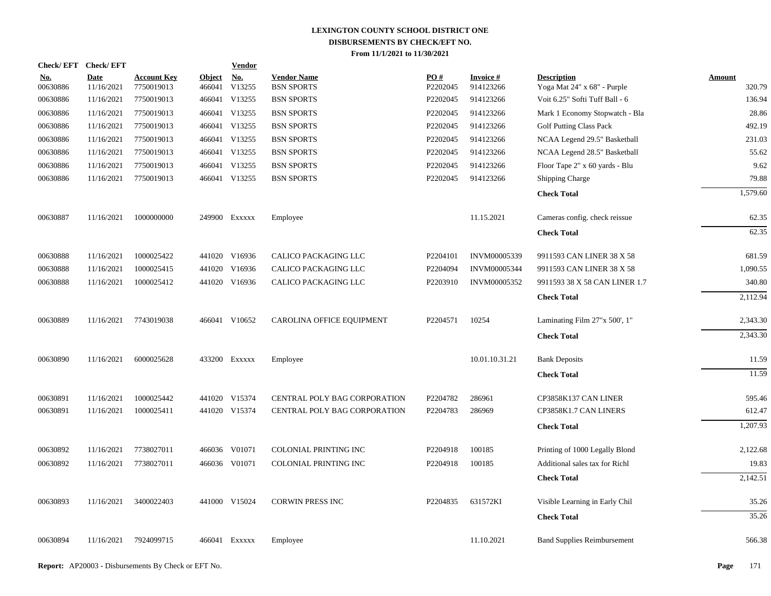# LEXINGTON COUNTY SCHOOL DISTRICT ONE
## DISBURSEMENTS BY CHECK/EFT NO.
### From 11/1/2021 to 11/30/2021

| Check/ EFT No. | Check/ EFT Date | Account Key | Object | Vendor No. | Vendor Name | PO # | Invoice # | Description | Amount |
|---|---|---|---|---|---|---|---|---|---|
| 00630886 | 11/16/2021 | 7750019013 | 466041 | V13255 | BSN SPORTS | P2202045 | 914123266 | Yoga Mat 24" x 68" - Purple | 320.79 |
| 00630886 | 11/16/2021 | 7750019013 | 466041 | V13255 | BSN SPORTS | P2202045 | 914123266 | Voit 6.25" Softi Tuff Ball - 6 | 136.94 |
| 00630886 | 11/16/2021 | 7750019013 | 466041 | V13255 | BSN SPORTS | P2202045 | 914123266 | Mark 1 Economy Stopwatch - Bla | 28.86 |
| 00630886 | 11/16/2021 | 7750019013 | 466041 | V13255 | BSN SPORTS | P2202045 | 914123266 | Golf Putting Class Pack | 492.19 |
| 00630886 | 11/16/2021 | 7750019013 | 466041 | V13255 | BSN SPORTS | P2202045 | 914123266 | NCAA Legend 29.5" Basketball | 231.03 |
| 00630886 | 11/16/2021 | 7750019013 | 466041 | V13255 | BSN SPORTS | P2202045 | 914123266 | NCAA Legend 28.5" Basketball | 55.62 |
| 00630886 | 11/16/2021 | 7750019013 | 466041 | V13255 | BSN SPORTS | P2202045 | 914123266 | Floor Tape 2" x 60 yards - Blu | 9.62 |
| 00630886 | 11/16/2021 | 7750019013 | 466041 | V13255 | BSN SPORTS | P2202045 | 914123266 | Shipping Charge | 79.88 |
| | | | | | | | | **Check Total** | 1,579.60 |
| 00630887 | 11/16/2021 | 1000000000 | 249900 | Exxxxx | Employee | | 11.15.2021 | Cameras config. check reissue | 62.35 |
| | | | | | | | | **Check Total** | 62.35 |
| 00630888 | 11/16/2021 | 1000025422 | 441020 | V16936 | CALICO PACKAGING LLC | P2204101 | INVM00005339 | 9911593 CAN LINER 38 X 58 | 681.59 |
| 00630888 | 11/16/2021 | 1000025415 | 441020 | V16936 | CALICO PACKAGING LLC | P2204094 | INVM00005344 | 9911593 CAN LINER 38 X 58 | 1,090.55 |
| 00630888 | 11/16/2021 | 1000025412 | 441020 | V16936 | CALICO PACKAGING LLC | P2203910 | INVM00005352 | 9911593 38 X 58 CAN LINER 1.7 | 340.80 |
| | | | | | | | | **Check Total** | 2,112.94 |
| 00630889 | 11/16/2021 | 7743019038 | 466041 | V10652 | CAROLINA OFFICE EQUIPMENT | P2204571 | 10254 | Laminating Film 27"x 500', 1" | 2,343.30 |
| | | | | | | | | **Check Total** | 2,343.30 |
| 00630890 | 11/16/2021 | 6000025628 | 433200 | Exxxxx | Employee | | 10.01.10.31.21 | Bank Deposits | 11.59 |
| | | | | | | | | **Check Total** | 11.59 |
| 00630891 | 11/16/2021 | 1000025442 | 441020 | V15374 | CENTRAL POLY BAG CORPORATION | P2204782 | 286961 | CP3858K137 CAN LINER | 595.46 |
| 00630891 | 11/16/2021 | 1000025411 | 441020 | V15374 | CENTRAL POLY BAG CORPORATION | P2204783 | 286969 | CP3858K1.7 CAN LINERS | 612.47 |
| | | | | | | | | **Check Total** | 1,207.93 |
| 00630892 | 11/16/2021 | 7738027011 | 466036 | V01071 | COLONIAL PRINTING INC | P2204918 | 100185 | Printing of 1000 Legally Blond | 2,122.68 |
| 00630892 | 11/16/2021 | 7738027011 | 466036 | V01071 | COLONIAL PRINTING INC | P2204918 | 100185 | Additional sales tax for Richl | 19.83 |
| | | | | | | | | **Check Total** | 2,142.51 |
| 00630893 | 11/16/2021 | 3400022403 | 441000 | V15024 | CORWIN PRESS INC | P2204835 | 631572KI | Visible Learning in Early Chil | 35.26 |
| | | | | | | | | **Check Total** | 35.26 |
| 00630894 | 11/16/2021 | 7924099715 | 466041 | Exxxxx | Employee | | 11.10.2021 | Band Supplies Reimbursement | 566.38 |

**Report:** AP20003 - Disbursements By Check or EFT No.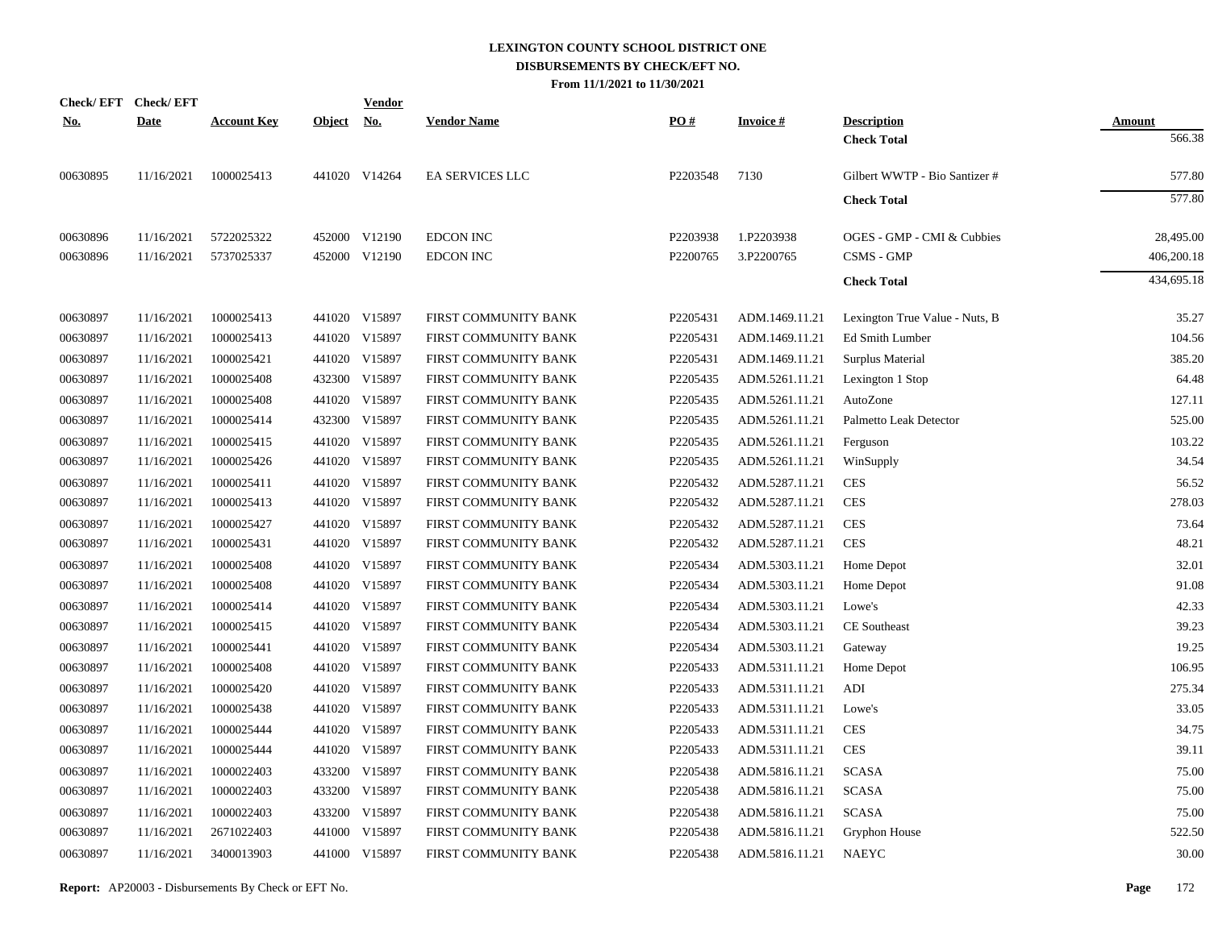# LEXINGTON COUNTY SCHOOL DISTRICT ONE
## DISBURSEMENTS BY CHECK/EFT NO.
### From 11/1/2021 to 11/30/2021

| Check/ EFT No. | Check/ EFT Date | Account Key | Object | Vendor No. | Vendor Name | PO # | Invoice # | Description | Amount |
|---|---|---|---|---|---|---|---|---|---|
| | | | | | | | | **Check Total** | 566.38 |
| 00630895 | 11/16/2021 | 1000025413 | 441020 | V14264 | EA SERVICES LLC | P2203548 | 7130 | Gilbert WWTP - Bio Santizer # | 577.80 |
| | | | | | | | | **Check Total** | 577.80 |
| 00630896 | 11/16/2021 | 5722025322 | 452000 | V12190 | EDCON INC | P2203938 | 1.P2203938 | OGES - GMP - CMI & Cubbies | 28,495.00 |
| 00630896 | 11/16/2021 | 5737025337 | 452000 | V12190 | EDCON INC | P2200765 | 3.P2200765 | CSMS - GMP | 406,200.18 |
| | | | | | | | | **Check Total** | 434,695.18 |
| 00630897 | 11/16/2021 | 1000025413 | 441020 | V15897 | FIRST COMMUNITY BANK | P2205431 | ADM.1469.11.21 | Lexington True Value - Nuts, B | 35.27 |
| 00630897 | 11/16/2021 | 1000025413 | 441020 | V15897 | FIRST COMMUNITY BANK | P2205431 | ADM.1469.11.21 | Ed Smith Lumber | 104.56 |
| 00630897 | 11/16/2021 | 1000025421 | 441020 | V15897 | FIRST COMMUNITY BANK | P2205431 | ADM.1469.11.21 | Surplus Material | 385.20 |
| 00630897 | 11/16/2021 | 1000025408 | 432300 | V15897 | FIRST COMMUNITY BANK | P2205435 | ADM.5261.11.21 | Lexington 1 Stop | 64.48 |
| 00630897 | 11/16/2021 | 1000025408 | 441020 | V15897 | FIRST COMMUNITY BANK | P2205435 | ADM.5261.11.21 | AutoZone | 127.11 |
| 00630897 | 11/16/2021 | 1000025414 | 432300 | V15897 | FIRST COMMUNITY BANK | P2205435 | ADM.5261.11.21 | Palmetto Leak Detector | 525.00 |
| 00630897 | 11/16/2021 | 1000025415 | 441020 | V15897 | FIRST COMMUNITY BANK | P2205435 | ADM.5261.11.21 | Ferguson | 103.22 |
| 00630897 | 11/16/2021 | 1000025426 | 441020 | V15897 | FIRST COMMUNITY BANK | P2205435 | ADM.5261.11.21 | WinSupply | 34.54 |
| 00630897 | 11/16/2021 | 1000025411 | 441020 | V15897 | FIRST COMMUNITY BANK | P2205432 | ADM.5287.11.21 | CES | 56.52 |
| 00630897 | 11/16/2021 | 1000025413 | 441020 | V15897 | FIRST COMMUNITY BANK | P2205432 | ADM.5287.11.21 | CES | 278.03 |
| 00630897 | 11/16/2021 | 1000025427 | 441020 | V15897 | FIRST COMMUNITY BANK | P2205432 | ADM.5287.11.21 | CES | 73.64 |
| 00630897 | 11/16/2021 | 1000025431 | 441020 | V15897 | FIRST COMMUNITY BANK | P2205432 | ADM.5287.11.21 | CES | 48.21 |
| 00630897 | 11/16/2021 | 1000025408 | 441020 | V15897 | FIRST COMMUNITY BANK | P2205434 | ADM.5303.11.21 | Home Depot | 32.01 |
| 00630897 | 11/16/2021 | 1000025408 | 441020 | V15897 | FIRST COMMUNITY BANK | P2205434 | ADM.5303.11.21 | Home Depot | 91.08 |
| 00630897 | 11/16/2021 | 1000025414 | 441020 | V15897 | FIRST COMMUNITY BANK | P2205434 | ADM.5303.11.21 | Lowe's | 42.33 |
| 00630897 | 11/16/2021 | 1000025415 | 441020 | V15897 | FIRST COMMUNITY BANK | P2205434 | ADM.5303.11.21 | CE Southeast | 39.23 |
| 00630897 | 11/16/2021 | 1000025441 | 441020 | V15897 | FIRST COMMUNITY BANK | P2205434 | ADM.5303.11.21 | Gateway | 19.25 |
| 00630897 | 11/16/2021 | 1000025408 | 441020 | V15897 | FIRST COMMUNITY BANK | P2205433 | ADM.5311.11.21 | Home Depot | 106.95 |
| 00630897 | 11/16/2021 | 1000025420 | 441020 | V15897 | FIRST COMMUNITY BANK | P2205433 | ADM.5311.11.21 | ADI | 275.34 |
| 00630897 | 11/16/2021 | 1000025438 | 441020 | V15897 | FIRST COMMUNITY BANK | P2205433 | ADM.5311.11.21 | Lowe's | 33.05 |
| 00630897 | 11/16/2021 | 1000025444 | 441020 | V15897 | FIRST COMMUNITY BANK | P2205433 | ADM.5311.11.21 | CES | 34.75 |
| 00630897 | 11/16/2021 | 1000025444 | 441020 | V15897 | FIRST COMMUNITY BANK | P2205433 | ADM.5311.11.21 | CES | 39.11 |
| 00630897 | 11/16/2021 | 1000022403 | 433200 | V15897 | FIRST COMMUNITY BANK | P2205438 | ADM.5816.11.21 | SCASA | 75.00 |
| 00630897 | 11/16/2021 | 1000022403 | 433200 | V15897 | FIRST COMMUNITY BANK | P2205438 | ADM.5816.11.21 | SCASA | 75.00 |
| 00630897 | 11/16/2021 | 1000022403 | 433200 | V15897 | FIRST COMMUNITY BANK | P2205438 | ADM.5816.11.21 | SCASA | 75.00 |
| 00630897 | 11/16/2021 | 2671022403 | 441000 | V15897 | FIRST COMMUNITY BANK | P2205438 | ADM.5816.11.21 | Gryphon House | 522.50 |
| 00630897 | 11/16/2021 | 3400013903 | 441000 | V15897 | FIRST COMMUNITY BANK | P2205438 | ADM.5816.11.21 | NAEYC | 30.00 |

**Report:** AP20003 - Disbursements By Check or EFT No.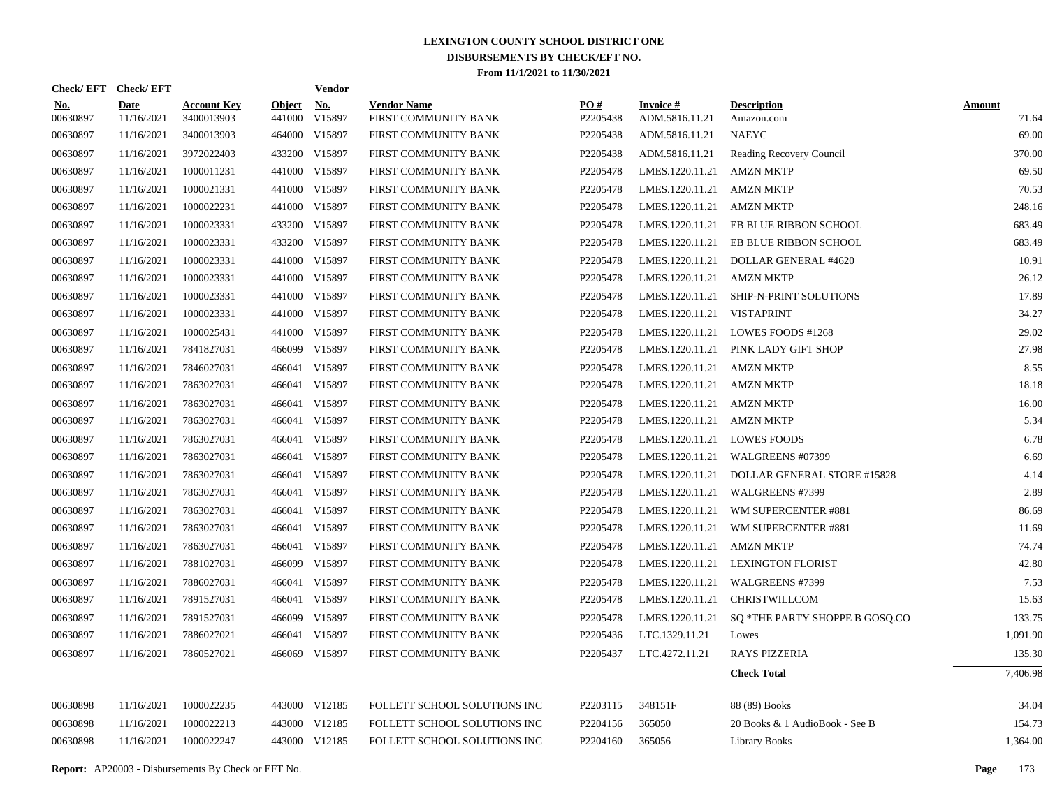# LEXINGTON COUNTY SCHOOL DISTRICT ONE
## DISBURSEMENTS BY CHECK/EFT NO.
### From 11/1/2021 to 11/30/2021

| Check/ EFT No. | Check/ EFT Date | Account Key | Object | Vendor No. | Vendor Name | PO # | Invoice # | Description | Amount |
|---|---|---|---|---|---|---|---|---|---|
| 00630897 | 11/16/2021 | 3400013903 | 441000 | V15897 | FIRST COMMUNITY BANK | P2205438 | ADM.5816.11.21 | Amazon.com | 71.64 |
| 00630897 | 11/16/2021 | 3400013903 | 464000 | V15897 | FIRST COMMUNITY BANK | P2205438 | ADM.5816.11.21 | NAEYC | 69.00 |
| 00630897 | 11/16/2021 | 3972022403 | 433200 | V15897 | FIRST COMMUNITY BANK | P2205438 | ADM.5816.11.21 | Reading Recovery Council | 370.00 |
| 00630897 | 11/16/2021 | 1000011231 | 441000 | V15897 | FIRST COMMUNITY BANK | P2205478 | LMES.1220.11.21 | AMZN MKTP | 69.50 |
| 00630897 | 11/16/2021 | 1000021331 | 441000 | V15897 | FIRST COMMUNITY BANK | P2205478 | LMES.1220.11.21 | AMZN MKTP | 70.53 |
| 00630897 | 11/16/2021 | 1000022231 | 441000 | V15897 | FIRST COMMUNITY BANK | P2205478 | LMES.1220.11.21 | AMZN MKTP | 248.16 |
| 00630897 | 11/16/2021 | 1000023331 | 433200 | V15897 | FIRST COMMUNITY BANK | P2205478 | LMES.1220.11.21 | EB BLUE RIBBON SCHOOL | 683.49 |
| 00630897 | 11/16/2021 | 1000023331 | 433200 | V15897 | FIRST COMMUNITY BANK | P2205478 | LMES.1220.11.21 | EB BLUE RIBBON SCHOOL | 683.49 |
| 00630897 | 11/16/2021 | 1000023331 | 441000 | V15897 | FIRST COMMUNITY BANK | P2205478 | LMES.1220.11.21 | DOLLAR GENERAL #4620 | 10.91 |
| 00630897 | 11/16/2021 | 1000023331 | 441000 | V15897 | FIRST COMMUNITY BANK | P2205478 | LMES.1220.11.21 | AMZN MKTP | 26.12 |
| 00630897 | 11/16/2021 | 1000023331 | 441000 | V15897 | FIRST COMMUNITY BANK | P2205478 | LMES.1220.11.21 | SHIP-N-PRINT SOLUTIONS | 17.89 |
| 00630897 | 11/16/2021 | 1000023331 | 441000 | V15897 | FIRST COMMUNITY BANK | P2205478 | LMES.1220.11.21 | VISTAPRINT | 34.27 |
| 00630897 | 11/16/2021 | 1000025431 | 441000 | V15897 | FIRST COMMUNITY BANK | P2205478 | LMES.1220.11.21 | LOWES FOODS #1268 | 29.02 |
| 00630897 | 11/16/2021 | 7841827031 | 466099 | V15897 | FIRST COMMUNITY BANK | P2205478 | LMES.1220.11.21 | PINK LADY GIFT SHOP | 27.98 |
| 00630897 | 11/16/2021 | 7846027031 | 466041 | V15897 | FIRST COMMUNITY BANK | P2205478 | LMES.1220.11.21 | AMZN MKTP | 8.55 |
| 00630897 | 11/16/2021 | 7863027031 | 466041 | V15897 | FIRST COMMUNITY BANK | P2205478 | LMES.1220.11.21 | AMZN MKTP | 18.18 |
| 00630897 | 11/16/2021 | 7863027031 | 466041 | V15897 | FIRST COMMUNITY BANK | P2205478 | LMES.1220.11.21 | AMZN MKTP | 16.00 |
| 00630897 | 11/16/2021 | 7863027031 | 466041 | V15897 | FIRST COMMUNITY BANK | P2205478 | LMES.1220.11.21 | AMZN MKTP | 5.34 |
| 00630897 | 11/16/2021 | 7863027031 | 466041 | V15897 | FIRST COMMUNITY BANK | P2205478 | LMES.1220.11.21 | LOWES FOODS | 6.78 |
| 00630897 | 11/16/2021 | 7863027031 | 466041 | V15897 | FIRST COMMUNITY BANK | P2205478 | LMES.1220.11.21 | WALGREENS #07399 | 6.69 |
| 00630897 | 11/16/2021 | 7863027031 | 466041 | V15897 | FIRST COMMUNITY BANK | P2205478 | LMES.1220.11.21 | DOLLAR GENERAL STORE #15828 | 4.14 |
| 00630897 | 11/16/2021 | 7863027031 | 466041 | V15897 | FIRST COMMUNITY BANK | P2205478 | LMES.1220.11.21 | WALGREENS #7399 | 2.89 |
| 00630897 | 11/16/2021 | 7863027031 | 466041 | V15897 | FIRST COMMUNITY BANK | P2205478 | LMES.1220.11.21 | WM SUPERCENTER #881 | 86.69 |
| 00630897 | 11/16/2021 | 7863027031 | 466041 | V15897 | FIRST COMMUNITY BANK | P2205478 | LMES.1220.11.21 | WM SUPERCENTER #881 | 11.69 |
| 00630897 | 11/16/2021 | 7863027031 | 466041 | V15897 | FIRST COMMUNITY BANK | P2205478 | LMES.1220.11.21 | AMZN MKTP | 74.74 |
| 00630897 | 11/16/2021 | 7881027031 | 466099 | V15897 | FIRST COMMUNITY BANK | P2205478 | LMES.1220.11.21 | LEXINGTON FLORIST | 42.80 |
| 00630897 | 11/16/2021 | 7886027031 | 466041 | V15897 | FIRST COMMUNITY BANK | P2205478 | LMES.1220.11.21 | WALGREENS #7399 | 7.53 |
| 00630897 | 11/16/2021 | 7891527031 | 466041 | V15897 | FIRST COMMUNITY BANK | P2205478 | LMES.1220.11.21 | CHRISTWILLCOM | 15.63 |
| 00630897 | 11/16/2021 | 7891527031 | 466099 | V15897 | FIRST COMMUNITY BANK | P2205478 | LMES.1220.11.21 | SQ *THE PARTY SHOPPE B GOSQ.CO | 133.75 |
| 00630897 | 11/16/2021 | 7886027021 | 466041 | V15897 | FIRST COMMUNITY BANK | P2205436 | LTC.1329.11.21 | Lowes | 1,091.90 |
| 00630897 | 11/16/2021 | 7860527021 | 466069 | V15897 | FIRST COMMUNITY BANK | P2205437 | LTC.4272.11.21 | RAYS PIZZERIA | 135.30 |
| | | | | | | | | **Check Total** | 7,406.98 |
| 00630898 | 11/16/2021 | 1000022235 | 443000 | V12185 | FOLLETT SCHOOL SOLUTIONS INC | P2203115 | 348151F | 88 (89) Books | 34.04 |
| 00630898 | 11/16/2021 | 1000022213 | 443000 | V12185 | FOLLETT SCHOOL SOLUTIONS INC | P2204156 | 365050 | 20 Books & 1 AudioBook - See B | 154.73 |
| 00630898 | 11/16/2021 | 1000022247 | 443000 | V12185 | FOLLETT SCHOOL SOLUTIONS INC | P2204160 | 365056 | Library Books | 1,364.00 |

**Report:** AP20003 - Disbursements By Check or EFT No.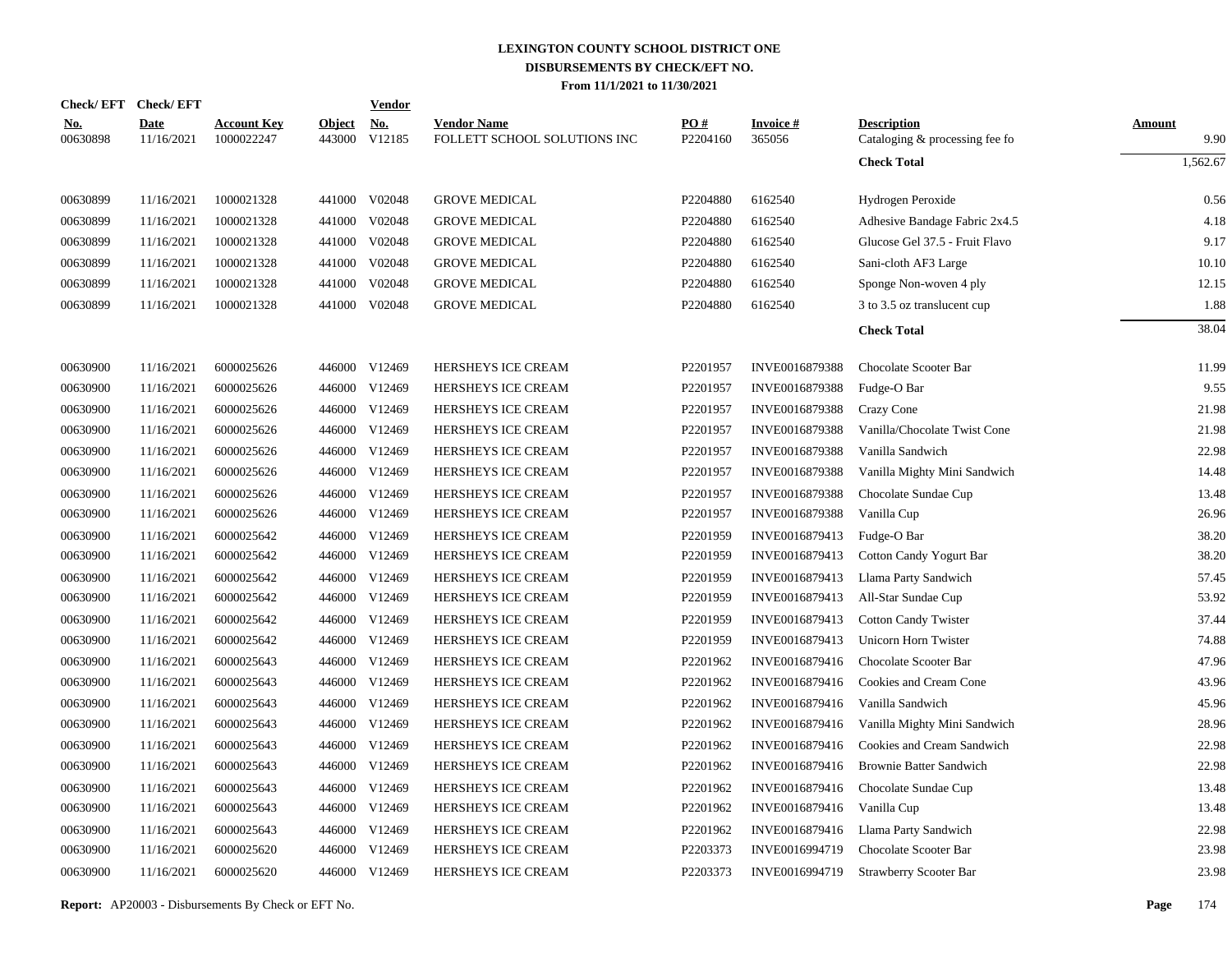# LEXINGTON COUNTY SCHOOL DISTRICT ONE
## DISBURSEMENTS BY CHECK/EFT NO.
### From 11/1/2021 to 11/30/2021

| Check/ EFT No. | Check/ EFT Date | Account Key | Object | Vendor No. | Vendor Name | PO # | Invoice # | Description | Amount |
|---|---|---|---|---|---|---|---|---|---|
| 00630898 | 11/16/2021 | 1000022247 | 443000 | V12185 | FOLLETT SCHOOL SOLUTIONS INC | P2204160 | 365056 | Cataloging & processing fee fo | 9.90 |
| | | | | | | | | **Check Total** | 1,562.67 |
| 00630899 | 11/16/2021 | 1000021328 | 441000 | V02048 | GROVE MEDICAL | P2204880 | 6162540 | Hydrogen Peroxide | 0.56 |
| 00630899 | 11/16/2021 | 1000021328 | 441000 | V02048 | GROVE MEDICAL | P2204880 | 6162540 | Adhesive Bandage Fabric 2x4.5 | 4.18 |
| 00630899 | 11/16/2021 | 1000021328 | 441000 | V02048 | GROVE MEDICAL | P2204880 | 6162540 | Glucose Gel 37.5 - Fruit Flavo | 9.17 |
| 00630899 | 11/16/2021 | 1000021328 | 441000 | V02048 | GROVE MEDICAL | P2204880 | 6162540 | Sani-cloth AF3 Large | 10.10 |
| 00630899 | 11/16/2021 | 1000021328 | 441000 | V02048 | GROVE MEDICAL | P2204880 | 6162540 | Sponge Non-woven 4 ply | 12.15 |
| 00630899 | 11/16/2021 | 1000021328 | 441000 | V02048 | GROVE MEDICAL | P2204880 | 6162540 | 3 to 3.5 oz translucent cup | 1.88 |
| | | | | | | | | **Check Total** | 38.04 |
| 00630900 | 11/16/2021 | 6000025626 | 446000 | V12469 | HERSHEYS ICE CREAM | P2201957 | INVE0016879388 | Chocolate Scooter Bar | 11.99 |
| 00630900 | 11/16/2021 | 6000025626 | 446000 | V12469 | HERSHEYS ICE CREAM | P2201957 | INVE0016879388 | Fudge-O Bar | 9.55 |
| 00630900 | 11/16/2021 | 6000025626 | 446000 | V12469 | HERSHEYS ICE CREAM | P2201957 | INVE0016879388 | Crazy Cone | 21.98 |
| 00630900 | 11/16/2021 | 6000025626 | 446000 | V12469 | HERSHEYS ICE CREAM | P2201957 | INVE0016879388 | Vanilla/Chocolate Twist Cone | 21.98 |
| 00630900 | 11/16/2021 | 6000025626 | 446000 | V12469 | HERSHEYS ICE CREAM | P2201957 | INVE0016879388 | Vanilla Sandwich | 22.98 |
| 00630900 | 11/16/2021 | 6000025626 | 446000 | V12469 | HERSHEYS ICE CREAM | P2201957 | INVE0016879388 | Vanilla Mighty Mini Sandwich | 14.48 |
| 00630900 | 11/16/2021 | 6000025626 | 446000 | V12469 | HERSHEYS ICE CREAM | P2201957 | INVE0016879388 | Chocolate Sundae Cup | 13.48 |
| 00630900 | 11/16/2021 | 6000025626 | 446000 | V12469 | HERSHEYS ICE CREAM | P2201957 | INVE0016879388 | Vanilla Cup | 26.96 |
| 00630900 | 11/16/2021 | 6000025642 | 446000 | V12469 | HERSHEYS ICE CREAM | P2201959 | INVE0016879413 | Fudge-O Bar | 38.20 |
| 00630900 | 11/16/2021 | 6000025642 | 446000 | V12469 | HERSHEYS ICE CREAM | P2201959 | INVE0016879413 | Cotton Candy Yogurt Bar | 38.20 |
| 00630900 | 11/16/2021 | 6000025642 | 446000 | V12469 | HERSHEYS ICE CREAM | P2201959 | INVE0016879413 | Llama Party Sandwich | 57.45 |
| 00630900 | 11/16/2021 | 6000025642 | 446000 | V12469 | HERSHEYS ICE CREAM | P2201959 | INVE0016879413 | All-Star Sundae Cup | 53.92 |
| 00630900 | 11/16/2021 | 6000025642 | 446000 | V12469 | HERSHEYS ICE CREAM | P2201959 | INVE0016879413 | Cotton Candy Twister | 37.44 |
| 00630900 | 11/16/2021 | 6000025642 | 446000 | V12469 | HERSHEYS ICE CREAM | P2201959 | INVE0016879413 | Unicorn Horn Twister | 74.88 |
| 00630900 | 11/16/2021 | 6000025643 | 446000 | V12469 | HERSHEYS ICE CREAM | P2201962 | INVE0016879416 | Chocolate Scooter Bar | 47.96 |
| 00630900 | 11/16/2021 | 6000025643 | 446000 | V12469 | HERSHEYS ICE CREAM | P2201962 | INVE0016879416 | Cookies and Cream Cone | 43.96 |
| 00630900 | 11/16/2021 | 6000025643 | 446000 | V12469 | HERSHEYS ICE CREAM | P2201962 | INVE0016879416 | Vanilla Sandwich | 45.96 |
| 00630900 | 11/16/2021 | 6000025643 | 446000 | V12469 | HERSHEYS ICE CREAM | P2201962 | INVE0016879416 | Vanilla Mighty Mini Sandwich | 28.96 |
| 00630900 | 11/16/2021 | 6000025643 | 446000 | V12469 | HERSHEYS ICE CREAM | P2201962 | INVE0016879416 | Cookies and Cream Sandwich | 22.98 |
| 00630900 | 11/16/2021 | 6000025643 | 446000 | V12469 | HERSHEYS ICE CREAM | P2201962 | INVE0016879416 | Brownie Batter Sandwich | 22.98 |
| 00630900 | 11/16/2021 | 6000025643 | 446000 | V12469 | HERSHEYS ICE CREAM | P2201962 | INVE0016879416 | Chocolate Sundae Cup | 13.48 |
| 00630900 | 11/16/2021 | 6000025643 | 446000 | V12469 | HERSHEYS ICE CREAM | P2201962 | INVE0016879416 | Vanilla Cup | 13.48 |
| 00630900 | 11/16/2021 | 6000025643 | 446000 | V12469 | HERSHEYS ICE CREAM | P2201962 | INVE0016879416 | Llama Party Sandwich | 22.98 |
| 00630900 | 11/16/2021 | 6000025620 | 446000 | V12469 | HERSHEYS ICE CREAM | P2203373 | INVE0016994719 | Chocolate Scooter Bar | 23.98 |
| 00630900 | 11/16/2021 | 6000025620 | 446000 | V12469 | HERSHEYS ICE CREAM | P2203373 | INVE0016994719 | Strawberry Scooter Bar | 23.98 |

**Report:** AP20003 - Disbursements By Check or EFT No.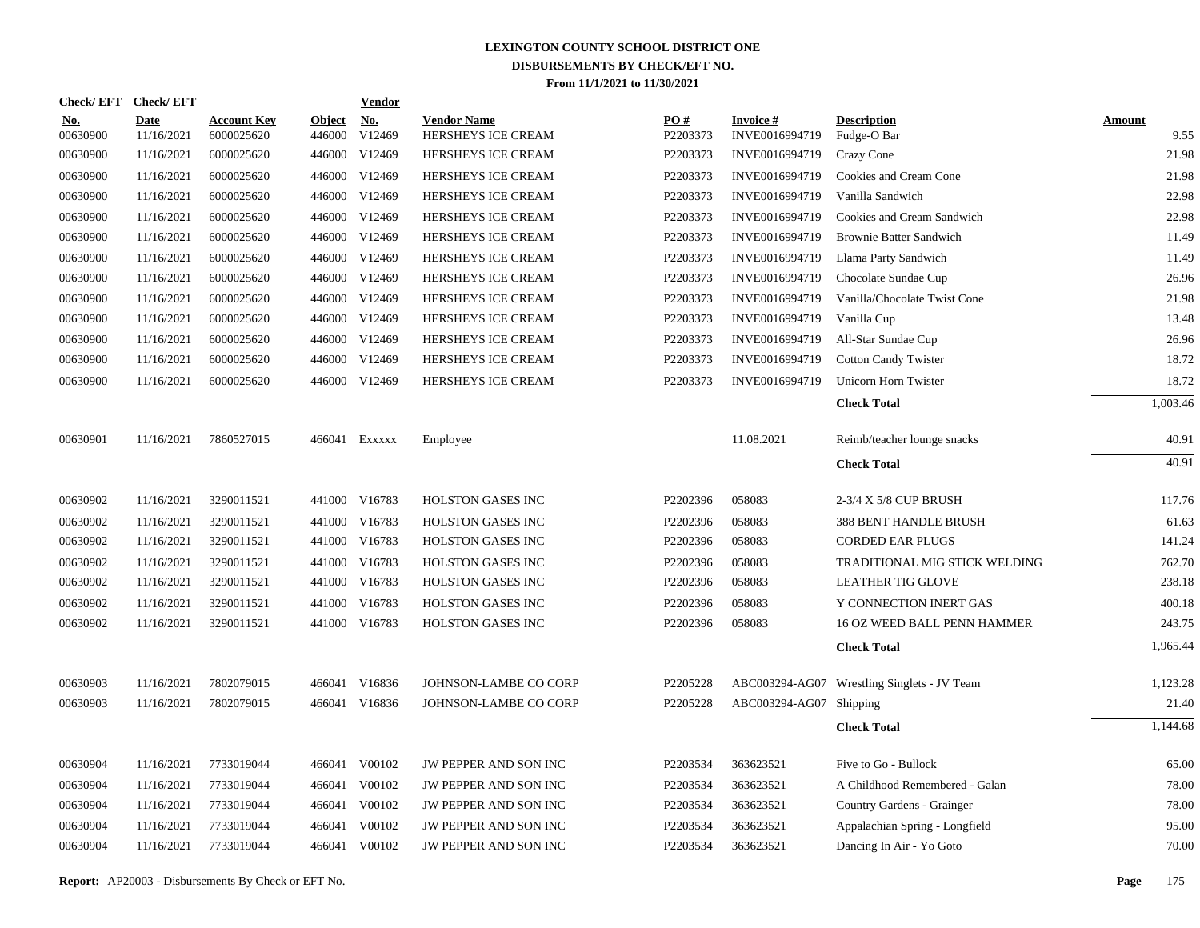# LEXINGTON COUNTY SCHOOL DISTRICT ONE
## DISBURSEMENTS BY CHECK/EFT NO.
### From 11/1/2021 to 11/30/2021

| Check/ EFT No. | Check/ EFT Date | Account Key | Object | Vendor No. | Vendor Name | PO # | Invoice # | Description | Amount |
|---|---|---|---|---|---|---|---|---|---|
| 00630900 | 11/16/2021 | 6000025620 | 446000 | V12469 | HERSHEYS ICE CREAM | P2203373 | INVE0016994719 | Fudge-O Bar | 9.55 |
| 00630900 | 11/16/2021 | 6000025620 | 446000 | V12469 | HERSHEYS ICE CREAM | P2203373 | INVE0016994719 | Crazy Cone | 21.98 |
| 00630900 | 11/16/2021 | 6000025620 | 446000 | V12469 | HERSHEYS ICE CREAM | P2203373 | INVE0016994719 | Cookies and Cream Cone | 21.98 |
| 00630900 | 11/16/2021 | 6000025620 | 446000 | V12469 | HERSHEYS ICE CREAM | P2203373 | INVE0016994719 | Vanilla Sandwich | 22.98 |
| 00630900 | 11/16/2021 | 6000025620 | 446000 | V12469 | HERSHEYS ICE CREAM | P2203373 | INVE0016994719 | Cookies and Cream Sandwich | 22.98 |
| 00630900 | 11/16/2021 | 6000025620 | 446000 | V12469 | HERSHEYS ICE CREAM | P2203373 | INVE0016994719 | Brownie Batter Sandwich | 11.49 |
| 00630900 | 11/16/2021 | 6000025620 | 446000 | V12469 | HERSHEYS ICE CREAM | P2203373 | INVE0016994719 | Llama Party Sandwich | 11.49 |
| 00630900 | 11/16/2021 | 6000025620 | 446000 | V12469 | HERSHEYS ICE CREAM | P2203373 | INVE0016994719 | Chocolate Sundae Cup | 26.96 |
| 00630900 | 11/16/2021 | 6000025620 | 446000 | V12469 | HERSHEYS ICE CREAM | P2203373 | INVE0016994719 | Vanilla/Chocolate Twist Cone | 21.98 |
| 00630900 | 11/16/2021 | 6000025620 | 446000 | V12469 | HERSHEYS ICE CREAM | P2203373 | INVE0016994719 | Vanilla Cup | 13.48 |
| 00630900 | 11/16/2021 | 6000025620 | 446000 | V12469 | HERSHEYS ICE CREAM | P2203373 | INVE0016994719 | All-Star Sundae Cup | 26.96 |
| 00630900 | 11/16/2021 | 6000025620 | 446000 | V12469 | HERSHEYS ICE CREAM | P2203373 | INVE0016994719 | Cotton Candy Twister | 18.72 |
| 00630900 | 11/16/2021 | 6000025620 | 446000 | V12469 | HERSHEYS ICE CREAM | P2203373 | INVE0016994719 | Unicorn Horn Twister | 18.72 |
| | | | | | | | | **Check Total** | 1,003.46 |
| 00630901 | 11/16/2021 | 7860527015 | 466041 | Exxxxx | Employee | | 11.08.2021 | Reimb/teacher lounge snacks | 40.91 |
| | | | | | | | | **Check Total** | 40.91 |
| 00630902 | 11/16/2021 | 3290011521 | 441000 | V16783 | HOLSTON GASES INC | P2202396 | 058083 | 2-3/4 X 5/8 CUP BRUSH | 117.76 |
| 00630902 | 11/16/2021 | 3290011521 | 441000 | V16783 | HOLSTON GASES INC | P2202396 | 058083 | 388 BENT HANDLE BRUSH | 61.63 |
| 00630902 | 11/16/2021 | 3290011521 | 441000 | V16783 | HOLSTON GASES INC | P2202396 | 058083 | CORDED EAR PLUGS | 141.24 |
| 00630902 | 11/16/2021 | 3290011521 | 441000 | V16783 | HOLSTON GASES INC | P2202396 | 058083 | TRADITIONAL MIG STICK WELDING | 762.70 |
| 00630902 | 11/16/2021 | 3290011521 | 441000 | V16783 | HOLSTON GASES INC | P2202396 | 058083 | LEATHER TIG GLOVE | 238.18 |
| 00630902 | 11/16/2021 | 3290011521 | 441000 | V16783 | HOLSTON GASES INC | P2202396 | 058083 | Y CONNECTION INERT GAS | 400.18 |
| 00630902 | 11/16/2021 | 3290011521 | 441000 | V16783 | HOLSTON GASES INC | P2202396 | 058083 | 16 OZ WEED BALL PENN HAMMER | 243.75 |
| | | | | | | | | **Check Total** | 1,965.44 |
| 00630903 | 11/16/2021 | 7802079015 | 466041 | V16836 | JOHNSON-LAMBE CO CORP | P2205228 | ABC003294-AG07 | Wrestling Singlets - JV Team | 1,123.28 |
| 00630903 | 11/16/2021 | 7802079015 | 466041 | V16836 | JOHNSON-LAMBE CO CORP | P2205228 | ABC003294-AG07 | Shipping | 21.40 |
| | | | | | | | | **Check Total** | 1,144.68 |
| 00630904 | 11/16/2021 | 7733019044 | 466041 | V00102 | JW PEPPER AND SON INC | P2203534 | 363623521 | Five to Go - Bullock | 65.00 |
| 00630904 | 11/16/2021 | 7733019044 | 466041 | V00102 | JW PEPPER AND SON INC | P2203534 | 363623521 | A Childhood Remembered - Galan | 78.00 |
| 00630904 | 11/16/2021 | 7733019044 | 466041 | V00102 | JW PEPPER AND SON INC | P2203534 | 363623521 | Country Gardens - Grainger | 78.00 |
| 00630904 | 11/16/2021 | 7733019044 | 466041 | V00102 | JW PEPPER AND SON INC | P2203534 | 363623521 | Appalachian Spring - Longfield | 95.00 |
| 00630904 | 11/16/2021 | 7733019044 | 466041 | V00102 | JW PEPPER AND SON INC | P2203534 | 363623521 | Dancing In Air - Yo Goto | 70.00 |

**Report:** AP20003 - Disbursements By Check or EFT No.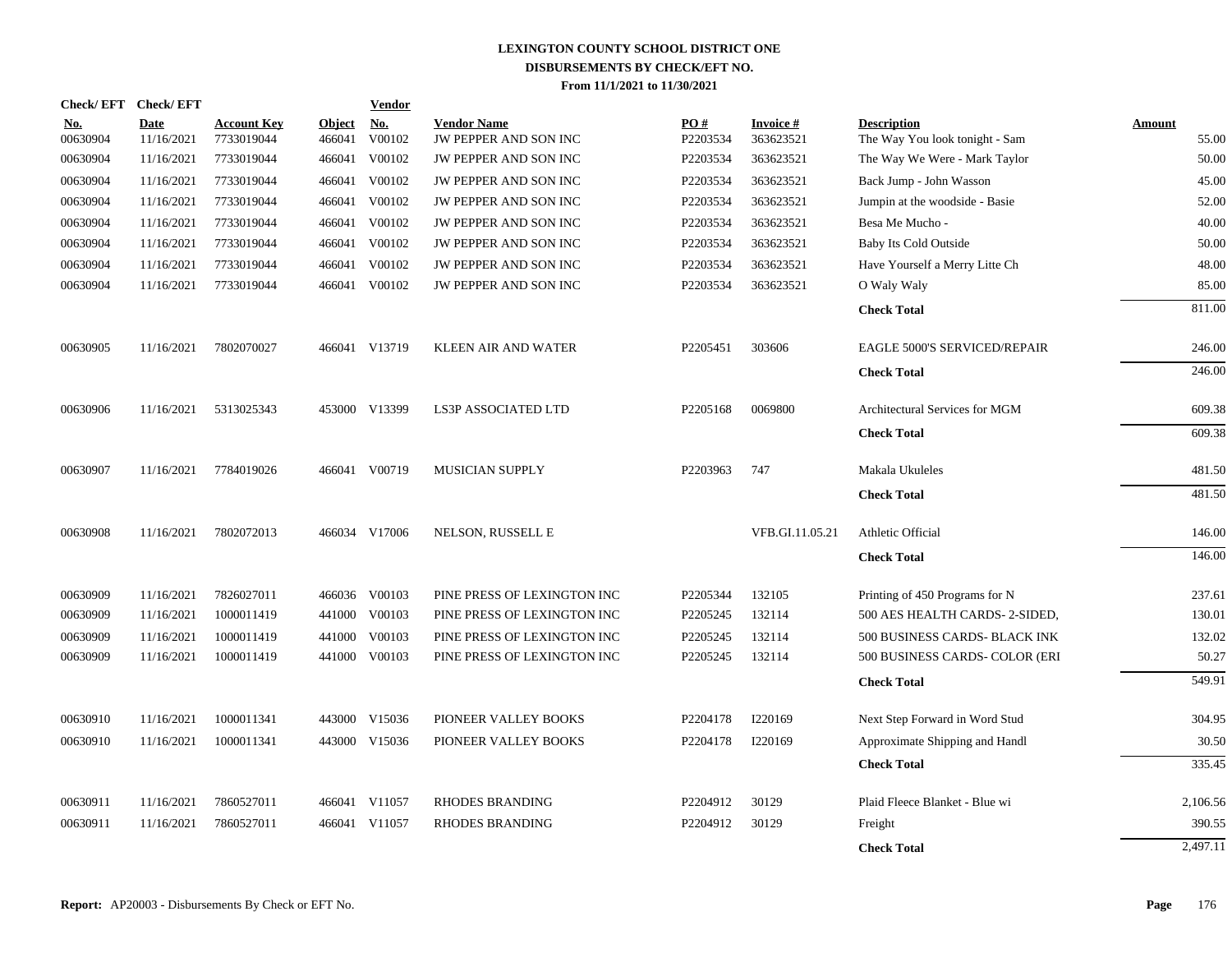# LEXINGTON COUNTY SCHOOL DISTRICT ONE
## DISBURSEMENTS BY CHECK/EFT NO.
### From 11/1/2021 to 11/30/2021

| Check/ EFT No. | Check/ EFT Date | Account Key | Object | Vendor No. | Vendor Name | PO # | Invoice # | Description | Amount |
|---|---|---|---|---|---|---|---|---|---|
| 00630904 | 11/16/2021 | 7733019044 | 466041 | V00102 | JW PEPPER AND SON INC | P2203534 | 363623521 | The Way You look tonight - Sam | 55.00 |
| 00630904 | 11/16/2021 | 7733019044 | 466041 | V00102 | JW PEPPER AND SON INC | P2203534 | 363623521 | The Way We Were - Mark Taylor | 50.00 |
| 00630904 | 11/16/2021 | 7733019044 | 466041 | V00102 | JW PEPPER AND SON INC | P2203534 | 363623521 | Back Jump - John Wasson | 45.00 |
| 00630904 | 11/16/2021 | 7733019044 | 466041 | V00102 | JW PEPPER AND SON INC | P2203534 | 363623521 | Jumpin at the woodside - Basie | 52.00 |
| 00630904 | 11/16/2021 | 7733019044 | 466041 | V00102 | JW PEPPER AND SON INC | P2203534 | 363623521 | Besa Me Mucho - | 40.00 |
| 00630904 | 11/16/2021 | 7733019044 | 466041 | V00102 | JW PEPPER AND SON INC | P2203534 | 363623521 | Baby Its Cold Outside | 50.00 |
| 00630904 | 11/16/2021 | 7733019044 | 466041 | V00102 | JW PEPPER AND SON INC | P2203534 | 363623521 | Have Yourself a Merry Litte Ch | 48.00 |
| 00630904 | 11/16/2021 | 7733019044 | 466041 | V00102 | JW PEPPER AND SON INC | P2203534 | 363623521 | O Waly Waly | 85.00 |
| | | | | | | | | **Check Total** | 811.00 |
| 00630905 | 11/16/2021 | 7802070027 | 466041 | V13719 | KLEEN AIR AND WATER | P2205451 | 303606 | EAGLE 5000'S SERVICED/REPAIR | 246.00 |
| | | | | | | | | **Check Total** | 246.00 |
| 00630906 | 11/16/2021 | 5313025343 | 453000 | V13399 | LS3P ASSOCIATED LTD | P2205168 | 0069800 | Architectural Services for MGM | 609.38 |
| | | | | | | | | **Check Total** | 609.38 |
| 00630907 | 11/16/2021 | 7784019026 | 466041 | V00719 | MUSICIAN SUPPLY | P2203963 | 747 | Makala Ukuleles | 481.50 |
| | | | | | | | | **Check Total** | 481.50 |
| 00630908 | 11/16/2021 | 7802072013 | 466034 | V17006 | NELSON, RUSSELL E | | VFB.GI.11.05.21 | Athletic Official | 146.00 |
| | | | | | | | | **Check Total** | 146.00 |
| 00630909 | 11/16/2021 | 7826027011 | 466036 | V00103 | PINE PRESS OF LEXINGTON INC | P2205344 | 132105 | Printing of 450 Programs for N | 237.61 |
| 00630909 | 11/16/2021 | 1000011419 | 441000 | V00103 | PINE PRESS OF LEXINGTON INC | P2205245 | 132114 | 500 AES HEALTH CARDS- 2-SIDED, | 130.01 |
| 00630909 | 11/16/2021 | 1000011419 | 441000 | V00103 | PINE PRESS OF LEXINGTON INC | P2205245 | 132114 | 500 BUSINESS CARDS- BLACK INK | 132.02 |
| 00630909 | 11/16/2021 | 1000011419 | 441000 | V00103 | PINE PRESS OF LEXINGTON INC | P2205245 | 132114 | 500 BUSINESS CARDS- COLOR (ERI | 50.27 |
| | | | | | | | | **Check Total** | 549.91 |
| 00630910 | 11/16/2021 | 1000011341 | 443000 | V15036 | PIONEER VALLEY BOOKS | P2204178 | I220169 | Next Step Forward in Word Stud | 304.95 |
| 00630910 | 11/16/2021 | 1000011341 | 443000 | V15036 | PIONEER VALLEY BOOKS | P2204178 | I220169 | Approximate Shipping and Handl | 30.50 |
| | | | | | | | | **Check Total** | 335.45 |
| 00630911 | 11/16/2021 | 7860527011 | 466041 | V11057 | RHODES BRANDING | P2204912 | 30129 | Plaid Fleece Blanket - Blue wi | 2,106.56 |
| 00630911 | 11/16/2021 | 7860527011 | 466041 | V11057 | RHODES BRANDING | P2204912 | 30129 | Freight | 390.55 |
| | | | | | | | | **Check Total** | 2,497.11 |

**Report:** AP20003 - Disbursements By Check or EFT No.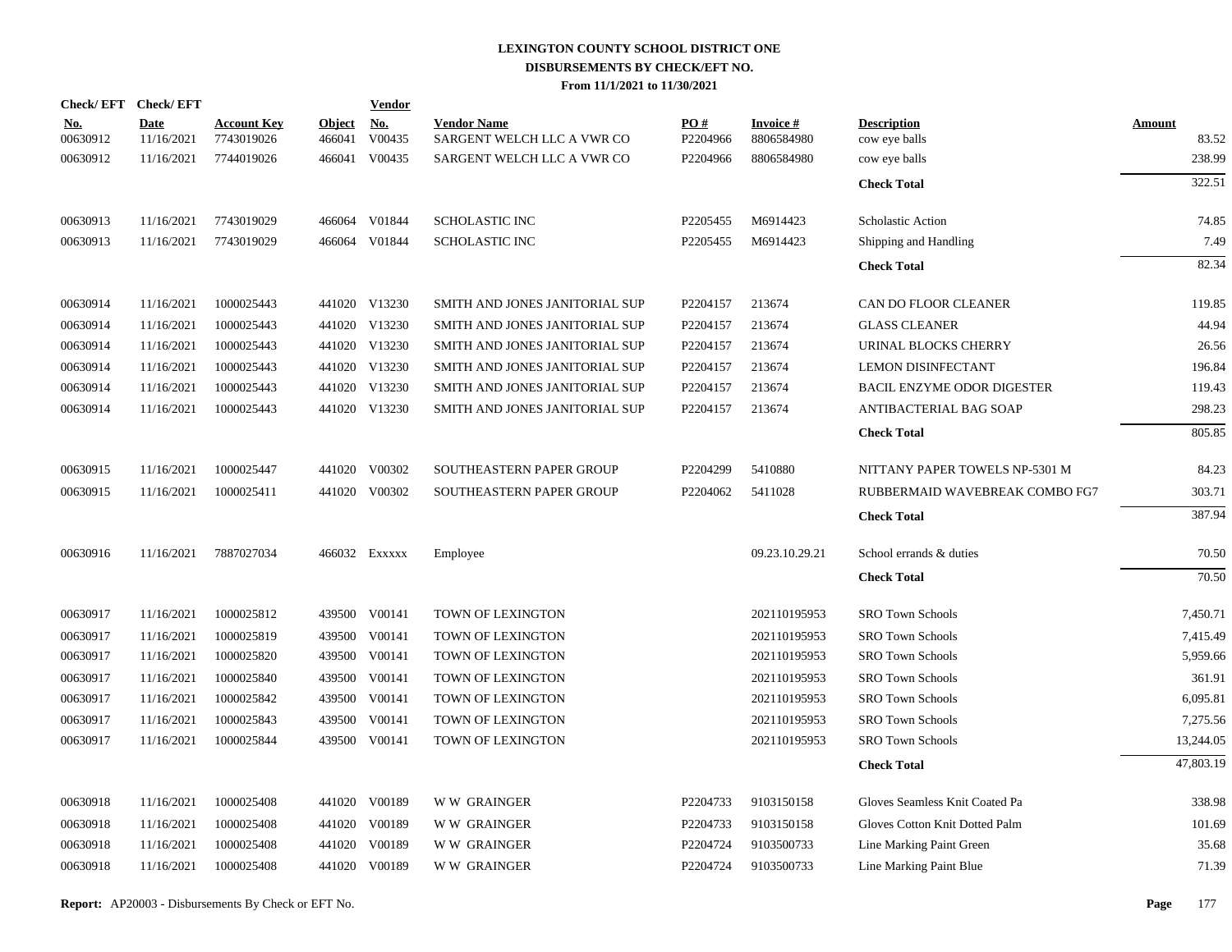# LEXINGTON COUNTY SCHOOL DISTRICT ONE
## DISBURSEMENTS BY CHECK/EFT NO.
### From 11/1/2021 to 11/30/2021

| Check/ EFT No. | Check/ EFT Date | Account Key | Object | Vendor No. | Vendor Name | PO # | Invoice # | Description | Amount |
|---|---|---|---|---|---|---|---|---|---|
| 00630912 | 11/16/2021 | 7743019026 | 466041 | V00435 | SARGENT WELCH LLC A VWR CO | P2204966 | 8806584980 | cow eye balls | 83.52 |
| 00630912 | 11/16/2021 | 7744019026 | 466041 | V00435 | SARGENT WELCH LLC A VWR CO | P2204966 | 8806584980 | cow eye balls | 238.99 |
| | | | | | | | | **Check Total** | 322.51 |
| 00630913 | 11/16/2021 | 7743019029 | 466064 | V01844 | SCHOLASTIC INC | P2205455 | M6914423 | Scholastic Action | 74.85 |
| 00630913 | 11/16/2021 | 7743019029 | 466064 | V01844 | SCHOLASTIC INC | P2205455 | M6914423 | Shipping and Handling | 7.49 |
| | | | | | | | | **Check Total** | 82.34 |
| 00630914 | 11/16/2021 | 1000025443 | 441020 | V13230 | SMITH AND JONES JANITORIAL SUP | P2204157 | 213674 | CAN DO FLOOR CLEANER | 119.85 |
| 00630914 | 11/16/2021 | 1000025443 | 441020 | V13230 | SMITH AND JONES JANITORIAL SUP | P2204157 | 213674 | GLASS CLEANER | 44.94 |
| 00630914 | 11/16/2021 | 1000025443 | 441020 | V13230 | SMITH AND JONES JANITORIAL SUP | P2204157 | 213674 | URINAL BLOCKS CHERRY | 26.56 |
| 00630914 | 11/16/2021 | 1000025443 | 441020 | V13230 | SMITH AND JONES JANITORIAL SUP | P2204157 | 213674 | LEMON DISINFECTANT | 196.84 |
| 00630914 | 11/16/2021 | 1000025443 | 441020 | V13230 | SMITH AND JONES JANITORIAL SUP | P2204157 | 213674 | BACIL ENZYME ODOR DIGESTER | 119.43 |
| 00630914 | 11/16/2021 | 1000025443 | 441020 | V13230 | SMITH AND JONES JANITORIAL SUP | P2204157 | 213674 | ANTIBACTERIAL BAG SOAP | 298.23 |
| | | | | | | | | **Check Total** | 805.85 |
| 00630915 | 11/16/2021 | 1000025447 | 441020 | V00302 | SOUTHEASTERN PAPER GROUP | P2204299 | 5410880 | NITTANY PAPER TOWELS NP-5301 M | 84.23 |
| 00630915 | 11/16/2021 | 1000025411 | 441020 | V00302 | SOUTHEASTERN PAPER GROUP | P2204062 | 5411028 | RUBBERMAID WAVEBREAK COMBO FG7 | 303.71 |
| | | | | | | | | **Check Total** | 387.94 |
| 00630916 | 11/16/2021 | 7887027034 | 466032 | Exxxxx | Employee | | 09.23.10.29.21 | School errands & duties | 70.50 |
| | | | | | | | | **Check Total** | 70.50 |
| 00630917 | 11/16/2021 | 1000025812 | 439500 | V00141 | TOWN OF LEXINGTON | | 202110195953 | SRO Town Schools | 7,450.71 |
| 00630917 | 11/16/2021 | 1000025819 | 439500 | V00141 | TOWN OF LEXINGTON | | 202110195953 | SRO Town Schools | 7,415.49 |
| 00630917 | 11/16/2021 | 1000025820 | 439500 | V00141 | TOWN OF LEXINGTON | | 202110195953 | SRO Town Schools | 5,959.66 |
| 00630917 | 11/16/2021 | 1000025840 | 439500 | V00141 | TOWN OF LEXINGTON | | 202110195953 | SRO Town Schools | 361.91 |
| 00630917 | 11/16/2021 | 1000025842 | 439500 | V00141 | TOWN OF LEXINGTON | | 202110195953 | SRO Town Schools | 6,095.81 |
| 00630917 | 11/16/2021 | 1000025843 | 439500 | V00141 | TOWN OF LEXINGTON | | 202110195953 | SRO Town Schools | 7,275.56 |
| 00630917 | 11/16/2021 | 1000025844 | 439500 | V00141 | TOWN OF LEXINGTON | | 202110195953 | SRO Town Schools | 13,244.05 |
| | | | | | | | | **Check Total** | 47,803.19 |
| 00630918 | 11/16/2021 | 1000025408 | 441020 | V00189 | W W GRAINGER | P2204733 | 9103150158 | Gloves Seamless Knit Coated Pa | 338.98 |
| 00630918 | 11/16/2021 | 1000025408 | 441020 | V00189 | W W GRAINGER | P2204733 | 9103150158 | Gloves Cotton Knit Dotted Palm | 101.69 |
| 00630918 | 11/16/2021 | 1000025408 | 441020 | V00189 | W W GRAINGER | P2204724 | 9103500733 | Line Marking Paint Green | 35.68 |
| 00630918 | 11/16/2021 | 1000025408 | 441020 | V00189 | W W GRAINGER | P2204724 | 9103500733 | Line Marking Paint Blue | 71.39 |

**Report:** AP20003 - Disbursements By Check or EFT No.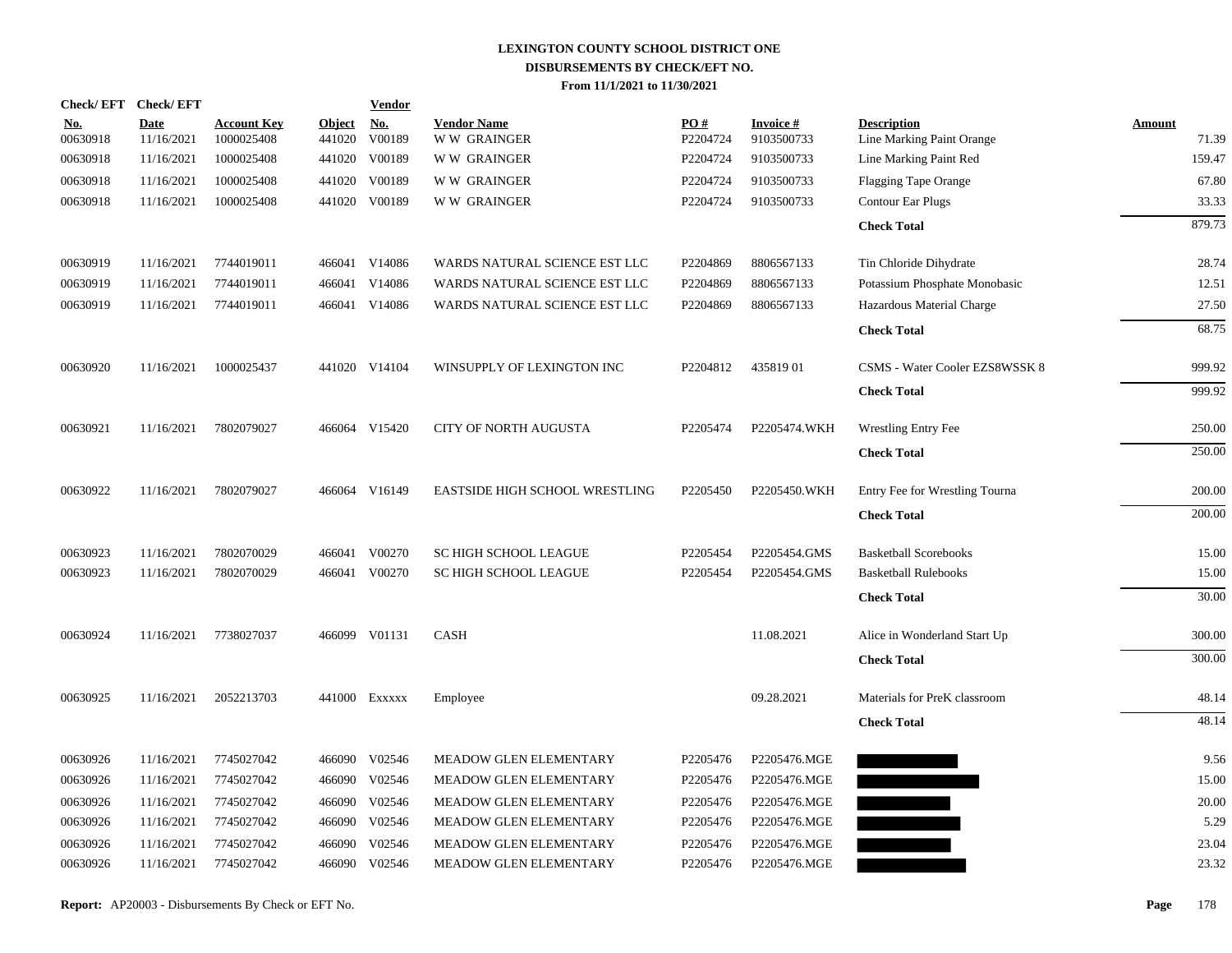**LEXINGTON COUNTY SCHOOL DISTRICT ONE**
**DISBURSEMENTS BY CHECK/EFT NO.**
**From 11/1/2021 to 11/30/2021**

| Check/ EFT No. | Check/ EFT Date | Account Key | Object | Vendor No. | Vendor Name | PO # | Invoice # | Description | Amount |
|---|---|---|---|---|---|---|---|---|---|
| 00630918 | 11/16/2021 | 1000025408 | 441020 | V00189 | W W GRAINGER | P2204724 | 9103500733 | Line Marking Paint Orange | 71.39 |
| 00630918 | 11/16/2021 | 1000025408 | 441020 | V00189 | W W GRAINGER | P2204724 | 9103500733 | Line Marking Paint Red | 159.47 |
| 00630918 | 11/16/2021 | 1000025408 | 441020 | V00189 | W W GRAINGER | P2204724 | 9103500733 | Flagging Tape Orange | 67.80 |
| 00630918 | 11/16/2021 | 1000025408 | 441020 | V00189 | W W GRAINGER | P2204724 | 9103500733 | Contour Ear Plugs | 33.33 |
| | | | | | | | | **Check Total** | 879.73 |
| 00630919 | 11/16/2021 | 7744019011 | 466041 | V14086 | WARDS NATURAL SCIENCE EST LLC | P2204869 | 8806567133 | Tin Chloride Dihydrate | 28.74 |
| 00630919 | 11/16/2021 | 7744019011 | 466041 | V14086 | WARDS NATURAL SCIENCE EST LLC | P2204869 | 8806567133 | Potassium Phosphate Monobasic | 12.51 |
| 00630919 | 11/16/2021 | 7744019011 | 466041 | V14086 | WARDS NATURAL SCIENCE EST LLC | P2204869 | 8806567133 | Hazardous Material Charge | 27.50 |
| | | | | | | | | **Check Total** | 68.75 |
| 00630920 | 11/16/2021 | 1000025437 | 441020 | V14104 | WINSUPPLY OF LEXINGTON INC | P2204812 | 435819 01 | CSMS - Water Cooler EZS8WSSK 8 | 999.92 |
| | | | | | | | | **Check Total** | 999.92 |
| 00630921 | 11/16/2021 | 7802079027 | 466064 | V15420 | CITY OF NORTH AUGUSTA | P2205474 | P2205474.WKH | Wrestling Entry Fee | 250.00 |
| | | | | | | | | **Check Total** | 250.00 |
| 00630922 | 11/16/2021 | 7802079027 | 466064 | V16149 | EASTSIDE HIGH SCHOOL WRESTLING | P2205450 | P2205450.WKH | Entry Fee for Wrestling Tourna | 200.00 |
| | | | | | | | | **Check Total** | 200.00 |
| 00630923 | 11/16/2021 | 7802070029 | 466041 | V00270 | SC HIGH SCHOOL LEAGUE | P2205454 | P2205454.GMS | Basketball Scorebooks | 15.00 |
| 00630923 | 11/16/2021 | 7802070029 | 466041 | V00270 | SC HIGH SCHOOL LEAGUE | P2205454 | P2205454.GMS | Basketball Rulebooks | 15.00 |
| | | | | | | | | **Check Total** | 30.00 |
| 00630924 | 11/16/2021 | 7738027037 | 466099 | V01131 | CASH | | 11.08.2021 | Alice in Wonderland Start Up | 300.00 |
| | | | | | | | | **Check Total** | 300.00 |
| 00630925 | 11/16/2021 | 2052213703 | 441000 | Exxxxx | Employee | | 09.28.2021 | Materials for PreK classroom | 48.14 |
| | | | | | | | | **Check Total** | 48.14 |
| 00630926 | 11/16/2021 | 7745027042 | 466090 | V02546 | MEADOW GLEN ELEMENTARY | P2205476 | P2205476.MGE | | 9.56 |
| 00630926 | 11/16/2021 | 7745027042 | 466090 | V02546 | MEADOW GLEN ELEMENTARY | P2205476 | P2205476.MGE | | 15.00 |
| 00630926 | 11/16/2021 | 7745027042 | 466090 | V02546 | MEADOW GLEN ELEMENTARY | P2205476 | P2205476.MGE | | 20.00 |
| 00630926 | 11/16/2021 | 7745027042 | 466090 | V02546 | MEADOW GLEN ELEMENTARY | P2205476 | P2205476.MGE | | 5.29 |
| 00630926 | 11/16/2021 | 7745027042 | 466090 | V02546 | MEADOW GLEN ELEMENTARY | P2205476 | P2205476.MGE | | 23.04 |
| 00630926 | 11/16/2021 | 7745027042 | 466090 | V02546 | MEADOW GLEN ELEMENTARY | P2205476 | P2205476.MGE | | 23.32 |

**Report:** AP20003 - Disbursements By Check or EFT No.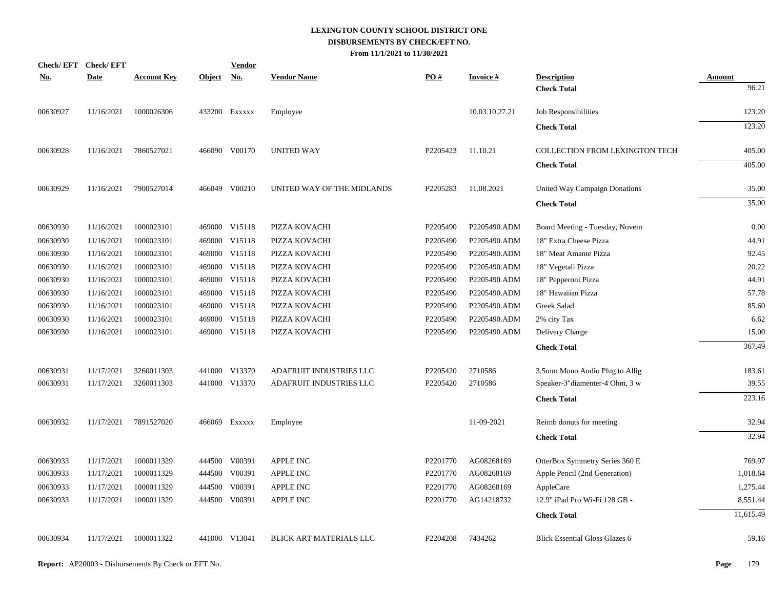# LEXINGTON COUNTY SCHOOL DISTRICT ONE
## DISBURSEMENTS BY CHECK/EFT NO.
### From 11/1/2021 to 11/30/2021

| Check/ EFT No. | Check/ EFT Date | Account Key | Object | Vendor No. | Vendor Name | PO # | Invoice # | Description | Amount |
|---|---|---|---|---|---|---|---|---|---|
| | | | | | | | | **Check Total** | 96.21 |
| 00630927 | 11/16/2021 | 1000026306 | 433200 | Exxxxx | Employee | | 10.03.10.27.21 | Job Responsibilities | 123.20 |
| | | | | | | | | **Check Total** | 123.20 |
| 00630928 | 11/16/2021 | 7860527021 | 466090 | V00170 | UNITED WAY | P2205423 | 11.10.21 | COLLECTION FROM LEXINGTON TECH | 405.00 |
| | | | | | | | | **Check Total** | 405.00 |
| 00630929 | 11/16/2021 | 7900527014 | 466049 | V00210 | UNITED WAY OF THE MIDLANDS | P2205283 | 11.08.2021 | United Way Campaign Donations | 35.00 |
| | | | | | | | | **Check Total** | 35.00 |
| 00630930 | 11/16/2021 | 1000023101 | 469000 | V15118 | PIZZA KOVACHI | P2205490 | P2205490.ADM | Board Meeting - Tuesday, Novem | 0.00 |
| 00630930 | 11/16/2021 | 1000023101 | 469000 | V15118 | PIZZA KOVACHI | P2205490 | P2205490.ADM | 18" Extra Cheese Pizza | 44.91 |
| 00630930 | 11/16/2021 | 1000023101 | 469000 | V15118 | PIZZA KOVACHI | P2205490 | P2205490.ADM | 18" Meat Amante Pizza | 92.45 |
| 00630930 | 11/16/2021 | 1000023101 | 469000 | V15118 | PIZZA KOVACHI | P2205490 | P2205490.ADM | 18" Vegetali Pizza | 20.22 |
| 00630930 | 11/16/2021 | 1000023101 | 469000 | V15118 | PIZZA KOVACHI | P2205490 | P2205490.ADM | 18" Pepperoni Pizza | 44.91 |
| 00630930 | 11/16/2021 | 1000023101 | 469000 | V15118 | PIZZA KOVACHI | P2205490 | P2205490.ADM | 18" Hawaiian Pizza | 57.78 |
| 00630930 | 11/16/2021 | 1000023101 | 469000 | V15118 | PIZZA KOVACHI | P2205490 | P2205490.ADM | Greek Salad | 85.60 |
| 00630930 | 11/16/2021 | 1000023101 | 469000 | V15118 | PIZZA KOVACHI | P2205490 | P2205490.ADM | 2% city Tax | 6.62 |
| 00630930 | 11/16/2021 | 1000023101 | 469000 | V15118 | PIZZA KOVACHI | P2205490 | P2205490.ADM | Delivery Charge | 15.00 |
| | | | | | | | | **Check Total** | 367.49 |
| 00630931 | 11/17/2021 | 3260011303 | 441000 | V13370 | ADAFRUIT INDUSTRIES LLC | P2205420 | 2710586 | 3.5mm Mono Audio Plug to Allig | 183.61 |
| 00630931 | 11/17/2021 | 3260011303 | 441000 | V13370 | ADAFRUIT INDUSTRIES LLC | P2205420 | 2710586 | Speaker-3"diamenter-4 Ohm, 3 w | 39.55 |
| | | | | | | | | **Check Total** | 223.16 |
| 00630932 | 11/17/2021 | 7891527020 | 466069 | Exxxxx | Employee | | 11-09-2021 | Reimb donuts for meeting | 32.94 |
| | | | | | | | | **Check Total** | 32.94 |
| 00630933 | 11/17/2021 | 1000011329 | 444500 | V00391 | APPLE INC | P2201770 | AG08268169 | OtterBox Symmetry Series 360 E | 769.97 |
| 00630933 | 11/17/2021 | 1000011329 | 444500 | V00391 | APPLE INC | P2201770 | AG08268169 | Apple Pencil (2nd Generation) | 1,018.64 |
| 00630933 | 11/17/2021 | 1000011329 | 444500 | V00391 | APPLE INC | P2201770 | AG08268169 | AppleCare | 1,275.44 |
| 00630933 | 11/17/2021 | 1000011329 | 444500 | V00391 | APPLE INC | P2201770 | AG14218732 | 12.9" iPad Pro Wi-Fi 128 GB - | 8,551.44 |
| | | | | | | | | **Check Total** | 11,615.49 |
| 00630934 | 11/17/2021 | 1000011322 | 441000 | V13041 | BLICK ART MATERIALS LLC | P2204208 | 7434262 | Blick Essential Gloss Glazes 6 | 59.16 |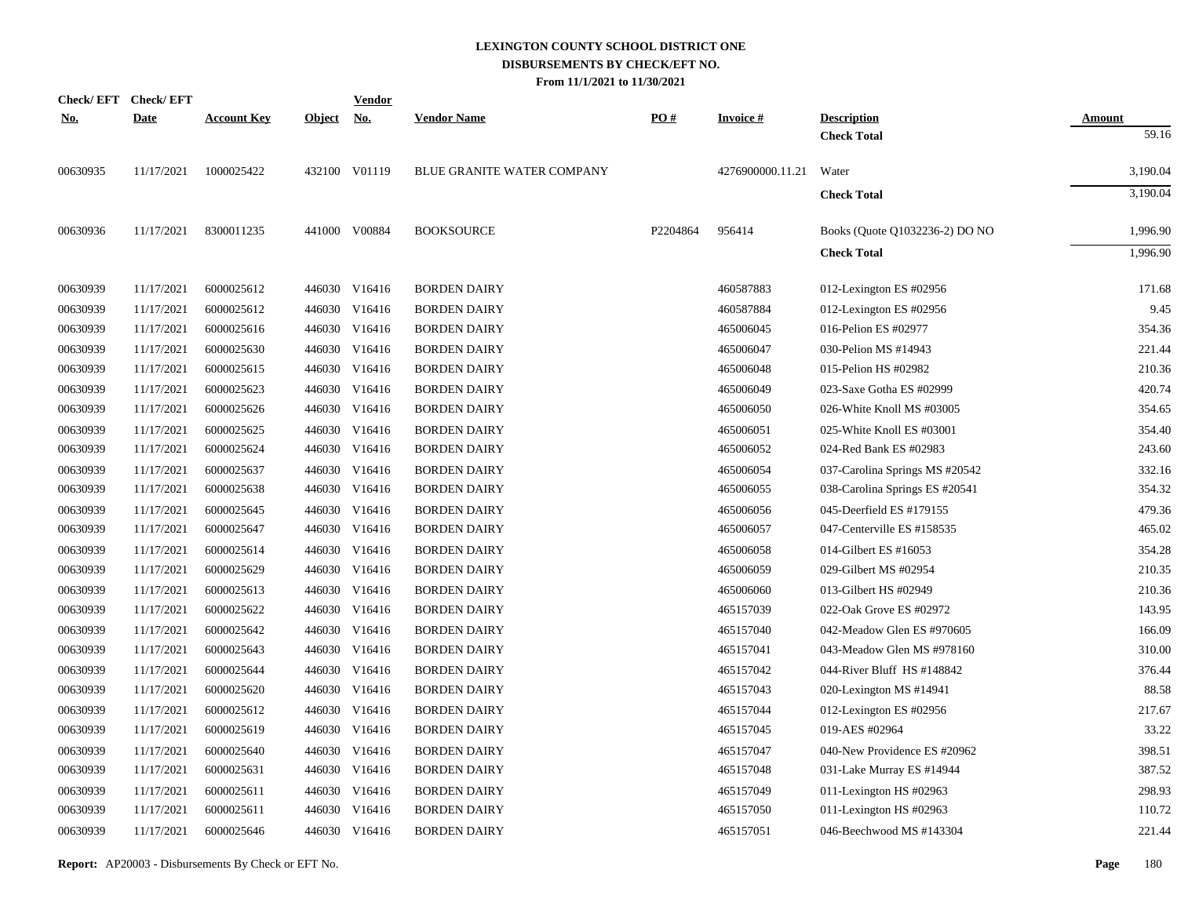# LEXINGTON COUNTY SCHOOL DISTRICT ONE
## DISBURSEMENTS BY CHECK/EFT NO.
### From 11/1/2021 to 11/30/2021

| Check/ EFT No. | Check/ EFT Date | Account Key | Object | Vendor No. | Vendor Name | PO # | Invoice # | Description | Amount |
|---|---|---|---|---|---|---|---|---|---|
| | | | | | | | | **Check Total** | 59.16 |
| 00630935 | 11/17/2021 | 1000025422 | 432100 | V01119 | BLUE GRANITE WATER COMPANY | | 4276900000.11.21 | Water | 3,190.04 |
| | | | | | | | | **Check Total** | 3,190.04 |
| 00630936 | 11/17/2021 | 8300011235 | 441000 | V00884 | BOOKSOURCE | P2204864 | 956414 | Books (Quote Q1032236-2) DO NO | 1,996.90 |
| | | | | | | | | **Check Total** | 1,996.90 |
| 00630939 | 11/17/2021 | 6000025612 | 446030 | V16416 | BORDEN DAIRY | | 460587883 | 012-Lexington ES #02956 | 171.68 |
| 00630939 | 11/17/2021 | 6000025612 | 446030 | V16416 | BORDEN DAIRY | | 460587884 | 012-Lexington ES #02956 | 9.45 |
| 00630939 | 11/17/2021 | 6000025616 | 446030 | V16416 | BORDEN DAIRY | | 465006045 | 016-Pelion ES #02977 | 354.36 |
| 00630939 | 11/17/2021 | 6000025630 | 446030 | V16416 | BORDEN DAIRY | | 465006047 | 030-Pelion MS #14943 | 221.44 |
| 00630939 | 11/17/2021 | 6000025615 | 446030 | V16416 | BORDEN DAIRY | | 465006048 | 015-Pelion HS #02982 | 210.36 |
| 00630939 | 11/17/2021 | 6000025623 | 446030 | V16416 | BORDEN DAIRY | | 465006049 | 023-Saxe Gotha ES #02999 | 420.74 |
| 00630939 | 11/17/2021 | 6000025626 | 446030 | V16416 | BORDEN DAIRY | | 465006050 | 026-White Knoll MS #03005 | 354.65 |
| 00630939 | 11/17/2021 | 6000025625 | 446030 | V16416 | BORDEN DAIRY | | 465006051 | 025-White Knoll ES #03001 | 354.40 |
| 00630939 | 11/17/2021 | 6000025624 | 446030 | V16416 | BORDEN DAIRY | | 465006052 | 024-Red Bank ES #02983 | 243.60 |
| 00630939 | 11/17/2021 | 6000025637 | 446030 | V16416 | BORDEN DAIRY | | 465006054 | 037-Carolina Springs MS #20542 | 332.16 |
| 00630939 | 11/17/2021 | 6000025638 | 446030 | V16416 | BORDEN DAIRY | | 465006055 | 038-Carolina Springs ES #20541 | 354.32 |
| 00630939 | 11/17/2021 | 6000025645 | 446030 | V16416 | BORDEN DAIRY | | 465006056 | 045-Deerfield ES #179155 | 479.36 |
| 00630939 | 11/17/2021 | 6000025647 | 446030 | V16416 | BORDEN DAIRY | | 465006057 | 047-Centerville ES #158535 | 465.02 |
| 00630939 | 11/17/2021 | 6000025614 | 446030 | V16416 | BORDEN DAIRY | | 465006058 | 014-Gilbert ES #16053 | 354.28 |
| 00630939 | 11/17/2021 | 6000025629 | 446030 | V16416 | BORDEN DAIRY | | 465006059 | 029-Gilbert MS #02954 | 210.35 |
| 00630939 | 11/17/2021 | 6000025613 | 446030 | V16416 | BORDEN DAIRY | | 465006060 | 013-Gilbert HS #02949 | 210.36 |
| 00630939 | 11/17/2021 | 6000025622 | 446030 | V16416 | BORDEN DAIRY | | 465157039 | 022-Oak Grove ES #02972 | 143.95 |
| 00630939 | 11/17/2021 | 6000025642 | 446030 | V16416 | BORDEN DAIRY | | 465157040 | 042-Meadow Glen ES #970605 | 166.09 |
| 00630939 | 11/17/2021 | 6000025643 | 446030 | V16416 | BORDEN DAIRY | | 465157041 | 043-Meadow Glen MS #978160 | 310.00 |
| 00630939 | 11/17/2021 | 6000025644 | 446030 | V16416 | BORDEN DAIRY | | 465157042 | 044-River Bluff HS #148842 | 376.44 |
| 00630939 | 11/17/2021 | 6000025620 | 446030 | V16416 | BORDEN DAIRY | | 465157043 | 020-Lexington MS #14941 | 88.58 |
| 00630939 | 11/17/2021 | 6000025612 | 446030 | V16416 | BORDEN DAIRY | | 465157044 | 012-Lexington ES #02956 | 217.67 |
| 00630939 | 11/17/2021 | 6000025619 | 446030 | V16416 | BORDEN DAIRY | | 465157045 | 019-AES #02964 | 33.22 |
| 00630939 | 11/17/2021 | 6000025640 | 446030 | V16416 | BORDEN DAIRY | | 465157047 | 040-New Providence ES #20962 | 398.51 |
| 00630939 | 11/17/2021 | 6000025631 | 446030 | V16416 | BORDEN DAIRY | | 465157048 | 031-Lake Murray ES #14944 | 387.52 |
| 00630939 | 11/17/2021 | 6000025611 | 446030 | V16416 | BORDEN DAIRY | | 465157049 | 011-Lexington HS #02963 | 298.93 |
| 00630939 | 11/17/2021 | 6000025611 | 446030 | V16416 | BORDEN DAIRY | | 465157050 | 011-Lexington HS #02963 | 110.72 |
| 00630939 | 11/17/2021 | 6000025646 | 446030 | V16416 | BORDEN DAIRY | | 465157051 | 046-Beechwood MS #143304 | 221.44 |

**Report:** AP20003 - Disbursements By Check or EFT No.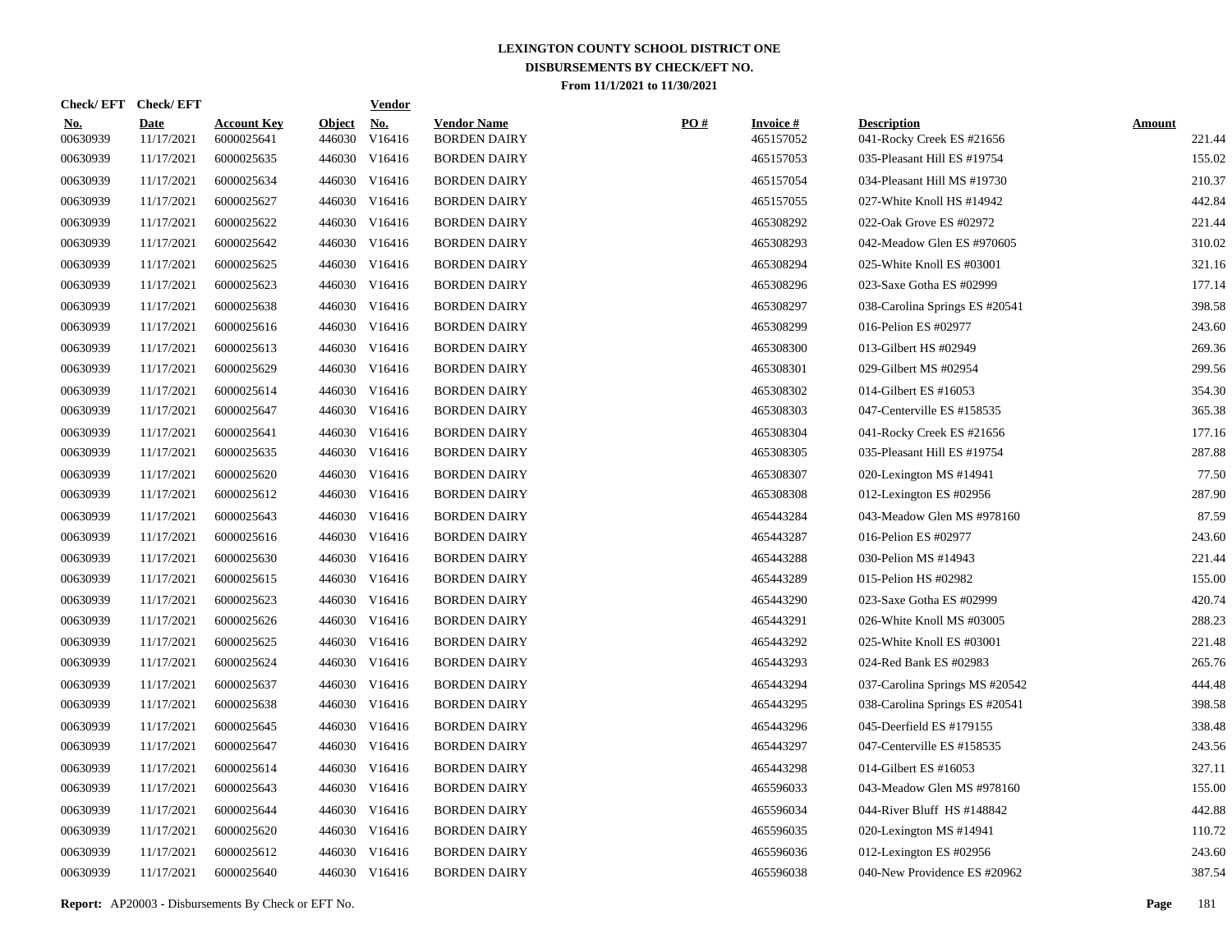# LEXINGTON COUNTY SCHOOL DISTRICT ONE
## DISBURSEMENTS BY CHECK/EFT NO.
### From 11/1/2021 to 11/30/2021

| Check/ EFT No. | Check/ EFT Date | Account Key | Object | Vendor No. | Vendor Name | PO # | Invoice # | Description | Amount |
|---|---|---|---|---|---|---|---|---|---|
| 00630939 | 11/17/2021 | 6000025641 | 446030 | V16416 | BORDEN DAIRY | | 465157052 | 041-Rocky Creek ES #21656 | 221.44 |
| 00630939 | 11/17/2021 | 6000025635 | 446030 | V16416 | BORDEN DAIRY | | 465157053 | 035-Pleasant Hill ES #19754 | 155.02 |
| 00630939 | 11/17/2021 | 6000025634 | 446030 | V16416 | BORDEN DAIRY | | 465157054 | 034-Pleasant Hill MS #19730 | 210.37 |
| 00630939 | 11/17/2021 | 6000025627 | 446030 | V16416 | BORDEN DAIRY | | 465157055 | 027-White Knoll HS #14942 | 442.84 |
| 00630939 | 11/17/2021 | 6000025622 | 446030 | V16416 | BORDEN DAIRY | | 465308292 | 022-Oak Grove ES #02972 | 221.44 |
| 00630939 | 11/17/2021 | 6000025642 | 446030 | V16416 | BORDEN DAIRY | | 465308293 | 042-Meadow Glen ES #970605 | 310.02 |
| 00630939 | 11/17/2021 | 6000025625 | 446030 | V16416 | BORDEN DAIRY | | 465308294 | 025-White Knoll ES #03001 | 321.16 |
| 00630939 | 11/17/2021 | 6000025623 | 446030 | V16416 | BORDEN DAIRY | | 465308296 | 023-Saxe Gotha ES #02999 | 177.14 |
| 00630939 | 11/17/2021 | 6000025638 | 446030 | V16416 | BORDEN DAIRY | | 465308297 | 038-Carolina Springs ES #20541 | 398.58 |
| 00630939 | 11/17/2021 | 6000025616 | 446030 | V16416 | BORDEN DAIRY | | 465308299 | 016-Pelion ES #02977 | 243.60 |
| 00630939 | 11/17/2021 | 6000025613 | 446030 | V16416 | BORDEN DAIRY | | 465308300 | 013-Gilbert HS #02949 | 269.36 |
| 00630939 | 11/17/2021 | 6000025629 | 446030 | V16416 | BORDEN DAIRY | | 465308301 | 029-Gilbert MS #02954 | 299.56 |
| 00630939 | 11/17/2021 | 6000025614 | 446030 | V16416 | BORDEN DAIRY | | 465308302 | 014-Gilbert ES #16053 | 354.30 |
| 00630939 | 11/17/2021 | 6000025647 | 446030 | V16416 | BORDEN DAIRY | | 465308303 | 047-Centerville ES #158535 | 365.38 |
| 00630939 | 11/17/2021 | 6000025641 | 446030 | V16416 | BORDEN DAIRY | | 465308304 | 041-Rocky Creek ES #21656 | 177.16 |
| 00630939 | 11/17/2021 | 6000025635 | 446030 | V16416 | BORDEN DAIRY | | 465308305 | 035-Pleasant Hill ES #19754 | 287.88 |
| 00630939 | 11/17/2021 | 6000025620 | 446030 | V16416 | BORDEN DAIRY | | 465308307 | 020-Lexington MS #14941 | 77.50 |
| 00630939 | 11/17/2021 | 6000025612 | 446030 | V16416 | BORDEN DAIRY | | 465308308 | 012-Lexington ES #02956 | 287.90 |
| 00630939 | 11/17/2021 | 6000025643 | 446030 | V16416 | BORDEN DAIRY | | 465443284 | 043-Meadow Glen MS #978160 | 87.59 |
| 00630939 | 11/17/2021 | 6000025616 | 446030 | V16416 | BORDEN DAIRY | | 465443287 | 016-Pelion ES #02977 | 243.60 |
| 00630939 | 11/17/2021 | 6000025630 | 446030 | V16416 | BORDEN DAIRY | | 465443288 | 030-Pelion MS #14943 | 221.44 |
| 00630939 | 11/17/2021 | 6000025615 | 446030 | V16416 | BORDEN DAIRY | | 465443289 | 015-Pelion HS #02982 | 155.00 |
| 00630939 | 11/17/2021 | 6000025623 | 446030 | V16416 | BORDEN DAIRY | | 465443290 | 023-Saxe Gotha ES #02999 | 420.74 |
| 00630939 | 11/17/2021 | 6000025626 | 446030 | V16416 | BORDEN DAIRY | | 465443291 | 026-White Knoll MS #03005 | 288.23 |
| 00630939 | 11/17/2021 | 6000025625 | 446030 | V16416 | BORDEN DAIRY | | 465443292 | 025-White Knoll ES #03001 | 221.48 |
| 00630939 | 11/17/2021 | 6000025624 | 446030 | V16416 | BORDEN DAIRY | | 465443293 | 024-Red Bank ES #02983 | 265.76 |
| 00630939 | 11/17/2021 | 6000025637 | 446030 | V16416 | BORDEN DAIRY | | 465443294 | 037-Carolina Springs MS #20542 | 444.48 |
| 00630939 | 11/17/2021 | 6000025638 | 446030 | V16416 | BORDEN DAIRY | | 465443295 | 038-Carolina Springs ES #20541 | 398.58 |
| 00630939 | 11/17/2021 | 6000025645 | 446030 | V16416 | BORDEN DAIRY | | 465443296 | 045-Deerfield ES #179155 | 338.48 |
| 00630939 | 11/17/2021 | 6000025647 | 446030 | V16416 | BORDEN DAIRY | | 465443297 | 047-Centerville ES #158535 | 243.56 |
| 00630939 | 11/17/2021 | 6000025614 | 446030 | V16416 | BORDEN DAIRY | | 465443298 | 014-Gilbert ES #16053 | 327.11 |
| 00630939 | 11/17/2021 | 6000025643 | 446030 | V16416 | BORDEN DAIRY | | 465596033 | 043-Meadow Glen MS #978160 | 155.00 |
| 00630939 | 11/17/2021 | 6000025644 | 446030 | V16416 | BORDEN DAIRY | | 465596034 | 044-River Bluff HS #148842 | 442.88 |
| 00630939 | 11/17/2021 | 6000025620 | 446030 | V16416 | BORDEN DAIRY | | 465596035 | 020-Lexington MS #14941 | 110.72 |
| 00630939 | 11/17/2021 | 6000025612 | 446030 | V16416 | BORDEN DAIRY | | 465596036 | 012-Lexington ES #02956 | 243.60 |
| 00630939 | 11/17/2021 | 6000025640 | 446030 | V16416 | BORDEN DAIRY | | 465596038 | 040-New Providence ES #20962 | 387.54 |

**Report:** AP20003 - Disbursements By Check or EFT No.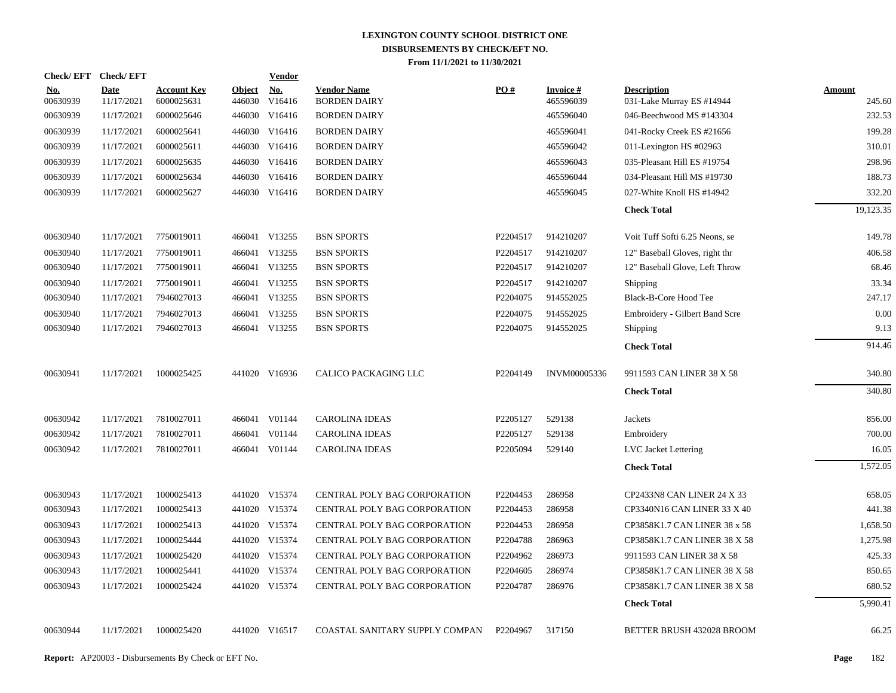**LEXINGTON COUNTY SCHOOL DISTRICT ONE**
**DISBURSEMENTS BY CHECK/EFT NO.**
**From 11/1/2021 to 11/30/2021**

| Check/ EFT No. | Check/ EFT Date | Account Key | Object | Vendor No. | Vendor Name | PO # | Invoice # | Description | Amount |
|---|---|---|---|---|---|---|---|---|---|
| 00630939 | 11/17/2021 | 6000025631 | 446030 | V16416 | BORDEN DAIRY | | 465596039 | 031-Lake Murray ES #14944 | 245.60 |
| 00630939 | 11/17/2021 | 6000025646 | 446030 | V16416 | BORDEN DAIRY | | 465596040 | 046-Beechwood MS #143304 | 232.53 |
| 00630939 | 11/17/2021 | 6000025641 | 446030 | V16416 | BORDEN DAIRY | | 465596041 | 041-Rocky Creek ES #21656 | 199.28 |
| 00630939 | 11/17/2021 | 6000025611 | 446030 | V16416 | BORDEN DAIRY | | 465596042 | 011-Lexington HS #02963 | 310.01 |
| 00630939 | 11/17/2021 | 6000025635 | 446030 | V16416 | BORDEN DAIRY | | 465596043 | 035-Pleasant Hill ES #19754 | 298.96 |
| 00630939 | 11/17/2021 | 6000025634 | 446030 | V16416 | BORDEN DAIRY | | 465596044 | 034-Pleasant Hill MS #19730 | 188.73 |
| 00630939 | 11/17/2021 | 6000025627 | 446030 | V16416 | BORDEN DAIRY | | 465596045 | 027-White Knoll HS #14942 | 332.20 |
| | | | | | | | | **Check Total** | 19,123.35 |
| 00630940 | 11/17/2021 | 7750019011 | 466041 | V13255 | BSN SPORTS | P2204517 | 914210207 | Voit Tuff Softi 6.25 Neons, se | 149.78 |
| 00630940 | 11/17/2021 | 7750019011 | 466041 | V13255 | BSN SPORTS | P2204517 | 914210207 | 12" Baseball Gloves, right thr | 406.58 |
| 00630940 | 11/17/2021 | 7750019011 | 466041 | V13255 | BSN SPORTS | P2204517 | 914210207 | 12" Baseball Glove, Left Throw | 68.46 |
| 00630940 | 11/17/2021 | 7750019011 | 466041 | V13255 | BSN SPORTS | P2204517 | 914210207 | Shipping | 33.34 |
| 00630940 | 11/17/2021 | 7946027013 | 466041 | V13255 | BSN SPORTS | P2204075 | 914552025 | Black-B-Core Hood Tee | 247.17 |
| 00630940 | 11/17/2021 | 7946027013 | 466041 | V13255 | BSN SPORTS | P2204075 | 914552025 | Embroidery - Gilbert Band Scre | 0.00 |
| 00630940 | 11/17/2021 | 7946027013 | 466041 | V13255 | BSN SPORTS | P2204075 | 914552025 | Shipping | 9.13 |
| | | | | | | | | **Check Total** | 914.46 |
| 00630941 | 11/17/2021 | 1000025425 | 441020 | V16936 | CALICO PACKAGING LLC | P2204149 | INVM00005336 | 9911593 CAN LINER 38 X 58 | 340.80 |
| | | | | | | | | **Check Total** | 340.80 |
| 00630942 | 11/17/2021 | 7810027011 | 466041 | V01144 | CAROLINA IDEAS | P2205127 | 529138 | Jackets | 856.00 |
| 00630942 | 11/17/2021 | 7810027011 | 466041 | V01144 | CAROLINA IDEAS | P2205127 | 529138 | Embroidery | 700.00 |
| 00630942 | 11/17/2021 | 7810027011 | 466041 | V01144 | CAROLINA IDEAS | P2205094 | 529140 | LVC Jacket Lettering | 16.05 |
| | | | | | | | | **Check Total** | 1,572.05 |
| 00630943 | 11/17/2021 | 1000025413 | 441020 | V15374 | CENTRAL POLY BAG CORPORATION | P2204453 | 286958 | CP2433N8 CAN LINER 24 X 33 | 658.05 |
| 00630943 | 11/17/2021 | 1000025413 | 441020 | V15374 | CENTRAL POLY BAG CORPORATION | P2204453 | 286958 | CP3340N16 CAN LINER 33 X 40 | 441.38 |
| 00630943 | 11/17/2021 | 1000025413 | 441020 | V15374 | CENTRAL POLY BAG CORPORATION | P2204453 | 286958 | CP3858K1.7 CAN LINER 38 x 58 | 1,658.50 |
| 00630943 | 11/17/2021 | 1000025444 | 441020 | V15374 | CENTRAL POLY BAG CORPORATION | P2204788 | 286963 | CP3858K1.7 CAN LINER 38 X 58 | 1,275.98 |
| 00630943 | 11/17/2021 | 1000025420 | 441020 | V15374 | CENTRAL POLY BAG CORPORATION | P2204962 | 286973 | 9911593 CAN LINER 38 X 58 | 425.33 |
| 00630943 | 11/17/2021 | 1000025441 | 441020 | V15374 | CENTRAL POLY BAG CORPORATION | P2204605 | 286974 | CP3858K1.7 CAN LINER 38 X 58 | 850.65 |
| 00630943 | 11/17/2021 | 1000025424 | 441020 | V15374 | CENTRAL POLY BAG CORPORATION | P2204787 | 286976 | CP3858K1.7 CAN LINER 38 X 58 | 680.52 |
| | | | | | | | | **Check Total** | 5,990.41 |
| 00630944 | 11/17/2021 | 1000025420 | 441020 | V16517 | COASTAL SANITARY SUPPLY COMPAN | P2204967 | 317150 | BETTER BRUSH 432028 BROOM | 66.25 |

**Report:** AP20003 - Disbursements By Check or EFT No.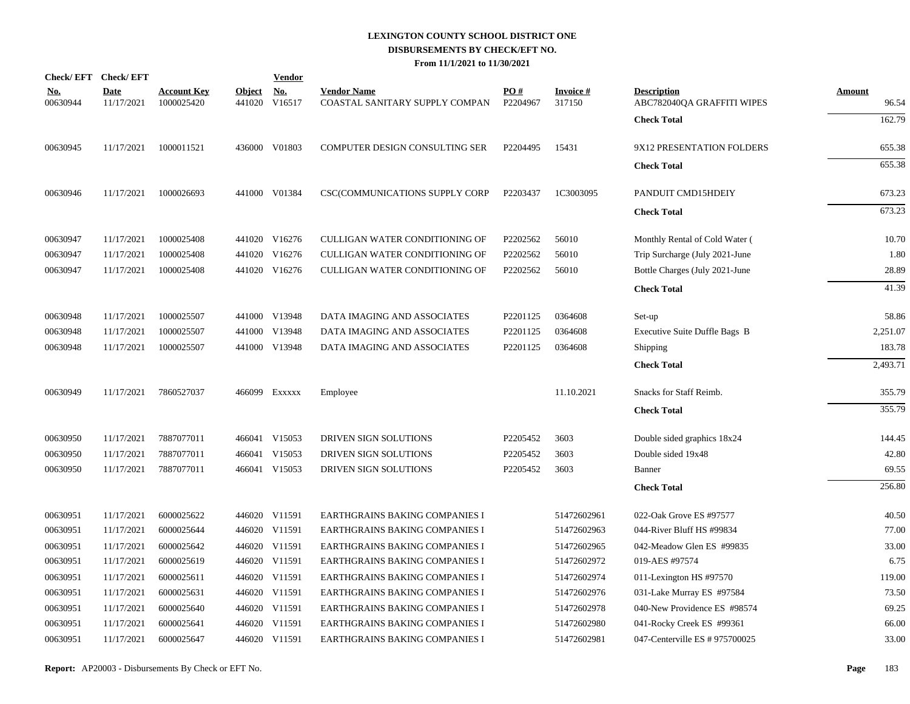# LEXINGTON COUNTY SCHOOL DISTRICT ONE
## DISBURSEMENTS BY CHECK/EFT NO.
### From 11/1/2021 to 11/30/2021

| Check/ EFT No. | Check/ EFT Date | Account Key | Object | Vendor No. | Vendor Name | PO # | Invoice # | Description | Amount |
|---|---|---|---|---|---|---|---|---|---|
| 00630944 | 11/17/2021 | 1000025420 | 441020 | V16517 | COASTAL SANITARY SUPPLY COMPAN | P2204967 | 317150 | ABC782040QA GRAFFITI WIPES | 96.54 |
| | | | | | | | | **Check Total** | 162.79 |
| 00630945 | 11/17/2021 | 1000011521 | 436000 | V01803 | COMPUTER DESIGN CONSULTING SER | P2204495 | 15431 | 9X12 PRESENTATION FOLDERS | 655.38 |
| | | | | | | | | **Check Total** | 655.38 |
| 00630946 | 11/17/2021 | 1000026693 | 441000 | V01384 | CSC(COMMUNICATIONS SUPPLY CORP | P2203437 | 1C3003095 | PANDUIT CMD15HDEIY | 673.23 |
| | | | | | | | | **Check Total** | 673.23 |
| 00630947 | 11/17/2021 | 1000025408 | 441020 | V16276 | CULLIGAN WATER CONDITIONING OF | P2202562 | 56010 | Monthly Rental of Cold Water ( | 10.70 |
| 00630947 | 11/17/2021 | 1000025408 | 441020 | V16276 | CULLIGAN WATER CONDITIONING OF | P2202562 | 56010 | Trip Surcharge (July 2021-June | 1.80 |
| 00630947 | 11/17/2021 | 1000025408 | 441020 | V16276 | CULLIGAN WATER CONDITIONING OF | P2202562 | 56010 | Bottle Charges (July 2021-June | 28.89 |
| | | | | | | | | **Check Total** | 41.39 |
| 00630948 | 11/17/2021 | 1000025507 | 441000 | V13948 | DATA IMAGING AND ASSOCIATES | P2201125 | 0364608 | Set-up | 58.86 |
| 00630948 | 11/17/2021 | 1000025507 | 441000 | V13948 | DATA IMAGING AND ASSOCIATES | P2201125 | 0364608 | Executive Suite Duffle Bags B | 2,251.07 |
| 00630948 | 11/17/2021 | 1000025507 | 441000 | V13948 | DATA IMAGING AND ASSOCIATES | P2201125 | 0364608 | Shipping | 183.78 |
| | | | | | | | | **Check Total** | 2,493.71 |
| 00630949 | 11/17/2021 | 7860527037 | 466099 | Exxxxx | Employee | | 11.10.2021 | Snacks for Staff Reimb. | 355.79 |
| | | | | | | | | **Check Total** | 355.79 |
| 00630950 | 11/17/2021 | 7887077011 | 466041 | V15053 | DRIVEN SIGN SOLUTIONS | P2205452 | 3603 | Double sided graphics 18x24 | 144.45 |
| 00630950 | 11/17/2021 | 7887077011 | 466041 | V15053 | DRIVEN SIGN SOLUTIONS | P2205452 | 3603 | Double sided 19x48 | 42.80 |
| 00630950 | 11/17/2021 | 7887077011 | 466041 | V15053 | DRIVEN SIGN SOLUTIONS | P2205452 | 3603 | Banner | 69.55 |
| | | | | | | | | **Check Total** | 256.80 |
| 00630951 | 11/17/2021 | 6000025622 | 446020 | V11591 | EARTHGRAINS BAKING COMPANIES I | | 51472602961 | 022-Oak Grove ES #97577 | 40.50 |
| 00630951 | 11/17/2021 | 6000025644 | 446020 | V11591 | EARTHGRAINS BAKING COMPANIES I | | 51472602963 | 044-River Bluff HS #99834 | 77.00 |
| 00630951 | 11/17/2021 | 6000025642 | 446020 | V11591 | EARTHGRAINS BAKING COMPANIES I | | 51472602965 | 042-Meadow Glen ES #99835 | 33.00 |
| 00630951 | 11/17/2021 | 6000025619 | 446020 | V11591 | EARTHGRAINS BAKING COMPANIES I | | 51472602972 | 019-AES #97574 | 6.75 |
| 00630951 | 11/17/2021 | 6000025611 | 446020 | V11591 | EARTHGRAINS BAKING COMPANIES I | | 51472602974 | 011-Lexington HS #97570 | 119.00 |
| 00630951 | 11/17/2021 | 6000025631 | 446020 | V11591 | EARTHGRAINS BAKING COMPANIES I | | 51472602976 | 031-Lake Murray ES #97584 | 73.50 |
| 00630951 | 11/17/2021 | 6000025640 | 446020 | V11591 | EARTHGRAINS BAKING COMPANIES I | | 51472602978 | 040-New Providence ES #98574 | 69.25 |
| 00630951 | 11/17/2021 | 6000025641 | 446020 | V11591 | EARTHGRAINS BAKING COMPANIES I | | 51472602980 | 041-Rocky Creek ES #99361 | 66.00 |
| 00630951 | 11/17/2021 | 6000025647 | 446020 | V11591 | EARTHGRAINS BAKING COMPANIES I | | 51472602981 | 047-Centerville ES # 975700025 | 33.00 |

**Report:** AP20003 - Disbursements By Check or EFT No.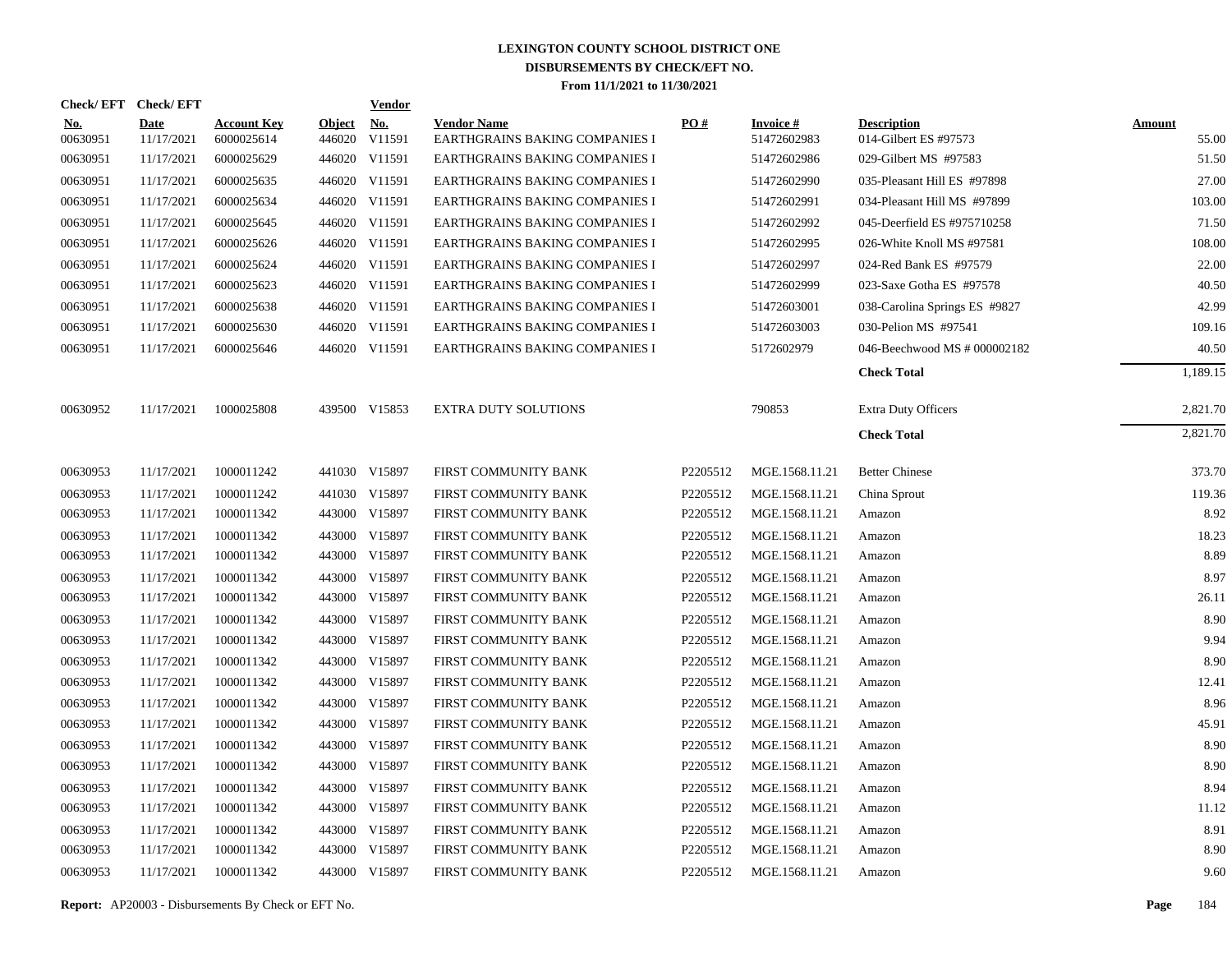# LEXINGTON COUNTY SCHOOL DISTRICT ONE
## DISBURSEMENTS BY CHECK/EFT NO.
### From 11/1/2021 to 11/30/2021

| Check/ EFT No. | Check/ EFT Date | Account Key | Object | Vendor No. | Vendor Name | PO # | Invoice # | Description | Amount |
|---|---|---|---|---|---|---|---|---|---|
| 00630951 | 11/17/2021 | 6000025614 | 446020 | V11591 | EARTHGRAINS BAKING COMPANIES I | | 51472602983 | 014-Gilbert ES #97573 | 55.00 |
| 00630951 | 11/17/2021 | 6000025629 | 446020 | V11591 | EARTHGRAINS BAKING COMPANIES I | | 51472602986 | 029-Gilbert MS #97583 | 51.50 |
| 00630951 | 11/17/2021 | 6000025635 | 446020 | V11591 | EARTHGRAINS BAKING COMPANIES I | | 51472602990 | 035-Pleasant Hill ES #97898 | 27.00 |
| 00630951 | 11/17/2021 | 6000025634 | 446020 | V11591 | EARTHGRAINS BAKING COMPANIES I | | 51472602991 | 034-Pleasant Hill MS #97899 | 103.00 |
| 00630951 | 11/17/2021 | 6000025645 | 446020 | V11591 | EARTHGRAINS BAKING COMPANIES I | | 51472602992 | 045-Deerfield ES #975710258 | 71.50 |
| 00630951 | 11/17/2021 | 6000025626 | 446020 | V11591 | EARTHGRAINS BAKING COMPANIES I | | 51472602995 | 026-White Knoll MS #97581 | 108.00 |
| 00630951 | 11/17/2021 | 6000025624 | 446020 | V11591 | EARTHGRAINS BAKING COMPANIES I | | 51472602997 | 024-Red Bank ES #97579 | 22.00 |
| 00630951 | 11/17/2021 | 6000025623 | 446020 | V11591 | EARTHGRAINS BAKING COMPANIES I | | 51472602999 | 023-Saxe Gotha ES #97578 | 40.50 |
| 00630951 | 11/17/2021 | 6000025638 | 446020 | V11591 | EARTHGRAINS BAKING COMPANIES I | | 51472603001 | 038-Carolina Springs ES #9827 | 42.99 |
| 00630951 | 11/17/2021 | 6000025630 | 446020 | V11591 | EARTHGRAINS BAKING COMPANIES I | | 51472603003 | 030-Pelion MS #97541 | 109.16 |
| 00630951 | 11/17/2021 | 6000025646 | 446020 | V11591 | EARTHGRAINS BAKING COMPANIES I | | 5172602979 | 046-Beechwood MS # 000002182 | 40.50 |
| | | | | | | | | **Check Total** | 1,189.15 |
| 00630952 | 11/17/2021 | 1000025808 | 439500 | V15853 | EXTRA DUTY SOLUTIONS | | 790853 | Extra Duty Officers | 2,821.70 |
| | | | | | | | | **Check Total** | 2,821.70 |
| 00630953 | 11/17/2021 | 1000011242 | 441030 | V15897 | FIRST COMMUNITY BANK | P2205512 | MGE.1568.11.21 | Better Chinese | 373.70 |
| 00630953 | 11/17/2021 | 1000011242 | 441030 | V15897 | FIRST COMMUNITY BANK | P2205512 | MGE.1568.11.21 | China Sprout | 119.36 |
| 00630953 | 11/17/2021 | 1000011342 | 443000 | V15897 | FIRST COMMUNITY BANK | P2205512 | MGE.1568.11.21 | Amazon | 8.92 |
| 00630953 | 11/17/2021 | 1000011342 | 443000 | V15897 | FIRST COMMUNITY BANK | P2205512 | MGE.1568.11.21 | Amazon | 18.23 |
| 00630953 | 11/17/2021 | 1000011342 | 443000 | V15897 | FIRST COMMUNITY BANK | P2205512 | MGE.1568.11.21 | Amazon | 8.89 |
| 00630953 | 11/17/2021 | 1000011342 | 443000 | V15897 | FIRST COMMUNITY BANK | P2205512 | MGE.1568.11.21 | Amazon | 8.97 |
| 00630953 | 11/17/2021 | 1000011342 | 443000 | V15897 | FIRST COMMUNITY BANK | P2205512 | MGE.1568.11.21 | Amazon | 26.11 |
| 00630953 | 11/17/2021 | 1000011342 | 443000 | V15897 | FIRST COMMUNITY BANK | P2205512 | MGE.1568.11.21 | Amazon | 8.90 |
| 00630953 | 11/17/2021 | 1000011342 | 443000 | V15897 | FIRST COMMUNITY BANK | P2205512 | MGE.1568.11.21 | Amazon | 9.94 |
| 00630953 | 11/17/2021 | 1000011342 | 443000 | V15897 | FIRST COMMUNITY BANK | P2205512 | MGE.1568.11.21 | Amazon | 8.90 |
| 00630953 | 11/17/2021 | 1000011342 | 443000 | V15897 | FIRST COMMUNITY BANK | P2205512 | MGE.1568.11.21 | Amazon | 12.41 |
| 00630953 | 11/17/2021 | 1000011342 | 443000 | V15897 | FIRST COMMUNITY BANK | P2205512 | MGE.1568.11.21 | Amazon | 8.96 |
| 00630953 | 11/17/2021 | 1000011342 | 443000 | V15897 | FIRST COMMUNITY BANK | P2205512 | MGE.1568.11.21 | Amazon | 45.91 |
| 00630953 | 11/17/2021 | 1000011342 | 443000 | V15897 | FIRST COMMUNITY BANK | P2205512 | MGE.1568.11.21 | Amazon | 8.90 |
| 00630953 | 11/17/2021 | 1000011342 | 443000 | V15897 | FIRST COMMUNITY BANK | P2205512 | MGE.1568.11.21 | Amazon | 8.90 |
| 00630953 | 11/17/2021 | 1000011342 | 443000 | V15897 | FIRST COMMUNITY BANK | P2205512 | MGE.1568.11.21 | Amazon | 8.94 |
| 00630953 | 11/17/2021 | 1000011342 | 443000 | V15897 | FIRST COMMUNITY BANK | P2205512 | MGE.1568.11.21 | Amazon | 11.12 |
| 00630953 | 11/17/2021 | 1000011342 | 443000 | V15897 | FIRST COMMUNITY BANK | P2205512 | MGE.1568.11.21 | Amazon | 8.91 |
| 00630953 | 11/17/2021 | 1000011342 | 443000 | V15897 | FIRST COMMUNITY BANK | P2205512 | MGE.1568.11.21 | Amazon | 8.90 |
| 00630953 | 11/17/2021 | 1000011342 | 443000 | V15897 | FIRST COMMUNITY BANK | P2205512 | MGE.1568.11.21 | Amazon | 9.60 |

**Report:** AP20003 - Disbursements By Check or EFT No.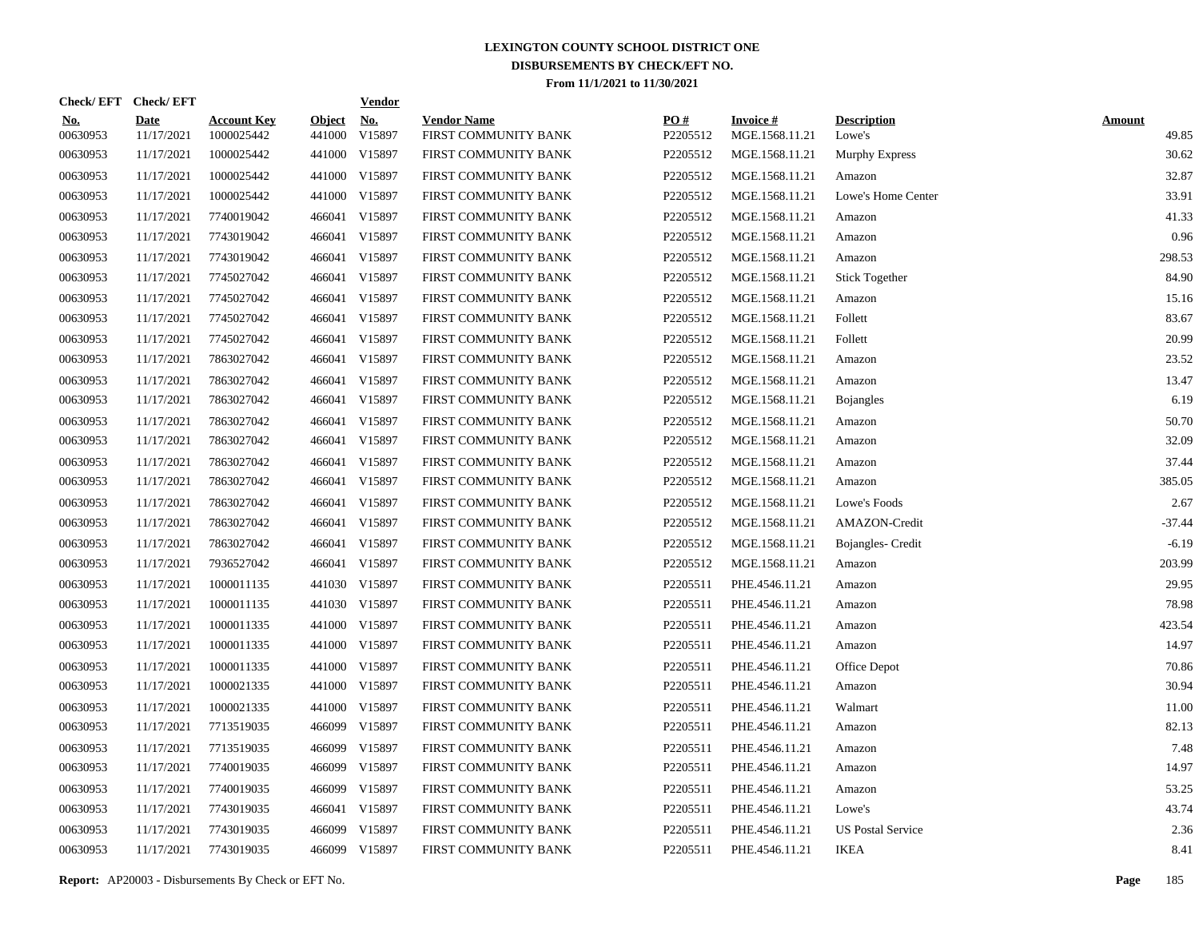# LEXINGTON COUNTY SCHOOL DISTRICT ONE

## DISBURSEMENTS BY CHECK/EFT NO.

### From 11/1/2021 to 11/30/2021

| Check/ EFT No. | Check/ EFT Date | Account Key | Object | Vendor No. | Vendor Name | PO # | Invoice # | Description | Amount |
|---|---|---|---|---|---|---|---|---|---|
| 00630953 | 11/17/2021 | 1000025442 | 441000 | V15897 | FIRST COMMUNITY BANK | P2205512 | MGE.1568.11.21 | Lowe's | 49.85 |
| 00630953 | 11/17/2021 | 1000025442 | 441000 | V15897 | FIRST COMMUNITY BANK | P2205512 | MGE.1568.11.21 | Murphy Express | 30.62 |
| 00630953 | 11/17/2021 | 1000025442 | 441000 | V15897 | FIRST COMMUNITY BANK | P2205512 | MGE.1568.11.21 | Amazon | 32.87 |
| 00630953 | 11/17/2021 | 1000025442 | 441000 | V15897 | FIRST COMMUNITY BANK | P2205512 | MGE.1568.11.21 | Lowe's Home Center | 33.91 |
| 00630953 | 11/17/2021 | 7740019042 | 466041 | V15897 | FIRST COMMUNITY BANK | P2205512 | MGE.1568.11.21 | Amazon | 41.33 |
| 00630953 | 11/17/2021 | 7743019042 | 466041 | V15897 | FIRST COMMUNITY BANK | P2205512 | MGE.1568.11.21 | Amazon | 0.96 |
| 00630953 | 11/17/2021 | 7743019042 | 466041 | V15897 | FIRST COMMUNITY BANK | P2205512 | MGE.1568.11.21 | Amazon | 298.53 |
| 00630953 | 11/17/2021 | 7745027042 | 466041 | V15897 | FIRST COMMUNITY BANK | P2205512 | MGE.1568.11.21 | Stick Together | 84.90 |
| 00630953 | 11/17/2021 | 7745027042 | 466041 | V15897 | FIRST COMMUNITY BANK | P2205512 | MGE.1568.11.21 | Amazon | 15.16 |
| 00630953 | 11/17/2021 | 7745027042 | 466041 | V15897 | FIRST COMMUNITY BANK | P2205512 | MGE.1568.11.21 | Follett | 83.67 |
| 00630953 | 11/17/2021 | 7745027042 | 466041 | V15897 | FIRST COMMUNITY BANK | P2205512 | MGE.1568.11.21 | Follett | 20.99 |
| 00630953 | 11/17/2021 | 7863027042 | 466041 | V15897 | FIRST COMMUNITY BANK | P2205512 | MGE.1568.11.21 | Amazon | 23.52 |
| 00630953 | 11/17/2021 | 7863027042 | 466041 | V15897 | FIRST COMMUNITY BANK | P2205512 | MGE.1568.11.21 | Amazon | 13.47 |
| 00630953 | 11/17/2021 | 7863027042 | 466041 | V15897 | FIRST COMMUNITY BANK | P2205512 | MGE.1568.11.21 | Bojangles | 6.19 |
| 00630953 | 11/17/2021 | 7863027042 | 466041 | V15897 | FIRST COMMUNITY BANK | P2205512 | MGE.1568.11.21 | Amazon | 50.70 |
| 00630953 | 11/17/2021 | 7863027042 | 466041 | V15897 | FIRST COMMUNITY BANK | P2205512 | MGE.1568.11.21 | Amazon | 32.09 |
| 00630953 | 11/17/2021 | 7863027042 | 466041 | V15897 | FIRST COMMUNITY BANK | P2205512 | MGE.1568.11.21 | Amazon | 37.44 |
| 00630953 | 11/17/2021 | 7863027042 | 466041 | V15897 | FIRST COMMUNITY BANK | P2205512 | MGE.1568.11.21 | Amazon | 385.05 |
| 00630953 | 11/17/2021 | 7863027042 | 466041 | V15897 | FIRST COMMUNITY BANK | P2205512 | MGE.1568.11.21 | Lowe's Foods | 2.67 |
| 00630953 | 11/17/2021 | 7863027042 | 466041 | V15897 | FIRST COMMUNITY BANK | P2205512 | MGE.1568.11.21 | AMAZON-Credit | -37.44 |
| 00630953 | 11/17/2021 | 7863027042 | 466041 | V15897 | FIRST COMMUNITY BANK | P2205512 | MGE.1568.11.21 | Bojangles- Credit | -6.19 |
| 00630953 | 11/17/2021 | 7936527042 | 466041 | V15897 | FIRST COMMUNITY BANK | P2205512 | MGE.1568.11.21 | Amazon | 203.99 |
| 00630953 | 11/17/2021 | 1000011135 | 441030 | V15897 | FIRST COMMUNITY BANK | P2205511 | PHE.4546.11.21 | Amazon | 29.95 |
| 00630953 | 11/17/2021 | 1000011135 | 441030 | V15897 | FIRST COMMUNITY BANK | P2205511 | PHE.4546.11.21 | Amazon | 78.98 |
| 00630953 | 11/17/2021 | 1000011335 | 441000 | V15897 | FIRST COMMUNITY BANK | P2205511 | PHE.4546.11.21 | Amazon | 423.54 |
| 00630953 | 11/17/2021 | 1000011335 | 441000 | V15897 | FIRST COMMUNITY BANK | P2205511 | PHE.4546.11.21 | Amazon | 14.97 |
| 00630953 | 11/17/2021 | 1000011335 | 441000 | V15897 | FIRST COMMUNITY BANK | P2205511 | PHE.4546.11.21 | Office Depot | 70.86 |
| 00630953 | 11/17/2021 | 1000021335 | 441000 | V15897 | FIRST COMMUNITY BANK | P2205511 | PHE.4546.11.21 | Amazon | 30.94 |
| 00630953 | 11/17/2021 | 1000021335 | 441000 | V15897 | FIRST COMMUNITY BANK | P2205511 | PHE.4546.11.21 | Walmart | 11.00 |
| 00630953 | 11/17/2021 | 7713519035 | 466099 | V15897 | FIRST COMMUNITY BANK | P2205511 | PHE.4546.11.21 | Amazon | 82.13 |
| 00630953 | 11/17/2021 | 7713519035 | 466099 | V15897 | FIRST COMMUNITY BANK | P2205511 | PHE.4546.11.21 | Amazon | 7.48 |
| 00630953 | 11/17/2021 | 7740019035 | 466099 | V15897 | FIRST COMMUNITY BANK | P2205511 | PHE.4546.11.21 | Amazon | 14.97 |
| 00630953 | 11/17/2021 | 7740019035 | 466099 | V15897 | FIRST COMMUNITY BANK | P2205511 | PHE.4546.11.21 | Amazon | 53.25 |
| 00630953 | 11/17/2021 | 7743019035 | 466041 | V15897 | FIRST COMMUNITY BANK | P2205511 | PHE.4546.11.21 | Lowe's | 43.74 |
| 00630953 | 11/17/2021 | 7743019035 | 466099 | V15897 | FIRST COMMUNITY BANK | P2205511 | PHE.4546.11.21 | US Postal Service | 2.36 |
| 00630953 | 11/17/2021 | 7743019035 | 466099 | V15897 | FIRST COMMUNITY BANK | P2205511 | PHE.4546.11.21 | IKEA | 8.41 |

**Report:** AP20003 - Disbursements By Check or EFT No.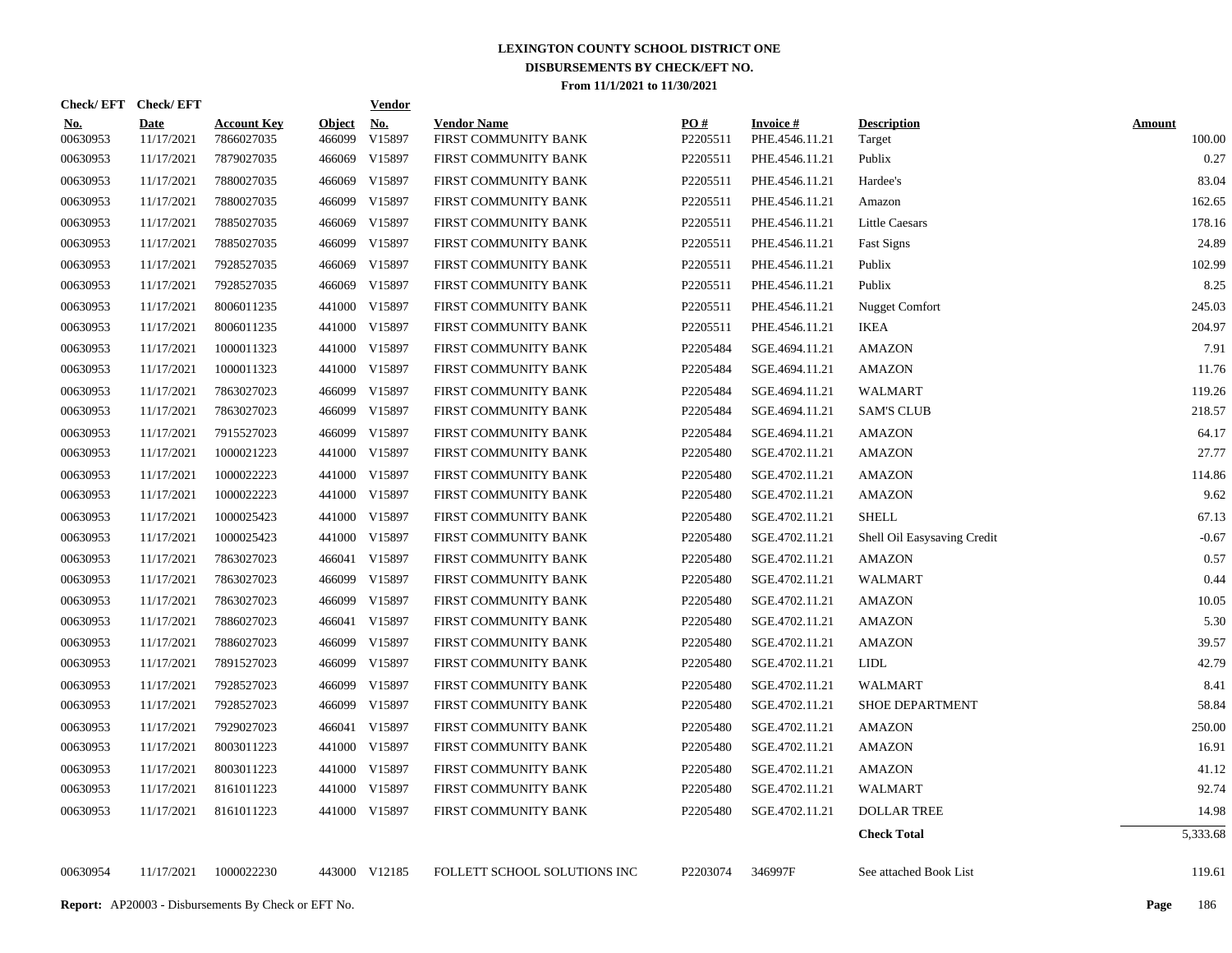# LEXINGTON COUNTY SCHOOL DISTRICT ONE
## DISBURSEMENTS BY CHECK/EFT NO.
### From 11/1/2021 to 11/30/2021

| Check/EFT No. | Check/EFT Date | Account Key | Object | Vendor No. | Vendor Name | PO # | Invoice # | Description | Amount |
|---|---|---|---|---|---|---|---|---|---|
| 00630953 | 11/17/2021 | 7866027035 | 466099 | V15897 | FIRST COMMUNITY BANK | P2205511 | PHE.4546.11.21 | Target | 100.00 |
| 00630953 | 11/17/2021 | 7879027035 | 466069 | V15897 | FIRST COMMUNITY BANK | P2205511 | PHE.4546.11.21 | Publix | 0.27 |
| 00630953 | 11/17/2021 | 7880027035 | 466069 | V15897 | FIRST COMMUNITY BANK | P2205511 | PHE.4546.11.21 | Hardee's | 83.04 |
| 00630953 | 11/17/2021 | 7880027035 | 466099 | V15897 | FIRST COMMUNITY BANK | P2205511 | PHE.4546.11.21 | Amazon | 162.65 |
| 00630953 | 11/17/2021 | 7885027035 | 466069 | V15897 | FIRST COMMUNITY BANK | P2205511 | PHE.4546.11.21 | Little Caesars | 178.16 |
| 00630953 | 11/17/2021 | 7885027035 | 466099 | V15897 | FIRST COMMUNITY BANK | P2205511 | PHE.4546.11.21 | Fast Signs | 24.89 |
| 00630953 | 11/17/2021 | 7928527035 | 466069 | V15897 | FIRST COMMUNITY BANK | P2205511 | PHE.4546.11.21 | Publix | 102.99 |
| 00630953 | 11/17/2021 | 7928527035 | 466069 | V15897 | FIRST COMMUNITY BANK | P2205511 | PHE.4546.11.21 | Publix | 8.25 |
| 00630953 | 11/17/2021 | 8006011235 | 441000 | V15897 | FIRST COMMUNITY BANK | P2205511 | PHE.4546.11.21 | Nugget Comfort | 245.03 |
| 00630953 | 11/17/2021 | 8006011235 | 441000 | V15897 | FIRST COMMUNITY BANK | P2205511 | PHE.4546.11.21 | IKEA | 204.97 |
| 00630953 | 11/17/2021 | 1000011323 | 441000 | V15897 | FIRST COMMUNITY BANK | P2205484 | SGE.4694.11.21 | AMAZON | 7.91 |
| 00630953 | 11/17/2021 | 1000011323 | 441000 | V15897 | FIRST COMMUNITY BANK | P2205484 | SGE.4694.11.21 | AMAZON | 11.76 |
| 00630953 | 11/17/2021 | 7863027023 | 466099 | V15897 | FIRST COMMUNITY BANK | P2205484 | SGE.4694.11.21 | WALMART | 119.26 |
| 00630953 | 11/17/2021 | 7863027023 | 466099 | V15897 | FIRST COMMUNITY BANK | P2205484 | SGE.4694.11.21 | SAM'S CLUB | 218.57 |
| 00630953 | 11/17/2021 | 7915527023 | 466099 | V15897 | FIRST COMMUNITY BANK | P2205484 | SGE.4694.11.21 | AMAZON | 64.17 |
| 00630953 | 11/17/2021 | 1000021223 | 441000 | V15897 | FIRST COMMUNITY BANK | P2205480 | SGE.4702.11.21 | AMAZON | 27.77 |
| 00630953 | 11/17/2021 | 1000022223 | 441000 | V15897 | FIRST COMMUNITY BANK | P2205480 | SGE.4702.11.21 | AMAZON | 114.86 |
| 00630953 | 11/17/2021 | 1000022223 | 441000 | V15897 | FIRST COMMUNITY BANK | P2205480 | SGE.4702.11.21 | AMAZON | 9.62 |
| 00630953 | 11/17/2021 | 1000025423 | 441000 | V15897 | FIRST COMMUNITY BANK | P2205480 | SGE.4702.11.21 | SHELL | 67.13 |
| 00630953 | 11/17/2021 | 1000025423 | 441000 | V15897 | FIRST COMMUNITY BANK | P2205480 | SGE.4702.11.21 | Shell Oil Easysaving Credit | -0.67 |
| 00630953 | 11/17/2021 | 7863027023 | 466041 | V15897 | FIRST COMMUNITY BANK | P2205480 | SGE.4702.11.21 | AMAZON | 0.57 |
| 00630953 | 11/17/2021 | 7863027023 | 466099 | V15897 | FIRST COMMUNITY BANK | P2205480 | SGE.4702.11.21 | WALMART | 0.44 |
| 00630953 | 11/17/2021 | 7863027023 | 466099 | V15897 | FIRST COMMUNITY BANK | P2205480 | SGE.4702.11.21 | AMAZON | 10.05 |
| 00630953 | 11/17/2021 | 7886027023 | 466041 | V15897 | FIRST COMMUNITY BANK | P2205480 | SGE.4702.11.21 | AMAZON | 5.30 |
| 00630953 | 11/17/2021 | 7886027023 | 466099 | V15897 | FIRST COMMUNITY BANK | P2205480 | SGE.4702.11.21 | AMAZON | 39.57 |
| 00630953 | 11/17/2021 | 7891527023 | 466099 | V15897 | FIRST COMMUNITY BANK | P2205480 | SGE.4702.11.21 | LIDL | 42.79 |
| 00630953 | 11/17/2021 | 7928527023 | 466099 | V15897 | FIRST COMMUNITY BANK | P2205480 | SGE.4702.11.21 | WALMART | 8.41 |
| 00630953 | 11/17/2021 | 7928527023 | 466099 | V15897 | FIRST COMMUNITY BANK | P2205480 | SGE.4702.11.21 | SHOE DEPARTMENT | 58.84 |
| 00630953 | 11/17/2021 | 7929027023 | 466041 | V15897 | FIRST COMMUNITY BANK | P2205480 | SGE.4702.11.21 | AMAZON | 250.00 |
| 00630953 | 11/17/2021 | 8003011223 | 441000 | V15897 | FIRST COMMUNITY BANK | P2205480 | SGE.4702.11.21 | AMAZON | 16.91 |
| 00630953 | 11/17/2021 | 8003011223 | 441000 | V15897 | FIRST COMMUNITY BANK | P2205480 | SGE.4702.11.21 | AMAZON | 41.12 |
| 00630953 | 11/17/2021 | 8161011223 | 441000 | V15897 | FIRST COMMUNITY BANK | P2205480 | SGE.4702.11.21 | WALMART | 92.74 |
| 00630953 | 11/17/2021 | 8161011223 | 441000 | V15897 | FIRST COMMUNITY BANK | P2205480 | SGE.4702.11.21 | DOLLAR TREE | 14.98 |
| | | | | | | | | **Check Total** | 5,333.68 |
| 00630954 | 11/17/2021 | 1000022230 | 443000 | V12185 | FOLLETT SCHOOL SOLUTIONS INC | P2203074 | 346997F | See attached Book List | 119.61 |

**Report:** AP20003 - Disbursements By Check or EFT No.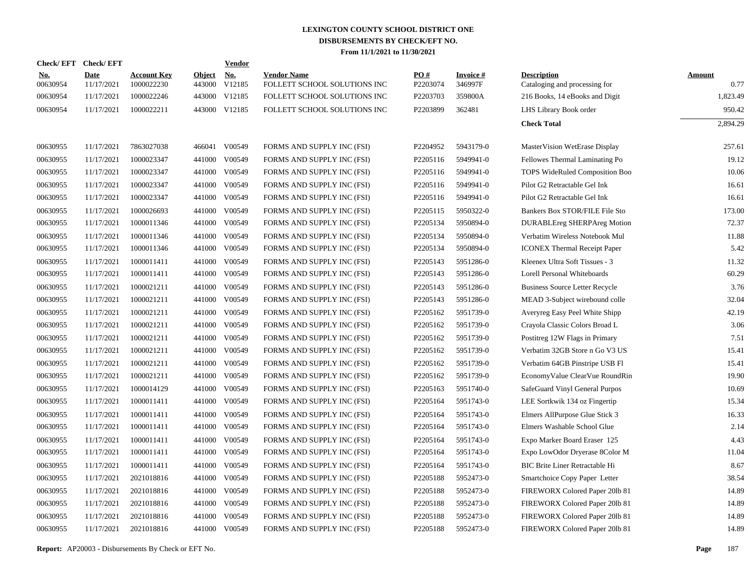# LEXINGTON COUNTY SCHOOL DISTRICT ONE
## DISBURSEMENTS BY CHECK/EFT NO.
### From 11/1/2021 to 11/30/2021

| Check/ EFT No. | Check/ EFT Date | Account Key | Object | Vendor No. | Vendor Name | PO # | Invoice # | Description | Amount |
|---|---|---|---|---|---|---|---|---|---|
| 00630954 | 11/17/2021 | 1000022230 | 443000 | V12185 | FOLLETT SCHOOL SOLUTIONS INC | P2203074 | 346997F | Cataloging and processing for | 0.77 |
| 00630954 | 11/17/2021 | 1000022246 | 443000 | V12185 | FOLLETT SCHOOL SOLUTIONS INC | P2203703 | 359800A | 216 Books, 14 eBooks and Digit | 1,823.49 |
| 00630954 | 11/17/2021 | 1000022211 | 443000 | V12185 | FOLLETT SCHOOL SOLUTIONS INC | P2203899 | 362481 | LHS Library Book order | 950.42 |
| | | | | | | | | **Check Total** | 2,894.29 |
| 00630955 | 11/17/2021 | 7863027038 | 466041 | V00549 | FORMS AND SUPPLY INC (FSI) | P2204952 | 5943179-0 | MasterVision WetErase Display | 257.61 |
| 00630955 | 11/17/2021 | 1000023347 | 441000 | V00549 | FORMS AND SUPPLY INC (FSI) | P2205116 | 5949941-0 | Fellowes Thermal Laminating Po | 19.12 |
| 00630955 | 11/17/2021 | 1000023347 | 441000 | V00549 | FORMS AND SUPPLY INC (FSI) | P2205116 | 5949941-0 | TOPS WideRuled Composition Boo | 10.06 |
| 00630955 | 11/17/2021 | 1000023347 | 441000 | V00549 | FORMS AND SUPPLY INC (FSI) | P2205116 | 5949941-0 | Pilot G2 Retractable Gel Ink | 16.61 |
| 00630955 | 11/17/2021 | 1000023347 | 441000 | V00549 | FORMS AND SUPPLY INC (FSI) | P2205116 | 5949941-0 | Pilot G2 Retractable Gel Ink | 16.61 |
| 00630955 | 11/17/2021 | 1000026693 | 441000 | V00549 | FORMS AND SUPPLY INC (FSI) | P2205115 | 5950322-0 | Bankers Box STOR/FILE File Sto | 173.00 |
| 00630955 | 11/17/2021 | 1000011346 | 441000 | V00549 | FORMS AND SUPPLY INC (FSI) | P2205134 | 5950894-0 | DURABLEreg SHERPAreg Motion | 72.37 |
| 00630955 | 11/17/2021 | 1000011346 | 441000 | V00549 | FORMS AND SUPPLY INC (FSI) | P2205134 | 5950894-0 | Verbatim Wireless Notebook Mul | 11.88 |
| 00630955 | 11/17/2021 | 1000011346 | 441000 | V00549 | FORMS AND SUPPLY INC (FSI) | P2205134 | 5950894-0 | ICONEX Thermal Receipt Paper | 5.42 |
| 00630955 | 11/17/2021 | 1000011411 | 441000 | V00549 | FORMS AND SUPPLY INC (FSI) | P2205143 | 5951286-0 | Kleenex Ultra Soft Tissues - 3 | 11.32 |
| 00630955 | 11/17/2021 | 1000011411 | 441000 | V00549 | FORMS AND SUPPLY INC (FSI) | P2205143 | 5951286-0 | Lorell Personal Whiteboards | 60.29 |
| 00630955 | 11/17/2021 | 1000021211 | 441000 | V00549 | FORMS AND SUPPLY INC (FSI) | P2205143 | 5951286-0 | Business Source Letter Recycle | 3.76 |
| 00630955 | 11/17/2021 | 1000021211 | 441000 | V00549 | FORMS AND SUPPLY INC (FSI) | P2205143 | 5951286-0 | MEAD 3-Subject wirebound colle | 32.04 |
| 00630955 | 11/17/2021 | 1000021211 | 441000 | V00549 | FORMS AND SUPPLY INC (FSI) | P2205162 | 5951739-0 | Averyreg Easy Peel White Shipp | 42.19 |
| 00630955 | 11/17/2021 | 1000021211 | 441000 | V00549 | FORMS AND SUPPLY INC (FSI) | P2205162 | 5951739-0 | Crayola Classic Colors Broad L | 3.06 |
| 00630955 | 11/17/2021 | 1000021211 | 441000 | V00549 | FORMS AND SUPPLY INC (FSI) | P2205162 | 5951739-0 | Postitreg 12W Flags in Primary | 7.51 |
| 00630955 | 11/17/2021 | 1000021211 | 441000 | V00549 | FORMS AND SUPPLY INC (FSI) | P2205162 | 5951739-0 | Verbatim 32GB Store n Go V3 US | 15.41 |
| 00630955 | 11/17/2021 | 1000021211 | 441000 | V00549 | FORMS AND SUPPLY INC (FSI) | P2205162 | 5951739-0 | Verbatim 64GB Pinstripe USB Fl | 15.41 |
| 00630955 | 11/17/2021 | 1000021211 | 441000 | V00549 | FORMS AND SUPPLY INC (FSI) | P2205162 | 5951739-0 | EconomyValue ClearVue RoundRin | 19.90 |
| 00630955 | 11/17/2021 | 1000014129 | 441000 | V00549 | FORMS AND SUPPLY INC (FSI) | P2205163 | 5951740-0 | SafeGuard Vinyl General Purpos | 10.69 |
| 00630955 | 11/17/2021 | 1000011411 | 441000 | V00549 | FORMS AND SUPPLY INC (FSI) | P2205164 | 5951743-0 | LEE Sortkwik 134 oz Fingertip | 15.34 |
| 00630955 | 11/17/2021 | 1000011411 | 441000 | V00549 | FORMS AND SUPPLY INC (FSI) | P2205164 | 5951743-0 | Elmers AllPurpose Glue Stick 3 | 16.33 |
| 00630955 | 11/17/2021 | 1000011411 | 441000 | V00549 | FORMS AND SUPPLY INC (FSI) | P2205164 | 5951743-0 | Elmers Washable School Glue | 2.14 |
| 00630955 | 11/17/2021 | 1000011411 | 441000 | V00549 | FORMS AND SUPPLY INC (FSI) | P2205164 | 5951743-0 | Expo Marker Board Eraser 125 | 4.43 |
| 00630955 | 11/17/2021 | 1000011411 | 441000 | V00549 | FORMS AND SUPPLY INC (FSI) | P2205164 | 5951743-0 | Expo LowOdor Dryerase 8Color M | 11.04 |
| 00630955 | 11/17/2021 | 1000011411 | 441000 | V00549 | FORMS AND SUPPLY INC (FSI) | P2205164 | 5951743-0 | BIC Brite Liner Retractable Hi | 8.67 |
| 00630955 | 11/17/2021 | 2021018816 | 441000 | V00549 | FORMS AND SUPPLY INC (FSI) | P2205188 | 5952473-0 | Smartchoice Copy Paper Letter | 38.54 |
| 00630955 | 11/17/2021 | 2021018816 | 441000 | V00549 | FORMS AND SUPPLY INC (FSI) | P2205188 | 5952473-0 | FIREWORX Colored Paper 20lb 81 | 14.89 |
| 00630955 | 11/17/2021 | 2021018816 | 441000 | V00549 | FORMS AND SUPPLY INC (FSI) | P2205188 | 5952473-0 | FIREWORX Colored Paper 20lb 81 | 14.89 |
| 00630955 | 11/17/2021 | 2021018816 | 441000 | V00549 | FORMS AND SUPPLY INC (FSI) | P2205188 | 5952473-0 | FIREWORX Colored Paper 20lb 81 | 14.89 |
| 00630955 | 11/17/2021 | 2021018816 | 441000 | V00549 | FORMS AND SUPPLY INC (FSI) | P2205188 | 5952473-0 | FIREWORX Colored Paper 20lb 81 | 14.89 |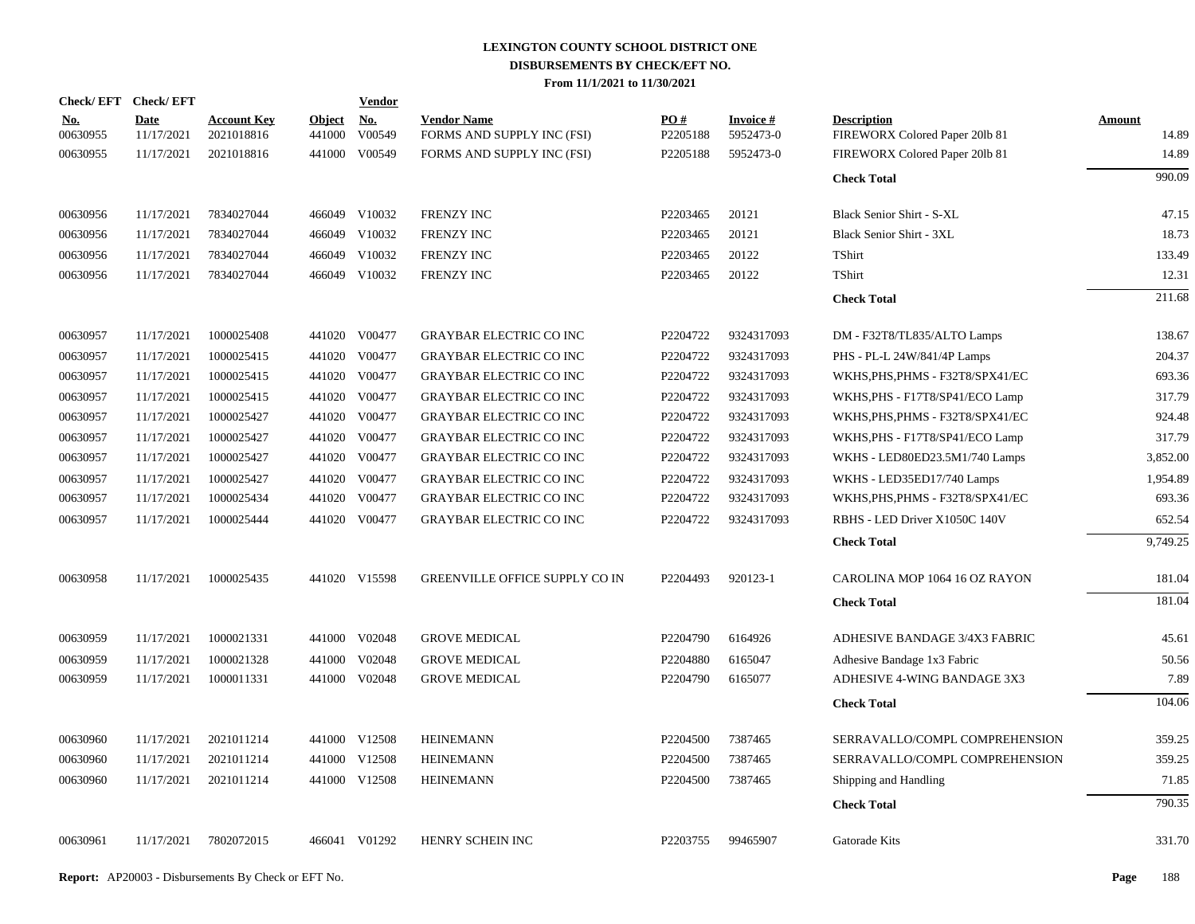# LEXINGTON COUNTY SCHOOL DISTRICT ONE
## DISBURSEMENTS BY CHECK/EFT NO.
### From 11/1/2021 to 11/30/2021

| Check/ EFT No. | Check/ EFT Date | Account Key | Object | Vendor No. | Vendor Name | PO # | Invoice # | Description | Amount |
|---|---|---|---|---|---|---|---|---|---|
| 00630955 | 11/17/2021 | 2021018816 | 441000 | V00549 | FORMS AND SUPPLY INC (FSI) | P2205188 | 5952473-0 | FIREWORX Colored Paper 20lb 81 | 14.89 |
| 00630955 | 11/17/2021 | 2021018816 | 441000 | V00549 | FORMS AND SUPPLY INC (FSI) | P2205188 | 5952473-0 | FIREWORX Colored Paper 20lb 81 | 14.89 |
| | | | | | | | | **Check Total** | 990.09 |
| 00630956 | 11/17/2021 | 7834027044 | 466049 | V10032 | FRENZY INC | P2203465 | 20121 | Black Senior Shirt - S-XL | 47.15 |
| 00630956 | 11/17/2021 | 7834027044 | 466049 | V10032 | FRENZY INC | P2203465 | 20121 | Black Senior Shirt - 3XL | 18.73 |
| 00630956 | 11/17/2021 | 7834027044 | 466049 | V10032 | FRENZY INC | P2203465 | 20122 | TShirt | 133.49 |
| 00630956 | 11/17/2021 | 7834027044 | 466049 | V10032 | FRENZY INC | P2203465 | 20122 | TShirt | 12.31 |
| | | | | | | | | **Check Total** | 211.68 |
| 00630957 | 11/17/2021 | 1000025408 | 441020 | V00477 | GRAYBAR ELECTRIC CO INC | P2204722 | 9324317093 | DM - F32T8/TL835/ALTO Lamps | 138.67 |
| 00630957 | 11/17/2021 | 1000025415 | 441020 | V00477 | GRAYBAR ELECTRIC CO INC | P2204722 | 9324317093 | PHS - PL-L 24W/841/4P Lamps | 204.37 |
| 00630957 | 11/17/2021 | 1000025415 | 441020 | V00477 | GRAYBAR ELECTRIC CO INC | P2204722 | 9324317093 | WKHS,PHS,PHMS - F32T8/SPX41/EC | 693.36 |
| 00630957 | 11/17/2021 | 1000025415 | 441020 | V00477 | GRAYBAR ELECTRIC CO INC | P2204722 | 9324317093 | WKHS,PHS - F17T8/SP41/ECO Lamp | 317.79 |
| 00630957 | 11/17/2021 | 1000025427 | 441020 | V00477 | GRAYBAR ELECTRIC CO INC | P2204722 | 9324317093 | WKHS,PHS,PHMS - F32T8/SPX41/EC | 924.48 |
| 00630957 | 11/17/2021 | 1000025427 | 441020 | V00477 | GRAYBAR ELECTRIC CO INC | P2204722 | 9324317093 | WKHS,PHS - F17T8/SP41/ECO Lamp | 317.79 |
| 00630957 | 11/17/2021 | 1000025427 | 441020 | V00477 | GRAYBAR ELECTRIC CO INC | P2204722 | 9324317093 | WKHS - LED80ED23.5M1/740 Lamps | 3,852.00 |
| 00630957 | 11/17/2021 | 1000025427 | 441020 | V00477 | GRAYBAR ELECTRIC CO INC | P2204722 | 9324317093 | WKHS - LED35ED17/740 Lamps | 1,954.89 |
| 00630957 | 11/17/2021 | 1000025434 | 441020 | V00477 | GRAYBAR ELECTRIC CO INC | P2204722 | 9324317093 | WKHS,PHS,PHMS - F32T8/SPX41/EC | 693.36 |
| 00630957 | 11/17/2021 | 1000025444 | 441020 | V00477 | GRAYBAR ELECTRIC CO INC | P2204722 | 9324317093 | RBHS - LED Driver X1050C 140V | 652.54 |
| | | | | | | | | **Check Total** | 9,749.25 |
| 00630958 | 11/17/2021 | 1000025435 | 441020 | V15598 | GREENVILLE OFFICE SUPPLY CO IN | P2204493 | 920123-1 | CAROLINA MOP 1064 16 OZ RAYON | 181.04 |
| | | | | | | | | **Check Total** | 181.04 |
| 00630959 | 11/17/2021 | 1000021331 | 441000 | V02048 | GROVE MEDICAL | P2204790 | 6164926 | ADHESIVE BANDAGE 3/4X3 FABRIC | 45.61 |
| 00630959 | 11/17/2021 | 1000021328 | 441000 | V02048 | GROVE MEDICAL | P2204880 | 6165047 | Adhesive Bandage 1x3 Fabric | 50.56 |
| 00630959 | 11/17/2021 | 1000011331 | 441000 | V02048 | GROVE MEDICAL | P2204790 | 6165077 | ADHESIVE 4-WING BANDAGE 3X3 | 7.89 |
| | | | | | | | | **Check Total** | 104.06 |
| 00630960 | 11/17/2021 | 2021011214 | 441000 | V12508 | HEINEMANN | P2204500 | 7387465 | SERRAVALLO/COMPL COMPREHENSION | 359.25 |
| 00630960 | 11/17/2021 | 2021011214 | 441000 | V12508 | HEINEMANN | P2204500 | 7387465 | SERRAVALLO/COMPL COMPREHENSION | 359.25 |
| 00630960 | 11/17/2021 | 2021011214 | 441000 | V12508 | HEINEMANN | P2204500 | 7387465 | Shipping and Handling | 71.85 |
| | | | | | | | | **Check Total** | 790.35 |
| 00630961 | 11/17/2021 | 7802072015 | 466041 | V01292 | HENRY SCHEIN INC | P2203755 | 99465907 | Gatorade Kits | 331.70 |

**Report:** AP20003 - Disbursements By Check or EFT No.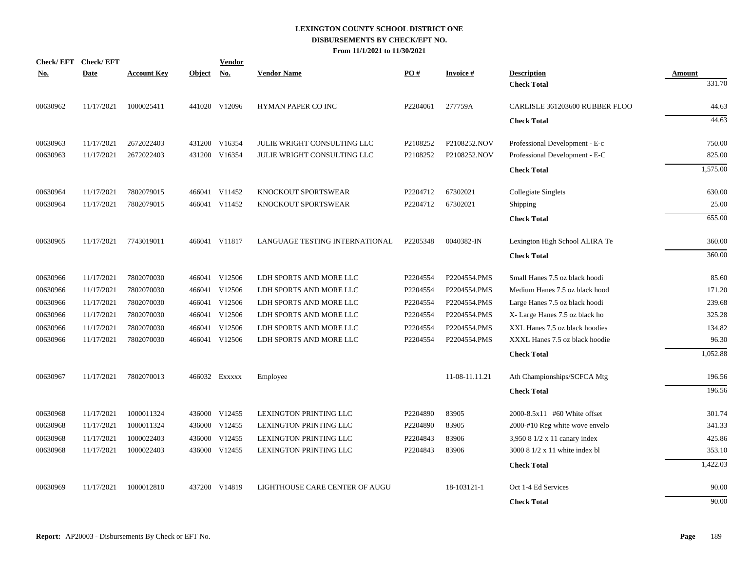# LEXINGTON COUNTY SCHOOL DISTRICT ONE
## DISBURSEMENTS BY CHECK/EFT NO.
### From 11/1/2021 to 11/30/2021

| Check/ EFT No. | Check/ EFT Date | Account Key | Object | Vendor No. | Vendor Name | PO # | Invoice # | Description | Amount |
|---|---|---|---|---|---|---|---|---|---|
| | | | | | | | | **Check Total** | 331.70 |
| 00630962 | 11/17/2021 | 1000025411 | 441020 | V12096 | HYMAN PAPER CO INC | P2204061 | 277759A | CARLISLE 361203600 RUBBER FLOO | 44.63 |
| | | | | | | | | **Check Total** | 44.63 |
| 00630963 | 11/17/2021 | 2672022403 | 431200 | V16354 | JULIE WRIGHT CONSULTING LLC | P2108252 | P2108252.NOV | Professional Development - E-c | 750.00 |
| 00630963 | 11/17/2021 | 2672022403 | 431200 | V16354 | JULIE WRIGHT CONSULTING LLC | P2108252 | P2108252.NOV | Professional Development - E-C | 825.00 |
| | | | | | | | | **Check Total** | 1,575.00 |
| 00630964 | 11/17/2021 | 7802079015 | 466041 | V11452 | KNOCKOUT SPORTSWEAR | P2204712 | 67302021 | Collegiate Singlets | 630.00 |
| 00630964 | 11/17/2021 | 7802079015 | 466041 | V11452 | KNOCKOUT SPORTSWEAR | P2204712 | 67302021 | Shipping | 25.00 |
| | | | | | | | | **Check Total** | 655.00 |
| 00630965 | 11/17/2021 | 7743019011 | 466041 | V11817 | LANGUAGE TESTING INTERNATIONAL | P2205348 | 0040382-IN | Lexington High School ALIRA Te | 360.00 |
| | | | | | | | | **Check Total** | 360.00 |
| 00630966 | 11/17/2021 | 7802070030 | 466041 | V12506 | LDH SPORTS AND MORE LLC | P2204554 | P2204554.PMS | Small Hanes 7.5 oz black hoodi | 85.60 |
| 00630966 | 11/17/2021 | 7802070030 | 466041 | V12506 | LDH SPORTS AND MORE LLC | P2204554 | P2204554.PMS | Medium Hanes 7.5 oz black hood | 171.20 |
| 00630966 | 11/17/2021 | 7802070030 | 466041 | V12506 | LDH SPORTS AND MORE LLC | P2204554 | P2204554.PMS | Large Hanes 7.5 oz black hoodi | 239.68 |
| 00630966 | 11/17/2021 | 7802070030 | 466041 | V12506 | LDH SPORTS AND MORE LLC | P2204554 | P2204554.PMS | X- Large Hanes 7.5 oz black ho | 325.28 |
| 00630966 | 11/17/2021 | 7802070030 | 466041 | V12506 | LDH SPORTS AND MORE LLC | P2204554 | P2204554.PMS | XXL Hanes 7.5 oz black hoodies | 134.82 |
| 00630966 | 11/17/2021 | 7802070030 | 466041 | V12506 | LDH SPORTS AND MORE LLC | P2204554 | P2204554.PMS | XXXL Hanes 7.5 oz black hoodie | 96.30 |
| | | | | | | | | **Check Total** | 1,052.88 |
| 00630967 | 11/17/2021 | 7802070013 | 466032 | Exxxxx | Employee | | 11-08-11.11.21 | Ath Championships/SCFCA Mtg | 196.56 |
| | | | | | | | | **Check Total** | 196.56 |
| 00630968 | 11/17/2021 | 1000011324 | 436000 | V12455 | LEXINGTON PRINTING LLC | P2204890 | 83905 | 2000-8.5x11 #60 White offset | 301.74 |
| 00630968 | 11/17/2021 | 1000011324 | 436000 | V12455 | LEXINGTON PRINTING LLC | P2204890 | 83905 | 2000-#10 Reg white wove envelo | 341.33 |
| 00630968 | 11/17/2021 | 1000022403 | 436000 | V12455 | LEXINGTON PRINTING LLC | P2204843 | 83906 | 3,950 8 1/2 x 11 canary index | 425.86 |
| 00630968 | 11/17/2021 | 1000022403 | 436000 | V12455 | LEXINGTON PRINTING LLC | P2204843 | 83906 | 3000 8 1/2 x 11 white index bl | 353.10 |
| | | | | | | | | **Check Total** | 1,422.03 |
| 00630969 | 11/17/2021 | 1000012810 | 437200 | V14819 | LIGHTHOUSE CARE CENTER OF AUGU | | 18-103121-1 | Oct 1-4 Ed Services | 90.00 |
| | | | | | | | | **Check Total** | 90.00 |

**Report:** AP20003 - Disbursements By Check or EFT No.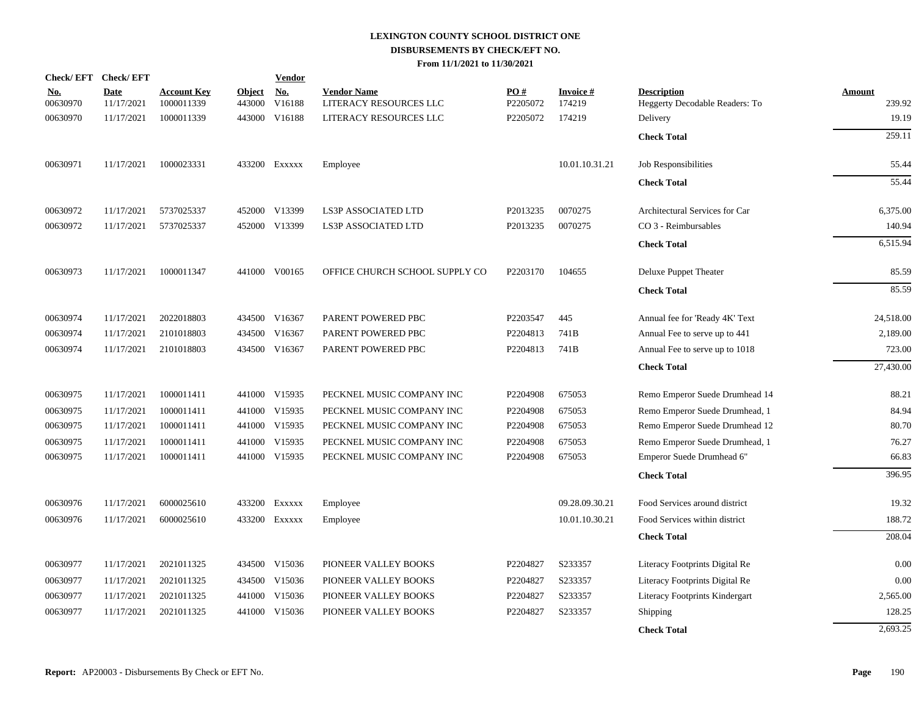# LEXINGTON COUNTY SCHOOL DISTRICT ONE
## DISBURSEMENTS BY CHECK/EFT NO.
### From 11/1/2021 to 11/30/2021

| Check/ EFT No. | Check/ EFT Date | Account Key | Object | Vendor No. | Vendor Name | PO # | Invoice # | Description | Amount |
|---|---|---|---|---|---|---|---|---|---|
| 00630970 | 11/17/2021 | 1000011339 | 443000 | V16188 | LITERACY RESOURCES LLC | P2205072 | 174219 | Heggerty Decodable Readers: To | 239.92 |
| 00630970 | 11/17/2021 | 1000011339 | 443000 | V16188 | LITERACY RESOURCES LLC | P2205072 | 174219 | Delivery | 19.19 |
| | | | | | | | | **Check Total** | 259.11 |
| 00630971 | 11/17/2021 | 1000023331 | 433200 | Exxxxx | Employee | | 10.01.10.31.21 | Job Responsibilities | 55.44 |
| | | | | | | | | **Check Total** | 55.44 |
| 00630972 | 11/17/2021 | 5737025337 | 452000 | V13399 | LS3P ASSOCIATED LTD | P2013235 | 0070275 | Architectural Services for Car | 6,375.00 |
| 00630972 | 11/17/2021 | 5737025337 | 452000 | V13399 | LS3P ASSOCIATED LTD | P2013235 | 0070275 | CO 3 - Reimbursables | 140.94 |
| | | | | | | | | **Check Total** | 6,515.94 |
| 00630973 | 11/17/2021 | 1000011347 | 441000 | V00165 | OFFICE CHURCH SCHOOL SUPPLY CO | P2203170 | 104655 | Deluxe Puppet Theater | 85.59 |
| | | | | | | | | **Check Total** | 85.59 |
| 00630974 | 11/17/2021 | 2022018803 | 434500 | V16367 | PARENT POWERED PBC | P2203547 | 445 | Annual fee for 'Ready 4K' Text | 24,518.00 |
| 00630974 | 11/17/2021 | 2101018803 | 434500 | V16367 | PARENT POWERED PBC | P2204813 | 741B | Annual Fee to serve up to 441 | 2,189.00 |
| 00630974 | 11/17/2021 | 2101018803 | 434500 | V16367 | PARENT POWERED PBC | P2204813 | 741B | Annual Fee to serve up to 1018 | 723.00 |
| | | | | | | | | **Check Total** | 27,430.00 |
| 00630975 | 11/17/2021 | 1000011411 | 441000 | V15935 | PECKNEL MUSIC COMPANY INC | P2204908 | 675053 | Remo Emperor Suede Drumhead 14 | 88.21 |
| 00630975 | 11/17/2021 | 1000011411 | 441000 | V15935 | PECKNEL MUSIC COMPANY INC | P2204908 | 675053 | Remo Emperor Suede Drumhead, 1 | 84.94 |
| 00630975 | 11/17/2021 | 1000011411 | 441000 | V15935 | PECKNEL MUSIC COMPANY INC | P2204908 | 675053 | Remo Emperor Suede Drumhead 12 | 80.70 |
| 00630975 | 11/17/2021 | 1000011411 | 441000 | V15935 | PECKNEL MUSIC COMPANY INC | P2204908 | 675053 | Remo Emperor Suede Drumhead, 1 | 76.27 |
| 00630975 | 11/17/2021 | 1000011411 | 441000 | V15935 | PECKNEL MUSIC COMPANY INC | P2204908 | 675053 | Emperor Suede Drumhead 6" | 66.83 |
| | | | | | | | | **Check Total** | 396.95 |
| 00630976 | 11/17/2021 | 6000025610 | 433200 | Exxxxx | Employee | | 09.28.09.30.21 | Food Services around district | 19.32 |
| 00630976 | 11/17/2021 | 6000025610 | 433200 | Exxxxx | Employee | | 10.01.10.30.21 | Food Services within district | 188.72 |
| | | | | | | | | **Check Total** | 208.04 |
| 00630977 | 11/17/2021 | 2021011325 | 434500 | V15036 | PIONEER VALLEY BOOKS | P2204827 | S233357 | Literacy Footprints Digital Re | 0.00 |
| 00630977 | 11/17/2021 | 2021011325 | 434500 | V15036 | PIONEER VALLEY BOOKS | P2204827 | S233357 | Literacy Footprints Digital Re | 0.00 |
| 00630977 | 11/17/2021 | 2021011325 | 441000 | V15036 | PIONEER VALLEY BOOKS | P2204827 | S233357 | Literacy Footprints Kindergart | 2,565.00 |
| 00630977 | 11/17/2021 | 2021011325 | 441000 | V15036 | PIONEER VALLEY BOOKS | P2204827 | S233357 | Shipping | 128.25 |
| | | | | | | | | **Check Total** | 2,693.25 |

**Report:** AP20003 - Disbursements By Check or EFT No.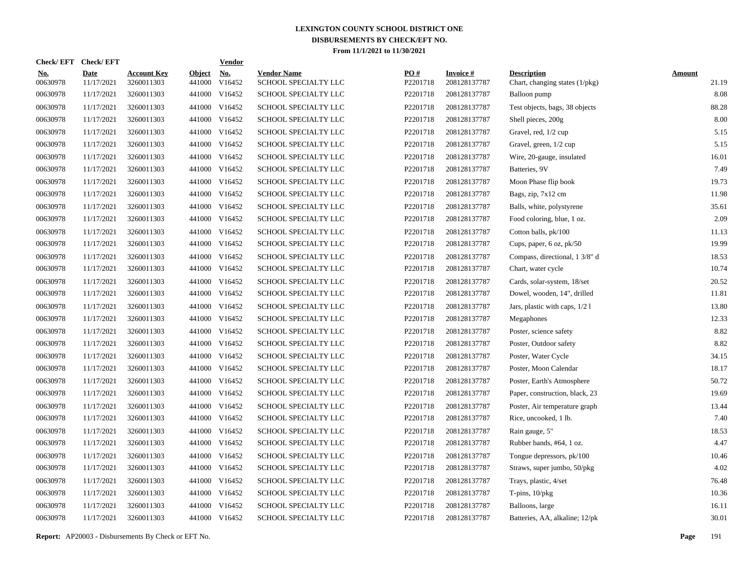# LEXINGTON COUNTY SCHOOL DISTRICT ONE

## DISBURSEMENTS BY CHECK/EFT NO.

### From 11/1/2021 to 11/30/2021

| Check/ EFT No. | Check/ EFT Date | Account Key | Object | Vendor No. | Vendor Name | PO # | Invoice # | Description | Amount |
|---|---|---|---|---|---|---|---|---|---|
| 00630978 | 11/17/2021 | 3260011303 | 441000 | V16452 | SCHOOL SPECIALTY LLC | P2201718 | 208128137787 | Chart, changing states (1/pkg) | 21.19 |
| 00630978 | 11/17/2021 | 3260011303 | 441000 | V16452 | SCHOOL SPECIALTY LLC | P2201718 | 208128137787 | Balloon pump | 8.08 |
| 00630978 | 11/17/2021 | 3260011303 | 441000 | V16452 | SCHOOL SPECIALTY LLC | P2201718 | 208128137787 | Test objects, bags, 38 objects | 88.28 |
| 00630978 | 11/17/2021 | 3260011303 | 441000 | V16452 | SCHOOL SPECIALTY LLC | P2201718 | 208128137787 | Shell pieces, 200g | 8.00 |
| 00630978 | 11/17/2021 | 3260011303 | 441000 | V16452 | SCHOOL SPECIALTY LLC | P2201718 | 208128137787 | Gravel, red, 1/2 cup | 5.15 |
| 00630978 | 11/17/2021 | 3260011303 | 441000 | V16452 | SCHOOL SPECIALTY LLC | P2201718 | 208128137787 | Gravel, green, 1/2 cup | 5.15 |
| 00630978 | 11/17/2021 | 3260011303 | 441000 | V16452 | SCHOOL SPECIALTY LLC | P2201718 | 208128137787 | Wire, 20-gauge, insulated | 16.01 |
| 00630978 | 11/17/2021 | 3260011303 | 441000 | V16452 | SCHOOL SPECIALTY LLC | P2201718 | 208128137787 | Batteries, 9V | 7.49 |
| 00630978 | 11/17/2021 | 3260011303 | 441000 | V16452 | SCHOOL SPECIALTY LLC | P2201718 | 208128137787 | Moon Phase flip book | 19.73 |
| 00630978 | 11/17/2021 | 3260011303 | 441000 | V16452 | SCHOOL SPECIALTY LLC | P2201718 | 208128137787 | Bags, zip, 7x12 cm | 11.98 |
| 00630978 | 11/17/2021 | 3260011303 | 441000 | V16452 | SCHOOL SPECIALTY LLC | P2201718 | 208128137787 | Balls, white, polystyrene | 35.61 |
| 00630978 | 11/17/2021 | 3260011303 | 441000 | V16452 | SCHOOL SPECIALTY LLC | P2201718 | 208128137787 | Food coloring, blue, 1 oz. | 2.09 |
| 00630978 | 11/17/2021 | 3260011303 | 441000 | V16452 | SCHOOL SPECIALTY LLC | P2201718 | 208128137787 | Cotton balls, pk/100 | 11.13 |
| 00630978 | 11/17/2021 | 3260011303 | 441000 | V16452 | SCHOOL SPECIALTY LLC | P2201718 | 208128137787 | Cups, paper, 6 oz, pk/50 | 19.99 |
| 00630978 | 11/17/2021 | 3260011303 | 441000 | V16452 | SCHOOL SPECIALTY LLC | P2201718 | 208128137787 | Compass, directional, 1 3/8" d | 18.53 |
| 00630978 | 11/17/2021 | 3260011303 | 441000 | V16452 | SCHOOL SPECIALTY LLC | P2201718 | 208128137787 | Chart, water cycle | 10.74 |
| 00630978 | 11/17/2021 | 3260011303 | 441000 | V16452 | SCHOOL SPECIALTY LLC | P2201718 | 208128137787 | Cards, solar-system, 18/set | 20.52 |
| 00630978 | 11/17/2021 | 3260011303 | 441000 | V16452 | SCHOOL SPECIALTY LLC | P2201718 | 208128137787 | Dowel, wooden, 14", drilled | 11.81 |
| 00630978 | 11/17/2021 | 3260011303 | 441000 | V16452 | SCHOOL SPECIALTY LLC | P2201718 | 208128137787 | Jars, plastic with caps, 1/2 l | 13.80 |
| 00630978 | 11/17/2021 | 3260011303 | 441000 | V16452 | SCHOOL SPECIALTY LLC | P2201718 | 208128137787 | Megaphones | 12.33 |
| 00630978 | 11/17/2021 | 3260011303 | 441000 | V16452 | SCHOOL SPECIALTY LLC | P2201718 | 208128137787 | Poster, science safety | 8.82 |
| 00630978 | 11/17/2021 | 3260011303 | 441000 | V16452 | SCHOOL SPECIALTY LLC | P2201718 | 208128137787 | Poster, Outdoor safety | 8.82 |
| 00630978 | 11/17/2021 | 3260011303 | 441000 | V16452 | SCHOOL SPECIALTY LLC | P2201718 | 208128137787 | Poster, Water Cycle | 34.15 |
| 00630978 | 11/17/2021 | 3260011303 | 441000 | V16452 | SCHOOL SPECIALTY LLC | P2201718 | 208128137787 | Poster, Moon Calendar | 18.17 |
| 00630978 | 11/17/2021 | 3260011303 | 441000 | V16452 | SCHOOL SPECIALTY LLC | P2201718 | 208128137787 | Poster, Earth's Atmosphere | 50.72 |
| 00630978 | 11/17/2021 | 3260011303 | 441000 | V16452 | SCHOOL SPECIALTY LLC | P2201718 | 208128137787 | Paper, construction, black, 23 | 19.69 |
| 00630978 | 11/17/2021 | 3260011303 | 441000 | V16452 | SCHOOL SPECIALTY LLC | P2201718 | 208128137787 | Poster, Air temperature graph | 13.44 |
| 00630978 | 11/17/2021 | 3260011303 | 441000 | V16452 | SCHOOL SPECIALTY LLC | P2201718 | 208128137787 | Rice, uncooked, 1 lb. | 7.40 |
| 00630978 | 11/17/2021 | 3260011303 | 441000 | V16452 | SCHOOL SPECIALTY LLC | P2201718 | 208128137787 | Rain gauge, 5" | 18.53 |
| 00630978 | 11/17/2021 | 3260011303 | 441000 | V16452 | SCHOOL SPECIALTY LLC | P2201718 | 208128137787 | Rubber bands, #64, 1 oz. | 4.47 |
| 00630978 | 11/17/2021 | 3260011303 | 441000 | V16452 | SCHOOL SPECIALTY LLC | P2201718 | 208128137787 | Tongue depressors, pk/100 | 10.46 |
| 00630978 | 11/17/2021 | 3260011303 | 441000 | V16452 | SCHOOL SPECIALTY LLC | P2201718 | 208128137787 | Straws, super jumbo, 50/pkg | 4.02 |
| 00630978 | 11/17/2021 | 3260011303 | 441000 | V16452 | SCHOOL SPECIALTY LLC | P2201718 | 208128137787 | Trays, plastic, 4/set | 76.48 |
| 00630978 | 11/17/2021 | 3260011303 | 441000 | V16452 | SCHOOL SPECIALTY LLC | P2201718 | 208128137787 | T-pins, 10/pkg | 10.36 |
| 00630978 | 11/17/2021 | 3260011303 | 441000 | V16452 | SCHOOL SPECIALTY LLC | P2201718 | 208128137787 | Balloons, large | 16.11 |
| 00630978 | 11/17/2021 | 3260011303 | 441000 | V16452 | SCHOOL SPECIALTY LLC | P2201718 | 208128137787 | Batteries, AA, alkaline; 12/pk | 30.01 |

**Report:** AP20003 - Disbursements By Check or EFT No.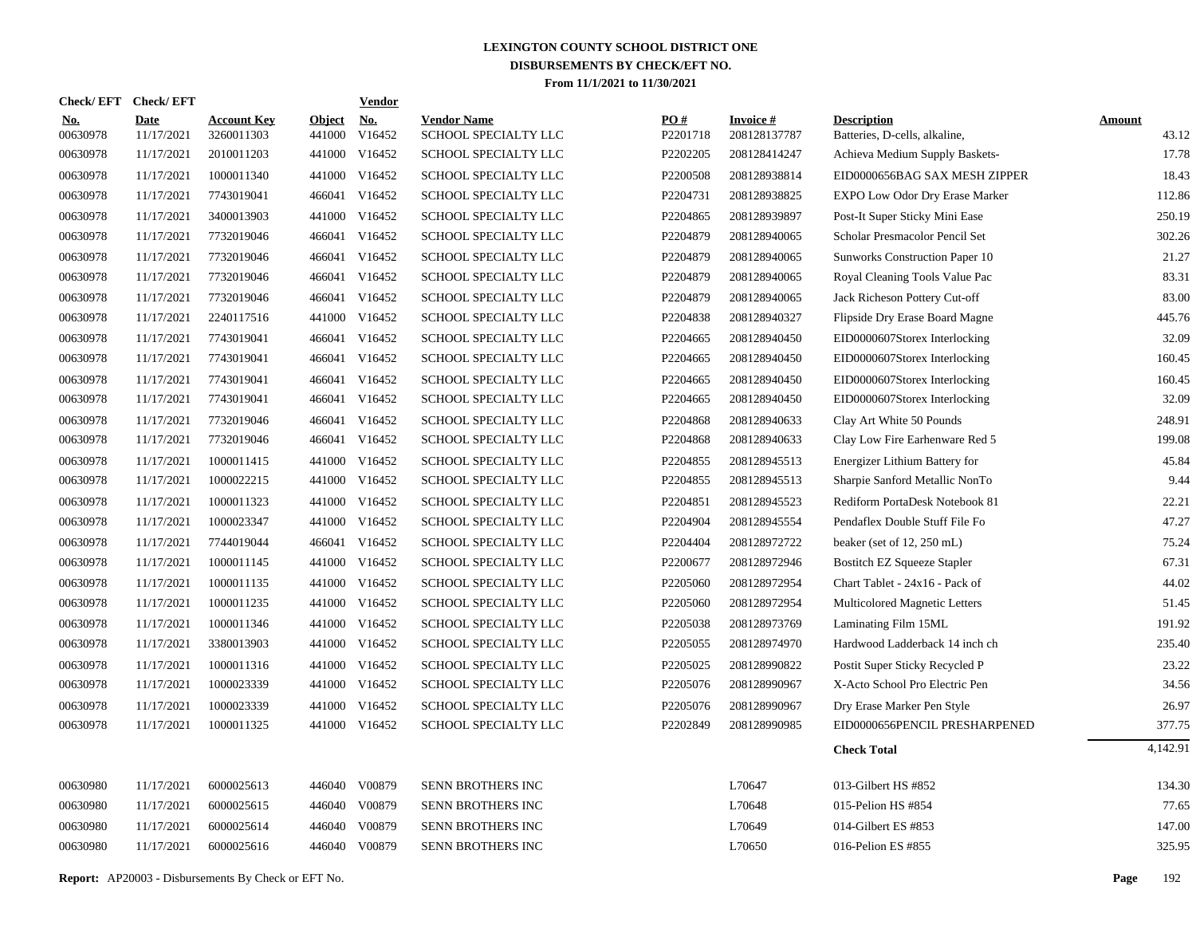# LEXINGTON COUNTY SCHOOL DISTRICT ONE
## DISBURSEMENTS BY CHECK/EFT NO.
### From 11/1/2021 to 11/30/2021

| Check/ EFT No. | Check/ EFT Date | Account Key | Object | Vendor No. | Vendor Name | PO # | Invoice # | Description | Amount |
|---|---|---|---|---|---|---|---|---|---|
| 00630978 | 11/17/2021 | 3260011303 | 441000 | V16452 | SCHOOL SPECIALTY LLC | P2201718 | 208128137787 | Batteries, D-cells, alkaline, | 43.12 |
| 00630978 | 11/17/2021 | 2010011203 | 441000 | V16452 | SCHOOL SPECIALTY LLC | P2202205 | 208128414247 | Achieva Medium Supply Baskets- | 17.78 |
| 00630978 | 11/17/2021 | 1000011340 | 441000 | V16452 | SCHOOL SPECIALTY LLC | P2200508 | 208128938814 | EID0000656BAG SAX MESH ZIPPER | 18.43 |
| 00630978 | 11/17/2021 | 7743019041 | 466041 | V16452 | SCHOOL SPECIALTY LLC | P2204731 | 208128938825 | EXPO Low Odor Dry Erase Marker | 112.86 |
| 00630978 | 11/17/2021 | 3400013903 | 441000 | V16452 | SCHOOL SPECIALTY LLC | P2204865 | 208128939897 | Post-It Super Sticky Mini Ease | 250.19 |
| 00630978 | 11/17/2021 | 7732019046 | 466041 | V16452 | SCHOOL SPECIALTY LLC | P2204879 | 208128940065 | Scholar Presmacolor Pencil Set | 302.26 |
| 00630978 | 11/17/2021 | 7732019046 | 466041 | V16452 | SCHOOL SPECIALTY LLC | P2204879 | 208128940065 | Sunworks Construction Paper 10 | 21.27 |
| 00630978 | 11/17/2021 | 7732019046 | 466041 | V16452 | SCHOOL SPECIALTY LLC | P2204879 | 208128940065 | Royal Cleaning Tools Value Pac | 83.31 |
| 00630978 | 11/17/2021 | 7732019046 | 466041 | V16452 | SCHOOL SPECIALTY LLC | P2204879 | 208128940065 | Jack Richeson Pottery Cut-off | 83.00 |
| 00630978 | 11/17/2021 | 2240117516 | 441000 | V16452 | SCHOOL SPECIALTY LLC | P2204838 | 208128940327 | Flipside Dry Erase Board Magne | 445.76 |
| 00630978 | 11/17/2021 | 7743019041 | 466041 | V16452 | SCHOOL SPECIALTY LLC | P2204665 | 208128940450 | EID0000607Storex Interlocking | 32.09 |
| 00630978 | 11/17/2021 | 7743019041 | 466041 | V16452 | SCHOOL SPECIALTY LLC | P2204665 | 208128940450 | EID0000607Storex Interlocking | 160.45 |
| 00630978 | 11/17/2021 | 7743019041 | 466041 | V16452 | SCHOOL SPECIALTY LLC | P2204665 | 208128940450 | EID0000607Storex Interlocking | 160.45 |
| 00630978 | 11/17/2021 | 7743019041 | 466041 | V16452 | SCHOOL SPECIALTY LLC | P2204665 | 208128940450 | EID0000607Storex Interlocking | 32.09 |
| 00630978 | 11/17/2021 | 7732019046 | 466041 | V16452 | SCHOOL SPECIALTY LLC | P2204868 | 208128940633 | Clay Art White 50 Pounds | 248.91 |
| 00630978 | 11/17/2021 | 7732019046 | 466041 | V16452 | SCHOOL SPECIALTY LLC | P2204868 | 208128940633 | Clay Low Fire Earhenware Red 5 | 199.08 |
| 00630978 | 11/17/2021 | 1000011415 | 441000 | V16452 | SCHOOL SPECIALTY LLC | P2204855 | 208128945513 | Energizer Lithium Battery for | 45.84 |
| 00630978 | 11/17/2021 | 1000022215 | 441000 | V16452 | SCHOOL SPECIALTY LLC | P2204855 | 208128945513 | Sharpie Sanford Metallic NonTo | 9.44 |
| 00630978 | 11/17/2021 | 1000011323 | 441000 | V16452 | SCHOOL SPECIALTY LLC | P2204851 | 208128945523 | Rediform PortaDesk Notebook 81 | 22.21 |
| 00630978 | 11/17/2021 | 1000023347 | 441000 | V16452 | SCHOOL SPECIALTY LLC | P2204904 | 208128945554 | Pendaflex Double Stuff File Fo | 47.27 |
| 00630978 | 11/17/2021 | 7744019044 | 466041 | V16452 | SCHOOL SPECIALTY LLC | P2204404 | 208128972722 | beaker (set of 12, 250 mL) | 75.24 |
| 00630978 | 11/17/2021 | 1000011145 | 441000 | V16452 | SCHOOL SPECIALTY LLC | P2200677 | 208128972946 | Bostitch EZ Squeeze Stapler | 67.31 |
| 00630978 | 11/17/2021 | 1000011135 | 441000 | V16452 | SCHOOL SPECIALTY LLC | P2205060 | 208128972954 | Chart Tablet - 24x16 - Pack of | 44.02 |
| 00630978 | 11/17/2021 | 1000011235 | 441000 | V16452 | SCHOOL SPECIALTY LLC | P2205060 | 208128972954 | Multicolored Magnetic Letters | 51.45 |
| 00630978 | 11/17/2021 | 1000011346 | 441000 | V16452 | SCHOOL SPECIALTY LLC | P2205038 | 208128973769 | Laminating Film 15ML | 191.92 |
| 00630978 | 11/17/2021 | 3380013903 | 441000 | V16452 | SCHOOL SPECIALTY LLC | P2205055 | 208128974970 | Hardwood Ladderback 14 inch ch | 235.40 |
| 00630978 | 11/17/2021 | 1000011316 | 441000 | V16452 | SCHOOL SPECIALTY LLC | P2205025 | 208128990822 | Postit Super Sticky Recycled P | 23.22 |
| 00630978 | 11/17/2021 | 1000023339 | 441000 | V16452 | SCHOOL SPECIALTY LLC | P2205076 | 208128990967 | X-Acto School Pro Electric Pen | 34.56 |
| 00630978 | 11/17/2021 | 1000023339 | 441000 | V16452 | SCHOOL SPECIALTY LLC | P2205076 | 208128990967 | Dry Erase Marker Pen Style | 26.97 |
| 00630978 | 11/17/2021 | 1000011325 | 441000 | V16452 | SCHOOL SPECIALTY LLC | P2202849 | 208128990985 | EID0000656PENCIL PRESHARPENED | 377.75 |
| | | | | | | | | **Check Total** | 4,142.91 |
| 00630980 | 11/17/2021 | 6000025613 | 446040 | V00879 | SENN BROTHERS INC | | L70647 | 013-Gilbert HS #852 | 134.30 |
| 00630980 | 11/17/2021 | 6000025615 | 446040 | V00879 | SENN BROTHERS INC | | L70648 | 015-Pelion HS #854 | 77.65 |
| 00630980 | 11/17/2021 | 6000025614 | 446040 | V00879 | SENN BROTHERS INC | | L70649 | 014-Gilbert ES #853 | 147.00 |
| 00630980 | 11/17/2021 | 6000025616 | 446040 | V00879 | SENN BROTHERS INC | | L70650 | 016-Pelion ES #855 | 325.95 |

**Report:** AP20003 - Disbursements By Check or EFT No.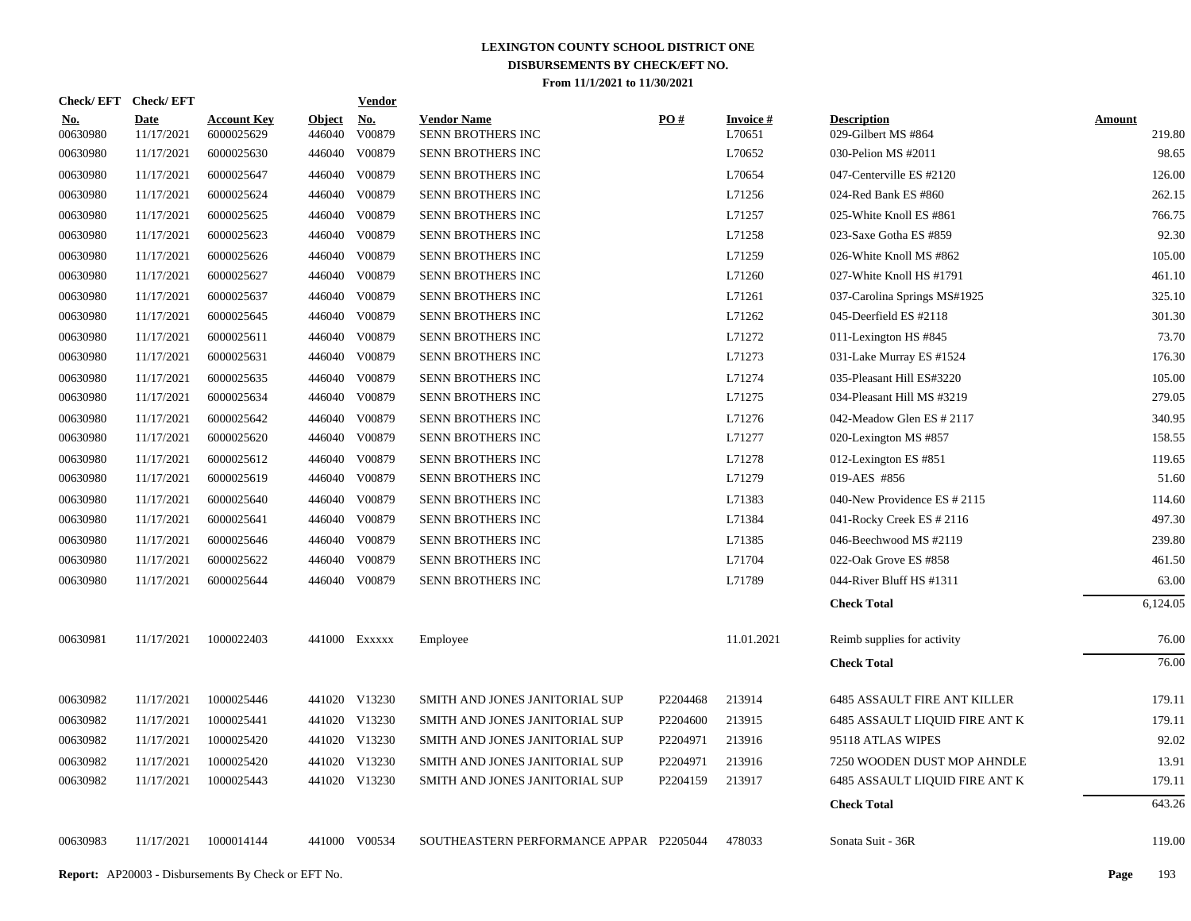# LEXINGTON COUNTY SCHOOL DISTRICT ONE
## DISBURSEMENTS BY CHECK/EFT NO.
### From 11/1/2021 to 11/30/2021

| Check/EFT No. | Check/EFT Date | Account Key | Object | Vendor No. | Vendor Name | PO # | Invoice # | Description | Amount |
|---|---|---|---|---|---|---|---|---|---|
| 00630980 | 11/17/2021 | 6000025629 | 446040 | V00879 | SENN BROTHERS INC | | L70651 | 029-Gilbert MS #864 | 219.80 |
| 00630980 | 11/17/2021 | 6000025630 | 446040 | V00879 | SENN BROTHERS INC | | L70652 | 030-Pelion MS #2011 | 98.65 |
| 00630980 | 11/17/2021 | 6000025647 | 446040 | V00879 | SENN BROTHERS INC | | L70654 | 047-Centerville ES #2120 | 126.00 |
| 00630980 | 11/17/2021 | 6000025624 | 446040 | V00879 | SENN BROTHERS INC | | L71256 | 024-Red Bank ES #860 | 262.15 |
| 00630980 | 11/17/2021 | 6000025625 | 446040 | V00879 | SENN BROTHERS INC | | L71257 | 025-White Knoll ES #861 | 766.75 |
| 00630980 | 11/17/2021 | 6000025623 | 446040 | V00879 | SENN BROTHERS INC | | L71258 | 023-Saxe Gotha ES #859 | 92.30 |
| 00630980 | 11/17/2021 | 6000025626 | 446040 | V00879 | SENN BROTHERS INC | | L71259 | 026-White Knoll MS #862 | 105.00 |
| 00630980 | 11/17/2021 | 6000025627 | 446040 | V00879 | SENN BROTHERS INC | | L71260 | 027-White Knoll HS #1791 | 461.10 |
| 00630980 | 11/17/2021 | 6000025637 | 446040 | V00879 | SENN BROTHERS INC | | L71261 | 037-Carolina Springs MS#1925 | 325.10 |
| 00630980 | 11/17/2021 | 6000025645 | 446040 | V00879 | SENN BROTHERS INC | | L71262 | 045-Deerfield ES #2118 | 301.30 |
| 00630980 | 11/17/2021 | 6000025611 | 446040 | V00879 | SENN BROTHERS INC | | L71272 | 011-Lexington HS #845 | 73.70 |
| 00630980 | 11/17/2021 | 6000025631 | 446040 | V00879 | SENN BROTHERS INC | | L71273 | 031-Lake Murray ES #1524 | 176.30 |
| 00630980 | 11/17/2021 | 6000025635 | 446040 | V00879 | SENN BROTHERS INC | | L71274 | 035-Pleasant Hill ES#3220 | 105.00 |
| 00630980 | 11/17/2021 | 6000025634 | 446040 | V00879 | SENN BROTHERS INC | | L71275 | 034-Pleasant Hill MS #3219 | 279.05 |
| 00630980 | 11/17/2021 | 6000025642 | 446040 | V00879 | SENN BROTHERS INC | | L71276 | 042-Meadow Glen ES # 2117 | 340.95 |
| 00630980 | 11/17/2021 | 6000025620 | 446040 | V00879 | SENN BROTHERS INC | | L71277 | 020-Lexington MS #857 | 158.55 |
| 00630980 | 11/17/2021 | 6000025612 | 446040 | V00879 | SENN BROTHERS INC | | L71278 | 012-Lexington ES #851 | 119.65 |
| 00630980 | 11/17/2021 | 6000025619 | 446040 | V00879 | SENN BROTHERS INC | | L71279 | 019-AES #856 | 51.60 |
| 00630980 | 11/17/2021 | 6000025640 | 446040 | V00879 | SENN BROTHERS INC | | L71383 | 040-New Providence ES # 2115 | 114.60 |
| 00630980 | 11/17/2021 | 6000025641 | 446040 | V00879 | SENN BROTHERS INC | | L71384 | 041-Rocky Creek ES # 2116 | 497.30 |
| 00630980 | 11/17/2021 | 6000025646 | 446040 | V00879 | SENN BROTHERS INC | | L71385 | 046-Beechwood MS #2119 | 239.80 |
| 00630980 | 11/17/2021 | 6000025622 | 446040 | V00879 | SENN BROTHERS INC | | L71704 | 022-Oak Grove ES #858 | 461.50 |
| 00630980 | 11/17/2021 | 6000025644 | 446040 | V00879 | SENN BROTHERS INC | | L71789 | 044-River Bluff HS #1311 | 63.00 |
| | | | | | | | | **Check Total** | 6,124.05 |
| 00630981 | 11/17/2021 | 1000022403 | 441000 | Exxxxx | Employee | | 11.01.2021 | Reimb supplies for activity | 76.00 |
| | | | | | | | | **Check Total** | 76.00 |
| 00630982 | 11/17/2021 | 1000025446 | 441020 | V13230 | SMITH AND JONES JANITORIAL SUP | P2204468 | 213914 | 6485 ASSAULT FIRE ANT KILLER | 179.11 |
| 00630982 | 11/17/2021 | 1000025441 | 441020 | V13230 | SMITH AND JONES JANITORIAL SUP | P2204600 | 213915 | 6485 ASSAULT LIQUID FIRE ANT K | 179.11 |
| 00630982 | 11/17/2021 | 1000025420 | 441020 | V13230 | SMITH AND JONES JANITORIAL SUP | P2204971 | 213916 | 95118 ATLAS WIPES | 92.02 |
| 00630982 | 11/17/2021 | 1000025420 | 441020 | V13230 | SMITH AND JONES JANITORIAL SUP | P2204971 | 213916 | 7250 WOODEN DUST MOP AHNDLE | 13.91 |
| 00630982 | 11/17/2021 | 1000025443 | 441020 | V13230 | SMITH AND JONES JANITORIAL SUP | P2204159 | 213917 | 6485 ASSAULT LIQUID FIRE ANT K | 179.11 |
| | | | | | | | | **Check Total** | 643.26 |
| 00630983 | 11/17/2021 | 1000014144 | 441000 | V00534 | SOUTHEASTERN PERFORMANCE APPAR | P2205044 | 478033 | Sonata Suit - 36R | 119.00 |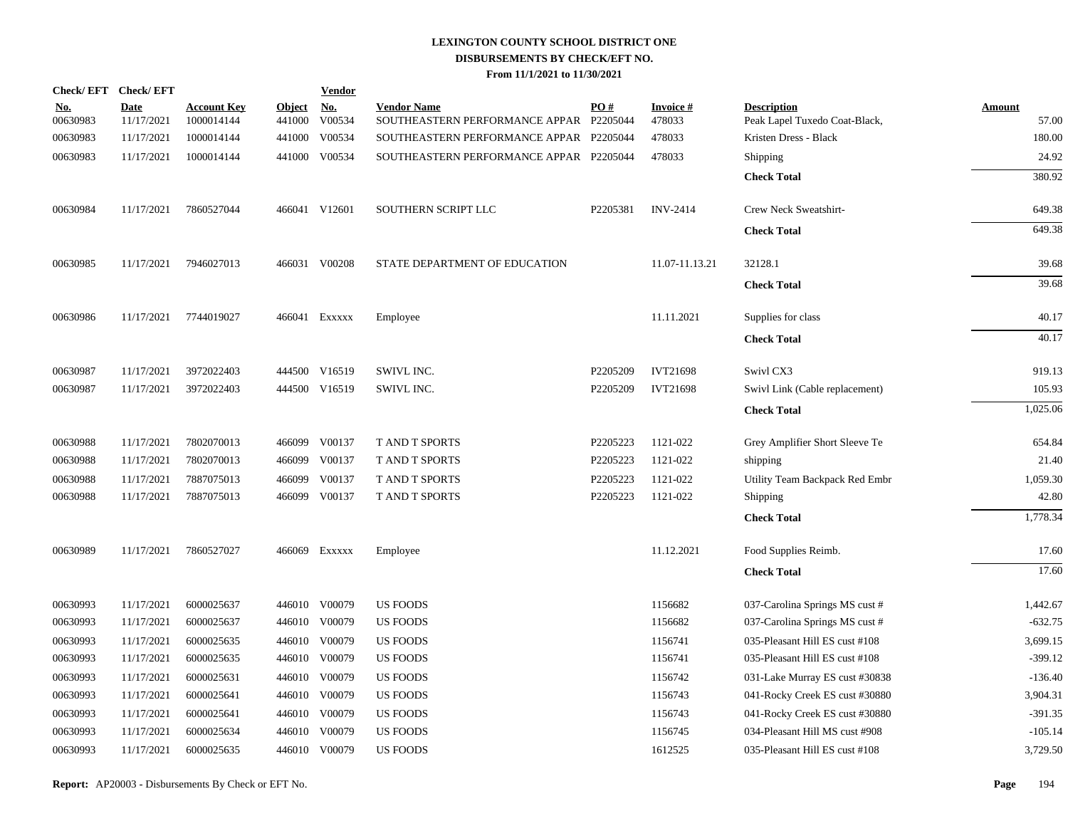# LEXINGTON COUNTY SCHOOL DISTRICT ONE
## DISBURSEMENTS BY CHECK/EFT NO.
### From 11/1/2021 to 11/30/2021

| Check/ EFT No. | Check/ EFT Date | Account Key | Object | Vendor No. | Vendor Name | PO # | Invoice # | Description | Amount |
|---|---|---|---|---|---|---|---|---|---|
| 00630983 | 11/17/2021 | 1000014144 | 441000 | V00534 | SOUTHEASTERN PERFORMANCE APPAR | P2205044 | 478033 | Peak Lapel Tuxedo Coat-Black, | 57.00 |
| 00630983 | 11/17/2021 | 1000014144 | 441000 | V00534 | SOUTHEASTERN PERFORMANCE APPAR | P2205044 | 478033 | Kristen Dress - Black | 180.00 |
| 00630983 | 11/17/2021 | 1000014144 | 441000 | V00534 | SOUTHEASTERN PERFORMANCE APPAR | P2205044 | 478033 | Shipping | 24.92 |
| | | | | | | | | **Check Total** | 380.92 |
| 00630984 | 11/17/2021 | 7860527044 | 466041 | V12601 | SOUTHERN SCRIPT LLC | P2205381 | INV-2414 | Crew Neck Sweatshirt- | 649.38 |
| | | | | | | | | **Check Total** | 649.38 |
| 00630985 | 11/17/2021 | 7946027013 | 466031 | V00208 | STATE DEPARTMENT OF EDUCATION | | 11.07-11.13.21 | 32128.1 | 39.68 |
| | | | | | | | | **Check Total** | 39.68 |
| 00630986 | 11/17/2021 | 7744019027 | 466041 | Exxxxx | Employee | | 11.11.2021 | Supplies for class | 40.17 |
| | | | | | | | | **Check Total** | 40.17 |
| 00630987 | 11/17/2021 | 3972022403 | 444500 | V16519 | SWIVL INC. | P2205209 | IVT21698 | Swivl CX3 | 919.13 |
| 00630987 | 11/17/2021 | 3972022403 | 444500 | V16519 | SWIVL INC. | P2205209 | IVT21698 | Swivl Link (Cable replacement) | 105.93 |
| | | | | | | | | **Check Total** | 1,025.06 |
| 00630988 | 11/17/2021 | 7802070013 | 466099 | V00137 | T AND T SPORTS | P2205223 | 1121-022 | Grey Amplifier Short Sleeve Te | 654.84 |
| 00630988 | 11/17/2021 | 7802070013 | 466099 | V00137 | T AND T SPORTS | P2205223 | 1121-022 | shipping | 21.40 |
| 00630988 | 11/17/2021 | 7887075013 | 466099 | V00137 | T AND T SPORTS | P2205223 | 1121-022 | Utility Team Backpack Red Embr | 1,059.30 |
| 00630988 | 11/17/2021 | 7887075013 | 466099 | V00137 | T AND T SPORTS | P2205223 | 1121-022 | Shipping | 42.80 |
| | | | | | | | | **Check Total** | 1,778.34 |
| 00630989 | 11/17/2021 | 7860527027 | 466069 | Exxxxx | Employee | | 11.12.2021 | Food Supplies Reimb. | 17.60 |
| | | | | | | | | **Check Total** | 17.60 |
| 00630993 | 11/17/2021 | 6000025637 | 446010 | V00079 | US FOODS | | 1156682 | 037-Carolina Springs MS cust # | 1,442.67 |
| 00630993 | 11/17/2021 | 6000025637 | 446010 | V00079 | US FOODS | | 1156682 | 037-Carolina Springs MS cust # | -632.75 |
| 00630993 | 11/17/2021 | 6000025635 | 446010 | V00079 | US FOODS | | 1156741 | 035-Pleasant Hill ES cust #108 | 3,699.15 |
| 00630993 | 11/17/2021 | 6000025635 | 446010 | V00079 | US FOODS | | 1156741 | 035-Pleasant Hill ES cust #108 | -399.12 |
| 00630993 | 11/17/2021 | 6000025631 | 446010 | V00079 | US FOODS | | 1156742 | 031-Lake Murray ES cust #30838 | -136.40 |
| 00630993 | 11/17/2021 | 6000025641 | 446010 | V00079 | US FOODS | | 1156743 | 041-Rocky Creek ES cust #30880 | 3,904.31 |
| 00630993 | 11/17/2021 | 6000025641 | 446010 | V00079 | US FOODS | | 1156743 | 041-Rocky Creek ES cust #30880 | -391.35 |
| 00630993 | 11/17/2021 | 6000025634 | 446010 | V00079 | US FOODS | | 1156745 | 034-Pleasant Hill MS cust #908 | -105.14 |
| 00630993 | 11/17/2021 | 6000025635 | 446010 | V00079 | US FOODS | | 1612525 | 035-Pleasant Hill ES cust #108 | 3,729.50 |

**Report:** AP20003 - Disbursements By Check or EFT No.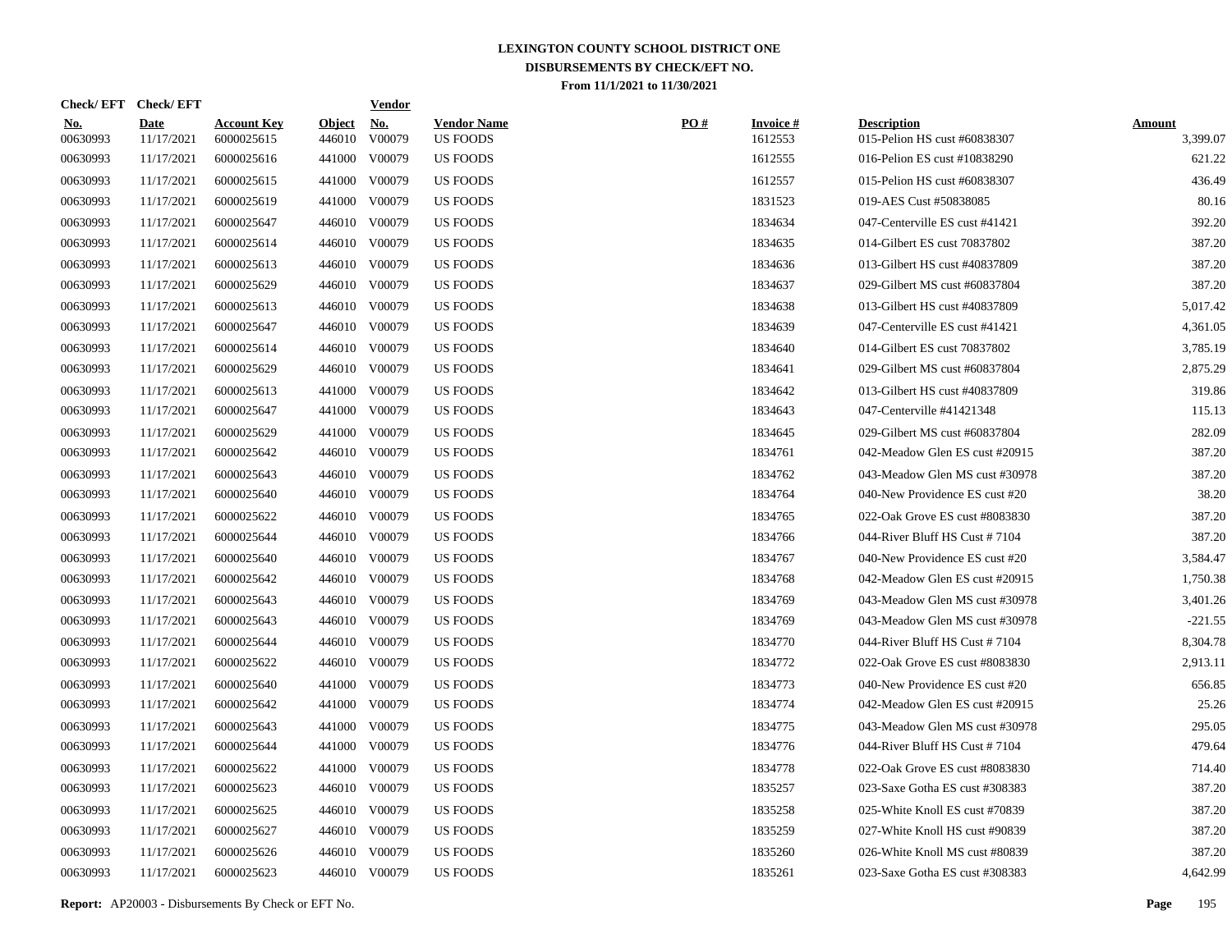# LEXINGTON COUNTY SCHOOL DISTRICT ONE
## DISBURSEMENTS BY CHECK/EFT NO.
### From 11/1/2021 to 11/30/2021

| Check/ EFT No. | Check/ EFT Date | Account Key | Object | Vendor No. | Vendor Name | PO # | Invoice # | Description | Amount |
|---|---|---|---|---|---|---|---|---|---|
| 00630993 | 11/17/2021 | 6000025615 | 446010 | V00079 | US FOODS | | 1612553 | 015-Pelion HS cust #60838307 | 3,399.07 |
| 00630993 | 11/17/2021 | 6000025616 | 441000 | V00079 | US FOODS | | 1612555 | 016-Pelion ES cust #10838290 | 621.22 |
| 00630993 | 11/17/2021 | 6000025615 | 441000 | V00079 | US FOODS | | 1612557 | 015-Pelion HS cust #60838307 | 436.49 |
| 00630993 | 11/17/2021 | 6000025619 | 441000 | V00079 | US FOODS | | 1831523 | 019-AES Cust #50838085 | 80.16 |
| 00630993 | 11/17/2021 | 6000025647 | 446010 | V00079 | US FOODS | | 1834634 | 047-Centerville ES cust #41421 | 392.20 |
| 00630993 | 11/17/2021 | 6000025614 | 446010 | V00079 | US FOODS | | 1834635 | 014-Gilbert ES cust 70837802 | 387.20 |
| 00630993 | 11/17/2021 | 6000025613 | 446010 | V00079 | US FOODS | | 1834636 | 013-Gilbert HS cust #40837809 | 387.20 |
| 00630993 | 11/17/2021 | 6000025629 | 446010 | V00079 | US FOODS | | 1834637 | 029-Gilbert MS cust #60837804 | 387.20 |
| 00630993 | 11/17/2021 | 6000025613 | 446010 | V00079 | US FOODS | | 1834638 | 013-Gilbert HS cust #40837809 | 5,017.42 |
| 00630993 | 11/17/2021 | 6000025647 | 446010 | V00079 | US FOODS | | 1834639 | 047-Centerville ES cust #41421 | 4,361.05 |
| 00630993 | 11/17/2021 | 6000025614 | 446010 | V00079 | US FOODS | | 1834640 | 014-Gilbert ES cust 70837802 | 3,785.19 |
| 00630993 | 11/17/2021 | 6000025629 | 446010 | V00079 | US FOODS | | 1834641 | 029-Gilbert MS cust #60837804 | 2,875.29 |
| 00630993 | 11/17/2021 | 6000025613 | 441000 | V00079 | US FOODS | | 1834642 | 013-Gilbert HS cust #40837809 | 319.86 |
| 00630993 | 11/17/2021 | 6000025647 | 441000 | V00079 | US FOODS | | 1834643 | 047-Centerville #41421348 | 115.13 |
| 00630993 | 11/17/2021 | 6000025629 | 441000 | V00079 | US FOODS | | 1834645 | 029-Gilbert MS cust #60837804 | 282.09 |
| 00630993 | 11/17/2021 | 6000025642 | 446010 | V00079 | US FOODS | | 1834761 | 042-Meadow Glen ES cust #20915 | 387.20 |
| 00630993 | 11/17/2021 | 6000025643 | 446010 | V00079 | US FOODS | | 1834762 | 043-Meadow Glen MS cust #30978 | 387.20 |
| 00630993 | 11/17/2021 | 6000025640 | 446010 | V00079 | US FOODS | | 1834764 | 040-New Providence ES cust #20 | 38.20 |
| 00630993 | 11/17/2021 | 6000025622 | 446010 | V00079 | US FOODS | | 1834765 | 022-Oak Grove ES cust #8083830 | 387.20 |
| 00630993 | 11/17/2021 | 6000025644 | 446010 | V00079 | US FOODS | | 1834766 | 044-River Bluff HS Cust # 7104 | 387.20 |
| 00630993 | 11/17/2021 | 6000025640 | 446010 | V00079 | US FOODS | | 1834767 | 040-New Providence ES cust #20 | 3,584.47 |
| 00630993 | 11/17/2021 | 6000025642 | 446010 | V00079 | US FOODS | | 1834768 | 042-Meadow Glen ES cust #20915 | 1,750.38 |
| 00630993 | 11/17/2021 | 6000025643 | 446010 | V00079 | US FOODS | | 1834769 | 043-Meadow Glen MS cust #30978 | 3,401.26 |
| 00630993 | 11/17/2021 | 6000025643 | 446010 | V00079 | US FOODS | | 1834769 | 043-Meadow Glen MS cust #30978 | -221.55 |
| 00630993 | 11/17/2021 | 6000025644 | 446010 | V00079 | US FOODS | | 1834770 | 044-River Bluff HS Cust # 7104 | 8,304.78 |
| 00630993 | 11/17/2021 | 6000025622 | 446010 | V00079 | US FOODS | | 1834772 | 022-Oak Grove ES cust #8083830 | 2,913.11 |
| 00630993 | 11/17/2021 | 6000025640 | 441000 | V00079 | US FOODS | | 1834773 | 040-New Providence ES cust #20 | 656.85 |
| 00630993 | 11/17/2021 | 6000025642 | 441000 | V00079 | US FOODS | | 1834774 | 042-Meadow Glen ES cust #20915 | 25.26 |
| 00630993 | 11/17/2021 | 6000025643 | 441000 | V00079 | US FOODS | | 1834775 | 043-Meadow Glen MS cust #30978 | 295.05 |
| 00630993 | 11/17/2021 | 6000025644 | 441000 | V00079 | US FOODS | | 1834776 | 044-River Bluff HS Cust # 7104 | 479.64 |
| 00630993 | 11/17/2021 | 6000025622 | 441000 | V00079 | US FOODS | | 1834778 | 022-Oak Grove ES cust #8083830 | 714.40 |
| 00630993 | 11/17/2021 | 6000025623 | 446010 | V00079 | US FOODS | | 1835257 | 023-Saxe Gotha ES cust #308383 | 387.20 |
| 00630993 | 11/17/2021 | 6000025625 | 446010 | V00079 | US FOODS | | 1835258 | 025-White Knoll ES cust #70839 | 387.20 |
| 00630993 | 11/17/2021 | 6000025627 | 446010 | V00079 | US FOODS | | 1835259 | 027-White Knoll HS cust #90839 | 387.20 |
| 00630993 | 11/17/2021 | 6000025626 | 446010 | V00079 | US FOODS | | 1835260 | 026-White Knoll MS cust #80839 | 387.20 |
| 00630993 | 11/17/2021 | 6000025623 | 446010 | V00079 | US FOODS | | 1835261 | 023-Saxe Gotha ES cust #308383 | 4,642.99 |

**Report:** AP20003 - Disbursements By Check or EFT No.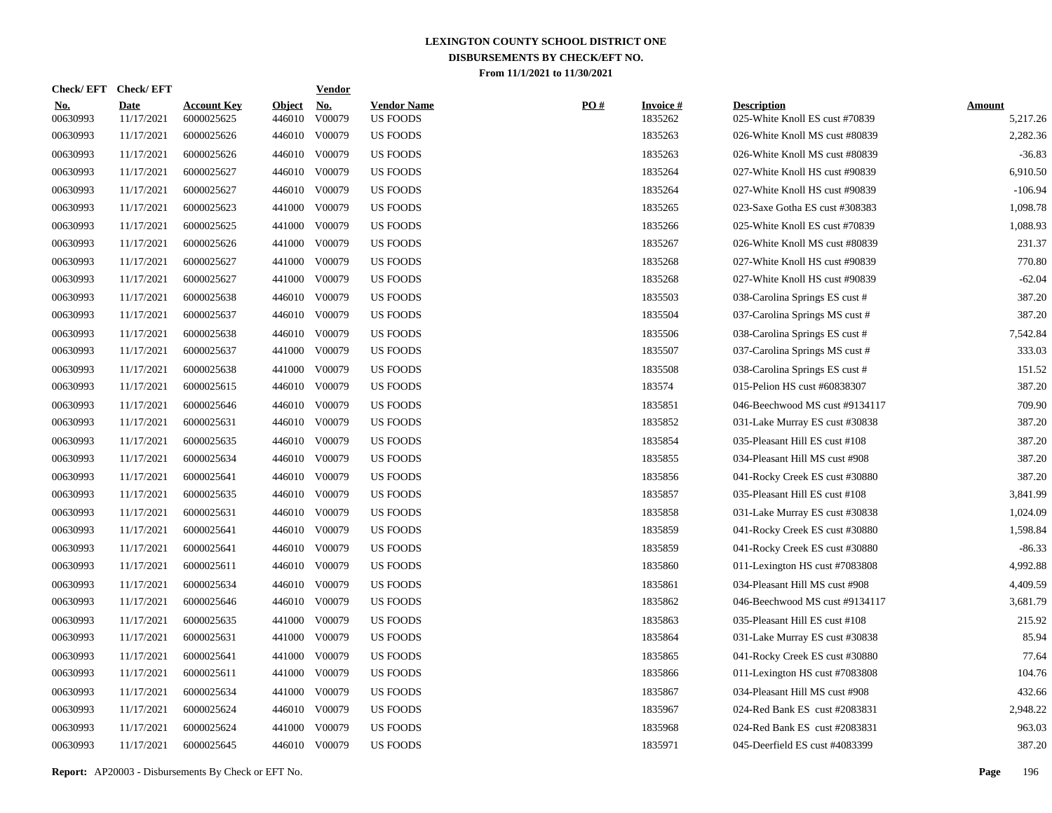# LEXINGTON COUNTY SCHOOL DISTRICT ONE
## DISBURSEMENTS BY CHECK/EFT NO.
### From 11/1/2021 to 11/30/2021

| Check/ EFT No. | Check/ EFT Date | Account Key | Object | Vendor No. | Vendor Name | PO # | Invoice # | Description | Amount |
|---|---|---|---|---|---|---|---|---|---|
| 00630993 | 11/17/2021 | 6000025625 | 446010 | V00079 | US FOODS | | 1835262 | 025-White Knoll ES cust #70839 | 5,217.26 |
| 00630993 | 11/17/2021 | 6000025626 | 446010 | V00079 | US FOODS | | 1835263 | 026-White Knoll MS cust #80839 | 2,282.36 |
| 00630993 | 11/17/2021 | 6000025626 | 446010 | V00079 | US FOODS | | 1835263 | 026-White Knoll MS cust #80839 | -36.83 |
| 00630993 | 11/17/2021 | 6000025627 | 446010 | V00079 | US FOODS | | 1835264 | 027-White Knoll HS cust #90839 | 6,910.50 |
| 00630993 | 11/17/2021 | 6000025627 | 446010 | V00079 | US FOODS | | 1835264 | 027-White Knoll HS cust #90839 | -106.94 |
| 00630993 | 11/17/2021 | 6000025623 | 441000 | V00079 | US FOODS | | 1835265 | 023-Saxe Gotha ES cust #308383 | 1,098.78 |
| 00630993 | 11/17/2021 | 6000025625 | 441000 | V00079 | US FOODS | | 1835266 | 025-White Knoll ES cust #70839 | 1,088.93 |
| 00630993 | 11/17/2021 | 6000025626 | 441000 | V00079 | US FOODS | | 1835267 | 026-White Knoll MS cust #80839 | 231.37 |
| 00630993 | 11/17/2021 | 6000025627 | 441000 | V00079 | US FOODS | | 1835268 | 027-White Knoll HS cust #90839 | 770.80 |
| 00630993 | 11/17/2021 | 6000025627 | 441000 | V00079 | US FOODS | | 1835268 | 027-White Knoll HS cust #90839 | -62.04 |
| 00630993 | 11/17/2021 | 6000025638 | 446010 | V00079 | US FOODS | | 1835503 | 038-Carolina Springs ES cust # | 387.20 |
| 00630993 | 11/17/2021 | 6000025637 | 446010 | V00079 | US FOODS | | 1835504 | 037-Carolina Springs MS cust # | 387.20 |
| 00630993 | 11/17/2021 | 6000025638 | 446010 | V00079 | US FOODS | | 1835506 | 038-Carolina Springs ES cust # | 7,542.84 |
| 00630993 | 11/17/2021 | 6000025637 | 441000 | V00079 | US FOODS | | 1835507 | 037-Carolina Springs MS cust # | 333.03 |
| 00630993 | 11/17/2021 | 6000025638 | 441000 | V00079 | US FOODS | | 1835508 | 038-Carolina Springs ES cust # | 151.52 |
| 00630993 | 11/17/2021 | 6000025615 | 446010 | V00079 | US FOODS | | 183574 | 015-Pelion HS cust #60838307 | 387.20 |
| 00630993 | 11/17/2021 | 6000025646 | 446010 | V00079 | US FOODS | | 1835851 | 046-Beechwood MS cust #9134117 | 709.90 |
| 00630993 | 11/17/2021 | 6000025631 | 446010 | V00079 | US FOODS | | 1835852 | 031-Lake Murray ES cust #30838 | 387.20 |
| 00630993 | 11/17/2021 | 6000025635 | 446010 | V00079 | US FOODS | | 1835854 | 035-Pleasant Hill ES cust #108 | 387.20 |
| 00630993 | 11/17/2021 | 6000025634 | 446010 | V00079 | US FOODS | | 1835855 | 034-Pleasant Hill MS cust #908 | 387.20 |
| 00630993 | 11/17/2021 | 6000025641 | 446010 | V00079 | US FOODS | | 1835856 | 041-Rocky Creek ES cust #30880 | 387.20 |
| 00630993 | 11/17/2021 | 6000025635 | 446010 | V00079 | US FOODS | | 1835857 | 035-Pleasant Hill ES cust #108 | 3,841.99 |
| 00630993 | 11/17/2021 | 6000025631 | 446010 | V00079 | US FOODS | | 1835858 | 031-Lake Murray ES cust #30838 | 1,024.09 |
| 00630993 | 11/17/2021 | 6000025641 | 446010 | V00079 | US FOODS | | 1835859 | 041-Rocky Creek ES cust #30880 | 1,598.84 |
| 00630993 | 11/17/2021 | 6000025641 | 446010 | V00079 | US FOODS | | 1835859 | 041-Rocky Creek ES cust #30880 | -86.33 |
| 00630993 | 11/17/2021 | 6000025611 | 446010 | V00079 | US FOODS | | 1835860 | 011-Lexington HS cust #7083808 | 4,992.88 |
| 00630993 | 11/17/2021 | 6000025634 | 446010 | V00079 | US FOODS | | 1835861 | 034-Pleasant Hill MS cust #908 | 4,409.59 |
| 00630993 | 11/17/2021 | 6000025646 | 446010 | V00079 | US FOODS | | 1835862 | 046-Beechwood MS cust #9134117 | 3,681.79 |
| 00630993 | 11/17/2021 | 6000025635 | 441000 | V00079 | US FOODS | | 1835863 | 035-Pleasant Hill ES cust #108 | 215.92 |
| 00630993 | 11/17/2021 | 6000025631 | 441000 | V00079 | US FOODS | | 1835864 | 031-Lake Murray ES cust #30838 | 85.94 |
| 00630993 | 11/17/2021 | 6000025641 | 441000 | V00079 | US FOODS | | 1835865 | 041-Rocky Creek ES cust #30880 | 77.64 |
| 00630993 | 11/17/2021 | 6000025611 | 441000 | V00079 | US FOODS | | 1835866 | 011-Lexington HS cust #7083808 | 104.76 |
| 00630993 | 11/17/2021 | 6000025634 | 441000 | V00079 | US FOODS | | 1835867 | 034-Pleasant Hill MS cust #908 | 432.66 |
| 00630993 | 11/17/2021 | 6000025624 | 446010 | V00079 | US FOODS | | 1835967 | 024-Red Bank ES cust #2083831 | 2,948.22 |
| 00630993 | 11/17/2021 | 6000025624 | 441000 | V00079 | US FOODS | | 1835968 | 024-Red Bank ES cust #2083831 | 963.03 |
| 00630993 | 11/17/2021 | 6000025645 | 446010 | V00079 | US FOODS | | 1835971 | 045-Deerfield ES cust #4083399 | 387.20 |

**Report:** AP20003 - Disbursements By Check or EFT No.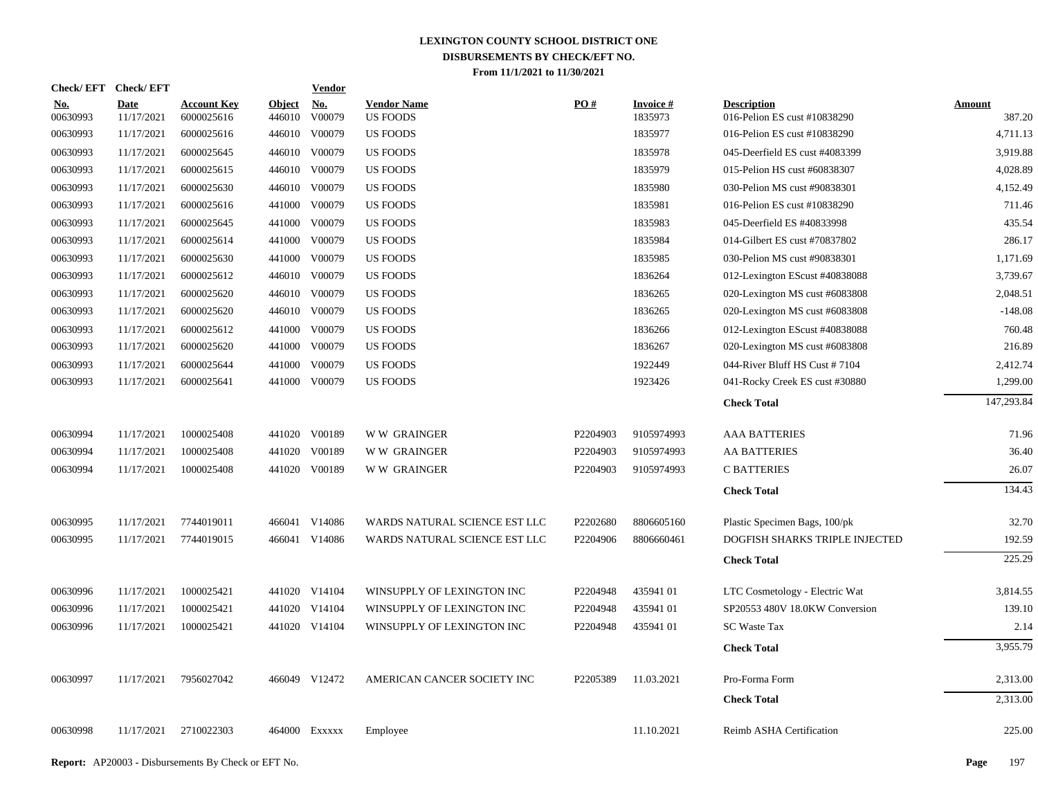**LEXINGTON COUNTY SCHOOL DISTRICT ONE**
**DISBURSEMENTS BY CHECK/EFT NO.**
**From 11/1/2021 to 11/30/2021**

| Check/ EFT No. | Check/ EFT Date | Account Key | Object | Vendor No. | Vendor Name | PO # | Invoice # | Description | Amount |
|---|---|---|---|---|---|---|---|---|---|
| 00630993 | 11/17/2021 | 6000025616 | 446010 | V00079 | US FOODS | | 1835973 | 016-Pelion ES cust #10838290 | 387.20 |
| 00630993 | 11/17/2021 | 6000025616 | 446010 | V00079 | US FOODS | | 1835977 | 016-Pelion ES cust #10838290 | 4,711.13 |
| 00630993 | 11/17/2021 | 6000025645 | 446010 | V00079 | US FOODS | | 1835978 | 045-Deerfield ES cust #4083399 | 3,919.88 |
| 00630993 | 11/17/2021 | 6000025615 | 446010 | V00079 | US FOODS | | 1835979 | 015-Pelion HS cust #60838307 | 4,028.89 |
| 00630993 | 11/17/2021 | 6000025630 | 446010 | V00079 | US FOODS | | 1835980 | 030-Pelion MS cust #90838301 | 4,152.49 |
| 00630993 | 11/17/2021 | 6000025616 | 441000 | V00079 | US FOODS | | 1835981 | 016-Pelion ES cust #10838290 | 711.46 |
| 00630993 | 11/17/2021 | 6000025645 | 441000 | V00079 | US FOODS | | 1835983 | 045-Deerfield ES #40833998 | 435.54 |
| 00630993 | 11/17/2021 | 6000025614 | 441000 | V00079 | US FOODS | | 1835984 | 014-Gilbert ES cust #70837802 | 286.17 |
| 00630993 | 11/17/2021 | 6000025630 | 441000 | V00079 | US FOODS | | 1835985 | 030-Pelion MS cust #90838301 | 1,171.69 |
| 00630993 | 11/17/2021 | 6000025612 | 446010 | V00079 | US FOODS | | 1836264 | 012-Lexington EScust #40838088 | 3,739.67 |
| 00630993 | 11/17/2021 | 6000025620 | 446010 | V00079 | US FOODS | | 1836265 | 020-Lexington MS cust #6083808 | 2,048.51 |
| 00630993 | 11/17/2021 | 6000025620 | 446010 | V00079 | US FOODS | | 1836265 | 020-Lexington MS cust #6083808 | -148.08 |
| 00630993 | 11/17/2021 | 6000025612 | 441000 | V00079 | US FOODS | | 1836266 | 012-Lexington EScust #40838088 | 760.48 |
| 00630993 | 11/17/2021 | 6000025620 | 441000 | V00079 | US FOODS | | 1836267 | 020-Lexington MS cust #6083808 | 216.89 |
| 00630993 | 11/17/2021 | 6000025644 | 441000 | V00079 | US FOODS | | 1922449 | 044-River Bluff HS Cust # 7104 | 2,412.74 |
| 00630993 | 11/17/2021 | 6000025641 | 441000 | V00079 | US FOODS | | 1923426 | 041-Rocky Creek ES cust #30880 | 1,299.00 |
| | | | | | | | | **Check Total** | 147,293.84 |
| 00630994 | 11/17/2021 | 1000025408 | 441020 | V00189 | W W GRAINGER | P2204903 | 9105974993 | AAA BATTERIES | 71.96 |
| 00630994 | 11/17/2021 | 1000025408 | 441020 | V00189 | W W GRAINGER | P2204903 | 9105974993 | AA BATTERIES | 36.40 |
| 00630994 | 11/17/2021 | 1000025408 | 441020 | V00189 | W W GRAINGER | P2204903 | 9105974993 | C BATTERIES | 26.07 |
| | | | | | | | | **Check Total** | 134.43 |
| 00630995 | 11/17/2021 | 7744019011 | 466041 | V14086 | WARDS NATURAL SCIENCE EST LLC | P2202680 | 8806605160 | Plastic Specimen Bags, 100/pk | 32.70 |
| 00630995 | 11/17/2021 | 7744019015 | 466041 | V14086 | WARDS NATURAL SCIENCE EST LLC | P2204906 | 8806660461 | DOGFISH SHARKS TRIPLE INJECTED | 192.59 |
| | | | | | | | | **Check Total** | 225.29 |
| 00630996 | 11/17/2021 | 1000025421 | 441020 | V14104 | WINSUPPLY OF LEXINGTON INC | P2204948 | 435941 01 | LTC Cosmetology - Electric Wat | 3,814.55 |
| 00630996 | 11/17/2021 | 1000025421 | 441020 | V14104 | WINSUPPLY OF LEXINGTON INC | P2204948 | 435941 01 | SP20553 480V 18.0KW Conversion | 139.10 |
| 00630996 | 11/17/2021 | 1000025421 | 441020 | V14104 | WINSUPPLY OF LEXINGTON INC | P2204948 | 435941 01 | SC Waste Tax | 2.14 |
| | | | | | | | | **Check Total** | 3,955.79 |
| 00630997 | 11/17/2021 | 7956027042 | 466049 | V12472 | AMERICAN CANCER SOCIETY INC | P2205389 | 11.03.2021 | Pro-Forma Form | 2,313.00 |
| | | | | | | | | **Check Total** | 2,313.00 |
| 00630998 | 11/17/2021 | 2710022303 | 464000 | Exxxxx | Employee | | 11.10.2021 | Reimb ASHA Certification | 225.00 |

**Report:** AP20003 - Disbursements By Check or EFT No.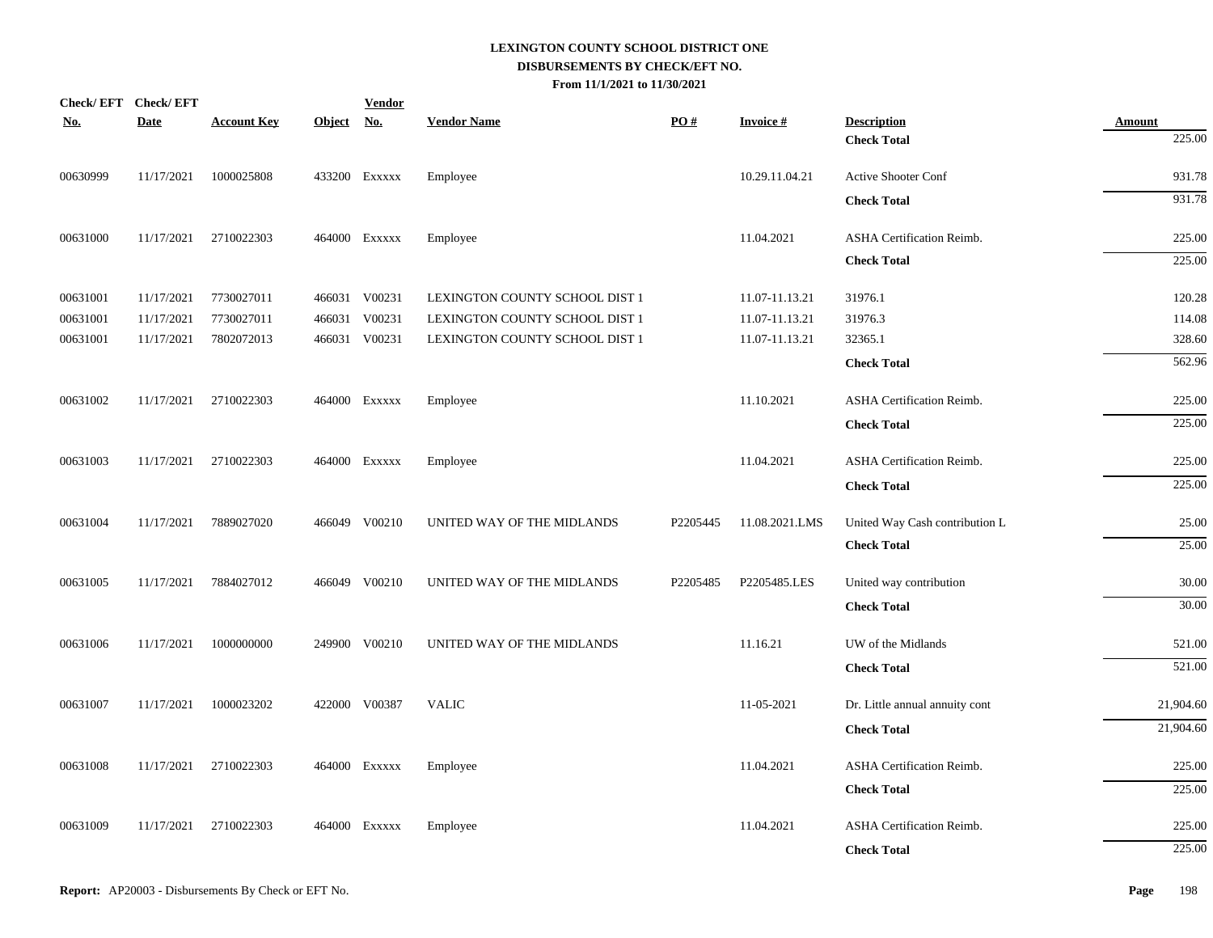# LEXINGTON COUNTY SCHOOL DISTRICT ONE
## DISBURSEMENTS BY CHECK/EFT NO.
### From 11/1/2021 to 11/30/2021

| Check/ EFT No. | Check/ EFT Date | Account Key | Object | Vendor No. | Vendor Name | PO # | Invoice # | Description | Amount |
|---|---|---|---|---|---|---|---|---|---|
| | | | | | | | | **Check Total** | 225.00 |
| 00630999 | 11/17/2021 | 1000025808 | 433200 | Exxxxx | Employee | | 10.29.11.04.21 | Active Shooter Conf | 931.78 |
| | | | | | | | | **Check Total** | 931.78 |
| 00631000 | 11/17/2021 | 2710022303 | 464000 | Exxxxx | Employee | | 11.04.2021 | ASHA Certification Reimb. | 225.00 |
| | | | | | | | | **Check Total** | 225.00 |
| 00631001 | 11/17/2021 | 7730027011 | 466031 | V00231 | LEXINGTON COUNTY SCHOOL DIST 1 | | 11.07-11.13.21 | 31976.1 | 120.28 |
| 00631001 | 11/17/2021 | 7730027011 | 466031 | V00231 | LEXINGTON COUNTY SCHOOL DIST 1 | | 11.07-11.13.21 | 31976.3 | 114.08 |
| 00631001 | 11/17/2021 | 7802072013 | 466031 | V00231 | LEXINGTON COUNTY SCHOOL DIST 1 | | 11.07-11.13.21 | 32365.1 | 328.60 |
| | | | | | | | | **Check Total** | 562.96 |
| 00631002 | 11/17/2021 | 2710022303 | 464000 | Exxxxx | Employee | | 11.10.2021 | ASHA Certification Reimb. | 225.00 |
| | | | | | | | | **Check Total** | 225.00 |
| 00631003 | 11/17/2021 | 2710022303 | 464000 | Exxxxx | Employee | | 11.04.2021 | ASHA Certification Reimb. | 225.00 |
| | | | | | | | | **Check Total** | 225.00 |
| 00631004 | 11/17/2021 | 7889027020 | 466049 | V00210 | UNITED WAY OF THE MIDLANDS | P2205445 | 11.08.2021.LMS | United Way Cash contribution L | 25.00 |
| | | | | | | | | **Check Total** | 25.00 |
| 00631005 | 11/17/2021 | 7884027012 | 466049 | V00210 | UNITED WAY OF THE MIDLANDS | P2205485 | P2205485.LES | United way contribution | 30.00 |
| | | | | | | | | **Check Total** | 30.00 |
| 00631006 | 11/17/2021 | 1000000000 | 249900 | V00210 | UNITED WAY OF THE MIDLANDS | | 11.16.21 | UW of the Midlands | 521.00 |
| | | | | | | | | **Check Total** | 521.00 |
| 00631007 | 11/17/2021 | 1000023202 | 422000 | V00387 | VALIC | | 11-05-2021 | Dr. Little annual annuity cont | 21,904.60 |
| | | | | | | | | **Check Total** | 21,904.60 |
| 00631008 | 11/17/2021 | 2710022303 | 464000 | Exxxxx | Employee | | 11.04.2021 | ASHA Certification Reimb. | 225.00 |
| | | | | | | | | **Check Total** | 225.00 |
| 00631009 | 11/17/2021 | 2710022303 | 464000 | Exxxxx | Employee | | 11.04.2021 | ASHA Certification Reimb. | 225.00 |
| | | | | | | | | **Check Total** | 225.00 |

**Report:** AP20003 - Disbursements By Check or EFT No.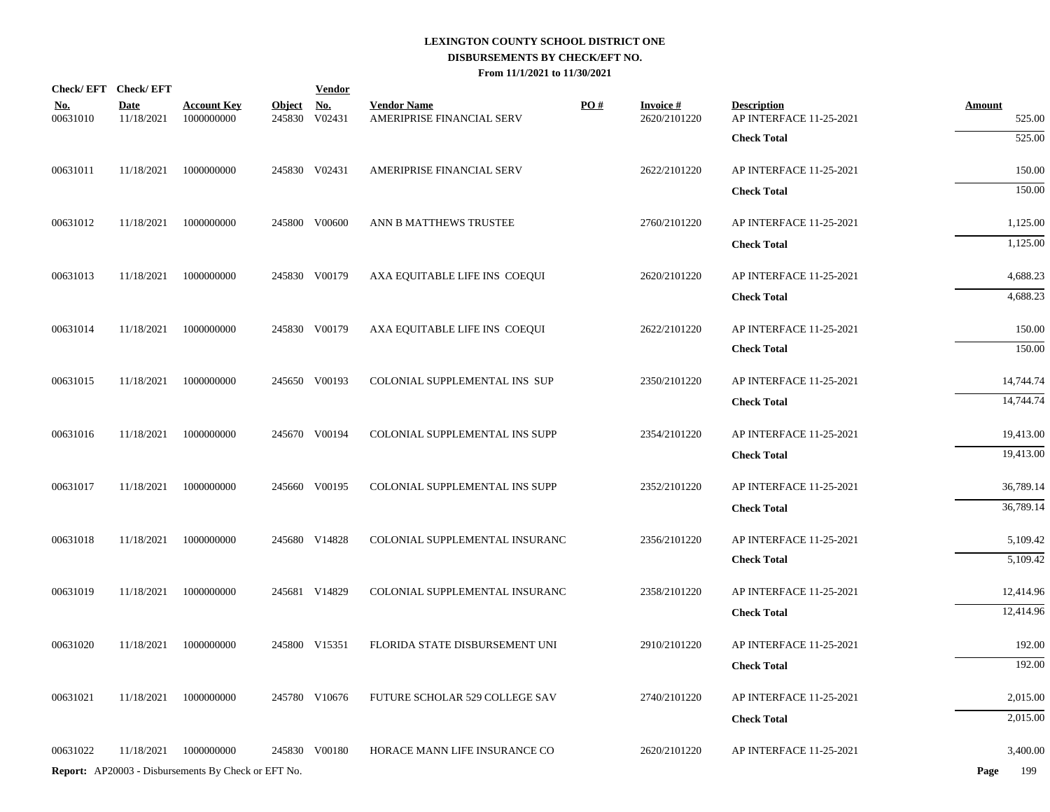**LEXINGTON COUNTY SCHOOL DISTRICT ONE**
**DISBURSEMENTS BY CHECK/EFT NO.**
**From 11/1/2021 to 11/30/2021**

| Check/ EFT No. | Check/ EFT Date | Account Key | Object | Vendor No. | Vendor Name | PO # | Invoice # | Description | Amount |
|---|---|---|---|---|---|---|---|---|---|
| 00631010 | 11/18/2021 | 1000000000 | 245830 | V02431 | AMERIPRISE FINANCIAL SERV | | 2620/2101220 | AP INTERFACE 11-25-2021 | 525.00 |
| | | | | | | | | **Check Total** | 525.00 |
| 00631011 | 11/18/2021 | 1000000000 | 245830 | V02431 | AMERIPRISE FINANCIAL SERV | | 2622/2101220 | AP INTERFACE 11-25-2021 | 150.00 |
| | | | | | | | | **Check Total** | 150.00 |
| 00631012 | 11/18/2021 | 1000000000 | 245800 | V00600 | ANN B MATTHEWS TRUSTEE | | 2760/2101220 | AP INTERFACE 11-25-2021 | 1,125.00 |
| | | | | | | | | **Check Total** | 1,125.00 |
| 00631013 | 11/18/2021 | 1000000000 | 245830 | V00179 | AXA EQUITABLE LIFE INS COEQUI | | 2620/2101220 | AP INTERFACE 11-25-2021 | 4,688.23 |
| | | | | | | | | **Check Total** | 4,688.23 |
| 00631014 | 11/18/2021 | 1000000000 | 245830 | V00179 | AXA EQUITABLE LIFE INS COEQUI | | 2622/2101220 | AP INTERFACE 11-25-2021 | 150.00 |
| | | | | | | | | **Check Total** | 150.00 |
| 00631015 | 11/18/2021 | 1000000000 | 245650 | V00193 | COLONIAL SUPPLEMENTAL INS SUP | | 2350/2101220 | AP INTERFACE 11-25-2021 | 14,744.74 |
| | | | | | | | | **Check Total** | 14,744.74 |
| 00631016 | 11/18/2021 | 1000000000 | 245670 | V00194 | COLONIAL SUPPLEMENTAL INS SUPP | | 2354/2101220 | AP INTERFACE 11-25-2021 | 19,413.00 |
| | | | | | | | | **Check Total** | 19,413.00 |
| 00631017 | 11/18/2021 | 1000000000 | 245660 | V00195 | COLONIAL SUPPLEMENTAL INS SUPP | | 2352/2101220 | AP INTERFACE 11-25-2021 | 36,789.14 |
| | | | | | | | | **Check Total** | 36,789.14 |
| 00631018 | 11/18/2021 | 1000000000 | 245680 | V14828 | COLONIAL SUPPLEMENTAL INSURANC | | 2356/2101220 | AP INTERFACE 11-25-2021 | 5,109.42 |
| | | | | | | | | **Check Total** | 5,109.42 |
| 00631019 | 11/18/2021 | 1000000000 | 245681 | V14829 | COLONIAL SUPPLEMENTAL INSURANC | | 2358/2101220 | AP INTERFACE 11-25-2021 | 12,414.96 |
| | | | | | | | | **Check Total** | 12,414.96 |
| 00631020 | 11/18/2021 | 1000000000 | 245800 | V15351 | FLORIDA STATE DISBURSEMENT UNI | | 2910/2101220 | AP INTERFACE 11-25-2021 | 192.00 |
| | | | | | | | | **Check Total** | 192.00 |
| 00631021 | 11/18/2021 | 1000000000 | 245780 | V10676 | FUTURE SCHOLAR 529 COLLEGE SAV | | 2740/2101220 | AP INTERFACE 11-25-2021 | 2,015.00 |
| | | | | | | | | **Check Total** | 2,015.00 |
| 00631022 | 11/18/2021 | 1000000000 | 245830 | V00180 | HORACE MANN LIFE INSURANCE CO | | 2620/2101220 | AP INTERFACE 11-25-2021 | 3,400.00 |

**Report:** AP20003 - Disbursements By Check or EFT No.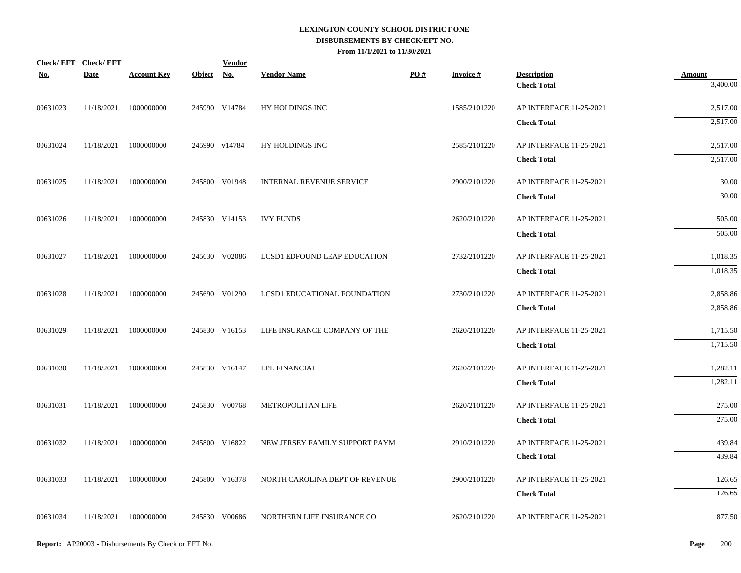# LEXINGTON COUNTY SCHOOL DISTRICT ONE
## DISBURSEMENTS BY CHECK/EFT NO.
### From 11/1/2021 to 11/30/2021

| Check/ EFT No. | Check/ EFT Date | Account Key | Object | Vendor No. | Vendor Name | PO # | Invoice # | Description | Amount |
|---|---|---|---|---|---|---|---|---|---|
| | | | | | | | | **Check Total** | 3,400.00 |
| 00631023 | 11/18/2021 | 1000000000 | 245990 | V14784 | HY HOLDINGS INC | | 1585/2101220 | AP INTERFACE 11-25-2021 | 2,517.00 |
| | | | | | | | | **Check Total** | 2,517.00 |
| 00631024 | 11/18/2021 | 1000000000 | 245990 | v14784 | HY HOLDINGS INC | | 2585/2101220 | AP INTERFACE 11-25-2021 | 2,517.00 |
| | | | | | | | | **Check Total** | 2,517.00 |
| 00631025 | 11/18/2021 | 1000000000 | 245800 | V01948 | INTERNAL REVENUE SERVICE | | 2900/2101220 | AP INTERFACE 11-25-2021 | 30.00 |
| | | | | | | | | **Check Total** | 30.00 |
| 00631026 | 11/18/2021 | 1000000000 | 245830 | V14153 | IVY FUNDS | | 2620/2101220 | AP INTERFACE 11-25-2021 | 505.00 |
| | | | | | | | | **Check Total** | 505.00 |
| 00631027 | 11/18/2021 | 1000000000 | 245630 | V02086 | LCSD1 EDFOUND LEAP EDUCATION | | 2732/2101220 | AP INTERFACE 11-25-2021 | 1,018.35 |
| | | | | | | | | **Check Total** | 1,018.35 |
| 00631028 | 11/18/2021 | 1000000000 | 245690 | V01290 | LCSD1 EDUCATIONAL FOUNDATION | | 2730/2101220 | AP INTERFACE 11-25-2021 | 2,858.86 |
| | | | | | | | | **Check Total** | 2,858.86 |
| 00631029 | 11/18/2021 | 1000000000 | 245830 | V16153 | LIFE INSURANCE COMPANY OF THE | | 2620/2101220 | AP INTERFACE 11-25-2021 | 1,715.50 |
| | | | | | | | | **Check Total** | 1,715.50 |
| 00631030 | 11/18/2021 | 1000000000 | 245830 | V16147 | LPL FINANCIAL | | 2620/2101220 | AP INTERFACE 11-25-2021 | 1,282.11 |
| | | | | | | | | **Check Total** | 1,282.11 |
| 00631031 | 11/18/2021 | 1000000000 | 245830 | V00768 | METROPOLITAN LIFE | | 2620/2101220 | AP INTERFACE 11-25-2021 | 275.00 |
| | | | | | | | | **Check Total** | 275.00 |
| 00631032 | 11/18/2021 | 1000000000 | 245800 | V16822 | NEW JERSEY FAMILY SUPPORT PAYM | | 2910/2101220 | AP INTERFACE 11-25-2021 | 439.84 |
| | | | | | | | | **Check Total** | 439.84 |
| 00631033 | 11/18/2021 | 1000000000 | 245800 | V16378 | NORTH CAROLINA DEPT OF REVENUE | | 2900/2101220 | AP INTERFACE 11-25-2021 | 126.65 |
| | | | | | | | | **Check Total** | 126.65 |
| 00631034 | 11/18/2021 | 1000000000 | 245830 | V00686 | NORTHERN LIFE INSURANCE CO | | 2620/2101220 | AP INTERFACE 11-25-2021 | 877.50 |

**Report:** AP20003 - Disbursements By Check or EFT No.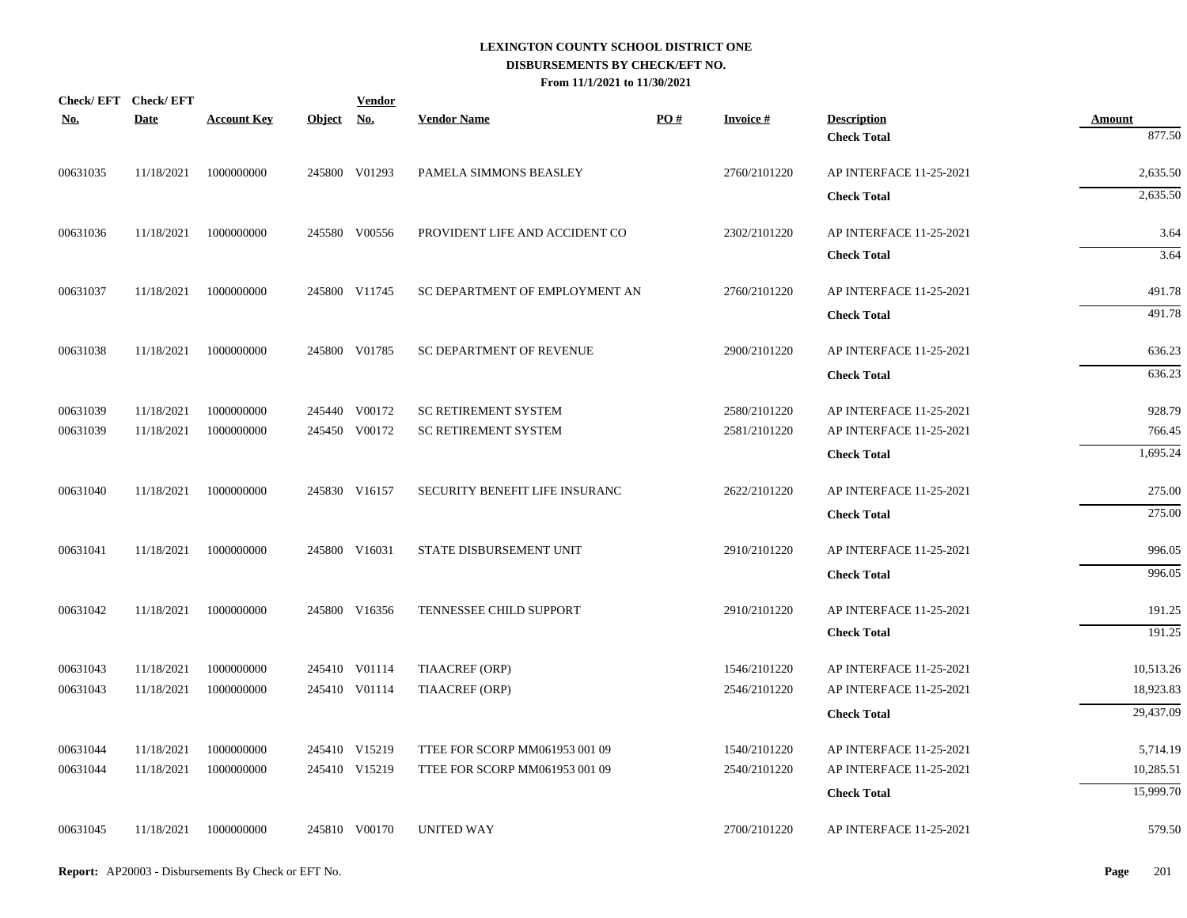# LEXINGTON COUNTY SCHOOL DISTRICT ONE
## DISBURSEMENTS BY CHECK/EFT NO.
### From 11/1/2021 to 11/30/2021

| Check/ EFT No. | Check/ EFT Date | Account Key | Object | Vendor No. | Vendor Name | PO # | Invoice # | Description | Amount |
|---|---|---|---|---|---|---|---|---|---|
| | | | | | | | | **Check Total** | 877.50 |
| 00631035 | 11/18/2021 | 1000000000 | 245800 | V01293 | PAMELA SIMMONS BEASLEY | | 2760/2101220 | AP INTERFACE 11-25-2021 | 2,635.50 |
| | | | | | | | | **Check Total** | 2,635.50 |
| 00631036 | 11/18/2021 | 1000000000 | 245580 | V00556 | PROVIDENT LIFE AND ACCIDENT CO | | 2302/2101220 | AP INTERFACE 11-25-2021 | 3.64 |
| | | | | | | | | **Check Total** | 3.64 |
| 00631037 | 11/18/2021 | 1000000000 | 245800 | V11745 | SC DEPARTMENT OF EMPLOYMENT AN | | 2760/2101220 | AP INTERFACE 11-25-2021 | 491.78 |
| | | | | | | | | **Check Total** | 491.78 |
| 00631038 | 11/18/2021 | 1000000000 | 245800 | V01785 | SC DEPARTMENT OF REVENUE | | 2900/2101220 | AP INTERFACE 11-25-2021 | 636.23 |
| | | | | | | | | **Check Total** | 636.23 |
| 00631039 | 11/18/2021 | 1000000000 | 245440 | V00172 | SC RETIREMENT SYSTEM | | 2580/2101220 | AP INTERFACE 11-25-2021 | 928.79 |
| 00631039 | 11/18/2021 | 1000000000 | 245450 | V00172 | SC RETIREMENT SYSTEM | | 2581/2101220 | AP INTERFACE 11-25-2021 | 766.45 |
| | | | | | | | | **Check Total** | 1,695.24 |
| 00631040 | 11/18/2021 | 1000000000 | 245830 | V16157 | SECURITY BENEFIT LIFE INSURANC | | 2622/2101220 | AP INTERFACE 11-25-2021 | 275.00 |
| | | | | | | | | **Check Total** | 275.00 |
| 00631041 | 11/18/2021 | 1000000000 | 245800 | V16031 | STATE DISBURSEMENT UNIT | | 2910/2101220 | AP INTERFACE 11-25-2021 | 996.05 |
| | | | | | | | | **Check Total** | 996.05 |
| 00631042 | 11/18/2021 | 1000000000 | 245800 | V16356 | TENNESSEE CHILD SUPPORT | | 2910/2101220 | AP INTERFACE 11-25-2021 | 191.25 |
| | | | | | | | | **Check Total** | 191.25 |
| 00631043 | 11/18/2021 | 1000000000 | 245410 | V01114 | TIAACREF (ORP) | | 1546/2101220 | AP INTERFACE 11-25-2021 | 10,513.26 |
| 00631043 | 11/18/2021 | 1000000000 | 245410 | V01114 | TIAACREF (ORP) | | 2546/2101220 | AP INTERFACE 11-25-2021 | 18,923.83 |
| | | | | | | | | **Check Total** | 29,437.09 |
| 00631044 | 11/18/2021 | 1000000000 | 245410 | V15219 | TTEE FOR SCORP MM061953 001 09 | | 1540/2101220 | AP INTERFACE 11-25-2021 | 5,714.19 |
| 00631044 | 11/18/2021 | 1000000000 | 245410 | V15219 | TTEE FOR SCORP MM061953 001 09 | | 2540/2101220 | AP INTERFACE 11-25-2021 | 10,285.51 |
| | | | | | | | | **Check Total** | 15,999.70 |
| 00631045 | 11/18/2021 | 1000000000 | 245810 | V00170 | UNITED WAY | | 2700/2101220 | AP INTERFACE 11-25-2021 | 579.50 |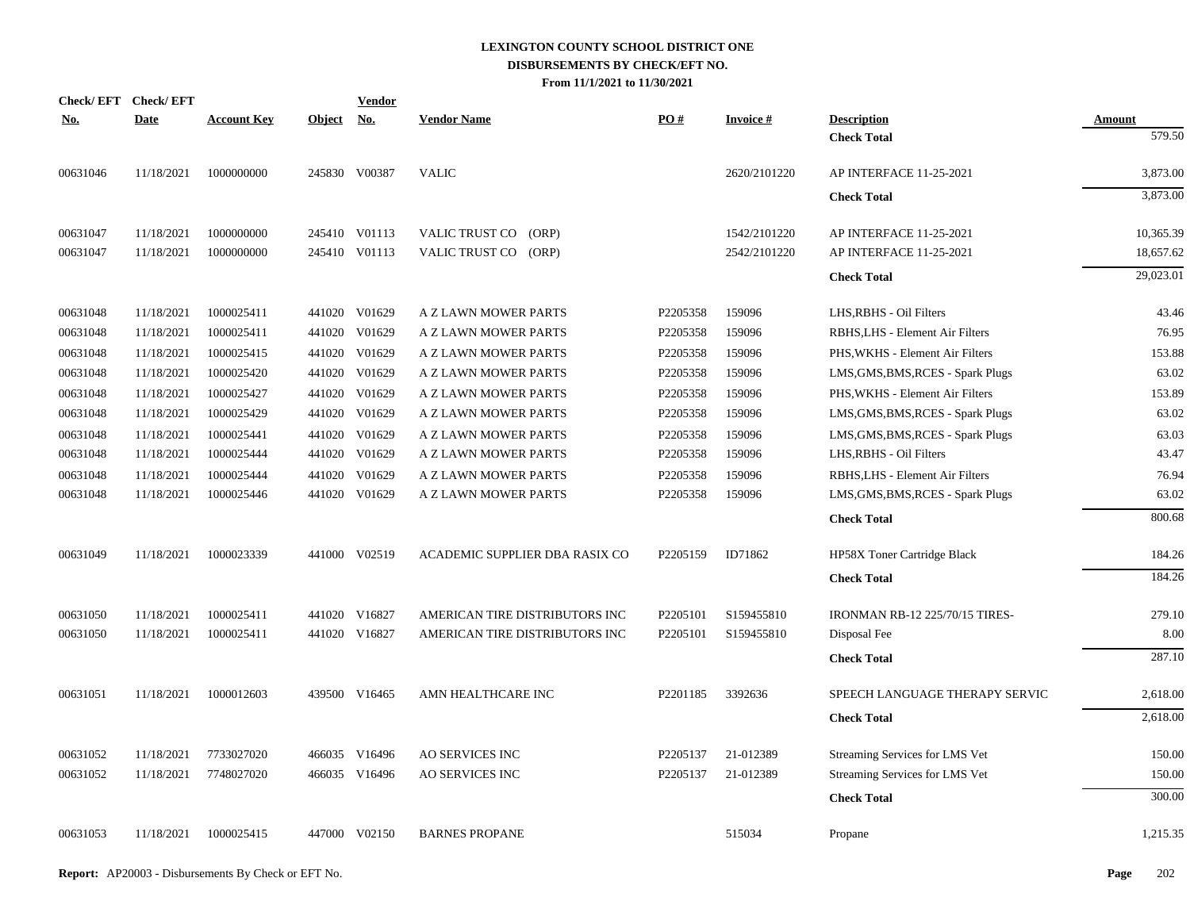# LEXINGTON COUNTY SCHOOL DISTRICT ONE
## DISBURSEMENTS BY CHECK/EFT NO.
### From 11/1/2021 to 11/30/2021

| Check/ EFT No. | Check/ EFT Date | Account Key | Object | Vendor No. | Vendor Name | PO # | Invoice # | Description | Amount |
|---|---|---|---|---|---|---|---|---|---|
| | | | | | | | | **Check Total** | 579.50 |
| 00631046 | 11/18/2021 | 1000000000 | 245830 | V00387 | VALIC | | 2620/2101220 | AP INTERFACE 11-25-2021 | 3,873.00 |
| | | | | | | | | **Check Total** | 3,873.00 |
| 00631047 | 11/18/2021 | 1000000000 | 245410 | V01113 | VALIC TRUST CO (ORP) | | 1542/2101220 | AP INTERFACE 11-25-2021 | 10,365.39 |
| 00631047 | 11/18/2021 | 1000000000 | 245410 | V01113 | VALIC TRUST CO (ORP) | | 2542/2101220 | AP INTERFACE 11-25-2021 | 18,657.62 |
| | | | | | | | | **Check Total** | 29,023.01 |
| 00631048 | 11/18/2021 | 1000025411 | 441020 | V01629 | A Z LAWN MOWER PARTS | P2205358 | 159096 | LHS,RBHS - Oil Filters | 43.46 |
| 00631048 | 11/18/2021 | 1000025411 | 441020 | V01629 | A Z LAWN MOWER PARTS | P2205358 | 159096 | RBHS,LHS - Element Air Filters | 76.95 |
| 00631048 | 11/18/2021 | 1000025415 | 441020 | V01629 | A Z LAWN MOWER PARTS | P2205358 | 159096 | PHS,WKHS - Element Air Filters | 153.88 |
| 00631048 | 11/18/2021 | 1000025420 | 441020 | V01629 | A Z LAWN MOWER PARTS | P2205358 | 159096 | LMS,GMS,BMS,RCES - Spark Plugs | 63.02 |
| 00631048 | 11/18/2021 | 1000025427 | 441020 | V01629 | A Z LAWN MOWER PARTS | P2205358 | 159096 | PHS,WKHS - Element Air Filters | 153.89 |
| 00631048 | 11/18/2021 | 1000025429 | 441020 | V01629 | A Z LAWN MOWER PARTS | P2205358 | 159096 | LMS,GMS,BMS,RCES - Spark Plugs | 63.02 |
| 00631048 | 11/18/2021 | 1000025441 | 441020 | V01629 | A Z LAWN MOWER PARTS | P2205358 | 159096 | LMS,GMS,BMS,RCES - Spark Plugs | 63.03 |
| 00631048 | 11/18/2021 | 1000025444 | 441020 | V01629 | A Z LAWN MOWER PARTS | P2205358 | 159096 | LHS,RBHS - Oil Filters | 43.47 |
| 00631048 | 11/18/2021 | 1000025444 | 441020 | V01629 | A Z LAWN MOWER PARTS | P2205358 | 159096 | RBHS,LHS - Element Air Filters | 76.94 |
| 00631048 | 11/18/2021 | 1000025446 | 441020 | V01629 | A Z LAWN MOWER PARTS | P2205358 | 159096 | LMS,GMS,BMS,RCES - Spark Plugs | 63.02 |
| | | | | | | | | **Check Total** | 800.68 |
| 00631049 | 11/18/2021 | 1000023339 | 441000 | V02519 | ACADEMIC SUPPLIER DBA RASIX CO | P2205159 | ID71862 | HP58X Toner Cartridge Black | 184.26 |
| | | | | | | | | **Check Total** | 184.26 |
| 00631050 | 11/18/2021 | 1000025411 | 441020 | V16827 | AMERICAN TIRE DISTRIBUTORS INC | P2205101 | S159455810 | IRONMAN RB-12 225/70/15 TIRES- | 279.10 |
| 00631050 | 11/18/2021 | 1000025411 | 441020 | V16827 | AMERICAN TIRE DISTRIBUTORS INC | P2205101 | S159455810 | Disposal Fee | 8.00 |
| | | | | | | | | **Check Total** | 287.10 |
| 00631051 | 11/18/2021 | 1000012603 | 439500 | V16465 | AMN HEALTHCARE INC | P2201185 | 3392636 | SPEECH LANGUAGE THERAPY SERVIC | 2,618.00 |
| | | | | | | | | **Check Total** | 2,618.00 |
| 00631052 | 11/18/2021 | 7733027020 | 466035 | V16496 | AO SERVICES INC | P2205137 | 21-012389 | Streaming Services for LMS Vet | 150.00 |
| 00631052 | 11/18/2021 | 7748027020 | 466035 | V16496 | AO SERVICES INC | P2205137 | 21-012389 | Streaming Services for LMS Vet | 150.00 |
| | | | | | | | | **Check Total** | 300.00 |
| 00631053 | 11/18/2021 | 1000025415 | 447000 | V02150 | BARNES PROPANE | | 515034 | Propane | 1,215.35 |

**Report:** AP20003 - Disbursements By Check or EFT No.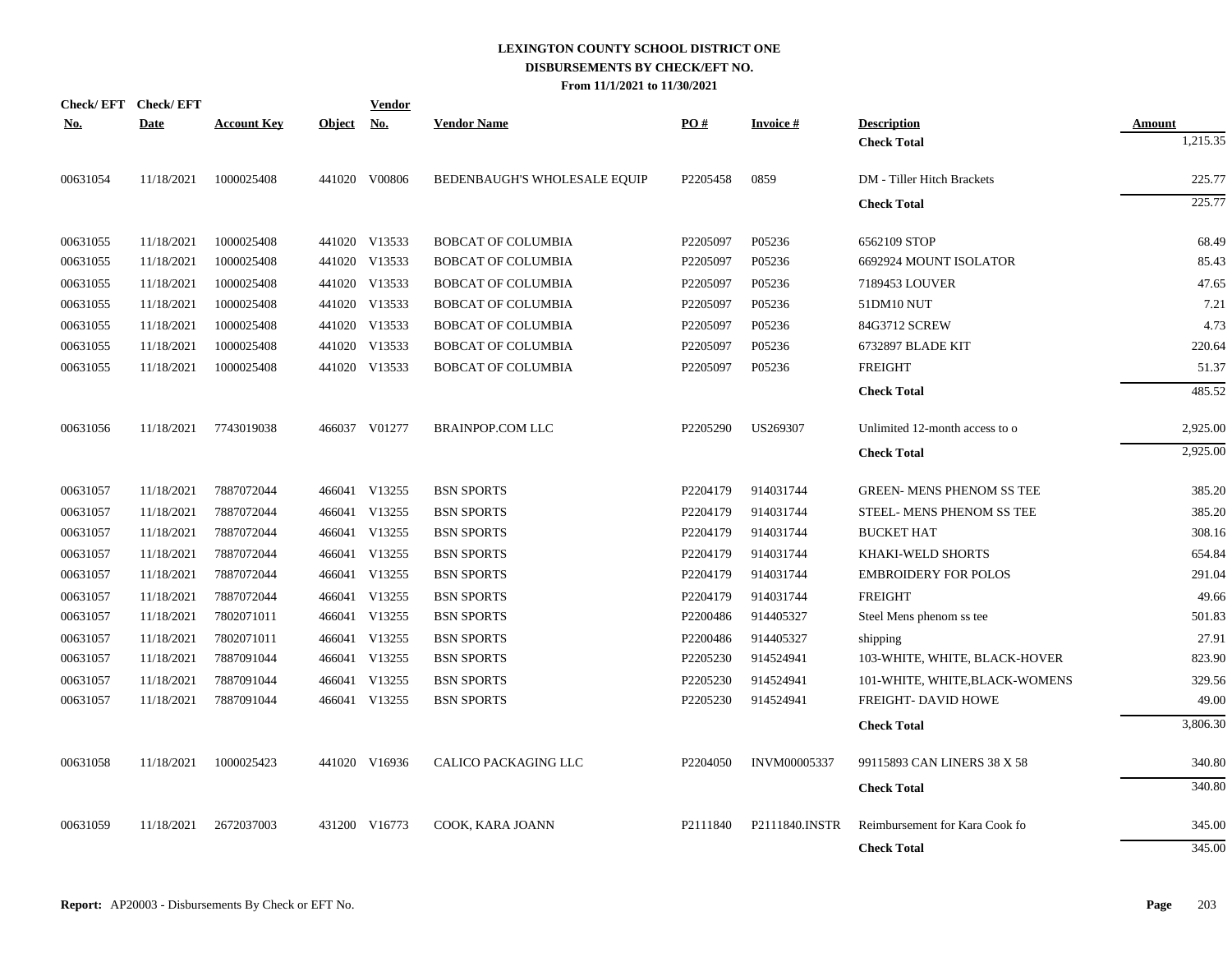# LEXINGTON COUNTY SCHOOL DISTRICT ONE
## DISBURSEMENTS BY CHECK/EFT NO.
### From 11/1/2021 to 11/30/2021

| Check/ EFT No. | Check/ EFT Date | Account Key | Object | Vendor No. | Vendor Name | PO # | Invoice # | Description | Amount |
|---|---|---|---|---|---|---|---|---|---|
| | | | | | | | | **Check Total** | 1,215.35 |
| 00631054 | 11/18/2021 | 1000025408 | 441020 | V00806 | BEDENBAUGH'S WHOLESALE EQUIP | P2205458 | 0859 | DM - Tiller Hitch Brackets | 225.77 |
| | | | | | | | | **Check Total** | 225.77 |
| 00631055 | 11/18/2021 | 1000025408 | 441020 | V13533 | BOBCAT OF COLUMBIA | P2205097 | P05236 | 6562109 STOP | 68.49 |
| 00631055 | 11/18/2021 | 1000025408 | 441020 | V13533 | BOBCAT OF COLUMBIA | P2205097 | P05236 | 6692924 MOUNT ISOLATOR | 85.43 |
| 00631055 | 11/18/2021 | 1000025408 | 441020 | V13533 | BOBCAT OF COLUMBIA | P2205097 | P05236 | 7189453 LOUVER | 47.65 |
| 00631055 | 11/18/2021 | 1000025408 | 441020 | V13533 | BOBCAT OF COLUMBIA | P2205097 | P05236 | 51DM10 NUT | 7.21 |
| 00631055 | 11/18/2021 | 1000025408 | 441020 | V13533 | BOBCAT OF COLUMBIA | P2205097 | P05236 | 84G3712 SCREW | 4.73 |
| 00631055 | 11/18/2021 | 1000025408 | 441020 | V13533 | BOBCAT OF COLUMBIA | P2205097 | P05236 | 6732897 BLADE KIT | 220.64 |
| 00631055 | 11/18/2021 | 1000025408 | 441020 | V13533 | BOBCAT OF COLUMBIA | P2205097 | P05236 | FREIGHT | 51.37 |
| | | | | | | | | **Check Total** | 485.52 |
| 00631056 | 11/18/2021 | 7743019038 | 466037 | V01277 | BRAINPOP.COM LLC | P2205290 | US269307 | Unlimited 12-month access to o | 2,925.00 |
| | | | | | | | | **Check Total** | 2,925.00 |
| 00631057 | 11/18/2021 | 7887072044 | 466041 | V13255 | BSN SPORTS | P2204179 | 914031744 | GREEN- MENS PHENOM SS TEE | 385.20 |
| 00631057 | 11/18/2021 | 7887072044 | 466041 | V13255 | BSN SPORTS | P2204179 | 914031744 | STEEL- MENS PHENOM SS TEE | 385.20 |
| 00631057 | 11/18/2021 | 7887072044 | 466041 | V13255 | BSN SPORTS | P2204179 | 914031744 | BUCKET HAT | 308.16 |
| 00631057 | 11/18/2021 | 7887072044 | 466041 | V13255 | BSN SPORTS | P2204179 | 914031744 | KHAKI-WELD SHORTS | 654.84 |
| 00631057 | 11/18/2021 | 7887072044 | 466041 | V13255 | BSN SPORTS | P2204179 | 914031744 | EMBROIDERY FOR POLOS | 291.04 |
| 00631057 | 11/18/2021 | 7887072044 | 466041 | V13255 | BSN SPORTS | P2204179 | 914031744 | FREIGHT | 49.66 |
| 00631057 | 11/18/2021 | 7802071011 | 466041 | V13255 | BSN SPORTS | P2200486 | 914405327 | Steel Mens phenom ss tee | 501.83 |
| 00631057 | 11/18/2021 | 7802071011 | 466041 | V13255 | BSN SPORTS | P2200486 | 914405327 | shipping | 27.91 |
| 00631057 | 11/18/2021 | 7887091044 | 466041 | V13255 | BSN SPORTS | P2205230 | 914524941 | 103-WHITE, WHITE, BLACK-HOVER | 823.90 |
| 00631057 | 11/18/2021 | 7887091044 | 466041 | V13255 | BSN SPORTS | P2205230 | 914524941 | 101-WHITE, WHITE,BLACK-WOMENS | 329.56 |
| 00631057 | 11/18/2021 | 7887091044 | 466041 | V13255 | BSN SPORTS | P2205230 | 914524941 | FREIGHT- DAVID HOWE | 49.00 |
| | | | | | | | | **Check Total** | 3,806.30 |
| 00631058 | 11/18/2021 | 1000025423 | 441020 | V16936 | CALICO PACKAGING LLC | P2204050 | INVM00005337 | 99115893 CAN LINERS 38 X 58 | 340.80 |
| | | | | | | | | **Check Total** | 340.80 |
| 00631059 | 11/18/2021 | 2672037003 | 431200 | V16773 | COOK, KARA JOANN | P2111840 | P2111840.INSTR | Reimbursement for Kara Cook fo | 345.00 |
| | | | | | | | | **Check Total** | 345.00 |

**Report:** AP20003 - Disbursements By Check or EFT No.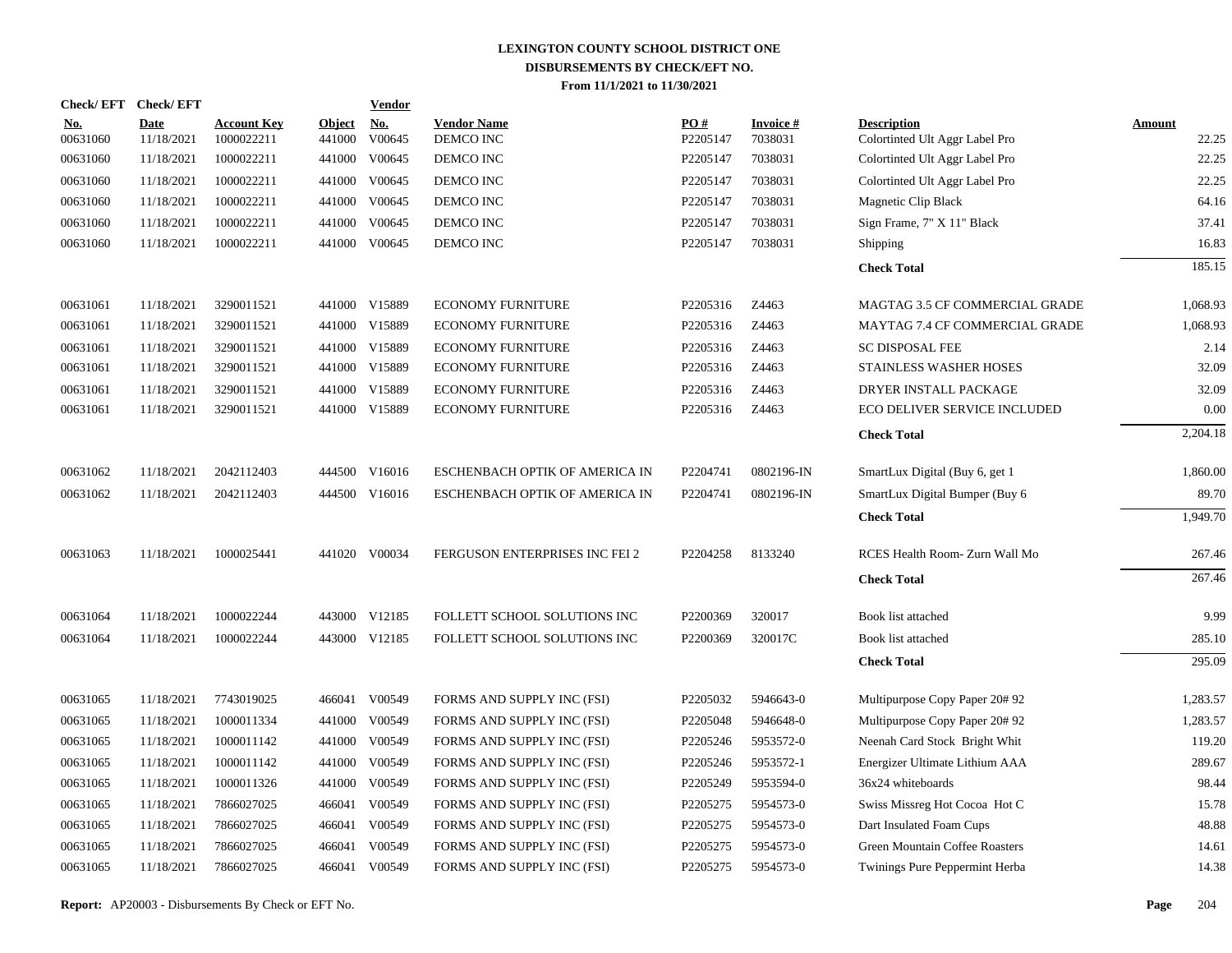# LEXINGTON COUNTY SCHOOL DISTRICT ONE
## DISBURSEMENTS BY CHECK/EFT NO.
### From 11/1/2021 to 11/30/2021

| Check/ EFT No. | Check/ EFT Date | Account Key | Object | Vendor No. | Vendor Name | PO # | Invoice # | Description | Amount |
|---|---|---|---|---|---|---|---|---|---|
| 00631060 | 11/18/2021 | 1000022211 | 441000 | V00645 | DEMCO INC | P2205147 | 7038031 | Colortinted Ult Aggr Label Pro | 22.25 |
| 00631060 | 11/18/2021 | 1000022211 | 441000 | V00645 | DEMCO INC | P2205147 | 7038031 | Colortinted Ult Aggr Label Pro | 22.25 |
| 00631060 | 11/18/2021 | 1000022211 | 441000 | V00645 | DEMCO INC | P2205147 | 7038031 | Colortinted Ult Aggr Label Pro | 22.25 |
| 00631060 | 11/18/2021 | 1000022211 | 441000 | V00645 | DEMCO INC | P2205147 | 7038031 | Magnetic Clip Black | 64.16 |
| 00631060 | 11/18/2021 | 1000022211 | 441000 | V00645 | DEMCO INC | P2205147 | 7038031 | Sign Frame, 7" X 11" Black | 37.41 |
| 00631060 | 11/18/2021 | 1000022211 | 441000 | V00645 | DEMCO INC | P2205147 | 7038031 | Shipping | 16.83 |
| | | | | | | | | **Check Total** | 185.15 |
| 00631061 | 11/18/2021 | 3290011521 | 441000 | V15889 | ECONOMY FURNITURE | P2205316 | Z4463 | MAGTAG 3.5 CF COMMERCIAL GRADE | 1,068.93 |
| 00631061 | 11/18/2021 | 3290011521 | 441000 | V15889 | ECONOMY FURNITURE | P2205316 | Z4463 | MAYTAG 7.4 CF COMMERCIAL GRADE | 1,068.93 |
| 00631061 | 11/18/2021 | 3290011521 | 441000 | V15889 | ECONOMY FURNITURE | P2205316 | Z4463 | SC DISPOSAL FEE | 2.14 |
| 00631061 | 11/18/2021 | 3290011521 | 441000 | V15889 | ECONOMY FURNITURE | P2205316 | Z4463 | STAINLESS WASHER HOSES | 32.09 |
| 00631061 | 11/18/2021 | 3290011521 | 441000 | V15889 | ECONOMY FURNITURE | P2205316 | Z4463 | DRYER INSTALL PACKAGE | 32.09 |
| 00631061 | 11/18/2021 | 3290011521 | 441000 | V15889 | ECONOMY FURNITURE | P2205316 | Z4463 | ECO DELIVER SERVICE INCLUDED | 0.00 |
| | | | | | | | | **Check Total** | 2,204.18 |
| 00631062 | 11/18/2021 | 2042112403 | 444500 | V16016 | ESCHENBACH OPTIK OF AMERICA IN | P2204741 | 0802196-IN | SmartLux Digital (Buy 6, get 1 | 1,860.00 |
| 00631062 | 11/18/2021 | 2042112403 | 444500 | V16016 | ESCHENBACH OPTIK OF AMERICA IN | P2204741 | 0802196-IN | SmartLux Digital Bumper (Buy 6 | 89.70 |
| | | | | | | | | **Check Total** | 1,949.70 |
| 00631063 | 11/18/2021 | 1000025441 | 441020 | V00034 | FERGUSON ENTERPRISES INC FEI 2 | P2204258 | 8133240 | RCES Health Room- Zurn Wall Mo | 267.46 |
| | | | | | | | | **Check Total** | 267.46 |
| 00631064 | 11/18/2021 | 1000022244 | 443000 | V12185 | FOLLETT SCHOOL SOLUTIONS INC | P2200369 | 320017 | Book list attached | 9.99 |
| 00631064 | 11/18/2021 | 1000022244 | 443000 | V12185 | FOLLETT SCHOOL SOLUTIONS INC | P2200369 | 320017C | Book list attached | 285.10 |
| | | | | | | | | **Check Total** | 295.09 |
| 00631065 | 11/18/2021 | 7743019025 | 466041 | V00549 | FORMS AND SUPPLY INC (FSI) | P2205032 | 5946643-0 | Multipurpose Copy Paper 20# 92 | 1,283.57 |
| 00631065 | 11/18/2021 | 1000011334 | 441000 | V00549 | FORMS AND SUPPLY INC (FSI) | P2205048 | 5946648-0 | Multipurpose Copy Paper 20# 92 | 1,283.57 |
| 00631065 | 11/18/2021 | 1000011142 | 441000 | V00549 | FORMS AND SUPPLY INC (FSI) | P2205246 | 5953572-0 | Neenah Card Stock Bright Whit | 119.20 |
| 00631065 | 11/18/2021 | 1000011142 | 441000 | V00549 | FORMS AND SUPPLY INC (FSI) | P2205246 | 5953572-1 | Energizer Ultimate Lithium AAA | 289.67 |
| 00631065 | 11/18/2021 | 1000011326 | 441000 | V00549 | FORMS AND SUPPLY INC (FSI) | P2205249 | 5953594-0 | 36x24 whiteboards | 98.44 |
| 00631065 | 11/18/2021 | 7866027025 | 466041 | V00549 | FORMS AND SUPPLY INC (FSI) | P2205275 | 5954573-0 | Swiss Missreg Hot Cocoa Hot C | 15.78 |
| 00631065 | 11/18/2021 | 7866027025 | 466041 | V00549 | FORMS AND SUPPLY INC (FSI) | P2205275 | 5954573-0 | Dart Insulated Foam Cups | 48.88 |
| 00631065 | 11/18/2021 | 7866027025 | 466041 | V00549 | FORMS AND SUPPLY INC (FSI) | P2205275 | 5954573-0 | Green Mountain Coffee Roasters | 14.61 |
| 00631065 | 11/18/2021 | 7866027025 | 466041 | V00549 | FORMS AND SUPPLY INC (FSI) | P2205275 | 5954573-0 | Twinings Pure Peppermint Herba | 14.38 |

**Report:** AP20003 - Disbursements By Check or EFT No.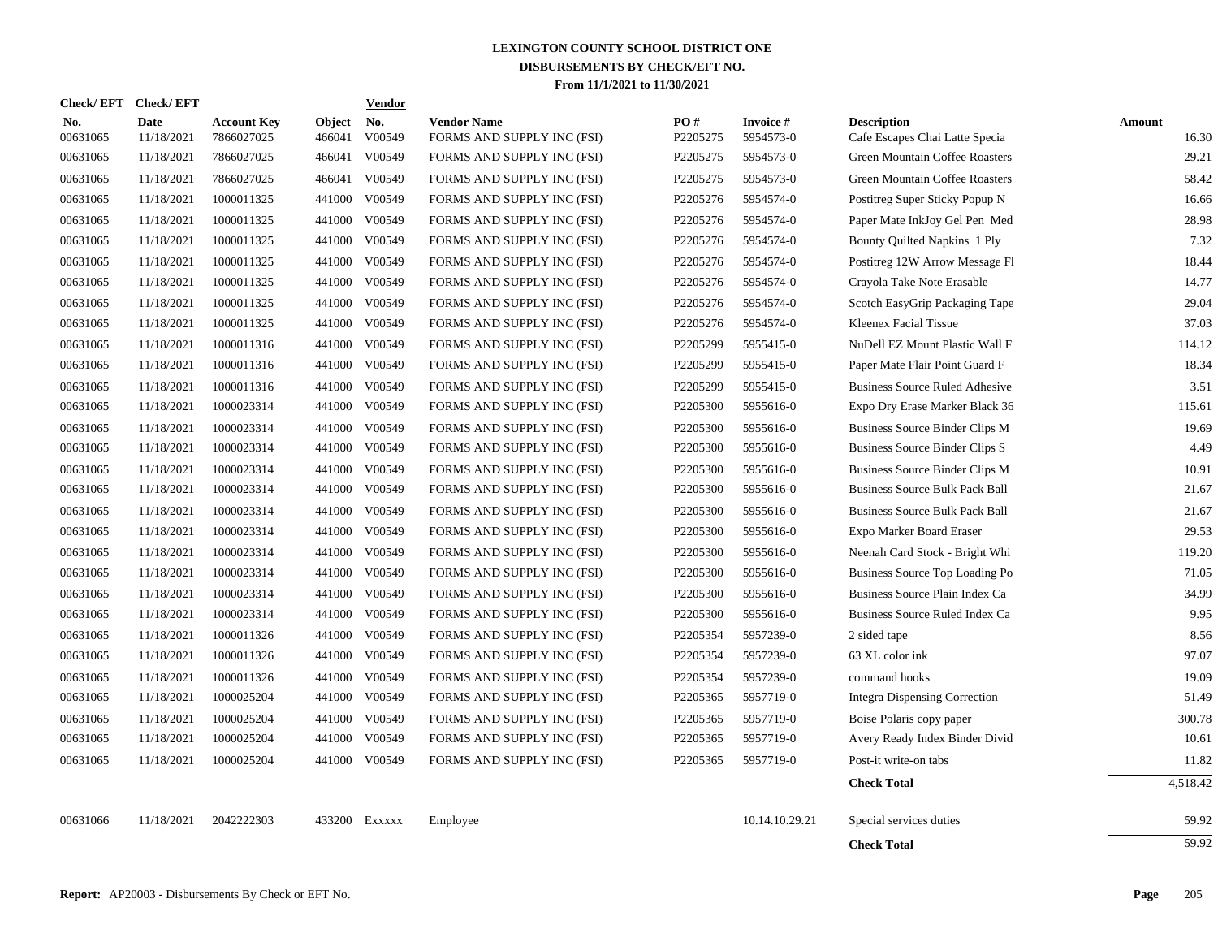# LEXINGTON COUNTY SCHOOL DISTRICT ONE
## DISBURSEMENTS BY CHECK/EFT NO.
### From 11/1/2021 to 11/30/2021

| Check/ EFT No. | Check/ EFT Date | Account Key | Object | Vendor No. | Vendor Name | PO # | Invoice # | Description | Amount |
|---|---|---|---|---|---|---|---|---|---|
| 00631065 | 11/18/2021 | 7866027025 | 466041 | V00549 | FORMS AND SUPPLY INC (FSI) | P2205275 | 5954573-0 | Cafe Escapes Chai Latte Specia | 16.30 |
| 00631065 | 11/18/2021 | 7866027025 | 466041 | V00549 | FORMS AND SUPPLY INC (FSI) | P2205275 | 5954573-0 | Green Mountain Coffee Roasters | 29.21 |
| 00631065 | 11/18/2021 | 7866027025 | 466041 | V00549 | FORMS AND SUPPLY INC (FSI) | P2205275 | 5954573-0 | Green Mountain Coffee Roasters | 58.42 |
| 00631065 | 11/18/2021 | 1000011325 | 441000 | V00549 | FORMS AND SUPPLY INC (FSI) | P2205276 | 5954574-0 | Postitreg Super Sticky Popup N | 16.66 |
| 00631065 | 11/18/2021 | 1000011325 | 441000 | V00549 | FORMS AND SUPPLY INC (FSI) | P2205276 | 5954574-0 | Paper Mate InkJoy Gel Pen Med | 28.98 |
| 00631065 | 11/18/2021 | 1000011325 | 441000 | V00549 | FORMS AND SUPPLY INC (FSI) | P2205276 | 5954574-0 | Bounty Quilted Napkins 1 Ply | 7.32 |
| 00631065 | 11/18/2021 | 1000011325 | 441000 | V00549 | FORMS AND SUPPLY INC (FSI) | P2205276 | 5954574-0 | Postitreg 12W Arrow Message Fl | 18.44 |
| 00631065 | 11/18/2021 | 1000011325 | 441000 | V00549 | FORMS AND SUPPLY INC (FSI) | P2205276 | 5954574-0 | Crayola Take Note Erasable | 14.77 |
| 00631065 | 11/18/2021 | 1000011325 | 441000 | V00549 | FORMS AND SUPPLY INC (FSI) | P2205276 | 5954574-0 | Scotch EasyGrip Packaging Tape | 29.04 |
| 00631065 | 11/18/2021 | 1000011325 | 441000 | V00549 | FORMS AND SUPPLY INC (FSI) | P2205276 | 5954574-0 | Kleenex Facial Tissue | 37.03 |
| 00631065 | 11/18/2021 | 1000011316 | 441000 | V00549 | FORMS AND SUPPLY INC (FSI) | P2205299 | 5955415-0 | NuDell EZ Mount Plastic Wall F | 114.12 |
| 00631065 | 11/18/2021 | 1000011316 | 441000 | V00549 | FORMS AND SUPPLY INC (FSI) | P2205299 | 5955415-0 | Paper Mate Flair Point Guard F | 18.34 |
| 00631065 | 11/18/2021 | 1000011316 | 441000 | V00549 | FORMS AND SUPPLY INC (FSI) | P2205299 | 5955415-0 | Business Source Ruled Adhesive | 3.51 |
| 00631065 | 11/18/2021 | 1000023314 | 441000 | V00549 | FORMS AND SUPPLY INC (FSI) | P2205300 | 5955616-0 | Expo Dry Erase Marker Black 36 | 115.61 |
| 00631065 | 11/18/2021 | 1000023314 | 441000 | V00549 | FORMS AND SUPPLY INC (FSI) | P2205300 | 5955616-0 | Business Source Binder Clips M | 19.69 |
| 00631065 | 11/18/2021 | 1000023314 | 441000 | V00549 | FORMS AND SUPPLY INC (FSI) | P2205300 | 5955616-0 | Business Source Binder Clips S | 4.49 |
| 00631065 | 11/18/2021 | 1000023314 | 441000 | V00549 | FORMS AND SUPPLY INC (FSI) | P2205300 | 5955616-0 | Business Source Binder Clips M | 10.91 |
| 00631065 | 11/18/2021 | 1000023314 | 441000 | V00549 | FORMS AND SUPPLY INC (FSI) | P2205300 | 5955616-0 | Business Source Bulk Pack Ball | 21.67 |
| 00631065 | 11/18/2021 | 1000023314 | 441000 | V00549 | FORMS AND SUPPLY INC (FSI) | P2205300 | 5955616-0 | Business Source Bulk Pack Ball | 21.67 |
| 00631065 | 11/18/2021 | 1000023314 | 441000 | V00549 | FORMS AND SUPPLY INC (FSI) | P2205300 | 5955616-0 | Expo Marker Board Eraser | 29.53 |
| 00631065 | 11/18/2021 | 1000023314 | 441000 | V00549 | FORMS AND SUPPLY INC (FSI) | P2205300 | 5955616-0 | Neenah Card Stock - Bright Whi | 119.20 |
| 00631065 | 11/18/2021 | 1000023314 | 441000 | V00549 | FORMS AND SUPPLY INC (FSI) | P2205300 | 5955616-0 | Business Source Top Loading Po | 71.05 |
| 00631065 | 11/18/2021 | 1000023314 | 441000 | V00549 | FORMS AND SUPPLY INC (FSI) | P2205300 | 5955616-0 | Business Source Plain Index Ca | 34.99 |
| 00631065 | 11/18/2021 | 1000023314 | 441000 | V00549 | FORMS AND SUPPLY INC (FSI) | P2205300 | 5955616-0 | Business Source Ruled Index Ca | 9.95 |
| 00631065 | 11/18/2021 | 1000011326 | 441000 | V00549 | FORMS AND SUPPLY INC (FSI) | P2205354 | 5957239-0 | 2 sided tape | 8.56 |
| 00631065 | 11/18/2021 | 1000011326 | 441000 | V00549 | FORMS AND SUPPLY INC (FSI) | P2205354 | 5957239-0 | 63 XL color ink | 97.07 |
| 00631065 | 11/18/2021 | 1000011326 | 441000 | V00549 | FORMS AND SUPPLY INC (FSI) | P2205354 | 5957239-0 | command hooks | 19.09 |
| 00631065 | 11/18/2021 | 1000025204 | 441000 | V00549 | FORMS AND SUPPLY INC (FSI) | P2205365 | 5957719-0 | Integra Dispensing Correction | 51.49 |
| 00631065 | 11/18/2021 | 1000025204 | 441000 | V00549 | FORMS AND SUPPLY INC (FSI) | P2205365 | 5957719-0 | Boise Polaris copy paper | 300.78 |
| 00631065 | 11/18/2021 | 1000025204 | 441000 | V00549 | FORMS AND SUPPLY INC (FSI) | P2205365 | 5957719-0 | Avery Ready Index Binder Divid | 10.61 |
| 00631065 | 11/18/2021 | 1000025204 | 441000 | V00549 | FORMS AND SUPPLY INC (FSI) | P2205365 | 5957719-0 | Post-it write-on tabs | 11.82 |
| | | | | | | | | **Check Total** | 4,518.42 |
| 00631066 | 11/18/2021 | 2042222303 | 433200 | Exxxxx | Employee | | 10.14.10.29.21 | Special services duties | 59.92 |
| | | | | | | | | **Check Total** | 59.92 |

**Report:** AP20003 - Disbursements By Check or EFT No.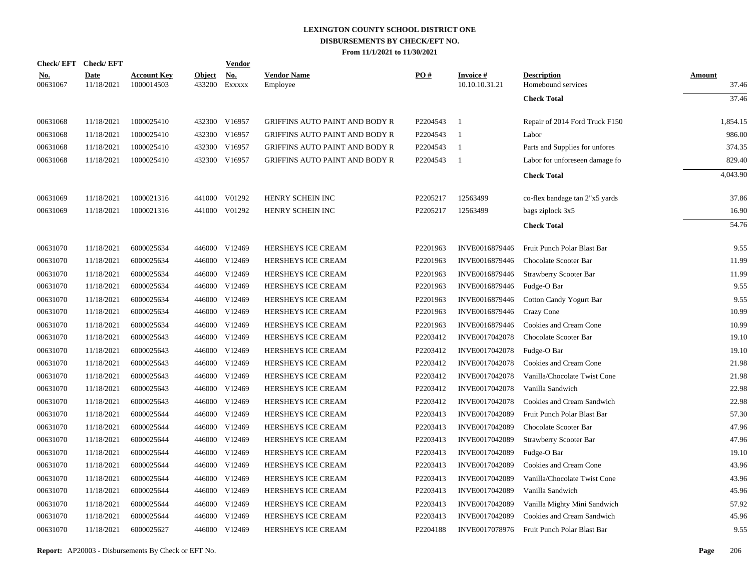# LEXINGTON COUNTY SCHOOL DISTRICT ONE
## DISBURSEMENTS BY CHECK/EFT NO.
### From 11/1/2021 to 11/30/2021

| Check/EFT No. | Check/EFT Date | Account Key | Object | Vendor No. | Vendor Name | PO # | Invoice # | Description | Amount |
|---|---|---|---|---|---|---|---|---|---|
| 00631067 | 11/18/2021 | 1000014503 | 433200 | Exxxxx | Employee | | 10.10.10.31.21 | Homebound services | 37.46 |
| | | | | | | | | **Check Total** | 37.46 |
| 00631068 | 11/18/2021 | 1000025410 | 432300 | V16957 | GRIFFINS AUTO PAINT AND BODY R | P2204543 | 1 | Repair of 2014 Ford Truck F150 | 1,854.15 |
| 00631068 | 11/18/2021 | 1000025410 | 432300 | V16957 | GRIFFINS AUTO PAINT AND BODY R | P2204543 | 1 | Labor | 986.00 |
| 00631068 | 11/18/2021 | 1000025410 | 432300 | V16957 | GRIFFINS AUTO PAINT AND BODY R | P2204543 | 1 | Parts and Supplies for unfores | 374.35 |
| 00631068 | 11/18/2021 | 1000025410 | 432300 | V16957 | GRIFFINS AUTO PAINT AND BODY R | P2204543 | 1 | Labor for unforeseen damage fo | 829.40 |
| | | | | | | | | **Check Total** | 4,043.90 |
| 00631069 | 11/18/2021 | 1000021316 | 441000 | V01292 | HENRY SCHEIN INC | P2205217 | 12563499 | co-flex bandage tan 2"x5 yards | 37.86 |
| 00631069 | 11/18/2021 | 1000021316 | 441000 | V01292 | HENRY SCHEIN INC | P2205217 | 12563499 | bags ziplock 3x5 | 16.90 |
| | | | | | | | | **Check Total** | 54.76 |
| 00631070 | 11/18/2021 | 6000025634 | 446000 | V12469 | HERSHEYS ICE CREAM | P2201963 | INVE0016879446 | Fruit Punch Polar Blast Bar | 9.55 |
| 00631070 | 11/18/2021 | 6000025634 | 446000 | V12469 | HERSHEYS ICE CREAM | P2201963 | INVE0016879446 | Chocolate Scooter Bar | 11.99 |
| 00631070 | 11/18/2021 | 6000025634 | 446000 | V12469 | HERSHEYS ICE CREAM | P2201963 | INVE0016879446 | Strawberry Scooter Bar | 11.99 |
| 00631070 | 11/18/2021 | 6000025634 | 446000 | V12469 | HERSHEYS ICE CREAM | P2201963 | INVE0016879446 | Fudge-O Bar | 9.55 |
| 00631070 | 11/18/2021 | 6000025634 | 446000 | V12469 | HERSHEYS ICE CREAM | P2201963 | INVE0016879446 | Cotton Candy Yogurt Bar | 9.55 |
| 00631070 | 11/18/2021 | 6000025634 | 446000 | V12469 | HERSHEYS ICE CREAM | P2201963 | INVE0016879446 | Crazy Cone | 10.99 |
| 00631070 | 11/18/2021 | 6000025634 | 446000 | V12469 | HERSHEYS ICE CREAM | P2201963 | INVE0016879446 | Cookies and Cream Cone | 10.99 |
| 00631070 | 11/18/2021 | 6000025643 | 446000 | V12469 | HERSHEYS ICE CREAM | P2203412 | INVE0017042078 | Chocolate Scooter Bar | 19.10 |
| 00631070 | 11/18/2021 | 6000025643 | 446000 | V12469 | HERSHEYS ICE CREAM | P2203412 | INVE0017042078 | Fudge-O Bar | 19.10 |
| 00631070 | 11/18/2021 | 6000025643 | 446000 | V12469 | HERSHEYS ICE CREAM | P2203412 | INVE0017042078 | Cookies and Cream Cone | 21.98 |
| 00631070 | 11/18/2021 | 6000025643 | 446000 | V12469 | HERSHEYS ICE CREAM | P2203412 | INVE0017042078 | Vanilla/Chocolate Twist Cone | 21.98 |
| 00631070 | 11/18/2021 | 6000025643 | 446000 | V12469 | HERSHEYS ICE CREAM | P2203412 | INVE0017042078 | Vanilla Sandwich | 22.98 |
| 00631070 | 11/18/2021 | 6000025643 | 446000 | V12469 | HERSHEYS ICE CREAM | P2203412 | INVE0017042078 | Cookies and Cream Sandwich | 22.98 |
| 00631070 | 11/18/2021 | 6000025644 | 446000 | V12469 | HERSHEYS ICE CREAM | P2203413 | INVE0017042089 | Fruit Punch Polar Blast Bar | 57.30 |
| 00631070 | 11/18/2021 | 6000025644 | 446000 | V12469 | HERSHEYS ICE CREAM | P2203413 | INVE0017042089 | Chocolate Scooter Bar | 47.96 |
| 00631070 | 11/18/2021 | 6000025644 | 446000 | V12469 | HERSHEYS ICE CREAM | P2203413 | INVE0017042089 | Strawberry Scooter Bar | 47.96 |
| 00631070 | 11/18/2021 | 6000025644 | 446000 | V12469 | HERSHEYS ICE CREAM | P2203413 | INVE0017042089 | Fudge-O Bar | 19.10 |
| 00631070 | 11/18/2021 | 6000025644 | 446000 | V12469 | HERSHEYS ICE CREAM | P2203413 | INVE0017042089 | Cookies and Cream Cone | 43.96 |
| 00631070 | 11/18/2021 | 6000025644 | 446000 | V12469 | HERSHEYS ICE CREAM | P2203413 | INVE0017042089 | Vanilla/Chocolate Twist Cone | 43.96 |
| 00631070 | 11/18/2021 | 6000025644 | 446000 | V12469 | HERSHEYS ICE CREAM | P2203413 | INVE0017042089 | Vanilla Sandwich | 45.96 |
| 00631070 | 11/18/2021 | 6000025644 | 446000 | V12469 | HERSHEYS ICE CREAM | P2203413 | INVE0017042089 | Vanilla Mighty Mini Sandwich | 57.92 |
| 00631070 | 11/18/2021 | 6000025644 | 446000 | V12469 | HERSHEYS ICE CREAM | P2203413 | INVE0017042089 | Cookies and Cream Sandwich | 45.96 |
| 00631070 | 11/18/2021 | 6000025627 | 446000 | V12469 | HERSHEYS ICE CREAM | P2204188 | INVE0017078976 | Fruit Punch Polar Blast Bar | 9.55 |

**Report:** AP20003 - Disbursements By Check or EFT No.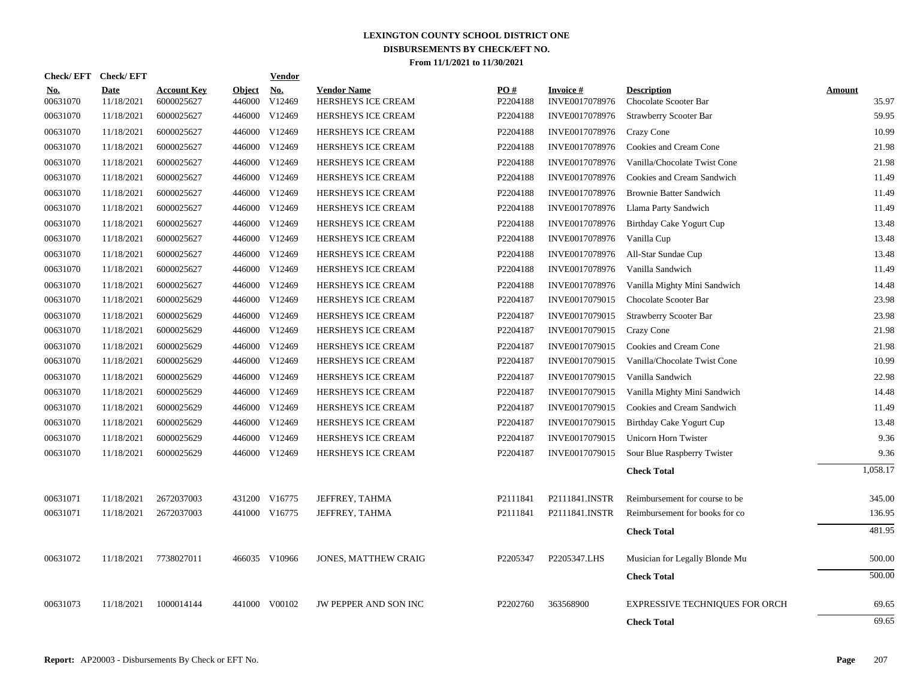# LEXINGTON COUNTY SCHOOL DISTRICT ONE
## DISBURSEMENTS BY CHECK/EFT NO.
### From 11/1/2021 to 11/30/2021

| Check/ EFT No. | Check/ EFT Date | Account Key | Object | Vendor No. | Vendor Name | PO # | Invoice # | Description | Amount |
|---|---|---|---|---|---|---|---|---|---|
| 00631070 | 11/18/2021 | 6000025627 | 446000 | V12469 | HERSHEYS ICE CREAM | P2204188 | INVE0017078976 | Chocolate Scooter Bar | 35.97 |
| 00631070 | 11/18/2021 | 6000025627 | 446000 | V12469 | HERSHEYS ICE CREAM | P2204188 | INVE0017078976 | Strawberry Scooter Bar | 59.95 |
| 00631070 | 11/18/2021 | 6000025627 | 446000 | V12469 | HERSHEYS ICE CREAM | P2204188 | INVE0017078976 | Crazy Cone | 10.99 |
| 00631070 | 11/18/2021 | 6000025627 | 446000 | V12469 | HERSHEYS ICE CREAM | P2204188 | INVE0017078976 | Cookies and Cream Cone | 21.98 |
| 00631070 | 11/18/2021 | 6000025627 | 446000 | V12469 | HERSHEYS ICE CREAM | P2204188 | INVE0017078976 | Vanilla/Chocolate Twist Cone | 21.98 |
| 00631070 | 11/18/2021 | 6000025627 | 446000 | V12469 | HERSHEYS ICE CREAM | P2204188 | INVE0017078976 | Cookies and Cream Sandwich | 11.49 |
| 00631070 | 11/18/2021 | 6000025627 | 446000 | V12469 | HERSHEYS ICE CREAM | P2204188 | INVE0017078976 | Brownie Batter Sandwich | 11.49 |
| 00631070 | 11/18/2021 | 6000025627 | 446000 | V12469 | HERSHEYS ICE CREAM | P2204188 | INVE0017078976 | Llama Party Sandwich | 11.49 |
| 00631070 | 11/18/2021 | 6000025627 | 446000 | V12469 | HERSHEYS ICE CREAM | P2204188 | INVE0017078976 | Birthday Cake Yogurt Cup | 13.48 |
| 00631070 | 11/18/2021 | 6000025627 | 446000 | V12469 | HERSHEYS ICE CREAM | P2204188 | INVE0017078976 | Vanilla Cup | 13.48 |
| 00631070 | 11/18/2021 | 6000025627 | 446000 | V12469 | HERSHEYS ICE CREAM | P2204188 | INVE0017078976 | All-Star Sundae Cup | 13.48 |
| 00631070 | 11/18/2021 | 6000025627 | 446000 | V12469 | HERSHEYS ICE CREAM | P2204188 | INVE0017078976 | Vanilla Sandwich | 11.49 |
| 00631070 | 11/18/2021 | 6000025627 | 446000 | V12469 | HERSHEYS ICE CREAM | P2204188 | INVE0017078976 | Vanilla Mighty Mini Sandwich | 14.48 |
| 00631070 | 11/18/2021 | 6000025629 | 446000 | V12469 | HERSHEYS ICE CREAM | P2204187 | INVE0017079015 | Chocolate Scooter Bar | 23.98 |
| 00631070 | 11/18/2021 | 6000025629 | 446000 | V12469 | HERSHEYS ICE CREAM | P2204187 | INVE0017079015 | Strawberry Scooter Bar | 23.98 |
| 00631070 | 11/18/2021 | 6000025629 | 446000 | V12469 | HERSHEYS ICE CREAM | P2204187 | INVE0017079015 | Crazy Cone | 21.98 |
| 00631070 | 11/18/2021 | 6000025629 | 446000 | V12469 | HERSHEYS ICE CREAM | P2204187 | INVE0017079015 | Cookies and Cream Cone | 21.98 |
| 00631070 | 11/18/2021 | 6000025629 | 446000 | V12469 | HERSHEYS ICE CREAM | P2204187 | INVE0017079015 | Vanilla/Chocolate Twist Cone | 10.99 |
| 00631070 | 11/18/2021 | 6000025629 | 446000 | V12469 | HERSHEYS ICE CREAM | P2204187 | INVE0017079015 | Vanilla Sandwich | 22.98 |
| 00631070 | 11/18/2021 | 6000025629 | 446000 | V12469 | HERSHEYS ICE CREAM | P2204187 | INVE0017079015 | Vanilla Mighty Mini Sandwich | 14.48 |
| 00631070 | 11/18/2021 | 6000025629 | 446000 | V12469 | HERSHEYS ICE CREAM | P2204187 | INVE0017079015 | Cookies and Cream Sandwich | 11.49 |
| 00631070 | 11/18/2021 | 6000025629 | 446000 | V12469 | HERSHEYS ICE CREAM | P2204187 | INVE0017079015 | Birthday Cake Yogurt Cup | 13.48 |
| 00631070 | 11/18/2021 | 6000025629 | 446000 | V12469 | HERSHEYS ICE CREAM | P2204187 | INVE0017079015 | Unicorn Horn Twister | 9.36 |
| 00631070 | 11/18/2021 | 6000025629 | 446000 | V12469 | HERSHEYS ICE CREAM | P2204187 | INVE0017079015 | Sour Blue Raspberry Twister | 9.36 |
| | | | | | | | | **Check Total** | 1,058.17 |
| 00631071 | 11/18/2021 | 2672037003 | 431200 | V16775 | JEFFREY, TAHMA | P2111841 | P2111841.INSTR | Reimbursement for course to be | 345.00 |
| 00631071 | 11/18/2021 | 2672037003 | 441000 | V16775 | JEFFREY, TAHMA | P2111841 | P2111841.INSTR | Reimbursement for books for co | 136.95 |
| | | | | | | | | **Check Total** | 481.95 |
| 00631072 | 11/18/2021 | 7738027011 | 466035 | V10966 | JONES, MATTHEW CRAIG | P2205347 | P2205347.LHS | Musician for Legally Blonde Mu | 500.00 |
| | | | | | | | | **Check Total** | 500.00 |
| 00631073 | 11/18/2021 | 1000014144 | 441000 | V00102 | JW PEPPER AND SON INC | P2202760 | 363568900 | EXPRESSIVE TECHNIQUES FOR ORCH | 69.65 |
| | | | | | | | | **Check Total** | 69.65 |

**Report:** AP20003 - Disbursements By Check or EFT No.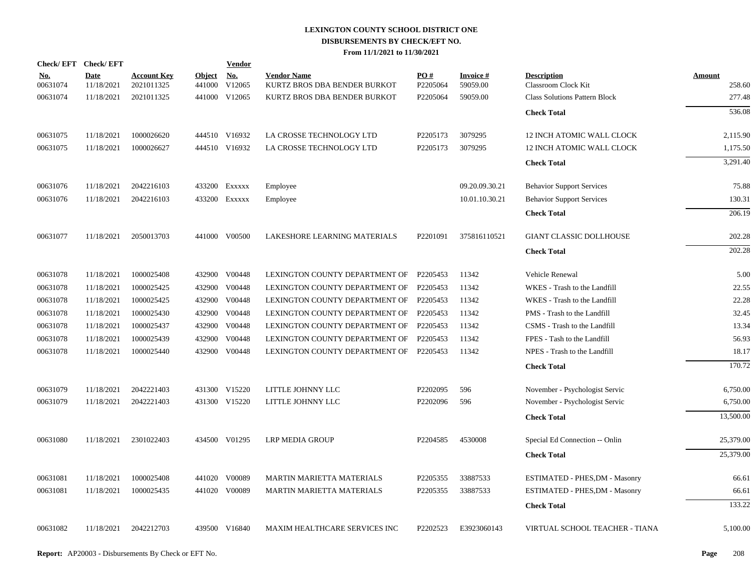# LEXINGTON COUNTY SCHOOL DISTRICT ONE
## DISBURSEMENTS BY CHECK/EFT NO.
### From 11/1/2021 to 11/30/2021

| Check/ EFT No. | Check/ EFT Date | Account Key | Object | Vendor No. | Vendor Name | PO # | Invoice # | Description | Amount |
|---|---|---|---|---|---|---|---|---|---|
| 00631074 | 11/18/2021 | 2021011325 | 441000 | V12065 | KURTZ BROS DBA BENDER BURKOT | P2205064 | 59059.00 | Classroom Clock Kit | 258.60 |
| 00631074 | 11/18/2021 | 2021011325 | 441000 | V12065 | KURTZ BROS DBA BENDER BURKOT | P2205064 | 59059.00 | Class Solutions Pattern Block | 277.48 |
| | | | | | | | | **Check Total** | 536.08 |
| 00631075 | 11/18/2021 | 1000026620 | 444510 | V16932 | LA CROSSE TECHNOLOGY LTD | P2205173 | 3079295 | 12 INCH ATOMIC WALL CLOCK | 2,115.90 |
| 00631075 | 11/18/2021 | 1000026627 | 444510 | V16932 | LA CROSSE TECHNOLOGY LTD | P2205173 | 3079295 | 12 INCH ATOMIC WALL CLOCK | 1,175.50 |
| | | | | | | | | **Check Total** | 3,291.40 |
| 00631076 | 11/18/2021 | 2042216103 | 433200 | Exxxxx | Employee | | 09.20.09.30.21 | Behavior Support Services | 75.88 |
| 00631076 | 11/18/2021 | 2042216103 | 433200 | Exxxxx | Employee | | 10.01.10.30.21 | Behavior Support Services | 130.31 |
| | | | | | | | | **Check Total** | 206.19 |
| 00631077 | 11/18/2021 | 2050013703 | 441000 | V00500 | LAKESHORE LEARNING MATERIALS | P2201091 | 375816110521 | GIANT CLASSIC DOLLHOUSE | 202.28 |
| | | | | | | | | **Check Total** | 202.28 |
| 00631078 | 11/18/2021 | 1000025408 | 432900 | V00448 | LEXINGTON COUNTY DEPARTMENT OF | P2205453 | 11342 | Vehicle Renewal | 5.00 |
| 00631078 | 11/18/2021 | 1000025425 | 432900 | V00448 | LEXINGTON COUNTY DEPARTMENT OF | P2205453 | 11342 | WKES - Trash to the Landfill | 22.55 |
| 00631078 | 11/18/2021 | 1000025425 | 432900 | V00448 | LEXINGTON COUNTY DEPARTMENT OF | P2205453 | 11342 | WKES - Trash to the Landfill | 22.28 |
| 00631078 | 11/18/2021 | 1000025430 | 432900 | V00448 | LEXINGTON COUNTY DEPARTMENT OF | P2205453 | 11342 | PMS - Trash to the Landfill | 32.45 |
| 00631078 | 11/18/2021 | 1000025437 | 432900 | V00448 | LEXINGTON COUNTY DEPARTMENT OF | P2205453 | 11342 | CSMS - Trash to the Landfill | 13.34 |
| 00631078 | 11/18/2021 | 1000025439 | 432900 | V00448 | LEXINGTON COUNTY DEPARTMENT OF | P2205453 | 11342 | FPES - Tash to the Landfill | 56.93 |
| 00631078 | 11/18/2021 | 1000025440 | 432900 | V00448 | LEXINGTON COUNTY DEPARTMENT OF | P2205453 | 11342 | NPES - Trash to the Landfill | 18.17 |
| | | | | | | | | **Check Total** | 170.72 |
| 00631079 | 11/18/2021 | 2042221403 | 431300 | V15220 | LITTLE JOHNNY LLC | P2202095 | 596 | November - Psychologist Servic | 6,750.00 |
| 00631079 | 11/18/2021 | 2042221403 | 431300 | V15220 | LITTLE JOHNNY LLC | P2202096 | 596 | November - Psychologist Servic | 6,750.00 |
| | | | | | | | | **Check Total** | 13,500.00 |
| 00631080 | 11/18/2021 | 2301022403 | 434500 | V01295 | LRP MEDIA GROUP | P2204585 | 4530008 | Special Ed Connection -- Onlin | 25,379.00 |
| | | | | | | | | **Check Total** | 25,379.00 |
| 00631081 | 11/18/2021 | 1000025408 | 441020 | V00089 | MARTIN MARIETTA MATERIALS | P2205355 | 33887533 | ESTIMATED - PHES,DM - Masonry | 66.61 |
| 00631081 | 11/18/2021 | 1000025435 | 441020 | V00089 | MARTIN MARIETTA MATERIALS | P2205355 | 33887533 | ESTIMATED - PHES,DM - Masonry | 66.61 |
| | | | | | | | | **Check Total** | 133.22 |
| 00631082 | 11/18/2021 | 2042212703 | 439500 | V16840 | MAXIM HEALTHCARE SERVICES INC | P2202523 | E3923060143 | VIRTUAL SCHOOL TEACHER - TIANA | 5,100.00 |

**Report:** AP20003 - Disbursements By Check or EFT No.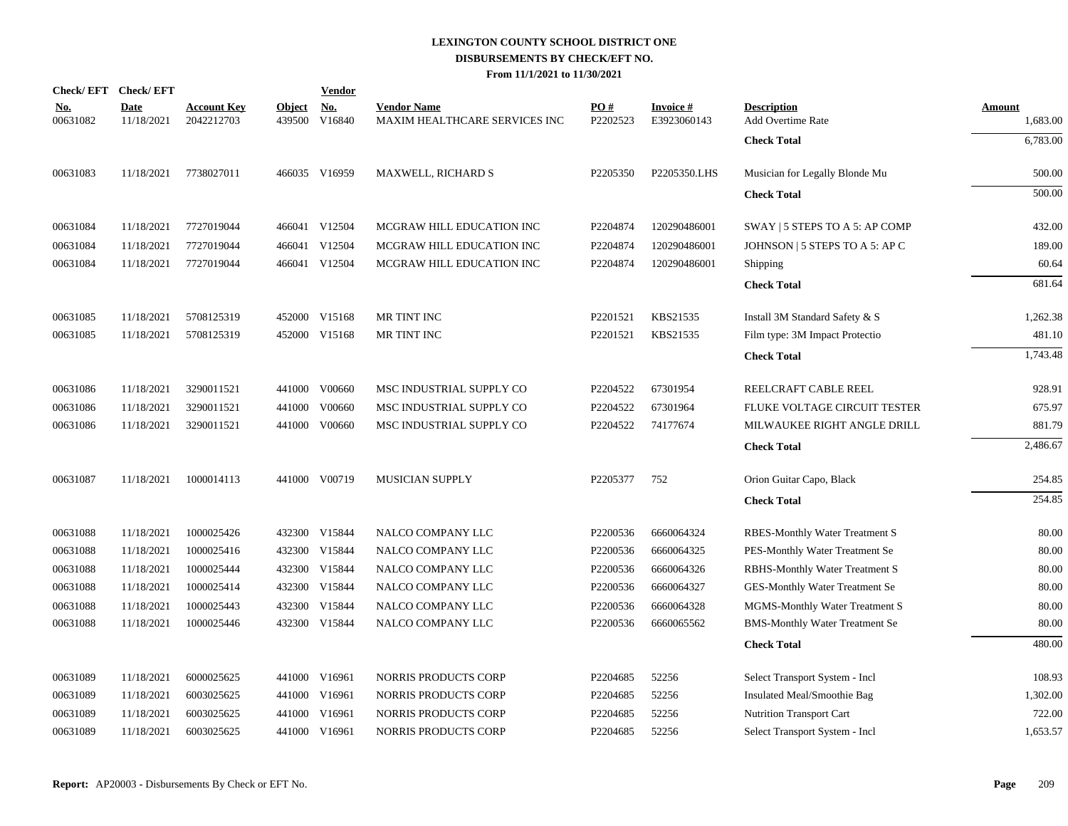# LEXINGTON COUNTY SCHOOL DISTRICT ONE
## DISBURSEMENTS BY CHECK/EFT NO.
### From 11/1/2021 to 11/30/2021

| Check/ EFT No. | Check/ EFT Date | Account Key | Object | Vendor No. | Vendor Name | PO # | Invoice # | Description | Amount |
|---|---|---|---|---|---|---|---|---|---|
| 00631082 | 11/18/2021 | 2042212703 | 439500 | V16840 | MAXIM HEALTHCARE SERVICES INC | P2202523 | E3923060143 | Add Overtime Rate | 1,683.00 |
| | | | | | | | | **Check Total** | 6,783.00 |
| 00631083 | 11/18/2021 | 7738027011 | 466035 | V16959 | MAXWELL, RICHARD S | P2205350 | P2205350.LHS | Musician for Legally Blonde Mu | 500.00 |
| | | | | | | | | **Check Total** | 500.00 |
| 00631084 | 11/18/2021 | 7727019044 | 466041 | V12504 | MCGRAW HILL EDUCATION INC | P2204874 | 120290486001 | SWAY \| 5 STEPS TO A 5: AP COMP | 432.00 |
| 00631084 | 11/18/2021 | 7727019044 | 466041 | V12504 | MCGRAW HILL EDUCATION INC | P2204874 | 120290486001 | JOHNSON \| 5 STEPS TO A 5: AP C | 189.00 |
| 00631084 | 11/18/2021 | 7727019044 | 466041 | V12504 | MCGRAW HILL EDUCATION INC | P2204874 | 120290486001 | Shipping | 60.64 |
| | | | | | | | | **Check Total** | 681.64 |
| 00631085 | 11/18/2021 | 5708125319 | 452000 | V15168 | MR TINT INC | P2201521 | KBS21535 | Install 3M Standard Safety & S | 1,262.38 |
| 00631085 | 11/18/2021 | 5708125319 | 452000 | V15168 | MR TINT INC | P2201521 | KBS21535 | Film type: 3M Impact Protectio | 481.10 |
| | | | | | | | | **Check Total** | 1,743.48 |
| 00631086 | 11/18/2021 | 3290011521 | 441000 | V00660 | MSC INDUSTRIAL SUPPLY CO | P2204522 | 67301954 | REELCRAFT CABLE REEL | 928.91 |
| 00631086 | 11/18/2021 | 3290011521 | 441000 | V00660 | MSC INDUSTRIAL SUPPLY CO | P2204522 | 67301964 | FLUKE VOLTAGE CIRCUIT TESTER | 675.97 |
| 00631086 | 11/18/2021 | 3290011521 | 441000 | V00660 | MSC INDUSTRIAL SUPPLY CO | P2204522 | 74177674 | MILWAUKEE RIGHT ANGLE DRILL | 881.79 |
| | | | | | | | | **Check Total** | 2,486.67 |
| 00631087 | 11/18/2021 | 1000014113 | 441000 | V00719 | MUSICIAN SUPPLY | P2205377 | 752 | Orion Guitar Capo, Black | 254.85 |
| | | | | | | | | **Check Total** | 254.85 |
| 00631088 | 11/18/2021 | 1000025426 | 432300 | V15844 | NALCO COMPANY LLC | P2200536 | 6660064324 | RBES-Monthly Water Treatment S | 80.00 |
| 00631088 | 11/18/2021 | 1000025416 | 432300 | V15844 | NALCO COMPANY LLC | P2200536 | 6660064325 | PES-Monthly Water Treatment Se | 80.00 |
| 00631088 | 11/18/2021 | 1000025444 | 432300 | V15844 | NALCO COMPANY LLC | P2200536 | 6660064326 | RBHS-Monthly Water Treatment S | 80.00 |
| 00631088 | 11/18/2021 | 1000025414 | 432300 | V15844 | NALCO COMPANY LLC | P2200536 | 6660064327 | GES-Monthly Water Treatment Se | 80.00 |
| 00631088 | 11/18/2021 | 1000025443 | 432300 | V15844 | NALCO COMPANY LLC | P2200536 | 6660064328 | MGMS-Monthly Water Treatment S | 80.00 |
| 00631088 | 11/18/2021 | 1000025446 | 432300 | V15844 | NALCO COMPANY LLC | P2200536 | 6660065562 | BMS-Monthly Water Treatment Se | 80.00 |
| | | | | | | | | **Check Total** | 480.00 |
| 00631089 | 11/18/2021 | 6000025625 | 441000 | V16961 | NORRIS PRODUCTS CORP | P2204685 | 52256 | Select Transport System - Incl | 108.93 |
| 00631089 | 11/18/2021 | 6003025625 | 441000 | V16961 | NORRIS PRODUCTS CORP | P2204685 | 52256 | Insulated Meal/Smoothie Bag | 1,302.00 |
| 00631089 | 11/18/2021 | 6003025625 | 441000 | V16961 | NORRIS PRODUCTS CORP | P2204685 | 52256 | Nutrition Transport Cart | 722.00 |
| 00631089 | 11/18/2021 | 6003025625 | 441000 | V16961 | NORRIS PRODUCTS CORP | P2204685 | 52256 | Select Transport System - Incl | 1,653.57 |

**Report:** AP20003 - Disbursements By Check or EFT No.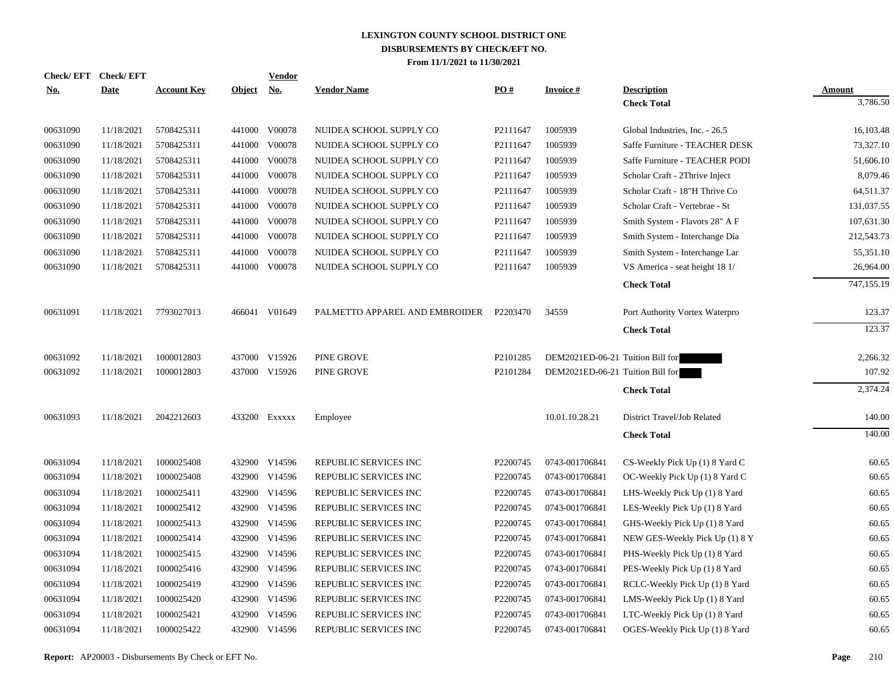# LEXINGTON COUNTY SCHOOL DISTRICT ONE
## DISBURSEMENTS BY CHECK/EFT NO.
### From 11/1/2021 to 11/30/2021

| Check/ EFT No. | Check/ EFT Date | Account Key | Object | Vendor No. | Vendor Name | PO # | Invoice # | Description | Amount |
|---|---|---|---|---|---|---|---|---|---|
| | | | | | | | | **Check Total** | 3,786.50 |
| 00631090 | 11/18/2021 | 5708425311 | 441000 | V00078 | NUIDEA SCHOOL SUPPLY CO | P2111647 | 1005939 | Global Industries, Inc. - 26.5 | 16,103.48 |
| 00631090 | 11/18/2021 | 5708425311 | 441000 | V00078 | NUIDEA SCHOOL SUPPLY CO | P2111647 | 1005939 | Saffe Furniture - TEACHER DESK | 73,327.10 |
| 00631090 | 11/18/2021 | 5708425311 | 441000 | V00078 | NUIDEA SCHOOL SUPPLY CO | P2111647 | 1005939 | Saffe Furniture - TEACHER PODI | 51,606.10 |
| 00631090 | 11/18/2021 | 5708425311 | 441000 | V00078 | NUIDEA SCHOOL SUPPLY CO | P2111647 | 1005939 | Scholar Craft - 2Thrive Inject | 8,079.46 |
| 00631090 | 11/18/2021 | 5708425311 | 441000 | V00078 | NUIDEA SCHOOL SUPPLY CO | P2111647 | 1005939 | Scholar Craft - 18"H Thrive Co | 64,511.37 |
| 00631090 | 11/18/2021 | 5708425311 | 441000 | V00078 | NUIDEA SCHOOL SUPPLY CO | P2111647 | 1005939 | Scholar Craft - Vertebrae - St | 131,037.55 |
| 00631090 | 11/18/2021 | 5708425311 | 441000 | V00078 | NUIDEA SCHOOL SUPPLY CO | P2111647 | 1005939 | Smith System - Flavors 28" A F | 107,631.30 |
| 00631090 | 11/18/2021 | 5708425311 | 441000 | V00078 | NUIDEA SCHOOL SUPPLY CO | P2111647 | 1005939 | Smith System - Interchange Dia | 212,543.73 |
| 00631090 | 11/18/2021 | 5708425311 | 441000 | V00078 | NUIDEA SCHOOL SUPPLY CO | P2111647 | 1005939 | Smith System - Interchange Lar | 55,351.10 |
| 00631090 | 11/18/2021 | 5708425311 | 441000 | V00078 | NUIDEA SCHOOL SUPPLY CO | P2111647 | 1005939 | VS America - seat height 18 1/ | 26,964.00 |
| | | | | | | | | **Check Total** | 747,155.19 |
| 00631091 | 11/18/2021 | 7793027013 | 466041 | V01649 | PALMETTO APPAREL AND EMBROIDER | P2203470 | 34559 | Port Authority Vortex Waterpro | 123.37 |
| | | | | | | | | **Check Total** | 123.37 |
| 00631092 | 11/18/2021 | 1000012803 | 437000 | V15926 | PINE GROVE | P2101285 | DEM2021ED-06-21 | Tuition Bill for | 2,266.32 |
| 00631092 | 11/18/2021 | 1000012803 | 437000 | V15926 | PINE GROVE | P2101284 | DEM2021ED-06-21 | Tuition Bill for | 107.92 |
| | | | | | | | | **Check Total** | 2,374.24 |
| 00631093 | 11/18/2021 | 2042212603 | 433200 | Exxxxx | Employee | | 10.01.10.28.21 | District Travel/Job Related | 140.00 |
| | | | | | | | | **Check Total** | 140.00 |
| 00631094 | 11/18/2021 | 1000025408 | 432900 | V14596 | REPUBLIC SERVICES INC | P2200745 | 0743-001706841 | CS-Weekly Pick Up (1) 8 Yard C | 60.65 |
| 00631094 | 11/18/2021 | 1000025408 | 432900 | V14596 | REPUBLIC SERVICES INC | P2200745 | 0743-001706841 | OC-Weekly Pick Up (1) 8 Yard C | 60.65 |
| 00631094 | 11/18/2021 | 1000025411 | 432900 | V14596 | REPUBLIC SERVICES INC | P2200745 | 0743-001706841 | LHS-Weekly Pick Up (1) 8 Yard | 60.65 |
| 00631094 | 11/18/2021 | 1000025412 | 432900 | V14596 | REPUBLIC SERVICES INC | P2200745 | 0743-001706841 | LES-Weekly Pick Up (1) 8 Yard | 60.65 |
| 00631094 | 11/18/2021 | 1000025413 | 432900 | V14596 | REPUBLIC SERVICES INC | P2200745 | 0743-001706841 | GHS-Weekly Pick Up (1) 8 Yard | 60.65 |
| 00631094 | 11/18/2021 | 1000025414 | 432900 | V14596 | REPUBLIC SERVICES INC | P2200745 | 0743-001706841 | NEW GES-Weekly Pick Up (1) 8 Y | 60.65 |
| 00631094 | 11/18/2021 | 1000025415 | 432900 | V14596 | REPUBLIC SERVICES INC | P2200745 | 0743-001706841 | PHS-Weekly Pick Up (1) 8 Yard | 60.65 |
| 00631094 | 11/18/2021 | 1000025416 | 432900 | V14596 | REPUBLIC SERVICES INC | P2200745 | 0743-001706841 | PES-Weekly Pick Up (1) 8 Yard | 60.65 |
| 00631094 | 11/18/2021 | 1000025419 | 432900 | V14596 | REPUBLIC SERVICES INC | P2200745 | 0743-001706841 | RCLC-Weekly Pick Up (1) 8 Yard | 60.65 |
| 00631094 | 11/18/2021 | 1000025420 | 432900 | V14596 | REPUBLIC SERVICES INC | P2200745 | 0743-001706841 | LMS-Weekly Pick Up (1) 8 Yard | 60.65 |
| 00631094 | 11/18/2021 | 1000025421 | 432900 | V14596 | REPUBLIC SERVICES INC | P2200745 | 0743-001706841 | LTC-Weekly Pick Up (1) 8 Yard | 60.65 |
| 00631094 | 11/18/2021 | 1000025422 | 432900 | V14596 | REPUBLIC SERVICES INC | P2200745 | 0743-001706841 | OGES-Weekly Pick Up (1) 8 Yard | 60.65 |

**Report:** AP20003 - Disbursements By Check or EFT No.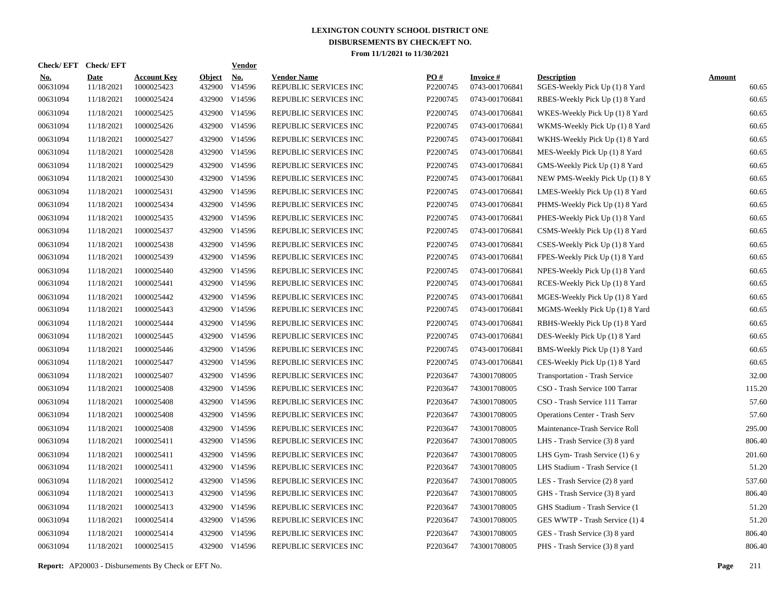# LEXINGTON COUNTY SCHOOL DISTRICT ONE
## DISBURSEMENTS BY CHECK/EFT NO.
### From 11/1/2021 to 11/30/2021

| Check/ EFT No. | Check/ EFT Date | Account Key | Object | Vendor No. | Vendor Name | PO # | Invoice # | Description | Amount |
|---|---|---|---|---|---|---|---|---|---|
| 00631094 | 11/18/2021 | 1000025423 | 432900 | V14596 | REPUBLIC SERVICES INC | P2200745 | 0743-001706841 | SGES-Weekly Pick Up (1) 8 Yard | 60.65 |
| 00631094 | 11/18/2021 | 1000025424 | 432900 | V14596 | REPUBLIC SERVICES INC | P2200745 | 0743-001706841 | RBES-Weekly Pick Up (1) 8 Yard | 60.65 |
| 00631094 | 11/18/2021 | 1000025425 | 432900 | V14596 | REPUBLIC SERVICES INC | P2200745 | 0743-001706841 | WKES-Weekly Pick Up (1) 8 Yard | 60.65 |
| 00631094 | 11/18/2021 | 1000025426 | 432900 | V14596 | REPUBLIC SERVICES INC | P2200745 | 0743-001706841 | WKMS-Weekly Pick Up (1) 8 Yard | 60.65 |
| 00631094 | 11/18/2021 | 1000025427 | 432900 | V14596 | REPUBLIC SERVICES INC | P2200745 | 0743-001706841 | WKHS-Weekly Pick Up (1) 8 Yard | 60.65 |
| 00631094 | 11/18/2021 | 1000025428 | 432900 | V14596 | REPUBLIC SERVICES INC | P2200745 | 0743-001706841 | MES-Weekly Pick Up (1) 8 Yard | 60.65 |
| 00631094 | 11/18/2021 | 1000025429 | 432900 | V14596 | REPUBLIC SERVICES INC | P2200745 | 0743-001706841 | GMS-Weekly Pick Up (1) 8 Yard | 60.65 |
| 00631094 | 11/18/2021 | 1000025430 | 432900 | V14596 | REPUBLIC SERVICES INC | P2200745 | 0743-001706841 | NEW PMS-Weekly Pick Up (1) 8 Y | 60.65 |
| 00631094 | 11/18/2021 | 1000025431 | 432900 | V14596 | REPUBLIC SERVICES INC | P2200745 | 0743-001706841 | LMES-Weekly Pick Up (1) 8 Yard | 60.65 |
| 00631094 | 11/18/2021 | 1000025434 | 432900 | V14596 | REPUBLIC SERVICES INC | P2200745 | 0743-001706841 | PHMS-Weekly Pick Up (1) 8 Yard | 60.65 |
| 00631094 | 11/18/2021 | 1000025435 | 432900 | V14596 | REPUBLIC SERVICES INC | P2200745 | 0743-001706841 | PHES-Weekly Pick Up (1) 8 Yard | 60.65 |
| 00631094 | 11/18/2021 | 1000025437 | 432900 | V14596 | REPUBLIC SERVICES INC | P2200745 | 0743-001706841 | CSMS-Weekly Pick Up (1) 8 Yard | 60.65 |
| 00631094 | 11/18/2021 | 1000025438 | 432900 | V14596 | REPUBLIC SERVICES INC | P2200745 | 0743-001706841 | CSES-Weekly Pick Up (1) 8 Yard | 60.65 |
| 00631094 | 11/18/2021 | 1000025439 | 432900 | V14596 | REPUBLIC SERVICES INC | P2200745 | 0743-001706841 | FPES-Weekly Pick Up (1) 8 Yard | 60.65 |
| 00631094 | 11/18/2021 | 1000025440 | 432900 | V14596 | REPUBLIC SERVICES INC | P2200745 | 0743-001706841 | NPES-Weekly Pick Up (1) 8 Yard | 60.65 |
| 00631094 | 11/18/2021 | 1000025441 | 432900 | V14596 | REPUBLIC SERVICES INC | P2200745 | 0743-001706841 | RCES-Weekly Pick Up (1) 8 Yard | 60.65 |
| 00631094 | 11/18/2021 | 1000025442 | 432900 | V14596 | REPUBLIC SERVICES INC | P2200745 | 0743-001706841 | MGES-Weekly Pick Up (1) 8 Yard | 60.65 |
| 00631094 | 11/18/2021 | 1000025443 | 432900 | V14596 | REPUBLIC SERVICES INC | P2200745 | 0743-001706841 | MGMS-Weekly Pick Up (1) 8 Yard | 60.65 |
| 00631094 | 11/18/2021 | 1000025444 | 432900 | V14596 | REPUBLIC SERVICES INC | P2200745 | 0743-001706841 | RBHS-Weekly Pick Up (1) 8 Yard | 60.65 |
| 00631094 | 11/18/2021 | 1000025445 | 432900 | V14596 | REPUBLIC SERVICES INC | P2200745 | 0743-001706841 | DES-Weekly Pick Up (1) 8 Yard | 60.65 |
| 00631094 | 11/18/2021 | 1000025446 | 432900 | V14596 | REPUBLIC SERVICES INC | P2200745 | 0743-001706841 | BMS-Weekly Pick Up (1) 8 Yard | 60.65 |
| 00631094 | 11/18/2021 | 1000025447 | 432900 | V14596 | REPUBLIC SERVICES INC | P2200745 | 0743-001706841 | CES-Weekly Pick Up (1) 8 Yard | 60.65 |
| 00631094 | 11/18/2021 | 1000025407 | 432900 | V14596 | REPUBLIC SERVICES INC | P2203647 | 743001708005 | Transportation - Trash Service | 32.00 |
| 00631094 | 11/18/2021 | 1000025408 | 432900 | V14596 | REPUBLIC SERVICES INC | P2203647 | 743001708005 | CSO - Trash Service 100 Tarrar | 115.20 |
| 00631094 | 11/18/2021 | 1000025408 | 432900 | V14596 | REPUBLIC SERVICES INC | P2203647 | 743001708005 | CSO - Trash Service 111 Tarrar | 57.60 |
| 00631094 | 11/18/2021 | 1000025408 | 432900 | V14596 | REPUBLIC SERVICES INC | P2203647 | 743001708005 | Operations Center - Trash Serv | 57.60 |
| 00631094 | 11/18/2021 | 1000025408 | 432900 | V14596 | REPUBLIC SERVICES INC | P2203647 | 743001708005 | Maintenance-Trash Service Roll | 295.00 |
| 00631094 | 11/18/2021 | 1000025411 | 432900 | V14596 | REPUBLIC SERVICES INC | P2203647 | 743001708005 | LHS - Trash Service (3) 8 yard | 806.40 |
| 00631094 | 11/18/2021 | 1000025411 | 432900 | V14596 | REPUBLIC SERVICES INC | P2203647 | 743001708005 | LHS Gym- Trash Service (1) 6 y | 201.60 |
| 00631094 | 11/18/2021 | 1000025411 | 432900 | V14596 | REPUBLIC SERVICES INC | P2203647 | 743001708005 | LHS Stadium - Trash Service (1 | 51.20 |
| 00631094 | 11/18/2021 | 1000025412 | 432900 | V14596 | REPUBLIC SERVICES INC | P2203647 | 743001708005 | LES - Trash Service (2) 8 yard | 537.60 |
| 00631094 | 11/18/2021 | 1000025413 | 432900 | V14596 | REPUBLIC SERVICES INC | P2203647 | 743001708005 | GHS - Trash Service (3) 8 yard | 806.40 |
| 00631094 | 11/18/2021 | 1000025413 | 432900 | V14596 | REPUBLIC SERVICES INC | P2203647 | 743001708005 | GHS Stadium - Trash Service (1 | 51.20 |
| 00631094 | 11/18/2021 | 1000025414 | 432900 | V14596 | REPUBLIC SERVICES INC | P2203647 | 743001708005 | GES WWTP - Trash Service (1) 4 | 51.20 |
| 00631094 | 11/18/2021 | 1000025414 | 432900 | V14596 | REPUBLIC SERVICES INC | P2203647 | 743001708005 | GES - Trash Service (3) 8 yard | 806.40 |
| 00631094 | 11/18/2021 | 1000025415 | 432900 | V14596 | REPUBLIC SERVICES INC | P2203647 | 743001708005 | PHS - Trash Service (3) 8 yard | 806.40 |

**Report:** AP20003 - Disbursements By Check or EFT No.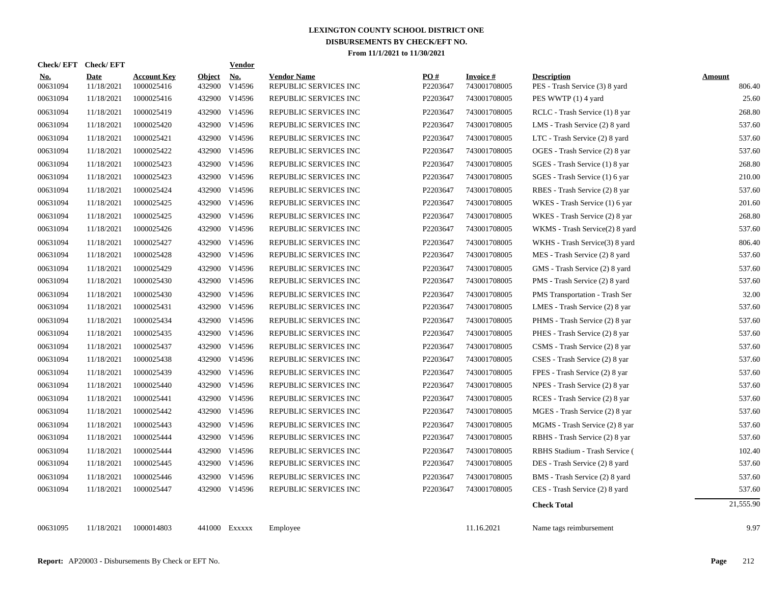# LEXINGTON COUNTY SCHOOL DISTRICT ONE
## DISBURSEMENTS BY CHECK/EFT NO.
### From 11/1/2021 to 11/30/2021

| Check/ EFT No. | Check/ EFT Date | Account Key | Object | Vendor No. | Vendor Name | PO # | Invoice # | Description | Amount |
|---|---|---|---|---|---|---|---|---|---|
| 00631094 | 11/18/2021 | 1000025416 | 432900 | V14596 | REPUBLIC SERVICES INC | P2203647 | 743001708005 | PES - Trash Service (3) 8 yard | 806.40 |
| 00631094 | 11/18/2021 | 1000025416 | 432900 | V14596 | REPUBLIC SERVICES INC | P2203647 | 743001708005 | PES WWTP (1) 4 yard | 25.60 |
| 00631094 | 11/18/2021 | 1000025419 | 432900 | V14596 | REPUBLIC SERVICES INC | P2203647 | 743001708005 | RCLC - Trash Service (1) 8 yar | 268.80 |
| 00631094 | 11/18/2021 | 1000025420 | 432900 | V14596 | REPUBLIC SERVICES INC | P2203647 | 743001708005 | LMS - Trash Service (2) 8 yard | 537.60 |
| 00631094 | 11/18/2021 | 1000025421 | 432900 | V14596 | REPUBLIC SERVICES INC | P2203647 | 743001708005 | LTC - Trash Service (2) 8 yard | 537.60 |
| 00631094 | 11/18/2021 | 1000025422 | 432900 | V14596 | REPUBLIC SERVICES INC | P2203647 | 743001708005 | OGES - Trash Service (2) 8 yar | 537.60 |
| 00631094 | 11/18/2021 | 1000025423 | 432900 | V14596 | REPUBLIC SERVICES INC | P2203647 | 743001708005 | SGES - Trash Service (1) 8 yar | 268.80 |
| 00631094 | 11/18/2021 | 1000025423 | 432900 | V14596 | REPUBLIC SERVICES INC | P2203647 | 743001708005 | SGES - Trash Service (1) 6 yar | 210.00 |
| 00631094 | 11/18/2021 | 1000025424 | 432900 | V14596 | REPUBLIC SERVICES INC | P2203647 | 743001708005 | RBES - Trash Service (2) 8 yar | 537.60 |
| 00631094 | 11/18/2021 | 1000025425 | 432900 | V14596 | REPUBLIC SERVICES INC | P2203647 | 743001708005 | WKES - Trash Service (1) 6 yar | 201.60 |
| 00631094 | 11/18/2021 | 1000025425 | 432900 | V14596 | REPUBLIC SERVICES INC | P2203647 | 743001708005 | WKES - Trash Service (2) 8 yar | 268.80 |
| 00631094 | 11/18/2021 | 1000025426 | 432900 | V14596 | REPUBLIC SERVICES INC | P2203647 | 743001708005 | WKMS - Trash Service(2) 8 yard | 537.60 |
| 00631094 | 11/18/2021 | 1000025427 | 432900 | V14596 | REPUBLIC SERVICES INC | P2203647 | 743001708005 | WKHS - Trash Service(3) 8 yard | 806.40 |
| 00631094 | 11/18/2021 | 1000025428 | 432900 | V14596 | REPUBLIC SERVICES INC | P2203647 | 743001708005 | MES - Trash Service (2) 8 yard | 537.60 |
| 00631094 | 11/18/2021 | 1000025429 | 432900 | V14596 | REPUBLIC SERVICES INC | P2203647 | 743001708005 | GMS - Trash Service (2) 8 yard | 537.60 |
| 00631094 | 11/18/2021 | 1000025430 | 432900 | V14596 | REPUBLIC SERVICES INC | P2203647 | 743001708005 | PMS - Trash Service (2) 8 yard | 537.60 |
| 00631094 | 11/18/2021 | 1000025430 | 432900 | V14596 | REPUBLIC SERVICES INC | P2203647 | 743001708005 | PMS Transportation - Trash Ser | 32.00 |
| 00631094 | 11/18/2021 | 1000025431 | 432900 | V14596 | REPUBLIC SERVICES INC | P2203647 | 743001708005 | LMES - Trash Service (2) 8 yar | 537.60 |
| 00631094 | 11/18/2021 | 1000025434 | 432900 | V14596 | REPUBLIC SERVICES INC | P2203647 | 743001708005 | PHMS - Trash Service (2) 8 yar | 537.60 |
| 00631094 | 11/18/2021 | 1000025435 | 432900 | V14596 | REPUBLIC SERVICES INC | P2203647 | 743001708005 | PHES - Trash Service (2) 8 yar | 537.60 |
| 00631094 | 11/18/2021 | 1000025437 | 432900 | V14596 | REPUBLIC SERVICES INC | P2203647 | 743001708005 | CSMS - Trash Service (2) 8 yar | 537.60 |
| 00631094 | 11/18/2021 | 1000025438 | 432900 | V14596 | REPUBLIC SERVICES INC | P2203647 | 743001708005 | CSES - Trash Service (2) 8 yar | 537.60 |
| 00631094 | 11/18/2021 | 1000025439 | 432900 | V14596 | REPUBLIC SERVICES INC | P2203647 | 743001708005 | FPES - Trash Service (2) 8 yar | 537.60 |
| 00631094 | 11/18/2021 | 1000025440 | 432900 | V14596 | REPUBLIC SERVICES INC | P2203647 | 743001708005 | NPES - Trash Service (2) 8 yar | 537.60 |
| 00631094 | 11/18/2021 | 1000025441 | 432900 | V14596 | REPUBLIC SERVICES INC | P2203647 | 743001708005 | RCES - Trash Service (2) 8 yar | 537.60 |
| 00631094 | 11/18/2021 | 1000025442 | 432900 | V14596 | REPUBLIC SERVICES INC | P2203647 | 743001708005 | MGES - Trash Service (2) 8 yar | 537.60 |
| 00631094 | 11/18/2021 | 1000025443 | 432900 | V14596 | REPUBLIC SERVICES INC | P2203647 | 743001708005 | MGMS - Trash Service (2) 8 yar | 537.60 |
| 00631094 | 11/18/2021 | 1000025444 | 432900 | V14596 | REPUBLIC SERVICES INC | P2203647 | 743001708005 | RBHS - Trash Service (2) 8 yar | 537.60 |
| 00631094 | 11/18/2021 | 1000025444 | 432900 | V14596 | REPUBLIC SERVICES INC | P2203647 | 743001708005 | RBHS Stadium - Trash Service ( | 102.40 |
| 00631094 | 11/18/2021 | 1000025445 | 432900 | V14596 | REPUBLIC SERVICES INC | P2203647 | 743001708005 | DES - Trash Service (2) 8 yard | 537.60 |
| 00631094 | 11/18/2021 | 1000025446 | 432900 | V14596 | REPUBLIC SERVICES INC | P2203647 | 743001708005 | BMS - Trash Service (2) 8 yard | 537.60 |
| 00631094 | 11/18/2021 | 1000025447 | 432900 | V14596 | REPUBLIC SERVICES INC | P2203647 | 743001708005 | CES - Trash Service (2) 8 yard | 537.60 |
| | | | | | | | | **Check Total** | 21,555.90 |
| 00631095 | 11/18/2021 | 1000014803 | 441000 | Exxxxx | Employee | | 11.16.2021 | Name tags reimbursement | 9.97 |

**Report:** AP20003 - Disbursements By Check or EFT No.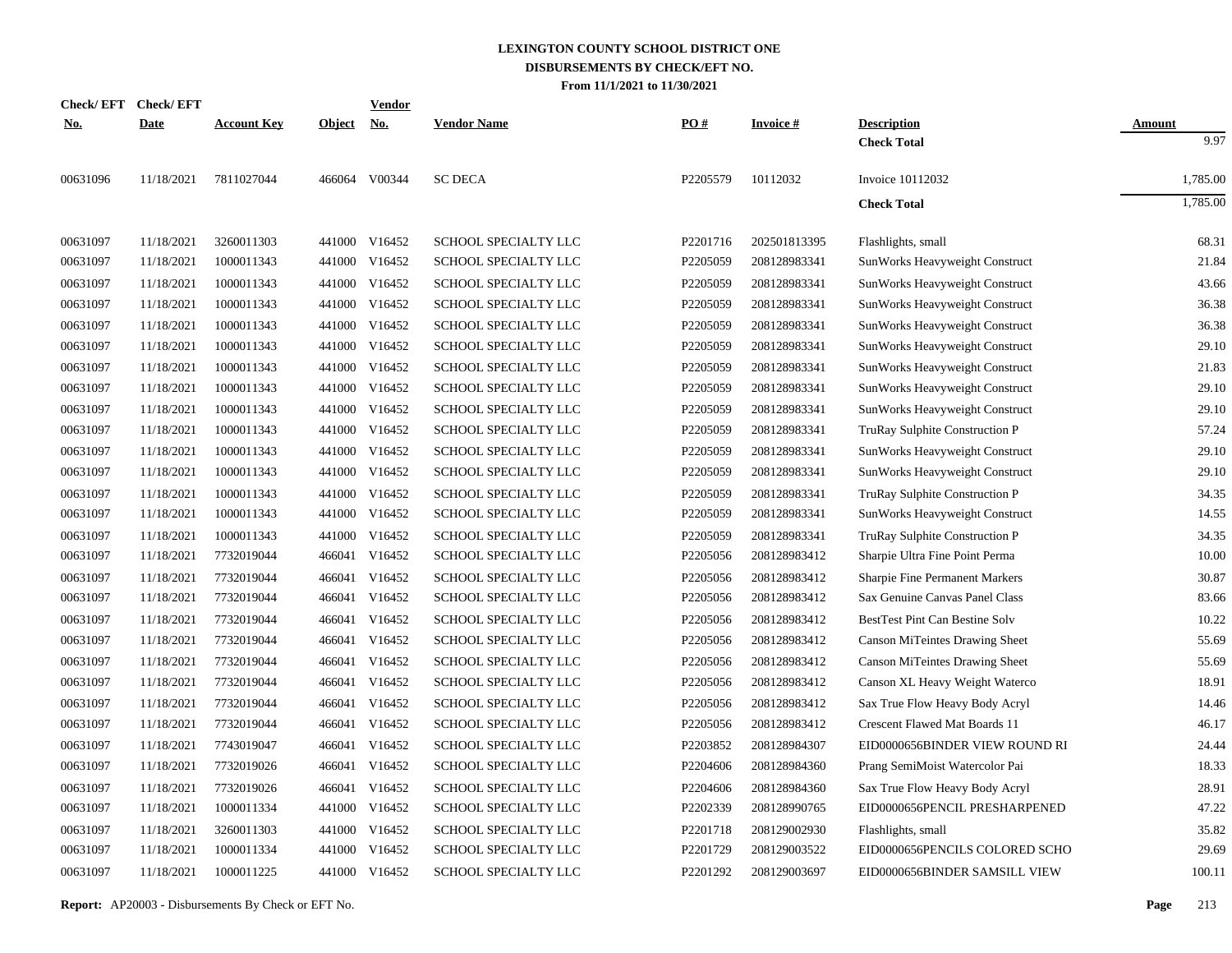# LEXINGTON COUNTY SCHOOL DISTRICT ONE
## DISBURSEMENTS BY CHECK/EFT NO.
### From 11/1/2021 to 11/30/2021

| Check/ EFT No. | Check/ EFT Date | Account Key | Object | Vendor No. | Vendor Name | PO # | Invoice # | Description | Amount |
|---|---|---|---|---|---|---|---|---|---|
| | | | | | | | | **Check Total** | 9.97 |
| 00631096 | 11/18/2021 | 7811027044 | 466064 | V00344 | SC DECA | P2205579 | 10112032 | Invoice 10112032 | 1,785.00 |
| | | | | | | | | **Check Total** | 1,785.00 |
| 00631097 | 11/18/2021 | 3260011303 | 441000 | V16452 | SCHOOL SPECIALTY LLC | P2201716 | 202501813395 | Flashlights, small | 68.31 |
| 00631097 | 11/18/2021 | 1000011343 | 441000 | V16452 | SCHOOL SPECIALTY LLC | P2205059 | 208128983341 | SunWorks Heavyweight Construct | 21.84 |
| 00631097 | 11/18/2021 | 1000011343 | 441000 | V16452 | SCHOOL SPECIALTY LLC | P2205059 | 208128983341 | SunWorks Heavyweight Construct | 43.66 |
| 00631097 | 11/18/2021 | 1000011343 | 441000 | V16452 | SCHOOL SPECIALTY LLC | P2205059 | 208128983341 | SunWorks Heavyweight Construct | 36.38 |
| 00631097 | 11/18/2021 | 1000011343 | 441000 | V16452 | SCHOOL SPECIALTY LLC | P2205059 | 208128983341 | SunWorks Heavyweight Construct | 36.38 |
| 00631097 | 11/18/2021 | 1000011343 | 441000 | V16452 | SCHOOL SPECIALTY LLC | P2205059 | 208128983341 | SunWorks Heavyweight Construct | 29.10 |
| 00631097 | 11/18/2021 | 1000011343 | 441000 | V16452 | SCHOOL SPECIALTY LLC | P2205059 | 208128983341 | SunWorks Heavyweight Construct | 21.83 |
| 00631097 | 11/18/2021 | 1000011343 | 441000 | V16452 | SCHOOL SPECIALTY LLC | P2205059 | 208128983341 | SunWorks Heavyweight Construct | 29.10 |
| 00631097 | 11/18/2021 | 1000011343 | 441000 | V16452 | SCHOOL SPECIALTY LLC | P2205059 | 208128983341 | SunWorks Heavyweight Construct | 29.10 |
| 00631097 | 11/18/2021 | 1000011343 | 441000 | V16452 | SCHOOL SPECIALTY LLC | P2205059 | 208128983341 | TruRay Sulphite Construction P | 57.24 |
| 00631097 | 11/18/2021 | 1000011343 | 441000 | V16452 | SCHOOL SPECIALTY LLC | P2205059 | 208128983341 | SunWorks Heavyweight Construct | 29.10 |
| 00631097 | 11/18/2021 | 1000011343 | 441000 | V16452 | SCHOOL SPECIALTY LLC | P2205059 | 208128983341 | SunWorks Heavyweight Construct | 29.10 |
| 00631097 | 11/18/2021 | 1000011343 | 441000 | V16452 | SCHOOL SPECIALTY LLC | P2205059 | 208128983341 | TruRay Sulphite Construction P | 34.35 |
| 00631097 | 11/18/2021 | 1000011343 | 441000 | V16452 | SCHOOL SPECIALTY LLC | P2205059 | 208128983341 | SunWorks Heavyweight Construct | 14.55 |
| 00631097 | 11/18/2021 | 1000011343 | 441000 | V16452 | SCHOOL SPECIALTY LLC | P2205059 | 208128983341 | TruRay Sulphite Construction P | 34.35 |
| 00631097 | 11/18/2021 | 7732019044 | 466041 | V16452 | SCHOOL SPECIALTY LLC | P2205056 | 208128983412 | Sharpie Ultra Fine Point Perma | 10.00 |
| 00631097 | 11/18/2021 | 7732019044 | 466041 | V16452 | SCHOOL SPECIALTY LLC | P2205056 | 208128983412 | Sharpie Fine Permanent Markers | 30.87 |
| 00631097 | 11/18/2021 | 7732019044 | 466041 | V16452 | SCHOOL SPECIALTY LLC | P2205056 | 208128983412 | Sax Genuine Canvas Panel Class | 83.66 |
| 00631097 | 11/18/2021 | 7732019044 | 466041 | V16452 | SCHOOL SPECIALTY LLC | P2205056 | 208128983412 | BestTest Pint Can Bestine Solv | 10.22 |
| 00631097 | 11/18/2021 | 7732019044 | 466041 | V16452 | SCHOOL SPECIALTY LLC | P2205056 | 208128983412 | Canson MiTeintes Drawing Sheet | 55.69 |
| 00631097 | 11/18/2021 | 7732019044 | 466041 | V16452 | SCHOOL SPECIALTY LLC | P2205056 | 208128983412 | Canson MiTeintes Drawing Sheet | 55.69 |
| 00631097 | 11/18/2021 | 7732019044 | 466041 | V16452 | SCHOOL SPECIALTY LLC | P2205056 | 208128983412 | Canson XL Heavy Weight Waterco | 18.91 |
| 00631097 | 11/18/2021 | 7732019044 | 466041 | V16452 | SCHOOL SPECIALTY LLC | P2205056 | 208128983412 | Sax True Flow Heavy Body Acryl | 14.46 |
| 00631097 | 11/18/2021 | 7732019044 | 466041 | V16452 | SCHOOL SPECIALTY LLC | P2205056 | 208128983412 | Crescent Flawed Mat Boards 11 | 46.17 |
| 00631097 | 11/18/2021 | 7743019047 | 466041 | V16452 | SCHOOL SPECIALTY LLC | P2203852 | 208128984307 | EID0000656BINDER VIEW ROUND RI | 24.44 |
| 00631097 | 11/18/2021 | 7732019026 | 466041 | V16452 | SCHOOL SPECIALTY LLC | P2204606 | 208128984360 | Prang SemiMoist Watercolor Pai | 18.33 |
| 00631097 | 11/18/2021 | 7732019026 | 466041 | V16452 | SCHOOL SPECIALTY LLC | P2204606 | 208128984360 | Sax True Flow Heavy Body Acryl | 28.91 |
| 00631097 | 11/18/2021 | 1000011334 | 441000 | V16452 | SCHOOL SPECIALTY LLC | P2202339 | 208128990765 | EID0000656PENCIL PRESHARPENED | 47.22 |
| 00631097 | 11/18/2021 | 3260011303 | 441000 | V16452 | SCHOOL SPECIALTY LLC | P2201718 | 208129002930 | Flashlights, small | 35.82 |
| 00631097 | 11/18/2021 | 1000011334 | 441000 | V16452 | SCHOOL SPECIALTY LLC | P2201729 | 208129003522 | EID0000656PENCILS COLORED SCHO | 29.69 |
| 00631097 | 11/18/2021 | 1000011225 | 441000 | V16452 | SCHOOL SPECIALTY LLC | P2201292 | 208129003697 | EID0000656BINDER SAMSILL VIEW | 100.11 |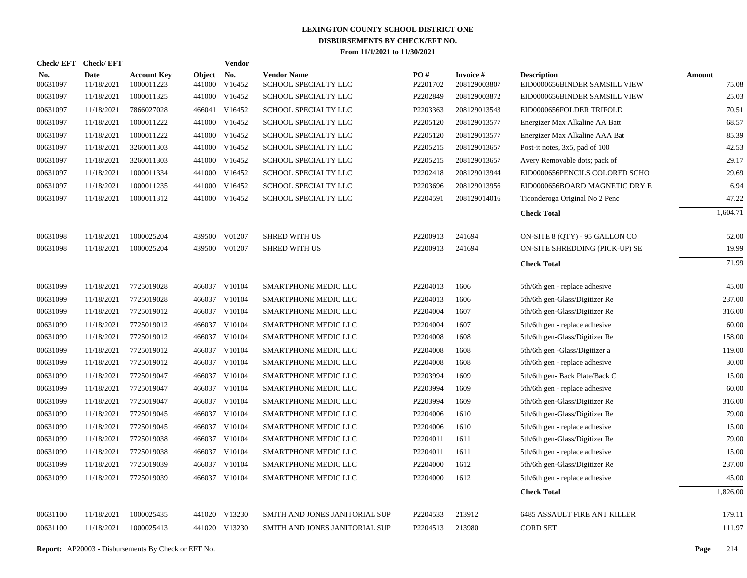# LEXINGTON COUNTY SCHOOL DISTRICT ONE
## DISBURSEMENTS BY CHECK/EFT NO.
### From 11/1/2021 to 11/30/2021

| Check/ EFT No. | Check/ EFT Date | Account Key | Object | Vendor No. | Vendor Name | PO # | Invoice # | Description | Amount |
|---|---|---|---|---|---|---|---|---|---|
| 00631097 | 11/18/2021 | 1000011223 | 441000 | V16452 | SCHOOL SPECIALTY LLC | P2201702 | 208129003807 | EID0000656BINDER SAMSILL VIEW | 75.08 |
| 00631097 | 11/18/2021 | 1000011325 | 441000 | V16452 | SCHOOL SPECIALTY LLC | P2202849 | 208129003872 | EID0000656BINDER SAMSILL VIEW | 25.03 |
| 00631097 | 11/18/2021 | 7866027028 | 466041 | V16452 | SCHOOL SPECIALTY LLC | P2203363 | 208129013543 | EID0000656FOLDER TRIFOLD | 70.51 |
| 00631097 | 11/18/2021 | 1000011222 | 441000 | V16452 | SCHOOL SPECIALTY LLC | P2205120 | 208129013577 | Energizer Max Alkaline AA Batt | 68.57 |
| 00631097 | 11/18/2021 | 1000011222 | 441000 | V16452 | SCHOOL SPECIALTY LLC | P2205120 | 208129013577 | Energizer Max Alkaline AAA Bat | 85.39 |
| 00631097 | 11/18/2021 | 3260011303 | 441000 | V16452 | SCHOOL SPECIALTY LLC | P2205215 | 208129013657 | Post-it notes, 3x5, pad of 100 | 42.53 |
| 00631097 | 11/18/2021 | 3260011303 | 441000 | V16452 | SCHOOL SPECIALTY LLC | P2205215 | 208129013657 | Avery Removable dots; pack of | 29.17 |
| 00631097 | 11/18/2021 | 1000011334 | 441000 | V16452 | SCHOOL SPECIALTY LLC | P2202418 | 208129013944 | EID0000656PENCILS COLORED SCHO | 29.69 |
| 00631097 | 11/18/2021 | 1000011235 | 441000 | V16452 | SCHOOL SPECIALTY LLC | P2203696 | 208129013956 | EID0000656BOARD MAGNETIC DRY E | 6.94 |
| 00631097 | 11/18/2021 | 1000011312 | 441000 | V16452 | SCHOOL SPECIALTY LLC | P2204591 | 208129014016 | Ticonderoga Original No 2 Penc | 47.22 |
| | | | | | | | | **Check Total** | 1,604.71 |
| 00631098 | 11/18/2021 | 1000025204 | 439500 | V01207 | SHRED WITH US | P2200913 | 241694 | ON-SITE 8 (QTY) - 95 GALLON CO | 52.00 |
| 00631098 | 11/18/2021 | 1000025204 | 439500 | V01207 | SHRED WITH US | P2200913 | 241694 | ON-SITE SHREDDING (PICK-UP) SE | 19.99 |
| | | | | | | | | **Check Total** | 71.99 |
| 00631099 | 11/18/2021 | 7725019028 | 466037 | V10104 | SMARTPHONE MEDIC LLC | P2204013 | 1606 | 5th/6th gen - replace adhesive | 45.00 |
| 00631099 | 11/18/2021 | 7725019028 | 466037 | V10104 | SMARTPHONE MEDIC LLC | P2204013 | 1606 | 5th/6th gen-Glass/Digitizer Re | 237.00 |
| 00631099 | 11/18/2021 | 7725019012 | 466037 | V10104 | SMARTPHONE MEDIC LLC | P2204004 | 1607 | 5th/6th gen-Glass/Digitizer Re | 316.00 |
| 00631099 | 11/18/2021 | 7725019012 | 466037 | V10104 | SMARTPHONE MEDIC LLC | P2204004 | 1607 | 5th/6th gen - replace adhesive | 60.00 |
| 00631099 | 11/18/2021 | 7725019012 | 466037 | V10104 | SMARTPHONE MEDIC LLC | P2204008 | 1608 | 5th/6th gen-Glass/Digitizer Re | 158.00 |
| 00631099 | 11/18/2021 | 7725019012 | 466037 | V10104 | SMARTPHONE MEDIC LLC | P2204008 | 1608 | 5th/6th gen -Glass/Digitizer a | 119.00 |
| 00631099 | 11/18/2021 | 7725019012 | 466037 | V10104 | SMARTPHONE MEDIC LLC | P2204008 | 1608 | 5th/6th gen - replace adhesive | 30.00 |
| 00631099 | 11/18/2021 | 7725019047 | 466037 | V10104 | SMARTPHONE MEDIC LLC | P2203994 | 1609 | 5th/6th gen- Back Plate/Back C | 15.00 |
| 00631099 | 11/18/2021 | 7725019047 | 466037 | V10104 | SMARTPHONE MEDIC LLC | P2203994 | 1609 | 5th/6th gen - replace adhesive | 60.00 |
| 00631099 | 11/18/2021 | 7725019047 | 466037 | V10104 | SMARTPHONE MEDIC LLC | P2203994 | 1609 | 5th/6th gen-Glass/Digitizer Re | 316.00 |
| 00631099 | 11/18/2021 | 7725019045 | 466037 | V10104 | SMARTPHONE MEDIC LLC | P2204006 | 1610 | 5th/6th gen-Glass/Digitizer Re | 79.00 |
| 00631099 | 11/18/2021 | 7725019045 | 466037 | V10104 | SMARTPHONE MEDIC LLC | P2204006 | 1610 | 5th/6th gen - replace adhesive | 15.00 |
| 00631099 | 11/18/2021 | 7725019038 | 466037 | V10104 | SMARTPHONE MEDIC LLC | P2204011 | 1611 | 5th/6th gen-Glass/Digitizer Re | 79.00 |
| 00631099 | 11/18/2021 | 7725019038 | 466037 | V10104 | SMARTPHONE MEDIC LLC | P2204011 | 1611 | 5th/6th gen - replace adhesive | 15.00 |
| 00631099 | 11/18/2021 | 7725019039 | 466037 | V10104 | SMARTPHONE MEDIC LLC | P2204000 | 1612 | 5th/6th gen-Glass/Digitizer Re | 237.00 |
| 00631099 | 11/18/2021 | 7725019039 | 466037 | V10104 | SMARTPHONE MEDIC LLC | P2204000 | 1612 | 5th/6th gen - replace adhesive | 45.00 |
| | | | | | | | | **Check Total** | 1,826.00 |
| 00631100 | 11/18/2021 | 1000025435 | 441020 | V13230 | SMITH AND JONES JANITORIAL SUP | P2204533 | 213912 | 6485 ASSAULT FIRE ANT KILLER | 179.11 |
| 00631100 | 11/18/2021 | 1000025413 | 441020 | V13230 | SMITH AND JONES JANITORIAL SUP | P2204513 | 213980 | CORD SET | 111.97 |

**Report:** AP20003 - Disbursements By Check or EFT No.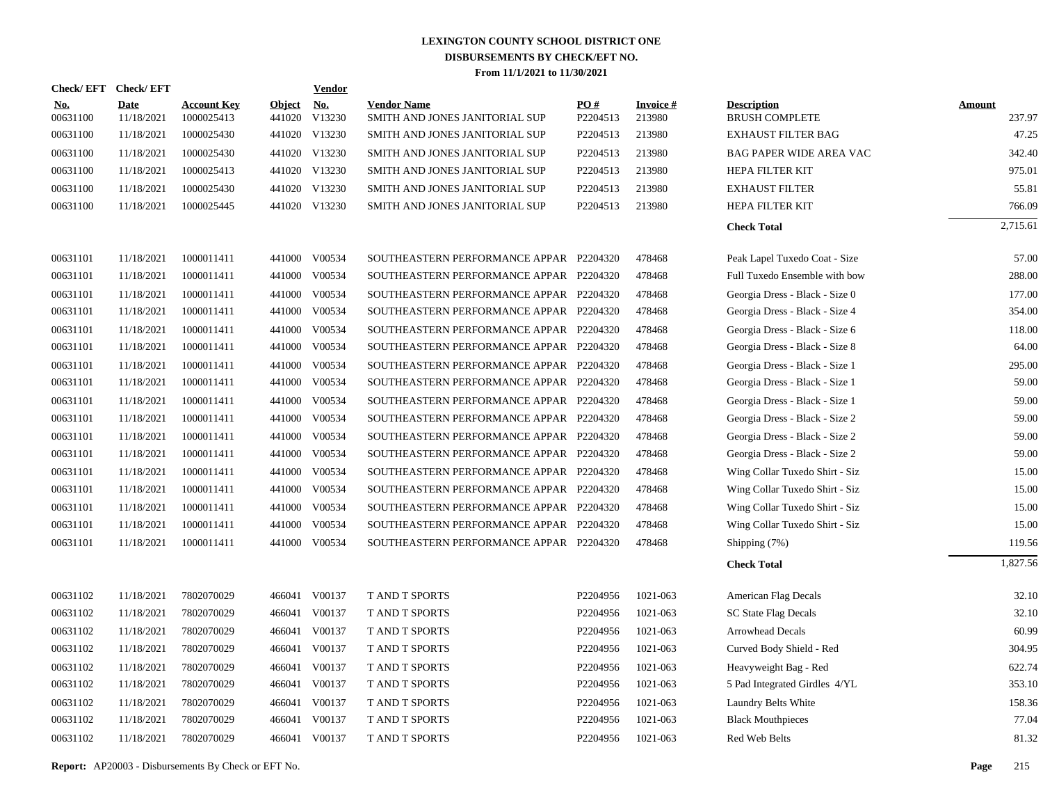# LEXINGTON COUNTY SCHOOL DISTRICT ONE
## DISBURSEMENTS BY CHECK/EFT NO.
### From 11/1/2021 to 11/30/2021

| Check/ EFT No. | Check/ EFT Date | Account Key | Object | Vendor No. | Vendor Name | PO # | Invoice # | Description | Amount |
|---|---|---|---|---|---|---|---|---|---|
| 00631100 | 11/18/2021 | 1000025413 | 441020 | V13230 | SMITH AND JONES JANITORIAL SUP | P2204513 | 213980 | BRUSH COMPLETE | 237.97 |
| 00631100 | 11/18/2021 | 1000025430 | 441020 | V13230 | SMITH AND JONES JANITORIAL SUP | P2204513 | 213980 | EXHAUST FILTER BAG | 47.25 |
| 00631100 | 11/18/2021 | 1000025430 | 441020 | V13230 | SMITH AND JONES JANITORIAL SUP | P2204513 | 213980 | BAG PAPER WIDE AREA VAC | 342.40 |
| 00631100 | 11/18/2021 | 1000025413 | 441020 | V13230 | SMITH AND JONES JANITORIAL SUP | P2204513 | 213980 | HEPA FILTER KIT | 975.01 |
| 00631100 | 11/18/2021 | 1000025430 | 441020 | V13230 | SMITH AND JONES JANITORIAL SUP | P2204513 | 213980 | EXHAUST FILTER | 55.81 |
| 00631100 | 11/18/2021 | 1000025445 | 441020 | V13230 | SMITH AND JONES JANITORIAL SUP | P2204513 | 213980 | HEPA FILTER KIT | 766.09 |
| | | | | | | | | **Check Total** | 2,715.61 |
| 00631101 | 11/18/2021 | 1000011411 | 441000 | V00534 | SOUTHEASTERN PERFORMANCE APPAR | P2204320 | 478468 | Peak Lapel Tuxedo Coat - Size | 57.00 |
| 00631101 | 11/18/2021 | 1000011411 | 441000 | V00534 | SOUTHEASTERN PERFORMANCE APPAR | P2204320 | 478468 | Full Tuxedo Ensemble with bow | 288.00 |
| 00631101 | 11/18/2021 | 1000011411 | 441000 | V00534 | SOUTHEASTERN PERFORMANCE APPAR | P2204320 | 478468 | Georgia Dress - Black - Size 0 | 177.00 |
| 00631101 | 11/18/2021 | 1000011411 | 441000 | V00534 | SOUTHEASTERN PERFORMANCE APPAR | P2204320 | 478468 | Georgia Dress - Black - Size 4 | 354.00 |
| 00631101 | 11/18/2021 | 1000011411 | 441000 | V00534 | SOUTHEASTERN PERFORMANCE APPAR | P2204320 | 478468 | Georgia Dress - Black - Size 6 | 118.00 |
| 00631101 | 11/18/2021 | 1000011411 | 441000 | V00534 | SOUTHEASTERN PERFORMANCE APPAR | P2204320 | 478468 | Georgia Dress - Black - Size 8 | 64.00 |
| 00631101 | 11/18/2021 | 1000011411 | 441000 | V00534 | SOUTHEASTERN PERFORMANCE APPAR | P2204320 | 478468 | Georgia Dress - Black - Size 1 | 295.00 |
| 00631101 | 11/18/2021 | 1000011411 | 441000 | V00534 | SOUTHEASTERN PERFORMANCE APPAR | P2204320 | 478468 | Georgia Dress - Black - Size 1 | 59.00 |
| 00631101 | 11/18/2021 | 1000011411 | 441000 | V00534 | SOUTHEASTERN PERFORMANCE APPAR | P2204320 | 478468 | Georgia Dress - Black - Size 1 | 59.00 |
| 00631101 | 11/18/2021 | 1000011411 | 441000 | V00534 | SOUTHEASTERN PERFORMANCE APPAR | P2204320 | 478468 | Georgia Dress - Black - Size 2 | 59.00 |
| 00631101 | 11/18/2021 | 1000011411 | 441000 | V00534 | SOUTHEASTERN PERFORMANCE APPAR | P2204320 | 478468 | Georgia Dress - Black - Size 2 | 59.00 |
| 00631101 | 11/18/2021 | 1000011411 | 441000 | V00534 | SOUTHEASTERN PERFORMANCE APPAR | P2204320 | 478468 | Georgia Dress - Black - Size 2 | 59.00 |
| 00631101 | 11/18/2021 | 1000011411 | 441000 | V00534 | SOUTHEASTERN PERFORMANCE APPAR | P2204320 | 478468 | Wing Collar Tuxedo Shirt - Siz | 15.00 |
| 00631101 | 11/18/2021 | 1000011411 | 441000 | V00534 | SOUTHEASTERN PERFORMANCE APPAR | P2204320 | 478468 | Wing Collar Tuxedo Shirt - Siz | 15.00 |
| 00631101 | 11/18/2021 | 1000011411 | 441000 | V00534 | SOUTHEASTERN PERFORMANCE APPAR | P2204320 | 478468 | Wing Collar Tuxedo Shirt - Siz | 15.00 |
| 00631101 | 11/18/2021 | 1000011411 | 441000 | V00534 | SOUTHEASTERN PERFORMANCE APPAR | P2204320 | 478468 | Wing Collar Tuxedo Shirt - Siz | 15.00 |
| 00631101 | 11/18/2021 | 1000011411 | 441000 | V00534 | SOUTHEASTERN PERFORMANCE APPAR | P2204320 | 478468 | Shipping (7%) | 119.56 |
| | | | | | | | | **Check Total** | 1,827.56 |
| 00631102 | 11/18/2021 | 7802070029 | 466041 | V00137 | T AND T SPORTS | P2204956 | 1021-063 | American Flag Decals | 32.10 |
| 00631102 | 11/18/2021 | 7802070029 | 466041 | V00137 | T AND T SPORTS | P2204956 | 1021-063 | SC State Flag Decals | 32.10 |
| 00631102 | 11/18/2021 | 7802070029 | 466041 | V00137 | T AND T SPORTS | P2204956 | 1021-063 | Arrowhead Decals | 60.99 |
| 00631102 | 11/18/2021 | 7802070029 | 466041 | V00137 | T AND T SPORTS | P2204956 | 1021-063 | Curved Body Shield - Red | 304.95 |
| 00631102 | 11/18/2021 | 7802070029 | 466041 | V00137 | T AND T SPORTS | P2204956 | 1021-063 | Heavyweight Bag - Red | 622.74 |
| 00631102 | 11/18/2021 | 7802070029 | 466041 | V00137 | T AND T SPORTS | P2204956 | 1021-063 | 5 Pad Integrated Girdles 4/YL | 353.10 |
| 00631102 | 11/18/2021 | 7802070029 | 466041 | V00137 | T AND T SPORTS | P2204956 | 1021-063 | Laundry Belts White | 158.36 |
| 00631102 | 11/18/2021 | 7802070029 | 466041 | V00137 | T AND T SPORTS | P2204956 | 1021-063 | Black Mouthpieces | 77.04 |
| 00631102 | 11/18/2021 | 7802070029 | 466041 | V00137 | T AND T SPORTS | P2204956 | 1021-063 | Red Web Belts | 81.32 |

**Report:** AP20003 - Disbursements By Check or EFT No.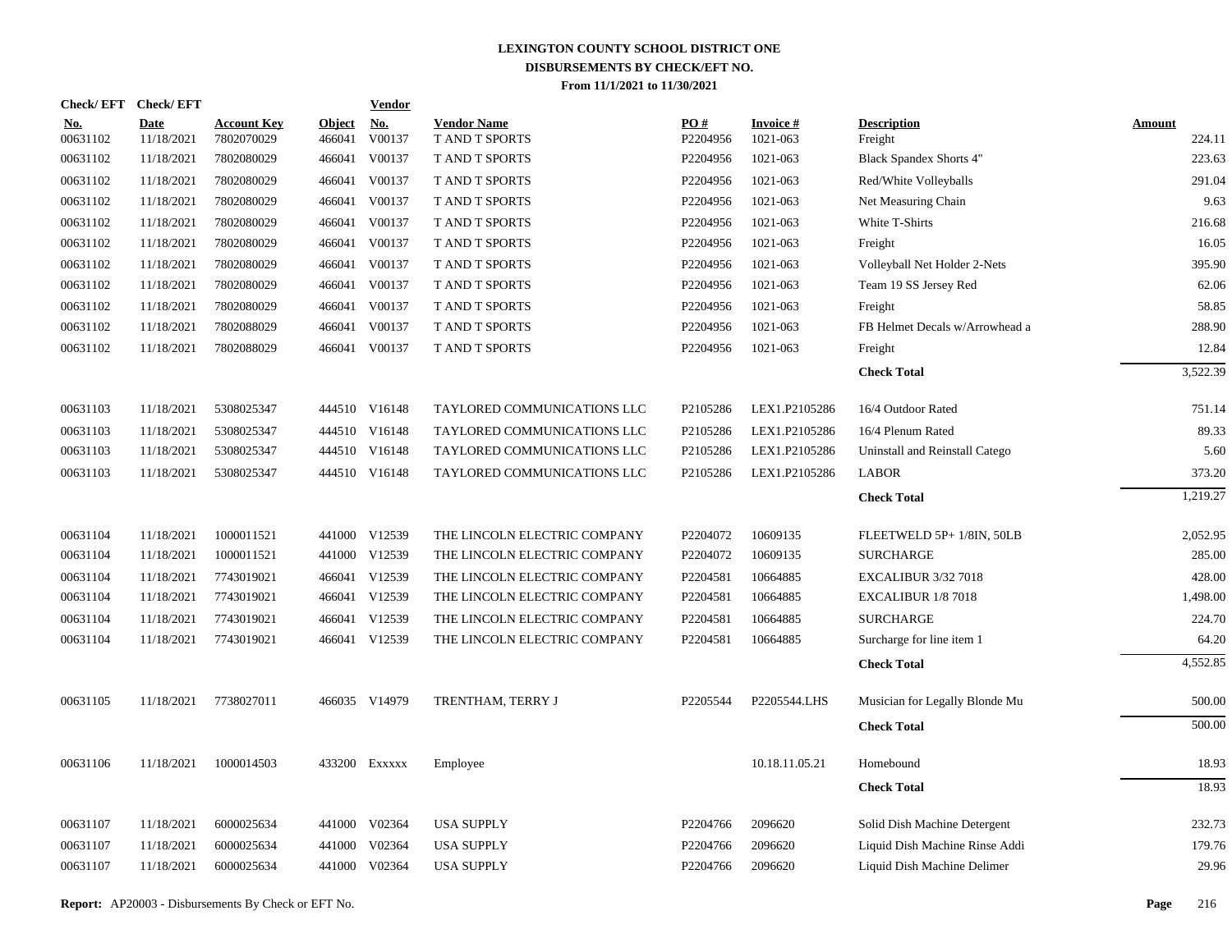# LEXINGTON COUNTY SCHOOL DISTRICT ONE
## DISBURSEMENTS BY CHECK/EFT NO.
### From 11/1/2021 to 11/30/2021

| Check/EFT No. | Check/EFT Date | Account Key | Object | Vendor No. | Vendor Name | PO # | Invoice # | Description | Amount |
|---|---|---|---|---|---|---|---|---|---|
| 00631102 | 11/18/2021 | 7802070029 | 466041 | V00137 | T AND T SPORTS | P2204956 | 1021-063 | Freight | 224.11 |
| 00631102 | 11/18/2021 | 7802080029 | 466041 | V00137 | T AND T SPORTS | P2204956 | 1021-063 | Black Spandex Shorts 4" | 223.63 |
| 00631102 | 11/18/2021 | 7802080029 | 466041 | V00137 | T AND T SPORTS | P2204956 | 1021-063 | Red/White Volleyballs | 291.04 |
| 00631102 | 11/18/2021 | 7802080029 | 466041 | V00137 | T AND T SPORTS | P2204956 | 1021-063 | Net Measuring Chain | 9.63 |
| 00631102 | 11/18/2021 | 7802080029 | 466041 | V00137 | T AND T SPORTS | P2204956 | 1021-063 | White T-Shirts | 216.68 |
| 00631102 | 11/18/2021 | 7802080029 | 466041 | V00137 | T AND T SPORTS | P2204956 | 1021-063 | Freight | 16.05 |
| 00631102 | 11/18/2021 | 7802080029 | 466041 | V00137 | T AND T SPORTS | P2204956 | 1021-063 | Volleyball Net Holder 2-Nets | 395.90 |
| 00631102 | 11/18/2021 | 7802080029 | 466041 | V00137 | T AND T SPORTS | P2204956 | 1021-063 | Team 19 SS Jersey Red | 62.06 |
| 00631102 | 11/18/2021 | 7802080029 | 466041 | V00137 | T AND T SPORTS | P2204956 | 1021-063 | Freight | 58.85 |
| 00631102 | 11/18/2021 | 7802088029 | 466041 | V00137 | T AND T SPORTS | P2204956 | 1021-063 | FB Helmet Decals w/Arrowhead a | 288.90 |
| 00631102 | 11/18/2021 | 7802088029 | 466041 | V00137 | T AND T SPORTS | P2204956 | 1021-063 | Freight | 12.84 |
| | | | | | | | | **Check Total** | 3,522.39 |
| 00631103 | 11/18/2021 | 5308025347 | 444510 | V16148 | TAYLORED COMMUNICATIONS LLC | P2105286 | LEX1.P2105286 | 16/4 Outdoor Rated | 751.14 |
| 00631103 | 11/18/2021 | 5308025347 | 444510 | V16148 | TAYLORED COMMUNICATIONS LLC | P2105286 | LEX1.P2105286 | 16/4 Plenum Rated | 89.33 |
| 00631103 | 11/18/2021 | 5308025347 | 444510 | V16148 | TAYLORED COMMUNICATIONS LLC | P2105286 | LEX1.P2105286 | Uninstall and Reinstall Catego | 5.60 |
| 00631103 | 11/18/2021 | 5308025347 | 444510 | V16148 | TAYLORED COMMUNICATIONS LLC | P2105286 | LEX1.P2105286 | LABOR | 373.20 |
| | | | | | | | | **Check Total** | 1,219.27 |
| 00631104 | 11/18/2021 | 1000011521 | 441000 | V12539 | THE LINCOLN ELECTRIC COMPANY | P2204072 | 10609135 | FLEETWELD 5P+ 1/8IN, 50LB | 2,052.95 |
| 00631104 | 11/18/2021 | 1000011521 | 441000 | V12539 | THE LINCOLN ELECTRIC COMPANY | P2204072 | 10609135 | SURCHARGE | 285.00 |
| 00631104 | 11/18/2021 | 7743019021 | 466041 | V12539 | THE LINCOLN ELECTRIC COMPANY | P2204581 | 10664885 | EXCALIBUR 3/32 7018 | 428.00 |
| 00631104 | 11/18/2021 | 7743019021 | 466041 | V12539 | THE LINCOLN ELECTRIC COMPANY | P2204581 | 10664885 | EXCALIBUR 1/8 7018 | 1,498.00 |
| 00631104 | 11/18/2021 | 7743019021 | 466041 | V12539 | THE LINCOLN ELECTRIC COMPANY | P2204581 | 10664885 | SURCHARGE | 224.70 |
| 00631104 | 11/18/2021 | 7743019021 | 466041 | V12539 | THE LINCOLN ELECTRIC COMPANY | P2204581 | 10664885 | Surcharge for line item 1 | 64.20 |
| | | | | | | | | **Check Total** | 4,552.85 |
| 00631105 | 11/18/2021 | 7738027011 | 466035 | V14979 | TRENTHAM, TERRY J | P2205544 | P2205544.LHS | Musician for Legally Blonde Mu | 500.00 |
| | | | | | | | | **Check Total** | 500.00 |
| 00631106 | 11/18/2021 | 1000014503 | 433200 | Exxxxx | Employee | | 10.18.11.05.21 | Homebound | 18.93 |
| | | | | | | | | **Check Total** | 18.93 |
| 00631107 | 11/18/2021 | 6000025634 | 441000 | V02364 | USA SUPPLY | P2204766 | 2096620 | Solid Dish Machine Detergent | 232.73 |
| 00631107 | 11/18/2021 | 6000025634 | 441000 | V02364 | USA SUPPLY | P2204766 | 2096620 | Liquid Dish Machine Rinse Addi | 179.76 |
| 00631107 | 11/18/2021 | 6000025634 | 441000 | V02364 | USA SUPPLY | P2204766 | 2096620 | Liquid Dish Machine Delimer | 29.96 |

**Report:** AP20003 - Disbursements By Check or EFT No.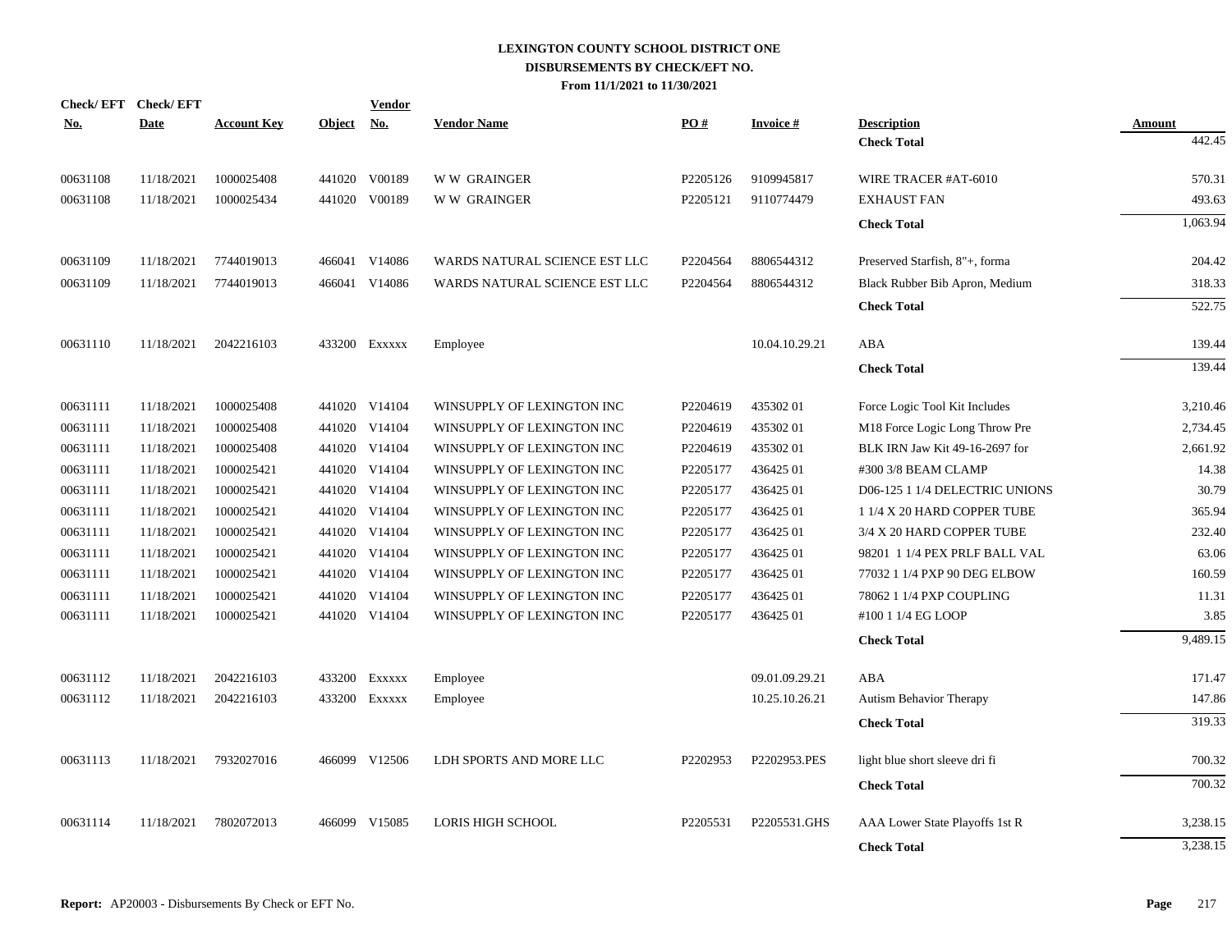# LEXINGTON COUNTY SCHOOL DISTRICT ONE
## DISBURSEMENTS BY CHECK/EFT NO.
### From 11/1/2021 to 11/30/2021

| Check/ EFT No. | Check/ EFT Date | Account Key | Object | Vendor No. | Vendor Name | PO # | Invoice # | Description | Amount |
|---|---|---|---|---|---|---|---|---|---|
| | | | | | | | | **Check Total** | 442.45 |
| 00631108 | 11/18/2021 | 1000025408 | 441020 | V00189 | W W GRAINGER | P2205126 | 9109945817 | WIRE TRACER #AT-6010 | 570.31 |
| 00631108 | 11/18/2021 | 1000025434 | 441020 | V00189 | W W GRAINGER | P2205121 | 9110774479 | EXHAUST FAN | 493.63 |
| | | | | | | | | **Check Total** | 1,063.94 |
| 00631109 | 11/18/2021 | 7744019013 | 466041 | V14086 | WARDS NATURAL SCIENCE EST LLC | P2204564 | 8806544312 | Preserved Starfish, 8"+, forma | 204.42 |
| 00631109 | 11/18/2021 | 7744019013 | 466041 | V14086 | WARDS NATURAL SCIENCE EST LLC | P2204564 | 8806544312 | Black Rubber Bib Apron, Medium | 318.33 |
| | | | | | | | | **Check Total** | 522.75 |
| 00631110 | 11/18/2021 | 2042216103 | 433200 | Exxxxx | Employee | | 10.04.10.29.21 | ABA | 139.44 |
| | | | | | | | | **Check Total** | 139.44 |
| 00631111 | 11/18/2021 | 1000025408 | 441020 | V14104 | WINSUPPLY OF LEXINGTON INC | P2204619 | 435302 01 | Force Logic Tool Kit Includes | 3,210.46 |
| 00631111 | 11/18/2021 | 1000025408 | 441020 | V14104 | WINSUPPLY OF LEXINGTON INC | P2204619 | 435302 01 | M18 Force Logic Long Throw Pre | 2,734.45 |
| 00631111 | 11/18/2021 | 1000025408 | 441020 | V14104 | WINSUPPLY OF LEXINGTON INC | P2204619 | 435302 01 | BLK IRN Jaw Kit 49-16-2697 for | 2,661.92 |
| 00631111 | 11/18/2021 | 1000025421 | 441020 | V14104 | WINSUPPLY OF LEXINGTON INC | P2205177 | 436425 01 | #300 3/8 BEAM CLAMP | 14.38 |
| 00631111 | 11/18/2021 | 1000025421 | 441020 | V14104 | WINSUPPLY OF LEXINGTON INC | P2205177 | 436425 01 | D06-125 1 1/4 DELECTRIC UNIONS | 30.79 |
| 00631111 | 11/18/2021 | 1000025421 | 441020 | V14104 | WINSUPPLY OF LEXINGTON INC | P2205177 | 436425 01 | 1 1/4 X 20 HARD COPPER TUBE | 365.94 |
| 00631111 | 11/18/2021 | 1000025421 | 441020 | V14104 | WINSUPPLY OF LEXINGTON INC | P2205177 | 436425 01 | 3/4 X 20 HARD COPPER TUBE | 232.40 |
| 00631111 | 11/18/2021 | 1000025421 | 441020 | V14104 | WINSUPPLY OF LEXINGTON INC | P2205177 | 436425 01 | 98201 1 1/4 PEX PRLF BALL VAL | 63.06 |
| 00631111 | 11/18/2021 | 1000025421 | 441020 | V14104 | WINSUPPLY OF LEXINGTON INC | P2205177 | 436425 01 | 77032 1 1/4 PXP 90 DEG ELBOW | 160.59 |
| 00631111 | 11/18/2021 | 1000025421 | 441020 | V14104 | WINSUPPLY OF LEXINGTON INC | P2205177 | 436425 01 | 78062 1 1/4 PXP COUPLING | 11.31 |
| 00631111 | 11/18/2021 | 1000025421 | 441020 | V14104 | WINSUPPLY OF LEXINGTON INC | P2205177 | 436425 01 | #100 1 1/4 EG LOOP | 3.85 |
| | | | | | | | | **Check Total** | 9,489.15 |
| 00631112 | 11/18/2021 | 2042216103 | 433200 | Exxxxx | Employee | | 09.01.09.29.21 | ABA | 171.47 |
| 00631112 | 11/18/2021 | 2042216103 | 433200 | Exxxxx | Employee | | 10.25.10.26.21 | Autism Behavior Therapy | 147.86 |
| | | | | | | | | **Check Total** | 319.33 |
| 00631113 | 11/18/2021 | 7932027016 | 466099 | V12506 | LDH SPORTS AND MORE LLC | P2202953 | P2202953.PES | light blue short sleeve dri fi | 700.32 |
| | | | | | | | | **Check Total** | 700.32 |
| 00631114 | 11/18/2021 | 7802072013 | 466099 | V15085 | LORIS HIGH SCHOOL | P2205531 | P2205531.GHS | AAA Lower State Playoffs 1st R | 3,238.15 |
| | | | | | | | | **Check Total** | 3,238.15 |

**Report:** AP20003 - Disbursements By Check or EFT No.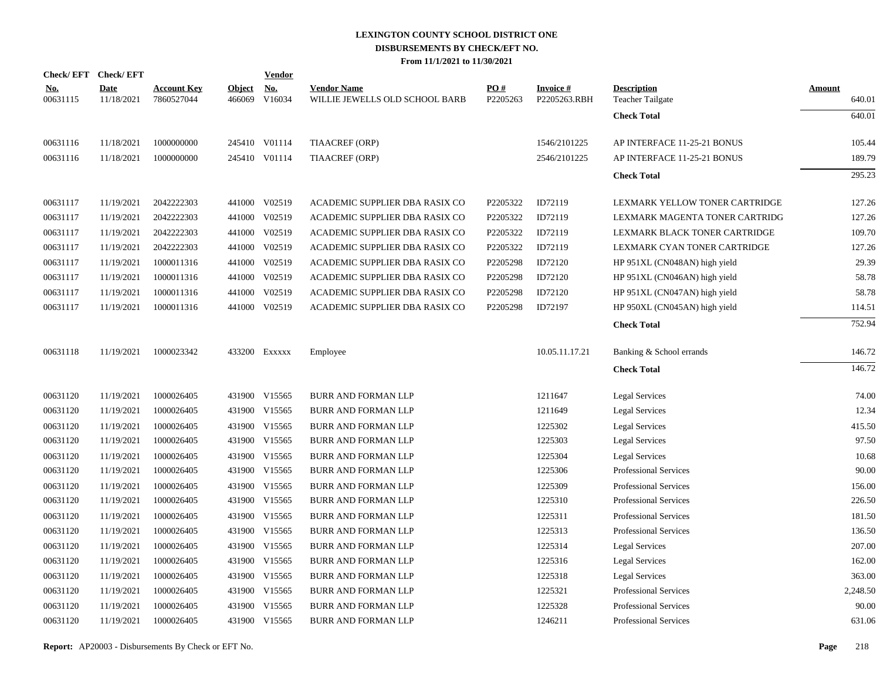# LEXINGTON COUNTY SCHOOL DISTRICT ONE
## DISBURSEMENTS BY CHECK/EFT NO.
### From 11/1/2021 to 11/30/2021

| Check/ EFT No. | Check/ EFT Date | Account Key | Object | Vendor No. | Vendor Name | PO # | Invoice # | Description | Amount |
|---|---|---|---|---|---|---|---|---|---|
| 00631115 | 11/18/2021 | 7860527044 | 466069 | V16034 | WILLIE JEWELLS OLD SCHOOL BARB | P2205263 | P2205263.RBH | Teacher Tailgate | 640.01 |
| | | | | | | | | **Check Total** | 640.01 |
| 00631116 | 11/18/2021 | 1000000000 | 245410 | V01114 | TIAACREF (ORP) | | 1546/2101225 | AP INTERFACE 11-25-21 BONUS | 105.44 |
| 00631116 | 11/18/2021 | 1000000000 | 245410 | V01114 | TIAACREF (ORP) | | 2546/2101225 | AP INTERFACE 11-25-21 BONUS | 189.79 |
| | | | | | | | | **Check Total** | 295.23 |
| 00631117 | 11/19/2021 | 2042222303 | 441000 | V02519 | ACADEMIC SUPPLIER DBA RASIX CO | P2205322 | ID72119 | LEXMARK YELLOW TONER CARTRIDGE | 127.26 |
| 00631117 | 11/19/2021 | 2042222303 | 441000 | V02519 | ACADEMIC SUPPLIER DBA RASIX CO | P2205322 | ID72119 | LEXMARK MAGENTA TONER CARTRIDG | 127.26 |
| 00631117 | 11/19/2021 | 2042222303 | 441000 | V02519 | ACADEMIC SUPPLIER DBA RASIX CO | P2205322 | ID72119 | LEXMARK BLACK TONER CARTRIDGE | 109.70 |
| 00631117 | 11/19/2021 | 2042222303 | 441000 | V02519 | ACADEMIC SUPPLIER DBA RASIX CO | P2205322 | ID72119 | LEXMARK CYAN TONER CARTRIDGE | 127.26 |
| 00631117 | 11/19/2021 | 1000011316 | 441000 | V02519 | ACADEMIC SUPPLIER DBA RASIX CO | P2205298 | ID72120 | HP 951XL (CN048AN) high yield | 29.39 |
| 00631117 | 11/19/2021 | 1000011316 | 441000 | V02519 | ACADEMIC SUPPLIER DBA RASIX CO | P2205298 | ID72120 | HP 951XL (CN046AN) high yield | 58.78 |
| 00631117 | 11/19/2021 | 1000011316 | 441000 | V02519 | ACADEMIC SUPPLIER DBA RASIX CO | P2205298 | ID72120 | HP 951XL (CN047AN) high yield | 58.78 |
| 00631117 | 11/19/2021 | 1000011316 | 441000 | V02519 | ACADEMIC SUPPLIER DBA RASIX CO | P2205298 | ID72197 | HP 950XL (CN045AN) high yield | 114.51 |
| | | | | | | | | **Check Total** | 752.94 |
| 00631118 | 11/19/2021 | 1000023342 | 433200 | Exxxxx | Employee | | 10.05.11.17.21 | Banking & School errands | 146.72 |
| | | | | | | | | **Check Total** | 146.72 |
| 00631120 | 11/19/2021 | 1000026405 | 431900 | V15565 | BURR AND FORMAN LLP | | 1211647 | Legal Services | 74.00 |
| 00631120 | 11/19/2021 | 1000026405 | 431900 | V15565 | BURR AND FORMAN LLP | | 1211649 | Legal Services | 12.34 |
| 00631120 | 11/19/2021 | 1000026405 | 431900 | V15565 | BURR AND FORMAN LLP | | 1225302 | Legal Services | 415.50 |
| 00631120 | 11/19/2021 | 1000026405 | 431900 | V15565 | BURR AND FORMAN LLP | | 1225303 | Legal Services | 97.50 |
| 00631120 | 11/19/2021 | 1000026405 | 431900 | V15565 | BURR AND FORMAN LLP | | 1225304 | Legal Services | 10.68 |
| 00631120 | 11/19/2021 | 1000026405 | 431900 | V15565 | BURR AND FORMAN LLP | | 1225306 | Professional Services | 90.00 |
| 00631120 | 11/19/2021 | 1000026405 | 431900 | V15565 | BURR AND FORMAN LLP | | 1225309 | Professional Services | 156.00 |
| 00631120 | 11/19/2021 | 1000026405 | 431900 | V15565 | BURR AND FORMAN LLP | | 1225310 | Professional Services | 226.50 |
| 00631120 | 11/19/2021 | 1000026405 | 431900 | V15565 | BURR AND FORMAN LLP | | 1225311 | Professional Services | 181.50 |
| 00631120 | 11/19/2021 | 1000026405 | 431900 | V15565 | BURR AND FORMAN LLP | | 1225313 | Professional Services | 136.50 |
| 00631120 | 11/19/2021 | 1000026405 | 431900 | V15565 | BURR AND FORMAN LLP | | 1225314 | Legal Services | 207.00 |
| 00631120 | 11/19/2021 | 1000026405 | 431900 | V15565 | BURR AND FORMAN LLP | | 1225316 | Legal Services | 162.00 |
| 00631120 | 11/19/2021 | 1000026405 | 431900 | V15565 | BURR AND FORMAN LLP | | 1225318 | Legal Services | 363.00 |
| 00631120 | 11/19/2021 | 1000026405 | 431900 | V15565 | BURR AND FORMAN LLP | | 1225321 | Professional Services | 2,248.50 |
| 00631120 | 11/19/2021 | 1000026405 | 431900 | V15565 | BURR AND FORMAN LLP | | 1225328 | Professional Services | 90.00 |
| 00631120 | 11/19/2021 | 1000026405 | 431900 | V15565 | BURR AND FORMAN LLP | | 1246211 | Professional Services | 631.06 |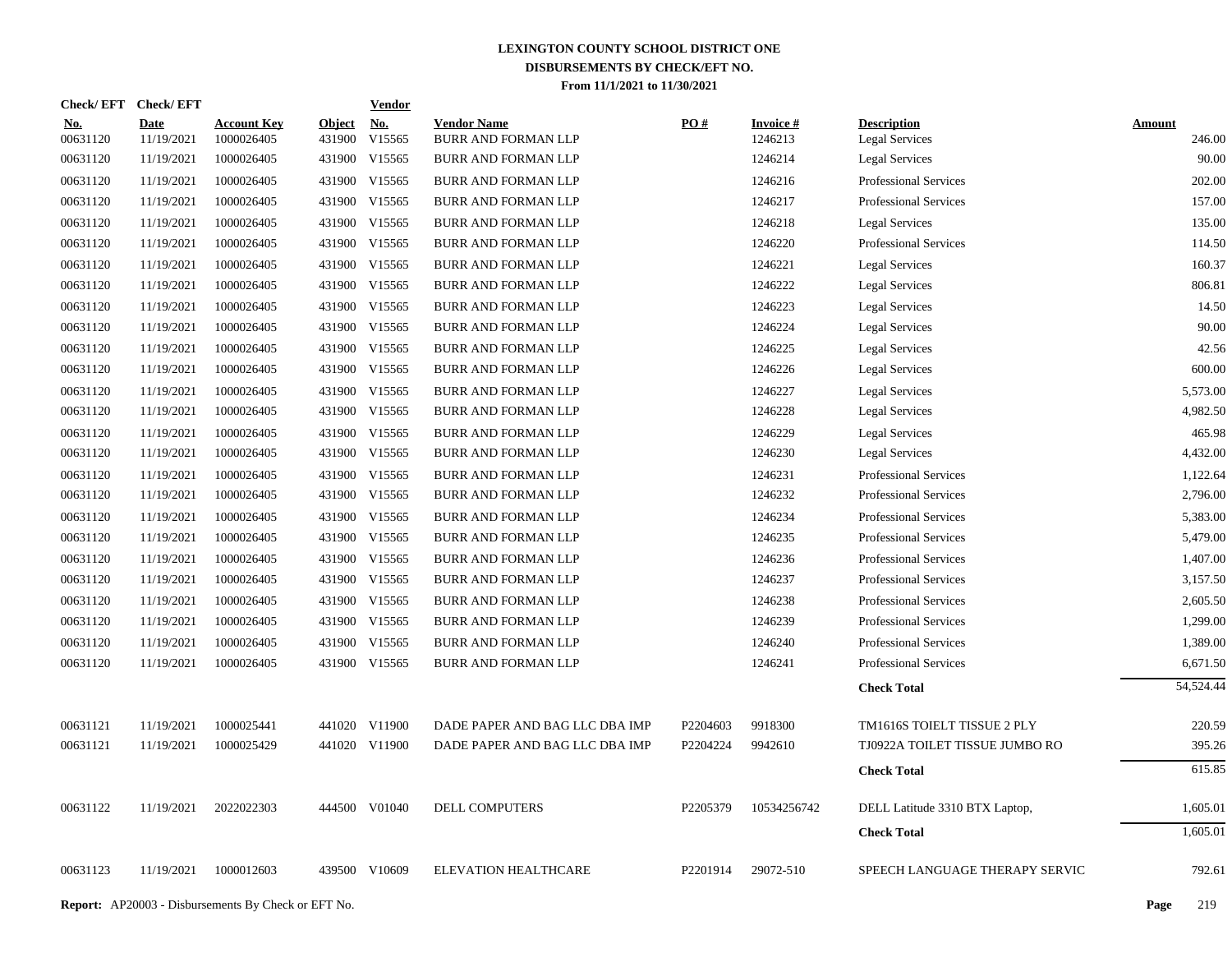# LEXINGTON COUNTY SCHOOL DISTRICT ONE
## DISBURSEMENTS BY CHECK/EFT NO.
### From 11/1/2021 to 11/30/2021

| Check/ EFT No. | Check/ EFT Date | Account Key | Object | Vendor No. | Vendor Name | PO # | Invoice # | Description | Amount |
|---|---|---|---|---|---|---|---|---|---|
| 00631120 | 11/19/2021 | 1000026405 | 431900 | V15565 | BURR AND FORMAN LLP | | 1246213 | Legal Services | 246.00 |
| 00631120 | 11/19/2021 | 1000026405 | 431900 | V15565 | BURR AND FORMAN LLP | | 1246214 | Legal Services | 90.00 |
| 00631120 | 11/19/2021 | 1000026405 | 431900 | V15565 | BURR AND FORMAN LLP | | 1246216 | Professional Services | 202.00 |
| 00631120 | 11/19/2021 | 1000026405 | 431900 | V15565 | BURR AND FORMAN LLP | | 1246217 | Professional Services | 157.00 |
| 00631120 | 11/19/2021 | 1000026405 | 431900 | V15565 | BURR AND FORMAN LLP | | 1246218 | Legal Services | 135.00 |
| 00631120 | 11/19/2021 | 1000026405 | 431900 | V15565 | BURR AND FORMAN LLP | | 1246220 | Professional Services | 114.50 |
| 00631120 | 11/19/2021 | 1000026405 | 431900 | V15565 | BURR AND FORMAN LLP | | 1246221 | Legal Services | 160.37 |
| 00631120 | 11/19/2021 | 1000026405 | 431900 | V15565 | BURR AND FORMAN LLP | | 1246222 | Legal Services | 806.81 |
| 00631120 | 11/19/2021 | 1000026405 | 431900 | V15565 | BURR AND FORMAN LLP | | 1246223 | Legal Services | 14.50 |
| 00631120 | 11/19/2021 | 1000026405 | 431900 | V15565 | BURR AND FORMAN LLP | | 1246224 | Legal Services | 90.00 |
| 00631120 | 11/19/2021 | 1000026405 | 431900 | V15565 | BURR AND FORMAN LLP | | 1246225 | Legal Services | 42.56 |
| 00631120 | 11/19/2021 | 1000026405 | 431900 | V15565 | BURR AND FORMAN LLP | | 1246226 | Legal Services | 600.00 |
| 00631120 | 11/19/2021 | 1000026405 | 431900 | V15565 | BURR AND FORMAN LLP | | 1246227 | Legal Services | 5,573.00 |
| 00631120 | 11/19/2021 | 1000026405 | 431900 | V15565 | BURR AND FORMAN LLP | | 1246228 | Legal Services | 4,982.50 |
| 00631120 | 11/19/2021 | 1000026405 | 431900 | V15565 | BURR AND FORMAN LLP | | 1246229 | Legal Services | 465.98 |
| 00631120 | 11/19/2021 | 1000026405 | 431900 | V15565 | BURR AND FORMAN LLP | | 1246230 | Legal Services | 4,432.00 |
| 00631120 | 11/19/2021 | 1000026405 | 431900 | V15565 | BURR AND FORMAN LLP | | 1246231 | Professional Services | 1,122.64 |
| 00631120 | 11/19/2021 | 1000026405 | 431900 | V15565 | BURR AND FORMAN LLP | | 1246232 | Professional Services | 2,796.00 |
| 00631120 | 11/19/2021 | 1000026405 | 431900 | V15565 | BURR AND FORMAN LLP | | 1246234 | Professional Services | 5,383.00 |
| 00631120 | 11/19/2021 | 1000026405 | 431900 | V15565 | BURR AND FORMAN LLP | | 1246235 | Professional Services | 5,479.00 |
| 00631120 | 11/19/2021 | 1000026405 | 431900 | V15565 | BURR AND FORMAN LLP | | 1246236 | Professional Services | 1,407.00 |
| 00631120 | 11/19/2021 | 1000026405 | 431900 | V15565 | BURR AND FORMAN LLP | | 1246237 | Professional Services | 3,157.50 |
| 00631120 | 11/19/2021 | 1000026405 | 431900 | V15565 | BURR AND FORMAN LLP | | 1246238 | Professional Services | 2,605.50 |
| 00631120 | 11/19/2021 | 1000026405 | 431900 | V15565 | BURR AND FORMAN LLP | | 1246239 | Professional Services | 1,299.00 |
| 00631120 | 11/19/2021 | 1000026405 | 431900 | V15565 | BURR AND FORMAN LLP | | 1246240 | Professional Services | 1,389.00 |
| 00631120 | 11/19/2021 | 1000026405 | 431900 | V15565 | BURR AND FORMAN LLP | | 1246241 | Professional Services | 6,671.50 |
| | | | | | | | | **Check Total** | 54,524.44 |
| 00631121 | 11/19/2021 | 1000025441 | 441020 | V11900 | DADE PAPER AND BAG LLC DBA IMP | P2204603 | 9918300 | TM1616S TOIELT TISSUE 2 PLY | 220.59 |
| 00631121 | 11/19/2021 | 1000025429 | 441020 | V11900 | DADE PAPER AND BAG LLC DBA IMP | P2204224 | 9942610 | TJ0922A TOILET TISSUE JUMBO RO | 395.26 |
| | | | | | | | | **Check Total** | 615.85 |
| 00631122 | 11/19/2021 | 2022022303 | 444500 | V01040 | DELL COMPUTERS | P2205379 | 10534256742 | DELL Latitude 3310 BTX Laptop, | 1,605.01 |
| | | | | | | | | **Check Total** | 1,605.01 |
| 00631123 | 11/19/2021 | 1000012603 | 439500 | V10609 | ELEVATION HEALTHCARE | P2201914 | 29072-510 | SPEECH LANGUAGE THERAPY SERVIC | 792.61 |

**Report:** AP20003 - Disbursements By Check or EFT No.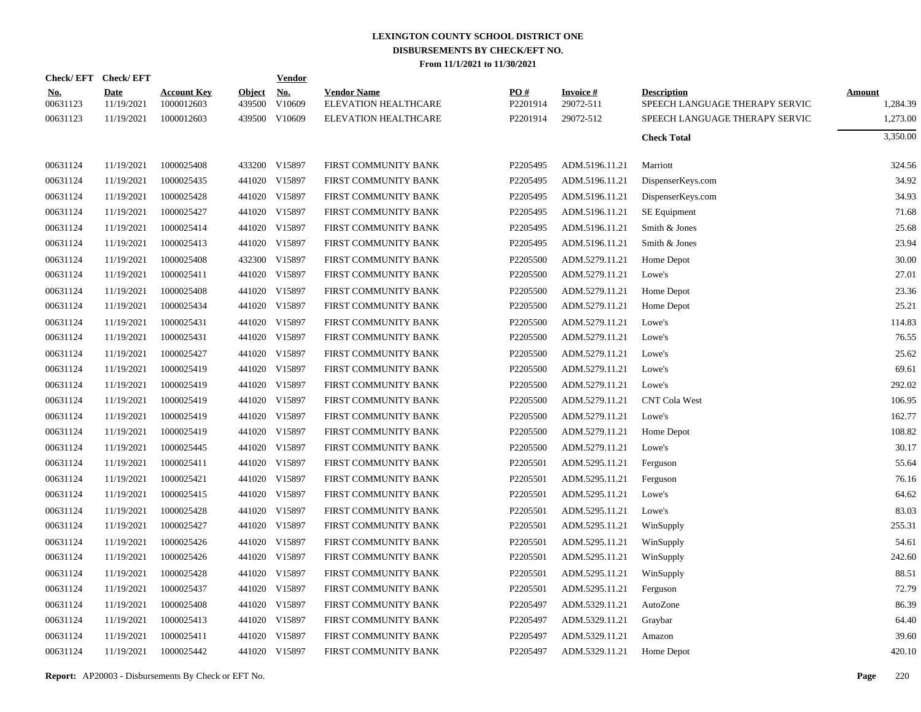# LEXINGTON COUNTY SCHOOL DISTRICT ONE
## DISBURSEMENTS BY CHECK/EFT NO.
### From 11/1/2021 to 11/30/2021

| Check/ EFT No. | Check/ EFT Date | Account Key | Object | Vendor No. | Vendor Name | PO # | Invoice # | Description | Amount |
|---|---|---|---|---|---|---|---|---|---|
| 00631123 | 11/19/2021 | 1000012603 | 439500 | V10609 | ELEVATION HEALTHCARE | P2201914 | 29072-511 | SPEECH LANGUAGE THERAPY SERVIC | 1,284.39 |
| 00631123 | 11/19/2021 | 1000012603 | 439500 | V10609 | ELEVATION HEALTHCARE | P2201914 | 29072-512 | SPEECH LANGUAGE THERAPY SERVIC | 1,273.00 |
| | | | | | | | | **Check Total** | 3,350.00 |
| 00631124 | 11/19/2021 | 1000025408 | 433200 | V15897 | FIRST COMMUNITY BANK | P2205495 | ADM.5196.11.21 | Marriott | 324.56 |
| 00631124 | 11/19/2021 | 1000025435 | 441020 | V15897 | FIRST COMMUNITY BANK | P2205495 | ADM.5196.11.21 | DispenserKeys.com | 34.92 |
| 00631124 | 11/19/2021 | 1000025428 | 441020 | V15897 | FIRST COMMUNITY BANK | P2205495 | ADM.5196.11.21 | DispenserKeys.com | 34.93 |
| 00631124 | 11/19/2021 | 1000025427 | 441020 | V15897 | FIRST COMMUNITY BANK | P2205495 | ADM.5196.11.21 | SE Equipment | 71.68 |
| 00631124 | 11/19/2021 | 1000025414 | 441020 | V15897 | FIRST COMMUNITY BANK | P2205495 | ADM.5196.11.21 | Smith & Jones | 25.68 |
| 00631124 | 11/19/2021 | 1000025413 | 441020 | V15897 | FIRST COMMUNITY BANK | P2205495 | ADM.5196.11.21 | Smith & Jones | 23.94 |
| 00631124 | 11/19/2021 | 1000025408 | 432300 | V15897 | FIRST COMMUNITY BANK | P2205500 | ADM.5279.11.21 | Home Depot | 30.00 |
| 00631124 | 11/19/2021 | 1000025411 | 441020 | V15897 | FIRST COMMUNITY BANK | P2205500 | ADM.5279.11.21 | Lowe's | 27.01 |
| 00631124 | 11/19/2021 | 1000025408 | 441020 | V15897 | FIRST COMMUNITY BANK | P2205500 | ADM.5279.11.21 | Home Depot | 23.36 |
| 00631124 | 11/19/2021 | 1000025434 | 441020 | V15897 | FIRST COMMUNITY BANK | P2205500 | ADM.5279.11.21 | Home Depot | 25.21 |
| 00631124 | 11/19/2021 | 1000025431 | 441020 | V15897 | FIRST COMMUNITY BANK | P2205500 | ADM.5279.11.21 | Lowe's | 114.83 |
| 00631124 | 11/19/2021 | 1000025431 | 441020 | V15897 | FIRST COMMUNITY BANK | P2205500 | ADM.5279.11.21 | Lowe's | 76.55 |
| 00631124 | 11/19/2021 | 1000025427 | 441020 | V15897 | FIRST COMMUNITY BANK | P2205500 | ADM.5279.11.21 | Lowe's | 25.62 |
| 00631124 | 11/19/2021 | 1000025419 | 441020 | V15897 | FIRST COMMUNITY BANK | P2205500 | ADM.5279.11.21 | Lowe's | 69.61 |
| 00631124 | 11/19/2021 | 1000025419 | 441020 | V15897 | FIRST COMMUNITY BANK | P2205500 | ADM.5279.11.21 | Lowe's | 292.02 |
| 00631124 | 11/19/2021 | 1000025419 | 441020 | V15897 | FIRST COMMUNITY BANK | P2205500 | ADM.5279.11.21 | CNT Cola West | 106.95 |
| 00631124 | 11/19/2021 | 1000025419 | 441020 | V15897 | FIRST COMMUNITY BANK | P2205500 | ADM.5279.11.21 | Lowe's | 162.77 |
| 00631124 | 11/19/2021 | 1000025419 | 441020 | V15897 | FIRST COMMUNITY BANK | P2205500 | ADM.5279.11.21 | Home Depot | 108.82 |
| 00631124 | 11/19/2021 | 1000025445 | 441020 | V15897 | FIRST COMMUNITY BANK | P2205500 | ADM.5279.11.21 | Lowe's | 30.17 |
| 00631124 | 11/19/2021 | 1000025411 | 441020 | V15897 | FIRST COMMUNITY BANK | P2205501 | ADM.5295.11.21 | Ferguson | 55.64 |
| 00631124 | 11/19/2021 | 1000025421 | 441020 | V15897 | FIRST COMMUNITY BANK | P2205501 | ADM.5295.11.21 | Ferguson | 76.16 |
| 00631124 | 11/19/2021 | 1000025415 | 441020 | V15897 | FIRST COMMUNITY BANK | P2205501 | ADM.5295.11.21 | Lowe's | 64.62 |
| 00631124 | 11/19/2021 | 1000025428 | 441020 | V15897 | FIRST COMMUNITY BANK | P2205501 | ADM.5295.11.21 | Lowe's | 83.03 |
| 00631124 | 11/19/2021 | 1000025427 | 441020 | V15897 | FIRST COMMUNITY BANK | P2205501 | ADM.5295.11.21 | WinSupply | 255.31 |
| 00631124 | 11/19/2021 | 1000025426 | 441020 | V15897 | FIRST COMMUNITY BANK | P2205501 | ADM.5295.11.21 | WinSupply | 54.61 |
| 00631124 | 11/19/2021 | 1000025426 | 441020 | V15897 | FIRST COMMUNITY BANK | P2205501 | ADM.5295.11.21 | WinSupply | 242.60 |
| 00631124 | 11/19/2021 | 1000025428 | 441020 | V15897 | FIRST COMMUNITY BANK | P2205501 | ADM.5295.11.21 | WinSupply | 88.51 |
| 00631124 | 11/19/2021 | 1000025437 | 441020 | V15897 | FIRST COMMUNITY BANK | P2205501 | ADM.5295.11.21 | Ferguson | 72.79 |
| 00631124 | 11/19/2021 | 1000025408 | 441020 | V15897 | FIRST COMMUNITY BANK | P2205497 | ADM.5329.11.21 | AutoZone | 86.39 |
| 00631124 | 11/19/2021 | 1000025413 | 441020 | V15897 | FIRST COMMUNITY BANK | P2205497 | ADM.5329.11.21 | Graybar | 64.40 |
| 00631124 | 11/19/2021 | 1000025411 | 441020 | V15897 | FIRST COMMUNITY BANK | P2205497 | ADM.5329.11.21 | Amazon | 39.60 |
| 00631124 | 11/19/2021 | 1000025442 | 441020 | V15897 | FIRST COMMUNITY BANK | P2205497 | ADM.5329.11.21 | Home Depot | 420.10 |

**Report:** AP20003 - Disbursements By Check or EFT No.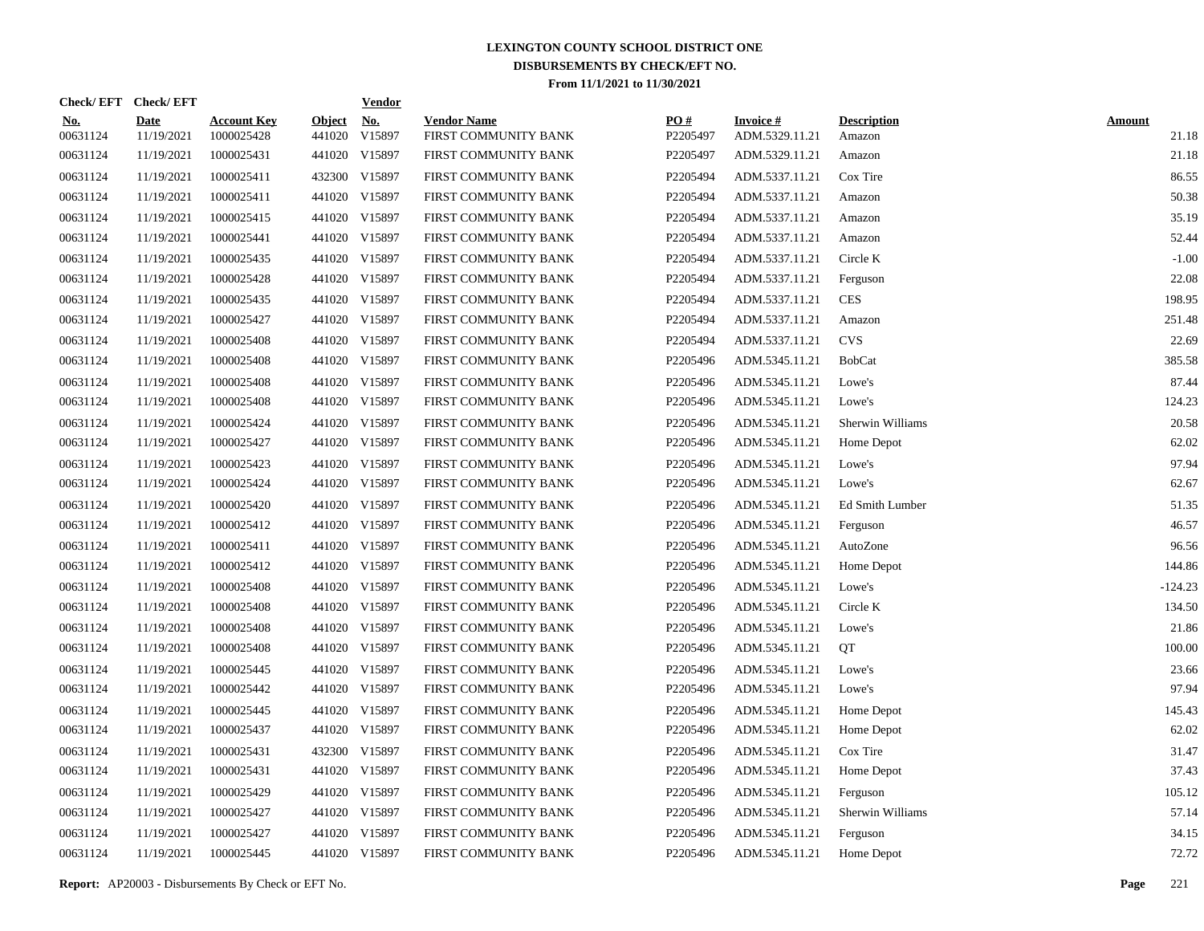# LEXINGTON COUNTY SCHOOL DISTRICT ONE
## DISBURSEMENTS BY CHECK/EFT NO.
### From 11/1/2021 to 11/30/2021

| Check/ EFT No. | Check/ EFT Date | Account Key | Object | Vendor No. | Vendor Name | PO # | Invoice # | Description | Amount |
|---|---|---|---|---|---|---|---|---|---|
| 00631124 | 11/19/2021 | 1000025428 | 441020 | V15897 | FIRST COMMUNITY BANK | P2205497 | ADM.5329.11.21 | Amazon | 21.18 |
| 00631124 | 11/19/2021 | 1000025431 | 441020 | V15897 | FIRST COMMUNITY BANK | P2205497 | ADM.5329.11.21 | Amazon | 21.18 |
| 00631124 | 11/19/2021 | 1000025411 | 432300 | V15897 | FIRST COMMUNITY BANK | P2205494 | ADM.5337.11.21 | Cox Tire | 86.55 |
| 00631124 | 11/19/2021 | 1000025411 | 441020 | V15897 | FIRST COMMUNITY BANK | P2205494 | ADM.5337.11.21 | Amazon | 50.38 |
| 00631124 | 11/19/2021 | 1000025415 | 441020 | V15897 | FIRST COMMUNITY BANK | P2205494 | ADM.5337.11.21 | Amazon | 35.19 |
| 00631124 | 11/19/2021 | 1000025441 | 441020 | V15897 | FIRST COMMUNITY BANK | P2205494 | ADM.5337.11.21 | Amazon | 52.44 |
| 00631124 | 11/19/2021 | 1000025435 | 441020 | V15897 | FIRST COMMUNITY BANK | P2205494 | ADM.5337.11.21 | Circle K | -1.00 |
| 00631124 | 11/19/2021 | 1000025428 | 441020 | V15897 | FIRST COMMUNITY BANK | P2205494 | ADM.5337.11.21 | Ferguson | 22.08 |
| 00631124 | 11/19/2021 | 1000025435 | 441020 | V15897 | FIRST COMMUNITY BANK | P2205494 | ADM.5337.11.21 | CES | 198.95 |
| 00631124 | 11/19/2021 | 1000025427 | 441020 | V15897 | FIRST COMMUNITY BANK | P2205494 | ADM.5337.11.21 | Amazon | 251.48 |
| 00631124 | 11/19/2021 | 1000025408 | 441020 | V15897 | FIRST COMMUNITY BANK | P2205494 | ADM.5337.11.21 | CVS | 22.69 |
| 00631124 | 11/19/2021 | 1000025408 | 441020 | V15897 | FIRST COMMUNITY BANK | P2205496 | ADM.5345.11.21 | BobCat | 385.58 |
| 00631124 | 11/19/2021 | 1000025408 | 441020 | V15897 | FIRST COMMUNITY BANK | P2205496 | ADM.5345.11.21 | Lowe's | 87.44 |
| 00631124 | 11/19/2021 | 1000025408 | 441020 | V15897 | FIRST COMMUNITY BANK | P2205496 | ADM.5345.11.21 | Lowe's | 124.23 |
| 00631124 | 11/19/2021 | 1000025424 | 441020 | V15897 | FIRST COMMUNITY BANK | P2205496 | ADM.5345.11.21 | Sherwin Williams | 20.58 |
| 00631124 | 11/19/2021 | 1000025427 | 441020 | V15897 | FIRST COMMUNITY BANK | P2205496 | ADM.5345.11.21 | Home Depot | 62.02 |
| 00631124 | 11/19/2021 | 1000025423 | 441020 | V15897 | FIRST COMMUNITY BANK | P2205496 | ADM.5345.11.21 | Lowe's | 97.94 |
| 00631124 | 11/19/2021 | 1000025424 | 441020 | V15897 | FIRST COMMUNITY BANK | P2205496 | ADM.5345.11.21 | Lowe's | 62.67 |
| 00631124 | 11/19/2021 | 1000025420 | 441020 | V15897 | FIRST COMMUNITY BANK | P2205496 | ADM.5345.11.21 | Ed Smith Lumber | 51.35 |
| 00631124 | 11/19/2021 | 1000025412 | 441020 | V15897 | FIRST COMMUNITY BANK | P2205496 | ADM.5345.11.21 | Ferguson | 46.57 |
| 00631124 | 11/19/2021 | 1000025411 | 441020 | V15897 | FIRST COMMUNITY BANK | P2205496 | ADM.5345.11.21 | AutoZone | 96.56 |
| 00631124 | 11/19/2021 | 1000025412 | 441020 | V15897 | FIRST COMMUNITY BANK | P2205496 | ADM.5345.11.21 | Home Depot | 144.86 |
| 00631124 | 11/19/2021 | 1000025408 | 441020 | V15897 | FIRST COMMUNITY BANK | P2205496 | ADM.5345.11.21 | Lowe's | -124.23 |
| 00631124 | 11/19/2021 | 1000025408 | 441020 | V15897 | FIRST COMMUNITY BANK | P2205496 | ADM.5345.11.21 | Circle K | 134.50 |
| 00631124 | 11/19/2021 | 1000025408 | 441020 | V15897 | FIRST COMMUNITY BANK | P2205496 | ADM.5345.11.21 | Lowe's | 21.86 |
| 00631124 | 11/19/2021 | 1000025408 | 441020 | V15897 | FIRST COMMUNITY BANK | P2205496 | ADM.5345.11.21 | QT | 100.00 |
| 00631124 | 11/19/2021 | 1000025445 | 441020 | V15897 | FIRST COMMUNITY BANK | P2205496 | ADM.5345.11.21 | Lowe's | 23.66 |
| 00631124 | 11/19/2021 | 1000025442 | 441020 | V15897 | FIRST COMMUNITY BANK | P2205496 | ADM.5345.11.21 | Lowe's | 97.94 |
| 00631124 | 11/19/2021 | 1000025445 | 441020 | V15897 | FIRST COMMUNITY BANK | P2205496 | ADM.5345.11.21 | Home Depot | 145.43 |
| 00631124 | 11/19/2021 | 1000025437 | 441020 | V15897 | FIRST COMMUNITY BANK | P2205496 | ADM.5345.11.21 | Home Depot | 62.02 |
| 00631124 | 11/19/2021 | 1000025431 | 432300 | V15897 | FIRST COMMUNITY BANK | P2205496 | ADM.5345.11.21 | Cox Tire | 31.47 |
| 00631124 | 11/19/2021 | 1000025431 | 441020 | V15897 | FIRST COMMUNITY BANK | P2205496 | ADM.5345.11.21 | Home Depot | 37.43 |
| 00631124 | 11/19/2021 | 1000025429 | 441020 | V15897 | FIRST COMMUNITY BANK | P2205496 | ADM.5345.11.21 | Ferguson | 105.12 |
| 00631124 | 11/19/2021 | 1000025427 | 441020 | V15897 | FIRST COMMUNITY BANK | P2205496 | ADM.5345.11.21 | Sherwin Williams | 57.14 |
| 00631124 | 11/19/2021 | 1000025427 | 441020 | V15897 | FIRST COMMUNITY BANK | P2205496 | ADM.5345.11.21 | Ferguson | 34.15 |
| 00631124 | 11/19/2021 | 1000025445 | 441020 | V15897 | FIRST COMMUNITY BANK | P2205496 | ADM.5345.11.21 | Home Depot | 72.72 |

**Report:** AP20003 - Disbursements By Check or EFT No.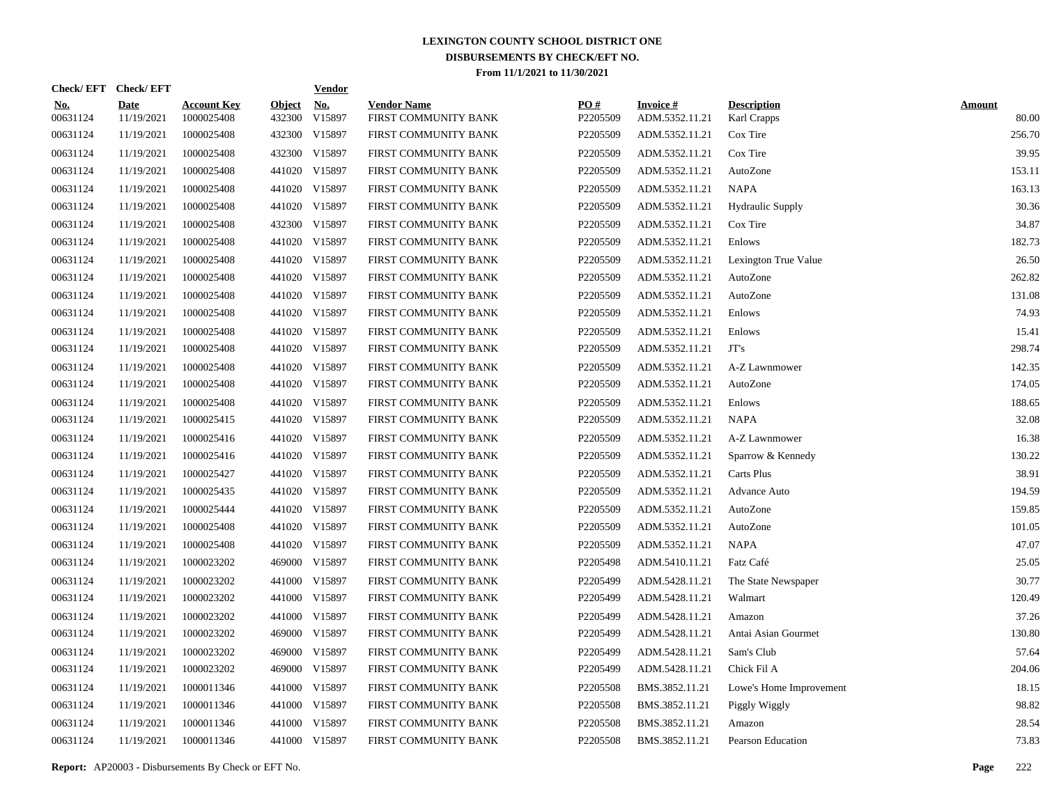# LEXINGTON COUNTY SCHOOL DISTRICT ONE
## DISBURSEMENTS BY CHECK/EFT NO.
### From 11/1/2021 to 11/30/2021

| Check/ EFT No. | Check/ EFT Date | Account Key | Object | Vendor No. | Vendor Name | PO # | Invoice # | Description | Amount |
|---|---|---|---|---|---|---|---|---|---|
| 00631124 | 11/19/2021 | 1000025408 | 432300 | V15897 | FIRST COMMUNITY BANK | P2205509 | ADM.5352.11.21 | Karl Crapps | 80.00 |
| 00631124 | 11/19/2021 | 1000025408 | 432300 | V15897 | FIRST COMMUNITY BANK | P2205509 | ADM.5352.11.21 | Cox Tire | 256.70 |
| 00631124 | 11/19/2021 | 1000025408 | 432300 | V15897 | FIRST COMMUNITY BANK | P2205509 | ADM.5352.11.21 | Cox Tire | 39.95 |
| 00631124 | 11/19/2021 | 1000025408 | 441020 | V15897 | FIRST COMMUNITY BANK | P2205509 | ADM.5352.11.21 | AutoZone | 153.11 |
| 00631124 | 11/19/2021 | 1000025408 | 441020 | V15897 | FIRST COMMUNITY BANK | P2205509 | ADM.5352.11.21 | NAPA | 163.13 |
| 00631124 | 11/19/2021 | 1000025408 | 441020 | V15897 | FIRST COMMUNITY BANK | P2205509 | ADM.5352.11.21 | Hydraulic Supply | 30.36 |
| 00631124 | 11/19/2021 | 1000025408 | 432300 | V15897 | FIRST COMMUNITY BANK | P2205509 | ADM.5352.11.21 | Cox Tire | 34.87 |
| 00631124 | 11/19/2021 | 1000025408 | 441020 | V15897 | FIRST COMMUNITY BANK | P2205509 | ADM.5352.11.21 | Enlows | 182.73 |
| 00631124 | 11/19/2021 | 1000025408 | 441020 | V15897 | FIRST COMMUNITY BANK | P2205509 | ADM.5352.11.21 | Lexington True Value | 26.50 |
| 00631124 | 11/19/2021 | 1000025408 | 441020 | V15897 | FIRST COMMUNITY BANK | P2205509 | ADM.5352.11.21 | AutoZone | 262.82 |
| 00631124 | 11/19/2021 | 1000025408 | 441020 | V15897 | FIRST COMMUNITY BANK | P2205509 | ADM.5352.11.21 | AutoZone | 131.08 |
| 00631124 | 11/19/2021 | 1000025408 | 441020 | V15897 | FIRST COMMUNITY BANK | P2205509 | ADM.5352.11.21 | Enlows | 74.93 |
| 00631124 | 11/19/2021 | 1000025408 | 441020 | V15897 | FIRST COMMUNITY BANK | P2205509 | ADM.5352.11.21 | Enlows | 15.41 |
| 00631124 | 11/19/2021 | 1000025408 | 441020 | V15897 | FIRST COMMUNITY BANK | P2205509 | ADM.5352.11.21 | JT's | 298.74 |
| 00631124 | 11/19/2021 | 1000025408 | 441020 | V15897 | FIRST COMMUNITY BANK | P2205509 | ADM.5352.11.21 | A-Z Lawnmower | 142.35 |
| 00631124 | 11/19/2021 | 1000025408 | 441020 | V15897 | FIRST COMMUNITY BANK | P2205509 | ADM.5352.11.21 | AutoZone | 174.05 |
| 00631124 | 11/19/2021 | 1000025408 | 441020 | V15897 | FIRST COMMUNITY BANK | P2205509 | ADM.5352.11.21 | Enlows | 188.65 |
| 00631124 | 11/19/2021 | 1000025415 | 441020 | V15897 | FIRST COMMUNITY BANK | P2205509 | ADM.5352.11.21 | NAPA | 32.08 |
| 00631124 | 11/19/2021 | 1000025416 | 441020 | V15897 | FIRST COMMUNITY BANK | P2205509 | ADM.5352.11.21 | A-Z Lawnmower | 16.38 |
| 00631124 | 11/19/2021 | 1000025416 | 441020 | V15897 | FIRST COMMUNITY BANK | P2205509 | ADM.5352.11.21 | Sparrow & Kennedy | 130.22 |
| 00631124 | 11/19/2021 | 1000025427 | 441020 | V15897 | FIRST COMMUNITY BANK | P2205509 | ADM.5352.11.21 | Carts Plus | 38.91 |
| 00631124 | 11/19/2021 | 1000025435 | 441020 | V15897 | FIRST COMMUNITY BANK | P2205509 | ADM.5352.11.21 | Advance Auto | 194.59 |
| 00631124 | 11/19/2021 | 1000025444 | 441020 | V15897 | FIRST COMMUNITY BANK | P2205509 | ADM.5352.11.21 | AutoZone | 159.85 |
| 00631124 | 11/19/2021 | 1000025408 | 441020 | V15897 | FIRST COMMUNITY BANK | P2205509 | ADM.5352.11.21 | AutoZone | 101.05 |
| 00631124 | 11/19/2021 | 1000025408 | 441020 | V15897 | FIRST COMMUNITY BANK | P2205509 | ADM.5352.11.21 | NAPA | 47.07 |
| 00631124 | 11/19/2021 | 1000023202 | 469000 | V15897 | FIRST COMMUNITY BANK | P2205498 | ADM.5410.11.21 | Fatz Café | 25.05 |
| 00631124 | 11/19/2021 | 1000023202 | 441000 | V15897 | FIRST COMMUNITY BANK | P2205499 | ADM.5428.11.21 | The State Newspaper | 30.77 |
| 00631124 | 11/19/2021 | 1000023202 | 441000 | V15897 | FIRST COMMUNITY BANK | P2205499 | ADM.5428.11.21 | Walmart | 120.49 |
| 00631124 | 11/19/2021 | 1000023202 | 441000 | V15897 | FIRST COMMUNITY BANK | P2205499 | ADM.5428.11.21 | Amazon | 37.26 |
| 00631124 | 11/19/2021 | 1000023202 | 469000 | V15897 | FIRST COMMUNITY BANK | P2205499 | ADM.5428.11.21 | Antai Asian Gourmet | 130.80 |
| 00631124 | 11/19/2021 | 1000023202 | 469000 | V15897 | FIRST COMMUNITY BANK | P2205499 | ADM.5428.11.21 | Sam's Club | 57.64 |
| 00631124 | 11/19/2021 | 1000023202 | 469000 | V15897 | FIRST COMMUNITY BANK | P2205499 | ADM.5428.11.21 | Chick Fil A | 204.06 |
| 00631124 | 11/19/2021 | 1000011346 | 441000 | V15897 | FIRST COMMUNITY BANK | P2205508 | BMS.3852.11.21 | Lowe's Home Improvement | 18.15 |
| 00631124 | 11/19/2021 | 1000011346 | 441000 | V15897 | FIRST COMMUNITY BANK | P2205508 | BMS.3852.11.21 | Piggly Wiggly | 98.82 |
| 00631124 | 11/19/2021 | 1000011346 | 441000 | V15897 | FIRST COMMUNITY BANK | P2205508 | BMS.3852.11.21 | Amazon | 28.54 |
| 00631124 | 11/19/2021 | 1000011346 | 441000 | V15897 | FIRST COMMUNITY BANK | P2205508 | BMS.3852.11.21 | Pearson Education | 73.83 |

**Report:** AP20003 - Disbursements By Check or EFT No.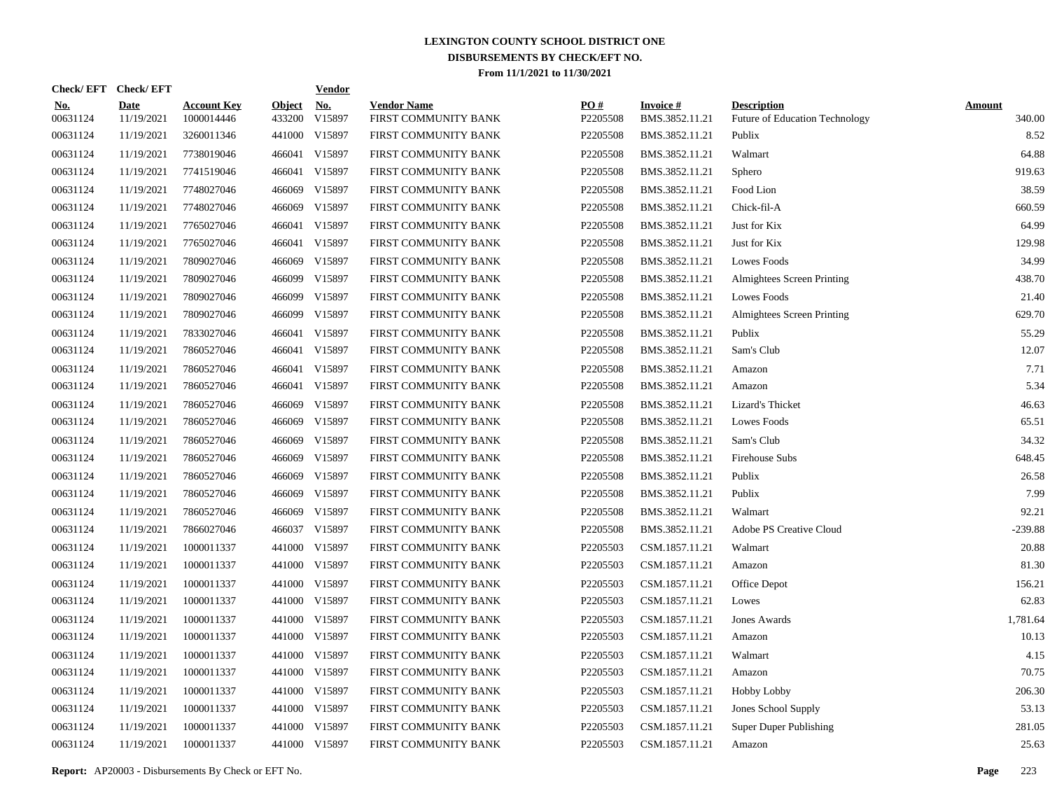# LEXINGTON COUNTY SCHOOL DISTRICT ONE
## DISBURSEMENTS BY CHECK/EFT NO.
### From 11/1/2021 to 11/30/2021

| Check/ EFT No. | Check/ EFT Date | Account Key | Object | Vendor No. | Vendor Name | PO # | Invoice # | Description | Amount |
|---|---|---|---|---|---|---|---|---|---|
| 00631124 | 11/19/2021 | 1000014446 | 433200 | V15897 | FIRST COMMUNITY BANK | P2205508 | BMS.3852.11.21 | Future of Education Technology | 340.00 |
| 00631124 | 11/19/2021 | 3260011346 | 441000 | V15897 | FIRST COMMUNITY BANK | P2205508 | BMS.3852.11.21 | Publix | 8.52 |
| 00631124 | 11/19/2021 | 7738019046 | 466041 | V15897 | FIRST COMMUNITY BANK | P2205508 | BMS.3852.11.21 | Walmart | 64.88 |
| 00631124 | 11/19/2021 | 7741519046 | 466041 | V15897 | FIRST COMMUNITY BANK | P2205508 | BMS.3852.11.21 | Sphero | 919.63 |
| 00631124 | 11/19/2021 | 7748027046 | 466069 | V15897 | FIRST COMMUNITY BANK | P2205508 | BMS.3852.11.21 | Food Lion | 38.59 |
| 00631124 | 11/19/2021 | 7748027046 | 466069 | V15897 | FIRST COMMUNITY BANK | P2205508 | BMS.3852.11.21 | Chick-fil-A | 660.59 |
| 00631124 | 11/19/2021 | 7765027046 | 466041 | V15897 | FIRST COMMUNITY BANK | P2205508 | BMS.3852.11.21 | Just for Kix | 64.99 |
| 00631124 | 11/19/2021 | 7765027046 | 466041 | V15897 | FIRST COMMUNITY BANK | P2205508 | BMS.3852.11.21 | Just for Kix | 129.98 |
| 00631124 | 11/19/2021 | 7809027046 | 466069 | V15897 | FIRST COMMUNITY BANK | P2205508 | BMS.3852.11.21 | Lowes Foods | 34.99 |
| 00631124 | 11/19/2021 | 7809027046 | 466099 | V15897 | FIRST COMMUNITY BANK | P2205508 | BMS.3852.11.21 | Almightees Screen Printing | 438.70 |
| 00631124 | 11/19/2021 | 7809027046 | 466099 | V15897 | FIRST COMMUNITY BANK | P2205508 | BMS.3852.11.21 | Lowes Foods | 21.40 |
| 00631124 | 11/19/2021 | 7809027046 | 466099 | V15897 | FIRST COMMUNITY BANK | P2205508 | BMS.3852.11.21 | Almightees Screen Printing | 629.70 |
| 00631124 | 11/19/2021 | 7833027046 | 466041 | V15897 | FIRST COMMUNITY BANK | P2205508 | BMS.3852.11.21 | Publix | 55.29 |
| 00631124 | 11/19/2021 | 7860527046 | 466041 | V15897 | FIRST COMMUNITY BANK | P2205508 | BMS.3852.11.21 | Sam's Club | 12.07 |
| 00631124 | 11/19/2021 | 7860527046 | 466041 | V15897 | FIRST COMMUNITY BANK | P2205508 | BMS.3852.11.21 | Amazon | 7.71 |
| 00631124 | 11/19/2021 | 7860527046 | 466041 | V15897 | FIRST COMMUNITY BANK | P2205508 | BMS.3852.11.21 | Amazon | 5.34 |
| 00631124 | 11/19/2021 | 7860527046 | 466069 | V15897 | FIRST COMMUNITY BANK | P2205508 | BMS.3852.11.21 | Lizard's Thicket | 46.63 |
| 00631124 | 11/19/2021 | 7860527046 | 466069 | V15897 | FIRST COMMUNITY BANK | P2205508 | BMS.3852.11.21 | Lowes Foods | 65.51 |
| 00631124 | 11/19/2021 | 7860527046 | 466069 | V15897 | FIRST COMMUNITY BANK | P2205508 | BMS.3852.11.21 | Sam's Club | 34.32 |
| 00631124 | 11/19/2021 | 7860527046 | 466069 | V15897 | FIRST COMMUNITY BANK | P2205508 | BMS.3852.11.21 | Firehouse Subs | 648.45 |
| 00631124 | 11/19/2021 | 7860527046 | 466069 | V15897 | FIRST COMMUNITY BANK | P2205508 | BMS.3852.11.21 | Publix | 26.58 |
| 00631124 | 11/19/2021 | 7860527046 | 466069 | V15897 | FIRST COMMUNITY BANK | P2205508 | BMS.3852.11.21 | Publix | 7.99 |
| 00631124 | 11/19/2021 | 7860527046 | 466069 | V15897 | FIRST COMMUNITY BANK | P2205508 | BMS.3852.11.21 | Walmart | 92.21 |
| 00631124 | 11/19/2021 | 7866027046 | 466037 | V15897 | FIRST COMMUNITY BANK | P2205508 | BMS.3852.11.21 | Adobe PS Creative Cloud | -239.88 |
| 00631124 | 11/19/2021 | 1000011337 | 441000 | V15897 | FIRST COMMUNITY BANK | P2205503 | CSM.1857.11.21 | Walmart | 20.88 |
| 00631124 | 11/19/2021 | 1000011337 | 441000 | V15897 | FIRST COMMUNITY BANK | P2205503 | CSM.1857.11.21 | Amazon | 81.30 |
| 00631124 | 11/19/2021 | 1000011337 | 441000 | V15897 | FIRST COMMUNITY BANK | P2205503 | CSM.1857.11.21 | Office Depot | 156.21 |
| 00631124 | 11/19/2021 | 1000011337 | 441000 | V15897 | FIRST COMMUNITY BANK | P2205503 | CSM.1857.11.21 | Lowes | 62.83 |
| 00631124 | 11/19/2021 | 1000011337 | 441000 | V15897 | FIRST COMMUNITY BANK | P2205503 | CSM.1857.11.21 | Jones Awards | 1,781.64 |
| 00631124 | 11/19/2021 | 1000011337 | 441000 | V15897 | FIRST COMMUNITY BANK | P2205503 | CSM.1857.11.21 | Amazon | 10.13 |
| 00631124 | 11/19/2021 | 1000011337 | 441000 | V15897 | FIRST COMMUNITY BANK | P2205503 | CSM.1857.11.21 | Walmart | 4.15 |
| 00631124 | 11/19/2021 | 1000011337 | 441000 | V15897 | FIRST COMMUNITY BANK | P2205503 | CSM.1857.11.21 | Amazon | 70.75 |
| 00631124 | 11/19/2021 | 1000011337 | 441000 | V15897 | FIRST COMMUNITY BANK | P2205503 | CSM.1857.11.21 | Hobby Lobby | 206.30 |
| 00631124 | 11/19/2021 | 1000011337 | 441000 | V15897 | FIRST COMMUNITY BANK | P2205503 | CSM.1857.11.21 | Jones School Supply | 53.13 |
| 00631124 | 11/19/2021 | 1000011337 | 441000 | V15897 | FIRST COMMUNITY BANK | P2205503 | CSM.1857.11.21 | Super Duper Publishing | 281.05 |
| 00631124 | 11/19/2021 | 1000011337 | 441000 | V15897 | FIRST COMMUNITY BANK | P2205503 | CSM.1857.11.21 | Amazon | 25.63 |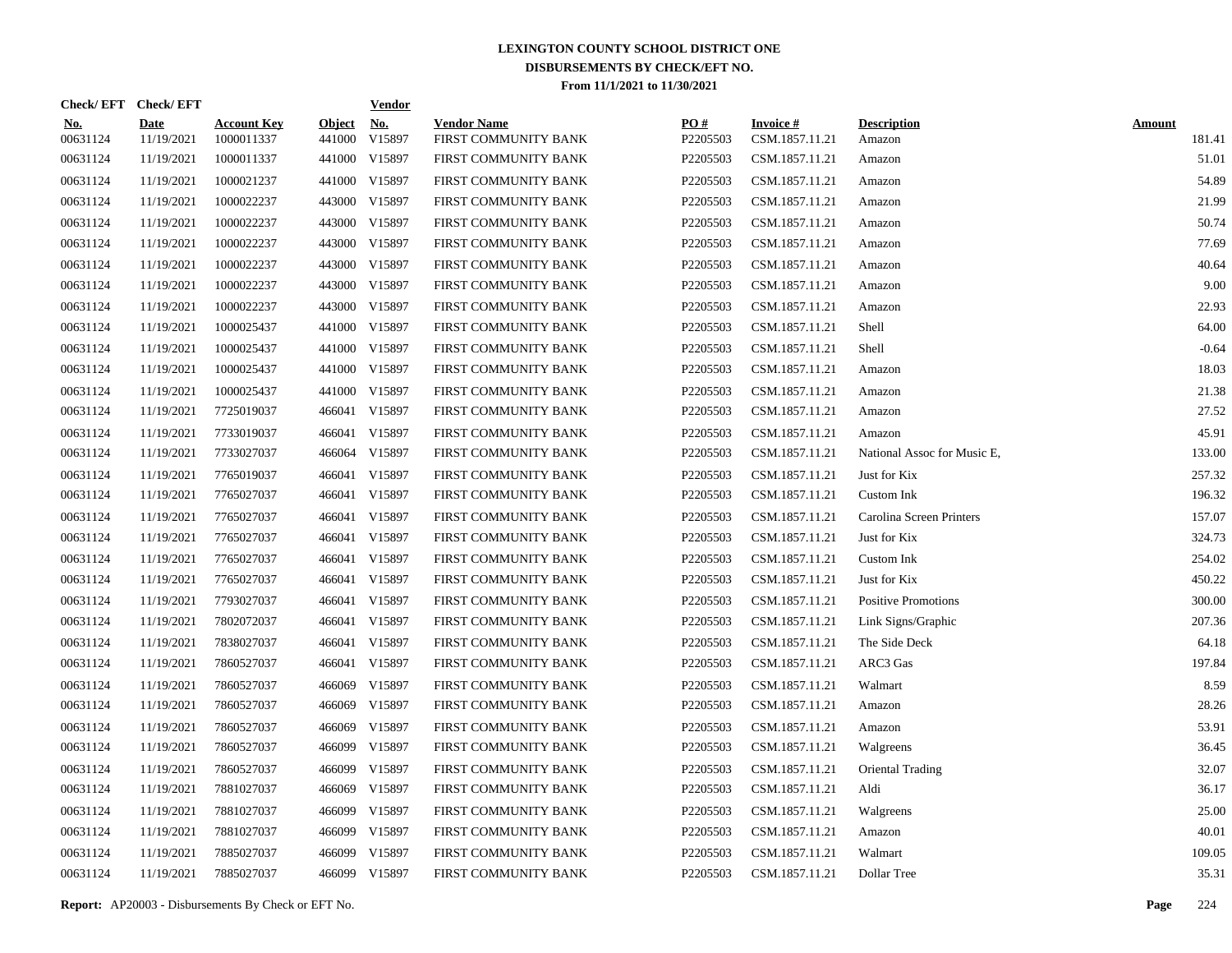# LEXINGTON COUNTY SCHOOL DISTRICT ONE

## DISBURSEMENTS BY CHECK/EFT NO.

### From 11/1/2021 to 11/30/2021

| Check/ EFT No. | Check/ EFT Date | Account Key | Object | Vendor No. | Vendor Name | PO # | Invoice # | Description | Amount |
|---|---|---|---|---|---|---|---|---|---|
| 00631124 | 11/19/2021 | 1000011337 | 441000 | V15897 | FIRST COMMUNITY BANK | P2205503 | CSM.1857.11.21 | Amazon | 181.41 |
| 00631124 | 11/19/2021 | 1000011337 | 441000 | V15897 | FIRST COMMUNITY BANK | P2205503 | CSM.1857.11.21 | Amazon | 51.01 |
| 00631124 | 11/19/2021 | 1000021237 | 441000 | V15897 | FIRST COMMUNITY BANK | P2205503 | CSM.1857.11.21 | Amazon | 54.89 |
| 00631124 | 11/19/2021 | 1000022237 | 443000 | V15897 | FIRST COMMUNITY BANK | P2205503 | CSM.1857.11.21 | Amazon | 21.99 |
| 00631124 | 11/19/2021 | 1000022237 | 443000 | V15897 | FIRST COMMUNITY BANK | P2205503 | CSM.1857.11.21 | Amazon | 50.74 |
| 00631124 | 11/19/2021 | 1000022237 | 443000 | V15897 | FIRST COMMUNITY BANK | P2205503 | CSM.1857.11.21 | Amazon | 77.69 |
| 00631124 | 11/19/2021 | 1000022237 | 443000 | V15897 | FIRST COMMUNITY BANK | P2205503 | CSM.1857.11.21 | Amazon | 40.64 |
| 00631124 | 11/19/2021 | 1000022237 | 443000 | V15897 | FIRST COMMUNITY BANK | P2205503 | CSM.1857.11.21 | Amazon | 9.00 |
| 00631124 | 11/19/2021 | 1000022237 | 443000 | V15897 | FIRST COMMUNITY BANK | P2205503 | CSM.1857.11.21 | Amazon | 22.93 |
| 00631124 | 11/19/2021 | 1000025437 | 441000 | V15897 | FIRST COMMUNITY BANK | P2205503 | CSM.1857.11.21 | Shell | 64.00 |
| 00631124 | 11/19/2021 | 1000025437 | 441000 | V15897 | FIRST COMMUNITY BANK | P2205503 | CSM.1857.11.21 | Shell | -0.64 |
| 00631124 | 11/19/2021 | 1000025437 | 441000 | V15897 | FIRST COMMUNITY BANK | P2205503 | CSM.1857.11.21 | Amazon | 18.03 |
| 00631124 | 11/19/2021 | 1000025437 | 441000 | V15897 | FIRST COMMUNITY BANK | P2205503 | CSM.1857.11.21 | Amazon | 21.38 |
| 00631124 | 11/19/2021 | 7725019037 | 466041 | V15897 | FIRST COMMUNITY BANK | P2205503 | CSM.1857.11.21 | Amazon | 27.52 |
| 00631124 | 11/19/2021 | 7733019037 | 466041 | V15897 | FIRST COMMUNITY BANK | P2205503 | CSM.1857.11.21 | Amazon | 45.91 |
| 00631124 | 11/19/2021 | 7733027037 | 466064 | V15897 | FIRST COMMUNITY BANK | P2205503 | CSM.1857.11.21 | National Assoc for Music E, | 133.00 |
| 00631124 | 11/19/2021 | 7765019037 | 466041 | V15897 | FIRST COMMUNITY BANK | P2205503 | CSM.1857.11.21 | Just for Kix | 257.32 |
| 00631124 | 11/19/2021 | 7765027037 | 466041 | V15897 | FIRST COMMUNITY BANK | P2205503 | CSM.1857.11.21 | Custom Ink | 196.32 |
| 00631124 | 11/19/2021 | 7765027037 | 466041 | V15897 | FIRST COMMUNITY BANK | P2205503 | CSM.1857.11.21 | Carolina Screen Printers | 157.07 |
| 00631124 | 11/19/2021 | 7765027037 | 466041 | V15897 | FIRST COMMUNITY BANK | P2205503 | CSM.1857.11.21 | Just for Kix | 324.73 |
| 00631124 | 11/19/2021 | 7765027037 | 466041 | V15897 | FIRST COMMUNITY BANK | P2205503 | CSM.1857.11.21 | Custom Ink | 254.02 |
| 00631124 | 11/19/2021 | 7765027037 | 466041 | V15897 | FIRST COMMUNITY BANK | P2205503 | CSM.1857.11.21 | Just for Kix | 450.22 |
| 00631124 | 11/19/2021 | 7793027037 | 466041 | V15897 | FIRST COMMUNITY BANK | P2205503 | CSM.1857.11.21 | Positive Promotions | 300.00 |
| 00631124 | 11/19/2021 | 7802072037 | 466041 | V15897 | FIRST COMMUNITY BANK | P2205503 | CSM.1857.11.21 | Link Signs/Graphic | 207.36 |
| 00631124 | 11/19/2021 | 7838027037 | 466041 | V15897 | FIRST COMMUNITY BANK | P2205503 | CSM.1857.11.21 | The Side Deck | 64.18 |
| 00631124 | 11/19/2021 | 7860527037 | 466041 | V15897 | FIRST COMMUNITY BANK | P2205503 | CSM.1857.11.21 | ARC3 Gas | 197.84 |
| 00631124 | 11/19/2021 | 7860527037 | 466069 | V15897 | FIRST COMMUNITY BANK | P2205503 | CSM.1857.11.21 | Walmart | 8.59 |
| 00631124 | 11/19/2021 | 7860527037 | 466069 | V15897 | FIRST COMMUNITY BANK | P2205503 | CSM.1857.11.21 | Amazon | 28.26 |
| 00631124 | 11/19/2021 | 7860527037 | 466069 | V15897 | FIRST COMMUNITY BANK | P2205503 | CSM.1857.11.21 | Amazon | 53.91 |
| 00631124 | 11/19/2021 | 7860527037 | 466099 | V15897 | FIRST COMMUNITY BANK | P2205503 | CSM.1857.11.21 | Walgreens | 36.45 |
| 00631124 | 11/19/2021 | 7860527037 | 466099 | V15897 | FIRST COMMUNITY BANK | P2205503 | CSM.1857.11.21 | Oriental Trading | 32.07 |
| 00631124 | 11/19/2021 | 7881027037 | 466069 | V15897 | FIRST COMMUNITY BANK | P2205503 | CSM.1857.11.21 | Aldi | 36.17 |
| 00631124 | 11/19/2021 | 7881027037 | 466099 | V15897 | FIRST COMMUNITY BANK | P2205503 | CSM.1857.11.21 | Walgreens | 25.00 |
| 00631124 | 11/19/2021 | 7881027037 | 466099 | V15897 | FIRST COMMUNITY BANK | P2205503 | CSM.1857.11.21 | Amazon | 40.01 |
| 00631124 | 11/19/2021 | 7885027037 | 466099 | V15897 | FIRST COMMUNITY BANK | P2205503 | CSM.1857.11.21 | Walmart | 109.05 |
| 00631124 | 11/19/2021 | 7885027037 | 466099 | V15897 | FIRST COMMUNITY BANK | P2205503 | CSM.1857.11.21 | Dollar Tree | 35.31 |

**Report:** AP20003 - Disbursements By Check or EFT No.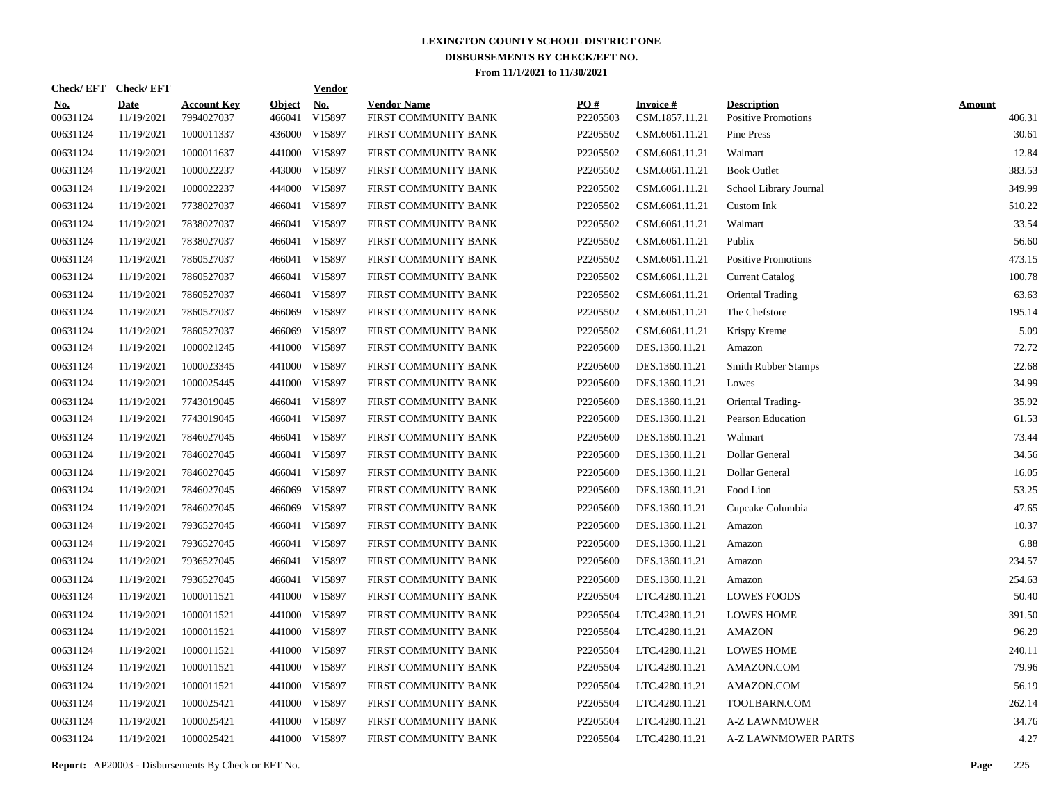# LEXINGTON COUNTY SCHOOL DISTRICT ONE
## DISBURSEMENTS BY CHECK/EFT NO.
### From 11/1/2021 to 11/30/2021

| Check/ EFT No. | Check/ EFT Date | Account Key | Object | Vendor No. | Vendor Name | PO # | Invoice # | Description | Amount |
|---|---|---|---|---|---|---|---|---|---|
| 00631124 | 11/19/2021 | 7994027037 | 466041 | V15897 | FIRST COMMUNITY BANK | P2205503 | CSM.1857.11.21 | Positive Promotions | 406.31 |
| 00631124 | 11/19/2021 | 1000011337 | 436000 | V15897 | FIRST COMMUNITY BANK | P2205502 | CSM.6061.11.21 | Pine Press | 30.61 |
| 00631124 | 11/19/2021 | 1000011637 | 441000 | V15897 | FIRST COMMUNITY BANK | P2205502 | CSM.6061.11.21 | Walmart | 12.84 |
| 00631124 | 11/19/2021 | 1000022237 | 443000 | V15897 | FIRST COMMUNITY BANK | P2205502 | CSM.6061.11.21 | Book Outlet | 383.53 |
| 00631124 | 11/19/2021 | 1000022237 | 444000 | V15897 | FIRST COMMUNITY BANK | P2205502 | CSM.6061.11.21 | School Library Journal | 349.99 |
| 00631124 | 11/19/2021 | 7738027037 | 466041 | V15897 | FIRST COMMUNITY BANK | P2205502 | CSM.6061.11.21 | Custom Ink | 510.22 |
| 00631124 | 11/19/2021 | 7838027037 | 466041 | V15897 | FIRST COMMUNITY BANK | P2205502 | CSM.6061.11.21 | Walmart | 33.54 |
| 00631124 | 11/19/2021 | 7838027037 | 466041 | V15897 | FIRST COMMUNITY BANK | P2205502 | CSM.6061.11.21 | Publix | 56.60 |
| 00631124 | 11/19/2021 | 7860527037 | 466041 | V15897 | FIRST COMMUNITY BANK | P2205502 | CSM.6061.11.21 | Positive Promotions | 473.15 |
| 00631124 | 11/19/2021 | 7860527037 | 466041 | V15897 | FIRST COMMUNITY BANK | P2205502 | CSM.6061.11.21 | Current Catalog | 100.78 |
| 00631124 | 11/19/2021 | 7860527037 | 466041 | V15897 | FIRST COMMUNITY BANK | P2205502 | CSM.6061.11.21 | Oriental Trading | 63.63 |
| 00631124 | 11/19/2021 | 7860527037 | 466069 | V15897 | FIRST COMMUNITY BANK | P2205502 | CSM.6061.11.21 | The Chefstore | 195.14 |
| 00631124 | 11/19/2021 | 7860527037 | 466069 | V15897 | FIRST COMMUNITY BANK | P2205502 | CSM.6061.11.21 | Krispy Kreme | 5.09 |
| 00631124 | 11/19/2021 | 1000021245 | 441000 | V15897 | FIRST COMMUNITY BANK | P2205600 | DES.1360.11.21 | Amazon | 72.72 |
| 00631124 | 11/19/2021 | 1000023345 | 441000 | V15897 | FIRST COMMUNITY BANK | P2205600 | DES.1360.11.21 | Smith Rubber Stamps | 22.68 |
| 00631124 | 11/19/2021 | 1000025445 | 441000 | V15897 | FIRST COMMUNITY BANK | P2205600 | DES.1360.11.21 | Lowes | 34.99 |
| 00631124 | 11/19/2021 | 7743019045 | 466041 | V15897 | FIRST COMMUNITY BANK | P2205600 | DES.1360.11.21 | Oriental Trading- | 35.92 |
| 00631124 | 11/19/2021 | 7743019045 | 466041 | V15897 | FIRST COMMUNITY BANK | P2205600 | DES.1360.11.21 | Pearson Education | 61.53 |
| 00631124 | 11/19/2021 | 7846027045 | 466041 | V15897 | FIRST COMMUNITY BANK | P2205600 | DES.1360.11.21 | Walmart | 73.44 |
| 00631124 | 11/19/2021 | 7846027045 | 466041 | V15897 | FIRST COMMUNITY BANK | P2205600 | DES.1360.11.21 | Dollar General | 34.56 |
| 00631124 | 11/19/2021 | 7846027045 | 466041 | V15897 | FIRST COMMUNITY BANK | P2205600 | DES.1360.11.21 | Dollar General | 16.05 |
| 00631124 | 11/19/2021 | 7846027045 | 466069 | V15897 | FIRST COMMUNITY BANK | P2205600 | DES.1360.11.21 | Food Lion | 53.25 |
| 00631124 | 11/19/2021 | 7846027045 | 466069 | V15897 | FIRST COMMUNITY BANK | P2205600 | DES.1360.11.21 | Cupcake Columbia | 47.65 |
| 00631124 | 11/19/2021 | 7936527045 | 466041 | V15897 | FIRST COMMUNITY BANK | P2205600 | DES.1360.11.21 | Amazon | 10.37 |
| 00631124 | 11/19/2021 | 7936527045 | 466041 | V15897 | FIRST COMMUNITY BANK | P2205600 | DES.1360.11.21 | Amazon | 6.88 |
| 00631124 | 11/19/2021 | 7936527045 | 466041 | V15897 | FIRST COMMUNITY BANK | P2205600 | DES.1360.11.21 | Amazon | 234.57 |
| 00631124 | 11/19/2021 | 7936527045 | 466041 | V15897 | FIRST COMMUNITY BANK | P2205600 | DES.1360.11.21 | Amazon | 254.63 |
| 00631124 | 11/19/2021 | 1000011521 | 441000 | V15897 | FIRST COMMUNITY BANK | P2205504 | LTC.4280.11.21 | LOWES FOODS | 50.40 |
| 00631124 | 11/19/2021 | 1000011521 | 441000 | V15897 | FIRST COMMUNITY BANK | P2205504 | LTC.4280.11.21 | LOWES HOME | 391.50 |
| 00631124 | 11/19/2021 | 1000011521 | 441000 | V15897 | FIRST COMMUNITY BANK | P2205504 | LTC.4280.11.21 | AMAZON | 96.29 |
| 00631124 | 11/19/2021 | 1000011521 | 441000 | V15897 | FIRST COMMUNITY BANK | P2205504 | LTC.4280.11.21 | LOWES HOME | 240.11 |
| 00631124 | 11/19/2021 | 1000011521 | 441000 | V15897 | FIRST COMMUNITY BANK | P2205504 | LTC.4280.11.21 | AMAZON.COM | 79.96 |
| 00631124 | 11/19/2021 | 1000011521 | 441000 | V15897 | FIRST COMMUNITY BANK | P2205504 | LTC.4280.11.21 | AMAZON.COM | 56.19 |
| 00631124 | 11/19/2021 | 1000025421 | 441000 | V15897 | FIRST COMMUNITY BANK | P2205504 | LTC.4280.11.21 | TOOLBARN.COM | 262.14 |
| 00631124 | 11/19/2021 | 1000025421 | 441000 | V15897 | FIRST COMMUNITY BANK | P2205504 | LTC.4280.11.21 | A-Z LAWNMOWER | 34.76 |
| 00631124 | 11/19/2021 | 1000025421 | 441000 | V15897 | FIRST COMMUNITY BANK | P2205504 | LTC.4280.11.21 | A-Z LAWNMOWER PARTS | 4.27 |

**Report:** AP20003 - Disbursements By Check or EFT No.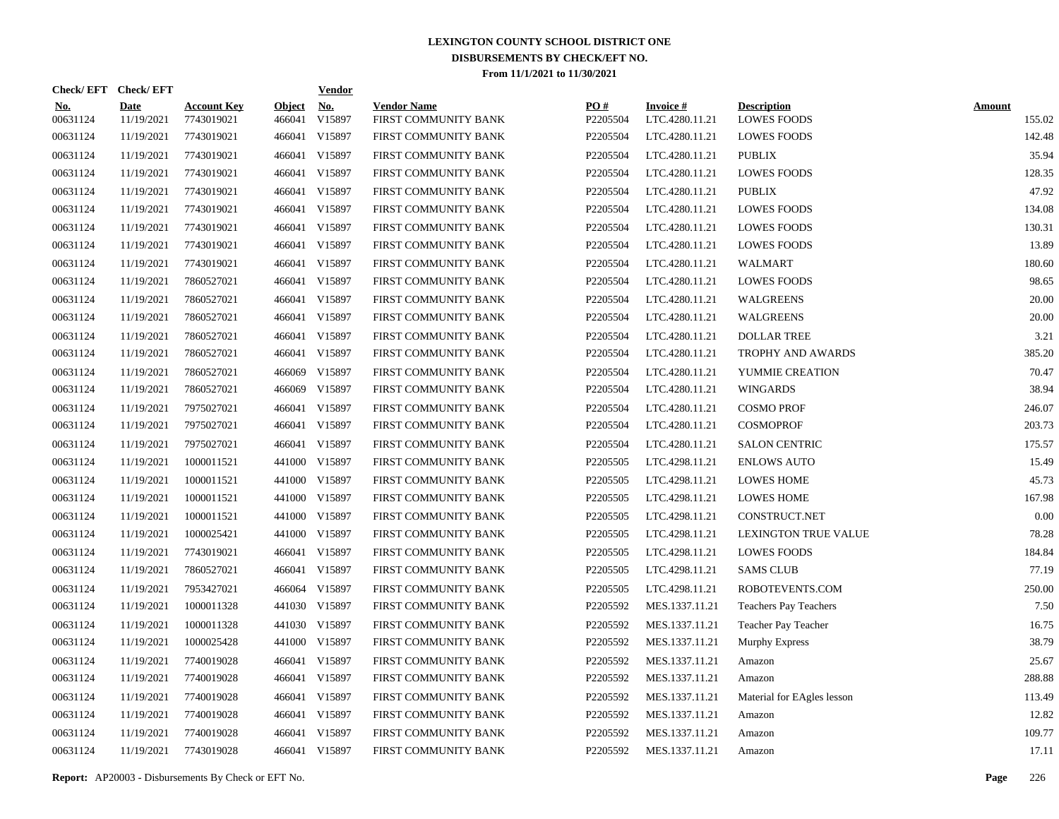# LEXINGTON COUNTY SCHOOL DISTRICT ONE
## DISBURSEMENTS BY CHECK/EFT NO.
### From 11/1/2021 to 11/30/2021

| Check/ EFT No. | Check/ EFT Date | Account Key | Object | Vendor No. | Vendor Name | PO # | Invoice # | Description | Amount |
|---|---|---|---|---|---|---|---|---|---|
| 00631124 | 11/19/2021 | 7743019021 | 466041 | V15897 | FIRST COMMUNITY BANK | P2205504 | LTC.4280.11.21 | LOWES FOODS | 155.02 |
| 00631124 | 11/19/2021 | 7743019021 | 466041 | V15897 | FIRST COMMUNITY BANK | P2205504 | LTC.4280.11.21 | LOWES FOODS | 142.48 |
| 00631124 | 11/19/2021 | 7743019021 | 466041 | V15897 | FIRST COMMUNITY BANK | P2205504 | LTC.4280.11.21 | PUBLIX | 35.94 |
| 00631124 | 11/19/2021 | 7743019021 | 466041 | V15897 | FIRST COMMUNITY BANK | P2205504 | LTC.4280.11.21 | LOWES FOODS | 128.35 |
| 00631124 | 11/19/2021 | 7743019021 | 466041 | V15897 | FIRST COMMUNITY BANK | P2205504 | LTC.4280.11.21 | PUBLIX | 47.92 |
| 00631124 | 11/19/2021 | 7743019021 | 466041 | V15897 | FIRST COMMUNITY BANK | P2205504 | LTC.4280.11.21 | LOWES FOODS | 134.08 |
| 00631124 | 11/19/2021 | 7743019021 | 466041 | V15897 | FIRST COMMUNITY BANK | P2205504 | LTC.4280.11.21 | LOWES FOODS | 130.31 |
| 00631124 | 11/19/2021 | 7743019021 | 466041 | V15897 | FIRST COMMUNITY BANK | P2205504 | LTC.4280.11.21 | LOWES FOODS | 13.89 |
| 00631124 | 11/19/2021 | 7743019021 | 466041 | V15897 | FIRST COMMUNITY BANK | P2205504 | LTC.4280.11.21 | WALMART | 180.60 |
| 00631124 | 11/19/2021 | 7860527021 | 466041 | V15897 | FIRST COMMUNITY BANK | P2205504 | LTC.4280.11.21 | LOWES FOODS | 98.65 |
| 00631124 | 11/19/2021 | 7860527021 | 466041 | V15897 | FIRST COMMUNITY BANK | P2205504 | LTC.4280.11.21 | WALGREENS | 20.00 |
| 00631124 | 11/19/2021 | 7860527021 | 466041 | V15897 | FIRST COMMUNITY BANK | P2205504 | LTC.4280.11.21 | WALGREENS | 20.00 |
| 00631124 | 11/19/2021 | 7860527021 | 466041 | V15897 | FIRST COMMUNITY BANK | P2205504 | LTC.4280.11.21 | DOLLAR TREE | 3.21 |
| 00631124 | 11/19/2021 | 7860527021 | 466041 | V15897 | FIRST COMMUNITY BANK | P2205504 | LTC.4280.11.21 | TROPHY AND AWARDS | 385.20 |
| 00631124 | 11/19/2021 | 7860527021 | 466069 | V15897 | FIRST COMMUNITY BANK | P2205504 | LTC.4280.11.21 | YUMMIE CREATION | 70.47 |
| 00631124 | 11/19/2021 | 7860527021 | 466069 | V15897 | FIRST COMMUNITY BANK | P2205504 | LTC.4280.11.21 | WINGARDS | 38.94 |
| 00631124 | 11/19/2021 | 7975027021 | 466041 | V15897 | FIRST COMMUNITY BANK | P2205504 | LTC.4280.11.21 | COSMO PROF | 246.07 |
| 00631124 | 11/19/2021 | 7975027021 | 466041 | V15897 | FIRST COMMUNITY BANK | P2205504 | LTC.4280.11.21 | COSMOPROF | 203.73 |
| 00631124 | 11/19/2021 | 7975027021 | 466041 | V15897 | FIRST COMMUNITY BANK | P2205504 | LTC.4280.11.21 | SALON CENTRIC | 175.57 |
| 00631124 | 11/19/2021 | 1000011521 | 441000 | V15897 | FIRST COMMUNITY BANK | P2205505 | LTC.4298.11.21 | ENLOWS AUTO | 15.49 |
| 00631124 | 11/19/2021 | 1000011521 | 441000 | V15897 | FIRST COMMUNITY BANK | P2205505 | LTC.4298.11.21 | LOWES HOME | 45.73 |
| 00631124 | 11/19/2021 | 1000011521 | 441000 | V15897 | FIRST COMMUNITY BANK | P2205505 | LTC.4298.11.21 | LOWES HOME | 167.98 |
| 00631124 | 11/19/2021 | 1000011521 | 441000 | V15897 | FIRST COMMUNITY BANK | P2205505 | LTC.4298.11.21 | CONSTRUCT.NET | 0.00 |
| 00631124 | 11/19/2021 | 1000025421 | 441000 | V15897 | FIRST COMMUNITY BANK | P2205505 | LTC.4298.11.21 | LEXINGTON TRUE VALUE | 78.28 |
| 00631124 | 11/19/2021 | 7743019021 | 466041 | V15897 | FIRST COMMUNITY BANK | P2205505 | LTC.4298.11.21 | LOWES FOODS | 184.84 |
| 00631124 | 11/19/2021 | 7860527021 | 466041 | V15897 | FIRST COMMUNITY BANK | P2205505 | LTC.4298.11.21 | SAMS CLUB | 77.19 |
| 00631124 | 11/19/2021 | 7953427021 | 466064 | V15897 | FIRST COMMUNITY BANK | P2205505 | LTC.4298.11.21 | ROBOTEVENTS.COM | 250.00 |
| 00631124 | 11/19/2021 | 1000011328 | 441030 | V15897 | FIRST COMMUNITY BANK | P2205592 | MES.1337.11.21 | Teachers Pay Teachers | 7.50 |
| 00631124 | 11/19/2021 | 1000011328 | 441030 | V15897 | FIRST COMMUNITY BANK | P2205592 | MES.1337.11.21 | Teacher Pay Teacher | 16.75 |
| 00631124 | 11/19/2021 | 1000025428 | 441000 | V15897 | FIRST COMMUNITY BANK | P2205592 | MES.1337.11.21 | Murphy Express | 38.79 |
| 00631124 | 11/19/2021 | 7740019028 | 466041 | V15897 | FIRST COMMUNITY BANK | P2205592 | MES.1337.11.21 | Amazon | 25.67 |
| 00631124 | 11/19/2021 | 7740019028 | 466041 | V15897 | FIRST COMMUNITY BANK | P2205592 | MES.1337.11.21 | Amazon | 288.88 |
| 00631124 | 11/19/2021 | 7740019028 | 466041 | V15897 | FIRST COMMUNITY BANK | P2205592 | MES.1337.11.21 | Material for EAgles lesson | 113.49 |
| 00631124 | 11/19/2021 | 7740019028 | 466041 | V15897 | FIRST COMMUNITY BANK | P2205592 | MES.1337.11.21 | Amazon | 12.82 |
| 00631124 | 11/19/2021 | 7740019028 | 466041 | V15897 | FIRST COMMUNITY BANK | P2205592 | MES.1337.11.21 | Amazon | 109.77 |
| 00631124 | 11/19/2021 | 7743019028 | 466041 | V15897 | FIRST COMMUNITY BANK | P2205592 | MES.1337.11.21 | Amazon | 17.11 |

**Report:** AP20003 - Disbursements By Check or EFT No.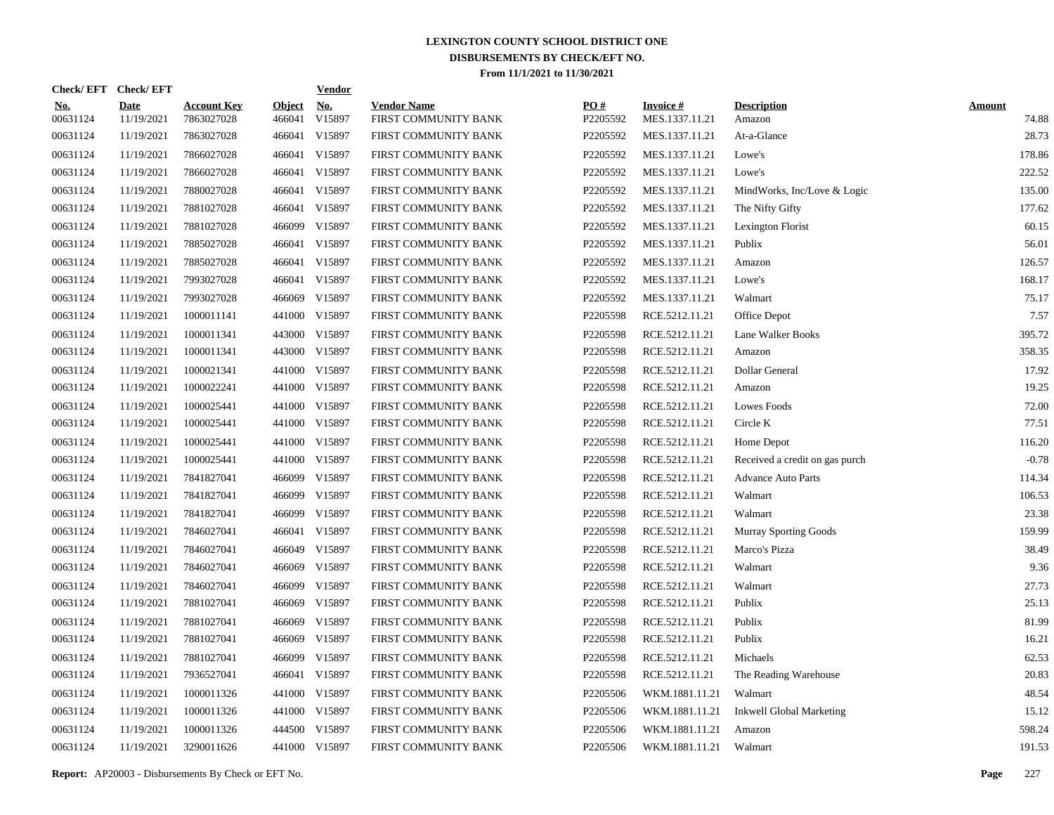# LEXINGTON COUNTY SCHOOL DISTRICT ONE
## DISBURSEMENTS BY CHECK/EFT NO.
### From 11/1/2021 to 11/30/2021

| Check/ EFT No. | Check/ EFT Date | Account Key | Object | Vendor No. | Vendor Name | PO # | Invoice # | Description | Amount |
|---|---|---|---|---|---|---|---|---|---|
| 00631124 | 11/19/2021 | 7863027028 | 466041 | V15897 | FIRST COMMUNITY BANK | P2205592 | MES.1337.11.21 | Amazon | 74.88 |
| 00631124 | 11/19/2021 | 7863027028 | 466041 | V15897 | FIRST COMMUNITY BANK | P2205592 | MES.1337.11.21 | At-a-Glance | 28.73 |
| 00631124 | 11/19/2021 | 7866027028 | 466041 | V15897 | FIRST COMMUNITY BANK | P2205592 | MES.1337.11.21 | Lowe's | 178.86 |
| 00631124 | 11/19/2021 | 7866027028 | 466041 | V15897 | FIRST COMMUNITY BANK | P2205592 | MES.1337.11.21 | Lowe's | 222.52 |
| 00631124 | 11/19/2021 | 7880027028 | 466041 | V15897 | FIRST COMMUNITY BANK | P2205592 | MES.1337.11.21 | MindWorks, Inc/Love & Logic | 135.00 |
| 00631124 | 11/19/2021 | 7881027028 | 466041 | V15897 | FIRST COMMUNITY BANK | P2205592 | MES.1337.11.21 | The Nifty Gifty | 177.62 |
| 00631124 | 11/19/2021 | 7881027028 | 466099 | V15897 | FIRST COMMUNITY BANK | P2205592 | MES.1337.11.21 | Lexington Florist | 60.15 |
| 00631124 | 11/19/2021 | 7885027028 | 466041 | V15897 | FIRST COMMUNITY BANK | P2205592 | MES.1337.11.21 | Publix | 56.01 |
| 00631124 | 11/19/2021 | 7885027028 | 466041 | V15897 | FIRST COMMUNITY BANK | P2205592 | MES.1337.11.21 | Amazon | 126.57 |
| 00631124 | 11/19/2021 | 7993027028 | 466041 | V15897 | FIRST COMMUNITY BANK | P2205592 | MES.1337.11.21 | Lowe's | 168.17 |
| 00631124 | 11/19/2021 | 7993027028 | 466069 | V15897 | FIRST COMMUNITY BANK | P2205592 | MES.1337.11.21 | Walmart | 75.17 |
| 00631124 | 11/19/2021 | 1000011141 | 441000 | V15897 | FIRST COMMUNITY BANK | P2205598 | RCE.5212.11.21 | Office Depot | 7.57 |
| 00631124 | 11/19/2021 | 1000011341 | 443000 | V15897 | FIRST COMMUNITY BANK | P2205598 | RCE.5212.11.21 | Lane Walker Books | 395.72 |
| 00631124 | 11/19/2021 | 1000011341 | 443000 | V15897 | FIRST COMMUNITY BANK | P2205598 | RCE.5212.11.21 | Amazon | 358.35 |
| 00631124 | 11/19/2021 | 1000021341 | 441000 | V15897 | FIRST COMMUNITY BANK | P2205598 | RCE.5212.11.21 | Dollar General | 17.92 |
| 00631124 | 11/19/2021 | 1000022241 | 441000 | V15897 | FIRST COMMUNITY BANK | P2205598 | RCE.5212.11.21 | Amazon | 19.25 |
| 00631124 | 11/19/2021 | 1000025441 | 441000 | V15897 | FIRST COMMUNITY BANK | P2205598 | RCE.5212.11.21 | Lowes Foods | 72.00 |
| 00631124 | 11/19/2021 | 1000025441 | 441000 | V15897 | FIRST COMMUNITY BANK | P2205598 | RCE.5212.11.21 | Circle K | 77.51 |
| 00631124 | 11/19/2021 | 1000025441 | 441000 | V15897 | FIRST COMMUNITY BANK | P2205598 | RCE.5212.11.21 | Home Depot | 116.20 |
| 00631124 | 11/19/2021 | 1000025441 | 441000 | V15897 | FIRST COMMUNITY BANK | P2205598 | RCE.5212.11.21 | Received a credit on gas purch | -0.78 |
| 00631124 | 11/19/2021 | 7841827041 | 466099 | V15897 | FIRST COMMUNITY BANK | P2205598 | RCE.5212.11.21 | Advance Auto Parts | 114.34 |
| 00631124 | 11/19/2021 | 7841827041 | 466099 | V15897 | FIRST COMMUNITY BANK | P2205598 | RCE.5212.11.21 | Walmart | 106.53 |
| 00631124 | 11/19/2021 | 7841827041 | 466099 | V15897 | FIRST COMMUNITY BANK | P2205598 | RCE.5212.11.21 | Walmart | 23.38 |
| 00631124 | 11/19/2021 | 7846027041 | 466041 | V15897 | FIRST COMMUNITY BANK | P2205598 | RCE.5212.11.21 | Murray Sporting Goods | 159.99 |
| 00631124 | 11/19/2021 | 7846027041 | 466049 | V15897 | FIRST COMMUNITY BANK | P2205598 | RCE.5212.11.21 | Marco's Pizza | 38.49 |
| 00631124 | 11/19/2021 | 7846027041 | 466069 | V15897 | FIRST COMMUNITY BANK | P2205598 | RCE.5212.11.21 | Walmart | 9.36 |
| 00631124 | 11/19/2021 | 7846027041 | 466099 | V15897 | FIRST COMMUNITY BANK | P2205598 | RCE.5212.11.21 | Walmart | 27.73 |
| 00631124 | 11/19/2021 | 7881027041 | 466069 | V15897 | FIRST COMMUNITY BANK | P2205598 | RCE.5212.11.21 | Publix | 25.13 |
| 00631124 | 11/19/2021 | 7881027041 | 466069 | V15897 | FIRST COMMUNITY BANK | P2205598 | RCE.5212.11.21 | Publix | 81.99 |
| 00631124 | 11/19/2021 | 7881027041 | 466069 | V15897 | FIRST COMMUNITY BANK | P2205598 | RCE.5212.11.21 | Publix | 16.21 |
| 00631124 | 11/19/2021 | 7881027041 | 466099 | V15897 | FIRST COMMUNITY BANK | P2205598 | RCE.5212.11.21 | Michaels | 62.53 |
| 00631124 | 11/19/2021 | 7936527041 | 466041 | V15897 | FIRST COMMUNITY BANK | P2205598 | RCE.5212.11.21 | The Reading Warehouse | 20.83 |
| 00631124 | 11/19/2021 | 1000011326 | 441000 | V15897 | FIRST COMMUNITY BANK | P2205506 | WKM.1881.11.21 | Walmart | 48.54 |
| 00631124 | 11/19/2021 | 1000011326 | 441000 | V15897 | FIRST COMMUNITY BANK | P2205506 | WKM.1881.11.21 | Inkwell Global Marketing | 15.12 |
| 00631124 | 11/19/2021 | 1000011326 | 444500 | V15897 | FIRST COMMUNITY BANK | P2205506 | WKM.1881.11.21 | Amazon | 598.24 |
| 00631124 | 11/19/2021 | 3290011626 | 441000 | V15897 | FIRST COMMUNITY BANK | P2205506 | WKM.1881.11.21 | Walmart | 191.53 |

**Report:** AP20003 - Disbursements By Check or EFT No.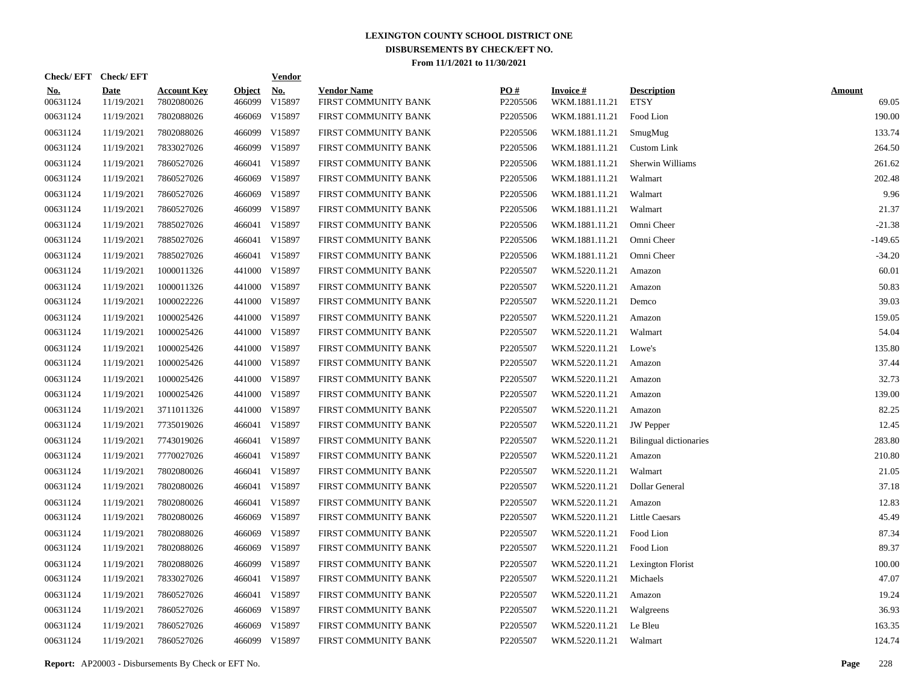# LEXINGTON COUNTY SCHOOL DISTRICT ONE
## DISBURSEMENTS BY CHECK/EFT NO.
### From 11/1/2021 to 11/30/2021

| Check/ EFT No. | Check/ EFT Date | Account Key | Object | Vendor No. | Vendor Name | PO # | Invoice # | Description | Amount |
|---|---|---|---|---|---|---|---|---|---|
| 00631124 | 11/19/2021 | 7802080026 | 466099 | V15897 | FIRST COMMUNITY BANK | P2205506 | WKM.1881.11.21 | ETSY | 69.05 |
| 00631124 | 11/19/2021 | 7802088026 | 466069 | V15897 | FIRST COMMUNITY BANK | P2205506 | WKM.1881.11.21 | Food Lion | 190.00 |
| 00631124 | 11/19/2021 | 7802088026 | 466099 | V15897 | FIRST COMMUNITY BANK | P2205506 | WKM.1881.11.21 | SmugMug | 133.74 |
| 00631124 | 11/19/2021 | 7833027026 | 466099 | V15897 | FIRST COMMUNITY BANK | P2205506 | WKM.1881.11.21 | Custom Link | 264.50 |
| 00631124 | 11/19/2021 | 7860527026 | 466041 | V15897 | FIRST COMMUNITY BANK | P2205506 | WKM.1881.11.21 | Sherwin Williams | 261.62 |
| 00631124 | 11/19/2021 | 7860527026 | 466069 | V15897 | FIRST COMMUNITY BANK | P2205506 | WKM.1881.11.21 | Walmart | 202.48 |
| 00631124 | 11/19/2021 | 7860527026 | 466069 | V15897 | FIRST COMMUNITY BANK | P2205506 | WKM.1881.11.21 | Walmart | 9.96 |
| 00631124 | 11/19/2021 | 7860527026 | 466099 | V15897 | FIRST COMMUNITY BANK | P2205506 | WKM.1881.11.21 | Walmart | 21.37 |
| 00631124 | 11/19/2021 | 7885027026 | 466041 | V15897 | FIRST COMMUNITY BANK | P2205506 | WKM.1881.11.21 | Omni Cheer | -21.38 |
| 00631124 | 11/19/2021 | 7885027026 | 466041 | V15897 | FIRST COMMUNITY BANK | P2205506 | WKM.1881.11.21 | Omni Cheer | -149.65 |
| 00631124 | 11/19/2021 | 7885027026 | 466041 | V15897 | FIRST COMMUNITY BANK | P2205506 | WKM.1881.11.21 | Omni Cheer | -34.20 |
| 00631124 | 11/19/2021 | 1000011326 | 441000 | V15897 | FIRST COMMUNITY BANK | P2205507 | WKM.5220.11.21 | Amazon | 60.01 |
| 00631124 | 11/19/2021 | 1000011326 | 441000 | V15897 | FIRST COMMUNITY BANK | P2205507 | WKM.5220.11.21 | Amazon | 50.83 |
| 00631124 | 11/19/2021 | 1000022226 | 441000 | V15897 | FIRST COMMUNITY BANK | P2205507 | WKM.5220.11.21 | Demco | 39.03 |
| 00631124 | 11/19/2021 | 1000025426 | 441000 | V15897 | FIRST COMMUNITY BANK | P2205507 | WKM.5220.11.21 | Amazon | 159.05 |
| 00631124 | 11/19/2021 | 1000025426 | 441000 | V15897 | FIRST COMMUNITY BANK | P2205507 | WKM.5220.11.21 | Walmart | 54.04 |
| 00631124 | 11/19/2021 | 1000025426 | 441000 | V15897 | FIRST COMMUNITY BANK | P2205507 | WKM.5220.11.21 | Lowe's | 135.80 |
| 00631124 | 11/19/2021 | 1000025426 | 441000 | V15897 | FIRST COMMUNITY BANK | P2205507 | WKM.5220.11.21 | Amazon | 37.44 |
| 00631124 | 11/19/2021 | 1000025426 | 441000 | V15897 | FIRST COMMUNITY BANK | P2205507 | WKM.5220.11.21 | Amazon | 32.73 |
| 00631124 | 11/19/2021 | 1000025426 | 441000 | V15897 | FIRST COMMUNITY BANK | P2205507 | WKM.5220.11.21 | Amazon | 139.00 |
| 00631124 | 11/19/2021 | 3711011326 | 441000 | V15897 | FIRST COMMUNITY BANK | P2205507 | WKM.5220.11.21 | Amazon | 82.25 |
| 00631124 | 11/19/2021 | 7735019026 | 466041 | V15897 | FIRST COMMUNITY BANK | P2205507 | WKM.5220.11.21 | JW Pepper | 12.45 |
| 00631124 | 11/19/2021 | 7743019026 | 466041 | V15897 | FIRST COMMUNITY BANK | P2205507 | WKM.5220.11.21 | Bilingual dictionaries | 283.80 |
| 00631124 | 11/19/2021 | 7770027026 | 466041 | V15897 | FIRST COMMUNITY BANK | P2205507 | WKM.5220.11.21 | Amazon | 210.80 |
| 00631124 | 11/19/2021 | 7802080026 | 466041 | V15897 | FIRST COMMUNITY BANK | P2205507 | WKM.5220.11.21 | Walmart | 21.05 |
| 00631124 | 11/19/2021 | 7802080026 | 466041 | V15897 | FIRST COMMUNITY BANK | P2205507 | WKM.5220.11.21 | Dollar General | 37.18 |
| 00631124 | 11/19/2021 | 7802080026 | 466041 | V15897 | FIRST COMMUNITY BANK | P2205507 | WKM.5220.11.21 | Amazon | 12.83 |
| 00631124 | 11/19/2021 | 7802080026 | 466069 | V15897 | FIRST COMMUNITY BANK | P2205507 | WKM.5220.11.21 | Little Caesars | 45.49 |
| 00631124 | 11/19/2021 | 7802088026 | 466069 | V15897 | FIRST COMMUNITY BANK | P2205507 | WKM.5220.11.21 | Food Lion | 87.34 |
| 00631124 | 11/19/2021 | 7802088026 | 466069 | V15897 | FIRST COMMUNITY BANK | P2205507 | WKM.5220.11.21 | Food Lion | 89.37 |
| 00631124 | 11/19/2021 | 7802088026 | 466099 | V15897 | FIRST COMMUNITY BANK | P2205507 | WKM.5220.11.21 | Lexington Florist | 100.00 |
| 00631124 | 11/19/2021 | 7833027026 | 466041 | V15897 | FIRST COMMUNITY BANK | P2205507 | WKM.5220.11.21 | Michaels | 47.07 |
| 00631124 | 11/19/2021 | 7860527026 | 466041 | V15897 | FIRST COMMUNITY BANK | P2205507 | WKM.5220.11.21 | Amazon | 19.24 |
| 00631124 | 11/19/2021 | 7860527026 | 466069 | V15897 | FIRST COMMUNITY BANK | P2205507 | WKM.5220.11.21 | Walgreens | 36.93 |
| 00631124 | 11/19/2021 | 7860527026 | 466069 | V15897 | FIRST COMMUNITY BANK | P2205507 | WKM.5220.11.21 | Le Bleu | 163.35 |
| 00631124 | 11/19/2021 | 7860527026 | 466099 | V15897 | FIRST COMMUNITY BANK | P2205507 | WKM.5220.11.21 | Walmart | 124.74 |

**Report:** AP20003 - Disbursements By Check or EFT No.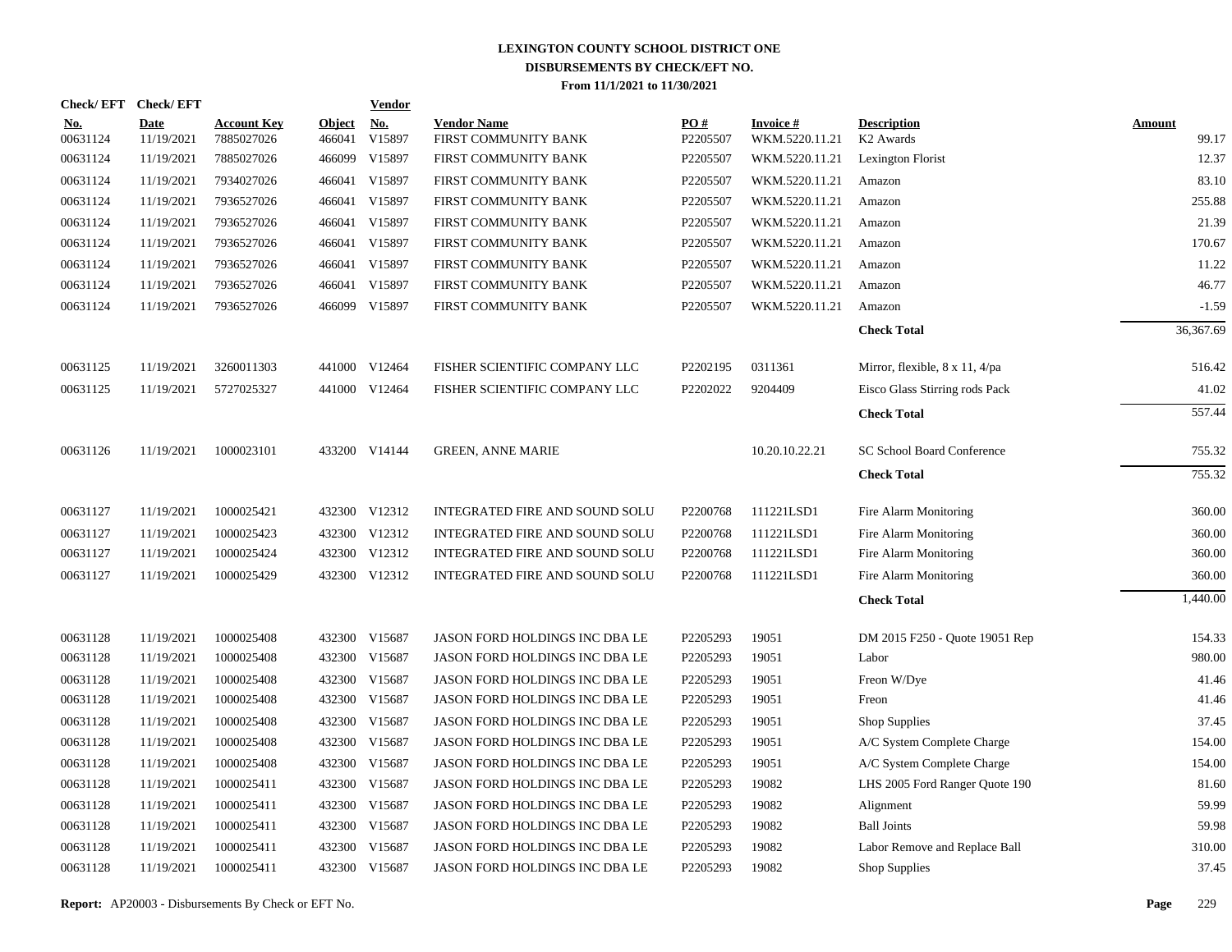# LEXINGTON COUNTY SCHOOL DISTRICT ONE
## DISBURSEMENTS BY CHECK/EFT NO.
### From 11/1/2021 to 11/30/2021

| Check/ EFT No. | Check/ EFT Date | Account Key | Object | Vendor No. | Vendor Name | PO # | Invoice # | Description | Amount |
|---|---|---|---|---|---|---|---|---|---|
| 00631124 | 11/19/2021 | 7885027026 | 466041 | V15897 | FIRST COMMUNITY BANK | P2205507 | WKM.5220.11.21 | K2 Awards | 99.17 |
| 00631124 | 11/19/2021 | 7885027026 | 466099 | V15897 | FIRST COMMUNITY BANK | P2205507 | WKM.5220.11.21 | Lexington Florist | 12.37 |
| 00631124 | 11/19/2021 | 7934027026 | 466041 | V15897 | FIRST COMMUNITY BANK | P2205507 | WKM.5220.11.21 | Amazon | 83.10 |
| 00631124 | 11/19/2021 | 7936527026 | 466041 | V15897 | FIRST COMMUNITY BANK | P2205507 | WKM.5220.11.21 | Amazon | 255.88 |
| 00631124 | 11/19/2021 | 7936527026 | 466041 | V15897 | FIRST COMMUNITY BANK | P2205507 | WKM.5220.11.21 | Amazon | 21.39 |
| 00631124 | 11/19/2021 | 7936527026 | 466041 | V15897 | FIRST COMMUNITY BANK | P2205507 | WKM.5220.11.21 | Amazon | 170.67 |
| 00631124 | 11/19/2021 | 7936527026 | 466041 | V15897 | FIRST COMMUNITY BANK | P2205507 | WKM.5220.11.21 | Amazon | 11.22 |
| 00631124 | 11/19/2021 | 7936527026 | 466041 | V15897 | FIRST COMMUNITY BANK | P2205507 | WKM.5220.11.21 | Amazon | 46.77 |
| 00631124 | 11/19/2021 | 7936527026 | 466099 | V15897 | FIRST COMMUNITY BANK | P2205507 | WKM.5220.11.21 | Amazon | -1.59 |
| | | | | | | | | **Check Total** | 36,367.69 |
| 00631125 | 11/19/2021 | 3260011303 | 441000 | V12464 | FISHER SCIENTIFIC COMPANY LLC | P2202195 | 0311361 | Mirror, flexible, 8 x 11, 4/pa | 516.42 |
| 00631125 | 11/19/2021 | 5727025327 | 441000 | V12464 | FISHER SCIENTIFIC COMPANY LLC | P2202022 | 9204409 | Eisco Glass Stirring rods Pack | 41.02 |
| | | | | | | | | **Check Total** | 557.44 |
| 00631126 | 11/19/2021 | 1000023101 | 433200 | V14144 | GREEN, ANNE MARIE | | 10.20.10.22.21 | SC School Board Conference | 755.32 |
| | | | | | | | | **Check Total** | 755.32 |
| 00631127 | 11/19/2021 | 1000025421 | 432300 | V12312 | INTEGRATED FIRE AND SOUND SOLU | P2200768 | 111221LSD1 | Fire Alarm Monitoring | 360.00 |
| 00631127 | 11/19/2021 | 1000025423 | 432300 | V12312 | INTEGRATED FIRE AND SOUND SOLU | P2200768 | 111221LSD1 | Fire Alarm Monitoring | 360.00 |
| 00631127 | 11/19/2021 | 1000025424 | 432300 | V12312 | INTEGRATED FIRE AND SOUND SOLU | P2200768 | 111221LSD1 | Fire Alarm Monitoring | 360.00 |
| 00631127 | 11/19/2021 | 1000025429 | 432300 | V12312 | INTEGRATED FIRE AND SOUND SOLU | P2200768 | 111221LSD1 | Fire Alarm Monitoring | 360.00 |
| | | | | | | | | **Check Total** | 1,440.00 |
| 00631128 | 11/19/2021 | 1000025408 | 432300 | V15687 | JASON FORD HOLDINGS INC DBA LE | P2205293 | 19051 | DM 2015 F250 - Quote 19051 Rep | 154.33 |
| 00631128 | 11/19/2021 | 1000025408 | 432300 | V15687 | JASON FORD HOLDINGS INC DBA LE | P2205293 | 19051 | Labor | 980.00 |
| 00631128 | 11/19/2021 | 1000025408 | 432300 | V15687 | JASON FORD HOLDINGS INC DBA LE | P2205293 | 19051 | Freon W/Dye | 41.46 |
| 00631128 | 11/19/2021 | 1000025408 | 432300 | V15687 | JASON FORD HOLDINGS INC DBA LE | P2205293 | 19051 | Freon | 41.46 |
| 00631128 | 11/19/2021 | 1000025408 | 432300 | V15687 | JASON FORD HOLDINGS INC DBA LE | P2205293 | 19051 | Shop Supplies | 37.45 |
| 00631128 | 11/19/2021 | 1000025408 | 432300 | V15687 | JASON FORD HOLDINGS INC DBA LE | P2205293 | 19051 | A/C System Complete Charge | 154.00 |
| 00631128 | 11/19/2021 | 1000025408 | 432300 | V15687 | JASON FORD HOLDINGS INC DBA LE | P2205293 | 19051 | A/C System Complete Charge | 154.00 |
| 00631128 | 11/19/2021 | 1000025411 | 432300 | V15687 | JASON FORD HOLDINGS INC DBA LE | P2205293 | 19082 | LHS 2005 Ford Ranger Quote 190 | 81.60 |
| 00631128 | 11/19/2021 | 1000025411 | 432300 | V15687 | JASON FORD HOLDINGS INC DBA LE | P2205293 | 19082 | Alignment | 59.99 |
| 00631128 | 11/19/2021 | 1000025411 | 432300 | V15687 | JASON FORD HOLDINGS INC DBA LE | P2205293 | 19082 | Ball Joints | 59.98 |
| 00631128 | 11/19/2021 | 1000025411 | 432300 | V15687 | JASON FORD HOLDINGS INC DBA LE | P2205293 | 19082 | Labor Remove and Replace Ball | 310.00 |
| 00631128 | 11/19/2021 | 1000025411 | 432300 | V15687 | JASON FORD HOLDINGS INC DBA LE | P2205293 | 19082 | Shop Supplies | 37.45 |

**Report:** AP20003 - Disbursements By Check or EFT No.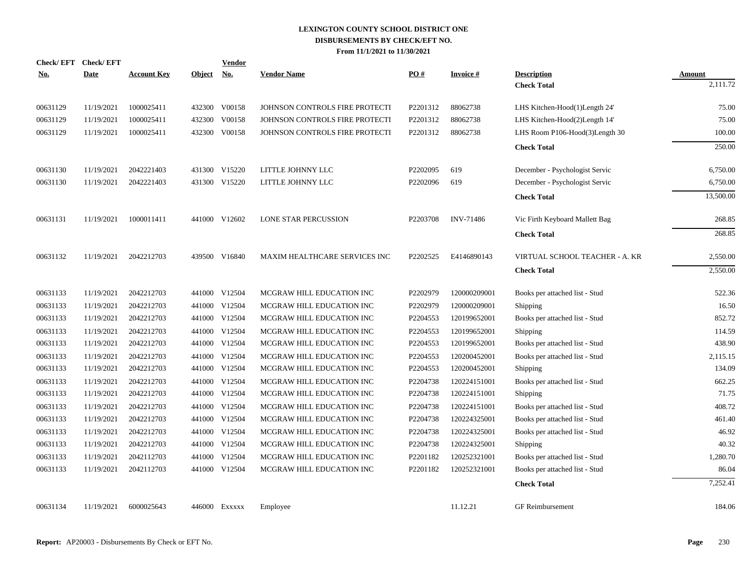# LEXINGTON COUNTY SCHOOL DISTRICT ONE
## DISBURSEMENTS BY CHECK/EFT NO.
### From 11/1/2021 to 11/30/2021

| Check/ EFT No. | Check/ EFT Date | Account Key | Object | Vendor No. | Vendor Name | PO # | Invoice # | Description | Amount |
|---|---|---|---|---|---|---|---|---|---|
| | | | | | | | | **Check Total** | 2,111.72 |
| 00631129 | 11/19/2021 | 1000025411 | 432300 | V00158 | JOHNSON CONTROLS FIRE PROTECTI | P2201312 | 88062738 | LHS Kitchen-Hood(1)Length 24' | 75.00 |
| 00631129 | 11/19/2021 | 1000025411 | 432300 | V00158 | JOHNSON CONTROLS FIRE PROTECTI | P2201312 | 88062738 | LHS Kitchen-Hood(2)Length 14' | 75.00 |
| 00631129 | 11/19/2021 | 1000025411 | 432300 | V00158 | JOHNSON CONTROLS FIRE PROTECTI | P2201312 | 88062738 | LHS Room P106-Hood(3)Length 30 | 100.00 |
| | | | | | | | | **Check Total** | 250.00 |
| 00631130 | 11/19/2021 | 2042221403 | 431300 | V15220 | LITTLE JOHNNY LLC | P2202095 | 619 | December - Psychologist Servic | 6,750.00 |
| 00631130 | 11/19/2021 | 2042221403 | 431300 | V15220 | LITTLE JOHNNY LLC | P2202096 | 619 | December - Psychologist Servic | 6,750.00 |
| | | | | | | | | **Check Total** | 13,500.00 |
| 00631131 | 11/19/2021 | 1000011411 | 441000 | V12602 | LONE STAR PERCUSSION | P2203708 | INV-71486 | Vic Firth Keyboard Mallett Bag | 268.85 |
| | | | | | | | | **Check Total** | 268.85 |
| 00631132 | 11/19/2021 | 2042212703 | 439500 | V16840 | MAXIM HEALTHCARE SERVICES INC | P2202525 | E4146890143 | VIRTUAL SCHOOL TEACHER - A. KR | 2,550.00 |
| | | | | | | | | **Check Total** | 2,550.00 |
| 00631133 | 11/19/2021 | 2042212703 | 441000 | V12504 | MCGRAW HILL EDUCATION INC | P2202979 | 120000209001 | Books per attached list - Stud | 522.36 |
| 00631133 | 11/19/2021 | 2042212703 | 441000 | V12504 | MCGRAW HILL EDUCATION INC | P2202979 | 120000209001 | Shipping | 16.50 |
| 00631133 | 11/19/2021 | 2042212703 | 441000 | V12504 | MCGRAW HILL EDUCATION INC | P2204553 | 120199652001 | Books per attached list - Stud | 852.72 |
| 00631133 | 11/19/2021 | 2042212703 | 441000 | V12504 | MCGRAW HILL EDUCATION INC | P2204553 | 120199652001 | Shipping | 114.59 |
| 00631133 | 11/19/2021 | 2042212703 | 441000 | V12504 | MCGRAW HILL EDUCATION INC | P2204553 | 120199652001 | Books per attached list - Stud | 438.90 |
| 00631133 | 11/19/2021 | 2042212703 | 441000 | V12504 | MCGRAW HILL EDUCATION INC | P2204553 | 120200452001 | Books per attached list - Stud | 2,115.15 |
| 00631133 | 11/19/2021 | 2042212703 | 441000 | V12504 | MCGRAW HILL EDUCATION INC | P2204553 | 120200452001 | Shipping | 134.09 |
| 00631133 | 11/19/2021 | 2042212703 | 441000 | V12504 | MCGRAW HILL EDUCATION INC | P2204738 | 120224151001 | Books per attached list - Stud | 662.25 |
| 00631133 | 11/19/2021 | 2042212703 | 441000 | V12504 | MCGRAW HILL EDUCATION INC | P2204738 | 120224151001 | Shipping | 71.75 |
| 00631133 | 11/19/2021 | 2042212703 | 441000 | V12504 | MCGRAW HILL EDUCATION INC | P2204738 | 120224151001 | Books per attached list - Stud | 408.72 |
| 00631133 | 11/19/2021 | 2042212703 | 441000 | V12504 | MCGRAW HILL EDUCATION INC | P2204738 | 120224325001 | Books per attached list - Stud | 461.40 |
| 00631133 | 11/19/2021 | 2042212703 | 441000 | V12504 | MCGRAW HILL EDUCATION INC | P2204738 | 120224325001 | Books per attached list - Stud | 46.92 |
| 00631133 | 11/19/2021 | 2042212703 | 441000 | V12504 | MCGRAW HILL EDUCATION INC | P2204738 | 120224325001 | Shipping | 40.32 |
| 00631133 | 11/19/2021 | 2042112703 | 441000 | V12504 | MCGRAW HILL EDUCATION INC | P2201182 | 120252321001 | Books per attached list - Stud | 1,280.70 |
| 00631133 | 11/19/2021 | 2042112703 | 441000 | V12504 | MCGRAW HILL EDUCATION INC | P2201182 | 120252321001 | Books per attached list - Stud | 86.04 |
| | | | | | | | | **Check Total** | 7,252.41 |
| 00631134 | 11/19/2021 | 6000025643 | 446000 | Exxxxx | Employee | | 11.12.21 | GF Reimbursement | 184.06 |

**Report:** AP20003 - Disbursements By Check or EFT No.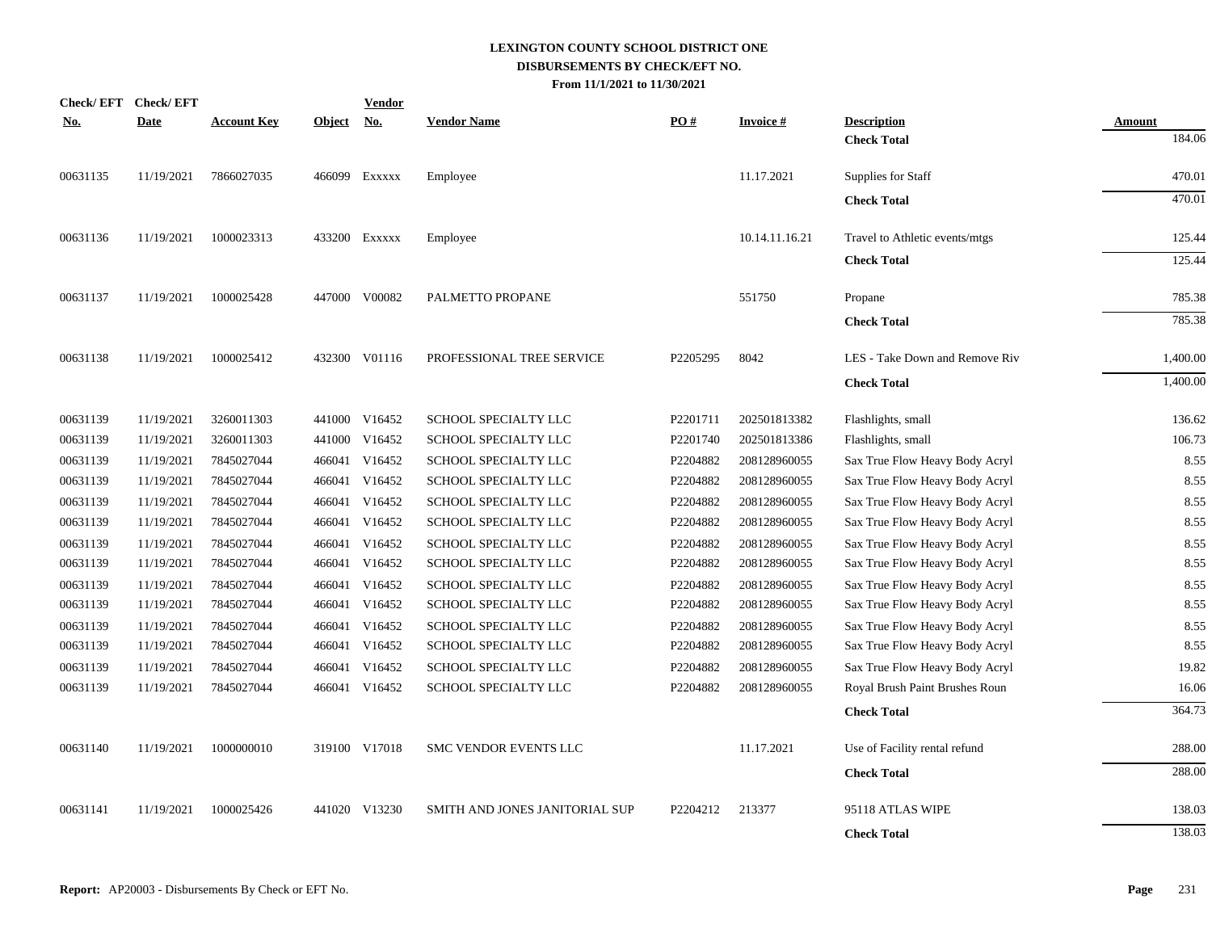# LEXINGTON COUNTY SCHOOL DISTRICT ONE
## DISBURSEMENTS BY CHECK/EFT NO.
### From 11/1/2021 to 11/30/2021

| Check/ EFT No. | Check/ EFT Date | Account Key | Object | Vendor No. | Vendor Name | PO # | Invoice # | Description | Amount |
|---|---|---|---|---|---|---|---|---|---|
| | | | | | | | | **Check Total** | 184.06 |
| 00631135 | 11/19/2021 | 7866027035 | 466099 | Exxxxx | Employee | | 11.17.2021 | Supplies for Staff | 470.01 |
| | | | | | | | | **Check Total** | 470.01 |
| 00631136 | 11/19/2021 | 1000023313 | 433200 | Exxxxx | Employee | | 10.14.11.16.21 | Travel to Athletic events/mtgs | 125.44 |
| | | | | | | | | **Check Total** | 125.44 |
| 00631137 | 11/19/2021 | 1000025428 | 447000 | V00082 | PALMETTO PROPANE | | 551750 | Propane | 785.38 |
| | | | | | | | | **Check Total** | 785.38 |
| 00631138 | 11/19/2021 | 1000025412 | 432300 | V01116 | PROFESSIONAL TREE SERVICE | P2205295 | 8042 | LES - Take Down and Remove Riv | 1,400.00 |
| | | | | | | | | **Check Total** | 1,400.00 |
| 00631139 | 11/19/2021 | 3260011303 | 441000 | V16452 | SCHOOL SPECIALTY LLC | P2201711 | 202501813382 | Flashlights, small | 136.62 |
| 00631139 | 11/19/2021 | 3260011303 | 441000 | V16452 | SCHOOL SPECIALTY LLC | P2201740 | 202501813386 | Flashlights, small | 106.73 |
| 00631139 | 11/19/2021 | 7845027044 | 466041 | V16452 | SCHOOL SPECIALTY LLC | P2204882 | 208128960055 | Sax True Flow Heavy Body Acryl | 8.55 |
| 00631139 | 11/19/2021 | 7845027044 | 466041 | V16452 | SCHOOL SPECIALTY LLC | P2204882 | 208128960055 | Sax True Flow Heavy Body Acryl | 8.55 |
| 00631139 | 11/19/2021 | 7845027044 | 466041 | V16452 | SCHOOL SPECIALTY LLC | P2204882 | 208128960055 | Sax True Flow Heavy Body Acryl | 8.55 |
| 00631139 | 11/19/2021 | 7845027044 | 466041 | V16452 | SCHOOL SPECIALTY LLC | P2204882 | 208128960055 | Sax True Flow Heavy Body Acryl | 8.55 |
| 00631139 | 11/19/2021 | 7845027044 | 466041 | V16452 | SCHOOL SPECIALTY LLC | P2204882 | 208128960055 | Sax True Flow Heavy Body Acryl | 8.55 |
| 00631139 | 11/19/2021 | 7845027044 | 466041 | V16452 | SCHOOL SPECIALTY LLC | P2204882 | 208128960055 | Sax True Flow Heavy Body Acryl | 8.55 |
| 00631139 | 11/19/2021 | 7845027044 | 466041 | V16452 | SCHOOL SPECIALTY LLC | P2204882 | 208128960055 | Sax True Flow Heavy Body Acryl | 8.55 |
| 00631139 | 11/19/2021 | 7845027044 | 466041 | V16452 | SCHOOL SPECIALTY LLC | P2204882 | 208128960055 | Sax True Flow Heavy Body Acryl | 8.55 |
| 00631139 | 11/19/2021 | 7845027044 | 466041 | V16452 | SCHOOL SPECIALTY LLC | P2204882 | 208128960055 | Sax True Flow Heavy Body Acryl | 8.55 |
| 00631139 | 11/19/2021 | 7845027044 | 466041 | V16452 | SCHOOL SPECIALTY LLC | P2204882 | 208128960055 | Sax True Flow Heavy Body Acryl | 8.55 |
| 00631139 | 11/19/2021 | 7845027044 | 466041 | V16452 | SCHOOL SPECIALTY LLC | P2204882 | 208128960055 | Sax True Flow Heavy Body Acryl | 19.82 |
| 00631139 | 11/19/2021 | 7845027044 | 466041 | V16452 | SCHOOL SPECIALTY LLC | P2204882 | 208128960055 | Royal Brush Paint Brushes Roun | 16.06 |
| | | | | | | | | **Check Total** | 364.73 |
| 00631140 | 11/19/2021 | 1000000010 | 319100 | V17018 | SMC VENDOR EVENTS LLC | | 11.17.2021 | Use of Facility rental refund | 288.00 |
| | | | | | | | | **Check Total** | 288.00 |
| 00631141 | 11/19/2021 | 1000025426 | 441020 | V13230 | SMITH AND JONES JANITORIAL SUP | P2204212 | 213377 | 95118 ATLAS WIPE | 138.03 |
| | | | | | | | | **Check Total** | 138.03 |

**Report:** AP20003 - Disbursements By Check or EFT No.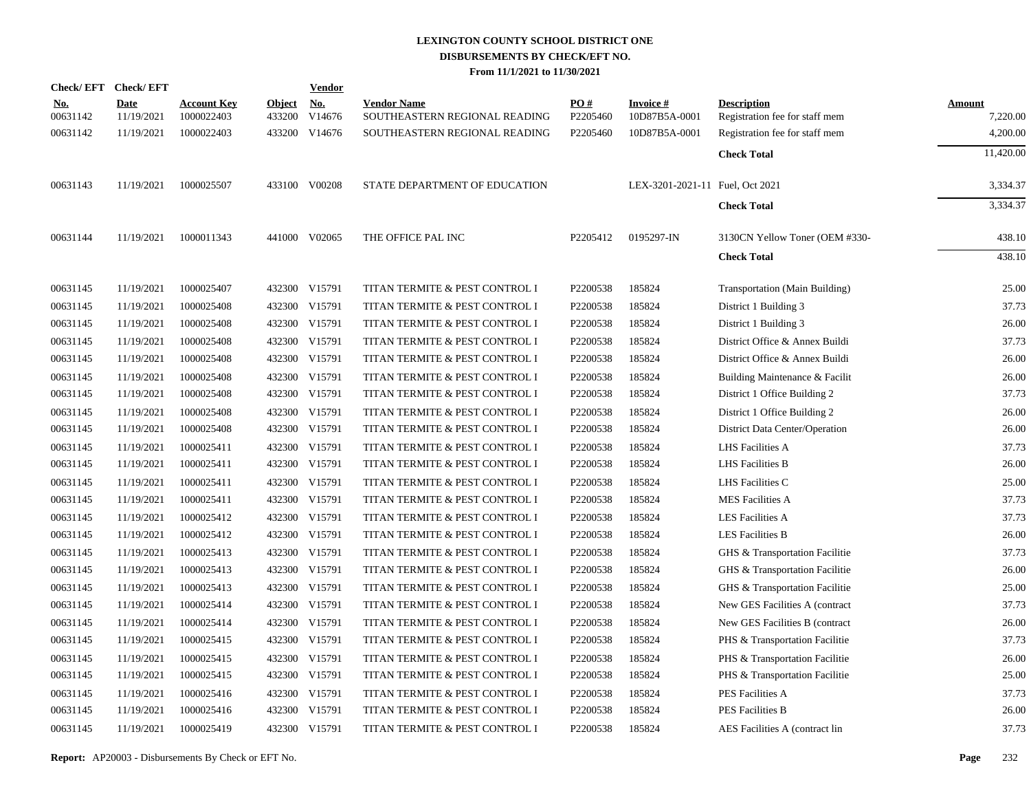# LEXINGTON COUNTY SCHOOL DISTRICT ONE
## DISBURSEMENTS BY CHECK/EFT NO.
### From 11/1/2021 to 11/30/2021

| Check/ EFT No. | Check/ EFT Date | Account Key | Object | Vendor No. | Vendor Name | PO # | Invoice # | Description | Amount |
|---|---|---|---|---|---|---|---|---|---|
| 00631142 | 11/19/2021 | 1000022403 | 433200 | V14676 | SOUTHEASTERN REGIONAL READING | P2205460 | 10D87B5A-0001 | Registration fee for staff mem | 7,220.00 |
| 00631142 | 11/19/2021 | 1000022403 | 433200 | V14676 | SOUTHEASTERN REGIONAL READING | P2205460 | 10D87B5A-0001 | Registration fee for staff mem | 4,200.00 |
| | | | | | | | | **Check Total** | 11,420.00 |
| 00631143 | 11/19/2021 | 1000025507 | 433100 | V00208 | STATE DEPARTMENT OF EDUCATION | | LEX-3201-2021-11 | Fuel, Oct 2021 | 3,334.37 |
| | | | | | | | | **Check Total** | 3,334.37 |
| 00631144 | 11/19/2021 | 1000011343 | 441000 | V02065 | THE OFFICE PAL INC | P2205412 | 0195297-IN | 3130CN Yellow Toner (OEM #330- | 438.10 |
| | | | | | | | | **Check Total** | 438.10 |
| 00631145 | 11/19/2021 | 1000025407 | 432300 | V15791 | TITAN TERMITE & PEST CONTROL I | P2200538 | 185824 | Transportation (Main Building) | 25.00 |
| 00631145 | 11/19/2021 | 1000025408 | 432300 | V15791 | TITAN TERMITE & PEST CONTROL I | P2200538 | 185824 | District 1 Building 3 | 37.73 |
| 00631145 | 11/19/2021 | 1000025408 | 432300 | V15791 | TITAN TERMITE & PEST CONTROL I | P2200538 | 185824 | District 1 Building 3 | 26.00 |
| 00631145 | 11/19/2021 | 1000025408 | 432300 | V15791 | TITAN TERMITE & PEST CONTROL I | P2200538 | 185824 | District Office & Annex Buildi | 37.73 |
| 00631145 | 11/19/2021 | 1000025408 | 432300 | V15791 | TITAN TERMITE & PEST CONTROL I | P2200538 | 185824 | District Office & Annex Buildi | 26.00 |
| 00631145 | 11/19/2021 | 1000025408 | 432300 | V15791 | TITAN TERMITE & PEST CONTROL I | P2200538 | 185824 | Building Maintenance & Facilit | 26.00 |
| 00631145 | 11/19/2021 | 1000025408 | 432300 | V15791 | TITAN TERMITE & PEST CONTROL I | P2200538 | 185824 | District 1 Office Building 2 | 37.73 |
| 00631145 | 11/19/2021 | 1000025408 | 432300 | V15791 | TITAN TERMITE & PEST CONTROL I | P2200538 | 185824 | District 1 Office Building 2 | 26.00 |
| 00631145 | 11/19/2021 | 1000025408 | 432300 | V15791 | TITAN TERMITE & PEST CONTROL I | P2200538 | 185824 | District Data Center/Operation | 26.00 |
| 00631145 | 11/19/2021 | 1000025411 | 432300 | V15791 | TITAN TERMITE & PEST CONTROL I | P2200538 | 185824 | LHS Facilities A | 37.73 |
| 00631145 | 11/19/2021 | 1000025411 | 432300 | V15791 | TITAN TERMITE & PEST CONTROL I | P2200538 | 185824 | LHS Facilities B | 26.00 |
| 00631145 | 11/19/2021 | 1000025411 | 432300 | V15791 | TITAN TERMITE & PEST CONTROL I | P2200538 | 185824 | LHS Facilities C | 25.00 |
| 00631145 | 11/19/2021 | 1000025411 | 432300 | V15791 | TITAN TERMITE & PEST CONTROL I | P2200538 | 185824 | MES Facilities A | 37.73 |
| 00631145 | 11/19/2021 | 1000025412 | 432300 | V15791 | TITAN TERMITE & PEST CONTROL I | P2200538 | 185824 | LES Facilities A | 37.73 |
| 00631145 | 11/19/2021 | 1000025412 | 432300 | V15791 | TITAN TERMITE & PEST CONTROL I | P2200538 | 185824 | LES Facilities B | 26.00 |
| 00631145 | 11/19/2021 | 1000025413 | 432300 | V15791 | TITAN TERMITE & PEST CONTROL I | P2200538 | 185824 | GHS & Transportation Facilitie | 37.73 |
| 00631145 | 11/19/2021 | 1000025413 | 432300 | V15791 | TITAN TERMITE & PEST CONTROL I | P2200538 | 185824 | GHS & Transportation Facilitie | 26.00 |
| 00631145 | 11/19/2021 | 1000025413 | 432300 | V15791 | TITAN TERMITE & PEST CONTROL I | P2200538 | 185824 | GHS & Transportation Facilitie | 25.00 |
| 00631145 | 11/19/2021 | 1000025414 | 432300 | V15791 | TITAN TERMITE & PEST CONTROL I | P2200538 | 185824 | New GES Facilities A (contract | 37.73 |
| 00631145 | 11/19/2021 | 1000025414 | 432300 | V15791 | TITAN TERMITE & PEST CONTROL I | P2200538 | 185824 | New GES Facilities B (contract | 26.00 |
| 00631145 | 11/19/2021 | 1000025415 | 432300 | V15791 | TITAN TERMITE & PEST CONTROL I | P2200538 | 185824 | PHS & Transportation Facilitie | 37.73 |
| 00631145 | 11/19/2021 | 1000025415 | 432300 | V15791 | TITAN TERMITE & PEST CONTROL I | P2200538 | 185824 | PHS & Transportation Facilitie | 26.00 |
| 00631145 | 11/19/2021 | 1000025415 | 432300 | V15791 | TITAN TERMITE & PEST CONTROL I | P2200538 | 185824 | PHS & Transportation Facilitie | 25.00 |
| 00631145 | 11/19/2021 | 1000025416 | 432300 | V15791 | TITAN TERMITE & PEST CONTROL I | P2200538 | 185824 | PES Facilities A | 37.73 |
| 00631145 | 11/19/2021 | 1000025416 | 432300 | V15791 | TITAN TERMITE & PEST CONTROL I | P2200538 | 185824 | PES Facilities B | 26.00 |
| 00631145 | 11/19/2021 | 1000025419 | 432300 | V15791 | TITAN TERMITE & PEST CONTROL I | P2200538 | 185824 | AES Facilities A (contract lin | 37.73 |

**Report:** AP20003 - Disbursements By Check or EFT No.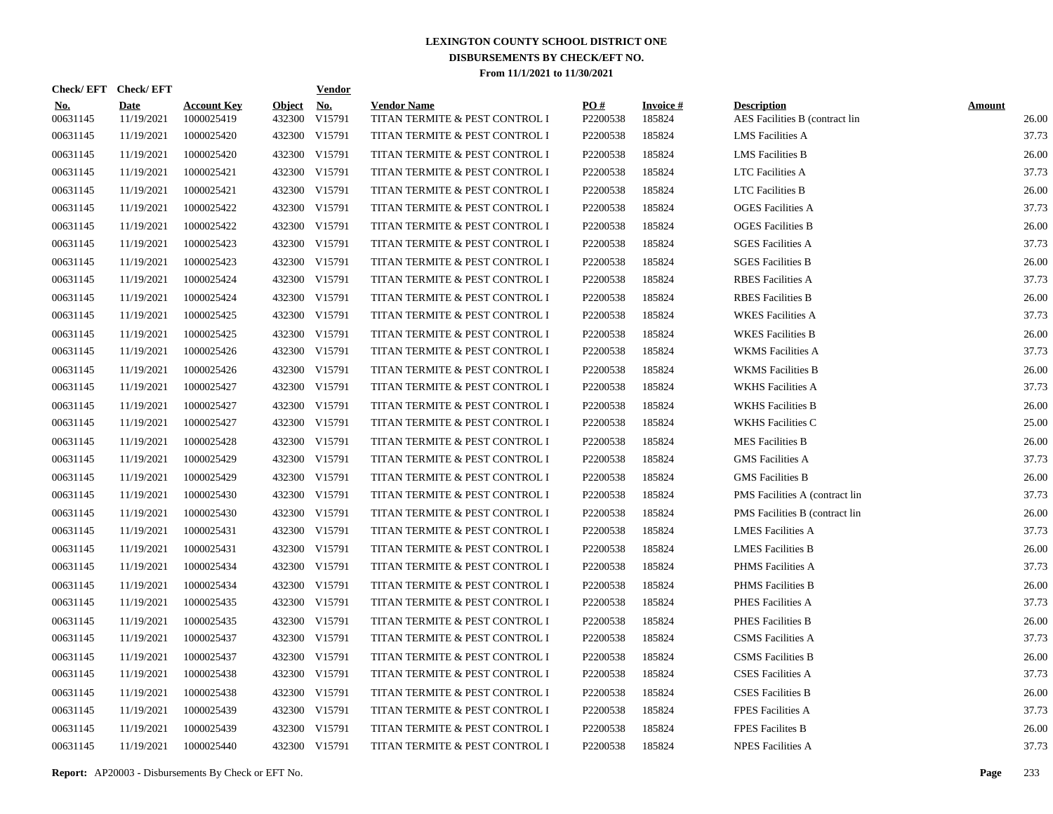# LEXINGTON COUNTY SCHOOL DISTRICT ONE
## DISBURSEMENTS BY CHECK/EFT NO.
### From 11/1/2021 to 11/30/2021

| Check/EFT No. | Check/EFT Date | Account Key | Object | Vendor No. | Vendor Name | PO # | Invoice # | Description | Amount |
|---|---|---|---|---|---|---|---|---|---|
| 00631145 | 11/19/2021 | 1000025419 | 432300 | V15791 | TITAN TERMITE & PEST CONTROL I | P2200538 | 185824 | AES Facilities B (contract lin | 26.00 |
| 00631145 | 11/19/2021 | 1000025420 | 432300 | V15791 | TITAN TERMITE & PEST CONTROL I | P2200538 | 185824 | LMS Facilities A | 37.73 |
| 00631145 | 11/19/2021 | 1000025420 | 432300 | V15791 | TITAN TERMITE & PEST CONTROL I | P2200538 | 185824 | LMS Facilities B | 26.00 |
| 00631145 | 11/19/2021 | 1000025421 | 432300 | V15791 | TITAN TERMITE & PEST CONTROL I | P2200538 | 185824 | LTC Facilities A | 37.73 |
| 00631145 | 11/19/2021 | 1000025421 | 432300 | V15791 | TITAN TERMITE & PEST CONTROL I | P2200538 | 185824 | LTC Facilities B | 26.00 |
| 00631145 | 11/19/2021 | 1000025422 | 432300 | V15791 | TITAN TERMITE & PEST CONTROL I | P2200538 | 185824 | OGES Facilities A | 37.73 |
| 00631145 | 11/19/2021 | 1000025422 | 432300 | V15791 | TITAN TERMITE & PEST CONTROL I | P2200538 | 185824 | OGES Facilities B | 26.00 |
| 00631145 | 11/19/2021 | 1000025423 | 432300 | V15791 | TITAN TERMITE & PEST CONTROL I | P2200538 | 185824 | SGES Facilities A | 37.73 |
| 00631145 | 11/19/2021 | 1000025423 | 432300 | V15791 | TITAN TERMITE & PEST CONTROL I | P2200538 | 185824 | SGES Facilities B | 26.00 |
| 00631145 | 11/19/2021 | 1000025424 | 432300 | V15791 | TITAN TERMITE & PEST CONTROL I | P2200538 | 185824 | RBES Facilities A | 37.73 |
| 00631145 | 11/19/2021 | 1000025424 | 432300 | V15791 | TITAN TERMITE & PEST CONTROL I | P2200538 | 185824 | RBES Facilities B | 26.00 |
| 00631145 | 11/19/2021 | 1000025425 | 432300 | V15791 | TITAN TERMITE & PEST CONTROL I | P2200538 | 185824 | WKES Facilities A | 37.73 |
| 00631145 | 11/19/2021 | 1000025425 | 432300 | V15791 | TITAN TERMITE & PEST CONTROL I | P2200538 | 185824 | WKES Facilities B | 26.00 |
| 00631145 | 11/19/2021 | 1000025426 | 432300 | V15791 | TITAN TERMITE & PEST CONTROL I | P2200538 | 185824 | WKMS Facilities A | 37.73 |
| 00631145 | 11/19/2021 | 1000025426 | 432300 | V15791 | TITAN TERMITE & PEST CONTROL I | P2200538 | 185824 | WKMS Facilities B | 26.00 |
| 00631145 | 11/19/2021 | 1000025427 | 432300 | V15791 | TITAN TERMITE & PEST CONTROL I | P2200538 | 185824 | WKHS Facilities A | 37.73 |
| 00631145 | 11/19/2021 | 1000025427 | 432300 | V15791 | TITAN TERMITE & PEST CONTROL I | P2200538 | 185824 | WKHS Facilities B | 26.00 |
| 00631145 | 11/19/2021 | 1000025427 | 432300 | V15791 | TITAN TERMITE & PEST CONTROL I | P2200538 | 185824 | WKHS Facilities C | 25.00 |
| 00631145 | 11/19/2021 | 1000025428 | 432300 | V15791 | TITAN TERMITE & PEST CONTROL I | P2200538 | 185824 | MES Facilities B | 26.00 |
| 00631145 | 11/19/2021 | 1000025429 | 432300 | V15791 | TITAN TERMITE & PEST CONTROL I | P2200538 | 185824 | GMS Facilities A | 37.73 |
| 00631145 | 11/19/2021 | 1000025429 | 432300 | V15791 | TITAN TERMITE & PEST CONTROL I | P2200538 | 185824 | GMS Facilities B | 26.00 |
| 00631145 | 11/19/2021 | 1000025430 | 432300 | V15791 | TITAN TERMITE & PEST CONTROL I | P2200538 | 185824 | PMS Facilities A (contract lin | 37.73 |
| 00631145 | 11/19/2021 | 1000025430 | 432300 | V15791 | TITAN TERMITE & PEST CONTROL I | P2200538 | 185824 | PMS Facilities B (contract lin | 26.00 |
| 00631145 | 11/19/2021 | 1000025431 | 432300 | V15791 | TITAN TERMITE & PEST CONTROL I | P2200538 | 185824 | LMES Facilities A | 37.73 |
| 00631145 | 11/19/2021 | 1000025431 | 432300 | V15791 | TITAN TERMITE & PEST CONTROL I | P2200538 | 185824 | LMES Facilities B | 26.00 |
| 00631145 | 11/19/2021 | 1000025434 | 432300 | V15791 | TITAN TERMITE & PEST CONTROL I | P2200538 | 185824 | PHMS Facilities A | 37.73 |
| 00631145 | 11/19/2021 | 1000025434 | 432300 | V15791 | TITAN TERMITE & PEST CONTROL I | P2200538 | 185824 | PHMS Facilities B | 26.00 |
| 00631145 | 11/19/2021 | 1000025435 | 432300 | V15791 | TITAN TERMITE & PEST CONTROL I | P2200538 | 185824 | PHES Facilities A | 37.73 |
| 00631145 | 11/19/2021 | 1000025435 | 432300 | V15791 | TITAN TERMITE & PEST CONTROL I | P2200538 | 185824 | PHES Facilities B | 26.00 |
| 00631145 | 11/19/2021 | 1000025437 | 432300 | V15791 | TITAN TERMITE & PEST CONTROL I | P2200538 | 185824 | CSMS Facilities A | 37.73 |
| 00631145 | 11/19/2021 | 1000025437 | 432300 | V15791 | TITAN TERMITE & PEST CONTROL I | P2200538 | 185824 | CSMS Facilities B | 26.00 |
| 00631145 | 11/19/2021 | 1000025438 | 432300 | V15791 | TITAN TERMITE & PEST CONTROL I | P2200538 | 185824 | CSES Facilities A | 37.73 |
| 00631145 | 11/19/2021 | 1000025438 | 432300 | V15791 | TITAN TERMITE & PEST CONTROL I | P2200538 | 185824 | CSES Facilities B | 26.00 |
| 00631145 | 11/19/2021 | 1000025439 | 432300 | V15791 | TITAN TERMITE & PEST CONTROL I | P2200538 | 185824 | FPES Facilities A | 37.73 |
| 00631145 | 11/19/2021 | 1000025439 | 432300 | V15791 | TITAN TERMITE & PEST CONTROL I | P2200538 | 185824 | FPES Facilites B | 26.00 |
| 00631145 | 11/19/2021 | 1000025440 | 432300 | V15791 | TITAN TERMITE & PEST CONTROL I | P2200538 | 185824 | NPES Facilities A | 37.73 |

**Report:** AP20003 - Disbursements By Check or EFT No.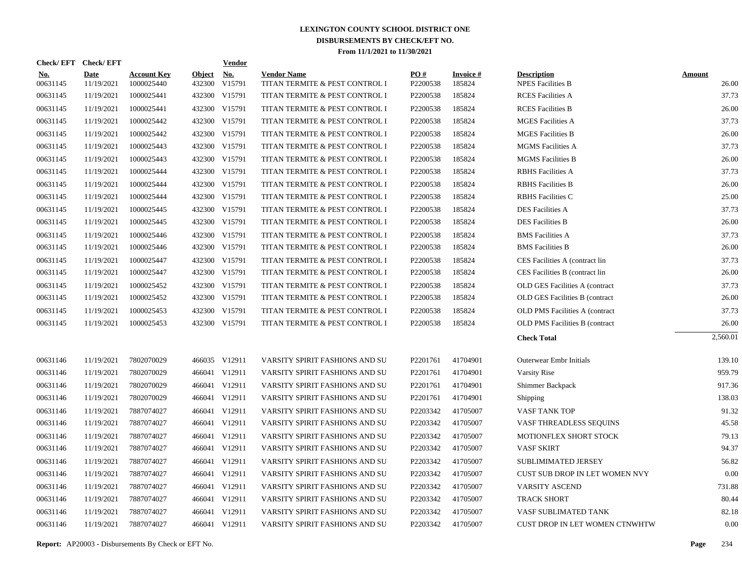# LEXINGTON COUNTY SCHOOL DISTRICT ONE
## DISBURSEMENTS BY CHECK/EFT NO.
### From 11/1/2021 to 11/30/2021

| Check/ EFT No. | Check/ EFT Date | Account Key | Object | Vendor No. | Vendor Name | PO # | Invoice # | Description | Amount |
|---|---|---|---|---|---|---|---|---|---|
| 00631145 | 11/19/2021 | 1000025440 | 432300 | V15791 | TITAN TERMITE & PEST CONTROL I | P2200538 | 185824 | NPES Facilities B | 26.00 |
| 00631145 | 11/19/2021 | 1000025441 | 432300 | V15791 | TITAN TERMITE & PEST CONTROL I | P2200538 | 185824 | RCES Facilities A | 37.73 |
| 00631145 | 11/19/2021 | 1000025441 | 432300 | V15791 | TITAN TERMITE & PEST CONTROL I | P2200538 | 185824 | RCES Facilities B | 26.00 |
| 00631145 | 11/19/2021 | 1000025442 | 432300 | V15791 | TITAN TERMITE & PEST CONTROL I | P2200538 | 185824 | MGES Facilities A | 37.73 |
| 00631145 | 11/19/2021 | 1000025442 | 432300 | V15791 | TITAN TERMITE & PEST CONTROL I | P2200538 | 185824 | MGES Facilities B | 26.00 |
| 00631145 | 11/19/2021 | 1000025443 | 432300 | V15791 | TITAN TERMITE & PEST CONTROL I | P2200538 | 185824 | MGMS Facilities A | 37.73 |
| 00631145 | 11/19/2021 | 1000025443 | 432300 | V15791 | TITAN TERMITE & PEST CONTROL I | P2200538 | 185824 | MGMS Facilities B | 26.00 |
| 00631145 | 11/19/2021 | 1000025444 | 432300 | V15791 | TITAN TERMITE & PEST CONTROL I | P2200538 | 185824 | RBHS Facilities A | 37.73 |
| 00631145 | 11/19/2021 | 1000025444 | 432300 | V15791 | TITAN TERMITE & PEST CONTROL I | P2200538 | 185824 | RBHS Facilities B | 26.00 |
| 00631145 | 11/19/2021 | 1000025444 | 432300 | V15791 | TITAN TERMITE & PEST CONTROL I | P2200538 | 185824 | RBHS Facilities C | 25.00 |
| 00631145 | 11/19/2021 | 1000025445 | 432300 | V15791 | TITAN TERMITE & PEST CONTROL I | P2200538 | 185824 | DES Facilities A | 37.73 |
| 00631145 | 11/19/2021 | 1000025445 | 432300 | V15791 | TITAN TERMITE & PEST CONTROL I | P2200538 | 185824 | DES Facilities B | 26.00 |
| 00631145 | 11/19/2021 | 1000025446 | 432300 | V15791 | TITAN TERMITE & PEST CONTROL I | P2200538 | 185824 | BMS Facilities A | 37.73 |
| 00631145 | 11/19/2021 | 1000025446 | 432300 | V15791 | TITAN TERMITE & PEST CONTROL I | P2200538 | 185824 | BMS Facilities B | 26.00 |
| 00631145 | 11/19/2021 | 1000025447 | 432300 | V15791 | TITAN TERMITE & PEST CONTROL I | P2200538 | 185824 | CES Facilities A (contract lin | 37.73 |
| 00631145 | 11/19/2021 | 1000025447 | 432300 | V15791 | TITAN TERMITE & PEST CONTROL I | P2200538 | 185824 | CES Facilities B (contract lin | 26.00 |
| 00631145 | 11/19/2021 | 1000025452 | 432300 | V15791 | TITAN TERMITE & PEST CONTROL I | P2200538 | 185824 | OLD GES Facilities A (contract | 37.73 |
| 00631145 | 11/19/2021 | 1000025452 | 432300 | V15791 | TITAN TERMITE & PEST CONTROL I | P2200538 | 185824 | OLD GES Facilities B (contract | 26.00 |
| 00631145 | 11/19/2021 | 1000025453 | 432300 | V15791 | TITAN TERMITE & PEST CONTROL I | P2200538 | 185824 | OLD PMS Facilities A (contract | 37.73 |
| 00631145 | 11/19/2021 | 1000025453 | 432300 | V15791 | TITAN TERMITE & PEST CONTROL I | P2200538 | 185824 | OLD PMS Facilities B (contract | 26.00 |
| | | | | | | | | **Check Total** | 2,560.01 |
| 00631146 | 11/19/2021 | 7802070029 | 466035 | V12911 | VARSITY SPIRIT FASHIONS AND SU | P2201761 | 41704901 | Outerwear Embr Initials | 139.10 |
| 00631146 | 11/19/2021 | 7802070029 | 466041 | V12911 | VARSITY SPIRIT FASHIONS AND SU | P2201761 | 41704901 | Varsity Rise | 959.79 |
| 00631146 | 11/19/2021 | 7802070029 | 466041 | V12911 | VARSITY SPIRIT FASHIONS AND SU | P2201761 | 41704901 | Shimmer Backpack | 917.36 |
| 00631146 | 11/19/2021 | 7802070029 | 466041 | V12911 | VARSITY SPIRIT FASHIONS AND SU | P2201761 | 41704901 | Shipping | 138.03 |
| 00631146 | 11/19/2021 | 7887074027 | 466041 | V12911 | VARSITY SPIRIT FASHIONS AND SU | P2203342 | 41705007 | VASF TANK TOP | 91.32 |
| 00631146 | 11/19/2021 | 7887074027 | 466041 | V12911 | VARSITY SPIRIT FASHIONS AND SU | P2203342 | 41705007 | VASF THREADLESS SEQUINS | 45.58 |
| 00631146 | 11/19/2021 | 7887074027 | 466041 | V12911 | VARSITY SPIRIT FASHIONS AND SU | P2203342 | 41705007 | MOTIONFLEX SHORT STOCK | 79.13 |
| 00631146 | 11/19/2021 | 7887074027 | 466041 | V12911 | VARSITY SPIRIT FASHIONS AND SU | P2203342 | 41705007 | VASF SKIRT | 94.37 |
| 00631146 | 11/19/2021 | 7887074027 | 466041 | V12911 | VARSITY SPIRIT FASHIONS AND SU | P2203342 | 41705007 | SUBLIMIMATED JERSEY | 56.82 |
| 00631146 | 11/19/2021 | 7887074027 | 466041 | V12911 | VARSITY SPIRIT FASHIONS AND SU | P2203342 | 41705007 | CUST SUB DROP IN LET WOMEN NVY | 0.00 |
| 00631146 | 11/19/2021 | 7887074027 | 466041 | V12911 | VARSITY SPIRIT FASHIONS AND SU | P2203342 | 41705007 | VARSITY ASCEND | 731.88 |
| 00631146 | 11/19/2021 | 7887074027 | 466041 | V12911 | VARSITY SPIRIT FASHIONS AND SU | P2203342 | 41705007 | TRACK SHORT | 80.44 |
| 00631146 | 11/19/2021 | 7887074027 | 466041 | V12911 | VARSITY SPIRIT FASHIONS AND SU | P2203342 | 41705007 | VASF SUBLIMATED TANK | 82.18 |
| 00631146 | 11/19/2021 | 7887074027 | 466041 | V12911 | VARSITY SPIRIT FASHIONS AND SU | P2203342 | 41705007 | CUST DROP IN LET WOMEN CTNWHTW | 0.00 |

**Report:** AP20003 - Disbursements By Check or EFT No.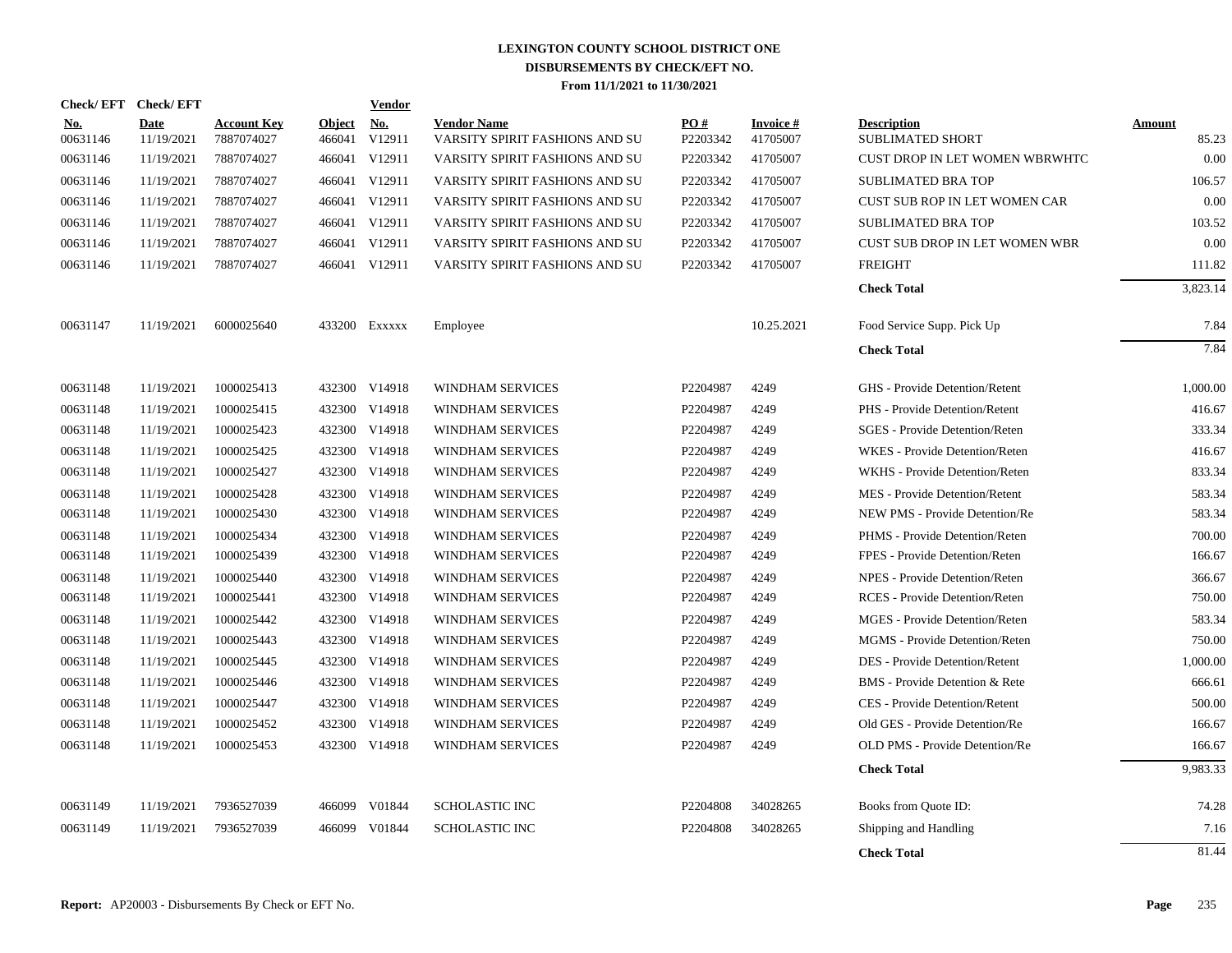# LEXINGTON COUNTY SCHOOL DISTRICT ONE
## DISBURSEMENTS BY CHECK/EFT NO.
### From 11/1/2021 to 11/30/2021

| Check/ EFT No. | Check/ EFT Date | Account Key | Object | Vendor No. | Vendor Name | PO # | Invoice # | Description | Amount |
|---|---|---|---|---|---|---|---|---|---|
| 00631146 | 11/19/2021 | 7887074027 | 466041 | V12911 | VARSITY SPIRIT FASHIONS AND SU | P2203342 | 41705007 | SUBLIMATED SHORT | 85.23 |
| 00631146 | 11/19/2021 | 7887074027 | 466041 | V12911 | VARSITY SPIRIT FASHIONS AND SU | P2203342 | 41705007 | CUST DROP IN LET WOMEN WBRWHTC | 0.00 |
| 00631146 | 11/19/2021 | 7887074027 | 466041 | V12911 | VARSITY SPIRIT FASHIONS AND SU | P2203342 | 41705007 | SUBLIMATED BRA TOP | 106.57 |
| 00631146 | 11/19/2021 | 7887074027 | 466041 | V12911 | VARSITY SPIRIT FASHIONS AND SU | P2203342 | 41705007 | CUST SUB ROP IN LET WOMEN CAR | 0.00 |
| 00631146 | 11/19/2021 | 7887074027 | 466041 | V12911 | VARSITY SPIRIT FASHIONS AND SU | P2203342 | 41705007 | SUBLIMATED BRA TOP | 103.52 |
| 00631146 | 11/19/2021 | 7887074027 | 466041 | V12911 | VARSITY SPIRIT FASHIONS AND SU | P2203342 | 41705007 | CUST SUB DROP IN LET WOMEN WBR | 0.00 |
| 00631146 | 11/19/2021 | 7887074027 | 466041 | V12911 | VARSITY SPIRIT FASHIONS AND SU | P2203342 | 41705007 | FREIGHT | 111.82 |
| | | | | | | | | **Check Total** | 3,823.14 |
| 00631147 | 11/19/2021 | 6000025640 | 433200 | Exxxxx | Employee | | 10.25.2021 | Food Service Supp. Pick Up | 7.84 |
| | | | | | | | | **Check Total** | 7.84 |
| 00631148 | 11/19/2021 | 1000025413 | 432300 | V14918 | WINDHAM SERVICES | P2204987 | 4249 | GHS - Provide Detention/Retent | 1,000.00 |
| 00631148 | 11/19/2021 | 1000025415 | 432300 | V14918 | WINDHAM SERVICES | P2204987 | 4249 | PHS - Provide Detention/Retent | 416.67 |
| 00631148 | 11/19/2021 | 1000025423 | 432300 | V14918 | WINDHAM SERVICES | P2204987 | 4249 | SGES - Provide Detention/Reten | 333.34 |
| 00631148 | 11/19/2021 | 1000025425 | 432300 | V14918 | WINDHAM SERVICES | P2204987 | 4249 | WKES - Provide Detention/Reten | 416.67 |
| 00631148 | 11/19/2021 | 1000025427 | 432300 | V14918 | WINDHAM SERVICES | P2204987 | 4249 | WKHS - Provide Detention/Reten | 833.34 |
| 00631148 | 11/19/2021 | 1000025428 | 432300 | V14918 | WINDHAM SERVICES | P2204987 | 4249 | MES - Provide Detention/Retent | 583.34 |
| 00631148 | 11/19/2021 | 1000025430 | 432300 | V14918 | WINDHAM SERVICES | P2204987 | 4249 | NEW PMS - Provide Detention/Re | 583.34 |
| 00631148 | 11/19/2021 | 1000025434 | 432300 | V14918 | WINDHAM SERVICES | P2204987 | 4249 | PHMS - Provide Detention/Reten | 700.00 |
| 00631148 | 11/19/2021 | 1000025439 | 432300 | V14918 | WINDHAM SERVICES | P2204987 | 4249 | FPES - Provide Detention/Reten | 166.67 |
| 00631148 | 11/19/2021 | 1000025440 | 432300 | V14918 | WINDHAM SERVICES | P2204987 | 4249 | NPES - Provide Detention/Reten | 366.67 |
| 00631148 | 11/19/2021 | 1000025441 | 432300 | V14918 | WINDHAM SERVICES | P2204987 | 4249 | RCES - Provide Detention/Reten | 750.00 |
| 00631148 | 11/19/2021 | 1000025442 | 432300 | V14918 | WINDHAM SERVICES | P2204987 | 4249 | MGES - Provide Detention/Reten | 583.34 |
| 00631148 | 11/19/2021 | 1000025443 | 432300 | V14918 | WINDHAM SERVICES | P2204987 | 4249 | MGMS - Provide Detention/Reten | 750.00 |
| 00631148 | 11/19/2021 | 1000025445 | 432300 | V14918 | WINDHAM SERVICES | P2204987 | 4249 | DES - Provide Detention/Retent | 1,000.00 |
| 00631148 | 11/19/2021 | 1000025446 | 432300 | V14918 | WINDHAM SERVICES | P2204987 | 4249 | BMS - Provide Detention & Rete | 666.61 |
| 00631148 | 11/19/2021 | 1000025447 | 432300 | V14918 | WINDHAM SERVICES | P2204987 | 4249 | CES - Provide Detention/Retent | 500.00 |
| 00631148 | 11/19/2021 | 1000025452 | 432300 | V14918 | WINDHAM SERVICES | P2204987 | 4249 | Old GES - Provide Detention/Re | 166.67 |
| 00631148 | 11/19/2021 | 1000025453 | 432300 | V14918 | WINDHAM SERVICES | P2204987 | 4249 | OLD PMS - Provide Detention/Re | 166.67 |
| | | | | | | | | **Check Total** | 9,983.33 |
| 00631149 | 11/19/2021 | 7936527039 | 466099 | V01844 | SCHOLASTIC INC | P2204808 | 34028265 | Books from Quote ID: | 74.28 |
| 00631149 | 11/19/2021 | 7936527039 | 466099 | V01844 | SCHOLASTIC INC | P2204808 | 34028265 | Shipping and Handling | 7.16 |
| | | | | | | | | **Check Total** | 81.44 |

**Report:** AP20003 - Disbursements By Check or EFT No.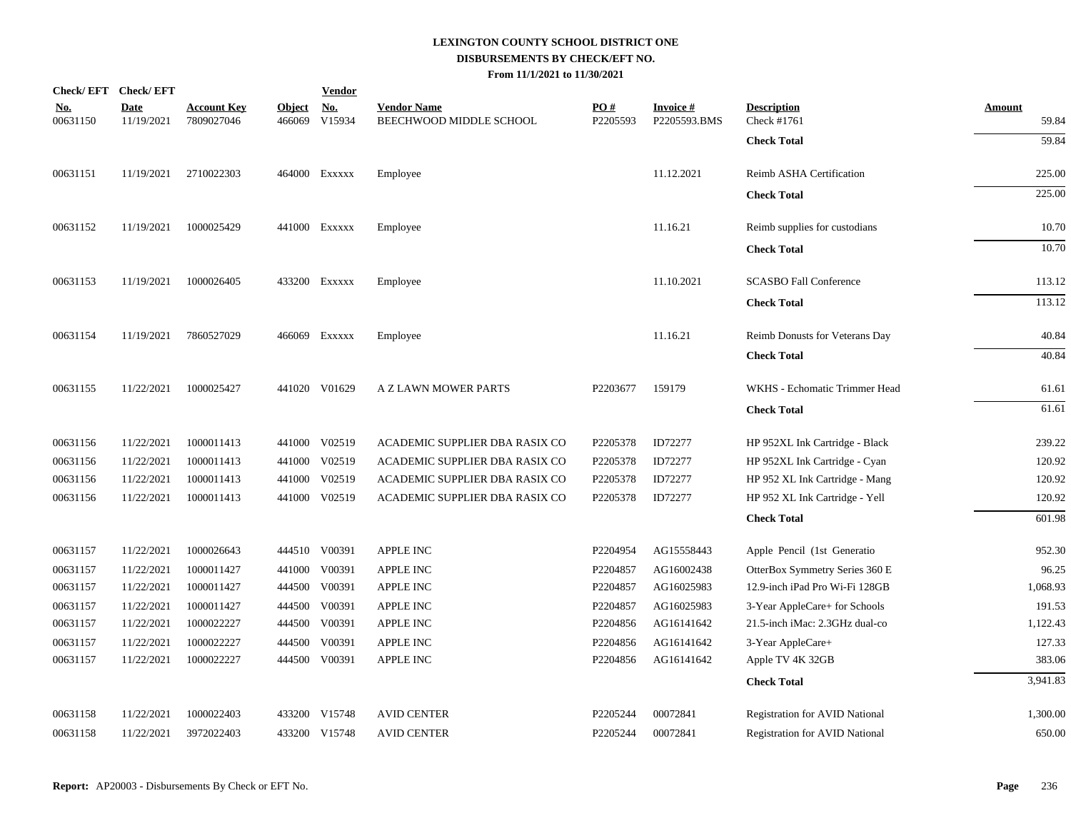# LEXINGTON COUNTY SCHOOL DISTRICT ONE
## DISBURSEMENTS BY CHECK/EFT NO.
### From 11/1/2021 to 11/30/2021

| Check/ EFT No. | Check/ EFT Date | Account Key | Object | Vendor No. | Vendor Name | PO # | Invoice # | Description | Amount |
|---|---|---|---|---|---|---|---|---|---|
| 00631150 | 11/19/2021 | 7809027046 | 466069 | V15934 | BEECHWOOD MIDDLE SCHOOL | P2205593 | P2205593.BMS | Check #1761 | 59.84 |
| | | | | | | | | **Check Total** | 59.84 |
| 00631151 | 11/19/2021 | 2710022303 | 464000 | Exxxxx | Employee | | 11.12.2021 | Reimb ASHA Certification | 225.00 |
| | | | | | | | | **Check Total** | 225.00 |
| 00631152 | 11/19/2021 | 1000025429 | 441000 | Exxxxx | Employee | | 11.16.21 | Reimb supplies for custodians | 10.70 |
| | | | | | | | | **Check Total** | 10.70 |
| 00631153 | 11/19/2021 | 1000026405 | 433200 | Exxxxx | Employee | | 11.10.2021 | SCASBO Fall Conference | 113.12 |
| | | | | | | | | **Check Total** | 113.12 |
| 00631154 | 11/19/2021 | 7860527029 | 466069 | Exxxxx | Employee | | 11.16.21 | Reimb Donusts for Veterans Day | 40.84 |
| | | | | | | | | **Check Total** | 40.84 |
| 00631155 | 11/22/2021 | 1000025427 | 441020 | V01629 | A Z LAWN MOWER PARTS | P2203677 | 159179 | WKHS - Echomatic Trimmer Head | 61.61 |
| | | | | | | | | **Check Total** | 61.61 |
| 00631156 | 11/22/2021 | 1000011413 | 441000 | V02519 | ACADEMIC SUPPLIER DBA RASIX CO | P2205378 | ID72277 | HP 952XL Ink Cartridge - Black | 239.22 |
| 00631156 | 11/22/2021 | 1000011413 | 441000 | V02519 | ACADEMIC SUPPLIER DBA RASIX CO | P2205378 | ID72277 | HP 952XL Ink Cartridge - Cyan | 120.92 |
| 00631156 | 11/22/2021 | 1000011413 | 441000 | V02519 | ACADEMIC SUPPLIER DBA RASIX CO | P2205378 | ID72277 | HP 952 XL Ink Cartridge - Mang | 120.92 |
| 00631156 | 11/22/2021 | 1000011413 | 441000 | V02519 | ACADEMIC SUPPLIER DBA RASIX CO | P2205378 | ID72277 | HP 952 XL Ink Cartridge - Yell | 120.92 |
| | | | | | | | | **Check Total** | 601.98 |
| 00631157 | 11/22/2021 | 1000026643 | 444510 | V00391 | APPLE INC | P2204954 | AG15558443 | Apple Pencil (1st Generatio | 952.30 |
| 00631157 | 11/22/2021 | 1000011427 | 441000 | V00391 | APPLE INC | P2204857 | AG16002438 | OtterBox Symmetry Series 360 E | 96.25 |
| 00631157 | 11/22/2021 | 1000011427 | 444500 | V00391 | APPLE INC | P2204857 | AG16025983 | 12.9-inch iPad Pro Wi-Fi 128GB | 1,068.93 |
| 00631157 | 11/22/2021 | 1000011427 | 444500 | V00391 | APPLE INC | P2204857 | AG16025983 | 3-Year AppleCare+ for Schools | 191.53 |
| 00631157 | 11/22/2021 | 1000022227 | 444500 | V00391 | APPLE INC | P2204856 | AG16141642 | 21.5-inch iMac: 2.3GHz dual-co | 1,122.43 |
| 00631157 | 11/22/2021 | 1000022227 | 444500 | V00391 | APPLE INC | P2204856 | AG16141642 | 3-Year AppleCare+ | 127.33 |
| 00631157 | 11/22/2021 | 1000022227 | 444500 | V00391 | APPLE INC | P2204856 | AG16141642 | Apple TV 4K 32GB | 383.06 |
| | | | | | | | | **Check Total** | 3,941.83 |
| 00631158 | 11/22/2021 | 1000022403 | 433200 | V15748 | AVID CENTER | P2205244 | 00072841 | Registration for AVID National | 1,300.00 |
| 00631158 | 11/22/2021 | 3972022403 | 433200 | V15748 | AVID CENTER | P2205244 | 00072841 | Registration for AVID National | 650.00 |

**Report:** AP20003 - Disbursements By Check or EFT No.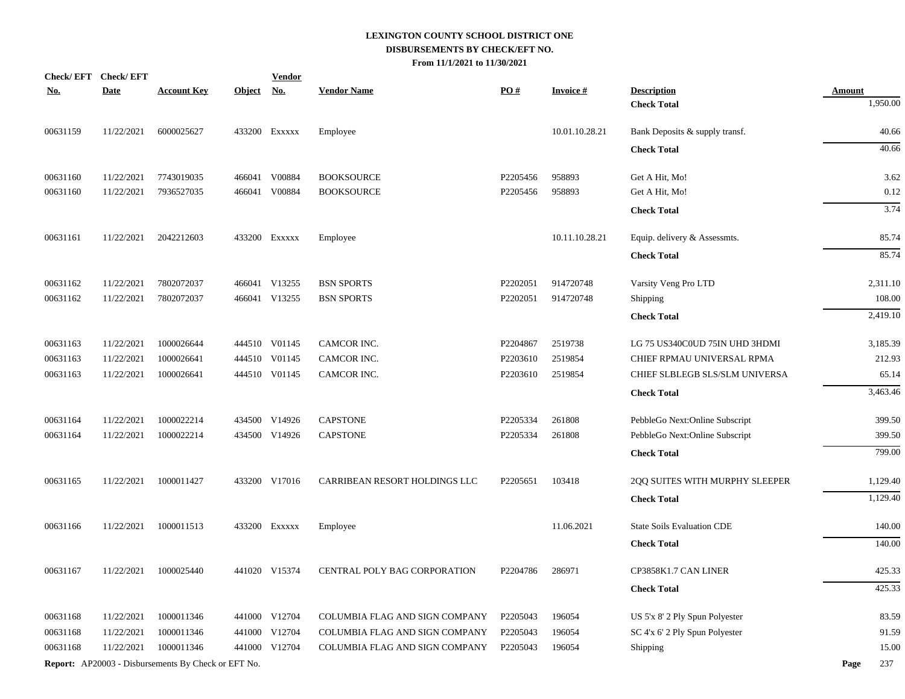# LEXINGTON COUNTY SCHOOL DISTRICT ONE
## DISBURSEMENTS BY CHECK/EFT NO.
### From 11/1/2021 to 11/30/2021

| Check/ EFT No. | Check/ EFT Date | Account Key | Object | Vendor No. | Vendor Name | PO # | Invoice # | Description | Amount |
|---|---|---|---|---|---|---|---|---|---|
| | | | | | | | | **Check Total** | 1,950.00 |
| 00631159 | 11/22/2021 | 6000025627 | 433200 | Exxxxx | Employee | | 10.01.10.28.21 | Bank Deposits & supply transf. | 40.66 |
| | | | | | | | | **Check Total** | 40.66 |
| 00631160 | 11/22/2021 | 7743019035 | 466041 | V00884 | BOOKSOURCE | P2205456 | 958893 | Get A Hit, Mo! | 3.62 |
| 00631160 | 11/22/2021 | 7936527035 | 466041 | V00884 | BOOKSOURCE | P2205456 | 958893 | Get A Hit, Mo! | 0.12 |
| | | | | | | | | **Check Total** | 3.74 |
| 00631161 | 11/22/2021 | 2042212603 | 433200 | Exxxxx | Employee | | 10.11.10.28.21 | Equip. delivery & Assessmts. | 85.74 |
| | | | | | | | | **Check Total** | 85.74 |
| 00631162 | 11/22/2021 | 7802072037 | 466041 | V13255 | BSN SPORTS | P2202051 | 914720748 | Varsity Veng Pro LTD | 2,311.10 |
| 00631162 | 11/22/2021 | 7802072037 | 466041 | V13255 | BSN SPORTS | P2202051 | 914720748 | Shipping | 108.00 |
| | | | | | | | | **Check Total** | 2,419.10 |
| 00631163 | 11/22/2021 | 1000026644 | 444510 | V01145 | CAMCOR INC. | P2204867 | 2519738 | LG 75 US340C0UD 75IN UHD 3HDMI | 3,185.39 |
| 00631163 | 11/22/2021 | 1000026641 | 444510 | V01145 | CAMCOR INC. | P2203610 | 2519854 | CHIEF RPMAU UNIVERSAL RPMA | 212.93 |
| 00631163 | 11/22/2021 | 1000026641 | 444510 | V01145 | CAMCOR INC. | P2203610 | 2519854 | CHIEF SLBLEGB SLS/SLM UNIVERSA | 65.14 |
| | | | | | | | | **Check Total** | 3,463.46 |
| 00631164 | 11/22/2021 | 1000022214 | 434500 | V14926 | CAPSTONE | P2205334 | 261808 | PebbleGo Next:Online Subscript | 399.50 |
| 00631164 | 11/22/2021 | 1000022214 | 434500 | V14926 | CAPSTONE | P2205334 | 261808 | PebbleGo Next:Online Subscript | 399.50 |
| | | | | | | | | **Check Total** | 799.00 |
| 00631165 | 11/22/2021 | 1000011427 | 433200 | V17016 | CARRIBEAN RESORT HOLDINGS LLC | P2205651 | 103418 | 2QQ SUITES WITH MURPHY SLEEPER | 1,129.40 |
| | | | | | | | | **Check Total** | 1,129.40 |
| 00631166 | 11/22/2021 | 1000011513 | 433200 | Exxxxx | Employee | | 11.06.2021 | State Soils Evaluation CDE | 140.00 |
| | | | | | | | | **Check Total** | 140.00 |
| 00631167 | 11/22/2021 | 1000025440 | 441020 | V15374 | CENTRAL POLY BAG CORPORATION | P2204786 | 286971 | CP3858K1.7 CAN LINER | 425.33 |
| | | | | | | | | **Check Total** | 425.33 |
| 00631168 | 11/22/2021 | 1000011346 | 441000 | V12704 | COLUMBIA FLAG AND SIGN COMPANY | P2205043 | 196054 | US 5'x 8' 2 Ply Spun Polyester | 83.59 |
| 00631168 | 11/22/2021 | 1000011346 | 441000 | V12704 | COLUMBIA FLAG AND SIGN COMPANY | P2205043 | 196054 | SC 4'x 6' 2 Ply Spun Polyester | 91.59 |
| 00631168 | 11/22/2021 | 1000011346 | 441000 | V12704 | COLUMBIA FLAG AND SIGN COMPANY | P2205043 | 196054 | Shipping | 15.00 |

**Report:** AP20003 - Disbursements By Check or EFT No.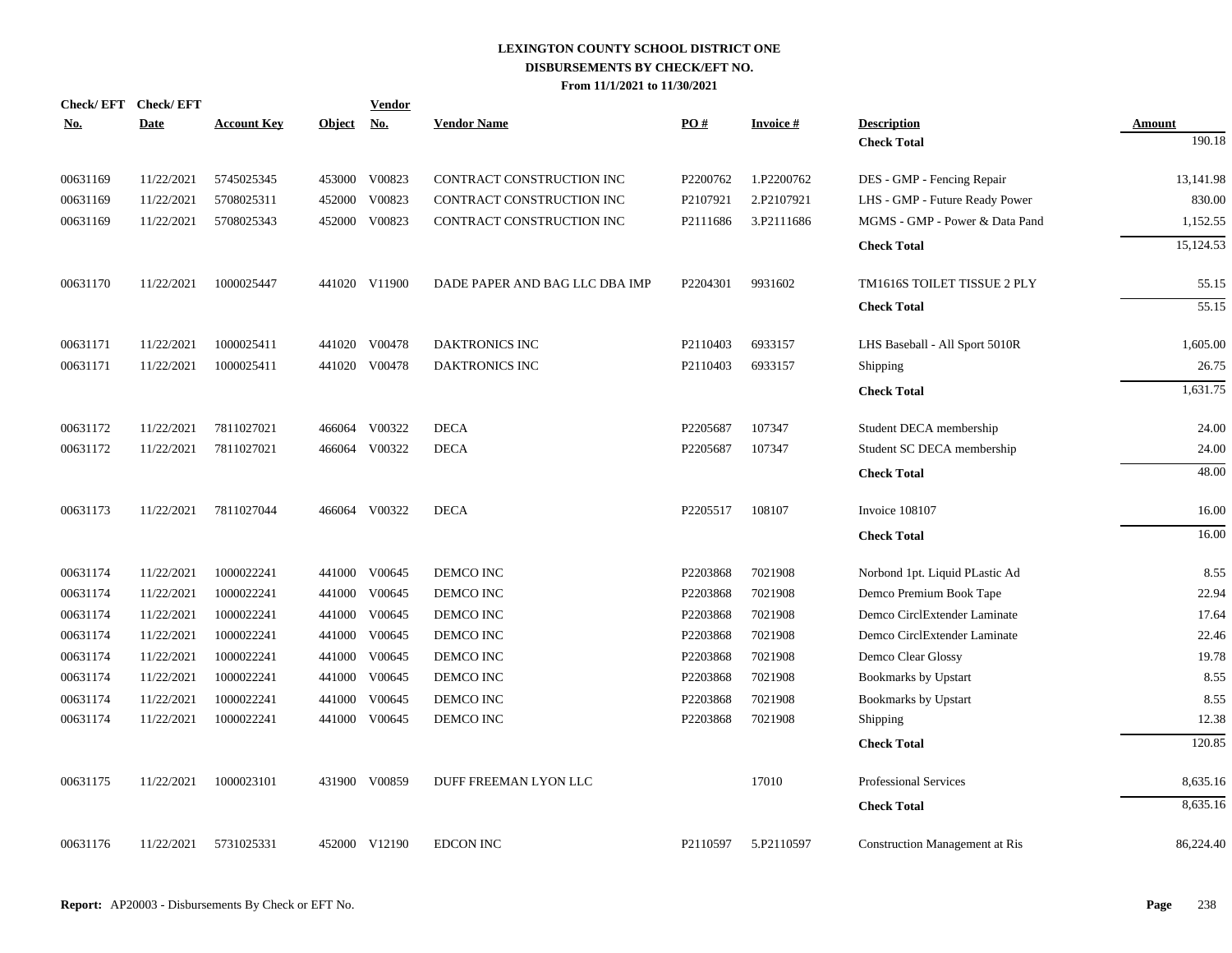# LEXINGTON COUNTY SCHOOL DISTRICT ONE
## DISBURSEMENTS BY CHECK/EFT NO.
### From 11/1/2021 to 11/30/2021

| Check/ EFT No. | Check/ EFT Date | Account Key | Object | Vendor No. | Vendor Name | PO # | Invoice # | Description | Amount |
|---|---|---|---|---|---|---|---|---|---|
| | | | | | | | | **Check Total** | 190.18 |
| 00631169 | 11/22/2021 | 5745025345 | 453000 | V00823 | CONTRACT CONSTRUCTION INC | P2200762 | 1.P2200762 | DES - GMP - Fencing Repair | 13,141.98 |
| 00631169 | 11/22/2021 | 5708025311 | 452000 | V00823 | CONTRACT CONSTRUCTION INC | P2107921 | 2.P2107921 | LHS - GMP - Future Ready Power | 830.00 |
| 00631169 | 11/22/2021 | 5708025343 | 452000 | V00823 | CONTRACT CONSTRUCTION INC | P2111686 | 3.P2111686 | MGMS - GMP - Power & Data Pand | 1,152.55 |
| | | | | | | | | **Check Total** | 15,124.53 |
| 00631170 | 11/22/2021 | 1000025447 | 441020 | V11900 | DADE PAPER AND BAG LLC DBA IMP | P2204301 | 9931602 | TM1616S TOILET TISSUE 2 PLY | 55.15 |
| | | | | | | | | **Check Total** | 55.15 |
| 00631171 | 11/22/2021 | 1000025411 | 441020 | V00478 | DAKTRONICS INC | P2110403 | 6933157 | LHS Baseball - All Sport 5010R | 1,605.00 |
| 00631171 | 11/22/2021 | 1000025411 | 441020 | V00478 | DAKTRONICS INC | P2110403 | 6933157 | Shipping | 26.75 |
| | | | | | | | | **Check Total** | 1,631.75 |
| 00631172 | 11/22/2021 | 7811027021 | 466064 | V00322 | DECA | P2205687 | 107347 | Student DECA membership | 24.00 |
| 00631172 | 11/22/2021 | 7811027021 | 466064 | V00322 | DECA | P2205687 | 107347 | Student SC DECA membership | 24.00 |
| | | | | | | | | **Check Total** | 48.00 |
| 00631173 | 11/22/2021 | 7811027044 | 466064 | V00322 | DECA | P2205517 | 108107 | Invoice 108107 | 16.00 |
| | | | | | | | | **Check Total** | 16.00 |
| 00631174 | 11/22/2021 | 1000022241 | 441000 | V00645 | DEMCO INC | P2203868 | 7021908 | Norbond 1pt. Liquid PLastic Ad | 8.55 |
| 00631174 | 11/22/2021 | 1000022241 | 441000 | V00645 | DEMCO INC | P2203868 | 7021908 | Demco Premium Book Tape | 22.94 |
| 00631174 | 11/22/2021 | 1000022241 | 441000 | V00645 | DEMCO INC | P2203868 | 7021908 | Demco CirclExtender Laminate | 17.64 |
| 00631174 | 11/22/2021 | 1000022241 | 441000 | V00645 | DEMCO INC | P2203868 | 7021908 | Demco CirclExtender Laminate | 22.46 |
| 00631174 | 11/22/2021 | 1000022241 | 441000 | V00645 | DEMCO INC | P2203868 | 7021908 | Demco Clear Glossy | 19.78 |
| 00631174 | 11/22/2021 | 1000022241 | 441000 | V00645 | DEMCO INC | P2203868 | 7021908 | Bookmarks by Upstart | 8.55 |
| 00631174 | 11/22/2021 | 1000022241 | 441000 | V00645 | DEMCO INC | P2203868 | 7021908 | Bookmarks by Upstart | 8.55 |
| 00631174 | 11/22/2021 | 1000022241 | 441000 | V00645 | DEMCO INC | P2203868 | 7021908 | Shipping | 12.38 |
| | | | | | | | | **Check Total** | 120.85 |
| 00631175 | 11/22/2021 | 1000023101 | 431900 | V00859 | DUFF FREEMAN LYON LLC | | 17010 | Professional Services | 8,635.16 |
| | | | | | | | | **Check Total** | 8,635.16 |
| 00631176 | 11/22/2021 | 5731025331 | 452000 | V12190 | EDCON INC | P2110597 | 5.P2110597 | Construction Management at Ris | 86,224.40 |

**Report:** AP20003 - Disbursements By Check or EFT No.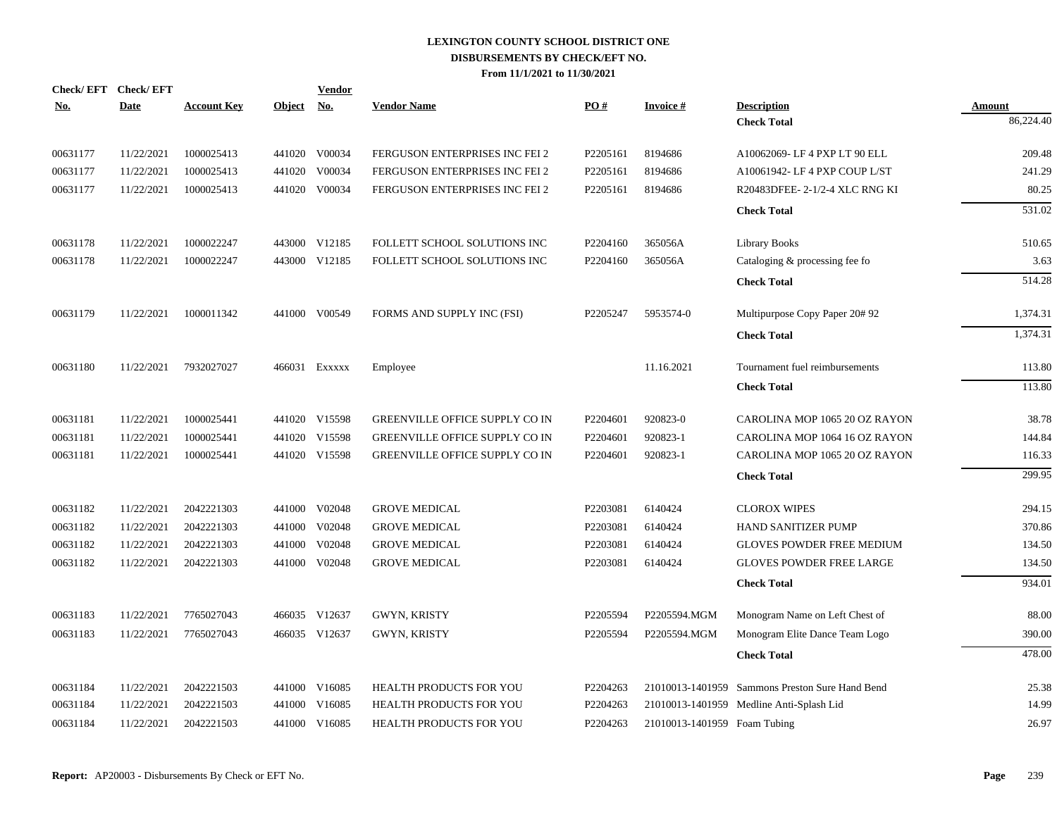# LEXINGTON COUNTY SCHOOL DISTRICT ONE
## DISBURSEMENTS BY CHECK/EFT NO.
### From 11/1/2021 to 11/30/2021

| Check/ EFT No. | Check/ EFT Date | Account Key | Object | Vendor No. | Vendor Name | PO # | Invoice # | Description | Amount |
|---|---|---|---|---|---|---|---|---|---|
| | | | | | | | | **Check Total** | 86,224.40 |
| 00631177 | 11/22/2021 | 1000025413 | 441020 | V00034 | FERGUSON ENTERPRISES INC FEI 2 | P2205161 | 8194686 | A10062069- LF 4 PXP LT 90 ELL | 209.48 |
| 00631177 | 11/22/2021 | 1000025413 | 441020 | V00034 | FERGUSON ENTERPRISES INC FEI 2 | P2205161 | 8194686 | A10061942- LF 4 PXP COUP L/ST | 241.29 |
| 00631177 | 11/22/2021 | 1000025413 | 441020 | V00034 | FERGUSON ENTERPRISES INC FEI 2 | P2205161 | 8194686 | R20483DFEE- 2-1/2-4 XLC RNG KI | 80.25 |
| | | | | | | | | **Check Total** | 531.02 |
| 00631178 | 11/22/2021 | 1000022247 | 443000 | V12185 | FOLLETT SCHOOL SOLUTIONS INC | P2204160 | 365056A | Library Books | 510.65 |
| 00631178 | 11/22/2021 | 1000022247 | 443000 | V12185 | FOLLETT SCHOOL SOLUTIONS INC | P2204160 | 365056A | Cataloging & processing fee fo | 3.63 |
| | | | | | | | | **Check Total** | 514.28 |
| 00631179 | 11/22/2021 | 1000011342 | 441000 | V00549 | FORMS AND SUPPLY INC (FSI) | P2205247 | 5953574-0 | Multipurpose Copy Paper 20# 92 | 1,374.31 |
| | | | | | | | | **Check Total** | 1,374.31 |
| 00631180 | 11/22/2021 | 7932027027 | 466031 | Exxxxx | Employee | | 11.16.2021 | Tournament fuel reimbursements | 113.80 |
| | | | | | | | | **Check Total** | 113.80 |
| 00631181 | 11/22/2021 | 1000025441 | 441020 | V15598 | GREENVILLE OFFICE SUPPLY CO IN | P2204601 | 920823-0 | CAROLINA MOP 1065 20 OZ RAYON | 38.78 |
| 00631181 | 11/22/2021 | 1000025441 | 441020 | V15598 | GREENVILLE OFFICE SUPPLY CO IN | P2204601 | 920823-1 | CAROLINA MOP 1064 16 OZ RAYON | 144.84 |
| 00631181 | 11/22/2021 | 1000025441 | 441020 | V15598 | GREENVILLE OFFICE SUPPLY CO IN | P2204601 | 920823-1 | CAROLINA MOP 1065 20 OZ RAYON | 116.33 |
| | | | | | | | | **Check Total** | 299.95 |
| 00631182 | 11/22/2021 | 2042221303 | 441000 | V02048 | GROVE MEDICAL | P2203081 | 6140424 | CLOROX WIPES | 294.15 |
| 00631182 | 11/22/2021 | 2042221303 | 441000 | V02048 | GROVE MEDICAL | P2203081 | 6140424 | HAND SANITIZER PUMP | 370.86 |
| 00631182 | 11/22/2021 | 2042221303 | 441000 | V02048 | GROVE MEDICAL | P2203081 | 6140424 | GLOVES POWDER FREE MEDIUM | 134.50 |
| 00631182 | 11/22/2021 | 2042221303 | 441000 | V02048 | GROVE MEDICAL | P2203081 | 6140424 | GLOVES POWDER FREE LARGE | 134.50 |
| | | | | | | | | **Check Total** | 934.01 |
| 00631183 | 11/22/2021 | 7765027043 | 466035 | V12637 | GWYN, KRISTY | P2205594 | P2205594.MGM | Monogram Name on Left Chest of | 88.00 |
| 00631183 | 11/22/2021 | 7765027043 | 466035 | V12637 | GWYN, KRISTY | P2205594 | P2205594.MGM | Monogram Elite Dance Team Logo | 390.00 |
| | | | | | | | | **Check Total** | 478.00 |
| 00631184 | 11/22/2021 | 2042221503 | 441000 | V16085 | HEALTH PRODUCTS FOR YOU | P2204263 | 21010013-1401959 | Sammons Preston Sure Hand Bend | 25.38 |
| 00631184 | 11/22/2021 | 2042221503 | 441000 | V16085 | HEALTH PRODUCTS FOR YOU | P2204263 | 21010013-1401959 | Medline Anti-Splash Lid | 14.99 |
| 00631184 | 11/22/2021 | 2042221503 | 441000 | V16085 | HEALTH PRODUCTS FOR YOU | P2204263 | 21010013-1401959 | Foam Tubing | 26.97 |

**Report:** AP20003 - Disbursements By Check or EFT No.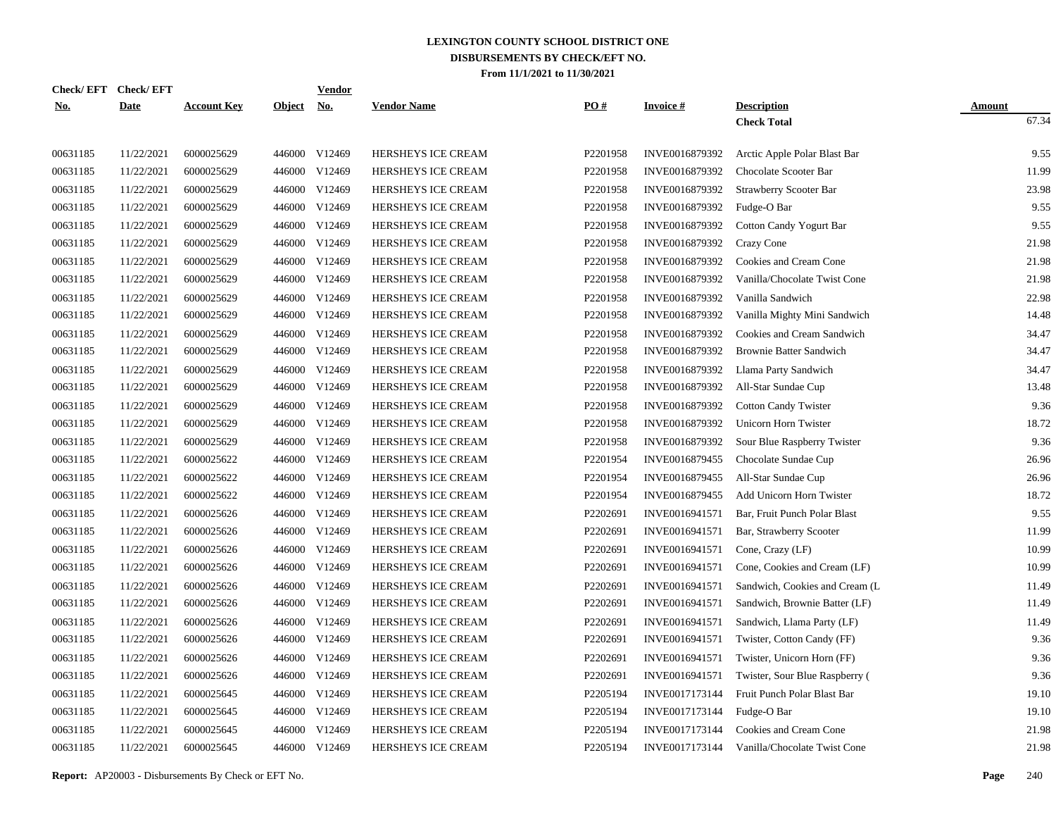# LEXINGTON COUNTY SCHOOL DISTRICT ONE
## DISBURSEMENTS BY CHECK/EFT NO.
### From 11/1/2021 to 11/30/2021

| Check/ EFT No. | Check/ EFT Date | Account Key | Object | Vendor No. | Vendor Name | PO # | Invoice # | Description | Amount |
|---|---|---|---|---|---|---|---|---|---|
| | | | | | | | | **Check Total** | 67.34 |
| 00631185 | 11/22/2021 | 6000025629 | 446000 | V12469 | HERSHEYS ICE CREAM | P2201958 | INVE0016879392 | Arctic Apple Polar Blast Bar | 9.55 |
| 00631185 | 11/22/2021 | 6000025629 | 446000 | V12469 | HERSHEYS ICE CREAM | P2201958 | INVE0016879392 | Chocolate Scooter Bar | 11.99 |
| 00631185 | 11/22/2021 | 6000025629 | 446000 | V12469 | HERSHEYS ICE CREAM | P2201958 | INVE0016879392 | Strawberry Scooter Bar | 23.98 |
| 00631185 | 11/22/2021 | 6000025629 | 446000 | V12469 | HERSHEYS ICE CREAM | P2201958 | INVE0016879392 | Fudge-O Bar | 9.55 |
| 00631185 | 11/22/2021 | 6000025629 | 446000 | V12469 | HERSHEYS ICE CREAM | P2201958 | INVE0016879392 | Cotton Candy Yogurt Bar | 9.55 |
| 00631185 | 11/22/2021 | 6000025629 | 446000 | V12469 | HERSHEYS ICE CREAM | P2201958 | INVE0016879392 | Crazy Cone | 21.98 |
| 00631185 | 11/22/2021 | 6000025629 | 446000 | V12469 | HERSHEYS ICE CREAM | P2201958 | INVE0016879392 | Cookies and Cream Cone | 21.98 |
| 00631185 | 11/22/2021 | 6000025629 | 446000 | V12469 | HERSHEYS ICE CREAM | P2201958 | INVE0016879392 | Vanilla/Chocolate Twist Cone | 21.98 |
| 00631185 | 11/22/2021 | 6000025629 | 446000 | V12469 | HERSHEYS ICE CREAM | P2201958 | INVE0016879392 | Vanilla Sandwich | 22.98 |
| 00631185 | 11/22/2021 | 6000025629 | 446000 | V12469 | HERSHEYS ICE CREAM | P2201958 | INVE0016879392 | Vanilla Mighty Mini Sandwich | 14.48 |
| 00631185 | 11/22/2021 | 6000025629 | 446000 | V12469 | HERSHEYS ICE CREAM | P2201958 | INVE0016879392 | Cookies and Cream Sandwich | 34.47 |
| 00631185 | 11/22/2021 | 6000025629 | 446000 | V12469 | HERSHEYS ICE CREAM | P2201958 | INVE0016879392 | Brownie Batter Sandwich | 34.47 |
| 00631185 | 11/22/2021 | 6000025629 | 446000 | V12469 | HERSHEYS ICE CREAM | P2201958 | INVE0016879392 | Llama Party Sandwich | 34.47 |
| 00631185 | 11/22/2021 | 6000025629 | 446000 | V12469 | HERSHEYS ICE CREAM | P2201958 | INVE0016879392 | All-Star Sundae Cup | 13.48 |
| 00631185 | 11/22/2021 | 6000025629 | 446000 | V12469 | HERSHEYS ICE CREAM | P2201958 | INVE0016879392 | Cotton Candy Twister | 9.36 |
| 00631185 | 11/22/2021 | 6000025629 | 446000 | V12469 | HERSHEYS ICE CREAM | P2201958 | INVE0016879392 | Unicorn Horn Twister | 18.72 |
| 00631185 | 11/22/2021 | 6000025629 | 446000 | V12469 | HERSHEYS ICE CREAM | P2201958 | INVE0016879392 | Sour Blue Raspberry Twister | 9.36 |
| 00631185 | 11/22/2021 | 6000025622 | 446000 | V12469 | HERSHEYS ICE CREAM | P2201954 | INVE0016879455 | Chocolate Sundae Cup | 26.96 |
| 00631185 | 11/22/2021 | 6000025622 | 446000 | V12469 | HERSHEYS ICE CREAM | P2201954 | INVE0016879455 | All-Star Sundae Cup | 26.96 |
| 00631185 | 11/22/2021 | 6000025622 | 446000 | V12469 | HERSHEYS ICE CREAM | P2201954 | INVE0016879455 | Add Unicorn Horn Twister | 18.72 |
| 00631185 | 11/22/2021 | 6000025626 | 446000 | V12469 | HERSHEYS ICE CREAM | P2202691 | INVE0016941571 | Bar, Fruit Punch Polar Blast | 9.55 |
| 00631185 | 11/22/2021 | 6000025626 | 446000 | V12469 | HERSHEYS ICE CREAM | P2202691 | INVE0016941571 | Bar, Strawberry Scooter | 11.99 |
| 00631185 | 11/22/2021 | 6000025626 | 446000 | V12469 | HERSHEYS ICE CREAM | P2202691 | INVE0016941571 | Cone, Crazy (LF) | 10.99 |
| 00631185 | 11/22/2021 | 6000025626 | 446000 | V12469 | HERSHEYS ICE CREAM | P2202691 | INVE0016941571 | Cone, Cookies and Cream (LF) | 10.99 |
| 00631185 | 11/22/2021 | 6000025626 | 446000 | V12469 | HERSHEYS ICE CREAM | P2202691 | INVE0016941571 | Sandwich, Cookies and Cream (L | 11.49 |
| 00631185 | 11/22/2021 | 6000025626 | 446000 | V12469 | HERSHEYS ICE CREAM | P2202691 | INVE0016941571 | Sandwich, Brownie Batter (LF) | 11.49 |
| 00631185 | 11/22/2021 | 6000025626 | 446000 | V12469 | HERSHEYS ICE CREAM | P2202691 | INVE0016941571 | Sandwich, Llama Party (LF) | 11.49 |
| 00631185 | 11/22/2021 | 6000025626 | 446000 | V12469 | HERSHEYS ICE CREAM | P2202691 | INVE0016941571 | Twister, Cotton Candy (FF) | 9.36 |
| 00631185 | 11/22/2021 | 6000025626 | 446000 | V12469 | HERSHEYS ICE CREAM | P2202691 | INVE0016941571 | Twister, Unicorn Horn (FF) | 9.36 |
| 00631185 | 11/22/2021 | 6000025626 | 446000 | V12469 | HERSHEYS ICE CREAM | P2202691 | INVE0016941571 | Twister, Sour Blue Raspberry ( | 9.36 |
| 00631185 | 11/22/2021 | 6000025645 | 446000 | V12469 | HERSHEYS ICE CREAM | P2205194 | INVE0017173144 | Fruit Punch Polar Blast Bar | 19.10 |
| 00631185 | 11/22/2021 | 6000025645 | 446000 | V12469 | HERSHEYS ICE CREAM | P2205194 | INVE0017173144 | Fudge-O Bar | 19.10 |
| 00631185 | 11/22/2021 | 6000025645 | 446000 | V12469 | HERSHEYS ICE CREAM | P2205194 | INVE0017173144 | Cookies and Cream Cone | 21.98 |
| 00631185 | 11/22/2021 | 6000025645 | 446000 | V12469 | HERSHEYS ICE CREAM | P2205194 | INVE0017173144 | Vanilla/Chocolate Twist Cone | 21.98 |

**Report:** AP20003 - Disbursements By Check or EFT No.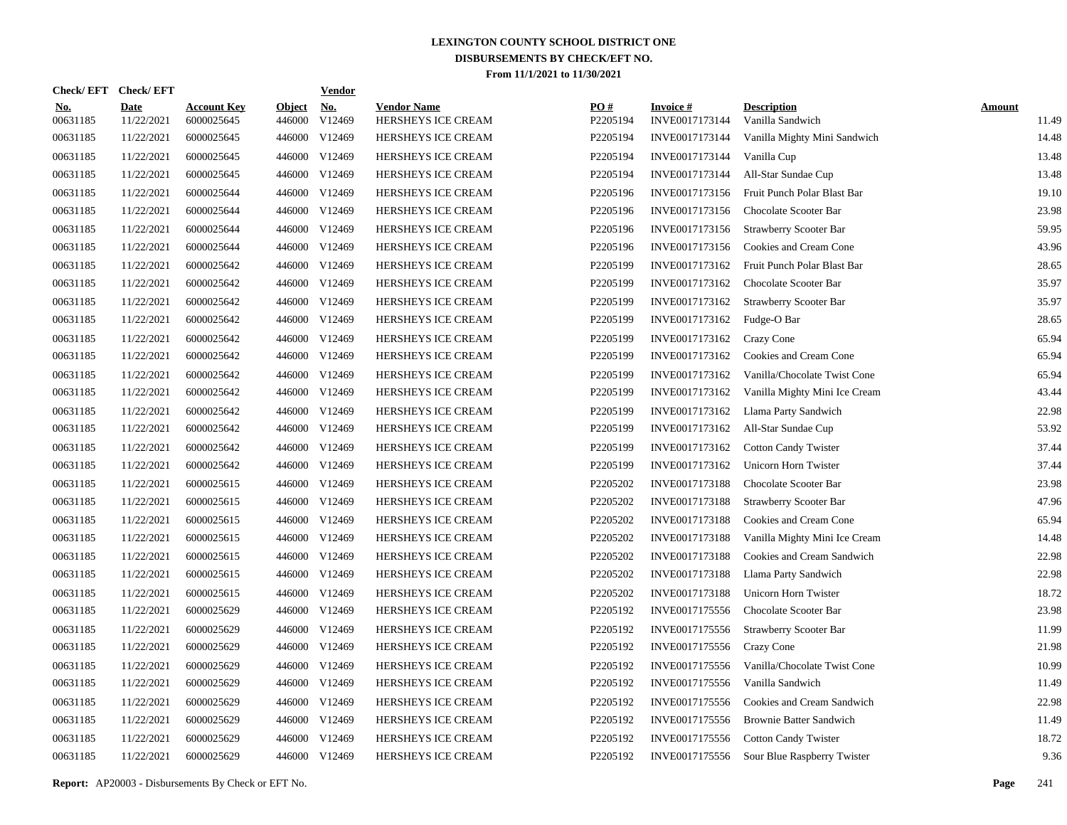# LEXINGTON COUNTY SCHOOL DISTRICT ONE

## DISBURSEMENTS BY CHECK/EFT NO.

### From 11/1/2021 to 11/30/2021

| Check/ EFT No. | Check/ EFT Date | Account Key | Object | Vendor No. | Vendor Name | PO # | Invoice # | Description | Amount |
|---|---|---|---|---|---|---|---|---|---|
| 00631185 | 11/22/2021 | 6000025645 | 446000 | V12469 | HERSHEYS ICE CREAM | P2205194 | INVE0017173144 | Vanilla Sandwich | 11.49 |
| 00631185 | 11/22/2021 | 6000025645 | 446000 | V12469 | HERSHEYS ICE CREAM | P2205194 | INVE0017173144 | Vanilla Mighty Mini Sandwich | 14.48 |
| 00631185 | 11/22/2021 | 6000025645 | 446000 | V12469 | HERSHEYS ICE CREAM | P2205194 | INVE0017173144 | Vanilla Cup | 13.48 |
| 00631185 | 11/22/2021 | 6000025645 | 446000 | V12469 | HERSHEYS ICE CREAM | P2205194 | INVE0017173144 | All-Star Sundae Cup | 13.48 |
| 00631185 | 11/22/2021 | 6000025644 | 446000 | V12469 | HERSHEYS ICE CREAM | P2205196 | INVE0017173156 | Fruit Punch Polar Blast Bar | 19.10 |
| 00631185 | 11/22/2021 | 6000025644 | 446000 | V12469 | HERSHEYS ICE CREAM | P2205196 | INVE0017173156 | Chocolate Scooter Bar | 23.98 |
| 00631185 | 11/22/2021 | 6000025644 | 446000 | V12469 | HERSHEYS ICE CREAM | P2205196 | INVE0017173156 | Strawberry Scooter Bar | 59.95 |
| 00631185 | 11/22/2021 | 6000025644 | 446000 | V12469 | HERSHEYS ICE CREAM | P2205196 | INVE0017173156 | Cookies and Cream Cone | 43.96 |
| 00631185 | 11/22/2021 | 6000025642 | 446000 | V12469 | HERSHEYS ICE CREAM | P2205199 | INVE0017173162 | Fruit Punch Polar Blast Bar | 28.65 |
| 00631185 | 11/22/2021 | 6000025642 | 446000 | V12469 | HERSHEYS ICE CREAM | P2205199 | INVE0017173162 | Chocolate Scooter Bar | 35.97 |
| 00631185 | 11/22/2021 | 6000025642 | 446000 | V12469 | HERSHEYS ICE CREAM | P2205199 | INVE0017173162 | Strawberry Scooter Bar | 35.97 |
| 00631185 | 11/22/2021 | 6000025642 | 446000 | V12469 | HERSHEYS ICE CREAM | P2205199 | INVE0017173162 | Fudge-O Bar | 28.65 |
| 00631185 | 11/22/2021 | 6000025642 | 446000 | V12469 | HERSHEYS ICE CREAM | P2205199 | INVE0017173162 | Crazy Cone | 65.94 |
| 00631185 | 11/22/2021 | 6000025642 | 446000 | V12469 | HERSHEYS ICE CREAM | P2205199 | INVE0017173162 | Cookies and Cream Cone | 65.94 |
| 00631185 | 11/22/2021 | 6000025642 | 446000 | V12469 | HERSHEYS ICE CREAM | P2205199 | INVE0017173162 | Vanilla/Chocolate Twist Cone | 65.94 |
| 00631185 | 11/22/2021 | 6000025642 | 446000 | V12469 | HERSHEYS ICE CREAM | P2205199 | INVE0017173162 | Vanilla Mighty Mini Ice Cream | 43.44 |
| 00631185 | 11/22/2021 | 6000025642 | 446000 | V12469 | HERSHEYS ICE CREAM | P2205199 | INVE0017173162 | Llama Party Sandwich | 22.98 |
| 00631185 | 11/22/2021 | 6000025642 | 446000 | V12469 | HERSHEYS ICE CREAM | P2205199 | INVE0017173162 | All-Star Sundae Cup | 53.92 |
| 00631185 | 11/22/2021 | 6000025642 | 446000 | V12469 | HERSHEYS ICE CREAM | P2205199 | INVE0017173162 | Cotton Candy Twister | 37.44 |
| 00631185 | 11/22/2021 | 6000025642 | 446000 | V12469 | HERSHEYS ICE CREAM | P2205199 | INVE0017173162 | Unicorn Horn Twister | 37.44 |
| 00631185 | 11/22/2021 | 6000025615 | 446000 | V12469 | HERSHEYS ICE CREAM | P2205202 | INVE0017173188 | Chocolate Scooter Bar | 23.98 |
| 00631185 | 11/22/2021 | 6000025615 | 446000 | V12469 | HERSHEYS ICE CREAM | P2205202 | INVE0017173188 | Strawberry Scooter Bar | 47.96 |
| 00631185 | 11/22/2021 | 6000025615 | 446000 | V12469 | HERSHEYS ICE CREAM | P2205202 | INVE0017173188 | Cookies and Cream Cone | 65.94 |
| 00631185 | 11/22/2021 | 6000025615 | 446000 | V12469 | HERSHEYS ICE CREAM | P2205202 | INVE0017173188 | Vanilla Mighty Mini Ice Cream | 14.48 |
| 00631185 | 11/22/2021 | 6000025615 | 446000 | V12469 | HERSHEYS ICE CREAM | P2205202 | INVE0017173188 | Cookies and Cream Sandwich | 22.98 |
| 00631185 | 11/22/2021 | 6000025615 | 446000 | V12469 | HERSHEYS ICE CREAM | P2205202 | INVE0017173188 | Llama Party Sandwich | 22.98 |
| 00631185 | 11/22/2021 | 6000025615 | 446000 | V12469 | HERSHEYS ICE CREAM | P2205202 | INVE0017173188 | Unicorn Horn Twister | 18.72 |
| 00631185 | 11/22/2021 | 6000025629 | 446000 | V12469 | HERSHEYS ICE CREAM | P2205192 | INVE0017175556 | Chocolate Scooter Bar | 23.98 |
| 00631185 | 11/22/2021 | 6000025629 | 446000 | V12469 | HERSHEYS ICE CREAM | P2205192 | INVE0017175556 | Strawberry Scooter Bar | 11.99 |
| 00631185 | 11/22/2021 | 6000025629 | 446000 | V12469 | HERSHEYS ICE CREAM | P2205192 | INVE0017175556 | Crazy Cone | 21.98 |
| 00631185 | 11/22/2021 | 6000025629 | 446000 | V12469 | HERSHEYS ICE CREAM | P2205192 | INVE0017175556 | Vanilla/Chocolate Twist Cone | 10.99 |
| 00631185 | 11/22/2021 | 6000025629 | 446000 | V12469 | HERSHEYS ICE CREAM | P2205192 | INVE0017175556 | Vanilla Sandwich | 11.49 |
| 00631185 | 11/22/2021 | 6000025629 | 446000 | V12469 | HERSHEYS ICE CREAM | P2205192 | INVE0017175556 | Cookies and Cream Sandwich | 22.98 |
| 00631185 | 11/22/2021 | 6000025629 | 446000 | V12469 | HERSHEYS ICE CREAM | P2205192 | INVE0017175556 | Brownie Batter Sandwich | 11.49 |
| 00631185 | 11/22/2021 | 6000025629 | 446000 | V12469 | HERSHEYS ICE CREAM | P2205192 | INVE0017175556 | Cotton Candy Twister | 18.72 |
| 00631185 | 11/22/2021 | 6000025629 | 446000 | V12469 | HERSHEYS ICE CREAM | P2205192 | INVE0017175556 | Sour Blue Raspberry Twister | 9.36 |

**Report:** AP20003 - Disbursements By Check or EFT No.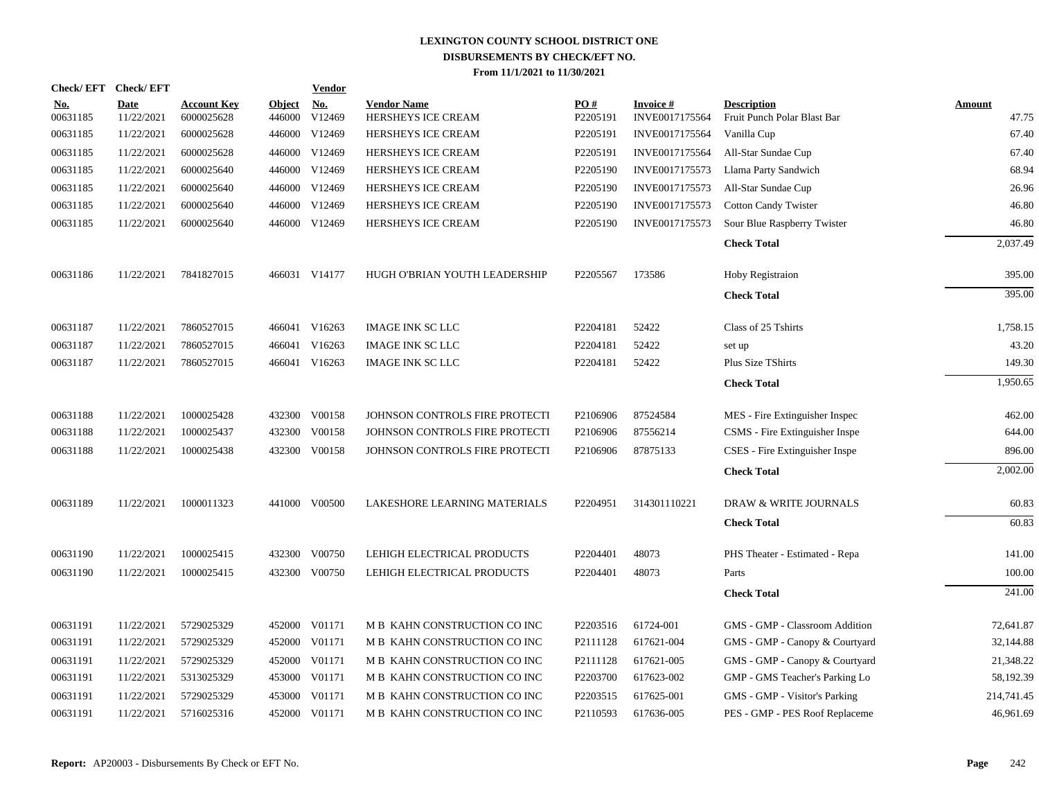# LEXINGTON COUNTY SCHOOL DISTRICT ONE
## DISBURSEMENTS BY CHECK/EFT NO.
### From 11/1/2021 to 11/30/2021

| Check/ EFT No. | Check/ EFT Date | Account Key | Object | Vendor No. | Vendor Name | PO # | Invoice # | Description | Amount |
|---|---|---|---|---|---|---|---|---|---|
| 00631185 | 11/22/2021 | 6000025628 | 446000 | V12469 | HERSHEYS ICE CREAM | P2205191 | INVE0017175564 | Fruit Punch Polar Blast Bar | 47.75 |
| 00631185 | 11/22/2021 | 6000025628 | 446000 | V12469 | HERSHEYS ICE CREAM | P2205191 | INVE0017175564 | Vanilla Cup | 67.40 |
| 00631185 | 11/22/2021 | 6000025628 | 446000 | V12469 | HERSHEYS ICE CREAM | P2205191 | INVE0017175564 | All-Star Sundae Cup | 67.40 |
| 00631185 | 11/22/2021 | 6000025640 | 446000 | V12469 | HERSHEYS ICE CREAM | P2205190 | INVE0017175573 | Llama Party Sandwich | 68.94 |
| 00631185 | 11/22/2021 | 6000025640 | 446000 | V12469 | HERSHEYS ICE CREAM | P2205190 | INVE0017175573 | All-Star Sundae Cup | 26.96 |
| 00631185 | 11/22/2021 | 6000025640 | 446000 | V12469 | HERSHEYS ICE CREAM | P2205190 | INVE0017175573 | Cotton Candy Twister | 46.80 |
| 00631185 | 11/22/2021 | 6000025640 | 446000 | V12469 | HERSHEYS ICE CREAM | P2205190 | INVE0017175573 | Sour Blue Raspberry Twister | 46.80 |
| | | | | | | | | **Check Total** | 2,037.49 |
| 00631186 | 11/22/2021 | 7841827015 | 466031 | V14177 | HUGH O'BRIAN YOUTH LEADERSHIP | P2205567 | 173586 | Hoby Registraion | 395.00 |
| | | | | | | | | **Check Total** | 395.00 |
| 00631187 | 11/22/2021 | 7860527015 | 466041 | V16263 | IMAGE INK SC LLC | P2204181 | 52422 | Class of 25 Tshirts | 1,758.15 |
| 00631187 | 11/22/2021 | 7860527015 | 466041 | V16263 | IMAGE INK SC LLC | P2204181 | 52422 | set up | 43.20 |
| 00631187 | 11/22/2021 | 7860527015 | 466041 | V16263 | IMAGE INK SC LLC | P2204181 | 52422 | Plus Size TShirts | 149.30 |
| | | | | | | | | **Check Total** | 1,950.65 |
| 00631188 | 11/22/2021 | 1000025428 | 432300 | V00158 | JOHNSON CONTROLS FIRE PROTECTI | P2106906 | 87524584 | MES - Fire Extinguisher Inspec | 462.00 |
| 00631188 | 11/22/2021 | 1000025437 | 432300 | V00158 | JOHNSON CONTROLS FIRE PROTECTI | P2106906 | 87556214 | CSMS - Fire Extinguisher Inspe | 644.00 |
| 00631188 | 11/22/2021 | 1000025438 | 432300 | V00158 | JOHNSON CONTROLS FIRE PROTECTI | P2106906 | 87875133 | CSES - Fire Extinguisher Inspe | 896.00 |
| | | | | | | | | **Check Total** | 2,002.00 |
| 00631189 | 11/22/2021 | 1000011323 | 441000 | V00500 | LAKESHORE LEARNING MATERIALS | P2204951 | 314301110221 | DRAW & WRITE JOURNALS | 60.83 |
| | | | | | | | | **Check Total** | 60.83 |
| 00631190 | 11/22/2021 | 1000025415 | 432300 | V00750 | LEHIGH ELECTRICAL PRODUCTS | P2204401 | 48073 | PHS Theater - Estimated - Repa | 141.00 |
| 00631190 | 11/22/2021 | 1000025415 | 432300 | V00750 | LEHIGH ELECTRICAL PRODUCTS | P2204401 | 48073 | Parts | 100.00 |
| | | | | | | | | **Check Total** | 241.00 |
| 00631191 | 11/22/2021 | 5729025329 | 452000 | V01171 | M B KAHN CONSTRUCTION CO INC | P2203516 | 61724-001 | GMS - GMP - Classroom Addition | 72,641.87 |
| 00631191 | 11/22/2021 | 5729025329 | 452000 | V01171 | M B KAHN CONSTRUCTION CO INC | P2111128 | 617621-004 | GMS - GMP - Canopy & Courtyard | 32,144.88 |
| 00631191 | 11/22/2021 | 5729025329 | 452000 | V01171 | M B KAHN CONSTRUCTION CO INC | P2111128 | 617621-005 | GMS - GMP - Canopy & Courtyard | 21,348.22 |
| 00631191 | 11/22/2021 | 5313025329 | 453000 | V01171 | M B KAHN CONSTRUCTION CO INC | P2203700 | 617623-002 | GMP - GMS Teacher's Parking Lo | 58,192.39 |
| 00631191 | 11/22/2021 | 5729025329 | 453000 | V01171 | M B KAHN CONSTRUCTION CO INC | P2203515 | 617625-001 | GMS - GMP - Visitor's Parking | 214,741.45 |
| 00631191 | 11/22/2021 | 5716025316 | 452000 | V01171 | M B KAHN CONSTRUCTION CO INC | P2110593 | 617636-005 | PES - GMP - PES Roof Replaceme | 46,961.69 |

**Report:** AP20003 - Disbursements By Check or EFT No.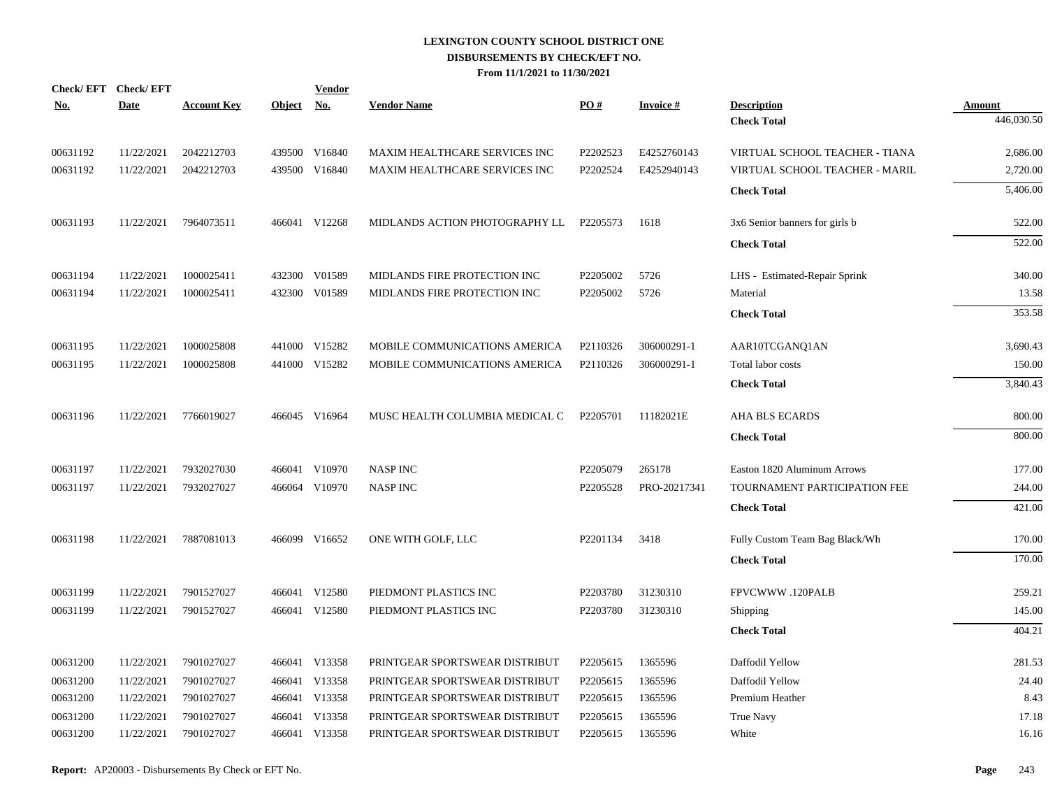# LEXINGTON COUNTY SCHOOL DISTRICT ONE
## DISBURSEMENTS BY CHECK/EFT NO.
### From 11/1/2021 to 11/30/2021

| Check/ EFT No. | Check/ EFT Date | Account Key | Object | Vendor No. | Vendor Name | PO # | Invoice # | Description | Amount |
|---|---|---|---|---|---|---|---|---|---|
| | | | | | | | | **Check Total** | 446,030.50 |
| 00631192 | 11/22/2021 | 2042212703 | 439500 | V16840 | MAXIM HEALTHCARE SERVICES INC | P2202523 | E4252760143 | VIRTUAL SCHOOL TEACHER - TIANA | 2,686.00 |
| 00631192 | 11/22/2021 | 2042212703 | 439500 | V16840 | MAXIM HEALTHCARE SERVICES INC | P2202524 | E4252940143 | VIRTUAL SCHOOL TEACHER - MARIL | 2,720.00 |
| | | | | | | | | **Check Total** | 5,406.00 |
| 00631193 | 11/22/2021 | 7964073511 | 466041 | V12268 | MIDLANDS ACTION PHOTOGRAPHY LL | P2205573 | 1618 | 3x6 Senior banners for girls b | 522.00 |
| | | | | | | | | **Check Total** | 522.00 |
| 00631194 | 11/22/2021 | 1000025411 | 432300 | V01589 | MIDLANDS FIRE PROTECTION INC | P2205002 | 5726 | LHS - Estimated-Repair Sprink | 340.00 |
| 00631194 | 11/22/2021 | 1000025411 | 432300 | V01589 | MIDLANDS FIRE PROTECTION INC | P2205002 | 5726 | Material | 13.58 |
| | | | | | | | | **Check Total** | 353.58 |
| 00631195 | 11/22/2021 | 1000025808 | 441000 | V15282 | MOBILE COMMUNICATIONS AMERICA | P2110326 | 306000291-1 | AAR10TCGANQ1AN | 3,690.43 |
| 00631195 | 11/22/2021 | 1000025808 | 441000 | V15282 | MOBILE COMMUNICATIONS AMERICA | P2110326 | 306000291-1 | Total labor costs | 150.00 |
| | | | | | | | | **Check Total** | 3,840.43 |
| 00631196 | 11/22/2021 | 7766019027 | 466045 | V16964 | MUSC HEALTH COLUMBIA MEDICAL C | P2205701 | 11182021E | AHA BLS ECARDS | 800.00 |
| | | | | | | | | **Check Total** | 800.00 |
| 00631197 | 11/22/2021 | 7932027030 | 466041 | V10970 | NASP INC | P2205079 | 265178 | Easton 1820 Aluminum Arrows | 177.00 |
| 00631197 | 11/22/2021 | 7932027027 | 466064 | V10970 | NASP INC | P2205528 | PRO-20217341 | TOURNAMENT PARTICIPATION FEE | 244.00 |
| | | | | | | | | **Check Total** | 421.00 |
| 00631198 | 11/22/2021 | 7887081013 | 466099 | V16652 | ONE WITH GOLF, LLC | P2201134 | 3418 | Fully Custom Team Bag Black/Wh | 170.00 |
| | | | | | | | | **Check Total** | 170.00 |
| 00631199 | 11/22/2021 | 7901527027 | 466041 | V12580 | PIEDMONT PLASTICS INC | P2203780 | 31230310 | FPVCWWW .120PALB | 259.21 |
| 00631199 | 11/22/2021 | 7901527027 | 466041 | V12580 | PIEDMONT PLASTICS INC | P2203780 | 31230310 | Shipping | 145.00 |
| | | | | | | | | **Check Total** | 404.21 |
| 00631200 | 11/22/2021 | 7901027027 | 466041 | V13358 | PRINTGEAR SPORTSWEAR DISTRIBUT | P2205615 | 1365596 | Daffodil Yellow | 281.53 |
| 00631200 | 11/22/2021 | 7901027027 | 466041 | V13358 | PRINTGEAR SPORTSWEAR DISTRIBUT | P2205615 | 1365596 | Daffodil Yellow | 24.40 |
| 00631200 | 11/22/2021 | 7901027027 | 466041 | V13358 | PRINTGEAR SPORTSWEAR DISTRIBUT | P2205615 | 1365596 | Premium Heather | 8.43 |
| 00631200 | 11/22/2021 | 7901027027 | 466041 | V13358 | PRINTGEAR SPORTSWEAR DISTRIBUT | P2205615 | 1365596 | True Navy | 17.18 |
| 00631200 | 11/22/2021 | 7901027027 | 466041 | V13358 | PRINTGEAR SPORTSWEAR DISTRIBUT | P2205615 | 1365596 | White | 16.16 |

**Report:** AP20003 - Disbursements By Check or EFT No.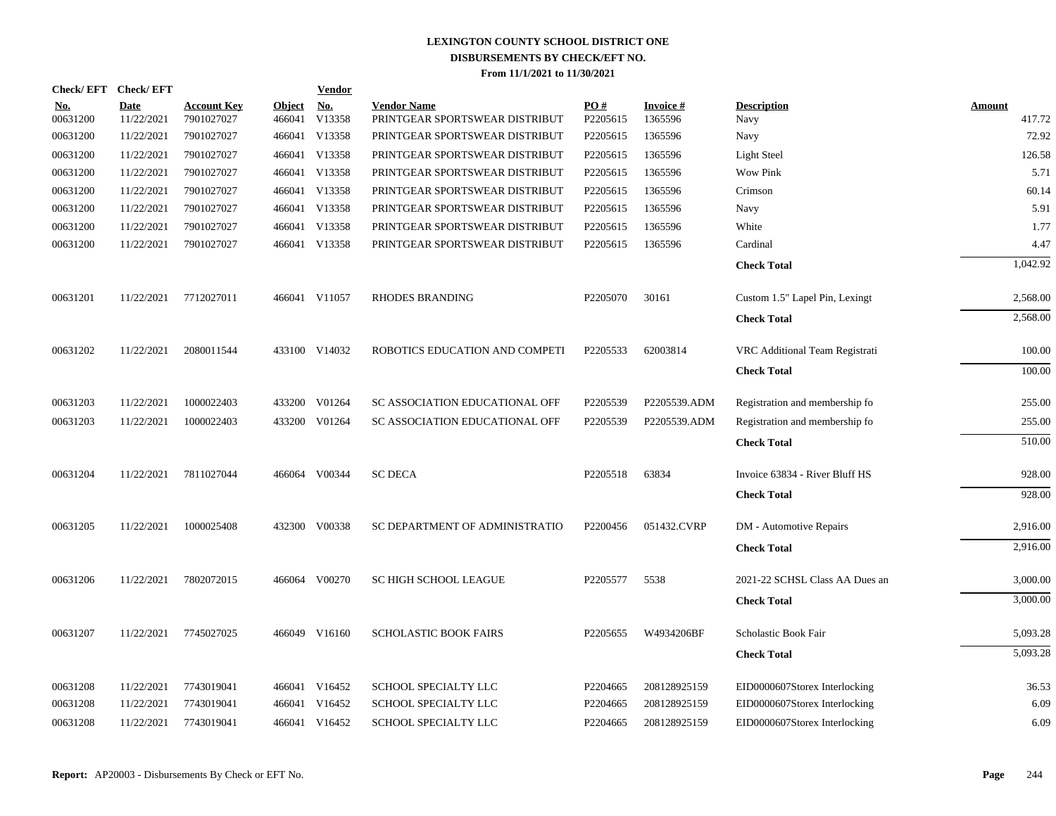# LEXINGTON COUNTY SCHOOL DISTRICT ONE
## DISBURSEMENTS BY CHECK/EFT NO.
### From 11/1/2021 to 11/30/2021

| Check/ EFT No. | Check/ EFT Date | Account Key | Object | Vendor No. | Vendor Name | PO # | Invoice # | Description | Amount |
|---|---|---|---|---|---|---|---|---|---|
| 00631200 | 11/22/2021 | 7901027027 | 466041 | V13358 | PRINTGEAR SPORTSWEAR DISTRIBUT | P2205615 | 1365596 | Navy | 417.72 |
| 00631200 | 11/22/2021 | 7901027027 | 466041 | V13358 | PRINTGEAR SPORTSWEAR DISTRIBUT | P2205615 | 1365596 | Navy | 72.92 |
| 00631200 | 11/22/2021 | 7901027027 | 466041 | V13358 | PRINTGEAR SPORTSWEAR DISTRIBUT | P2205615 | 1365596 | Light Steel | 126.58 |
| 00631200 | 11/22/2021 | 7901027027 | 466041 | V13358 | PRINTGEAR SPORTSWEAR DISTRIBUT | P2205615 | 1365596 | Wow Pink | 5.71 |
| 00631200 | 11/22/2021 | 7901027027 | 466041 | V13358 | PRINTGEAR SPORTSWEAR DISTRIBUT | P2205615 | 1365596 | Crimson | 60.14 |
| 00631200 | 11/22/2021 | 7901027027 | 466041 | V13358 | PRINTGEAR SPORTSWEAR DISTRIBUT | P2205615 | 1365596 | Navy | 5.91 |
| 00631200 | 11/22/2021 | 7901027027 | 466041 | V13358 | PRINTGEAR SPORTSWEAR DISTRIBUT | P2205615 | 1365596 | White | 1.77 |
| 00631200 | 11/22/2021 | 7901027027 | 466041 | V13358 | PRINTGEAR SPORTSWEAR DISTRIBUT | P2205615 | 1365596 | Cardinal | 4.47 |
| | | | | | | | | **Check Total** | 1,042.92 |
| 00631201 | 11/22/2021 | 7712027011 | 466041 | V11057 | RHODES BRANDING | P2205070 | 30161 | Custom 1.5" Lapel Pin, Lexingt | 2,568.00 |
| | | | | | | | | **Check Total** | 2,568.00 |
| 00631202 | 11/22/2021 | 2080011544 | 433100 | V14032 | ROBOTICS EDUCATION AND COMPETI | P2205533 | 62003814 | VRC Additional Team Registrati | 100.00 |
| | | | | | | | | **Check Total** | 100.00 |
| 00631203 | 11/22/2021 | 1000022403 | 433200 | V01264 | SC ASSOCIATION EDUCATIONAL OFF | P2205539 | P2205539.ADM | Registration and membership fo | 255.00 |
| 00631203 | 11/22/2021 | 1000022403 | 433200 | V01264 | SC ASSOCIATION EDUCATIONAL OFF | P2205539 | P2205539.ADM | Registration and membership fo | 255.00 |
| | | | | | | | | **Check Total** | 510.00 |
| 00631204 | 11/22/2021 | 7811027044 | 466064 | V00344 | SC DECA | P2205518 | 63834 | Invoice 63834 - River Bluff HS | 928.00 |
| | | | | | | | | **Check Total** | 928.00 |
| 00631205 | 11/22/2021 | 1000025408 | 432300 | V00338 | SC DEPARTMENT OF ADMINISTRATIO | P2200456 | 051432.CVRP | DM - Automotive Repairs | 2,916.00 |
| | | | | | | | | **Check Total** | 2,916.00 |
| 00631206 | 11/22/2021 | 7802072015 | 466064 | V00270 | SC HIGH SCHOOL LEAGUE | P2205577 | 5538 | 2021-22 SCHSL Class AA Dues an | 3,000.00 |
| | | | | | | | | **Check Total** | 3,000.00 |
| 00631207 | 11/22/2021 | 7745027025 | 466049 | V16160 | SCHOLASTIC BOOK FAIRS | P2205655 | W4934206BF | Scholastic Book Fair | 5,093.28 |
| | | | | | | | | **Check Total** | 5,093.28 |
| 00631208 | 11/22/2021 | 7743019041 | 466041 | V16452 | SCHOOL SPECIALTY LLC | P2204665 | 208128925159 | EID0000607Storex Interlocking | 36.53 |
| 00631208 | 11/22/2021 | 7743019041 | 466041 | V16452 | SCHOOL SPECIALTY LLC | P2204665 | 208128925159 | EID0000607Storex Interlocking | 6.09 |
| 00631208 | 11/22/2021 | 7743019041 | 466041 | V16452 | SCHOOL SPECIALTY LLC | P2204665 | 208128925159 | EID0000607Storex Interlocking | 6.09 |

**Report:** AP20003 - Disbursements By Check or EFT No.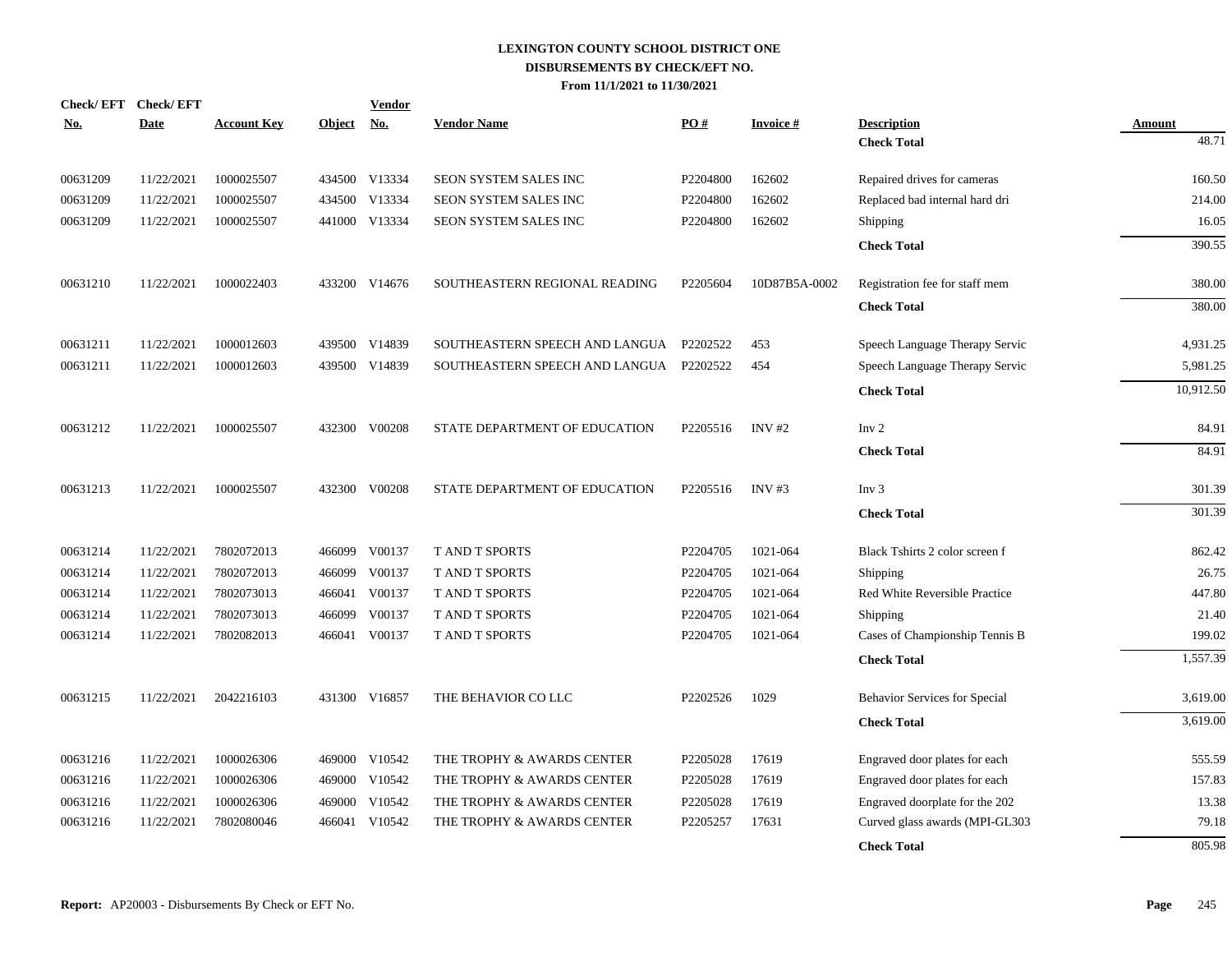# LEXINGTON COUNTY SCHOOL DISTRICT ONE
## DISBURSEMENTS BY CHECK/EFT NO.
### From 11/1/2021 to 11/30/2021

| Check/EFT No. | Check/EFT Date | Account Key | Object | Vendor No. | Vendor Name | PO # | Invoice # | Description | Amount |
|---|---|---|---|---|---|---|---|---|---|
| | | | | | | | | **Check Total** | 48.71 |
| 00631209 | 11/22/2021 | 1000025507 | 434500 | V13334 | SEON SYSTEM SALES INC | P2204800 | 162602 | Repaired drives for cameras | 160.50 |
| 00631209 | 11/22/2021 | 1000025507 | 434500 | V13334 | SEON SYSTEM SALES INC | P2204800 | 162602 | Replaced bad internal hard dri | 214.00 |
| 00631209 | 11/22/2021 | 1000025507 | 441000 | V13334 | SEON SYSTEM SALES INC | P2204800 | 162602 | Shipping | 16.05 |
| | | | | | | | | **Check Total** | 390.55 |
| 00631210 | 11/22/2021 | 1000022403 | 433200 | V14676 | SOUTHEASTERN REGIONAL READING | P2205604 | 10D87B5A-0002 | Registration fee for staff mem | 380.00 |
| | | | | | | | | **Check Total** | 380.00 |
| 00631211 | 11/22/2021 | 1000012603 | 439500 | V14839 | SOUTHEASTERN SPEECH AND LANGUA | P2202522 | 453 | Speech Language Therapy Servic | 4,931.25 |
| 00631211 | 11/22/2021 | 1000012603 | 439500 | V14839 | SOUTHEASTERN SPEECH AND LANGUA | P2202522 | 454 | Speech Language Therapy Servic | 5,981.25 |
| | | | | | | | | **Check Total** | 10,912.50 |
| 00631212 | 11/22/2021 | 1000025507 | 432300 | V00208 | STATE DEPARTMENT OF EDUCATION | P2205516 | INV #2 | Inv 2 | 84.91 |
| | | | | | | | | **Check Total** | 84.91 |
| 00631213 | 11/22/2021 | 1000025507 | 432300 | V00208 | STATE DEPARTMENT OF EDUCATION | P2205516 | INV #3 | Inv 3 | 301.39 |
| | | | | | | | | **Check Total** | 301.39 |
| 00631214 | 11/22/2021 | 7802072013 | 466099 | V00137 | T AND T SPORTS | P2204705 | 1021-064 | Black Tshirts 2 color screen f | 862.42 |
| 00631214 | 11/22/2021 | 7802072013 | 466099 | V00137 | T AND T SPORTS | P2204705 | 1021-064 | Shipping | 26.75 |
| 00631214 | 11/22/2021 | 7802073013 | 466041 | V00137 | T AND T SPORTS | P2204705 | 1021-064 | Red White Reversible Practice | 447.80 |
| 00631214 | 11/22/2021 | 7802073013 | 466099 | V00137 | T AND T SPORTS | P2204705 | 1021-064 | Shipping | 21.40 |
| 00631214 | 11/22/2021 | 7802082013 | 466041 | V00137 | T AND T SPORTS | P2204705 | 1021-064 | Cases of Championship Tennis B | 199.02 |
| | | | | | | | | **Check Total** | 1,557.39 |
| 00631215 | 11/22/2021 | 2042216103 | 431300 | V16857 | THE BEHAVIOR CO LLC | P2202526 | 1029 | Behavior Services for Special | 3,619.00 |
| | | | | | | | | **Check Total** | 3,619.00 |
| 00631216 | 11/22/2021 | 1000026306 | 469000 | V10542 | THE TROPHY & AWARDS CENTER | P2205028 | 17619 | Engraved door plates for each | 555.59 |
| 00631216 | 11/22/2021 | 1000026306 | 469000 | V10542 | THE TROPHY & AWARDS CENTER | P2205028 | 17619 | Engraved door plates for each | 157.83 |
| 00631216 | 11/22/2021 | 1000026306 | 469000 | V10542 | THE TROPHY & AWARDS CENTER | P2205028 | 17619 | Engraved doorplate for the 202 | 13.38 |
| 00631216 | 11/22/2021 | 7802080046 | 466041 | V10542 | THE TROPHY & AWARDS CENTER | P2205257 | 17631 | Curved glass awards (MPI-GL303 | 79.18 |
| | | | | | | | | **Check Total** | 805.98 |

**Report:** AP20003 - Disbursements By Check or EFT No.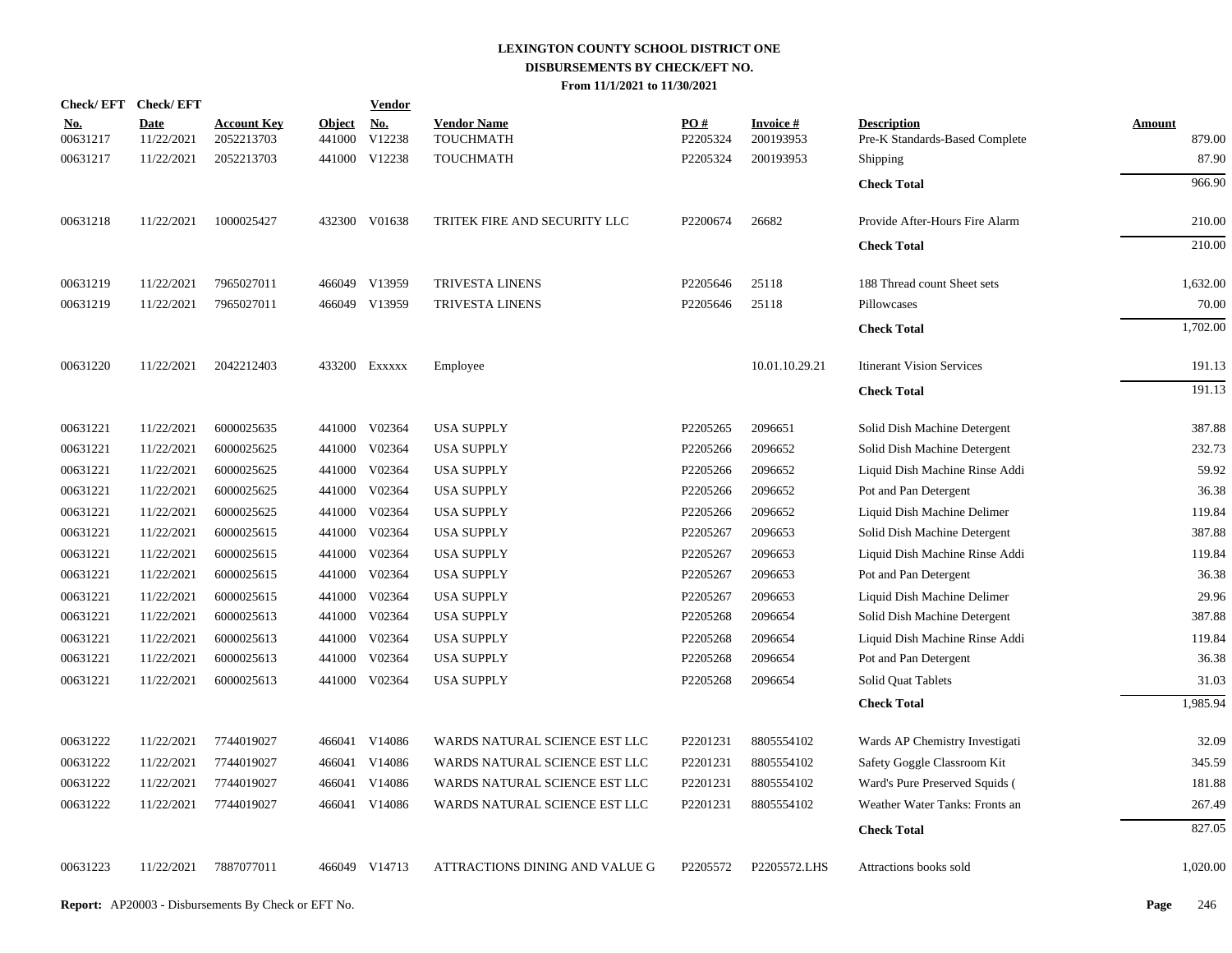# LEXINGTON COUNTY SCHOOL DISTRICT ONE
## DISBURSEMENTS BY CHECK/EFT NO.
### From 11/1/2021 to 11/30/2021

| Check/ EFT No. | Check/ EFT Date | Account Key | Object | Vendor No. | Vendor Name | PO # | Invoice # | Description | Amount |
|---|---|---|---|---|---|---|---|---|---|
| 00631217 | 11/22/2021 | 2052213703 | 441000 | V12238 | TOUCHMATH | P2205324 | 200193953 | Pre-K Standards-Based Complete | 879.00 |
| 00631217 | 11/22/2021 | 2052213703 | 441000 | V12238 | TOUCHMATH | P2205324 | 200193953 | Shipping | 87.90 |
| | | | | | | | | **Check Total** | 966.90 |
| 00631218 | 11/22/2021 | 1000025427 | 432300 | V01638 | TRITEK FIRE AND SECURITY LLC | P2200674 | 26682 | Provide After-Hours Fire Alarm | 210.00 |
| | | | | | | | | **Check Total** | 210.00 |
| 00631219 | 11/22/2021 | 7965027011 | 466049 | V13959 | TRIVESTA LINENS | P2205646 | 25118 | 188 Thread count Sheet sets | 1,632.00 |
| 00631219 | 11/22/2021 | 7965027011 | 466049 | V13959 | TRIVESTA LINENS | P2205646 | 25118 | Pillowcases | 70.00 |
| | | | | | | | | **Check Total** | 1,702.00 |
| 00631220 | 11/22/2021 | 2042212403 | 433200 | Exxxxx | Employee | | 10.01.10.29.21 | Itinerant Vision Services | 191.13 |
| | | | | | | | | **Check Total** | 191.13 |
| 00631221 | 11/22/2021 | 6000025635 | 441000 | V02364 | USA SUPPLY | P2205265 | 2096651 | Solid Dish Machine Detergent | 387.88 |
| 00631221 | 11/22/2021 | 6000025625 | 441000 | V02364 | USA SUPPLY | P2205266 | 2096652 | Solid Dish Machine Detergent | 232.73 |
| 00631221 | 11/22/2021 | 6000025625 | 441000 | V02364 | USA SUPPLY | P2205266 | 2096652 | Liquid Dish Machine Rinse Addi | 59.92 |
| 00631221 | 11/22/2021 | 6000025625 | 441000 | V02364 | USA SUPPLY | P2205266 | 2096652 | Pot and Pan Detergent | 36.38 |
| 00631221 | 11/22/2021 | 6000025625 | 441000 | V02364 | USA SUPPLY | P2205266 | 2096652 | Liquid Dish Machine Delimer | 119.84 |
| 00631221 | 11/22/2021 | 6000025615 | 441000 | V02364 | USA SUPPLY | P2205267 | 2096653 | Solid Dish Machine Detergent | 387.88 |
| 00631221 | 11/22/2021 | 6000025615 | 441000 | V02364 | USA SUPPLY | P2205267 | 2096653 | Liquid Dish Machine Rinse Addi | 119.84 |
| 00631221 | 11/22/2021 | 6000025615 | 441000 | V02364 | USA SUPPLY | P2205267 | 2096653 | Pot and Pan Detergent | 36.38 |
| 00631221 | 11/22/2021 | 6000025615 | 441000 | V02364 | USA SUPPLY | P2205267 | 2096653 | Liquid Dish Machine Delimer | 29.96 |
| 00631221 | 11/22/2021 | 6000025613 | 441000 | V02364 | USA SUPPLY | P2205268 | 2096654 | Solid Dish Machine Detergent | 387.88 |
| 00631221 | 11/22/2021 | 6000025613 | 441000 | V02364 | USA SUPPLY | P2205268 | 2096654 | Liquid Dish Machine Rinse Addi | 119.84 |
| 00631221 | 11/22/2021 | 6000025613 | 441000 | V02364 | USA SUPPLY | P2205268 | 2096654 | Pot and Pan Detergent | 36.38 |
| 00631221 | 11/22/2021 | 6000025613 | 441000 | V02364 | USA SUPPLY | P2205268 | 2096654 | Solid Quat Tablets | 31.03 |
| | | | | | | | | **Check Total** | 1,985.94 |
| 00631222 | 11/22/2021 | 7744019027 | 466041 | V14086 | WARDS NATURAL SCIENCE EST LLC | P2201231 | 8805554102 | Wards AP Chemistry Investigati | 32.09 |
| 00631222 | 11/22/2021 | 7744019027 | 466041 | V14086 | WARDS NATURAL SCIENCE EST LLC | P2201231 | 8805554102 | Safety Goggle Classroom Kit | 345.59 |
| 00631222 | 11/22/2021 | 7744019027 | 466041 | V14086 | WARDS NATURAL SCIENCE EST LLC | P2201231 | 8805554102 | Ward's Pure Preserved Squids ( | 181.88 |
| 00631222 | 11/22/2021 | 7744019027 | 466041 | V14086 | WARDS NATURAL SCIENCE EST LLC | P2201231 | 8805554102 | Weather Water Tanks: Fronts an | 267.49 |
| | | | | | | | | **Check Total** | 827.05 |
| 00631223 | 11/22/2021 | 7887077011 | 466049 | V14713 | ATTRACTIONS DINING AND VALUE G | P2205572 | P2205572.LHS | Attractions books sold | 1,020.00 |

**Report:** AP20003 - Disbursements By Check or EFT No.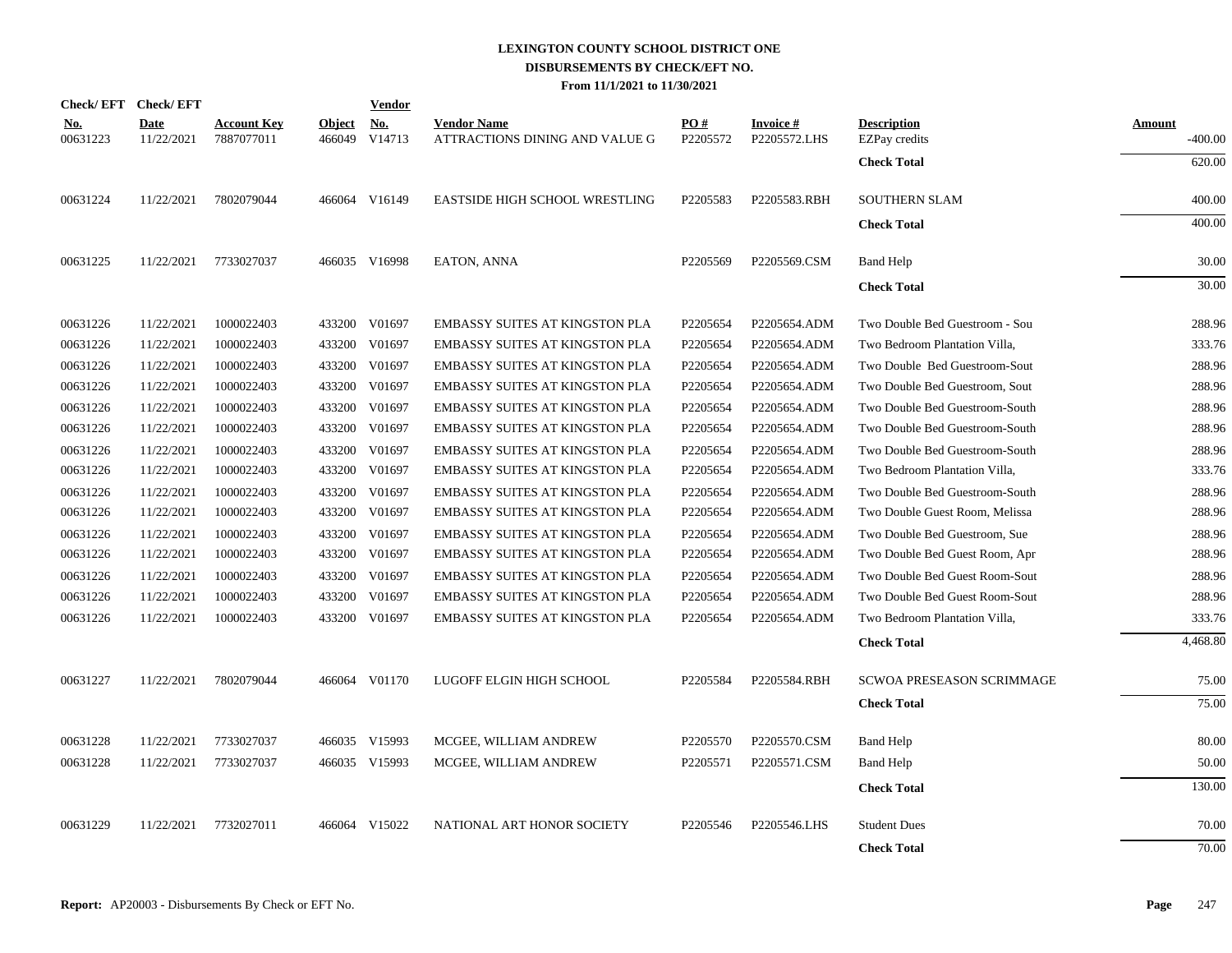# LEXINGTON COUNTY SCHOOL DISTRICT ONE
## DISBURSEMENTS BY CHECK/EFT NO.
### From 11/1/2021 to 11/30/2021

| Check/ EFT No. | Check/ EFT Date | Account Key | Object | Vendor No. | Vendor Name | PO # | Invoice # | Description | Amount |
|---|---|---|---|---|---|---|---|---|---|
| 00631223 | 11/22/2021 | 7887077011 | 466049 | V14713 | ATTRACTIONS DINING AND VALUE G | P2205572 | P2205572.LHS | EZPay credits | -400.00 |
| | | | | | | | | **Check Total** | 620.00 |
| 00631224 | 11/22/2021 | 7802079044 | 466064 | V16149 | EASTSIDE HIGH SCHOOL WRESTLING | P2205583 | P2205583.RBH | SOUTHERN SLAM | 400.00 |
| | | | | | | | | **Check Total** | 400.00 |
| 00631225 | 11/22/2021 | 7733027037 | 466035 | V16998 | EATON, ANNA | P2205569 | P2205569.CSM | Band Help | 30.00 |
| | | | | | | | | **Check Total** | 30.00 |
| 00631226 | 11/22/2021 | 1000022403 | 433200 | V01697 | EMBASSY SUITES AT KINGSTON PLA | P2205654 | P2205654.ADM | Two Double Bed Guestroom - Sou | 288.96 |
| 00631226 | 11/22/2021 | 1000022403 | 433200 | V01697 | EMBASSY SUITES AT KINGSTON PLA | P2205654 | P2205654.ADM | Two Bedroom Plantation Villa, | 333.76 |
| 00631226 | 11/22/2021 | 1000022403 | 433200 | V01697 | EMBASSY SUITES AT KINGSTON PLA | P2205654 | P2205654.ADM | Two Double Bed Guestroom-Sout | 288.96 |
| 00631226 | 11/22/2021 | 1000022403 | 433200 | V01697 | EMBASSY SUITES AT KINGSTON PLA | P2205654 | P2205654.ADM | Two Double Bed Guestroom, Sout | 288.96 |
| 00631226 | 11/22/2021 | 1000022403 | 433200 | V01697 | EMBASSY SUITES AT KINGSTON PLA | P2205654 | P2205654.ADM | Two Double Bed Guestroom-South | 288.96 |
| 00631226 | 11/22/2021 | 1000022403 | 433200 | V01697 | EMBASSY SUITES AT KINGSTON PLA | P2205654 | P2205654.ADM | Two Double Bed Guestroom-South | 288.96 |
| 00631226 | 11/22/2021 | 1000022403 | 433200 | V01697 | EMBASSY SUITES AT KINGSTON PLA | P2205654 | P2205654.ADM | Two Double Bed Guestroom-South | 288.96 |
| 00631226 | 11/22/2021 | 1000022403 | 433200 | V01697 | EMBASSY SUITES AT KINGSTON PLA | P2205654 | P2205654.ADM | Two Bedroom Plantation Villa, | 333.76 |
| 00631226 | 11/22/2021 | 1000022403 | 433200 | V01697 | EMBASSY SUITES AT KINGSTON PLA | P2205654 | P2205654.ADM | Two Double Bed Guestroom-South | 288.96 |
| 00631226 | 11/22/2021 | 1000022403 | 433200 | V01697 | EMBASSY SUITES AT KINGSTON PLA | P2205654 | P2205654.ADM | Two Double Guest Room, Melissa | 288.96 |
| 00631226 | 11/22/2021 | 1000022403 | 433200 | V01697 | EMBASSY SUITES AT KINGSTON PLA | P2205654 | P2205654.ADM | Two Double Bed Guestroom, Sue | 288.96 |
| 00631226 | 11/22/2021 | 1000022403 | 433200 | V01697 | EMBASSY SUITES AT KINGSTON PLA | P2205654 | P2205654.ADM | Two Double Bed Guest Room, Apr | 288.96 |
| 00631226 | 11/22/2021 | 1000022403 | 433200 | V01697 | EMBASSY SUITES AT KINGSTON PLA | P2205654 | P2205654.ADM | Two Double Bed Guest Room-Sout | 288.96 |
| 00631226 | 11/22/2021 | 1000022403 | 433200 | V01697 | EMBASSY SUITES AT KINGSTON PLA | P2205654 | P2205654.ADM | Two Double Bed Guest Room-Sout | 288.96 |
| 00631226 | 11/22/2021 | 1000022403 | 433200 | V01697 | EMBASSY SUITES AT KINGSTON PLA | P2205654 | P2205654.ADM | Two Bedroom Plantation Villa, | 333.76 |
| | | | | | | | | **Check Total** | 4,468.80 |
| 00631227 | 11/22/2021 | 7802079044 | 466064 | V01170 | LUGOFF ELGIN HIGH SCHOOL | P2205584 | P2205584.RBH | SCWOA PRESEASON SCRIMMAGE | 75.00 |
| | | | | | | | | **Check Total** | 75.00 |
| 00631228 | 11/22/2021 | 7733027037 | 466035 | V15993 | MCGEE, WILLIAM ANDREW | P2205570 | P2205570.CSM | Band Help | 80.00 |
| 00631228 | 11/22/2021 | 7733027037 | 466035 | V15993 | MCGEE, WILLIAM ANDREW | P2205571 | P2205571.CSM | Band Help | 50.00 |
| | | | | | | | | **Check Total** | 130.00 |
| 00631229 | 11/22/2021 | 7732027011 | 466064 | V15022 | NATIONAL ART HONOR SOCIETY | P2205546 | P2205546.LHS | Student Dues | 70.00 |
| | | | | | | | | **Check Total** | 70.00 |

**Report:** AP20003 - Disbursements By Check or EFT No.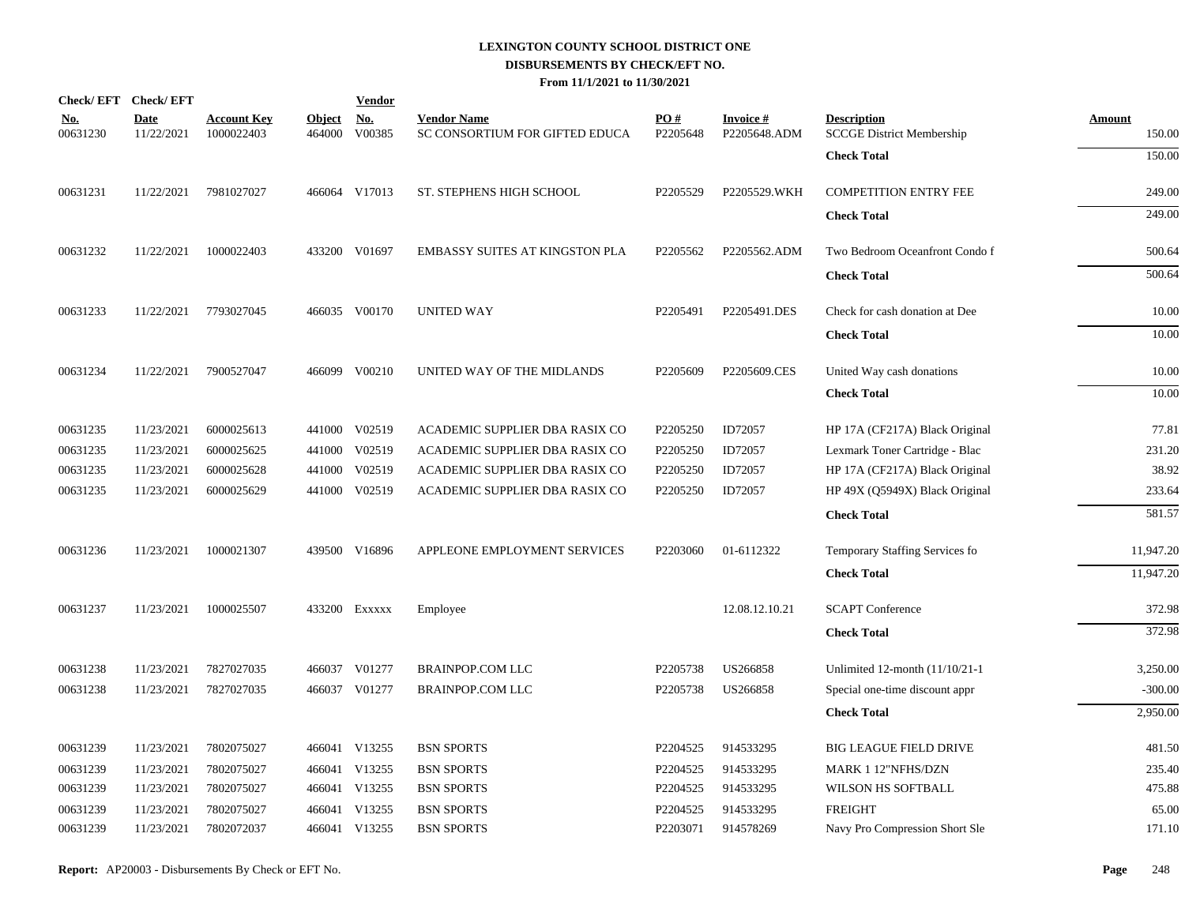# LEXINGTON COUNTY SCHOOL DISTRICT ONE
## DISBURSEMENTS BY CHECK/EFT NO.
### From 11/1/2021 to 11/30/2021

| Check/ EFT No. | Check/ EFT Date | Account Key | Object | Vendor No. | Vendor Name | PO # | Invoice # | Description | Amount |
|---|---|---|---|---|---|---|---|---|---|
| 00631230 | 11/22/2021 | 1000022403 | 464000 | V00385 | SC CONSORTIUM FOR GIFTED EDUCA | P2205648 | P2205648.ADM | SCCGE District Membership | 150.00 |
| | | | | | | | | **Check Total** | 150.00 |
| 00631231 | 11/22/2021 | 7981027027 | 466064 | V17013 | ST. STEPHENS HIGH SCHOOL | P2205529 | P2205529.WKH | COMPETITION ENTRY FEE | 249.00 |
| | | | | | | | | **Check Total** | 249.00 |
| 00631232 | 11/22/2021 | 1000022403 | 433200 | V01697 | EMBASSY SUITES AT KINGSTON PLA | P2205562 | P2205562.ADM | Two Bedroom Oceanfront Condo f | 500.64 |
| | | | | | | | | **Check Total** | 500.64 |
| 00631233 | 11/22/2021 | 7793027045 | 466035 | V00170 | UNITED WAY | P2205491 | P2205491.DES | Check for cash donation at Dee | 10.00 |
| | | | | | | | | **Check Total** | 10.00 |
| 00631234 | 11/22/2021 | 7900527047 | 466099 | V00210 | UNITED WAY OF THE MIDLANDS | P2205609 | P2205609.CES | United Way cash donations | 10.00 |
| | | | | | | | | **Check Total** | 10.00 |
| 00631235 | 11/23/2021 | 6000025613 | 441000 | V02519 | ACADEMIC SUPPLIER DBA RASIX CO | P2205250 | ID72057 | HP 17A (CF217A) Black Original | 77.81 |
| 00631235 | 11/23/2021 | 6000025625 | 441000 | V02519 | ACADEMIC SUPPLIER DBA RASIX CO | P2205250 | ID72057 | Lexmark Toner Cartridge - Blac | 231.20 |
| 00631235 | 11/23/2021 | 6000025628 | 441000 | V02519 | ACADEMIC SUPPLIER DBA RASIX CO | P2205250 | ID72057 | HP 17A (CF217A) Black Original | 38.92 |
| 00631235 | 11/23/2021 | 6000025629 | 441000 | V02519 | ACADEMIC SUPPLIER DBA RASIX CO | P2205250 | ID72057 | HP 49X (Q5949X) Black Original | 233.64 |
| | | | | | | | | **Check Total** | 581.57 |
| 00631236 | 11/23/2021 | 1000021307 | 439500 | V16896 | APPLEONE EMPLOYMENT SERVICES | P2203060 | 01-6112322 | Temporary Staffing Services fo | 11,947.20 |
| | | | | | | | | **Check Total** | 11,947.20 |
| 00631237 | 11/23/2021 | 1000025507 | 433200 | Exxxxx | Employee | | 12.08.12.10.21 | SCAPT Conference | 372.98 |
| | | | | | | | | **Check Total** | 372.98 |
| 00631238 | 11/23/2021 | 7827027035 | 466037 | V01277 | BRAINPOP.COM LLC | P2205738 | US266858 | Unlimited 12-month (11/10/21-1 | 3,250.00 |
| 00631238 | 11/23/2021 | 7827027035 | 466037 | V01277 | BRAINPOP.COM LLC | P2205738 | US266858 | Special one-time discount appr | -300.00 |
| | | | | | | | | **Check Total** | 2,950.00 |
| 00631239 | 11/23/2021 | 7802075027 | 466041 | V13255 | BSN SPORTS | P2204525 | 914533295 | BIG LEAGUE FIELD DRIVE | 481.50 |
| 00631239 | 11/23/2021 | 7802075027 | 466041 | V13255 | BSN SPORTS | P2204525 | 914533295 | MARK 1 12"NFHS/DZN | 235.40 |
| 00631239 | 11/23/2021 | 7802075027 | 466041 | V13255 | BSN SPORTS | P2204525 | 914533295 | WILSON HS SOFTBALL | 475.88 |
| 00631239 | 11/23/2021 | 7802075027 | 466041 | V13255 | BSN SPORTS | P2204525 | 914533295 | FREIGHT | 65.00 |
| 00631239 | 11/23/2021 | 7802072037 | 466041 | V13255 | BSN SPORTS | P2203071 | 914578269 | Navy Pro Compression Short Sle | 171.10 |

**Report:** AP20003 - Disbursements By Check or EFT No.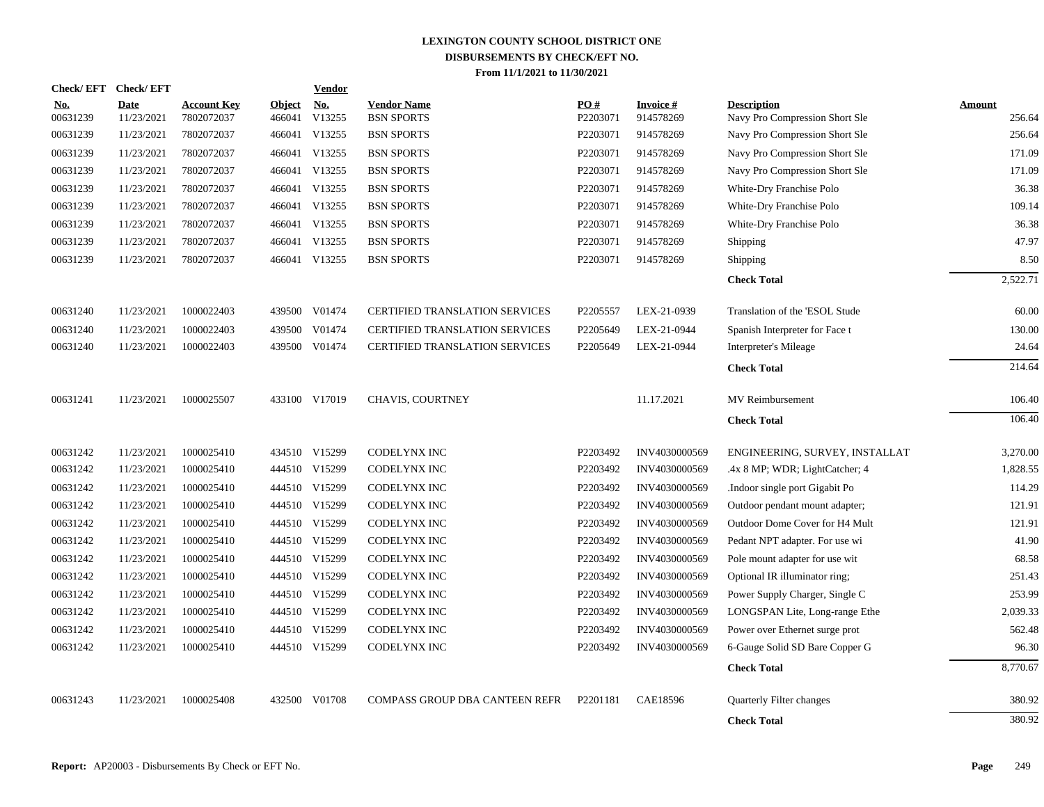# LEXINGTON COUNTY SCHOOL DISTRICT ONE
## DISBURSEMENTS BY CHECK/EFT NO.
### From 11/1/2021 to 11/30/2021

| Check/ EFT No. | Check/ EFT Date | Account Key | Object | Vendor No. | Vendor Name | PO # | Invoice # | Description | Amount |
|---|---|---|---|---|---|---|---|---|---|
| 00631239 | 11/23/2021 | 7802072037 | 466041 | V13255 | BSN SPORTS | P2203071 | 914578269 | Navy Pro Compression Short Sle | 256.64 |
| 00631239 | 11/23/2021 | 7802072037 | 466041 | V13255 | BSN SPORTS | P2203071 | 914578269 | Navy Pro Compression Short Sle | 256.64 |
| 00631239 | 11/23/2021 | 7802072037 | 466041 | V13255 | BSN SPORTS | P2203071 | 914578269 | Navy Pro Compression Short Sle | 171.09 |
| 00631239 | 11/23/2021 | 7802072037 | 466041 | V13255 | BSN SPORTS | P2203071 | 914578269 | Navy Pro Compression Short Sle | 171.09 |
| 00631239 | 11/23/2021 | 7802072037 | 466041 | V13255 | BSN SPORTS | P2203071 | 914578269 | White-Dry Franchise Polo | 36.38 |
| 00631239 | 11/23/2021 | 7802072037 | 466041 | V13255 | BSN SPORTS | P2203071 | 914578269 | White-Dry Franchise Polo | 109.14 |
| 00631239 | 11/23/2021 | 7802072037 | 466041 | V13255 | BSN SPORTS | P2203071 | 914578269 | White-Dry Franchise Polo | 36.38 |
| 00631239 | 11/23/2021 | 7802072037 | 466041 | V13255 | BSN SPORTS | P2203071 | 914578269 | Shipping | 47.97 |
| 00631239 | 11/23/2021 | 7802072037 | 466041 | V13255 | BSN SPORTS | P2203071 | 914578269 | Shipping | 8.50 |
| | | | | | | | | **Check Total** | 2,522.71 |
| 00631240 | 11/23/2021 | 1000022403 | 439500 | V01474 | CERTIFIED TRANSLATION SERVICES | P2205557 | LEX-21-0939 | Translation of the 'ESOL Stude | 60.00 |
| 00631240 | 11/23/2021 | 1000022403 | 439500 | V01474 | CERTIFIED TRANSLATION SERVICES | P2205649 | LEX-21-0944 | Spanish Interpreter for Face t | 130.00 |
| 00631240 | 11/23/2021 | 1000022403 | 439500 | V01474 | CERTIFIED TRANSLATION SERVICES | P2205649 | LEX-21-0944 | Interpreter's Mileage | 24.64 |
| | | | | | | | | **Check Total** | 214.64 |
| 00631241 | 11/23/2021 | 1000025507 | 433100 | V17019 | CHAVIS, COURTNEY | | 11.17.2021 | MV Reimbursement | 106.40 |
| | | | | | | | | **Check Total** | 106.40 |
| 00631242 | 11/23/2021 | 1000025410 | 434510 | V15299 | CODELYNX INC | P2203492 | INV4030000569 | ENGINEERING, SURVEY, INSTALLAT | 3,270.00 |
| 00631242 | 11/23/2021 | 1000025410 | 444510 | V15299 | CODELYNX INC | P2203492 | INV4030000569 | .4x 8 MP; WDR; LightCatcher; 4 | 1,828.55 |
| 00631242 | 11/23/2021 | 1000025410 | 444510 | V15299 | CODELYNX INC | P2203492 | INV4030000569 | .Indoor single port Gigabit Po | 114.29 |
| 00631242 | 11/23/2021 | 1000025410 | 444510 | V15299 | CODELYNX INC | P2203492 | INV4030000569 | Outdoor pendant mount adapter; | 121.91 |
| 00631242 | 11/23/2021 | 1000025410 | 444510 | V15299 | CODELYNX INC | P2203492 | INV4030000569 | Outdoor Dome Cover for H4 Mult | 121.91 |
| 00631242 | 11/23/2021 | 1000025410 | 444510 | V15299 | CODELYNX INC | P2203492 | INV4030000569 | Pedant NPT adapter. For use wi | 41.90 |
| 00631242 | 11/23/2021 | 1000025410 | 444510 | V15299 | CODELYNX INC | P2203492 | INV4030000569 | Pole mount adapter for use wit | 68.58 |
| 00631242 | 11/23/2021 | 1000025410 | 444510 | V15299 | CODELYNX INC | P2203492 | INV4030000569 | Optional IR illuminator ring; | 251.43 |
| 00631242 | 11/23/2021 | 1000025410 | 444510 | V15299 | CODELYNX INC | P2203492 | INV4030000569 | Power Supply Charger, Single C | 253.99 |
| 00631242 | 11/23/2021 | 1000025410 | 444510 | V15299 | CODELYNX INC | P2203492 | INV4030000569 | LONGSPAN Lite, Long-range Ethe | 2,039.33 |
| 00631242 | 11/23/2021 | 1000025410 | 444510 | V15299 | CODELYNX INC | P2203492 | INV4030000569 | Power over Ethernet surge prot | 562.48 |
| 00631242 | 11/23/2021 | 1000025410 | 444510 | V15299 | CODELYNX INC | P2203492 | INV4030000569 | 6-Gauge Solid SD Bare Copper G | 96.30 |
| | | | | | | | | **Check Total** | 8,770.67 |
| 00631243 | 11/23/2021 | 1000025408 | 432500 | V01708 | COMPASS GROUP DBA CANTEEN REFR | P2201181 | CAE18596 | Quarterly Filter changes | 380.92 |
| | | | | | | | | **Check Total** | 380.92 |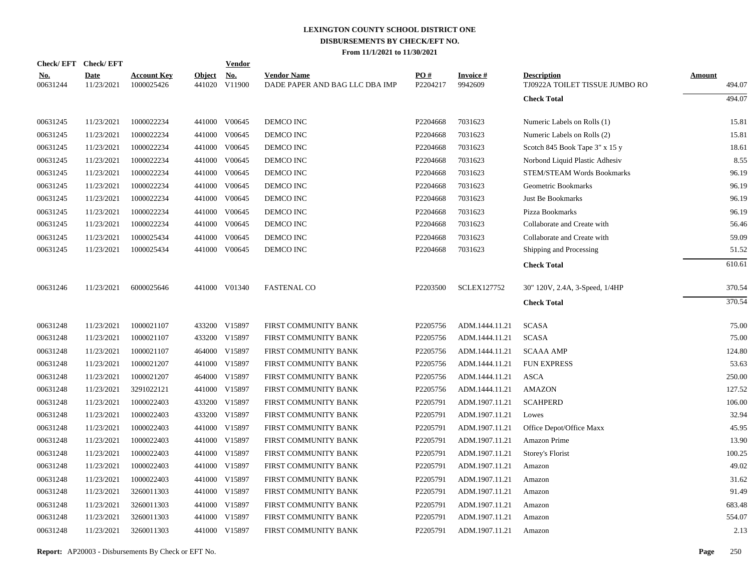# LEXINGTON COUNTY SCHOOL DISTRICT ONE
## DISBURSEMENTS BY CHECK/EFT NO.
### From 11/1/2021 to 11/30/2021

| Check/EFT No. | Check/EFT Date | Account Key | Object | Vendor No. | Vendor Name | PO # | Invoice # | Description | Amount |
|---|---|---|---|---|---|---|---|---|---|
| 00631244 | 11/23/2021 | 1000025426 | 441020 | V11900 | DADE PAPER AND BAG LLC DBA IMP | P2204217 | 9942609 | TJ0922A TOILET TISSUE JUMBO RO | 494.07 |
| | | | | | | | | **Check Total** | 494.07 |
| 00631245 | 11/23/2021 | 1000022234 | 441000 | V00645 | DEMCO INC | P2204668 | 7031623 | Numeric Labels on Rolls (1) | 15.81 |
| 00631245 | 11/23/2021 | 1000022234 | 441000 | V00645 | DEMCO INC | P2204668 | 7031623 | Numeric Labels on Rolls (2) | 15.81 |
| 00631245 | 11/23/2021 | 1000022234 | 441000 | V00645 | DEMCO INC | P2204668 | 7031623 | Scotch 845 Book Tape 3" x 15 y | 18.61 |
| 00631245 | 11/23/2021 | 1000022234 | 441000 | V00645 | DEMCO INC | P2204668 | 7031623 | Norbond Liquid Plastic Adhesiv | 8.55 |
| 00631245 | 11/23/2021 | 1000022234 | 441000 | V00645 | DEMCO INC | P2204668 | 7031623 | STEM/STEAM Words Bookmarks | 96.19 |
| 00631245 | 11/23/2021 | 1000022234 | 441000 | V00645 | DEMCO INC | P2204668 | 7031623 | Geometric Bookmarks | 96.19 |
| 00631245 | 11/23/2021 | 1000022234 | 441000 | V00645 | DEMCO INC | P2204668 | 7031623 | Just Be Bookmarks | 96.19 |
| 00631245 | 11/23/2021 | 1000022234 | 441000 | V00645 | DEMCO INC | P2204668 | 7031623 | Pizza Bookmarks | 96.19 |
| 00631245 | 11/23/2021 | 1000022234 | 441000 | V00645 | DEMCO INC | P2204668 | 7031623 | Collaborate and Create with | 56.46 |
| 00631245 | 11/23/2021 | 1000025434 | 441000 | V00645 | DEMCO INC | P2204668 | 7031623 | Collaborate and Create with | 59.09 |
| 00631245 | 11/23/2021 | 1000025434 | 441000 | V00645 | DEMCO INC | P2204668 | 7031623 | Shipping and Processing | 51.52 |
| | | | | | | | | **Check Total** | 610.61 |
| 00631246 | 11/23/2021 | 6000025646 | 441000 | V01340 | FASTENAL CO | P2203500 | SCLEX127752 | 30" 120V, 2.4A, 3-Speed, 1/4HP | 370.54 |
| | | | | | | | | **Check Total** | 370.54 |
| 00631248 | 11/23/2021 | 1000021107 | 433200 | V15897 | FIRST COMMUNITY BANK | P2205756 | ADM.1444.11.21 | SCASA | 75.00 |
| 00631248 | 11/23/2021 | 1000021107 | 433200 | V15897 | FIRST COMMUNITY BANK | P2205756 | ADM.1444.11.21 | SCASA | 75.00 |
| 00631248 | 11/23/2021 | 1000021107 | 464000 | V15897 | FIRST COMMUNITY BANK | P2205756 | ADM.1444.11.21 | SCAAA AMP | 124.80 |
| 00631248 | 11/23/2021 | 1000021207 | 441000 | V15897 | FIRST COMMUNITY BANK | P2205756 | ADM.1444.11.21 | FUN EXPRESS | 53.63 |
| 00631248 | 11/23/2021 | 1000021207 | 464000 | V15897 | FIRST COMMUNITY BANK | P2205756 | ADM.1444.11.21 | ASCA | 250.00 |
| 00631248 | 11/23/2021 | 3291022121 | 441000 | V15897 | FIRST COMMUNITY BANK | P2205756 | ADM.1444.11.21 | AMAZON | 127.52 |
| 00631248 | 11/23/2021 | 1000022403 | 433200 | V15897 | FIRST COMMUNITY BANK | P2205791 | ADM.1907.11.21 | SCAHPERD | 106.00 |
| 00631248 | 11/23/2021 | 1000022403 | 433200 | V15897 | FIRST COMMUNITY BANK | P2205791 | ADM.1907.11.21 | Lowes | 32.94 |
| 00631248 | 11/23/2021 | 1000022403 | 441000 | V15897 | FIRST COMMUNITY BANK | P2205791 | ADM.1907.11.21 | Office Depot/Office Maxx | 45.95 |
| 00631248 | 11/23/2021 | 1000022403 | 441000 | V15897 | FIRST COMMUNITY BANK | P2205791 | ADM.1907.11.21 | Amazon Prime | 13.90 |
| 00631248 | 11/23/2021 | 1000022403 | 441000 | V15897 | FIRST COMMUNITY BANK | P2205791 | ADM.1907.11.21 | Storey's Florist | 100.25 |
| 00631248 | 11/23/2021 | 1000022403 | 441000 | V15897 | FIRST COMMUNITY BANK | P2205791 | ADM.1907.11.21 | Amazon | 49.02 |
| 00631248 | 11/23/2021 | 1000022403 | 441000 | V15897 | FIRST COMMUNITY BANK | P2205791 | ADM.1907.11.21 | Amazon | 31.62 |
| 00631248 | 11/23/2021 | 3260011303 | 441000 | V15897 | FIRST COMMUNITY BANK | P2205791 | ADM.1907.11.21 | Amazon | 91.49 |
| 00631248 | 11/23/2021 | 3260011303 | 441000 | V15897 | FIRST COMMUNITY BANK | P2205791 | ADM.1907.11.21 | Amazon | 683.48 |
| 00631248 | 11/23/2021 | 3260011303 | 441000 | V15897 | FIRST COMMUNITY BANK | P2205791 | ADM.1907.11.21 | Amazon | 554.07 |
| 00631248 | 11/23/2021 | 3260011303 | 441000 | V15897 | FIRST COMMUNITY BANK | P2205791 | ADM.1907.11.21 | Amazon | 2.13 |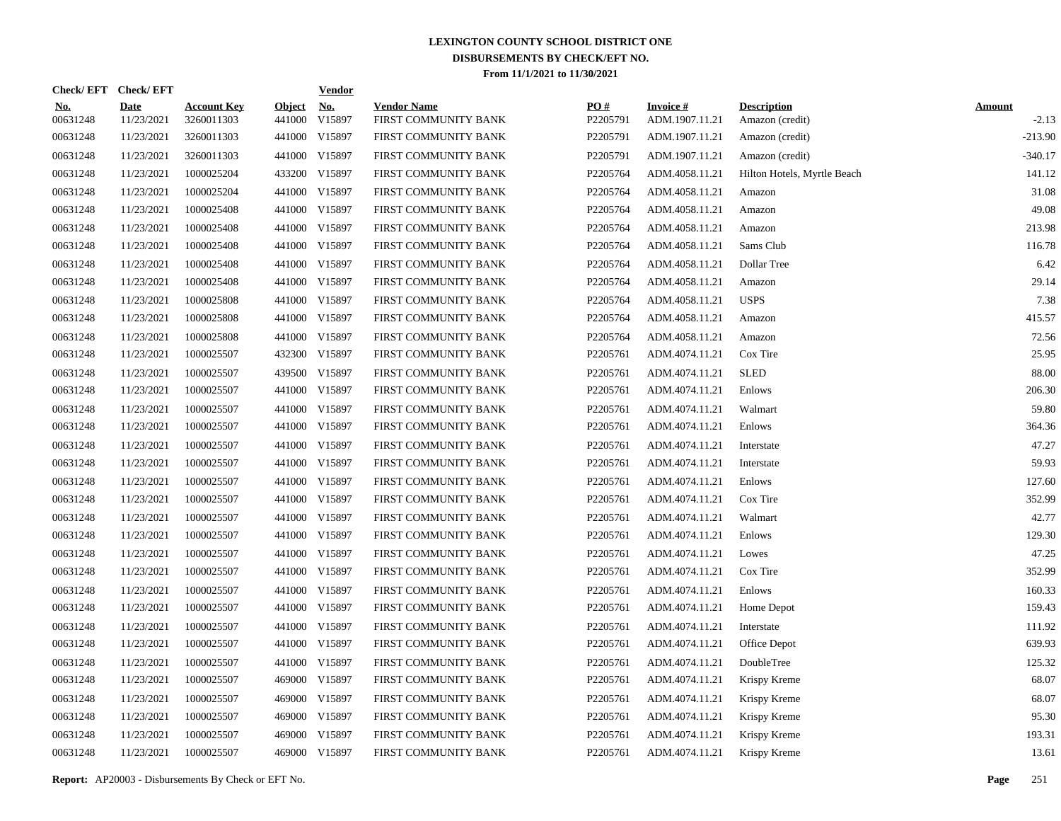# LEXINGTON COUNTY SCHOOL DISTRICT ONE

## DISBURSEMENTS BY CHECK/EFT NO.

### From 11/1/2021 to 11/30/2021

| Check/EFT No. | Check/EFT Date | Account Key | Object | Vendor No. | Vendor Name | PO # | Invoice # | Description | Amount |
|---|---|---|---|---|---|---|---|---|---|
| 00631248 | 11/23/2021 | 3260011303 | 441000 | V15897 | FIRST COMMUNITY BANK | P2205791 | ADM.1907.11.21 | Amazon (credit) | -2.13 |
| 00631248 | 11/23/2021 | 3260011303 | 441000 | V15897 | FIRST COMMUNITY BANK | P2205791 | ADM.1907.11.21 | Amazon (credit) | -213.90 |
| 00631248 | 11/23/2021 | 3260011303 | 441000 | V15897 | FIRST COMMUNITY BANK | P2205791 | ADM.1907.11.21 | Amazon (credit) | -340.17 |
| 00631248 | 11/23/2021 | 1000025204 | 433200 | V15897 | FIRST COMMUNITY BANK | P2205764 | ADM.4058.11.21 | Hilton Hotels, Myrtle Beach | 141.12 |
| 00631248 | 11/23/2021 | 1000025204 | 441000 | V15897 | FIRST COMMUNITY BANK | P2205764 | ADM.4058.11.21 | Amazon | 31.08 |
| 00631248 | 11/23/2021 | 1000025408 | 441000 | V15897 | FIRST COMMUNITY BANK | P2205764 | ADM.4058.11.21 | Amazon | 49.08 |
| 00631248 | 11/23/2021 | 1000025408 | 441000 | V15897 | FIRST COMMUNITY BANK | P2205764 | ADM.4058.11.21 | Amazon | 213.98 |
| 00631248 | 11/23/2021 | 1000025408 | 441000 | V15897 | FIRST COMMUNITY BANK | P2205764 | ADM.4058.11.21 | Sams Club | 116.78 |
| 00631248 | 11/23/2021 | 1000025408 | 441000 | V15897 | FIRST COMMUNITY BANK | P2205764 | ADM.4058.11.21 | Dollar Tree | 6.42 |
| 00631248 | 11/23/2021 | 1000025408 | 441000 | V15897 | FIRST COMMUNITY BANK | P2205764 | ADM.4058.11.21 | Amazon | 29.14 |
| 00631248 | 11/23/2021 | 1000025808 | 441000 | V15897 | FIRST COMMUNITY BANK | P2205764 | ADM.4058.11.21 | USPS | 7.38 |
| 00631248 | 11/23/2021 | 1000025808 | 441000 | V15897 | FIRST COMMUNITY BANK | P2205764 | ADM.4058.11.21 | Amazon | 415.57 |
| 00631248 | 11/23/2021 | 1000025808 | 441000 | V15897 | FIRST COMMUNITY BANK | P2205764 | ADM.4058.11.21 | Amazon | 72.56 |
| 00631248 | 11/23/2021 | 1000025507 | 432300 | V15897 | FIRST COMMUNITY BANK | P2205761 | ADM.4074.11.21 | Cox Tire | 25.95 |
| 00631248 | 11/23/2021 | 1000025507 | 439500 | V15897 | FIRST COMMUNITY BANK | P2205761 | ADM.4074.11.21 | SLED | 88.00 |
| 00631248 | 11/23/2021 | 1000025507 | 441000 | V15897 | FIRST COMMUNITY BANK | P2205761 | ADM.4074.11.21 | Enlows | 206.30 |
| 00631248 | 11/23/2021 | 1000025507 | 441000 | V15897 | FIRST COMMUNITY BANK | P2205761 | ADM.4074.11.21 | Walmart | 59.80 |
| 00631248 | 11/23/2021 | 1000025507 | 441000 | V15897 | FIRST COMMUNITY BANK | P2205761 | ADM.4074.11.21 | Enlows | 364.36 |
| 00631248 | 11/23/2021 | 1000025507 | 441000 | V15897 | FIRST COMMUNITY BANK | P2205761 | ADM.4074.11.21 | Interstate | 47.27 |
| 00631248 | 11/23/2021 | 1000025507 | 441000 | V15897 | FIRST COMMUNITY BANK | P2205761 | ADM.4074.11.21 | Interstate | 59.93 |
| 00631248 | 11/23/2021 | 1000025507 | 441000 | V15897 | FIRST COMMUNITY BANK | P2205761 | ADM.4074.11.21 | Enlows | 127.60 |
| 00631248 | 11/23/2021 | 1000025507 | 441000 | V15897 | FIRST COMMUNITY BANK | P2205761 | ADM.4074.11.21 | Cox Tire | 352.99 |
| 00631248 | 11/23/2021 | 1000025507 | 441000 | V15897 | FIRST COMMUNITY BANK | P2205761 | ADM.4074.11.21 | Walmart | 42.77 |
| 00631248 | 11/23/2021 | 1000025507 | 441000 | V15897 | FIRST COMMUNITY BANK | P2205761 | ADM.4074.11.21 | Enlows | 129.30 |
| 00631248 | 11/23/2021 | 1000025507 | 441000 | V15897 | FIRST COMMUNITY BANK | P2205761 | ADM.4074.11.21 | Lowes | 47.25 |
| 00631248 | 11/23/2021 | 1000025507 | 441000 | V15897 | FIRST COMMUNITY BANK | P2205761 | ADM.4074.11.21 | Cox Tire | 352.99 |
| 00631248 | 11/23/2021 | 1000025507 | 441000 | V15897 | FIRST COMMUNITY BANK | P2205761 | ADM.4074.11.21 | Enlows | 160.33 |
| 00631248 | 11/23/2021 | 1000025507 | 441000 | V15897 | FIRST COMMUNITY BANK | P2205761 | ADM.4074.11.21 | Home Depot | 159.43 |
| 00631248 | 11/23/2021 | 1000025507 | 441000 | V15897 | FIRST COMMUNITY BANK | P2205761 | ADM.4074.11.21 | Interstate | 111.92 |
| 00631248 | 11/23/2021 | 1000025507 | 441000 | V15897 | FIRST COMMUNITY BANK | P2205761 | ADM.4074.11.21 | Office Depot | 639.93 |
| 00631248 | 11/23/2021 | 1000025507 | 441000 | V15897 | FIRST COMMUNITY BANK | P2205761 | ADM.4074.11.21 | DoubleTree | 125.32 |
| 00631248 | 11/23/2021 | 1000025507 | 469000 | V15897 | FIRST COMMUNITY BANK | P2205761 | ADM.4074.11.21 | Krispy Kreme | 68.07 |
| 00631248 | 11/23/2021 | 1000025507 | 469000 | V15897 | FIRST COMMUNITY BANK | P2205761 | ADM.4074.11.21 | Krispy Kreme | 68.07 |
| 00631248 | 11/23/2021 | 1000025507 | 469000 | V15897 | FIRST COMMUNITY BANK | P2205761 | ADM.4074.11.21 | Krispy Kreme | 95.30 |
| 00631248 | 11/23/2021 | 1000025507 | 469000 | V15897 | FIRST COMMUNITY BANK | P2205761 | ADM.4074.11.21 | Krispy Kreme | 193.31 |
| 00631248 | 11/23/2021 | 1000025507 | 469000 | V15897 | FIRST COMMUNITY BANK | P2205761 | ADM.4074.11.21 | Krispy Kreme | 13.61 |

**Report:** AP20003 - Disbursements By Check or EFT No.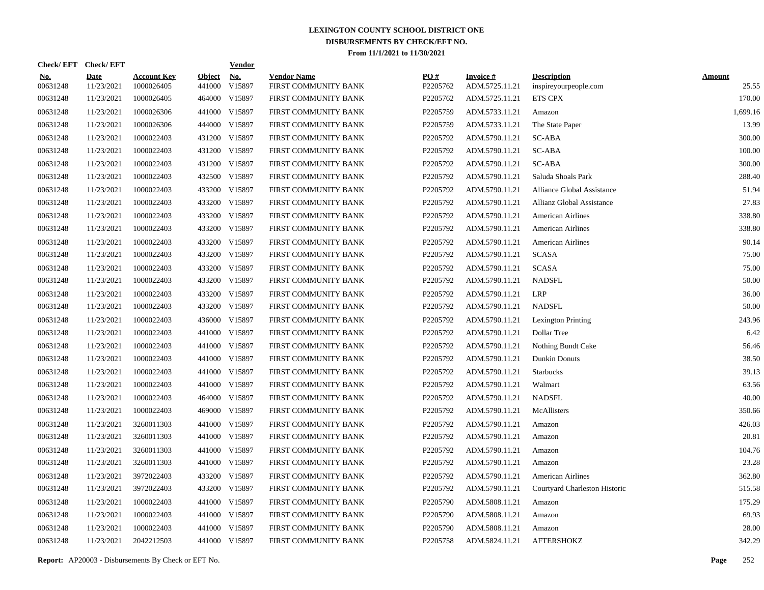# LEXINGTON COUNTY SCHOOL DISTRICT ONE
## DISBURSEMENTS BY CHECK/EFT NO.
### From 11/1/2021 to 11/30/2021

| Check/EFT No. | Check/EFT Date | Account Key | Object | Vendor No. | Vendor Name | PO # | Invoice # | Description | Amount |
|---|---|---|---|---|---|---|---|---|---|
| 00631248 | 11/23/2021 | 1000026405 | 441000 | V15897 | FIRST COMMUNITY BANK | P2205762 | ADM.5725.11.21 | inspireyourpeople.com | 25.55 |
| 00631248 | 11/23/2021 | 1000026405 | 464000 | V15897 | FIRST COMMUNITY BANK | P2205762 | ADM.5725.11.21 | ETS CPX | 170.00 |
| 00631248 | 11/23/2021 | 1000026306 | 441000 | V15897 | FIRST COMMUNITY BANK | P2205759 | ADM.5733.11.21 | Amazon | 1,699.16 |
| 00631248 | 11/23/2021 | 1000026306 | 444000 | V15897 | FIRST COMMUNITY BANK | P2205759 | ADM.5733.11.21 | The State Paper | 13.99 |
| 00631248 | 11/23/2021 | 1000022403 | 431200 | V15897 | FIRST COMMUNITY BANK | P2205792 | ADM.5790.11.21 | SC-ABA | 300.00 |
| 00631248 | 11/23/2021 | 1000022403 | 431200 | V15897 | FIRST COMMUNITY BANK | P2205792 | ADM.5790.11.21 | SC-ABA | 100.00 |
| 00631248 | 11/23/2021 | 1000022403 | 431200 | V15897 | FIRST COMMUNITY BANK | P2205792 | ADM.5790.11.21 | SC-ABA | 300.00 |
| 00631248 | 11/23/2021 | 1000022403 | 432500 | V15897 | FIRST COMMUNITY BANK | P2205792 | ADM.5790.11.21 | Saluda Shoals Park | 288.40 |
| 00631248 | 11/23/2021 | 1000022403 | 433200 | V15897 | FIRST COMMUNITY BANK | P2205792 | ADM.5790.11.21 | Alliance Global Assistance | 51.94 |
| 00631248 | 11/23/2021 | 1000022403 | 433200 | V15897 | FIRST COMMUNITY BANK | P2205792 | ADM.5790.11.21 | Allianz Global Assistance | 27.83 |
| 00631248 | 11/23/2021 | 1000022403 | 433200 | V15897 | FIRST COMMUNITY BANK | P2205792 | ADM.5790.11.21 | American Airlines | 338.80 |
| 00631248 | 11/23/2021 | 1000022403 | 433200 | V15897 | FIRST COMMUNITY BANK | P2205792 | ADM.5790.11.21 | American Airlines | 338.80 |
| 00631248 | 11/23/2021 | 1000022403 | 433200 | V15897 | FIRST COMMUNITY BANK | P2205792 | ADM.5790.11.21 | American Airlines | 90.14 |
| 00631248 | 11/23/2021 | 1000022403 | 433200 | V15897 | FIRST COMMUNITY BANK | P2205792 | ADM.5790.11.21 | SCASA | 75.00 |
| 00631248 | 11/23/2021 | 1000022403 | 433200 | V15897 | FIRST COMMUNITY BANK | P2205792 | ADM.5790.11.21 | SCASA | 75.00 |
| 00631248 | 11/23/2021 | 1000022403 | 433200 | V15897 | FIRST COMMUNITY BANK | P2205792 | ADM.5790.11.21 | NADSFL | 50.00 |
| 00631248 | 11/23/2021 | 1000022403 | 433200 | V15897 | FIRST COMMUNITY BANK | P2205792 | ADM.5790.11.21 | LRP | 36.00 |
| 00631248 | 11/23/2021 | 1000022403 | 433200 | V15897 | FIRST COMMUNITY BANK | P2205792 | ADM.5790.11.21 | NADSFL | 50.00 |
| 00631248 | 11/23/2021 | 1000022403 | 436000 | V15897 | FIRST COMMUNITY BANK | P2205792 | ADM.5790.11.21 | Lexington Printing | 243.96 |
| 00631248 | 11/23/2021 | 1000022403 | 441000 | V15897 | FIRST COMMUNITY BANK | P2205792 | ADM.5790.11.21 | Dollar Tree | 6.42 |
| 00631248 | 11/23/2021 | 1000022403 | 441000 | V15897 | FIRST COMMUNITY BANK | P2205792 | ADM.5790.11.21 | Nothing Bundt Cake | 56.46 |
| 00631248 | 11/23/2021 | 1000022403 | 441000 | V15897 | FIRST COMMUNITY BANK | P2205792 | ADM.5790.11.21 | Dunkin Donuts | 38.50 |
| 00631248 | 11/23/2021 | 1000022403 | 441000 | V15897 | FIRST COMMUNITY BANK | P2205792 | ADM.5790.11.21 | Starbucks | 39.13 |
| 00631248 | 11/23/2021 | 1000022403 | 441000 | V15897 | FIRST COMMUNITY BANK | P2205792 | ADM.5790.11.21 | Walmart | 63.56 |
| 00631248 | 11/23/2021 | 1000022403 | 464000 | V15897 | FIRST COMMUNITY BANK | P2205792 | ADM.5790.11.21 | NADSFL | 40.00 |
| 00631248 | 11/23/2021 | 1000022403 | 469000 | V15897 | FIRST COMMUNITY BANK | P2205792 | ADM.5790.11.21 | McAllisters | 350.66 |
| 00631248 | 11/23/2021 | 3260011303 | 441000 | V15897 | FIRST COMMUNITY BANK | P2205792 | ADM.5790.11.21 | Amazon | 426.03 |
| 00631248 | 11/23/2021 | 3260011303 | 441000 | V15897 | FIRST COMMUNITY BANK | P2205792 | ADM.5790.11.21 | Amazon | 20.81 |
| 00631248 | 11/23/2021 | 3260011303 | 441000 | V15897 | FIRST COMMUNITY BANK | P2205792 | ADM.5790.11.21 | Amazon | 104.76 |
| 00631248 | 11/23/2021 | 3260011303 | 441000 | V15897 | FIRST COMMUNITY BANK | P2205792 | ADM.5790.11.21 | Amazon | 23.28 |
| 00631248 | 11/23/2021 | 3972022403 | 433200 | V15897 | FIRST COMMUNITY BANK | P2205792 | ADM.5790.11.21 | American Airlines | 362.80 |
| 00631248 | 11/23/2021 | 3972022403 | 433200 | V15897 | FIRST COMMUNITY BANK | P2205792 | ADM.5790.11.21 | Courtyard Charleston Historic | 515.58 |
| 00631248 | 11/23/2021 | 1000022403 | 441000 | V15897 | FIRST COMMUNITY BANK | P2205790 | ADM.5808.11.21 | Amazon | 175.29 |
| 00631248 | 11/23/2021 | 1000022403 | 441000 | V15897 | FIRST COMMUNITY BANK | P2205790 | ADM.5808.11.21 | Amazon | 69.93 |
| 00631248 | 11/23/2021 | 1000022403 | 441000 | V15897 | FIRST COMMUNITY BANK | P2205790 | ADM.5808.11.21 | Amazon | 28.00 |
| 00631248 | 11/23/2021 | 2042212503 | 441000 | V15897 | FIRST COMMUNITY BANK | P2205758 | ADM.5824.11.21 | AFTERSHOKZ | 342.29 |

**Report:** AP20003 - Disbursements By Check or EFT No.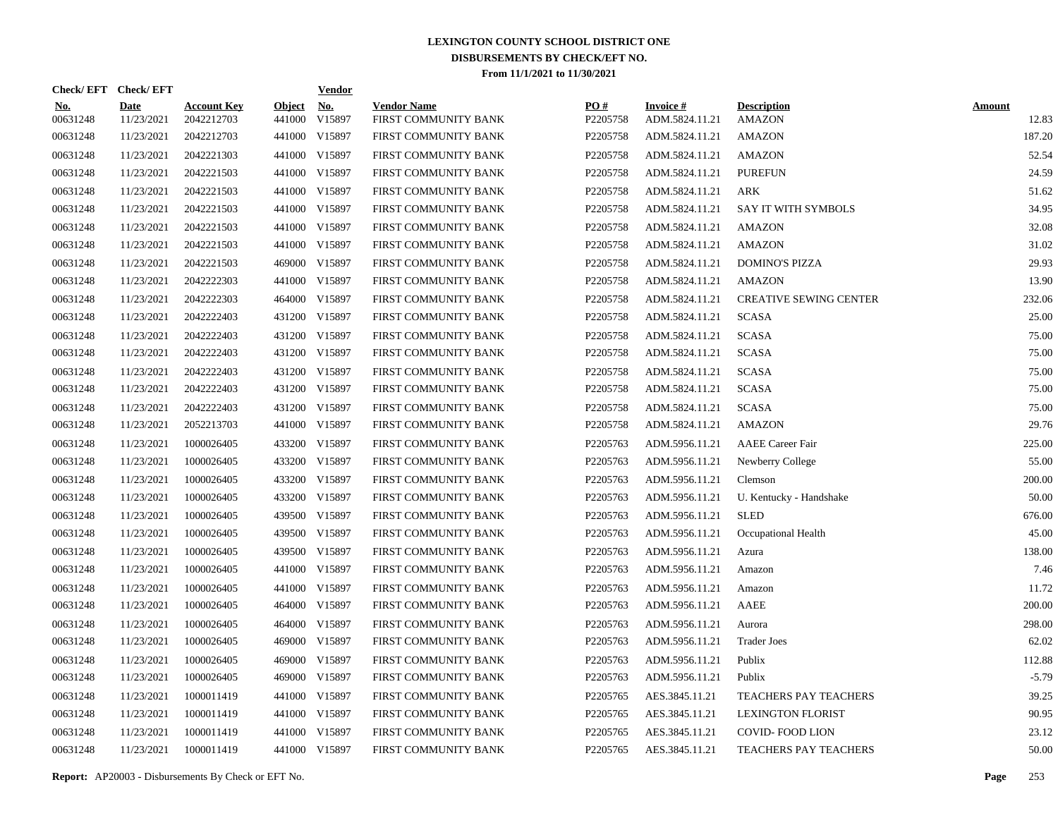# LEXINGTON COUNTY SCHOOL DISTRICT ONE

## DISBURSEMENTS BY CHECK/EFT NO.

### From 11/1/2021 to 11/30/2021

| Check/ EFT No. | Check/ EFT Date | Account Key | Object | Vendor No. | Vendor Name | PO # | Invoice # | Description | Amount |
|---|---|---|---|---|---|---|---|---|---|
| 00631248 | 11/23/2021 | 2042212703 | 441000 | V15897 | FIRST COMMUNITY BANK | P2205758 | ADM.5824.11.21 | AMAZON | 12.83 |
| 00631248 | 11/23/2021 | 2042212703 | 441000 | V15897 | FIRST COMMUNITY BANK | P2205758 | ADM.5824.11.21 | AMAZON | 187.20 |
| 00631248 | 11/23/2021 | 2042221303 | 441000 | V15897 | FIRST COMMUNITY BANK | P2205758 | ADM.5824.11.21 | AMAZON | 52.54 |
| 00631248 | 11/23/2021 | 2042221503 | 441000 | V15897 | FIRST COMMUNITY BANK | P2205758 | ADM.5824.11.21 | PUREFUN | 24.59 |
| 00631248 | 11/23/2021 | 2042221503 | 441000 | V15897 | FIRST COMMUNITY BANK | P2205758 | ADM.5824.11.21 | ARK | 51.62 |
| 00631248 | 11/23/2021 | 2042221503 | 441000 | V15897 | FIRST COMMUNITY BANK | P2205758 | ADM.5824.11.21 | SAY IT WITH SYMBOLS | 34.95 |
| 00631248 | 11/23/2021 | 2042221503 | 441000 | V15897 | FIRST COMMUNITY BANK | P2205758 | ADM.5824.11.21 | AMAZON | 32.08 |
| 00631248 | 11/23/2021 | 2042221503 | 441000 | V15897 | FIRST COMMUNITY BANK | P2205758 | ADM.5824.11.21 | AMAZON | 31.02 |
| 00631248 | 11/23/2021 | 2042221503 | 469000 | V15897 | FIRST COMMUNITY BANK | P2205758 | ADM.5824.11.21 | DOMINO'S PIZZA | 29.93 |
| 00631248 | 11/23/2021 | 2042222303 | 441000 | V15897 | FIRST COMMUNITY BANK | P2205758 | ADM.5824.11.21 | AMAZON | 13.90 |
| 00631248 | 11/23/2021 | 2042222303 | 464000 | V15897 | FIRST COMMUNITY BANK | P2205758 | ADM.5824.11.21 | CREATIVE SEWING CENTER | 232.06 |
| 00631248 | 11/23/2021 | 2042222403 | 431200 | V15897 | FIRST COMMUNITY BANK | P2205758 | ADM.5824.11.21 | SCASA | 25.00 |
| 00631248 | 11/23/2021 | 2042222403 | 431200 | V15897 | FIRST COMMUNITY BANK | P2205758 | ADM.5824.11.21 | SCASA | 75.00 |
| 00631248 | 11/23/2021 | 2042222403 | 431200 | V15897 | FIRST COMMUNITY BANK | P2205758 | ADM.5824.11.21 | SCASA | 75.00 |
| 00631248 | 11/23/2021 | 2042222403 | 431200 | V15897 | FIRST COMMUNITY BANK | P2205758 | ADM.5824.11.21 | SCASA | 75.00 |
| 00631248 | 11/23/2021 | 2042222403 | 431200 | V15897 | FIRST COMMUNITY BANK | P2205758 | ADM.5824.11.21 | SCASA | 75.00 |
| 00631248 | 11/23/2021 | 2042222403 | 431200 | V15897 | FIRST COMMUNITY BANK | P2205758 | ADM.5824.11.21 | SCASA | 75.00 |
| 00631248 | 11/23/2021 | 2052213703 | 441000 | V15897 | FIRST COMMUNITY BANK | P2205758 | ADM.5824.11.21 | AMAZON | 29.76 |
| 00631248 | 11/23/2021 | 1000026405 | 433200 | V15897 | FIRST COMMUNITY BANK | P2205763 | ADM.5956.11.21 | AAEE Career Fair | 225.00 |
| 00631248 | 11/23/2021 | 1000026405 | 433200 | V15897 | FIRST COMMUNITY BANK | P2205763 | ADM.5956.11.21 | Newberry College | 55.00 |
| 00631248 | 11/23/2021 | 1000026405 | 433200 | V15897 | FIRST COMMUNITY BANK | P2205763 | ADM.5956.11.21 | Clemson | 200.00 |
| 00631248 | 11/23/2021 | 1000026405 | 433200 | V15897 | FIRST COMMUNITY BANK | P2205763 | ADM.5956.11.21 | U. Kentucky - Handshake | 50.00 |
| 00631248 | 11/23/2021 | 1000026405 | 439500 | V15897 | FIRST COMMUNITY BANK | P2205763 | ADM.5956.11.21 | SLED | 676.00 |
| 00631248 | 11/23/2021 | 1000026405 | 439500 | V15897 | FIRST COMMUNITY BANK | P2205763 | ADM.5956.11.21 | Occupational Health | 45.00 |
| 00631248 | 11/23/2021 | 1000026405 | 439500 | V15897 | FIRST COMMUNITY BANK | P2205763 | ADM.5956.11.21 | Azura | 138.00 |
| 00631248 | 11/23/2021 | 1000026405 | 441000 | V15897 | FIRST COMMUNITY BANK | P2205763 | ADM.5956.11.21 | Amazon | 7.46 |
| 00631248 | 11/23/2021 | 1000026405 | 441000 | V15897 | FIRST COMMUNITY BANK | P2205763 | ADM.5956.11.21 | Amazon | 11.72 |
| 00631248 | 11/23/2021 | 1000026405 | 464000 | V15897 | FIRST COMMUNITY BANK | P2205763 | ADM.5956.11.21 | AAEE | 200.00 |
| 00631248 | 11/23/2021 | 1000026405 | 464000 | V15897 | FIRST COMMUNITY BANK | P2205763 | ADM.5956.11.21 | Aurora | 298.00 |
| 00631248 | 11/23/2021 | 1000026405 | 469000 | V15897 | FIRST COMMUNITY BANK | P2205763 | ADM.5956.11.21 | Trader Joes | 62.02 |
| 00631248 | 11/23/2021 | 1000026405 | 469000 | V15897 | FIRST COMMUNITY BANK | P2205763 | ADM.5956.11.21 | Publix | 112.88 |
| 00631248 | 11/23/2021 | 1000026405 | 469000 | V15897 | FIRST COMMUNITY BANK | P2205763 | ADM.5956.11.21 | Publix | -5.79 |
| 00631248 | 11/23/2021 | 1000011419 | 441000 | V15897 | FIRST COMMUNITY BANK | P2205765 | AES.3845.11.21 | TEACHERS PAY TEACHERS | 39.25 |
| 00631248 | 11/23/2021 | 1000011419 | 441000 | V15897 | FIRST COMMUNITY BANK | P2205765 | AES.3845.11.21 | LEXINGTON FLORIST | 90.95 |
| 00631248 | 11/23/2021 | 1000011419 | 441000 | V15897 | FIRST COMMUNITY BANK | P2205765 | AES.3845.11.21 | COVID- FOOD LION | 23.12 |
| 00631248 | 11/23/2021 | 1000011419 | 441000 | V15897 | FIRST COMMUNITY BANK | P2205765 | AES.3845.11.21 | TEACHERS PAY TEACHERS | 50.00 |

**Report:** AP20003 - Disbursements By Check or EFT No.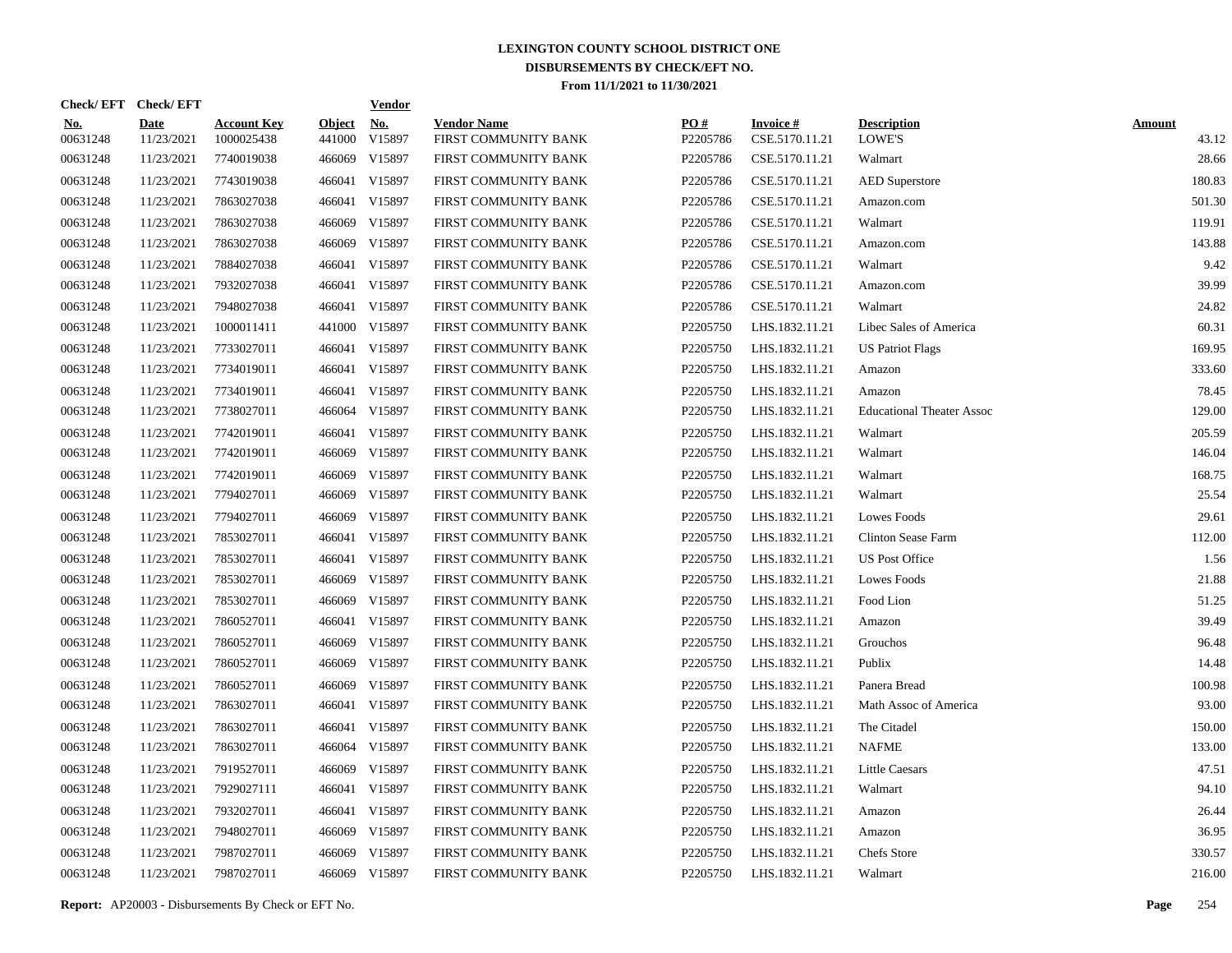# LEXINGTON COUNTY SCHOOL DISTRICT ONE
## DISBURSEMENTS BY CHECK/EFT NO.
### From 11/1/2021 to 11/30/2021

| Check/ EFT No. | Check/ EFT Date | Account Key | Object | Vendor No. | Vendor Name | PO # | Invoice # | Description | Amount |
|---|---|---|---|---|---|---|---|---|---|
| 00631248 | 11/23/2021 | 1000025438 | 441000 | V15897 | FIRST COMMUNITY BANK | P2205786 | CSE.5170.11.21 | LOWE'S | 43.12 |
| 00631248 | 11/23/2021 | 7740019038 | 466069 | V15897 | FIRST COMMUNITY BANK | P2205786 | CSE.5170.11.21 | Walmart | 28.66 |
| 00631248 | 11/23/2021 | 7743019038 | 466041 | V15897 | FIRST COMMUNITY BANK | P2205786 | CSE.5170.11.21 | AED Superstore | 180.83 |
| 00631248 | 11/23/2021 | 7863027038 | 466041 | V15897 | FIRST COMMUNITY BANK | P2205786 | CSE.5170.11.21 | Amazon.com | 501.30 |
| 00631248 | 11/23/2021 | 7863027038 | 466069 | V15897 | FIRST COMMUNITY BANK | P2205786 | CSE.5170.11.21 | Walmart | 119.91 |
| 00631248 | 11/23/2021 | 7863027038 | 466069 | V15897 | FIRST COMMUNITY BANK | P2205786 | CSE.5170.11.21 | Amazon.com | 143.88 |
| 00631248 | 11/23/2021 | 7884027038 | 466041 | V15897 | FIRST COMMUNITY BANK | P2205786 | CSE.5170.11.21 | Walmart | 9.42 |
| 00631248 | 11/23/2021 | 7932027038 | 466041 | V15897 | FIRST COMMUNITY BANK | P2205786 | CSE.5170.11.21 | Amazon.com | 39.99 |
| 00631248 | 11/23/2021 | 7948027038 | 466041 | V15897 | FIRST COMMUNITY BANK | P2205786 | CSE.5170.11.21 | Walmart | 24.82 |
| 00631248 | 11/23/2021 | 1000011411 | 441000 | V15897 | FIRST COMMUNITY BANK | P2205750 | LHS.1832.11.21 | Libec Sales of America | 60.31 |
| 00631248 | 11/23/2021 | 7733027011 | 466041 | V15897 | FIRST COMMUNITY BANK | P2205750 | LHS.1832.11.21 | US Patriot Flags | 169.95 |
| 00631248 | 11/23/2021 | 7734019011 | 466041 | V15897 | FIRST COMMUNITY BANK | P2205750 | LHS.1832.11.21 | Amazon | 333.60 |
| 00631248 | 11/23/2021 | 7734019011 | 466041 | V15897 | FIRST COMMUNITY BANK | P2205750 | LHS.1832.11.21 | Amazon | 78.45 |
| 00631248 | 11/23/2021 | 7738027011 | 466064 | V15897 | FIRST COMMUNITY BANK | P2205750 | LHS.1832.11.21 | Educational Theater Assoc | 129.00 |
| 00631248 | 11/23/2021 | 7742019011 | 466041 | V15897 | FIRST COMMUNITY BANK | P2205750 | LHS.1832.11.21 | Walmart | 205.59 |
| 00631248 | 11/23/2021 | 7742019011 | 466069 | V15897 | FIRST COMMUNITY BANK | P2205750 | LHS.1832.11.21 | Walmart | 146.04 |
| 00631248 | 11/23/2021 | 7742019011 | 466069 | V15897 | FIRST COMMUNITY BANK | P2205750 | LHS.1832.11.21 | Walmart | 168.75 |
| 00631248 | 11/23/2021 | 7794027011 | 466069 | V15897 | FIRST COMMUNITY BANK | P2205750 | LHS.1832.11.21 | Walmart | 25.54 |
| 00631248 | 11/23/2021 | 7794027011 | 466069 | V15897 | FIRST COMMUNITY BANK | P2205750 | LHS.1832.11.21 | Lowes Foods | 29.61 |
| 00631248 | 11/23/2021 | 7853027011 | 466041 | V15897 | FIRST COMMUNITY BANK | P2205750 | LHS.1832.11.21 | Clinton Sease Farm | 112.00 |
| 00631248 | 11/23/2021 | 7853027011 | 466041 | V15897 | FIRST COMMUNITY BANK | P2205750 | LHS.1832.11.21 | US Post Office | 1.56 |
| 00631248 | 11/23/2021 | 7853027011 | 466069 | V15897 | FIRST COMMUNITY BANK | P2205750 | LHS.1832.11.21 | Lowes Foods | 21.88 |
| 00631248 | 11/23/2021 | 7853027011 | 466069 | V15897 | FIRST COMMUNITY BANK | P2205750 | LHS.1832.11.21 | Food Lion | 51.25 |
| 00631248 | 11/23/2021 | 7860527011 | 466041 | V15897 | FIRST COMMUNITY BANK | P2205750 | LHS.1832.11.21 | Amazon | 39.49 |
| 00631248 | 11/23/2021 | 7860527011 | 466069 | V15897 | FIRST COMMUNITY BANK | P2205750 | LHS.1832.11.21 | Grouchos | 96.48 |
| 00631248 | 11/23/2021 | 7860527011 | 466069 | V15897 | FIRST COMMUNITY BANK | P2205750 | LHS.1832.11.21 | Publix | 14.48 |
| 00631248 | 11/23/2021 | 7860527011 | 466069 | V15897 | FIRST COMMUNITY BANK | P2205750 | LHS.1832.11.21 | Panera Bread | 100.98 |
| 00631248 | 11/23/2021 | 7863027011 | 466041 | V15897 | FIRST COMMUNITY BANK | P2205750 | LHS.1832.11.21 | Math Assoc of America | 93.00 |
| 00631248 | 11/23/2021 | 7863027011 | 466041 | V15897 | FIRST COMMUNITY BANK | P2205750 | LHS.1832.11.21 | The Citadel | 150.00 |
| 00631248 | 11/23/2021 | 7863027011 | 466064 | V15897 | FIRST COMMUNITY BANK | P2205750 | LHS.1832.11.21 | NAFME | 133.00 |
| 00631248 | 11/23/2021 | 7919527011 | 466069 | V15897 | FIRST COMMUNITY BANK | P2205750 | LHS.1832.11.21 | Little Caesars | 47.51 |
| 00631248 | 11/23/2021 | 7929027111 | 466041 | V15897 | FIRST COMMUNITY BANK | P2205750 | LHS.1832.11.21 | Walmart | 94.10 |
| 00631248 | 11/23/2021 | 7932027011 | 466041 | V15897 | FIRST COMMUNITY BANK | P2205750 | LHS.1832.11.21 | Amazon | 26.44 |
| 00631248 | 11/23/2021 | 7948027011 | 466069 | V15897 | FIRST COMMUNITY BANK | P2205750 | LHS.1832.11.21 | Amazon | 36.95 |
| 00631248 | 11/23/2021 | 7987027011 | 466069 | V15897 | FIRST COMMUNITY BANK | P2205750 | LHS.1832.11.21 | Chefs Store | 330.57 |
| 00631248 | 11/23/2021 | 7987027011 | 466069 | V15897 | FIRST COMMUNITY BANK | P2205750 | LHS.1832.11.21 | Walmart | 216.00 |

**Report:** AP20003 - Disbursements By Check or EFT No.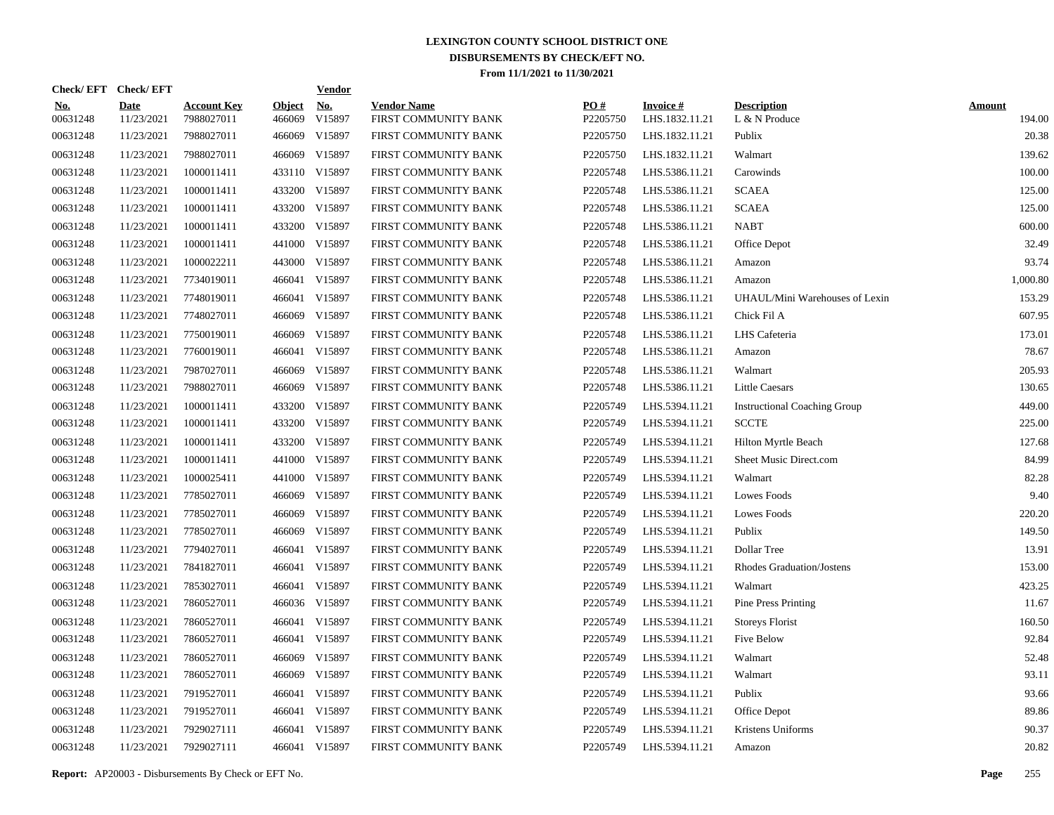# LEXINGTON COUNTY SCHOOL DISTRICT ONE
## DISBURSEMENTS BY CHECK/EFT NO.
### From 11/1/2021 to 11/30/2021

| Check/ EFT No. | Check/ EFT Date | Account Key | Object | Vendor No. | Vendor Name | PO # | Invoice # | Description | Amount |
|---|---|---|---|---|---|---|---|---|---|
| 00631248 | 11/23/2021 | 7988027011 | 466069 | V15897 | FIRST COMMUNITY BANK | P2205750 | LHS.1832.11.21 | L & N Produce | 194.00 |
| 00631248 | 11/23/2021 | 7988027011 | 466069 | V15897 | FIRST COMMUNITY BANK | P2205750 | LHS.1832.11.21 | Publix | 20.38 |
| 00631248 | 11/23/2021 | 7988027011 | 466069 | V15897 | FIRST COMMUNITY BANK | P2205750 | LHS.1832.11.21 | Walmart | 139.62 |
| 00631248 | 11/23/2021 | 1000011411 | 433110 | V15897 | FIRST COMMUNITY BANK | P2205748 | LHS.5386.11.21 | Carowinds | 100.00 |
| 00631248 | 11/23/2021 | 1000011411 | 433200 | V15897 | FIRST COMMUNITY BANK | P2205748 | LHS.5386.11.21 | SCAEA | 125.00 |
| 00631248 | 11/23/2021 | 1000011411 | 433200 | V15897 | FIRST COMMUNITY BANK | P2205748 | LHS.5386.11.21 | SCAEA | 125.00 |
| 00631248 | 11/23/2021 | 1000011411 | 433200 | V15897 | FIRST COMMUNITY BANK | P2205748 | LHS.5386.11.21 | NABT | 600.00 |
| 00631248 | 11/23/2021 | 1000011411 | 441000 | V15897 | FIRST COMMUNITY BANK | P2205748 | LHS.5386.11.21 | Office Depot | 32.49 |
| 00631248 | 11/23/2021 | 1000022211 | 443000 | V15897 | FIRST COMMUNITY BANK | P2205748 | LHS.5386.11.21 | Amazon | 93.74 |
| 00631248 | 11/23/2021 | 7734019011 | 466041 | V15897 | FIRST COMMUNITY BANK | P2205748 | LHS.5386.11.21 | Amazon | 1,000.80 |
| 00631248 | 11/23/2021 | 7748019011 | 466041 | V15897 | FIRST COMMUNITY BANK | P2205748 | LHS.5386.11.21 | UHAUL/Mini Warehouses of Lexin | 153.29 |
| 00631248 | 11/23/2021 | 7748027011 | 466069 | V15897 | FIRST COMMUNITY BANK | P2205748 | LHS.5386.11.21 | Chick Fil A | 607.95 |
| 00631248 | 11/23/2021 | 7750019011 | 466069 | V15897 | FIRST COMMUNITY BANK | P2205748 | LHS.5386.11.21 | LHS Cafeteria | 173.01 |
| 00631248 | 11/23/2021 | 7760019011 | 466041 | V15897 | FIRST COMMUNITY BANK | P2205748 | LHS.5386.11.21 | Amazon | 78.67 |
| 00631248 | 11/23/2021 | 7987027011 | 466069 | V15897 | FIRST COMMUNITY BANK | P2205748 | LHS.5386.11.21 | Walmart | 205.93 |
| 00631248 | 11/23/2021 | 7988027011 | 466069 | V15897 | FIRST COMMUNITY BANK | P2205748 | LHS.5386.11.21 | Little Caesars | 130.65 |
| 00631248 | 11/23/2021 | 1000011411 | 433200 | V15897 | FIRST COMMUNITY BANK | P2205749 | LHS.5394.11.21 | Instructional Coaching Group | 449.00 |
| 00631248 | 11/23/2021 | 1000011411 | 433200 | V15897 | FIRST COMMUNITY BANK | P2205749 | LHS.5394.11.21 | SCCTE | 225.00 |
| 00631248 | 11/23/2021 | 1000011411 | 433200 | V15897 | FIRST COMMUNITY BANK | P2205749 | LHS.5394.11.21 | Hilton Myrtle Beach | 127.68 |
| 00631248 | 11/23/2021 | 1000011411 | 441000 | V15897 | FIRST COMMUNITY BANK | P2205749 | LHS.5394.11.21 | Sheet Music Direct.com | 84.99 |
| 00631248 | 11/23/2021 | 1000025411 | 441000 | V15897 | FIRST COMMUNITY BANK | P2205749 | LHS.5394.11.21 | Walmart | 82.28 |
| 00631248 | 11/23/2021 | 7785027011 | 466069 | V15897 | FIRST COMMUNITY BANK | P2205749 | LHS.5394.11.21 | Lowes Foods | 9.40 |
| 00631248 | 11/23/2021 | 7785027011 | 466069 | V15897 | FIRST COMMUNITY BANK | P2205749 | LHS.5394.11.21 | Lowes Foods | 220.20 |
| 00631248 | 11/23/2021 | 7785027011 | 466069 | V15897 | FIRST COMMUNITY BANK | P2205749 | LHS.5394.11.21 | Publix | 149.50 |
| 00631248 | 11/23/2021 | 7794027011 | 466041 | V15897 | FIRST COMMUNITY BANK | P2205749 | LHS.5394.11.21 | Dollar Tree | 13.91 |
| 00631248 | 11/23/2021 | 7841827011 | 466041 | V15897 | FIRST COMMUNITY BANK | P2205749 | LHS.5394.11.21 | Rhodes Graduation/Jostens | 153.00 |
| 00631248 | 11/23/2021 | 7853027011 | 466041 | V15897 | FIRST COMMUNITY BANK | P2205749 | LHS.5394.11.21 | Walmart | 423.25 |
| 00631248 | 11/23/2021 | 7860527011 | 466036 | V15897 | FIRST COMMUNITY BANK | P2205749 | LHS.5394.11.21 | Pine Press Printing | 11.67 |
| 00631248 | 11/23/2021 | 7860527011 | 466041 | V15897 | FIRST COMMUNITY BANK | P2205749 | LHS.5394.11.21 | Storeys Florist | 160.50 |
| 00631248 | 11/23/2021 | 7860527011 | 466041 | V15897 | FIRST COMMUNITY BANK | P2205749 | LHS.5394.11.21 | Five Below | 92.84 |
| 00631248 | 11/23/2021 | 7860527011 | 466069 | V15897 | FIRST COMMUNITY BANK | P2205749 | LHS.5394.11.21 | Walmart | 52.48 |
| 00631248 | 11/23/2021 | 7860527011 | 466069 | V15897 | FIRST COMMUNITY BANK | P2205749 | LHS.5394.11.21 | Walmart | 93.11 |
| 00631248 | 11/23/2021 | 7919527011 | 466041 | V15897 | FIRST COMMUNITY BANK | P2205749 | LHS.5394.11.21 | Publix | 93.66 |
| 00631248 | 11/23/2021 | 7919527011 | 466041 | V15897 | FIRST COMMUNITY BANK | P2205749 | LHS.5394.11.21 | Office Depot | 89.86 |
| 00631248 | 11/23/2021 | 7929027111 | 466041 | V15897 | FIRST COMMUNITY BANK | P2205749 | LHS.5394.11.21 | Kristens Uniforms | 90.37 |
| 00631248 | 11/23/2021 | 7929027111 | 466041 | V15897 | FIRST COMMUNITY BANK | P2205749 | LHS.5394.11.21 | Amazon | 20.82 |

**Report:** AP20003 - Disbursements By Check or EFT No.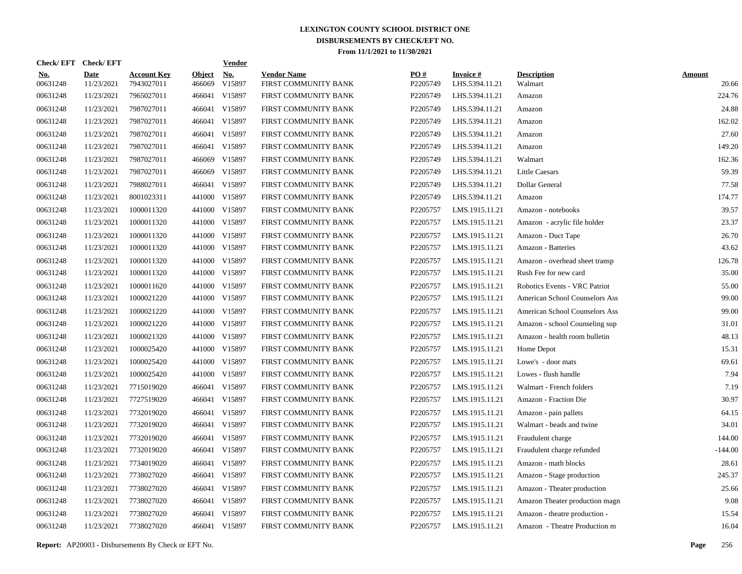# LEXINGTON COUNTY SCHOOL DISTRICT ONE
## DISBURSEMENTS BY CHECK/EFT NO.
### From 11/1/2021 to 11/30/2021

| Check/ EFT No. | Check/ EFT Date | Account Key | Object | Vendor No. | Vendor Name | PO # | Invoice # | Description | Amount |
|---|---|---|---|---|---|---|---|---|---|
| 00631248 | 11/23/2021 | 7943027011 | 466069 | V15897 | FIRST COMMUNITY BANK | P2205749 | LHS.5394.11.21 | Walmart | 20.66 |
| 00631248 | 11/23/2021 | 7965027011 | 466041 | V15897 | FIRST COMMUNITY BANK | P2205749 | LHS.5394.11.21 | Amazon | 224.76 |
| 00631248 | 11/23/2021 | 7987027011 | 466041 | V15897 | FIRST COMMUNITY BANK | P2205749 | LHS.5394.11.21 | Amazon | 24.88 |
| 00631248 | 11/23/2021 | 7987027011 | 466041 | V15897 | FIRST COMMUNITY BANK | P2205749 | LHS.5394.11.21 | Amazon | 162.02 |
| 00631248 | 11/23/2021 | 7987027011 | 466041 | V15897 | FIRST COMMUNITY BANK | P2205749 | LHS.5394.11.21 | Amazon | 27.60 |
| 00631248 | 11/23/2021 | 7987027011 | 466041 | V15897 | FIRST COMMUNITY BANK | P2205749 | LHS.5394.11.21 | Amazon | 149.20 |
| 00631248 | 11/23/2021 | 7987027011 | 466069 | V15897 | FIRST COMMUNITY BANK | P2205749 | LHS.5394.11.21 | Walmart | 162.36 |
| 00631248 | 11/23/2021 | 7987027011 | 466069 | V15897 | FIRST COMMUNITY BANK | P2205749 | LHS.5394.11.21 | Little Caesars | 59.39 |
| 00631248 | 11/23/2021 | 7988027011 | 466041 | V15897 | FIRST COMMUNITY BANK | P2205749 | LHS.5394.11.21 | Dollar General | 77.58 |
| 00631248 | 11/23/2021 | 8001023311 | 441000 | V15897 | FIRST COMMUNITY BANK | P2205749 | LHS.5394.11.21 | Amazon | 174.77 |
| 00631248 | 11/23/2021 | 1000011320 | 441000 | V15897 | FIRST COMMUNITY BANK | P2205757 | LMS.1915.11.21 | Amazon - notebooks | 39.57 |
| 00631248 | 11/23/2021 | 1000011320 | 441000 | V15897 | FIRST COMMUNITY BANK | P2205757 | LMS.1915.11.21 | Amazon - acrylic file holder | 23.37 |
| 00631248 | 11/23/2021 | 1000011320 | 441000 | V15897 | FIRST COMMUNITY BANK | P2205757 | LMS.1915.11.21 | Amazon - Duct Tape | 26.70 |
| 00631248 | 11/23/2021 | 1000011320 | 441000 | V15897 | FIRST COMMUNITY BANK | P2205757 | LMS.1915.11.21 | Amazon - Batteries | 43.62 |
| 00631248 | 11/23/2021 | 1000011320 | 441000 | V15897 | FIRST COMMUNITY BANK | P2205757 | LMS.1915.11.21 | Amazon - overhead sheet transp | 126.78 |
| 00631248 | 11/23/2021 | 1000011320 | 441000 | V15897 | FIRST COMMUNITY BANK | P2205757 | LMS.1915.11.21 | Rush Fee for new card | 35.00 |
| 00631248 | 11/23/2021 | 1000011620 | 441000 | V15897 | FIRST COMMUNITY BANK | P2205757 | LMS.1915.11.21 | Robotics Events - VRC Patriot | 55.00 |
| 00631248 | 11/23/2021 | 1000021220 | 441000 | V15897 | FIRST COMMUNITY BANK | P2205757 | LMS.1915.11.21 | American School Counselors Ass | 99.00 |
| 00631248 | 11/23/2021 | 1000021220 | 441000 | V15897 | FIRST COMMUNITY BANK | P2205757 | LMS.1915.11.21 | American School Counselors Ass | 99.00 |
| 00631248 | 11/23/2021 | 1000021220 | 441000 | V15897 | FIRST COMMUNITY BANK | P2205757 | LMS.1915.11.21 | Amazon - school Counseling sup | 31.01 |
| 00631248 | 11/23/2021 | 1000021320 | 441000 | V15897 | FIRST COMMUNITY BANK | P2205757 | LMS.1915.11.21 | Amazon - health room bulletin | 48.13 |
| 00631248 | 11/23/2021 | 1000025420 | 441000 | V15897 | FIRST COMMUNITY BANK | P2205757 | LMS.1915.11.21 | Home Depot | 15.31 |
| 00631248 | 11/23/2021 | 1000025420 | 441000 | V15897 | FIRST COMMUNITY BANK | P2205757 | LMS.1915.11.21 | Lowe's - door mats | 69.61 |
| 00631248 | 11/23/2021 | 1000025420 | 441000 | V15897 | FIRST COMMUNITY BANK | P2205757 | LMS.1915.11.21 | Lowes - flush handle | 7.94 |
| 00631248 | 11/23/2021 | 7715019020 | 466041 | V15897 | FIRST COMMUNITY BANK | P2205757 | LMS.1915.11.21 | Walmart - French folders | 7.19 |
| 00631248 | 11/23/2021 | 7727519020 | 466041 | V15897 | FIRST COMMUNITY BANK | P2205757 | LMS.1915.11.21 | Amazon - Fraction Die | 30.97 |
| 00631248 | 11/23/2021 | 7732019020 | 466041 | V15897 | FIRST COMMUNITY BANK | P2205757 | LMS.1915.11.21 | Amazon - pain pallets | 64.15 |
| 00631248 | 11/23/2021 | 7732019020 | 466041 | V15897 | FIRST COMMUNITY BANK | P2205757 | LMS.1915.11.21 | Walmart - beads and twine | 34.01 |
| 00631248 | 11/23/2021 | 7732019020 | 466041 | V15897 | FIRST COMMUNITY BANK | P2205757 | LMS.1915.11.21 | Fraudulent charge | 144.00 |
| 00631248 | 11/23/2021 | 7732019020 | 466041 | V15897 | FIRST COMMUNITY BANK | P2205757 | LMS.1915.11.21 | Fraudulent charge refunded | -144.00 |
| 00631248 | 11/23/2021 | 7734019020 | 466041 | V15897 | FIRST COMMUNITY BANK | P2205757 | LMS.1915.11.21 | Amazon - math blocks | 28.61 |
| 00631248 | 11/23/2021 | 7738027020 | 466041 | V15897 | FIRST COMMUNITY BANK | P2205757 | LMS.1915.11.21 | Amazon - Stage production | 245.37 |
| 00631248 | 11/23/2021 | 7738027020 | 466041 | V15897 | FIRST COMMUNITY BANK | P2205757 | LMS.1915.11.21 | Amazon - Theater production | 25.66 |
| 00631248 | 11/23/2021 | 7738027020 | 466041 | V15897 | FIRST COMMUNITY BANK | P2205757 | LMS.1915.11.21 | Amazon Theater production magn | 9.08 |
| 00631248 | 11/23/2021 | 7738027020 | 466041 | V15897 | FIRST COMMUNITY BANK | P2205757 | LMS.1915.11.21 | Amazon - theatre production - | 15.54 |
| 00631248 | 11/23/2021 | 7738027020 | 466041 | V15897 | FIRST COMMUNITY BANK | P2205757 | LMS.1915.11.21 | Amazon - Theatre Production m | 16.04 |

**Report:** AP20003 - Disbursements By Check or EFT No.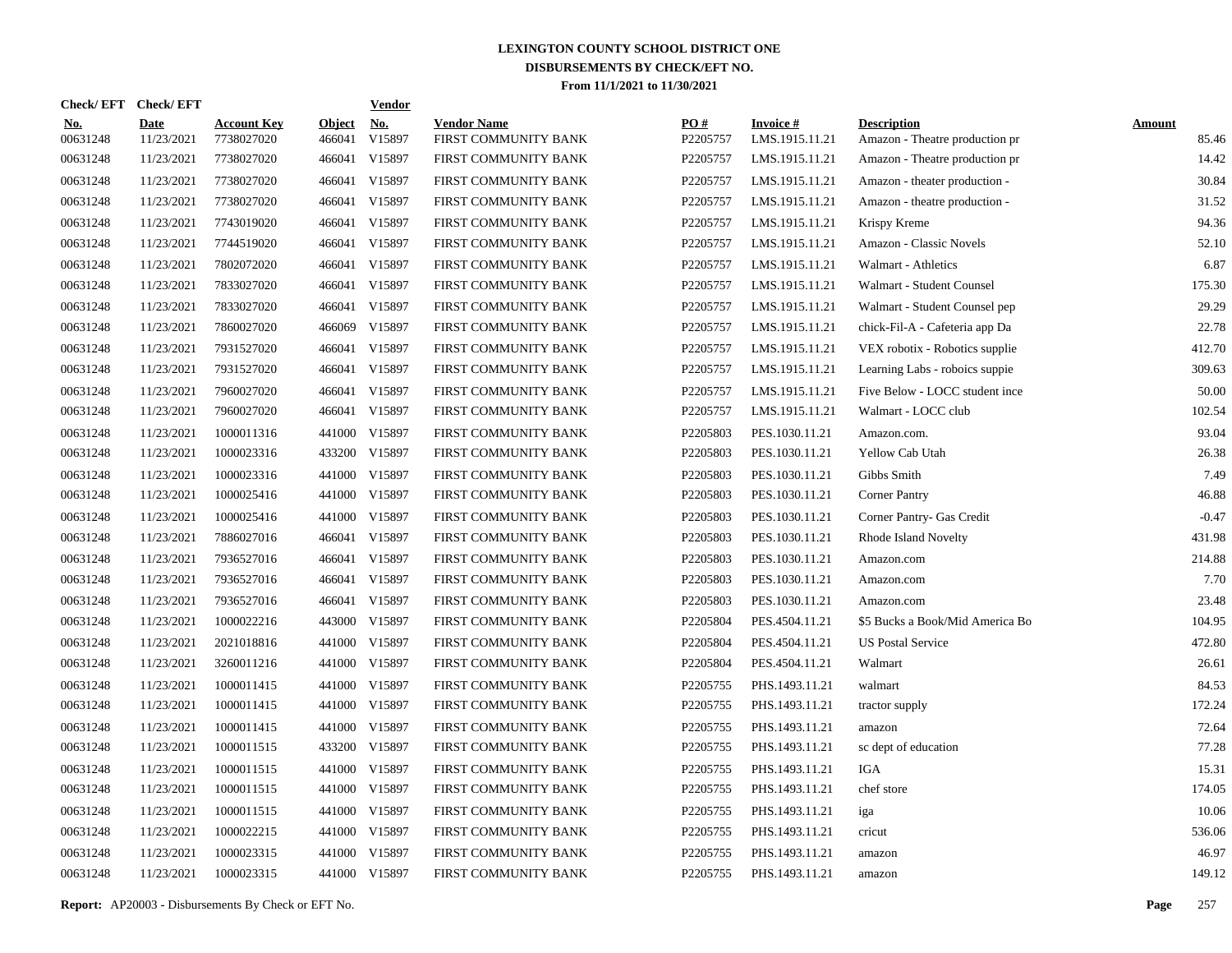# LEXINGTON COUNTY SCHOOL DISTRICT ONE
## DISBURSEMENTS BY CHECK/EFT NO.
### From 11/1/2021 to 11/30/2021

| Check/ EFT No. | Check/ EFT Date | Account Key | Object | Vendor No. | Vendor Name | PO # | Invoice # | Description | Amount |
|---|---|---|---|---|---|---|---|---|---|
| 00631248 | 11/23/2021 | 7738027020 | 466041 | V15897 | FIRST COMMUNITY BANK | P2205757 | LMS.1915.11.21 | Amazon - Theatre production pr | 85.46 |
| 00631248 | 11/23/2021 | 7738027020 | 466041 | V15897 | FIRST COMMUNITY BANK | P2205757 | LMS.1915.11.21 | Amazon - Theatre production pr | 14.42 |
| 00631248 | 11/23/2021 | 7738027020 | 466041 | V15897 | FIRST COMMUNITY BANK | P2205757 | LMS.1915.11.21 | Amazon - theater production - | 30.84 |
| 00631248 | 11/23/2021 | 7738027020 | 466041 | V15897 | FIRST COMMUNITY BANK | P2205757 | LMS.1915.11.21 | Amazon - theatre production - | 31.52 |
| 00631248 | 11/23/2021 | 7743019020 | 466041 | V15897 | FIRST COMMUNITY BANK | P2205757 | LMS.1915.11.21 | Krispy Kreme | 94.36 |
| 00631248 | 11/23/2021 | 7744519020 | 466041 | V15897 | FIRST COMMUNITY BANK | P2205757 | LMS.1915.11.21 | Amazon - Classic Novels | 52.10 |
| 00631248 | 11/23/2021 | 7802072020 | 466041 | V15897 | FIRST COMMUNITY BANK | P2205757 | LMS.1915.11.21 | Walmart - Athletics | 6.87 |
| 00631248 | 11/23/2021 | 7833027020 | 466041 | V15897 | FIRST COMMUNITY BANK | P2205757 | LMS.1915.11.21 | Walmart - Student Counsel | 175.30 |
| 00631248 | 11/23/2021 | 7833027020 | 466041 | V15897 | FIRST COMMUNITY BANK | P2205757 | LMS.1915.11.21 | Walmart - Student Counsel pep | 29.29 |
| 00631248 | 11/23/2021 | 7860027020 | 466069 | V15897 | FIRST COMMUNITY BANK | P2205757 | LMS.1915.11.21 | chick-Fil-A - Cafeteria app Da | 22.78 |
| 00631248 | 11/23/2021 | 7931527020 | 466041 | V15897 | FIRST COMMUNITY BANK | P2205757 | LMS.1915.11.21 | VEX robotix - Robotics supplie | 412.70 |
| 00631248 | 11/23/2021 | 7931527020 | 466041 | V15897 | FIRST COMMUNITY BANK | P2205757 | LMS.1915.11.21 | Learning Labs - roboics suppie | 309.63 |
| 00631248 | 11/23/2021 | 7960027020 | 466041 | V15897 | FIRST COMMUNITY BANK | P2205757 | LMS.1915.11.21 | Five Below - LOCC student ince | 50.00 |
| 00631248 | 11/23/2021 | 7960027020 | 466041 | V15897 | FIRST COMMUNITY BANK | P2205757 | LMS.1915.11.21 | Walmart - LOCC club | 102.54 |
| 00631248 | 11/23/2021 | 1000011316 | 441000 | V15897 | FIRST COMMUNITY BANK | P2205803 | PES.1030.11.21 | Amazon.com. | 93.04 |
| 00631248 | 11/23/2021 | 1000023316 | 433200 | V15897 | FIRST COMMUNITY BANK | P2205803 | PES.1030.11.21 | Yellow Cab Utah | 26.38 |
| 00631248 | 11/23/2021 | 1000023316 | 441000 | V15897 | FIRST COMMUNITY BANK | P2205803 | PES.1030.11.21 | Gibbs Smith | 7.49 |
| 00631248 | 11/23/2021 | 1000025416 | 441000 | V15897 | FIRST COMMUNITY BANK | P2205803 | PES.1030.11.21 | Corner Pantry | 46.88 |
| 00631248 | 11/23/2021 | 1000025416 | 441000 | V15897 | FIRST COMMUNITY BANK | P2205803 | PES.1030.11.21 | Corner Pantry- Gas Credit | -0.47 |
| 00631248 | 11/23/2021 | 7886027016 | 466041 | V15897 | FIRST COMMUNITY BANK | P2205803 | PES.1030.11.21 | Rhode Island Novelty | 431.98 |
| 00631248 | 11/23/2021 | 7936527016 | 466041 | V15897 | FIRST COMMUNITY BANK | P2205803 | PES.1030.11.21 | Amazon.com | 214.88 |
| 00631248 | 11/23/2021 | 7936527016 | 466041 | V15897 | FIRST COMMUNITY BANK | P2205803 | PES.1030.11.21 | Amazon.com | 7.70 |
| 00631248 | 11/23/2021 | 7936527016 | 466041 | V15897 | FIRST COMMUNITY BANK | P2205803 | PES.1030.11.21 | Amazon.com | 23.48 |
| 00631248 | 11/23/2021 | 1000022216 | 443000 | V15897 | FIRST COMMUNITY BANK | P2205804 | PES.4504.11.21 | $5 Bucks a Book/Mid America Bo | 104.95 |
| 00631248 | 11/23/2021 | 2021018816 | 441000 | V15897 | FIRST COMMUNITY BANK | P2205804 | PES.4504.11.21 | US Postal Service | 472.80 |
| 00631248 | 11/23/2021 | 3260011216 | 441000 | V15897 | FIRST COMMUNITY BANK | P2205804 | PES.4504.11.21 | Walmart | 26.61 |
| 00631248 | 11/23/2021 | 1000011415 | 441000 | V15897 | FIRST COMMUNITY BANK | P2205755 | PHS.1493.11.21 | walmart | 84.53 |
| 00631248 | 11/23/2021 | 1000011415 | 441000 | V15897 | FIRST COMMUNITY BANK | P2205755 | PHS.1493.11.21 | tractor supply | 172.24 |
| 00631248 | 11/23/2021 | 1000011415 | 441000 | V15897 | FIRST COMMUNITY BANK | P2205755 | PHS.1493.11.21 | amazon | 72.64 |
| 00631248 | 11/23/2021 | 1000011515 | 433200 | V15897 | FIRST COMMUNITY BANK | P2205755 | PHS.1493.11.21 | sc dept of education | 77.28 |
| 00631248 | 11/23/2021 | 1000011515 | 441000 | V15897 | FIRST COMMUNITY BANK | P2205755 | PHS.1493.11.21 | IGA | 15.31 |
| 00631248 | 11/23/2021 | 1000011515 | 441000 | V15897 | FIRST COMMUNITY BANK | P2205755 | PHS.1493.11.21 | chef store | 174.05 |
| 00631248 | 11/23/2021 | 1000011515 | 441000 | V15897 | FIRST COMMUNITY BANK | P2205755 | PHS.1493.11.21 | iga | 10.06 |
| 00631248 | 11/23/2021 | 1000022215 | 441000 | V15897 | FIRST COMMUNITY BANK | P2205755 | PHS.1493.11.21 | cricut | 536.06 |
| 00631248 | 11/23/2021 | 1000023315 | 441000 | V15897 | FIRST COMMUNITY BANK | P2205755 | PHS.1493.11.21 | amazon | 46.97 |
| 00631248 | 11/23/2021 | 1000023315 | 441000 | V15897 | FIRST COMMUNITY BANK | P2205755 | PHS.1493.11.21 | amazon | 149.12 |

**Report:** AP20003 - Disbursements By Check or EFT No.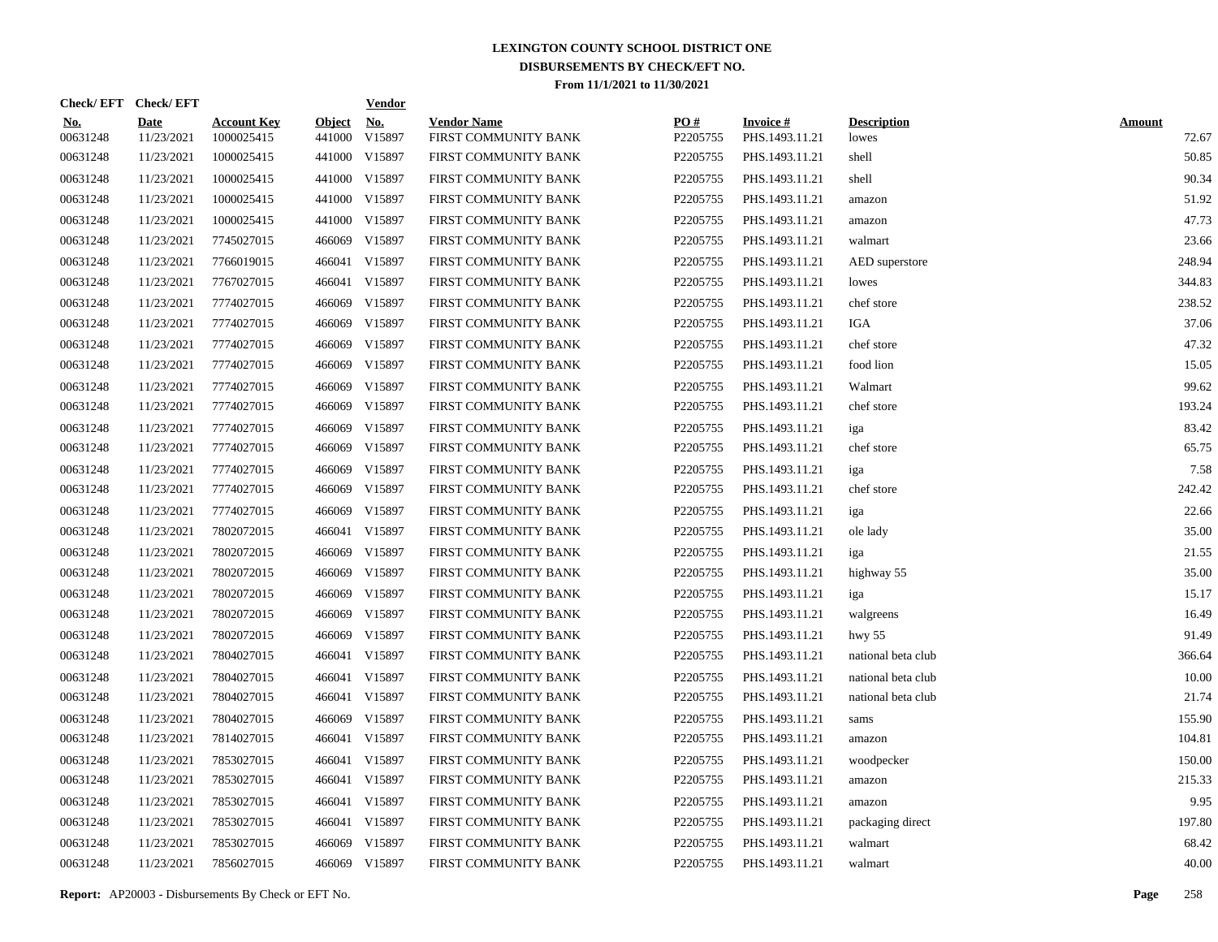# LEXINGTON COUNTY SCHOOL DISTRICT ONE

## DISBURSEMENTS BY CHECK/EFT NO.

### From 11/1/2021 to 11/30/2021

| Check/ EFT No. | Check/ EFT Date | Account Key | Object | Vendor No. | Vendor Name | PO # | Invoice # | Description | Amount |
|---|---|---|---|---|---|---|---|---|---|
| 00631248 | 11/23/2021 | 1000025415 | 441000 | V15897 | FIRST COMMUNITY BANK | P2205755 | PHS.1493.11.21 | lowes | 72.67 |
| 00631248 | 11/23/2021 | 1000025415 | 441000 | V15897 | FIRST COMMUNITY BANK | P2205755 | PHS.1493.11.21 | shell | 50.85 |
| 00631248 | 11/23/2021 | 1000025415 | 441000 | V15897 | FIRST COMMUNITY BANK | P2205755 | PHS.1493.11.21 | shell | 90.34 |
| 00631248 | 11/23/2021 | 1000025415 | 441000 | V15897 | FIRST COMMUNITY BANK | P2205755 | PHS.1493.11.21 | amazon | 51.92 |
| 00631248 | 11/23/2021 | 1000025415 | 441000 | V15897 | FIRST COMMUNITY BANK | P2205755 | PHS.1493.11.21 | amazon | 47.73 |
| 00631248 | 11/23/2021 | 7745027015 | 466069 | V15897 | FIRST COMMUNITY BANK | P2205755 | PHS.1493.11.21 | walmart | 23.66 |
| 00631248 | 11/23/2021 | 7766019015 | 466041 | V15897 | FIRST COMMUNITY BANK | P2205755 | PHS.1493.11.21 | AED superstore | 248.94 |
| 00631248 | 11/23/2021 | 7767027015 | 466041 | V15897 | FIRST COMMUNITY BANK | P2205755 | PHS.1493.11.21 | lowes | 344.83 |
| 00631248 | 11/23/2021 | 7774027015 | 466069 | V15897 | FIRST COMMUNITY BANK | P2205755 | PHS.1493.11.21 | chef store | 238.52 |
| 00631248 | 11/23/2021 | 7774027015 | 466069 | V15897 | FIRST COMMUNITY BANK | P2205755 | PHS.1493.11.21 | IGA | 37.06 |
| 00631248 | 11/23/2021 | 7774027015 | 466069 | V15897 | FIRST COMMUNITY BANK | P2205755 | PHS.1493.11.21 | chef store | 47.32 |
| 00631248 | 11/23/2021 | 7774027015 | 466069 | V15897 | FIRST COMMUNITY BANK | P2205755 | PHS.1493.11.21 | food lion | 15.05 |
| 00631248 | 11/23/2021 | 7774027015 | 466069 | V15897 | FIRST COMMUNITY BANK | P2205755 | PHS.1493.11.21 | Walmart | 99.62 |
| 00631248 | 11/23/2021 | 7774027015 | 466069 | V15897 | FIRST COMMUNITY BANK | P2205755 | PHS.1493.11.21 | chef store | 193.24 |
| 00631248 | 11/23/2021 | 7774027015 | 466069 | V15897 | FIRST COMMUNITY BANK | P2205755 | PHS.1493.11.21 | iga | 83.42 |
| 00631248 | 11/23/2021 | 7774027015 | 466069 | V15897 | FIRST COMMUNITY BANK | P2205755 | PHS.1493.11.21 | chef store | 65.75 |
| 00631248 | 11/23/2021 | 7774027015 | 466069 | V15897 | FIRST COMMUNITY BANK | P2205755 | PHS.1493.11.21 | iga | 7.58 |
| 00631248 | 11/23/2021 | 7774027015 | 466069 | V15897 | FIRST COMMUNITY BANK | P2205755 | PHS.1493.11.21 | chef store | 242.42 |
| 00631248 | 11/23/2021 | 7774027015 | 466069 | V15897 | FIRST COMMUNITY BANK | P2205755 | PHS.1493.11.21 | iga | 22.66 |
| 00631248 | 11/23/2021 | 7802072015 | 466041 | V15897 | FIRST COMMUNITY BANK | P2205755 | PHS.1493.11.21 | ole lady | 35.00 |
| 00631248 | 11/23/2021 | 7802072015 | 466069 | V15897 | FIRST COMMUNITY BANK | P2205755 | PHS.1493.11.21 | iga | 21.55 |
| 00631248 | 11/23/2021 | 7802072015 | 466069 | V15897 | FIRST COMMUNITY BANK | P2205755 | PHS.1493.11.21 | highway 55 | 35.00 |
| 00631248 | 11/23/2021 | 7802072015 | 466069 | V15897 | FIRST COMMUNITY BANK | P2205755 | PHS.1493.11.21 | iga | 15.17 |
| 00631248 | 11/23/2021 | 7802072015 | 466069 | V15897 | FIRST COMMUNITY BANK | P2205755 | PHS.1493.11.21 | walgreens | 16.49 |
| 00631248 | 11/23/2021 | 7802072015 | 466069 | V15897 | FIRST COMMUNITY BANK | P2205755 | PHS.1493.11.21 | hwy 55 | 91.49 |
| 00631248 | 11/23/2021 | 7804027015 | 466041 | V15897 | FIRST COMMUNITY BANK | P2205755 | PHS.1493.11.21 | national beta club | 366.64 |
| 00631248 | 11/23/2021 | 7804027015 | 466041 | V15897 | FIRST COMMUNITY BANK | P2205755 | PHS.1493.11.21 | national beta club | 10.00 |
| 00631248 | 11/23/2021 | 7804027015 | 466041 | V15897 | FIRST COMMUNITY BANK | P2205755 | PHS.1493.11.21 | national beta club | 21.74 |
| 00631248 | 11/23/2021 | 7804027015 | 466069 | V15897 | FIRST COMMUNITY BANK | P2205755 | PHS.1493.11.21 | sams | 155.90 |
| 00631248 | 11/23/2021 | 7814027015 | 466041 | V15897 | FIRST COMMUNITY BANK | P2205755 | PHS.1493.11.21 | amazon | 104.81 |
| 00631248 | 11/23/2021 | 7853027015 | 466041 | V15897 | FIRST COMMUNITY BANK | P2205755 | PHS.1493.11.21 | woodpecker | 150.00 |
| 00631248 | 11/23/2021 | 7853027015 | 466041 | V15897 | FIRST COMMUNITY BANK | P2205755 | PHS.1493.11.21 | amazon | 215.33 |
| 00631248 | 11/23/2021 | 7853027015 | 466041 | V15897 | FIRST COMMUNITY BANK | P2205755 | PHS.1493.11.21 | amazon | 9.95 |
| 00631248 | 11/23/2021 | 7853027015 | 466041 | V15897 | FIRST COMMUNITY BANK | P2205755 | PHS.1493.11.21 | packaging direct | 197.80 |
| 00631248 | 11/23/2021 | 7853027015 | 466069 | V15897 | FIRST COMMUNITY BANK | P2205755 | PHS.1493.11.21 | walmart | 68.42 |
| 00631248 | 11/23/2021 | 7856027015 | 466069 | V15897 | FIRST COMMUNITY BANK | P2205755 | PHS.1493.11.21 | walmart | 40.00 |

**Report:** AP20003 - Disbursements By Check or EFT No.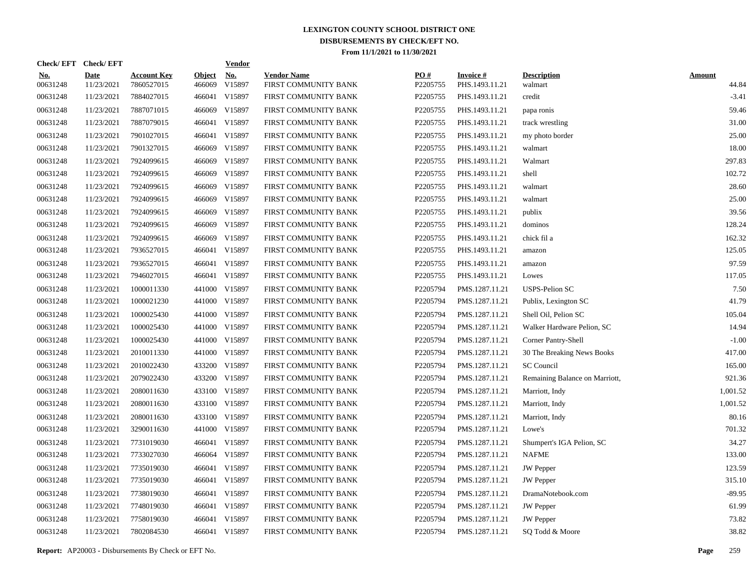# LEXINGTON COUNTY SCHOOL DISTRICT ONE
## DISBURSEMENTS BY CHECK/EFT NO.
### From 11/1/2021 to 11/30/2021

| Check/ EFT No. | Check/ EFT Date | Account Key | Object | Vendor No. | Vendor Name | PO # | Invoice # | Description | Amount |
|---|---|---|---|---|---|---|---|---|---|
| 00631248 | 11/23/2021 | 7860527015 | 466069 | V15897 | FIRST COMMUNITY BANK | P2205755 | PHS.1493.11.21 | walmart | 44.84 |
| 00631248 | 11/23/2021 | 7884027015 | 466041 | V15897 | FIRST COMMUNITY BANK | P2205755 | PHS.1493.11.21 | credit | -3.41 |
| 00631248 | 11/23/2021 | 7887071015 | 466069 | V15897 | FIRST COMMUNITY BANK | P2205755 | PHS.1493.11.21 | papa ronis | 59.46 |
| 00631248 | 11/23/2021 | 7887079015 | 466041 | V15897 | FIRST COMMUNITY BANK | P2205755 | PHS.1493.11.21 | track wrestling | 31.00 |
| 00631248 | 11/23/2021 | 7901027015 | 466041 | V15897 | FIRST COMMUNITY BANK | P2205755 | PHS.1493.11.21 | my photo border | 25.00 |
| 00631248 | 11/23/2021 | 7901327015 | 466069 | V15897 | FIRST COMMUNITY BANK | P2205755 | PHS.1493.11.21 | walmart | 18.00 |
| 00631248 | 11/23/2021 | 7924099615 | 466069 | V15897 | FIRST COMMUNITY BANK | P2205755 | PHS.1493.11.21 | Walmart | 297.83 |
| 00631248 | 11/23/2021 | 7924099615 | 466069 | V15897 | FIRST COMMUNITY BANK | P2205755 | PHS.1493.11.21 | shell | 102.72 |
| 00631248 | 11/23/2021 | 7924099615 | 466069 | V15897 | FIRST COMMUNITY BANK | P2205755 | PHS.1493.11.21 | walmart | 28.60 |
| 00631248 | 11/23/2021 | 7924099615 | 466069 | V15897 | FIRST COMMUNITY BANK | P2205755 | PHS.1493.11.21 | walmart | 25.00 |
| 00631248 | 11/23/2021 | 7924099615 | 466069 | V15897 | FIRST COMMUNITY BANK | P2205755 | PHS.1493.11.21 | publix | 39.56 |
| 00631248 | 11/23/2021 | 7924099615 | 466069 | V15897 | FIRST COMMUNITY BANK | P2205755 | PHS.1493.11.21 | dominos | 128.24 |
| 00631248 | 11/23/2021 | 7924099615 | 466069 | V15897 | FIRST COMMUNITY BANK | P2205755 | PHS.1493.11.21 | chick fil a | 162.32 |
| 00631248 | 11/23/2021 | 7936527015 | 466041 | V15897 | FIRST COMMUNITY BANK | P2205755 | PHS.1493.11.21 | amazon | 125.05 |
| 00631248 | 11/23/2021 | 7936527015 | 466041 | V15897 | FIRST COMMUNITY BANK | P2205755 | PHS.1493.11.21 | amazon | 97.59 |
| 00631248 | 11/23/2021 | 7946027015 | 466041 | V15897 | FIRST COMMUNITY BANK | P2205755 | PHS.1493.11.21 | Lowes | 117.05 |
| 00631248 | 11/23/2021 | 1000011330 | 441000 | V15897 | FIRST COMMUNITY BANK | P2205794 | PMS.1287.11.21 | USPS-Pelion SC | 7.50 |
| 00631248 | 11/23/2021 | 1000021230 | 441000 | V15897 | FIRST COMMUNITY BANK | P2205794 | PMS.1287.11.21 | Publix, Lexington SC | 41.79 |
| 00631248 | 11/23/2021 | 1000025430 | 441000 | V15897 | FIRST COMMUNITY BANK | P2205794 | PMS.1287.11.21 | Shell Oil, Pelion SC | 105.04 |
| 00631248 | 11/23/2021 | 1000025430 | 441000 | V15897 | FIRST COMMUNITY BANK | P2205794 | PMS.1287.11.21 | Walker Hardware Pelion, SC | 14.94 |
| 00631248 | 11/23/2021 | 1000025430 | 441000 | V15897 | FIRST COMMUNITY BANK | P2205794 | PMS.1287.11.21 | Corner Pantry-Shell | -1.00 |
| 00631248 | 11/23/2021 | 2010011330 | 441000 | V15897 | FIRST COMMUNITY BANK | P2205794 | PMS.1287.11.21 | 30 The Breaking News Books | 417.00 |
| 00631248 | 11/23/2021 | 2010022430 | 433200 | V15897 | FIRST COMMUNITY BANK | P2205794 | PMS.1287.11.21 | SC Council | 165.00 |
| 00631248 | 11/23/2021 | 2079022430 | 433200 | V15897 | FIRST COMMUNITY BANK | P2205794 | PMS.1287.11.21 | Remaining Balance on Marriott, | 921.36 |
| 00631248 | 11/23/2021 | 2080011630 | 433100 | V15897 | FIRST COMMUNITY BANK | P2205794 | PMS.1287.11.21 | Marriott, Indy | 1,001.52 |
| 00631248 | 11/23/2021 | 2080011630 | 433100 | V15897 | FIRST COMMUNITY BANK | P2205794 | PMS.1287.11.21 | Marriott, Indy | 1,001.52 |
| 00631248 | 11/23/2021 | 2080011630 | 433100 | V15897 | FIRST COMMUNITY BANK | P2205794 | PMS.1287.11.21 | Marriott, Indy | 80.16 |
| 00631248 | 11/23/2021 | 3290011630 | 441000 | V15897 | FIRST COMMUNITY BANK | P2205794 | PMS.1287.11.21 | Lowe's | 701.32 |
| 00631248 | 11/23/2021 | 7731019030 | 466041 | V15897 | FIRST COMMUNITY BANK | P2205794 | PMS.1287.11.21 | Shumpert's IGA Pelion, SC | 34.27 |
| 00631248 | 11/23/2021 | 7733027030 | 466064 | V15897 | FIRST COMMUNITY BANK | P2205794 | PMS.1287.11.21 | NAFME | 133.00 |
| 00631248 | 11/23/2021 | 7735019030 | 466041 | V15897 | FIRST COMMUNITY BANK | P2205794 | PMS.1287.11.21 | JW Pepper | 123.59 |
| 00631248 | 11/23/2021 | 7735019030 | 466041 | V15897 | FIRST COMMUNITY BANK | P2205794 | PMS.1287.11.21 | JW Pepper | 315.10 |
| 00631248 | 11/23/2021 | 7738019030 | 466041 | V15897 | FIRST COMMUNITY BANK | P2205794 | PMS.1287.11.21 | DramaNotebook.com | -89.95 |
| 00631248 | 11/23/2021 | 7748019030 | 466041 | V15897 | FIRST COMMUNITY BANK | P2205794 | PMS.1287.11.21 | JW Pepper | 61.99 |
| 00631248 | 11/23/2021 | 7758019030 | 466041 | V15897 | FIRST COMMUNITY BANK | P2205794 | PMS.1287.11.21 | JW Pepper | 73.82 |
| 00631248 | 11/23/2021 | 7802084530 | 466041 | V15897 | FIRST COMMUNITY BANK | P2205794 | PMS.1287.11.21 | SQ Todd & Moore | 38.82 |

**Report:** AP20003 - Disbursements By Check or EFT No.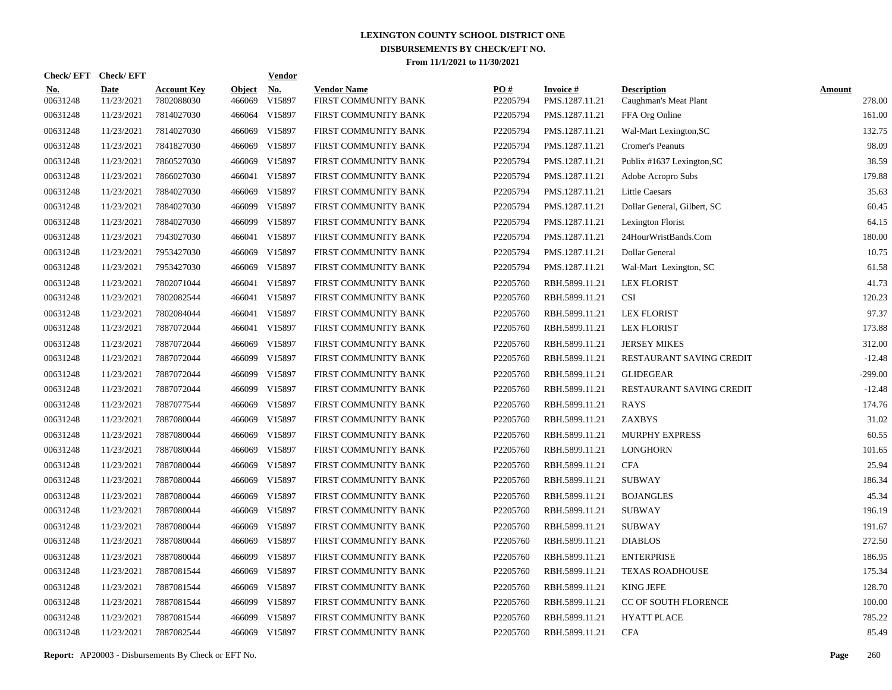# LEXINGTON COUNTY SCHOOL DISTRICT ONE
## DISBURSEMENTS BY CHECK/EFT NO.
### From 11/1/2021 to 11/30/2021

| Check/ EFT No. | Check/ EFT Date | Account Key | Object | Vendor No. | Vendor Name | PO # | Invoice # | Description | Amount |
|---|---|---|---|---|---|---|---|---|---|
| 00631248 | 11/23/2021 | 7802088030 | 466069 | V15897 | FIRST COMMUNITY BANK | P2205794 | PMS.1287.11.21 | Caughman's Meat Plant | 278.00 |
| 00631248 | 11/23/2021 | 7814027030 | 466064 | V15897 | FIRST COMMUNITY BANK | P2205794 | PMS.1287.11.21 | FFA Org Online | 161.00 |
| 00631248 | 11/23/2021 | 7814027030 | 466069 | V15897 | FIRST COMMUNITY BANK | P2205794 | PMS.1287.11.21 | Wal-Mart Lexington,SC | 132.75 |
| 00631248 | 11/23/2021 | 7841827030 | 466069 | V15897 | FIRST COMMUNITY BANK | P2205794 | PMS.1287.11.21 | Cromer's Peanuts | 98.09 |
| 00631248 | 11/23/2021 | 7860527030 | 466069 | V15897 | FIRST COMMUNITY BANK | P2205794 | PMS.1287.11.21 | Publix #1637 Lexington,SC | 38.59 |
| 00631248 | 11/23/2021 | 7866027030 | 466041 | V15897 | FIRST COMMUNITY BANK | P2205794 | PMS.1287.11.21 | Adobe Acropro Subs | 179.88 |
| 00631248 | 11/23/2021 | 7884027030 | 466069 | V15897 | FIRST COMMUNITY BANK | P2205794 | PMS.1287.11.21 | Little Caesars | 35.63 |
| 00631248 | 11/23/2021 | 7884027030 | 466099 | V15897 | FIRST COMMUNITY BANK | P2205794 | PMS.1287.11.21 | Dollar General, Gilbert, SC | 60.45 |
| 00631248 | 11/23/2021 | 7884027030 | 466099 | V15897 | FIRST COMMUNITY BANK | P2205794 | PMS.1287.11.21 | Lexington Florist | 64.15 |
| 00631248 | 11/23/2021 | 7943027030 | 466041 | V15897 | FIRST COMMUNITY BANK | P2205794 | PMS.1287.11.21 | 24HourWristBands.Com | 180.00 |
| 00631248 | 11/23/2021 | 7953427030 | 466069 | V15897 | FIRST COMMUNITY BANK | P2205794 | PMS.1287.11.21 | Dollar General | 10.75 |
| 00631248 | 11/23/2021 | 7953427030 | 466069 | V15897 | FIRST COMMUNITY BANK | P2205794 | PMS.1287.11.21 | Wal-Mart Lexington, SC | 61.58 |
| 00631248 | 11/23/2021 | 7802071044 | 466041 | V15897 | FIRST COMMUNITY BANK | P2205760 | RBH.5899.11.21 | LEX FLORIST | 41.73 |
| 00631248 | 11/23/2021 | 7802082544 | 466041 | V15897 | FIRST COMMUNITY BANK | P2205760 | RBH.5899.11.21 | CSI | 120.23 |
| 00631248 | 11/23/2021 | 7802084044 | 466041 | V15897 | FIRST COMMUNITY BANK | P2205760 | RBH.5899.11.21 | LEX FLORIST | 97.37 |
| 00631248 | 11/23/2021 | 7887072044 | 466041 | V15897 | FIRST COMMUNITY BANK | P2205760 | RBH.5899.11.21 | LEX FLORIST | 173.88 |
| 00631248 | 11/23/2021 | 7887072044 | 466069 | V15897 | FIRST COMMUNITY BANK | P2205760 | RBH.5899.11.21 | JERSEY MIKES | 312.00 |
| 00631248 | 11/23/2021 | 7887072044 | 466099 | V15897 | FIRST COMMUNITY BANK | P2205760 | RBH.5899.11.21 | RESTAURANT SAVING CREDIT | -12.48 |
| 00631248 | 11/23/2021 | 7887072044 | 466099 | V15897 | FIRST COMMUNITY BANK | P2205760 | RBH.5899.11.21 | GLIDEGEAR | -299.00 |
| 00631248 | 11/23/2021 | 7887072044 | 466099 | V15897 | FIRST COMMUNITY BANK | P2205760 | RBH.5899.11.21 | RESTAURANT SAVING CREDIT | -12.48 |
| 00631248 | 11/23/2021 | 7887077544 | 466069 | V15897 | FIRST COMMUNITY BANK | P2205760 | RBH.5899.11.21 | RAYS | 174.76 |
| 00631248 | 11/23/2021 | 7887080044 | 466069 | V15897 | FIRST COMMUNITY BANK | P2205760 | RBH.5899.11.21 | ZAXBYS | 31.02 |
| 00631248 | 11/23/2021 | 7887080044 | 466069 | V15897 | FIRST COMMUNITY BANK | P2205760 | RBH.5899.11.21 | MURPHY EXPRESS | 60.55 |
| 00631248 | 11/23/2021 | 7887080044 | 466069 | V15897 | FIRST COMMUNITY BANK | P2205760 | RBH.5899.11.21 | LONGHORN | 101.65 |
| 00631248 | 11/23/2021 | 7887080044 | 466069 | V15897 | FIRST COMMUNITY BANK | P2205760 | RBH.5899.11.21 | CFA | 25.94 |
| 00631248 | 11/23/2021 | 7887080044 | 466069 | V15897 | FIRST COMMUNITY BANK | P2205760 | RBH.5899.11.21 | SUBWAY | 186.34 |
| 00631248 | 11/23/2021 | 7887080044 | 466069 | V15897 | FIRST COMMUNITY BANK | P2205760 | RBH.5899.11.21 | BOJANGLES | 45.34 |
| 00631248 | 11/23/2021 | 7887080044 | 466069 | V15897 | FIRST COMMUNITY BANK | P2205760 | RBH.5899.11.21 | SUBWAY | 196.19 |
| 00631248 | 11/23/2021 | 7887080044 | 466069 | V15897 | FIRST COMMUNITY BANK | P2205760 | RBH.5899.11.21 | SUBWAY | 191.67 |
| 00631248 | 11/23/2021 | 7887080044 | 466069 | V15897 | FIRST COMMUNITY BANK | P2205760 | RBH.5899.11.21 | DIABLOS | 272.50 |
| 00631248 | 11/23/2021 | 7887080044 | 466099 | V15897 | FIRST COMMUNITY BANK | P2205760 | RBH.5899.11.21 | ENTERPRISE | 186.95 |
| 00631248 | 11/23/2021 | 7887081544 | 466069 | V15897 | FIRST COMMUNITY BANK | P2205760 | RBH.5899.11.21 | TEXAS ROADHOUSE | 175.34 |
| 00631248 | 11/23/2021 | 7887081544 | 466069 | V15897 | FIRST COMMUNITY BANK | P2205760 | RBH.5899.11.21 | KING JEFE | 128.70 |
| 00631248 | 11/23/2021 | 7887081544 | 466099 | V15897 | FIRST COMMUNITY BANK | P2205760 | RBH.5899.11.21 | CC OF SOUTH FLORENCE | 100.00 |
| 00631248 | 11/23/2021 | 7887081544 | 466099 | V15897 | FIRST COMMUNITY BANK | P2205760 | RBH.5899.11.21 | HYATT PLACE | 785.22 |
| 00631248 | 11/23/2021 | 7887082544 | 466069 | V15897 | FIRST COMMUNITY BANK | P2205760 | RBH.5899.11.21 | CFA | 85.49 |

**Report:** AP20003 - Disbursements By Check or EFT No.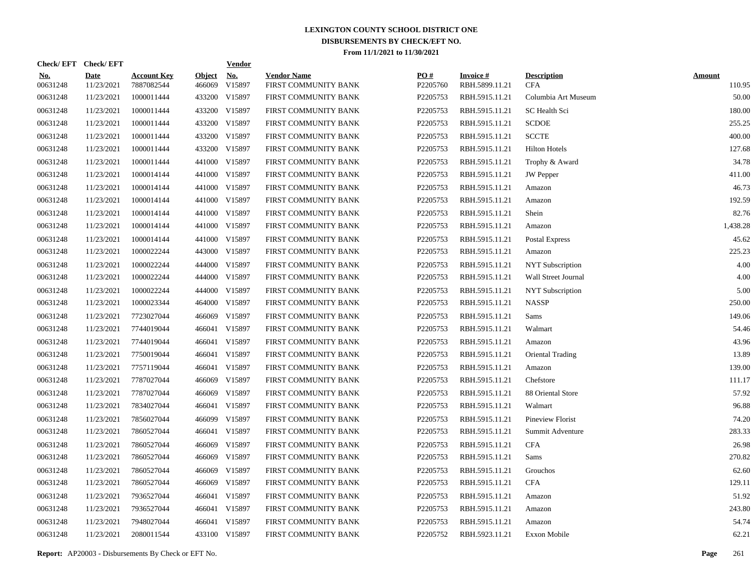# LEXINGTON COUNTY SCHOOL DISTRICT ONE
## DISBURSEMENTS BY CHECK/EFT NO.
### From 11/1/2021 to 11/30/2021

| Check/EFT No. | Check/EFT Date | Account Key | Object | Vendor No. | Vendor Name | PO # | Invoice # | Description | Amount |
|---|---|---|---|---|---|---|---|---|---|
| 00631248 | 11/23/2021 | 7887082544 | 466069 | V15897 | FIRST COMMUNITY BANK | P2205760 | RBH.5899.11.21 | CFA | 110.95 |
| 00631248 | 11/23/2021 | 1000011444 | 433200 | V15897 | FIRST COMMUNITY BANK | P2205753 | RBH.5915.11.21 | Columbia Art Museum | 50.00 |
| 00631248 | 11/23/2021 | 1000011444 | 433200 | V15897 | FIRST COMMUNITY BANK | P2205753 | RBH.5915.11.21 | SC Health Sci | 180.00 |
| 00631248 | 11/23/2021 | 1000011444 | 433200 | V15897 | FIRST COMMUNITY BANK | P2205753 | RBH.5915.11.21 | SCDOE | 255.25 |
| 00631248 | 11/23/2021 | 1000011444 | 433200 | V15897 | FIRST COMMUNITY BANK | P2205753 | RBH.5915.11.21 | SCCTE | 400.00 |
| 00631248 | 11/23/2021 | 1000011444 | 433200 | V15897 | FIRST COMMUNITY BANK | P2205753 | RBH.5915.11.21 | Hilton Hotels | 127.68 |
| 00631248 | 11/23/2021 | 1000011444 | 441000 | V15897 | FIRST COMMUNITY BANK | P2205753 | RBH.5915.11.21 | Trophy & Award | 34.78 |
| 00631248 | 11/23/2021 | 1000014144 | 441000 | V15897 | FIRST COMMUNITY BANK | P2205753 | RBH.5915.11.21 | JW Pepper | 411.00 |
| 00631248 | 11/23/2021 | 1000014144 | 441000 | V15897 | FIRST COMMUNITY BANK | P2205753 | RBH.5915.11.21 | Amazon | 46.73 |
| 00631248 | 11/23/2021 | 1000014144 | 441000 | V15897 | FIRST COMMUNITY BANK | P2205753 | RBH.5915.11.21 | Amazon | 192.59 |
| 00631248 | 11/23/2021 | 1000014144 | 441000 | V15897 | FIRST COMMUNITY BANK | P2205753 | RBH.5915.11.21 | Shein | 82.76 |
| 00631248 | 11/23/2021 | 1000014144 | 441000 | V15897 | FIRST COMMUNITY BANK | P2205753 | RBH.5915.11.21 | Amazon | 1,438.28 |
| 00631248 | 11/23/2021 | 1000014144 | 441000 | V15897 | FIRST COMMUNITY BANK | P2205753 | RBH.5915.11.21 | Postal Express | 45.62 |
| 00631248 | 11/23/2021 | 1000022244 | 443000 | V15897 | FIRST COMMUNITY BANK | P2205753 | RBH.5915.11.21 | Amazon | 225.23 |
| 00631248 | 11/23/2021 | 1000022244 | 444000 | V15897 | FIRST COMMUNITY BANK | P2205753 | RBH.5915.11.21 | NYT Subscription | 4.00 |
| 00631248 | 11/23/2021 | 1000022244 | 444000 | V15897 | FIRST COMMUNITY BANK | P2205753 | RBH.5915.11.21 | Wall Street Journal | 4.00 |
| 00631248 | 11/23/2021 | 1000022244 | 444000 | V15897 | FIRST COMMUNITY BANK | P2205753 | RBH.5915.11.21 | NYT Subscription | 5.00 |
| 00631248 | 11/23/2021 | 1000023344 | 464000 | V15897 | FIRST COMMUNITY BANK | P2205753 | RBH.5915.11.21 | NASSP | 250.00 |
| 00631248 | 11/23/2021 | 7723027044 | 466069 | V15897 | FIRST COMMUNITY BANK | P2205753 | RBH.5915.11.21 | Sams | 149.06 |
| 00631248 | 11/23/2021 | 7744019044 | 466041 | V15897 | FIRST COMMUNITY BANK | P2205753 | RBH.5915.11.21 | Walmart | 54.46 |
| 00631248 | 11/23/2021 | 7744019044 | 466041 | V15897 | FIRST COMMUNITY BANK | P2205753 | RBH.5915.11.21 | Amazon | 43.96 |
| 00631248 | 11/23/2021 | 7750019044 | 466041 | V15897 | FIRST COMMUNITY BANK | P2205753 | RBH.5915.11.21 | Oriental Trading | 13.89 |
| 00631248 | 11/23/2021 | 7757119044 | 466041 | V15897 | FIRST COMMUNITY BANK | P2205753 | RBH.5915.11.21 | Amazon | 139.00 |
| 00631248 | 11/23/2021 | 7787027044 | 466069 | V15897 | FIRST COMMUNITY BANK | P2205753 | RBH.5915.11.21 | Chefstore | 111.17 |
| 00631248 | 11/23/2021 | 7787027044 | 466069 | V15897 | FIRST COMMUNITY BANK | P2205753 | RBH.5915.11.21 | 88 Oriental Store | 57.92 |
| 00631248 | 11/23/2021 | 7834027044 | 466041 | V15897 | FIRST COMMUNITY BANK | P2205753 | RBH.5915.11.21 | Walmart | 96.88 |
| 00631248 | 11/23/2021 | 7856027044 | 466099 | V15897 | FIRST COMMUNITY BANK | P2205753 | RBH.5915.11.21 | Pineview Florist | 74.20 |
| 00631248 | 11/23/2021 | 7860527044 | 466041 | V15897 | FIRST COMMUNITY BANK | P2205753 | RBH.5915.11.21 | Summit Adventure | 283.33 |
| 00631248 | 11/23/2021 | 7860527044 | 466069 | V15897 | FIRST COMMUNITY BANK | P2205753 | RBH.5915.11.21 | CFA | 26.98 |
| 00631248 | 11/23/2021 | 7860527044 | 466069 | V15897 | FIRST COMMUNITY BANK | P2205753 | RBH.5915.11.21 | Sams | 270.82 |
| 00631248 | 11/23/2021 | 7860527044 | 466069 | V15897 | FIRST COMMUNITY BANK | P2205753 | RBH.5915.11.21 | Grouchos | 62.60 |
| 00631248 | 11/23/2021 | 7860527044 | 466069 | V15897 | FIRST COMMUNITY BANK | P2205753 | RBH.5915.11.21 | CFA | 129.11 |
| 00631248 | 11/23/2021 | 7936527044 | 466041 | V15897 | FIRST COMMUNITY BANK | P2205753 | RBH.5915.11.21 | Amazon | 51.92 |
| 00631248 | 11/23/2021 | 7936527044 | 466041 | V15897 | FIRST COMMUNITY BANK | P2205753 | RBH.5915.11.21 | Amazon | 243.80 |
| 00631248 | 11/23/2021 | 7948027044 | 466041 | V15897 | FIRST COMMUNITY BANK | P2205753 | RBH.5915.11.21 | Amazon | 54.74 |
| 00631248 | 11/23/2021 | 2080011544 | 433100 | V15897 | FIRST COMMUNITY BANK | P2205752 | RBH.5923.11.21 | Exxon Mobile | 62.21 |

**Report:** AP20003 - Disbursements By Check or EFT No.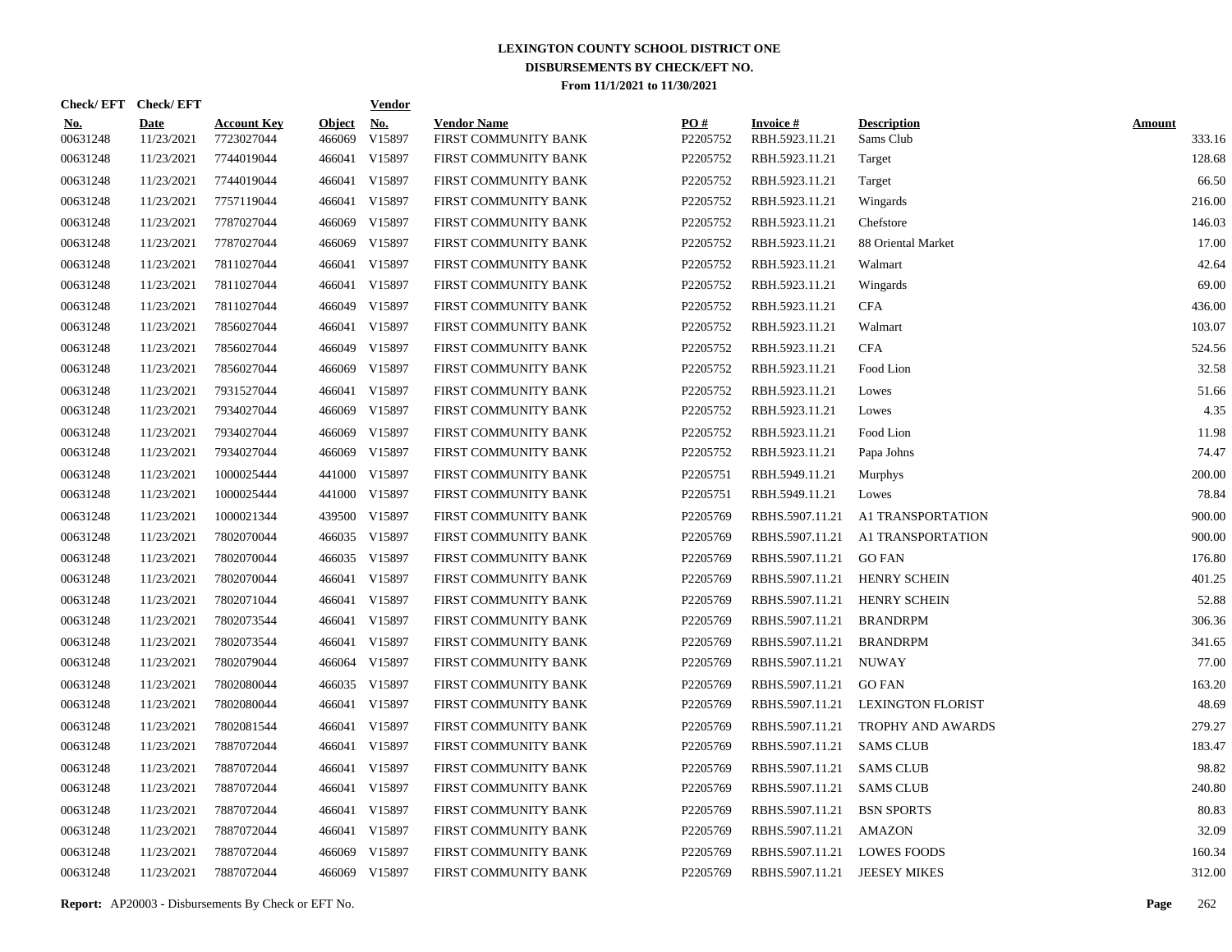# LEXINGTON COUNTY SCHOOL DISTRICT ONE
## DISBURSEMENTS BY CHECK/EFT NO.
### From 11/1/2021 to 11/30/2021

| Check/ EFT No. | Check/ EFT Date | Account Key | Object | Vendor No. | Vendor Name | PO # | Invoice # | Description | Amount |
|---|---|---|---|---|---|---|---|---|---|
| 00631248 | 11/23/2021 | 7723027044 | 466069 | V15897 | FIRST COMMUNITY BANK | P2205752 | RBH.5923.11.21 | Sams Club | 333.16 |
| 00631248 | 11/23/2021 | 7744019044 | 466041 | V15897 | FIRST COMMUNITY BANK | P2205752 | RBH.5923.11.21 | Target | 128.68 |
| 00631248 | 11/23/2021 | 7744019044 | 466041 | V15897 | FIRST COMMUNITY BANK | P2205752 | RBH.5923.11.21 | Target | 66.50 |
| 00631248 | 11/23/2021 | 7757119044 | 466041 | V15897 | FIRST COMMUNITY BANK | P2205752 | RBH.5923.11.21 | Wingards | 216.00 |
| 00631248 | 11/23/2021 | 7787027044 | 466069 | V15897 | FIRST COMMUNITY BANK | P2205752 | RBH.5923.11.21 | Chefstore | 146.03 |
| 00631248 | 11/23/2021 | 7787027044 | 466069 | V15897 | FIRST COMMUNITY BANK | P2205752 | RBH.5923.11.21 | 88 Oriental Market | 17.00 |
| 00631248 | 11/23/2021 | 7811027044 | 466041 | V15897 | FIRST COMMUNITY BANK | P2205752 | RBH.5923.11.21 | Walmart | 42.64 |
| 00631248 | 11/23/2021 | 7811027044 | 466041 | V15897 | FIRST COMMUNITY BANK | P2205752 | RBH.5923.11.21 | Wingards | 69.00 |
| 00631248 | 11/23/2021 | 7811027044 | 466049 | V15897 | FIRST COMMUNITY BANK | P2205752 | RBH.5923.11.21 | CFA | 436.00 |
| 00631248 | 11/23/2021 | 7856027044 | 466041 | V15897 | FIRST COMMUNITY BANK | P2205752 | RBH.5923.11.21 | Walmart | 103.07 |
| 00631248 | 11/23/2021 | 7856027044 | 466049 | V15897 | FIRST COMMUNITY BANK | P2205752 | RBH.5923.11.21 | CFA | 524.56 |
| 00631248 | 11/23/2021 | 7856027044 | 466069 | V15897 | FIRST COMMUNITY BANK | P2205752 | RBH.5923.11.21 | Food Lion | 32.58 |
| 00631248 | 11/23/2021 | 7931527044 | 466041 | V15897 | FIRST COMMUNITY BANK | P2205752 | RBH.5923.11.21 | Lowes | 51.66 |
| 00631248 | 11/23/2021 | 7934027044 | 466069 | V15897 | FIRST COMMUNITY BANK | P2205752 | RBH.5923.11.21 | Lowes | 4.35 |
| 00631248 | 11/23/2021 | 7934027044 | 466069 | V15897 | FIRST COMMUNITY BANK | P2205752 | RBH.5923.11.21 | Food Lion | 11.98 |
| 00631248 | 11/23/2021 | 7934027044 | 466069 | V15897 | FIRST COMMUNITY BANK | P2205752 | RBH.5923.11.21 | Papa Johns | 74.47 |
| 00631248 | 11/23/2021 | 1000025444 | 441000 | V15897 | FIRST COMMUNITY BANK | P2205751 | RBH.5949.11.21 | Murphys | 200.00 |
| 00631248 | 11/23/2021 | 1000025444 | 441000 | V15897 | FIRST COMMUNITY BANK | P2205751 | RBH.5949.11.21 | Lowes | 78.84 |
| 00631248 | 11/23/2021 | 1000021344 | 439500 | V15897 | FIRST COMMUNITY BANK | P2205769 | RBHS.5907.11.21 | A1 TRANSPORTATION | 900.00 |
| 00631248 | 11/23/2021 | 7802070044 | 466035 | V15897 | FIRST COMMUNITY BANK | P2205769 | RBHS.5907.11.21 | A1 TRANSPORTATION | 900.00 |
| 00631248 | 11/23/2021 | 7802070044 | 466035 | V15897 | FIRST COMMUNITY BANK | P2205769 | RBHS.5907.11.21 | GO FAN | 176.80 |
| 00631248 | 11/23/2021 | 7802070044 | 466041 | V15897 | FIRST COMMUNITY BANK | P2205769 | RBHS.5907.11.21 | HENRY SCHEIN | 401.25 |
| 00631248 | 11/23/2021 | 7802071044 | 466041 | V15897 | FIRST COMMUNITY BANK | P2205769 | RBHS.5907.11.21 | HENRY SCHEIN | 52.88 |
| 00631248 | 11/23/2021 | 7802073544 | 466041 | V15897 | FIRST COMMUNITY BANK | P2205769 | RBHS.5907.11.21 | BRANDRPM | 306.36 |
| 00631248 | 11/23/2021 | 7802073544 | 466041 | V15897 | FIRST COMMUNITY BANK | P2205769 | RBHS.5907.11.21 | BRANDRPM | 341.65 |
| 00631248 | 11/23/2021 | 7802079044 | 466064 | V15897 | FIRST COMMUNITY BANK | P2205769 | RBHS.5907.11.21 | NUWAY | 77.00 |
| 00631248 | 11/23/2021 | 7802080044 | 466035 | V15897 | FIRST COMMUNITY BANK | P2205769 | RBHS.5907.11.21 | GO FAN | 163.20 |
| 00631248 | 11/23/2021 | 7802080044 | 466041 | V15897 | FIRST COMMUNITY BANK | P2205769 | RBHS.5907.11.21 | LEXINGTON FLORIST | 48.69 |
| 00631248 | 11/23/2021 | 7802081544 | 466041 | V15897 | FIRST COMMUNITY BANK | P2205769 | RBHS.5907.11.21 | TROPHY AND AWARDS | 279.27 |
| 00631248 | 11/23/2021 | 7887072044 | 466041 | V15897 | FIRST COMMUNITY BANK | P2205769 | RBHS.5907.11.21 | SAMS CLUB | 183.47 |
| 00631248 | 11/23/2021 | 7887072044 | 466041 | V15897 | FIRST COMMUNITY BANK | P2205769 | RBHS.5907.11.21 | SAMS CLUB | 98.82 |
| 00631248 | 11/23/2021 | 7887072044 | 466041 | V15897 | FIRST COMMUNITY BANK | P2205769 | RBHS.5907.11.21 | SAMS CLUB | 240.80 |
| 00631248 | 11/23/2021 | 7887072044 | 466041 | V15897 | FIRST COMMUNITY BANK | P2205769 | RBHS.5907.11.21 | BSN SPORTS | 80.83 |
| 00631248 | 11/23/2021 | 7887072044 | 466041 | V15897 | FIRST COMMUNITY BANK | P2205769 | RBHS.5907.11.21 | AMAZON | 32.09 |
| 00631248 | 11/23/2021 | 7887072044 | 466069 | V15897 | FIRST COMMUNITY BANK | P2205769 | RBHS.5907.11.21 | LOWES FOODS | 160.34 |
| 00631248 | 11/23/2021 | 7887072044 | 466069 | V15897 | FIRST COMMUNITY BANK | P2205769 | RBHS.5907.11.21 | JEESEY MIKES | 312.00 |

**Report:** AP20003 - Disbursements By Check or EFT No.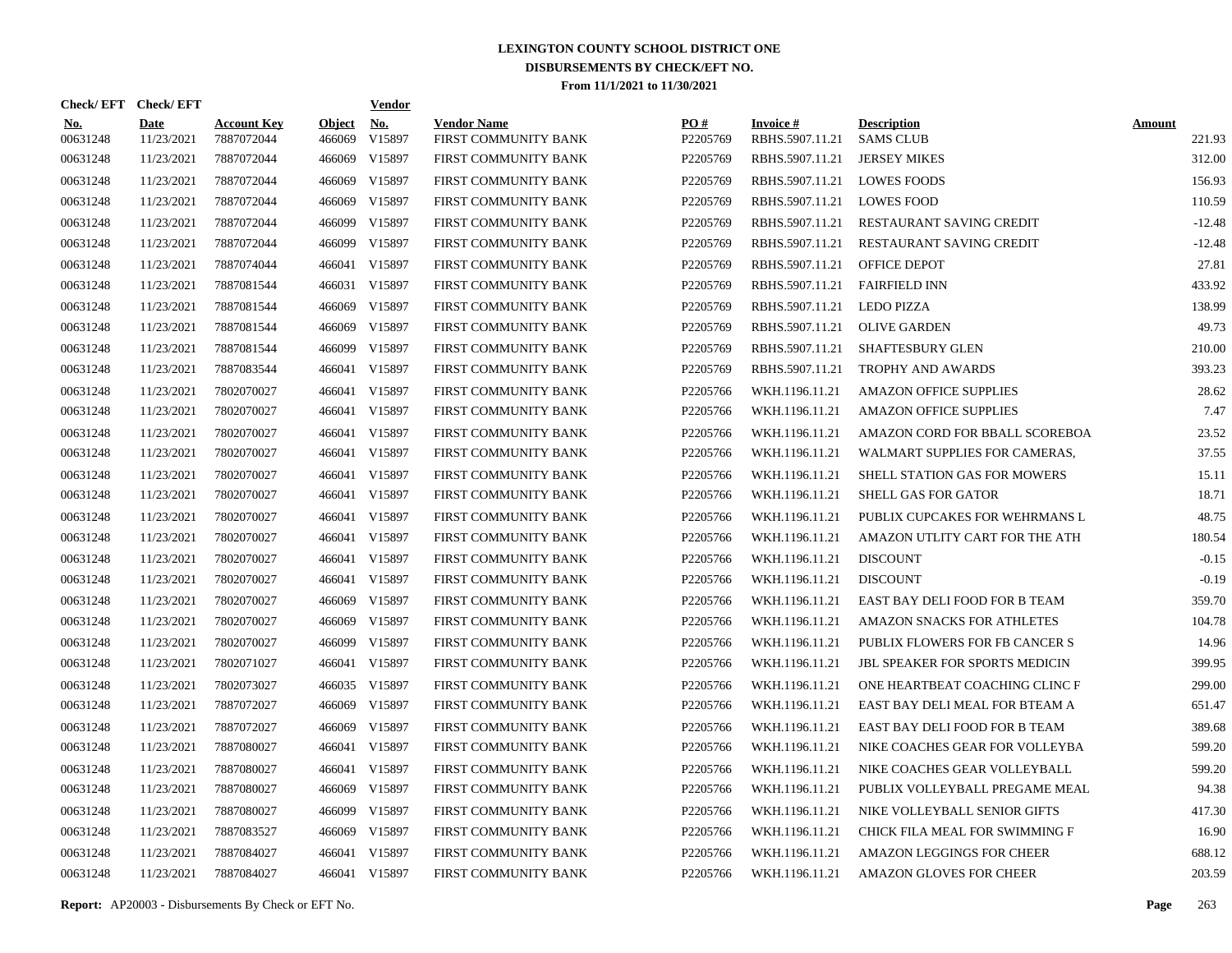# LEXINGTON COUNTY SCHOOL DISTRICT ONE
## DISBURSEMENTS BY CHECK/EFT NO.
### From 11/1/2021 to 11/30/2021

| Check/EFT No. | Check/EFT Date | Account Key | Object | Vendor No. | Vendor Name | PO # | Invoice # | Description | Amount |
|---|---|---|---|---|---|---|---|---|---|
| 00631248 | 11/23/2021 | 7887072044 | 466069 | V15897 | FIRST COMMUNITY BANK | P2205769 | RBHS.5907.11.21 | SAMS CLUB | 221.93 |
| 00631248 | 11/23/2021 | 7887072044 | 466069 | V15897 | FIRST COMMUNITY BANK | P2205769 | RBHS.5907.11.21 | JERSEY MIKES | 312.00 |
| 00631248 | 11/23/2021 | 7887072044 | 466069 | V15897 | FIRST COMMUNITY BANK | P2205769 | RBHS.5907.11.21 | LOWES FOODS | 156.93 |
| 00631248 | 11/23/2021 | 7887072044 | 466069 | V15897 | FIRST COMMUNITY BANK | P2205769 | RBHS.5907.11.21 | LOWES FOOD | 110.59 |
| 00631248 | 11/23/2021 | 7887072044 | 466099 | V15897 | FIRST COMMUNITY BANK | P2205769 | RBHS.5907.11.21 | RESTAURANT SAVING CREDIT | -12.48 |
| 00631248 | 11/23/2021 | 7887072044 | 466099 | V15897 | FIRST COMMUNITY BANK | P2205769 | RBHS.5907.11.21 | RESTAURANT SAVING CREDIT | -12.48 |
| 00631248 | 11/23/2021 | 7887074044 | 466041 | V15897 | FIRST COMMUNITY BANK | P2205769 | RBHS.5907.11.21 | OFFICE DEPOT | 27.81 |
| 00631248 | 11/23/2021 | 7887081544 | 466031 | V15897 | FIRST COMMUNITY BANK | P2205769 | RBHS.5907.11.21 | FAIRFIELD INN | 433.92 |
| 00631248 | 11/23/2021 | 7887081544 | 466069 | V15897 | FIRST COMMUNITY BANK | P2205769 | RBHS.5907.11.21 | LEDO PIZZA | 138.99 |
| 00631248 | 11/23/2021 | 7887081544 | 466069 | V15897 | FIRST COMMUNITY BANK | P2205769 | RBHS.5907.11.21 | OLIVE GARDEN | 49.73 |
| 00631248 | 11/23/2021 | 7887081544 | 466099 | V15897 | FIRST COMMUNITY BANK | P2205769 | RBHS.5907.11.21 | SHAFTESBURY GLEN | 210.00 |
| 00631248 | 11/23/2021 | 7887083544 | 466041 | V15897 | FIRST COMMUNITY BANK | P2205769 | RBHS.5907.11.21 | TROPHY AND AWARDS | 393.23 |
| 00631248 | 11/23/2021 | 7802070027 | 466041 | V15897 | FIRST COMMUNITY BANK | P2205766 | WKH.1196.11.21 | AMAZON OFFICE SUPPLIES | 28.62 |
| 00631248 | 11/23/2021 | 7802070027 | 466041 | V15897 | FIRST COMMUNITY BANK | P2205766 | WKH.1196.11.21 | AMAZON OFFICE SUPPLIES | 7.47 |
| 00631248 | 11/23/2021 | 7802070027 | 466041 | V15897 | FIRST COMMUNITY BANK | P2205766 | WKH.1196.11.21 | AMAZON CORD FOR BBALL SCOREBOA | 23.52 |
| 00631248 | 11/23/2021 | 7802070027 | 466041 | V15897 | FIRST COMMUNITY BANK | P2205766 | WKH.1196.11.21 | WALMART SUPPLIES FOR CAMERAS, | 37.55 |
| 00631248 | 11/23/2021 | 7802070027 | 466041 | V15897 | FIRST COMMUNITY BANK | P2205766 | WKH.1196.11.21 | SHELL STATION GAS FOR MOWERS | 15.11 |
| 00631248 | 11/23/2021 | 7802070027 | 466041 | V15897 | FIRST COMMUNITY BANK | P2205766 | WKH.1196.11.21 | SHELL GAS FOR GATOR | 18.71 |
| 00631248 | 11/23/2021 | 7802070027 | 466041 | V15897 | FIRST COMMUNITY BANK | P2205766 | WKH.1196.11.21 | PUBLIX CUPCAKES FOR WEHRMANS L | 48.75 |
| 00631248 | 11/23/2021 | 7802070027 | 466041 | V15897 | FIRST COMMUNITY BANK | P2205766 | WKH.1196.11.21 | AMAZON UTLITY CART FOR THE ATH | 180.54 |
| 00631248 | 11/23/2021 | 7802070027 | 466041 | V15897 | FIRST COMMUNITY BANK | P2205766 | WKH.1196.11.21 | DISCOUNT | -0.15 |
| 00631248 | 11/23/2021 | 7802070027 | 466041 | V15897 | FIRST COMMUNITY BANK | P2205766 | WKH.1196.11.21 | DISCOUNT | -0.19 |
| 00631248 | 11/23/2021 | 7802070027 | 466069 | V15897 | FIRST COMMUNITY BANK | P2205766 | WKH.1196.11.21 | EAST BAY DELI FOOD FOR B TEAM | 359.70 |
| 00631248 | 11/23/2021 | 7802070027 | 466069 | V15897 | FIRST COMMUNITY BANK | P2205766 | WKH.1196.11.21 | AMAZON SNACKS FOR ATHLETES | 104.78 |
| 00631248 | 11/23/2021 | 7802070027 | 466099 | V15897 | FIRST COMMUNITY BANK | P2205766 | WKH.1196.11.21 | PUBLIX FLOWERS FOR FB CANCER S | 14.96 |
| 00631248 | 11/23/2021 | 7802071027 | 466041 | V15897 | FIRST COMMUNITY BANK | P2205766 | WKH.1196.11.21 | JBL SPEAKER FOR SPORTS MEDICIN | 399.95 |
| 00631248 | 11/23/2021 | 7802073027 | 466035 | V15897 | FIRST COMMUNITY BANK | P2205766 | WKH.1196.11.21 | ONE HEARTBEAT COACHING CLINC F | 299.00 |
| 00631248 | 11/23/2021 | 7887072027 | 466069 | V15897 | FIRST COMMUNITY BANK | P2205766 | WKH.1196.11.21 | EAST BAY DELI MEAL FOR BTEAM A | 651.47 |
| 00631248 | 11/23/2021 | 7887072027 | 466069 | V15897 | FIRST COMMUNITY BANK | P2205766 | WKH.1196.11.21 | EAST BAY DELI FOOD FOR B TEAM | 389.68 |
| 00631248 | 11/23/2021 | 7887080027 | 466041 | V15897 | FIRST COMMUNITY BANK | P2205766 | WKH.1196.11.21 | NIKE COACHES GEAR FOR VOLLEYBA | 599.20 |
| 00631248 | 11/23/2021 | 7887080027 | 466041 | V15897 | FIRST COMMUNITY BANK | P2205766 | WKH.1196.11.21 | NIKE COACHES GEAR VOLLEYBALL | 599.20 |
| 00631248 | 11/23/2021 | 7887080027 | 466069 | V15897 | FIRST COMMUNITY BANK | P2205766 | WKH.1196.11.21 | PUBLIX VOLLEYBALL PREGAME MEAL | 94.38 |
| 00631248 | 11/23/2021 | 7887080027 | 466099 | V15897 | FIRST COMMUNITY BANK | P2205766 | WKH.1196.11.21 | NIKE VOLLEYBALL SENIOR GIFTS | 417.30 |
| 00631248 | 11/23/2021 | 7887083527 | 466069 | V15897 | FIRST COMMUNITY BANK | P2205766 | WKH.1196.11.21 | CHICK FILA MEAL FOR SWIMMING F | 16.90 |
| 00631248 | 11/23/2021 | 7887084027 | 466041 | V15897 | FIRST COMMUNITY BANK | P2205766 | WKH.1196.11.21 | AMAZON LEGGINGS FOR CHEER | 688.12 |
| 00631248 | 11/23/2021 | 7887084027 | 466041 | V15897 | FIRST COMMUNITY BANK | P2205766 | WKH.1196.11.21 | AMAZON GLOVES FOR CHEER | 203.59 |

**Report:** AP20003 - Disbursements By Check or EFT No.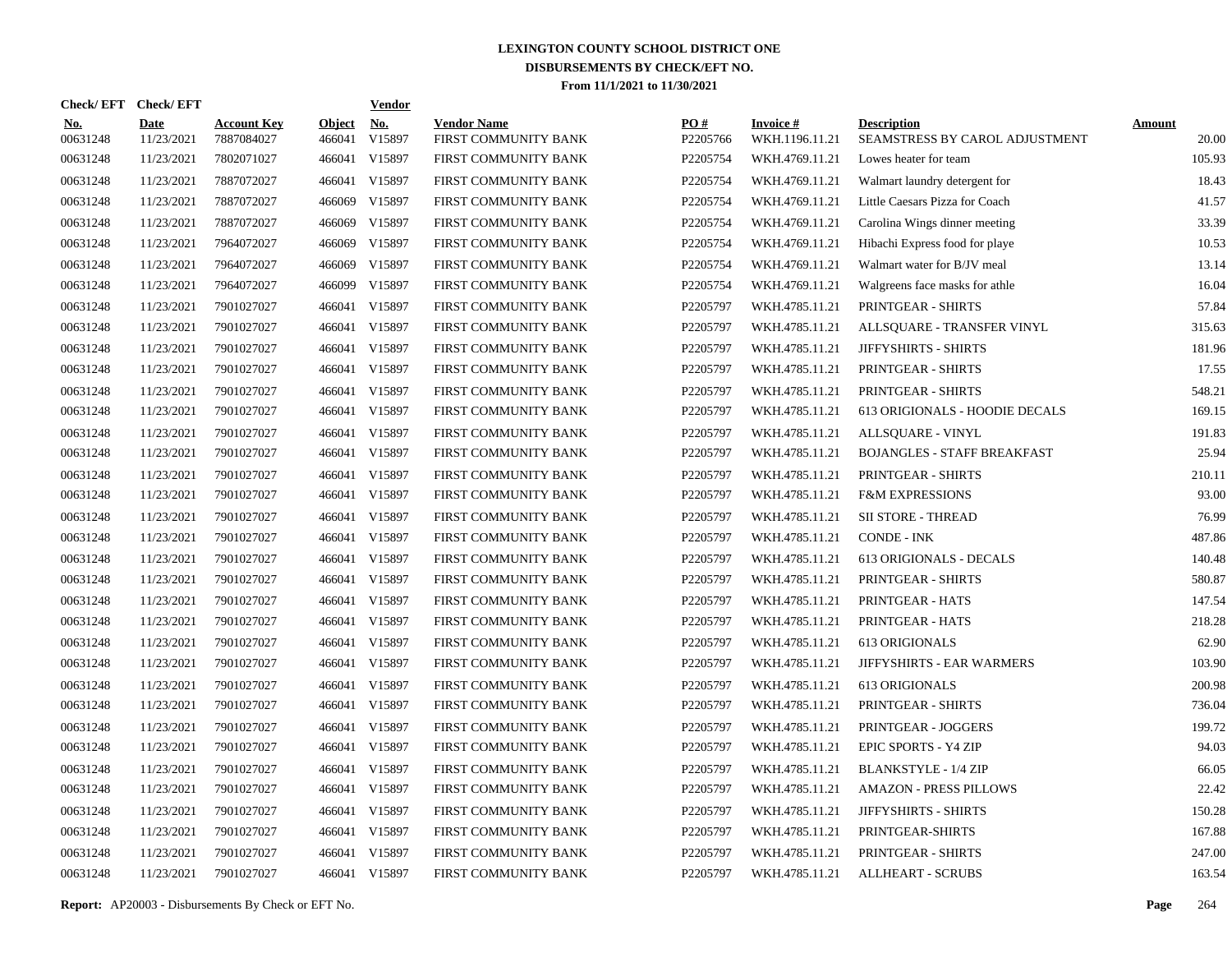# LEXINGTON COUNTY SCHOOL DISTRICT ONE
## DISBURSEMENTS BY CHECK/EFT NO.
### From 11/1/2021 to 11/30/2021

| Check/EFT No. | Check/EFT Date | Account Key | Object | Vendor No. | Vendor Name | PO # | Invoice # | Description | Amount |
|---|---|---|---|---|---|---|---|---|---|
| 00631248 | 11/23/2021 | 7887084027 | 466041 | V15897 | FIRST COMMUNITY BANK | P2205766 | WKH.1196.11.21 | SEAMSTRESS BY CAROL ADJUSTMENT | 20.00 |
| 00631248 | 11/23/2021 | 7802071027 | 466041 | V15897 | FIRST COMMUNITY BANK | P2205754 | WKH.4769.11.21 | Lowes heater for team | 105.93 |
| 00631248 | 11/23/2021 | 7887072027 | 466041 | V15897 | FIRST COMMUNITY BANK | P2205754 | WKH.4769.11.21 | Walmart laundry detergent for | 18.43 |
| 00631248 | 11/23/2021 | 7887072027 | 466069 | V15897 | FIRST COMMUNITY BANK | P2205754 | WKH.4769.11.21 | Little Caesars Pizza for Coach | 41.57 |
| 00631248 | 11/23/2021 | 7887072027 | 466069 | V15897 | FIRST COMMUNITY BANK | P2205754 | WKH.4769.11.21 | Carolina Wings dinner meeting | 33.39 |
| 00631248 | 11/23/2021 | 7964072027 | 466069 | V15897 | FIRST COMMUNITY BANK | P2205754 | WKH.4769.11.21 | Hibachi Express food for playe | 10.53 |
| 00631248 | 11/23/2021 | 7964072027 | 466069 | V15897 | FIRST COMMUNITY BANK | P2205754 | WKH.4769.11.21 | Walmart water for B/JV meal | 13.14 |
| 00631248 | 11/23/2021 | 7964072027 | 466099 | V15897 | FIRST COMMUNITY BANK | P2205754 | WKH.4769.11.21 | Walgreens face masks for athle | 16.04 |
| 00631248 | 11/23/2021 | 7901027027 | 466041 | V15897 | FIRST COMMUNITY BANK | P2205797 | WKH.4785.11.21 | PRINTGEAR - SHIRTS | 57.84 |
| 00631248 | 11/23/2021 | 7901027027 | 466041 | V15897 | FIRST COMMUNITY BANK | P2205797 | WKH.4785.11.21 | ALLSQUARE - TRANSFER VINYL | 315.63 |
| 00631248 | 11/23/2021 | 7901027027 | 466041 | V15897 | FIRST COMMUNITY BANK | P2205797 | WKH.4785.11.21 | JIFFYSHIRTS - SHIRTS | 181.96 |
| 00631248 | 11/23/2021 | 7901027027 | 466041 | V15897 | FIRST COMMUNITY BANK | P2205797 | WKH.4785.11.21 | PRINTGEAR - SHIRTS | 17.55 |
| 00631248 | 11/23/2021 | 7901027027 | 466041 | V15897 | FIRST COMMUNITY BANK | P2205797 | WKH.4785.11.21 | PRINTGEAR - SHIRTS | 548.21 |
| 00631248 | 11/23/2021 | 7901027027 | 466041 | V15897 | FIRST COMMUNITY BANK | P2205797 | WKH.4785.11.21 | 613 ORIGIONALS - HOODIE DECALS | 169.15 |
| 00631248 | 11/23/2021 | 7901027027 | 466041 | V15897 | FIRST COMMUNITY BANK | P2205797 | WKH.4785.11.21 | ALLSQUARE - VINYL | 191.83 |
| 00631248 | 11/23/2021 | 7901027027 | 466041 | V15897 | FIRST COMMUNITY BANK | P2205797 | WKH.4785.11.21 | BOJANGLES - STAFF BREAKFAST | 25.94 |
| 00631248 | 11/23/2021 | 7901027027 | 466041 | V15897 | FIRST COMMUNITY BANK | P2205797 | WKH.4785.11.21 | PRINTGEAR - SHIRTS | 210.11 |
| 00631248 | 11/23/2021 | 7901027027 | 466041 | V15897 | FIRST COMMUNITY BANK | P2205797 | WKH.4785.11.21 | F&M EXPRESSIONS | 93.00 |
| 00631248 | 11/23/2021 | 7901027027 | 466041 | V15897 | FIRST COMMUNITY BANK | P2205797 | WKH.4785.11.21 | SII STORE - THREAD | 76.99 |
| 00631248 | 11/23/2021 | 7901027027 | 466041 | V15897 | FIRST COMMUNITY BANK | P2205797 | WKH.4785.11.21 | CONDE - INK | 487.86 |
| 00631248 | 11/23/2021 | 7901027027 | 466041 | V15897 | FIRST COMMUNITY BANK | P2205797 | WKH.4785.11.21 | 613 ORIGIONALS - DECALS | 140.48 |
| 00631248 | 11/23/2021 | 7901027027 | 466041 | V15897 | FIRST COMMUNITY BANK | P2205797 | WKH.4785.11.21 | PRINTGEAR - SHIRTS | 580.87 |
| 00631248 | 11/23/2021 | 7901027027 | 466041 | V15897 | FIRST COMMUNITY BANK | P2205797 | WKH.4785.11.21 | PRINTGEAR - HATS | 147.54 |
| 00631248 | 11/23/2021 | 7901027027 | 466041 | V15897 | FIRST COMMUNITY BANK | P2205797 | WKH.4785.11.21 | PRINTGEAR - HATS | 218.28 |
| 00631248 | 11/23/2021 | 7901027027 | 466041 | V15897 | FIRST COMMUNITY BANK | P2205797 | WKH.4785.11.21 | 613 ORIGIONALS | 62.90 |
| 00631248 | 11/23/2021 | 7901027027 | 466041 | V15897 | FIRST COMMUNITY BANK | P2205797 | WKH.4785.11.21 | JIFFYSHIRTS - EAR WARMERS | 103.90 |
| 00631248 | 11/23/2021 | 7901027027 | 466041 | V15897 | FIRST COMMUNITY BANK | P2205797 | WKH.4785.11.21 | 613 ORIGIONALS | 200.98 |
| 00631248 | 11/23/2021 | 7901027027 | 466041 | V15897 | FIRST COMMUNITY BANK | P2205797 | WKH.4785.11.21 | PRINTGEAR - SHIRTS | 736.04 |
| 00631248 | 11/23/2021 | 7901027027 | 466041 | V15897 | FIRST COMMUNITY BANK | P2205797 | WKH.4785.11.21 | PRINTGEAR - JOGGERS | 199.72 |
| 00631248 | 11/23/2021 | 7901027027 | 466041 | V15897 | FIRST COMMUNITY BANK | P2205797 | WKH.4785.11.21 | EPIC SPORTS - Y4 ZIP | 94.03 |
| 00631248 | 11/23/2021 | 7901027027 | 466041 | V15897 | FIRST COMMUNITY BANK | P2205797 | WKH.4785.11.21 | BLANKSTYLE - 1/4 ZIP | 66.05 |
| 00631248 | 11/23/2021 | 7901027027 | 466041 | V15897 | FIRST COMMUNITY BANK | P2205797 | WKH.4785.11.21 | AMAZON - PRESS PILLOWS | 22.42 |
| 00631248 | 11/23/2021 | 7901027027 | 466041 | V15897 | FIRST COMMUNITY BANK | P2205797 | WKH.4785.11.21 | JIFFYSHIRTS - SHIRTS | 150.28 |
| 00631248 | 11/23/2021 | 7901027027 | 466041 | V15897 | FIRST COMMUNITY BANK | P2205797 | WKH.4785.11.21 | PRINTGEAR-SHIRTS | 167.88 |
| 00631248 | 11/23/2021 | 7901027027 | 466041 | V15897 | FIRST COMMUNITY BANK | P2205797 | WKH.4785.11.21 | PRINTGEAR - SHIRTS | 247.00 |
| 00631248 | 11/23/2021 | 7901027027 | 466041 | V15897 | FIRST COMMUNITY BANK | P2205797 | WKH.4785.11.21 | ALLHEART - SCRUBS | 163.54 |

**Report:** AP20003 - Disbursements By Check or EFT No.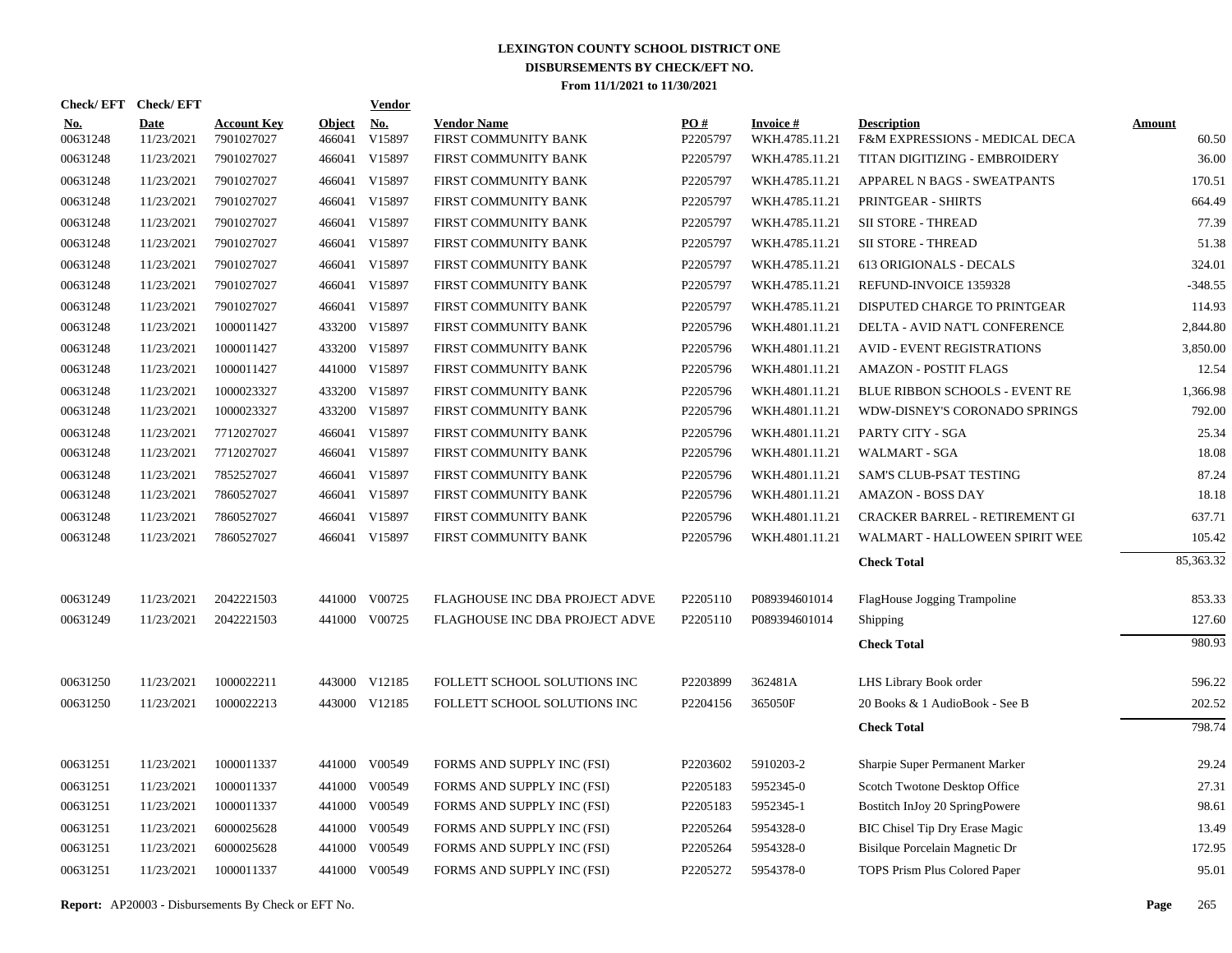# LEXINGTON COUNTY SCHOOL DISTRICT ONE
## DISBURSEMENTS BY CHECK/EFT NO.
### From 11/1/2021 to 11/30/2021

| Check/ EFT No. | Check/ EFT Date | Account Key | Object | Vendor No. | Vendor Name | PO # | Invoice # | Description | Amount |
|---|---|---|---|---|---|---|---|---|---|
| 00631248 | 11/23/2021 | 7901027027 | 466041 | V15897 | FIRST COMMUNITY BANK | P2205797 | WKH.4785.11.21 | F&M EXPRESSIONS - MEDICAL DECA | 60.50 |
| 00631248 | 11/23/2021 | 7901027027 | 466041 | V15897 | FIRST COMMUNITY BANK | P2205797 | WKH.4785.11.21 | TITAN DIGITIZING - EMBROIDERY | 36.00 |
| 00631248 | 11/23/2021 | 7901027027 | 466041 | V15897 | FIRST COMMUNITY BANK | P2205797 | WKH.4785.11.21 | APPAREL N BAGS - SWEATPANTS | 170.51 |
| 00631248 | 11/23/2021 | 7901027027 | 466041 | V15897 | FIRST COMMUNITY BANK | P2205797 | WKH.4785.11.21 | PRINTGEAR - SHIRTS | 664.49 |
| 00631248 | 11/23/2021 | 7901027027 | 466041 | V15897 | FIRST COMMUNITY BANK | P2205797 | WKH.4785.11.21 | SII STORE - THREAD | 77.39 |
| 00631248 | 11/23/2021 | 7901027027 | 466041 | V15897 | FIRST COMMUNITY BANK | P2205797 | WKH.4785.11.21 | SII STORE - THREAD | 51.38 |
| 00631248 | 11/23/2021 | 7901027027 | 466041 | V15897 | FIRST COMMUNITY BANK | P2205797 | WKH.4785.11.21 | 613 ORIGIONALS - DECALS | 324.01 |
| 00631248 | 11/23/2021 | 7901027027 | 466041 | V15897 | FIRST COMMUNITY BANK | P2205797 | WKH.4785.11.21 | REFUND-INVOICE 1359328 | -348.55 |
| 00631248 | 11/23/2021 | 7901027027 | 466041 | V15897 | FIRST COMMUNITY BANK | P2205797 | WKH.4785.11.21 | DISPUTED CHARGE TO PRINTGEAR | 114.93 |
| 00631248 | 11/23/2021 | 1000011427 | 433200 | V15897 | FIRST COMMUNITY BANK | P2205796 | WKH.4801.11.21 | DELTA - AVID NAT'L CONFERENCE | 2,844.80 |
| 00631248 | 11/23/2021 | 1000011427 | 433200 | V15897 | FIRST COMMUNITY BANK | P2205796 | WKH.4801.11.21 | AVID - EVENT REGISTRATIONS | 3,850.00 |
| 00631248 | 11/23/2021 | 1000011427 | 441000 | V15897 | FIRST COMMUNITY BANK | P2205796 | WKH.4801.11.21 | AMAZON - POSTIT FLAGS | 12.54 |
| 00631248 | 11/23/2021 | 1000023327 | 433200 | V15897 | FIRST COMMUNITY BANK | P2205796 | WKH.4801.11.21 | BLUE RIBBON SCHOOLS - EVENT RE | 1,366.98 |
| 00631248 | 11/23/2021 | 1000023327 | 433200 | V15897 | FIRST COMMUNITY BANK | P2205796 | WKH.4801.11.21 | WDW-DISNEY'S CORONADO SPRINGS | 792.00 |
| 00631248 | 11/23/2021 | 7712027027 | 466041 | V15897 | FIRST COMMUNITY BANK | P2205796 | WKH.4801.11.21 | PARTY CITY - SGA | 25.34 |
| 00631248 | 11/23/2021 | 7712027027 | 466041 | V15897 | FIRST COMMUNITY BANK | P2205796 | WKH.4801.11.21 | WALMART - SGA | 18.08 |
| 00631248 | 11/23/2021 | 7852527027 | 466041 | V15897 | FIRST COMMUNITY BANK | P2205796 | WKH.4801.11.21 | SAM'S CLUB-PSAT TESTING | 87.24 |
| 00631248 | 11/23/2021 | 7860527027 | 466041 | V15897 | FIRST COMMUNITY BANK | P2205796 | WKH.4801.11.21 | AMAZON - BOSS DAY | 18.18 |
| 00631248 | 11/23/2021 | 7860527027 | 466041 | V15897 | FIRST COMMUNITY BANK | P2205796 | WKH.4801.11.21 | CRACKER BARREL - RETIREMENT GI | 637.71 |
| 00631248 | 11/23/2021 | 7860527027 | 466041 | V15897 | FIRST COMMUNITY BANK | P2205796 | WKH.4801.11.21 | WALMART - HALLOWEEN SPIRIT WEE | 105.42 |
| | | | | | | | | **Check Total** | 85,363.32 |
| 00631249 | 11/23/2021 | 2042221503 | 441000 | V00725 | FLAGHOUSE INC DBA PROJECT ADVE | P2205110 | P089394601014 | FlagHouse Jogging Trampoline | 853.33 |
| 00631249 | 11/23/2021 | 2042221503 | 441000 | V00725 | FLAGHOUSE INC DBA PROJECT ADVE | P2205110 | P089394601014 | Shipping | 127.60 |
| | | | | | | | | **Check Total** | 980.93 |
| 00631250 | 11/23/2021 | 1000022211 | 443000 | V12185 | FOLLETT SCHOOL SOLUTIONS INC | P2203899 | 362481A | LHS Library Book order | 596.22 |
| 00631250 | 11/23/2021 | 1000022213 | 443000 | V12185 | FOLLETT SCHOOL SOLUTIONS INC | P2204156 | 365050F | 20 Books & 1 AudioBook - See B | 202.52 |
| | | | | | | | | **Check Total** | 798.74 |
| 00631251 | 11/23/2021 | 1000011337 | 441000 | V00549 | FORMS AND SUPPLY INC (FSI) | P2203602 | 5910203-2 | Sharpie Super Permanent Marker | 29.24 |
| 00631251 | 11/23/2021 | 1000011337 | 441000 | V00549 | FORMS AND SUPPLY INC (FSI) | P2205183 | 5952345-0 | Scotch Twotone Desktop Office | 27.31 |
| 00631251 | 11/23/2021 | 1000011337 | 441000 | V00549 | FORMS AND SUPPLY INC (FSI) | P2205183 | 5952345-1 | Bostitch InJoy 20 SpringPowere | 98.61 |
| 00631251 | 11/23/2021 | 6000025628 | 441000 | V00549 | FORMS AND SUPPLY INC (FSI) | P2205264 | 5954328-0 | BIC Chisel Tip Dry Erase Magic | 13.49 |
| 00631251 | 11/23/2021 | 6000025628 | 441000 | V00549 | FORMS AND SUPPLY INC (FSI) | P2205264 | 5954328-0 | Bisilque Porcelain Magnetic Dr | 172.95 |
| 00631251 | 11/23/2021 | 1000011337 | 441000 | V00549 | FORMS AND SUPPLY INC (FSI) | P2205272 | 5954378-0 | TOPS Prism Plus Colored Paper | 95.01 |

**Report:** AP20003 - Disbursements By Check or EFT No.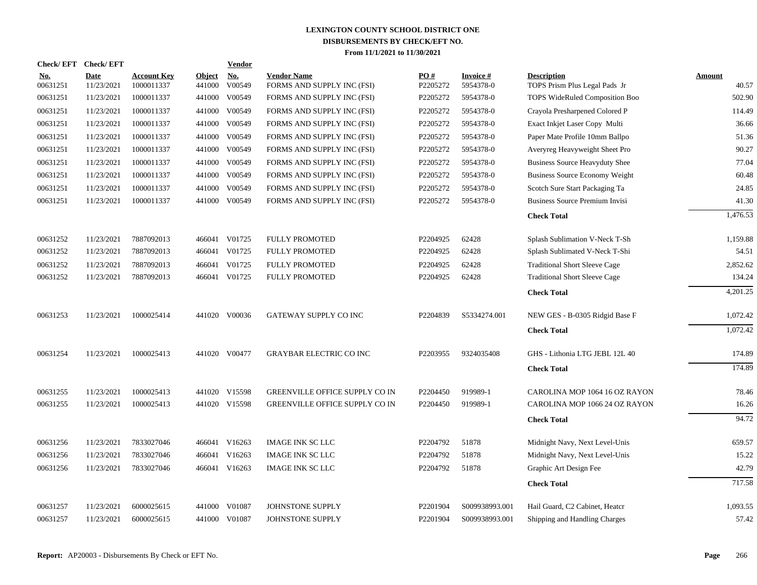# LEXINGTON COUNTY SCHOOL DISTRICT ONE
## DISBURSEMENTS BY CHECK/EFT NO.
### From 11/1/2021 to 11/30/2021

| Check/ EFT No. | Check/ EFT Date | Account Key | Object | Vendor No. | Vendor Name | PO # | Invoice # | Description | Amount |
|---|---|---|---|---|---|---|---|---|---|
| 00631251 | 11/23/2021 | 1000011337 | 441000 | V00549 | FORMS AND SUPPLY INC (FSI) | P2205272 | 5954378-0 | TOPS Prism Plus Legal Pads Jr | 40.57 |
| 00631251 | 11/23/2021 | 1000011337 | 441000 | V00549 | FORMS AND SUPPLY INC (FSI) | P2205272 | 5954378-0 | TOPS WideRuled Composition Boo | 502.90 |
| 00631251 | 11/23/2021 | 1000011337 | 441000 | V00549 | FORMS AND SUPPLY INC (FSI) | P2205272 | 5954378-0 | Crayola Presharpened Colored P | 114.49 |
| 00631251 | 11/23/2021 | 1000011337 | 441000 | V00549 | FORMS AND SUPPLY INC (FSI) | P2205272 | 5954378-0 | Exact Inkjet Laser Copy Multi | 36.66 |
| 00631251 | 11/23/2021 | 1000011337 | 441000 | V00549 | FORMS AND SUPPLY INC (FSI) | P2205272 | 5954378-0 | Paper Mate Profile 10mm Ballpo | 51.36 |
| 00631251 | 11/23/2021 | 1000011337 | 441000 | V00549 | FORMS AND SUPPLY INC (FSI) | P2205272 | 5954378-0 | Averyreg Heavyweight Sheet Pro | 90.27 |
| 00631251 | 11/23/2021 | 1000011337 | 441000 | V00549 | FORMS AND SUPPLY INC (FSI) | P2205272 | 5954378-0 | Business Source Heavyduty Shee | 77.04 |
| 00631251 | 11/23/2021 | 1000011337 | 441000 | V00549 | FORMS AND SUPPLY INC (FSI) | P2205272 | 5954378-0 | Business Source Economy Weight | 60.48 |
| 00631251 | 11/23/2021 | 1000011337 | 441000 | V00549 | FORMS AND SUPPLY INC (FSI) | P2205272 | 5954378-0 | Scotch Sure Start Packaging Ta | 24.85 |
| 00631251 | 11/23/2021 | 1000011337 | 441000 | V00549 | FORMS AND SUPPLY INC (FSI) | P2205272 | 5954378-0 | Business Source Premium Invisi | 41.30 |
| | | | | | | | | **Check Total** | 1,476.53 |
| 00631252 | 11/23/2021 | 7887092013 | 466041 | V01725 | FULLY PROMOTED | P2204925 | 62428 | Splash Sublimation V-Neck T-Sh | 1,159.88 |
| 00631252 | 11/23/2021 | 7887092013 | 466041 | V01725 | FULLY PROMOTED | P2204925 | 62428 | Splash Sublimated V-Neck T-Shi | 54.51 |
| 00631252 | 11/23/2021 | 7887092013 | 466041 | V01725 | FULLY PROMOTED | P2204925 | 62428 | Traditional Short Sleeve Cage | 2,852.62 |
| 00631252 | 11/23/2021 | 7887092013 | 466041 | V01725 | FULLY PROMOTED | P2204925 | 62428 | Traditional Short Sleeve Cage | 134.24 |
| | | | | | | | | **Check Total** | 4,201.25 |
| 00631253 | 11/23/2021 | 1000025414 | 441020 | V00036 | GATEWAY SUPPLY CO INC | P2204839 | S5334274.001 | NEW GES - B-0305 Ridgid Base F | 1,072.42 |
| | | | | | | | | **Check Total** | 1,072.42 |
| 00631254 | 11/23/2021 | 1000025413 | 441020 | V00477 | GRAYBAR ELECTRIC CO INC | P2203955 | 9324035408 | GHS - Lithonia LTG JEBL 12L 40 | 174.89 |
| | | | | | | | | **Check Total** | 174.89 |
| 00631255 | 11/23/2021 | 1000025413 | 441020 | V15598 | GREENVILLE OFFICE SUPPLY CO IN | P2204450 | 919989-1 | CAROLINA MOP 1064 16 OZ RAYON | 78.46 |
| 00631255 | 11/23/2021 | 1000025413 | 441020 | V15598 | GREENVILLE OFFICE SUPPLY CO IN | P2204450 | 919989-1 | CAROLINA MOP 1066 24 OZ RAYON | 16.26 |
| | | | | | | | | **Check Total** | 94.72 |
| 00631256 | 11/23/2021 | 7833027046 | 466041 | V16263 | IMAGE INK SC LLC | P2204792 | 51878 | Midnight Navy, Next Level-Unis | 659.57 |
| 00631256 | 11/23/2021 | 7833027046 | 466041 | V16263 | IMAGE INK SC LLC | P2204792 | 51878 | Midnight Navy, Next Level-Unis | 15.22 |
| 00631256 | 11/23/2021 | 7833027046 | 466041 | V16263 | IMAGE INK SC LLC | P2204792 | 51878 | Graphic Art Design Fee | 42.79 |
| | | | | | | | | **Check Total** | 717.58 |
| 00631257 | 11/23/2021 | 6000025615 | 441000 | V01087 | JOHNSTONE SUPPLY | P2201904 | S009938993.001 | Hail Guard, C2 Cabinet, Heatcr | 1,093.55 |
| 00631257 | 11/23/2021 | 6000025615 | 441000 | V01087 | JOHNSTONE SUPPLY | P2201904 | S009938993.001 | Shipping and Handling Charges | 57.42 |

**Report:** AP20003 - Disbursements By Check or EFT No.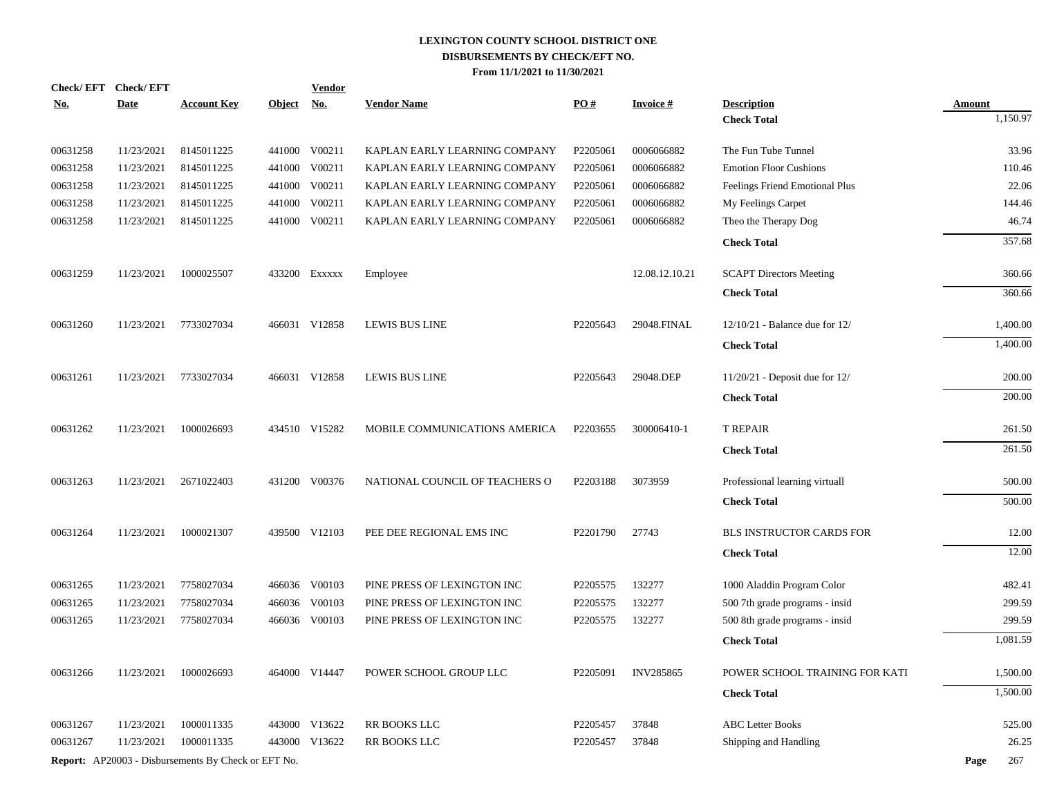# LEXINGTON COUNTY SCHOOL DISTRICT ONE
## DISBURSEMENTS BY CHECK/EFT NO.
### From 11/1/2021 to 11/30/2021

| Check/ EFT No. | Check/ EFT Date | Account Key | Object | Vendor No. | Vendor Name | PO # | Invoice # | Description | Amount |
|---|---|---|---|---|---|---|---|---|---|
| | | | | | | | | **Check Total** | 1,150.97 |
| 00631258 | 11/23/2021 | 8145011225 | 441000 | V00211 | KAPLAN EARLY LEARNING COMPANY | P2205061 | 0006066882 | The Fun Tube Tunnel | 33.96 |
| 00631258 | 11/23/2021 | 8145011225 | 441000 | V00211 | KAPLAN EARLY LEARNING COMPANY | P2205061 | 0006066882 | Emotion Floor Cushions | 110.46 |
| 00631258 | 11/23/2021 | 8145011225 | 441000 | V00211 | KAPLAN EARLY LEARNING COMPANY | P2205061 | 0006066882 | Feelings Friend Emotional Plus | 22.06 |
| 00631258 | 11/23/2021 | 8145011225 | 441000 | V00211 | KAPLAN EARLY LEARNING COMPANY | P2205061 | 0006066882 | My Feelings Carpet | 144.46 |
| 00631258 | 11/23/2021 | 8145011225 | 441000 | V00211 | KAPLAN EARLY LEARNING COMPANY | P2205061 | 0006066882 | Theo the Therapy Dog | 46.74 |
| | | | | | | | | **Check Total** | 357.68 |
| 00631259 | 11/23/2021 | 1000025507 | 433200 | Exxxxx | Employee | | 12.08.12.10.21 | SCAPT Directors Meeting | 360.66 |
| | | | | | | | | **Check Total** | 360.66 |
| 00631260 | 11/23/2021 | 7733027034 | 466031 | V12858 | LEWIS BUS LINE | P2205643 | 29048.FINAL | 12/10/21 - Balance due for 12/ | 1,400.00 |
| | | | | | | | | **Check Total** | 1,400.00 |
| 00631261 | 11/23/2021 | 7733027034 | 466031 | V12858 | LEWIS BUS LINE | P2205643 | 29048.DEP | 11/20/21 - Deposit due for 12/ | 200.00 |
| | | | | | | | | **Check Total** | 200.00 |
| 00631262 | 11/23/2021 | 1000026693 | 434510 | V15282 | MOBILE COMMUNICATIONS AMERICA | P2203655 | 300006410-1 | T REPAIR | 261.50 |
| | | | | | | | | **Check Total** | 261.50 |
| 00631263 | 11/23/2021 | 2671022403 | 431200 | V00376 | NATIONAL COUNCIL OF TEACHERS O | P2203188 | 3073959 | Professional learning virtuall | 500.00 |
| | | | | | | | | **Check Total** | 500.00 |
| 00631264 | 11/23/2021 | 1000021307 | 439500 | V12103 | PEE DEE REGIONAL EMS INC | P2201790 | 27743 | BLS INSTRUCTOR CARDS FOR | 12.00 |
| | | | | | | | | **Check Total** | 12.00 |
| 00631265 | 11/23/2021 | 7758027034 | 466036 | V00103 | PINE PRESS OF LEXINGTON INC | P2205575 | 132277 | 1000 Aladdin Program Color | 482.41 |
| 00631265 | 11/23/2021 | 7758027034 | 466036 | V00103 | PINE PRESS OF LEXINGTON INC | P2205575 | 132277 | 500 7th grade programs - insid | 299.59 |
| 00631265 | 11/23/2021 | 7758027034 | 466036 | V00103 | PINE PRESS OF LEXINGTON INC | P2205575 | 132277 | 500 8th grade programs - insid | 299.59 |
| | | | | | | | | **Check Total** | 1,081.59 |
| 00631266 | 11/23/2021 | 1000026693 | 464000 | V14447 | POWER SCHOOL GROUP LLC | P2205091 | INV285865 | POWER SCHOOL TRAINING FOR KATI | 1,500.00 |
| | | | | | | | | **Check Total** | 1,500.00 |
| 00631267 | 11/23/2021 | 1000011335 | 443000 | V13622 | RR BOOKS LLC | P2205457 | 37848 | ABC Letter Books | 525.00 |
| 00631267 | 11/23/2021 | 1000011335 | 443000 | V13622 | RR BOOKS LLC | P2205457 | 37848 | Shipping and Handling | 26.25 |

**Report:** AP20003 - Disbursements By Check or EFT No.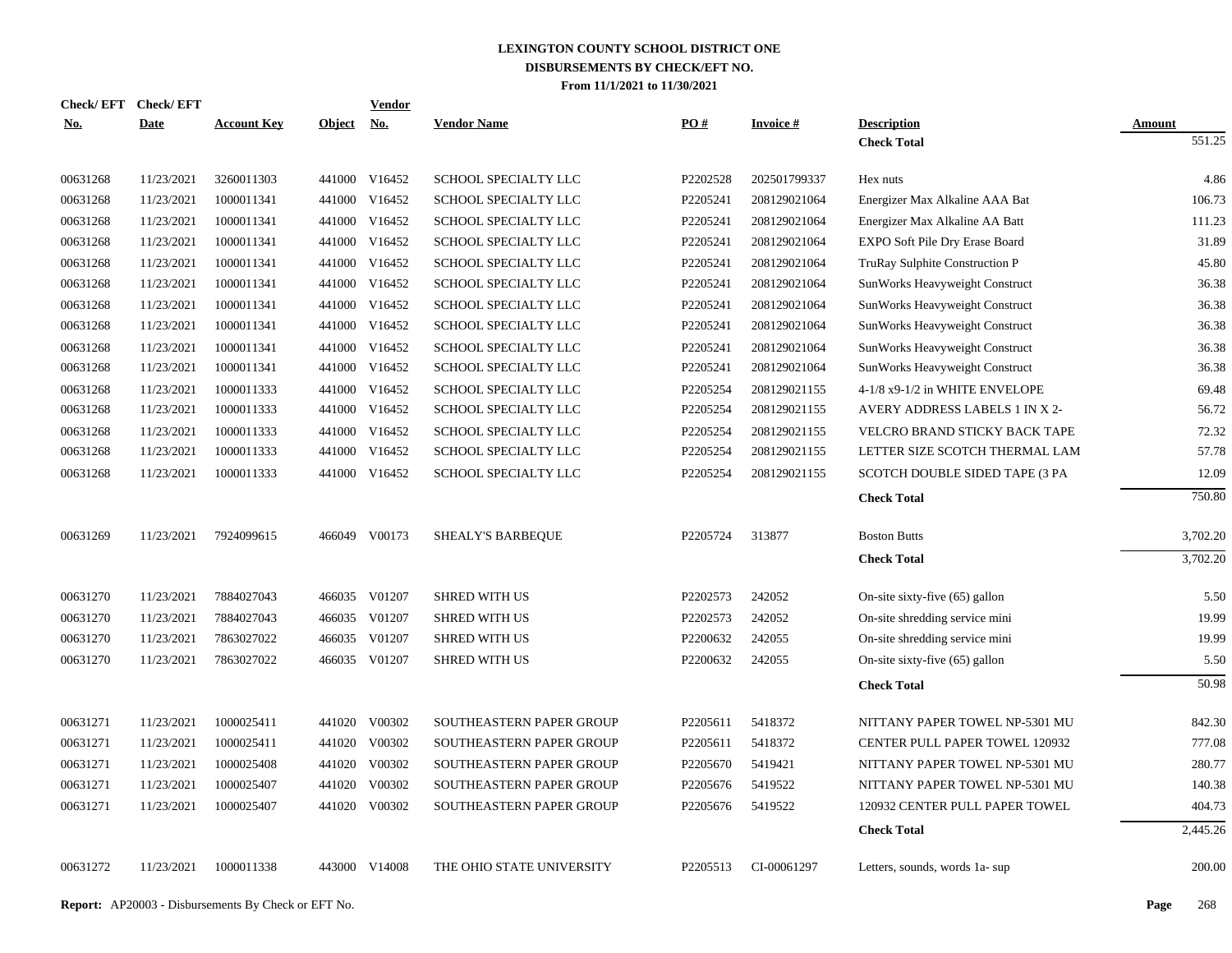# LEXINGTON COUNTY SCHOOL DISTRICT ONE
## DISBURSEMENTS BY CHECK/EFT NO.
### From 11/1/2021 to 11/30/2021

| Check/ EFT No. | Check/ EFT Date | Account Key | Object | Vendor No. | Vendor Name | PO # | Invoice # | Description | Amount |
|---|---|---|---|---|---|---|---|---|---|
| | | | | | | | | **Check Total** | 551.25 |
| 00631268 | 11/23/2021 | 3260011303 | 441000 | V16452 | SCHOOL SPECIALTY LLC | P2202528 | 202501799337 | Hex nuts | 4.86 |
| 00631268 | 11/23/2021 | 1000011341 | 441000 | V16452 | SCHOOL SPECIALTY LLC | P2205241 | 208129021064 | Energizer Max Alkaline AAA Bat | 106.73 |
| 00631268 | 11/23/2021 | 1000011341 | 441000 | V16452 | SCHOOL SPECIALTY LLC | P2205241 | 208129021064 | Energizer Max Alkaline AA Batt | 111.23 |
| 00631268 | 11/23/2021 | 1000011341 | 441000 | V16452 | SCHOOL SPECIALTY LLC | P2205241 | 208129021064 | EXPO Soft Pile Dry Erase Board | 31.89 |
| 00631268 | 11/23/2021 | 1000011341 | 441000 | V16452 | SCHOOL SPECIALTY LLC | P2205241 | 208129021064 | TruRay Sulphite Construction P | 45.80 |
| 00631268 | 11/23/2021 | 1000011341 | 441000 | V16452 | SCHOOL SPECIALTY LLC | P2205241 | 208129021064 | SunWorks Heavyweight Construct | 36.38 |
| 00631268 | 11/23/2021 | 1000011341 | 441000 | V16452 | SCHOOL SPECIALTY LLC | P2205241 | 208129021064 | SunWorks Heavyweight Construct | 36.38 |
| 00631268 | 11/23/2021 | 1000011341 | 441000 | V16452 | SCHOOL SPECIALTY LLC | P2205241 | 208129021064 | SunWorks Heavyweight Construct | 36.38 |
| 00631268 | 11/23/2021 | 1000011341 | 441000 | V16452 | SCHOOL SPECIALTY LLC | P2205241 | 208129021064 | SunWorks Heavyweight Construct | 36.38 |
| 00631268 | 11/23/2021 | 1000011341 | 441000 | V16452 | SCHOOL SPECIALTY LLC | P2205241 | 208129021064 | SunWorks Heavyweight Construct | 36.38 |
| 00631268 | 11/23/2021 | 1000011333 | 441000 | V16452 | SCHOOL SPECIALTY LLC | P2205254 | 208129021155 | 4-1/8 x9-1/2 in WHITE ENVELOPE | 69.48 |
| 00631268 | 11/23/2021 | 1000011333 | 441000 | V16452 | SCHOOL SPECIALTY LLC | P2205254 | 208129021155 | AVERY ADDRESS LABELS 1 IN X 2- | 56.72 |
| 00631268 | 11/23/2021 | 1000011333 | 441000 | V16452 | SCHOOL SPECIALTY LLC | P2205254 | 208129021155 | VELCRO BRAND STICKY BACK TAPE | 72.32 |
| 00631268 | 11/23/2021 | 1000011333 | 441000 | V16452 | SCHOOL SPECIALTY LLC | P2205254 | 208129021155 | LETTER SIZE SCOTCH THERMAL LAM | 57.78 |
| 00631268 | 11/23/2021 | 1000011333 | 441000 | V16452 | SCHOOL SPECIALTY LLC | P2205254 | 208129021155 | SCOTCH DOUBLE SIDED TAPE (3 PA | 12.09 |
| | | | | | | | | **Check Total** | 750.80 |
| 00631269 | 11/23/2021 | 7924099615 | 466049 | V00173 | SHEALY'S BARBEQUE | P2205724 | 313877 | Boston Butts | 3,702.20 |
| | | | | | | | | **Check Total** | 3,702.20 |
| 00631270 | 11/23/2021 | 7884027043 | 466035 | V01207 | SHRED WITH US | P2202573 | 242052 | On-site sixty-five (65) gallon | 5.50 |
| 00631270 | 11/23/2021 | 7884027043 | 466035 | V01207 | SHRED WITH US | P2202573 | 242052 | On-site shredding service mini | 19.99 |
| 00631270 | 11/23/2021 | 7863027022 | 466035 | V01207 | SHRED WITH US | P2200632 | 242055 | On-site shredding service mini | 19.99 |
| 00631270 | 11/23/2021 | 7863027022 | 466035 | V01207 | SHRED WITH US | P2200632 | 242055 | On-site sixty-five (65) gallon | 5.50 |
| | | | | | | | | **Check Total** | 50.98 |
| 00631271 | 11/23/2021 | 1000025411 | 441020 | V00302 | SOUTHEASTERN PAPER GROUP | P2205611 | 5418372 | NITTANY PAPER TOWEL NP-5301 MU | 842.30 |
| 00631271 | 11/23/2021 | 1000025411 | 441020 | V00302 | SOUTHEASTERN PAPER GROUP | P2205611 | 5418372 | CENTER PULL PAPER TOWEL 120932 | 777.08 |
| 00631271 | 11/23/2021 | 1000025408 | 441020 | V00302 | SOUTHEASTERN PAPER GROUP | P2205670 | 5419421 | NITTANY PAPER TOWEL NP-5301 MU | 280.77 |
| 00631271 | 11/23/2021 | 1000025407 | 441020 | V00302 | SOUTHEASTERN PAPER GROUP | P2205676 | 5419522 | NITTANY PAPER TOWEL NP-5301 MU | 140.38 |
| 00631271 | 11/23/2021 | 1000025407 | 441020 | V00302 | SOUTHEASTERN PAPER GROUP | P2205676 | 5419522 | 120932 CENTER PULL PAPER TOWEL | 404.73 |
| | | | | | | | | **Check Total** | 2,445.26 |
| 00631272 | 11/23/2021 | 1000011338 | 443000 | V14008 | THE OHIO STATE UNIVERSITY | P2205513 | CI-00061297 | Letters, sounds, words 1a- sup | 200.00 |

**Report:** AP20003 - Disbursements By Check or EFT No.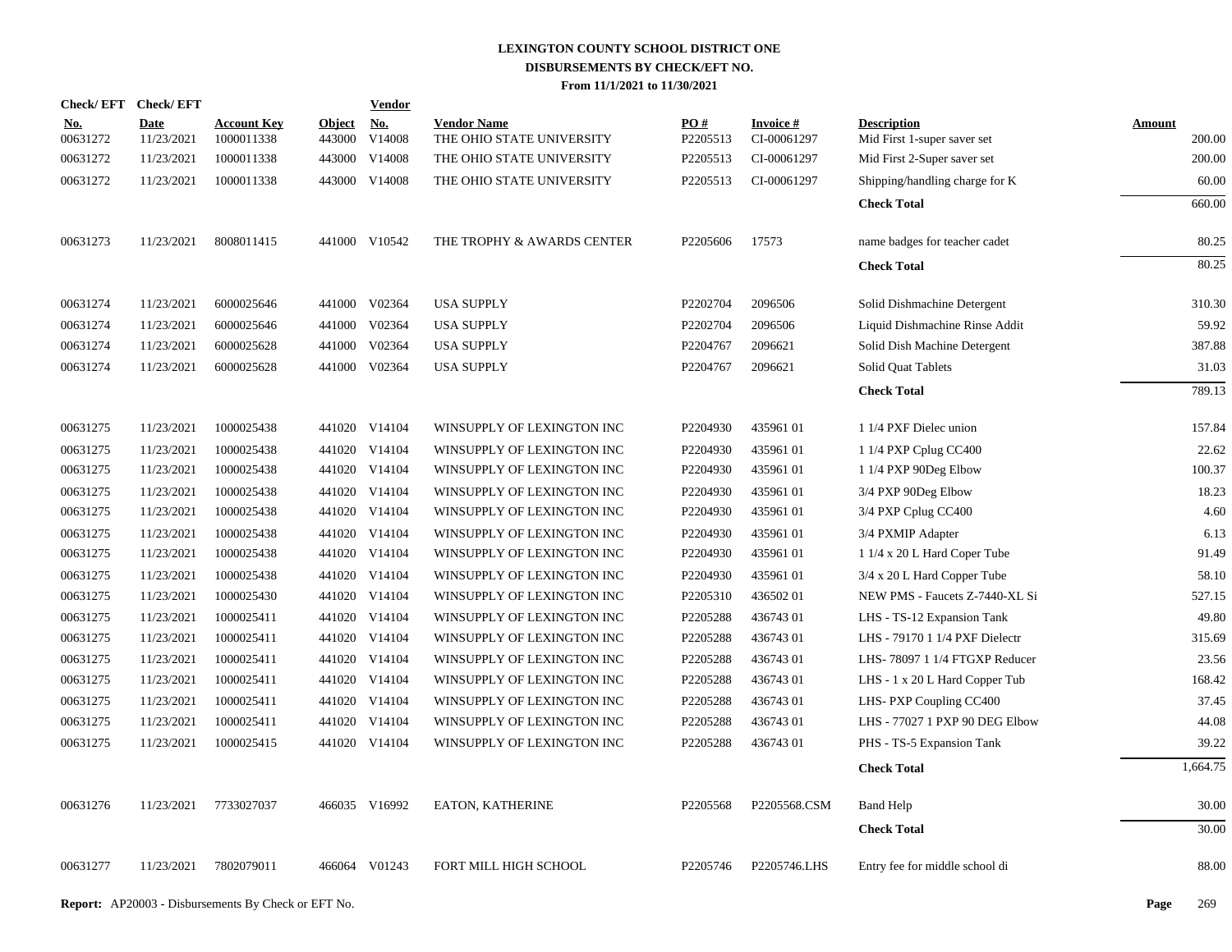# LEXINGTON COUNTY SCHOOL DISTRICT ONE
## DISBURSEMENTS BY CHECK/EFT NO.
### From 11/1/2021 to 11/30/2021

| Check/EFT No. | Check/EFT Date | Account Key | Object | Vendor No. | Vendor Name | PO # | Invoice # | Description | Amount |
|---|---|---|---|---|---|---|---|---|---|
| 00631272 | 11/23/2021 | 1000011338 | 443000 | V14008 | THE OHIO STATE UNIVERSITY | P2205513 | CI-00061297 | Mid First 1-super saver set | 200.00 |
| 00631272 | 11/23/2021 | 1000011338 | 443000 | V14008 | THE OHIO STATE UNIVERSITY | P2205513 | CI-00061297 | Mid First 2-Super saver set | 200.00 |
| 00631272 | 11/23/2021 | 1000011338 | 443000 | V14008 | THE OHIO STATE UNIVERSITY | P2205513 | CI-00061297 | Shipping/handling charge for K | 60.00 |
| | | | | | | | | **Check Total** | 660.00 |
| 00631273 | 11/23/2021 | 8008011415 | 441000 | V10542 | THE TROPHY & AWARDS CENTER | P2205606 | 17573 | name badges for teacher cadet | 80.25 |
| | | | | | | | | **Check Total** | 80.25 |
| 00631274 | 11/23/2021 | 6000025646 | 441000 | V02364 | USA SUPPLY | P2202704 | 2096506 | Solid Dishmachine Detergent | 310.30 |
| 00631274 | 11/23/2021 | 6000025646 | 441000 | V02364 | USA SUPPLY | P2202704 | 2096506 | Liquid Dishmachine Rinse Addit | 59.92 |
| 00631274 | 11/23/2021 | 6000025628 | 441000 | V02364 | USA SUPPLY | P2204767 | 2096621 | Solid Dish Machine Detergent | 387.88 |
| 00631274 | 11/23/2021 | 6000025628 | 441000 | V02364 | USA SUPPLY | P2204767 | 2096621 | Solid Quat Tablets | 31.03 |
| | | | | | | | | **Check Total** | 789.13 |
| 00631275 | 11/23/2021 | 1000025438 | 441020 | V14104 | WINSUPPLY OF LEXINGTON INC | P2204930 | 435961 01 | 1 1/4 PXF Dielec union | 157.84 |
| 00631275 | 11/23/2021 | 1000025438 | 441020 | V14104 | WINSUPPLY OF LEXINGTON INC | P2204930 | 435961 01 | 1 1/4 PXP Cplug CC400 | 22.62 |
| 00631275 | 11/23/2021 | 1000025438 | 441020 | V14104 | WINSUPPLY OF LEXINGTON INC | P2204930 | 435961 01 | 1 1/4 PXP 90Deg Elbow | 100.37 |
| 00631275 | 11/23/2021 | 1000025438 | 441020 | V14104 | WINSUPPLY OF LEXINGTON INC | P2204930 | 435961 01 | 3/4 PXP 90Deg Elbow | 18.23 |
| 00631275 | 11/23/2021 | 1000025438 | 441020 | V14104 | WINSUPPLY OF LEXINGTON INC | P2204930 | 435961 01 | 3/4 PXP Cplug CC400 | 4.60 |
| 00631275 | 11/23/2021 | 1000025438 | 441020 | V14104 | WINSUPPLY OF LEXINGTON INC | P2204930 | 435961 01 | 3/4 PXMIP Adapter | 6.13 |
| 00631275 | 11/23/2021 | 1000025438 | 441020 | V14104 | WINSUPPLY OF LEXINGTON INC | P2204930 | 435961 01 | 1 1/4 x 20 L Hard Coper Tube | 91.49 |
| 00631275 | 11/23/2021 | 1000025438 | 441020 | V14104 | WINSUPPLY OF LEXINGTON INC | P2204930 | 435961 01 | 3/4 x 20 L Hard Copper Tube | 58.10 |
| 00631275 | 11/23/2021 | 1000025430 | 441020 | V14104 | WINSUPPLY OF LEXINGTON INC | P2205310 | 436502 01 | NEW PMS - Faucets Z-7440-XL Si | 527.15 |
| 00631275 | 11/23/2021 | 1000025411 | 441020 | V14104 | WINSUPPLY OF LEXINGTON INC | P2205288 | 436743 01 | LHS - TS-12 Expansion Tank | 49.80 |
| 00631275 | 11/23/2021 | 1000025411 | 441020 | V14104 | WINSUPPLY OF LEXINGTON INC | P2205288 | 436743 01 | LHS - 79170 1 1/4 PXF Dielectr | 315.69 |
| 00631275 | 11/23/2021 | 1000025411 | 441020 | V14104 | WINSUPPLY OF LEXINGTON INC | P2205288 | 436743 01 | LHS- 78097 1 1/4 FTGXP Reducer | 23.56 |
| 00631275 | 11/23/2021 | 1000025411 | 441020 | V14104 | WINSUPPLY OF LEXINGTON INC | P2205288 | 436743 01 | LHS - 1 x 20 L Hard Copper Tub | 168.42 |
| 00631275 | 11/23/2021 | 1000025411 | 441020 | V14104 | WINSUPPLY OF LEXINGTON INC | P2205288 | 436743 01 | LHS- PXP Coupling CC400 | 37.45 |
| 00631275 | 11/23/2021 | 1000025411 | 441020 | V14104 | WINSUPPLY OF LEXINGTON INC | P2205288 | 436743 01 | LHS - 77027 1 PXP 90 DEG Elbow | 44.08 |
| 00631275 | 11/23/2021 | 1000025415 | 441020 | V14104 | WINSUPPLY OF LEXINGTON INC | P2205288 | 436743 01 | PHS - TS-5 Expansion Tank | 39.22 |
| | | | | | | | | **Check Total** | 1,664.75 |
| 00631276 | 11/23/2021 | 7733027037 | 466035 | V16992 | EATON, KATHERINE | P2205568 | P2205568.CSM | Band Help | 30.00 |
| | | | | | | | | **Check Total** | 30.00 |
| 00631277 | 11/23/2021 | 7802079011 | 466064 | V01243 | FORT MILL HIGH SCHOOL | P2205746 | P2205746.LHS | Entry fee for middle school di | 88.00 |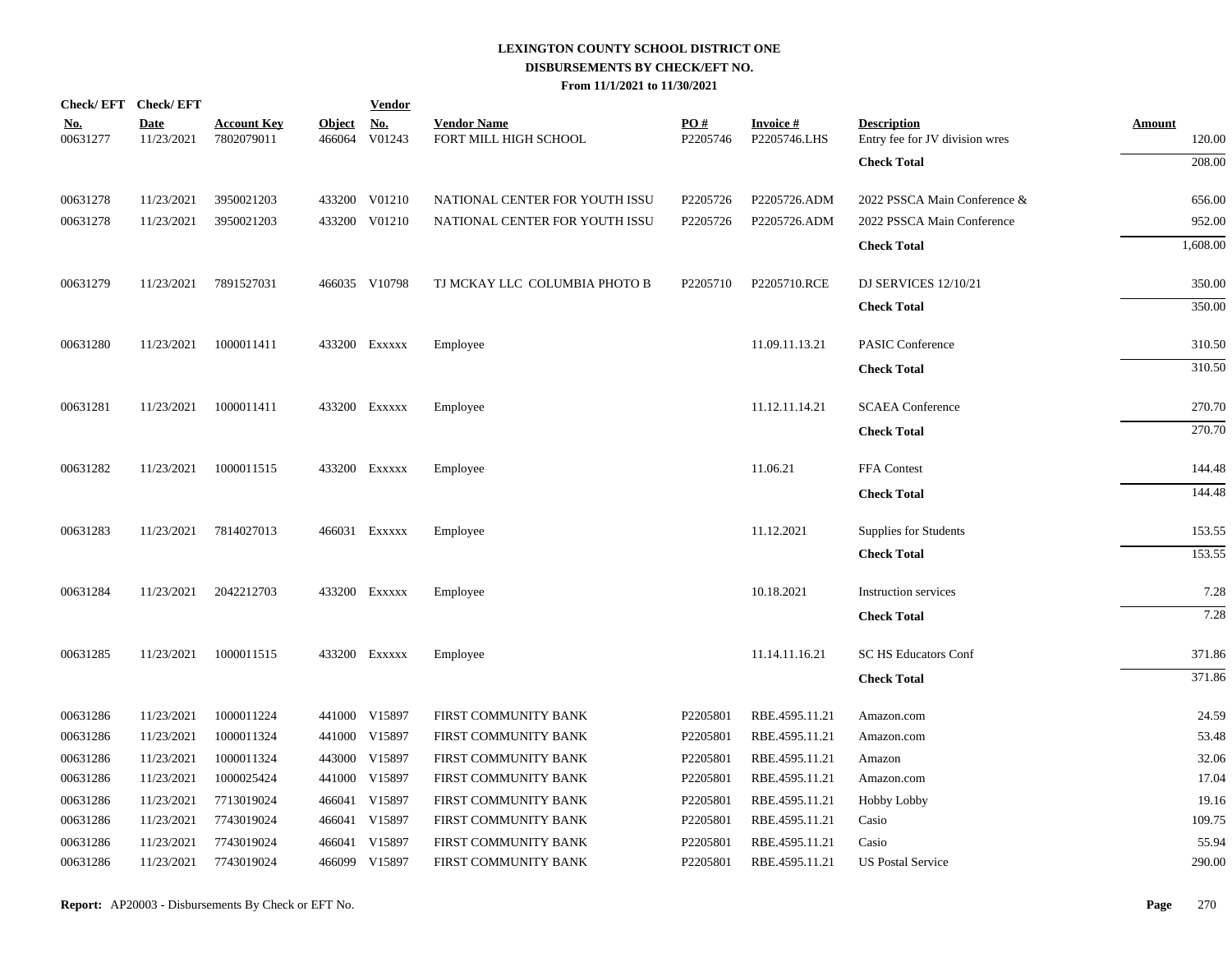# LEXINGTON COUNTY SCHOOL DISTRICT ONE
## DISBURSEMENTS BY CHECK/EFT NO.
### From 11/1/2021 to 11/30/2021

| Check/ EFT No. | Check/ EFT Date | Account Key | Object | Vendor No. | Vendor Name | PO # | Invoice # | Description | Amount |
|---|---|---|---|---|---|---|---|---|---|
| 00631277 | 11/23/2021 | 7802079011 | 466064 | V01243 | FORT MILL HIGH SCHOOL | P2205746 | P2205746.LHS | Entry fee for JV division wres | 120.00 |
| | | | | | | | | **Check Total** | 208.00 |
| 00631278 | 11/23/2021 | 3950021203 | 433200 | V01210 | NATIONAL CENTER FOR YOUTH ISSU | P2205726 | P2205726.ADM | 2022 PSSCA Main Conference & | 656.00 |
| 00631278 | 11/23/2021 | 3950021203 | 433200 | V01210 | NATIONAL CENTER FOR YOUTH ISSU | P2205726 | P2205726.ADM | 2022 PSSCA Main Conference | 952.00 |
| | | | | | | | | **Check Total** | 1,608.00 |
| 00631279 | 11/23/2021 | 7891527031 | 466035 | V10798 | TJ MCKAY LLC COLUMBIA PHOTO B | P2205710 | P2205710.RCE | DJ SERVICES 12/10/21 | 350.00 |
| | | | | | | | | **Check Total** | 350.00 |
| 00631280 | 11/23/2021 | 1000011411 | 433200 | Exxxxx | Employee | | 11.09.11.13.21 | PASIC Conference | 310.50 |
| | | | | | | | | **Check Total** | 310.50 |
| 00631281 | 11/23/2021 | 1000011411 | 433200 | Exxxxx | Employee | | 11.12.11.14.21 | SCAEA Conference | 270.70 |
| | | | | | | | | **Check Total** | 270.70 |
| 00631282 | 11/23/2021 | 1000011515 | 433200 | Exxxxx | Employee | | 11.06.21 | FFA Contest | 144.48 |
| | | | | | | | | **Check Total** | 144.48 |
| 00631283 | 11/23/2021 | 7814027013 | 466031 | Exxxxx | Employee | | 11.12.2021 | Supplies for Students | 153.55 |
| | | | | | | | | **Check Total** | 153.55 |
| 00631284 | 11/23/2021 | 2042212703 | 433200 | Exxxxx | Employee | | 10.18.2021 | Instruction services | 7.28 |
| | | | | | | | | **Check Total** | 7.28 |
| 00631285 | 11/23/2021 | 1000011515 | 433200 | Exxxxx | Employee | | 11.14.11.16.21 | SC HS Educators Conf | 371.86 |
| | | | | | | | | **Check Total** | 371.86 |
| 00631286 | 11/23/2021 | 1000011224 | 441000 | V15897 | FIRST COMMUNITY BANK | P2205801 | RBE.4595.11.21 | Amazon.com | 24.59 |
| 00631286 | 11/23/2021 | 1000011324 | 441000 | V15897 | FIRST COMMUNITY BANK | P2205801 | RBE.4595.11.21 | Amazon.com | 53.48 |
| 00631286 | 11/23/2021 | 1000011324 | 443000 | V15897 | FIRST COMMUNITY BANK | P2205801 | RBE.4595.11.21 | Amazon | 32.06 |
| 00631286 | 11/23/2021 | 1000025424 | 441000 | V15897 | FIRST COMMUNITY BANK | P2205801 | RBE.4595.11.21 | Amazon.com | 17.04 |
| 00631286 | 11/23/2021 | 7713019024 | 466041 | V15897 | FIRST COMMUNITY BANK | P2205801 | RBE.4595.11.21 | Hobby Lobby | 19.16 |
| 00631286 | 11/23/2021 | 7743019024 | 466041 | V15897 | FIRST COMMUNITY BANK | P2205801 | RBE.4595.11.21 | Casio | 109.75 |
| 00631286 | 11/23/2021 | 7743019024 | 466041 | V15897 | FIRST COMMUNITY BANK | P2205801 | RBE.4595.11.21 | Casio | 55.94 |
| 00631286 | 11/23/2021 | 7743019024 | 466099 | V15897 | FIRST COMMUNITY BANK | P2205801 | RBE.4595.11.21 | US Postal Service | 290.00 |

**Report:** AP20003 - Disbursements By Check or EFT No.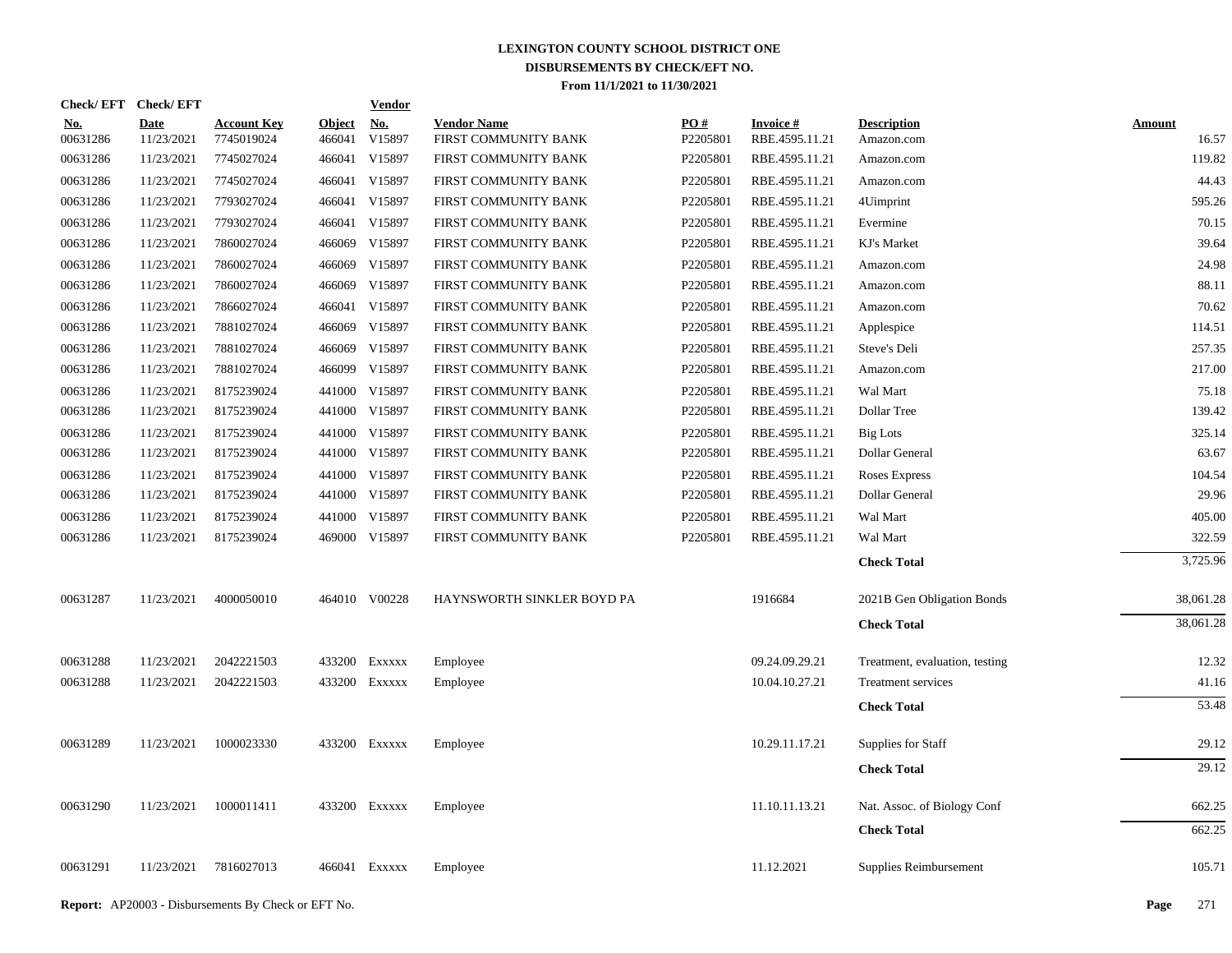# LEXINGTON COUNTY SCHOOL DISTRICT ONE
## DISBURSEMENTS BY CHECK/EFT NO.
### From 11/1/2021 to 11/30/2021

| Check/ EFT No. | Check/ EFT Date | Account Key | Object | Vendor No. | Vendor Name | PO # | Invoice # | Description | Amount |
|---|---|---|---|---|---|---|---|---|---|
| 00631286 | 11/23/2021 | 7745019024 | 466041 | V15897 | FIRST COMMUNITY BANK | P2205801 | RBE.4595.11.21 | Amazon.com | 16.57 |
| 00631286 | 11/23/2021 | 7745027024 | 466041 | V15897 | FIRST COMMUNITY BANK | P2205801 | RBE.4595.11.21 | Amazon.com | 119.82 |
| 00631286 | 11/23/2021 | 7745027024 | 466041 | V15897 | FIRST COMMUNITY BANK | P2205801 | RBE.4595.11.21 | Amazon.com | 44.43 |
| 00631286 | 11/23/2021 | 7793027024 | 466041 | V15897 | FIRST COMMUNITY BANK | P2205801 | RBE.4595.11.21 | 4Uimprint | 595.26 |
| 00631286 | 11/23/2021 | 7793027024 | 466041 | V15897 | FIRST COMMUNITY BANK | P2205801 | RBE.4595.11.21 | Evermine | 70.15 |
| 00631286 | 11/23/2021 | 7860027024 | 466069 | V15897 | FIRST COMMUNITY BANK | P2205801 | RBE.4595.11.21 | KJ's Market | 39.64 |
| 00631286 | 11/23/2021 | 7860027024 | 466069 | V15897 | FIRST COMMUNITY BANK | P2205801 | RBE.4595.11.21 | Amazon.com | 24.98 |
| 00631286 | 11/23/2021 | 7860027024 | 466069 | V15897 | FIRST COMMUNITY BANK | P2205801 | RBE.4595.11.21 | Amazon.com | 88.11 |
| 00631286 | 11/23/2021 | 7866027024 | 466041 | V15897 | FIRST COMMUNITY BANK | P2205801 | RBE.4595.11.21 | Amazon.com | 70.62 |
| 00631286 | 11/23/2021 | 7881027024 | 466069 | V15897 | FIRST COMMUNITY BANK | P2205801 | RBE.4595.11.21 | Applespice | 114.51 |
| 00631286 | 11/23/2021 | 7881027024 | 466069 | V15897 | FIRST COMMUNITY BANK | P2205801 | RBE.4595.11.21 | Steve's Deli | 257.35 |
| 00631286 | 11/23/2021 | 7881027024 | 466099 | V15897 | FIRST COMMUNITY BANK | P2205801 | RBE.4595.11.21 | Amazon.com | 217.00 |
| 00631286 | 11/23/2021 | 8175239024 | 441000 | V15897 | FIRST COMMUNITY BANK | P2205801 | RBE.4595.11.21 | Wal Mart | 75.18 |
| 00631286 | 11/23/2021 | 8175239024 | 441000 | V15897 | FIRST COMMUNITY BANK | P2205801 | RBE.4595.11.21 | Dollar Tree | 139.42 |
| 00631286 | 11/23/2021 | 8175239024 | 441000 | V15897 | FIRST COMMUNITY BANK | P2205801 | RBE.4595.11.21 | Big Lots | 325.14 |
| 00631286 | 11/23/2021 | 8175239024 | 441000 | V15897 | FIRST COMMUNITY BANK | P2205801 | RBE.4595.11.21 | Dollar General | 63.67 |
| 00631286 | 11/23/2021 | 8175239024 | 441000 | V15897 | FIRST COMMUNITY BANK | P2205801 | RBE.4595.11.21 | Roses Express | 104.54 |
| 00631286 | 11/23/2021 | 8175239024 | 441000 | V15897 | FIRST COMMUNITY BANK | P2205801 | RBE.4595.11.21 | Dollar General | 29.96 |
| 00631286 | 11/23/2021 | 8175239024 | 441000 | V15897 | FIRST COMMUNITY BANK | P2205801 | RBE.4595.11.21 | Wal Mart | 405.00 |
| 00631286 | 11/23/2021 | 8175239024 | 469000 | V15897 | FIRST COMMUNITY BANK | P2205801 | RBE.4595.11.21 | Wal Mart | 322.59 |
| | | | | | | | | **Check Total** | 3,725.96 |
| 00631287 | 11/23/2021 | 4000050010 | 464010 | V00228 | HAYNSWORTH SINKLER BOYD PA | | 1916684 | 2021B Gen Obligation Bonds | 38,061.28 |
| | | | | | | | | **Check Total** | 38,061.28 |
| 00631288 | 11/23/2021 | 2042221503 | 433200 | Exxxxx | Employee | | 09.24.09.29.21 | Treatment, evaluation, testing | 12.32 |
| 00631288 | 11/23/2021 | 2042221503 | 433200 | Exxxxx | Employee | | 10.04.10.27.21 | Treatment services | 41.16 |
| | | | | | | | | **Check Total** | 53.48 |
| 00631289 | 11/23/2021 | 1000023330 | 433200 | Exxxxx | Employee | | 10.29.11.17.21 | Supplies for Staff | 29.12 |
| | | | | | | | | **Check Total** | 29.12 |
| 00631290 | 11/23/2021 | 1000011411 | 433200 | Exxxxx | Employee | | 11.10.11.13.21 | Nat. Assoc. of Biology Conf | 662.25 |
| | | | | | | | | **Check Total** | 662.25 |
| 00631291 | 11/23/2021 | 7816027013 | 466041 | Exxxxx | Employee | | 11.12.2021 | Supplies Reimbursement | 105.71 |

**Report:** AP20003 - Disbursements By Check or EFT No.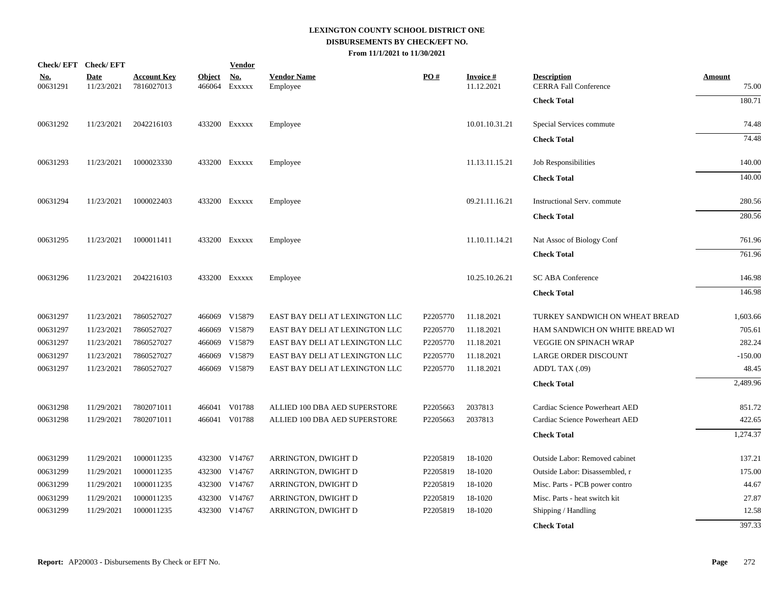# LEXINGTON COUNTY SCHOOL DISTRICT ONE
## DISBURSEMENTS BY CHECK/EFT NO.
### From 11/1/2021 to 11/30/2021

| Check/ EFT No. | Check/ EFT Date | Account Key | Object | Vendor No. | Vendor Name | PO # | Invoice # | Description | Amount |
|---|---|---|---|---|---|---|---|---|---|
| 00631291 | 11/23/2021 | 7816027013 | 466064 | Exxxxx | Employee | | 11.12.2021 | CERRA Fall Conference | 75.00 |
| | | | | | | | | **Check Total** | 180.71 |
| 00631292 | 11/23/2021 | 2042216103 | 433200 | Exxxxx | Employee | | 10.01.10.31.21 | Special Services commute | 74.48 |
| | | | | | | | | **Check Total** | 74.48 |
| 00631293 | 11/23/2021 | 1000023330 | 433200 | Exxxxx | Employee | | 11.13.11.15.21 | Job Responsibilities | 140.00 |
| | | | | | | | | **Check Total** | 140.00 |
| 00631294 | 11/23/2021 | 1000022403 | 433200 | Exxxxx | Employee | | 09.21.11.16.21 | Instructional Serv. commute | 280.56 |
| | | | | | | | | **Check Total** | 280.56 |
| 00631295 | 11/23/2021 | 1000011411 | 433200 | Exxxxx | Employee | | 11.10.11.14.21 | Nat Assoc of Biology Conf | 761.96 |
| | | | | | | | | **Check Total** | 761.96 |
| 00631296 | 11/23/2021 | 2042216103 | 433200 | Exxxxx | Employee | | 10.25.10.26.21 | SC ABA Conference | 146.98 |
| | | | | | | | | **Check Total** | 146.98 |
| 00631297 | 11/23/2021 | 7860527027 | 466069 | V15879 | EAST BAY DELI AT LEXINGTON LLC | P2205770 | 11.18.2021 | TURKEY SANDWICH ON WHEAT BREAD | 1,603.66 |
| 00631297 | 11/23/2021 | 7860527027 | 466069 | V15879 | EAST BAY DELI AT LEXINGTON LLC | P2205770 | 11.18.2021 | HAM SANDWICH ON WHITE BREAD WI | 705.61 |
| 00631297 | 11/23/2021 | 7860527027 | 466069 | V15879 | EAST BAY DELI AT LEXINGTON LLC | P2205770 | 11.18.2021 | VEGGIE ON SPINACH WRAP | 282.24 |
| 00631297 | 11/23/2021 | 7860527027 | 466069 | V15879 | EAST BAY DELI AT LEXINGTON LLC | P2205770 | 11.18.2021 | LARGE ORDER DISCOUNT | -150.00 |
| 00631297 | 11/23/2021 | 7860527027 | 466069 | V15879 | EAST BAY DELI AT LEXINGTON LLC | P2205770 | 11.18.2021 | ADD'L TAX (.09) | 48.45 |
| | | | | | | | | **Check Total** | 2,489.96 |
| 00631298 | 11/29/2021 | 7802071011 | 466041 | V01788 | ALLIED 100 DBA AED SUPERSTORE | P2205663 | 2037813 | Cardiac Science Powerheart AED | 851.72 |
| 00631298 | 11/29/2021 | 7802071011 | 466041 | V01788 | ALLIED 100 DBA AED SUPERSTORE | P2205663 | 2037813 | Cardiac Science Powerheart AED | 422.65 |
| | | | | | | | | **Check Total** | 1,274.37 |
| 00631299 | 11/29/2021 | 1000011235 | 432300 | V14767 | ARRINGTON, DWIGHT D | P2205819 | 18-1020 | Outside Labor: Removed cabinet | 137.21 |
| 00631299 | 11/29/2021 | 1000011235 | 432300 | V14767 | ARRINGTON, DWIGHT D | P2205819 | 18-1020 | Outside Labor: Disassembled, r | 175.00 |
| 00631299 | 11/29/2021 | 1000011235 | 432300 | V14767 | ARRINGTON, DWIGHT D | P2205819 | 18-1020 | Misc. Parts - PCB power contro | 44.67 |
| 00631299 | 11/29/2021 | 1000011235 | 432300 | V14767 | ARRINGTON, DWIGHT D | P2205819 | 18-1020 | Misc. Parts - heat switch kit | 27.87 |
| 00631299 | 11/29/2021 | 1000011235 | 432300 | V14767 | ARRINGTON, DWIGHT D | P2205819 | 18-1020 | Shipping / Handling | 12.58 |
| | | | | | | | | **Check Total** | 397.33 |

**Report:** AP20003 - Disbursements By Check or EFT No.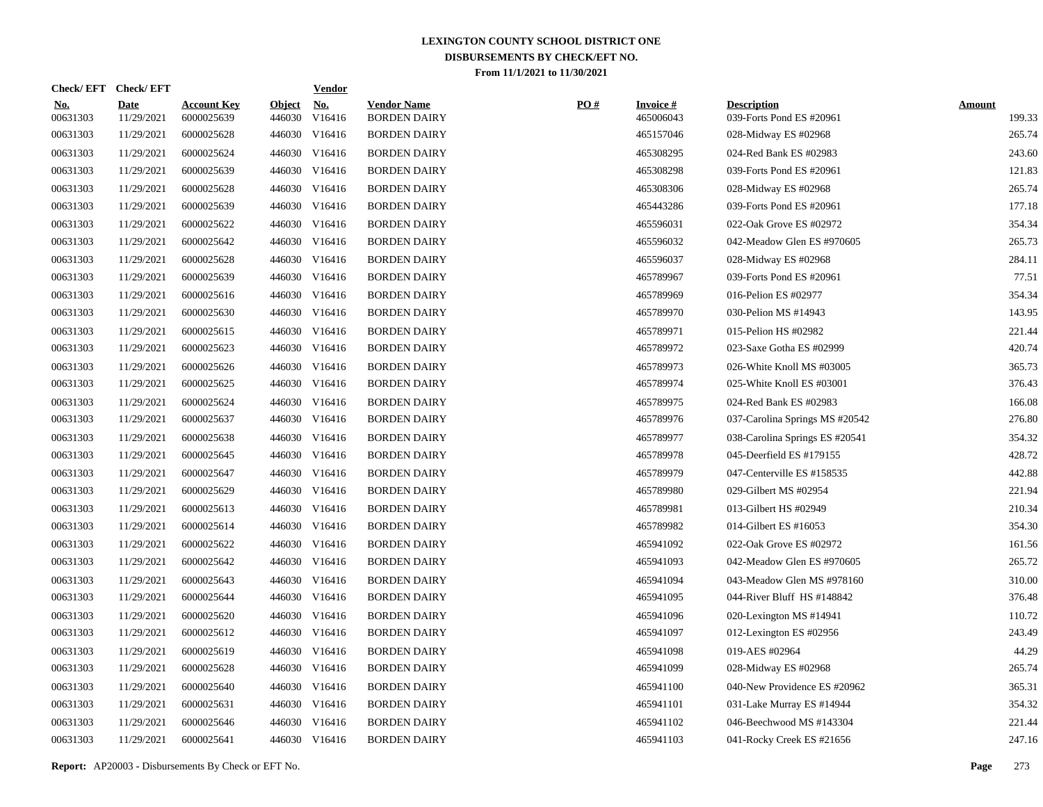# LEXINGTON COUNTY SCHOOL DISTRICT ONE
## DISBURSEMENTS BY CHECK/EFT NO.
### From 11/1/2021 to 11/30/2021

| Check/ EFT No. | Check/ EFT Date | Account Key | Object | Vendor No. | Vendor Name | PO # | Invoice # | Description | Amount |
|---|---|---|---|---|---|---|---|---|---|
| 00631303 | 11/29/2021 | 6000025639 | 446030 | V16416 | BORDEN DAIRY | | 465006043 | 039-Forts Pond ES #20961 | 199.33 |
| 00631303 | 11/29/2021 | 6000025628 | 446030 | V16416 | BORDEN DAIRY | | 465157046 | 028-Midway ES #02968 | 265.74 |
| 00631303 | 11/29/2021 | 6000025624 | 446030 | V16416 | BORDEN DAIRY | | 465308295 | 024-Red Bank ES #02983 | 243.60 |
| 00631303 | 11/29/2021 | 6000025639 | 446030 | V16416 | BORDEN DAIRY | | 465308298 | 039-Forts Pond ES #20961 | 121.83 |
| 00631303 | 11/29/2021 | 6000025628 | 446030 | V16416 | BORDEN DAIRY | | 465308306 | 028-Midway ES #02968 | 265.74 |
| 00631303 | 11/29/2021 | 6000025639 | 446030 | V16416 | BORDEN DAIRY | | 465443286 | 039-Forts Pond ES #20961 | 177.18 |
| 00631303 | 11/29/2021 | 6000025622 | 446030 | V16416 | BORDEN DAIRY | | 465596031 | 022-Oak Grove ES #02972 | 354.34 |
| 00631303 | 11/29/2021 | 6000025642 | 446030 | V16416 | BORDEN DAIRY | | 465596032 | 042-Meadow Glen ES #970605 | 265.73 |
| 00631303 | 11/29/2021 | 6000025628 | 446030 | V16416 | BORDEN DAIRY | | 465596037 | 028-Midway ES #02968 | 284.11 |
| 00631303 | 11/29/2021 | 6000025639 | 446030 | V16416 | BORDEN DAIRY | | 465789967 | 039-Forts Pond ES #20961 | 77.51 |
| 00631303 | 11/29/2021 | 6000025616 | 446030 | V16416 | BORDEN DAIRY | | 465789969 | 016-Pelion ES #02977 | 354.34 |
| 00631303 | 11/29/2021 | 6000025630 | 446030 | V16416 | BORDEN DAIRY | | 465789970 | 030-Pelion MS #14943 | 143.95 |
| 00631303 | 11/29/2021 | 6000025615 | 446030 | V16416 | BORDEN DAIRY | | 465789971 | 015-Pelion HS #02982 | 221.44 |
| 00631303 | 11/29/2021 | 6000025623 | 446030 | V16416 | BORDEN DAIRY | | 465789972 | 023-Saxe Gotha ES #02999 | 420.74 |
| 00631303 | 11/29/2021 | 6000025626 | 446030 | V16416 | BORDEN DAIRY | | 465789973 | 026-White Knoll MS #03005 | 365.73 |
| 00631303 | 11/29/2021 | 6000025625 | 446030 | V16416 | BORDEN DAIRY | | 465789974 | 025-White Knoll ES #03001 | 376.43 |
| 00631303 | 11/29/2021 | 6000025624 | 446030 | V16416 | BORDEN DAIRY | | 465789975 | 024-Red Bank ES #02983 | 166.08 |
| 00631303 | 11/29/2021 | 6000025637 | 446030 | V16416 | BORDEN DAIRY | | 465789976 | 037-Carolina Springs MS #20542 | 276.80 |
| 00631303 | 11/29/2021 | 6000025638 | 446030 | V16416 | BORDEN DAIRY | | 465789977 | 038-Carolina Springs ES #20541 | 354.32 |
| 00631303 | 11/29/2021 | 6000025645 | 446030 | V16416 | BORDEN DAIRY | | 465789978 | 045-Deerfield ES #179155 | 428.72 |
| 00631303 | 11/29/2021 | 6000025647 | 446030 | V16416 | BORDEN DAIRY | | 465789979 | 047-Centerville ES #158535 | 442.88 |
| 00631303 | 11/29/2021 | 6000025629 | 446030 | V16416 | BORDEN DAIRY | | 465789980 | 029-Gilbert MS #02954 | 221.94 |
| 00631303 | 11/29/2021 | 6000025613 | 446030 | V16416 | BORDEN DAIRY | | 465789981 | 013-Gilbert HS #02949 | 210.34 |
| 00631303 | 11/29/2021 | 6000025614 | 446030 | V16416 | BORDEN DAIRY | | 465789982 | 014-Gilbert ES #16053 | 354.30 |
| 00631303 | 11/29/2021 | 6000025622 | 446030 | V16416 | BORDEN DAIRY | | 465941092 | 022-Oak Grove ES #02972 | 161.56 |
| 00631303 | 11/29/2021 | 6000025642 | 446030 | V16416 | BORDEN DAIRY | | 465941093 | 042-Meadow Glen ES #970605 | 265.72 |
| 00631303 | 11/29/2021 | 6000025643 | 446030 | V16416 | BORDEN DAIRY | | 465941094 | 043-Meadow Glen MS #978160 | 310.00 |
| 00631303 | 11/29/2021 | 6000025644 | 446030 | V16416 | BORDEN DAIRY | | 465941095 | 044-River Bluff HS #148842 | 376.48 |
| 00631303 | 11/29/2021 | 6000025620 | 446030 | V16416 | BORDEN DAIRY | | 465941096 | 020-Lexington MS #14941 | 110.72 |
| 00631303 | 11/29/2021 | 6000025612 | 446030 | V16416 | BORDEN DAIRY | | 465941097 | 012-Lexington ES #02956 | 243.49 |
| 00631303 | 11/29/2021 | 6000025619 | 446030 | V16416 | BORDEN DAIRY | | 465941098 | 019-AES #02964 | 44.29 |
| 00631303 | 11/29/2021 | 6000025628 | 446030 | V16416 | BORDEN DAIRY | | 465941099 | 028-Midway ES #02968 | 265.74 |
| 00631303 | 11/29/2021 | 6000025640 | 446030 | V16416 | BORDEN DAIRY | | 465941100 | 040-New Providence ES #20962 | 365.31 |
| 00631303 | 11/29/2021 | 6000025631 | 446030 | V16416 | BORDEN DAIRY | | 465941101 | 031-Lake Murray ES #14944 | 354.32 |
| 00631303 | 11/29/2021 | 6000025646 | 446030 | V16416 | BORDEN DAIRY | | 465941102 | 046-Beechwood MS #143304 | 221.44 |
| 00631303 | 11/29/2021 | 6000025641 | 446030 | V16416 | BORDEN DAIRY | | 465941103 | 041-Rocky Creek ES #21656 | 247.16 |

**Report:** AP20003 - Disbursements By Check or EFT No.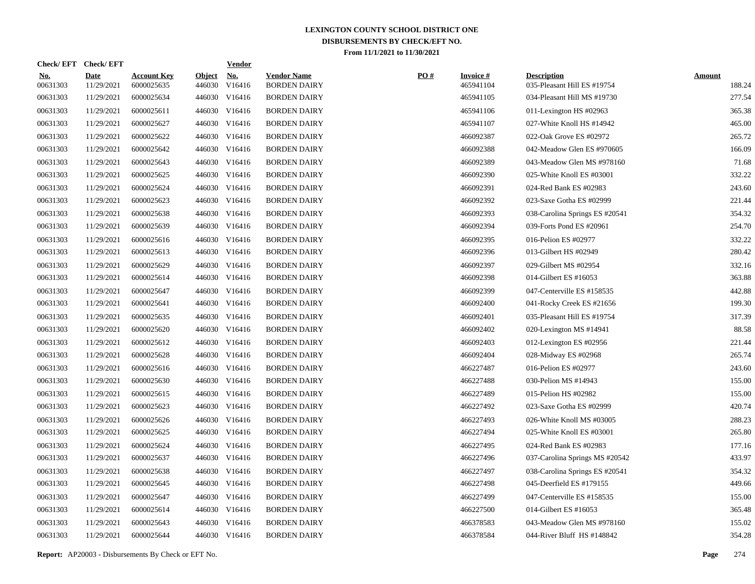# LEXINGTON COUNTY SCHOOL DISTRICT ONE

## DISBURSEMENTS BY CHECK/EFT NO.

### From 11/1/2021 to 11/30/2021

| Check/ EFT No. | Check/ EFT Date | Account Key | Object | Vendor No. | Vendor Name | PO # | Invoice # | Description | Amount |
|---|---|---|---|---|---|---|---|---|---|
| 00631303 | 11/29/2021 | 6000025635 | 446030 | V16416 | BORDEN DAIRY | | 465941104 | 035-Pleasant Hill ES #19754 | 188.24 |
| 00631303 | 11/29/2021 | 6000025634 | 446030 | V16416 | BORDEN DAIRY | | 465941105 | 034-Pleasant Hill MS #19730 | 277.54 |
| 00631303 | 11/29/2021 | 6000025611 | 446030 | V16416 | BORDEN DAIRY | | 465941106 | 011-Lexington HS #02963 | 365.38 |
| 00631303 | 11/29/2021 | 6000025627 | 446030 | V16416 | BORDEN DAIRY | | 465941107 | 027-White Knoll HS #14942 | 465.00 |
| 00631303 | 11/29/2021 | 6000025622 | 446030 | V16416 | BORDEN DAIRY | | 466092387 | 022-Oak Grove ES #02972 | 265.72 |
| 00631303 | 11/29/2021 | 6000025642 | 446030 | V16416 | BORDEN DAIRY | | 466092388 | 042-Meadow Glen ES #970605 | 166.09 |
| 00631303 | 11/29/2021 | 6000025643 | 446030 | V16416 | BORDEN DAIRY | | 466092389 | 043-Meadow Glen MS #978160 | 71.68 |
| 00631303 | 11/29/2021 | 6000025625 | 446030 | V16416 | BORDEN DAIRY | | 466092390 | 025-White Knoll ES #03001 | 332.22 |
| 00631303 | 11/29/2021 | 6000025624 | 446030 | V16416 | BORDEN DAIRY | | 466092391 | 024-Red Bank ES #02983 | 243.60 |
| 00631303 | 11/29/2021 | 6000025623 | 446030 | V16416 | BORDEN DAIRY | | 466092392 | 023-Saxe Gotha ES #02999 | 221.44 |
| 00631303 | 11/29/2021 | 6000025638 | 446030 | V16416 | BORDEN DAIRY | | 466092393 | 038-Carolina Springs ES #20541 | 354.32 |
| 00631303 | 11/29/2021 | 6000025639 | 446030 | V16416 | BORDEN DAIRY | | 466092394 | 039-Forts Pond ES #20961 | 254.70 |
| 00631303 | 11/29/2021 | 6000025616 | 446030 | V16416 | BORDEN DAIRY | | 466092395 | 016-Pelion ES #02977 | 332.22 |
| 00631303 | 11/29/2021 | 6000025613 | 446030 | V16416 | BORDEN DAIRY | | 466092396 | 013-Gilbert HS #02949 | 280.42 |
| 00631303 | 11/29/2021 | 6000025629 | 446030 | V16416 | BORDEN DAIRY | | 466092397 | 029-Gilbert MS #02954 | 332.16 |
| 00631303 | 11/29/2021 | 6000025614 | 446030 | V16416 | BORDEN DAIRY | | 466092398 | 014-Gilbert ES #16053 | 363.88 |
| 00631303 | 11/29/2021 | 6000025647 | 446030 | V16416 | BORDEN DAIRY | | 466092399 | 047-Centerville ES #158535 | 442.88 |
| 00631303 | 11/29/2021 | 6000025641 | 446030 | V16416 | BORDEN DAIRY | | 466092400 | 041-Rocky Creek ES #21656 | 199.30 |
| 00631303 | 11/29/2021 | 6000025635 | 446030 | V16416 | BORDEN DAIRY | | 466092401 | 035-Pleasant Hill ES #19754 | 317.39 |
| 00631303 | 11/29/2021 | 6000025620 | 446030 | V16416 | BORDEN DAIRY | | 466092402 | 020-Lexington MS #14941 | 88.58 |
| 00631303 | 11/29/2021 | 6000025612 | 446030 | V16416 | BORDEN DAIRY | | 466092403 | 012-Lexington ES #02956 | 221.44 |
| 00631303 | 11/29/2021 | 6000025628 | 446030 | V16416 | BORDEN DAIRY | | 466092404 | 028-Midway ES #02968 | 265.74 |
| 00631303 | 11/29/2021 | 6000025616 | 446030 | V16416 | BORDEN DAIRY | | 466227487 | 016-Pelion ES #02977 | 243.60 |
| 00631303 | 11/29/2021 | 6000025630 | 446030 | V16416 | BORDEN DAIRY | | 466227488 | 030-Pelion MS #14943 | 155.00 |
| 00631303 | 11/29/2021 | 6000025615 | 446030 | V16416 | BORDEN DAIRY | | 466227489 | 015-Pelion HS #02982 | 155.00 |
| 00631303 | 11/29/2021 | 6000025623 | 446030 | V16416 | BORDEN DAIRY | | 466227492 | 023-Saxe Gotha ES #02999 | 420.74 |
| 00631303 | 11/29/2021 | 6000025626 | 446030 | V16416 | BORDEN DAIRY | | 466227493 | 026-White Knoll MS #03005 | 288.23 |
| 00631303 | 11/29/2021 | 6000025625 | 446030 | V16416 | BORDEN DAIRY | | 466227494 | 025-White Knoll ES #03001 | 265.80 |
| 00631303 | 11/29/2021 | 6000025624 | 446030 | V16416 | BORDEN DAIRY | | 466227495 | 024-Red Bank ES #02983 | 177.16 |
| 00631303 | 11/29/2021 | 6000025637 | 446030 | V16416 | BORDEN DAIRY | | 466227496 | 037-Carolina Springs MS #20542 | 433.97 |
| 00631303 | 11/29/2021 | 6000025638 | 446030 | V16416 | BORDEN DAIRY | | 466227497 | 038-Carolina Springs ES #20541 | 354.32 |
| 00631303 | 11/29/2021 | 6000025645 | 446030 | V16416 | BORDEN DAIRY | | 466227498 | 045-Deerfield ES #179155 | 449.66 |
| 00631303 | 11/29/2021 | 6000025647 | 446030 | V16416 | BORDEN DAIRY | | 466227499 | 047-Centerville ES #158535 | 155.00 |
| 00631303 | 11/29/2021 | 6000025614 | 446030 | V16416 | BORDEN DAIRY | | 466227500 | 014-Gilbert ES #16053 | 365.48 |
| 00631303 | 11/29/2021 | 6000025643 | 446030 | V16416 | BORDEN DAIRY | | 466378583 | 043-Meadow Glen MS #978160 | 155.02 |
| 00631303 | 11/29/2021 | 6000025644 | 446030 | V16416 | BORDEN DAIRY | | 466378584 | 044-River Bluff HS #148842 | 354.28 |

**Report:** AP20003 - Disbursements By Check or EFT No.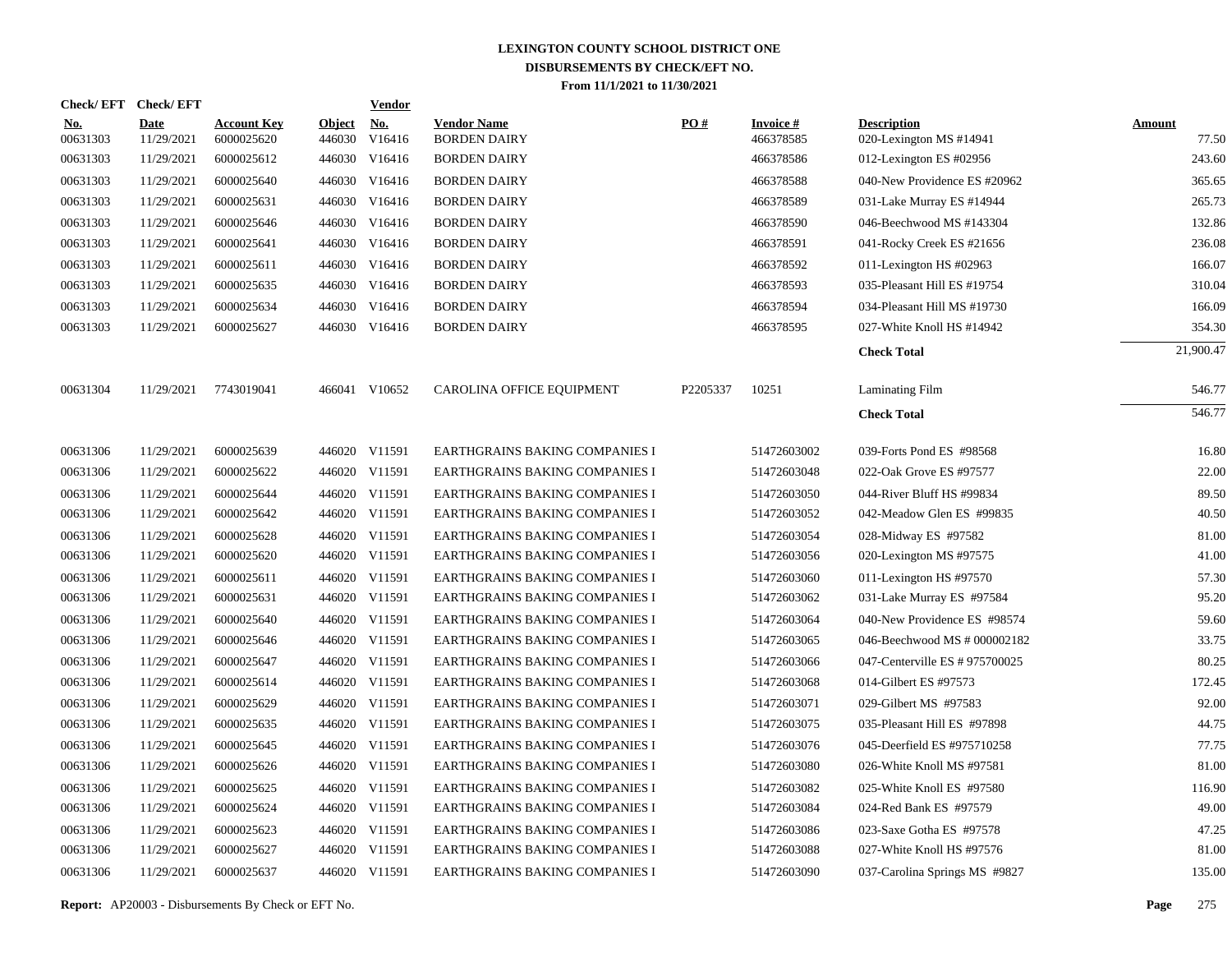# LEXINGTON COUNTY SCHOOL DISTRICT ONE
## DISBURSEMENTS BY CHECK/EFT NO.
### From 11/1/2021 to 11/30/2021

| Check/ EFT No. | Check/ EFT Date | Account Key | Object | Vendor No. | Vendor Name | PO # | Invoice # | Description | Amount |
|---|---|---|---|---|---|---|---|---|---|
| 00631303 | 11/29/2021 | 6000025620 | 446030 | V16416 | BORDEN DAIRY | | 466378585 | 020-Lexington MS #14941 | 77.50 |
| 00631303 | 11/29/2021 | 6000025612 | 446030 | V16416 | BORDEN DAIRY | | 466378586 | 012-Lexington ES #02956 | 243.60 |
| 00631303 | 11/29/2021 | 6000025640 | 446030 | V16416 | BORDEN DAIRY | | 466378588 | 040-New Providence ES #20962 | 365.65 |
| 00631303 | 11/29/2021 | 6000025631 | 446030 | V16416 | BORDEN DAIRY | | 466378589 | 031-Lake Murray ES #14944 | 265.73 |
| 00631303 | 11/29/2021 | 6000025646 | 446030 | V16416 | BORDEN DAIRY | | 466378590 | 046-Beechwood MS #143304 | 132.86 |
| 00631303 | 11/29/2021 | 6000025641 | 446030 | V16416 | BORDEN DAIRY | | 466378591 | 041-Rocky Creek ES #21656 | 236.08 |
| 00631303 | 11/29/2021 | 6000025611 | 446030 | V16416 | BORDEN DAIRY | | 466378592 | 011-Lexington HS #02963 | 166.07 |
| 00631303 | 11/29/2021 | 6000025635 | 446030 | V16416 | BORDEN DAIRY | | 466378593 | 035-Pleasant Hill ES #19754 | 310.04 |
| 00631303 | 11/29/2021 | 6000025634 | 446030 | V16416 | BORDEN DAIRY | | 466378594 | 034-Pleasant Hill MS #19730 | 166.09 |
| 00631303 | 11/29/2021 | 6000025627 | 446030 | V16416 | BORDEN DAIRY | | 466378595 | 027-White Knoll HS #14942 | 354.30 |
| | | | | | | | | **Check Total** | 21,900.47 |
| 00631304 | 11/29/2021 | 7743019041 | 466041 | V10652 | CAROLINA OFFICE EQUIPMENT | P2205337 | 10251 | Laminating Film | 546.77 |
| | | | | | | | | **Check Total** | 546.77 |
| 00631306 | 11/29/2021 | 6000025639 | 446020 | V11591 | EARTHGRAINS BAKING COMPANIES I | | 51472603002 | 039-Forts Pond ES #98568 | 16.80 |
| 00631306 | 11/29/2021 | 6000025622 | 446020 | V11591 | EARTHGRAINS BAKING COMPANIES I | | 51472603048 | 022-Oak Grove ES #97577 | 22.00 |
| 00631306 | 11/29/2021 | 6000025644 | 446020 | V11591 | EARTHGRAINS BAKING COMPANIES I | | 51472603050 | 044-River Bluff HS #99834 | 89.50 |
| 00631306 | 11/29/2021 | 6000025642 | 446020 | V11591 | EARTHGRAINS BAKING COMPANIES I | | 51472603052 | 042-Meadow Glen ES #99835 | 40.50 |
| 00631306 | 11/29/2021 | 6000025628 | 446020 | V11591 | EARTHGRAINS BAKING COMPANIES I | | 51472603054 | 028-Midway ES #97582 | 81.00 |
| 00631306 | 11/29/2021 | 6000025620 | 446020 | V11591 | EARTHGRAINS BAKING COMPANIES I | | 51472603056 | 020-Lexington MS #97575 | 41.00 |
| 00631306 | 11/29/2021 | 6000025611 | 446020 | V11591 | EARTHGRAINS BAKING COMPANIES I | | 51472603060 | 011-Lexington HS #97570 | 57.30 |
| 00631306 | 11/29/2021 | 6000025631 | 446020 | V11591 | EARTHGRAINS BAKING COMPANIES I | | 51472603062 | 031-Lake Murray ES #97584 | 95.20 |
| 00631306 | 11/29/2021 | 6000025640 | 446020 | V11591 | EARTHGRAINS BAKING COMPANIES I | | 51472603064 | 040-New Providence ES #98574 | 59.60 |
| 00631306 | 11/29/2021 | 6000025646 | 446020 | V11591 | EARTHGRAINS BAKING COMPANIES I | | 51472603065 | 046-Beechwood MS # 000002182 | 33.75 |
| 00631306 | 11/29/2021 | 6000025647 | 446020 | V11591 | EARTHGRAINS BAKING COMPANIES I | | 51472603066 | 047-Centerville ES # 975700025 | 80.25 |
| 00631306 | 11/29/2021 | 6000025614 | 446020 | V11591 | EARTHGRAINS BAKING COMPANIES I | | 51472603068 | 014-Gilbert ES #97573 | 172.45 |
| 00631306 | 11/29/2021 | 6000025629 | 446020 | V11591 | EARTHGRAINS BAKING COMPANIES I | | 51472603071 | 029-Gilbert MS #97583 | 92.00 |
| 00631306 | 11/29/2021 | 6000025635 | 446020 | V11591 | EARTHGRAINS BAKING COMPANIES I | | 51472603075 | 035-Pleasant Hill ES #97898 | 44.75 |
| 00631306 | 11/29/2021 | 6000025645 | 446020 | V11591 | EARTHGRAINS BAKING COMPANIES I | | 51472603076 | 045-Deerfield ES #975710258 | 77.75 |
| 00631306 | 11/29/2021 | 6000025626 | 446020 | V11591 | EARTHGRAINS BAKING COMPANIES I | | 51472603080 | 026-White Knoll MS #97581 | 81.00 |
| 00631306 | 11/29/2021 | 6000025625 | 446020 | V11591 | EARTHGRAINS BAKING COMPANIES I | | 51472603082 | 025-White Knoll ES #97580 | 116.90 |
| 00631306 | 11/29/2021 | 6000025624 | 446020 | V11591 | EARTHGRAINS BAKING COMPANIES I | | 51472603084 | 024-Red Bank ES #97579 | 49.00 |
| 00631306 | 11/29/2021 | 6000025623 | 446020 | V11591 | EARTHGRAINS BAKING COMPANIES I | | 51472603086 | 023-Saxe Gotha ES #97578 | 47.25 |
| 00631306 | 11/29/2021 | 6000025627 | 446020 | V11591 | EARTHGRAINS BAKING COMPANIES I | | 51472603088 | 027-White Knoll HS #97576 | 81.00 |
| 00631306 | 11/29/2021 | 6000025637 | 446020 | V11591 | EARTHGRAINS BAKING COMPANIES I | | 51472603090 | 037-Carolina Springs MS #9827 | 135.00 |

**Report:** AP20003 - Disbursements By Check or EFT No.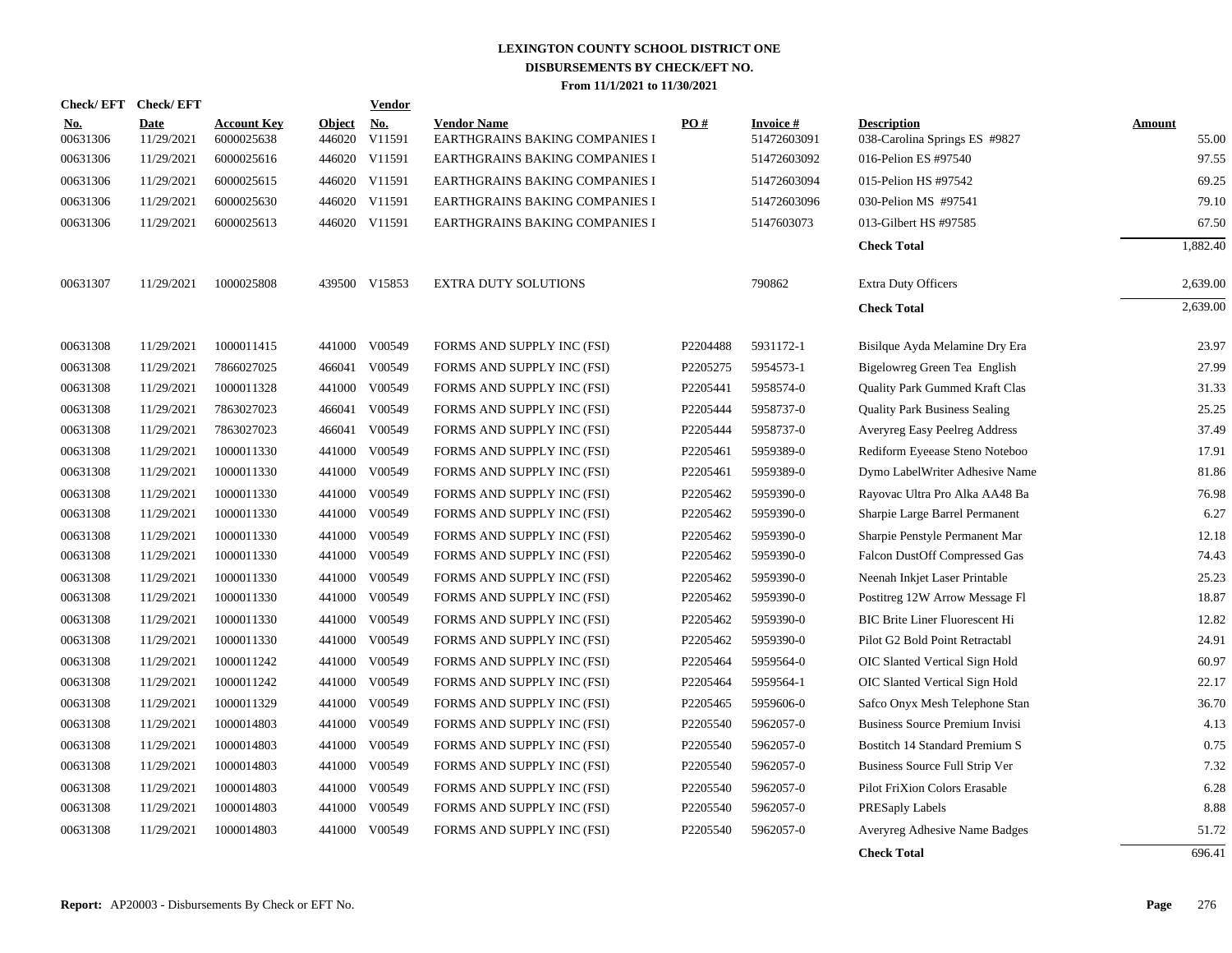# LEXINGTON COUNTY SCHOOL DISTRICT ONE
## DISBURSEMENTS BY CHECK/EFT NO.
### From 11/1/2021 to 11/30/2021

| Check/ EFT No. | Check/ EFT Date | Account Key | Object | Vendor No. | Vendor Name | PO # | Invoice # | Description | Amount |
|---|---|---|---|---|---|---|---|---|---|
| 00631306 | 11/29/2021 | 6000025638 | 446020 | V11591 | EARTHGRAINS BAKING COMPANIES I | | 51472603091 | 038-Carolina Springs ES #9827 | 55.00 |
| 00631306 | 11/29/2021 | 6000025616 | 446020 | V11591 | EARTHGRAINS BAKING COMPANIES I | | 51472603092 | 016-Pelion ES #97540 | 97.55 |
| 00631306 | 11/29/2021 | 6000025615 | 446020 | V11591 | EARTHGRAINS BAKING COMPANIES I | | 51472603094 | 015-Pelion HS #97542 | 69.25 |
| 00631306 | 11/29/2021 | 6000025630 | 446020 | V11591 | EARTHGRAINS BAKING COMPANIES I | | 51472603096 | 030-Pelion MS #97541 | 79.10 |
| 00631306 | 11/29/2021 | 6000025613 | 446020 | V11591 | EARTHGRAINS BAKING COMPANIES I | | 5147603073 | 013-Gilbert HS #97585 | 67.50 |
| | | | | | | | | **Check Total** | 1,882.40 |
| 00631307 | 11/29/2021 | 1000025808 | 439500 | V15853 | EXTRA DUTY SOLUTIONS | | 790862 | Extra Duty Officers | 2,639.00 |
| | | | | | | | | **Check Total** | 2,639.00 |
| 00631308 | 11/29/2021 | 1000011415 | 441000 | V00549 | FORMS AND SUPPLY INC (FSI) | P2204488 | 5931172-1 | Bisilque Ayda Melamine Dry Era | 23.97 |
| 00631308 | 11/29/2021 | 7866027025 | 466041 | V00549 | FORMS AND SUPPLY INC (FSI) | P2205275 | 5954573-1 | Bigelowreg Green Tea English | 27.99 |
| 00631308 | 11/29/2021 | 1000011328 | 441000 | V00549 | FORMS AND SUPPLY INC (FSI) | P2205441 | 5958574-0 | Quality Park Gummed Kraft Clas | 31.33 |
| 00631308 | 11/29/2021 | 7863027023 | 466041 | V00549 | FORMS AND SUPPLY INC (FSI) | P2205444 | 5958737-0 | Quality Park Business Sealing | 25.25 |
| 00631308 | 11/29/2021 | 7863027023 | 466041 | V00549 | FORMS AND SUPPLY INC (FSI) | P2205444 | 5958737-0 | Averyreg Easy Peelreg Address | 37.49 |
| 00631308 | 11/29/2021 | 1000011330 | 441000 | V00549 | FORMS AND SUPPLY INC (FSI) | P2205461 | 5959389-0 | Rediform Eyeease Steno Noteboo | 17.91 |
| 00631308 | 11/29/2021 | 1000011330 | 441000 | V00549 | FORMS AND SUPPLY INC (FSI) | P2205461 | 5959389-0 | Dymo LabelWriter Adhesive Name | 81.86 |
| 00631308 | 11/29/2021 | 1000011330 | 441000 | V00549 | FORMS AND SUPPLY INC (FSI) | P2205462 | 5959390-0 | Rayovac Ultra Pro Alka AA48 Ba | 76.98 |
| 00631308 | 11/29/2021 | 1000011330 | 441000 | V00549 | FORMS AND SUPPLY INC (FSI) | P2205462 | 5959390-0 | Sharpie Large Barrel Permanent | 6.27 |
| 00631308 | 11/29/2021 | 1000011330 | 441000 | V00549 | FORMS AND SUPPLY INC (FSI) | P2205462 | 5959390-0 | Sharpie Penstyle Permanent Mar | 12.18 |
| 00631308 | 11/29/2021 | 1000011330 | 441000 | V00549 | FORMS AND SUPPLY INC (FSI) | P2205462 | 5959390-0 | Falcon DustOff Compressed Gas | 74.43 |
| 00631308 | 11/29/2021 | 1000011330 | 441000 | V00549 | FORMS AND SUPPLY INC (FSI) | P2205462 | 5959390-0 | Neenah Inkjet Laser Printable | 25.23 |
| 00631308 | 11/29/2021 | 1000011330 | 441000 | V00549 | FORMS AND SUPPLY INC (FSI) | P2205462 | 5959390-0 | Postitreg 12W Arrow Message Fl | 18.87 |
| 00631308 | 11/29/2021 | 1000011330 | 441000 | V00549 | FORMS AND SUPPLY INC (FSI) | P2205462 | 5959390-0 | BIC Brite Liner Fluorescent Hi | 12.82 |
| 00631308 | 11/29/2021 | 1000011330 | 441000 | V00549 | FORMS AND SUPPLY INC (FSI) | P2205462 | 5959390-0 | Pilot G2 Bold Point Retractabl | 24.91 |
| 00631308 | 11/29/2021 | 1000011242 | 441000 | V00549 | FORMS AND SUPPLY INC (FSI) | P2205464 | 5959564-0 | OIC Slanted Vertical Sign Hold | 60.97 |
| 00631308 | 11/29/2021 | 1000011242 | 441000 | V00549 | FORMS AND SUPPLY INC (FSI) | P2205464 | 5959564-1 | OIC Slanted Vertical Sign Hold | 22.17 |
| 00631308 | 11/29/2021 | 1000011329 | 441000 | V00549 | FORMS AND SUPPLY INC (FSI) | P2205465 | 5959606-0 | Safco Onyx Mesh Telephone Stan | 36.70 |
| 00631308 | 11/29/2021 | 1000014803 | 441000 | V00549 | FORMS AND SUPPLY INC (FSI) | P2205540 | 5962057-0 | Business Source Premium Invisi | 4.13 |
| 00631308 | 11/29/2021 | 1000014803 | 441000 | V00549 | FORMS AND SUPPLY INC (FSI) | P2205540 | 5962057-0 | Bostitch 14 Standard Premium S | 0.75 |
| 00631308 | 11/29/2021 | 1000014803 | 441000 | V00549 | FORMS AND SUPPLY INC (FSI) | P2205540 | 5962057-0 | Business Source Full Strip Ver | 7.32 |
| 00631308 | 11/29/2021 | 1000014803 | 441000 | V00549 | FORMS AND SUPPLY INC (FSI) | P2205540 | 5962057-0 | Pilot FriXion Colors Erasable | 6.28 |
| 00631308 | 11/29/2021 | 1000014803 | 441000 | V00549 | FORMS AND SUPPLY INC (FSI) | P2205540 | 5962057-0 | PRESaply Labels | 8.88 |
| 00631308 | 11/29/2021 | 1000014803 | 441000 | V00549 | FORMS AND SUPPLY INC (FSI) | P2205540 | 5962057-0 | Averyreg Adhesive Name Badges | 51.72 |
| | | | | | | | | **Check Total** | 696.41 |

**Report:** AP20003 - Disbursements By Check or EFT No.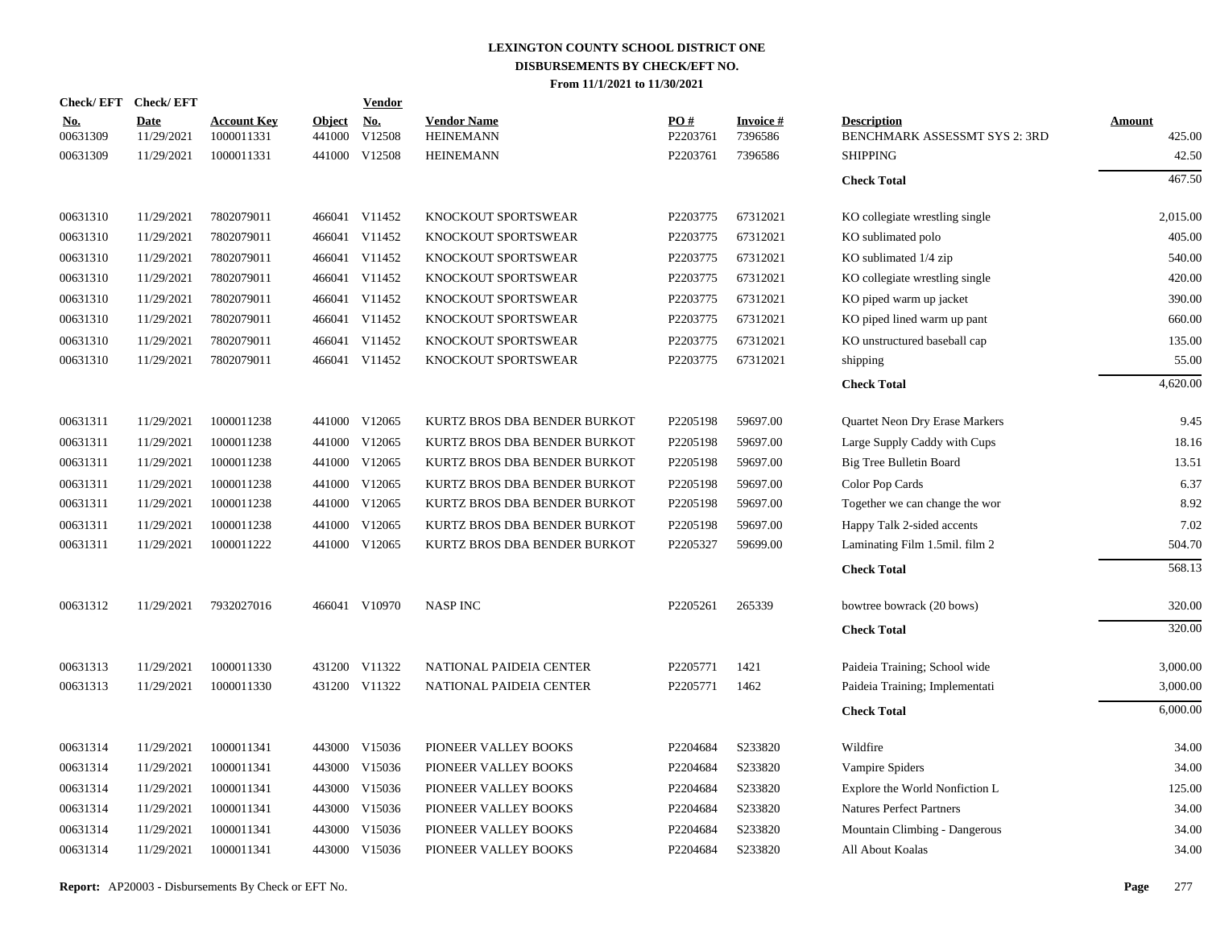# LEXINGTON COUNTY SCHOOL DISTRICT ONE
## DISBURSEMENTS BY CHECK/EFT NO.
### From 11/1/2021 to 11/30/2021

| Check/ EFT No. | Check/ EFT Date | Account Key | Object | Vendor No. | Vendor Name | PO # | Invoice # | Description | Amount |
|---|---|---|---|---|---|---|---|---|---|
| 00631309 | 11/29/2021 | 1000011331 | 441000 | V12508 | HEINEMANN | P2203761 | 7396586 | BENCHMARK ASSESSMT SYS 2: 3RD | 425.00 |
| 00631309 | 11/29/2021 | 1000011331 | 441000 | V12508 | HEINEMANN | P2203761 | 7396586 | SHIPPING | 42.50 |
| | | | | | | | | **Check Total** | 467.50 |
| 00631310 | 11/29/2021 | 7802079011 | 466041 | V11452 | KNOCKOUT SPORTSWEAR | P2203775 | 67312021 | KO collegiate wrestling single | 2,015.00 |
| 00631310 | 11/29/2021 | 7802079011 | 466041 | V11452 | KNOCKOUT SPORTSWEAR | P2203775 | 67312021 | KO sublimated polo | 405.00 |
| 00631310 | 11/29/2021 | 7802079011 | 466041 | V11452 | KNOCKOUT SPORTSWEAR | P2203775 | 67312021 | KO sublimated 1/4 zip | 540.00 |
| 00631310 | 11/29/2021 | 7802079011 | 466041 | V11452 | KNOCKOUT SPORTSWEAR | P2203775 | 67312021 | KO collegiate wrestling single | 420.00 |
| 00631310 | 11/29/2021 | 7802079011 | 466041 | V11452 | KNOCKOUT SPORTSWEAR | P2203775 | 67312021 | KO piped warm up jacket | 390.00 |
| 00631310 | 11/29/2021 | 7802079011 | 466041 | V11452 | KNOCKOUT SPORTSWEAR | P2203775 | 67312021 | KO piped lined warm up pant | 660.00 |
| 00631310 | 11/29/2021 | 7802079011 | 466041 | V11452 | KNOCKOUT SPORTSWEAR | P2203775 | 67312021 | KO unstructured baseball cap | 135.00 |
| 00631310 | 11/29/2021 | 7802079011 | 466041 | V11452 | KNOCKOUT SPORTSWEAR | P2203775 | 67312021 | shipping | 55.00 |
| | | | | | | | | **Check Total** | 4,620.00 |
| 00631311 | 11/29/2021 | 1000011238 | 441000 | V12065 | KURTZ BROS DBA BENDER BURKOT | P2205198 | 59697.00 | Quartet Neon Dry Erase Markers | 9.45 |
| 00631311 | 11/29/2021 | 1000011238 | 441000 | V12065 | KURTZ BROS DBA BENDER BURKOT | P2205198 | 59697.00 | Large Supply Caddy with Cups | 18.16 |
| 00631311 | 11/29/2021 | 1000011238 | 441000 | V12065 | KURTZ BROS DBA BENDER BURKOT | P2205198 | 59697.00 | Big Tree Bulletin Board | 13.51 |
| 00631311 | 11/29/2021 | 1000011238 | 441000 | V12065 | KURTZ BROS DBA BENDER BURKOT | P2205198 | 59697.00 | Color Pop Cards | 6.37 |
| 00631311 | 11/29/2021 | 1000011238 | 441000 | V12065 | KURTZ BROS DBA BENDER BURKOT | P2205198 | 59697.00 | Together we can change the wor | 8.92 |
| 00631311 | 11/29/2021 | 1000011238 | 441000 | V12065 | KURTZ BROS DBA BENDER BURKOT | P2205198 | 59697.00 | Happy Talk 2-sided accents | 7.02 |
| 00631311 | 11/29/2021 | 1000011222 | 441000 | V12065 | KURTZ BROS DBA BENDER BURKOT | P2205327 | 59699.00 | Laminating Film 1.5mil. film 2 | 504.70 |
| | | | | | | | | **Check Total** | 568.13 |
| 00631312 | 11/29/2021 | 7932027016 | 466041 | V10970 | NASP INC | P2205261 | 265339 | bowtree bowrack (20 bows) | 320.00 |
| | | | | | | | | **Check Total** | 320.00 |
| 00631313 | 11/29/2021 | 1000011330 | 431200 | V11322 | NATIONAL PAIDEIA CENTER | P2205771 | 1421 | Paideia Training; School wide | 3,000.00 |
| 00631313 | 11/29/2021 | 1000011330 | 431200 | V11322 | NATIONAL PAIDEIA CENTER | P2205771 | 1462 | Paideia Training; Implementati | 3,000.00 |
| | | | | | | | | **Check Total** | 6,000.00 |
| 00631314 | 11/29/2021 | 1000011341 | 443000 | V15036 | PIONEER VALLEY BOOKS | P2204684 | S233820 | Wildfire | 34.00 |
| 00631314 | 11/29/2021 | 1000011341 | 443000 | V15036 | PIONEER VALLEY BOOKS | P2204684 | S233820 | Vampire Spiders | 34.00 |
| 00631314 | 11/29/2021 | 1000011341 | 443000 | V15036 | PIONEER VALLEY BOOKS | P2204684 | S233820 | Explore the World Nonfiction L | 125.00 |
| 00631314 | 11/29/2021 | 1000011341 | 443000 | V15036 | PIONEER VALLEY BOOKS | P2204684 | S233820 | Natures Perfect Partners | 34.00 |
| 00631314 | 11/29/2021 | 1000011341 | 443000 | V15036 | PIONEER VALLEY BOOKS | P2204684 | S233820 | Mountain Climbing - Dangerous | 34.00 |
| 00631314 | 11/29/2021 | 1000011341 | 443000 | V15036 | PIONEER VALLEY BOOKS | P2204684 | S233820 | All About Koalas | 34.00 |

**Report:** AP20003 - Disbursements By Check or EFT No.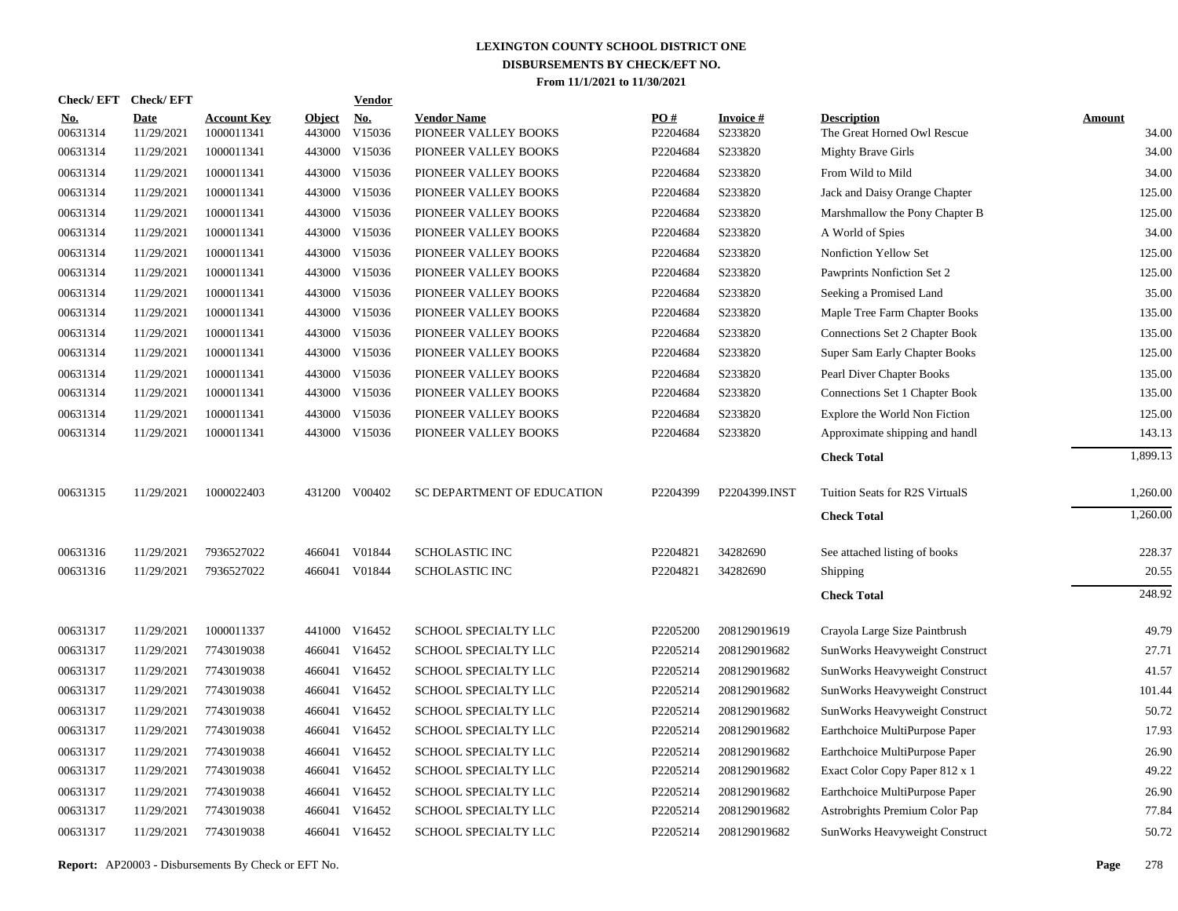# LEXINGTON COUNTY SCHOOL DISTRICT ONE

## DISBURSEMENTS BY CHECK/EFT NO.

### From 11/1/2021 to 11/30/2021

| Check/EFT No. | Check/EFT Date | Account Key | Object | Vendor No. | Vendor Name | PO # | Invoice # | Description | Amount |
|---|---|---|---|---|---|---|---|---|---|
| 00631314 | 11/29/2021 | 1000011341 | 443000 | V15036 | PIONEER VALLEY BOOKS | P2204684 | S233820 | The Great Horned Owl Rescue | 34.00 |
| 00631314 | 11/29/2021 | 1000011341 | 443000 | V15036 | PIONEER VALLEY BOOKS | P2204684 | S233820 | Mighty Brave Girls | 34.00 |
| 00631314 | 11/29/2021 | 1000011341 | 443000 | V15036 | PIONEER VALLEY BOOKS | P2204684 | S233820 | From Wild to Mild | 34.00 |
| 00631314 | 11/29/2021 | 1000011341 | 443000 | V15036 | PIONEER VALLEY BOOKS | P2204684 | S233820 | Jack and Daisy Orange Chapter | 125.00 |
| 00631314 | 11/29/2021 | 1000011341 | 443000 | V15036 | PIONEER VALLEY BOOKS | P2204684 | S233820 | Marshmallow the Pony Chapter B | 125.00 |
| 00631314 | 11/29/2021 | 1000011341 | 443000 | V15036 | PIONEER VALLEY BOOKS | P2204684 | S233820 | A World of Spies | 34.00 |
| 00631314 | 11/29/2021 | 1000011341 | 443000 | V15036 | PIONEER VALLEY BOOKS | P2204684 | S233820 | Nonfiction Yellow Set | 125.00 |
| 00631314 | 11/29/2021 | 1000011341 | 443000 | V15036 | PIONEER VALLEY BOOKS | P2204684 | S233820 | Pawprints Nonfiction Set 2 | 125.00 |
| 00631314 | 11/29/2021 | 1000011341 | 443000 | V15036 | PIONEER VALLEY BOOKS | P2204684 | S233820 | Seeking a Promised Land | 35.00 |
| 00631314 | 11/29/2021 | 1000011341 | 443000 | V15036 | PIONEER VALLEY BOOKS | P2204684 | S233820 | Maple Tree Farm Chapter Books | 135.00 |
| 00631314 | 11/29/2021 | 1000011341 | 443000 | V15036 | PIONEER VALLEY BOOKS | P2204684 | S233820 | Connections Set 2 Chapter Book | 135.00 |
| 00631314 | 11/29/2021 | 1000011341 | 443000 | V15036 | PIONEER VALLEY BOOKS | P2204684 | S233820 | Super Sam Early Chapter Books | 125.00 |
| 00631314 | 11/29/2021 | 1000011341 | 443000 | V15036 | PIONEER VALLEY BOOKS | P2204684 | S233820 | Pearl Diver Chapter Books | 135.00 |
| 00631314 | 11/29/2021 | 1000011341 | 443000 | V15036 | PIONEER VALLEY BOOKS | P2204684 | S233820 | Connections Set 1 Chapter Book | 135.00 |
| 00631314 | 11/29/2021 | 1000011341 | 443000 | V15036 | PIONEER VALLEY BOOKS | P2204684 | S233820 | Explore the World Non Fiction | 125.00 |
| 00631314 | 11/29/2021 | 1000011341 | 443000 | V15036 | PIONEER VALLEY BOOKS | P2204684 | S233820 | Approximate shipping and handl | 143.13 |
| | | | | | | | | **Check Total** | 1,899.13 |
| 00631315 | 11/29/2021 | 1000022403 | 431200 | V00402 | SC DEPARTMENT OF EDUCATION | P2204399 | P2204399.INST | Tuition Seats for R2S VirtualS | 1,260.00 |
| | | | | | | | | **Check Total** | 1,260.00 |
| 00631316 | 11/29/2021 | 7936527022 | 466041 | V01844 | SCHOLASTIC INC | P2204821 | 34282690 | See attached listing of books | 228.37 |
| 00631316 | 11/29/2021 | 7936527022 | 466041 | V01844 | SCHOLASTIC INC | P2204821 | 34282690 | Shipping | 20.55 |
| | | | | | | | | **Check Total** | 248.92 |
| 00631317 | 11/29/2021 | 1000011337 | 441000 | V16452 | SCHOOL SPECIALTY LLC | P2205200 | 208129019619 | Crayola Large Size Paintbrush | 49.79 |
| 00631317 | 11/29/2021 | 7743019038 | 466041 | V16452 | SCHOOL SPECIALTY LLC | P2205214 | 208129019682 | SunWorks Heavyweight Construct | 27.71 |
| 00631317 | 11/29/2021 | 7743019038 | 466041 | V16452 | SCHOOL SPECIALTY LLC | P2205214 | 208129019682 | SunWorks Heavyweight Construct | 41.57 |
| 00631317 | 11/29/2021 | 7743019038 | 466041 | V16452 | SCHOOL SPECIALTY LLC | P2205214 | 208129019682 | SunWorks Heavyweight Construct | 101.44 |
| 00631317 | 11/29/2021 | 7743019038 | 466041 | V16452 | SCHOOL SPECIALTY LLC | P2205214 | 208129019682 | SunWorks Heavyweight Construct | 50.72 |
| 00631317 | 11/29/2021 | 7743019038 | 466041 | V16452 | SCHOOL SPECIALTY LLC | P2205214 | 208129019682 | Earthchoice MultiPurpose Paper | 17.93 |
| 00631317 | 11/29/2021 | 7743019038 | 466041 | V16452 | SCHOOL SPECIALTY LLC | P2205214 | 208129019682 | Earthchoice MultiPurpose Paper | 26.90 |
| 00631317 | 11/29/2021 | 7743019038 | 466041 | V16452 | SCHOOL SPECIALTY LLC | P2205214 | 208129019682 | Exact Color Copy Paper 812 x 1 | 49.22 |
| 00631317 | 11/29/2021 | 7743019038 | 466041 | V16452 | SCHOOL SPECIALTY LLC | P2205214 | 208129019682 | Earthchoice MultiPurpose Paper | 26.90 |
| 00631317 | 11/29/2021 | 7743019038 | 466041 | V16452 | SCHOOL SPECIALTY LLC | P2205214 | 208129019682 | Astrobrights Premium Color Pap | 77.84 |
| 00631317 | 11/29/2021 | 7743019038 | 466041 | V16452 | SCHOOL SPECIALTY LLC | P2205214 | 208129019682 | SunWorks Heavyweight Construct | 50.72 |

**Report:** AP20003 - Disbursements By Check or EFT No.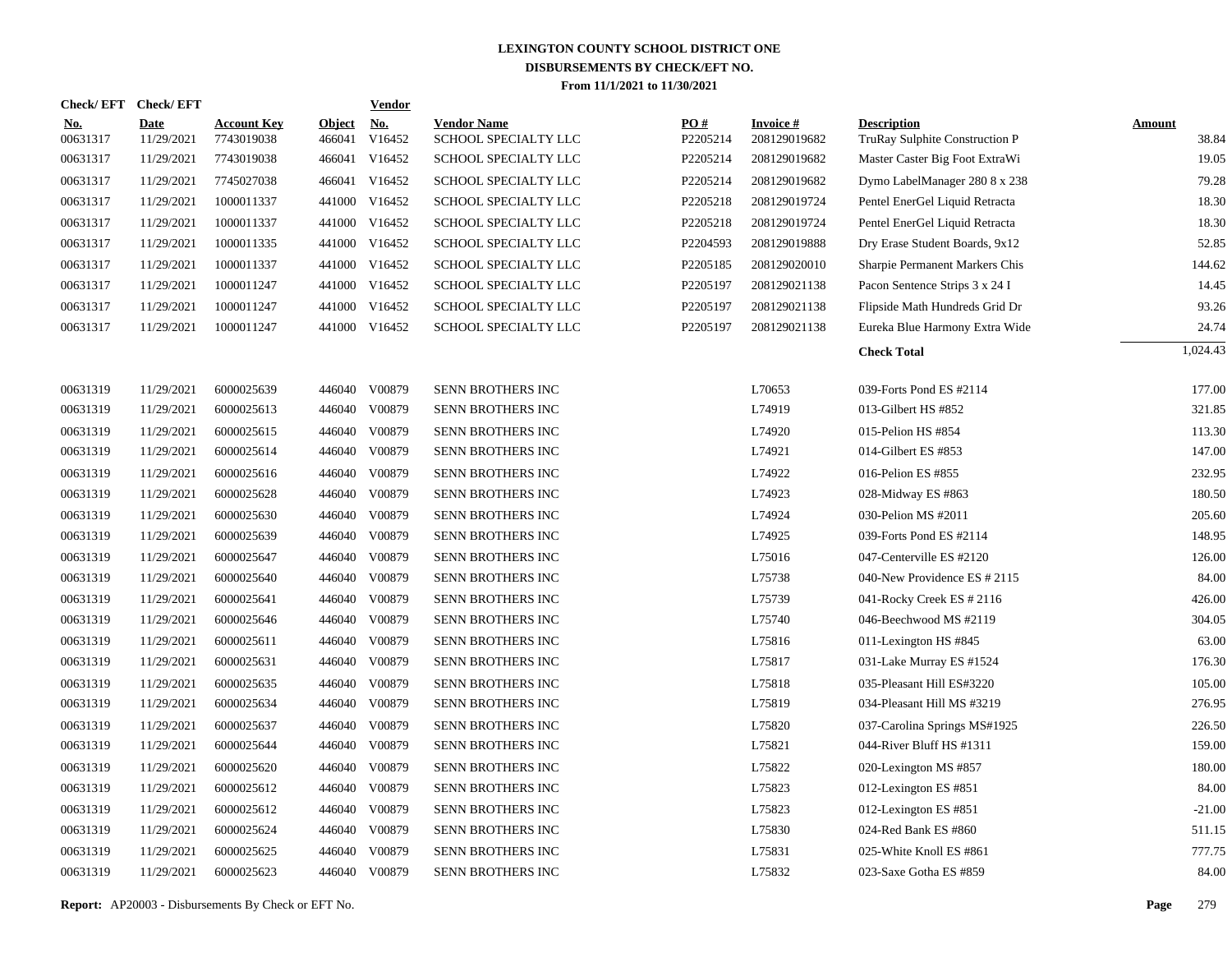# LEXINGTON COUNTY SCHOOL DISTRICT ONE
## DISBURSEMENTS BY CHECK/EFT NO.
### From 11/1/2021 to 11/30/2021

| Check/ EFT No. | Check/ EFT Date | Account Key | Object | Vendor No. | Vendor Name | PO # | Invoice # | Description | Amount |
|---|---|---|---|---|---|---|---|---|---|
| 00631317 | 11/29/2021 | 7743019038 | 466041 | V16452 | SCHOOL SPECIALTY LLC | P2205214 | 208129019682 | TruRay Sulphite Construction P | 38.84 |
| 00631317 | 11/29/2021 | 7743019038 | 466041 | V16452 | SCHOOL SPECIALTY LLC | P2205214 | 208129019682 | Master Caster Big Foot ExtraWi | 19.05 |
| 00631317 | 11/29/2021 | 7745027038 | 466041 | V16452 | SCHOOL SPECIALTY LLC | P2205214 | 208129019682 | Dymo LabelManager 280 8 x 238 | 79.28 |
| 00631317 | 11/29/2021 | 1000011337 | 441000 | V16452 | SCHOOL SPECIALTY LLC | P2205218 | 208129019724 | Pentel EnerGel Liquid Retracta | 18.30 |
| 00631317 | 11/29/2021 | 1000011337 | 441000 | V16452 | SCHOOL SPECIALTY LLC | P2205218 | 208129019724 | Pentel EnerGel Liquid Retracta | 18.30 |
| 00631317 | 11/29/2021 | 1000011335 | 441000 | V16452 | SCHOOL SPECIALTY LLC | P2204593 | 208129019888 | Dry Erase Student Boards, 9x12 | 52.85 |
| 00631317 | 11/29/2021 | 1000011337 | 441000 | V16452 | SCHOOL SPECIALTY LLC | P2205185 | 208129020010 | Sharpie Permanent Markers Chis | 144.62 |
| 00631317 | 11/29/2021 | 1000011247 | 441000 | V16452 | SCHOOL SPECIALTY LLC | P2205197 | 208129021138 | Pacon Sentence Strips 3 x 24 I | 14.45 |
| 00631317 | 11/29/2021 | 1000011247 | 441000 | V16452 | SCHOOL SPECIALTY LLC | P2205197 | 208129021138 | Flipside Math Hundreds Grid Dr | 93.26 |
| 00631317 | 11/29/2021 | 1000011247 | 441000 | V16452 | SCHOOL SPECIALTY LLC | P2205197 | 208129021138 | Eureka Blue Harmony Extra Wide | 24.74 |
| | | | | | | | | **Check Total** | 1,024.43 |
| 00631319 | 11/29/2021 | 6000025639 | 446040 | V00879 | SENN BROTHERS INC | | L70653 | 039-Forts Pond ES #2114 | 177.00 |
| 00631319 | 11/29/2021 | 6000025613 | 446040 | V00879 | SENN BROTHERS INC | | L74919 | 013-Gilbert HS #852 | 321.85 |
| 00631319 | 11/29/2021 | 6000025615 | 446040 | V00879 | SENN BROTHERS INC | | L74920 | 015-Pelion HS #854 | 113.30 |
| 00631319 | 11/29/2021 | 6000025614 | 446040 | V00879 | SENN BROTHERS INC | | L74921 | 014-Gilbert ES #853 | 147.00 |
| 00631319 | 11/29/2021 | 6000025616 | 446040 | V00879 | SENN BROTHERS INC | | L74922 | 016-Pelion ES #855 | 232.95 |
| 00631319 | 11/29/2021 | 6000025628 | 446040 | V00879 | SENN BROTHERS INC | | L74923 | 028-Midway ES #863 | 180.50 |
| 00631319 | 11/29/2021 | 6000025630 | 446040 | V00879 | SENN BROTHERS INC | | L74924 | 030-Pelion MS #2011 | 205.60 |
| 00631319 | 11/29/2021 | 6000025639 | 446040 | V00879 | SENN BROTHERS INC | | L74925 | 039-Forts Pond ES #2114 | 148.95 |
| 00631319 | 11/29/2021 | 6000025647 | 446040 | V00879 | SENN BROTHERS INC | | L75016 | 047-Centerville ES #2120 | 126.00 |
| 00631319 | 11/29/2021 | 6000025640 | 446040 | V00879 | SENN BROTHERS INC | | L75738 | 040-New Providence ES # 2115 | 84.00 |
| 00631319 | 11/29/2021 | 6000025641 | 446040 | V00879 | SENN BROTHERS INC | | L75739 | 041-Rocky Creek ES # 2116 | 426.00 |
| 00631319 | 11/29/2021 | 6000025646 | 446040 | V00879 | SENN BROTHERS INC | | L75740 | 046-Beechwood MS #2119 | 304.05 |
| 00631319 | 11/29/2021 | 6000025611 | 446040 | V00879 | SENN BROTHERS INC | | L75816 | 011-Lexington HS #845 | 63.00 |
| 00631319 | 11/29/2021 | 6000025631 | 446040 | V00879 | SENN BROTHERS INC | | L75817 | 031-Lake Murray ES #1524 | 176.30 |
| 00631319 | 11/29/2021 | 6000025635 | 446040 | V00879 | SENN BROTHERS INC | | L75818 | 035-Pleasant Hill ES#3220 | 105.00 |
| 00631319 | 11/29/2021 | 6000025634 | 446040 | V00879 | SENN BROTHERS INC | | L75819 | 034-Pleasant Hill MS #3219 | 276.95 |
| 00631319 | 11/29/2021 | 6000025637 | 446040 | V00879 | SENN BROTHERS INC | | L75820 | 037-Carolina Springs MS#1925 | 226.50 |
| 00631319 | 11/29/2021 | 6000025644 | 446040 | V00879 | SENN BROTHERS INC | | L75821 | 044-River Bluff HS #1311 | 159.00 |
| 00631319 | 11/29/2021 | 6000025620 | 446040 | V00879 | SENN BROTHERS INC | | L75822 | 020-Lexington MS #857 | 180.00 |
| 00631319 | 11/29/2021 | 6000025612 | 446040 | V00879 | SENN BROTHERS INC | | L75823 | 012-Lexington ES #851 | 84.00 |
| 00631319 | 11/29/2021 | 6000025612 | 446040 | V00879 | SENN BROTHERS INC | | L75823 | 012-Lexington ES #851 | -21.00 |
| 00631319 | 11/29/2021 | 6000025624 | 446040 | V00879 | SENN BROTHERS INC | | L75830 | 024-Red Bank ES #860 | 511.15 |
| 00631319 | 11/29/2021 | 6000025625 | 446040 | V00879 | SENN BROTHERS INC | | L75831 | 025-White Knoll ES #861 | 777.75 |
| 00631319 | 11/29/2021 | 6000025623 | 446040 | V00879 | SENN BROTHERS INC | | L75832 | 023-Saxe Gotha ES #859 | 84.00 |

**Report:** AP20003 - Disbursements By Check or EFT No.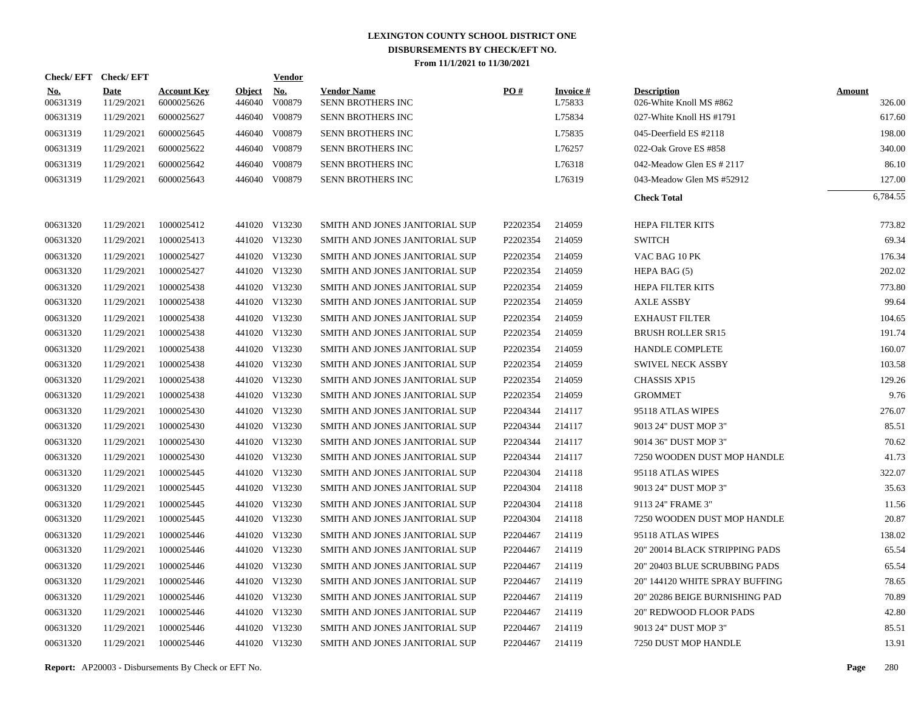# LEXINGTON COUNTY SCHOOL DISTRICT ONE
## DISBURSEMENTS BY CHECK/EFT NO.
### From 11/1/2021 to 11/30/2021

| Check/ EFT No. | Check/ EFT Date | Account Key | Object | Vendor No. | Vendor Name | PO # | Invoice # | Description | Amount |
|---|---|---|---|---|---|---|---|---|---|
| 00631319 | 11/29/2021 | 6000025626 | 446040 | V00879 | SENN BROTHERS INC | | L75833 | 026-White Knoll MS #862 | 326.00 |
| 00631319 | 11/29/2021 | 6000025627 | 446040 | V00879 | SENN BROTHERS INC | | L75834 | 027-White Knoll HS #1791 | 617.60 |
| 00631319 | 11/29/2021 | 6000025645 | 446040 | V00879 | SENN BROTHERS INC | | L75835 | 045-Deerfield ES #2118 | 198.00 |
| 00631319 | 11/29/2021 | 6000025622 | 446040 | V00879 | SENN BROTHERS INC | | L76257 | 022-Oak Grove ES #858 | 340.00 |
| 00631319 | 11/29/2021 | 6000025642 | 446040 | V00879 | SENN BROTHERS INC | | L76318 | 042-Meadow Glen ES # 2117 | 86.10 |
| 00631319 | 11/29/2021 | 6000025643 | 446040 | V00879 | SENN BROTHERS INC | | L76319 | 043-Meadow Glen MS #52912 | 127.00 |
| | | | | | | | | **Check Total** | 6,784.55 |
| 00631320 | 11/29/2021 | 1000025412 | 441020 | V13230 | SMITH AND JONES JANITORIAL SUP | P2202354 | 214059 | HEPA FILTER KITS | 773.82 |
| 00631320 | 11/29/2021 | 1000025413 | 441020 | V13230 | SMITH AND JONES JANITORIAL SUP | P2202354 | 214059 | SWITCH | 69.34 |
| 00631320 | 11/29/2021 | 1000025427 | 441020 | V13230 | SMITH AND JONES JANITORIAL SUP | P2202354 | 214059 | VAC BAG 10 PK | 176.34 |
| 00631320 | 11/29/2021 | 1000025427 | 441020 | V13230 | SMITH AND JONES JANITORIAL SUP | P2202354 | 214059 | HEPA BAG (5) | 202.02 |
| 00631320 | 11/29/2021 | 1000025438 | 441020 | V13230 | SMITH AND JONES JANITORIAL SUP | P2202354 | 214059 | HEPA FILTER KITS | 773.80 |
| 00631320 | 11/29/2021 | 1000025438 | 441020 | V13230 | SMITH AND JONES JANITORIAL SUP | P2202354 | 214059 | AXLE ASSBY | 99.64 |
| 00631320 | 11/29/2021 | 1000025438 | 441020 | V13230 | SMITH AND JONES JANITORIAL SUP | P2202354 | 214059 | EXHAUST FILTER | 104.65 |
| 00631320 | 11/29/2021 | 1000025438 | 441020 | V13230 | SMITH AND JONES JANITORIAL SUP | P2202354 | 214059 | BRUSH ROLLER SR15 | 191.74 |
| 00631320 | 11/29/2021 | 1000025438 | 441020 | V13230 | SMITH AND JONES JANITORIAL SUP | P2202354 | 214059 | HANDLE COMPLETE | 160.07 |
| 00631320 | 11/29/2021 | 1000025438 | 441020 | V13230 | SMITH AND JONES JANITORIAL SUP | P2202354 | 214059 | SWIVEL NECK ASSBY | 103.58 |
| 00631320 | 11/29/2021 | 1000025438 | 441020 | V13230 | SMITH AND JONES JANITORIAL SUP | P2202354 | 214059 | CHASSIS XP15 | 129.26 |
| 00631320 | 11/29/2021 | 1000025438 | 441020 | V13230 | SMITH AND JONES JANITORIAL SUP | P2202354 | 214059 | GROMMET | 9.76 |
| 00631320 | 11/29/2021 | 1000025430 | 441020 | V13230 | SMITH AND JONES JANITORIAL SUP | P2204344 | 214117 | 95118 ATLAS WIPES | 276.07 |
| 00631320 | 11/29/2021 | 1000025430 | 441020 | V13230 | SMITH AND JONES JANITORIAL SUP | P2204344 | 214117 | 9013 24" DUST MOP 3" | 85.51 |
| 00631320 | 11/29/2021 | 1000025430 | 441020 | V13230 | SMITH AND JONES JANITORIAL SUP | P2204344 | 214117 | 9014 36" DUST MOP 3" | 70.62 |
| 00631320 | 11/29/2021 | 1000025430 | 441020 | V13230 | SMITH AND JONES JANITORIAL SUP | P2204344 | 214117 | 7250 WOODEN DUST MOP HANDLE | 41.73 |
| 00631320 | 11/29/2021 | 1000025445 | 441020 | V13230 | SMITH AND JONES JANITORIAL SUP | P2204304 | 214118 | 95118 ATLAS WIPES | 322.07 |
| 00631320 | 11/29/2021 | 1000025445 | 441020 | V13230 | SMITH AND JONES JANITORIAL SUP | P2204304 | 214118 | 9013 24" DUST MOP 3" | 35.63 |
| 00631320 | 11/29/2021 | 1000025445 | 441020 | V13230 | SMITH AND JONES JANITORIAL SUP | P2204304 | 214118 | 9113 24" FRAME 3" | 11.56 |
| 00631320 | 11/29/2021 | 1000025445 | 441020 | V13230 | SMITH AND JONES JANITORIAL SUP | P2204304 | 214118 | 7250 WOODEN DUST MOP HANDLE | 20.87 |
| 00631320 | 11/29/2021 | 1000025446 | 441020 | V13230 | SMITH AND JONES JANITORIAL SUP | P2204467 | 214119 | 95118 ATLAS WIPES | 138.02 |
| 00631320 | 11/29/2021 | 1000025446 | 441020 | V13230 | SMITH AND JONES JANITORIAL SUP | P2204467 | 214119 | 20" 20014 BLACK STRIPPING PADS | 65.54 |
| 00631320 | 11/29/2021 | 1000025446 | 441020 | V13230 | SMITH AND JONES JANITORIAL SUP | P2204467 | 214119 | 20" 20403 BLUE SCRUBBING PADS | 65.54 |
| 00631320 | 11/29/2021 | 1000025446 | 441020 | V13230 | SMITH AND JONES JANITORIAL SUP | P2204467 | 214119 | 20" 144120 WHITE SPRAY BUFFING | 78.65 |
| 00631320 | 11/29/2021 | 1000025446 | 441020 | V13230 | SMITH AND JONES JANITORIAL SUP | P2204467 | 214119 | 20" 20286 BEIGE BURNISHING PAD | 70.89 |
| 00631320 | 11/29/2021 | 1000025446 | 441020 | V13230 | SMITH AND JONES JANITORIAL SUP | P2204467 | 214119 | 20" REDWOOD FLOOR PADS | 42.80 |
| 00631320 | 11/29/2021 | 1000025446 | 441020 | V13230 | SMITH AND JONES JANITORIAL SUP | P2204467 | 214119 | 9013 24" DUST MOP 3" | 85.51 |
| 00631320 | 11/29/2021 | 1000025446 | 441020 | V13230 | SMITH AND JONES JANITORIAL SUP | P2204467 | 214119 | 7250 DUST MOP HANDLE | 13.91 |

**Report:** AP20003 - Disbursements By Check or EFT No.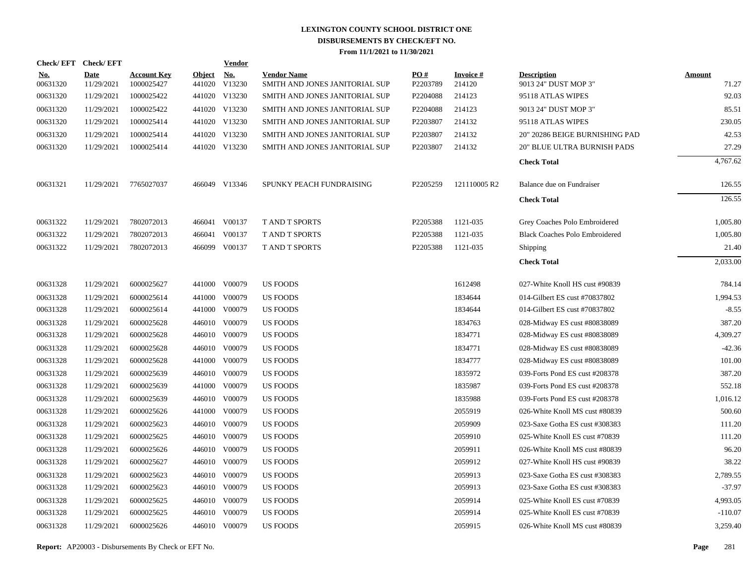# LEXINGTON COUNTY SCHOOL DISTRICT ONE
## DISBURSEMENTS BY CHECK/EFT NO.
### From 11/1/2021 to 11/30/2021

| Check/ EFT No. | Check/ EFT Date | Account Key | Object | Vendor No. | Vendor Name | PO # | Invoice # | Description | Amount |
|---|---|---|---|---|---|---|---|---|---|
| 00631320 | 11/29/2021 | 1000025427 | 441020 | V13230 | SMITH AND JONES JANITORIAL SUP | P2203789 | 214120 | 9013 24" DUST MOP 3" | 71.27 |
| 00631320 | 11/29/2021 | 1000025422 | 441020 | V13230 | SMITH AND JONES JANITORIAL SUP | P2204088 | 214123 | 95118 ATLAS WIPES | 92.03 |
| 00631320 | 11/29/2021 | 1000025422 | 441020 | V13230 | SMITH AND JONES JANITORIAL SUP | P2204088 | 214123 | 9013 24" DUST MOP 3" | 85.51 |
| 00631320 | 11/29/2021 | 1000025414 | 441020 | V13230 | SMITH AND JONES JANITORIAL SUP | P2203807 | 214132 | 95118 ATLAS WIPES | 230.05 |
| 00631320 | 11/29/2021 | 1000025414 | 441020 | V13230 | SMITH AND JONES JANITORIAL SUP | P2203807 | 214132 | 20" 20286 BEIGE BURNISHING PAD | 42.53 |
| 00631320 | 11/29/2021 | 1000025414 | 441020 | V13230 | SMITH AND JONES JANITORIAL SUP | P2203807 | 214132 | 20" BLUE ULTRA BURNISH PADS | 27.29 |
| | | | | | | | | **Check Total** | 4,767.62 |
| 00631321 | 11/29/2021 | 7765027037 | 466049 | V13346 | SPUNKY PEACH FUNDRAISING | P2205259 | 121110005 R2 | Balance due on Fundraiser | 126.55 |
| | | | | | | | | **Check Total** | 126.55 |
| 00631322 | 11/29/2021 | 7802072013 | 466041 | V00137 | T AND T SPORTS | P2205388 | 1121-035 | Grey Coaches Polo Embroidered | 1,005.80 |
| 00631322 | 11/29/2021 | 7802072013 | 466041 | V00137 | T AND T SPORTS | P2205388 | 1121-035 | Black Coaches Polo Embroidered | 1,005.80 |
| 00631322 | 11/29/2021 | 7802072013 | 466099 | V00137 | T AND T SPORTS | P2205388 | 1121-035 | Shipping | 21.40 |
| | | | | | | | | **Check Total** | 2,033.00 |
| 00631328 | 11/29/2021 | 6000025627 | 441000 | V00079 | US FOODS | | 1612498 | 027-White Knoll HS cust #90839 | 784.14 |
| 00631328 | 11/29/2021 | 6000025614 | 441000 | V00079 | US FOODS | | 1834644 | 014-Gilbert ES cust #70837802 | 1,994.53 |
| 00631328 | 11/29/2021 | 6000025614 | 441000 | V00079 | US FOODS | | 1834644 | 014-Gilbert ES cust #70837802 | -8.55 |
| 00631328 | 11/29/2021 | 6000025628 | 446010 | V00079 | US FOODS | | 1834763 | 028-Midway ES cust #80838089 | 387.20 |
| 00631328 | 11/29/2021 | 6000025628 | 446010 | V00079 | US FOODS | | 1834771 | 028-Midway ES cust #80838089 | 4,309.27 |
| 00631328 | 11/29/2021 | 6000025628 | 446010 | V00079 | US FOODS | | 1834771 | 028-Midway ES cust #80838089 | -42.36 |
| 00631328 | 11/29/2021 | 6000025628 | 441000 | V00079 | US FOODS | | 1834777 | 028-Midway ES cust #80838089 | 101.00 |
| 00631328 | 11/29/2021 | 6000025639 | 446010 | V00079 | US FOODS | | 1835972 | 039-Forts Pond ES cust #208378 | 387.20 |
| 00631328 | 11/29/2021 | 6000025639 | 441000 | V00079 | US FOODS | | 1835987 | 039-Forts Pond ES cust #208378 | 552.18 |
| 00631328 | 11/29/2021 | 6000025639 | 446010 | V00079 | US FOODS | | 1835988 | 039-Forts Pond ES cust #208378 | 1,016.12 |
| 00631328 | 11/29/2021 | 6000025626 | 441000 | V00079 | US FOODS | | 2055919 | 026-White Knoll MS cust #80839 | 500.60 |
| 00631328 | 11/29/2021 | 6000025623 | 446010 | V00079 | US FOODS | | 2059909 | 023-Saxe Gotha ES cust #308383 | 111.20 |
| 00631328 | 11/29/2021 | 6000025625 | 446010 | V00079 | US FOODS | | 2059910 | 025-White Knoll ES cust #70839 | 111.20 |
| 00631328 | 11/29/2021 | 6000025626 | 446010 | V00079 | US FOODS | | 2059911 | 026-White Knoll MS cust #80839 | 96.20 |
| 00631328 | 11/29/2021 | 6000025627 | 446010 | V00079 | US FOODS | | 2059912 | 027-White Knoll HS cust #90839 | 38.22 |
| 00631328 | 11/29/2021 | 6000025623 | 446010 | V00079 | US FOODS | | 2059913 | 023-Saxe Gotha ES cust #308383 | 2,789.55 |
| 00631328 | 11/29/2021 | 6000025623 | 446010 | V00079 | US FOODS | | 2059913 | 023-Saxe Gotha ES cust #308383 | -37.97 |
| 00631328 | 11/29/2021 | 6000025625 | 446010 | V00079 | US FOODS | | 2059914 | 025-White Knoll ES cust #70839 | 4,993.05 |
| 00631328 | 11/29/2021 | 6000025625 | 446010 | V00079 | US FOODS | | 2059914 | 025-White Knoll ES cust #70839 | -110.07 |
| 00631328 | 11/29/2021 | 6000025626 | 446010 | V00079 | US FOODS | | 2059915 | 026-White Knoll MS cust #80839 | 3,259.40 |

**Report:** AP20003 - Disbursements By Check or EFT No.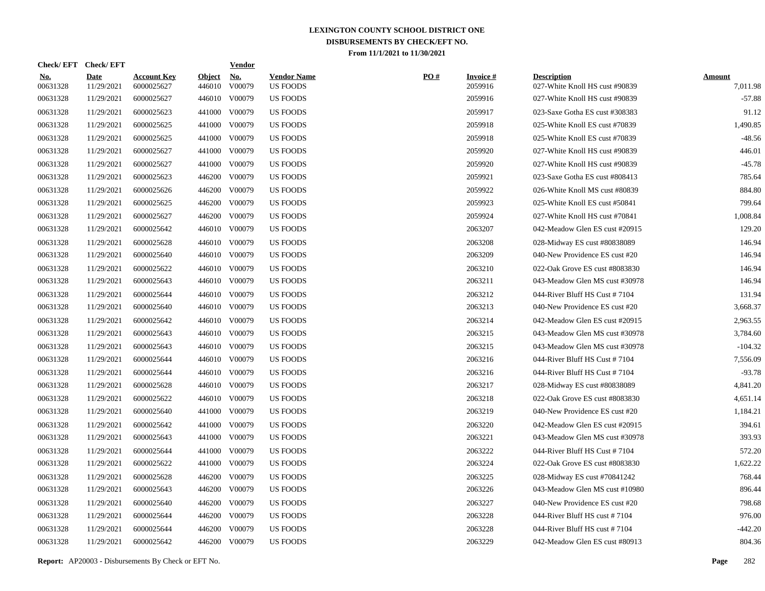# LEXINGTON COUNTY SCHOOL DISTRICT ONE
## DISBURSEMENTS BY CHECK/EFT NO.
### From 11/1/2021 to 11/30/2021

| Check/ EFT No. | Check/ EFT Date | Account Key | Object | Vendor No. | Vendor Name | PO # | Invoice # | Description | Amount |
|---|---|---|---|---|---|---|---|---|---|
| 00631328 | 11/29/2021 | 6000025627 | 446010 | V00079 | US FOODS | | 2059916 | 027-White Knoll HS cust #90839 | 7,011.98 |
| 00631328 | 11/29/2021 | 6000025627 | 446010 | V00079 | US FOODS | | 2059916 | 027-White Knoll HS cust #90839 | -57.88 |
| 00631328 | 11/29/2021 | 6000025623 | 441000 | V00079 | US FOODS | | 2059917 | 023-Saxe Gotha ES cust #308383 | 91.12 |
| 00631328 | 11/29/2021 | 6000025625 | 441000 | V00079 | US FOODS | | 2059918 | 025-White Knoll ES cust #70839 | 1,490.85 |
| 00631328 | 11/29/2021 | 6000025625 | 441000 | V00079 | US FOODS | | 2059918 | 025-White Knoll ES cust #70839 | -48.56 |
| 00631328 | 11/29/2021 | 6000025627 | 441000 | V00079 | US FOODS | | 2059920 | 027-White Knoll HS cust #90839 | 446.01 |
| 00631328 | 11/29/2021 | 6000025627 | 441000 | V00079 | US FOODS | | 2059920 | 027-White Knoll HS cust #90839 | -45.78 |
| 00631328 | 11/29/2021 | 6000025623 | 446200 | V00079 | US FOODS | | 2059921 | 023-Saxe Gotha ES cust #808413 | 785.64 |
| 00631328 | 11/29/2021 | 6000025626 | 446200 | V00079 | US FOODS | | 2059922 | 026-White Knoll MS cust #80839 | 884.80 |
| 00631328 | 11/29/2021 | 6000025625 | 446200 | V00079 | US FOODS | | 2059923 | 025-White Knoll ES cust #50841 | 799.64 |
| 00631328 | 11/29/2021 | 6000025627 | 446200 | V00079 | US FOODS | | 2059924 | 027-White Knoll HS cust #70841 | 1,008.84 |
| 00631328 | 11/29/2021 | 6000025642 | 446010 | V00079 | US FOODS | | 2063207 | 042-Meadow Glen ES cust #20915 | 129.20 |
| 00631328 | 11/29/2021 | 6000025628 | 446010 | V00079 | US FOODS | | 2063208 | 028-Midway ES cust #80838089 | 146.94 |
| 00631328 | 11/29/2021 | 6000025640 | 446010 | V00079 | US FOODS | | 2063209 | 040-New Providence ES cust #20 | 146.94 |
| 00631328 | 11/29/2021 | 6000025622 | 446010 | V00079 | US FOODS | | 2063210 | 022-Oak Grove ES cust #8083830 | 146.94 |
| 00631328 | 11/29/2021 | 6000025643 | 446010 | V00079 | US FOODS | | 2063211 | 043-Meadow Glen MS cust #30978 | 146.94 |
| 00631328 | 11/29/2021 | 6000025644 | 446010 | V00079 | US FOODS | | 2063212 | 044-River Bluff HS Cust # 7104 | 131.94 |
| 00631328 | 11/29/2021 | 6000025640 | 446010 | V00079 | US FOODS | | 2063213 | 040-New Providence ES cust #20 | 3,668.37 |
| 00631328 | 11/29/2021 | 6000025642 | 446010 | V00079 | US FOODS | | 2063214 | 042-Meadow Glen ES cust #20915 | 2,963.55 |
| 00631328 | 11/29/2021 | 6000025643 | 446010 | V00079 | US FOODS | | 2063215 | 043-Meadow Glen MS cust #30978 | 3,784.60 |
| 00631328 | 11/29/2021 | 6000025643 | 446010 | V00079 | US FOODS | | 2063215 | 043-Meadow Glen MS cust #30978 | -104.32 |
| 00631328 | 11/29/2021 | 6000025644 | 446010 | V00079 | US FOODS | | 2063216 | 044-River Bluff HS Cust # 7104 | 7,556.09 |
| 00631328 | 11/29/2021 | 6000025644 | 446010 | V00079 | US FOODS | | 2063216 | 044-River Bluff HS Cust # 7104 | -93.78 |
| 00631328 | 11/29/2021 | 6000025628 | 446010 | V00079 | US FOODS | | 2063217 | 028-Midway ES cust #80838089 | 4,841.20 |
| 00631328 | 11/29/2021 | 6000025622 | 446010 | V00079 | US FOODS | | 2063218 | 022-Oak Grove ES cust #8083830 | 4,651.14 |
| 00631328 | 11/29/2021 | 6000025640 | 441000 | V00079 | US FOODS | | 2063219 | 040-New Providence ES cust #20 | 1,184.21 |
| 00631328 | 11/29/2021 | 6000025642 | 441000 | V00079 | US FOODS | | 2063220 | 042-Meadow Glen ES cust #20915 | 394.61 |
| 00631328 | 11/29/2021 | 6000025643 | 441000 | V00079 | US FOODS | | 2063221 | 043-Meadow Glen MS cust #30978 | 393.93 |
| 00631328 | 11/29/2021 | 6000025644 | 441000 | V00079 | US FOODS | | 2063222 | 044-River Bluff HS Cust # 7104 | 572.20 |
| 00631328 | 11/29/2021 | 6000025622 | 441000 | V00079 | US FOODS | | 2063224 | 022-Oak Grove ES cust #8083830 | 1,622.22 |
| 00631328 | 11/29/2021 | 6000025628 | 446200 | V00079 | US FOODS | | 2063225 | 028-Midway ES cust #70841242 | 768.44 |
| 00631328 | 11/29/2021 | 6000025643 | 446200 | V00079 | US FOODS | | 2063226 | 043-Meadow Glen MS cust #10980 | 896.44 |
| 00631328 | 11/29/2021 | 6000025640 | 446200 | V00079 | US FOODS | | 2063227 | 040-New Providence ES cust #20 | 798.68 |
| 00631328 | 11/29/2021 | 6000025644 | 446200 | V00079 | US FOODS | | 2063228 | 044-River Bluff HS cust # 7104 | 976.00 |
| 00631328 | 11/29/2021 | 6000025644 | 446200 | V00079 | US FOODS | | 2063228 | 044-River Bluff HS cust # 7104 | -442.20 |
| 00631328 | 11/29/2021 | 6000025642 | 446200 | V00079 | US FOODS | | 2063229 | 042-Meadow Glen ES cust #80913 | 804.36 |

**Report:** AP20003 - Disbursements By Check or EFT No.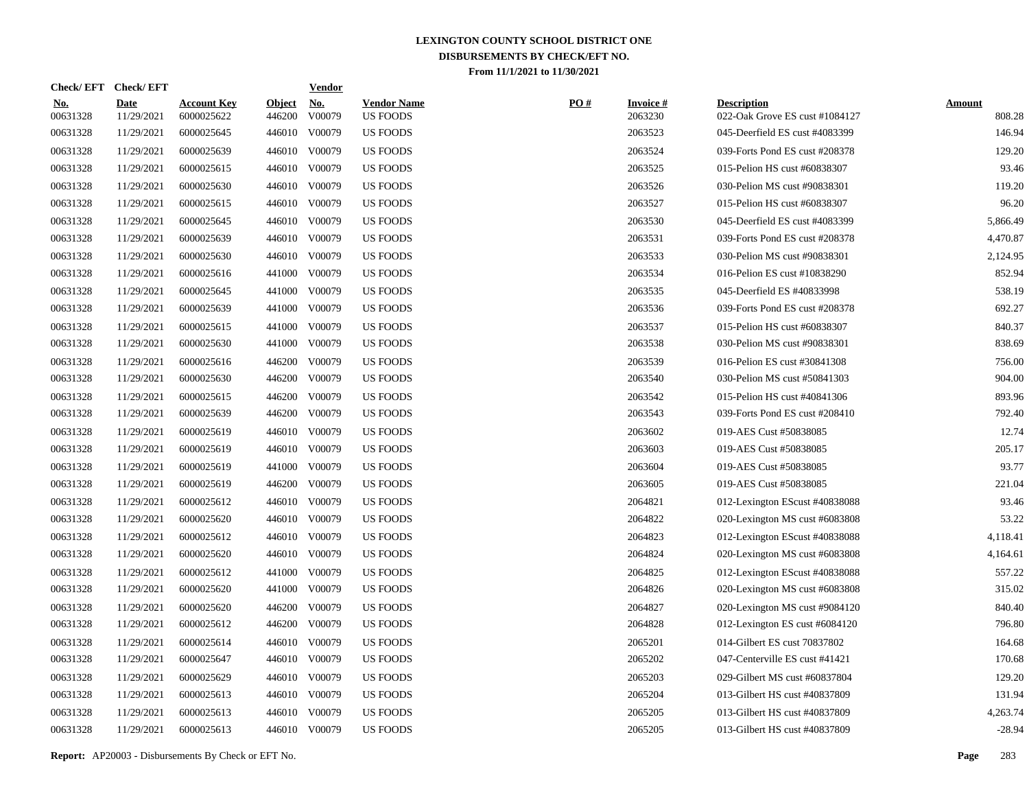# LEXINGTON COUNTY SCHOOL DISTRICT ONE
## DISBURSEMENTS BY CHECK/EFT NO.
### From 11/1/2021 to 11/30/2021

| Check/ EFT No. | Check/ EFT Date | Account Key | Object | Vendor No. | Vendor Name | PO # | Invoice # | Description | Amount |
|---|---|---|---|---|---|---|---|---|---|
| 00631328 | 11/29/2021 | 6000025622 | 446200 | V00079 | US FOODS | | 2063230 | 022-Oak Grove ES cust #1084127 | 808.28 |
| 00631328 | 11/29/2021 | 6000025645 | 446010 | V00079 | US FOODS | | 2063523 | 045-Deerfield ES cust #4083399 | 146.94 |
| 00631328 | 11/29/2021 | 6000025639 | 446010 | V00079 | US FOODS | | 2063524 | 039-Forts Pond ES cust #208378 | 129.20 |
| 00631328 | 11/29/2021 | 6000025615 | 446010 | V00079 | US FOODS | | 2063525 | 015-Pelion HS cust #60838307 | 93.46 |
| 00631328 | 11/29/2021 | 6000025630 | 446010 | V00079 | US FOODS | | 2063526 | 030-Pelion MS cust #90838301 | 119.20 |
| 00631328 | 11/29/2021 | 6000025615 | 446010 | V00079 | US FOODS | | 2063527 | 015-Pelion HS cust #60838307 | 96.20 |
| 00631328 | 11/29/2021 | 6000025645 | 446010 | V00079 | US FOODS | | 2063530 | 045-Deerfield ES cust #4083399 | 5,866.49 |
| 00631328 | 11/29/2021 | 6000025639 | 446010 | V00079 | US FOODS | | 2063531 | 039-Forts Pond ES cust #208378 | 4,470.87 |
| 00631328 | 11/29/2021 | 6000025630 | 446010 | V00079 | US FOODS | | 2063533 | 030-Pelion MS cust #90838301 | 2,124.95 |
| 00631328 | 11/29/2021 | 6000025616 | 441000 | V00079 | US FOODS | | 2063534 | 016-Pelion ES cust #10838290 | 852.94 |
| 00631328 | 11/29/2021 | 6000025645 | 441000 | V00079 | US FOODS | | 2063535 | 045-Deerfield ES #40833998 | 538.19 |
| 00631328 | 11/29/2021 | 6000025639 | 441000 | V00079 | US FOODS | | 2063536 | 039-Forts Pond ES cust #208378 | 692.27 |
| 00631328 | 11/29/2021 | 6000025615 | 441000 | V00079 | US FOODS | | 2063537 | 015-Pelion HS cust #60838307 | 840.37 |
| 00631328 | 11/29/2021 | 6000025630 | 441000 | V00079 | US FOODS | | 2063538 | 030-Pelion MS cust #90838301 | 838.69 |
| 00631328 | 11/29/2021 | 6000025616 | 446200 | V00079 | US FOODS | | 2063539 | 016-Pelion ES cust #30841308 | 756.00 |
| 00631328 | 11/29/2021 | 6000025630 | 446200 | V00079 | US FOODS | | 2063540 | 030-Pelion MS cust #50841303 | 904.00 |
| 00631328 | 11/29/2021 | 6000025615 | 446200 | V00079 | US FOODS | | 2063542 | 015-Pelion HS cust #40841306 | 893.96 |
| 00631328 | 11/29/2021 | 6000025639 | 446200 | V00079 | US FOODS | | 2063543 | 039-Forts Pond ES cust #208410 | 792.40 |
| 00631328 | 11/29/2021 | 6000025619 | 446010 | V00079 | US FOODS | | 2063602 | 019-AES Cust #50838085 | 12.74 |
| 00631328 | 11/29/2021 | 6000025619 | 446010 | V00079 | US FOODS | | 2063603 | 019-AES Cust #50838085 | 205.17 |
| 00631328 | 11/29/2021 | 6000025619 | 441000 | V00079 | US FOODS | | 2063604 | 019-AES Cust #50838085 | 93.77 |
| 00631328 | 11/29/2021 | 6000025619 | 446200 | V00079 | US FOODS | | 2063605 | 019-AES Cust #50838085 | 221.04 |
| 00631328 | 11/29/2021 | 6000025612 | 446010 | V00079 | US FOODS | | 2064821 | 012-Lexington EScust #40838088 | 93.46 |
| 00631328 | 11/29/2021 | 6000025620 | 446010 | V00079 | US FOODS | | 2064822 | 020-Lexington MS cust #6083808 | 53.22 |
| 00631328 | 11/29/2021 | 6000025612 | 446010 | V00079 | US FOODS | | 2064823 | 012-Lexington EScust #40838088 | 4,118.41 |
| 00631328 | 11/29/2021 | 6000025620 | 446010 | V00079 | US FOODS | | 2064824 | 020-Lexington MS cust #6083808 | 4,164.61 |
| 00631328 | 11/29/2021 | 6000025612 | 441000 | V00079 | US FOODS | | 2064825 | 012-Lexington EScust #40838088 | 557.22 |
| 00631328 | 11/29/2021 | 6000025620 | 441000 | V00079 | US FOODS | | 2064826 | 020-Lexington MS cust #6083808 | 315.02 |
| 00631328 | 11/29/2021 | 6000025620 | 446200 | V00079 | US FOODS | | 2064827 | 020-Lexington MS cust #9084120 | 840.40 |
| 00631328 | 11/29/2021 | 6000025612 | 446200 | V00079 | US FOODS | | 2064828 | 012-Lexington ES cust #6084120 | 796.80 |
| 00631328 | 11/29/2021 | 6000025614 | 446010 | V00079 | US FOODS | | 2065201 | 014-Gilbert ES cust 70837802 | 164.68 |
| 00631328 | 11/29/2021 | 6000025647 | 446010 | V00079 | US FOODS | | 2065202 | 047-Centerville ES cust #41421 | 170.68 |
| 00631328 | 11/29/2021 | 6000025629 | 446010 | V00079 | US FOODS | | 2065203 | 029-Gilbert MS cust #60837804 | 129.20 |
| 00631328 | 11/29/2021 | 6000025613 | 446010 | V00079 | US FOODS | | 2065204 | 013-Gilbert HS cust #40837809 | 131.94 |
| 00631328 | 11/29/2021 | 6000025613 | 446010 | V00079 | US FOODS | | 2065205 | 013-Gilbert HS cust #40837809 | 4,263.74 |
| 00631328 | 11/29/2021 | 6000025613 | 446010 | V00079 | US FOODS | | 2065205 | 013-Gilbert HS cust #40837809 | -28.94 |

**Report:** AP20003 - Disbursements By Check or EFT No.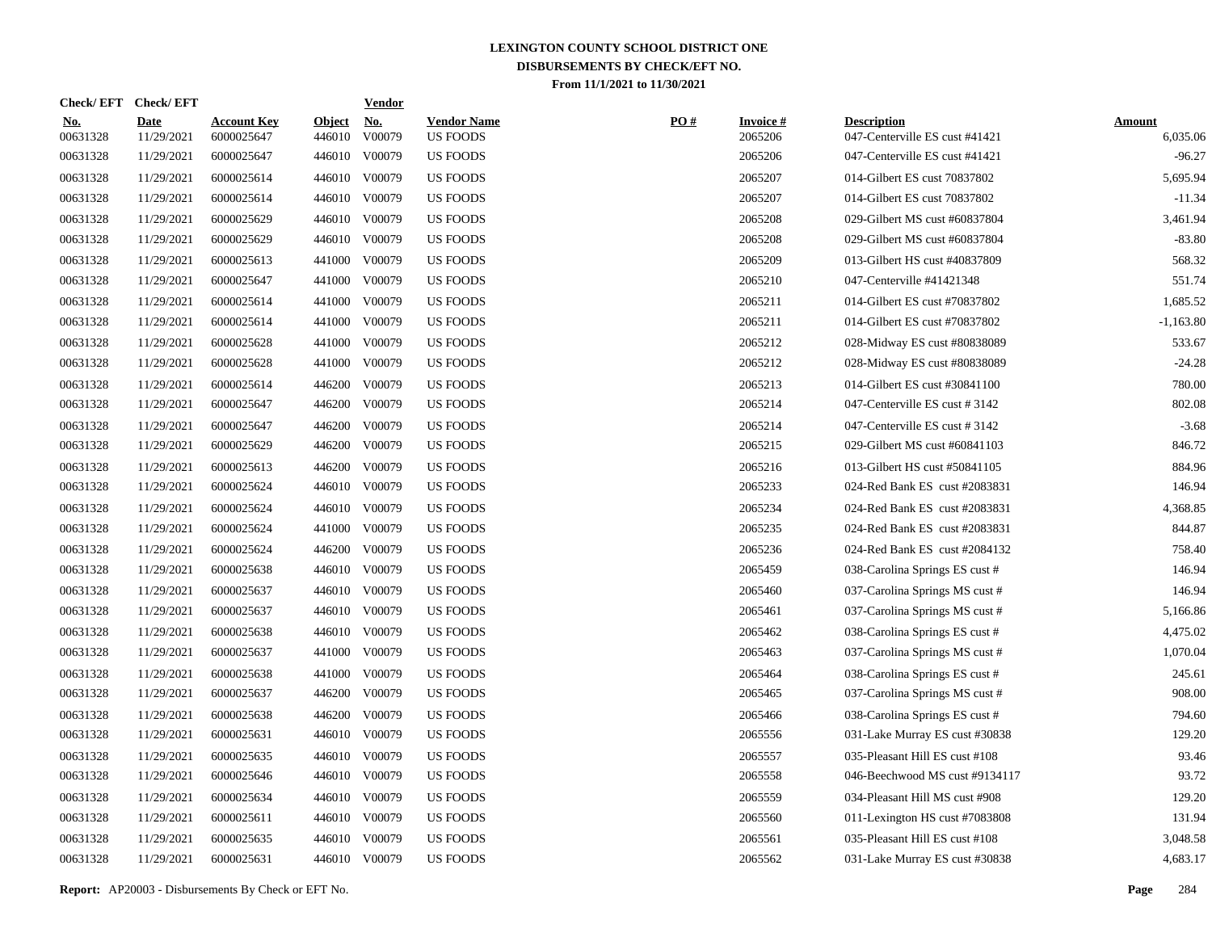# LEXINGTON COUNTY SCHOOL DISTRICT ONE
## DISBURSEMENTS BY CHECK/EFT NO.
### From 11/1/2021 to 11/30/2021

| Check/ EFT No. | Check/ EFT Date | Account Key | Object | Vendor No. | Vendor Name | PO # | Invoice # | Description | Amount |
|---|---|---|---|---|---|---|---|---|---|
| 00631328 | 11/29/2021 | 6000025647 | 446010 | V00079 | US FOODS | | 2065206 | 047-Centerville ES cust #41421 | 6,035.06 |
| 00631328 | 11/29/2021 | 6000025647 | 446010 | V00079 | US FOODS | | 2065206 | 047-Centerville ES cust #41421 | -96.27 |
| 00631328 | 11/29/2021 | 6000025614 | 446010 | V00079 | US FOODS | | 2065207 | 014-Gilbert ES cust 70837802 | 5,695.94 |
| 00631328 | 11/29/2021 | 6000025614 | 446010 | V00079 | US FOODS | | 2065207 | 014-Gilbert ES cust 70837802 | -11.34 |
| 00631328 | 11/29/2021 | 6000025629 | 446010 | V00079 | US FOODS | | 2065208 | 029-Gilbert MS cust #60837804 | 3,461.94 |
| 00631328 | 11/29/2021 | 6000025629 | 446010 | V00079 | US FOODS | | 2065208 | 029-Gilbert MS cust #60837804 | -83.80 |
| 00631328 | 11/29/2021 | 6000025613 | 441000 | V00079 | US FOODS | | 2065209 | 013-Gilbert HS cust #40837809 | 568.32 |
| 00631328 | 11/29/2021 | 6000025647 | 441000 | V00079 | US FOODS | | 2065210 | 047-Centerville #41421348 | 551.74 |
| 00631328 | 11/29/2021 | 6000025614 | 441000 | V00079 | US FOODS | | 2065211 | 014-Gilbert ES cust #70837802 | 1,685.52 |
| 00631328 | 11/29/2021 | 6000025614 | 441000 | V00079 | US FOODS | | 2065211 | 014-Gilbert ES cust #70837802 | -1,163.80 |
| 00631328 | 11/29/2021 | 6000025628 | 441000 | V00079 | US FOODS | | 2065212 | 028-Midway ES cust #80838089 | 533.67 |
| 00631328 | 11/29/2021 | 6000025628 | 441000 | V00079 | US FOODS | | 2065212 | 028-Midway ES cust #80838089 | -24.28 |
| 00631328 | 11/29/2021 | 6000025614 | 446200 | V00079 | US FOODS | | 2065213 | 014-Gilbert ES cust #30841100 | 780.00 |
| 00631328 | 11/29/2021 | 6000025647 | 446200 | V00079 | US FOODS | | 2065214 | 047-Centerville ES cust # 3142 | 802.08 |
| 00631328 | 11/29/2021 | 6000025647 | 446200 | V00079 | US FOODS | | 2065214 | 047-Centerville ES cust # 3142 | -3.68 |
| 00631328 | 11/29/2021 | 6000025629 | 446200 | V00079 | US FOODS | | 2065215 | 029-Gilbert MS cust #60841103 | 846.72 |
| 00631328 | 11/29/2021 | 6000025613 | 446200 | V00079 | US FOODS | | 2065216 | 013-Gilbert HS cust #50841105 | 884.96 |
| 00631328 | 11/29/2021 | 6000025624 | 446010 | V00079 | US FOODS | | 2065233 | 024-Red Bank ES cust #2083831 | 146.94 |
| 00631328 | 11/29/2021 | 6000025624 | 446010 | V00079 | US FOODS | | 2065234 | 024-Red Bank ES cust #2083831 | 4,368.85 |
| 00631328 | 11/29/2021 | 6000025624 | 441000 | V00079 | US FOODS | | 2065235 | 024-Red Bank ES cust #2083831 | 844.87 |
| 00631328 | 11/29/2021 | 6000025624 | 446200 | V00079 | US FOODS | | 2065236 | 024-Red Bank ES cust #2084132 | 758.40 |
| 00631328 | 11/29/2021 | 6000025638 | 446010 | V00079 | US FOODS | | 2065459 | 038-Carolina Springs ES cust # | 146.94 |
| 00631328 | 11/29/2021 | 6000025637 | 446010 | V00079 | US FOODS | | 2065460 | 037-Carolina Springs MS cust # | 146.94 |
| 00631328 | 11/29/2021 | 6000025637 | 446010 | V00079 | US FOODS | | 2065461 | 037-Carolina Springs MS cust # | 5,166.86 |
| 00631328 | 11/29/2021 | 6000025638 | 446010 | V00079 | US FOODS | | 2065462 | 038-Carolina Springs ES cust # | 4,475.02 |
| 00631328 | 11/29/2021 | 6000025637 | 441000 | V00079 | US FOODS | | 2065463 | 037-Carolina Springs MS cust # | 1,070.04 |
| 00631328 | 11/29/2021 | 6000025638 | 441000 | V00079 | US FOODS | | 2065464 | 038-Carolina Springs ES cust # | 245.61 |
| 00631328 | 11/29/2021 | 6000025637 | 446200 | V00079 | US FOODS | | 2065465 | 037-Carolina Springs MS cust # | 908.00 |
| 00631328 | 11/29/2021 | 6000025638 | 446200 | V00079 | US FOODS | | 2065466 | 038-Carolina Springs ES cust # | 794.60 |
| 00631328 | 11/29/2021 | 6000025631 | 446010 | V00079 | US FOODS | | 2065556 | 031-Lake Murray ES cust #30838 | 129.20 |
| 00631328 | 11/29/2021 | 6000025635 | 446010 | V00079 | US FOODS | | 2065557 | 035-Pleasant Hill ES cust #108 | 93.46 |
| 00631328 | 11/29/2021 | 6000025646 | 446010 | V00079 | US FOODS | | 2065558 | 046-Beechwood MS cust #9134117 | 93.72 |
| 00631328 | 11/29/2021 | 6000025634 | 446010 | V00079 | US FOODS | | 2065559 | 034-Pleasant Hill MS cust #908 | 129.20 |
| 00631328 | 11/29/2021 | 6000025611 | 446010 | V00079 | US FOODS | | 2065560 | 011-Lexington HS cust #7083808 | 131.94 |
| 00631328 | 11/29/2021 | 6000025635 | 446010 | V00079 | US FOODS | | 2065561 | 035-Pleasant Hill ES cust #108 | 3,048.58 |
| 00631328 | 11/29/2021 | 6000025631 | 446010 | V00079 | US FOODS | | 2065562 | 031-Lake Murray ES cust #30838 | 4,683.17 |

**Report:** AP20003 - Disbursements By Check or EFT No.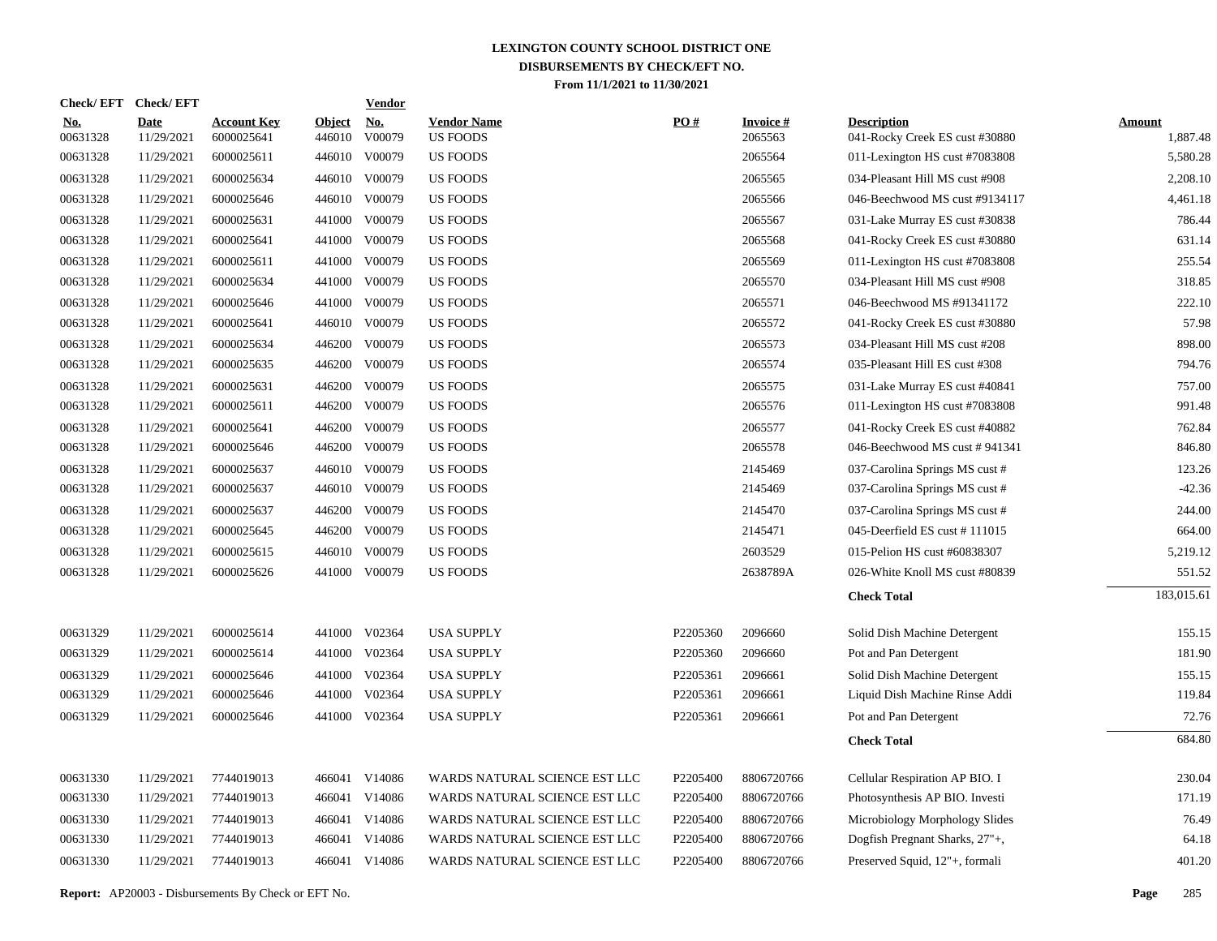# LEXINGTON COUNTY SCHOOL DISTRICT ONE
## DISBURSEMENTS BY CHECK/EFT NO.
### From 11/1/2021 to 11/30/2021

| Check/ EFT No. | Check/ EFT Date | Account Key | Object | Vendor No. | Vendor Name | PO # | Invoice # | Description | Amount |
|---|---|---|---|---|---|---|---|---|---|
| 00631328 | 11/29/2021 | 6000025641 | 446010 | V00079 | US FOODS | | 2065563 | 041-Rocky Creek ES cust #30880 | 1,887.48 |
| 00631328 | 11/29/2021 | 6000025611 | 446010 | V00079 | US FOODS | | 2065564 | 011-Lexington HS cust #7083808 | 5,580.28 |
| 00631328 | 11/29/2021 | 6000025634 | 446010 | V00079 | US FOODS | | 2065565 | 034-Pleasant Hill MS cust #908 | 2,208.10 |
| 00631328 | 11/29/2021 | 6000025646 | 446010 | V00079 | US FOODS | | 2065566 | 046-Beechwood MS cust #9134117 | 4,461.18 |
| 00631328 | 11/29/2021 | 6000025631 | 441000 | V00079 | US FOODS | | 2065567 | 031-Lake Murray ES cust #30838 | 786.44 |
| 00631328 | 11/29/2021 | 6000025641 | 441000 | V00079 | US FOODS | | 2065568 | 041-Rocky Creek ES cust #30880 | 631.14 |
| 00631328 | 11/29/2021 | 6000025611 | 441000 | V00079 | US FOODS | | 2065569 | 011-Lexington HS cust #7083808 | 255.54 |
| 00631328 | 11/29/2021 | 6000025634 | 441000 | V00079 | US FOODS | | 2065570 | 034-Pleasant Hill MS cust #908 | 318.85 |
| 00631328 | 11/29/2021 | 6000025646 | 441000 | V00079 | US FOODS | | 2065571 | 046-Beechwood MS #91341172 | 222.10 |
| 00631328 | 11/29/2021 | 6000025641 | 446010 | V00079 | US FOODS | | 2065572 | 041-Rocky Creek ES cust #30880 | 57.98 |
| 00631328 | 11/29/2021 | 6000025634 | 446200 | V00079 | US FOODS | | 2065573 | 034-Pleasant Hill MS cust #208 | 898.00 |
| 00631328 | 11/29/2021 | 6000025635 | 446200 | V00079 | US FOODS | | 2065574 | 035-Pleasant Hill ES cust #308 | 794.76 |
| 00631328 | 11/29/2021 | 6000025631 | 446200 | V00079 | US FOODS | | 2065575 | 031-Lake Murray ES cust #40841 | 757.00 |
| 00631328 | 11/29/2021 | 6000025611 | 446200 | V00079 | US FOODS | | 2065576 | 011-Lexington HS cust #7083808 | 991.48 |
| 00631328 | 11/29/2021 | 6000025641 | 446200 | V00079 | US FOODS | | 2065577 | 041-Rocky Creek ES cust #40882 | 762.84 |
| 00631328 | 11/29/2021 | 6000025646 | 446200 | V00079 | US FOODS | | 2065578 | 046-Beechwood MS cust # 941341 | 846.80 |
| 00631328 | 11/29/2021 | 6000025637 | 446010 | V00079 | US FOODS | | 2145469 | 037-Carolina Springs MS cust # | 123.26 |
| 00631328 | 11/29/2021 | 6000025637 | 446010 | V00079 | US FOODS | | 2145469 | 037-Carolina Springs MS cust # | -42.36 |
| 00631328 | 11/29/2021 | 6000025637 | 446200 | V00079 | US FOODS | | 2145470 | 037-Carolina Springs MS cust # | 244.00 |
| 00631328 | 11/29/2021 | 6000025645 | 446200 | V00079 | US FOODS | | 2145471 | 045-Deerfield ES cust # 111015 | 664.00 |
| 00631328 | 11/29/2021 | 6000025615 | 446010 | V00079 | US FOODS | | 2603529 | 015-Pelion HS cust #60838307 | 5,219.12 |
| 00631328 | 11/29/2021 | 6000025626 | 441000 | V00079 | US FOODS | | 2638789A | 026-White Knoll MS cust #80839 | 551.52 |
| | | | | | | | | **Check Total** | 183,015.61 |
| 00631329 | 11/29/2021 | 6000025614 | 441000 | V02364 | USA SUPPLY | P2205360 | 2096660 | Solid Dish Machine Detergent | 155.15 |
| 00631329 | 11/29/2021 | 6000025614 | 441000 | V02364 | USA SUPPLY | P2205360 | 2096660 | Pot and Pan Detergent | 181.90 |
| 00631329 | 11/29/2021 | 6000025646 | 441000 | V02364 | USA SUPPLY | P2205361 | 2096661 | Solid Dish Machine Detergent | 155.15 |
| 00631329 | 11/29/2021 | 6000025646 | 441000 | V02364 | USA SUPPLY | P2205361 | 2096661 | Liquid Dish Machine Rinse Addi | 119.84 |
| 00631329 | 11/29/2021 | 6000025646 | 441000 | V02364 | USA SUPPLY | P2205361 | 2096661 | Pot and Pan Detergent | 72.76 |
| | | | | | | | | **Check Total** | 684.80 |
| 00631330 | 11/29/2021 | 7744019013 | 466041 | V14086 | WARDS NATURAL SCIENCE EST LLC | P2205400 | 8806720766 | Cellular Respiration AP BIO. I | 230.04 |
| 00631330 | 11/29/2021 | 7744019013 | 466041 | V14086 | WARDS NATURAL SCIENCE EST LLC | P2205400 | 8806720766 | Photosynthesis AP BIO. Investi | 171.19 |
| 00631330 | 11/29/2021 | 7744019013 | 466041 | V14086 | WARDS NATURAL SCIENCE EST LLC | P2205400 | 8806720766 | Microbiology Morphology Slides | 76.49 |
| 00631330 | 11/29/2021 | 7744019013 | 466041 | V14086 | WARDS NATURAL SCIENCE EST LLC | P2205400 | 8806720766 | Dogfish Pregnant Sharks, 27"+, | 64.18 |
| 00631330 | 11/29/2021 | 7744019013 | 466041 | V14086 | WARDS NATURAL SCIENCE EST LLC | P2205400 | 8806720766 | Preserved Squid, 12"+, formali | 401.20 |

**Report:** AP20003 - Disbursements By Check or EFT No.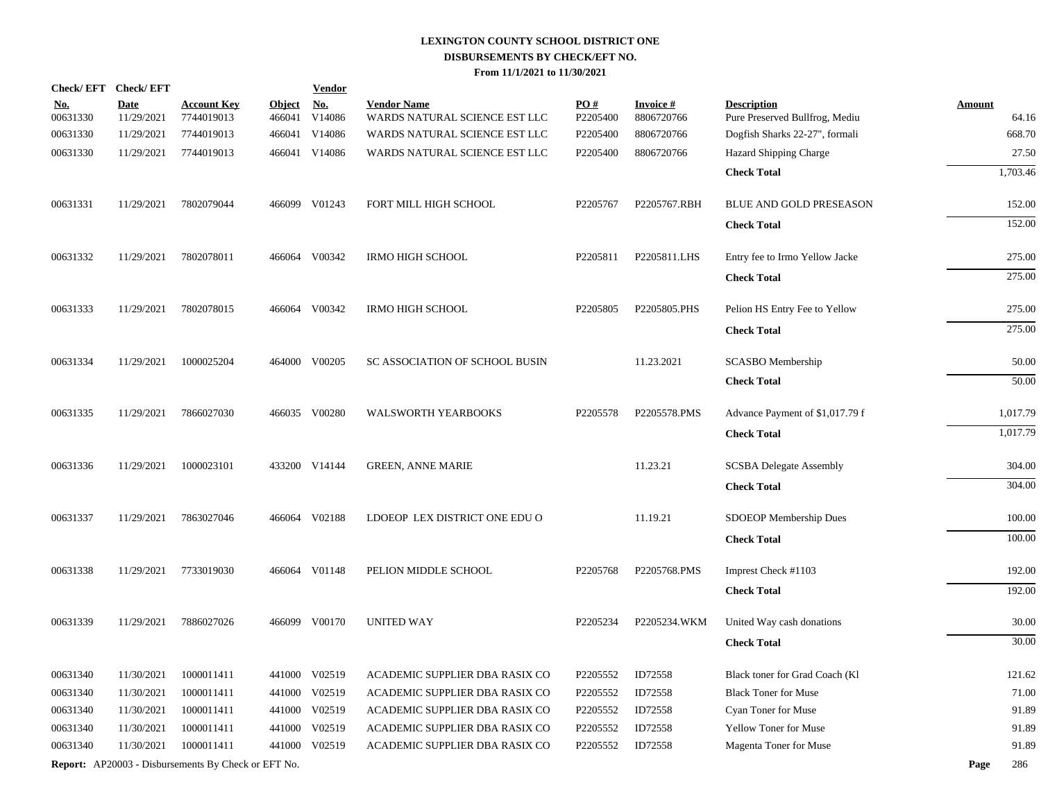**LEXINGTON COUNTY SCHOOL DISTRICT ONE**
**DISBURSEMENTS BY CHECK/EFT NO.**
**From 11/1/2021 to 11/30/2021**

| Check/ EFT No. | Check/ EFT Date | Account Key | Object | Vendor No. | Vendor Name | PO # | Invoice # | Description | Amount |
|---|---|---|---|---|---|---|---|---|---|
| 00631330 | 11/29/2021 | 7744019013 | 466041 | V14086 | WARDS NATURAL SCIENCE EST LLC | P2205400 | 8806720766 | Pure Preserved Bullfrog, Mediu | 64.16 |
| 00631330 | 11/29/2021 | 7744019013 | 466041 | V14086 | WARDS NATURAL SCIENCE EST LLC | P2205400 | 8806720766 | Dogfish Sharks 22-27", formali | 668.70 |
| 00631330 | 11/29/2021 | 7744019013 | 466041 | V14086 | WARDS NATURAL SCIENCE EST LLC | P2205400 | 8806720766 | Hazard Shipping Charge | 27.50 |
| | | | | | | | | **Check Total** | 1,703.46 |
| 00631331 | 11/29/2021 | 7802079044 | 466099 | V01243 | FORT MILL HIGH SCHOOL | P2205767 | P2205767.RBH | BLUE AND GOLD PRESEASON | 152.00 |
| | | | | | | | | **Check Total** | 152.00 |
| 00631332 | 11/29/2021 | 7802078011 | 466064 | V00342 | IRMO HIGH SCHOOL | P2205811 | P2205811.LHS | Entry fee to Irmo Yellow Jacke | 275.00 |
| | | | | | | | | **Check Total** | 275.00 |
| 00631333 | 11/29/2021 | 7802078015 | 466064 | V00342 | IRMO HIGH SCHOOL | P2205805 | P2205805.PHS | Pelion HS Entry Fee to Yellow | 275.00 |
| | | | | | | | | **Check Total** | 275.00 |
| 00631334 | 11/29/2021 | 1000025204 | 464000 | V00205 | SC ASSOCIATION OF SCHOOL BUSIN | | 11.23.2021 | SCASBO Membership | 50.00 |
| | | | | | | | | **Check Total** | 50.00 |
| 00631335 | 11/29/2021 | 7866027030 | 466035 | V00280 | WALSWORTH YEARBOOKS | P2205578 | P2205578.PMS | Advance Payment of $1,017.79 f | 1,017.79 |
| | | | | | | | | **Check Total** | 1,017.79 |
| 00631336 | 11/29/2021 | 1000023101 | 433200 | V14144 | GREEN, ANNE MARIE | | 11.23.21 | SCSBA Delegate Assembly | 304.00 |
| | | | | | | | | **Check Total** | 304.00 |
| 00631337 | 11/29/2021 | 7863027046 | 466064 | V02188 | LDOEOP LEX DISTRICT ONE EDU O | | 11.19.21 | SDOEOP Membership Dues | 100.00 |
| | | | | | | | | **Check Total** | 100.00 |
| 00631338 | 11/29/2021 | 7733019030 | 466064 | V01148 | PELION MIDDLE SCHOOL | P2205768 | P2205768.PMS | Imprest Check #1103 | 192.00 |
| | | | | | | | | **Check Total** | 192.00 |
| 00631339 | 11/29/2021 | 7886027026 | 466099 | V00170 | UNITED WAY | P2205234 | P2205234.WKM | United Way cash donations | 30.00 |
| | | | | | | | | **Check Total** | 30.00 |
| 00631340 | 11/30/2021 | 1000011411 | 441000 | V02519 | ACADEMIC SUPPLIER DBA RASIX CO | P2205552 | ID72558 | Black toner for Grad Coach (Kl | 121.62 |
| 00631340 | 11/30/2021 | 1000011411 | 441000 | V02519 | ACADEMIC SUPPLIER DBA RASIX CO | P2205552 | ID72558 | Black Toner for Muse | 71.00 |
| 00631340 | 11/30/2021 | 1000011411 | 441000 | V02519 | ACADEMIC SUPPLIER DBA RASIX CO | P2205552 | ID72558 | Cyan Toner for Muse | 91.89 |
| 00631340 | 11/30/2021 | 1000011411 | 441000 | V02519 | ACADEMIC SUPPLIER DBA RASIX CO | P2205552 | ID72558 | Yellow Toner for Muse | 91.89 |
| 00631340 | 11/30/2021 | 1000011411 | 441000 | V02519 | ACADEMIC SUPPLIER DBA RASIX CO | P2205552 | ID72558 | Magenta Toner for Muse | 91.89 |

**Report:** AP20003 - Disbursements By Check or EFT No.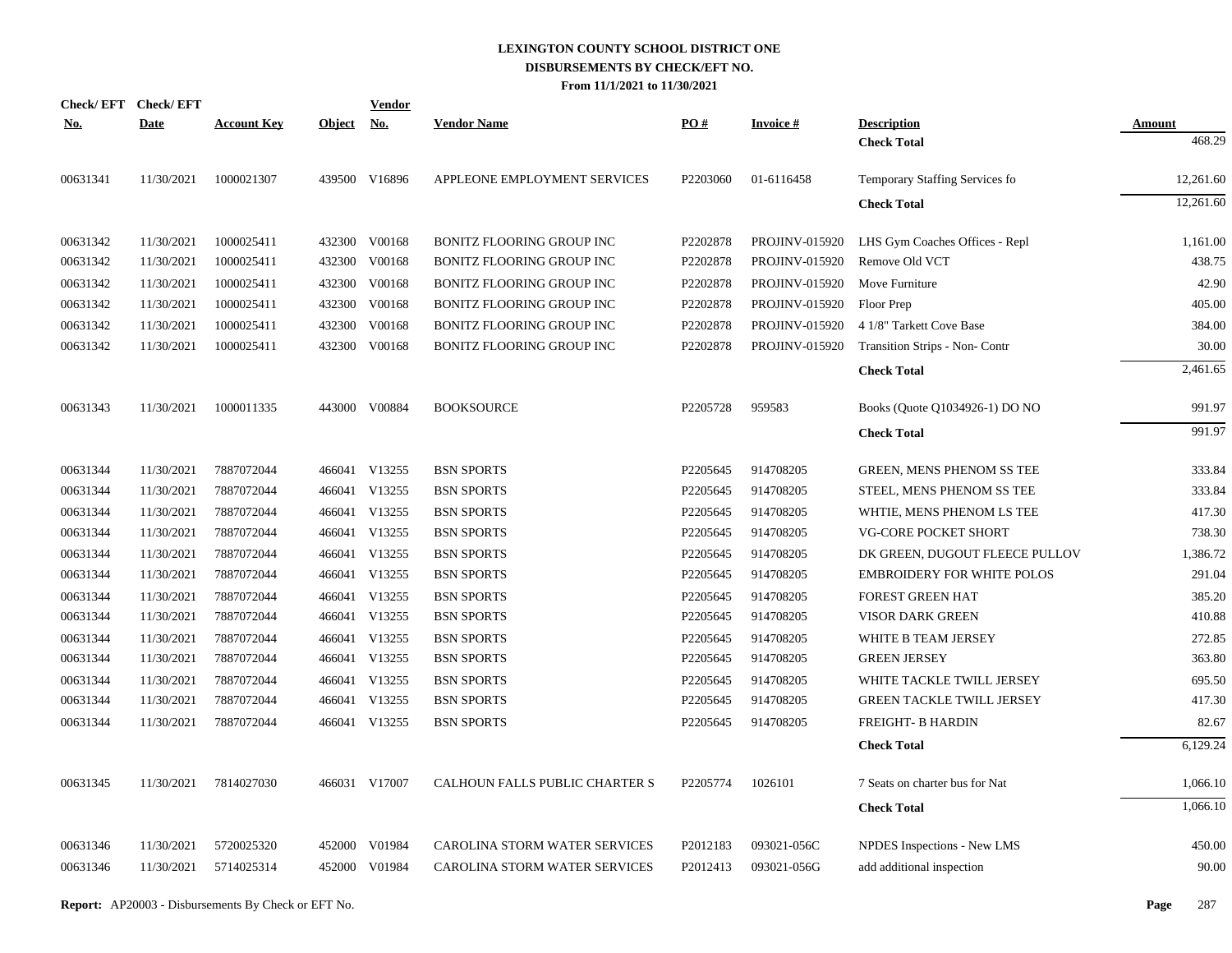# LEXINGTON COUNTY SCHOOL DISTRICT ONE
## DISBURSEMENTS BY CHECK/EFT NO.
### From 11/1/2021 to 11/30/2021

| Check/ EFT No. | Check/ EFT Date | Account Key | Object | Vendor No. | Vendor Name | PO # | Invoice # | Description | Amount |
|---|---|---|---|---|---|---|---|---|---|
| | | | | | | | | **Check Total** | 468.29 |
| 00631341 | 11/30/2021 | 1000021307 | 439500 | V16896 | APPLEONE EMPLOYMENT SERVICES | P2203060 | 01-6116458 | Temporary Staffing Services fo | 12,261.60 |
| | | | | | | | | **Check Total** | 12,261.60 |
| 00631342 | 11/30/2021 | 1000025411 | 432300 | V00168 | BONITZ FLOORING GROUP INC | P2202878 | PROJINV-015920 | LHS Gym Coaches Offices - Repl | 1,161.00 |
| 00631342 | 11/30/2021 | 1000025411 | 432300 | V00168 | BONITZ FLOORING GROUP INC | P2202878 | PROJINV-015920 | Remove Old VCT | 438.75 |
| 00631342 | 11/30/2021 | 1000025411 | 432300 | V00168 | BONITZ FLOORING GROUP INC | P2202878 | PROJINV-015920 | Move Furniture | 42.90 |
| 00631342 | 11/30/2021 | 1000025411 | 432300 | V00168 | BONITZ FLOORING GROUP INC | P2202878 | PROJINV-015920 | Floor Prep | 405.00 |
| 00631342 | 11/30/2021 | 1000025411 | 432300 | V00168 | BONITZ FLOORING GROUP INC | P2202878 | PROJINV-015920 | 4 1/8" Tarkett Cove Base | 384.00 |
| 00631342 | 11/30/2021 | 1000025411 | 432300 | V00168 | BONITZ FLOORING GROUP INC | P2202878 | PROJINV-015920 | Transition Strips - Non- Contr | 30.00 |
| | | | | | | | | **Check Total** | 2,461.65 |
| 00631343 | 11/30/2021 | 1000011335 | 443000 | V00884 | BOOKSOURCE | P2205728 | 959583 | Books (Quote Q1034926-1) DO NO | 991.97 |
| | | | | | | | | **Check Total** | 991.97 |
| 00631344 | 11/30/2021 | 7887072044 | 466041 | V13255 | BSN SPORTS | P2205645 | 914708205 | GREEN, MENS PHENOM SS TEE | 333.84 |
| 00631344 | 11/30/2021 | 7887072044 | 466041 | V13255 | BSN SPORTS | P2205645 | 914708205 | STEEL, MENS PHENOM SS TEE | 333.84 |
| 00631344 | 11/30/2021 | 7887072044 | 466041 | V13255 | BSN SPORTS | P2205645 | 914708205 | WHTIE, MENS PHENOM LS TEE | 417.30 |
| 00631344 | 11/30/2021 | 7887072044 | 466041 | V13255 | BSN SPORTS | P2205645 | 914708205 | VG-CORE POCKET SHORT | 738.30 |
| 00631344 | 11/30/2021 | 7887072044 | 466041 | V13255 | BSN SPORTS | P2205645 | 914708205 | DK GREEN, DUGOUT FLEECE PULLOV | 1,386.72 |
| 00631344 | 11/30/2021 | 7887072044 | 466041 | V13255 | BSN SPORTS | P2205645 | 914708205 | EMBROIDERY FOR WHITE POLOS | 291.04 |
| 00631344 | 11/30/2021 | 7887072044 | 466041 | V13255 | BSN SPORTS | P2205645 | 914708205 | FOREST GREEN HAT | 385.20 |
| 00631344 | 11/30/2021 | 7887072044 | 466041 | V13255 | BSN SPORTS | P2205645 | 914708205 | VISOR DARK GREEN | 410.88 |
| 00631344 | 11/30/2021 | 7887072044 | 466041 | V13255 | BSN SPORTS | P2205645 | 914708205 | WHITE B TEAM JERSEY | 272.85 |
| 00631344 | 11/30/2021 | 7887072044 | 466041 | V13255 | BSN SPORTS | P2205645 | 914708205 | GREEN JERSEY | 363.80 |
| 00631344 | 11/30/2021 | 7887072044 | 466041 | V13255 | BSN SPORTS | P2205645 | 914708205 | WHITE TACKLE TWILL JERSEY | 695.50 |
| 00631344 | 11/30/2021 | 7887072044 | 466041 | V13255 | BSN SPORTS | P2205645 | 914708205 | GREEN TACKLE TWILL JERSEY | 417.30 |
| 00631344 | 11/30/2021 | 7887072044 | 466041 | V13255 | BSN SPORTS | P2205645 | 914708205 | FREIGHT- B HARDIN | 82.67 |
| | | | | | | | | **Check Total** | 6,129.24 |
| 00631345 | 11/30/2021 | 7814027030 | 466031 | V17007 | CALHOUN FALLS PUBLIC CHARTER S | P2205774 | 1026101 | 7 Seats on charter bus for Nat | 1,066.10 |
| | | | | | | | | **Check Total** | 1,066.10 |
| 00631346 | 11/30/2021 | 5720025320 | 452000 | V01984 | CAROLINA STORM WATER SERVICES | P2012183 | 093021-056C | NPDES Inspections - New LMS | 450.00 |
| 00631346 | 11/30/2021 | 5714025314 | 452000 | V01984 | CAROLINA STORM WATER SERVICES | P2012413 | 093021-056G | add additional inspection | 90.00 |

**Report:** AP20003 - Disbursements By Check or EFT No.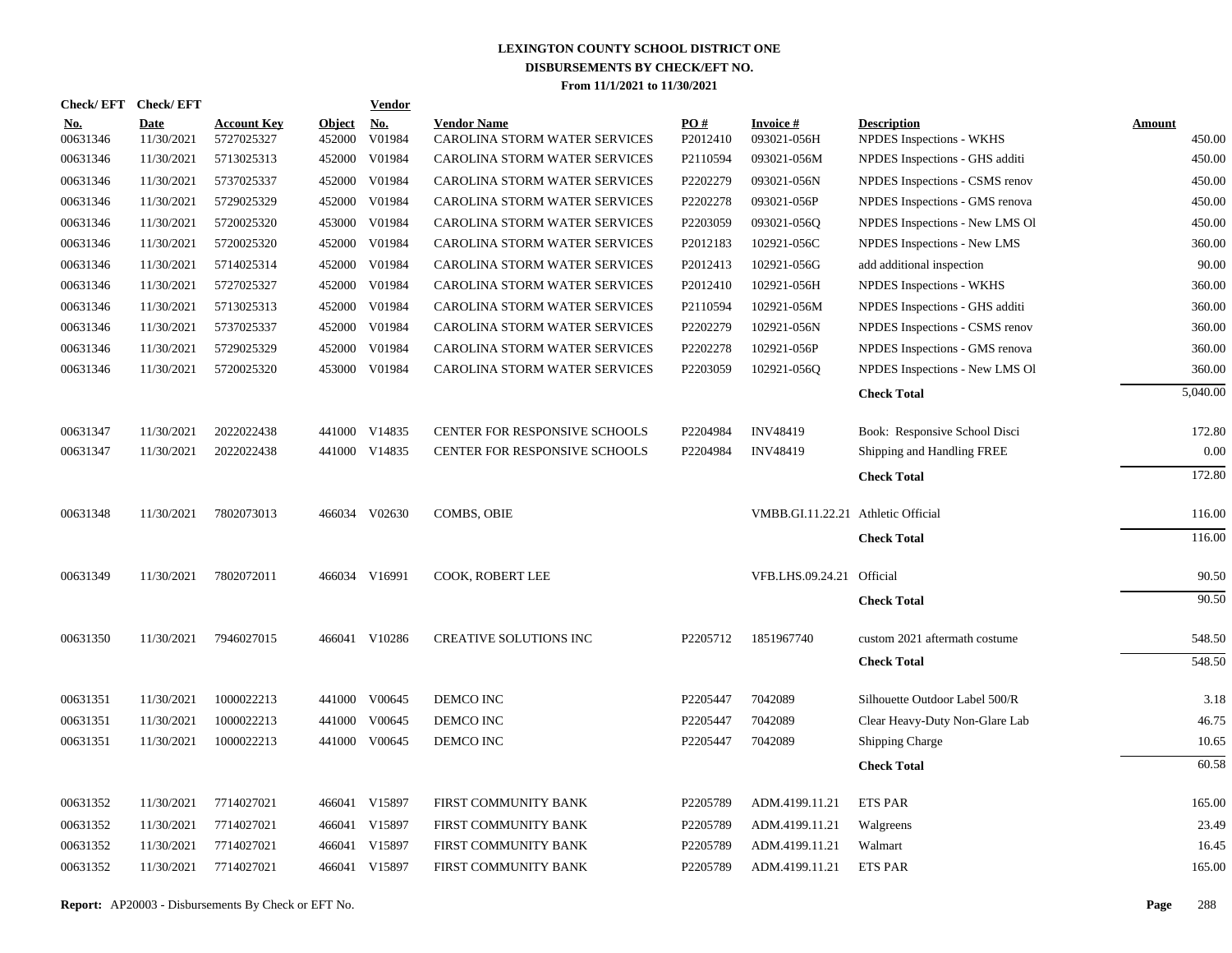# LEXINGTON COUNTY SCHOOL DISTRICT ONE
## DISBURSEMENTS BY CHECK/EFT NO.
### From 11/1/2021 to 11/30/2021

| Check/ EFT No. | Check/ EFT Date | Account Key | Object | Vendor No. | Vendor Name | PO # | Invoice # | Description | Amount |
|---|---|---|---|---|---|---|---|---|---|
| 00631346 | 11/30/2021 | 5727025327 | 452000 | V01984 | CAROLINA STORM WATER SERVICES | P2012410 | 093021-056H | NPDES Inspections - WKHS | 450.00 |
| 00631346 | 11/30/2021 | 5713025313 | 452000 | V01984 | CAROLINA STORM WATER SERVICES | P2110594 | 093021-056M | NPDES Inspections - GHS additi | 450.00 |
| 00631346 | 11/30/2021 | 5737025337 | 452000 | V01984 | CAROLINA STORM WATER SERVICES | P2202279 | 093021-056N | NPDES Inspections - CSMS renov | 450.00 |
| 00631346 | 11/30/2021 | 5729025329 | 452000 | V01984 | CAROLINA STORM WATER SERVICES | P2202278 | 093021-056P | NPDES Inspections - GMS renova | 450.00 |
| 00631346 | 11/30/2021 | 5720025320 | 453000 | V01984 | CAROLINA STORM WATER SERVICES | P2203059 | 093021-056Q | NPDES Inspections - New LMS Ol | 450.00 |
| 00631346 | 11/30/2021 | 5720025320 | 452000 | V01984 | CAROLINA STORM WATER SERVICES | P2012183 | 102921-056C | NPDES Inspections - New LMS | 360.00 |
| 00631346 | 11/30/2021 | 5714025314 | 452000 | V01984 | CAROLINA STORM WATER SERVICES | P2012413 | 102921-056G | add additional inspection | 90.00 |
| 00631346 | 11/30/2021 | 5727025327 | 452000 | V01984 | CAROLINA STORM WATER SERVICES | P2012410 | 102921-056H | NPDES Inspections - WKHS | 360.00 |
| 00631346 | 11/30/2021 | 5713025313 | 452000 | V01984 | CAROLINA STORM WATER SERVICES | P2110594 | 102921-056M | NPDES Inspections - GHS additi | 360.00 |
| 00631346 | 11/30/2021 | 5737025337 | 452000 | V01984 | CAROLINA STORM WATER SERVICES | P2202279 | 102921-056N | NPDES Inspections - CSMS renov | 360.00 |
| 00631346 | 11/30/2021 | 5729025329 | 452000 | V01984 | CAROLINA STORM WATER SERVICES | P2202278 | 102921-056P | NPDES Inspections - GMS renova | 360.00 |
| 00631346 | 11/30/2021 | 5720025320 | 453000 | V01984 | CAROLINA STORM WATER SERVICES | P2203059 | 102921-056Q | NPDES Inspections - New LMS Ol | 360.00 |
| | | | | | | | | **Check Total** | 5,040.00 |
| 00631347 | 11/30/2021 | 2022022438 | 441000 | V14835 | CENTER FOR RESPONSIVE SCHOOLS | P2204984 | INV48419 | Book: Responsive School Disci | 172.80 |
| 00631347 | 11/30/2021 | 2022022438 | 441000 | V14835 | CENTER FOR RESPONSIVE SCHOOLS | P2204984 | INV48419 | Shipping and Handling FREE | 0.00 |
| | | | | | | | | **Check Total** | 172.80 |
| 00631348 | 11/30/2021 | 7802073013 | 466034 | V02630 | COMBS, OBIE | | VMBB.GI.11.22.21 | Athletic Official | 116.00 |
| | | | | | | | | **Check Total** | 116.00 |
| 00631349 | 11/30/2021 | 7802072011 | 466034 | V16991 | COOK, ROBERT LEE | | VFB.LHS.09.24.21 | Official | 90.50 |
| | | | | | | | | **Check Total** | 90.50 |
| 00631350 | 11/30/2021 | 7946027015 | 466041 | V10286 | CREATIVE SOLUTIONS INC | P2205712 | 1851967740 | custom 2021 aftermath costume | 548.50 |
| | | | | | | | | **Check Total** | 548.50 |
| 00631351 | 11/30/2021 | 1000022213 | 441000 | V00645 | DEMCO INC | P2205447 | 7042089 | Silhouette Outdoor Label 500/R | 3.18 |
| 00631351 | 11/30/2021 | 1000022213 | 441000 | V00645 | DEMCO INC | P2205447 | 7042089 | Clear Heavy-Duty Non-Glare Lab | 46.75 |
| 00631351 | 11/30/2021 | 1000022213 | 441000 | V00645 | DEMCO INC | P2205447 | 7042089 | Shipping Charge | 10.65 |
| | | | | | | | | **Check Total** | 60.58 |
| 00631352 | 11/30/2021 | 7714027021 | 466041 | V15897 | FIRST COMMUNITY BANK | P2205789 | ADM.4199.11.21 | ETS PAR | 165.00 |
| 00631352 | 11/30/2021 | 7714027021 | 466041 | V15897 | FIRST COMMUNITY BANK | P2205789 | ADM.4199.11.21 | Walgreens | 23.49 |
| 00631352 | 11/30/2021 | 7714027021 | 466041 | V15897 | FIRST COMMUNITY BANK | P2205789 | ADM.4199.11.21 | Walmart | 16.45 |
| 00631352 | 11/30/2021 | 7714027021 | 466041 | V15897 | FIRST COMMUNITY BANK | P2205789 | ADM.4199.11.21 | ETS PAR | 165.00 |

**Report:** AP20003 - Disbursements By Check or EFT No.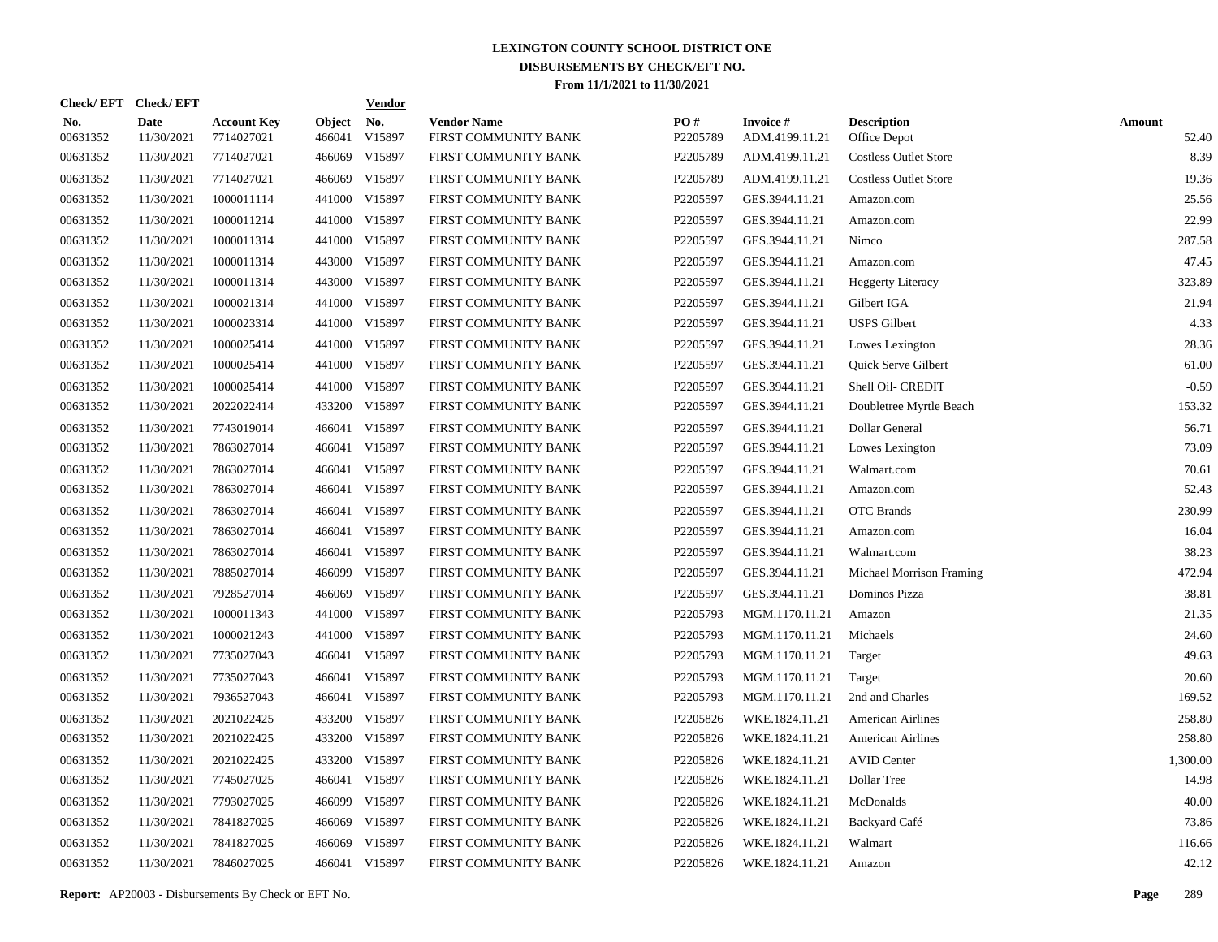# LEXINGTON COUNTY SCHOOL DISTRICT ONE
## DISBURSEMENTS BY CHECK/EFT NO.
### From 11/1/2021 to 11/30/2021

| Check/ EFT No. | Check/ EFT Date | Account Key | Object | Vendor No. | Vendor Name | PO # | Invoice # | Description | Amount |
|---|---|---|---|---|---|---|---|---|---|
| 00631352 | 11/30/2021 | 7714027021 | 466041 | V15897 | FIRST COMMUNITY BANK | P2205789 | ADM.4199.11.21 | Office Depot | 52.40 |
| 00631352 | 11/30/2021 | 7714027021 | 466069 | V15897 | FIRST COMMUNITY BANK | P2205789 | ADM.4199.11.21 | Costless Outlet Store | 8.39 |
| 00631352 | 11/30/2021 | 7714027021 | 466069 | V15897 | FIRST COMMUNITY BANK | P2205789 | ADM.4199.11.21 | Costless Outlet Store | 19.36 |
| 00631352 | 11/30/2021 | 1000011114 | 441000 | V15897 | FIRST COMMUNITY BANK | P2205597 | GES.3944.11.21 | Amazon.com | 25.56 |
| 00631352 | 11/30/2021 | 1000011214 | 441000 | V15897 | FIRST COMMUNITY BANK | P2205597 | GES.3944.11.21 | Amazon.com | 22.99 |
| 00631352 | 11/30/2021 | 1000011314 | 441000 | V15897 | FIRST COMMUNITY BANK | P2205597 | GES.3944.11.21 | Nimco | 287.58 |
| 00631352 | 11/30/2021 | 1000011314 | 443000 | V15897 | FIRST COMMUNITY BANK | P2205597 | GES.3944.11.21 | Amazon.com | 47.45 |
| 00631352 | 11/30/2021 | 1000011314 | 443000 | V15897 | FIRST COMMUNITY BANK | P2205597 | GES.3944.11.21 | Heggerty Literacy | 323.89 |
| 00631352 | 11/30/2021 | 1000021314 | 441000 | V15897 | FIRST COMMUNITY BANK | P2205597 | GES.3944.11.21 | Gilbert IGA | 21.94 |
| 00631352 | 11/30/2021 | 1000023314 | 441000 | V15897 | FIRST COMMUNITY BANK | P2205597 | GES.3944.11.21 | USPS Gilbert | 4.33 |
| 00631352 | 11/30/2021 | 1000025414 | 441000 | V15897 | FIRST COMMUNITY BANK | P2205597 | GES.3944.11.21 | Lowes Lexington | 28.36 |
| 00631352 | 11/30/2021 | 1000025414 | 441000 | V15897 | FIRST COMMUNITY BANK | P2205597 | GES.3944.11.21 | Quick Serve Gilbert | 61.00 |
| 00631352 | 11/30/2021 | 1000025414 | 441000 | V15897 | FIRST COMMUNITY BANK | P2205597 | GES.3944.11.21 | Shell Oil- CREDIT | -0.59 |
| 00631352 | 11/30/2021 | 2022022414 | 433200 | V15897 | FIRST COMMUNITY BANK | P2205597 | GES.3944.11.21 | Doubletree Myrtle Beach | 153.32 |
| 00631352 | 11/30/2021 | 7743019014 | 466041 | V15897 | FIRST COMMUNITY BANK | P2205597 | GES.3944.11.21 | Dollar General | 56.71 |
| 00631352 | 11/30/2021 | 7863027014 | 466041 | V15897 | FIRST COMMUNITY BANK | P2205597 | GES.3944.11.21 | Lowes Lexington | 73.09 |
| 00631352 | 11/30/2021 | 7863027014 | 466041 | V15897 | FIRST COMMUNITY BANK | P2205597 | GES.3944.11.21 | Walmart.com | 70.61 |
| 00631352 | 11/30/2021 | 7863027014 | 466041 | V15897 | FIRST COMMUNITY BANK | P2205597 | GES.3944.11.21 | Amazon.com | 52.43 |
| 00631352 | 11/30/2021 | 7863027014 | 466041 | V15897 | FIRST COMMUNITY BANK | P2205597 | GES.3944.11.21 | OTC Brands | 230.99 |
| 00631352 | 11/30/2021 | 7863027014 | 466041 | V15897 | FIRST COMMUNITY BANK | P2205597 | GES.3944.11.21 | Amazon.com | 16.04 |
| 00631352 | 11/30/2021 | 7863027014 | 466041 | V15897 | FIRST COMMUNITY BANK | P2205597 | GES.3944.11.21 | Walmart.com | 38.23 |
| 00631352 | 11/30/2021 | 7885027014 | 466099 | V15897 | FIRST COMMUNITY BANK | P2205597 | GES.3944.11.21 | Michael Morrison Framing | 472.94 |
| 00631352 | 11/30/2021 | 7928527014 | 466069 | V15897 | FIRST COMMUNITY BANK | P2205597 | GES.3944.11.21 | Dominos Pizza | 38.81 |
| 00631352 | 11/30/2021 | 1000011343 | 441000 | V15897 | FIRST COMMUNITY BANK | P2205793 | MGM.1170.11.21 | Amazon | 21.35 |
| 00631352 | 11/30/2021 | 1000021243 | 441000 | V15897 | FIRST COMMUNITY BANK | P2205793 | MGM.1170.11.21 | Michaels | 24.60 |
| 00631352 | 11/30/2021 | 7735027043 | 466041 | V15897 | FIRST COMMUNITY BANK | P2205793 | MGM.1170.11.21 | Target | 49.63 |
| 00631352 | 11/30/2021 | 7735027043 | 466041 | V15897 | FIRST COMMUNITY BANK | P2205793 | MGM.1170.11.21 | Target | 20.60 |
| 00631352 | 11/30/2021 | 7936527043 | 466041 | V15897 | FIRST COMMUNITY BANK | P2205793 | MGM.1170.11.21 | 2nd and Charles | 169.52 |
| 00631352 | 11/30/2021 | 2021022425 | 433200 | V15897 | FIRST COMMUNITY BANK | P2205826 | WKE.1824.11.21 | American Airlines | 258.80 |
| 00631352 | 11/30/2021 | 2021022425 | 433200 | V15897 | FIRST COMMUNITY BANK | P2205826 | WKE.1824.11.21 | American Airlines | 258.80 |
| 00631352 | 11/30/2021 | 2021022425 | 433200 | V15897 | FIRST COMMUNITY BANK | P2205826 | WKE.1824.11.21 | AVID Center | 1,300.00 |
| 00631352 | 11/30/2021 | 7745027025 | 466041 | V15897 | FIRST COMMUNITY BANK | P2205826 | WKE.1824.11.21 | Dollar Tree | 14.98 |
| 00631352 | 11/30/2021 | 7793027025 | 466099 | V15897 | FIRST COMMUNITY BANK | P2205826 | WKE.1824.11.21 | McDonalds | 40.00 |
| 00631352 | 11/30/2021 | 7841827025 | 466069 | V15897 | FIRST COMMUNITY BANK | P2205826 | WKE.1824.11.21 | Backyard Café | 73.86 |
| 00631352 | 11/30/2021 | 7841827025 | 466069 | V15897 | FIRST COMMUNITY BANK | P2205826 | WKE.1824.11.21 | Walmart | 116.66 |
| 00631352 | 11/30/2021 | 7846027025 | 466041 | V15897 | FIRST COMMUNITY BANK | P2205826 | WKE.1824.11.21 | Amazon | 42.12 |

**Report:** AP20003 - Disbursements By Check or EFT No.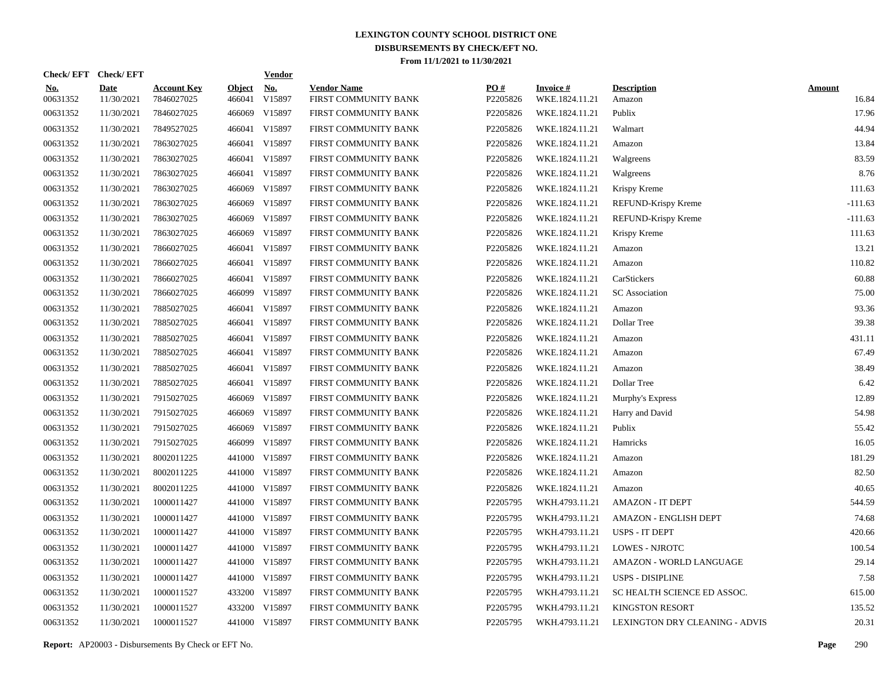# LEXINGTON COUNTY SCHOOL DISTRICT ONE
## DISBURSEMENTS BY CHECK/EFT NO.
### From 11/1/2021 to 11/30/2021

| Check/ EFT No. | Check/ EFT Date | Account Key | Object | Vendor No. | Vendor Name | PO # | Invoice # | Description | Amount |
|---|---|---|---|---|---|---|---|---|---|
| 00631352 | 11/30/2021 | 7846027025 | 466041 | V15897 | FIRST COMMUNITY BANK | P2205826 | WKE.1824.11.21 | Amazon | 16.84 |
| 00631352 | 11/30/2021 | 7846027025 | 466069 | V15897 | FIRST COMMUNITY BANK | P2205826 | WKE.1824.11.21 | Publix | 17.96 |
| 00631352 | 11/30/2021 | 7849527025 | 466041 | V15897 | FIRST COMMUNITY BANK | P2205826 | WKE.1824.11.21 | Walmart | 44.94 |
| 00631352 | 11/30/2021 | 7863027025 | 466041 | V15897 | FIRST COMMUNITY BANK | P2205826 | WKE.1824.11.21 | Amazon | 13.84 |
| 00631352 | 11/30/2021 | 7863027025 | 466041 | V15897 | FIRST COMMUNITY BANK | P2205826 | WKE.1824.11.21 | Walgreens | 83.59 |
| 00631352 | 11/30/2021 | 7863027025 | 466041 | V15897 | FIRST COMMUNITY BANK | P2205826 | WKE.1824.11.21 | Walgreens | 8.76 |
| 00631352 | 11/30/2021 | 7863027025 | 466069 | V15897 | FIRST COMMUNITY BANK | P2205826 | WKE.1824.11.21 | Krispy Kreme | 111.63 |
| 00631352 | 11/30/2021 | 7863027025 | 466069 | V15897 | FIRST COMMUNITY BANK | P2205826 | WKE.1824.11.21 | REFUND-Krispy Kreme | -111.63 |
| 00631352 | 11/30/2021 | 7863027025 | 466069 | V15897 | FIRST COMMUNITY BANK | P2205826 | WKE.1824.11.21 | REFUND-Krispy Kreme | -111.63 |
| 00631352 | 11/30/2021 | 7863027025 | 466069 | V15897 | FIRST COMMUNITY BANK | P2205826 | WKE.1824.11.21 | Krispy Kreme | 111.63 |
| 00631352 | 11/30/2021 | 7866027025 | 466041 | V15897 | FIRST COMMUNITY BANK | P2205826 | WKE.1824.11.21 | Amazon | 13.21 |
| 00631352 | 11/30/2021 | 7866027025 | 466041 | V15897 | FIRST COMMUNITY BANK | P2205826 | WKE.1824.11.21 | Amazon | 110.82 |
| 00631352 | 11/30/2021 | 7866027025 | 466041 | V15897 | FIRST COMMUNITY BANK | P2205826 | WKE.1824.11.21 | CarStickers | 60.88 |
| 00631352 | 11/30/2021 | 7866027025 | 466099 | V15897 | FIRST COMMUNITY BANK | P2205826 | WKE.1824.11.21 | SC Association | 75.00 |
| 00631352 | 11/30/2021 | 7885027025 | 466041 | V15897 | FIRST COMMUNITY BANK | P2205826 | WKE.1824.11.21 | Amazon | 93.36 |
| 00631352 | 11/30/2021 | 7885027025 | 466041 | V15897 | FIRST COMMUNITY BANK | P2205826 | WKE.1824.11.21 | Dollar Tree | 39.38 |
| 00631352 | 11/30/2021 | 7885027025 | 466041 | V15897 | FIRST COMMUNITY BANK | P2205826 | WKE.1824.11.21 | Amazon | 431.11 |
| 00631352 | 11/30/2021 | 7885027025 | 466041 | V15897 | FIRST COMMUNITY BANK | P2205826 | WKE.1824.11.21 | Amazon | 67.49 |
| 00631352 | 11/30/2021 | 7885027025 | 466041 | V15897 | FIRST COMMUNITY BANK | P2205826 | WKE.1824.11.21 | Amazon | 38.49 |
| 00631352 | 11/30/2021 | 7885027025 | 466041 | V15897 | FIRST COMMUNITY BANK | P2205826 | WKE.1824.11.21 | Dollar Tree | 6.42 |
| 00631352 | 11/30/2021 | 7915027025 | 466069 | V15897 | FIRST COMMUNITY BANK | P2205826 | WKE.1824.11.21 | Murphy's Express | 12.89 |
| 00631352 | 11/30/2021 | 7915027025 | 466069 | V15897 | FIRST COMMUNITY BANK | P2205826 | WKE.1824.11.21 | Harry and David | 54.98 |
| 00631352 | 11/30/2021 | 7915027025 | 466069 | V15897 | FIRST COMMUNITY BANK | P2205826 | WKE.1824.11.21 | Publix | 55.42 |
| 00631352 | 11/30/2021 | 7915027025 | 466099 | V15897 | FIRST COMMUNITY BANK | P2205826 | WKE.1824.11.21 | Hamricks | 16.05 |
| 00631352 | 11/30/2021 | 8002011225 | 441000 | V15897 | FIRST COMMUNITY BANK | P2205826 | WKE.1824.11.21 | Amazon | 181.29 |
| 00631352 | 11/30/2021 | 8002011225 | 441000 | V15897 | FIRST COMMUNITY BANK | P2205826 | WKE.1824.11.21 | Amazon | 82.50 |
| 00631352 | 11/30/2021 | 8002011225 | 441000 | V15897 | FIRST COMMUNITY BANK | P2205826 | WKE.1824.11.21 | Amazon | 40.65 |
| 00631352 | 11/30/2021 | 1000011427 | 441000 | V15897 | FIRST COMMUNITY BANK | P2205795 | WKH.4793.11.21 | AMAZON - IT DEPT | 544.59 |
| 00631352 | 11/30/2021 | 1000011427 | 441000 | V15897 | FIRST COMMUNITY BANK | P2205795 | WKH.4793.11.21 | AMAZON - ENGLISH DEPT | 74.68 |
| 00631352 | 11/30/2021 | 1000011427 | 441000 | V15897 | FIRST COMMUNITY BANK | P2205795 | WKH.4793.11.21 | USPS - IT DEPT | 420.66 |
| 00631352 | 11/30/2021 | 1000011427 | 441000 | V15897 | FIRST COMMUNITY BANK | P2205795 | WKH.4793.11.21 | LOWES - NJROTC | 100.54 |
| 00631352 | 11/30/2021 | 1000011427 | 441000 | V15897 | FIRST COMMUNITY BANK | P2205795 | WKH.4793.11.21 | AMAZON - WORLD LANGUAGE | 29.14 |
| 00631352 | 11/30/2021 | 1000011427 | 441000 | V15897 | FIRST COMMUNITY BANK | P2205795 | WKH.4793.11.21 | USPS - DISIPLINE | 7.58 |
| 00631352 | 11/30/2021 | 1000011527 | 433200 | V15897 | FIRST COMMUNITY BANK | P2205795 | WKH.4793.11.21 | SC HEALTH SCIENCE ED ASSOC. | 615.00 |
| 00631352 | 11/30/2021 | 1000011527 | 433200 | V15897 | FIRST COMMUNITY BANK | P2205795 | WKH.4793.11.21 | KINGSTON RESORT | 135.52 |
| 00631352 | 11/30/2021 | 1000011527 | 441000 | V15897 | FIRST COMMUNITY BANK | P2205795 | WKH.4793.11.21 | LEXINGTON DRY CLEANING - ADVIS | 20.31 |

**Report:** AP20003 - Disbursements By Check or EFT No.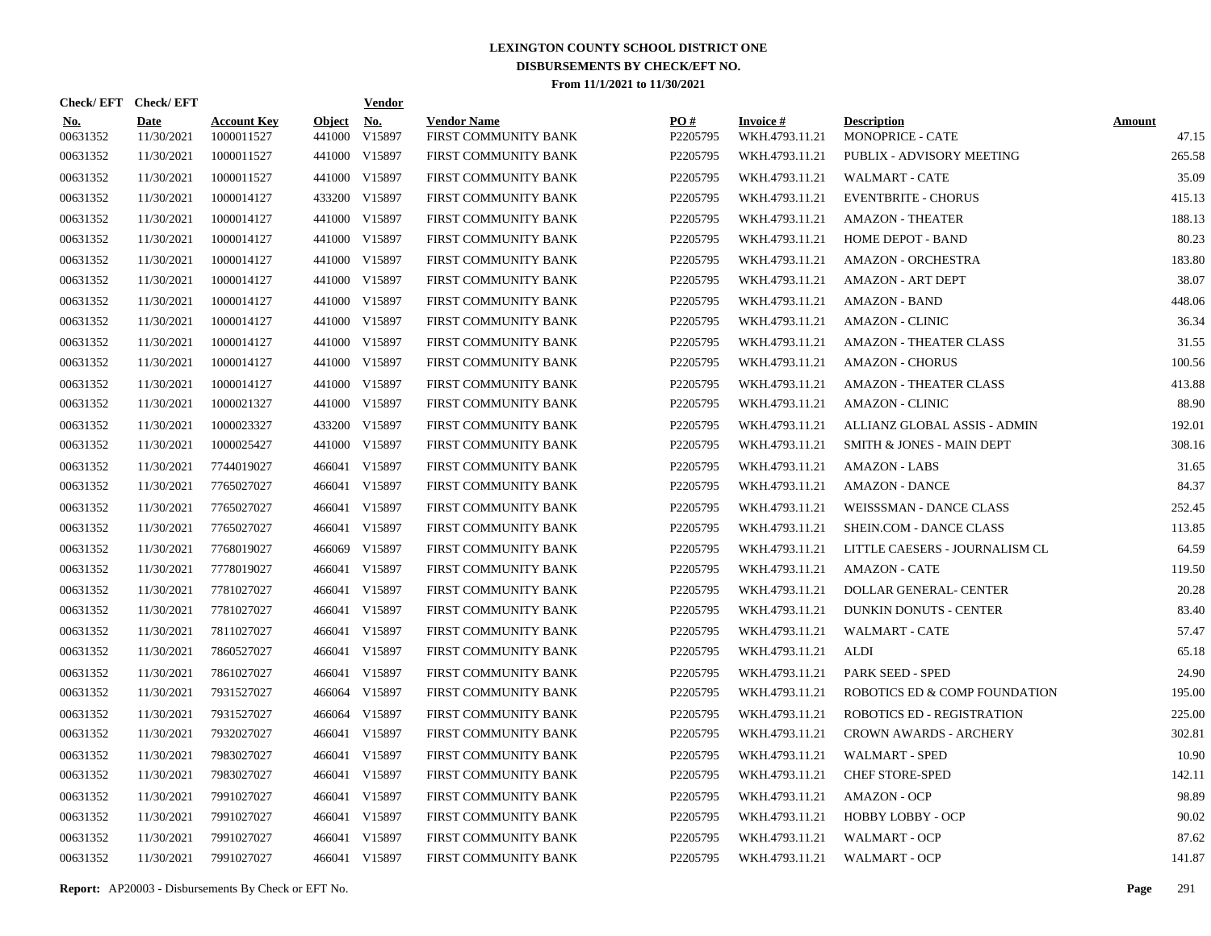# LEXINGTON COUNTY SCHOOL DISTRICT ONE
## DISBURSEMENTS BY CHECK/EFT NO.
### From 11/1/2021 to 11/30/2021

| Check/ EFT No. | Check/ EFT Date | Account Key | Object | Vendor No. | Vendor Name | PO # | Invoice # | Description | Amount |
|---|---|---|---|---|---|---|---|---|---|
| 00631352 | 11/30/2021 | 1000011527 | 441000 | V15897 | FIRST COMMUNITY BANK | P2205795 | WKH.4793.11.21 | MONOPRICE - CATE | 47.15 |
| 00631352 | 11/30/2021 | 1000011527 | 441000 | V15897 | FIRST COMMUNITY BANK | P2205795 | WKH.4793.11.21 | PUBLIX - ADVISORY MEETING | 265.58 |
| 00631352 | 11/30/2021 | 1000011527 | 441000 | V15897 | FIRST COMMUNITY BANK | P2205795 | WKH.4793.11.21 | WALMART - CATE | 35.09 |
| 00631352 | 11/30/2021 | 1000014127 | 433200 | V15897 | FIRST COMMUNITY BANK | P2205795 | WKH.4793.11.21 | EVENTBRITE - CHORUS | 415.13 |
| 00631352 | 11/30/2021 | 1000014127 | 441000 | V15897 | FIRST COMMUNITY BANK | P2205795 | WKH.4793.11.21 | AMAZON - THEATER | 188.13 |
| 00631352 | 11/30/2021 | 1000014127 | 441000 | V15897 | FIRST COMMUNITY BANK | P2205795 | WKH.4793.11.21 | HOME DEPOT - BAND | 80.23 |
| 00631352 | 11/30/2021 | 1000014127 | 441000 | V15897 | FIRST COMMUNITY BANK | P2205795 | WKH.4793.11.21 | AMAZON - ORCHESTRA | 183.80 |
| 00631352 | 11/30/2021 | 1000014127 | 441000 | V15897 | FIRST COMMUNITY BANK | P2205795 | WKH.4793.11.21 | AMAZON - ART DEPT | 38.07 |
| 00631352 | 11/30/2021 | 1000014127 | 441000 | V15897 | FIRST COMMUNITY BANK | P2205795 | WKH.4793.11.21 | AMAZON - BAND | 448.06 |
| 00631352 | 11/30/2021 | 1000014127 | 441000 | V15897 | FIRST COMMUNITY BANK | P2205795 | WKH.4793.11.21 | AMAZON - CLINIC | 36.34 |
| 00631352 | 11/30/2021 | 1000014127 | 441000 | V15897 | FIRST COMMUNITY BANK | P2205795 | WKH.4793.11.21 | AMAZON - THEATER CLASS | 31.55 |
| 00631352 | 11/30/2021 | 1000014127 | 441000 | V15897 | FIRST COMMUNITY BANK | P2205795 | WKH.4793.11.21 | AMAZON - CHORUS | 100.56 |
| 00631352 | 11/30/2021 | 1000014127 | 441000 | V15897 | FIRST COMMUNITY BANK | P2205795 | WKH.4793.11.21 | AMAZON - THEATER CLASS | 413.88 |
| 00631352 | 11/30/2021 | 1000021327 | 441000 | V15897 | FIRST COMMUNITY BANK | P2205795 | WKH.4793.11.21 | AMAZON - CLINIC | 88.90 |
| 00631352 | 11/30/2021 | 1000023327 | 433200 | V15897 | FIRST COMMUNITY BANK | P2205795 | WKH.4793.11.21 | ALLIANZ GLOBAL ASSIS - ADMIN | 192.01 |
| 00631352 | 11/30/2021 | 1000025427 | 441000 | V15897 | FIRST COMMUNITY BANK | P2205795 | WKH.4793.11.21 | SMITH & JONES - MAIN DEPT | 308.16 |
| 00631352 | 11/30/2021 | 7744019027 | 466041 | V15897 | FIRST COMMUNITY BANK | P2205795 | WKH.4793.11.21 | AMAZON - LABS | 31.65 |
| 00631352 | 11/30/2021 | 7765027027 | 466041 | V15897 | FIRST COMMUNITY BANK | P2205795 | WKH.4793.11.21 | AMAZON - DANCE | 84.37 |
| 00631352 | 11/30/2021 | 7765027027 | 466041 | V15897 | FIRST COMMUNITY BANK | P2205795 | WKH.4793.11.21 | WEISSSMAN - DANCE CLASS | 252.45 |
| 00631352 | 11/30/2021 | 7765027027 | 466041 | V15897 | FIRST COMMUNITY BANK | P2205795 | WKH.4793.11.21 | SHEIN.COM - DANCE CLASS | 113.85 |
| 00631352 | 11/30/2021 | 7768019027 | 466069 | V15897 | FIRST COMMUNITY BANK | P2205795 | WKH.4793.11.21 | LITTLE CAESERS - JOURNALISM CL | 64.59 |
| 00631352 | 11/30/2021 | 7778019027 | 466041 | V15897 | FIRST COMMUNITY BANK | P2205795 | WKH.4793.11.21 | AMAZON - CATE | 119.50 |
| 00631352 | 11/30/2021 | 7781027027 | 466041 | V15897 | FIRST COMMUNITY BANK | P2205795 | WKH.4793.11.21 | DOLLAR GENERAL- CENTER | 20.28 |
| 00631352 | 11/30/2021 | 7781027027 | 466041 | V15897 | FIRST COMMUNITY BANK | P2205795 | WKH.4793.11.21 | DUNKIN DONUTS - CENTER | 83.40 |
| 00631352 | 11/30/2021 | 7811027027 | 466041 | V15897 | FIRST COMMUNITY BANK | P2205795 | WKH.4793.11.21 | WALMART - CATE | 57.47 |
| 00631352 | 11/30/2021 | 7860527027 | 466041 | V15897 | FIRST COMMUNITY BANK | P2205795 | WKH.4793.11.21 | ALDI | 65.18 |
| 00631352 | 11/30/2021 | 7861027027 | 466041 | V15897 | FIRST COMMUNITY BANK | P2205795 | WKH.4793.11.21 | PARK SEED - SPED | 24.90 |
| 00631352 | 11/30/2021 | 7931527027 | 466064 | V15897 | FIRST COMMUNITY BANK | P2205795 | WKH.4793.11.21 | ROBOTICS ED & COMP FOUNDATION | 195.00 |
| 00631352 | 11/30/2021 | 7931527027 | 466064 | V15897 | FIRST COMMUNITY BANK | P2205795 | WKH.4793.11.21 | ROBOTICS ED - REGISTRATION | 225.00 |
| 00631352 | 11/30/2021 | 7932027027 | 466041 | V15897 | FIRST COMMUNITY BANK | P2205795 | WKH.4793.11.21 | CROWN AWARDS - ARCHERY | 302.81 |
| 00631352 | 11/30/2021 | 7983027027 | 466041 | V15897 | FIRST COMMUNITY BANK | P2205795 | WKH.4793.11.21 | WALMART - SPED | 10.90 |
| 00631352 | 11/30/2021 | 7983027027 | 466041 | V15897 | FIRST COMMUNITY BANK | P2205795 | WKH.4793.11.21 | CHEF STORE-SPED | 142.11 |
| 00631352 | 11/30/2021 | 7991027027 | 466041 | V15897 | FIRST COMMUNITY BANK | P2205795 | WKH.4793.11.21 | AMAZON - OCP | 98.89 |
| 00631352 | 11/30/2021 | 7991027027 | 466041 | V15897 | FIRST COMMUNITY BANK | P2205795 | WKH.4793.11.21 | HOBBY LOBBY - OCP | 90.02 |
| 00631352 | 11/30/2021 | 7991027027 | 466041 | V15897 | FIRST COMMUNITY BANK | P2205795 | WKH.4793.11.21 | WALMART - OCP | 87.62 |
| 00631352 | 11/30/2021 | 7991027027 | 466041 | V15897 | FIRST COMMUNITY BANK | P2205795 | WKH.4793.11.21 | WALMART - OCP | 141.87 |

**Report:** AP20003 - Disbursements By Check or EFT No.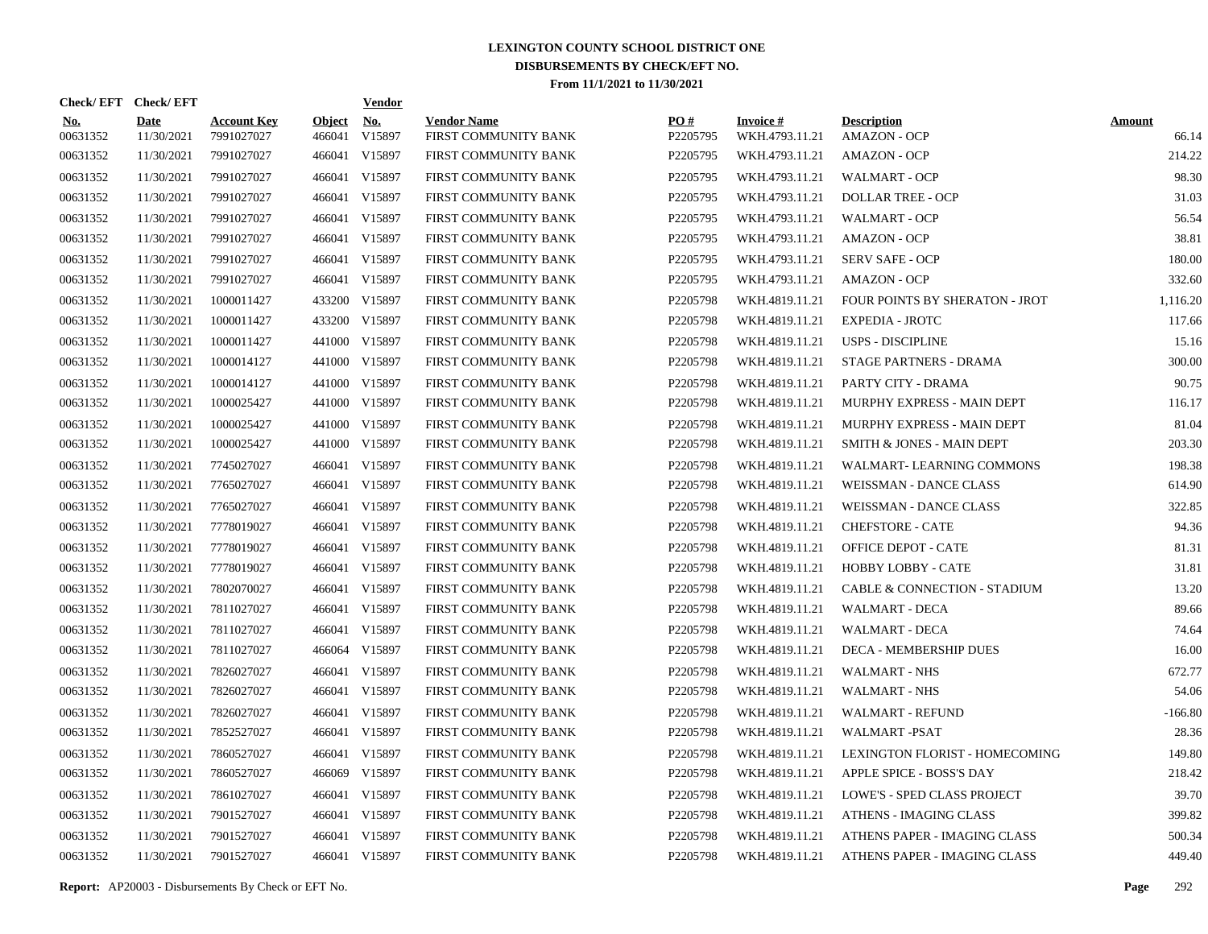# LEXINGTON COUNTY SCHOOL DISTRICT ONE
## DISBURSEMENTS BY CHECK/EFT NO.
### From 11/1/2021 to 11/30/2021

| Check/ EFT No. | Check/ EFT Date | Account Key | Object | Vendor No. | Vendor Name | PO # | Invoice # | Description | Amount |
|---|---|---|---|---|---|---|---|---|---|
| 00631352 | 11/30/2021 | 7991027027 | 466041 | V15897 | FIRST COMMUNITY BANK | P2205795 | WKH.4793.11.21 | AMAZON - OCP | 66.14 |
| 00631352 | 11/30/2021 | 7991027027 | 466041 | V15897 | FIRST COMMUNITY BANK | P2205795 | WKH.4793.11.21 | AMAZON - OCP | 214.22 |
| 00631352 | 11/30/2021 | 7991027027 | 466041 | V15897 | FIRST COMMUNITY BANK | P2205795 | WKH.4793.11.21 | WALMART - OCP | 98.30 |
| 00631352 | 11/30/2021 | 7991027027 | 466041 | V15897 | FIRST COMMUNITY BANK | P2205795 | WKH.4793.11.21 | DOLLAR TREE - OCP | 31.03 |
| 00631352 | 11/30/2021 | 7991027027 | 466041 | V15897 | FIRST COMMUNITY BANK | P2205795 | WKH.4793.11.21 | WALMART - OCP | 56.54 |
| 00631352 | 11/30/2021 | 7991027027 | 466041 | V15897 | FIRST COMMUNITY BANK | P2205795 | WKH.4793.11.21 | AMAZON - OCP | 38.81 |
| 00631352 | 11/30/2021 | 7991027027 | 466041 | V15897 | FIRST COMMUNITY BANK | P2205795 | WKH.4793.11.21 | SERV SAFE - OCP | 180.00 |
| 00631352 | 11/30/2021 | 7991027027 | 466041 | V15897 | FIRST COMMUNITY BANK | P2205795 | WKH.4793.11.21 | AMAZON - OCP | 332.60 |
| 00631352 | 11/30/2021 | 1000011427 | 433200 | V15897 | FIRST COMMUNITY BANK | P2205798 | WKH.4819.11.21 | FOUR POINTS BY SHERATON - JROT | 1,116.20 |
| 00631352 | 11/30/2021 | 1000011427 | 433200 | V15897 | FIRST COMMUNITY BANK | P2205798 | WKH.4819.11.21 | EXPEDIA - JROTC | 117.66 |
| 00631352 | 11/30/2021 | 1000011427 | 441000 | V15897 | FIRST COMMUNITY BANK | P2205798 | WKH.4819.11.21 | USPS - DISCIPLINE | 15.16 |
| 00631352 | 11/30/2021 | 1000014127 | 441000 | V15897 | FIRST COMMUNITY BANK | P2205798 | WKH.4819.11.21 | STAGE PARTNERS - DRAMA | 300.00 |
| 00631352 | 11/30/2021 | 1000014127 | 441000 | V15897 | FIRST COMMUNITY BANK | P2205798 | WKH.4819.11.21 | PARTY CITY - DRAMA | 90.75 |
| 00631352 | 11/30/2021 | 1000025427 | 441000 | V15897 | FIRST COMMUNITY BANK | P2205798 | WKH.4819.11.21 | MURPHY EXPRESS - MAIN DEPT | 116.17 |
| 00631352 | 11/30/2021 | 1000025427 | 441000 | V15897 | FIRST COMMUNITY BANK | P2205798 | WKH.4819.11.21 | MURPHY EXPRESS - MAIN DEPT | 81.04 |
| 00631352 | 11/30/2021 | 1000025427 | 441000 | V15897 | FIRST COMMUNITY BANK | P2205798 | WKH.4819.11.21 | SMITH & JONES - MAIN DEPT | 203.30 |
| 00631352 | 11/30/2021 | 7745027027 | 466041 | V15897 | FIRST COMMUNITY BANK | P2205798 | WKH.4819.11.21 | WALMART- LEARNING COMMONS | 198.38 |
| 00631352 | 11/30/2021 | 7765027027 | 466041 | V15897 | FIRST COMMUNITY BANK | P2205798 | WKH.4819.11.21 | WEISSMAN - DANCE CLASS | 614.90 |
| 00631352 | 11/30/2021 | 7765027027 | 466041 | V15897 | FIRST COMMUNITY BANK | P2205798 | WKH.4819.11.21 | WEISSMAN - DANCE CLASS | 322.85 |
| 00631352 | 11/30/2021 | 7778019027 | 466041 | V15897 | FIRST COMMUNITY BANK | P2205798 | WKH.4819.11.21 | CHEFSTORE - CATE | 94.36 |
| 00631352 | 11/30/2021 | 7778019027 | 466041 | V15897 | FIRST COMMUNITY BANK | P2205798 | WKH.4819.11.21 | OFFICE DEPOT - CATE | 81.31 |
| 00631352 | 11/30/2021 | 7778019027 | 466041 | V15897 | FIRST COMMUNITY BANK | P2205798 | WKH.4819.11.21 | HOBBY LOBBY - CATE | 31.81 |
| 00631352 | 11/30/2021 | 7802070027 | 466041 | V15897 | FIRST COMMUNITY BANK | P2205798 | WKH.4819.11.21 | CABLE & CONNECTION - STADIUM | 13.20 |
| 00631352 | 11/30/2021 | 7811027027 | 466041 | V15897 | FIRST COMMUNITY BANK | P2205798 | WKH.4819.11.21 | WALMART - DECA | 89.66 |
| 00631352 | 11/30/2021 | 7811027027 | 466041 | V15897 | FIRST COMMUNITY BANK | P2205798 | WKH.4819.11.21 | WALMART - DECA | 74.64 |
| 00631352 | 11/30/2021 | 7811027027 | 466064 | V15897 | FIRST COMMUNITY BANK | P2205798 | WKH.4819.11.21 | DECA - MEMBERSHIP DUES | 16.00 |
| 00631352 | 11/30/2021 | 7826027027 | 466041 | V15897 | FIRST COMMUNITY BANK | P2205798 | WKH.4819.11.21 | WALMART - NHS | 672.77 |
| 00631352 | 11/30/2021 | 7826027027 | 466041 | V15897 | FIRST COMMUNITY BANK | P2205798 | WKH.4819.11.21 | WALMART - NHS | 54.06 |
| 00631352 | 11/30/2021 | 7826027027 | 466041 | V15897 | FIRST COMMUNITY BANK | P2205798 | WKH.4819.11.21 | WALMART - REFUND | -166.80 |
| 00631352 | 11/30/2021 | 7852527027 | 466041 | V15897 | FIRST COMMUNITY BANK | P2205798 | WKH.4819.11.21 | WALMART -PSAT | 28.36 |
| 00631352 | 11/30/2021 | 7860527027 | 466041 | V15897 | FIRST COMMUNITY BANK | P2205798 | WKH.4819.11.21 | LEXINGTON FLORIST - HOMECOMING | 149.80 |
| 00631352 | 11/30/2021 | 7860527027 | 466069 | V15897 | FIRST COMMUNITY BANK | P2205798 | WKH.4819.11.21 | APPLE SPICE - BOSS'S DAY | 218.42 |
| 00631352 | 11/30/2021 | 7861027027 | 466041 | V15897 | FIRST COMMUNITY BANK | P2205798 | WKH.4819.11.21 | LOWE'S - SPED CLASS PROJECT | 39.70 |
| 00631352 | 11/30/2021 | 7901527027 | 466041 | V15897 | FIRST COMMUNITY BANK | P2205798 | WKH.4819.11.21 | ATHENS - IMAGING CLASS | 399.82 |
| 00631352 | 11/30/2021 | 7901527027 | 466041 | V15897 | FIRST COMMUNITY BANK | P2205798 | WKH.4819.11.21 | ATHENS PAPER - IMAGING CLASS | 500.34 |
| 00631352 | 11/30/2021 | 7901527027 | 466041 | V15897 | FIRST COMMUNITY BANK | P2205798 | WKH.4819.11.21 | ATHENS PAPER - IMAGING CLASS | 449.40 |

**Report:** AP20003 - Disbursements By Check or EFT No.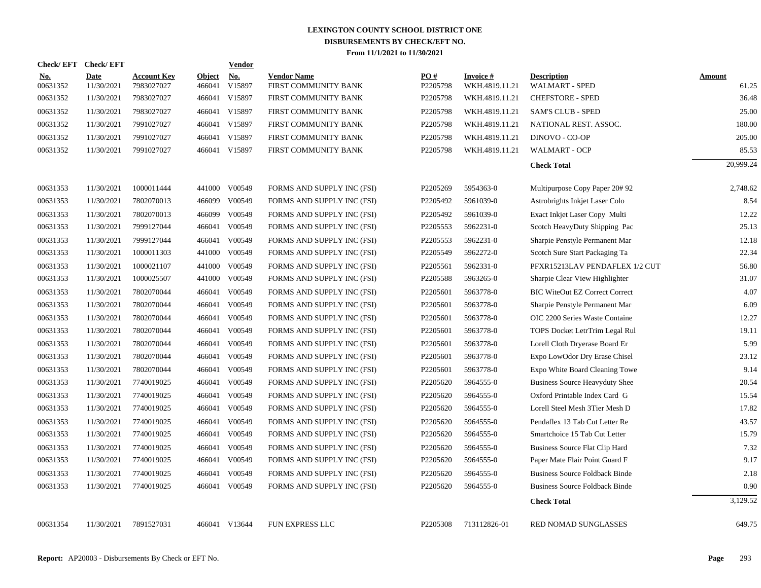# LEXINGTON COUNTY SCHOOL DISTRICT ONE
## DISBURSEMENTS BY CHECK/EFT NO.
### From 11/1/2021 to 11/30/2021

| Check/EFT No. | Check/EFT Date | Account Key | Object | Vendor No. | Vendor Name | PO # | Invoice # | Description | Amount |
|---|---|---|---|---|---|---|---|---|---|
| 00631352 | 11/30/2021 | 7983027027 | 466041 | V15897 | FIRST COMMUNITY BANK | P2205798 | WKH.4819.11.21 | WALMART - SPED | 61.25 |
| 00631352 | 11/30/2021 | 7983027027 | 466041 | V15897 | FIRST COMMUNITY BANK | P2205798 | WKH.4819.11.21 | CHEFSTORE - SPED | 36.48 |
| 00631352 | 11/30/2021 | 7983027027 | 466041 | V15897 | FIRST COMMUNITY BANK | P2205798 | WKH.4819.11.21 | SAM'S CLUB - SPED | 25.00 |
| 00631352 | 11/30/2021 | 7991027027 | 466041 | V15897 | FIRST COMMUNITY BANK | P2205798 | WKH.4819.11.21 | NATIONAL REST. ASSOC. | 180.00 |
| 00631352 | 11/30/2021 | 7991027027 | 466041 | V15897 | FIRST COMMUNITY BANK | P2205798 | WKH.4819.11.21 | DINOVO - CO-OP | 205.00 |
| 00631352 | 11/30/2021 | 7991027027 | 466041 | V15897 | FIRST COMMUNITY BANK | P2205798 | WKH.4819.11.21 | WALMART - OCP | 85.53 |
| | | | | | | | | **Check Total** | 20,999.24 |
| 00631353 | 11/30/2021 | 1000011444 | 441000 | V00549 | FORMS AND SUPPLY INC (FSI) | P2205269 | 5954363-0 | Multipurpose Copy Paper 20# 92 | 2,748.62 |
| 00631353 | 11/30/2021 | 7802070013 | 466099 | V00549 | FORMS AND SUPPLY INC (FSI) | P2205492 | 5961039-0 | Astrobrights Inkjet Laser Colo | 8.54 |
| 00631353 | 11/30/2021 | 7802070013 | 466099 | V00549 | FORMS AND SUPPLY INC (FSI) | P2205492 | 5961039-0 | Exact Inkjet Laser Copy Multi | 12.22 |
| 00631353 | 11/30/2021 | 7999127044 | 466041 | V00549 | FORMS AND SUPPLY INC (FSI) | P2205553 | 5962231-0 | Scotch HeavyDuty Shipping Pac | 25.13 |
| 00631353 | 11/30/2021 | 7999127044 | 466041 | V00549 | FORMS AND SUPPLY INC (FSI) | P2205553 | 5962231-0 | Sharpie Penstyle Permanent Mar | 12.18 |
| 00631353 | 11/30/2021 | 1000011303 | 441000 | V00549 | FORMS AND SUPPLY INC (FSI) | P2205549 | 5962272-0 | Scotch Sure Start Packaging Ta | 22.34 |
| 00631353 | 11/30/2021 | 1000021107 | 441000 | V00549 | FORMS AND SUPPLY INC (FSI) | P2205561 | 5962331-0 | PFXR15213LAV PENDAFLEX 1/2 CUT | 56.80 |
| 00631353 | 11/30/2021 | 1000025507 | 441000 | V00549 | FORMS AND SUPPLY INC (FSI) | P2205588 | 5963265-0 | Sharpie Clear View Highlighter | 31.07 |
| 00631353 | 11/30/2021 | 7802070044 | 466041 | V00549 | FORMS AND SUPPLY INC (FSI) | P2205601 | 5963778-0 | BIC WiteOut EZ Correct Correct | 4.07 |
| 00631353 | 11/30/2021 | 7802070044 | 466041 | V00549 | FORMS AND SUPPLY INC (FSI) | P2205601 | 5963778-0 | Sharpie Penstyle Permanent Mar | 6.09 |
| 00631353 | 11/30/2021 | 7802070044 | 466041 | V00549 | FORMS AND SUPPLY INC (FSI) | P2205601 | 5963778-0 | OIC 2200 Series Waste Containe | 12.27 |
| 00631353 | 11/30/2021 | 7802070044 | 466041 | V00549 | FORMS AND SUPPLY INC (FSI) | P2205601 | 5963778-0 | TOPS Docket LetrTrim Legal Rul | 19.11 |
| 00631353 | 11/30/2021 | 7802070044 | 466041 | V00549 | FORMS AND SUPPLY INC (FSI) | P2205601 | 5963778-0 | Lorell Cloth Dryerase Board Er | 5.99 |
| 00631353 | 11/30/2021 | 7802070044 | 466041 | V00549 | FORMS AND SUPPLY INC (FSI) | P2205601 | 5963778-0 | Expo LowOdor Dry Erase Chisel | 23.12 |
| 00631353 | 11/30/2021 | 7802070044 | 466041 | V00549 | FORMS AND SUPPLY INC (FSI) | P2205601 | 5963778-0 | Expo White Board Cleaning Towe | 9.14 |
| 00631353 | 11/30/2021 | 7740019025 | 466041 | V00549 | FORMS AND SUPPLY INC (FSI) | P2205620 | 5964555-0 | Business Source Heavyduty Shee | 20.54 |
| 00631353 | 11/30/2021 | 7740019025 | 466041 | V00549 | FORMS AND SUPPLY INC (FSI) | P2205620 | 5964555-0 | Oxford Printable Index Card G | 15.54 |
| 00631353 | 11/30/2021 | 7740019025 | 466041 | V00549 | FORMS AND SUPPLY INC (FSI) | P2205620 | 5964555-0 | Lorell Steel Mesh 3Tier Mesh D | 17.82 |
| 00631353 | 11/30/2021 | 7740019025 | 466041 | V00549 | FORMS AND SUPPLY INC (FSI) | P2205620 | 5964555-0 | Pendaflex 13 Tab Cut Letter Re | 43.57 |
| 00631353 | 11/30/2021 | 7740019025 | 466041 | V00549 | FORMS AND SUPPLY INC (FSI) | P2205620 | 5964555-0 | Smartchoice 15 Tab Cut Letter | 15.79 |
| 00631353 | 11/30/2021 | 7740019025 | 466041 | V00549 | FORMS AND SUPPLY INC (FSI) | P2205620 | 5964555-0 | Business Source Flat Clip Hard | 7.32 |
| 00631353 | 11/30/2021 | 7740019025 | 466041 | V00549 | FORMS AND SUPPLY INC (FSI) | P2205620 | 5964555-0 | Paper Mate Flair Point Guard F | 9.17 |
| 00631353 | 11/30/2021 | 7740019025 | 466041 | V00549 | FORMS AND SUPPLY INC (FSI) | P2205620 | 5964555-0 | Business Source Foldback Binde | 2.18 |
| 00631353 | 11/30/2021 | 7740019025 | 466041 | V00549 | FORMS AND SUPPLY INC (FSI) | P2205620 | 5964555-0 | Business Source Foldback Binde | 0.90 |
| | | | | | | | | **Check Total** | 3,129.52 |
| 00631354 | 11/30/2021 | 7891527031 | 466041 | V13644 | FUN EXPRESS LLC | P2205308 | 713112826-01 | RED NOMAD SUNGLASSES | 649.75 |

**Report:** AP20003 - Disbursements By Check or EFT No.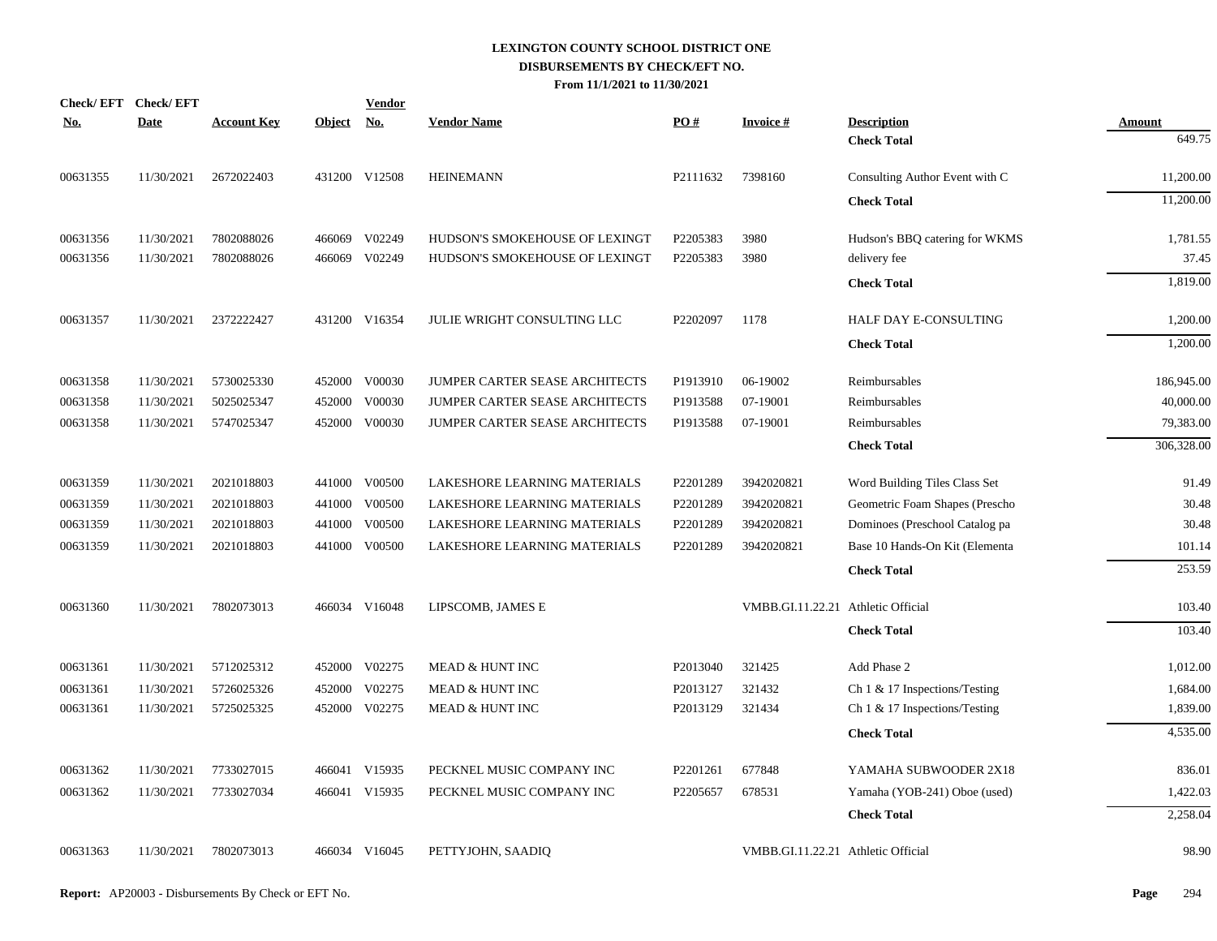# LEXINGTON COUNTY SCHOOL DISTRICT ONE
## DISBURSEMENTS BY CHECK/EFT NO.
### From 11/1/2021 to 11/30/2021

| Check/ EFT No. | Check/ EFT Date | Account Key | Object | Vendor No. | Vendor Name | PO # | Invoice # | Description | Amount |
|---|---|---|---|---|---|---|---|---|---|
| | | | | | | | | **Check Total** | 649.75 |
| 00631355 | 11/30/2021 | 2672022403 | 431200 | V12508 | HEINEMANN | P2111632 | 7398160 | Consulting Author Event with C | 11,200.00 |
| | | | | | | | | **Check Total** | 11,200.00 |
| 00631356 | 11/30/2021 | 7802088026 | 466069 | V02249 | HUDSON'S SMOKEHOUSE OF LEXINGT | P2205383 | 3980 | Hudson's BBQ catering for WKMS | 1,781.55 |
| 00631356 | 11/30/2021 | 7802088026 | 466069 | V02249 | HUDSON'S SMOKEHOUSE OF LEXINGT | P2205383 | 3980 | delivery fee | 37.45 |
| | | | | | | | | **Check Total** | 1,819.00 |
| 00631357 | 11/30/2021 | 2372222427 | 431200 | V16354 | JULIE WRIGHT CONSULTING LLC | P2202097 | 1178 | HALF DAY E-CONSULTING | 1,200.00 |
| | | | | | | | | **Check Total** | 1,200.00 |
| 00631358 | 11/30/2021 | 5730025330 | 452000 | V00030 | JUMPER CARTER SEASE ARCHITECTS | P1913910 | 06-19002 | Reimbursables | 186,945.00 |
| 00631358 | 11/30/2021 | 5025025347 | 452000 | V00030 | JUMPER CARTER SEASE ARCHITECTS | P1913588 | 07-19001 | Reimbursables | 40,000.00 |
| 00631358 | 11/30/2021 | 5747025347 | 452000 | V00030 | JUMPER CARTER SEASE ARCHITECTS | P1913588 | 07-19001 | Reimbursables | 79,383.00 |
| | | | | | | | | **Check Total** | 306,328.00 |
| 00631359 | 11/30/2021 | 2021018803 | 441000 | V00500 | LAKESHORE LEARNING MATERIALS | P2201289 | 3942020821 | Word Building Tiles Class Set | 91.49 |
| 00631359 | 11/30/2021 | 2021018803 | 441000 | V00500 | LAKESHORE LEARNING MATERIALS | P2201289 | 3942020821 | Geometric Foam Shapes (Prescho | 30.48 |
| 00631359 | 11/30/2021 | 2021018803 | 441000 | V00500 | LAKESHORE LEARNING MATERIALS | P2201289 | 3942020821 | Dominoes (Preschool Catalog pa | 30.48 |
| 00631359 | 11/30/2021 | 2021018803 | 441000 | V00500 | LAKESHORE LEARNING MATERIALS | P2201289 | 3942020821 | Base 10 Hands-On Kit (Elementa | 101.14 |
| | | | | | | | | **Check Total** | 253.59 |
| 00631360 | 11/30/2021 | 7802073013 | 466034 | V16048 | LIPSCOMB, JAMES E | | VMBB.GI.11.22.21 | Athletic Official | 103.40 |
| | | | | | | | | **Check Total** | 103.40 |
| 00631361 | 11/30/2021 | 5712025312 | 452000 | V02275 | MEAD & HUNT INC | P2013040 | 321425 | Add Phase 2 | 1,012.00 |
| 00631361 | 11/30/2021 | 5726025326 | 452000 | V02275 | MEAD & HUNT INC | P2013127 | 321432 | Ch 1 & 17 Inspections/Testing | 1,684.00 |
| 00631361 | 11/30/2021 | 5725025325 | 452000 | V02275 | MEAD & HUNT INC | P2013129 | 321434 | Ch 1 & 17 Inspections/Testing | 1,839.00 |
| | | | | | | | | **Check Total** | 4,535.00 |
| 00631362 | 11/30/2021 | 7733027015 | 466041 | V15935 | PECKNEL MUSIC COMPANY INC | P2201261 | 677848 | YAMAHA SUBWOODER 2X18 | 836.01 |
| 00631362 | 11/30/2021 | 7733027034 | 466041 | V15935 | PECKNEL MUSIC COMPANY INC | P2205657 | 678531 | Yamaha (YOB-241) Oboe (used) | 1,422.03 |
| | | | | | | | | **Check Total** | 2,258.04 |
| 00631363 | 11/30/2021 | 7802073013 | 466034 | V16045 | PETTYJOHN, SAADIQ | | VMBB.GI.11.22.21 | Athletic Official | 98.90 |

**Report:** AP20003 - Disbursements By Check or EFT No.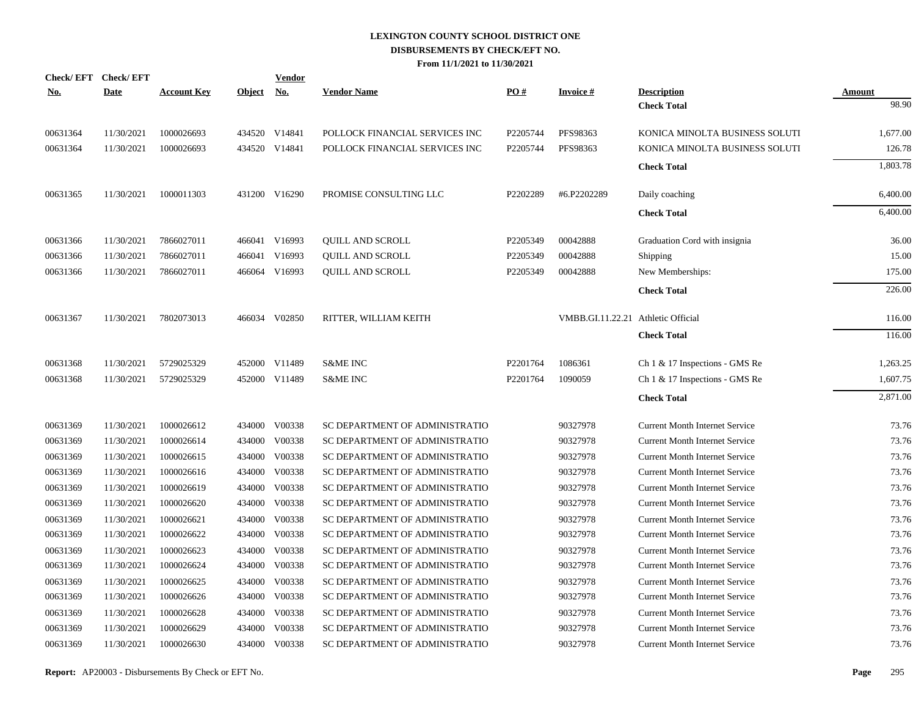# LEXINGTON COUNTY SCHOOL DISTRICT ONE
## DISBURSEMENTS BY CHECK/EFT NO.
### From 11/1/2021 to 11/30/2021

| Check/ EFT No. | Check/ EFT Date | Account Key | Object | Vendor No. | Vendor Name | PO # | Invoice # | Description | Amount |
|---|---|---|---|---|---|---|---|---|---|
| | | | | | | | | **Check Total** | 98.90 |
| 00631364 | 11/30/2021 | 1000026693 | 434520 | V14841 | POLLOCK FINANCIAL SERVICES INC | P2205744 | PFS98363 | KONICA MINOLTA BUSINESS SOLUTI | 1,677.00 |
| 00631364 | 11/30/2021 | 1000026693 | 434520 | V14841 | POLLOCK FINANCIAL SERVICES INC | P2205744 | PFS98363 | KONICA MINOLTA BUSINESS SOLUTI | 126.78 |
| | | | | | | | | **Check Total** | 1,803.78 |
| 00631365 | 11/30/2021 | 1000011303 | 431200 | V16290 | PROMISE CONSULTING LLC | P2202289 | #6.P2202289 | Daily coaching | 6,400.00 |
| | | | | | | | | **Check Total** | 6,400.00 |
| 00631366 | 11/30/2021 | 7866027011 | 466041 | V16993 | QUILL AND SCROLL | P2205349 | 00042888 | Graduation Cord with insignia | 36.00 |
| 00631366 | 11/30/2021 | 7866027011 | 466041 | V16993 | QUILL AND SCROLL | P2205349 | 00042888 | Shipping | 15.00 |
| 00631366 | 11/30/2021 | 7866027011 | 466064 | V16993 | QUILL AND SCROLL | P2205349 | 00042888 | New Memberships: | 175.00 |
| | | | | | | | | **Check Total** | 226.00 |
| 00631367 | 11/30/2021 | 7802073013 | 466034 | V02850 | RITTER, WILLIAM KEITH | | VMBB.GI.11.22.21 | Athletic Official | 116.00 |
| | | | | | | | | **Check Total** | 116.00 |
| 00631368 | 11/30/2021 | 5729025329 | 452000 | V11489 | S&ME INC | P2201764 | 1086361 | Ch 1 & 17 Inspections - GMS Re | 1,263.25 |
| 00631368 | 11/30/2021 | 5729025329 | 452000 | V11489 | S&ME INC | P2201764 | 1090059 | Ch 1 & 17 Inspections - GMS Re | 1,607.75 |
| | | | | | | | | **Check Total** | 2,871.00 |
| 00631369 | 11/30/2021 | 1000026612 | 434000 | V00338 | SC DEPARTMENT OF ADMINISTRATIO | | 90327978 | Current Month Internet Service | 73.76 |
| 00631369 | 11/30/2021 | 1000026614 | 434000 | V00338 | SC DEPARTMENT OF ADMINISTRATIO | | 90327978 | Current Month Internet Service | 73.76 |
| 00631369 | 11/30/2021 | 1000026615 | 434000 | V00338 | SC DEPARTMENT OF ADMINISTRATIO | | 90327978 | Current Month Internet Service | 73.76 |
| 00631369 | 11/30/2021 | 1000026616 | 434000 | V00338 | SC DEPARTMENT OF ADMINISTRATIO | | 90327978 | Current Month Internet Service | 73.76 |
| 00631369 | 11/30/2021 | 1000026619 | 434000 | V00338 | SC DEPARTMENT OF ADMINISTRATIO | | 90327978 | Current Month Internet Service | 73.76 |
| 00631369 | 11/30/2021 | 1000026620 | 434000 | V00338 | SC DEPARTMENT OF ADMINISTRATIO | | 90327978 | Current Month Internet Service | 73.76 |
| 00631369 | 11/30/2021 | 1000026621 | 434000 | V00338 | SC DEPARTMENT OF ADMINISTRATIO | | 90327978 | Current Month Internet Service | 73.76 |
| 00631369 | 11/30/2021 | 1000026622 | 434000 | V00338 | SC DEPARTMENT OF ADMINISTRATIO | | 90327978 | Current Month Internet Service | 73.76 |
| 00631369 | 11/30/2021 | 1000026623 | 434000 | V00338 | SC DEPARTMENT OF ADMINISTRATIO | | 90327978 | Current Month Internet Service | 73.76 |
| 00631369 | 11/30/2021 | 1000026624 | 434000 | V00338 | SC DEPARTMENT OF ADMINISTRATIO | | 90327978 | Current Month Internet Service | 73.76 |
| 00631369 | 11/30/2021 | 1000026625 | 434000 | V00338 | SC DEPARTMENT OF ADMINISTRATIO | | 90327978 | Current Month Internet Service | 73.76 |
| 00631369 | 11/30/2021 | 1000026626 | 434000 | V00338 | SC DEPARTMENT OF ADMINISTRATIO | | 90327978 | Current Month Internet Service | 73.76 |
| 00631369 | 11/30/2021 | 1000026628 | 434000 | V00338 | SC DEPARTMENT OF ADMINISTRATIO | | 90327978 | Current Month Internet Service | 73.76 |
| 00631369 | 11/30/2021 | 1000026629 | 434000 | V00338 | SC DEPARTMENT OF ADMINISTRATIO | | 90327978 | Current Month Internet Service | 73.76 |
| 00631369 | 11/30/2021 | 1000026630 | 434000 | V00338 | SC DEPARTMENT OF ADMINISTRATIO | | 90327978 | Current Month Internet Service | 73.76 |

**Report:** AP20003 - Disbursements By Check or EFT No.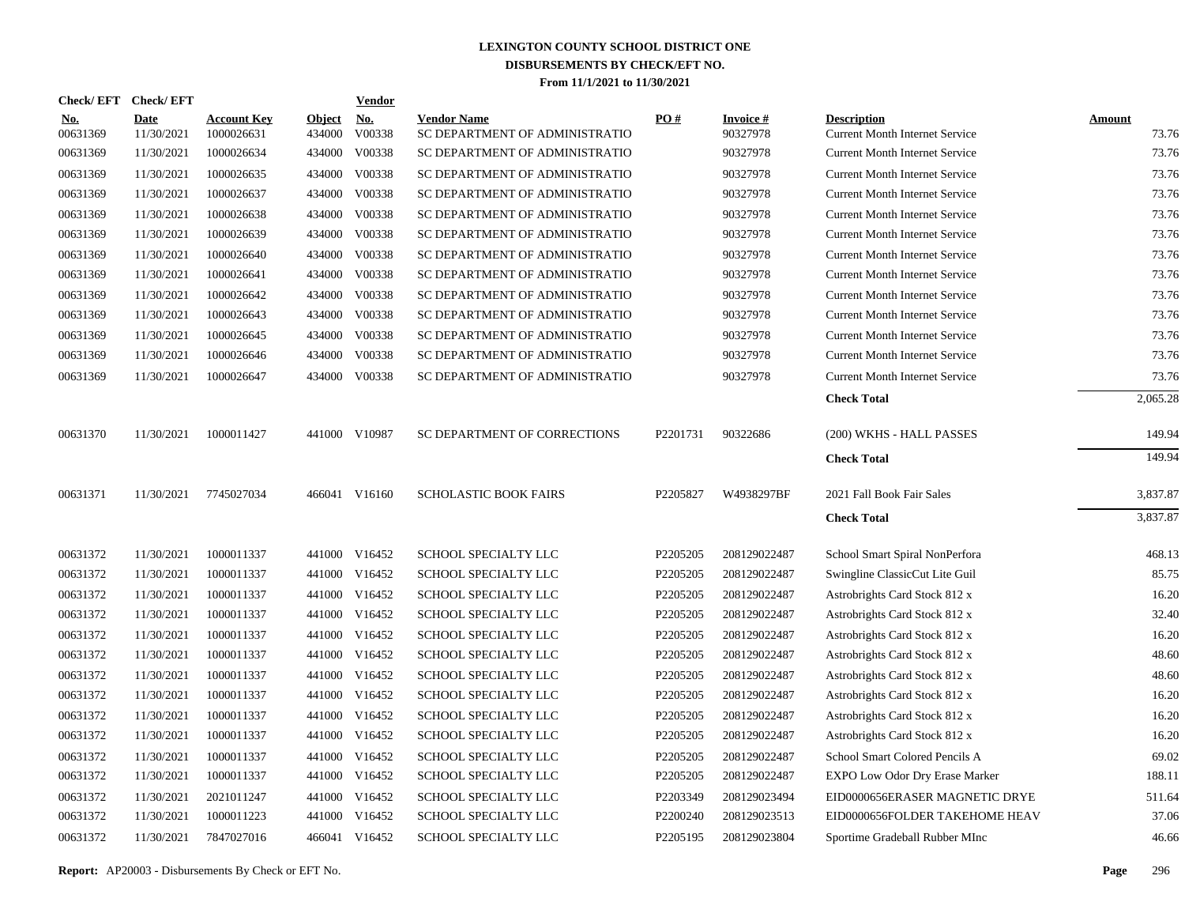# LEXINGTON COUNTY SCHOOL DISTRICT ONE
## DISBURSEMENTS BY CHECK/EFT NO.
### From 11/1/2021 to 11/30/2021

| Check/ EFT No. | Check/ EFT Date | Account Key | Object | Vendor No. | Vendor Name | PO # | Invoice # | Description | Amount |
|---|---|---|---|---|---|---|---|---|---|
| 00631369 | 11/30/2021 | 1000026631 | 434000 | V00338 | SC DEPARTMENT OF ADMINISTRATIO | | 90327978 | Current Month Internet Service | 73.76 |
| 00631369 | 11/30/2021 | 1000026634 | 434000 | V00338 | SC DEPARTMENT OF ADMINISTRATIO | | 90327978 | Current Month Internet Service | 73.76 |
| 00631369 | 11/30/2021 | 1000026635 | 434000 | V00338 | SC DEPARTMENT OF ADMINISTRATIO | | 90327978 | Current Month Internet Service | 73.76 |
| 00631369 | 11/30/2021 | 1000026637 | 434000 | V00338 | SC DEPARTMENT OF ADMINISTRATIO | | 90327978 | Current Month Internet Service | 73.76 |
| 00631369 | 11/30/2021 | 1000026638 | 434000 | V00338 | SC DEPARTMENT OF ADMINISTRATIO | | 90327978 | Current Month Internet Service | 73.76 |
| 00631369 | 11/30/2021 | 1000026639 | 434000 | V00338 | SC DEPARTMENT OF ADMINISTRATIO | | 90327978 | Current Month Internet Service | 73.76 |
| 00631369 | 11/30/2021 | 1000026640 | 434000 | V00338 | SC DEPARTMENT OF ADMINISTRATIO | | 90327978 | Current Month Internet Service | 73.76 |
| 00631369 | 11/30/2021 | 1000026641 | 434000 | V00338 | SC DEPARTMENT OF ADMINISTRATIO | | 90327978 | Current Month Internet Service | 73.76 |
| 00631369 | 11/30/2021 | 1000026642 | 434000 | V00338 | SC DEPARTMENT OF ADMINISTRATIO | | 90327978 | Current Month Internet Service | 73.76 |
| 00631369 | 11/30/2021 | 1000026643 | 434000 | V00338 | SC DEPARTMENT OF ADMINISTRATIO | | 90327978 | Current Month Internet Service | 73.76 |
| 00631369 | 11/30/2021 | 1000026645 | 434000 | V00338 | SC DEPARTMENT OF ADMINISTRATIO | | 90327978 | Current Month Internet Service | 73.76 |
| 00631369 | 11/30/2021 | 1000026646 | 434000 | V00338 | SC DEPARTMENT OF ADMINISTRATIO | | 90327978 | Current Month Internet Service | 73.76 |
| 00631369 | 11/30/2021 | 1000026647 | 434000 | V00338 | SC DEPARTMENT OF ADMINISTRATIO | | 90327978 | Current Month Internet Service | 73.76 |
| | | | | | | | | **Check Total** | 2,065.28 |
| 00631370 | 11/30/2021 | 1000011427 | 441000 | V10987 | SC DEPARTMENT OF CORRECTIONS | P2201731 | 90322686 | (200) WKHS - HALL PASSES | 149.94 |
| | | | | | | | | **Check Total** | 149.94 |
| 00631371 | 11/30/2021 | 7745027034 | 466041 | V16160 | SCHOLASTIC BOOK FAIRS | P2205827 | W4938297BF | 2021 Fall Book Fair Sales | 3,837.87 |
| | | | | | | | | **Check Total** | 3,837.87 |
| 00631372 | 11/30/2021 | 1000011337 | 441000 | V16452 | SCHOOL SPECIALTY LLC | P2205205 | 208129022487 | School Smart Spiral NonPerfora | 468.13 |
| 00631372 | 11/30/2021 | 1000011337 | 441000 | V16452 | SCHOOL SPECIALTY LLC | P2205205 | 208129022487 | Swingline ClassicCut Lite Guil | 85.75 |
| 00631372 | 11/30/2021 | 1000011337 | 441000 | V16452 | SCHOOL SPECIALTY LLC | P2205205 | 208129022487 | Astrobrights Card Stock 812 x | 16.20 |
| 00631372 | 11/30/2021 | 1000011337 | 441000 | V16452 | SCHOOL SPECIALTY LLC | P2205205 | 208129022487 | Astrobrights Card Stock 812 x | 32.40 |
| 00631372 | 11/30/2021 | 1000011337 | 441000 | V16452 | SCHOOL SPECIALTY LLC | P2205205 | 208129022487 | Astrobrights Card Stock 812 x | 16.20 |
| 00631372 | 11/30/2021 | 1000011337 | 441000 | V16452 | SCHOOL SPECIALTY LLC | P2205205 | 208129022487 | Astrobrights Card Stock 812 x | 48.60 |
| 00631372 | 11/30/2021 | 1000011337 | 441000 | V16452 | SCHOOL SPECIALTY LLC | P2205205 | 208129022487 | Astrobrights Card Stock 812 x | 48.60 |
| 00631372 | 11/30/2021 | 1000011337 | 441000 | V16452 | SCHOOL SPECIALTY LLC | P2205205 | 208129022487 | Astrobrights Card Stock 812 x | 16.20 |
| 00631372 | 11/30/2021 | 1000011337 | 441000 | V16452 | SCHOOL SPECIALTY LLC | P2205205 | 208129022487 | Astrobrights Card Stock 812 x | 16.20 |
| 00631372 | 11/30/2021 | 1000011337 | 441000 | V16452 | SCHOOL SPECIALTY LLC | P2205205 | 208129022487 | Astrobrights Card Stock 812 x | 16.20 |
| 00631372 | 11/30/2021 | 1000011337 | 441000 | V16452 | SCHOOL SPECIALTY LLC | P2205205 | 208129022487 | School Smart Colored Pencils A | 69.02 |
| 00631372 | 11/30/2021 | 1000011337 | 441000 | V16452 | SCHOOL SPECIALTY LLC | P2205205 | 208129022487 | EXPO Low Odor Dry Erase Marker | 188.11 |
| 00631372 | 11/30/2021 | 2021011247 | 441000 | V16452 | SCHOOL SPECIALTY LLC | P2203349 | 208129023494 | EID0000656ERASER MAGNETIC DRYE | 511.64 |
| 00631372 | 11/30/2021 | 1000011223 | 441000 | V16452 | SCHOOL SPECIALTY LLC | P2200240 | 208129023513 | EID0000656FOLDER TAKEHOME HEAV | 37.06 |
| 00631372 | 11/30/2021 | 7847027016 | 466041 | V16452 | SCHOOL SPECIALTY LLC | P2205195 | 208129023804 | Sportime Gradeball Rubber MInc | 46.66 |

**Report:** AP20003 - Disbursements By Check or EFT No.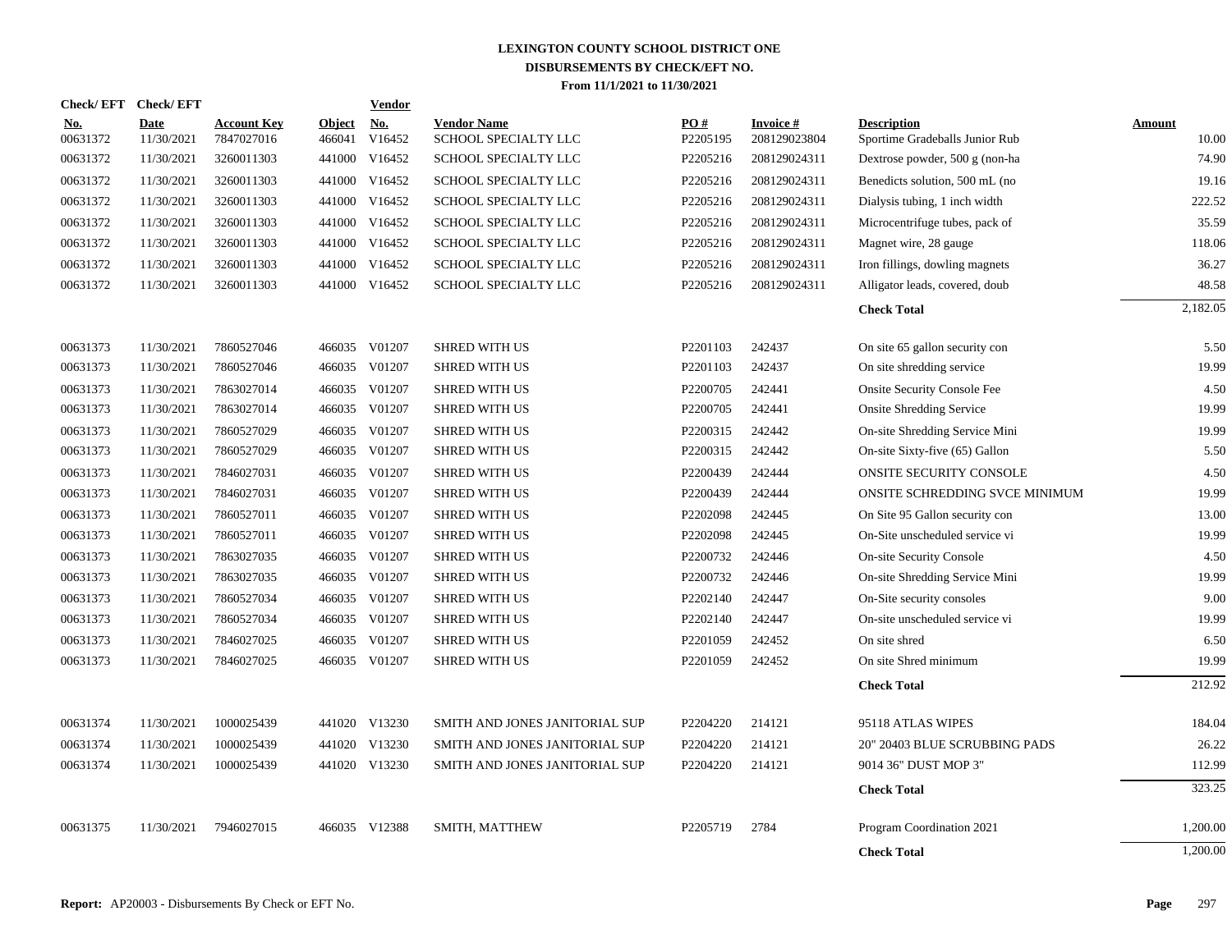# LEXINGTON COUNTY SCHOOL DISTRICT ONE

## DISBURSEMENTS BY CHECK/EFT NO.

### From 11/1/2021 to 11/30/2021

| Check/EFT No. | Check/EFT Date | Account Key | Object | Vendor No. | Vendor Name | PO # | Invoice # | Description | Amount |
|---|---|---|---|---|---|---|---|---|---|
| 00631372 | 11/30/2021 | 7847027016 | 466041 | V16452 | SCHOOL SPECIALTY LLC | P2205195 | 208129023804 | Sportime Gradeballs Junior Rub | 10.00 |
| 00631372 | 11/30/2021 | 3260011303 | 441000 | V16452 | SCHOOL SPECIALTY LLC | P2205216 | 208129024311 | Dextrose powder, 500 g (non-ha | 74.90 |
| 00631372 | 11/30/2021 | 3260011303 | 441000 | V16452 | SCHOOL SPECIALTY LLC | P2205216 | 208129024311 | Benedicts solution, 500 mL (no | 19.16 |
| 00631372 | 11/30/2021 | 3260011303 | 441000 | V16452 | SCHOOL SPECIALTY LLC | P2205216 | 208129024311 | Dialysis tubing, 1 inch width | 222.52 |
| 00631372 | 11/30/2021 | 3260011303 | 441000 | V16452 | SCHOOL SPECIALTY LLC | P2205216 | 208129024311 | Microcentrifuge tubes, pack of | 35.59 |
| 00631372 | 11/30/2021 | 3260011303 | 441000 | V16452 | SCHOOL SPECIALTY LLC | P2205216 | 208129024311 | Magnet wire, 28 gauge | 118.06 |
| 00631372 | 11/30/2021 | 3260011303 | 441000 | V16452 | SCHOOL SPECIALTY LLC | P2205216 | 208129024311 | Iron fillings, dowling magnets | 36.27 |
| 00631372 | 11/30/2021 | 3260011303 | 441000 | V16452 | SCHOOL SPECIALTY LLC | P2205216 | 208129024311 | Alligator leads, covered, doub | 48.58 |
| | | | | | | | | **Check Total** | 2,182.05 |
| 00631373 | 11/30/2021 | 7860527046 | 466035 | V01207 | SHRED WITH US | P2201103 | 242437 | On site 65 gallon security con | 5.50 |
| 00631373 | 11/30/2021 | 7860527046 | 466035 | V01207 | SHRED WITH US | P2201103 | 242437 | On site shredding service | 19.99 |
| 00631373 | 11/30/2021 | 7863027014 | 466035 | V01207 | SHRED WITH US | P2200705 | 242441 | Onsite Security Console Fee | 4.50 |
| 00631373 | 11/30/2021 | 7863027014 | 466035 | V01207 | SHRED WITH US | P2200705 | 242441 | Onsite Shredding Service | 19.99 |
| 00631373 | 11/30/2021 | 7860527029 | 466035 | V01207 | SHRED WITH US | P2200315 | 242442 | On-site Shredding Service Mini | 19.99 |
| 00631373 | 11/30/2021 | 7860527029 | 466035 | V01207 | SHRED WITH US | P2200315 | 242442 | On-site Sixty-five (65) Gallon | 5.50 |
| 00631373 | 11/30/2021 | 7846027031 | 466035 | V01207 | SHRED WITH US | P2200439 | 242444 | ONSITE SECURITY CONSOLE | 4.50 |
| 00631373 | 11/30/2021 | 7846027031 | 466035 | V01207 | SHRED WITH US | P2200439 | 242444 | ONSITE SCHREDDING SVCE MINIMUM | 19.99 |
| 00631373 | 11/30/2021 | 7860527011 | 466035 | V01207 | SHRED WITH US | P2202098 | 242445 | On Site 95 Gallon security con | 13.00 |
| 00631373 | 11/30/2021 | 7860527011 | 466035 | V01207 | SHRED WITH US | P2202098 | 242445 | On-Site unscheduled service vi | 19.99 |
| 00631373 | 11/30/2021 | 7863027035 | 466035 | V01207 | SHRED WITH US | P2200732 | 242446 | On-site Security Console | 4.50 |
| 00631373 | 11/30/2021 | 7863027035 | 466035 | V01207 | SHRED WITH US | P2200732 | 242446 | On-site Shredding Service Mini | 19.99 |
| 00631373 | 11/30/2021 | 7860527034 | 466035 | V01207 | SHRED WITH US | P2202140 | 242447 | On-Site security consoles | 9.00 |
| 00631373 | 11/30/2021 | 7860527034 | 466035 | V01207 | SHRED WITH US | P2202140 | 242447 | On-site unscheduled service vi | 19.99 |
| 00631373 | 11/30/2021 | 7846027025 | 466035 | V01207 | SHRED WITH US | P2201059 | 242452 | On site shred | 6.50 |
| 00631373 | 11/30/2021 | 7846027025 | 466035 | V01207 | SHRED WITH US | P2201059 | 242452 | On site Shred minimum | 19.99 |
| | | | | | | | | **Check Total** | 212.92 |
| 00631374 | 11/30/2021 | 1000025439 | 441020 | V13230 | SMITH AND JONES JANITORIAL SUP | P2204220 | 214121 | 95118 ATLAS WIPES | 184.04 |
| 00631374 | 11/30/2021 | 1000025439 | 441020 | V13230 | SMITH AND JONES JANITORIAL SUP | P2204220 | 214121 | 20" 20403 BLUE SCRUBBING PADS | 26.22 |
| 00631374 | 11/30/2021 | 1000025439 | 441020 | V13230 | SMITH AND JONES JANITORIAL SUP | P2204220 | 214121 | 9014 36" DUST MOP 3" | 112.99 |
| | | | | | | | | **Check Total** | 323.25 |
| 00631375 | 11/30/2021 | 7946027015 | 466035 | V12388 | SMITH, MATTHEW | P2205719 | 2784 | Program Coordination 2021 | 1,200.00 |
| | | | | | | | | **Check Total** | 1,200.00 |

**Report:** AP20003 - Disbursements By Check or EFT No.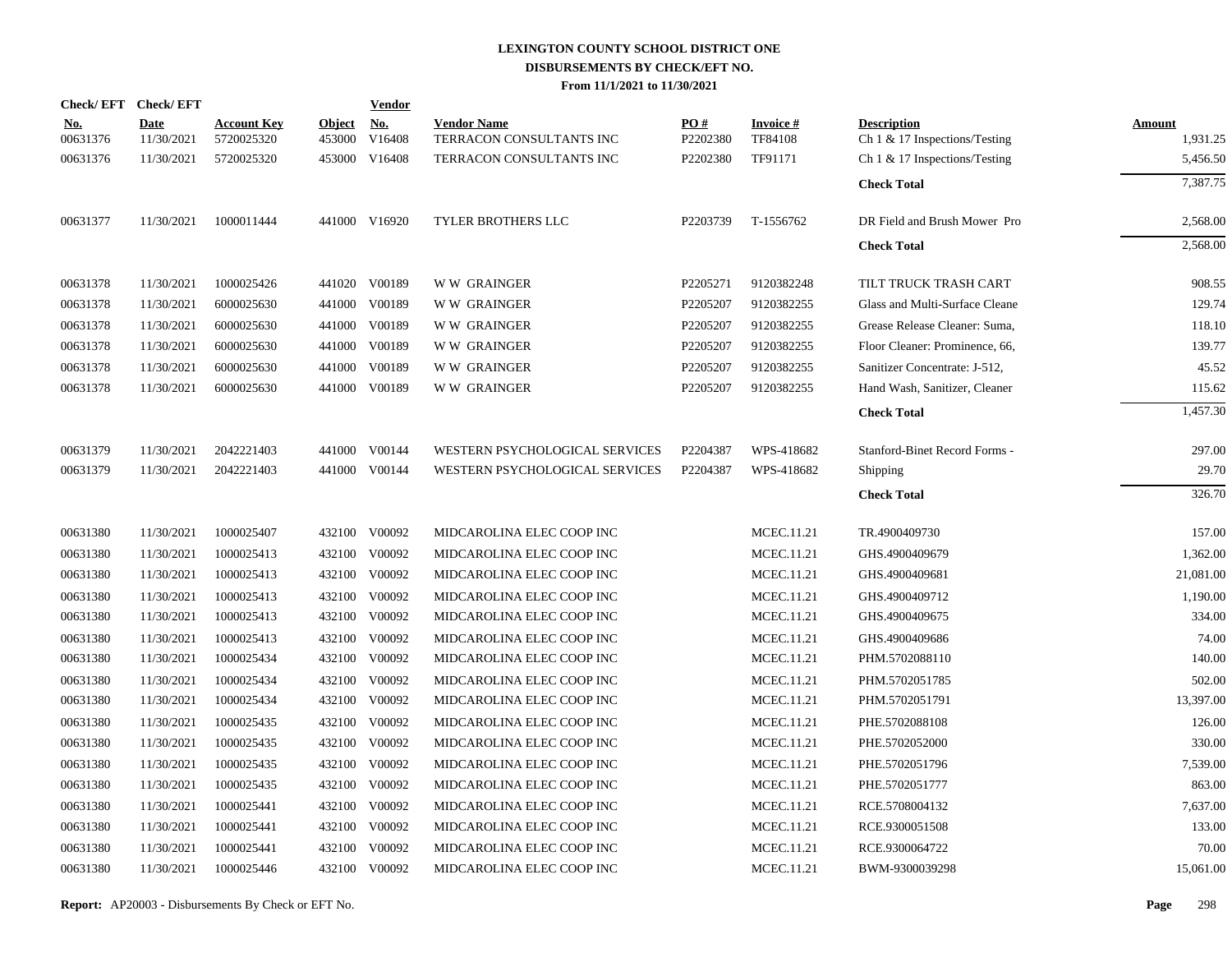# LEXINGTON COUNTY SCHOOL DISTRICT ONE
## DISBURSEMENTS BY CHECK/EFT NO.
### From 11/1/2021 to 11/30/2021

| Check/ EFT No. | Check/ EFT Date | Account Key | Object | Vendor No. | Vendor Name | PO # | Invoice # | Description | Amount |
|---|---|---|---|---|---|---|---|---|---|
| 00631376 | 11/30/2021 | 5720025320 | 453000 | V16408 | TERRACON CONSULTANTS INC | P2202380 | TF84108 | Ch 1 & 17 Inspections/Testing | 1,931.25 |
| 00631376 | 11/30/2021 | 5720025320 | 453000 | V16408 | TERRACON CONSULTANTS INC | P2202380 | TF91171 | Ch 1 & 17 Inspections/Testing | 5,456.50 |
| | | | | | | | | **Check Total** | 7,387.75 |
| 00631377 | 11/30/2021 | 1000011444 | 441000 | V16920 | TYLER BROTHERS LLC | P2203739 | T-1556762 | DR Field and Brush Mower Pro | 2,568.00 |
| | | | | | | | | **Check Total** | 2,568.00 |
| 00631378 | 11/30/2021 | 1000025426 | 441020 | V00189 | W W GRAINGER | P2205271 | 9120382248 | TILT TRUCK TRASH CART | 908.55 |
| 00631378 | 11/30/2021 | 6000025630 | 441000 | V00189 | W W GRAINGER | P2205207 | 9120382255 | Glass and Multi-Surface Cleane | 129.74 |
| 00631378 | 11/30/2021 | 6000025630 | 441000 | V00189 | W W GRAINGER | P2205207 | 9120382255 | Grease Release Cleaner: Suma, | 118.10 |
| 00631378 | 11/30/2021 | 6000025630 | 441000 | V00189 | W W GRAINGER | P2205207 | 9120382255 | Floor Cleaner: Prominence, 66, | 139.77 |
| 00631378 | 11/30/2021 | 6000025630 | 441000 | V00189 | W W GRAINGER | P2205207 | 9120382255 | Sanitizer Concentrate: J-512, | 45.52 |
| 00631378 | 11/30/2021 | 6000025630 | 441000 | V00189 | W W GRAINGER | P2205207 | 9120382255 | Hand Wash, Sanitizer, Cleaner | 115.62 |
| | | | | | | | | **Check Total** | 1,457.30 |
| 00631379 | 11/30/2021 | 2042221403 | 441000 | V00144 | WESTERN PSYCHOLOGICAL SERVICES | P2204387 | WPS-418682 | Stanford-Binet Record Forms - | 297.00 |
| 00631379 | 11/30/2021 | 2042221403 | 441000 | V00144 | WESTERN PSYCHOLOGICAL SERVICES | P2204387 | WPS-418682 | Shipping | 29.70 |
| | | | | | | | | **Check Total** | 326.70 |
| 00631380 | 11/30/2021 | 1000025407 | 432100 | V00092 | MIDCAROLINA ELEC COOP INC | | MCEC.11.21 | TR.4900409730 | 157.00 |
| 00631380 | 11/30/2021 | 1000025413 | 432100 | V00092 | MIDCAROLINA ELEC COOP INC | | MCEC.11.21 | GHS.4900409679 | 1,362.00 |
| 00631380 | 11/30/2021 | 1000025413 | 432100 | V00092 | MIDCAROLINA ELEC COOP INC | | MCEC.11.21 | GHS.4900409681 | 21,081.00 |
| 00631380 | 11/30/2021 | 1000025413 | 432100 | V00092 | MIDCAROLINA ELEC COOP INC | | MCEC.11.21 | GHS.4900409712 | 1,190.00 |
| 00631380 | 11/30/2021 | 1000025413 | 432100 | V00092 | MIDCAROLINA ELEC COOP INC | | MCEC.11.21 | GHS.4900409675 | 334.00 |
| 00631380 | 11/30/2021 | 1000025413 | 432100 | V00092 | MIDCAROLINA ELEC COOP INC | | MCEC.11.21 | GHS.4900409686 | 74.00 |
| 00631380 | 11/30/2021 | 1000025434 | 432100 | V00092 | MIDCAROLINA ELEC COOP INC | | MCEC.11.21 | PHM.5702088110 | 140.00 |
| 00631380 | 11/30/2021 | 1000025434 | 432100 | V00092 | MIDCAROLINA ELEC COOP INC | | MCEC.11.21 | PHM.5702051785 | 502.00 |
| 00631380 | 11/30/2021 | 1000025434 | 432100 | V00092 | MIDCAROLINA ELEC COOP INC | | MCEC.11.21 | PHM.5702051791 | 13,397.00 |
| 00631380 | 11/30/2021 | 1000025435 | 432100 | V00092 | MIDCAROLINA ELEC COOP INC | | MCEC.11.21 | PHE.5702088108 | 126.00 |
| 00631380 | 11/30/2021 | 1000025435 | 432100 | V00092 | MIDCAROLINA ELEC COOP INC | | MCEC.11.21 | PHE.5702052000 | 330.00 |
| 00631380 | 11/30/2021 | 1000025435 | 432100 | V00092 | MIDCAROLINA ELEC COOP INC | | MCEC.11.21 | PHE.5702051796 | 7,539.00 |
| 00631380 | 11/30/2021 | 1000025435 | 432100 | V00092 | MIDCAROLINA ELEC COOP INC | | MCEC.11.21 | PHE.5702051777 | 863.00 |
| 00631380 | 11/30/2021 | 1000025441 | 432100 | V00092 | MIDCAROLINA ELEC COOP INC | | MCEC.11.21 | RCE.5708004132 | 7,637.00 |
| 00631380 | 11/30/2021 | 1000025441 | 432100 | V00092 | MIDCAROLINA ELEC COOP INC | | MCEC.11.21 | RCE.9300051508 | 133.00 |
| 00631380 | 11/30/2021 | 1000025441 | 432100 | V00092 | MIDCAROLINA ELEC COOP INC | | MCEC.11.21 | RCE.9300064722 | 70.00 |
| 00631380 | 11/30/2021 | 1000025446 | 432100 | V00092 | MIDCAROLINA ELEC COOP INC | | MCEC.11.21 | BWM-9300039298 | 15,061.00 |

**Report:** AP20003 - Disbursements By Check or EFT No.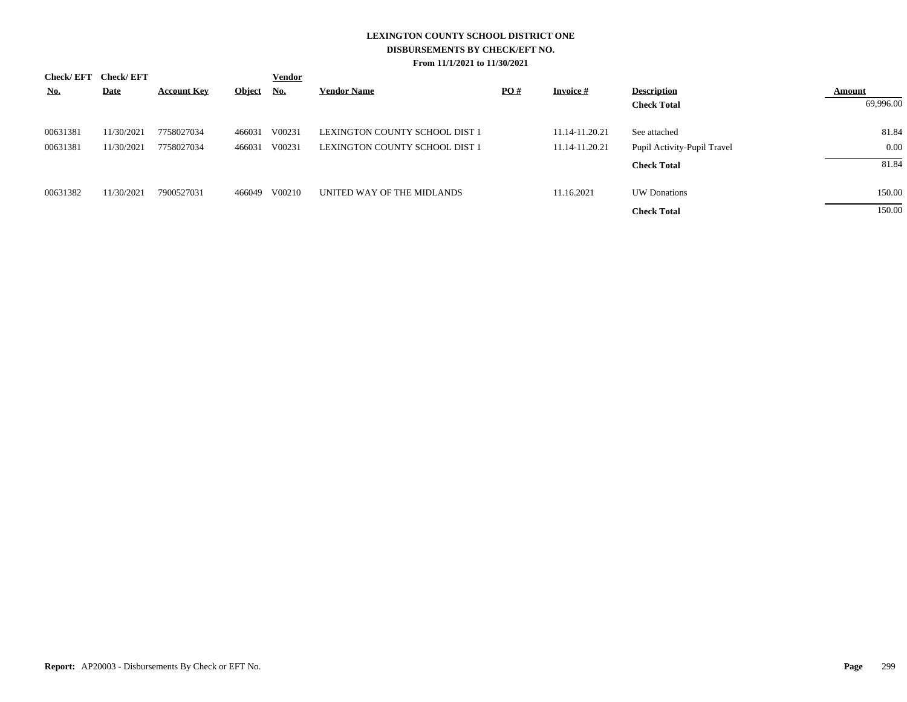# LEXINGTON COUNTY SCHOOL DISTRICT ONE
## DISBURSEMENTS BY CHECK/EFT NO.
### From 11/1/2021 to 11/30/2021

| Check/ EFT No. | Check/ EFT Date | Account Key | Object | Vendor No. | Vendor Name | PO # | Invoice # | Description | Amount |
|---|---|---|---|---|---|---|---|---|---|
| | | | | | | | | **Check Total** | 69,996.00 |
| 00631381 | 11/30/2021 | 7758027034 | 466031 | V00231 | LEXINGTON COUNTY SCHOOL DIST 1 | | 11.14-11.20.21 | See attached | 81.84 |
| 00631381 | 11/30/2021 | 7758027034 | 466031 | V00231 | LEXINGTON COUNTY SCHOOL DIST 1 | | 11.14-11.20.21 | Pupil Activity-Pupil Travel | 0.00 |
| | | | | | | | | **Check Total** | 81.84 |
| 00631382 | 11/30/2021 | 7900527031 | 466049 | V00210 | UNITED WAY OF THE MIDLANDS | | 11.16.2021 | UW Donations | 150.00 |
| | | | | | | | | **Check Total** | 150.00 |

**Report:** AP20003 - Disbursements By Check or EFT No.